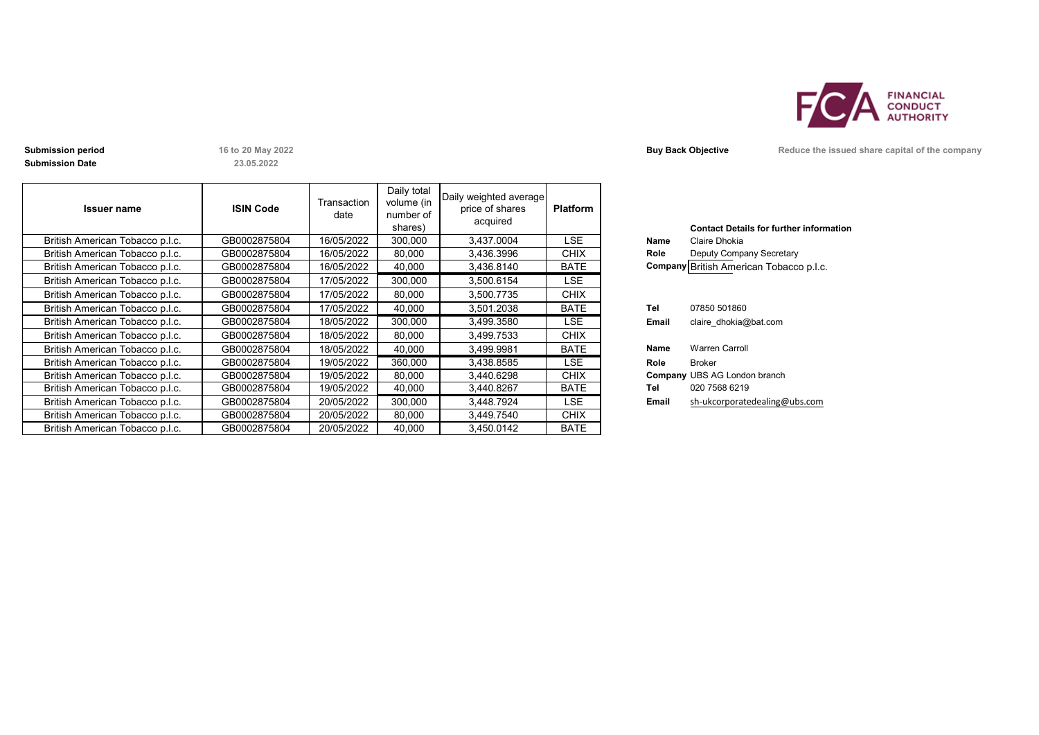**Submission period** 16 to 20 May 2022
**Submission Date** 23.05.2022

**Buy Back Objective** Reduce the issued share capital of the company

| Issuer name | ISIN Code | Transaction date | Daily total volume (in number of shares) | Daily weighted average price of shares acquired | Platform |
|---|---|---|---|---|---|
| British American Tobacco p.l.c. | GB0002875804 | 16/05/2022 | 300,000 | 3,437.0004 | LSE |
| British American Tobacco p.l.c. | GB0002875804 | 16/05/2022 | 80,000 | 3,436.3996 | CHIX |
| British American Tobacco p.l.c. | GB0002875804 | 16/05/2022 | 40,000 | 3,436.8140 | BATE |
| British American Tobacco p.l.c. | GB0002875804 | 17/05/2022 | 300,000 | 3,500.6154 | LSE |
| British American Tobacco p.l.c. | GB0002875804 | 17/05/2022 | 80,000 | 3,500.7735 | CHIX |
| British American Tobacco p.l.c. | GB0002875804 | 17/05/2022 | 40,000 | 3,501.2038 | BATE |
| British American Tobacco p.l.c. | GB0002875804 | 18/05/2022 | 300,000 | 3,499.3580 | LSE |
| British American Tobacco p.l.c. | GB0002875804 | 18/05/2022 | 80,000 | 3,499.7533 | CHIX |
| British American Tobacco p.l.c. | GB0002875804 | 18/05/2022 | 40,000 | 3,499.9981 | BATE |
| British American Tobacco p.l.c. | GB0002875804 | 19/05/2022 | 360,000 | 3,438.8585 | LSE |
| British American Tobacco p.l.c. | GB0002875804 | 19/05/2022 | 80,000 | 3,440.6298 | CHIX |
| British American Tobacco p.l.c. | GB0002875804 | 19/05/2022 | 40,000 | 3,440.8267 | BATE |
| British American Tobacco p.l.c. | GB0002875804 | 20/05/2022 | 300,000 | 3,448.7924 | LSE |
| British American Tobacco p.l.c. | GB0002875804 | 20/05/2022 | 80,000 | 3,449.7540 | CHIX |
| British American Tobacco p.l.c. | GB0002875804 | 20/05/2022 | 40,000 | 3,450.0142 | BATE |

**Contact Details for further information**

**Name** Claire Dhokia
**Role** Deputy Company Secretary
**Company** British American Tobacco p.l.c.

**Tel** 07850 501860
**Email** claire_dhokia@bat.com

**Name** Warren Carroll
**Role** Broker
**Company** UBS AG London branch
**Tel** 020 7568 6219
**Email** sh-ukcorporatedealing@ubs.com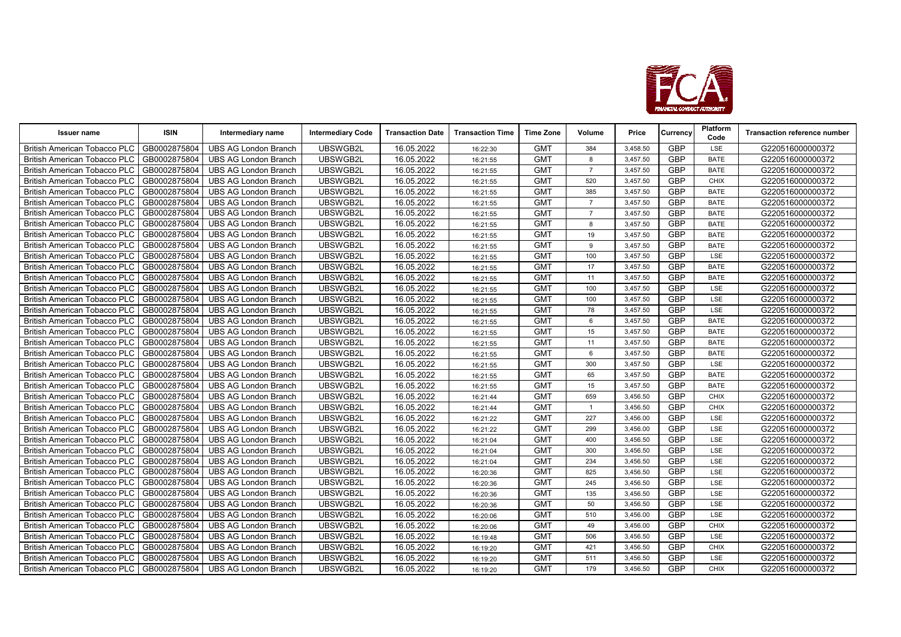| Issuer name | ISIN | Intermediary name | Intermediary Code | Transaction Date | Transaction Time | Time Zone | Volume | Price | Currency | Platform Code | Transaction reference number |
|---|---|---|---|---|---|---|---|---|---|---|---|
| British American Tobacco PLC | GB0002875804 | UBS AG London Branch | UBSWGB2L | 16.05.2022 | 16:22:30 | GMT | 384 | 3,458.50 | GBP | LSE | G220516000000372 |
| British American Tobacco PLC | GB0002875804 | UBS AG London Branch | UBSWGB2L | 16.05.2022 | 16:21:55 | GMT | 8 | 3,457.50 | GBP | BATE | G220516000000372 |
| British American Tobacco PLC | GB0002875804 | UBS AG London Branch | UBSWGB2L | 16.05.2022 | 16:21:55 | GMT | 7 | 3,457.50 | GBP | BATE | G220516000000372 |
| British American Tobacco PLC | GB0002875804 | UBS AG London Branch | UBSWGB2L | 16.05.2022 | 16:21:55 | GMT | 520 | 3,457.50 | GBP | CHIX | G220516000000372 |
| British American Tobacco PLC | GB0002875804 | UBS AG London Branch | UBSWGB2L | 16.05.2022 | 16:21:55 | GMT | 385 | 3,457.50 | GBP | BATE | G220516000000372 |
| British American Tobacco PLC | GB0002875804 | UBS AG London Branch | UBSWGB2L | 16.05.2022 | 16:21:55 | GMT | 7 | 3,457.50 | GBP | BATE | G220516000000372 |
| British American Tobacco PLC | GB0002875804 | UBS AG London Branch | UBSWGB2L | 16.05.2022 | 16:21:55 | GMT | 7 | 3,457.50 | GBP | BATE | G220516000000372 |
| British American Tobacco PLC | GB0002875804 | UBS AG London Branch | UBSWGB2L | 16.05.2022 | 16:21:55 | GMT | 8 | 3,457.50 | GBP | BATE | G220516000000372 |
| British American Tobacco PLC | GB0002875804 | UBS AG London Branch | UBSWGB2L | 16.05.2022 | 16:21:55 | GMT | 19 | 3,457.50 | GBP | BATE | G220516000000372 |
| British American Tobacco PLC | GB0002875804 | UBS AG London Branch | UBSWGB2L | 16.05.2022 | 16:21:55 | GMT | 9 | 3,457.50 | GBP | BATE | G220516000000372 |
| British American Tobacco PLC | GB0002875804 | UBS AG London Branch | UBSWGB2L | 16.05.2022 | 16:21:55 | GMT | 100 | 3,457.50 | GBP | LSE | G220516000000372 |
| British American Tobacco PLC | GB0002875804 | UBS AG London Branch | UBSWGB2L | 16.05.2022 | 16:21:55 | GMT | 17 | 3,457.50 | GBP | BATE | G220516000000372 |
| British American Tobacco PLC | GB0002875804 | UBS AG London Branch | UBSWGB2L | 16.05.2022 | 16:21:55 | GMT | 11 | 3,457.50 | GBP | BATE | G220516000000372 |
| British American Tobacco PLC | GB0002875804 | UBS AG London Branch | UBSWGB2L | 16.05.2022 | 16:21:55 | GMT | 100 | 3,457.50 | GBP | LSE | G220516000000372 |
| British American Tobacco PLC | GB0002875804 | UBS AG London Branch | UBSWGB2L | 16.05.2022 | 16:21:55 | GMT | 100 | 3,457.50 | GBP | LSE | G220516000000372 |
| British American Tobacco PLC | GB0002875804 | UBS AG London Branch | UBSWGB2L | 16.05.2022 | 16:21:55 | GMT | 78 | 3,457.50 | GBP | LSE | G220516000000372 |
| British American Tobacco PLC | GB0002875804 | UBS AG London Branch | UBSWGB2L | 16.05.2022 | 16:21:55 | GMT | 6 | 3,457.50 | GBP | BATE | G220516000000372 |
| British American Tobacco PLC | GB0002875804 | UBS AG London Branch | UBSWGB2L | 16.05.2022 | 16:21:55 | GMT | 15 | 3,457.50 | GBP | BATE | G220516000000372 |
| British American Tobacco PLC | GB0002875804 | UBS AG London Branch | UBSWGB2L | 16.05.2022 | 16:21:55 | GMT | 11 | 3,457.50 | GBP | BATE | G220516000000372 |
| British American Tobacco PLC | GB0002875804 | UBS AG London Branch | UBSWGB2L | 16.05.2022 | 16:21:55 | GMT | 6 | 3,457.50 | GBP | BATE | G220516000000372 |
| British American Tobacco PLC | GB0002875804 | UBS AG London Branch | UBSWGB2L | 16.05.2022 | 16:21:55 | GMT | 300 | 3,457.50 | GBP | LSE | G220516000000372 |
| British American Tobacco PLC | GB0002875804 | UBS AG London Branch | UBSWGB2L | 16.05.2022 | 16:21:55 | GMT | 65 | 3,457.50 | GBP | BATE | G220516000000372 |
| British American Tobacco PLC | GB0002875804 | UBS AG London Branch | UBSWGB2L | 16.05.2022 | 16:21:55 | GMT | 15 | 3,457.50 | GBP | BATE | G220516000000372 |
| British American Tobacco PLC | GB0002875804 | UBS AG London Branch | UBSWGB2L | 16.05.2022 | 16:21:44 | GMT | 659 | 3,456.50 | GBP | CHIX | G220516000000372 |
| British American Tobacco PLC | GB0002875804 | UBS AG London Branch | UBSWGB2L | 16.05.2022 | 16:21:44 | GMT | 1 | 3,456.50 | GBP | CHIX | G220516000000372 |
| British American Tobacco PLC | GB0002875804 | UBS AG London Branch | UBSWGB2L | 16.05.2022 | 16:21:22 | GMT | 227 | 3,456.00 | GBP | LSE | G220516000000372 |
| British American Tobacco PLC | GB0002875804 | UBS AG London Branch | UBSWGB2L | 16.05.2022 | 16:21:22 | GMT | 299 | 3,456.00 | GBP | LSE | G220516000000372 |
| British American Tobacco PLC | GB0002875804 | UBS AG London Branch | UBSWGB2L | 16.05.2022 | 16:21:04 | GMT | 400 | 3,456.50 | GBP | LSE | G220516000000372 |
| British American Tobacco PLC | GB0002875804 | UBS AG London Branch | UBSWGB2L | 16.05.2022 | 16:21:04 | GMT | 300 | 3,456.50 | GBP | LSE | G220516000000372 |
| British American Tobacco PLC | GB0002875804 | UBS AG London Branch | UBSWGB2L | 16.05.2022 | 16:21:04 | GMT | 234 | 3,456.50 | GBP | LSE | G220516000000372 |
| British American Tobacco PLC | GB0002875804 | UBS AG London Branch | UBSWGB2L | 16.05.2022 | 16:20:36 | GMT | 825 | 3,456.50 | GBP | LSE | G220516000000372 |
| British American Tobacco PLC | GB0002875804 | UBS AG London Branch | UBSWGB2L | 16.05.2022 | 16:20:36 | GMT | 245 | 3,456.50 | GBP | LSE | G220516000000372 |
| British American Tobacco PLC | GB0002875804 | UBS AG London Branch | UBSWGB2L | 16.05.2022 | 16:20:36 | GMT | 135 | 3,456.50 | GBP | LSE | G220516000000372 |
| British American Tobacco PLC | GB0002875804 | UBS AG London Branch | UBSWGB2L | 16.05.2022 | 16:20:36 | GMT | 50 | 3,456.50 | GBP | LSE | G220516000000372 |
| British American Tobacco PLC | GB0002875804 | UBS AG London Branch | UBSWGB2L | 16.05.2022 | 16:20:06 | GMT | 510 | 3,456.00 | GBP | LSE | G220516000000372 |
| British American Tobacco PLC | GB0002875804 | UBS AG London Branch | UBSWGB2L | 16.05.2022 | 16:20:06 | GMT | 49 | 3,456.00 | GBP | CHIX | G220516000000372 |
| British American Tobacco PLC | GB0002875804 | UBS AG London Branch | UBSWGB2L | 16.05.2022 | 16:19:48 | GMT | 506 | 3,456.50 | GBP | LSE | G220516000000372 |
| British American Tobacco PLC | GB0002875804 | UBS AG London Branch | UBSWGB2L | 16.05.2022 | 16:19:20 | GMT | 421 | 3,456.50 | GBP | CHIX | G220516000000372 |
| British American Tobacco PLC | GB0002875804 | UBS AG London Branch | UBSWGB2L | 16.05.2022 | 16:19:20 | GMT | 511 | 3,456.50 | GBP | LSE | G220516000000372 |
| British American Tobacco PLC | GB0002875804 | UBS AG London Branch | UBSWGB2L | 16.05.2022 | 16:19:20 | GMT | 179 | 3,456.50 | GBP | CHIX | G220516000000372 |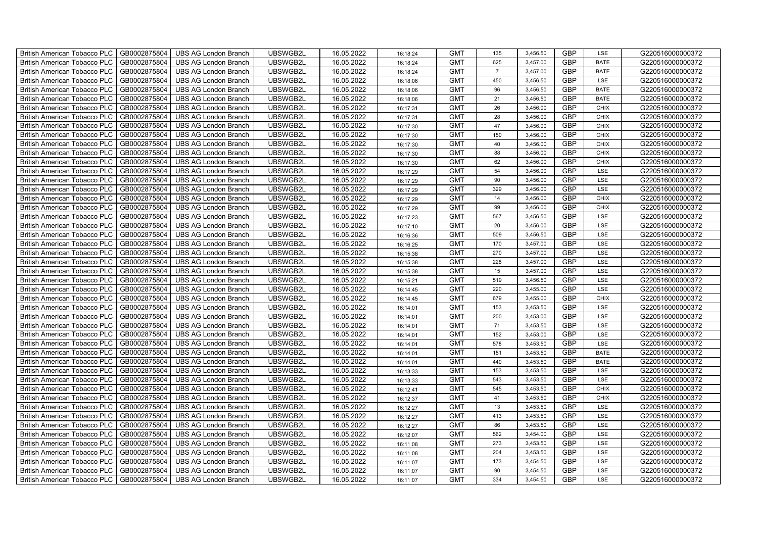| British American Tobacco PLC | GB0002875804 | UBS AG London Branch | UBSWGB2L | 16.05.2022 | 16:18:24 | GMT | 135 | 3,456.50 | GBP | LSE | G220516000000372 |
|---|---|---|---|---|---|---|---|---|---|---|---|
| British American Tobacco PLC | GB0002875804 | UBS AG London Branch | UBSWGB2L | 16.05.2022 | 16:18:24 | GMT | 625 | 3,457.00 | GBP | BATE | G220516000000372 |
| British American Tobacco PLC | GB0002875804 | UBS AG London Branch | UBSWGB2L | 16.05.2022 | 16:18:24 | GMT | 7 | 3,457.00 | GBP | BATE | G220516000000372 |
| British American Tobacco PLC | GB0002875804 | UBS AG London Branch | UBSWGB2L | 16.05.2022 | 16:18:06 | GMT | 450 | 3,456.50 | GBP | LSE | G220516000000372 |
| British American Tobacco PLC | GB0002875804 | UBS AG London Branch | UBSWGB2L | 16.05.2022 | 16:18:06 | GMT | 96 | 3,456.50 | GBP | BATE | G220516000000372 |
| British American Tobacco PLC | GB0002875804 | UBS AG London Branch | UBSWGB2L | 16.05.2022 | 16:18:06 | GMT | 21 | 3,456.50 | GBP | BATE | G220516000000372 |
| British American Tobacco PLC | GB0002875804 | UBS AG London Branch | UBSWGB2L | 16.05.2022 | 16:17:31 | GMT | 26 | 3,456.00 | GBP | CHIX | G220516000000372 |
| British American Tobacco PLC | GB0002875804 | UBS AG London Branch | UBSWGB2L | 16.05.2022 | 16:17:31 | GMT | 28 | 3,456.00 | GBP | CHIX | G220516000000372 |
| British American Tobacco PLC | GB0002875804 | UBS AG London Branch | UBSWGB2L | 16.05.2022 | 16:17:30 | GMT | 47 | 3,456.00 | GBP | CHIX | G220516000000372 |
| British American Tobacco PLC | GB0002875804 | UBS AG London Branch | UBSWGB2L | 16.05.2022 | 16:17:30 | GMT | 150 | 3,456.00 | GBP | CHIX | G220516000000372 |
| British American Tobacco PLC | GB0002875804 | UBS AG London Branch | UBSWGB2L | 16.05.2022 | 16:17:30 | GMT | 40 | 3,456.00 | GBP | CHIX | G220516000000372 |
| British American Tobacco PLC | GB0002875804 | UBS AG London Branch | UBSWGB2L | 16.05.2022 | 16:17:30 | GMT | 88 | 3,456.00 | GBP | CHIX | G220516000000372 |
| British American Tobacco PLC | GB0002875804 | UBS AG London Branch | UBSWGB2L | 16.05.2022 | 16:17:30 | GMT | 62 | 3,456.00 | GBP | CHIX | G220516000000372 |
| British American Tobacco PLC | GB0002875804 | UBS AG London Branch | UBSWGB2L | 16.05.2022 | 16:17:29 | GMT | 54 | 3,456.00 | GBP | LSE | G220516000000372 |
| British American Tobacco PLC | GB0002875804 | UBS AG London Branch | UBSWGB2L | 16.05.2022 | 16:17:29 | GMT | 90 | 3,456.00 | GBP | LSE | G220516000000372 |
| British American Tobacco PLC | GB0002875804 | UBS AG London Branch | UBSWGB2L | 16.05.2022 | 16:17:29 | GMT | 329 | 3,456.00 | GBP | LSE | G220516000000372 |
| British American Tobacco PLC | GB0002875804 | UBS AG London Branch | UBSWGB2L | 16.05.2022 | 16:17:29 | GMT | 14 | 3,456.00 | GBP | CHIX | G220516000000372 |
| British American Tobacco PLC | GB0002875804 | UBS AG London Branch | UBSWGB2L | 16.05.2022 | 16:17:29 | GMT | 99 | 3,456.00 | GBP | CHIX | G220516000000372 |
| British American Tobacco PLC | GB0002875804 | UBS AG London Branch | UBSWGB2L | 16.05.2022 | 16:17:23 | GMT | 567 | 3,456.50 | GBP | LSE | G220516000000372 |
| British American Tobacco PLC | GB0002875804 | UBS AG London Branch | UBSWGB2L | 16.05.2022 | 16:17:10 | GMT | 20 | 3,456.00 | GBP | LSE | G220516000000372 |
| British American Tobacco PLC | GB0002875804 | UBS AG London Branch | UBSWGB2L | 16.05.2022 | 16:16:36 | GMT | 509 | 3,456.50 | GBP | LSE | G220516000000372 |
| British American Tobacco PLC | GB0002875804 | UBS AG London Branch | UBSWGB2L | 16.05.2022 | 16:16:25 | GMT | 170 | 3,457.00 | GBP | LSE | G220516000000372 |
| British American Tobacco PLC | GB0002875804 | UBS AG London Branch | UBSWGB2L | 16.05.2022 | 16:15:38 | GMT | 270 | 3,457.00 | GBP | LSE | G220516000000372 |
| British American Tobacco PLC | GB0002875804 | UBS AG London Branch | UBSWGB2L | 16.05.2022 | 16:15:38 | GMT | 228 | 3,457.00 | GBP | LSE | G220516000000372 |
| British American Tobacco PLC | GB0002875804 | UBS AG London Branch | UBSWGB2L | 16.05.2022 | 16:15:38 | GMT | 15 | 3,457.00 | GBP | LSE | G220516000000372 |
| British American Tobacco PLC | GB0002875804 | UBS AG London Branch | UBSWGB2L | 16.05.2022 | 16:15:21 | GMT | 519 | 3,456.50 | GBP | LSE | G220516000000372 |
| British American Tobacco PLC | GB0002875804 | UBS AG London Branch | UBSWGB2L | 16.05.2022 | 16:14:45 | GMT | 220 | 3,455.00 | GBP | LSE | G220516000000372 |
| British American Tobacco PLC | GB0002875804 | UBS AG London Branch | UBSWGB2L | 16.05.2022 | 16:14:45 | GMT | 679 | 3,455.00 | GBP | CHIX | G220516000000372 |
| British American Tobacco PLC | GB0002875804 | UBS AG London Branch | UBSWGB2L | 16.05.2022 | 16:14:01 | GMT | 153 | 3,453.50 | GBP | LSE | G220516000000372 |
| British American Tobacco PLC | GB0002875804 | UBS AG London Branch | UBSWGB2L | 16.05.2022 | 16:14:01 | GMT | 200 | 3,453.00 | GBP | LSE | G220516000000372 |
| British American Tobacco PLC | GB0002875804 | UBS AG London Branch | UBSWGB2L | 16.05.2022 | 16:14:01 | GMT | 71 | 3,453.50 | GBP | LSE | G220516000000372 |
| British American Tobacco PLC | GB0002875804 | UBS AG London Branch | UBSWGB2L | 16.05.2022 | 16:14:01 | GMT | 152 | 3,453.00 | GBP | LSE | G220516000000372 |
| British American Tobacco PLC | GB0002875804 | UBS AG London Branch | UBSWGB2L | 16.05.2022 | 16:14:01 | GMT | 578 | 3,453.50 | GBP | LSE | G220516000000372 |
| British American Tobacco PLC | GB0002875804 | UBS AG London Branch | UBSWGB2L | 16.05.2022 | 16:14:01 | GMT | 151 | 3,453.50 | GBP | BATE | G220516000000372 |
| British American Tobacco PLC | GB0002875804 | UBS AG London Branch | UBSWGB2L | 16.05.2022 | 16:14:01 | GMT | 440 | 3,453.50 | GBP | BATE | G220516000000372 |
| British American Tobacco PLC | GB0002875804 | UBS AG London Branch | UBSWGB2L | 16.05.2022 | 16:13:33 | GMT | 153 | 3,453.50 | GBP | LSE | G220516000000372 |
| British American Tobacco PLC | GB0002875804 | UBS AG London Branch | UBSWGB2L | 16.05.2022 | 16:13:33 | GMT | 543 | 3,453.50 | GBP | LSE | G220516000000372 |
| British American Tobacco PLC | GB0002875804 | UBS AG London Branch | UBSWGB2L | 16.05.2022 | 16:12:41 | GMT | 545 | 3,453.50 | GBP | CHIX | G220516000000372 |
| British American Tobacco PLC | GB0002875804 | UBS AG London Branch | UBSWGB2L | 16.05.2022 | 16:12:37 | GMT | 41 | 3,453.50 | GBP | CHIX | G220516000000372 |
| British American Tobacco PLC | GB0002875804 | UBS AG London Branch | UBSWGB2L | 16.05.2022 | 16:12:27 | GMT | 13 | 3,453.50 | GBP | LSE | G220516000000372 |
| British American Tobacco PLC | GB0002875804 | UBS AG London Branch | UBSWGB2L | 16.05.2022 | 16:12:27 | GMT | 413 | 3,453.50 | GBP | LSE | G220516000000372 |
| British American Tobacco PLC | GB0002875804 | UBS AG London Branch | UBSWGB2L | 16.05.2022 | 16:12:27 | GMT | 86 | 3,453.50 | GBP | LSE | G220516000000372 |
| British American Tobacco PLC | GB0002875804 | UBS AG London Branch | UBSWGB2L | 16.05.2022 | 16:12:07 | GMT | 562 | 3,454.00 | GBP | LSE | G220516000000372 |
| British American Tobacco PLC | GB0002875804 | UBS AG London Branch | UBSWGB2L | 16.05.2022 | 16:11:08 | GMT | 273 | 3,453.50 | GBP | LSE | G220516000000372 |
| British American Tobacco PLC | GB0002875804 | UBS AG London Branch | UBSWGB2L | 16.05.2022 | 16:11:08 | GMT | 204 | 3,453.50 | GBP | LSE | G220516000000372 |
| British American Tobacco PLC | GB0002875804 | UBS AG London Branch | UBSWGB2L | 16.05.2022 | 16:11:07 | GMT | 173 | 3,454.50 | GBP | LSE | G220516000000372 |
| British American Tobacco PLC | GB0002875804 | UBS AG London Branch | UBSWGB2L | 16.05.2022 | 16:11:07 | GMT | 90 | 3,454.50 | GBP | LSE | G220516000000372 |
| British American Tobacco PLC | GB0002875804 | UBS AG London Branch | UBSWGB2L | 16.05.2022 | 16:11:07 | GMT | 334 | 3,454.50 | GBP | LSE | G220516000000372 |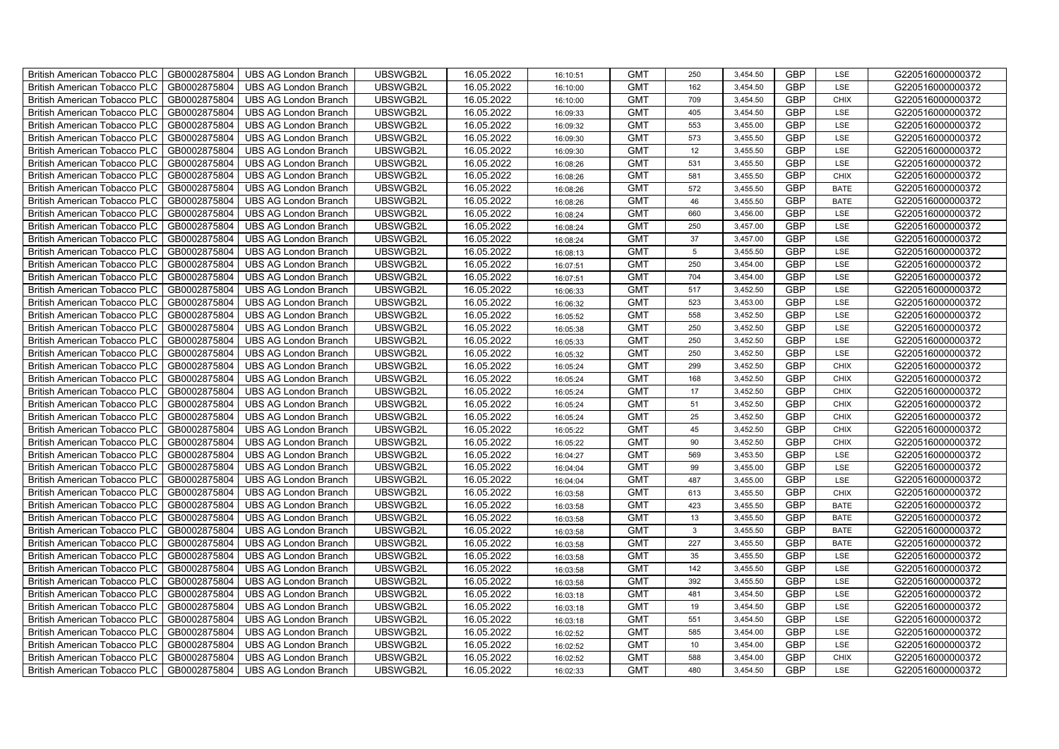| British American Tobacco PLC | GB0002875804 | UBS AG London Branch | UBSWGB2L | 16.05.2022 | 16:10:51 | GMT | 250 | 3,454.50 | GBP | LSE | G220516000000372 |
|---|---|---|---|---|---|---|---|---|---|---|---|
| British American Tobacco PLC | GB0002875804 | UBS AG London Branch | UBSWGB2L | 16.05.2022 | 16:10:00 | GMT | 162 | 3,454.50 | GBP | LSE | G220516000000372 |
| British American Tobacco PLC | GB0002875804 | UBS AG London Branch | UBSWGB2L | 16.05.2022 | 16:10:00 | GMT | 709 | 3,454.50 | GBP | CHIX | G220516000000372 |
| British American Tobacco PLC | GB0002875804 | UBS AG London Branch | UBSWGB2L | 16.05.2022 | 16:09:33 | GMT | 405 | 3,454.50 | GBP | LSE | G220516000000372 |
| British American Tobacco PLC | GB0002875804 | UBS AG London Branch | UBSWGB2L | 16.05.2022 | 16:09:32 | GMT | 553 | 3,455.00 | GBP | LSE | G220516000000372 |
| British American Tobacco PLC | GB0002875804 | UBS AG London Branch | UBSWGB2L | 16.05.2022 | 16:09:30 | GMT | 573 | 3,455.50 | GBP | LSE | G220516000000372 |
| British American Tobacco PLC | GB0002875804 | UBS AG London Branch | UBSWGB2L | 16.05.2022 | 16:09:30 | GMT | 12 | 3,455.50 | GBP | LSE | G220516000000372 |
| British American Tobacco PLC | GB0002875804 | UBS AG London Branch | UBSWGB2L | 16.05.2022 | 16:08:26 | GMT | 531 | 3,455.50 | GBP | LSE | G220516000000372 |
| British American Tobacco PLC | GB0002875804 | UBS AG London Branch | UBSWGB2L | 16.05.2022 | 16:08:26 | GMT | 581 | 3,455.50 | GBP | CHIX | G220516000000372 |
| British American Tobacco PLC | GB0002875804 | UBS AG London Branch | UBSWGB2L | 16.05.2022 | 16:08:26 | GMT | 572 | 3,455.50 | GBP | BATE | G220516000000372 |
| British American Tobacco PLC | GB0002875804 | UBS AG London Branch | UBSWGB2L | 16.05.2022 | 16:08:26 | GMT | 46 | 3,455.50 | GBP | BATE | G220516000000372 |
| British American Tobacco PLC | GB0002875804 | UBS AG London Branch | UBSWGB2L | 16.05.2022 | 16:08:24 | GMT | 660 | 3,456.00 | GBP | LSE | G220516000000372 |
| British American Tobacco PLC | GB0002875804 | UBS AG London Branch | UBSWGB2L | 16.05.2022 | 16:08:24 | GMT | 250 | 3,457.00 | GBP | LSE | G220516000000372 |
| British American Tobacco PLC | GB0002875804 | UBS AG London Branch | UBSWGB2L | 16.05.2022 | 16:08:24 | GMT | 37 | 3,457.00 | GBP | LSE | G220516000000372 |
| British American Tobacco PLC | GB0002875804 | UBS AG London Branch | UBSWGB2L | 16.05.2022 | 16:08:13 | GMT | 5 | 3,455.50 | GBP | LSE | G220516000000372 |
| British American Tobacco PLC | GB0002875804 | UBS AG London Branch | UBSWGB2L | 16.05.2022 | 16:07:51 | GMT | 250 | 3,454.00 | GBP | LSE | G220516000000372 |
| British American Tobacco PLC | GB0002875804 | UBS AG London Branch | UBSWGB2L | 16.05.2022 | 16:07:51 | GMT | 704 | 3,454.00 | GBP | LSE | G220516000000372 |
| British American Tobacco PLC | GB0002875804 | UBS AG London Branch | UBSWGB2L | 16.05.2022 | 16:06:33 | GMT | 517 | 3,452.50 | GBP | LSE | G220516000000372 |
| British American Tobacco PLC | GB0002875804 | UBS AG London Branch | UBSWGB2L | 16.05.2022 | 16:06:32 | GMT | 523 | 3,453.00 | GBP | LSE | G220516000000372 |
| British American Tobacco PLC | GB0002875804 | UBS AG London Branch | UBSWGB2L | 16.05.2022 | 16:05:52 | GMT | 558 | 3,452.50 | GBP | LSE | G220516000000372 |
| British American Tobacco PLC | GB0002875804 | UBS AG London Branch | UBSWGB2L | 16.05.2022 | 16:05:38 | GMT | 250 | 3,452.50 | GBP | LSE | G220516000000372 |
| British American Tobacco PLC | GB0002875804 | UBS AG London Branch | UBSWGB2L | 16.05.2022 | 16:05:33 | GMT | 250 | 3,452.50 | GBP | LSE | G220516000000372 |
| British American Tobacco PLC | GB0002875804 | UBS AG London Branch | UBSWGB2L | 16.05.2022 | 16:05:32 | GMT | 250 | 3,452.50 | GBP | LSE | G220516000000372 |
| British American Tobacco PLC | GB0002875804 | UBS AG London Branch | UBSWGB2L | 16.05.2022 | 16:05:24 | GMT | 299 | 3,452.50 | GBP | CHIX | G220516000000372 |
| British American Tobacco PLC | GB0002875804 | UBS AG London Branch | UBSWGB2L | 16.05.2022 | 16:05:24 | GMT | 168 | 3,452.50 | GBP | CHIX | G220516000000372 |
| British American Tobacco PLC | GB0002875804 | UBS AG London Branch | UBSWGB2L | 16.05.2022 | 16:05:24 | GMT | 17 | 3,452.50 | GBP | CHIX | G220516000000372 |
| British American Tobacco PLC | GB0002875804 | UBS AG London Branch | UBSWGB2L | 16.05.2022 | 16:05:24 | GMT | 51 | 3,452.50 | GBP | CHIX | G220516000000372 |
| British American Tobacco PLC | GB0002875804 | UBS AG London Branch | UBSWGB2L | 16.05.2022 | 16:05:24 | GMT | 25 | 3,452.50 | GBP | CHIX | G220516000000372 |
| British American Tobacco PLC | GB0002875804 | UBS AG London Branch | UBSWGB2L | 16.05.2022 | 16:05:22 | GMT | 45 | 3,452.50 | GBP | CHIX | G220516000000372 |
| British American Tobacco PLC | GB0002875804 | UBS AG London Branch | UBSWGB2L | 16.05.2022 | 16:05:22 | GMT | 90 | 3,452.50 | GBP | CHIX | G220516000000372 |
| British American Tobacco PLC | GB0002875804 | UBS AG London Branch | UBSWGB2L | 16.05.2022 | 16:04:27 | GMT | 569 | 3,453.50 | GBP | LSE | G220516000000372 |
| British American Tobacco PLC | GB0002875804 | UBS AG London Branch | UBSWGB2L | 16.05.2022 | 16:04:04 | GMT | 99 | 3,455.00 | GBP | LSE | G220516000000372 |
| British American Tobacco PLC | GB0002875804 | UBS AG London Branch | UBSWGB2L | 16.05.2022 | 16:04:04 | GMT | 487 | 3,455.00 | GBP | LSE | G220516000000372 |
| British American Tobacco PLC | GB0002875804 | UBS AG London Branch | UBSWGB2L | 16.05.2022 | 16:03:58 | GMT | 613 | 3,455.50 | GBP | CHIX | G220516000000372 |
| British American Tobacco PLC | GB0002875804 | UBS AG London Branch | UBSWGB2L | 16.05.2022 | 16:03:58 | GMT | 423 | 3,455.50 | GBP | BATE | G220516000000372 |
| British American Tobacco PLC | GB0002875804 | UBS AG London Branch | UBSWGB2L | 16.05.2022 | 16:03:58 | GMT | 13 | 3,455.50 | GBP | BATE | G220516000000372 |
| British American Tobacco PLC | GB0002875804 | UBS AG London Branch | UBSWGB2L | 16.05.2022 | 16:03:58 | GMT | 3 | 3,455.50 | GBP | BATE | G220516000000372 |
| British American Tobacco PLC | GB0002875804 | UBS AG London Branch | UBSWGB2L | 16.05.2022 | 16:03:58 | GMT | 227 | 3,455.50 | GBP | BATE | G220516000000372 |
| British American Tobacco PLC | GB0002875804 | UBS AG London Branch | UBSWGB2L | 16.05.2022 | 16:03:58 | GMT | 35 | 3,455.50 | GBP | LSE | G220516000000372 |
| British American Tobacco PLC | GB0002875804 | UBS AG London Branch | UBSWGB2L | 16.05.2022 | 16:03:58 | GMT | 142 | 3,455.50 | GBP | LSE | G220516000000372 |
| British American Tobacco PLC | GB0002875804 | UBS AG London Branch | UBSWGB2L | 16.05.2022 | 16:03:58 | GMT | 392 | 3,455.50 | GBP | LSE | G220516000000372 |
| British American Tobacco PLC | GB0002875804 | UBS AG London Branch | UBSWGB2L | 16.05.2022 | 16:03:18 | GMT | 481 | 3,454.50 | GBP | LSE | G220516000000372 |
| British American Tobacco PLC | GB0002875804 | UBS AG London Branch | UBSWGB2L | 16.05.2022 | 16:03:18 | GMT | 19 | 3,454.50 | GBP | LSE | G220516000000372 |
| British American Tobacco PLC | GB0002875804 | UBS AG London Branch | UBSWGB2L | 16.05.2022 | 16:03:18 | GMT | 551 | 3,454.50 | GBP | LSE | G220516000000372 |
| British American Tobacco PLC | GB0002875804 | UBS AG London Branch | UBSWGB2L | 16.05.2022 | 16:02:52 | GMT | 585 | 3,454.00 | GBP | LSE | G220516000000372 |
| British American Tobacco PLC | GB0002875804 | UBS AG London Branch | UBSWGB2L | 16.05.2022 | 16:02:52 | GMT | 10 | 3,454.00 | GBP | LSE | G220516000000372 |
| British American Tobacco PLC | GB0002875804 | UBS AG London Branch | UBSWGB2L | 16.05.2022 | 16:02:52 | GMT | 588 | 3,454.00 | GBP | CHIX | G220516000000372 |
| British American Tobacco PLC | GB0002875804 | UBS AG London Branch | UBSWGB2L | 16.05.2022 | 16:02:33 | GMT | 480 | 3,454.50 | GBP | LSE | G220516000000372 |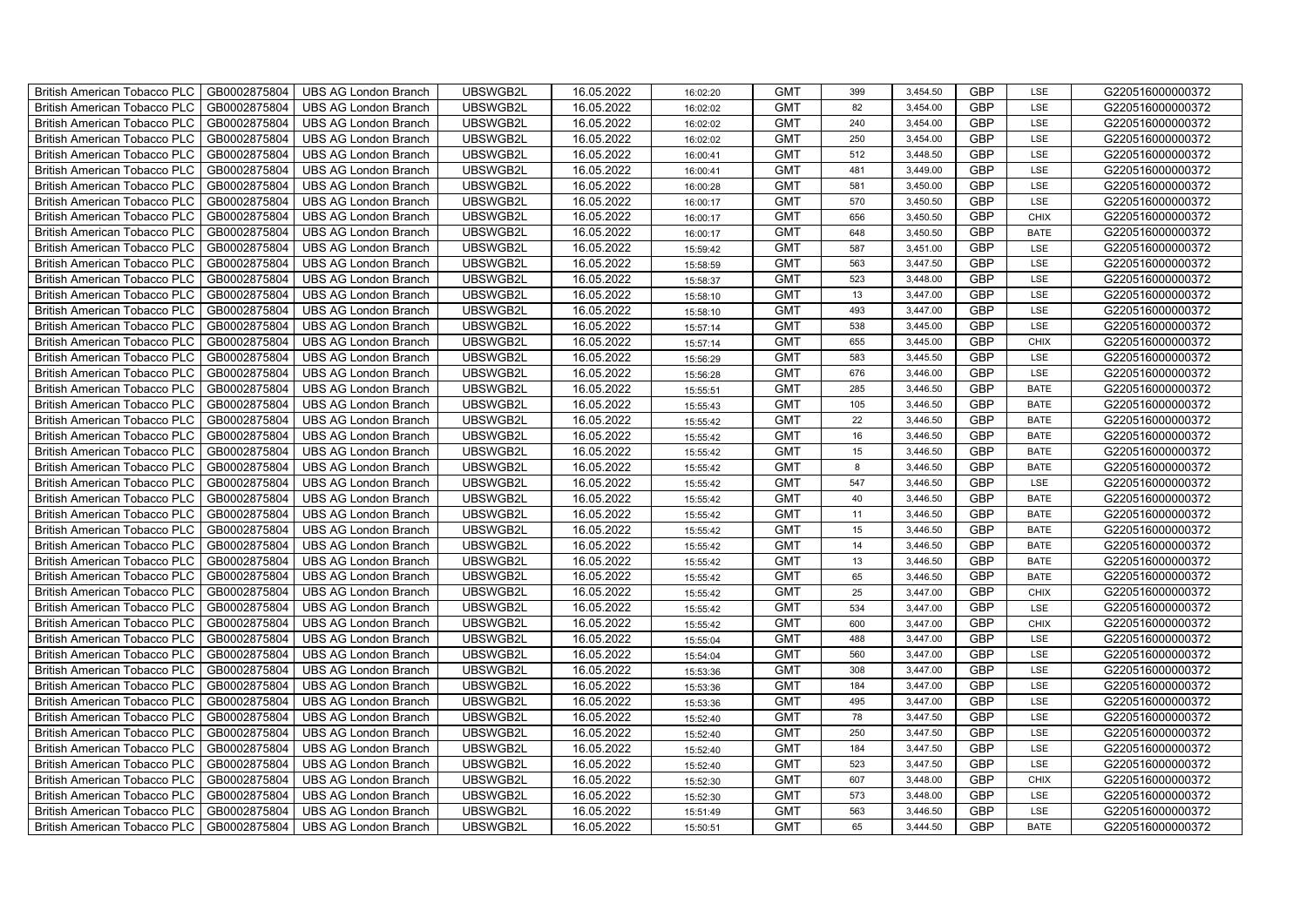| British American Tobacco PLC | GB0002875804 | UBS AG London Branch | UBSWGB2L | 16.05.2022 | 16:02:20 | GMT | 399 | 3,454.50 | GBP | LSE | G220516000000372 |
|---|---|---|---|---|---|---|---|---|---|---|---|
| British American Tobacco PLC | GB0002875804 | UBS AG London Branch | UBSWGB2L | 16.05.2022 | 16:02:02 | GMT | 82 | 3,454.00 | GBP | LSE | G220516000000372 |
| British American Tobacco PLC | GB0002875804 | UBS AG London Branch | UBSWGB2L | 16.05.2022 | 16:02:02 | GMT | 240 | 3,454.00 | GBP | LSE | G220516000000372 |
| British American Tobacco PLC | GB0002875804 | UBS AG London Branch | UBSWGB2L | 16.05.2022 | 16:02:02 | GMT | 250 | 3,454.00 | GBP | LSE | G220516000000372 |
| British American Tobacco PLC | GB0002875804 | UBS AG London Branch | UBSWGB2L | 16.05.2022 | 16:00:41 | GMT | 512 | 3,448.50 | GBP | LSE | G220516000000372 |
| British American Tobacco PLC | GB0002875804 | UBS AG London Branch | UBSWGB2L | 16.05.2022 | 16:00:41 | GMT | 481 | 3,449.00 | GBP | LSE | G220516000000372 |
| British American Tobacco PLC | GB0002875804 | UBS AG London Branch | UBSWGB2L | 16.05.2022 | 16:00:28 | GMT | 581 | 3,450.00 | GBP | LSE | G220516000000372 |
| British American Tobacco PLC | GB0002875804 | UBS AG London Branch | UBSWGB2L | 16.05.2022 | 16:00:17 | GMT | 570 | 3,450.50 | GBP | LSE | G220516000000372 |
| British American Tobacco PLC | GB0002875804 | UBS AG London Branch | UBSWGB2L | 16.05.2022 | 16:00:17 | GMT | 656 | 3,450.50 | GBP | CHIX | G220516000000372 |
| British American Tobacco PLC | GB0002875804 | UBS AG London Branch | UBSWGB2L | 16.05.2022 | 16:00:17 | GMT | 648 | 3,450.50 | GBP | BATE | G220516000000372 |
| British American Tobacco PLC | GB0002875804 | UBS AG London Branch | UBSWGB2L | 16.05.2022 | 15:59:42 | GMT | 587 | 3,451.00 | GBP | LSE | G220516000000372 |
| British American Tobacco PLC | GB0002875804 | UBS AG London Branch | UBSWGB2L | 16.05.2022 | 15:58:59 | GMT | 563 | 3,447.50 | GBP | LSE | G220516000000372 |
| British American Tobacco PLC | GB0002875804 | UBS AG London Branch | UBSWGB2L | 16.05.2022 | 15:58:37 | GMT | 523 | 3,448.00 | GBP | LSE | G220516000000372 |
| British American Tobacco PLC | GB0002875804 | UBS AG London Branch | UBSWGB2L | 16.05.2022 | 15:58:10 | GMT | 13 | 3,447.00 | GBP | LSE | G220516000000372 |
| British American Tobacco PLC | GB0002875804 | UBS AG London Branch | UBSWGB2L | 16.05.2022 | 15:58:10 | GMT | 493 | 3,447.00 | GBP | LSE | G220516000000372 |
| British American Tobacco PLC | GB0002875804 | UBS AG London Branch | UBSWGB2L | 16.05.2022 | 15:57:14 | GMT | 538 | 3,445.00 | GBP | LSE | G220516000000372 |
| British American Tobacco PLC | GB0002875804 | UBS AG London Branch | UBSWGB2L | 16.05.2022 | 15:57:14 | GMT | 655 | 3,445.00 | GBP | CHIX | G220516000000372 |
| British American Tobacco PLC | GB0002875804 | UBS AG London Branch | UBSWGB2L | 16.05.2022 | 15:56:29 | GMT | 583 | 3,445.50 | GBP | LSE | G220516000000372 |
| British American Tobacco PLC | GB0002875804 | UBS AG London Branch | UBSWGB2L | 16.05.2022 | 15:56:28 | GMT | 676 | 3,446.00 | GBP | LSE | G220516000000372 |
| British American Tobacco PLC | GB0002875804 | UBS AG London Branch | UBSWGB2L | 16.05.2022 | 15:55:51 | GMT | 285 | 3,446.50 | GBP | BATE | G220516000000372 |
| British American Tobacco PLC | GB0002875804 | UBS AG London Branch | UBSWGB2L | 16.05.2022 | 15:55:43 | GMT | 105 | 3,446.50 | GBP | BATE | G220516000000372 |
| British American Tobacco PLC | GB0002875804 | UBS AG London Branch | UBSWGB2L | 16.05.2022 | 15:55:42 | GMT | 22 | 3,446.50 | GBP | BATE | G220516000000372 |
| British American Tobacco PLC | GB0002875804 | UBS AG London Branch | UBSWGB2L | 16.05.2022 | 15:55:42 | GMT | 16 | 3,446.50 | GBP | BATE | G220516000000372 |
| British American Tobacco PLC | GB0002875804 | UBS AG London Branch | UBSWGB2L | 16.05.2022 | 15:55:42 | GMT | 15 | 3,446.50 | GBP | BATE | G220516000000372 |
| British American Tobacco PLC | GB0002875804 | UBS AG London Branch | UBSWGB2L | 16.05.2022 | 15:55:42 | GMT | 8 | 3,446.50 | GBP | BATE | G220516000000372 |
| British American Tobacco PLC | GB0002875804 | UBS AG London Branch | UBSWGB2L | 16.05.2022 | 15:55:42 | GMT | 547 | 3,446.50 | GBP | LSE | G220516000000372 |
| British American Tobacco PLC | GB0002875804 | UBS AG London Branch | UBSWGB2L | 16.05.2022 | 15:55:42 | GMT | 40 | 3,446.50 | GBP | BATE | G220516000000372 |
| British American Tobacco PLC | GB0002875804 | UBS AG London Branch | UBSWGB2L | 16.05.2022 | 15:55:42 | GMT | 11 | 3,446.50 | GBP | BATE | G220516000000372 |
| British American Tobacco PLC | GB0002875804 | UBS AG London Branch | UBSWGB2L | 16.05.2022 | 15:55:42 | GMT | 15 | 3,446.50 | GBP | BATE | G220516000000372 |
| British American Tobacco PLC | GB0002875804 | UBS AG London Branch | UBSWGB2L | 16.05.2022 | 15:55:42 | GMT | 14 | 3,446.50 | GBP | BATE | G220516000000372 |
| British American Tobacco PLC | GB0002875804 | UBS AG London Branch | UBSWGB2L | 16.05.2022 | 15:55:42 | GMT | 13 | 3,446.50 | GBP | BATE | G220516000000372 |
| British American Tobacco PLC | GB0002875804 | UBS AG London Branch | UBSWGB2L | 16.05.2022 | 15:55:42 | GMT | 65 | 3,446.50 | GBP | BATE | G220516000000372 |
| British American Tobacco PLC | GB0002875804 | UBS AG London Branch | UBSWGB2L | 16.05.2022 | 15:55:42 | GMT | 25 | 3,447.00 | GBP | CHIX | G220516000000372 |
| British American Tobacco PLC | GB0002875804 | UBS AG London Branch | UBSWGB2L | 16.05.2022 | 15:55:42 | GMT | 534 | 3,447.00 | GBP | LSE | G220516000000372 |
| British American Tobacco PLC | GB0002875804 | UBS AG London Branch | UBSWGB2L | 16.05.2022 | 15:55:42 | GMT | 600 | 3,447.00 | GBP | CHIX | G220516000000372 |
| British American Tobacco PLC | GB0002875804 | UBS AG London Branch | UBSWGB2L | 16.05.2022 | 15:55:04 | GMT | 488 | 3,447.00 | GBP | LSE | G220516000000372 |
| British American Tobacco PLC | GB0002875804 | UBS AG London Branch | UBSWGB2L | 16.05.2022 | 15:54:04 | GMT | 560 | 3,447.00 | GBP | LSE | G220516000000372 |
| British American Tobacco PLC | GB0002875804 | UBS AG London Branch | UBSWGB2L | 16.05.2022 | 15:53:36 | GMT | 308 | 3,447.00 | GBP | LSE | G220516000000372 |
| British American Tobacco PLC | GB0002875804 | UBS AG London Branch | UBSWGB2L | 16.05.2022 | 15:53:36 | GMT | 184 | 3,447.00 | GBP | LSE | G220516000000372 |
| British American Tobacco PLC | GB0002875804 | UBS AG London Branch | UBSWGB2L | 16.05.2022 | 15:53:36 | GMT | 495 | 3,447.00 | GBP | LSE | G220516000000372 |
| British American Tobacco PLC | GB0002875804 | UBS AG London Branch | UBSWGB2L | 16.05.2022 | 15:52:40 | GMT | 78 | 3,447.50 | GBP | LSE | G220516000000372 |
| British American Tobacco PLC | GB0002875804 | UBS AG London Branch | UBSWGB2L | 16.05.2022 | 15:52:40 | GMT | 250 | 3,447.50 | GBP | LSE | G220516000000372 |
| British American Tobacco PLC | GB0002875804 | UBS AG London Branch | UBSWGB2L | 16.05.2022 | 15:52:40 | GMT | 184 | 3,447.50 | GBP | LSE | G220516000000372 |
| British American Tobacco PLC | GB0002875804 | UBS AG London Branch | UBSWGB2L | 16.05.2022 | 15:52:40 | GMT | 523 | 3,447.50 | GBP | LSE | G220516000000372 |
| British American Tobacco PLC | GB0002875804 | UBS AG London Branch | UBSWGB2L | 16.05.2022 | 15:52:30 | GMT | 607 | 3,448.00 | GBP | CHIX | G220516000000372 |
| British American Tobacco PLC | GB0002875804 | UBS AG London Branch | UBSWGB2L | 16.05.2022 | 15:52:30 | GMT | 573 | 3,448.00 | GBP | LSE | G220516000000372 |
| British American Tobacco PLC | GB0002875804 | UBS AG London Branch | UBSWGB2L | 16.05.2022 | 15:51:49 | GMT | 563 | 3,446.50 | GBP | LSE | G220516000000372 |
| British American Tobacco PLC | GB0002875804 | UBS AG London Branch | UBSWGB2L | 16.05.2022 | 15:50:51 | GMT | 65 | 3,444.50 | GBP | BATE | G220516000000372 |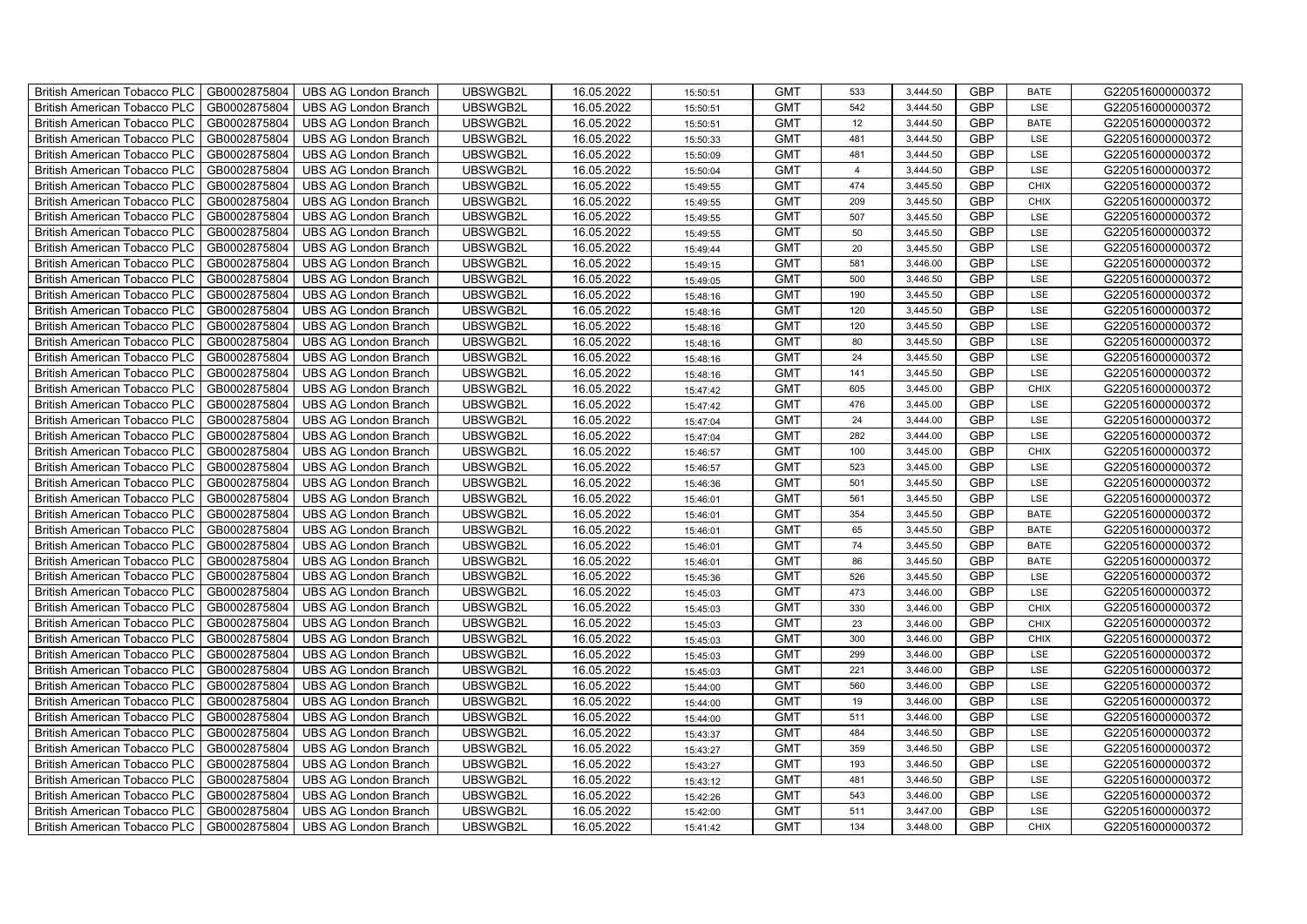| British American Tobacco PLC | GB0002875804 | UBS AG London Branch | UBSWGB2L | 16.05.2022 | 15:50:51 | GMT | 533 | 3,444.50 | GBP | BATE | G220516000000372 |
|---|---|---|---|---|---|---|---|---|---|---|---|
| British American Tobacco PLC | GB0002875804 | UBS AG London Branch | UBSWGB2L | 16.05.2022 | 15:50:51 | GMT | 542 | 3,444.50 | GBP | LSE | G220516000000372 |
| British American Tobacco PLC | GB0002875804 | UBS AG London Branch | UBSWGB2L | 16.05.2022 | 15:50:51 | GMT | 12 | 3,444.50 | GBP | BATE | G220516000000372 |
| British American Tobacco PLC | GB0002875804 | UBS AG London Branch | UBSWGB2L | 16.05.2022 | 15:50:33 | GMT | 481 | 3,444.50 | GBP | LSE | G220516000000372 |
| British American Tobacco PLC | GB0002875804 | UBS AG London Branch | UBSWGB2L | 16.05.2022 | 15:50:09 | GMT | 481 | 3,444.50 | GBP | LSE | G220516000000372 |
| British American Tobacco PLC | GB0002875804 | UBS AG London Branch | UBSWGB2L | 16.05.2022 | 15:50:04 | GMT | 4 | 3,444.50 | GBP | LSE | G220516000000372 |
| British American Tobacco PLC | GB0002875804 | UBS AG London Branch | UBSWGB2L | 16.05.2022 | 15:49:55 | GMT | 474 | 3,445.50 | GBP | CHIX | G220516000000372 |
| British American Tobacco PLC | GB0002875804 | UBS AG London Branch | UBSWGB2L | 16.05.2022 | 15:49:55 | GMT | 209 | 3,445.50 | GBP | CHIX | G220516000000372 |
| British American Tobacco PLC | GB0002875804 | UBS AG London Branch | UBSWGB2L | 16.05.2022 | 15:49:55 | GMT | 507 | 3,445.50 | GBP | LSE | G220516000000372 |
| British American Tobacco PLC | GB0002875804 | UBS AG London Branch | UBSWGB2L | 16.05.2022 | 15:49:55 | GMT | 50 | 3,445.50 | GBP | LSE | G220516000000372 |
| British American Tobacco PLC | GB0002875804 | UBS AG London Branch | UBSWGB2L | 16.05.2022 | 15:49:44 | GMT | 20 | 3,445.50 | GBP | LSE | G220516000000372 |
| British American Tobacco PLC | GB0002875804 | UBS AG London Branch | UBSWGB2L | 16.05.2022 | 15:49:15 | GMT | 581 | 3,446.00 | GBP | LSE | G220516000000372 |
| British American Tobacco PLC | GB0002875804 | UBS AG London Branch | UBSWGB2L | 16.05.2022 | 15:49:05 | GMT | 500 | 3,446.50 | GBP | LSE | G220516000000372 |
| British American Tobacco PLC | GB0002875804 | UBS AG London Branch | UBSWGB2L | 16.05.2022 | 15:48:16 | GMT | 190 | 3,445.50 | GBP | LSE | G220516000000372 |
| British American Tobacco PLC | GB0002875804 | UBS AG London Branch | UBSWGB2L | 16.05.2022 | 15:48:16 | GMT | 120 | 3,445.50 | GBP | LSE | G220516000000372 |
| British American Tobacco PLC | GB0002875804 | UBS AG London Branch | UBSWGB2L | 16.05.2022 | 15:48:16 | GMT | 120 | 3,445.50 | GBP | LSE | G220516000000372 |
| British American Tobacco PLC | GB0002875804 | UBS AG London Branch | UBSWGB2L | 16.05.2022 | 15:48:16 | GMT | 80 | 3,445.50 | GBP | LSE | G220516000000372 |
| British American Tobacco PLC | GB0002875804 | UBS AG London Branch | UBSWGB2L | 16.05.2022 | 15:48:16 | GMT | 24 | 3,445.50 | GBP | LSE | G220516000000372 |
| British American Tobacco PLC | GB0002875804 | UBS AG London Branch | UBSWGB2L | 16.05.2022 | 15:48:16 | GMT | 141 | 3,445.50 | GBP | LSE | G220516000000372 |
| British American Tobacco PLC | GB0002875804 | UBS AG London Branch | UBSWGB2L | 16.05.2022 | 15:47:42 | GMT | 605 | 3,445.00 | GBP | CHIX | G220516000000372 |
| British American Tobacco PLC | GB0002875804 | UBS AG London Branch | UBSWGB2L | 16.05.2022 | 15:47:42 | GMT | 476 | 3,445.00 | GBP | LSE | G220516000000372 |
| British American Tobacco PLC | GB0002875804 | UBS AG London Branch | UBSWGB2L | 16.05.2022 | 15:47:04 | GMT | 24 | 3,444.00 | GBP | LSE | G220516000000372 |
| British American Tobacco PLC | GB0002875804 | UBS AG London Branch | UBSWGB2L | 16.05.2022 | 15:47:04 | GMT | 282 | 3,444.00 | GBP | LSE | G220516000000372 |
| British American Tobacco PLC | GB0002875804 | UBS AG London Branch | UBSWGB2L | 16.05.2022 | 15:46:57 | GMT | 100 | 3,445.00 | GBP | CHIX | G220516000000372 |
| British American Tobacco PLC | GB0002875804 | UBS AG London Branch | UBSWGB2L | 16.05.2022 | 15:46:57 | GMT | 523 | 3,445.00 | GBP | LSE | G220516000000372 |
| British American Tobacco PLC | GB0002875804 | UBS AG London Branch | UBSWGB2L | 16.05.2022 | 15:46:36 | GMT | 501 | 3,445.50 | GBP | LSE | G220516000000372 |
| British American Tobacco PLC | GB0002875804 | UBS AG London Branch | UBSWGB2L | 16.05.2022 | 15:46:01 | GMT | 561 | 3,445.50 | GBP | LSE | G220516000000372 |
| British American Tobacco PLC | GB0002875804 | UBS AG London Branch | UBSWGB2L | 16.05.2022 | 15:46:01 | GMT | 354 | 3,445.50 | GBP | BATE | G220516000000372 |
| British American Tobacco PLC | GB0002875804 | UBS AG London Branch | UBSWGB2L | 16.05.2022 | 15:46:01 | GMT | 65 | 3,445.50 | GBP | BATE | G220516000000372 |
| British American Tobacco PLC | GB0002875804 | UBS AG London Branch | UBSWGB2L | 16.05.2022 | 15:46:01 | GMT | 74 | 3,445.50 | GBP | BATE | G220516000000372 |
| British American Tobacco PLC | GB0002875804 | UBS AG London Branch | UBSWGB2L | 16.05.2022 | 15:46:01 | GMT | 86 | 3,445.50 | GBP | BATE | G220516000000372 |
| British American Tobacco PLC | GB0002875804 | UBS AG London Branch | UBSWGB2L | 16.05.2022 | 15:45:36 | GMT | 526 | 3,445.50 | GBP | LSE | G220516000000372 |
| British American Tobacco PLC | GB0002875804 | UBS AG London Branch | UBSWGB2L | 16.05.2022 | 15:45:03 | GMT | 473 | 3,446.00 | GBP | LSE | G220516000000372 |
| British American Tobacco PLC | GB0002875804 | UBS AG London Branch | UBSWGB2L | 16.05.2022 | 15:45:03 | GMT | 330 | 3,446.00 | GBP | CHIX | G220516000000372 |
| British American Tobacco PLC | GB0002875804 | UBS AG London Branch | UBSWGB2L | 16.05.2022 | 15:45:03 | GMT | 23 | 3,446.00 | GBP | CHIX | G220516000000372 |
| British American Tobacco PLC | GB0002875804 | UBS AG London Branch | UBSWGB2L | 16.05.2022 | 15:45:03 | GMT | 300 | 3,446.00 | GBP | CHIX | G220516000000372 |
| British American Tobacco PLC | GB0002875804 | UBS AG London Branch | UBSWGB2L | 16.05.2022 | 15:45:03 | GMT | 299 | 3,446.00 | GBP | LSE | G220516000000372 |
| British American Tobacco PLC | GB0002875804 | UBS AG London Branch | UBSWGB2L | 16.05.2022 | 15:45:03 | GMT | 221 | 3,446.00 | GBP | LSE | G220516000000372 |
| British American Tobacco PLC | GB0002875804 | UBS AG London Branch | UBSWGB2L | 16.05.2022 | 15:44:00 | GMT | 560 | 3,446.00 | GBP | LSE | G220516000000372 |
| British American Tobacco PLC | GB0002875804 | UBS AG London Branch | UBSWGB2L | 16.05.2022 | 15:44:00 | GMT | 19 | 3,446.00 | GBP | LSE | G220516000000372 |
| British American Tobacco PLC | GB0002875804 | UBS AG London Branch | UBSWGB2L | 16.05.2022 | 15:44:00 | GMT | 511 | 3,446.00 | GBP | LSE | G220516000000372 |
| British American Tobacco PLC | GB0002875804 | UBS AG London Branch | UBSWGB2L | 16.05.2022 | 15:43:37 | GMT | 484 | 3,446.50 | GBP | LSE | G220516000000372 |
| British American Tobacco PLC | GB0002875804 | UBS AG London Branch | UBSWGB2L | 16.05.2022 | 15:43:27 | GMT | 359 | 3,446.50 | GBP | LSE | G220516000000372 |
| British American Tobacco PLC | GB0002875804 | UBS AG London Branch | UBSWGB2L | 16.05.2022 | 15:43:27 | GMT | 193 | 3,446.50 | GBP | LSE | G220516000000372 |
| British American Tobacco PLC | GB0002875804 | UBS AG London Branch | UBSWGB2L | 16.05.2022 | 15:43:12 | GMT | 481 | 3,446.50 | GBP | LSE | G220516000000372 |
| British American Tobacco PLC | GB0002875804 | UBS AG London Branch | UBSWGB2L | 16.05.2022 | 15:42:26 | GMT | 543 | 3,446.00 | GBP | LSE | G220516000000372 |
| British American Tobacco PLC | GB0002875804 | UBS AG London Branch | UBSWGB2L | 16.05.2022 | 15:42:00 | GMT | 511 | 3,447.00 | GBP | LSE | G220516000000372 |
| British American Tobacco PLC | GB0002875804 | UBS AG London Branch | UBSWGB2L | 16.05.2022 | 15:41:42 | GMT | 134 | 3,448.00 | GBP | CHIX | G220516000000372 |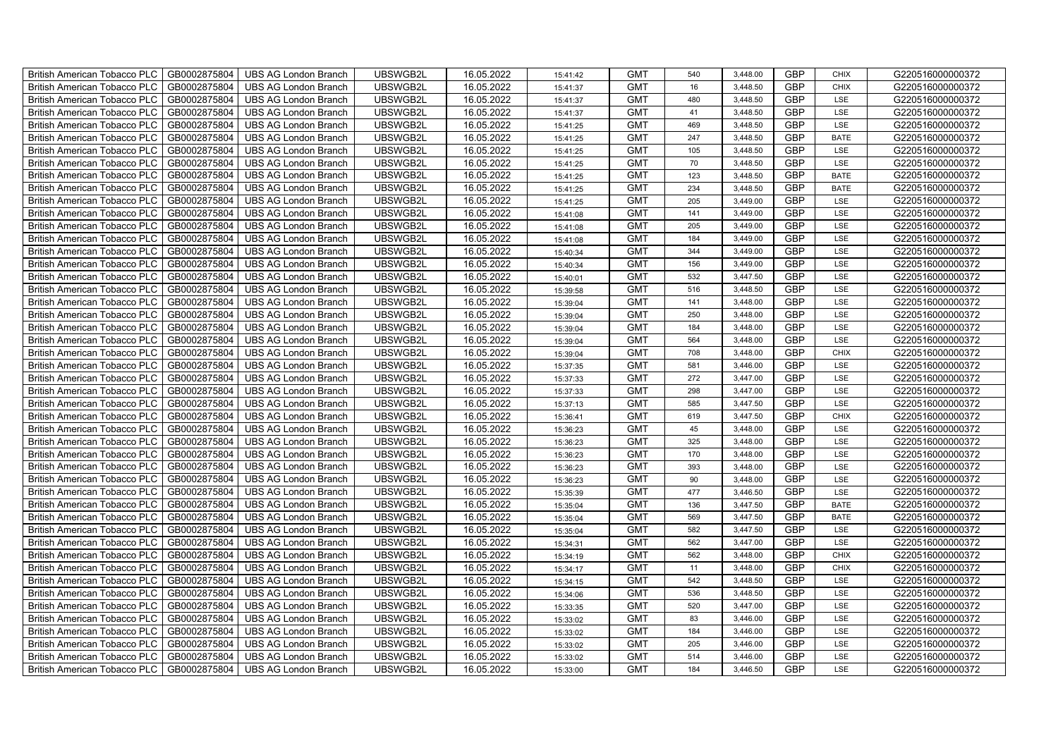| British American Tobacco PLC | GB0002875804 | UBS AG London Branch | UBSWGB2L | 16.05.2022 | 15:41:42 | GMT | 540 | 3,448.00 | GBP | CHIX | G220516000000372 |
|---|---|---|---|---|---|---|---|---|---|---|---|
| British American Tobacco PLC | GB0002875804 | UBS AG London Branch | UBSWGB2L | 16.05.2022 | 15:41:37 | GMT | 16 | 3,448.50 | GBP | CHIX | G220516000000372 |
| British American Tobacco PLC | GB0002875804 | UBS AG London Branch | UBSWGB2L | 16.05.2022 | 15:41:37 | GMT | 480 | 3,448.50 | GBP | LSE | G220516000000372 |
| British American Tobacco PLC | GB0002875804 | UBS AG London Branch | UBSWGB2L | 16.05.2022 | 15:41:37 | GMT | 41 | 3,448.50 | GBP | LSE | G220516000000372 |
| British American Tobacco PLC | GB0002875804 | UBS AG London Branch | UBSWGB2L | 16.05.2022 | 15:41:25 | GMT | 469 | 3,448.50 | GBP | LSE | G220516000000372 |
| British American Tobacco PLC | GB0002875804 | UBS AG London Branch | UBSWGB2L | 16.05.2022 | 15:41:25 | GMT | 247 | 3,448.50 | GBP | BATE | G220516000000372 |
| British American Tobacco PLC | GB0002875804 | UBS AG London Branch | UBSWGB2L | 16.05.2022 | 15:41:25 | GMT | 105 | 3,448.50 | GBP | LSE | G220516000000372 |
| British American Tobacco PLC | GB0002875804 | UBS AG London Branch | UBSWGB2L | 16.05.2022 | 15:41:25 | GMT | 70 | 3,448.50 | GBP | LSE | G220516000000372 |
| British American Tobacco PLC | GB0002875804 | UBS AG London Branch | UBSWGB2L | 16.05.2022 | 15:41:25 | GMT | 123 | 3,448.50 | GBP | BATE | G220516000000372 |
| British American Tobacco PLC | GB0002875804 | UBS AG London Branch | UBSWGB2L | 16.05.2022 | 15:41:25 | GMT | 234 | 3,448.50 | GBP | BATE | G220516000000372 |
| British American Tobacco PLC | GB0002875804 | UBS AG London Branch | UBSWGB2L | 16.05.2022 | 15:41:25 | GMT | 205 | 3,449.00 | GBP | LSE | G220516000000372 |
| British American Tobacco PLC | GB0002875804 | UBS AG London Branch | UBSWGB2L | 16.05.2022 | 15:41:08 | GMT | 141 | 3,449.00 | GBP | LSE | G220516000000372 |
| British American Tobacco PLC | GB0002875804 | UBS AG London Branch | UBSWGB2L | 16.05.2022 | 15:41:08 | GMT | 205 | 3,449.00 | GBP | LSE | G220516000000372 |
| British American Tobacco PLC | GB0002875804 | UBS AG London Branch | UBSWGB2L | 16.05.2022 | 15:41:08 | GMT | 184 | 3,449.00 | GBP | LSE | G220516000000372 |
| British American Tobacco PLC | GB0002875804 | UBS AG London Branch | UBSWGB2L | 16.05.2022 | 15:40:34 | GMT | 344 | 3,449.00 | GBP | LSE | G220516000000372 |
| British American Tobacco PLC | GB0002875804 | UBS AG London Branch | UBSWGB2L | 16.05.2022 | 15:40:34 | GMT | 156 | 3,449.00 | GBP | LSE | G220516000000372 |
| British American Tobacco PLC | GB0002875804 | UBS AG London Branch | UBSWGB2L | 16.05.2022 | 15:40:01 | GMT | 532 | 3,447.50 | GBP | LSE | G220516000000372 |
| British American Tobacco PLC | GB0002875804 | UBS AG London Branch | UBSWGB2L | 16.05.2022 | 15:39:58 | GMT | 516 | 3,448.50 | GBP | LSE | G220516000000372 |
| British American Tobacco PLC | GB0002875804 | UBS AG London Branch | UBSWGB2L | 16.05.2022 | 15:39:04 | GMT | 141 | 3,448.00 | GBP | LSE | G220516000000372 |
| British American Tobacco PLC | GB0002875804 | UBS AG London Branch | UBSWGB2L | 16.05.2022 | 15:39:04 | GMT | 250 | 3,448.00 | GBP | LSE | G220516000000372 |
| British American Tobacco PLC | GB0002875804 | UBS AG London Branch | UBSWGB2L | 16.05.2022 | 15:39:04 | GMT | 184 | 3,448.00 | GBP | LSE | G220516000000372 |
| British American Tobacco PLC | GB0002875804 | UBS AG London Branch | UBSWGB2L | 16.05.2022 | 15:39:04 | GMT | 564 | 3,448.00 | GBP | LSE | G220516000000372 |
| British American Tobacco PLC | GB0002875804 | UBS AG London Branch | UBSWGB2L | 16.05.2022 | 15:39:04 | GMT | 708 | 3,448.00 | GBP | CHIX | G220516000000372 |
| British American Tobacco PLC | GB0002875804 | UBS AG London Branch | UBSWGB2L | 16.05.2022 | 15:37:35 | GMT | 581 | 3,446.00 | GBP | LSE | G220516000000372 |
| British American Tobacco PLC | GB0002875804 | UBS AG London Branch | UBSWGB2L | 16.05.2022 | 15:37:33 | GMT | 272 | 3,447.00 | GBP | LSE | G220516000000372 |
| British American Tobacco PLC | GB0002875804 | UBS AG London Branch | UBSWGB2L | 16.05.2022 | 15:37:33 | GMT | 298 | 3,447.00 | GBP | LSE | G220516000000372 |
| British American Tobacco PLC | GB0002875804 | UBS AG London Branch | UBSWGB2L | 16.05.2022 | 15:37:13 | GMT | 585 | 3,447.50 | GBP | LSE | G220516000000372 |
| British American Tobacco PLC | GB0002875804 | UBS AG London Branch | UBSWGB2L | 16.05.2022 | 15:36:41 | GMT | 619 | 3,447.50 | GBP | CHIX | G220516000000372 |
| British American Tobacco PLC | GB0002875804 | UBS AG London Branch | UBSWGB2L | 16.05.2022 | 15:36:23 | GMT | 45 | 3,448.00 | GBP | LSE | G220516000000372 |
| British American Tobacco PLC | GB0002875804 | UBS AG London Branch | UBSWGB2L | 16.05.2022 | 15:36:23 | GMT | 325 | 3,448.00 | GBP | LSE | G220516000000372 |
| British American Tobacco PLC | GB0002875804 | UBS AG London Branch | UBSWGB2L | 16.05.2022 | 15:36:23 | GMT | 170 | 3,448.00 | GBP | LSE | G220516000000372 |
| British American Tobacco PLC | GB0002875804 | UBS AG London Branch | UBSWGB2L | 16.05.2022 | 15:36:23 | GMT | 393 | 3,448.00 | GBP | LSE | G220516000000372 |
| British American Tobacco PLC | GB0002875804 | UBS AG London Branch | UBSWGB2L | 16.05.2022 | 15:36:23 | GMT | 90 | 3,448.00 | GBP | LSE | G220516000000372 |
| British American Tobacco PLC | GB0002875804 | UBS AG London Branch | UBSWGB2L | 16.05.2022 | 15:35:39 | GMT | 477 | 3,446.50 | GBP | LSE | G220516000000372 |
| British American Tobacco PLC | GB0002875804 | UBS AG London Branch | UBSWGB2L | 16.05.2022 | 15:35:04 | GMT | 136 | 3,447.50 | GBP | BATE | G220516000000372 |
| British American Tobacco PLC | GB0002875804 | UBS AG London Branch | UBSWGB2L | 16.05.2022 | 15:35:04 | GMT | 569 | 3,447.50 | GBP | BATE | G220516000000372 |
| British American Tobacco PLC | GB0002875804 | UBS AG London Branch | UBSWGB2L | 16.05.2022 | 15:35:04 | GMT | 582 | 3,447.50 | GBP | LSE | G220516000000372 |
| British American Tobacco PLC | GB0002875804 | UBS AG London Branch | UBSWGB2L | 16.05.2022 | 15:34:31 | GMT | 562 | 3,447.00 | GBP | LSE | G220516000000372 |
| British American Tobacco PLC | GB0002875804 | UBS AG London Branch | UBSWGB2L | 16.05.2022 | 15:34:19 | GMT | 562 | 3,448.00 | GBP | CHIX | G220516000000372 |
| British American Tobacco PLC | GB0002875804 | UBS AG London Branch | UBSWGB2L | 16.05.2022 | 15:34:17 | GMT | 11 | 3,448.00 | GBP | CHIX | G220516000000372 |
| British American Tobacco PLC | GB0002875804 | UBS AG London Branch | UBSWGB2L | 16.05.2022 | 15:34:15 | GMT | 542 | 3,448.50 | GBP | LSE | G220516000000372 |
| British American Tobacco PLC | GB0002875804 | UBS AG London Branch | UBSWGB2L | 16.05.2022 | 15:34:06 | GMT | 536 | 3,448.50 | GBP | LSE | G220516000000372 |
| British American Tobacco PLC | GB0002875804 | UBS AG London Branch | UBSWGB2L | 16.05.2022 | 15:33:35 | GMT | 520 | 3,447.00 | GBP | LSE | G220516000000372 |
| British American Tobacco PLC | GB0002875804 | UBS AG London Branch | UBSWGB2L | 16.05.2022 | 15:33:02 | GMT | 83 | 3,446.00 | GBP | LSE | G220516000000372 |
| British American Tobacco PLC | GB0002875804 | UBS AG London Branch | UBSWGB2L | 16.05.2022 | 15:33:02 | GMT | 184 | 3,446.00 | GBP | LSE | G220516000000372 |
| British American Tobacco PLC | GB0002875804 | UBS AG London Branch | UBSWGB2L | 16.05.2022 | 15:33:02 | GMT | 205 | 3,446.00 | GBP | LSE | G220516000000372 |
| British American Tobacco PLC | GB0002875804 | UBS AG London Branch | UBSWGB2L | 16.05.2022 | 15:33:02 | GMT | 514 | 3,446.00 | GBP | LSE | G220516000000372 |
| British American Tobacco PLC | GB0002875804 | UBS AG London Branch | UBSWGB2L | 16.05.2022 | 15:33:00 | GMT | 184 | 3,446.50 | GBP | LSE | G220516000000372 |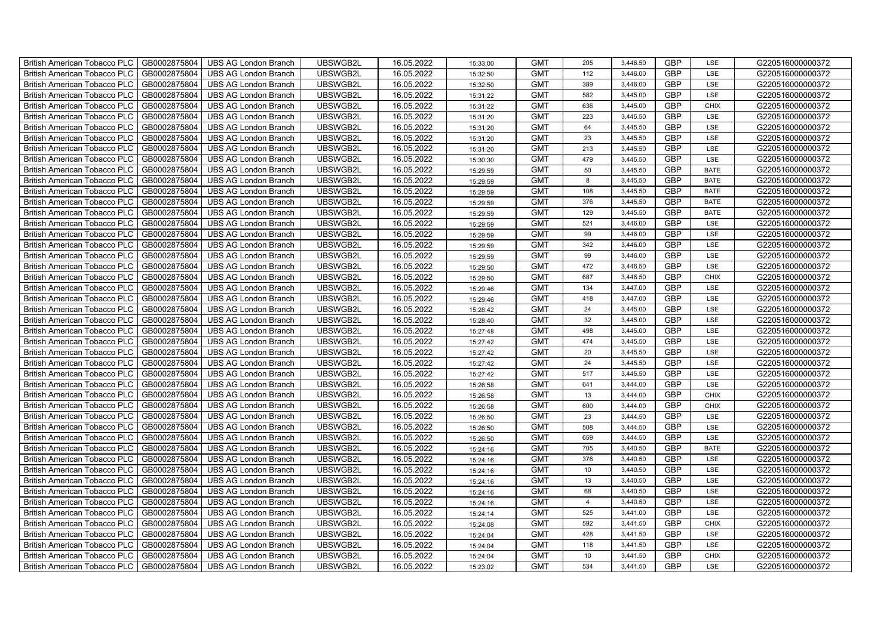| British American Tobacco PLC | GB0002875804 | UBS AG London Branch | UBSWGB2L | 16.05.2022 | 15:33:00 | GMT | 205 | 3,446.50 | GBP | LSE | G220516000000372 |
|---|---|---|---|---|---|---|---|---|---|---|---|
| British American Tobacco PLC | GB0002875804 | UBS AG London Branch | UBSWGB2L | 16.05.2022 | 15:32:50 | GMT | 112 | 3,446.00 | GBP | LSE | G220516000000372 |
| British American Tobacco PLC | GB0002875804 | UBS AG London Branch | UBSWGB2L | 16.05.2022 | 15:32:50 | GMT | 389 | 3,446.00 | GBP | LSE | G220516000000372 |
| British American Tobacco PLC | GB0002875804 | UBS AG London Branch | UBSWGB2L | 16.05.2022 | 15:31:22 | GMT | 582 | 3,445.00 | GBP | LSE | G220516000000372 |
| British American Tobacco PLC | GB0002875804 | UBS AG London Branch | UBSWGB2L | 16.05.2022 | 15:31:22 | GMT | 636 | 3,445.00 | GBP | CHIX | G220516000000372 |
| British American Tobacco PLC | GB0002875804 | UBS AG London Branch | UBSWGB2L | 16.05.2022 | 15:31:20 | GMT | 223 | 3,445.50 | GBP | LSE | G220516000000372 |
| British American Tobacco PLC | GB0002875804 | UBS AG London Branch | UBSWGB2L | 16.05.2022 | 15:31:20 | GMT | 64 | 3,445.50 | GBP | LSE | G220516000000372 |
| British American Tobacco PLC | GB0002875804 | UBS AG London Branch | UBSWGB2L | 16.05.2022 | 15:31:20 | GMT | 23 | 3,445.50 | GBP | LSE | G220516000000372 |
| British American Tobacco PLC | GB0002875804 | UBS AG London Branch | UBSWGB2L | 16.05.2022 | 15:31:20 | GMT | 213 | 3,445.50 | GBP | LSE | G220516000000372 |
| British American Tobacco PLC | GB0002875804 | UBS AG London Branch | UBSWGB2L | 16.05.2022 | 15:30:30 | GMT | 479 | 3,445.50 | GBP | LSE | G220516000000372 |
| British American Tobacco PLC | GB0002875804 | UBS AG London Branch | UBSWGB2L | 16.05.2022 | 15:29:59 | GMT | 50 | 3,445.50 | GBP | BATE | G220516000000372 |
| British American Tobacco PLC | GB0002875804 | UBS AG London Branch | UBSWGB2L | 16.05.2022 | 15:29:59 | GMT | 8 | 3,445.50 | GBP | BATE | G220516000000372 |
| British American Tobacco PLC | GB0002875804 | UBS AG London Branch | UBSWGB2L | 16.05.2022 | 15:29:59 | GMT | 108 | 3,445.50 | GBP | BATE | G220516000000372 |
| British American Tobacco PLC | GB0002875804 | UBS AG London Branch | UBSWGB2L | 16.05.2022 | 15:29:59 | GMT | 376 | 3,445.50 | GBP | BATE | G220516000000372 |
| British American Tobacco PLC | GB0002875804 | UBS AG London Branch | UBSWGB2L | 16.05.2022 | 15:29:59 | GMT | 129 | 3,445.50 | GBP | BATE | G220516000000372 |
| British American Tobacco PLC | GB0002875804 | UBS AG London Branch | UBSWGB2L | 16.05.2022 | 15:29:59 | GMT | 521 | 3,446.00 | GBP | LSE | G220516000000372 |
| British American Tobacco PLC | GB0002875804 | UBS AG London Branch | UBSWGB2L | 16.05.2022 | 15:29:59 | GMT | 99 | 3,446.00 | GBP | LSE | G220516000000372 |
| British American Tobacco PLC | GB0002875804 | UBS AG London Branch | UBSWGB2L | 16.05.2022 | 15:29:59 | GMT | 342 | 3,446.00 | GBP | LSE | G220516000000372 |
| British American Tobacco PLC | GB0002875804 | UBS AG London Branch | UBSWGB2L | 16.05.2022 | 15:29:59 | GMT | 99 | 3,446.00 | GBP | LSE | G220516000000372 |
| British American Tobacco PLC | GB0002875804 | UBS AG London Branch | UBSWGB2L | 16.05.2022 | 15:29:50 | GMT | 472 | 3,446.50 | GBP | LSE | G220516000000372 |
| British American Tobacco PLC | GB0002875804 | UBS AG London Branch | UBSWGB2L | 16.05.2022 | 15:29:50 | GMT | 687 | 3,446.50 | GBP | CHIX | G220516000000372 |
| British American Tobacco PLC | GB0002875804 | UBS AG London Branch | UBSWGB2L | 16.05.2022 | 15:29:46 | GMT | 134 | 3,447.00 | GBP | LSE | G220516000000372 |
| British American Tobacco PLC | GB0002875804 | UBS AG London Branch | UBSWGB2L | 16.05.2022 | 15:29:46 | GMT | 418 | 3,447.00 | GBP | LSE | G220516000000372 |
| British American Tobacco PLC | GB0002875804 | UBS AG London Branch | UBSWGB2L | 16.05.2022 | 15:28:42 | GMT | 24 | 3,445.00 | GBP | LSE | G220516000000372 |
| British American Tobacco PLC | GB0002875804 | UBS AG London Branch | UBSWGB2L | 16.05.2022 | 15:28:40 | GMT | 32 | 3,445.00 | GBP | LSE | G220516000000372 |
| British American Tobacco PLC | GB0002875804 | UBS AG London Branch | UBSWGB2L | 16.05.2022 | 15:27:48 | GMT | 498 | 3,445.00 | GBP | LSE | G220516000000372 |
| British American Tobacco PLC | GB0002875804 | UBS AG London Branch | UBSWGB2L | 16.05.2022 | 15:27:42 | GMT | 474 | 3,445.50 | GBP | LSE | G220516000000372 |
| British American Tobacco PLC | GB0002875804 | UBS AG London Branch | UBSWGB2L | 16.05.2022 | 15:27:42 | GMT | 20 | 3,445.50 | GBP | LSE | G220516000000372 |
| British American Tobacco PLC | GB0002875804 | UBS AG London Branch | UBSWGB2L | 16.05.2022 | 15:27:42 | GMT | 24 | 3,445.50 | GBP | LSE | G220516000000372 |
| British American Tobacco PLC | GB0002875804 | UBS AG London Branch | UBSWGB2L | 16.05.2022 | 15:27:42 | GMT | 517 | 3,445.50 | GBP | LSE | G220516000000372 |
| British American Tobacco PLC | GB0002875804 | UBS AG London Branch | UBSWGB2L | 16.05.2022 | 15:26:58 | GMT | 641 | 3,444.00 | GBP | LSE | G220516000000372 |
| British American Tobacco PLC | GB0002875804 | UBS AG London Branch | UBSWGB2L | 16.05.2022 | 15:26:58 | GMT | 13 | 3,444.00 | GBP | CHIX | G220516000000372 |
| British American Tobacco PLC | GB0002875804 | UBS AG London Branch | UBSWGB2L | 16.05.2022 | 15:26:58 | GMT | 600 | 3,444.00 | GBP | CHIX | G220516000000372 |
| British American Tobacco PLC | GB0002875804 | UBS AG London Branch | UBSWGB2L | 16.05.2022 | 15:26:50 | GMT | 23 | 3,444.50 | GBP | LSE | G220516000000372 |
| British American Tobacco PLC | GB0002875804 | UBS AG London Branch | UBSWGB2L | 16.05.2022 | 15:26:50 | GMT | 508 | 3,444.50 | GBP | LSE | G220516000000372 |
| British American Tobacco PLC | GB0002875804 | UBS AG London Branch | UBSWGB2L | 16.05.2022 | 15:26:50 | GMT | 659 | 3,444.50 | GBP | LSE | G220516000000372 |
| British American Tobacco PLC | GB0002875804 | UBS AG London Branch | UBSWGB2L | 16.05.2022 | 15:24:16 | GMT | 705 | 3,440.50 | GBP | BATE | G220516000000372 |
| British American Tobacco PLC | GB0002875804 | UBS AG London Branch | UBSWGB2L | 16.05.2022 | 15:24:16 | GMT | 376 | 3,440.50 | GBP | LSE | G220516000000372 |
| British American Tobacco PLC | GB0002875804 | UBS AG London Branch | UBSWGB2L | 16.05.2022 | 15:24:16 | GMT | 10 | 3,440.50 | GBP | LSE | G220516000000372 |
| British American Tobacco PLC | GB0002875804 | UBS AG London Branch | UBSWGB2L | 16.05.2022 | 15:24:16 | GMT | 13 | 3,440.50 | GBP | LSE | G220516000000372 |
| British American Tobacco PLC | GB0002875804 | UBS AG London Branch | UBSWGB2L | 16.05.2022 | 15:24:16 | GMT | 68 | 3,440.50 | GBP | LSE | G220516000000372 |
| British American Tobacco PLC | GB0002875804 | UBS AG London Branch | UBSWGB2L | 16.05.2022 | 15:24:16 | GMT | 4 | 3,440.50 | GBP | LSE | G220516000000372 |
| British American Tobacco PLC | GB0002875804 | UBS AG London Branch | UBSWGB2L | 16.05.2022 | 15:24:14 | GMT | 525 | 3,441.00 | GBP | LSE | G220516000000372 |
| British American Tobacco PLC | GB0002875804 | UBS AG London Branch | UBSWGB2L | 16.05.2022 | 15:24:08 | GMT | 592 | 3,441.50 | GBP | CHIX | G220516000000372 |
| British American Tobacco PLC | GB0002875804 | UBS AG London Branch | UBSWGB2L | 16.05.2022 | 15:24:04 | GMT | 428 | 3,441.50 | GBP | LSE | G220516000000372 |
| British American Tobacco PLC | GB0002875804 | UBS AG London Branch | UBSWGB2L | 16.05.2022 | 15:24:04 | GMT | 118 | 3,441.50 | GBP | LSE | G220516000000372 |
| British American Tobacco PLC | GB0002875804 | UBS AG London Branch | UBSWGB2L | 16.05.2022 | 15:24:04 | GMT | 10 | 3,441.50 | GBP | CHIX | G220516000000372 |
| British American Tobacco PLC | GB0002875804 | UBS AG London Branch | UBSWGB2L | 16.05.2022 | 15:23:02 | GMT | 534 | 3,441.50 | GBP | LSE | G220516000000372 |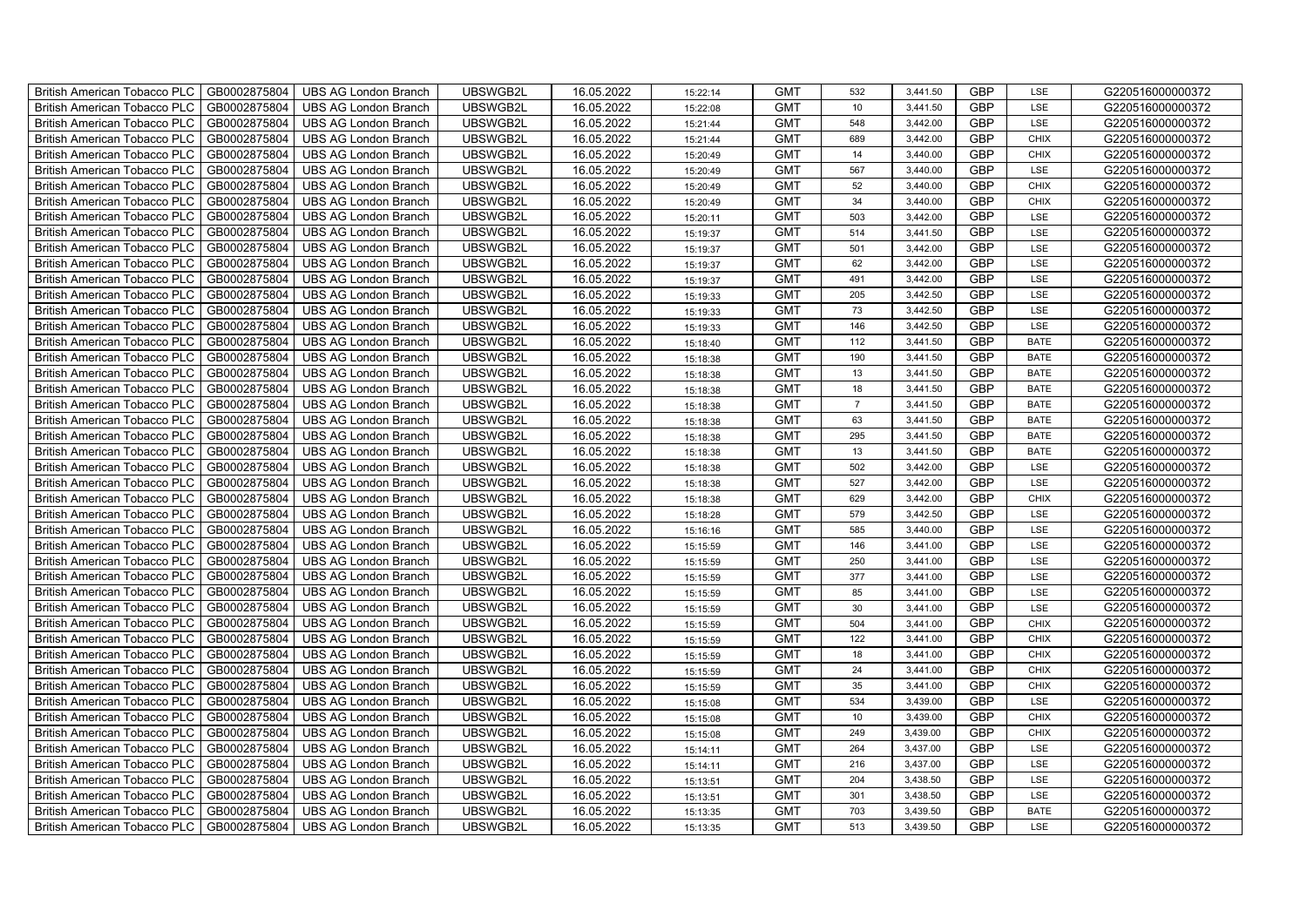| British American Tobacco PLC | GB0002875804 | UBS AG London Branch | UBSWGB2L | 16.05.2022 | 15:22:14 | GMT | 532 | 3,441.50 | GBP | LSE | G220516000000372 |
|---|---|---|---|---|---|---|---|---|---|---|---|
| British American Tobacco PLC | GB0002875804 | UBS AG London Branch | UBSWGB2L | 16.05.2022 | 15:22:08 | GMT | 10 | 3,441.50 | GBP | LSE | G220516000000372 |
| British American Tobacco PLC | GB0002875804 | UBS AG London Branch | UBSWGB2L | 16.05.2022 | 15:21:44 | GMT | 548 | 3,442.00 | GBP | LSE | G220516000000372 |
| British American Tobacco PLC | GB0002875804 | UBS AG London Branch | UBSWGB2L | 16.05.2022 | 15:21:44 | GMT | 689 | 3,442.00 | GBP | CHIX | G220516000000372 |
| British American Tobacco PLC | GB0002875804 | UBS AG London Branch | UBSWGB2L | 16.05.2022 | 15:20:49 | GMT | 14 | 3,440.00 | GBP | CHIX | G220516000000372 |
| British American Tobacco PLC | GB0002875804 | UBS AG London Branch | UBSWGB2L | 16.05.2022 | 15:20:49 | GMT | 567 | 3,440.00 | GBP | LSE | G220516000000372 |
| British American Tobacco PLC | GB0002875804 | UBS AG London Branch | UBSWGB2L | 16.05.2022 | 15:20:49 | GMT | 52 | 3,440.00 | GBP | CHIX | G220516000000372 |
| British American Tobacco PLC | GB0002875804 | UBS AG London Branch | UBSWGB2L | 16.05.2022 | 15:20:49 | GMT | 34 | 3,440.00 | GBP | CHIX | G220516000000372 |
| British American Tobacco PLC | GB0002875804 | UBS AG London Branch | UBSWGB2L | 16.05.2022 | 15:20:11 | GMT | 503 | 3,442.00 | GBP | LSE | G220516000000372 |
| British American Tobacco PLC | GB0002875804 | UBS AG London Branch | UBSWGB2L | 16.05.2022 | 15:19:37 | GMT | 514 | 3,441.50 | GBP | LSE | G220516000000372 |
| British American Tobacco PLC | GB0002875804 | UBS AG London Branch | UBSWGB2L | 16.05.2022 | 15:19:37 | GMT | 501 | 3,442.00 | GBP | LSE | G220516000000372 |
| British American Tobacco PLC | GB0002875804 | UBS AG London Branch | UBSWGB2L | 16.05.2022 | 15:19:37 | GMT | 62 | 3,442.00 | GBP | LSE | G220516000000372 |
| British American Tobacco PLC | GB0002875804 | UBS AG London Branch | UBSWGB2L | 16.05.2022 | 15:19:37 | GMT | 491 | 3,442.00 | GBP | LSE | G220516000000372 |
| British American Tobacco PLC | GB0002875804 | UBS AG London Branch | UBSWGB2L | 16.05.2022 | 15:19:33 | GMT | 205 | 3,442.50 | GBP | LSE | G220516000000372 |
| British American Tobacco PLC | GB0002875804 | UBS AG London Branch | UBSWGB2L | 16.05.2022 | 15:19:33 | GMT | 73 | 3,442.50 | GBP | LSE | G220516000000372 |
| British American Tobacco PLC | GB0002875804 | UBS AG London Branch | UBSWGB2L | 16.05.2022 | 15:19:33 | GMT | 146 | 3,442.50 | GBP | LSE | G220516000000372 |
| British American Tobacco PLC | GB0002875804 | UBS AG London Branch | UBSWGB2L | 16.05.2022 | 15:18:40 | GMT | 112 | 3,441.50 | GBP | BATE | G220516000000372 |
| British American Tobacco PLC | GB0002875804 | UBS AG London Branch | UBSWGB2L | 16.05.2022 | 15:18:38 | GMT | 190 | 3,441.50 | GBP | BATE | G220516000000372 |
| British American Tobacco PLC | GB0002875804 | UBS AG London Branch | UBSWGB2L | 16.05.2022 | 15:18:38 | GMT | 13 | 3,441.50 | GBP | BATE | G220516000000372 |
| British American Tobacco PLC | GB0002875804 | UBS AG London Branch | UBSWGB2L | 16.05.2022 | 15:18:38 | GMT | 18 | 3,441.50 | GBP | BATE | G220516000000372 |
| British American Tobacco PLC | GB0002875804 | UBS AG London Branch | UBSWGB2L | 16.05.2022 | 15:18:38 | GMT | 7 | 3,441.50 | GBP | BATE | G220516000000372 |
| British American Tobacco PLC | GB0002875804 | UBS AG London Branch | UBSWGB2L | 16.05.2022 | 15:18:38 | GMT | 63 | 3,441.50 | GBP | BATE | G220516000000372 |
| British American Tobacco PLC | GB0002875804 | UBS AG London Branch | UBSWGB2L | 16.05.2022 | 15:18:38 | GMT | 295 | 3,441.50 | GBP | BATE | G220516000000372 |
| British American Tobacco PLC | GB0002875804 | UBS AG London Branch | UBSWGB2L | 16.05.2022 | 15:18:38 | GMT | 13 | 3,441.50 | GBP | BATE | G220516000000372 |
| British American Tobacco PLC | GB0002875804 | UBS AG London Branch | UBSWGB2L | 16.05.2022 | 15:18:38 | GMT | 502 | 3,442.00 | GBP | LSE | G220516000000372 |
| British American Tobacco PLC | GB0002875804 | UBS AG London Branch | UBSWGB2L | 16.05.2022 | 15:18:38 | GMT | 527 | 3,442.00 | GBP | LSE | G220516000000372 |
| British American Tobacco PLC | GB0002875804 | UBS AG London Branch | UBSWGB2L | 16.05.2022 | 15:18:38 | GMT | 629 | 3,442.00 | GBP | CHIX | G220516000000372 |
| British American Tobacco PLC | GB0002875804 | UBS AG London Branch | UBSWGB2L | 16.05.2022 | 15:18:28 | GMT | 579 | 3,442.50 | GBP | LSE | G220516000000372 |
| British American Tobacco PLC | GB0002875804 | UBS AG London Branch | UBSWGB2L | 16.05.2022 | 15:16:16 | GMT | 585 | 3,440.00 | GBP | LSE | G220516000000372 |
| British American Tobacco PLC | GB0002875804 | UBS AG London Branch | UBSWGB2L | 16.05.2022 | 15:15:59 | GMT | 146 | 3,441.00 | GBP | LSE | G220516000000372 |
| British American Tobacco PLC | GB0002875804 | UBS AG London Branch | UBSWGB2L | 16.05.2022 | 15:15:59 | GMT | 250 | 3,441.00 | GBP | LSE | G220516000000372 |
| British American Tobacco PLC | GB0002875804 | UBS AG London Branch | UBSWGB2L | 16.05.2022 | 15:15:59 | GMT | 377 | 3,441.00 | GBP | LSE | G220516000000372 |
| British American Tobacco PLC | GB0002875804 | UBS AG London Branch | UBSWGB2L | 16.05.2022 | 15:15:59 | GMT | 85 | 3,441.00 | GBP | LSE | G220516000000372 |
| British American Tobacco PLC | GB0002875804 | UBS AG London Branch | UBSWGB2L | 16.05.2022 | 15:15:59 | GMT | 30 | 3,441.00 | GBP | LSE | G220516000000372 |
| British American Tobacco PLC | GB0002875804 | UBS AG London Branch | UBSWGB2L | 16.05.2022 | 15:15:59 | GMT | 504 | 3,441.00 | GBP | CHIX | G220516000000372 |
| British American Tobacco PLC | GB0002875804 | UBS AG London Branch | UBSWGB2L | 16.05.2022 | 15:15:59 | GMT | 122 | 3,441.00 | GBP | CHIX | G220516000000372 |
| British American Tobacco PLC | GB0002875804 | UBS AG London Branch | UBSWGB2L | 16.05.2022 | 15:15:59 | GMT | 18 | 3,441.00 | GBP | CHIX | G220516000000372 |
| British American Tobacco PLC | GB0002875804 | UBS AG London Branch | UBSWGB2L | 16.05.2022 | 15:15:59 | GMT | 24 | 3,441.00 | GBP | CHIX | G220516000000372 |
| British American Tobacco PLC | GB0002875804 | UBS AG London Branch | UBSWGB2L | 16.05.2022 | 15:15:59 | GMT | 35 | 3,441.00 | GBP | CHIX | G220516000000372 |
| British American Tobacco PLC | GB0002875804 | UBS AG London Branch | UBSWGB2L | 16.05.2022 | 15:15:08 | GMT | 534 | 3,439.00 | GBP | LSE | G220516000000372 |
| British American Tobacco PLC | GB0002875804 | UBS AG London Branch | UBSWGB2L | 16.05.2022 | 15:15:08 | GMT | 10 | 3,439.00 | GBP | CHIX | G220516000000372 |
| British American Tobacco PLC | GB0002875804 | UBS AG London Branch | UBSWGB2L | 16.05.2022 | 15:15:08 | GMT | 249 | 3,439.00 | GBP | CHIX | G220516000000372 |
| British American Tobacco PLC | GB0002875804 | UBS AG London Branch | UBSWGB2L | 16.05.2022 | 15:14:11 | GMT | 264 | 3,437.00 | GBP | LSE | G220516000000372 |
| British American Tobacco PLC | GB0002875804 | UBS AG London Branch | UBSWGB2L | 16.05.2022 | 15:14:11 | GMT | 216 | 3,437.00 | GBP | LSE | G220516000000372 |
| British American Tobacco PLC | GB0002875804 | UBS AG London Branch | UBSWGB2L | 16.05.2022 | 15:13:51 | GMT | 204 | 3,438.50 | GBP | LSE | G220516000000372 |
| British American Tobacco PLC | GB0002875804 | UBS AG London Branch | UBSWGB2L | 16.05.2022 | 15:13:51 | GMT | 301 | 3,438.50 | GBP | LSE | G220516000000372 |
| British American Tobacco PLC | GB0002875804 | UBS AG London Branch | UBSWGB2L | 16.05.2022 | 15:13:35 | GMT | 703 | 3,439.50 | GBP | BATE | G220516000000372 |
| British American Tobacco PLC | GB0002875804 | UBS AG London Branch | UBSWGB2L | 16.05.2022 | 15:13:35 | GMT | 513 | 3,439.50 | GBP | LSE | G220516000000372 |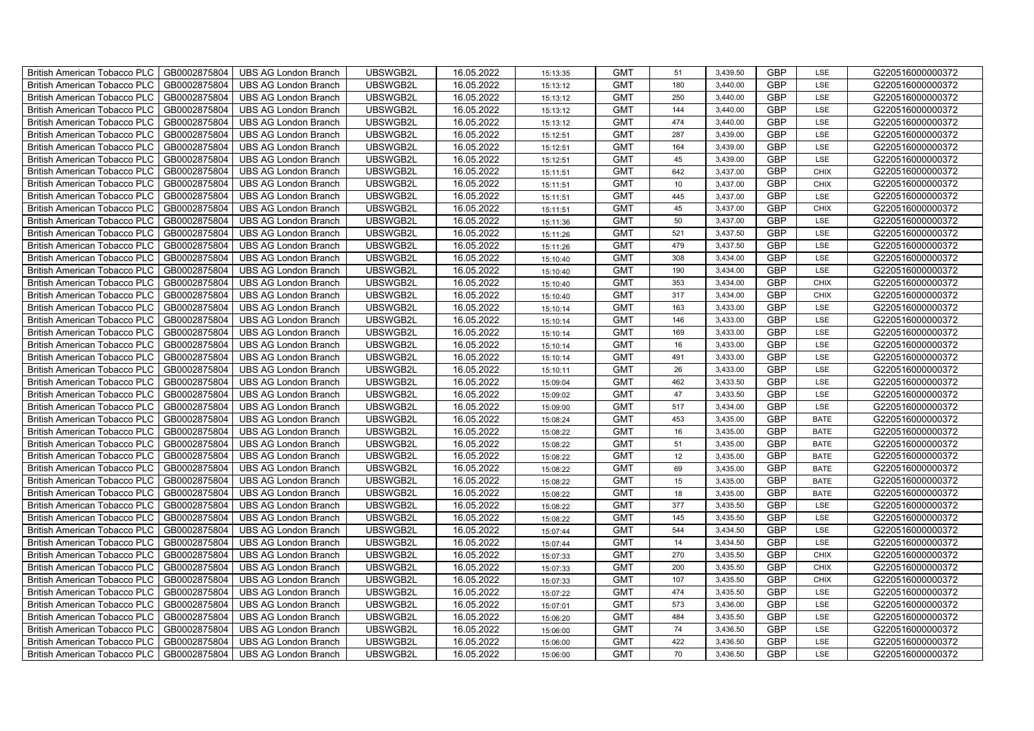| British American Tobacco PLC | GB0002875804 | UBS AG London Branch | UBSWGB2L | 16.05.2022 | 15:13:35 | GMT | 51 | 3,439.50 | GBP | LSE | G220516000000372 |
|---|---|---|---|---|---|---|---|---|---|---|---|
| British American Tobacco PLC | GB0002875804 | UBS AG London Branch | UBSWGB2L | 16.05.2022 | 15:13:12 | GMT | 180 | 3,440.00 | GBP | LSE | G220516000000372 |
| British American Tobacco PLC | GB0002875804 | UBS AG London Branch | UBSWGB2L | 16.05.2022 | 15:13:12 | GMT | 250 | 3,440.00 | GBP | LSE | G220516000000372 |
| British American Tobacco PLC | GB0002875804 | UBS AG London Branch | UBSWGB2L | 16.05.2022 | 15:13:12 | GMT | 144 | 3,440.00 | GBP | LSE | G220516000000372 |
| British American Tobacco PLC | GB0002875804 | UBS AG London Branch | UBSWGB2L | 16.05.2022 | 15:13:12 | GMT | 474 | 3,440.00 | GBP | LSE | G220516000000372 |
| British American Tobacco PLC | GB0002875804 | UBS AG London Branch | UBSWGB2L | 16.05.2022 | 15:12:51 | GMT | 287 | 3,439.00 | GBP | LSE | G220516000000372 |
| British American Tobacco PLC | GB0002875804 | UBS AG London Branch | UBSWGB2L | 16.05.2022 | 15:12:51 | GMT | 164 | 3,439.00 | GBP | LSE | G220516000000372 |
| British American Tobacco PLC | GB0002875804 | UBS AG London Branch | UBSWGB2L | 16.05.2022 | 15:12:51 | GMT | 45 | 3,439.00 | GBP | LSE | G220516000000372 |
| British American Tobacco PLC | GB0002875804 | UBS AG London Branch | UBSWGB2L | 16.05.2022 | 15:11:51 | GMT | 642 | 3,437.00 | GBP | CHIX | G220516000000372 |
| British American Tobacco PLC | GB0002875804 | UBS AG London Branch | UBSWGB2L | 16.05.2022 | 15:11:51 | GMT | 10 | 3,437.00 | GBP | CHIX | G220516000000372 |
| British American Tobacco PLC | GB0002875804 | UBS AG London Branch | UBSWGB2L | 16.05.2022 | 15:11:51 | GMT | 445 | 3,437.00 | GBP | LSE | G220516000000372 |
| British American Tobacco PLC | GB0002875804 | UBS AG London Branch | UBSWGB2L | 16.05.2022 | 15:11:51 | GMT | 45 | 3,437.00 | GBP | CHIX | G220516000000372 |
| British American Tobacco PLC | GB0002875804 | UBS AG London Branch | UBSWGB2L | 16.05.2022 | 15:11:36 | GMT | 50 | 3,437.00 | GBP | LSE | G220516000000372 |
| British American Tobacco PLC | GB0002875804 | UBS AG London Branch | UBSWGB2L | 16.05.2022 | 15:11:26 | GMT | 521 | 3,437.50 | GBP | LSE | G220516000000372 |
| British American Tobacco PLC | GB0002875804 | UBS AG London Branch | UBSWGB2L | 16.05.2022 | 15:11:26 | GMT | 479 | 3,437.50 | GBP | LSE | G220516000000372 |
| British American Tobacco PLC | GB0002875804 | UBS AG London Branch | UBSWGB2L | 16.05.2022 | 15:10:40 | GMT | 308 | 3,434.00 | GBP | LSE | G220516000000372 |
| British American Tobacco PLC | GB0002875804 | UBS AG London Branch | UBSWGB2L | 16.05.2022 | 15:10:40 | GMT | 190 | 3,434.00 | GBP | LSE | G220516000000372 |
| British American Tobacco PLC | GB0002875804 | UBS AG London Branch | UBSWGB2L | 16.05.2022 | 15:10:40 | GMT | 353 | 3,434.00 | GBP | CHIX | G220516000000372 |
| British American Tobacco PLC | GB0002875804 | UBS AG London Branch | UBSWGB2L | 16.05.2022 | 15:10:40 | GMT | 317 | 3,434.00 | GBP | CHIX | G220516000000372 |
| British American Tobacco PLC | GB0002875804 | UBS AG London Branch | UBSWGB2L | 16.05.2022 | 15:10:14 | GMT | 163 | 3,433.00 | GBP | LSE | G220516000000372 |
| British American Tobacco PLC | GB0002875804 | UBS AG London Branch | UBSWGB2L | 16.05.2022 | 15:10:14 | GMT | 146 | 3,433.00 | GBP | LSE | G220516000000372 |
| British American Tobacco PLC | GB0002875804 | UBS AG London Branch | UBSWGB2L | 16.05.2022 | 15:10:14 | GMT | 169 | 3,433.00 | GBP | LSE | G220516000000372 |
| British American Tobacco PLC | GB0002875804 | UBS AG London Branch | UBSWGB2L | 16.05.2022 | 15:10:14 | GMT | 16 | 3,433.00 | GBP | LSE | G220516000000372 |
| British American Tobacco PLC | GB0002875804 | UBS AG London Branch | UBSWGB2L | 16.05.2022 | 15:10:14 | GMT | 491 | 3,433.00 | GBP | LSE | G220516000000372 |
| British American Tobacco PLC | GB0002875804 | UBS AG London Branch | UBSWGB2L | 16.05.2022 | 15:10:11 | GMT | 26 | 3,433.00 | GBP | LSE | G220516000000372 |
| British American Tobacco PLC | GB0002875804 | UBS AG London Branch | UBSWGB2L | 16.05.2022 | 15:09:04 | GMT | 462 | 3,433.50 | GBP | LSE | G220516000000372 |
| British American Tobacco PLC | GB0002875804 | UBS AG London Branch | UBSWGB2L | 16.05.2022 | 15:09:02 | GMT | 47 | 3,433.50 | GBP | LSE | G220516000000372 |
| British American Tobacco PLC | GB0002875804 | UBS AG London Branch | UBSWGB2L | 16.05.2022 | 15:09:00 | GMT | 517 | 3,434.00 | GBP | LSE | G220516000000372 |
| British American Tobacco PLC | GB0002875804 | UBS AG London Branch | UBSWGB2L | 16.05.2022 | 15:08:24 | GMT | 453 | 3,435.00 | GBP | BATE | G220516000000372 |
| British American Tobacco PLC | GB0002875804 | UBS AG London Branch | UBSWGB2L | 16.05.2022 | 15:08:22 | GMT | 16 | 3,435.00 | GBP | BATE | G220516000000372 |
| British American Tobacco PLC | GB0002875804 | UBS AG London Branch | UBSWGB2L | 16.05.2022 | 15:08:22 | GMT | 51 | 3,435.00 | GBP | BATE | G220516000000372 |
| British American Tobacco PLC | GB0002875804 | UBS AG London Branch | UBSWGB2L | 16.05.2022 | 15:08:22 | GMT | 12 | 3,435.00 | GBP | BATE | G220516000000372 |
| British American Tobacco PLC | GB0002875804 | UBS AG London Branch | UBSWGB2L | 16.05.2022 | 15:08:22 | GMT | 69 | 3,435.00 | GBP | BATE | G220516000000372 |
| British American Tobacco PLC | GB0002875804 | UBS AG London Branch | UBSWGB2L | 16.05.2022 | 15:08:22 | GMT | 15 | 3,435.00 | GBP | BATE | G220516000000372 |
| British American Tobacco PLC | GB0002875804 | UBS AG London Branch | UBSWGB2L | 16.05.2022 | 15:08:22 | GMT | 18 | 3,435.00 | GBP | BATE | G220516000000372 |
| British American Tobacco PLC | GB0002875804 | UBS AG London Branch | UBSWGB2L | 16.05.2022 | 15:08:22 | GMT | 377 | 3,435.50 | GBP | LSE | G220516000000372 |
| British American Tobacco PLC | GB0002875804 | UBS AG London Branch | UBSWGB2L | 16.05.2022 | 15:08:22 | GMT | 145 | 3,435.50 | GBP | LSE | G220516000000372 |
| British American Tobacco PLC | GB0002875804 | UBS AG London Branch | UBSWGB2L | 16.05.2022 | 15:07:44 | GMT | 544 | 3,434.50 | GBP | LSE | G220516000000372 |
| British American Tobacco PLC | GB0002875804 | UBS AG London Branch | UBSWGB2L | 16.05.2022 | 15:07:44 | GMT | 14 | 3,434.50 | GBP | LSE | G220516000000372 |
| British American Tobacco PLC | GB0002875804 | UBS AG London Branch | UBSWGB2L | 16.05.2022 | 15:07:33 | GMT | 270 | 3,435.50 | GBP | CHIX | G220516000000372 |
| British American Tobacco PLC | GB0002875804 | UBS AG London Branch | UBSWGB2L | 16.05.2022 | 15:07:33 | GMT | 200 | 3,435.50 | GBP | CHIX | G220516000000372 |
| British American Tobacco PLC | GB0002875804 | UBS AG London Branch | UBSWGB2L | 16.05.2022 | 15:07:33 | GMT | 107 | 3,435.50 | GBP | CHIX | G220516000000372 |
| British American Tobacco PLC | GB0002875804 | UBS AG London Branch | UBSWGB2L | 16.05.2022 | 15:07:22 | GMT | 474 | 3,435.50 | GBP | LSE | G220516000000372 |
| British American Tobacco PLC | GB0002875804 | UBS AG London Branch | UBSWGB2L | 16.05.2022 | 15:07:01 | GMT | 573 | 3,436.00 | GBP | LSE | G220516000000372 |
| British American Tobacco PLC | GB0002875804 | UBS AG London Branch | UBSWGB2L | 16.05.2022 | 15:06:20 | GMT | 484 | 3,435.50 | GBP | LSE | G220516000000372 |
| British American Tobacco PLC | GB0002875804 | UBS AG London Branch | UBSWGB2L | 16.05.2022 | 15:06:00 | GMT | 74 | 3,436.50 | GBP | LSE | G220516000000372 |
| British American Tobacco PLC | GB0002875804 | UBS AG London Branch | UBSWGB2L | 16.05.2022 | 15:06:00 | GMT | 422 | 3,436.50 | GBP | LSE | G220516000000372 |
| British American Tobacco PLC | GB0002875804 | UBS AG London Branch | UBSWGB2L | 16.05.2022 | 15:06:00 | GMT | 70 | 3,436.50 | GBP | LSE | G220516000000372 |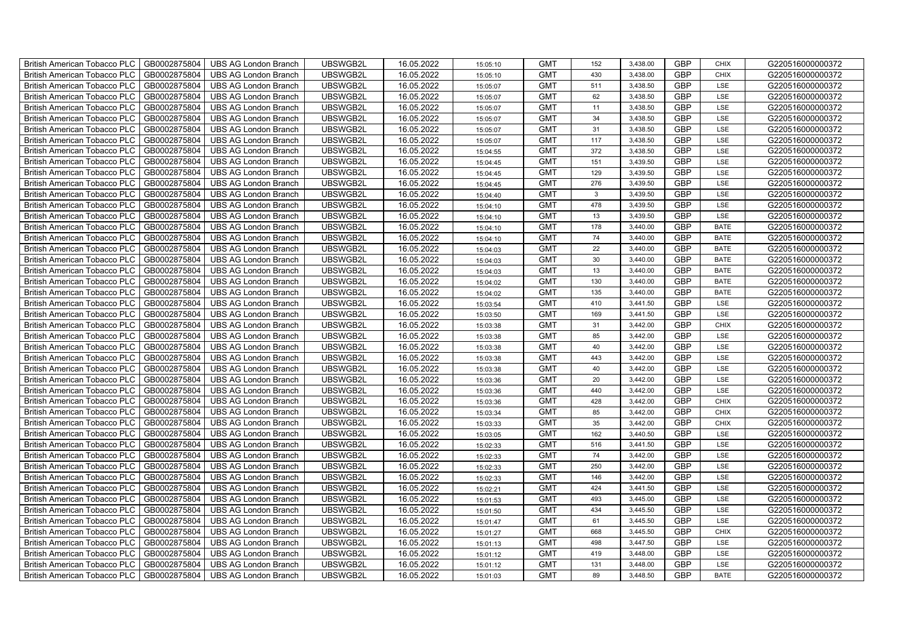| British American Tobacco PLC | GB0002875804 | UBS AG London Branch | UBSWGB2L | 16.05.2022 | 15:05:10 | GMT | 152 | 3,438.00 | GBP | CHIX | G220516000000372 |
|---|---|---|---|---|---|---|---|---|---|---|---|
| British American Tobacco PLC | GB0002875804 | UBS AG London Branch | UBSWGB2L | 16.05.2022 | 15:05:10 | GMT | 430 | 3,438.00 | GBP | CHIX | G220516000000372 |
| British American Tobacco PLC | GB0002875804 | UBS AG London Branch | UBSWGB2L | 16.05.2022 | 15:05:07 | GMT | 511 | 3,438.50 | GBP | LSE | G220516000000372 |
| British American Tobacco PLC | GB0002875804 | UBS AG London Branch | UBSWGB2L | 16.05.2022 | 15:05:07 | GMT | 62 | 3,438.50 | GBP | LSE | G220516000000372 |
| British American Tobacco PLC | GB0002875804 | UBS AG London Branch | UBSWGB2L | 16.05.2022 | 15:05:07 | GMT | 11 | 3,438.50 | GBP | LSE | G220516000000372 |
| British American Tobacco PLC | GB0002875804 | UBS AG London Branch | UBSWGB2L | 16.05.2022 | 15:05:07 | GMT | 34 | 3,438.50 | GBP | LSE | G220516000000372 |
| British American Tobacco PLC | GB0002875804 | UBS AG London Branch | UBSWGB2L | 16.05.2022 | 15:05:07 | GMT | 31 | 3,438.50 | GBP | LSE | G220516000000372 |
| British American Tobacco PLC | GB0002875804 | UBS AG London Branch | UBSWGB2L | 16.05.2022 | 15:05:07 | GMT | 117 | 3,438.50 | GBP | LSE | G220516000000372 |
| British American Tobacco PLC | GB0002875804 | UBS AG London Branch | UBSWGB2L | 16.05.2022 | 15:04:55 | GMT | 372 | 3,438.50 | GBP | LSE | G220516000000372 |
| British American Tobacco PLC | GB0002875804 | UBS AG London Branch | UBSWGB2L | 16.05.2022 | 15:04:45 | GMT | 151 | 3,439.50 | GBP | LSE | G220516000000372 |
| British American Tobacco PLC | GB0002875804 | UBS AG London Branch | UBSWGB2L | 16.05.2022 | 15:04:45 | GMT | 129 | 3,439.50 | GBP | LSE | G220516000000372 |
| British American Tobacco PLC | GB0002875804 | UBS AG London Branch | UBSWGB2L | 16.05.2022 | 15:04:45 | GMT | 276 | 3,439.50 | GBP | LSE | G220516000000372 |
| British American Tobacco PLC | GB0002875804 | UBS AG London Branch | UBSWGB2L | 16.05.2022 | 15:04:40 | GMT | 3 | 3,439.50 | GBP | LSE | G220516000000372 |
| British American Tobacco PLC | GB0002875804 | UBS AG London Branch | UBSWGB2L | 16.05.2022 | 15:04:10 | GMT | 478 | 3,439.50 | GBP | LSE | G220516000000372 |
| British American Tobacco PLC | GB0002875804 | UBS AG London Branch | UBSWGB2L | 16.05.2022 | 15:04:10 | GMT | 13 | 3,439.50 | GBP | LSE | G220516000000372 |
| British American Tobacco PLC | GB0002875804 | UBS AG London Branch | UBSWGB2L | 16.05.2022 | 15:04:10 | GMT | 178 | 3,440.00 | GBP | BATE | G220516000000372 |
| British American Tobacco PLC | GB0002875804 | UBS AG London Branch | UBSWGB2L | 16.05.2022 | 15:04:10 | GMT | 74 | 3,440.00 | GBP | BATE | G220516000000372 |
| British American Tobacco PLC | GB0002875804 | UBS AG London Branch | UBSWGB2L | 16.05.2022 | 15:04:03 | GMT | 22 | 3,440.00 | GBP | BATE | G220516000000372 |
| British American Tobacco PLC | GB0002875804 | UBS AG London Branch | UBSWGB2L | 16.05.2022 | 15:04:03 | GMT | 30 | 3,440.00 | GBP | BATE | G220516000000372 |
| British American Tobacco PLC | GB0002875804 | UBS AG London Branch | UBSWGB2L | 16.05.2022 | 15:04:03 | GMT | 13 | 3,440.00 | GBP | BATE | G220516000000372 |
| British American Tobacco PLC | GB0002875804 | UBS AG London Branch | UBSWGB2L | 16.05.2022 | 15:04:02 | GMT | 130 | 3,440.00 | GBP | BATE | G220516000000372 |
| British American Tobacco PLC | GB0002875804 | UBS AG London Branch | UBSWGB2L | 16.05.2022 | 15:04:02 | GMT | 135 | 3,440.00 | GBP | BATE | G220516000000372 |
| British American Tobacco PLC | GB0002875804 | UBS AG London Branch | UBSWGB2L | 16.05.2022 | 15:03:54 | GMT | 410 | 3,441.50 | GBP | LSE | G220516000000372 |
| British American Tobacco PLC | GB0002875804 | UBS AG London Branch | UBSWGB2L | 16.05.2022 | 15:03:50 | GMT | 169 | 3,441.50 | GBP | LSE | G220516000000372 |
| British American Tobacco PLC | GB0002875804 | UBS AG London Branch | UBSWGB2L | 16.05.2022 | 15:03:38 | GMT | 31 | 3,442.00 | GBP | CHIX | G220516000000372 |
| British American Tobacco PLC | GB0002875804 | UBS AG London Branch | UBSWGB2L | 16.05.2022 | 15:03:38 | GMT | 85 | 3,442.00 | GBP | LSE | G220516000000372 |
| British American Tobacco PLC | GB0002875804 | UBS AG London Branch | UBSWGB2L | 16.05.2022 | 15:03:38 | GMT | 40 | 3,442.00 | GBP | LSE | G220516000000372 |
| British American Tobacco PLC | GB0002875804 | UBS AG London Branch | UBSWGB2L | 16.05.2022 | 15:03:38 | GMT | 443 | 3,442.00 | GBP | LSE | G220516000000372 |
| British American Tobacco PLC | GB0002875804 | UBS AG London Branch | UBSWGB2L | 16.05.2022 | 15:03:38 | GMT | 40 | 3,442.00 | GBP | LSE | G220516000000372 |
| British American Tobacco PLC | GB0002875804 | UBS AG London Branch | UBSWGB2L | 16.05.2022 | 15:03:36 | GMT | 20 | 3,442.00 | GBP | LSE | G220516000000372 |
| British American Tobacco PLC | GB0002875804 | UBS AG London Branch | UBSWGB2L | 16.05.2022 | 15:03:36 | GMT | 440 | 3,442.00 | GBP | LSE | G220516000000372 |
| British American Tobacco PLC | GB0002875804 | UBS AG London Branch | UBSWGB2L | 16.05.2022 | 15:03:36 | GMT | 428 | 3,442.00 | GBP | CHIX | G220516000000372 |
| British American Tobacco PLC | GB0002875804 | UBS AG London Branch | UBSWGB2L | 16.05.2022 | 15:03:34 | GMT | 85 | 3,442.00 | GBP | CHIX | G220516000000372 |
| British American Tobacco PLC | GB0002875804 | UBS AG London Branch | UBSWGB2L | 16.05.2022 | 15:03:33 | GMT | 35 | 3,442.00 | GBP | CHIX | G220516000000372 |
| British American Tobacco PLC | GB0002875804 | UBS AG London Branch | UBSWGB2L | 16.05.2022 | 15:03:05 | GMT | 162 | 3,440.50 | GBP | LSE | G220516000000372 |
| British American Tobacco PLC | GB0002875804 | UBS AG London Branch | UBSWGB2L | 16.05.2022 | 15:02:33 | GMT | 516 | 3,441.50 | GBP | LSE | G220516000000372 |
| British American Tobacco PLC | GB0002875804 | UBS AG London Branch | UBSWGB2L | 16.05.2022 | 15:02:33 | GMT | 74 | 3,442.00 | GBP | LSE | G220516000000372 |
| British American Tobacco PLC | GB0002875804 | UBS AG London Branch | UBSWGB2L | 16.05.2022 | 15:02:33 | GMT | 250 | 3,442.00 | GBP | LSE | G220516000000372 |
| British American Tobacco PLC | GB0002875804 | UBS AG London Branch | UBSWGB2L | 16.05.2022 | 15:02:33 | GMT | 146 | 3,442.00 | GBP | LSE | G220516000000372 |
| British American Tobacco PLC | GB0002875804 | UBS AG London Branch | UBSWGB2L | 16.05.2022 | 15:02:21 | GMT | 424 | 3,441.50 | GBP | LSE | G220516000000372 |
| British American Tobacco PLC | GB0002875804 | UBS AG London Branch | UBSWGB2L | 16.05.2022 | 15:01:53 | GMT | 493 | 3,445.00 | GBP | LSE | G220516000000372 |
| British American Tobacco PLC | GB0002875804 | UBS AG London Branch | UBSWGB2L | 16.05.2022 | 15:01:50 | GMT | 434 | 3,445.50 | GBP | LSE | G220516000000372 |
| British American Tobacco PLC | GB0002875804 | UBS AG London Branch | UBSWGB2L | 16.05.2022 | 15:01:47 | GMT | 61 | 3,445.50 | GBP | LSE | G220516000000372 |
| British American Tobacco PLC | GB0002875804 | UBS AG London Branch | UBSWGB2L | 16.05.2022 | 15:01:27 | GMT | 668 | 3,445.50 | GBP | CHIX | G220516000000372 |
| British American Tobacco PLC | GB0002875804 | UBS AG London Branch | UBSWGB2L | 16.05.2022 | 15:01:13 | GMT | 498 | 3,447.50 | GBP | LSE | G220516000000372 |
| British American Tobacco PLC | GB0002875804 | UBS AG London Branch | UBSWGB2L | 16.05.2022 | 15:01:12 | GMT | 419 | 3,448.00 | GBP | LSE | G220516000000372 |
| British American Tobacco PLC | GB0002875804 | UBS AG London Branch | UBSWGB2L | 16.05.2022 | 15:01:12 | GMT | 131 | 3,448.00 | GBP | LSE | G220516000000372 |
| British American Tobacco PLC | GB0002875804 | UBS AG London Branch | UBSWGB2L | 16.05.2022 | 15:01:03 | GMT | 89 | 3,448.50 | GBP | BATE | G220516000000372 |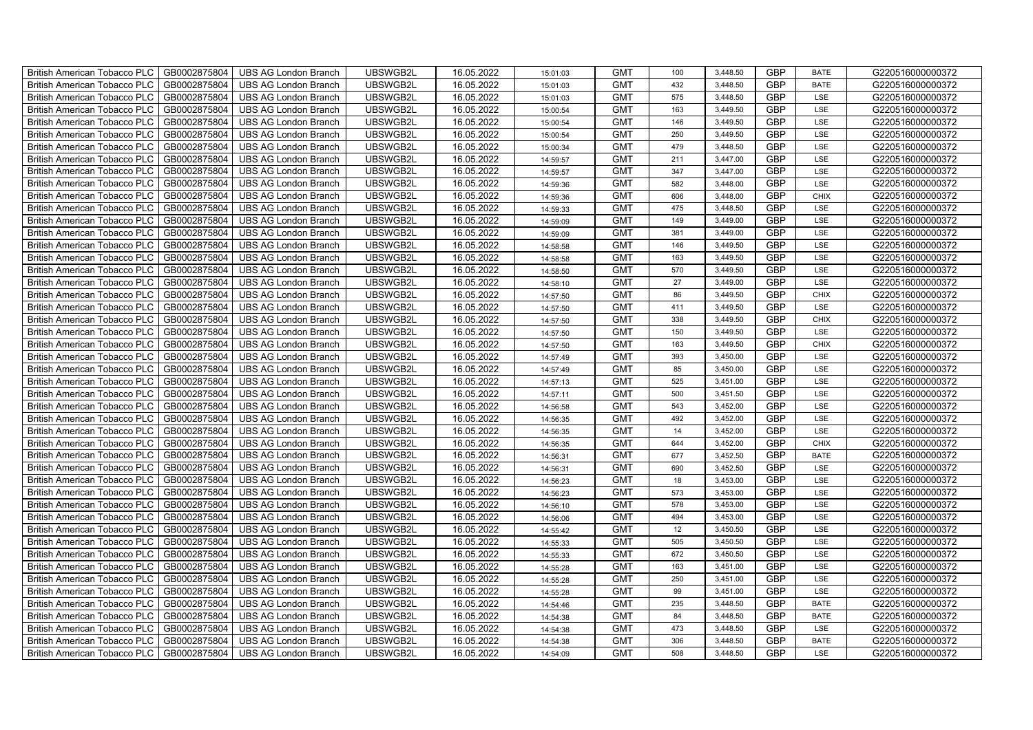| British American Tobacco PLC | GB0002875804 | UBS AG London Branch | UBSWGB2L | 16.05.2022 | 15:01:03 | GMT | 100 | 3,448.50 | GBP | BATE | G220516000000372 |
|---|---|---|---|---|---|---|---|---|---|---|---|
| British American Tobacco PLC | GB0002875804 | UBS AG London Branch | UBSWGB2L | 16.05.2022 | 15:01:03 | GMT | 432 | 3,448.50 | GBP | BATE | G220516000000372 |
| British American Tobacco PLC | GB0002875804 | UBS AG London Branch | UBSWGB2L | 16.05.2022 | 15:01:03 | GMT | 575 | 3,448.50 | GBP | LSE | G220516000000372 |
| British American Tobacco PLC | GB0002875804 | UBS AG London Branch | UBSWGB2L | 16.05.2022 | 15:00:54 | GMT | 163 | 3,449.50 | GBP | LSE | G220516000000372 |
| British American Tobacco PLC | GB0002875804 | UBS AG London Branch | UBSWGB2L | 16.05.2022 | 15:00:54 | GMT | 146 | 3,449.50 | GBP | LSE | G220516000000372 |
| British American Tobacco PLC | GB0002875804 | UBS AG London Branch | UBSWGB2L | 16.05.2022 | 15:00:54 | GMT | 250 | 3,449.50 | GBP | LSE | G220516000000372 |
| British American Tobacco PLC | GB0002875804 | UBS AG London Branch | UBSWGB2L | 16.05.2022 | 15:00:34 | GMT | 479 | 3,448.50 | GBP | LSE | G220516000000372 |
| British American Tobacco PLC | GB0002875804 | UBS AG London Branch | UBSWGB2L | 16.05.2022 | 14:59:57 | GMT | 211 | 3,447.00 | GBP | LSE | G220516000000372 |
| British American Tobacco PLC | GB0002875804 | UBS AG London Branch | UBSWGB2L | 16.05.2022 | 14:59:57 | GMT | 347 | 3,447.00 | GBP | LSE | G220516000000372 |
| British American Tobacco PLC | GB0002875804 | UBS AG London Branch | UBSWGB2L | 16.05.2022 | 14:59:36 | GMT | 582 | 3,448.00 | GBP | LSE | G220516000000372 |
| British American Tobacco PLC | GB0002875804 | UBS AG London Branch | UBSWGB2L | 16.05.2022 | 14:59:36 | GMT | 606 | 3,448.00 | GBP | CHIX | G220516000000372 |
| British American Tobacco PLC | GB0002875804 | UBS AG London Branch | UBSWGB2L | 16.05.2022 | 14:59:33 | GMT | 475 | 3,448.50 | GBP | LSE | G220516000000372 |
| British American Tobacco PLC | GB0002875804 | UBS AG London Branch | UBSWGB2L | 16.05.2022 | 14:59:09 | GMT | 149 | 3,449.00 | GBP | LSE | G220516000000372 |
| British American Tobacco PLC | GB0002875804 | UBS AG London Branch | UBSWGB2L | 16.05.2022 | 14:59:09 | GMT | 381 | 3,449.00 | GBP | LSE | G220516000000372 |
| British American Tobacco PLC | GB0002875804 | UBS AG London Branch | UBSWGB2L | 16.05.2022 | 14:58:58 | GMT | 146 | 3,449.50 | GBP | LSE | G220516000000372 |
| British American Tobacco PLC | GB0002875804 | UBS AG London Branch | UBSWGB2L | 16.05.2022 | 14:58:58 | GMT | 163 | 3,449.50 | GBP | LSE | G220516000000372 |
| British American Tobacco PLC | GB0002875804 | UBS AG London Branch | UBSWGB2L | 16.05.2022 | 14:58:50 | GMT | 570 | 3,449.50 | GBP | LSE | G220516000000372 |
| British American Tobacco PLC | GB0002875804 | UBS AG London Branch | UBSWGB2L | 16.05.2022 | 14:58:10 | GMT | 27 | 3,449.00 | GBP | LSE | G220516000000372 |
| British American Tobacco PLC | GB0002875804 | UBS AG London Branch | UBSWGB2L | 16.05.2022 | 14:57:50 | GMT | 86 | 3,449.50 | GBP | CHIX | G220516000000372 |
| British American Tobacco PLC | GB0002875804 | UBS AG London Branch | UBSWGB2L | 16.05.2022 | 14:57:50 | GMT | 411 | 3,449.50 | GBP | LSE | G220516000000372 |
| British American Tobacco PLC | GB0002875804 | UBS AG London Branch | UBSWGB2L | 16.05.2022 | 14:57:50 | GMT | 338 | 3,449.50 | GBP | CHIX | G220516000000372 |
| British American Tobacco PLC | GB0002875804 | UBS AG London Branch | UBSWGB2L | 16.05.2022 | 14:57:50 | GMT | 150 | 3,449.50 | GBP | LSE | G220516000000372 |
| British American Tobacco PLC | GB0002875804 | UBS AG London Branch | UBSWGB2L | 16.05.2022 | 14:57:50 | GMT | 163 | 3,449.50 | GBP | CHIX | G220516000000372 |
| British American Tobacco PLC | GB0002875804 | UBS AG London Branch | UBSWGB2L | 16.05.2022 | 14:57:49 | GMT | 393 | 3,450.00 | GBP | LSE | G220516000000372 |
| British American Tobacco PLC | GB0002875804 | UBS AG London Branch | UBSWGB2L | 16.05.2022 | 14:57:49 | GMT | 85 | 3,450.00 | GBP | LSE | G220516000000372 |
| British American Tobacco PLC | GB0002875804 | UBS AG London Branch | UBSWGB2L | 16.05.2022 | 14:57:13 | GMT | 525 | 3,451.00 | GBP | LSE | G220516000000372 |
| British American Tobacco PLC | GB0002875804 | UBS AG London Branch | UBSWGB2L | 16.05.2022 | 14:57:11 | GMT | 500 | 3,451.50 | GBP | LSE | G220516000000372 |
| British American Tobacco PLC | GB0002875804 | UBS AG London Branch | UBSWGB2L | 16.05.2022 | 14:56:58 | GMT | 543 | 3,452.00 | GBP | LSE | G220516000000372 |
| British American Tobacco PLC | GB0002875804 | UBS AG London Branch | UBSWGB2L | 16.05.2022 | 14:56:35 | GMT | 492 | 3,452.00 | GBP | LSE | G220516000000372 |
| British American Tobacco PLC | GB0002875804 | UBS AG London Branch | UBSWGB2L | 16.05.2022 | 14:56:35 | GMT | 14 | 3,452.00 | GBP | LSE | G220516000000372 |
| British American Tobacco PLC | GB0002875804 | UBS AG London Branch | UBSWGB2L | 16.05.2022 | 14:56:35 | GMT | 644 | 3,452.00 | GBP | CHIX | G220516000000372 |
| British American Tobacco PLC | GB0002875804 | UBS AG London Branch | UBSWGB2L | 16.05.2022 | 14:56:31 | GMT | 677 | 3,452.50 | GBP | BATE | G220516000000372 |
| British American Tobacco PLC | GB0002875804 | UBS AG London Branch | UBSWGB2L | 16.05.2022 | 14:56:31 | GMT | 690 | 3,452.50 | GBP | LSE | G220516000000372 |
| British American Tobacco PLC | GB0002875804 | UBS AG London Branch | UBSWGB2L | 16.05.2022 | 14:56:23 | GMT | 18 | 3,453.00 | GBP | LSE | G220516000000372 |
| British American Tobacco PLC | GB0002875804 | UBS AG London Branch | UBSWGB2L | 16.05.2022 | 14:56:23 | GMT | 573 | 3,453.00 | GBP | LSE | G220516000000372 |
| British American Tobacco PLC | GB0002875804 | UBS AG London Branch | UBSWGB2L | 16.05.2022 | 14:56:10 | GMT | 578 | 3,453.00 | GBP | LSE | G220516000000372 |
| British American Tobacco PLC | GB0002875804 | UBS AG London Branch | UBSWGB2L | 16.05.2022 | 14:56:06 | GMT | 494 | 3,453.00 | GBP | LSE | G220516000000372 |
| British American Tobacco PLC | GB0002875804 | UBS AG London Branch | UBSWGB2L | 16.05.2022 | 14:55:42 | GMT | 12 | 3,450.50 | GBP | LSE | G220516000000372 |
| British American Tobacco PLC | GB0002875804 | UBS AG London Branch | UBSWGB2L | 16.05.2022 | 14:55:33 | GMT | 505 | 3,450.50 | GBP | LSE | G220516000000372 |
| British American Tobacco PLC | GB0002875804 | UBS AG London Branch | UBSWGB2L | 16.05.2022 | 14:55:33 | GMT | 672 | 3,450.50 | GBP | LSE | G220516000000372 |
| British American Tobacco PLC | GB0002875804 | UBS AG London Branch | UBSWGB2L | 16.05.2022 | 14:55:28 | GMT | 163 | 3,451.00 | GBP | LSE | G220516000000372 |
| British American Tobacco PLC | GB0002875804 | UBS AG London Branch | UBSWGB2L | 16.05.2022 | 14:55:28 | GMT | 250 | 3,451.00 | GBP | LSE | G220516000000372 |
| British American Tobacco PLC | GB0002875804 | UBS AG London Branch | UBSWGB2L | 16.05.2022 | 14:55:28 | GMT | 99 | 3,451.00 | GBP | LSE | G220516000000372 |
| British American Tobacco PLC | GB0002875804 | UBS AG London Branch | UBSWGB2L | 16.05.2022 | 14:54:46 | GMT | 235 | 3,448.50 | GBP | BATE | G220516000000372 |
| British American Tobacco PLC | GB0002875804 | UBS AG London Branch | UBSWGB2L | 16.05.2022 | 14:54:38 | GMT | 84 | 3,448.50 | GBP | BATE | G220516000000372 |
| British American Tobacco PLC | GB0002875804 | UBS AG London Branch | UBSWGB2L | 16.05.2022 | 14:54:38 | GMT | 473 | 3,448.50 | GBP | LSE | G220516000000372 |
| British American Tobacco PLC | GB0002875804 | UBS AG London Branch | UBSWGB2L | 16.05.2022 | 14:54:38 | GMT | 306 | 3,448.50 | GBP | BATE | G220516000000372 |
| British American Tobacco PLC | GB0002875804 | UBS AG London Branch | UBSWGB2L | 16.05.2022 | 14:54:09 | GMT | 508 | 3,448.50 | GBP | LSE | G220516000000372 |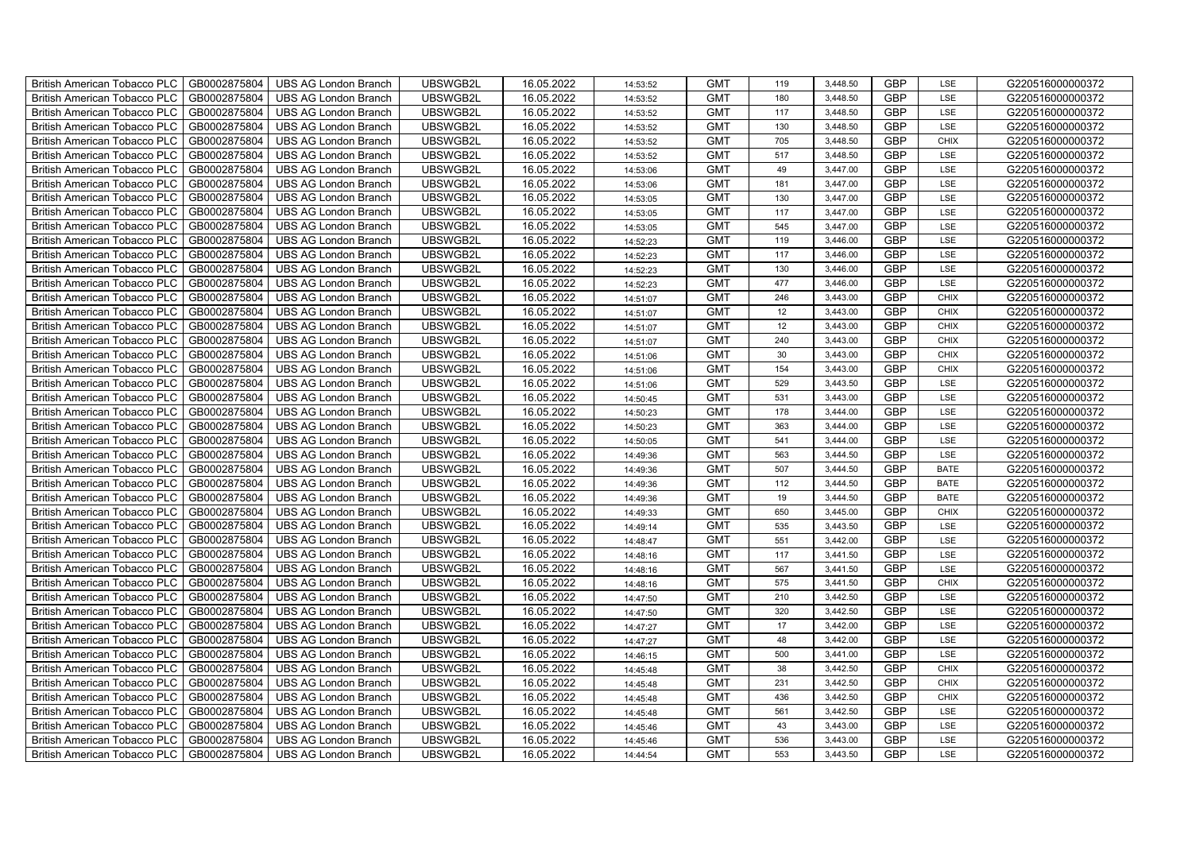| British American Tobacco PLC | GB0002875804 | UBS AG London Branch | UBSWGB2L | 16.05.2022 | 14:53:52 | GMT | 119 | 3,448.50 | GBP | LSE | G220516000000372 |
|---|---|---|---|---|---|---|---|---|---|---|---|
| British American Tobacco PLC | GB0002875804 | UBS AG London Branch | UBSWGB2L | 16.05.2022 | 14:53:52 | GMT | 180 | 3,448.50 | GBP | LSE | G220516000000372 |
| British American Tobacco PLC | GB0002875804 | UBS AG London Branch | UBSWGB2L | 16.05.2022 | 14:53:52 | GMT | 117 | 3,448.50 | GBP | LSE | G220516000000372 |
| British American Tobacco PLC | GB0002875804 | UBS AG London Branch | UBSWGB2L | 16.05.2022 | 14:53:52 | GMT | 130 | 3,448.50 | GBP | LSE | G220516000000372 |
| British American Tobacco PLC | GB0002875804 | UBS AG London Branch | UBSWGB2L | 16.05.2022 | 14:53:52 | GMT | 705 | 3,448.50 | GBP | CHIX | G220516000000372 |
| British American Tobacco PLC | GB0002875804 | UBS AG London Branch | UBSWGB2L | 16.05.2022 | 14:53:52 | GMT | 517 | 3,448.50 | GBP | LSE | G220516000000372 |
| British American Tobacco PLC | GB0002875804 | UBS AG London Branch | UBSWGB2L | 16.05.2022 | 14:53:06 | GMT | 49 | 3,447.00 | GBP | LSE | G220516000000372 |
| British American Tobacco PLC | GB0002875804 | UBS AG London Branch | UBSWGB2L | 16.05.2022 | 14:53:06 | GMT | 181 | 3,447.00 | GBP | LSE | G220516000000372 |
| British American Tobacco PLC | GB0002875804 | UBS AG London Branch | UBSWGB2L | 16.05.2022 | 14:53:05 | GMT | 130 | 3,447.00 | GBP | LSE | G220516000000372 |
| British American Tobacco PLC | GB0002875804 | UBS AG London Branch | UBSWGB2L | 16.05.2022 | 14:53:05 | GMT | 117 | 3,447.00 | GBP | LSE | G220516000000372 |
| British American Tobacco PLC | GB0002875804 | UBS AG London Branch | UBSWGB2L | 16.05.2022 | 14:53:05 | GMT | 545 | 3,447.00 | GBP | LSE | G220516000000372 |
| British American Tobacco PLC | GB0002875804 | UBS AG London Branch | UBSWGB2L | 16.05.2022 | 14:52:23 | GMT | 119 | 3,446.00 | GBP | LSE | G220516000000372 |
| British American Tobacco PLC | GB0002875804 | UBS AG London Branch | UBSWGB2L | 16.05.2022 | 14:52:23 | GMT | 117 | 3,446.00 | GBP | LSE | G220516000000372 |
| British American Tobacco PLC | GB0002875804 | UBS AG London Branch | UBSWGB2L | 16.05.2022 | 14:52:23 | GMT | 130 | 3,446.00 | GBP | LSE | G220516000000372 |
| British American Tobacco PLC | GB0002875804 | UBS AG London Branch | UBSWGB2L | 16.05.2022 | 14:52:23 | GMT | 477 | 3,446.00 | GBP | LSE | G220516000000372 |
| British American Tobacco PLC | GB0002875804 | UBS AG London Branch | UBSWGB2L | 16.05.2022 | 14:51:07 | GMT | 246 | 3,443.00 | GBP | CHIX | G220516000000372 |
| British American Tobacco PLC | GB0002875804 | UBS AG London Branch | UBSWGB2L | 16.05.2022 | 14:51:07 | GMT | 12 | 3,443.00 | GBP | CHIX | G220516000000372 |
| British American Tobacco PLC | GB0002875804 | UBS AG London Branch | UBSWGB2L | 16.05.2022 | 14:51:07 | GMT | 12 | 3,443.00 | GBP | CHIX | G220516000000372 |
| British American Tobacco PLC | GB0002875804 | UBS AG London Branch | UBSWGB2L | 16.05.2022 | 14:51:07 | GMT | 240 | 3,443.00 | GBP | CHIX | G220516000000372 |
| British American Tobacco PLC | GB0002875804 | UBS AG London Branch | UBSWGB2L | 16.05.2022 | 14:51:06 | GMT | 30 | 3,443.00 | GBP | CHIX | G220516000000372 |
| British American Tobacco PLC | GB0002875804 | UBS AG London Branch | UBSWGB2L | 16.05.2022 | 14:51:06 | GMT | 154 | 3,443.00 | GBP | CHIX | G220516000000372 |
| British American Tobacco PLC | GB0002875804 | UBS AG London Branch | UBSWGB2L | 16.05.2022 | 14:51:06 | GMT | 529 | 3,443.50 | GBP | LSE | G220516000000372 |
| British American Tobacco PLC | GB0002875804 | UBS AG London Branch | UBSWGB2L | 16.05.2022 | 14:50:45 | GMT | 531 | 3,443.00 | GBP | LSE | G220516000000372 |
| British American Tobacco PLC | GB0002875804 | UBS AG London Branch | UBSWGB2L | 16.05.2022 | 14:50:23 | GMT | 178 | 3,444.00 | GBP | LSE | G220516000000372 |
| British American Tobacco PLC | GB0002875804 | UBS AG London Branch | UBSWGB2L | 16.05.2022 | 14:50:23 | GMT | 363 | 3,444.00 | GBP | LSE | G220516000000372 |
| British American Tobacco PLC | GB0002875804 | UBS AG London Branch | UBSWGB2L | 16.05.2022 | 14:50:05 | GMT | 541 | 3,444.00 | GBP | LSE | G220516000000372 |
| British American Tobacco PLC | GB0002875804 | UBS AG London Branch | UBSWGB2L | 16.05.2022 | 14:49:36 | GMT | 563 | 3,444.50 | GBP | LSE | G220516000000372 |
| British American Tobacco PLC | GB0002875804 | UBS AG London Branch | UBSWGB2L | 16.05.2022 | 14:49:36 | GMT | 507 | 3,444.50 | GBP | BATE | G220516000000372 |
| British American Tobacco PLC | GB0002875804 | UBS AG London Branch | UBSWGB2L | 16.05.2022 | 14:49:36 | GMT | 112 | 3,444.50 | GBP | BATE | G220516000000372 |
| British American Tobacco PLC | GB0002875804 | UBS AG London Branch | UBSWGB2L | 16.05.2022 | 14:49:36 | GMT | 19 | 3,444.50 | GBP | BATE | G220516000000372 |
| British American Tobacco PLC | GB0002875804 | UBS AG London Branch | UBSWGB2L | 16.05.2022 | 14:49:33 | GMT | 650 | 3,445.00 | GBP | CHIX | G220516000000372 |
| British American Tobacco PLC | GB0002875804 | UBS AG London Branch | UBSWGB2L | 16.05.2022 | 14:49:14 | GMT | 535 | 3,443.50 | GBP | LSE | G220516000000372 |
| British American Tobacco PLC | GB0002875804 | UBS AG London Branch | UBSWGB2L | 16.05.2022 | 14:48:47 | GMT | 551 | 3,442.00 | GBP | LSE | G220516000000372 |
| British American Tobacco PLC | GB0002875804 | UBS AG London Branch | UBSWGB2L | 16.05.2022 | 14:48:16 | GMT | 117 | 3,441.50 | GBP | LSE | G220516000000372 |
| British American Tobacco PLC | GB0002875804 | UBS AG London Branch | UBSWGB2L | 16.05.2022 | 14:48:16 | GMT | 567 | 3,441.50 | GBP | LSE | G220516000000372 |
| British American Tobacco PLC | GB0002875804 | UBS AG London Branch | UBSWGB2L | 16.05.2022 | 14:48:16 | GMT | 575 | 3,441.50 | GBP | CHIX | G220516000000372 |
| British American Tobacco PLC | GB0002875804 | UBS AG London Branch | UBSWGB2L | 16.05.2022 | 14:47:50 | GMT | 210 | 3,442.50 | GBP | LSE | G220516000000372 |
| British American Tobacco PLC | GB0002875804 | UBS AG London Branch | UBSWGB2L | 16.05.2022 | 14:47:50 | GMT | 320 | 3,442.50 | GBP | LSE | G220516000000372 |
| British American Tobacco PLC | GB0002875804 | UBS AG London Branch | UBSWGB2L | 16.05.2022 | 14:47:27 | GMT | 17 | 3,442.00 | GBP | LSE | G220516000000372 |
| British American Tobacco PLC | GB0002875804 | UBS AG London Branch | UBSWGB2L | 16.05.2022 | 14:47:27 | GMT | 48 | 3,442.00 | GBP | LSE | G220516000000372 |
| British American Tobacco PLC | GB0002875804 | UBS AG London Branch | UBSWGB2L | 16.05.2022 | 14:46:15 | GMT | 500 | 3,441.00 | GBP | LSE | G220516000000372 |
| British American Tobacco PLC | GB0002875804 | UBS AG London Branch | UBSWGB2L | 16.05.2022 | 14:45:48 | GMT | 38 | 3,442.50 | GBP | CHIX | G220516000000372 |
| British American Tobacco PLC | GB0002875804 | UBS AG London Branch | UBSWGB2L | 16.05.2022 | 14:45:48 | GMT | 231 | 3,442.50 | GBP | CHIX | G220516000000372 |
| British American Tobacco PLC | GB0002875804 | UBS AG London Branch | UBSWGB2L | 16.05.2022 | 14:45:48 | GMT | 436 | 3,442.50 | GBP | CHIX | G220516000000372 |
| British American Tobacco PLC | GB0002875804 | UBS AG London Branch | UBSWGB2L | 16.05.2022 | 14:45:48 | GMT | 561 | 3,442.50 | GBP | LSE | G220516000000372 |
| British American Tobacco PLC | GB0002875804 | UBS AG London Branch | UBSWGB2L | 16.05.2022 | 14:45:46 | GMT | 43 | 3,443.00 | GBP | LSE | G220516000000372 |
| British American Tobacco PLC | GB0002875804 | UBS AG London Branch | UBSWGB2L | 16.05.2022 | 14:45:46 | GMT | 536 | 3,443.00 | GBP | LSE | G220516000000372 |
| British American Tobacco PLC | GB0002875804 | UBS AG London Branch | UBSWGB2L | 16.05.2022 | 14:44:54 | GMT | 553 | 3,443.50 | GBP | LSE | G220516000000372 |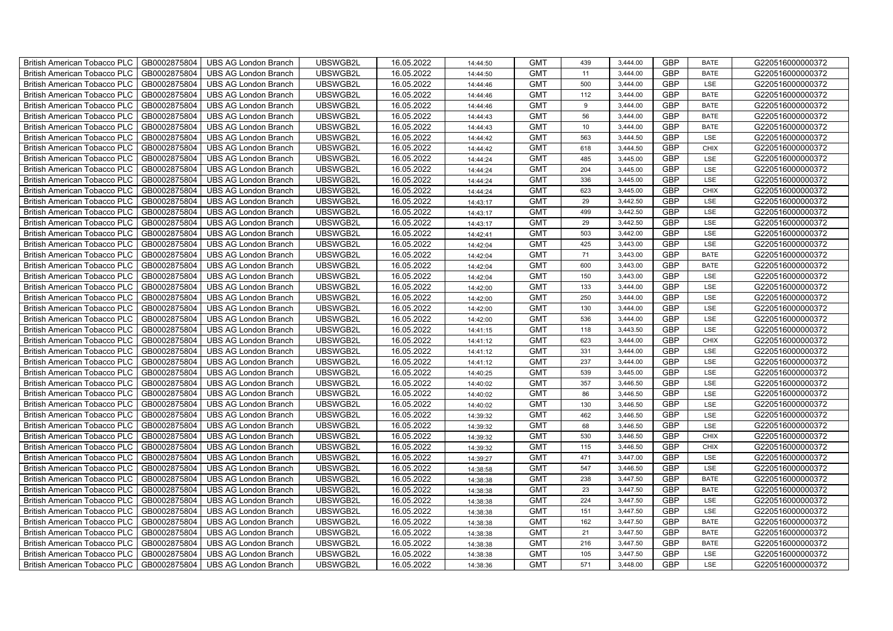| | | | | | | | | | | | |
|---|---|---|---|---|---|---|---|---|---|---|---|
| British American Tobacco PLC | GB0002875804 | UBS AG London Branch | UBSWGB2L | 16.05.2022 | 14:44:50 | GMT | 439 | 3,444.00 | GBP | BATE | G220516000000372 |
| British American Tobacco PLC | GB0002875804 | UBS AG London Branch | UBSWGB2L | 16.05.2022 | 14:44:50 | GMT | 11 | 3,444.00 | GBP | BATE | G220516000000372 |
| British American Tobacco PLC | GB0002875804 | UBS AG London Branch | UBSWGB2L | 16.05.2022 | 14:44:46 | GMT | 500 | 3,444.00 | GBP | LSE | G220516000000372 |
| British American Tobacco PLC | GB0002875804 | UBS AG London Branch | UBSWGB2L | 16.05.2022 | 14:44:46 | GMT | 112 | 3,444.00 | GBP | BATE | G220516000000372 |
| British American Tobacco PLC | GB0002875804 | UBS AG London Branch | UBSWGB2L | 16.05.2022 | 14:44:46 | GMT | 9 | 3,444.00 | GBP | BATE | G220516000000372 |
| British American Tobacco PLC | GB0002875804 | UBS AG London Branch | UBSWGB2L | 16.05.2022 | 14:44:43 | GMT | 56 | 3,444.00 | GBP | BATE | G220516000000372 |
| British American Tobacco PLC | GB0002875804 | UBS AG London Branch | UBSWGB2L | 16.05.2022 | 14:44:43 | GMT | 10 | 3,444.00 | GBP | BATE | G220516000000372 |
| British American Tobacco PLC | GB0002875804 | UBS AG London Branch | UBSWGB2L | 16.05.2022 | 14:44:42 | GMT | 563 | 3,444.50 | GBP | LSE | G220516000000372 |
| British American Tobacco PLC | GB0002875804 | UBS AG London Branch | UBSWGB2L | 16.05.2022 | 14:44:42 | GMT | 618 | 3,444.50 | GBP | CHIX | G220516000000372 |
| British American Tobacco PLC | GB0002875804 | UBS AG London Branch | UBSWGB2L | 16.05.2022 | 14:44:24 | GMT | 485 | 3,445.00 | GBP | LSE | G220516000000372 |
| British American Tobacco PLC | GB0002875804 | UBS AG London Branch | UBSWGB2L | 16.05.2022 | 14:44:24 | GMT | 204 | 3,445.00 | GBP | LSE | G220516000000372 |
| British American Tobacco PLC | GB0002875804 | UBS AG London Branch | UBSWGB2L | 16.05.2022 | 14:44:24 | GMT | 336 | 3,445.00 | GBP | LSE | G220516000000372 |
| British American Tobacco PLC | GB0002875804 | UBS AG London Branch | UBSWGB2L | 16.05.2022 | 14:44:24 | GMT | 623 | 3,445.00 | GBP | CHIX | G220516000000372 |
| British American Tobacco PLC | GB0002875804 | UBS AG London Branch | UBSWGB2L | 16.05.2022 | 14:43:17 | GMT | 29 | 3,442.50 | GBP | LSE | G220516000000372 |
| British American Tobacco PLC | GB0002875804 | UBS AG London Branch | UBSWGB2L | 16.05.2022 | 14:43:17 | GMT | 499 | 3,442.50 | GBP | LSE | G220516000000372 |
| British American Tobacco PLC | GB0002875804 | UBS AG London Branch | UBSWGB2L | 16.05.2022 | 14:43:17 | GMT | 29 | 3,442.50 | GBP | LSE | G220516000000372 |
| British American Tobacco PLC | GB0002875804 | UBS AG London Branch | UBSWGB2L | 16.05.2022 | 14:42:41 | GMT | 503 | 3,442.00 | GBP | LSE | G220516000000372 |
| British American Tobacco PLC | GB0002875804 | UBS AG London Branch | UBSWGB2L | 16.05.2022 | 14:42:04 | GMT | 425 | 3,443.00 | GBP | LSE | G220516000000372 |
| British American Tobacco PLC | GB0002875804 | UBS AG London Branch | UBSWGB2L | 16.05.2022 | 14:42:04 | GMT | 71 | 3,443.00 | GBP | BATE | G220516000000372 |
| British American Tobacco PLC | GB0002875804 | UBS AG London Branch | UBSWGB2L | 16.05.2022 | 14:42:04 | GMT | 600 | 3,443.00 | GBP | BATE | G220516000000372 |
| British American Tobacco PLC | GB0002875804 | UBS AG London Branch | UBSWGB2L | 16.05.2022 | 14:42:04 | GMT | 150 | 3,443.00 | GBP | LSE | G220516000000372 |
| British American Tobacco PLC | GB0002875804 | UBS AG London Branch | UBSWGB2L | 16.05.2022 | 14:42:00 | GMT | 133 | 3,444.00 | GBP | LSE | G220516000000372 |
| British American Tobacco PLC | GB0002875804 | UBS AG London Branch | UBSWGB2L | 16.05.2022 | 14:42:00 | GMT | 250 | 3,444.00 | GBP | LSE | G220516000000372 |
| British American Tobacco PLC | GB0002875804 | UBS AG London Branch | UBSWGB2L | 16.05.2022 | 14:42:00 | GMT | 130 | 3,444.00 | GBP | LSE | G220516000000372 |
| British American Tobacco PLC | GB0002875804 | UBS AG London Branch | UBSWGB2L | 16.05.2022 | 14:42:00 | GMT | 536 | 3,444.00 | GBP | LSE | G220516000000372 |
| British American Tobacco PLC | GB0002875804 | UBS AG London Branch | UBSWGB2L | 16.05.2022 | 14:41:15 | GMT | 118 | 3,443.50 | GBP | LSE | G220516000000372 |
| British American Tobacco PLC | GB0002875804 | UBS AG London Branch | UBSWGB2L | 16.05.2022 | 14:41:12 | GMT | 623 | 3,444.00 | GBP | CHIX | G220516000000372 |
| British American Tobacco PLC | GB0002875804 | UBS AG London Branch | UBSWGB2L | 16.05.2022 | 14:41:12 | GMT | 331 | 3,444.00 | GBP | LSE | G220516000000372 |
| British American Tobacco PLC | GB0002875804 | UBS AG London Branch | UBSWGB2L | 16.05.2022 | 14:41:12 | GMT | 237 | 3,444.00 | GBP | LSE | G220516000000372 |
| British American Tobacco PLC | GB0002875804 | UBS AG London Branch | UBSWGB2L | 16.05.2022 | 14:40:25 | GMT | 539 | 3,445.00 | GBP | LSE | G220516000000372 |
| British American Tobacco PLC | GB0002875804 | UBS AG London Branch | UBSWGB2L | 16.05.2022 | 14:40:02 | GMT | 357 | 3,446.50 | GBP | LSE | G220516000000372 |
| British American Tobacco PLC | GB0002875804 | UBS AG London Branch | UBSWGB2L | 16.05.2022 | 14:40:02 | GMT | 86 | 3,446.50 | GBP | LSE | G220516000000372 |
| British American Tobacco PLC | GB0002875804 | UBS AG London Branch | UBSWGB2L | 16.05.2022 | 14:40:02 | GMT | 130 | 3,446.50 | GBP | LSE | G220516000000372 |
| British American Tobacco PLC | GB0002875804 | UBS AG London Branch | UBSWGB2L | 16.05.2022 | 14:39:32 | GMT | 462 | 3,446.50 | GBP | LSE | G220516000000372 |
| British American Tobacco PLC | GB0002875804 | UBS AG London Branch | UBSWGB2L | 16.05.2022 | 14:39:32 | GMT | 68 | 3,446.50 | GBP | LSE | G220516000000372 |
| British American Tobacco PLC | GB0002875804 | UBS AG London Branch | UBSWGB2L | 16.05.2022 | 14:39:32 | GMT | 530 | 3,446.50 | GBP | CHIX | G220516000000372 |
| British American Tobacco PLC | GB0002875804 | UBS AG London Branch | UBSWGB2L | 16.05.2022 | 14:39:32 | GMT | 115 | 3,446.50 | GBP | CHIX | G220516000000372 |
| British American Tobacco PLC | GB0002875804 | UBS AG London Branch | UBSWGB2L | 16.05.2022 | 14:39:27 | GMT | 471 | 3,447.00 | GBP | LSE | G220516000000372 |
| British American Tobacco PLC | GB0002875804 | UBS AG London Branch | UBSWGB2L | 16.05.2022 | 14:38:58 | GMT | 547 | 3,446.50 | GBP | LSE | G220516000000372 |
| British American Tobacco PLC | GB0002875804 | UBS AG London Branch | UBSWGB2L | 16.05.2022 | 14:38:38 | GMT | 238 | 3,447.50 | GBP | BATE | G220516000000372 |
| British American Tobacco PLC | GB0002875804 | UBS AG London Branch | UBSWGB2L | 16.05.2022 | 14:38:38 | GMT | 23 | 3,447.50 | GBP | BATE | G220516000000372 |
| British American Tobacco PLC | GB0002875804 | UBS AG London Branch | UBSWGB2L | 16.05.2022 | 14:38:38 | GMT | 224 | 3,447.50 | GBP | LSE | G220516000000372 |
| British American Tobacco PLC | GB0002875804 | UBS AG London Branch | UBSWGB2L | 16.05.2022 | 14:38:38 | GMT | 151 | 3,447.50 | GBP | LSE | G220516000000372 |
| British American Tobacco PLC | GB0002875804 | UBS AG London Branch | UBSWGB2L | 16.05.2022 | 14:38:38 | GMT | 162 | 3,447.50 | GBP | BATE | G220516000000372 |
| British American Tobacco PLC | GB0002875804 | UBS AG London Branch | UBSWGB2L | 16.05.2022 | 14:38:38 | GMT | 21 | 3,447.50 | GBP | BATE | G220516000000372 |
| British American Tobacco PLC | GB0002875804 | UBS AG London Branch | UBSWGB2L | 16.05.2022 | 14:38:38 | GMT | 216 | 3,447.50 | GBP | BATE | G220516000000372 |
| British American Tobacco PLC | GB0002875804 | UBS AG London Branch | UBSWGB2L | 16.05.2022 | 14:38:38 | GMT | 105 | 3,447.50 | GBP | LSE | G220516000000372 |
| British American Tobacco PLC | GB0002875804 | UBS AG London Branch | UBSWGB2L | 16.05.2022 | 14:38:36 | GMT | 571 | 3,448.00 | GBP | LSE | G220516000000372 |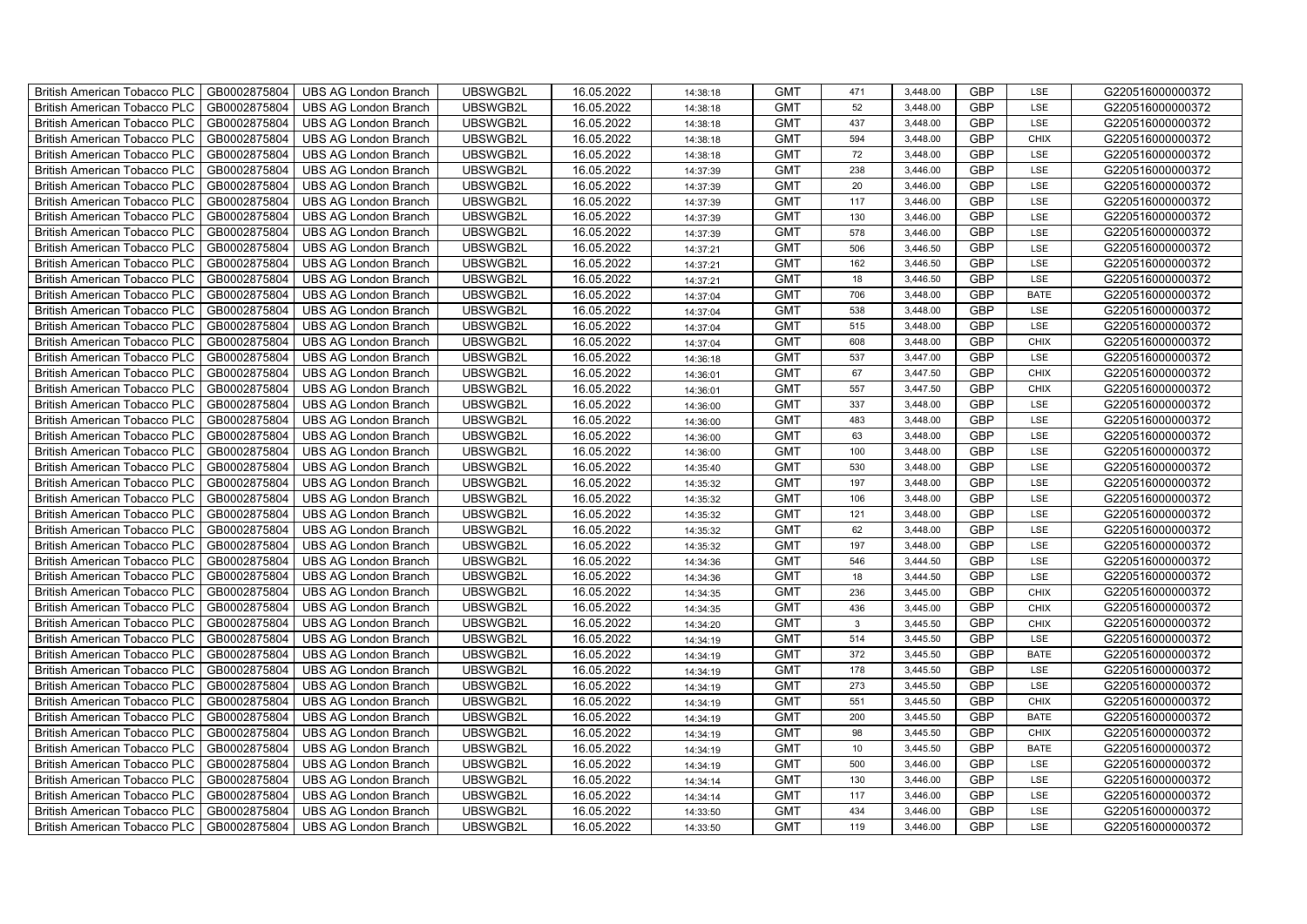| British American Tobacco PLC | GB0002875804 | UBS AG London Branch | UBSWGB2L | 16.05.2022 | 14:38:18 | GMT | 471 | 3,448.00 | GBP | LSE | G220516000000372 |
|---|---|---|---|---|---|---|---|---|---|---|---|
| British American Tobacco PLC | GB0002875804 | UBS AG London Branch | UBSWGB2L | 16.05.2022 | 14:38:18 | GMT | 52 | 3,448.00 | GBP | LSE | G220516000000372 |
| British American Tobacco PLC | GB0002875804 | UBS AG London Branch | UBSWGB2L | 16.05.2022 | 14:38:18 | GMT | 437 | 3,448.00 | GBP | LSE | G220516000000372 |
| British American Tobacco PLC | GB0002875804 | UBS AG London Branch | UBSWGB2L | 16.05.2022 | 14:38:18 | GMT | 594 | 3,448.00 | GBP | CHIX | G220516000000372 |
| British American Tobacco PLC | GB0002875804 | UBS AG London Branch | UBSWGB2L | 16.05.2022 | 14:38:18 | GMT | 72 | 3,448.00 | GBP | LSE | G220516000000372 |
| British American Tobacco PLC | GB0002875804 | UBS AG London Branch | UBSWGB2L | 16.05.2022 | 14:37:39 | GMT | 238 | 3,446.00 | GBP | LSE | G220516000000372 |
| British American Tobacco PLC | GB0002875804 | UBS AG London Branch | UBSWGB2L | 16.05.2022 | 14:37:39 | GMT | 20 | 3,446.00 | GBP | LSE | G220516000000372 |
| British American Tobacco PLC | GB0002875804 | UBS AG London Branch | UBSWGB2L | 16.05.2022 | 14:37:39 | GMT | 117 | 3,446.00 | GBP | LSE | G220516000000372 |
| British American Tobacco PLC | GB0002875804 | UBS AG London Branch | UBSWGB2L | 16.05.2022 | 14:37:39 | GMT | 130 | 3,446.00 | GBP | LSE | G220516000000372 |
| British American Tobacco PLC | GB0002875804 | UBS AG London Branch | UBSWGB2L | 16.05.2022 | 14:37:39 | GMT | 578 | 3,446.00 | GBP | LSE | G220516000000372 |
| British American Tobacco PLC | GB0002875804 | UBS AG London Branch | UBSWGB2L | 16.05.2022 | 14:37:21 | GMT | 506 | 3,446.50 | GBP | LSE | G220516000000372 |
| British American Tobacco PLC | GB0002875804 | UBS AG London Branch | UBSWGB2L | 16.05.2022 | 14:37:21 | GMT | 162 | 3,446.50 | GBP | LSE | G220516000000372 |
| British American Tobacco PLC | GB0002875804 | UBS AG London Branch | UBSWGB2L | 16.05.2022 | 14:37:21 | GMT | 18 | 3,446.50 | GBP | LSE | G220516000000372 |
| British American Tobacco PLC | GB0002875804 | UBS AG London Branch | UBSWGB2L | 16.05.2022 | 14:37:04 | GMT | 706 | 3,448.00 | GBP | BATE | G220516000000372 |
| British American Tobacco PLC | GB0002875804 | UBS AG London Branch | UBSWGB2L | 16.05.2022 | 14:37:04 | GMT | 538 | 3,448.00 | GBP | LSE | G220516000000372 |
| British American Tobacco PLC | GB0002875804 | UBS AG London Branch | UBSWGB2L | 16.05.2022 | 14:37:04 | GMT | 515 | 3,448.00 | GBP | LSE | G220516000000372 |
| British American Tobacco PLC | GB0002875804 | UBS AG London Branch | UBSWGB2L | 16.05.2022 | 14:37:04 | GMT | 608 | 3,448.00 | GBP | CHIX | G220516000000372 |
| British American Tobacco PLC | GB0002875804 | UBS AG London Branch | UBSWGB2L | 16.05.2022 | 14:36:18 | GMT | 537 | 3,447.00 | GBP | LSE | G220516000000372 |
| British American Tobacco PLC | GB0002875804 | UBS AG London Branch | UBSWGB2L | 16.05.2022 | 14:36:01 | GMT | 67 | 3,447.50 | GBP | CHIX | G220516000000372 |
| British American Tobacco PLC | GB0002875804 | UBS AG London Branch | UBSWGB2L | 16.05.2022 | 14:36:01 | GMT | 557 | 3,447.50 | GBP | CHIX | G220516000000372 |
| British American Tobacco PLC | GB0002875804 | UBS AG London Branch | UBSWGB2L | 16.05.2022 | 14:36:00 | GMT | 337 | 3,448.00 | GBP | LSE | G220516000000372 |
| British American Tobacco PLC | GB0002875804 | UBS AG London Branch | UBSWGB2L | 16.05.2022 | 14:36:00 | GMT | 483 | 3,448.00 | GBP | LSE | G220516000000372 |
| British American Tobacco PLC | GB0002875804 | UBS AG London Branch | UBSWGB2L | 16.05.2022 | 14:36:00 | GMT | 63 | 3,448.00 | GBP | LSE | G220516000000372 |
| British American Tobacco PLC | GB0002875804 | UBS AG London Branch | UBSWGB2L | 16.05.2022 | 14:36:00 | GMT | 100 | 3,448.00 | GBP | LSE | G220516000000372 |
| British American Tobacco PLC | GB0002875804 | UBS AG London Branch | UBSWGB2L | 16.05.2022 | 14:35:40 | GMT | 530 | 3,448.00 | GBP | LSE | G220516000000372 |
| British American Tobacco PLC | GB0002875804 | UBS AG London Branch | UBSWGB2L | 16.05.2022 | 14:35:32 | GMT | 197 | 3,448.00 | GBP | LSE | G220516000000372 |
| British American Tobacco PLC | GB0002875804 | UBS AG London Branch | UBSWGB2L | 16.05.2022 | 14:35:32 | GMT | 106 | 3,448.00 | GBP | LSE | G220516000000372 |
| British American Tobacco PLC | GB0002875804 | UBS AG London Branch | UBSWGB2L | 16.05.2022 | 14:35:32 | GMT | 121 | 3,448.00 | GBP | LSE | G220516000000372 |
| British American Tobacco PLC | GB0002875804 | UBS AG London Branch | UBSWGB2L | 16.05.2022 | 14:35:32 | GMT | 62 | 3,448.00 | GBP | LSE | G220516000000372 |
| British American Tobacco PLC | GB0002875804 | UBS AG London Branch | UBSWGB2L | 16.05.2022 | 14:35:32 | GMT | 197 | 3,448.00 | GBP | LSE | G220516000000372 |
| British American Tobacco PLC | GB0002875804 | UBS AG London Branch | UBSWGB2L | 16.05.2022 | 14:34:36 | GMT | 546 | 3,444.50 | GBP | LSE | G220516000000372 |
| British American Tobacco PLC | GB0002875804 | UBS AG London Branch | UBSWGB2L | 16.05.2022 | 14:34:36 | GMT | 18 | 3,444.50 | GBP | LSE | G220516000000372 |
| British American Tobacco PLC | GB0002875804 | UBS AG London Branch | UBSWGB2L | 16.05.2022 | 14:34:35 | GMT | 236 | 3,445.00 | GBP | CHIX | G220516000000372 |
| British American Tobacco PLC | GB0002875804 | UBS AG London Branch | UBSWGB2L | 16.05.2022 | 14:34:35 | GMT | 436 | 3,445.00 | GBP | CHIX | G220516000000372 |
| British American Tobacco PLC | GB0002875804 | UBS AG London Branch | UBSWGB2L | 16.05.2022 | 14:34:20 | GMT | 3 | 3,445.50 | GBP | CHIX | G220516000000372 |
| British American Tobacco PLC | GB0002875804 | UBS AG London Branch | UBSWGB2L | 16.05.2022 | 14:34:19 | GMT | 514 | 3,445.50 | GBP | LSE | G220516000000372 |
| British American Tobacco PLC | GB0002875804 | UBS AG London Branch | UBSWGB2L | 16.05.2022 | 14:34:19 | GMT | 372 | 3,445.50 | GBP | BATE | G220516000000372 |
| British American Tobacco PLC | GB0002875804 | UBS AG London Branch | UBSWGB2L | 16.05.2022 | 14:34:19 | GMT | 178 | 3,445.50 | GBP | LSE | G220516000000372 |
| British American Tobacco PLC | GB0002875804 | UBS AG London Branch | UBSWGB2L | 16.05.2022 | 14:34:19 | GMT | 273 | 3,445.50 | GBP | LSE | G220516000000372 |
| British American Tobacco PLC | GB0002875804 | UBS AG London Branch | UBSWGB2L | 16.05.2022 | 14:34:19 | GMT | 551 | 3,445.50 | GBP | CHIX | G220516000000372 |
| British American Tobacco PLC | GB0002875804 | UBS AG London Branch | UBSWGB2L | 16.05.2022 | 14:34:19 | GMT | 200 | 3,445.50 | GBP | BATE | G220516000000372 |
| British American Tobacco PLC | GB0002875804 | UBS AG London Branch | UBSWGB2L | 16.05.2022 | 14:34:19 | GMT | 98 | 3,445.50 | GBP | CHIX | G220516000000372 |
| British American Tobacco PLC | GB0002875804 | UBS AG London Branch | UBSWGB2L | 16.05.2022 | 14:34:19 | GMT | 10 | 3,445.50 | GBP | BATE | G220516000000372 |
| British American Tobacco PLC | GB0002875804 | UBS AG London Branch | UBSWGB2L | 16.05.2022 | 14:34:19 | GMT | 500 | 3,446.00 | GBP | LSE | G220516000000372 |
| British American Tobacco PLC | GB0002875804 | UBS AG London Branch | UBSWGB2L | 16.05.2022 | 14:34:14 | GMT | 130 | 3,446.00 | GBP | LSE | G220516000000372 |
| British American Tobacco PLC | GB0002875804 | UBS AG London Branch | UBSWGB2L | 16.05.2022 | 14:34:14 | GMT | 117 | 3,446.00 | GBP | LSE | G220516000000372 |
| British American Tobacco PLC | GB0002875804 | UBS AG London Branch | UBSWGB2L | 16.05.2022 | 14:33:50 | GMT | 434 | 3,446.00 | GBP | LSE | G220516000000372 |
| British American Tobacco PLC | GB0002875804 | UBS AG London Branch | UBSWGB2L | 16.05.2022 | 14:33:50 | GMT | 119 | 3,446.00 | GBP | LSE | G220516000000372 |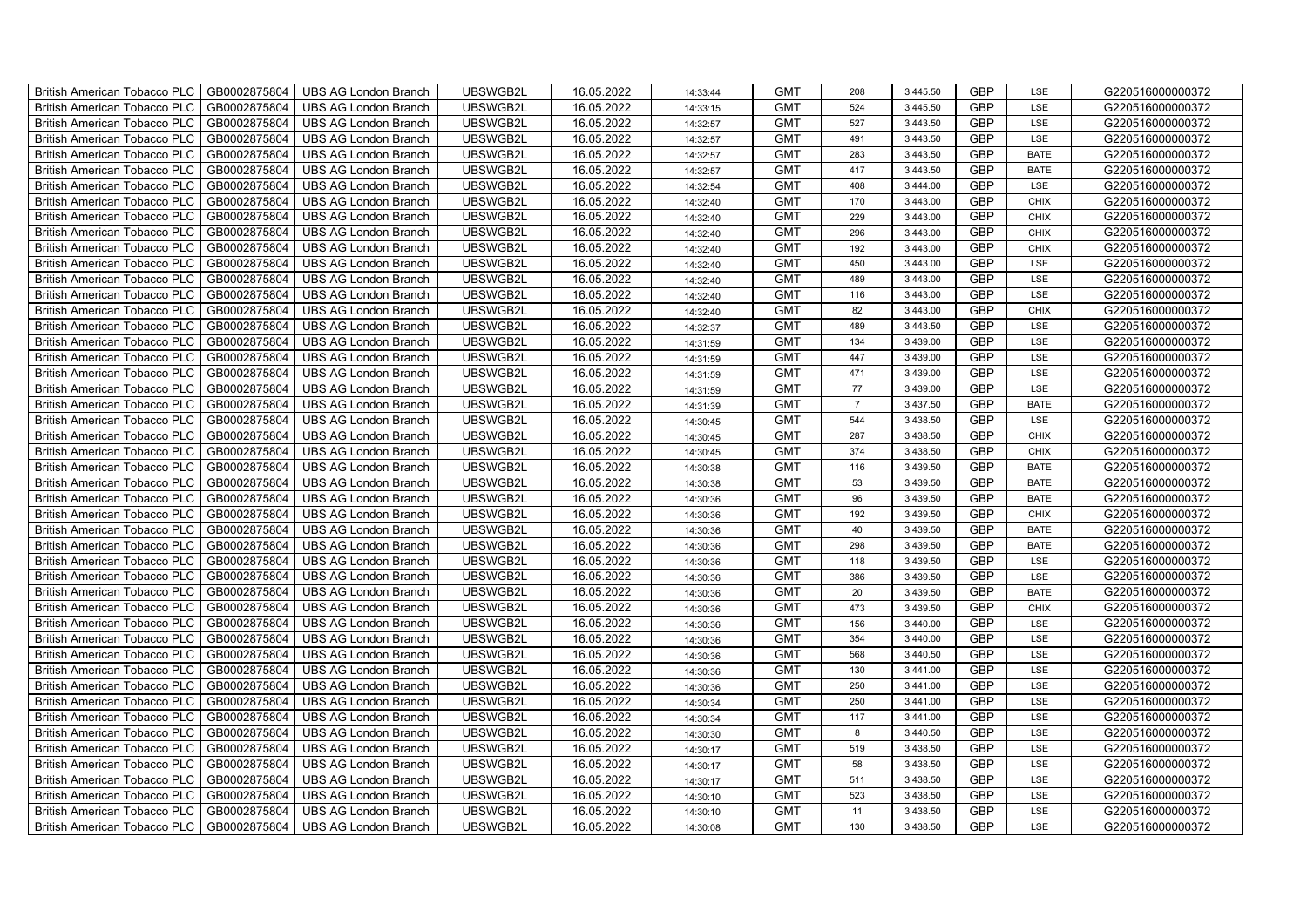| British American Tobacco PLC | GB0002875804 | UBS AG London Branch | UBSWGB2L | 16.05.2022 | 14:33:44 | GMT | 208 | 3,445.50 | GBP | LSE | G220516000000372 |
|---|---|---|---|---|---|---|---|---|---|---|---|
| British American Tobacco PLC | GB0002875804 | UBS AG London Branch | UBSWGB2L | 16.05.2022 | 14:33:15 | GMT | 524 | 3,445.50 | GBP | LSE | G220516000000372 |
| British American Tobacco PLC | GB0002875804 | UBS AG London Branch | UBSWGB2L | 16.05.2022 | 14:32:57 | GMT | 527 | 3,443.50 | GBP | LSE | G220516000000372 |
| British American Tobacco PLC | GB0002875804 | UBS AG London Branch | UBSWGB2L | 16.05.2022 | 14:32:57 | GMT | 491 | 3,443.50 | GBP | LSE | G220516000000372 |
| British American Tobacco PLC | GB0002875804 | UBS AG London Branch | UBSWGB2L | 16.05.2022 | 14:32:57 | GMT | 283 | 3,443.50 | GBP | BATE | G220516000000372 |
| British American Tobacco PLC | GB0002875804 | UBS AG London Branch | UBSWGB2L | 16.05.2022 | 14:32:57 | GMT | 417 | 3,443.50 | GBP | BATE | G220516000000372 |
| British American Tobacco PLC | GB0002875804 | UBS AG London Branch | UBSWGB2L | 16.05.2022 | 14:32:54 | GMT | 408 | 3,444.00 | GBP | LSE | G220516000000372 |
| British American Tobacco PLC | GB0002875804 | UBS AG London Branch | UBSWGB2L | 16.05.2022 | 14:32:40 | GMT | 170 | 3,443.00 | GBP | CHIX | G220516000000372 |
| British American Tobacco PLC | GB0002875804 | UBS AG London Branch | UBSWGB2L | 16.05.2022 | 14:32:40 | GMT | 229 | 3,443.00 | GBP | CHIX | G220516000000372 |
| British American Tobacco PLC | GB0002875804 | UBS AG London Branch | UBSWGB2L | 16.05.2022 | 14:32:40 | GMT | 296 | 3,443.00 | GBP | CHIX | G220516000000372 |
| British American Tobacco PLC | GB0002875804 | UBS AG London Branch | UBSWGB2L | 16.05.2022 | 14:32:40 | GMT | 192 | 3,443.00 | GBP | CHIX | G220516000000372 |
| British American Tobacco PLC | GB0002875804 | UBS AG London Branch | UBSWGB2L | 16.05.2022 | 14:32:40 | GMT | 450 | 3,443.00 | GBP | LSE | G220516000000372 |
| British American Tobacco PLC | GB0002875804 | UBS AG London Branch | UBSWGB2L | 16.05.2022 | 14:32:40 | GMT | 489 | 3,443.00 | GBP | LSE | G220516000000372 |
| British American Tobacco PLC | GB0002875804 | UBS AG London Branch | UBSWGB2L | 16.05.2022 | 14:32:40 | GMT | 116 | 3,443.00 | GBP | LSE | G220516000000372 |
| British American Tobacco PLC | GB0002875804 | UBS AG London Branch | UBSWGB2L | 16.05.2022 | 14:32:40 | GMT | 82 | 3,443.00 | GBP | CHIX | G220516000000372 |
| British American Tobacco PLC | GB0002875804 | UBS AG London Branch | UBSWGB2L | 16.05.2022 | 14:32:37 | GMT | 489 | 3,443.50 | GBP | LSE | G220516000000372 |
| British American Tobacco PLC | GB0002875804 | UBS AG London Branch | UBSWGB2L | 16.05.2022 | 14:31:59 | GMT | 134 | 3,439.00 | GBP | LSE | G220516000000372 |
| British American Tobacco PLC | GB0002875804 | UBS AG London Branch | UBSWGB2L | 16.05.2022 | 14:31:59 | GMT | 447 | 3,439.00 | GBP | LSE | G220516000000372 |
| British American Tobacco PLC | GB0002875804 | UBS AG London Branch | UBSWGB2L | 16.05.2022 | 14:31:59 | GMT | 471 | 3,439.00 | GBP | LSE | G220516000000372 |
| British American Tobacco PLC | GB0002875804 | UBS AG London Branch | UBSWGB2L | 16.05.2022 | 14:31:59 | GMT | 77 | 3,439.00 | GBP | LSE | G220516000000372 |
| British American Tobacco PLC | GB0002875804 | UBS AG London Branch | UBSWGB2L | 16.05.2022 | 14:31:39 | GMT | 7 | 3,437.50 | GBP | BATE | G220516000000372 |
| British American Tobacco PLC | GB0002875804 | UBS AG London Branch | UBSWGB2L | 16.05.2022 | 14:30:45 | GMT | 544 | 3,438.50 | GBP | LSE | G220516000000372 |
| British American Tobacco PLC | GB0002875804 | UBS AG London Branch | UBSWGB2L | 16.05.2022 | 14:30:45 | GMT | 287 | 3,438.50 | GBP | CHIX | G220516000000372 |
| British American Tobacco PLC | GB0002875804 | UBS AG London Branch | UBSWGB2L | 16.05.2022 | 14:30:45 | GMT | 374 | 3,438.50 | GBP | CHIX | G220516000000372 |
| British American Tobacco PLC | GB0002875804 | UBS AG London Branch | UBSWGB2L | 16.05.2022 | 14:30:38 | GMT | 116 | 3,439.50 | GBP | BATE | G220516000000372 |
| British American Tobacco PLC | GB0002875804 | UBS AG London Branch | UBSWGB2L | 16.05.2022 | 14:30:38 | GMT | 53 | 3,439.50 | GBP | BATE | G220516000000372 |
| British American Tobacco PLC | GB0002875804 | UBS AG London Branch | UBSWGB2L | 16.05.2022 | 14:30:36 | GMT | 96 | 3,439.50 | GBP | BATE | G220516000000372 |
| British American Tobacco PLC | GB0002875804 | UBS AG London Branch | UBSWGB2L | 16.05.2022 | 14:30:36 | GMT | 192 | 3,439.50 | GBP | CHIX | G220516000000372 |
| British American Tobacco PLC | GB0002875804 | UBS AG London Branch | UBSWGB2L | 16.05.2022 | 14:30:36 | GMT | 40 | 3,439.50 | GBP | BATE | G220516000000372 |
| British American Tobacco PLC | GB0002875804 | UBS AG London Branch | UBSWGB2L | 16.05.2022 | 14:30:36 | GMT | 298 | 3,439.50 | GBP | BATE | G220516000000372 |
| British American Tobacco PLC | GB0002875804 | UBS AG London Branch | UBSWGB2L | 16.05.2022 | 14:30:36 | GMT | 118 | 3,439.50 | GBP | LSE | G220516000000372 |
| British American Tobacco PLC | GB0002875804 | UBS AG London Branch | UBSWGB2L | 16.05.2022 | 14:30:36 | GMT | 386 | 3,439.50 | GBP | LSE | G220516000000372 |
| British American Tobacco PLC | GB0002875804 | UBS AG London Branch | UBSWGB2L | 16.05.2022 | 14:30:36 | GMT | 20 | 3,439.50 | GBP | BATE | G220516000000372 |
| British American Tobacco PLC | GB0002875804 | UBS AG London Branch | UBSWGB2L | 16.05.2022 | 14:30:36 | GMT | 473 | 3,439.50 | GBP | CHIX | G220516000000372 |
| British American Tobacco PLC | GB0002875804 | UBS AG London Branch | UBSWGB2L | 16.05.2022 | 14:30:36 | GMT | 156 | 3,440.00 | GBP | LSE | G220516000000372 |
| British American Tobacco PLC | GB0002875804 | UBS AG London Branch | UBSWGB2L | 16.05.2022 | 14:30:36 | GMT | 354 | 3,440.00 | GBP | LSE | G220516000000372 |
| British American Tobacco PLC | GB0002875804 | UBS AG London Branch | UBSWGB2L | 16.05.2022 | 14:30:36 | GMT | 568 | 3,440.50 | GBP | LSE | G220516000000372 |
| British American Tobacco PLC | GB0002875804 | UBS AG London Branch | UBSWGB2L | 16.05.2022 | 14:30:36 | GMT | 130 | 3,441.00 | GBP | LSE | G220516000000372 |
| British American Tobacco PLC | GB0002875804 | UBS AG London Branch | UBSWGB2L | 16.05.2022 | 14:30:36 | GMT | 250 | 3,441.00 | GBP | LSE | G220516000000372 |
| British American Tobacco PLC | GB0002875804 | UBS AG London Branch | UBSWGB2L | 16.05.2022 | 14:30:34 | GMT | 250 | 3,441.00 | GBP | LSE | G220516000000372 |
| British American Tobacco PLC | GB0002875804 | UBS AG London Branch | UBSWGB2L | 16.05.2022 | 14:30:34 | GMT | 117 | 3,441.00 | GBP | LSE | G220516000000372 |
| British American Tobacco PLC | GB0002875804 | UBS AG London Branch | UBSWGB2L | 16.05.2022 | 14:30:30 | GMT | 8 | 3,440.50 | GBP | LSE | G220516000000372 |
| British American Tobacco PLC | GB0002875804 | UBS AG London Branch | UBSWGB2L | 16.05.2022 | 14:30:17 | GMT | 519 | 3,438.50 | GBP | LSE | G220516000000372 |
| British American Tobacco PLC | GB0002875804 | UBS AG London Branch | UBSWGB2L | 16.05.2022 | 14:30:17 | GMT | 58 | 3,438.50 | GBP | LSE | G220516000000372 |
| British American Tobacco PLC | GB0002875804 | UBS AG London Branch | UBSWGB2L | 16.05.2022 | 14:30:17 | GMT | 511 | 3,438.50 | GBP | LSE | G220516000000372 |
| British American Tobacco PLC | GB0002875804 | UBS AG London Branch | UBSWGB2L | 16.05.2022 | 14:30:10 | GMT | 523 | 3,438.50 | GBP | LSE | G220516000000372 |
| British American Tobacco PLC | GB0002875804 | UBS AG London Branch | UBSWGB2L | 16.05.2022 | 14:30:10 | GMT | 11 | 3,438.50 | GBP | LSE | G220516000000372 |
| British American Tobacco PLC | GB0002875804 | UBS AG London Branch | UBSWGB2L | 16.05.2022 | 14:30:08 | GMT | 130 | 3,438.50 | GBP | LSE | G220516000000372 |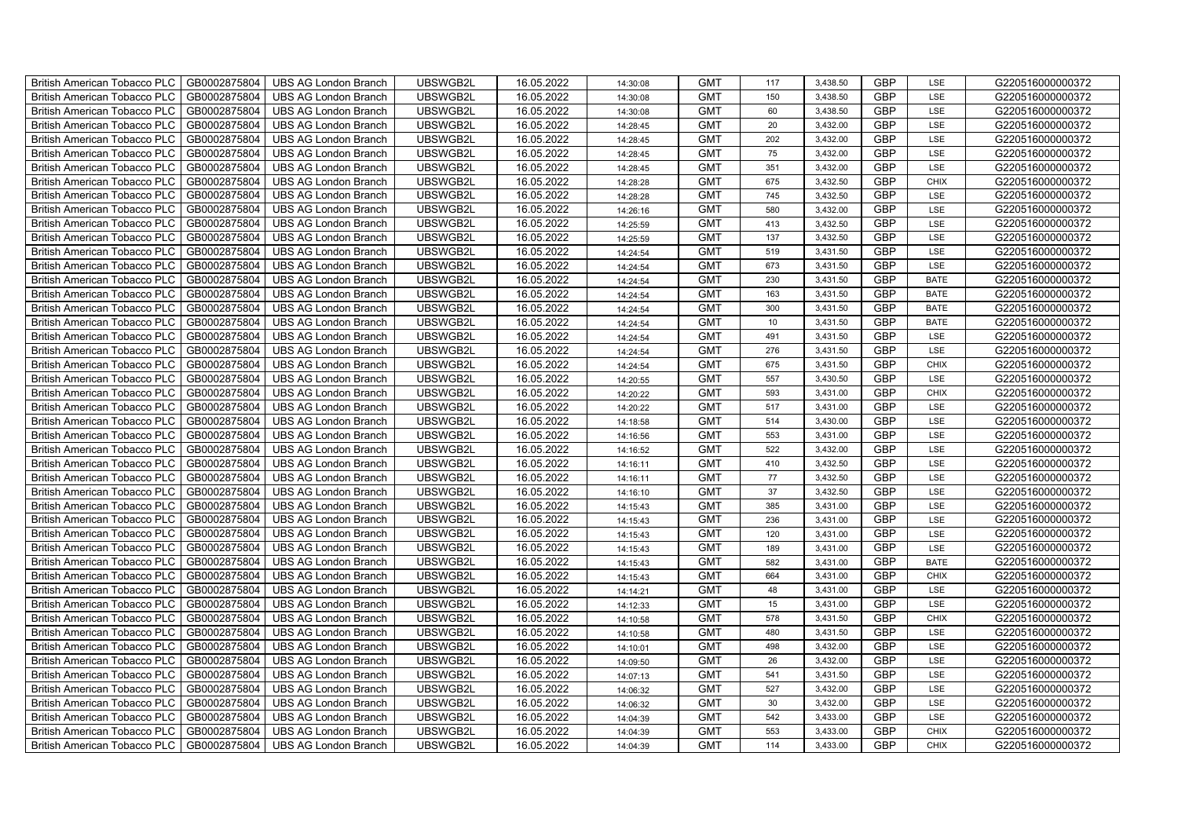| British American Tobacco PLC | GB0002875804 | UBS AG London Branch | UBSWGB2L | 16.05.2022 | 14:30:08 | GMT | 117 | 3,438.50 | GBP | LSE | G220516000000372 |
|---|---|---|---|---|---|---|---|---|---|---|---|
| British American Tobacco PLC | GB0002875804 | UBS AG London Branch | UBSWGB2L | 16.05.2022 | 14:30:08 | GMT | 150 | 3,438.50 | GBP | LSE | G220516000000372 |
| British American Tobacco PLC | GB0002875804 | UBS AG London Branch | UBSWGB2L | 16.05.2022 | 14:30:08 | GMT | 60 | 3,438.50 | GBP | LSE | G220516000000372 |
| British American Tobacco PLC | GB0002875804 | UBS AG London Branch | UBSWGB2L | 16.05.2022 | 14:28:45 | GMT | 20 | 3,432.00 | GBP | LSE | G220516000000372 |
| British American Tobacco PLC | GB0002875804 | UBS AG London Branch | UBSWGB2L | 16.05.2022 | 14:28:45 | GMT | 202 | 3,432.00 | GBP | LSE | G220516000000372 |
| British American Tobacco PLC | GB0002875804 | UBS AG London Branch | UBSWGB2L | 16.05.2022 | 14:28:45 | GMT | 75 | 3,432.00 | GBP | LSE | G220516000000372 |
| British American Tobacco PLC | GB0002875804 | UBS AG London Branch | UBSWGB2L | 16.05.2022 | 14:28:45 | GMT | 351 | 3,432.00 | GBP | LSE | G220516000000372 |
| British American Tobacco PLC | GB0002875804 | UBS AG London Branch | UBSWGB2L | 16.05.2022 | 14:28:28 | GMT | 675 | 3,432.50 | GBP | CHIX | G220516000000372 |
| British American Tobacco PLC | GB0002875804 | UBS AG London Branch | UBSWGB2L | 16.05.2022 | 14:28:28 | GMT | 745 | 3,432.50 | GBP | LSE | G220516000000372 |
| British American Tobacco PLC | GB0002875804 | UBS AG London Branch | UBSWGB2L | 16.05.2022 | 14:26:16 | GMT | 580 | 3,432.00 | GBP | LSE | G220516000000372 |
| British American Tobacco PLC | GB0002875804 | UBS AG London Branch | UBSWGB2L | 16.05.2022 | 14:25:59 | GMT | 413 | 3,432.50 | GBP | LSE | G220516000000372 |
| British American Tobacco PLC | GB0002875804 | UBS AG London Branch | UBSWGB2L | 16.05.2022 | 14:25:59 | GMT | 137 | 3,432.50 | GBP | LSE | G220516000000372 |
| British American Tobacco PLC | GB0002875804 | UBS AG London Branch | UBSWGB2L | 16.05.2022 | 14:24:54 | GMT | 519 | 3,431.50 | GBP | LSE | G220516000000372 |
| British American Tobacco PLC | GB0002875804 | UBS AG London Branch | UBSWGB2L | 16.05.2022 | 14:24:54 | GMT | 673 | 3,431.50 | GBP | LSE | G220516000000372 |
| British American Tobacco PLC | GB0002875804 | UBS AG London Branch | UBSWGB2L | 16.05.2022 | 14:24:54 | GMT | 230 | 3,431.50 | GBP | BATE | G220516000000372 |
| British American Tobacco PLC | GB0002875804 | UBS AG London Branch | UBSWGB2L | 16.05.2022 | 14:24:54 | GMT | 163 | 3,431.50 | GBP | BATE | G220516000000372 |
| British American Tobacco PLC | GB0002875804 | UBS AG London Branch | UBSWGB2L | 16.05.2022 | 14:24:54 | GMT | 300 | 3,431.50 | GBP | BATE | G220516000000372 |
| British American Tobacco PLC | GB0002875804 | UBS AG London Branch | UBSWGB2L | 16.05.2022 | 14:24:54 | GMT | 10 | 3,431.50 | GBP | BATE | G220516000000372 |
| British American Tobacco PLC | GB0002875804 | UBS AG London Branch | UBSWGB2L | 16.05.2022 | 14:24:54 | GMT | 491 | 3,431.50 | GBP | LSE | G220516000000372 |
| British American Tobacco PLC | GB0002875804 | UBS AG London Branch | UBSWGB2L | 16.05.2022 | 14:24:54 | GMT | 276 | 3,431.50 | GBP | LSE | G220516000000372 |
| British American Tobacco PLC | GB0002875804 | UBS AG London Branch | UBSWGB2L | 16.05.2022 | 14:24:54 | GMT | 675 | 3,431.50 | GBP | CHIX | G220516000000372 |
| British American Tobacco PLC | GB0002875804 | UBS AG London Branch | UBSWGB2L | 16.05.2022 | 14:20:55 | GMT | 557 | 3,430.50 | GBP | LSE | G220516000000372 |
| British American Tobacco PLC | GB0002875804 | UBS AG London Branch | UBSWGB2L | 16.05.2022 | 14:20:22 | GMT | 593 | 3,431.00 | GBP | CHIX | G220516000000372 |
| British American Tobacco PLC | GB0002875804 | UBS AG London Branch | UBSWGB2L | 16.05.2022 | 14:20:22 | GMT | 517 | 3,431.00 | GBP | LSE | G220516000000372 |
| British American Tobacco PLC | GB0002875804 | UBS AG London Branch | UBSWGB2L | 16.05.2022 | 14:18:58 | GMT | 514 | 3,430.00 | GBP | LSE | G220516000000372 |
| British American Tobacco PLC | GB0002875804 | UBS AG London Branch | UBSWGB2L | 16.05.2022 | 14:16:56 | GMT | 553 | 3,431.00 | GBP | LSE | G220516000000372 |
| British American Tobacco PLC | GB0002875804 | UBS AG London Branch | UBSWGB2L | 16.05.2022 | 14:16:52 | GMT | 522 | 3,432.00 | GBP | LSE | G220516000000372 |
| British American Tobacco PLC | GB0002875804 | UBS AG London Branch | UBSWGB2L | 16.05.2022 | 14:16:11 | GMT | 410 | 3,432.50 | GBP | LSE | G220516000000372 |
| British American Tobacco PLC | GB0002875804 | UBS AG London Branch | UBSWGB2L | 16.05.2022 | 14:16:11 | GMT | 77 | 3,432.50 | GBP | LSE | G220516000000372 |
| British American Tobacco PLC | GB0002875804 | UBS AG London Branch | UBSWGB2L | 16.05.2022 | 14:16:10 | GMT | 37 | 3,432.50 | GBP | LSE | G220516000000372 |
| British American Tobacco PLC | GB0002875804 | UBS AG London Branch | UBSWGB2L | 16.05.2022 | 14:15:43 | GMT | 385 | 3,431.00 | GBP | LSE | G220516000000372 |
| British American Tobacco PLC | GB0002875804 | UBS AG London Branch | UBSWGB2L | 16.05.2022 | 14:15:43 | GMT | 236 | 3,431.00 | GBP | LSE | G220516000000372 |
| British American Tobacco PLC | GB0002875804 | UBS AG London Branch | UBSWGB2L | 16.05.2022 | 14:15:43 | GMT | 120 | 3,431.00 | GBP | LSE | G220516000000372 |
| British American Tobacco PLC | GB0002875804 | UBS AG London Branch | UBSWGB2L | 16.05.2022 | 14:15:43 | GMT | 189 | 3,431.00 | GBP | LSE | G220516000000372 |
| British American Tobacco PLC | GB0002875804 | UBS AG London Branch | UBSWGB2L | 16.05.2022 | 14:15:43 | GMT | 582 | 3,431.00 | GBP | BATE | G220516000000372 |
| British American Tobacco PLC | GB0002875804 | UBS AG London Branch | UBSWGB2L | 16.05.2022 | 14:15:43 | GMT | 664 | 3,431.00 | GBP | CHIX | G220516000000372 |
| British American Tobacco PLC | GB0002875804 | UBS AG London Branch | UBSWGB2L | 16.05.2022 | 14:14:21 | GMT | 48 | 3,431.00 | GBP | LSE | G220516000000372 |
| British American Tobacco PLC | GB0002875804 | UBS AG London Branch | UBSWGB2L | 16.05.2022 | 14:12:33 | GMT | 15 | 3,431.00 | GBP | LSE | G220516000000372 |
| British American Tobacco PLC | GB0002875804 | UBS AG London Branch | UBSWGB2L | 16.05.2022 | 14:10:58 | GMT | 578 | 3,431.50 | GBP | CHIX | G220516000000372 |
| British American Tobacco PLC | GB0002875804 | UBS AG London Branch | UBSWGB2L | 16.05.2022 | 14:10:58 | GMT | 480 | 3,431.50 | GBP | LSE | G220516000000372 |
| British American Tobacco PLC | GB0002875804 | UBS AG London Branch | UBSWGB2L | 16.05.2022 | 14:10:01 | GMT | 498 | 3,432.00 | GBP | LSE | G220516000000372 |
| British American Tobacco PLC | GB0002875804 | UBS AG London Branch | UBSWGB2L | 16.05.2022 | 14:09:50 | GMT | 26 | 3,432.00 | GBP | LSE | G220516000000372 |
| British American Tobacco PLC | GB0002875804 | UBS AG London Branch | UBSWGB2L | 16.05.2022 | 14:07:13 | GMT | 541 | 3,431.50 | GBP | LSE | G220516000000372 |
| British American Tobacco PLC | GB0002875804 | UBS AG London Branch | UBSWGB2L | 16.05.2022 | 14:06:32 | GMT | 527 | 3,432.00 | GBP | LSE | G220516000000372 |
| British American Tobacco PLC | GB0002875804 | UBS AG London Branch | UBSWGB2L | 16.05.2022 | 14:06:32 | GMT | 30 | 3,432.00 | GBP | LSE | G220516000000372 |
| British American Tobacco PLC | GB0002875804 | UBS AG London Branch | UBSWGB2L | 16.05.2022 | 14:04:39 | GMT | 542 | 3,433.00 | GBP | LSE | G220516000000372 |
| British American Tobacco PLC | GB0002875804 | UBS AG London Branch | UBSWGB2L | 16.05.2022 | 14:04:39 | GMT | 553 | 3,433.00 | GBP | CHIX | G220516000000372 |
| British American Tobacco PLC | GB0002875804 | UBS AG London Branch | UBSWGB2L | 16.05.2022 | 14:04:39 | GMT | 114 | 3,433.00 | GBP | CHIX | G220516000000372 |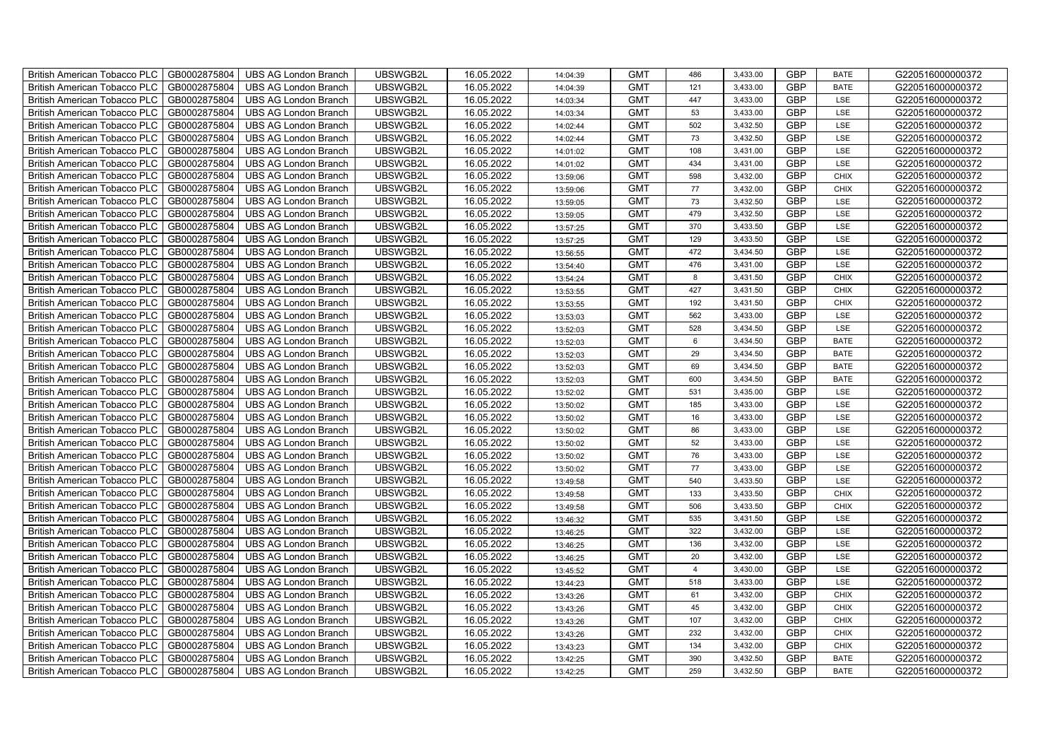| British American Tobacco PLC | GB0002875804 | UBS AG London Branch | UBSWGB2L | 16.05.2022 | 14:04:39 | GMT | 486 | 3,433.00 | GBP | BATE | G220516000000372 |
|---|---|---|---|---|---|---|---|---|---|---|---|
| British American Tobacco PLC | GB0002875804 | UBS AG London Branch | UBSWGB2L | 16.05.2022 | 14:04:39 | GMT | 121 | 3,433.00 | GBP | BATE | G220516000000372 |
| British American Tobacco PLC | GB0002875804 | UBS AG London Branch | UBSWGB2L | 16.05.2022 | 14:03:34 | GMT | 447 | 3,433.00 | GBP | LSE | G220516000000372 |
| British American Tobacco PLC | GB0002875804 | UBS AG London Branch | UBSWGB2L | 16.05.2022 | 14:03:34 | GMT | 53 | 3,433.00 | GBP | LSE | G220516000000372 |
| British American Tobacco PLC | GB0002875804 | UBS AG London Branch | UBSWGB2L | 16.05.2022 | 14:02:44 | GMT | 502 | 3,432.50 | GBP | LSE | G220516000000372 |
| British American Tobacco PLC | GB0002875804 | UBS AG London Branch | UBSWGB2L | 16.05.2022 | 14:02:44 | GMT | 73 | 3,432.50 | GBP | LSE | G220516000000372 |
| British American Tobacco PLC | GB0002875804 | UBS AG London Branch | UBSWGB2L | 16.05.2022 | 14:01:02 | GMT | 108 | 3,431.00 | GBP | LSE | G220516000000372 |
| British American Tobacco PLC | GB0002875804 | UBS AG London Branch | UBSWGB2L | 16.05.2022 | 14:01:02 | GMT | 434 | 3,431.00 | GBP | LSE | G220516000000372 |
| British American Tobacco PLC | GB0002875804 | UBS AG London Branch | UBSWGB2L | 16.05.2022 | 13:59:06 | GMT | 598 | 3,432.00 | GBP | CHIX | G220516000000372 |
| British American Tobacco PLC | GB0002875804 | UBS AG London Branch | UBSWGB2L | 16.05.2022 | 13:59:06 | GMT | 77 | 3,432.00 | GBP | CHIX | G220516000000372 |
| British American Tobacco PLC | GB0002875804 | UBS AG London Branch | UBSWGB2L | 16.05.2022 | 13:59:05 | GMT | 73 | 3,432.50 | GBP | LSE | G220516000000372 |
| British American Tobacco PLC | GB0002875804 | UBS AG London Branch | UBSWGB2L | 16.05.2022 | 13:59:05 | GMT | 479 | 3,432.50 | GBP | LSE | G220516000000372 |
| British American Tobacco PLC | GB0002875804 | UBS AG London Branch | UBSWGB2L | 16.05.2022 | 13:57:25 | GMT | 370 | 3,433.50 | GBP | LSE | G220516000000372 |
| British American Tobacco PLC | GB0002875804 | UBS AG London Branch | UBSWGB2L | 16.05.2022 | 13:57:25 | GMT | 129 | 3,433.50 | GBP | LSE | G220516000000372 |
| British American Tobacco PLC | GB0002875804 | UBS AG London Branch | UBSWGB2L | 16.05.2022 | 13:56:55 | GMT | 472 | 3,434.50 | GBP | LSE | G220516000000372 |
| British American Tobacco PLC | GB0002875804 | UBS AG London Branch | UBSWGB2L | 16.05.2022 | 13:54:40 | GMT | 476 | 3,431.00 | GBP | LSE | G220516000000372 |
| British American Tobacco PLC | GB0002875804 | UBS AG London Branch | UBSWGB2L | 16.05.2022 | 13:54:24 | GMT | 8 | 3,431.50 | GBP | CHIX | G220516000000372 |
| British American Tobacco PLC | GB0002875804 | UBS AG London Branch | UBSWGB2L | 16.05.2022 | 13:53:55 | GMT | 427 | 3,431.50 | GBP | CHIX | G220516000000372 |
| British American Tobacco PLC | GB0002875804 | UBS AG London Branch | UBSWGB2L | 16.05.2022 | 13:53:55 | GMT | 192 | 3,431.50 | GBP | CHIX | G220516000000372 |
| British American Tobacco PLC | GB0002875804 | UBS AG London Branch | UBSWGB2L | 16.05.2022 | 13:53:03 | GMT | 562 | 3,433.00 | GBP | LSE | G220516000000372 |
| British American Tobacco PLC | GB0002875804 | UBS AG London Branch | UBSWGB2L | 16.05.2022 | 13:52:03 | GMT | 528 | 3,434.50 | GBP | LSE | G220516000000372 |
| British American Tobacco PLC | GB0002875804 | UBS AG London Branch | UBSWGB2L | 16.05.2022 | 13:52:03 | GMT | 6 | 3,434.50 | GBP | BATE | G220516000000372 |
| British American Tobacco PLC | GB0002875804 | UBS AG London Branch | UBSWGB2L | 16.05.2022 | 13:52:03 | GMT | 29 | 3,434.50 | GBP | BATE | G220516000000372 |
| British American Tobacco PLC | GB0002875804 | UBS AG London Branch | UBSWGB2L | 16.05.2022 | 13:52:03 | GMT | 69 | 3,434.50 | GBP | BATE | G220516000000372 |
| British American Tobacco PLC | GB0002875804 | UBS AG London Branch | UBSWGB2L | 16.05.2022 | 13:52:03 | GMT | 600 | 3,434.50 | GBP | BATE | G220516000000372 |
| British American Tobacco PLC | GB0002875804 | UBS AG London Branch | UBSWGB2L | 16.05.2022 | 13:52:02 | GMT | 531 | 3,435.00 | GBP | LSE | G220516000000372 |
| British American Tobacco PLC | GB0002875804 | UBS AG London Branch | UBSWGB2L | 16.05.2022 | 13:50:02 | GMT | 185 | 3,433.00 | GBP | LSE | G220516000000372 |
| British American Tobacco PLC | GB0002875804 | UBS AG London Branch | UBSWGB2L | 16.05.2022 | 13:50:02 | GMT | 16 | 3,433.00 | GBP | LSE | G220516000000372 |
| British American Tobacco PLC | GB0002875804 | UBS AG London Branch | UBSWGB2L | 16.05.2022 | 13:50:02 | GMT | 86 | 3,433.00 | GBP | LSE | G220516000000372 |
| British American Tobacco PLC | GB0002875804 | UBS AG London Branch | UBSWGB2L | 16.05.2022 | 13:50:02 | GMT | 52 | 3,433.00 | GBP | LSE | G220516000000372 |
| British American Tobacco PLC | GB0002875804 | UBS AG London Branch | UBSWGB2L | 16.05.2022 | 13:50:02 | GMT | 76 | 3,433.00 | GBP | LSE | G220516000000372 |
| British American Tobacco PLC | GB0002875804 | UBS AG London Branch | UBSWGB2L | 16.05.2022 | 13:50:02 | GMT | 77 | 3,433.00 | GBP | LSE | G220516000000372 |
| British American Tobacco PLC | GB0002875804 | UBS AG London Branch | UBSWGB2L | 16.05.2022 | 13:49:58 | GMT | 540 | 3,433.50 | GBP | LSE | G220516000000372 |
| British American Tobacco PLC | GB0002875804 | UBS AG London Branch | UBSWGB2L | 16.05.2022 | 13:49:58 | GMT | 133 | 3,433.50 | GBP | CHIX | G220516000000372 |
| British American Tobacco PLC | GB0002875804 | UBS AG London Branch | UBSWGB2L | 16.05.2022 | 13:49:58 | GMT | 506 | 3,433.50 | GBP | CHIX | G220516000000372 |
| British American Tobacco PLC | GB0002875804 | UBS AG London Branch | UBSWGB2L | 16.05.2022 | 13:46:32 | GMT | 535 | 3,431.50 | GBP | LSE | G220516000000372 |
| British American Tobacco PLC | GB0002875804 | UBS AG London Branch | UBSWGB2L | 16.05.2022 | 13:46:25 | GMT | 322 | 3,432.00 | GBP | LSE | G220516000000372 |
| British American Tobacco PLC | GB0002875804 | UBS AG London Branch | UBSWGB2L | 16.05.2022 | 13:46:25 | GMT | 136 | 3,432.00 | GBP | LSE | G220516000000372 |
| British American Tobacco PLC | GB0002875804 | UBS AG London Branch | UBSWGB2L | 16.05.2022 | 13:46:25 | GMT | 20 | 3,432.00 | GBP | LSE | G220516000000372 |
| British American Tobacco PLC | GB0002875804 | UBS AG London Branch | UBSWGB2L | 16.05.2022 | 13:45:52 | GMT | 4 | 3,430.00 | GBP | LSE | G220516000000372 |
| British American Tobacco PLC | GB0002875804 | UBS AG London Branch | UBSWGB2L | 16.05.2022 | 13:44:23 | GMT | 518 | 3,433.00 | GBP | LSE | G220516000000372 |
| British American Tobacco PLC | GB0002875804 | UBS AG London Branch | UBSWGB2L | 16.05.2022 | 13:43:26 | GMT | 61 | 3,432.00 | GBP | CHIX | G220516000000372 |
| British American Tobacco PLC | GB0002875804 | UBS AG London Branch | UBSWGB2L | 16.05.2022 | 13:43:26 | GMT | 45 | 3,432.00 | GBP | CHIX | G220516000000372 |
| British American Tobacco PLC | GB0002875804 | UBS AG London Branch | UBSWGB2L | 16.05.2022 | 13:43:26 | GMT | 107 | 3,432.00 | GBP | CHIX | G220516000000372 |
| British American Tobacco PLC | GB0002875804 | UBS AG London Branch | UBSWGB2L | 16.05.2022 | 13:43:26 | GMT | 232 | 3,432.00 | GBP | CHIX | G220516000000372 |
| British American Tobacco PLC | GB0002875804 | UBS AG London Branch | UBSWGB2L | 16.05.2022 | 13:43:23 | GMT | 134 | 3,432.00 | GBP | CHIX | G220516000000372 |
| British American Tobacco PLC | GB0002875804 | UBS AG London Branch | UBSWGB2L | 16.05.2022 | 13:42:25 | GMT | 390 | 3,432.50 | GBP | BATE | G220516000000372 |
| British American Tobacco PLC | GB0002875804 | UBS AG London Branch | UBSWGB2L | 16.05.2022 | 13:42:25 | GMT | 259 | 3,432.50 | GBP | BATE | G220516000000372 |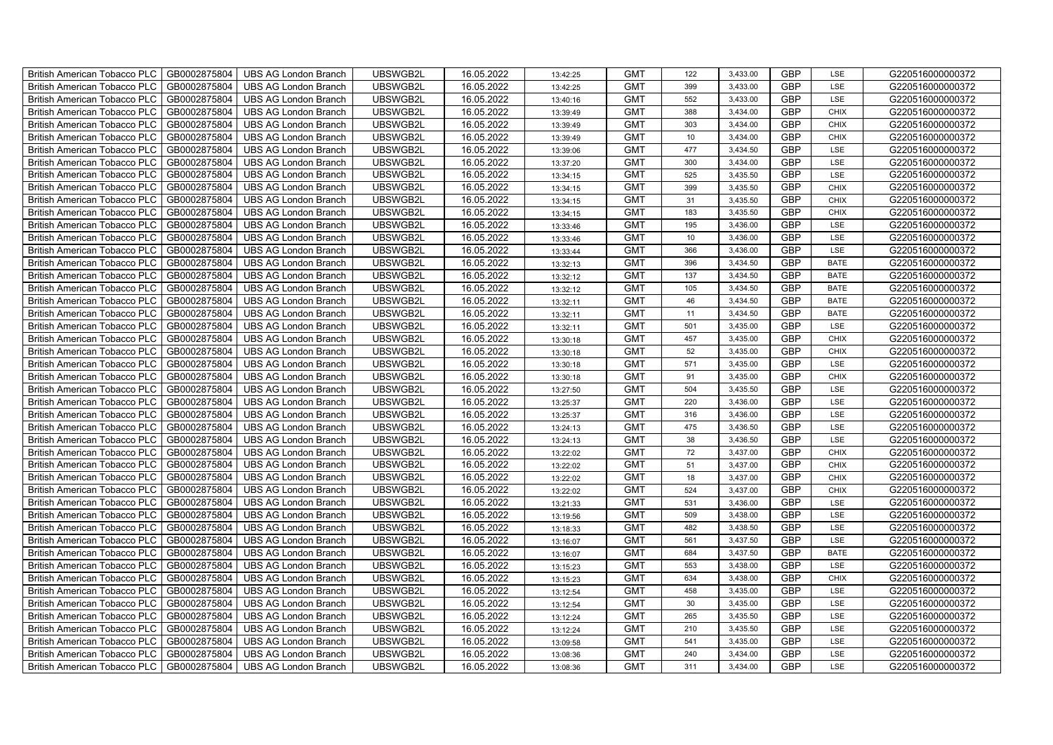| British American Tobacco PLC | GB0002875804 | UBS AG London Branch | UBSWGB2L | 16.05.2022 | 13:42:25 | GMT | 122 | 3,433.00 | GBP | LSE | G220516000000372 |
|---|---|---|---|---|---|---|---|---|---|---|---|
| British American Tobacco PLC | GB0002875804 | UBS AG London Branch | UBSWGB2L | 16.05.2022 | 13:42:25 | GMT | 399 | 3,433.00 | GBP | LSE | G220516000000372 |
| British American Tobacco PLC | GB0002875804 | UBS AG London Branch | UBSWGB2L | 16.05.2022 | 13:40:16 | GMT | 552 | 3,433.00 | GBP | LSE | G220516000000372 |
| British American Tobacco PLC | GB0002875804 | UBS AG London Branch | UBSWGB2L | 16.05.2022 | 13:39:49 | GMT | 388 | 3,434.00 | GBP | CHIX | G220516000000372 |
| British American Tobacco PLC | GB0002875804 | UBS AG London Branch | UBSWGB2L | 16.05.2022 | 13:39:49 | GMT | 303 | 3,434.00 | GBP | CHIX | G220516000000372 |
| British American Tobacco PLC | GB0002875804 | UBS AG London Branch | UBSWGB2L | 16.05.2022 | 13:39:49 | GMT | 10 | 3,434.00 | GBP | CHIX | G220516000000372 |
| British American Tobacco PLC | GB0002875804 | UBS AG London Branch | UBSWGB2L | 16.05.2022 | 13:39:06 | GMT | 477 | 3,434.50 | GBP | LSE | G220516000000372 |
| British American Tobacco PLC | GB0002875804 | UBS AG London Branch | UBSWGB2L | 16.05.2022 | 13:37:20 | GMT | 300 | 3,434.00 | GBP | LSE | G220516000000372 |
| British American Tobacco PLC | GB0002875804 | UBS AG London Branch | UBSWGB2L | 16.05.2022 | 13:34:15 | GMT | 525 | 3,435.50 | GBP | LSE | G220516000000372 |
| British American Tobacco PLC | GB0002875804 | UBS AG London Branch | UBSWGB2L | 16.05.2022 | 13:34:15 | GMT | 399 | 3,435.50 | GBP | CHIX | G220516000000372 |
| British American Tobacco PLC | GB0002875804 | UBS AG London Branch | UBSWGB2L | 16.05.2022 | 13:34:15 | GMT | 31 | 3,435.50 | GBP | CHIX | G220516000000372 |
| British American Tobacco PLC | GB0002875804 | UBS AG London Branch | UBSWGB2L | 16.05.2022 | 13:34:15 | GMT | 183 | 3,435.50 | GBP | CHIX | G220516000000372 |
| British American Tobacco PLC | GB0002875804 | UBS AG London Branch | UBSWGB2L | 16.05.2022 | 13:33:46 | GMT | 195 | 3,436.00 | GBP | LSE | G220516000000372 |
| British American Tobacco PLC | GB0002875804 | UBS AG London Branch | UBSWGB2L | 16.05.2022 | 13:33:46 | GMT | 10 | 3,436.00 | GBP | LSE | G220516000000372 |
| British American Tobacco PLC | GB0002875804 | UBS AG London Branch | UBSWGB2L | 16.05.2022 | 13:33:44 | GMT | 366 | 3,436.00 | GBP | LSE | G220516000000372 |
| British American Tobacco PLC | GB0002875804 | UBS AG London Branch | UBSWGB2L | 16.05.2022 | 13:32:13 | GMT | 396 | 3,434.50 | GBP | BATE | G220516000000372 |
| British American Tobacco PLC | GB0002875804 | UBS AG London Branch | UBSWGB2L | 16.05.2022 | 13:32:12 | GMT | 137 | 3,434.50 | GBP | BATE | G220516000000372 |
| British American Tobacco PLC | GB0002875804 | UBS AG London Branch | UBSWGB2L | 16.05.2022 | 13:32:12 | GMT | 105 | 3,434.50 | GBP | BATE | G220516000000372 |
| British American Tobacco PLC | GB0002875804 | UBS AG London Branch | UBSWGB2L | 16.05.2022 | 13:32:11 | GMT | 46 | 3,434.50 | GBP | BATE | G220516000000372 |
| British American Tobacco PLC | GB0002875804 | UBS AG London Branch | UBSWGB2L | 16.05.2022 | 13:32:11 | GMT | 11 | 3,434.50 | GBP | BATE | G220516000000372 |
| British American Tobacco PLC | GB0002875804 | UBS AG London Branch | UBSWGB2L | 16.05.2022 | 13:32:11 | GMT | 501 | 3,435.00 | GBP | LSE | G220516000000372 |
| British American Tobacco PLC | GB0002875804 | UBS AG London Branch | UBSWGB2L | 16.05.2022 | 13:30:18 | GMT | 457 | 3,435.00 | GBP | CHIX | G220516000000372 |
| British American Tobacco PLC | GB0002875804 | UBS AG London Branch | UBSWGB2L | 16.05.2022 | 13:30:18 | GMT | 52 | 3,435.00 | GBP | CHIX | G220516000000372 |
| British American Tobacco PLC | GB0002875804 | UBS AG London Branch | UBSWGB2L | 16.05.2022 | 13:30:18 | GMT | 571 | 3,435.00 | GBP | LSE | G220516000000372 |
| British American Tobacco PLC | GB0002875804 | UBS AG London Branch | UBSWGB2L | 16.05.2022 | 13:30:18 | GMT | 91 | 3,435.00 | GBP | CHIX | G220516000000372 |
| British American Tobacco PLC | GB0002875804 | UBS AG London Branch | UBSWGB2L | 16.05.2022 | 13:27:50 | GMT | 504 | 3,435.50 | GBP | LSE | G220516000000372 |
| British American Tobacco PLC | GB0002875804 | UBS AG London Branch | UBSWGB2L | 16.05.2022 | 13:25:37 | GMT | 220 | 3,436.00 | GBP | LSE | G220516000000372 |
| British American Tobacco PLC | GB0002875804 | UBS AG London Branch | UBSWGB2L | 16.05.2022 | 13:25:37 | GMT | 316 | 3,436.00 | GBP | LSE | G220516000000372 |
| British American Tobacco PLC | GB0002875804 | UBS AG London Branch | UBSWGB2L | 16.05.2022 | 13:24:13 | GMT | 475 | 3,436.50 | GBP | LSE | G220516000000372 |
| British American Tobacco PLC | GB0002875804 | UBS AG London Branch | UBSWGB2L | 16.05.2022 | 13:24:13 | GMT | 38 | 3,436.50 | GBP | LSE | G220516000000372 |
| British American Tobacco PLC | GB0002875804 | UBS AG London Branch | UBSWGB2L | 16.05.2022 | 13:22:02 | GMT | 72 | 3,437.00 | GBP | CHIX | G220516000000372 |
| British American Tobacco PLC | GB0002875804 | UBS AG London Branch | UBSWGB2L | 16.05.2022 | 13:22:02 | GMT | 51 | 3,437.00 | GBP | CHIX | G220516000000372 |
| British American Tobacco PLC | GB0002875804 | UBS AG London Branch | UBSWGB2L | 16.05.2022 | 13:22:02 | GMT | 18 | 3,437.00 | GBP | CHIX | G220516000000372 |
| British American Tobacco PLC | GB0002875804 | UBS AG London Branch | UBSWGB2L | 16.05.2022 | 13:22:02 | GMT | 524 | 3,437.00 | GBP | CHIX | G220516000000372 |
| British American Tobacco PLC | GB0002875804 | UBS AG London Branch | UBSWGB2L | 16.05.2022 | 13:21:33 | GMT | 531 | 3,436.00 | GBP | LSE | G220516000000372 |
| British American Tobacco PLC | GB0002875804 | UBS AG London Branch | UBSWGB2L | 16.05.2022 | 13:19:56 | GMT | 509 | 3,438.00 | GBP | LSE | G220516000000372 |
| British American Tobacco PLC | GB0002875804 | UBS AG London Branch | UBSWGB2L | 16.05.2022 | 13:18:33 | GMT | 482 | 3,438.50 | GBP | LSE | G220516000000372 |
| British American Tobacco PLC | GB0002875804 | UBS AG London Branch | UBSWGB2L | 16.05.2022 | 13:16:07 | GMT | 561 | 3,437.50 | GBP | LSE | G220516000000372 |
| British American Tobacco PLC | GB0002875804 | UBS AG London Branch | UBSWGB2L | 16.05.2022 | 13:16:07 | GMT | 684 | 3,437.50 | GBP | BATE | G220516000000372 |
| British American Tobacco PLC | GB0002875804 | UBS AG London Branch | UBSWGB2L | 16.05.2022 | 13:15:23 | GMT | 553 | 3,438.00 | GBP | LSE | G220516000000372 |
| British American Tobacco PLC | GB0002875804 | UBS AG London Branch | UBSWGB2L | 16.05.2022 | 13:15:23 | GMT | 634 | 3,438.00 | GBP | CHIX | G220516000000372 |
| British American Tobacco PLC | GB0002875804 | UBS AG London Branch | UBSWGB2L | 16.05.2022 | 13:12:54 | GMT | 458 | 3,435.00 | GBP | LSE | G220516000000372 |
| British American Tobacco PLC | GB0002875804 | UBS AG London Branch | UBSWGB2L | 16.05.2022 | 13:12:54 | GMT | 30 | 3,435.00 | GBP | LSE | G220516000000372 |
| British American Tobacco PLC | GB0002875804 | UBS AG London Branch | UBSWGB2L | 16.05.2022 | 13:12:24 | GMT | 265 | 3,435.50 | GBP | LSE | G220516000000372 |
| British American Tobacco PLC | GB0002875804 | UBS AG London Branch | UBSWGB2L | 16.05.2022 | 13:12:24 | GMT | 210 | 3,435.50 | GBP | LSE | G220516000000372 |
| British American Tobacco PLC | GB0002875804 | UBS AG London Branch | UBSWGB2L | 16.05.2022 | 13:09:58 | GMT | 541 | 3,435.00 | GBP | LSE | G220516000000372 |
| British American Tobacco PLC | GB0002875804 | UBS AG London Branch | UBSWGB2L | 16.05.2022 | 13:08:36 | GMT | 240 | 3,434.00 | GBP | LSE | G220516000000372 |
| British American Tobacco PLC | GB0002875804 | UBS AG London Branch | UBSWGB2L | 16.05.2022 | 13:08:36 | GMT | 311 | 3,434.00 | GBP | LSE | G220516000000372 |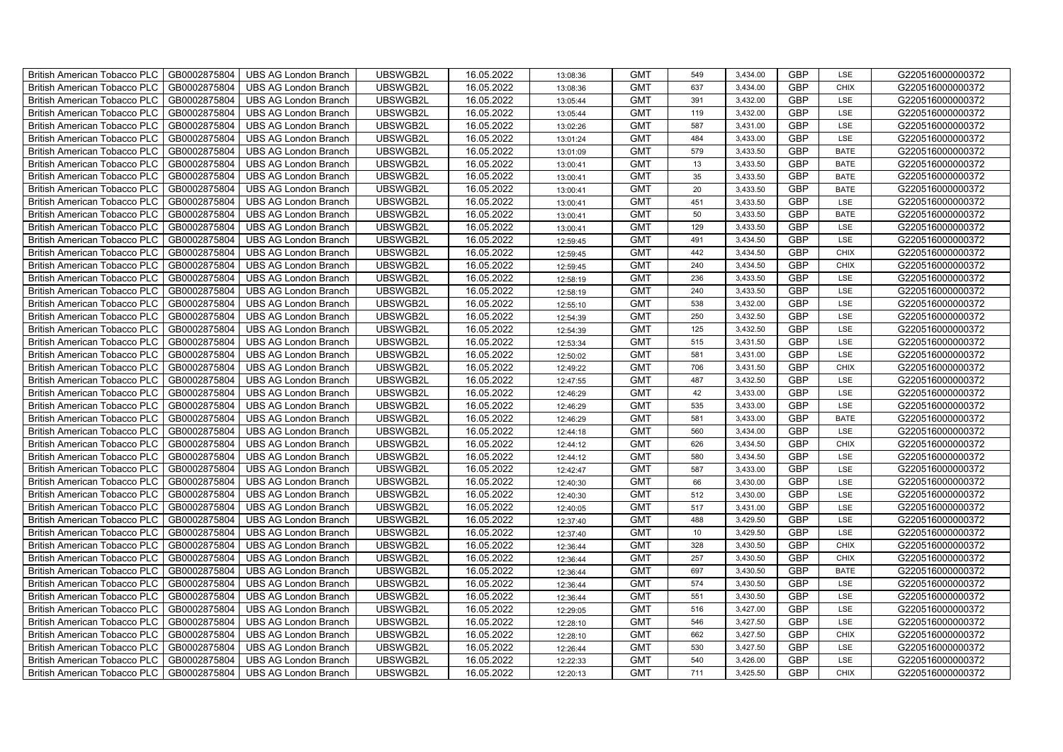| British American Tobacco PLC | GB0002875804 | UBS AG London Branch | UBSWGB2L | 16.05.2022 | 13:08:36 | GMT | 549 | 3,434.00 | GBP | LSE | G220516000000372 |
|---|---|---|---|---|---|---|---|---|---|---|---|
| British American Tobacco PLC | GB0002875804 | UBS AG London Branch | UBSWGB2L | 16.05.2022 | 13:08:36 | GMT | 637 | 3,434.00 | GBP | CHIX | G220516000000372 |
| British American Tobacco PLC | GB0002875804 | UBS AG London Branch | UBSWGB2L | 16.05.2022 | 13:05:44 | GMT | 391 | 3,432.00 | GBP | LSE | G220516000000372 |
| British American Tobacco PLC | GB0002875804 | UBS AG London Branch | UBSWGB2L | 16.05.2022 | 13:05:44 | GMT | 119 | 3,432.00 | GBP | LSE | G220516000000372 |
| British American Tobacco PLC | GB0002875804 | UBS AG London Branch | UBSWGB2L | 16.05.2022 | 13:02:26 | GMT | 587 | 3,431.00 | GBP | LSE | G220516000000372 |
| British American Tobacco PLC | GB0002875804 | UBS AG London Branch | UBSWGB2L | 16.05.2022 | 13:01:24 | GMT | 484 | 3,433.00 | GBP | LSE | G220516000000372 |
| British American Tobacco PLC | GB0002875804 | UBS AG London Branch | UBSWGB2L | 16.05.2022 | 13:01:09 | GMT | 579 | 3,433.50 | GBP | BATE | G220516000000372 |
| British American Tobacco PLC | GB0002875804 | UBS AG London Branch | UBSWGB2L | 16.05.2022 | 13:00:41 | GMT | 13 | 3,433.50 | GBP | BATE | G220516000000372 |
| British American Tobacco PLC | GB0002875804 | UBS AG London Branch | UBSWGB2L | 16.05.2022 | 13:00:41 | GMT | 35 | 3,433.50 | GBP | BATE | G220516000000372 |
| British American Tobacco PLC | GB0002875804 | UBS AG London Branch | UBSWGB2L | 16.05.2022 | 13:00:41 | GMT | 20 | 3,433.50 | GBP | BATE | G220516000000372 |
| British American Tobacco PLC | GB0002875804 | UBS AG London Branch | UBSWGB2L | 16.05.2022 | 13:00:41 | GMT | 451 | 3,433.50 | GBP | LSE | G220516000000372 |
| British American Tobacco PLC | GB0002875804 | UBS AG London Branch | UBSWGB2L | 16.05.2022 | 13:00:41 | GMT | 50 | 3,433.50 | GBP | BATE | G220516000000372 |
| British American Tobacco PLC | GB0002875804 | UBS AG London Branch | UBSWGB2L | 16.05.2022 | 13:00:41 | GMT | 129 | 3,433.50 | GBP | LSE | G220516000000372 |
| British American Tobacco PLC | GB0002875804 | UBS AG London Branch | UBSWGB2L | 16.05.2022 | 12:59:45 | GMT | 491 | 3,434.50 | GBP | LSE | G220516000000372 |
| British American Tobacco PLC | GB0002875804 | UBS AG London Branch | UBSWGB2L | 16.05.2022 | 12:59:45 | GMT | 442 | 3,434.50 | GBP | CHIX | G220516000000372 |
| British American Tobacco PLC | GB0002875804 | UBS AG London Branch | UBSWGB2L | 16.05.2022 | 12:59:45 | GMT | 240 | 3,434.50 | GBP | CHIX | G220516000000372 |
| British American Tobacco PLC | GB0002875804 | UBS AG London Branch | UBSWGB2L | 16.05.2022 | 12:58:19 | GMT | 236 | 3,433.50 | GBP | LSE | G220516000000372 |
| British American Tobacco PLC | GB0002875804 | UBS AG London Branch | UBSWGB2L | 16.05.2022 | 12:58:19 | GMT | 240 | 3,433.50 | GBP | LSE | G220516000000372 |
| British American Tobacco PLC | GB0002875804 | UBS AG London Branch | UBSWGB2L | 16.05.2022 | 12:55:10 | GMT | 538 | 3,432.00 | GBP | LSE | G220516000000372 |
| British American Tobacco PLC | GB0002875804 | UBS AG London Branch | UBSWGB2L | 16.05.2022 | 12:54:39 | GMT | 250 | 3,432.50 | GBP | LSE | G220516000000372 |
| British American Tobacco PLC | GB0002875804 | UBS AG London Branch | UBSWGB2L | 16.05.2022 | 12:54:39 | GMT | 125 | 3,432.50 | GBP | LSE | G220516000000372 |
| British American Tobacco PLC | GB0002875804 | UBS AG London Branch | UBSWGB2L | 16.05.2022 | 12:53:34 | GMT | 515 | 3,431.50 | GBP | LSE | G220516000000372 |
| British American Tobacco PLC | GB0002875804 | UBS AG London Branch | UBSWGB2L | 16.05.2022 | 12:50:02 | GMT | 581 | 3,431.00 | GBP | LSE | G220516000000372 |
| British American Tobacco PLC | GB0002875804 | UBS AG London Branch | UBSWGB2L | 16.05.2022 | 12:49:22 | GMT | 706 | 3,431.50 | GBP | CHIX | G220516000000372 |
| British American Tobacco PLC | GB0002875804 | UBS AG London Branch | UBSWGB2L | 16.05.2022 | 12:47:55 | GMT | 487 | 3,432.50 | GBP | LSE | G220516000000372 |
| British American Tobacco PLC | GB0002875804 | UBS AG London Branch | UBSWGB2L | 16.05.2022 | 12:46:29 | GMT | 42 | 3,433.00 | GBP | LSE | G220516000000372 |
| British American Tobacco PLC | GB0002875804 | UBS AG London Branch | UBSWGB2L | 16.05.2022 | 12:46:29 | GMT | 535 | 3,433.00 | GBP | LSE | G220516000000372 |
| British American Tobacco PLC | GB0002875804 | UBS AG London Branch | UBSWGB2L | 16.05.2022 | 12:46:29 | GMT | 581 | 3,433.00 | GBP | BATE | G220516000000372 |
| British American Tobacco PLC | GB0002875804 | UBS AG London Branch | UBSWGB2L | 16.05.2022 | 12:44:18 | GMT | 560 | 3,434.00 | GBP | LSE | G220516000000372 |
| British American Tobacco PLC | GB0002875804 | UBS AG London Branch | UBSWGB2L | 16.05.2022 | 12:44:12 | GMT | 626 | 3,434.50 | GBP | CHIX | G220516000000372 |
| British American Tobacco PLC | GB0002875804 | UBS AG London Branch | UBSWGB2L | 16.05.2022 | 12:44:12 | GMT | 580 | 3,434.50 | GBP | LSE | G220516000000372 |
| British American Tobacco PLC | GB0002875804 | UBS AG London Branch | UBSWGB2L | 16.05.2022 | 12:42:47 | GMT | 587 | 3,433.00 | GBP | LSE | G220516000000372 |
| British American Tobacco PLC | GB0002875804 | UBS AG London Branch | UBSWGB2L | 16.05.2022 | 12:40:30 | GMT | 66 | 3,430.00 | GBP | LSE | G220516000000372 |
| British American Tobacco PLC | GB0002875804 | UBS AG London Branch | UBSWGB2L | 16.05.2022 | 12:40:30 | GMT | 512 | 3,430.00 | GBP | LSE | G220516000000372 |
| British American Tobacco PLC | GB0002875804 | UBS AG London Branch | UBSWGB2L | 16.05.2022 | 12:40:05 | GMT | 517 | 3,431.00 | GBP | LSE | G220516000000372 |
| British American Tobacco PLC | GB0002875804 | UBS AG London Branch | UBSWGB2L | 16.05.2022 | 12:37:40 | GMT | 488 | 3,429.50 | GBP | LSE | G220516000000372 |
| British American Tobacco PLC | GB0002875804 | UBS AG London Branch | UBSWGB2L | 16.05.2022 | 12:37:40 | GMT | 10 | 3,429.50 | GBP | LSE | G220516000000372 |
| British American Tobacco PLC | GB0002875804 | UBS AG London Branch | UBSWGB2L | 16.05.2022 | 12:36:44 | GMT | 328 | 3,430.50 | GBP | CHIX | G220516000000372 |
| British American Tobacco PLC | GB0002875804 | UBS AG London Branch | UBSWGB2L | 16.05.2022 | 12:36:44 | GMT | 257 | 3,430.50 | GBP | CHIX | G220516000000372 |
| British American Tobacco PLC | GB0002875804 | UBS AG London Branch | UBSWGB2L | 16.05.2022 | 12:36:44 | GMT | 697 | 3,430.50 | GBP | BATE | G220516000000372 |
| British American Tobacco PLC | GB0002875804 | UBS AG London Branch | UBSWGB2L | 16.05.2022 | 12:36:44 | GMT | 574 | 3,430.50 | GBP | LSE | G220516000000372 |
| British American Tobacco PLC | GB0002875804 | UBS AG London Branch | UBSWGB2L | 16.05.2022 | 12:36:44 | GMT | 551 | 3,430.50 | GBP | LSE | G220516000000372 |
| British American Tobacco PLC | GB0002875804 | UBS AG London Branch | UBSWGB2L | 16.05.2022 | 12:29:05 | GMT | 516 | 3,427.00 | GBP | LSE | G220516000000372 |
| British American Tobacco PLC | GB0002875804 | UBS AG London Branch | UBSWGB2L | 16.05.2022 | 12:28:10 | GMT | 546 | 3,427.50 | GBP | LSE | G220516000000372 |
| British American Tobacco PLC | GB0002875804 | UBS AG London Branch | UBSWGB2L | 16.05.2022 | 12:28:10 | GMT | 662 | 3,427.50 | GBP | CHIX | G220516000000372 |
| British American Tobacco PLC | GB0002875804 | UBS AG London Branch | UBSWGB2L | 16.05.2022 | 12:26:44 | GMT | 530 | 3,427.50 | GBP | LSE | G220516000000372 |
| British American Tobacco PLC | GB0002875804 | UBS AG London Branch | UBSWGB2L | 16.05.2022 | 12:22:33 | GMT | 540 | 3,426.00 | GBP | LSE | G220516000000372 |
| British American Tobacco PLC | GB0002875804 | UBS AG London Branch | UBSWGB2L | 16.05.2022 | 12:20:13 | GMT | 711 | 3,425.50 | GBP | CHIX | G220516000000372 |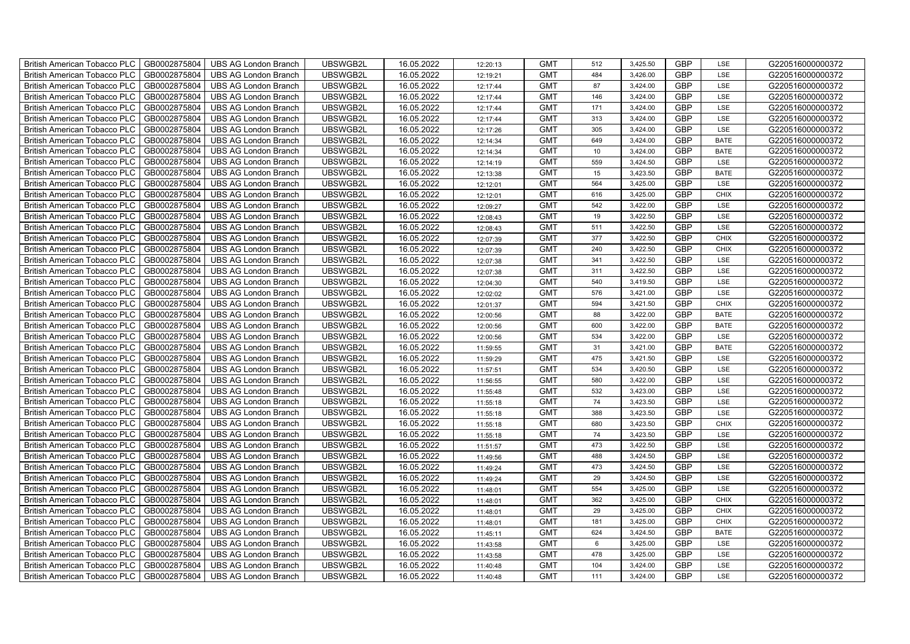| British American Tobacco PLC | GB0002875804 | UBS AG London Branch | UBSWGB2L | 16.05.2022 | 12:20:13 | GMT | 512 | 3,425.50 | GBP | LSE | G220516000000372 |
|---|---|---|---|---|---|---|---|---|---|---|---|
| British American Tobacco PLC | GB0002875804 | UBS AG London Branch | UBSWGB2L | 16.05.2022 | 12:19:21 | GMT | 484 | 3,426.00 | GBP | LSE | G220516000000372 |
| British American Tobacco PLC | GB0002875804 | UBS AG London Branch | UBSWGB2L | 16.05.2022 | 12:17:44 | GMT | 87 | 3,424.00 | GBP | LSE | G220516000000372 |
| British American Tobacco PLC | GB0002875804 | UBS AG London Branch | UBSWGB2L | 16.05.2022 | 12:17:44 | GMT | 146 | 3,424.00 | GBP | LSE | G220516000000372 |
| British American Tobacco PLC | GB0002875804 | UBS AG London Branch | UBSWGB2L | 16.05.2022 | 12:17:44 | GMT | 171 | 3,424.00 | GBP | LSE | G220516000000372 |
| British American Tobacco PLC | GB0002875804 | UBS AG London Branch | UBSWGB2L | 16.05.2022 | 12:17:44 | GMT | 313 | 3,424.00 | GBP | LSE | G220516000000372 |
| British American Tobacco PLC | GB0002875804 | UBS AG London Branch | UBSWGB2L | 16.05.2022 | 12:17:26 | GMT | 305 | 3,424.00 | GBP | LSE | G220516000000372 |
| British American Tobacco PLC | GB0002875804 | UBS AG London Branch | UBSWGB2L | 16.05.2022 | 12:14:34 | GMT | 649 | 3,424.00 | GBP | BATE | G220516000000372 |
| British American Tobacco PLC | GB0002875804 | UBS AG London Branch | UBSWGB2L | 16.05.2022 | 12:14:34 | GMT | 10 | 3,424.00 | GBP | BATE | G220516000000372 |
| British American Tobacco PLC | GB0002875804 | UBS AG London Branch | UBSWGB2L | 16.05.2022 | 12:14:19 | GMT | 559 | 3,424.50 | GBP | LSE | G220516000000372 |
| British American Tobacco PLC | GB0002875804 | UBS AG London Branch | UBSWGB2L | 16.05.2022 | 12:13:38 | GMT | 15 | 3,423.50 | GBP | BATE | G220516000000372 |
| British American Tobacco PLC | GB0002875804 | UBS AG London Branch | UBSWGB2L | 16.05.2022 | 12:12:01 | GMT | 564 | 3,425.00 | GBP | LSE | G220516000000372 |
| British American Tobacco PLC | GB0002875804 | UBS AG London Branch | UBSWGB2L | 16.05.2022 | 12:12:01 | GMT | 616 | 3,425.00 | GBP | CHIX | G220516000000372 |
| British American Tobacco PLC | GB0002875804 | UBS AG London Branch | UBSWGB2L | 16.05.2022 | 12:09:27 | GMT | 542 | 3,422.00 | GBP | LSE | G220516000000372 |
| British American Tobacco PLC | GB0002875804 | UBS AG London Branch | UBSWGB2L | 16.05.2022 | 12:08:43 | GMT | 19 | 3,422.50 | GBP | LSE | G220516000000372 |
| British American Tobacco PLC | GB0002875804 | UBS AG London Branch | UBSWGB2L | 16.05.2022 | 12:08:43 | GMT | 511 | 3,422.50 | GBP | LSE | G220516000000372 |
| British American Tobacco PLC | GB0002875804 | UBS AG London Branch | UBSWGB2L | 16.05.2022 | 12:07:39 | GMT | 377 | 3,422.50 | GBP | CHIX | G220516000000372 |
| British American Tobacco PLC | GB0002875804 | UBS AG London Branch | UBSWGB2L | 16.05.2022 | 12:07:39 | GMT | 240 | 3,422.50 | GBP | CHIX | G220516000000372 |
| British American Tobacco PLC | GB0002875804 | UBS AG London Branch | UBSWGB2L | 16.05.2022 | 12:07:38 | GMT | 341 | 3,422.50 | GBP | LSE | G220516000000372 |
| British American Tobacco PLC | GB0002875804 | UBS AG London Branch | UBSWGB2L | 16.05.2022 | 12:07:38 | GMT | 311 | 3,422.50 | GBP | LSE | G220516000000372 |
| British American Tobacco PLC | GB0002875804 | UBS AG London Branch | UBSWGB2L | 16.05.2022 | 12:04:30 | GMT | 540 | 3,419.50 | GBP | LSE | G220516000000372 |
| British American Tobacco PLC | GB0002875804 | UBS AG London Branch | UBSWGB2L | 16.05.2022 | 12:02:02 | GMT | 576 | 3,421.00 | GBP | LSE | G220516000000372 |
| British American Tobacco PLC | GB0002875804 | UBS AG London Branch | UBSWGB2L | 16.05.2022 | 12:01:37 | GMT | 594 | 3,421.50 | GBP | CHIX | G220516000000372 |
| British American Tobacco PLC | GB0002875804 | UBS AG London Branch | UBSWGB2L | 16.05.2022 | 12:00:56 | GMT | 88 | 3,422.00 | GBP | BATE | G220516000000372 |
| British American Tobacco PLC | GB0002875804 | UBS AG London Branch | UBSWGB2L | 16.05.2022 | 12:00:56 | GMT | 600 | 3,422.00 | GBP | BATE | G220516000000372 |
| British American Tobacco PLC | GB0002875804 | UBS AG London Branch | UBSWGB2L | 16.05.2022 | 12:00:56 | GMT | 534 | 3,422.00 | GBP | LSE | G220516000000372 |
| British American Tobacco PLC | GB0002875804 | UBS AG London Branch | UBSWGB2L | 16.05.2022 | 11:59:55 | GMT | 31 | 3,421.00 | GBP | BATE | G220516000000372 |
| British American Tobacco PLC | GB0002875804 | UBS AG London Branch | UBSWGB2L | 16.05.2022 | 11:59:29 | GMT | 475 | 3,421.50 | GBP | LSE | G220516000000372 |
| British American Tobacco PLC | GB0002875804 | UBS AG London Branch | UBSWGB2L | 16.05.2022 | 11:57:51 | GMT | 534 | 3,420.50 | GBP | LSE | G220516000000372 |
| British American Tobacco PLC | GB0002875804 | UBS AG London Branch | UBSWGB2L | 16.05.2022 | 11:56:55 | GMT | 580 | 3,422.00 | GBP | LSE | G220516000000372 |
| British American Tobacco PLC | GB0002875804 | UBS AG London Branch | UBSWGB2L | 16.05.2022 | 11:55:48 | GMT | 532 | 3,423.00 | GBP | LSE | G220516000000372 |
| British American Tobacco PLC | GB0002875804 | UBS AG London Branch | UBSWGB2L | 16.05.2022 | 11:55:18 | GMT | 74 | 3,423.50 | GBP | LSE | G220516000000372 |
| British American Tobacco PLC | GB0002875804 | UBS AG London Branch | UBSWGB2L | 16.05.2022 | 11:55:18 | GMT | 388 | 3,423.50 | GBP | LSE | G220516000000372 |
| British American Tobacco PLC | GB0002875804 | UBS AG London Branch | UBSWGB2L | 16.05.2022 | 11:55:18 | GMT | 680 | 3,423.50 | GBP | CHIX | G220516000000372 |
| British American Tobacco PLC | GB0002875804 | UBS AG London Branch | UBSWGB2L | 16.05.2022 | 11:55:18 | GMT | 74 | 3,423.50 | GBP | LSE | G220516000000372 |
| British American Tobacco PLC | GB0002875804 | UBS AG London Branch | UBSWGB2L | 16.05.2022 | 11:51:57 | GMT | 473 | 3,422.50 | GBP | LSE | G220516000000372 |
| British American Tobacco PLC | GB0002875804 | UBS AG London Branch | UBSWGB2L | 16.05.2022 | 11:49:56 | GMT | 488 | 3,424.50 | GBP | LSE | G220516000000372 |
| British American Tobacco PLC | GB0002875804 | UBS AG London Branch | UBSWGB2L | 16.05.2022 | 11:49:24 | GMT | 473 | 3,424.50 | GBP | LSE | G220516000000372 |
| British American Tobacco PLC | GB0002875804 | UBS AG London Branch | UBSWGB2L | 16.05.2022 | 11:49:24 | GMT | 29 | 3,424.50 | GBP | LSE | G220516000000372 |
| British American Tobacco PLC | GB0002875804 | UBS AG London Branch | UBSWGB2L | 16.05.2022 | 11:48:01 | GMT | 554 | 3,425.00 | GBP | LSE | G220516000000372 |
| British American Tobacco PLC | GB0002875804 | UBS AG London Branch | UBSWGB2L | 16.05.2022 | 11:48:01 | GMT | 362 | 3,425.00 | GBP | CHIX | G220516000000372 |
| British American Tobacco PLC | GB0002875804 | UBS AG London Branch | UBSWGB2L | 16.05.2022 | 11:48:01 | GMT | 29 | 3,425.00 | GBP | CHIX | G220516000000372 |
| British American Tobacco PLC | GB0002875804 | UBS AG London Branch | UBSWGB2L | 16.05.2022 | 11:48:01 | GMT | 181 | 3,425.00 | GBP | CHIX | G220516000000372 |
| British American Tobacco PLC | GB0002875804 | UBS AG London Branch | UBSWGB2L | 16.05.2022 | 11:45:11 | GMT | 624 | 3,424.50 | GBP | BATE | G220516000000372 |
| British American Tobacco PLC | GB0002875804 | UBS AG London Branch | UBSWGB2L | 16.05.2022 | 11:43:58 | GMT | 6 | 3,425.00 | GBP | LSE | G220516000000372 |
| British American Tobacco PLC | GB0002875804 | UBS AG London Branch | UBSWGB2L | 16.05.2022 | 11:43:58 | GMT | 478 | 3,425.00 | GBP | LSE | G220516000000372 |
| British American Tobacco PLC | GB0002875804 | UBS AG London Branch | UBSWGB2L | 16.05.2022 | 11:40:48 | GMT | 104 | 3,424.00 | GBP | LSE | G220516000000372 |
| British American Tobacco PLC | GB0002875804 | UBS AG London Branch | UBSWGB2L | 16.05.2022 | 11:40:48 | GMT | 111 | 3,424.00 | GBP | LSE | G220516000000372 |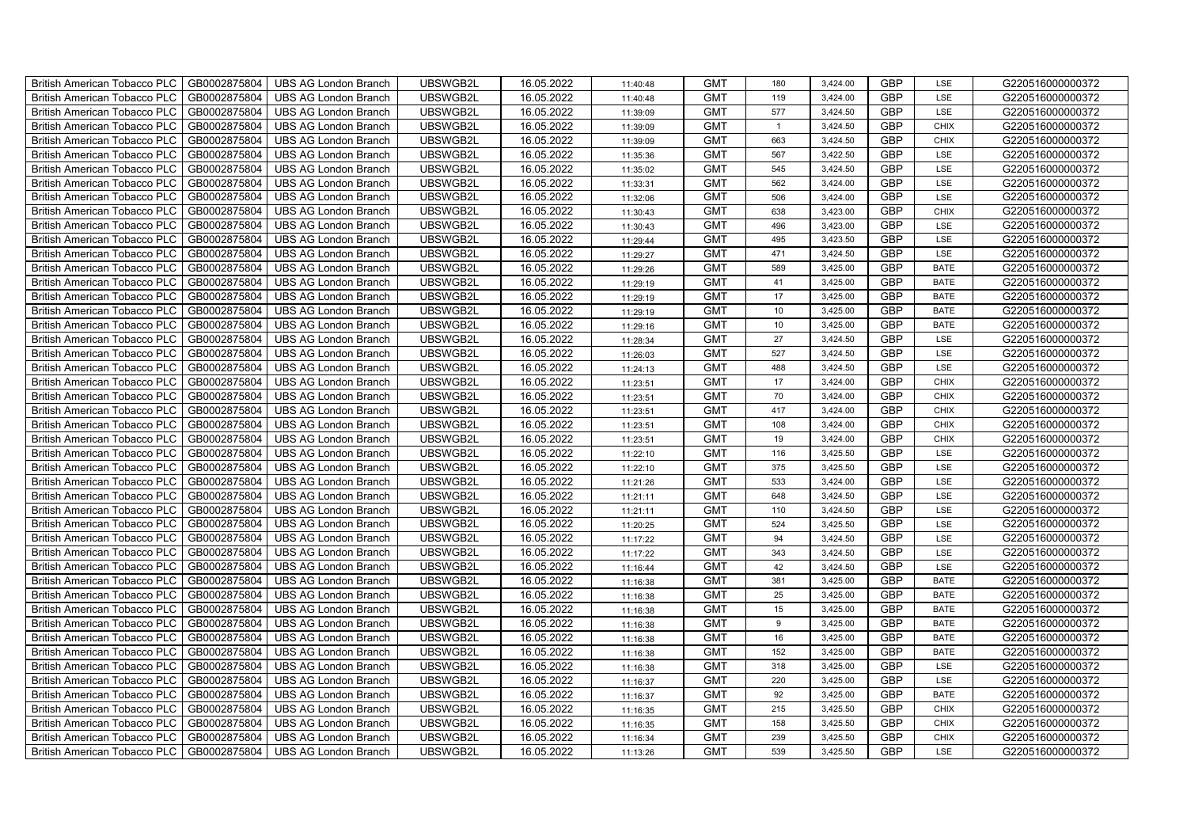| British American Tobacco PLC | GB0002875804 | UBS AG London Branch | UBSWGB2L | 16.05.2022 | 11:40:48 | GMT | 180 | 3,424.00 | GBP | LSE | G220516000000372 |
|---|---|---|---|---|---|---|---|---|---|---|---|
| British American Tobacco PLC | GB0002875804 | UBS AG London Branch | UBSWGB2L | 16.05.2022 | 11:40:48 | GMT | 119 | 3,424.00 | GBP | LSE | G220516000000372 |
| British American Tobacco PLC | GB0002875804 | UBS AG London Branch | UBSWGB2L | 16.05.2022 | 11:39:09 | GMT | 577 | 3,424.50 | GBP | LSE | G220516000000372 |
| British American Tobacco PLC | GB0002875804 | UBS AG London Branch | UBSWGB2L | 16.05.2022 | 11:39:09 | GMT | 1 | 3,424.50 | GBP | CHIX | G220516000000372 |
| British American Tobacco PLC | GB0002875804 | UBS AG London Branch | UBSWGB2L | 16.05.2022 | 11:39:09 | GMT | 663 | 3,424.50 | GBP | CHIX | G220516000000372 |
| British American Tobacco PLC | GB0002875804 | UBS AG London Branch | UBSWGB2L | 16.05.2022 | 11:35:36 | GMT | 567 | 3,422.50 | GBP | LSE | G220516000000372 |
| British American Tobacco PLC | GB0002875804 | UBS AG London Branch | UBSWGB2L | 16.05.2022 | 11:35:02 | GMT | 545 | 3,424.50 | GBP | LSE | G220516000000372 |
| British American Tobacco PLC | GB0002875804 | UBS AG London Branch | UBSWGB2L | 16.05.2022 | 11:33:31 | GMT | 562 | 3,424.00 | GBP | LSE | G220516000000372 |
| British American Tobacco PLC | GB0002875804 | UBS AG London Branch | UBSWGB2L | 16.05.2022 | 11:32:06 | GMT | 506 | 3,424.00 | GBP | LSE | G220516000000372 |
| British American Tobacco PLC | GB0002875804 | UBS AG London Branch | UBSWGB2L | 16.05.2022 | 11:30:43 | GMT | 638 | 3,423.00 | GBP | CHIX | G220516000000372 |
| British American Tobacco PLC | GB0002875804 | UBS AG London Branch | UBSWGB2L | 16.05.2022 | 11:30:43 | GMT | 496 | 3,423.00 | GBP | LSE | G220516000000372 |
| British American Tobacco PLC | GB0002875804 | UBS AG London Branch | UBSWGB2L | 16.05.2022 | 11:29:44 | GMT | 495 | 3,423.50 | GBP | LSE | G220516000000372 |
| British American Tobacco PLC | GB0002875804 | UBS AG London Branch | UBSWGB2L | 16.05.2022 | 11:29:27 | GMT | 471 | 3,424.50 | GBP | LSE | G220516000000372 |
| British American Tobacco PLC | GB0002875804 | UBS AG London Branch | UBSWGB2L | 16.05.2022 | 11:29:26 | GMT | 589 | 3,425.00 | GBP | BATE | G220516000000372 |
| British American Tobacco PLC | GB0002875804 | UBS AG London Branch | UBSWGB2L | 16.05.2022 | 11:29:19 | GMT | 41 | 3,425.00 | GBP | BATE | G220516000000372 |
| British American Tobacco PLC | GB0002875804 | UBS AG London Branch | UBSWGB2L | 16.05.2022 | 11:29:19 | GMT | 17 | 3,425.00 | GBP | BATE | G220516000000372 |
| British American Tobacco PLC | GB0002875804 | UBS AG London Branch | UBSWGB2L | 16.05.2022 | 11:29:19 | GMT | 10 | 3,425.00 | GBP | BATE | G220516000000372 |
| British American Tobacco PLC | GB0002875804 | UBS AG London Branch | UBSWGB2L | 16.05.2022 | 11:29:16 | GMT | 10 | 3,425.00 | GBP | BATE | G220516000000372 |
| British American Tobacco PLC | GB0002875804 | UBS AG London Branch | UBSWGB2L | 16.05.2022 | 11:28:34 | GMT | 27 | 3,424.50 | GBP | LSE | G220516000000372 |
| British American Tobacco PLC | GB0002875804 | UBS AG London Branch | UBSWGB2L | 16.05.2022 | 11:26:03 | GMT | 527 | 3,424.50 | GBP | LSE | G220516000000372 |
| British American Tobacco PLC | GB0002875804 | UBS AG London Branch | UBSWGB2L | 16.05.2022 | 11:24:13 | GMT | 488 | 3,424.50 | GBP | LSE | G220516000000372 |
| British American Tobacco PLC | GB0002875804 | UBS AG London Branch | UBSWGB2L | 16.05.2022 | 11:23:51 | GMT | 17 | 3,424.00 | GBP | CHIX | G220516000000372 |
| British American Tobacco PLC | GB0002875804 | UBS AG London Branch | UBSWGB2L | 16.05.2022 | 11:23:51 | GMT | 70 | 3,424.00 | GBP | CHIX | G220516000000372 |
| British American Tobacco PLC | GB0002875804 | UBS AG London Branch | UBSWGB2L | 16.05.2022 | 11:23:51 | GMT | 417 | 3,424.00 | GBP | CHIX | G220516000000372 |
| British American Tobacco PLC | GB0002875804 | UBS AG London Branch | UBSWGB2L | 16.05.2022 | 11:23:51 | GMT | 108 | 3,424.00 | GBP | CHIX | G220516000000372 |
| British American Tobacco PLC | GB0002875804 | UBS AG London Branch | UBSWGB2L | 16.05.2022 | 11:23:51 | GMT | 19 | 3,424.00 | GBP | CHIX | G220516000000372 |
| British American Tobacco PLC | GB0002875804 | UBS AG London Branch | UBSWGB2L | 16.05.2022 | 11:22:10 | GMT | 116 | 3,425.50 | GBP | LSE | G220516000000372 |
| British American Tobacco PLC | GB0002875804 | UBS AG London Branch | UBSWGB2L | 16.05.2022 | 11:22:10 | GMT | 375 | 3,425.50 | GBP | LSE | G220516000000372 |
| British American Tobacco PLC | GB0002875804 | UBS AG London Branch | UBSWGB2L | 16.05.2022 | 11:21:26 | GMT | 533 | 3,424.00 | GBP | LSE | G220516000000372 |
| British American Tobacco PLC | GB0002875804 | UBS AG London Branch | UBSWGB2L | 16.05.2022 | 11:21:11 | GMT | 648 | 3,424.50 | GBP | LSE | G220516000000372 |
| British American Tobacco PLC | GB0002875804 | UBS AG London Branch | UBSWGB2L | 16.05.2022 | 11:21:11 | GMT | 110 | 3,424.50 | GBP | LSE | G220516000000372 |
| British American Tobacco PLC | GB0002875804 | UBS AG London Branch | UBSWGB2L | 16.05.2022 | 11:20:25 | GMT | 524 | 3,425.50 | GBP | LSE | G220516000000372 |
| British American Tobacco PLC | GB0002875804 | UBS AG London Branch | UBSWGB2L | 16.05.2022 | 11:17:22 | GMT | 94 | 3,424.50 | GBP | LSE | G220516000000372 |
| British American Tobacco PLC | GB0002875804 | UBS AG London Branch | UBSWGB2L | 16.05.2022 | 11:17:22 | GMT | 343 | 3,424.50 | GBP | LSE | G220516000000372 |
| British American Tobacco PLC | GB0002875804 | UBS AG London Branch | UBSWGB2L | 16.05.2022 | 11:16:44 | GMT | 42 | 3,424.50 | GBP | LSE | G220516000000372 |
| British American Tobacco PLC | GB0002875804 | UBS AG London Branch | UBSWGB2L | 16.05.2022 | 11:16:38 | GMT | 381 | 3,425.00 | GBP | BATE | G220516000000372 |
| British American Tobacco PLC | GB0002875804 | UBS AG London Branch | UBSWGB2L | 16.05.2022 | 11:16:38 | GMT | 25 | 3,425.00 | GBP | BATE | G220516000000372 |
| British American Tobacco PLC | GB0002875804 | UBS AG London Branch | UBSWGB2L | 16.05.2022 | 11:16:38 | GMT | 15 | 3,425.00 | GBP | BATE | G220516000000372 |
| British American Tobacco PLC | GB0002875804 | UBS AG London Branch | UBSWGB2L | 16.05.2022 | 11:16:38 | GMT | 9 | 3,425.00 | GBP | BATE | G220516000000372 |
| British American Tobacco PLC | GB0002875804 | UBS AG London Branch | UBSWGB2L | 16.05.2022 | 11:16:38 | GMT | 16 | 3,425.00 | GBP | BATE | G220516000000372 |
| British American Tobacco PLC | GB0002875804 | UBS AG London Branch | UBSWGB2L | 16.05.2022 | 11:16:38 | GMT | 152 | 3,425.00 | GBP | BATE | G220516000000372 |
| British American Tobacco PLC | GB0002875804 | UBS AG London Branch | UBSWGB2L | 16.05.2022 | 11:16:38 | GMT | 318 | 3,425.00 | GBP | LSE | G220516000000372 |
| British American Tobacco PLC | GB0002875804 | UBS AG London Branch | UBSWGB2L | 16.05.2022 | 11:16:37 | GMT | 220 | 3,425.00 | GBP | LSE | G220516000000372 |
| British American Tobacco PLC | GB0002875804 | UBS AG London Branch | UBSWGB2L | 16.05.2022 | 11:16:37 | GMT | 92 | 3,425.00 | GBP | BATE | G220516000000372 |
| British American Tobacco PLC | GB0002875804 | UBS AG London Branch | UBSWGB2L | 16.05.2022 | 11:16:35 | GMT | 215 | 3,425.50 | GBP | CHIX | G220516000000372 |
| British American Tobacco PLC | GB0002875804 | UBS AG London Branch | UBSWGB2L | 16.05.2022 | 11:16:35 | GMT | 158 | 3,425.50 | GBP | CHIX | G220516000000372 |
| British American Tobacco PLC | GB0002875804 | UBS AG London Branch | UBSWGB2L | 16.05.2022 | 11:16:34 | GMT | 239 | 3,425.50 | GBP | CHIX | G220516000000372 |
| British American Tobacco PLC | GB0002875804 | UBS AG London Branch | UBSWGB2L | 16.05.2022 | 11:13:26 | GMT | 539 | 3,425.50 | GBP | LSE | G220516000000372 |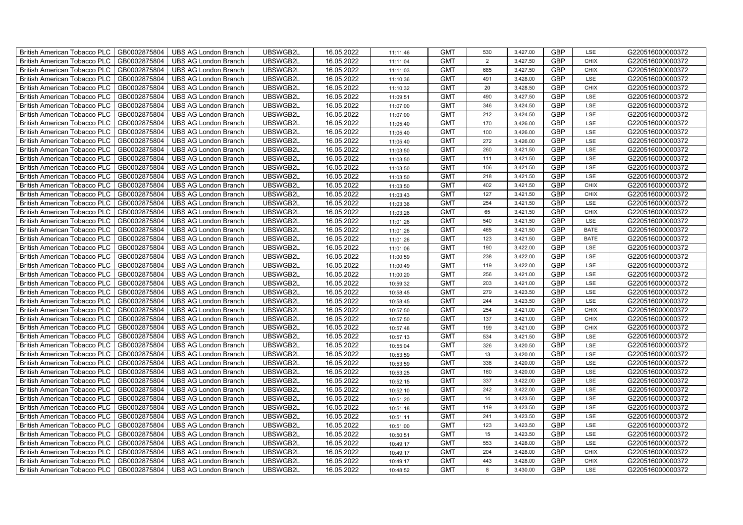| British American Tobacco PLC | GB0002875804 | UBS AG London Branch | UBSWGB2L | 16.05.2022 | 11:11:46 | GMT | 530 | 3,427.00 | GBP | LSE | G220516000000372 |
|---|---|---|---|---|---|---|---|---|---|---|---|
| British American Tobacco PLC | GB0002875804 | UBS AG London Branch | UBSWGB2L | 16.05.2022 | 11:11:04 | GMT | 2 | 3,427.50 | GBP | CHIX | G220516000000372 |
| British American Tobacco PLC | GB0002875804 | UBS AG London Branch | UBSWGB2L | 16.05.2022 | 11:11:03 | GMT | 685 | 3,427.50 | GBP | CHIX | G220516000000372 |
| British American Tobacco PLC | GB0002875804 | UBS AG London Branch | UBSWGB2L | 16.05.2022 | 11:10:36 | GMT | 491 | 3,428.00 | GBP | LSE | G220516000000372 |
| British American Tobacco PLC | GB0002875804 | UBS AG London Branch | UBSWGB2L | 16.05.2022 | 11:10:32 | GMT | 20 | 3,428.50 | GBP | CHIX | G220516000000372 |
| British American Tobacco PLC | GB0002875804 | UBS AG London Branch | UBSWGB2L | 16.05.2022 | 11:09:51 | GMT | 490 | 3,427.50 | GBP | LSE | G220516000000372 |
| British American Tobacco PLC | GB0002875804 | UBS AG London Branch | UBSWGB2L | 16.05.2022 | 11:07:00 | GMT | 346 | 3,424.50 | GBP | LSE | G220516000000372 |
| British American Tobacco PLC | GB0002875804 | UBS AG London Branch | UBSWGB2L | 16.05.2022 | 11:07:00 | GMT | 212 | 3,424.50 | GBP | LSE | G220516000000372 |
| British American Tobacco PLC | GB0002875804 | UBS AG London Branch | UBSWGB2L | 16.05.2022 | 11:05:40 | GMT | 170 | 3,426.00 | GBP | LSE | G220516000000372 |
| British American Tobacco PLC | GB0002875804 | UBS AG London Branch | UBSWGB2L | 16.05.2022 | 11:05:40 | GMT | 100 | 3,426.00 | GBP | LSE | G220516000000372 |
| British American Tobacco PLC | GB0002875804 | UBS AG London Branch | UBSWGB2L | 16.05.2022 | 11:05:40 | GMT | 272 | 3,426.00 | GBP | LSE | G220516000000372 |
| British American Tobacco PLC | GB0002875804 | UBS AG London Branch | UBSWGB2L | 16.05.2022 | 11:03:50 | GMT | 260 | 3,421.50 | GBP | LSE | G220516000000372 |
| British American Tobacco PLC | GB0002875804 | UBS AG London Branch | UBSWGB2L | 16.05.2022 | 11:03:50 | GMT | 111 | 3,421.50 | GBP | LSE | G220516000000372 |
| British American Tobacco PLC | GB0002875804 | UBS AG London Branch | UBSWGB2L | 16.05.2022 | 11:03:50 | GMT | 106 | 3,421.50 | GBP | LSE | G220516000000372 |
| British American Tobacco PLC | GB0002875804 | UBS AG London Branch | UBSWGB2L | 16.05.2022 | 11:03:50 | GMT | 218 | 3,421.50 | GBP | LSE | G220516000000372 |
| British American Tobacco PLC | GB0002875804 | UBS AG London Branch | UBSWGB2L | 16.05.2022 | 11:03:50 | GMT | 402 | 3,421.50 | GBP | CHIX | G220516000000372 |
| British American Tobacco PLC | GB0002875804 | UBS AG London Branch | UBSWGB2L | 16.05.2022 | 11:03:43 | GMT | 127 | 3,421.50 | GBP | CHIX | G220516000000372 |
| British American Tobacco PLC | GB0002875804 | UBS AG London Branch | UBSWGB2L | 16.05.2022 | 11:03:36 | GMT | 254 | 3,421.50 | GBP | LSE | G220516000000372 |
| British American Tobacco PLC | GB0002875804 | UBS AG London Branch | UBSWGB2L | 16.05.2022 | 11:03:26 | GMT | 65 | 3,421.50 | GBP | CHIX | G220516000000372 |
| British American Tobacco PLC | GB0002875804 | UBS AG London Branch | UBSWGB2L | 16.05.2022 | 11:01:26 | GMT | 540 | 3,421.50 | GBP | LSE | G220516000000372 |
| British American Tobacco PLC | GB0002875804 | UBS AG London Branch | UBSWGB2L | 16.05.2022 | 11:01:26 | GMT | 465 | 3,421.50 | GBP | BATE | G220516000000372 |
| British American Tobacco PLC | GB0002875804 | UBS AG London Branch | UBSWGB2L | 16.05.2022 | 11:01:26 | GMT | 123 | 3,421.50 | GBP | BATE | G220516000000372 |
| British American Tobacco PLC | GB0002875804 | UBS AG London Branch | UBSWGB2L | 16.05.2022 | 11:01:06 | GMT | 190 | 3,422.00 | GBP | LSE | G220516000000372 |
| British American Tobacco PLC | GB0002875804 | UBS AG London Branch | UBSWGB2L | 16.05.2022 | 11:00:59 | GMT | 238 | 3,422.00 | GBP | LSE | G220516000000372 |
| British American Tobacco PLC | GB0002875804 | UBS AG London Branch | UBSWGB2L | 16.05.2022 | 11:00:49 | GMT | 119 | 3,422.00 | GBP | LSE | G220516000000372 |
| British American Tobacco PLC | GB0002875804 | UBS AG London Branch | UBSWGB2L | 16.05.2022 | 11:00:20 | GMT | 256 | 3,421.00 | GBP | LSE | G220516000000372 |
| British American Tobacco PLC | GB0002875804 | UBS AG London Branch | UBSWGB2L | 16.05.2022 | 10:59:32 | GMT | 203 | 3,421.00 | GBP | LSE | G220516000000372 |
| British American Tobacco PLC | GB0002875804 | UBS AG London Branch | UBSWGB2L | 16.05.2022 | 10:58:45 | GMT | 279 | 3,423.50 | GBP | LSE | G220516000000372 |
| British American Tobacco PLC | GB0002875804 | UBS AG London Branch | UBSWGB2L | 16.05.2022 | 10:58:45 | GMT | 244 | 3,423.50 | GBP | LSE | G220516000000372 |
| British American Tobacco PLC | GB0002875804 | UBS AG London Branch | UBSWGB2L | 16.05.2022 | 10:57:50 | GMT | 254 | 3,421.00 | GBP | CHIX | G220516000000372 |
| British American Tobacco PLC | GB0002875804 | UBS AG London Branch | UBSWGB2L | 16.05.2022 | 10:57:50 | GMT | 137 | 3,421.00 | GBP | CHIX | G220516000000372 |
| British American Tobacco PLC | GB0002875804 | UBS AG London Branch | UBSWGB2L | 16.05.2022 | 10:57:48 | GMT | 199 | 3,421.00 | GBP | CHIX | G220516000000372 |
| British American Tobacco PLC | GB0002875804 | UBS AG London Branch | UBSWGB2L | 16.05.2022 | 10:57:13 | GMT | 534 | 3,421.50 | GBP | LSE | G220516000000372 |
| British American Tobacco PLC | GB0002875804 | UBS AG London Branch | UBSWGB2L | 16.05.2022 | 10:55:04 | GMT | 326 | 3,420.50 | GBP | LSE | G220516000000372 |
| British American Tobacco PLC | GB0002875804 | UBS AG London Branch | UBSWGB2L | 16.05.2022 | 10:53:59 | GMT | 13 | 3,420.00 | GBP | LSE | G220516000000372 |
| British American Tobacco PLC | GB0002875804 | UBS AG London Branch | UBSWGB2L | 16.05.2022 | 10:53:59 | GMT | 338 | 3,420.00 | GBP | LSE | G220516000000372 |
| British American Tobacco PLC | GB0002875804 | UBS AG London Branch | UBSWGB2L | 16.05.2022 | 10:53:25 | GMT | 160 | 3,420.00 | GBP | LSE | G220516000000372 |
| British American Tobacco PLC | GB0002875804 | UBS AG London Branch | UBSWGB2L | 16.05.2022 | 10:52:15 | GMT | 337 | 3,422.00 | GBP | LSE | G220516000000372 |
| British American Tobacco PLC | GB0002875804 | UBS AG London Branch | UBSWGB2L | 16.05.2022 | 10:52:10 | GMT | 242 | 3,422.00 | GBP | LSE | G220516000000372 |
| British American Tobacco PLC | GB0002875804 | UBS AG London Branch | UBSWGB2L | 16.05.2022 | 10:51:20 | GMT | 14 | 3,423.50 | GBP | LSE | G220516000000372 |
| British American Tobacco PLC | GB0002875804 | UBS AG London Branch | UBSWGB2L | 16.05.2022 | 10:51:18 | GMT | 119 | 3,423.50 | GBP | LSE | G220516000000372 |
| British American Tobacco PLC | GB0002875804 | UBS AG London Branch | UBSWGB2L | 16.05.2022 | 10:51:11 | GMT | 241 | 3,423.50 | GBP | LSE | G220516000000372 |
| British American Tobacco PLC | GB0002875804 | UBS AG London Branch | UBSWGB2L | 16.05.2022 | 10:51:00 | GMT | 123 | 3,423.50 | GBP | LSE | G220516000000372 |
| British American Tobacco PLC | GB0002875804 | UBS AG London Branch | UBSWGB2L | 16.05.2022 | 10:50:51 | GMT | 15 | 3,423.50 | GBP | LSE | G220516000000372 |
| British American Tobacco PLC | GB0002875804 | UBS AG London Branch | UBSWGB2L | 16.05.2022 | 10:49:17 | GMT | 553 | 3,428.00 | GBP | LSE | G220516000000372 |
| British American Tobacco PLC | GB0002875804 | UBS AG London Branch | UBSWGB2L | 16.05.2022 | 10:49:17 | GMT | 204 | 3,428.00 | GBP | CHIX | G220516000000372 |
| British American Tobacco PLC | GB0002875804 | UBS AG London Branch | UBSWGB2L | 16.05.2022 | 10:49:17 | GMT | 443 | 3,428.00 | GBP | CHIX | G220516000000372 |
| British American Tobacco PLC | GB0002875804 | UBS AG London Branch | UBSWGB2L | 16.05.2022 | 10:48:52 | GMT | 8 | 3,430.00 | GBP | LSE | G220516000000372 |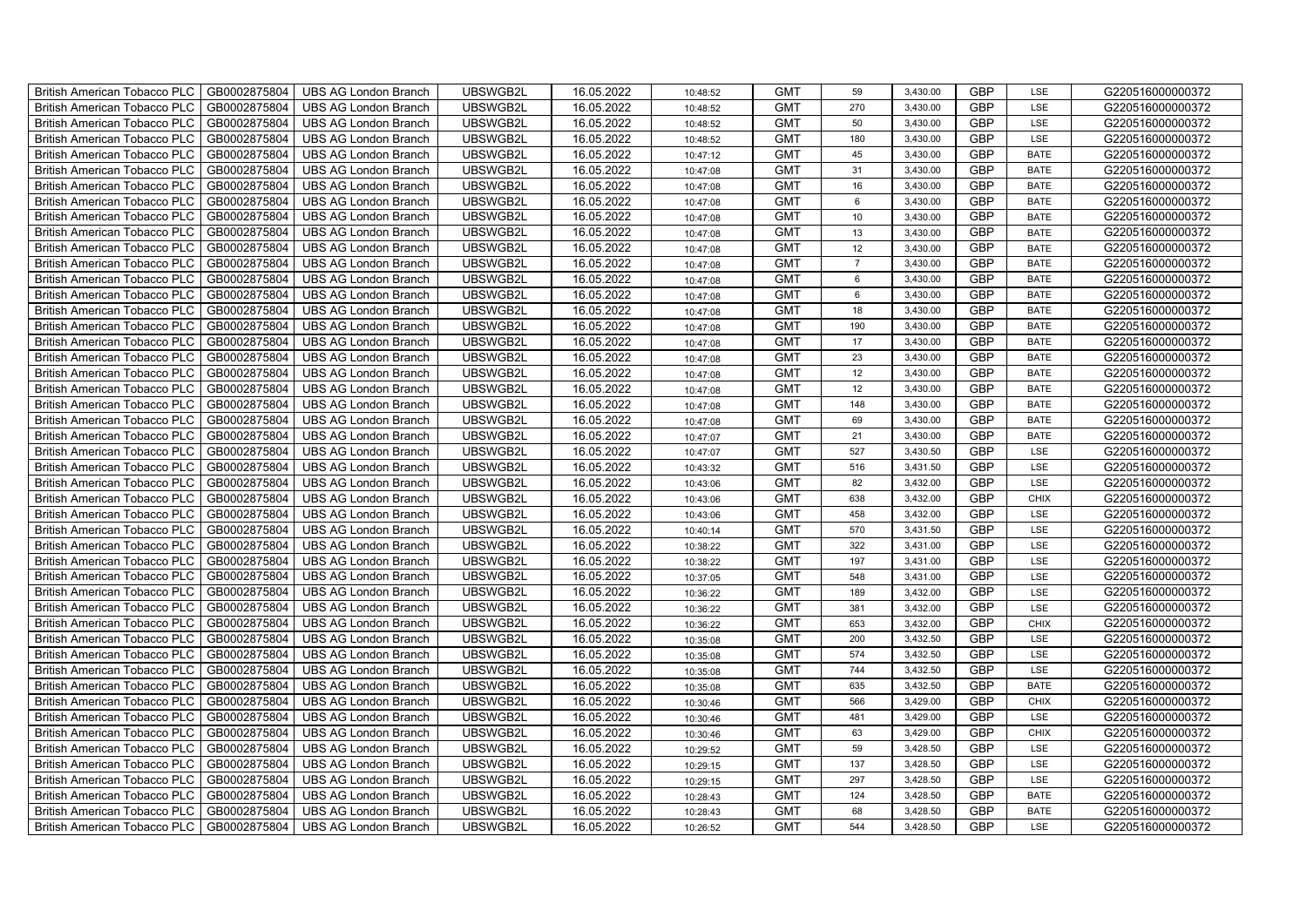| British American Tobacco PLC | GB0002875804 | UBS AG London Branch | UBSWGB2L | 16.05.2022 | 10:48:52 | GMT | 59 | 3,430.00 | GBP | LSE | G220516000000372 |
|---|---|---|---|---|---|---|---|---|---|---|---|
| British American Tobacco PLC | GB0002875804 | UBS AG London Branch | UBSWGB2L | 16.05.2022 | 10:48:52 | GMT | 270 | 3,430.00 | GBP | LSE | G220516000000372 |
| British American Tobacco PLC | GB0002875804 | UBS AG London Branch | UBSWGB2L | 16.05.2022 | 10:48:52 | GMT | 50 | 3,430.00 | GBP | LSE | G220516000000372 |
| British American Tobacco PLC | GB0002875804 | UBS AG London Branch | UBSWGB2L | 16.05.2022 | 10:48:52 | GMT | 180 | 3,430.00 | GBP | LSE | G220516000000372 |
| British American Tobacco PLC | GB0002875804 | UBS AG London Branch | UBSWGB2L | 16.05.2022 | 10:47:12 | GMT | 45 | 3,430.00 | GBP | BATE | G220516000000372 |
| British American Tobacco PLC | GB0002875804 | UBS AG London Branch | UBSWGB2L | 16.05.2022 | 10:47:08 | GMT | 31 | 3,430.00 | GBP | BATE | G220516000000372 |
| British American Tobacco PLC | GB0002875804 | UBS AG London Branch | UBSWGB2L | 16.05.2022 | 10:47:08 | GMT | 16 | 3,430.00 | GBP | BATE | G220516000000372 |
| British American Tobacco PLC | GB0002875804 | UBS AG London Branch | UBSWGB2L | 16.05.2022 | 10:47:08 | GMT | 6 | 3,430.00 | GBP | BATE | G220516000000372 |
| British American Tobacco PLC | GB0002875804 | UBS AG London Branch | UBSWGB2L | 16.05.2022 | 10:47:08 | GMT | 10 | 3,430.00 | GBP | BATE | G220516000000372 |
| British American Tobacco PLC | GB0002875804 | UBS AG London Branch | UBSWGB2L | 16.05.2022 | 10:47:08 | GMT | 13 | 3,430.00 | GBP | BATE | G220516000000372 |
| British American Tobacco PLC | GB0002875804 | UBS AG London Branch | UBSWGB2L | 16.05.2022 | 10:47:08 | GMT | 12 | 3,430.00 | GBP | BATE | G220516000000372 |
| British American Tobacco PLC | GB0002875804 | UBS AG London Branch | UBSWGB2L | 16.05.2022 | 10:47:08 | GMT | 7 | 3,430.00 | GBP | BATE | G220516000000372 |
| British American Tobacco PLC | GB0002875804 | UBS AG London Branch | UBSWGB2L | 16.05.2022 | 10:47:08 | GMT | 6 | 3,430.00 | GBP | BATE | G220516000000372 |
| British American Tobacco PLC | GB0002875804 | UBS AG London Branch | UBSWGB2L | 16.05.2022 | 10:47:08 | GMT | 6 | 3,430.00 | GBP | BATE | G220516000000372 |
| British American Tobacco PLC | GB0002875804 | UBS AG London Branch | UBSWGB2L | 16.05.2022 | 10:47:08 | GMT | 18 | 3,430.00 | GBP | BATE | G220516000000372 |
| British American Tobacco PLC | GB0002875804 | UBS AG London Branch | UBSWGB2L | 16.05.2022 | 10:47:08 | GMT | 190 | 3,430.00 | GBP | BATE | G220516000000372 |
| British American Tobacco PLC | GB0002875804 | UBS AG London Branch | UBSWGB2L | 16.05.2022 | 10:47:08 | GMT | 17 | 3,430.00 | GBP | BATE | G220516000000372 |
| British American Tobacco PLC | GB0002875804 | UBS AG London Branch | UBSWGB2L | 16.05.2022 | 10:47:08 | GMT | 23 | 3,430.00 | GBP | BATE | G220516000000372 |
| British American Tobacco PLC | GB0002875804 | UBS AG London Branch | UBSWGB2L | 16.05.2022 | 10:47:08 | GMT | 12 | 3,430.00 | GBP | BATE | G220516000000372 |
| British American Tobacco PLC | GB0002875804 | UBS AG London Branch | UBSWGB2L | 16.05.2022 | 10:47:08 | GMT | 12 | 3,430.00 | GBP | BATE | G220516000000372 |
| British American Tobacco PLC | GB0002875804 | UBS AG London Branch | UBSWGB2L | 16.05.2022 | 10:47:08 | GMT | 148 | 3,430.00 | GBP | BATE | G220516000000372 |
| British American Tobacco PLC | GB0002875804 | UBS AG London Branch | UBSWGB2L | 16.05.2022 | 10:47:08 | GMT | 69 | 3,430.00 | GBP | BATE | G220516000000372 |
| British American Tobacco PLC | GB0002875804 | UBS AG London Branch | UBSWGB2L | 16.05.2022 | 10:47:07 | GMT | 21 | 3,430.00 | GBP | BATE | G220516000000372 |
| British American Tobacco PLC | GB0002875804 | UBS AG London Branch | UBSWGB2L | 16.05.2022 | 10:47:07 | GMT | 527 | 3,430.50 | GBP | LSE | G220516000000372 |
| British American Tobacco PLC | GB0002875804 | UBS AG London Branch | UBSWGB2L | 16.05.2022 | 10:43:32 | GMT | 516 | 3,431.50 | GBP | LSE | G220516000000372 |
| British American Tobacco PLC | GB0002875804 | UBS AG London Branch | UBSWGB2L | 16.05.2022 | 10:43:06 | GMT | 82 | 3,432.00 | GBP | LSE | G220516000000372 |
| British American Tobacco PLC | GB0002875804 | UBS AG London Branch | UBSWGB2L | 16.05.2022 | 10:43:06 | GMT | 638 | 3,432.00 | GBP | CHIX | G220516000000372 |
| British American Tobacco PLC | GB0002875804 | UBS AG London Branch | UBSWGB2L | 16.05.2022 | 10:43:06 | GMT | 458 | 3,432.00 | GBP | LSE | G220516000000372 |
| British American Tobacco PLC | GB0002875804 | UBS AG London Branch | UBSWGB2L | 16.05.2022 | 10:40:14 | GMT | 570 | 3,431.50 | GBP | LSE | G220516000000372 |
| British American Tobacco PLC | GB0002875804 | UBS AG London Branch | UBSWGB2L | 16.05.2022 | 10:38:22 | GMT | 322 | 3,431.00 | GBP | LSE | G220516000000372 |
| British American Tobacco PLC | GB0002875804 | UBS AG London Branch | UBSWGB2L | 16.05.2022 | 10:38:22 | GMT | 197 | 3,431.00 | GBP | LSE | G220516000000372 |
| British American Tobacco PLC | GB0002875804 | UBS AG London Branch | UBSWGB2L | 16.05.2022 | 10:37:05 | GMT | 548 | 3,431.00 | GBP | LSE | G220516000000372 |
| British American Tobacco PLC | GB0002875804 | UBS AG London Branch | UBSWGB2L | 16.05.2022 | 10:36:22 | GMT | 189 | 3,432.00 | GBP | LSE | G220516000000372 |
| British American Tobacco PLC | GB0002875804 | UBS AG London Branch | UBSWGB2L | 16.05.2022 | 10:36:22 | GMT | 381 | 3,432.00 | GBP | LSE | G220516000000372 |
| British American Tobacco PLC | GB0002875804 | UBS AG London Branch | UBSWGB2L | 16.05.2022 | 10:36:22 | GMT | 653 | 3,432.00 | GBP | CHIX | G220516000000372 |
| British American Tobacco PLC | GB0002875804 | UBS AG London Branch | UBSWGB2L | 16.05.2022 | 10:35:08 | GMT | 200 | 3,432.50 | GBP | LSE | G220516000000372 |
| British American Tobacco PLC | GB0002875804 | UBS AG London Branch | UBSWGB2L | 16.05.2022 | 10:35:08 | GMT | 574 | 3,432.50 | GBP | LSE | G220516000000372 |
| British American Tobacco PLC | GB0002875804 | UBS AG London Branch | UBSWGB2L | 16.05.2022 | 10:35:08 | GMT | 744 | 3,432.50 | GBP | LSE | G220516000000372 |
| British American Tobacco PLC | GB0002875804 | UBS AG London Branch | UBSWGB2L | 16.05.2022 | 10:35:08 | GMT | 635 | 3,432.50 | GBP | BATE | G220516000000372 |
| British American Tobacco PLC | GB0002875804 | UBS AG London Branch | UBSWGB2L | 16.05.2022 | 10:30:46 | GMT | 566 | 3,429.00 | GBP | CHIX | G220516000000372 |
| British American Tobacco PLC | GB0002875804 | UBS AG London Branch | UBSWGB2L | 16.05.2022 | 10:30:46 | GMT | 481 | 3,429.00 | GBP | LSE | G220516000000372 |
| British American Tobacco PLC | GB0002875804 | UBS AG London Branch | UBSWGB2L | 16.05.2022 | 10:30:46 | GMT | 63 | 3,429.00 | GBP | CHIX | G220516000000372 |
| British American Tobacco PLC | GB0002875804 | UBS AG London Branch | UBSWGB2L | 16.05.2022 | 10:29:52 | GMT | 59 | 3,428.50 | GBP | LSE | G220516000000372 |
| British American Tobacco PLC | GB0002875804 | UBS AG London Branch | UBSWGB2L | 16.05.2022 | 10:29:15 | GMT | 137 | 3,428.50 | GBP | LSE | G220516000000372 |
| British American Tobacco PLC | GB0002875804 | UBS AG London Branch | UBSWGB2L | 16.05.2022 | 10:29:15 | GMT | 297 | 3,428.50 | GBP | LSE | G220516000000372 |
| British American Tobacco PLC | GB0002875804 | UBS AG London Branch | UBSWGB2L | 16.05.2022 | 10:28:43 | GMT | 124 | 3,428.50 | GBP | BATE | G220516000000372 |
| British American Tobacco PLC | GB0002875804 | UBS AG London Branch | UBSWGB2L | 16.05.2022 | 10:28:43 | GMT | 68 | 3,428.50 | GBP | BATE | G220516000000372 |
| British American Tobacco PLC | GB0002875804 | UBS AG London Branch | UBSWGB2L | 16.05.2022 | 10:26:52 | GMT | 544 | 3,428.50 | GBP | LSE | G220516000000372 |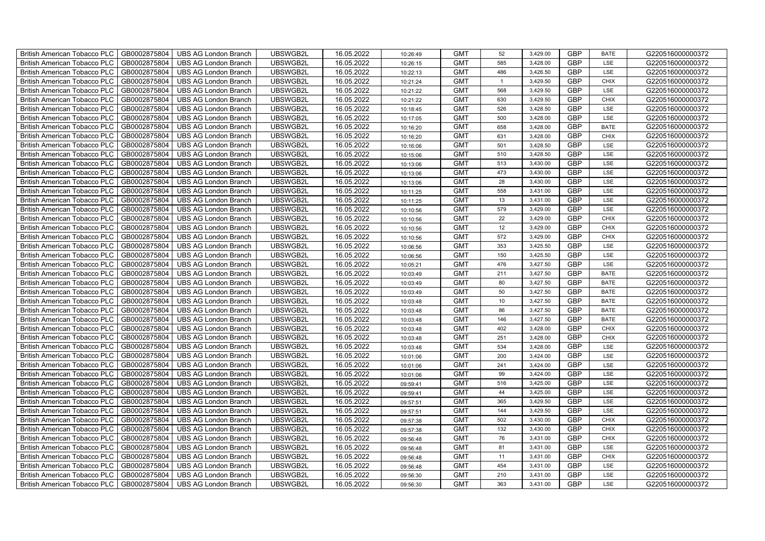| British American Tobacco PLC | GB0002875804 | UBS AG London Branch | UBSWGB2L | 16.05.2022 | 10:26:49 | GMT | 52 | 3,429.00 | GBP | BATE | G220516000000372 |
|---|---|---|---|---|---|---|---|---|---|---|---|
| British American Tobacco PLC | GB0002875804 | UBS AG London Branch | UBSWGB2L | 16.05.2022 | 10:26:15 | GMT | 585 | 3,428.00 | GBP | LSE | G220516000000372 |
| British American Tobacco PLC | GB0002875804 | UBS AG London Branch | UBSWGB2L | 16.05.2022 | 10:22:13 | GMT | 486 | 3,426.50 | GBP | LSE | G220516000000372 |
| British American Tobacco PLC | GB0002875804 | UBS AG London Branch | UBSWGB2L | 16.05.2022 | 10:21:24 | GMT | 1 | 3,429.50 | GBP | CHIX | G220516000000372 |
| British American Tobacco PLC | GB0002875804 | UBS AG London Branch | UBSWGB2L | 16.05.2022 | 10:21:22 | GMT | 568 | 3,429.50 | GBP | LSE | G220516000000372 |
| British American Tobacco PLC | GB0002875804 | UBS AG London Branch | UBSWGB2L | 16.05.2022 | 10:21:22 | GMT | 630 | 3,429.50 | GBP | CHIX | G220516000000372 |
| British American Tobacco PLC | GB0002875804 | UBS AG London Branch | UBSWGB2L | 16.05.2022 | 10:18:45 | GMT | 526 | 3,428.50 | GBP | LSE | G220516000000372 |
| British American Tobacco PLC | GB0002875804 | UBS AG London Branch | UBSWGB2L | 16.05.2022 | 10:17:05 | GMT | 500 | 3,428.00 | GBP | LSE | G220516000000372 |
| British American Tobacco PLC | GB0002875804 | UBS AG London Branch | UBSWGB2L | 16.05.2022 | 10:16:20 | GMT | 658 | 3,428.00 | GBP | BATE | G220516000000372 |
| British American Tobacco PLC | GB0002875804 | UBS AG London Branch | UBSWGB2L | 16.05.2022 | 10:16:20 | GMT | 631 | 3,428.00 | GBP | CHIX | G220516000000372 |
| British American Tobacco PLC | GB0002875804 | UBS AG London Branch | UBSWGB2L | 16.05.2022 | 10:16:06 | GMT | 501 | 3,428.50 | GBP | LSE | G220516000000372 |
| British American Tobacco PLC | GB0002875804 | UBS AG London Branch | UBSWGB2L | 16.05.2022 | 10:15:06 | GMT | 510 | 3,428.50 | GBP | LSE | G220516000000372 |
| British American Tobacco PLC | GB0002875804 | UBS AG London Branch | UBSWGB2L | 16.05.2022 | 10:13:06 | GMT | 513 | 3,430.00 | GBP | LSE | G220516000000372 |
| British American Tobacco PLC | GB0002875804 | UBS AG London Branch | UBSWGB2L | 16.05.2022 | 10:13:06 | GMT | 473 | 3,430.00 | GBP | LSE | G220516000000372 |
| British American Tobacco PLC | GB0002875804 | UBS AG London Branch | UBSWGB2L | 16.05.2022 | 10:13:06 | GMT | 28 | 3,430.00 | GBP | LSE | G220516000000372 |
| British American Tobacco PLC | GB0002875804 | UBS AG London Branch | UBSWGB2L | 16.05.2022 | 10:11:25 | GMT | 558 | 3,431.00 | GBP | LSE | G220516000000372 |
| British American Tobacco PLC | GB0002875804 | UBS AG London Branch | UBSWGB2L | 16.05.2022 | 10:11:25 | GMT | 13 | 3,431.00 | GBP | LSE | G220516000000372 |
| British American Tobacco PLC | GB0002875804 | UBS AG London Branch | UBSWGB2L | 16.05.2022 | 10:10:56 | GMT | 579 | 3,429.00 | GBP | LSE | G220516000000372 |
| British American Tobacco PLC | GB0002875804 | UBS AG London Branch | UBSWGB2L | 16.05.2022 | 10:10:56 | GMT | 22 | 3,429.00 | GBP | CHIX | G220516000000372 |
| British American Tobacco PLC | GB0002875804 | UBS AG London Branch | UBSWGB2L | 16.05.2022 | 10:10:56 | GMT | 12 | 3,429.00 | GBP | CHIX | G220516000000372 |
| British American Tobacco PLC | GB0002875804 | UBS AG London Branch | UBSWGB2L | 16.05.2022 | 10:10:56 | GMT | 572 | 3,429.00 | GBP | CHIX | G220516000000372 |
| British American Tobacco PLC | GB0002875804 | UBS AG London Branch | UBSWGB2L | 16.05.2022 | 10:06:56 | GMT | 353 | 3,425.50 | GBP | LSE | G220516000000372 |
| British American Tobacco PLC | GB0002875804 | UBS AG London Branch | UBSWGB2L | 16.05.2022 | 10:06:56 | GMT | 150 | 3,425.50 | GBP | LSE | G220516000000372 |
| British American Tobacco PLC | GB0002875804 | UBS AG London Branch | UBSWGB2L | 16.05.2022 | 10:05:21 | GMT | 476 | 3,427.50 | GBP | LSE | G220516000000372 |
| British American Tobacco PLC | GB0002875804 | UBS AG London Branch | UBSWGB2L | 16.05.2022 | 10:03:49 | GMT | 211 | 3,427.50 | GBP | BATE | G220516000000372 |
| British American Tobacco PLC | GB0002875804 | UBS AG London Branch | UBSWGB2L | 16.05.2022 | 10:03:49 | GMT | 80 | 3,427.50 | GBP | BATE | G220516000000372 |
| British American Tobacco PLC | GB0002875804 | UBS AG London Branch | UBSWGB2L | 16.05.2022 | 10:03:49 | GMT | 50 | 3,427.50 | GBP | BATE | G220516000000372 |
| British American Tobacco PLC | GB0002875804 | UBS AG London Branch | UBSWGB2L | 16.05.2022 | 10:03:48 | GMT | 10 | 3,427.50 | GBP | BATE | G220516000000372 |
| British American Tobacco PLC | GB0002875804 | UBS AG London Branch | UBSWGB2L | 16.05.2022 | 10:03:48 | GMT | 86 | 3,427.50 | GBP | BATE | G220516000000372 |
| British American Tobacco PLC | GB0002875804 | UBS AG London Branch | UBSWGB2L | 16.05.2022 | 10:03:48 | GMT | 146 | 3,427.50 | GBP | BATE | G220516000000372 |
| British American Tobacco PLC | GB0002875804 | UBS AG London Branch | UBSWGB2L | 16.05.2022 | 10:03:48 | GMT | 402 | 3,428.00 | GBP | CHIX | G220516000000372 |
| British American Tobacco PLC | GB0002875804 | UBS AG London Branch | UBSWGB2L | 16.05.2022 | 10:03:48 | GMT | 251 | 3,428.00 | GBP | CHIX | G220516000000372 |
| British American Tobacco PLC | GB0002875804 | UBS AG London Branch | UBSWGB2L | 16.05.2022 | 10:03:48 | GMT | 534 | 3,428.00 | GBP | LSE | G220516000000372 |
| British American Tobacco PLC | GB0002875804 | UBS AG London Branch | UBSWGB2L | 16.05.2022 | 10:01:06 | GMT | 200 | 3,424.00 | GBP | LSE | G220516000000372 |
| British American Tobacco PLC | GB0002875804 | UBS AG London Branch | UBSWGB2L | 16.05.2022 | 10:01:06 | GMT | 241 | 3,424.00 | GBP | LSE | G220516000000372 |
| British American Tobacco PLC | GB0002875804 | UBS AG London Branch | UBSWGB2L | 16.05.2022 | 10:01:06 | GMT | 99 | 3,424.00 | GBP | LSE | G220516000000372 |
| British American Tobacco PLC | GB0002875804 | UBS AG London Branch | UBSWGB2L | 16.05.2022 | 09:59:41 | GMT | 516 | 3,425.00 | GBP | LSE | G220516000000372 |
| British American Tobacco PLC | GB0002875804 | UBS AG London Branch | UBSWGB2L | 16.05.2022 | 09:59:41 | GMT | 44 | 3,425.00 | GBP | LSE | G220516000000372 |
| British American Tobacco PLC | GB0002875804 | UBS AG London Branch | UBSWGB2L | 16.05.2022 | 09:57:51 | GMT | 365 | 3,429.50 | GBP | LSE | G220516000000372 |
| British American Tobacco PLC | GB0002875804 | UBS AG London Branch | UBSWGB2L | 16.05.2022 | 09:57:51 | GMT | 144 | 3,429.50 | GBP | LSE | G220516000000372 |
| British American Tobacco PLC | GB0002875804 | UBS AG London Branch | UBSWGB2L | 16.05.2022 | 09:57:38 | GMT | 502 | 3,430.00 | GBP | CHIX | G220516000000372 |
| British American Tobacco PLC | GB0002875804 | UBS AG London Branch | UBSWGB2L | 16.05.2022 | 09:57:38 | GMT | 132 | 3,430.00 | GBP | CHIX | G220516000000372 |
| British American Tobacco PLC | GB0002875804 | UBS AG London Branch | UBSWGB2L | 16.05.2022 | 09:56:48 | GMT | 76 | 3,431.00 | GBP | CHIX | G220516000000372 |
| British American Tobacco PLC | GB0002875804 | UBS AG London Branch | UBSWGB2L | 16.05.2022 | 09:56:48 | GMT | 81 | 3,431.00 | GBP | LSE | G220516000000372 |
| British American Tobacco PLC | GB0002875804 | UBS AG London Branch | UBSWGB2L | 16.05.2022 | 09:56:48 | GMT | 11 | 3,431.00 | GBP | CHIX | G220516000000372 |
| British American Tobacco PLC | GB0002875804 | UBS AG London Branch | UBSWGB2L | 16.05.2022 | 09:56:48 | GMT | 454 | 3,431.00 | GBP | LSE | G220516000000372 |
| British American Tobacco PLC | GB0002875804 | UBS AG London Branch | UBSWGB2L | 16.05.2022 | 09:56:30 | GMT | 210 | 3,431.00 | GBP | LSE | G220516000000372 |
| British American Tobacco PLC | GB0002875804 | UBS AG London Branch | UBSWGB2L | 16.05.2022 | 09:56:30 | GMT | 363 | 3,431.00 | GBP | LSE | G220516000000372 |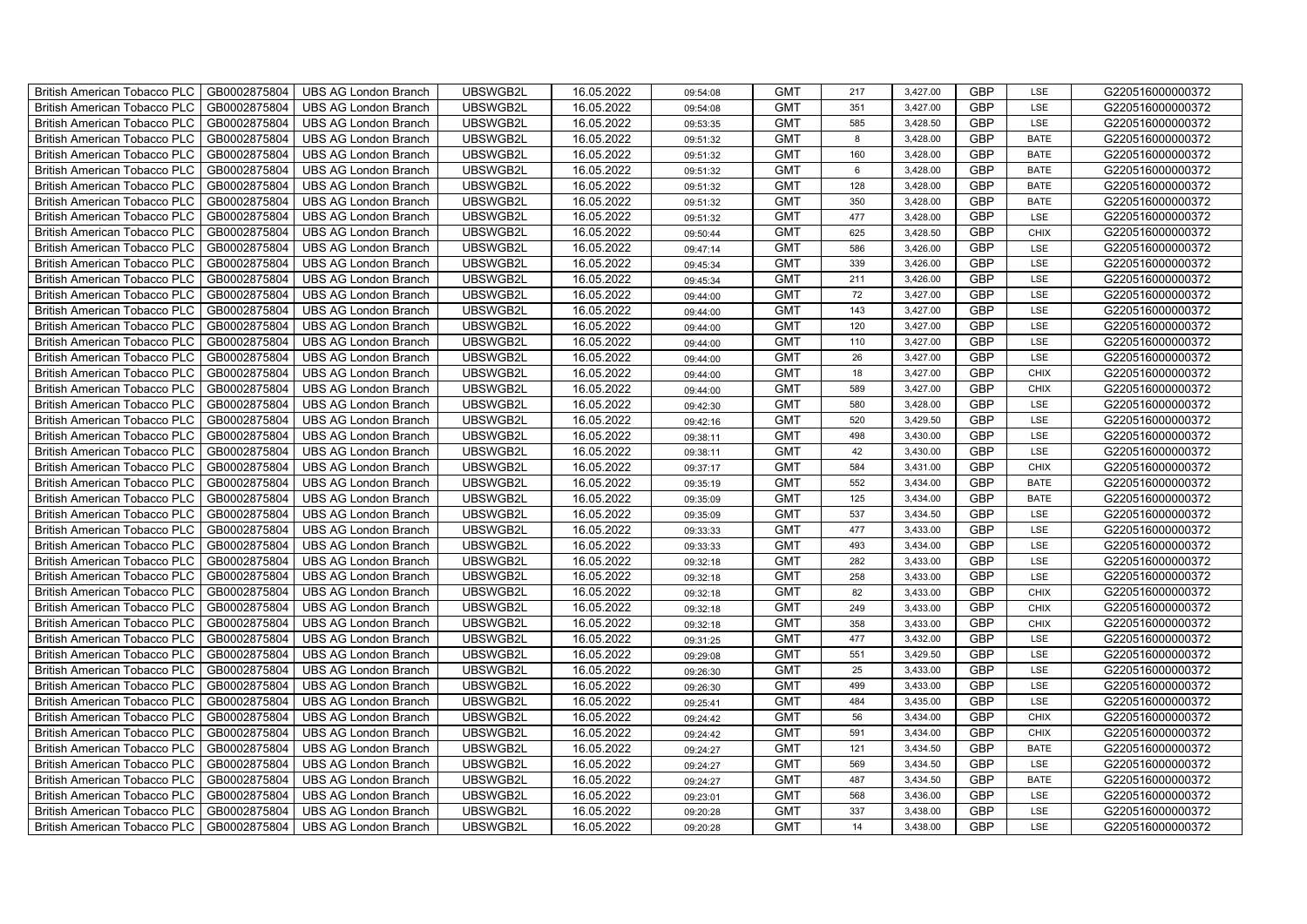| British American Tobacco PLC | GB0002875804 | UBS AG London Branch | UBSWGB2L | 16.05.2022 | 09:54:08 | GMT | 217 | 3,427.00 | GBP | LSE | G220516000000372 |
|---|---|---|---|---|---|---|---|---|---|---|---|
| British American Tobacco PLC | GB0002875804 | UBS AG London Branch | UBSWGB2L | 16.05.2022 | 09:54:08 | GMT | 351 | 3,427.00 | GBP | LSE | G220516000000372 |
| British American Tobacco PLC | GB0002875804 | UBS AG London Branch | UBSWGB2L | 16.05.2022 | 09:53:35 | GMT | 585 | 3,428.50 | GBP | LSE | G220516000000372 |
| British American Tobacco PLC | GB0002875804 | UBS AG London Branch | UBSWGB2L | 16.05.2022 | 09:51:32 | GMT | 8 | 3,428.00 | GBP | BATE | G220516000000372 |
| British American Tobacco PLC | GB0002875804 | UBS AG London Branch | UBSWGB2L | 16.05.2022 | 09:51:32 | GMT | 160 | 3,428.00 | GBP | BATE | G220516000000372 |
| British American Tobacco PLC | GB0002875804 | UBS AG London Branch | UBSWGB2L | 16.05.2022 | 09:51:32 | GMT | 6 | 3,428.00 | GBP | BATE | G220516000000372 |
| British American Tobacco PLC | GB0002875804 | UBS AG London Branch | UBSWGB2L | 16.05.2022 | 09:51:32 | GMT | 128 | 3,428.00 | GBP | BATE | G220516000000372 |
| British American Tobacco PLC | GB0002875804 | UBS AG London Branch | UBSWGB2L | 16.05.2022 | 09:51:32 | GMT | 350 | 3,428.00 | GBP | BATE | G220516000000372 |
| British American Tobacco PLC | GB0002875804 | UBS AG London Branch | UBSWGB2L | 16.05.2022 | 09:51:32 | GMT | 477 | 3,428.00 | GBP | LSE | G220516000000372 |
| British American Tobacco PLC | GB0002875804 | UBS AG London Branch | UBSWGB2L | 16.05.2022 | 09:50:44 | GMT | 625 | 3,428.50 | GBP | CHIX | G220516000000372 |
| British American Tobacco PLC | GB0002875804 | UBS AG London Branch | UBSWGB2L | 16.05.2022 | 09:47:14 | GMT | 586 | 3,426.00 | GBP | LSE | G220516000000372 |
| British American Tobacco PLC | GB0002875804 | UBS AG London Branch | UBSWGB2L | 16.05.2022 | 09:45:34 | GMT | 339 | 3,426.00 | GBP | LSE | G220516000000372 |
| British American Tobacco PLC | GB0002875804 | UBS AG London Branch | UBSWGB2L | 16.05.2022 | 09:45:34 | GMT | 211 | 3,426.00 | GBP | LSE | G220516000000372 |
| British American Tobacco PLC | GB0002875804 | UBS AG London Branch | UBSWGB2L | 16.05.2022 | 09:44:00 | GMT | 72 | 3,427.00 | GBP | LSE | G220516000000372 |
| British American Tobacco PLC | GB0002875804 | UBS AG London Branch | UBSWGB2L | 16.05.2022 | 09:44:00 | GMT | 143 | 3,427.00 | GBP | LSE | G220516000000372 |
| British American Tobacco PLC | GB0002875804 | UBS AG London Branch | UBSWGB2L | 16.05.2022 | 09:44:00 | GMT | 120 | 3,427.00 | GBP | LSE | G220516000000372 |
| British American Tobacco PLC | GB0002875804 | UBS AG London Branch | UBSWGB2L | 16.05.2022 | 09:44:00 | GMT | 110 | 3,427.00 | GBP | LSE | G220516000000372 |
| British American Tobacco PLC | GB0002875804 | UBS AG London Branch | UBSWGB2L | 16.05.2022 | 09:44:00 | GMT | 26 | 3,427.00 | GBP | LSE | G220516000000372 |
| British American Tobacco PLC | GB0002875804 | UBS AG London Branch | UBSWGB2L | 16.05.2022 | 09:44:00 | GMT | 18 | 3,427.00 | GBP | CHIX | G220516000000372 |
| British American Tobacco PLC | GB0002875804 | UBS AG London Branch | UBSWGB2L | 16.05.2022 | 09:44:00 | GMT | 589 | 3,427.00 | GBP | CHIX | G220516000000372 |
| British American Tobacco PLC | GB0002875804 | UBS AG London Branch | UBSWGB2L | 16.05.2022 | 09:42:30 | GMT | 580 | 3,428.00 | GBP | LSE | G220516000000372 |
| British American Tobacco PLC | GB0002875804 | UBS AG London Branch | UBSWGB2L | 16.05.2022 | 09:42:16 | GMT | 520 | 3,429.50 | GBP | LSE | G220516000000372 |
| British American Tobacco PLC | GB0002875804 | UBS AG London Branch | UBSWGB2L | 16.05.2022 | 09:38:11 | GMT | 498 | 3,430.00 | GBP | LSE | G220516000000372 |
| British American Tobacco PLC | GB0002875804 | UBS AG London Branch | UBSWGB2L | 16.05.2022 | 09:38:11 | GMT | 42 | 3,430.00 | GBP | LSE | G220516000000372 |
| British American Tobacco PLC | GB0002875804 | UBS AG London Branch | UBSWGB2L | 16.05.2022 | 09:37:17 | GMT | 584 | 3,431.00 | GBP | CHIX | G220516000000372 |
| British American Tobacco PLC | GB0002875804 | UBS AG London Branch | UBSWGB2L | 16.05.2022 | 09:35:19 | GMT | 552 | 3,434.00 | GBP | BATE | G220516000000372 |
| British American Tobacco PLC | GB0002875804 | UBS AG London Branch | UBSWGB2L | 16.05.2022 | 09:35:09 | GMT | 125 | 3,434.00 | GBP | BATE | G220516000000372 |
| British American Tobacco PLC | GB0002875804 | UBS AG London Branch | UBSWGB2L | 16.05.2022 | 09:35:09 | GMT | 537 | 3,434.50 | GBP | LSE | G220516000000372 |
| British American Tobacco PLC | GB0002875804 | UBS AG London Branch | UBSWGB2L | 16.05.2022 | 09:33:33 | GMT | 477 | 3,433.00 | GBP | LSE | G220516000000372 |
| British American Tobacco PLC | GB0002875804 | UBS AG London Branch | UBSWGB2L | 16.05.2022 | 09:33:33 | GMT | 493 | 3,434.00 | GBP | LSE | G220516000000372 |
| British American Tobacco PLC | GB0002875804 | UBS AG London Branch | UBSWGB2L | 16.05.2022 | 09:32:18 | GMT | 282 | 3,433.00 | GBP | LSE | G220516000000372 |
| British American Tobacco PLC | GB0002875804 | UBS AG London Branch | UBSWGB2L | 16.05.2022 | 09:32:18 | GMT | 258 | 3,433.00 | GBP | LSE | G220516000000372 |
| British American Tobacco PLC | GB0002875804 | UBS AG London Branch | UBSWGB2L | 16.05.2022 | 09:32:18 | GMT | 82 | 3,433.00 | GBP | CHIX | G220516000000372 |
| British American Tobacco PLC | GB0002875804 | UBS AG London Branch | UBSWGB2L | 16.05.2022 | 09:32:18 | GMT | 249 | 3,433.00 | GBP | CHIX | G220516000000372 |
| British American Tobacco PLC | GB0002875804 | UBS AG London Branch | UBSWGB2L | 16.05.2022 | 09:32:18 | GMT | 358 | 3,433.00 | GBP | CHIX | G220516000000372 |
| British American Tobacco PLC | GB0002875804 | UBS AG London Branch | UBSWGB2L | 16.05.2022 | 09:31:25 | GMT | 477 | 3,432.00 | GBP | LSE | G220516000000372 |
| British American Tobacco PLC | GB0002875804 | UBS AG London Branch | UBSWGB2L | 16.05.2022 | 09:29:08 | GMT | 551 | 3,429.50 | GBP | LSE | G220516000000372 |
| British American Tobacco PLC | GB0002875804 | UBS AG London Branch | UBSWGB2L | 16.05.2022 | 09:26:30 | GMT | 25 | 3,433.00 | GBP | LSE | G220516000000372 |
| British American Tobacco PLC | GB0002875804 | UBS AG London Branch | UBSWGB2L | 16.05.2022 | 09:26:30 | GMT | 499 | 3,433.00 | GBP | LSE | G220516000000372 |
| British American Tobacco PLC | GB0002875804 | UBS AG London Branch | UBSWGB2L | 16.05.2022 | 09:25:41 | GMT | 484 | 3,435.00 | GBP | LSE | G220516000000372 |
| British American Tobacco PLC | GB0002875804 | UBS AG London Branch | UBSWGB2L | 16.05.2022 | 09:24:42 | GMT | 56 | 3,434.00 | GBP | CHIX | G220516000000372 |
| British American Tobacco PLC | GB0002875804 | UBS AG London Branch | UBSWGB2L | 16.05.2022 | 09:24:42 | GMT | 591 | 3,434.00 | GBP | CHIX | G220516000000372 |
| British American Tobacco PLC | GB0002875804 | UBS AG London Branch | UBSWGB2L | 16.05.2022 | 09:24:27 | GMT | 121 | 3,434.50 | GBP | BATE | G220516000000372 |
| British American Tobacco PLC | GB0002875804 | UBS AG London Branch | UBSWGB2L | 16.05.2022 | 09:24:27 | GMT | 569 | 3,434.50 | GBP | LSE | G220516000000372 |
| British American Tobacco PLC | GB0002875804 | UBS AG London Branch | UBSWGB2L | 16.05.2022 | 09:24:27 | GMT | 487 | 3,434.50 | GBP | BATE | G220516000000372 |
| British American Tobacco PLC | GB0002875804 | UBS AG London Branch | UBSWGB2L | 16.05.2022 | 09:23:01 | GMT | 568 | 3,436.00 | GBP | LSE | G220516000000372 |
| British American Tobacco PLC | GB0002875804 | UBS AG London Branch | UBSWGB2L | 16.05.2022 | 09:20:28 | GMT | 337 | 3,438.00 | GBP | LSE | G220516000000372 |
| British American Tobacco PLC | GB0002875804 | UBS AG London Branch | UBSWGB2L | 16.05.2022 | 09:20:28 | GMT | 14 | 3,438.00 | GBP | LSE | G220516000000372 |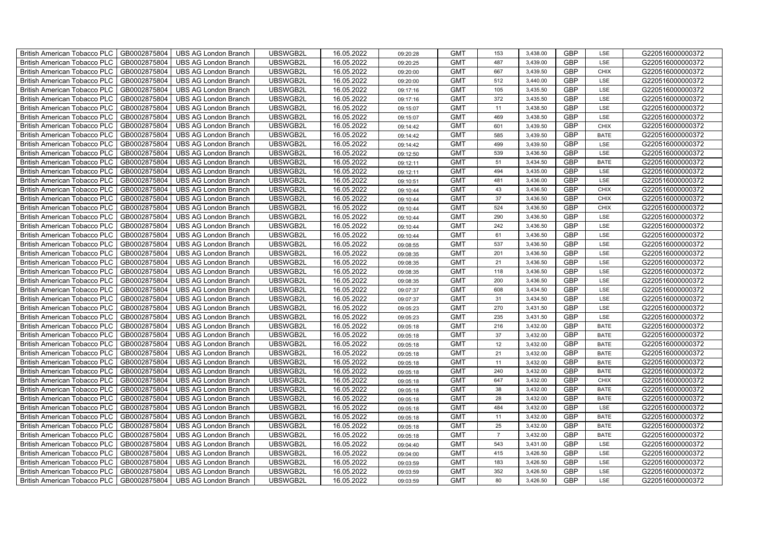| British American Tobacco PLC | GB0002875804 | UBS AG London Branch | UBSWGB2L | 16.05.2022 | 09:20:28 | GMT | 153 | 3,438.00 | GBP | LSE | G220516000000372 |
|---|---|---|---|---|---|---|---|---|---|---|---|
| British American Tobacco PLC | GB0002875804 | UBS AG London Branch | UBSWGB2L | 16.05.2022 | 09:20:25 | GMT | 487 | 3,439.00 | GBP | LSE | G220516000000372 |
| British American Tobacco PLC | GB0002875804 | UBS AG London Branch | UBSWGB2L | 16.05.2022 | 09:20:00 | GMT | 667 | 3,439.50 | GBP | CHIX | G220516000000372 |
| British American Tobacco PLC | GB0002875804 | UBS AG London Branch | UBSWGB2L | 16.05.2022 | 09:20:00 | GMT | 512 | 3,440.00 | GBP | LSE | G220516000000372 |
| British American Tobacco PLC | GB0002875804 | UBS AG London Branch | UBSWGB2L | 16.05.2022 | 09:17:16 | GMT | 105 | 3,435.50 | GBP | LSE | G220516000000372 |
| British American Tobacco PLC | GB0002875804 | UBS AG London Branch | UBSWGB2L | 16.05.2022 | 09:17:16 | GMT | 372 | 3,435.50 | GBP | LSE | G220516000000372 |
| British American Tobacco PLC | GB0002875804 | UBS AG London Branch | UBSWGB2L | 16.05.2022 | 09:15:07 | GMT | 11 | 3,438.50 | GBP | LSE | G220516000000372 |
| British American Tobacco PLC | GB0002875804 | UBS AG London Branch | UBSWGB2L | 16.05.2022 | 09:15:07 | GMT | 469 | 3,438.50 | GBP | LSE | G220516000000372 |
| British American Tobacco PLC | GB0002875804 | UBS AG London Branch | UBSWGB2L | 16.05.2022 | 09:14:42 | GMT | 601 | 3,439.50 | GBP | CHIX | G220516000000372 |
| British American Tobacco PLC | GB0002875804 | UBS AG London Branch | UBSWGB2L | 16.05.2022 | 09:14:42 | GMT | 585 | 3,439.50 | GBP | BATE | G220516000000372 |
| British American Tobacco PLC | GB0002875804 | UBS AG London Branch | UBSWGB2L | 16.05.2022 | 09:14:42 | GMT | 499 | 3,439.50 | GBP | LSE | G220516000000372 |
| British American Tobacco PLC | GB0002875804 | UBS AG London Branch | UBSWGB2L | 16.05.2022 | 09:12:50 | GMT | 539 | 3,436.50 | GBP | LSE | G220516000000372 |
| British American Tobacco PLC | GB0002875804 | UBS AG London Branch | UBSWGB2L | 16.05.2022 | 09:12:11 | GMT | 51 | 3,434.50 | GBP | BATE | G220516000000372 |
| British American Tobacco PLC | GB0002875804 | UBS AG London Branch | UBSWGB2L | 16.05.2022 | 09:12:11 | GMT | 494 | 3,435.00 | GBP | LSE | G220516000000372 |
| British American Tobacco PLC | GB0002875804 | UBS AG London Branch | UBSWGB2L | 16.05.2022 | 09:10:51 | GMT | 481 | 3,436.00 | GBP | LSE | G220516000000372 |
| British American Tobacco PLC | GB0002875804 | UBS AG London Branch | UBSWGB2L | 16.05.2022 | 09:10:44 | GMT | 43 | 3,436.50 | GBP | CHIX | G220516000000372 |
| British American Tobacco PLC | GB0002875804 | UBS AG London Branch | UBSWGB2L | 16.05.2022 | 09:10:44 | GMT | 37 | 3,436.50 | GBP | CHIX | G220516000000372 |
| British American Tobacco PLC | GB0002875804 | UBS AG London Branch | UBSWGB2L | 16.05.2022 | 09:10:44 | GMT | 524 | 3,436.50 | GBP | CHIX | G220516000000372 |
| British American Tobacco PLC | GB0002875804 | UBS AG London Branch | UBSWGB2L | 16.05.2022 | 09:10:44 | GMT | 290 | 3,436.50 | GBP | LSE | G220516000000372 |
| British American Tobacco PLC | GB0002875804 | UBS AG London Branch | UBSWGB2L | 16.05.2022 | 09:10:44 | GMT | 242 | 3,436.50 | GBP | LSE | G220516000000372 |
| British American Tobacco PLC | GB0002875804 | UBS AG London Branch | UBSWGB2L | 16.05.2022 | 09:10:44 | GMT | 61 | 3,436.50 | GBP | LSE | G220516000000372 |
| British American Tobacco PLC | GB0002875804 | UBS AG London Branch | UBSWGB2L | 16.05.2022 | 09:08:55 | GMT | 537 | 3,436.50 | GBP | LSE | G220516000000372 |
| British American Tobacco PLC | GB0002875804 | UBS AG London Branch | UBSWGB2L | 16.05.2022 | 09:08:35 | GMT | 201 | 3,436.50 | GBP | LSE | G220516000000372 |
| British American Tobacco PLC | GB0002875804 | UBS AG London Branch | UBSWGB2L | 16.05.2022 | 09:08:35 | GMT | 21 | 3,436.50 | GBP | LSE | G220516000000372 |
| British American Tobacco PLC | GB0002875804 | UBS AG London Branch | UBSWGB2L | 16.05.2022 | 09:08:35 | GMT | 118 | 3,436.50 | GBP | LSE | G220516000000372 |
| British American Tobacco PLC | GB0002875804 | UBS AG London Branch | UBSWGB2L | 16.05.2022 | 09:08:35 | GMT | 200 | 3,436.50 | GBP | LSE | G220516000000372 |
| British American Tobacco PLC | GB0002875804 | UBS AG London Branch | UBSWGB2L | 16.05.2022 | 09:07:37 | GMT | 608 | 3,434.50 | GBP | LSE | G220516000000372 |
| British American Tobacco PLC | GB0002875804 | UBS AG London Branch | UBSWGB2L | 16.05.2022 | 09:07:37 | GMT | 31 | 3,434.50 | GBP | LSE | G220516000000372 |
| British American Tobacco PLC | GB0002875804 | UBS AG London Branch | UBSWGB2L | 16.05.2022 | 09:05:23 | GMT | 270 | 3,431.50 | GBP | LSE | G220516000000372 |
| British American Tobacco PLC | GB0002875804 | UBS AG London Branch | UBSWGB2L | 16.05.2022 | 09:05:23 | GMT | 235 | 3,431.50 | GBP | LSE | G220516000000372 |
| British American Tobacco PLC | GB0002875804 | UBS AG London Branch | UBSWGB2L | 16.05.2022 | 09:05:18 | GMT | 216 | 3,432.00 | GBP | BATE | G220516000000372 |
| British American Tobacco PLC | GB0002875804 | UBS AG London Branch | UBSWGB2L | 16.05.2022 | 09:05:18 | GMT | 37 | 3,432.00 | GBP | BATE | G220516000000372 |
| British American Tobacco PLC | GB0002875804 | UBS AG London Branch | UBSWGB2L | 16.05.2022 | 09:05:18 | GMT | 12 | 3,432.00 | GBP | BATE | G220516000000372 |
| British American Tobacco PLC | GB0002875804 | UBS AG London Branch | UBSWGB2L | 16.05.2022 | 09:05:18 | GMT | 21 | 3,432.00 | GBP | BATE | G220516000000372 |
| British American Tobacco PLC | GB0002875804 | UBS AG London Branch | UBSWGB2L | 16.05.2022 | 09:05:18 | GMT | 11 | 3,432.00 | GBP | BATE | G220516000000372 |
| British American Tobacco PLC | GB0002875804 | UBS AG London Branch | UBSWGB2L | 16.05.2022 | 09:05:18 | GMT | 240 | 3,432.00 | GBP | BATE | G220516000000372 |
| British American Tobacco PLC | GB0002875804 | UBS AG London Branch | UBSWGB2L | 16.05.2022 | 09:05:18 | GMT | 647 | 3,432.00 | GBP | CHIX | G220516000000372 |
| British American Tobacco PLC | GB0002875804 | UBS AG London Branch | UBSWGB2L | 16.05.2022 | 09:05:18 | GMT | 38 | 3,432.00 | GBP | BATE | G220516000000372 |
| British American Tobacco PLC | GB0002875804 | UBS AG London Branch | UBSWGB2L | 16.05.2022 | 09:05:18 | GMT | 28 | 3,432.00 | GBP | BATE | G220516000000372 |
| British American Tobacco PLC | GB0002875804 | UBS AG London Branch | UBSWGB2L | 16.05.2022 | 09:05:18 | GMT | 484 | 3,432.00 | GBP | LSE | G220516000000372 |
| British American Tobacco PLC | GB0002875804 | UBS AG London Branch | UBSWGB2L | 16.05.2022 | 09:05:18 | GMT | 11 | 3,432.00 | GBP | BATE | G220516000000372 |
| British American Tobacco PLC | GB0002875804 | UBS AG London Branch | UBSWGB2L | 16.05.2022 | 09:05:18 | GMT | 25 | 3,432.00 | GBP | BATE | G220516000000372 |
| British American Tobacco PLC | GB0002875804 | UBS AG London Branch | UBSWGB2L | 16.05.2022 | 09:05:18 | GMT | 7 | 3,432.00 | GBP | BATE | G220516000000372 |
| British American Tobacco PLC | GB0002875804 | UBS AG London Branch | UBSWGB2L | 16.05.2022 | 09:04:40 | GMT | 543 | 3,431.00 | GBP | LSE | G220516000000372 |
| British American Tobacco PLC | GB0002875804 | UBS AG London Branch | UBSWGB2L | 16.05.2022 | 09:04:00 | GMT | 415 | 3,426.50 | GBP | LSE | G220516000000372 |
| British American Tobacco PLC | GB0002875804 | UBS AG London Branch | UBSWGB2L | 16.05.2022 | 09:03:59 | GMT | 183 | 3,426.50 | GBP | LSE | G220516000000372 |
| British American Tobacco PLC | GB0002875804 | UBS AG London Branch | UBSWGB2L | 16.05.2022 | 09:03:59 | GMT | 352 | 3,426.50 | GBP | LSE | G220516000000372 |
| British American Tobacco PLC | GB0002875804 | UBS AG London Branch | UBSWGB2L | 16.05.2022 | 09:03:59 | GMT | 80 | 3,426.50 | GBP | LSE | G220516000000372 |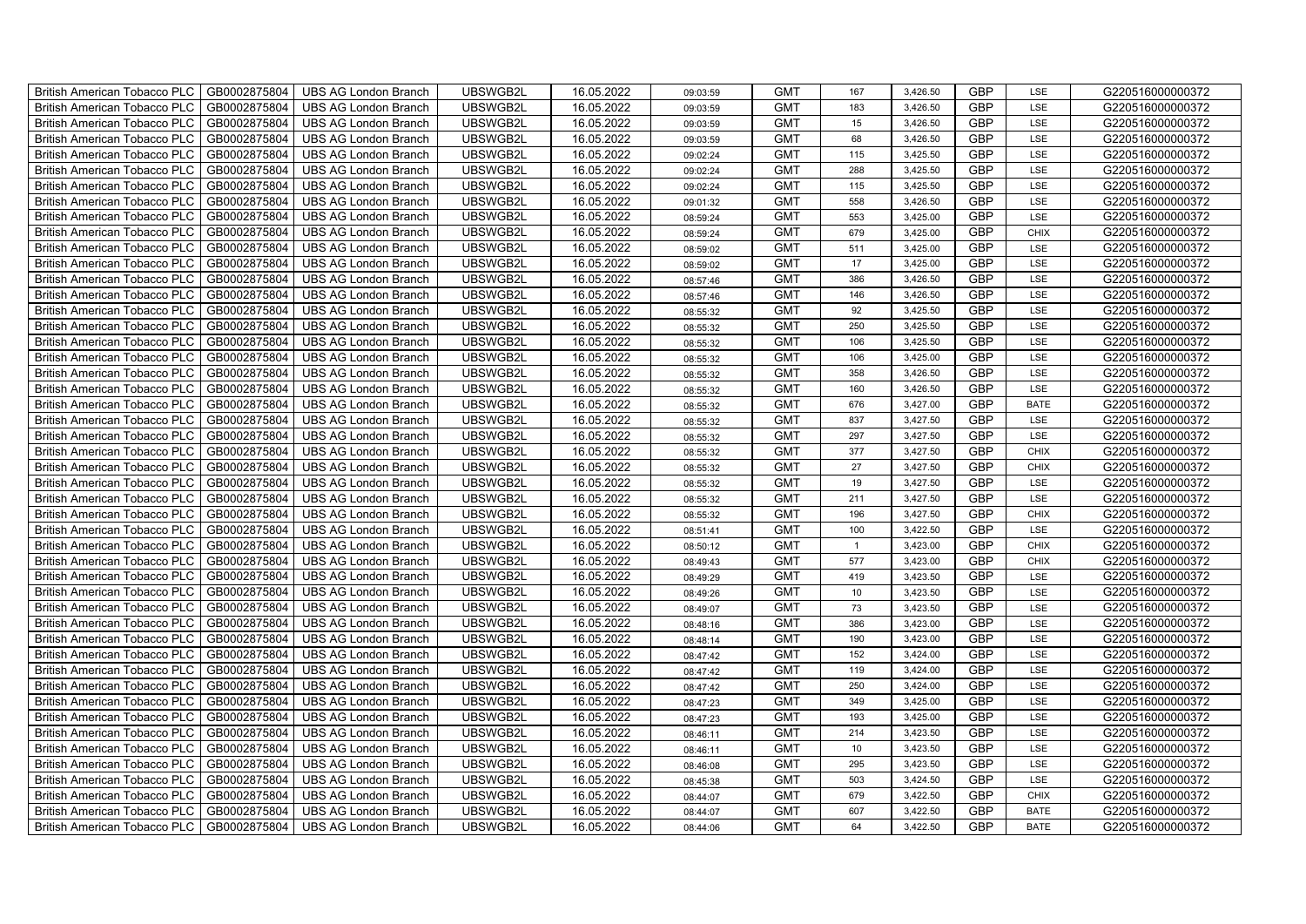| British American Tobacco PLC | GB0002875804 | UBS AG London Branch | UBSWGB2L | 16.05.2022 | 09:03:59 | GMT | 167 | 3,426.50 | GBP | LSE | G220516000000372 |
|---|---|---|---|---|---|---|---|---|---|---|---|
| British American Tobacco PLC | GB0002875804 | UBS AG London Branch | UBSWGB2L | 16.05.2022 | 09:03:59 | GMT | 183 | 3,426.50 | GBP | LSE | G220516000000372 |
| British American Tobacco PLC | GB0002875804 | UBS AG London Branch | UBSWGB2L | 16.05.2022 | 09:03:59 | GMT | 15 | 3,426.50 | GBP | LSE | G220516000000372 |
| British American Tobacco PLC | GB0002875804 | UBS AG London Branch | UBSWGB2L | 16.05.2022 | 09:03:59 | GMT | 68 | 3,426.50 | GBP | LSE | G220516000000372 |
| British American Tobacco PLC | GB0002875804 | UBS AG London Branch | UBSWGB2L | 16.05.2022 | 09:02:24 | GMT | 115 | 3,425.50 | GBP | LSE | G220516000000372 |
| British American Tobacco PLC | GB0002875804 | UBS AG London Branch | UBSWGB2L | 16.05.2022 | 09:02:24 | GMT | 288 | 3,425.50 | GBP | LSE | G220516000000372 |
| British American Tobacco PLC | GB0002875804 | UBS AG London Branch | UBSWGB2L | 16.05.2022 | 09:02:24 | GMT | 115 | 3,425.50 | GBP | LSE | G220516000000372 |
| British American Tobacco PLC | GB0002875804 | UBS AG London Branch | UBSWGB2L | 16.05.2022 | 09:01:32 | GMT | 558 | 3,426.50 | GBP | LSE | G220516000000372 |
| British American Tobacco PLC | GB0002875804 | UBS AG London Branch | UBSWGB2L | 16.05.2022 | 08:59:24 | GMT | 553 | 3,425.00 | GBP | LSE | G220516000000372 |
| British American Tobacco PLC | GB0002875804 | UBS AG London Branch | UBSWGB2L | 16.05.2022 | 08:59:24 | GMT | 679 | 3,425.00 | GBP | CHIX | G220516000000372 |
| British American Tobacco PLC | GB0002875804 | UBS AG London Branch | UBSWGB2L | 16.05.2022 | 08:59:02 | GMT | 511 | 3,425.00 | GBP | LSE | G220516000000372 |
| British American Tobacco PLC | GB0002875804 | UBS AG London Branch | UBSWGB2L | 16.05.2022 | 08:59:02 | GMT | 17 | 3,425.00 | GBP | LSE | G220516000000372 |
| British American Tobacco PLC | GB0002875804 | UBS AG London Branch | UBSWGB2L | 16.05.2022 | 08:57:46 | GMT | 386 | 3,426.50 | GBP | LSE | G220516000000372 |
| British American Tobacco PLC | GB0002875804 | UBS AG London Branch | UBSWGB2L | 16.05.2022 | 08:57:46 | GMT | 146 | 3,426.50 | GBP | LSE | G220516000000372 |
| British American Tobacco PLC | GB0002875804 | UBS AG London Branch | UBSWGB2L | 16.05.2022 | 08:55:32 | GMT | 92 | 3,425.50 | GBP | LSE | G220516000000372 |
| British American Tobacco PLC | GB0002875804 | UBS AG London Branch | UBSWGB2L | 16.05.2022 | 08:55:32 | GMT | 250 | 3,425.50 | GBP | LSE | G220516000000372 |
| British American Tobacco PLC | GB0002875804 | UBS AG London Branch | UBSWGB2L | 16.05.2022 | 08:55:32 | GMT | 106 | 3,425.50 | GBP | LSE | G220516000000372 |
| British American Tobacco PLC | GB0002875804 | UBS AG London Branch | UBSWGB2L | 16.05.2022 | 08:55:32 | GMT | 106 | 3,425.00 | GBP | LSE | G220516000000372 |
| British American Tobacco PLC | GB0002875804 | UBS AG London Branch | UBSWGB2L | 16.05.2022 | 08:55:32 | GMT | 358 | 3,426.50 | GBP | LSE | G220516000000372 |
| British American Tobacco PLC | GB0002875804 | UBS AG London Branch | UBSWGB2L | 16.05.2022 | 08:55:32 | GMT | 160 | 3,426.50 | GBP | LSE | G220516000000372 |
| British American Tobacco PLC | GB0002875804 | UBS AG London Branch | UBSWGB2L | 16.05.2022 | 08:55:32 | GMT | 676 | 3,427.00 | GBP | BATE | G220516000000372 |
| British American Tobacco PLC | GB0002875804 | UBS AG London Branch | UBSWGB2L | 16.05.2022 | 08:55:32 | GMT | 837 | 3,427.50 | GBP | LSE | G220516000000372 |
| British American Tobacco PLC | GB0002875804 | UBS AG London Branch | UBSWGB2L | 16.05.2022 | 08:55:32 | GMT | 297 | 3,427.50 | GBP | LSE | G220516000000372 |
| British American Tobacco PLC | GB0002875804 | UBS AG London Branch | UBSWGB2L | 16.05.2022 | 08:55:32 | GMT | 377 | 3,427.50 | GBP | CHIX | G220516000000372 |
| British American Tobacco PLC | GB0002875804 | UBS AG London Branch | UBSWGB2L | 16.05.2022 | 08:55:32 | GMT | 27 | 3,427.50 | GBP | CHIX | G220516000000372 |
| British American Tobacco PLC | GB0002875804 | UBS AG London Branch | UBSWGB2L | 16.05.2022 | 08:55:32 | GMT | 19 | 3,427.50 | GBP | LSE | G220516000000372 |
| British American Tobacco PLC | GB0002875804 | UBS AG London Branch | UBSWGB2L | 16.05.2022 | 08:55:32 | GMT | 211 | 3,427.50 | GBP | LSE | G220516000000372 |
| British American Tobacco PLC | GB0002875804 | UBS AG London Branch | UBSWGB2L | 16.05.2022 | 08:55:32 | GMT | 196 | 3,427.50 | GBP | CHIX | G220516000000372 |
| British American Tobacco PLC | GB0002875804 | UBS AG London Branch | UBSWGB2L | 16.05.2022 | 08:51:41 | GMT | 100 | 3,422.50 | GBP | LSE | G220516000000372 |
| British American Tobacco PLC | GB0002875804 | UBS AG London Branch | UBSWGB2L | 16.05.2022 | 08:50:12 | GMT | 1 | 3,423.00 | GBP | CHIX | G220516000000372 |
| British American Tobacco PLC | GB0002875804 | UBS AG London Branch | UBSWGB2L | 16.05.2022 | 08:49:43 | GMT | 577 | 3,423.00 | GBP | CHIX | G220516000000372 |
| British American Tobacco PLC | GB0002875804 | UBS AG London Branch | UBSWGB2L | 16.05.2022 | 08:49:29 | GMT | 419 | 3,423.50 | GBP | LSE | G220516000000372 |
| British American Tobacco PLC | GB0002875804 | UBS AG London Branch | UBSWGB2L | 16.05.2022 | 08:49:26 | GMT | 10 | 3,423.50 | GBP | LSE | G220516000000372 |
| British American Tobacco PLC | GB0002875804 | UBS AG London Branch | UBSWGB2L | 16.05.2022 | 08:49:07 | GMT | 73 | 3,423.50 | GBP | LSE | G220516000000372 |
| British American Tobacco PLC | GB0002875804 | UBS AG London Branch | UBSWGB2L | 16.05.2022 | 08:48:16 | GMT | 386 | 3,423.00 | GBP | LSE | G220516000000372 |
| British American Tobacco PLC | GB0002875804 | UBS AG London Branch | UBSWGB2L | 16.05.2022 | 08:48:14 | GMT | 190 | 3,423.00 | GBP | LSE | G220516000000372 |
| British American Tobacco PLC | GB0002875804 | UBS AG London Branch | UBSWGB2L | 16.05.2022 | 08:47:42 | GMT | 152 | 3,424.00 | GBP | LSE | G220516000000372 |
| British American Tobacco PLC | GB0002875804 | UBS AG London Branch | UBSWGB2L | 16.05.2022 | 08:47:42 | GMT | 119 | 3,424.00 | GBP | LSE | G220516000000372 |
| British American Tobacco PLC | GB0002875804 | UBS AG London Branch | UBSWGB2L | 16.05.2022 | 08:47:42 | GMT | 250 | 3,424.00 | GBP | LSE | G220516000000372 |
| British American Tobacco PLC | GB0002875804 | UBS AG London Branch | UBSWGB2L | 16.05.2022 | 08:47:23 | GMT | 349 | 3,425.00 | GBP | LSE | G220516000000372 |
| British American Tobacco PLC | GB0002875804 | UBS AG London Branch | UBSWGB2L | 16.05.2022 | 08:47:23 | GMT | 193 | 3,425.00 | GBP | LSE | G220516000000372 |
| British American Tobacco PLC | GB0002875804 | UBS AG London Branch | UBSWGB2L | 16.05.2022 | 08:46:11 | GMT | 214 | 3,423.50 | GBP | LSE | G220516000000372 |
| British American Tobacco PLC | GB0002875804 | UBS AG London Branch | UBSWGB2L | 16.05.2022 | 08:46:11 | GMT | 10 | 3,423.50 | GBP | LSE | G220516000000372 |
| British American Tobacco PLC | GB0002875804 | UBS AG London Branch | UBSWGB2L | 16.05.2022 | 08:46:08 | GMT | 295 | 3,423.50 | GBP | LSE | G220516000000372 |
| British American Tobacco PLC | GB0002875804 | UBS AG London Branch | UBSWGB2L | 16.05.2022 | 08:45:38 | GMT | 503 | 3,424.50 | GBP | LSE | G220516000000372 |
| British American Tobacco PLC | GB0002875804 | UBS AG London Branch | UBSWGB2L | 16.05.2022 | 08:44:07 | GMT | 679 | 3,422.50 | GBP | CHIX | G220516000000372 |
| British American Tobacco PLC | GB0002875804 | UBS AG London Branch | UBSWGB2L | 16.05.2022 | 08:44:07 | GMT | 607 | 3,422.50 | GBP | BATE | G220516000000372 |
| British American Tobacco PLC | GB0002875804 | UBS AG London Branch | UBSWGB2L | 16.05.2022 | 08:44:06 | GMT | 64 | 3,422.50 | GBP | BATE | G220516000000372 |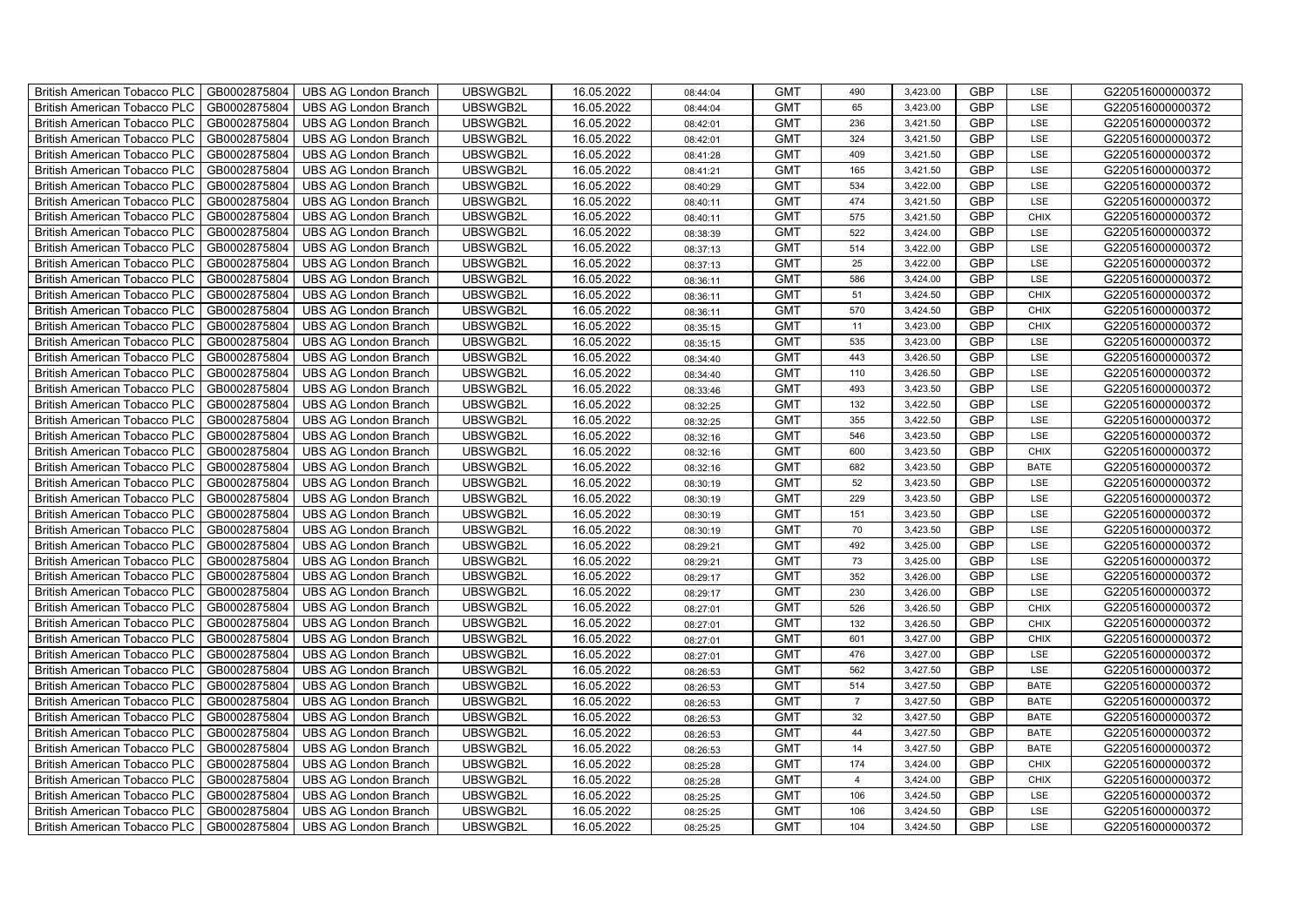| British American Tobacco PLC | GB0002875804 | UBS AG London Branch | UBSWGB2L | 16.05.2022 | 08:44:04 | GMT | 490 | 3,423.00 | GBP | LSE | G220516000000372 |
|---|---|---|---|---|---|---|---|---|---|---|---|
| British American Tobacco PLC | GB0002875804 | UBS AG London Branch | UBSWGB2L | 16.05.2022 | 08:44:04 | GMT | 65 | 3,423.00 | GBP | LSE | G220516000000372 |
| British American Tobacco PLC | GB0002875804 | UBS AG London Branch | UBSWGB2L | 16.05.2022 | 08:42:01 | GMT | 236 | 3,421.50 | GBP | LSE | G220516000000372 |
| British American Tobacco PLC | GB0002875804 | UBS AG London Branch | UBSWGB2L | 16.05.2022 | 08:42:01 | GMT | 324 | 3,421.50 | GBP | LSE | G220516000000372 |
| British American Tobacco PLC | GB0002875804 | UBS AG London Branch | UBSWGB2L | 16.05.2022 | 08:41:28 | GMT | 409 | 3,421.50 | GBP | LSE | G220516000000372 |
| British American Tobacco PLC | GB0002875804 | UBS AG London Branch | UBSWGB2L | 16.05.2022 | 08:41:21 | GMT | 165 | 3,421.50 | GBP | LSE | G220516000000372 |
| British American Tobacco PLC | GB0002875804 | UBS AG London Branch | UBSWGB2L | 16.05.2022 | 08:40:29 | GMT | 534 | 3,422.00 | GBP | LSE | G220516000000372 |
| British American Tobacco PLC | GB0002875804 | UBS AG London Branch | UBSWGB2L | 16.05.2022 | 08:40:11 | GMT | 474 | 3,421.50 | GBP | LSE | G220516000000372 |
| British American Tobacco PLC | GB0002875804 | UBS AG London Branch | UBSWGB2L | 16.05.2022 | 08:40:11 | GMT | 575 | 3,421.50 | GBP | CHIX | G220516000000372 |
| British American Tobacco PLC | GB0002875804 | UBS AG London Branch | UBSWGB2L | 16.05.2022 | 08:38:39 | GMT | 522 | 3,424.00 | GBP | LSE | G220516000000372 |
| British American Tobacco PLC | GB0002875804 | UBS AG London Branch | UBSWGB2L | 16.05.2022 | 08:37:13 | GMT | 514 | 3,422.00 | GBP | LSE | G220516000000372 |
| British American Tobacco PLC | GB0002875804 | UBS AG London Branch | UBSWGB2L | 16.05.2022 | 08:37:13 | GMT | 25 | 3,422.00 | GBP | LSE | G220516000000372 |
| British American Tobacco PLC | GB0002875804 | UBS AG London Branch | UBSWGB2L | 16.05.2022 | 08:36:11 | GMT | 586 | 3,424.00 | GBP | LSE | G220516000000372 |
| British American Tobacco PLC | GB0002875804 | UBS AG London Branch | UBSWGB2L | 16.05.2022 | 08:36:11 | GMT | 51 | 3,424.50 | GBP | CHIX | G220516000000372 |
| British American Tobacco PLC | GB0002875804 | UBS AG London Branch | UBSWGB2L | 16.05.2022 | 08:36:11 | GMT | 570 | 3,424.50 | GBP | CHIX | G220516000000372 |
| British American Tobacco PLC | GB0002875804 | UBS AG London Branch | UBSWGB2L | 16.05.2022 | 08:35:15 | GMT | 11 | 3,423.00 | GBP | CHIX | G220516000000372 |
| British American Tobacco PLC | GB0002875804 | UBS AG London Branch | UBSWGB2L | 16.05.2022 | 08:35:15 | GMT | 535 | 3,423.00 | GBP | LSE | G220516000000372 |
| British American Tobacco PLC | GB0002875804 | UBS AG London Branch | UBSWGB2L | 16.05.2022 | 08:34:40 | GMT | 443 | 3,426.50 | GBP | LSE | G220516000000372 |
| British American Tobacco PLC | GB0002875804 | UBS AG London Branch | UBSWGB2L | 16.05.2022 | 08:34:40 | GMT | 110 | 3,426.50 | GBP | LSE | G220516000000372 |
| British American Tobacco PLC | GB0002875804 | UBS AG London Branch | UBSWGB2L | 16.05.2022 | 08:33:46 | GMT | 493 | 3,423.50 | GBP | LSE | G220516000000372 |
| British American Tobacco PLC | GB0002875804 | UBS AG London Branch | UBSWGB2L | 16.05.2022 | 08:32:25 | GMT | 132 | 3,422.50 | GBP | LSE | G220516000000372 |
| British American Tobacco PLC | GB0002875804 | UBS AG London Branch | UBSWGB2L | 16.05.2022 | 08:32:25 | GMT | 355 | 3,422.50 | GBP | LSE | G220516000000372 |
| British American Tobacco PLC | GB0002875804 | UBS AG London Branch | UBSWGB2L | 16.05.2022 | 08:32:16 | GMT | 546 | 3,423.50 | GBP | LSE | G220516000000372 |
| British American Tobacco PLC | GB0002875804 | UBS AG London Branch | UBSWGB2L | 16.05.2022 | 08:32:16 | GMT | 600 | 3,423.50 | GBP | CHIX | G220516000000372 |
| British American Tobacco PLC | GB0002875804 | UBS AG London Branch | UBSWGB2L | 16.05.2022 | 08:32:16 | GMT | 682 | 3,423.50 | GBP | BATE | G220516000000372 |
| British American Tobacco PLC | GB0002875804 | UBS AG London Branch | UBSWGB2L | 16.05.2022 | 08:30:19 | GMT | 52 | 3,423.50 | GBP | LSE | G220516000000372 |
| British American Tobacco PLC | GB0002875804 | UBS AG London Branch | UBSWGB2L | 16.05.2022 | 08:30:19 | GMT | 229 | 3,423.50 | GBP | LSE | G220516000000372 |
| British American Tobacco PLC | GB0002875804 | UBS AG London Branch | UBSWGB2L | 16.05.2022 | 08:30:19 | GMT | 151 | 3,423.50 | GBP | LSE | G220516000000372 |
| British American Tobacco PLC | GB0002875804 | UBS AG London Branch | UBSWGB2L | 16.05.2022 | 08:30:19 | GMT | 70 | 3,423.50 | GBP | LSE | G220516000000372 |
| British American Tobacco PLC | GB0002875804 | UBS AG London Branch | UBSWGB2L | 16.05.2022 | 08:29:21 | GMT | 492 | 3,425.00 | GBP | LSE | G220516000000372 |
| British American Tobacco PLC | GB0002875804 | UBS AG London Branch | UBSWGB2L | 16.05.2022 | 08:29:21 | GMT | 73 | 3,425.00 | GBP | LSE | G220516000000372 |
| British American Tobacco PLC | GB0002875804 | UBS AG London Branch | UBSWGB2L | 16.05.2022 | 08:29:17 | GMT | 352 | 3,426.00 | GBP | LSE | G220516000000372 |
| British American Tobacco PLC | GB0002875804 | UBS AG London Branch | UBSWGB2L | 16.05.2022 | 08:29:17 | GMT | 230 | 3,426.00 | GBP | LSE | G220516000000372 |
| British American Tobacco PLC | GB0002875804 | UBS AG London Branch | UBSWGB2L | 16.05.2022 | 08:27:01 | GMT | 526 | 3,426.50 | GBP | CHIX | G220516000000372 |
| British American Tobacco PLC | GB0002875804 | UBS AG London Branch | UBSWGB2L | 16.05.2022 | 08:27:01 | GMT | 132 | 3,426.50 | GBP | CHIX | G220516000000372 |
| British American Tobacco PLC | GB0002875804 | UBS AG London Branch | UBSWGB2L | 16.05.2022 | 08:27:01 | GMT | 601 | 3,427.00 | GBP | CHIX | G220516000000372 |
| British American Tobacco PLC | GB0002875804 | UBS AG London Branch | UBSWGB2L | 16.05.2022 | 08:27:01 | GMT | 476 | 3,427.00 | GBP | LSE | G220516000000372 |
| British American Tobacco PLC | GB0002875804 | UBS AG London Branch | UBSWGB2L | 16.05.2022 | 08:26:53 | GMT | 562 | 3,427.50 | GBP | LSE | G220516000000372 |
| British American Tobacco PLC | GB0002875804 | UBS AG London Branch | UBSWGB2L | 16.05.2022 | 08:26:53 | GMT | 514 | 3,427.50 | GBP | BATE | G220516000000372 |
| British American Tobacco PLC | GB0002875804 | UBS AG London Branch | UBSWGB2L | 16.05.2022 | 08:26:53 | GMT | 7 | 3,427.50 | GBP | BATE | G220516000000372 |
| British American Tobacco PLC | GB0002875804 | UBS AG London Branch | UBSWGB2L | 16.05.2022 | 08:26:53 | GMT | 32 | 3,427.50 | GBP | BATE | G220516000000372 |
| British American Tobacco PLC | GB0002875804 | UBS AG London Branch | UBSWGB2L | 16.05.2022 | 08:26:53 | GMT | 44 | 3,427.50 | GBP | BATE | G220516000000372 |
| British American Tobacco PLC | GB0002875804 | UBS AG London Branch | UBSWGB2L | 16.05.2022 | 08:26:53 | GMT | 14 | 3,427.50 | GBP | BATE | G220516000000372 |
| British American Tobacco PLC | GB0002875804 | UBS AG London Branch | UBSWGB2L | 16.05.2022 | 08:25:28 | GMT | 174 | 3,424.00 | GBP | CHIX | G220516000000372 |
| British American Tobacco PLC | GB0002875804 | UBS AG London Branch | UBSWGB2L | 16.05.2022 | 08:25:28 | GMT | 4 | 3,424.00 | GBP | CHIX | G220516000000372 |
| British American Tobacco PLC | GB0002875804 | UBS AG London Branch | UBSWGB2L | 16.05.2022 | 08:25:25 | GMT | 106 | 3,424.50 | GBP | LSE | G220516000000372 |
| British American Tobacco PLC | GB0002875804 | UBS AG London Branch | UBSWGB2L | 16.05.2022 | 08:25:25 | GMT | 106 | 3,424.50 | GBP | LSE | G220516000000372 |
| British American Tobacco PLC | GB0002875804 | UBS AG London Branch | UBSWGB2L | 16.05.2022 | 08:25:25 | GMT | 104 | 3,424.50 | GBP | LSE | G220516000000372 |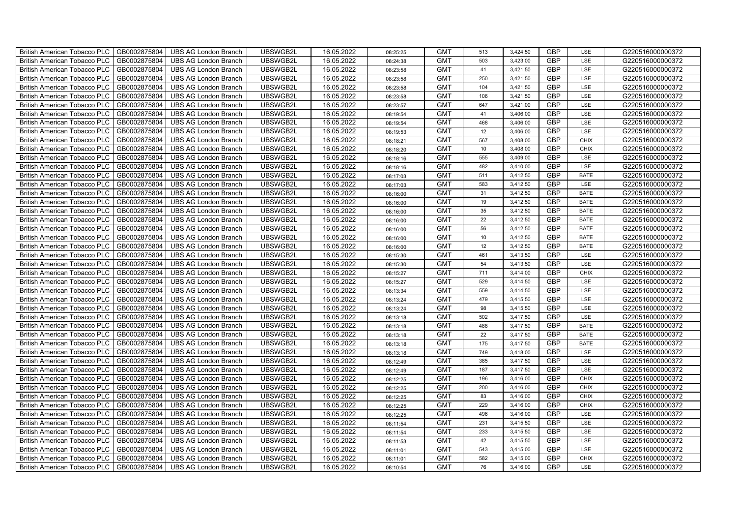| British American Tobacco PLC | GB0002875804 | UBS AG London Branch | UBSWGB2L | 16.05.2022 | 08:25:25 | GMT | 513 | 3,424.50 | GBP | LSE | G220516000000372 |
|---|---|---|---|---|---|---|---|---|---|---|---|
| British American Tobacco PLC | GB0002875804 | UBS AG London Branch | UBSWGB2L | 16.05.2022 | 08:24:38 | GMT | 503 | 3,423.00 | GBP | LSE | G220516000000372 |
| British American Tobacco PLC | GB0002875804 | UBS AG London Branch | UBSWGB2L | 16.05.2022 | 08:23:58 | GMT | 41 | 3,421.50 | GBP | LSE | G220516000000372 |
| British American Tobacco PLC | GB0002875804 | UBS AG London Branch | UBSWGB2L | 16.05.2022 | 08:23:58 | GMT | 250 | 3,421.50 | GBP | LSE | G220516000000372 |
| British American Tobacco PLC | GB0002875804 | UBS AG London Branch | UBSWGB2L | 16.05.2022 | 08:23:58 | GMT | 104 | 3,421.50 | GBP | LSE | G220516000000372 |
| British American Tobacco PLC | GB0002875804 | UBS AG London Branch | UBSWGB2L | 16.05.2022 | 08:23:58 | GMT | 106 | 3,421.50 | GBP | LSE | G220516000000372 |
| British American Tobacco PLC | GB0002875804 | UBS AG London Branch | UBSWGB2L | 16.05.2022 | 08:23:57 | GMT | 647 | 3,421.00 | GBP | LSE | G220516000000372 |
| British American Tobacco PLC | GB0002875804 | UBS AG London Branch | UBSWGB2L | 16.05.2022 | 08:19:54 | GMT | 41 | 3,406.00 | GBP | LSE | G220516000000372 |
| British American Tobacco PLC | GB0002875804 | UBS AG London Branch | UBSWGB2L | 16.05.2022 | 08:19:54 | GMT | 468 | 3,406.00 | GBP | LSE | G220516000000372 |
| British American Tobacco PLC | GB0002875804 | UBS AG London Branch | UBSWGB2L | 16.05.2022 | 08:19:53 | GMT | 12 | 3,406.00 | GBP | LSE | G220516000000372 |
| British American Tobacco PLC | GB0002875804 | UBS AG London Branch | UBSWGB2L | 16.05.2022 | 08:18:21 | GMT | 567 | 3,408.00 | GBP | CHIX | G220516000000372 |
| British American Tobacco PLC | GB0002875804 | UBS AG London Branch | UBSWGB2L | 16.05.2022 | 08:18:20 | GMT | 10 | 3,408.00 | GBP | CHIX | G220516000000372 |
| British American Tobacco PLC | GB0002875804 | UBS AG London Branch | UBSWGB2L | 16.05.2022 | 08:18:16 | GMT | 555 | 3,409.00 | GBP | LSE | G220516000000372 |
| British American Tobacco PLC | GB0002875804 | UBS AG London Branch | UBSWGB2L | 16.05.2022 | 08:18:16 | GMT | 482 | 3,410.00 | GBP | LSE | G220516000000372 |
| British American Tobacco PLC | GB0002875804 | UBS AG London Branch | UBSWGB2L | 16.05.2022 | 08:17:03 | GMT | 511 | 3,412.50 | GBP | BATE | G220516000000372 |
| British American Tobacco PLC | GB0002875804 | UBS AG London Branch | UBSWGB2L | 16.05.2022 | 08:17:03 | GMT | 583 | 3,412.50 | GBP | LSE | G220516000000372 |
| British American Tobacco PLC | GB0002875804 | UBS AG London Branch | UBSWGB2L | 16.05.2022 | 08:16:00 | GMT | 31 | 3,412.50 | GBP | BATE | G220516000000372 |
| British American Tobacco PLC | GB0002875804 | UBS AG London Branch | UBSWGB2L | 16.05.2022 | 08:16:00 | GMT | 19 | 3,412.50 | GBP | BATE | G220516000000372 |
| British American Tobacco PLC | GB0002875804 | UBS AG London Branch | UBSWGB2L | 16.05.2022 | 08:16:00 | GMT | 35 | 3,412.50 | GBP | BATE | G220516000000372 |
| British American Tobacco PLC | GB0002875804 | UBS AG London Branch | UBSWGB2L | 16.05.2022 | 08:16:00 | GMT | 22 | 3,412.50 | GBP | BATE | G220516000000372 |
| British American Tobacco PLC | GB0002875804 | UBS AG London Branch | UBSWGB2L | 16.05.2022 | 08:16:00 | GMT | 56 | 3,412.50 | GBP | BATE | G220516000000372 |
| British American Tobacco PLC | GB0002875804 | UBS AG London Branch | UBSWGB2L | 16.05.2022 | 08:16:00 | GMT | 10 | 3,412.50 | GBP | BATE | G220516000000372 |
| British American Tobacco PLC | GB0002875804 | UBS AG London Branch | UBSWGB2L | 16.05.2022 | 08:16:00 | GMT | 12 | 3,412.50 | GBP | BATE | G220516000000372 |
| British American Tobacco PLC | GB0002875804 | UBS AG London Branch | UBSWGB2L | 16.05.2022 | 08:15:30 | GMT | 461 | 3,413.50 | GBP | LSE | G220516000000372 |
| British American Tobacco PLC | GB0002875804 | UBS AG London Branch | UBSWGB2L | 16.05.2022 | 08:15:30 | GMT | 54 | 3,413.50 | GBP | LSE | G220516000000372 |
| British American Tobacco PLC | GB0002875804 | UBS AG London Branch | UBSWGB2L | 16.05.2022 | 08:15:27 | GMT | 711 | 3,414.00 | GBP | CHIX | G220516000000372 |
| British American Tobacco PLC | GB0002875804 | UBS AG London Branch | UBSWGB2L | 16.05.2022 | 08:15:27 | GMT | 529 | 3,414.50 | GBP | LSE | G220516000000372 |
| British American Tobacco PLC | GB0002875804 | UBS AG London Branch | UBSWGB2L | 16.05.2022 | 08:13:34 | GMT | 559 | 3,414.50 | GBP | LSE | G220516000000372 |
| British American Tobacco PLC | GB0002875804 | UBS AG London Branch | UBSWGB2L | 16.05.2022 | 08:13:24 | GMT | 479 | 3,415.50 | GBP | LSE | G220516000000372 |
| British American Tobacco PLC | GB0002875804 | UBS AG London Branch | UBSWGB2L | 16.05.2022 | 08:13:24 | GMT | 98 | 3,415.50 | GBP | LSE | G220516000000372 |
| British American Tobacco PLC | GB0002875804 | UBS AG London Branch | UBSWGB2L | 16.05.2022 | 08:13:18 | GMT | 502 | 3,417.50 | GBP | LSE | G220516000000372 |
| British American Tobacco PLC | GB0002875804 | UBS AG London Branch | UBSWGB2L | 16.05.2022 | 08:13:18 | GMT | 488 | 3,417.50 | GBP | BATE | G220516000000372 |
| British American Tobacco PLC | GB0002875804 | UBS AG London Branch | UBSWGB2L | 16.05.2022 | 08:13:18 | GMT | 22 | 3,417.50 | GBP | BATE | G220516000000372 |
| British American Tobacco PLC | GB0002875804 | UBS AG London Branch | UBSWGB2L | 16.05.2022 | 08:13:18 | GMT | 175 | 3,417.50 | GBP | BATE | G220516000000372 |
| British American Tobacco PLC | GB0002875804 | UBS AG London Branch | UBSWGB2L | 16.05.2022 | 08:13:18 | GMT | 749 | 3,418.00 | GBP | LSE | G220516000000372 |
| British American Tobacco PLC | GB0002875804 | UBS AG London Branch | UBSWGB2L | 16.05.2022 | 08:12:49 | GMT | 385 | 3,417.50 | GBP | LSE | G220516000000372 |
| British American Tobacco PLC | GB0002875804 | UBS AG London Branch | UBSWGB2L | 16.05.2022 | 08:12:49 | GMT | 187 | 3,417.50 | GBP | LSE | G220516000000372 |
| British American Tobacco PLC | GB0002875804 | UBS AG London Branch | UBSWGB2L | 16.05.2022 | 08:12:25 | GMT | 196 | 3,416.00 | GBP | CHIX | G220516000000372 |
| British American Tobacco PLC | GB0002875804 | UBS AG London Branch | UBSWGB2L | 16.05.2022 | 08:12:25 | GMT | 200 | 3,416.00 | GBP | CHIX | G220516000000372 |
| British American Tobacco PLC | GB0002875804 | UBS AG London Branch | UBSWGB2L | 16.05.2022 | 08:12:25 | GMT | 83 | 3,416.00 | GBP | CHIX | G220516000000372 |
| British American Tobacco PLC | GB0002875804 | UBS AG London Branch | UBSWGB2L | 16.05.2022 | 08:12:25 | GMT | 229 | 3,416.00 | GBP | CHIX | G220516000000372 |
| British American Tobacco PLC | GB0002875804 | UBS AG London Branch | UBSWGB2L | 16.05.2022 | 08:12:25 | GMT | 496 | 3,416.00 | GBP | LSE | G220516000000372 |
| British American Tobacco PLC | GB0002875804 | UBS AG London Branch | UBSWGB2L | 16.05.2022 | 08:11:54 | GMT | 231 | 3,415.50 | GBP | LSE | G220516000000372 |
| British American Tobacco PLC | GB0002875804 | UBS AG London Branch | UBSWGB2L | 16.05.2022 | 08:11:54 | GMT | 233 | 3,415.50 | GBP | LSE | G220516000000372 |
| British American Tobacco PLC | GB0002875804 | UBS AG London Branch | UBSWGB2L | 16.05.2022 | 08:11:53 | GMT | 42 | 3,415.50 | GBP | LSE | G220516000000372 |
| British American Tobacco PLC | GB0002875804 | UBS AG London Branch | UBSWGB2L | 16.05.2022 | 08:11:01 | GMT | 543 | 3,415.00 | GBP | LSE | G220516000000372 |
| British American Tobacco PLC | GB0002875804 | UBS AG London Branch | UBSWGB2L | 16.05.2022 | 08:11:01 | GMT | 582 | 3,415.00 | GBP | CHIX | G220516000000372 |
| British American Tobacco PLC | GB0002875804 | UBS AG London Branch | UBSWGB2L | 16.05.2022 | 08:10:54 | GMT | 76 | 3,416.00 | GBP | LSE | G220516000000372 |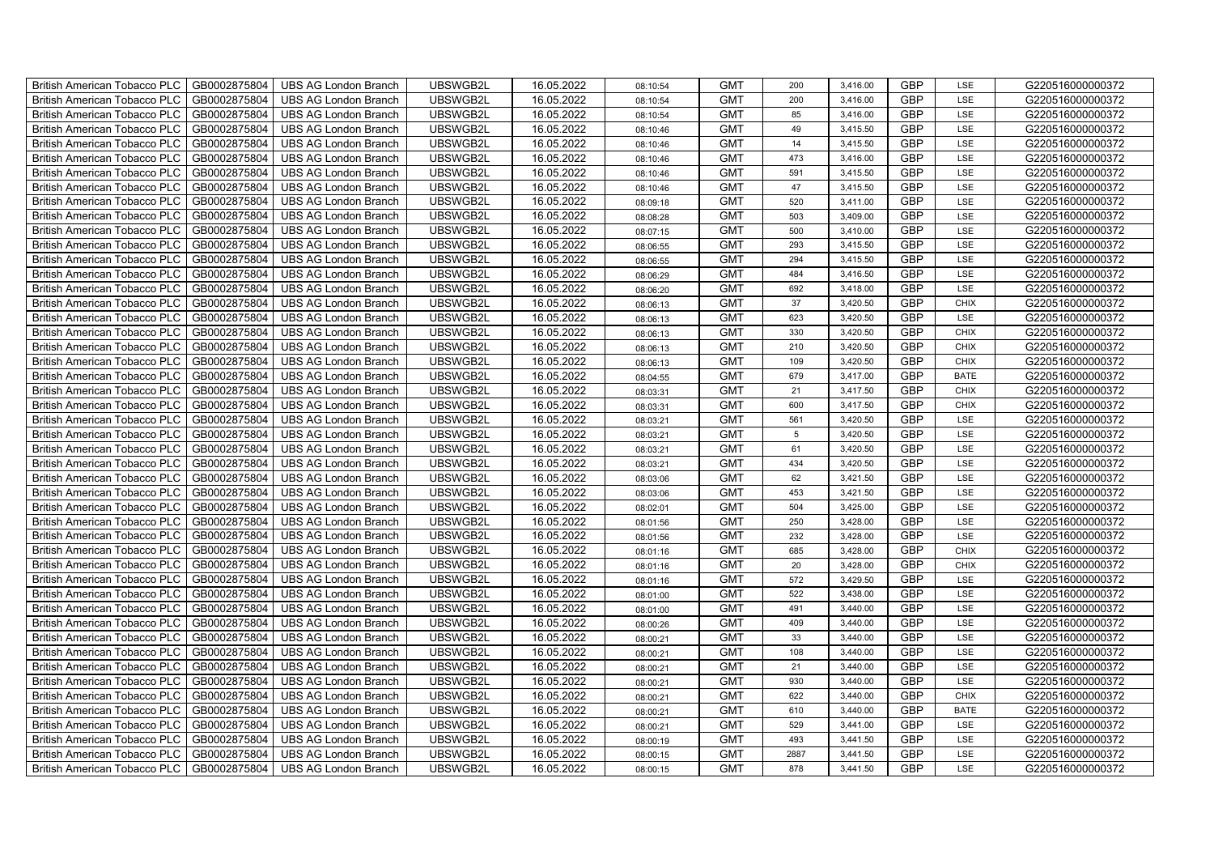| British American Tobacco PLC | GB0002875804 | UBS AG London Branch | UBSWGB2L | 16.05.2022 | 08:10:54 | GMT | 200 | 3,416.00 | GBP | LSE | G220516000000372 |
|---|---|---|---|---|---|---|---|---|---|---|---|
| British American Tobacco PLC | GB0002875804 | UBS AG London Branch | UBSWGB2L | 16.05.2022 | 08:10:54 | GMT | 200 | 3,416.00 | GBP | LSE | G220516000000372 |
| British American Tobacco PLC | GB0002875804 | UBS AG London Branch | UBSWGB2L | 16.05.2022 | 08:10:54 | GMT | 85 | 3,416.00 | GBP | LSE | G220516000000372 |
| British American Tobacco PLC | GB0002875804 | UBS AG London Branch | UBSWGB2L | 16.05.2022 | 08:10:46 | GMT | 49 | 3,415.50 | GBP | LSE | G220516000000372 |
| British American Tobacco PLC | GB0002875804 | UBS AG London Branch | UBSWGB2L | 16.05.2022 | 08:10:46 | GMT | 14 | 3,415.50 | GBP | LSE | G220516000000372 |
| British American Tobacco PLC | GB0002875804 | UBS AG London Branch | UBSWGB2L | 16.05.2022 | 08:10:46 | GMT | 473 | 3,416.00 | GBP | LSE | G220516000000372 |
| British American Tobacco PLC | GB0002875804 | UBS AG London Branch | UBSWGB2L | 16.05.2022 | 08:10:46 | GMT | 591 | 3,415.50 | GBP | LSE | G220516000000372 |
| British American Tobacco PLC | GB0002875804 | UBS AG London Branch | UBSWGB2L | 16.05.2022 | 08:10:46 | GMT | 47 | 3,415.50 | GBP | LSE | G220516000000372 |
| British American Tobacco PLC | GB0002875804 | UBS AG London Branch | UBSWGB2L | 16.05.2022 | 08:09:18 | GMT | 520 | 3,411.00 | GBP | LSE | G220516000000372 |
| British American Tobacco PLC | GB0002875804 | UBS AG London Branch | UBSWGB2L | 16.05.2022 | 08:08:28 | GMT | 503 | 3,409.00 | GBP | LSE | G220516000000372 |
| British American Tobacco PLC | GB0002875804 | UBS AG London Branch | UBSWGB2L | 16.05.2022 | 08:07:15 | GMT | 500 | 3,410.00 | GBP | LSE | G220516000000372 |
| British American Tobacco PLC | GB0002875804 | UBS AG London Branch | UBSWGB2L | 16.05.2022 | 08:06:55 | GMT | 293 | 3,415.50 | GBP | LSE | G220516000000372 |
| British American Tobacco PLC | GB0002875804 | UBS AG London Branch | UBSWGB2L | 16.05.2022 | 08:06:55 | GMT | 294 | 3,415.50 | GBP | LSE | G220516000000372 |
| British American Tobacco PLC | GB0002875804 | UBS AG London Branch | UBSWGB2L | 16.05.2022 | 08:06:29 | GMT | 484 | 3,416.50 | GBP | LSE | G220516000000372 |
| British American Tobacco PLC | GB0002875804 | UBS AG London Branch | UBSWGB2L | 16.05.2022 | 08:06:20 | GMT | 692 | 3,418.00 | GBP | LSE | G220516000000372 |
| British American Tobacco PLC | GB0002875804 | UBS AG London Branch | UBSWGB2L | 16.05.2022 | 08:06:13 | GMT | 37 | 3,420.50 | GBP | CHIX | G220516000000372 |
| British American Tobacco PLC | GB0002875804 | UBS AG London Branch | UBSWGB2L | 16.05.2022 | 08:06:13 | GMT | 623 | 3,420.50 | GBP | LSE | G220516000000372 |
| British American Tobacco PLC | GB0002875804 | UBS AG London Branch | UBSWGB2L | 16.05.2022 | 08:06:13 | GMT | 330 | 3,420.50 | GBP | CHIX | G220516000000372 |
| British American Tobacco PLC | GB0002875804 | UBS AG London Branch | UBSWGB2L | 16.05.2022 | 08:06:13 | GMT | 210 | 3,420.50 | GBP | CHIX | G220516000000372 |
| British American Tobacco PLC | GB0002875804 | UBS AG London Branch | UBSWGB2L | 16.05.2022 | 08:06:13 | GMT | 109 | 3,420.50 | GBP | CHIX | G220516000000372 |
| British American Tobacco PLC | GB0002875804 | UBS AG London Branch | UBSWGB2L | 16.05.2022 | 08:04:55 | GMT | 679 | 3,417.00 | GBP | BATE | G220516000000372 |
| British American Tobacco PLC | GB0002875804 | UBS AG London Branch | UBSWGB2L | 16.05.2022 | 08:03:31 | GMT | 21 | 3,417.50 | GBP | CHIX | G220516000000372 |
| British American Tobacco PLC | GB0002875804 | UBS AG London Branch | UBSWGB2L | 16.05.2022 | 08:03:31 | GMT | 600 | 3,417.50 | GBP | CHIX | G220516000000372 |
| British American Tobacco PLC | GB0002875804 | UBS AG London Branch | UBSWGB2L | 16.05.2022 | 08:03:21 | GMT | 561 | 3,420.50 | GBP | LSE | G220516000000372 |
| British American Tobacco PLC | GB0002875804 | UBS AG London Branch | UBSWGB2L | 16.05.2022 | 08:03:21 | GMT | 5 | 3,420.50 | GBP | LSE | G220516000000372 |
| British American Tobacco PLC | GB0002875804 | UBS AG London Branch | UBSWGB2L | 16.05.2022 | 08:03:21 | GMT | 61 | 3,420.50 | GBP | LSE | G220516000000372 |
| British American Tobacco PLC | GB0002875804 | UBS AG London Branch | UBSWGB2L | 16.05.2022 | 08:03:21 | GMT | 434 | 3,420.50 | GBP | LSE | G220516000000372 |
| British American Tobacco PLC | GB0002875804 | UBS AG London Branch | UBSWGB2L | 16.05.2022 | 08:03:06 | GMT | 62 | 3,421.50 | GBP | LSE | G220516000000372 |
| British American Tobacco PLC | GB0002875804 | UBS AG London Branch | UBSWGB2L | 16.05.2022 | 08:03:06 | GMT | 453 | 3,421.50 | GBP | LSE | G220516000000372 |
| British American Tobacco PLC | GB0002875804 | UBS AG London Branch | UBSWGB2L | 16.05.2022 | 08:02:01 | GMT | 504 | 3,425.00 | GBP | LSE | G220516000000372 |
| British American Tobacco PLC | GB0002875804 | UBS AG London Branch | UBSWGB2L | 16.05.2022 | 08:01:56 | GMT | 250 | 3,428.00 | GBP | LSE | G220516000000372 |
| British American Tobacco PLC | GB0002875804 | UBS AG London Branch | UBSWGB2L | 16.05.2022 | 08:01:56 | GMT | 232 | 3,428.00 | GBP | LSE | G220516000000372 |
| British American Tobacco PLC | GB0002875804 | UBS AG London Branch | UBSWGB2L | 16.05.2022 | 08:01:16 | GMT | 685 | 3,428.00 | GBP | CHIX | G220516000000372 |
| British American Tobacco PLC | GB0002875804 | UBS AG London Branch | UBSWGB2L | 16.05.2022 | 08:01:16 | GMT | 20 | 3,428.00 | GBP | CHIX | G220516000000372 |
| British American Tobacco PLC | GB0002875804 | UBS AG London Branch | UBSWGB2L | 16.05.2022 | 08:01:16 | GMT | 572 | 3,429.50 | GBP | LSE | G220516000000372 |
| British American Tobacco PLC | GB0002875804 | UBS AG London Branch | UBSWGB2L | 16.05.2022 | 08:01:00 | GMT | 522 | 3,438.00 | GBP | LSE | G220516000000372 |
| British American Tobacco PLC | GB0002875804 | UBS AG London Branch | UBSWGB2L | 16.05.2022 | 08:01:00 | GMT | 491 | 3,440.00 | GBP | LSE | G220516000000372 |
| British American Tobacco PLC | GB0002875804 | UBS AG London Branch | UBSWGB2L | 16.05.2022 | 08:00:26 | GMT | 409 | 3,440.00 | GBP | LSE | G220516000000372 |
| British American Tobacco PLC | GB0002875804 | UBS AG London Branch | UBSWGB2L | 16.05.2022 | 08:00:21 | GMT | 33 | 3,440.00 | GBP | LSE | G220516000000372 |
| British American Tobacco PLC | GB0002875804 | UBS AG London Branch | UBSWGB2L | 16.05.2022 | 08:00:21 | GMT | 108 | 3,440.00 | GBP | LSE | G220516000000372 |
| British American Tobacco PLC | GB0002875804 | UBS AG London Branch | UBSWGB2L | 16.05.2022 | 08:00:21 | GMT | 21 | 3,440.00 | GBP | LSE | G220516000000372 |
| British American Tobacco PLC | GB0002875804 | UBS AG London Branch | UBSWGB2L | 16.05.2022 | 08:00:21 | GMT | 930 | 3,440.00 | GBP | LSE | G220516000000372 |
| British American Tobacco PLC | GB0002875804 | UBS AG London Branch | UBSWGB2L | 16.05.2022 | 08:00:21 | GMT | 622 | 3,440.00 | GBP | CHIX | G220516000000372 |
| British American Tobacco PLC | GB0002875804 | UBS AG London Branch | UBSWGB2L | 16.05.2022 | 08:00:21 | GMT | 610 | 3,440.00 | GBP | BATE | G220516000000372 |
| British American Tobacco PLC | GB0002875804 | UBS AG London Branch | UBSWGB2L | 16.05.2022 | 08:00:21 | GMT | 529 | 3,441.00 | GBP | LSE | G220516000000372 |
| British American Tobacco PLC | GB0002875804 | UBS AG London Branch | UBSWGB2L | 16.05.2022 | 08:00:19 | GMT | 493 | 3,441.50 | GBP | LSE | G220516000000372 |
| British American Tobacco PLC | GB0002875804 | UBS AG London Branch | UBSWGB2L | 16.05.2022 | 08:00:15 | GMT | 2887 | 3,441.50 | GBP | LSE | G220516000000372 |
| British American Tobacco PLC | GB0002875804 | UBS AG London Branch | UBSWGB2L | 16.05.2022 | 08:00:15 | GMT | 878 | 3,441.50 | GBP | LSE | G220516000000372 |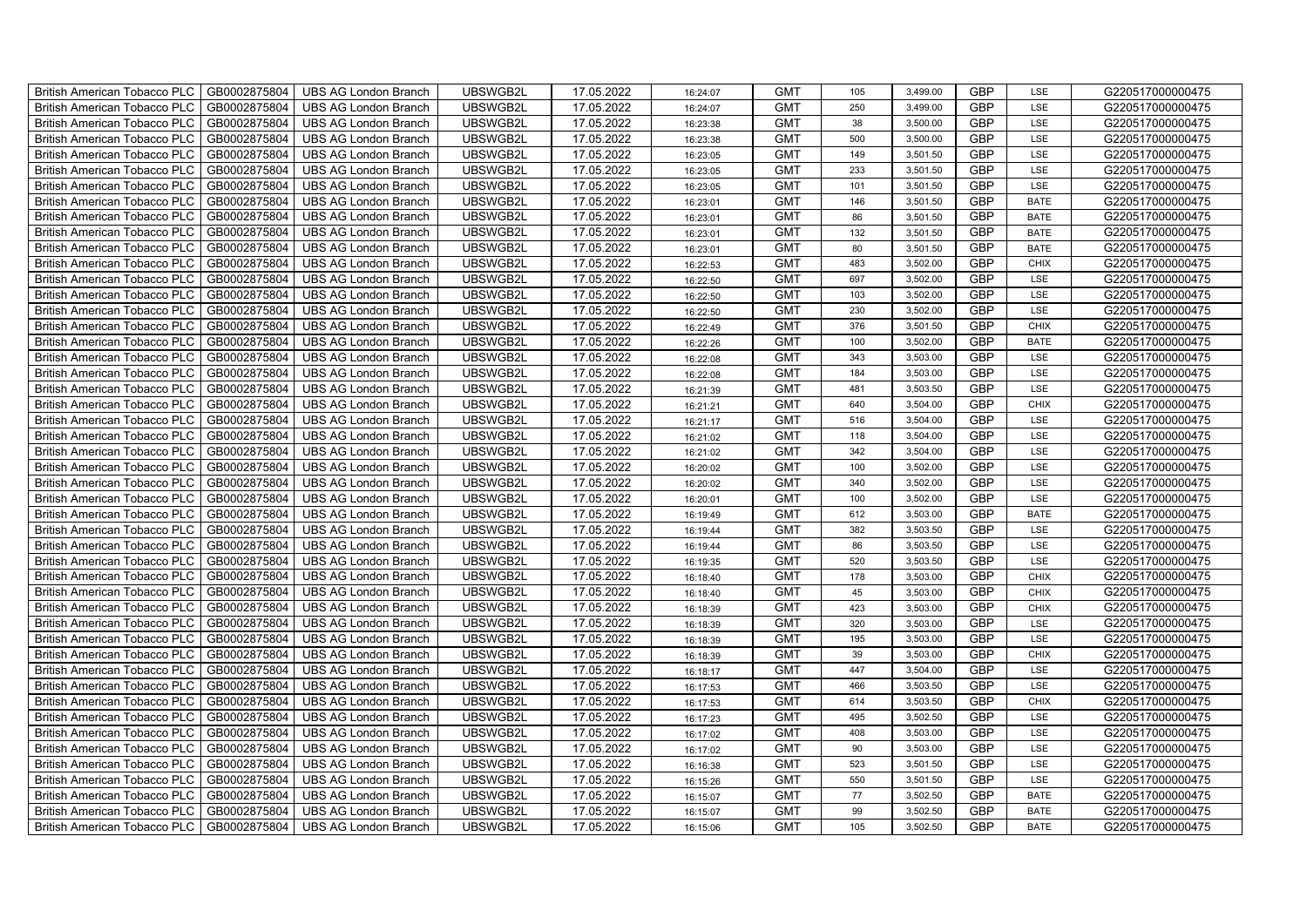| British American Tobacco PLC | GB0002875804 | UBS AG London Branch | UBSWGB2L | 17.05.2022 | 16:24:07 | GMT | 105 | 3,499.00 | GBP | LSE | G220517000000475 |
|---|---|---|---|---|---|---|---|---|---|---|---|
| British American Tobacco PLC | GB0002875804 | UBS AG London Branch | UBSWGB2L | 17.05.2022 | 16:24:07 | GMT | 250 | 3,499.00 | GBP | LSE | G220517000000475 |
| British American Tobacco PLC | GB0002875804 | UBS AG London Branch | UBSWGB2L | 17.05.2022 | 16:23:38 | GMT | 38 | 3,500.00 | GBP | LSE | G220517000000475 |
| British American Tobacco PLC | GB0002875804 | UBS AG London Branch | UBSWGB2L | 17.05.2022 | 16:23:38 | GMT | 500 | 3,500.00 | GBP | LSE | G220517000000475 |
| British American Tobacco PLC | GB0002875804 | UBS AG London Branch | UBSWGB2L | 17.05.2022 | 16:23:05 | GMT | 149 | 3,501.50 | GBP | LSE | G220517000000475 |
| British American Tobacco PLC | GB0002875804 | UBS AG London Branch | UBSWGB2L | 17.05.2022 | 16:23:05 | GMT | 233 | 3,501.50 | GBP | LSE | G220517000000475 |
| British American Tobacco PLC | GB0002875804 | UBS AG London Branch | UBSWGB2L | 17.05.2022 | 16:23:05 | GMT | 101 | 3,501.50 | GBP | LSE | G220517000000475 |
| British American Tobacco PLC | GB0002875804 | UBS AG London Branch | UBSWGB2L | 17.05.2022 | 16:23:01 | GMT | 146 | 3,501.50 | GBP | BATE | G220517000000475 |
| British American Tobacco PLC | GB0002875804 | UBS AG London Branch | UBSWGB2L | 17.05.2022 | 16:23:01 | GMT | 86 | 3,501.50 | GBP | BATE | G220517000000475 |
| British American Tobacco PLC | GB0002875804 | UBS AG London Branch | UBSWGB2L | 17.05.2022 | 16:23:01 | GMT | 132 | 3,501.50 | GBP | BATE | G220517000000475 |
| British American Tobacco PLC | GB0002875804 | UBS AG London Branch | UBSWGB2L | 17.05.2022 | 16:23:01 | GMT | 80 | 3,501.50 | GBP | BATE | G220517000000475 |
| British American Tobacco PLC | GB0002875804 | UBS AG London Branch | UBSWGB2L | 17.05.2022 | 16:22:53 | GMT | 483 | 3,502.00 | GBP | CHIX | G220517000000475 |
| British American Tobacco PLC | GB0002875804 | UBS AG London Branch | UBSWGB2L | 17.05.2022 | 16:22:50 | GMT | 697 | 3,502.00 | GBP | LSE | G220517000000475 |
| British American Tobacco PLC | GB0002875804 | UBS AG London Branch | UBSWGB2L | 17.05.2022 | 16:22:50 | GMT | 103 | 3,502.00 | GBP | LSE | G220517000000475 |
| British American Tobacco PLC | GB0002875804 | UBS AG London Branch | UBSWGB2L | 17.05.2022 | 16:22:50 | GMT | 230 | 3,502.00 | GBP | LSE | G220517000000475 |
| British American Tobacco PLC | GB0002875804 | UBS AG London Branch | UBSWGB2L | 17.05.2022 | 16:22:49 | GMT | 376 | 3,501.50 | GBP | CHIX | G220517000000475 |
| British American Tobacco PLC | GB0002875804 | UBS AG London Branch | UBSWGB2L | 17.05.2022 | 16:22:26 | GMT | 100 | 3,502.00 | GBP | BATE | G220517000000475 |
| British American Tobacco PLC | GB0002875804 | UBS AG London Branch | UBSWGB2L | 17.05.2022 | 16:22:08 | GMT | 343 | 3,503.00 | GBP | LSE | G220517000000475 |
| British American Tobacco PLC | GB0002875804 | UBS AG London Branch | UBSWGB2L | 17.05.2022 | 16:22:08 | GMT | 184 | 3,503.00 | GBP | LSE | G220517000000475 |
| British American Tobacco PLC | GB0002875804 | UBS AG London Branch | UBSWGB2L | 17.05.2022 | 16:21:39 | GMT | 481 | 3,503.50 | GBP | LSE | G220517000000475 |
| British American Tobacco PLC | GB0002875804 | UBS AG London Branch | UBSWGB2L | 17.05.2022 | 16:21:21 | GMT | 640 | 3,504.00 | GBP | CHIX | G220517000000475 |
| British American Tobacco PLC | GB0002875804 | UBS AG London Branch | UBSWGB2L | 17.05.2022 | 16:21:17 | GMT | 516 | 3,504.00 | GBP | LSE | G220517000000475 |
| British American Tobacco PLC | GB0002875804 | UBS AG London Branch | UBSWGB2L | 17.05.2022 | 16:21:02 | GMT | 118 | 3,504.00 | GBP | LSE | G220517000000475 |
| British American Tobacco PLC | GB0002875804 | UBS AG London Branch | UBSWGB2L | 17.05.2022 | 16:21:02 | GMT | 342 | 3,504.00 | GBP | LSE | G220517000000475 |
| British American Tobacco PLC | GB0002875804 | UBS AG London Branch | UBSWGB2L | 17.05.2022 | 16:20:02 | GMT | 100 | 3,502.00 | GBP | LSE | G220517000000475 |
| British American Tobacco PLC | GB0002875804 | UBS AG London Branch | UBSWGB2L | 17.05.2022 | 16:20:02 | GMT | 340 | 3,502.00 | GBP | LSE | G220517000000475 |
| British American Tobacco PLC | GB0002875804 | UBS AG London Branch | UBSWGB2L | 17.05.2022 | 16:20:01 | GMT | 100 | 3,502.00 | GBP | LSE | G220517000000475 |
| British American Tobacco PLC | GB0002875804 | UBS AG London Branch | UBSWGB2L | 17.05.2022 | 16:19:49 | GMT | 612 | 3,503.00 | GBP | BATE | G220517000000475 |
| British American Tobacco PLC | GB0002875804 | UBS AG London Branch | UBSWGB2L | 17.05.2022 | 16:19:44 | GMT | 382 | 3,503.50 | GBP | LSE | G220517000000475 |
| British American Tobacco PLC | GB0002875804 | UBS AG London Branch | UBSWGB2L | 17.05.2022 | 16:19:44 | GMT | 86 | 3,503.50 | GBP | LSE | G220517000000475 |
| British American Tobacco PLC | GB0002875804 | UBS AG London Branch | UBSWGB2L | 17.05.2022 | 16:19:35 | GMT | 520 | 3,503.50 | GBP | LSE | G220517000000475 |
| British American Tobacco PLC | GB0002875804 | UBS AG London Branch | UBSWGB2L | 17.05.2022 | 16:18:40 | GMT | 178 | 3,503.00 | GBP | CHIX | G220517000000475 |
| British American Tobacco PLC | GB0002875804 | UBS AG London Branch | UBSWGB2L | 17.05.2022 | 16:18:40 | GMT | 45 | 3,503.00 | GBP | CHIX | G220517000000475 |
| British American Tobacco PLC | GB0002875804 | UBS AG London Branch | UBSWGB2L | 17.05.2022 | 16:18:39 | GMT | 423 | 3,503.00 | GBP | CHIX | G220517000000475 |
| British American Tobacco PLC | GB0002875804 | UBS AG London Branch | UBSWGB2L | 17.05.2022 | 16:18:39 | GMT | 320 | 3,503.00 | GBP | LSE | G220517000000475 |
| British American Tobacco PLC | GB0002875804 | UBS AG London Branch | UBSWGB2L | 17.05.2022 | 16:18:39 | GMT | 195 | 3,503.00 | GBP | LSE | G220517000000475 |
| British American Tobacco PLC | GB0002875804 | UBS AG London Branch | UBSWGB2L | 17.05.2022 | 16:18:39 | GMT | 39 | 3,503.00 | GBP | CHIX | G220517000000475 |
| British American Tobacco PLC | GB0002875804 | UBS AG London Branch | UBSWGB2L | 17.05.2022 | 16:18:17 | GMT | 447 | 3,504.00 | GBP | LSE | G220517000000475 |
| British American Tobacco PLC | GB0002875804 | UBS AG London Branch | UBSWGB2L | 17.05.2022 | 16:17:53 | GMT | 466 | 3,503.50 | GBP | LSE | G220517000000475 |
| British American Tobacco PLC | GB0002875804 | UBS AG London Branch | UBSWGB2L | 17.05.2022 | 16:17:53 | GMT | 614 | 3,503.50 | GBP | CHIX | G220517000000475 |
| British American Tobacco PLC | GB0002875804 | UBS AG London Branch | UBSWGB2L | 17.05.2022 | 16:17:23 | GMT | 495 | 3,502.50 | GBP | LSE | G220517000000475 |
| British American Tobacco PLC | GB0002875804 | UBS AG London Branch | UBSWGB2L | 17.05.2022 | 16:17:02 | GMT | 408 | 3,503.00 | GBP | LSE | G220517000000475 |
| British American Tobacco PLC | GB0002875804 | UBS AG London Branch | UBSWGB2L | 17.05.2022 | 16:17:02 | GMT | 90 | 3,503.00 | GBP | LSE | G220517000000475 |
| British American Tobacco PLC | GB0002875804 | UBS AG London Branch | UBSWGB2L | 17.05.2022 | 16:16:38 | GMT | 523 | 3,501.50 | GBP | LSE | G220517000000475 |
| British American Tobacco PLC | GB0002875804 | UBS AG London Branch | UBSWGB2L | 17.05.2022 | 16:15:26 | GMT | 550 | 3,501.50 | GBP | LSE | G220517000000475 |
| British American Tobacco PLC | GB0002875804 | UBS AG London Branch | UBSWGB2L | 17.05.2022 | 16:15:07 | GMT | 77 | 3,502.50 | GBP | BATE | G220517000000475 |
| British American Tobacco PLC | GB0002875804 | UBS AG London Branch | UBSWGB2L | 17.05.2022 | 16:15:07 | GMT | 99 | 3,502.50 | GBP | BATE | G220517000000475 |
| British American Tobacco PLC | GB0002875804 | UBS AG London Branch | UBSWGB2L | 17.05.2022 | 16:15:06 | GMT | 105 | 3,502.50 | GBP | BATE | G220517000000475 |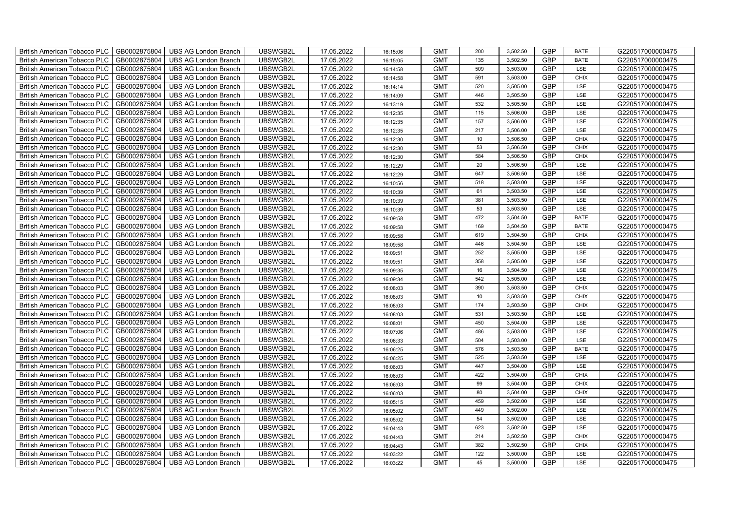| British American Tobacco PLC | GB0002875804 | UBS AG London Branch | UBSWGB2L | 17.05.2022 | 16:15:06 | GMT | 200 | 3,502.50 | GBP | BATE | G220517000000475 |
|---|---|---|---|---|---|---|---|---|---|---|---|
| British American Tobacco PLC | GB0002875804 | UBS AG London Branch | UBSWGB2L | 17.05.2022 | 16:15:05 | GMT | 135 | 3,502.50 | GBP | BATE | G220517000000475 |
| British American Tobacco PLC | GB0002875804 | UBS AG London Branch | UBSWGB2L | 17.05.2022 | 16:14:58 | GMT | 509 | 3,503.00 | GBP | LSE | G220517000000475 |
| British American Tobacco PLC | GB0002875804 | UBS AG London Branch | UBSWGB2L | 17.05.2022 | 16:14:58 | GMT | 591 | 3,503.00 | GBP | CHIX | G220517000000475 |
| British American Tobacco PLC | GB0002875804 | UBS AG London Branch | UBSWGB2L | 17.05.2022 | 16:14:14 | GMT | 520 | 3,505.00 | GBP | LSE | G220517000000475 |
| British American Tobacco PLC | GB0002875804 | UBS AG London Branch | UBSWGB2L | 17.05.2022 | 16:14:09 | GMT | 446 | 3,505.50 | GBP | LSE | G220517000000475 |
| British American Tobacco PLC | GB0002875804 | UBS AG London Branch | UBSWGB2L | 17.05.2022 | 16:13:19 | GMT | 532 | 3,505.50 | GBP | LSE | G220517000000475 |
| British American Tobacco PLC | GB0002875804 | UBS AG London Branch | UBSWGB2L | 17.05.2022 | 16:12:35 | GMT | 115 | 3,506.00 | GBP | LSE | G220517000000475 |
| British American Tobacco PLC | GB0002875804 | UBS AG London Branch | UBSWGB2L | 17.05.2022 | 16:12:35 | GMT | 157 | 3,506.00 | GBP | LSE | G220517000000475 |
| British American Tobacco PLC | GB0002875804 | UBS AG London Branch | UBSWGB2L | 17.05.2022 | 16:12:35 | GMT | 217 | 3,506.00 | GBP | LSE | G220517000000475 |
| British American Tobacco PLC | GB0002875804 | UBS AG London Branch | UBSWGB2L | 17.05.2022 | 16:12:30 | GMT | 10 | 3,506.50 | GBP | CHIX | G220517000000475 |
| British American Tobacco PLC | GB0002875804 | UBS AG London Branch | UBSWGB2L | 17.05.2022 | 16:12:30 | GMT | 53 | 3,506.50 | GBP | CHIX | G220517000000475 |
| British American Tobacco PLC | GB0002875804 | UBS AG London Branch | UBSWGB2L | 17.05.2022 | 16:12:30 | GMT | 584 | 3,506.50 | GBP | CHIX | G220517000000475 |
| British American Tobacco PLC | GB0002875804 | UBS AG London Branch | UBSWGB2L | 17.05.2022 | 16:12:29 | GMT | 20 | 3,506.50 | GBP | LSE | G220517000000475 |
| British American Tobacco PLC | GB0002875804 | UBS AG London Branch | UBSWGB2L | 17.05.2022 | 16:12:29 | GMT | 647 | 3,506.50 | GBP | LSE | G220517000000475 |
| British American Tobacco PLC | GB0002875804 | UBS AG London Branch | UBSWGB2L | 17.05.2022 | 16:10:56 | GMT | 518 | 3,503.00 | GBP | LSE | G220517000000475 |
| British American Tobacco PLC | GB0002875804 | UBS AG London Branch | UBSWGB2L | 17.05.2022 | 16:10:39 | GMT | 61 | 3,503.50 | GBP | LSE | G220517000000475 |
| British American Tobacco PLC | GB0002875804 | UBS AG London Branch | UBSWGB2L | 17.05.2022 | 16:10:39 | GMT | 381 | 3,503.50 | GBP | LSE | G220517000000475 |
| British American Tobacco PLC | GB0002875804 | UBS AG London Branch | UBSWGB2L | 17.05.2022 | 16:10:39 | GMT | 53 | 3,503.50 | GBP | LSE | G220517000000475 |
| British American Tobacco PLC | GB0002875804 | UBS AG London Branch | UBSWGB2L | 17.05.2022 | 16:09:58 | GMT | 472 | 3,504.50 | GBP | BATE | G220517000000475 |
| British American Tobacco PLC | GB0002875804 | UBS AG London Branch | UBSWGB2L | 17.05.2022 | 16:09:58 | GMT | 169 | 3,504.50 | GBP | BATE | G220517000000475 |
| British American Tobacco PLC | GB0002875804 | UBS AG London Branch | UBSWGB2L | 17.05.2022 | 16:09:58 | GMT | 619 | 3,504.50 | GBP | CHIX | G220517000000475 |
| British American Tobacco PLC | GB0002875804 | UBS AG London Branch | UBSWGB2L | 17.05.2022 | 16:09:58 | GMT | 446 | 3,504.50 | GBP | LSE | G220517000000475 |
| British American Tobacco PLC | GB0002875804 | UBS AG London Branch | UBSWGB2L | 17.05.2022 | 16:09:51 | GMT | 252 | 3,505.00 | GBP | LSE | G220517000000475 |
| British American Tobacco PLC | GB0002875804 | UBS AG London Branch | UBSWGB2L | 17.05.2022 | 16:09:51 | GMT | 358 | 3,505.00 | GBP | LSE | G220517000000475 |
| British American Tobacco PLC | GB0002875804 | UBS AG London Branch | UBSWGB2L | 17.05.2022 | 16:09:35 | GMT | 16 | 3,504.50 | GBP | LSE | G220517000000475 |
| British American Tobacco PLC | GB0002875804 | UBS AG London Branch | UBSWGB2L | 17.05.2022 | 16:09:34 | GMT | 542 | 3,505.00 | GBP | LSE | G220517000000475 |
| British American Tobacco PLC | GB0002875804 | UBS AG London Branch | UBSWGB2L | 17.05.2022 | 16:08:03 | GMT | 390 | 3,503.50 | GBP | CHIX | G220517000000475 |
| British American Tobacco PLC | GB0002875804 | UBS AG London Branch | UBSWGB2L | 17.05.2022 | 16:08:03 | GMT | 10 | 3,503.50 | GBP | CHIX | G220517000000475 |
| British American Tobacco PLC | GB0002875804 | UBS AG London Branch | UBSWGB2L | 17.05.2022 | 16:08:03 | GMT | 174 | 3,503.50 | GBP | CHIX | G220517000000475 |
| British American Tobacco PLC | GB0002875804 | UBS AG London Branch | UBSWGB2L | 17.05.2022 | 16:08:03 | GMT | 531 | 3,503.50 | GBP | LSE | G220517000000475 |
| British American Tobacco PLC | GB0002875804 | UBS AG London Branch | UBSWGB2L | 17.05.2022 | 16:08:01 | GMT | 450 | 3,504.00 | GBP | LSE | G220517000000475 |
| British American Tobacco PLC | GB0002875804 | UBS AG London Branch | UBSWGB2L | 17.05.2022 | 16:07:06 | GMT | 486 | 3,503.00 | GBP | LSE | G220517000000475 |
| British American Tobacco PLC | GB0002875804 | UBS AG London Branch | UBSWGB2L | 17.05.2022 | 16:06:33 | GMT | 504 | 3,503.00 | GBP | LSE | G220517000000475 |
| British American Tobacco PLC | GB0002875804 | UBS AG London Branch | UBSWGB2L | 17.05.2022 | 16:06:25 | GMT | 576 | 3,503.50 | GBP | BATE | G220517000000475 |
| British American Tobacco PLC | GB0002875804 | UBS AG London Branch | UBSWGB2L | 17.05.2022 | 16:06:25 | GMT | 525 | 3,503.50 | GBP | LSE | G220517000000475 |
| British American Tobacco PLC | GB0002875804 | UBS AG London Branch | UBSWGB2L | 17.05.2022 | 16:06:03 | GMT | 447 | 3,504.00 | GBP | LSE | G220517000000475 |
| British American Tobacco PLC | GB0002875804 | UBS AG London Branch | UBSWGB2L | 17.05.2022 | 16:06:03 | GMT | 422 | 3,504.00 | GBP | CHIX | G220517000000475 |
| British American Tobacco PLC | GB0002875804 | UBS AG London Branch | UBSWGB2L | 17.05.2022 | 16:06:03 | GMT | 99 | 3,504.00 | GBP | CHIX | G220517000000475 |
| British American Tobacco PLC | GB0002875804 | UBS AG London Branch | UBSWGB2L | 17.05.2022 | 16:06:03 | GMT | 80 | 3,504.00 | GBP | CHIX | G220517000000475 |
| British American Tobacco PLC | GB0002875804 | UBS AG London Branch | UBSWGB2L | 17.05.2022 | 16:05:15 | GMT | 459 | 3,502.00 | GBP | LSE | G220517000000475 |
| British American Tobacco PLC | GB0002875804 | UBS AG London Branch | UBSWGB2L | 17.05.2022 | 16:05:02 | GMT | 449 | 3,502.00 | GBP | LSE | G220517000000475 |
| British American Tobacco PLC | GB0002875804 | UBS AG London Branch | UBSWGB2L | 17.05.2022 | 16:05:02 | GMT | 54 | 3,502.00 | GBP | LSE | G220517000000475 |
| British American Tobacco PLC | GB0002875804 | UBS AG London Branch | UBSWGB2L | 17.05.2022 | 16:04:43 | GMT | 623 | 3,502.50 | GBP | LSE | G220517000000475 |
| British American Tobacco PLC | GB0002875804 | UBS AG London Branch | UBSWGB2L | 17.05.2022 | 16:04:43 | GMT | 214 | 3,502.50 | GBP | CHIX | G220517000000475 |
| British American Tobacco PLC | GB0002875804 | UBS AG London Branch | UBSWGB2L | 17.05.2022 | 16:04:43 | GMT | 382 | 3,502.50 | GBP | CHIX | G220517000000475 |
| British American Tobacco PLC | GB0002875804 | UBS AG London Branch | UBSWGB2L | 17.05.2022 | 16:03:22 | GMT | 122 | 3,500.00 | GBP | LSE | G220517000000475 |
| British American Tobacco PLC | GB0002875804 | UBS AG London Branch | UBSWGB2L | 17.05.2022 | 16:03:22 | GMT | 45 | 3,500.00 | GBP | LSE | G220517000000475 |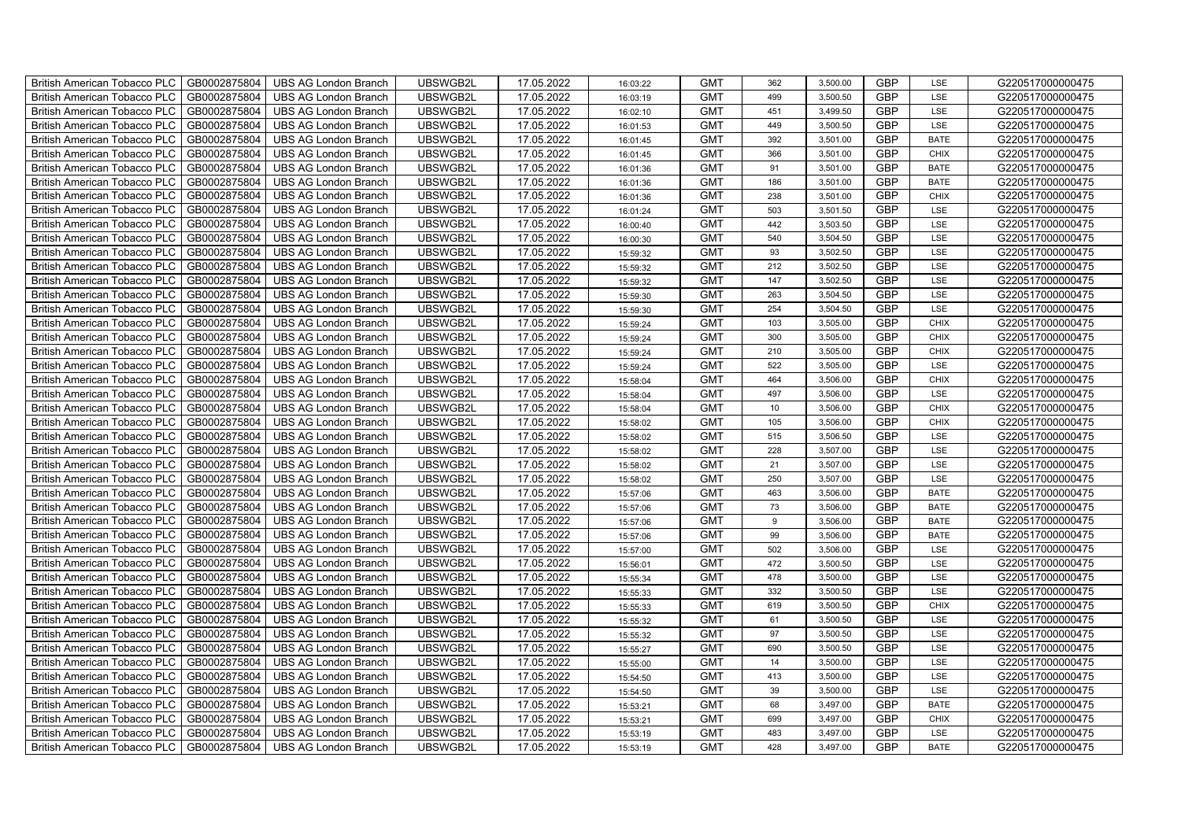| British American Tobacco PLC | GB0002875804 | UBS AG London Branch | UBSWGB2L | 17.05.2022 | 16:03:22 | GMT | 362 | 3,500.00 | GBP | LSE | G220517000000475 |
|---|---|---|---|---|---|---|---|---|---|---|---|
| British American Tobacco PLC | GB0002875804 | UBS AG London Branch | UBSWGB2L | 17.05.2022 | 16:03:19 | GMT | 499 | 3,500.50 | GBP | LSE | G220517000000475 |
| British American Tobacco PLC | GB0002875804 | UBS AG London Branch | UBSWGB2L | 17.05.2022 | 16:02:10 | GMT | 451 | 3,499.50 | GBP | LSE | G220517000000475 |
| British American Tobacco PLC | GB0002875804 | UBS AG London Branch | UBSWGB2L | 17.05.2022 | 16:01:53 | GMT | 449 | 3,500.50 | GBP | LSE | G220517000000475 |
| British American Tobacco PLC | GB0002875804 | UBS AG London Branch | UBSWGB2L | 17.05.2022 | 16:01:45 | GMT | 392 | 3,501.00 | GBP | BATE | G220517000000475 |
| British American Tobacco PLC | GB0002875804 | UBS AG London Branch | UBSWGB2L | 17.05.2022 | 16:01:45 | GMT | 366 | 3,501.00 | GBP | CHIX | G220517000000475 |
| British American Tobacco PLC | GB0002875804 | UBS AG London Branch | UBSWGB2L | 17.05.2022 | 16:01:36 | GMT | 91 | 3,501.00 | GBP | BATE | G220517000000475 |
| British American Tobacco PLC | GB0002875804 | UBS AG London Branch | UBSWGB2L | 17.05.2022 | 16:01:36 | GMT | 186 | 3,501.00 | GBP | BATE | G220517000000475 |
| British American Tobacco PLC | GB0002875804 | UBS AG London Branch | UBSWGB2L | 17.05.2022 | 16:01:36 | GMT | 238 | 3,501.00 | GBP | CHIX | G220517000000475 |
| British American Tobacco PLC | GB0002875804 | UBS AG London Branch | UBSWGB2L | 17.05.2022 | 16:01:24 | GMT | 503 | 3,501.50 | GBP | LSE | G220517000000475 |
| British American Tobacco PLC | GB0002875804 | UBS AG London Branch | UBSWGB2L | 17.05.2022 | 16:00:40 | GMT | 442 | 3,503.50 | GBP | LSE | G220517000000475 |
| British American Tobacco PLC | GB0002875804 | UBS AG London Branch | UBSWGB2L | 17.05.2022 | 16:00:30 | GMT | 540 | 3,504.50 | GBP | LSE | G220517000000475 |
| British American Tobacco PLC | GB0002875804 | UBS AG London Branch | UBSWGB2L | 17.05.2022 | 15:59:32 | GMT | 93 | 3,502.50 | GBP | LSE | G220517000000475 |
| British American Tobacco PLC | GB0002875804 | UBS AG London Branch | UBSWGB2L | 17.05.2022 | 15:59:32 | GMT | 212 | 3,502.50 | GBP | LSE | G220517000000475 |
| British American Tobacco PLC | GB0002875804 | UBS AG London Branch | UBSWGB2L | 17.05.2022 | 15:59:32 | GMT | 147 | 3,502.50 | GBP | LSE | G220517000000475 |
| British American Tobacco PLC | GB0002875804 | UBS AG London Branch | UBSWGB2L | 17.05.2022 | 15:59:30 | GMT | 263 | 3,504.50 | GBP | LSE | G220517000000475 |
| British American Tobacco PLC | GB0002875804 | UBS AG London Branch | UBSWGB2L | 17.05.2022 | 15:59:30 | GMT | 254 | 3,504.50 | GBP | LSE | G220517000000475 |
| British American Tobacco PLC | GB0002875804 | UBS AG London Branch | UBSWGB2L | 17.05.2022 | 15:59:24 | GMT | 103 | 3,505.00 | GBP | CHIX | G220517000000475 |
| British American Tobacco PLC | GB0002875804 | UBS AG London Branch | UBSWGB2L | 17.05.2022 | 15:59:24 | GMT | 300 | 3,505.00 | GBP | CHIX | G220517000000475 |
| British American Tobacco PLC | GB0002875804 | UBS AG London Branch | UBSWGB2L | 17.05.2022 | 15:59:24 | GMT | 210 | 3,505.00 | GBP | CHIX | G220517000000475 |
| British American Tobacco PLC | GB0002875804 | UBS AG London Branch | UBSWGB2L | 17.05.2022 | 15:59:24 | GMT | 522 | 3,505.00 | GBP | LSE | G220517000000475 |
| British American Tobacco PLC | GB0002875804 | UBS AG London Branch | UBSWGB2L | 17.05.2022 | 15:58:04 | GMT | 464 | 3,506.00 | GBP | CHIX | G220517000000475 |
| British American Tobacco PLC | GB0002875804 | UBS AG London Branch | UBSWGB2L | 17.05.2022 | 15:58:04 | GMT | 497 | 3,506.00 | GBP | LSE | G220517000000475 |
| British American Tobacco PLC | GB0002875804 | UBS AG London Branch | UBSWGB2L | 17.05.2022 | 15:58:04 | GMT | 10 | 3,506.00 | GBP | CHIX | G220517000000475 |
| British American Tobacco PLC | GB0002875804 | UBS AG London Branch | UBSWGB2L | 17.05.2022 | 15:58:02 | GMT | 105 | 3,506.00 | GBP | CHIX | G220517000000475 |
| British American Tobacco PLC | GB0002875804 | UBS AG London Branch | UBSWGB2L | 17.05.2022 | 15:58:02 | GMT | 515 | 3,506.50 | GBP | LSE | G220517000000475 |
| British American Tobacco PLC | GB0002875804 | UBS AG London Branch | UBSWGB2L | 17.05.2022 | 15:58:02 | GMT | 228 | 3,507.00 | GBP | LSE | G220517000000475 |
| British American Tobacco PLC | GB0002875804 | UBS AG London Branch | UBSWGB2L | 17.05.2022 | 15:58:02 | GMT | 21 | 3,507.00 | GBP | LSE | G220517000000475 |
| British American Tobacco PLC | GB0002875804 | UBS AG London Branch | UBSWGB2L | 17.05.2022 | 15:58:02 | GMT | 250 | 3,507.00 | GBP | LSE | G220517000000475 |
| British American Tobacco PLC | GB0002875804 | UBS AG London Branch | UBSWGB2L | 17.05.2022 | 15:57:06 | GMT | 463 | 3,506.00 | GBP | BATE | G220517000000475 |
| British American Tobacco PLC | GB0002875804 | UBS AG London Branch | UBSWGB2L | 17.05.2022 | 15:57:06 | GMT | 73 | 3,506.00 | GBP | BATE | G220517000000475 |
| British American Tobacco PLC | GB0002875804 | UBS AG London Branch | UBSWGB2L | 17.05.2022 | 15:57:06 | GMT | 9 | 3,506.00 | GBP | BATE | G220517000000475 |
| British American Tobacco PLC | GB0002875804 | UBS AG London Branch | UBSWGB2L | 17.05.2022 | 15:57:06 | GMT | 99 | 3,506.00 | GBP | BATE | G220517000000475 |
| British American Tobacco PLC | GB0002875804 | UBS AG London Branch | UBSWGB2L | 17.05.2022 | 15:57:00 | GMT | 502 | 3,506.00 | GBP | LSE | G220517000000475 |
| British American Tobacco PLC | GB0002875804 | UBS AG London Branch | UBSWGB2L | 17.05.2022 | 15:56:01 | GMT | 472 | 3,500.50 | GBP | LSE | G220517000000475 |
| British American Tobacco PLC | GB0002875804 | UBS AG London Branch | UBSWGB2L | 17.05.2022 | 15:55:34 | GMT | 478 | 3,500.00 | GBP | LSE | G220517000000475 |
| British American Tobacco PLC | GB0002875804 | UBS AG London Branch | UBSWGB2L | 17.05.2022 | 15:55:33 | GMT | 332 | 3,500.50 | GBP | LSE | G220517000000475 |
| British American Tobacco PLC | GB0002875804 | UBS AG London Branch | UBSWGB2L | 17.05.2022 | 15:55:33 | GMT | 619 | 3,500.50 | GBP | CHIX | G220517000000475 |
| British American Tobacco PLC | GB0002875804 | UBS AG London Branch | UBSWGB2L | 17.05.2022 | 15:55:32 | GMT | 61 | 3,500.50 | GBP | LSE | G220517000000475 |
| British American Tobacco PLC | GB0002875804 | UBS AG London Branch | UBSWGB2L | 17.05.2022 | 15:55:32 | GMT | 97 | 3,500.50 | GBP | LSE | G220517000000475 |
| British American Tobacco PLC | GB0002875804 | UBS AG London Branch | UBSWGB2L | 17.05.2022 | 15:55:27 | GMT | 690 | 3,500.50 | GBP | LSE | G220517000000475 |
| British American Tobacco PLC | GB0002875804 | UBS AG London Branch | UBSWGB2L | 17.05.2022 | 15:55:00 | GMT | 14 | 3,500.00 | GBP | LSE | G220517000000475 |
| British American Tobacco PLC | GB0002875804 | UBS AG London Branch | UBSWGB2L | 17.05.2022 | 15:54:50 | GMT | 413 | 3,500.00 | GBP | LSE | G220517000000475 |
| British American Tobacco PLC | GB0002875804 | UBS AG London Branch | UBSWGB2L | 17.05.2022 | 15:54:50 | GMT | 39 | 3,500.00 | GBP | LSE | G220517000000475 |
| British American Tobacco PLC | GB0002875804 | UBS AG London Branch | UBSWGB2L | 17.05.2022 | 15:53:21 | GMT | 68 | 3,497.00 | GBP | BATE | G220517000000475 |
| British American Tobacco PLC | GB0002875804 | UBS AG London Branch | UBSWGB2L | 17.05.2022 | 15:53:21 | GMT | 699 | 3,497.00 | GBP | CHIX | G220517000000475 |
| British American Tobacco PLC | GB0002875804 | UBS AG London Branch | UBSWGB2L | 17.05.2022 | 15:53:19 | GMT | 483 | 3,497.00 | GBP | LSE | G220517000000475 |
| British American Tobacco PLC | GB0002875804 | UBS AG London Branch | UBSWGB2L | 17.05.2022 | 15:53:19 | GMT | 428 | 3,497.00 | GBP | BATE | G220517000000475 |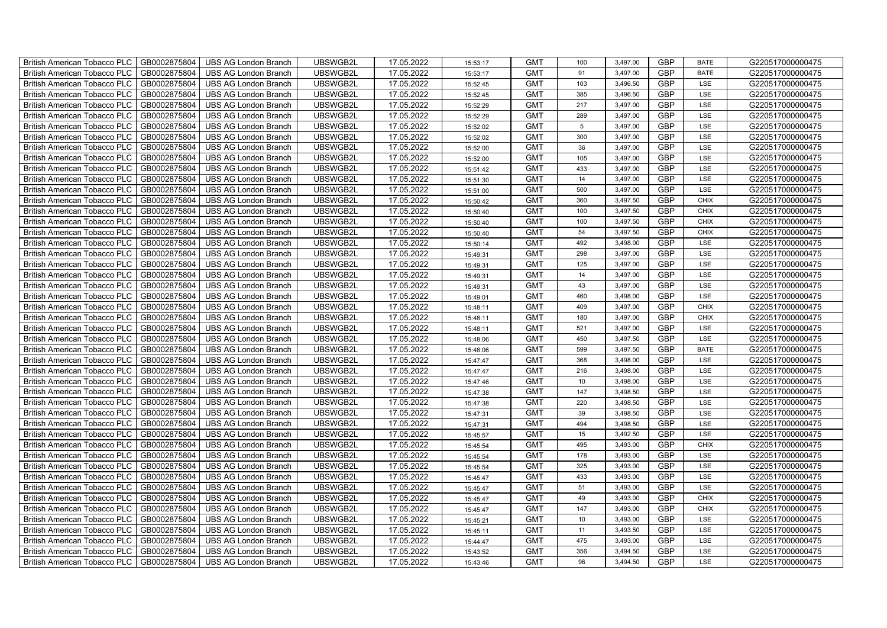| British American Tobacco PLC | GB0002875804 | UBS AG London Branch | UBSWGB2L | 17.05.2022 | 15:53:17 | GMT | 100 | 3,497.00 | GBP | BATE | G220517000000475 |
|---|---|---|---|---|---|---|---|---|---|---|---|
| British American Tobacco PLC | GB0002875804 | UBS AG London Branch | UBSWGB2L | 17.05.2022 | 15:53:17 | GMT | 91 | 3,497.00 | GBP | BATE | G220517000000475 |
| British American Tobacco PLC | GB0002875804 | UBS AG London Branch | UBSWGB2L | 17.05.2022 | 15:52:45 | GMT | 103 | 3,496.50 | GBP | LSE | G220517000000475 |
| British American Tobacco PLC | GB0002875804 | UBS AG London Branch | UBSWGB2L | 17.05.2022 | 15:52:45 | GMT | 385 | 3,496.50 | GBP | LSE | G220517000000475 |
| British American Tobacco PLC | GB0002875804 | UBS AG London Branch | UBSWGB2L | 17.05.2022 | 15:52:29 | GMT | 217 | 3,497.00 | GBP | LSE | G220517000000475 |
| British American Tobacco PLC | GB0002875804 | UBS AG London Branch | UBSWGB2L | 17.05.2022 | 15:52:29 | GMT | 289 | 3,497.00 | GBP | LSE | G220517000000475 |
| British American Tobacco PLC | GB0002875804 | UBS AG London Branch | UBSWGB2L | 17.05.2022 | 15:52:02 | GMT | 5 | 3,497.00 | GBP | LSE | G220517000000475 |
| British American Tobacco PLC | GB0002875804 | UBS AG London Branch | UBSWGB2L | 17.05.2022 | 15:52:02 | GMT | 300 | 3,497.00 | GBP | LSE | G220517000000475 |
| British American Tobacco PLC | GB0002875804 | UBS AG London Branch | UBSWGB2L | 17.05.2022 | 15:52:00 | GMT | 36 | 3,497.00 | GBP | LSE | G220517000000475 |
| British American Tobacco PLC | GB0002875804 | UBS AG London Branch | UBSWGB2L | 17.05.2022 | 15:52:00 | GMT | 105 | 3,497.00 | GBP | LSE | G220517000000475 |
| British American Tobacco PLC | GB0002875804 | UBS AG London Branch | UBSWGB2L | 17.05.2022 | 15:51:42 | GMT | 433 | 3,497.00 | GBP | LSE | G220517000000475 |
| British American Tobacco PLC | GB0002875804 | UBS AG London Branch | UBSWGB2L | 17.05.2022 | 15:51:30 | GMT | 14 | 3,497.00 | GBP | LSE | G220517000000475 |
| British American Tobacco PLC | GB0002875804 | UBS AG London Branch | UBSWGB2L | 17.05.2022 | 15:51:00 | GMT | 500 | 3,497.00 | GBP | LSE | G220517000000475 |
| British American Tobacco PLC | GB0002875804 | UBS AG London Branch | UBSWGB2L | 17.05.2022 | 15:50:42 | GMT | 360 | 3,497.50 | GBP | CHIX | G220517000000475 |
| British American Tobacco PLC | GB0002875804 | UBS AG London Branch | UBSWGB2L | 17.05.2022 | 15:50:40 | GMT | 100 | 3,497.50 | GBP | CHIX | G220517000000475 |
| British American Tobacco PLC | GB0002875804 | UBS AG London Branch | UBSWGB2L | 17.05.2022 | 15:50:40 | GMT | 100 | 3,497.50 | GBP | CHIX | G220517000000475 |
| British American Tobacco PLC | GB0002875804 | UBS AG London Branch | UBSWGB2L | 17.05.2022 | 15:50:40 | GMT | 54 | 3,497.50 | GBP | CHIX | G220517000000475 |
| British American Tobacco PLC | GB0002875804 | UBS AG London Branch | UBSWGB2L | 17.05.2022 | 15:50:14 | GMT | 492 | 3,498.00 | GBP | LSE | G220517000000475 |
| British American Tobacco PLC | GB0002875804 | UBS AG London Branch | UBSWGB2L | 17.05.2022 | 15:49:31 | GMT | 298 | 3,497.00 | GBP | LSE | G220517000000475 |
| British American Tobacco PLC | GB0002875804 | UBS AG London Branch | UBSWGB2L | 17.05.2022 | 15:49:31 | GMT | 125 | 3,497.00 | GBP | LSE | G220517000000475 |
| British American Tobacco PLC | GB0002875804 | UBS AG London Branch | UBSWGB2L | 17.05.2022 | 15:49:31 | GMT | 14 | 3,497.00 | GBP | LSE | G220517000000475 |
| British American Tobacco PLC | GB0002875804 | UBS AG London Branch | UBSWGB2L | 17.05.2022 | 15:49:31 | GMT | 43 | 3,497.00 | GBP | LSE | G220517000000475 |
| British American Tobacco PLC | GB0002875804 | UBS AG London Branch | UBSWGB2L | 17.05.2022 | 15:49:01 | GMT | 460 | 3,498.00 | GBP | LSE | G220517000000475 |
| British American Tobacco PLC | GB0002875804 | UBS AG London Branch | UBSWGB2L | 17.05.2022 | 15:48:11 | GMT | 409 | 3,497.00 | GBP | CHIX | G220517000000475 |
| British American Tobacco PLC | GB0002875804 | UBS AG London Branch | UBSWGB2L | 17.05.2022 | 15:48:11 | GMT | 180 | 3,497.00 | GBP | CHIX | G220517000000475 |
| British American Tobacco PLC | GB0002875804 | UBS AG London Branch | UBSWGB2L | 17.05.2022 | 15:48:11 | GMT | 521 | 3,497.00 | GBP | LSE | G220517000000475 |
| British American Tobacco PLC | GB0002875804 | UBS AG London Branch | UBSWGB2L | 17.05.2022 | 15:48:06 | GMT | 450 | 3,497.50 | GBP | LSE | G220517000000475 |
| British American Tobacco PLC | GB0002875804 | UBS AG London Branch | UBSWGB2L | 17.05.2022 | 15:48:06 | GMT | 599 | 3,497.50 | GBP | BATE | G220517000000475 |
| British American Tobacco PLC | GB0002875804 | UBS AG London Branch | UBSWGB2L | 17.05.2022 | 15:47:47 | GMT | 368 | 3,498.00 | GBP | LSE | G220517000000475 |
| British American Tobacco PLC | GB0002875804 | UBS AG London Branch | UBSWGB2L | 17.05.2022 | 15:47:47 | GMT | 216 | 3,498.00 | GBP | LSE | G220517000000475 |
| British American Tobacco PLC | GB0002875804 | UBS AG London Branch | UBSWGB2L | 17.05.2022 | 15:47:46 | GMT | 10 | 3,498.00 | GBP | LSE | G220517000000475 |
| British American Tobacco PLC | GB0002875804 | UBS AG London Branch | UBSWGB2L | 17.05.2022 | 15:47:38 | GMT | 147 | 3,498.50 | GBP | LSE | G220517000000475 |
| British American Tobacco PLC | GB0002875804 | UBS AG London Branch | UBSWGB2L | 17.05.2022 | 15:47:38 | GMT | 220 | 3,498.50 | GBP | LSE | G220517000000475 |
| British American Tobacco PLC | GB0002875804 | UBS AG London Branch | UBSWGB2L | 17.05.2022 | 15:47:31 | GMT | 39 | 3,498.50 | GBP | LSE | G220517000000475 |
| British American Tobacco PLC | GB0002875804 | UBS AG London Branch | UBSWGB2L | 17.05.2022 | 15:47:31 | GMT | 494 | 3,498.50 | GBP | LSE | G220517000000475 |
| British American Tobacco PLC | GB0002875804 | UBS AG London Branch | UBSWGB2L | 17.05.2022 | 15:45:57 | GMT | 15 | 3,492.50 | GBP | LSE | G220517000000475 |
| British American Tobacco PLC | GB0002875804 | UBS AG London Branch | UBSWGB2L | 17.05.2022 | 15:45:54 | GMT | 495 | 3,493.00 | GBP | CHIX | G220517000000475 |
| British American Tobacco PLC | GB0002875804 | UBS AG London Branch | UBSWGB2L | 17.05.2022 | 15:45:54 | GMT | 178 | 3,493.00 | GBP | LSE | G220517000000475 |
| British American Tobacco PLC | GB0002875804 | UBS AG London Branch | UBSWGB2L | 17.05.2022 | 15:45:54 | GMT | 325 | 3,493.00 | GBP | LSE | G220517000000475 |
| British American Tobacco PLC | GB0002875804 | UBS AG London Branch | UBSWGB2L | 17.05.2022 | 15:45:47 | GMT | 433 | 3,493.00 | GBP | LSE | G220517000000475 |
| British American Tobacco PLC | GB0002875804 | UBS AG London Branch | UBSWGB2L | 17.05.2022 | 15:45:47 | GMT | 51 | 3,493.00 | GBP | LSE | G220517000000475 |
| British American Tobacco PLC | GB0002875804 | UBS AG London Branch | UBSWGB2L | 17.05.2022 | 15:45:47 | GMT | 49 | 3,493.00 | GBP | CHIX | G220517000000475 |
| British American Tobacco PLC | GB0002875804 | UBS AG London Branch | UBSWGB2L | 17.05.2022 | 15:45:47 | GMT | 147 | 3,493.00 | GBP | CHIX | G220517000000475 |
| British American Tobacco PLC | GB0002875804 | UBS AG London Branch | UBSWGB2L | 17.05.2022 | 15:45:21 | GMT | 10 | 3,493.00 | GBP | LSE | G220517000000475 |
| British American Tobacco PLC | GB0002875804 | UBS AG London Branch | UBSWGB2L | 17.05.2022 | 15:45:11 | GMT | 11 | 3,493.50 | GBP | LSE | G220517000000475 |
| British American Tobacco PLC | GB0002875804 | UBS AG London Branch | UBSWGB2L | 17.05.2022 | 15:44:47 | GMT | 475 | 3,493.00 | GBP | LSE | G220517000000475 |
| British American Tobacco PLC | GB0002875804 | UBS AG London Branch | UBSWGB2L | 17.05.2022 | 15:43:52 | GMT | 356 | 3,494.50 | GBP | LSE | G220517000000475 |
| British American Tobacco PLC | GB0002875804 | UBS AG London Branch | UBSWGB2L | 17.05.2022 | 15:43:46 | GMT | 96 | 3,494.50 | GBP | LSE | G220517000000475 |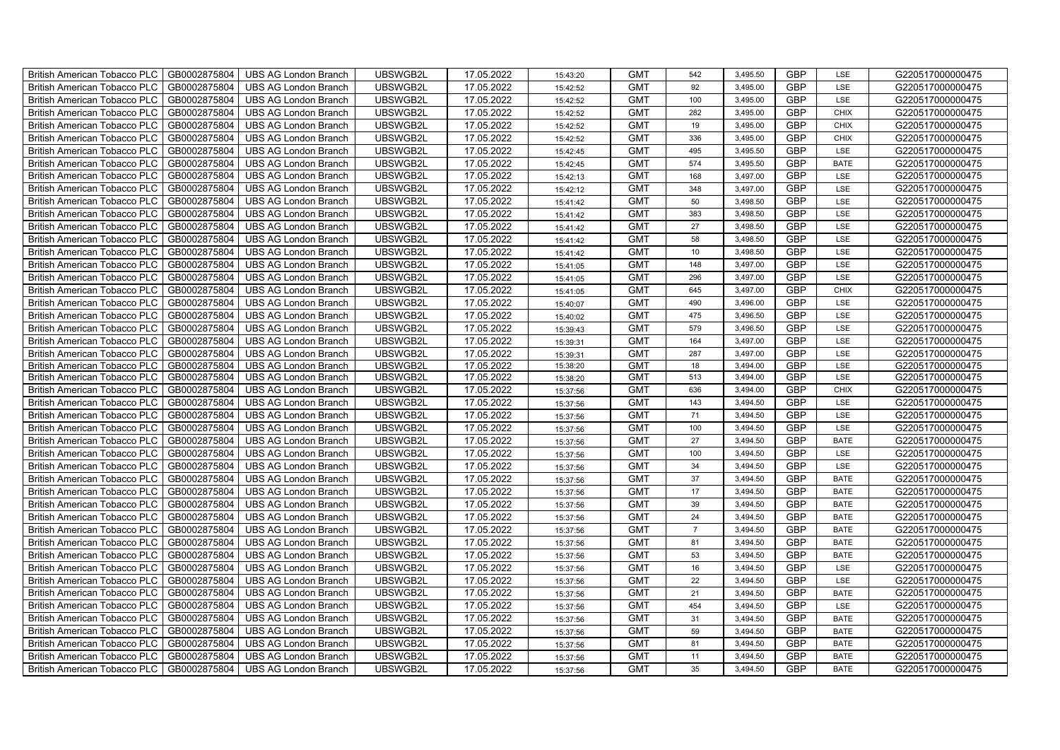| British American Tobacco PLC | GB0002875804 | UBS AG London Branch | UBSWGB2L | 17.05.2022 | 15:43:20 | GMT | 542 | 3,495.50 | GBP | LSE | G220517000000475 |
|---|---|---|---|---|---|---|---|---|---|---|---|
| British American Tobacco PLC | GB0002875804 | UBS AG London Branch | UBSWGB2L | 17.05.2022 | 15:42:52 | GMT | 92 | 3,495.00 | GBP | LSE | G220517000000475 |
| British American Tobacco PLC | GB0002875804 | UBS AG London Branch | UBSWGB2L | 17.05.2022 | 15:42:52 | GMT | 100 | 3,495.00 | GBP | LSE | G220517000000475 |
| British American Tobacco PLC | GB0002875804 | UBS AG London Branch | UBSWGB2L | 17.05.2022 | 15:42:52 | GMT | 282 | 3,495.00 | GBP | CHIX | G220517000000475 |
| British American Tobacco PLC | GB0002875804 | UBS AG London Branch | UBSWGB2L | 17.05.2022 | 15:42:52 | GMT | 19 | 3,495.00 | GBP | CHIX | G220517000000475 |
| British American Tobacco PLC | GB0002875804 | UBS AG London Branch | UBSWGB2L | 17.05.2022 | 15:42:52 | GMT | 336 | 3,495.00 | GBP | CHIX | G220517000000475 |
| British American Tobacco PLC | GB0002875804 | UBS AG London Branch | UBSWGB2L | 17.05.2022 | 15:42:45 | GMT | 495 | 3,495.50 | GBP | LSE | G220517000000475 |
| British American Tobacco PLC | GB0002875804 | UBS AG London Branch | UBSWGB2L | 17.05.2022 | 15:42:45 | GMT | 574 | 3,495.50 | GBP | BATE | G220517000000475 |
| British American Tobacco PLC | GB0002875804 | UBS AG London Branch | UBSWGB2L | 17.05.2022 | 15:42:13 | GMT | 168 | 3,497.00 | GBP | LSE | G220517000000475 |
| British American Tobacco PLC | GB0002875804 | UBS AG London Branch | UBSWGB2L | 17.05.2022 | 15:42:12 | GMT | 348 | 3,497.00 | GBP | LSE | G220517000000475 |
| British American Tobacco PLC | GB0002875804 | UBS AG London Branch | UBSWGB2L | 17.05.2022 | 15:41:42 | GMT | 50 | 3,498.50 | GBP | LSE | G220517000000475 |
| British American Tobacco PLC | GB0002875804 | UBS AG London Branch | UBSWGB2L | 17.05.2022 | 15:41:42 | GMT | 383 | 3,498.50 | GBP | LSE | G220517000000475 |
| British American Tobacco PLC | GB0002875804 | UBS AG London Branch | UBSWGB2L | 17.05.2022 | 15:41:42 | GMT | 27 | 3,498.50 | GBP | LSE | G220517000000475 |
| British American Tobacco PLC | GB0002875804 | UBS AG London Branch | UBSWGB2L | 17.05.2022 | 15:41:42 | GMT | 58 | 3,498.50 | GBP | LSE | G220517000000475 |
| British American Tobacco PLC | GB0002875804 | UBS AG London Branch | UBSWGB2L | 17.05.2022 | 15:41:42 | GMT | 10 | 3,498.50 | GBP | LSE | G220517000000475 |
| British American Tobacco PLC | GB0002875804 | UBS AG London Branch | UBSWGB2L | 17.05.2022 | 15:41:05 | GMT | 148 | 3,497.00 | GBP | LSE | G220517000000475 |
| British American Tobacco PLC | GB0002875804 | UBS AG London Branch | UBSWGB2L | 17.05.2022 | 15:41:05 | GMT | 296 | 3,497.00 | GBP | LSE | G220517000000475 |
| British American Tobacco PLC | GB0002875804 | UBS AG London Branch | UBSWGB2L | 17.05.2022 | 15:41:05 | GMT | 645 | 3,497.00 | GBP | CHIX | G220517000000475 |
| British American Tobacco PLC | GB0002875804 | UBS AG London Branch | UBSWGB2L | 17.05.2022 | 15:40:07 | GMT | 490 | 3,496.00 | GBP | LSE | G220517000000475 |
| British American Tobacco PLC | GB0002875804 | UBS AG London Branch | UBSWGB2L | 17.05.2022 | 15:40:02 | GMT | 475 | 3,496.50 | GBP | LSE | G220517000000475 |
| British American Tobacco PLC | GB0002875804 | UBS AG London Branch | UBSWGB2L | 17.05.2022 | 15:39:43 | GMT | 579 | 3,496.50 | GBP | LSE | G220517000000475 |
| British American Tobacco PLC | GB0002875804 | UBS AG London Branch | UBSWGB2L | 17.05.2022 | 15:39:31 | GMT | 164 | 3,497.00 | GBP | LSE | G220517000000475 |
| British American Tobacco PLC | GB0002875804 | UBS AG London Branch | UBSWGB2L | 17.05.2022 | 15:39:31 | GMT | 287 | 3,497.00 | GBP | LSE | G220517000000475 |
| British American Tobacco PLC | GB0002875804 | UBS AG London Branch | UBSWGB2L | 17.05.2022 | 15:38:20 | GMT | 18 | 3,494.00 | GBP | LSE | G220517000000475 |
| British American Tobacco PLC | GB0002875804 | UBS AG London Branch | UBSWGB2L | 17.05.2022 | 15:38:20 | GMT | 513 | 3,494.00 | GBP | LSE | G220517000000475 |
| British American Tobacco PLC | GB0002875804 | UBS AG London Branch | UBSWGB2L | 17.05.2022 | 15:37:56 | GMT | 636 | 3,494.00 | GBP | CHIX | G220517000000475 |
| British American Tobacco PLC | GB0002875804 | UBS AG London Branch | UBSWGB2L | 17.05.2022 | 15:37:56 | GMT | 143 | 3,494.50 | GBP | LSE | G220517000000475 |
| British American Tobacco PLC | GB0002875804 | UBS AG London Branch | UBSWGB2L | 17.05.2022 | 15:37:56 | GMT | 71 | 3,494.50 | GBP | LSE | G220517000000475 |
| British American Tobacco PLC | GB0002875804 | UBS AG London Branch | UBSWGB2L | 17.05.2022 | 15:37:56 | GMT | 100 | 3,494.50 | GBP | LSE | G220517000000475 |
| British American Tobacco PLC | GB0002875804 | UBS AG London Branch | UBSWGB2L | 17.05.2022 | 15:37:56 | GMT | 27 | 3,494.50 | GBP | BATE | G220517000000475 |
| British American Tobacco PLC | GB0002875804 | UBS AG London Branch | UBSWGB2L | 17.05.2022 | 15:37:56 | GMT | 100 | 3,494.50 | GBP | LSE | G220517000000475 |
| British American Tobacco PLC | GB0002875804 | UBS AG London Branch | UBSWGB2L | 17.05.2022 | 15:37:56 | GMT | 34 | 3,494.50 | GBP | LSE | G220517000000475 |
| British American Tobacco PLC | GB0002875804 | UBS AG London Branch | UBSWGB2L | 17.05.2022 | 15:37:56 | GMT | 37 | 3,494.50 | GBP | BATE | G220517000000475 |
| British American Tobacco PLC | GB0002875804 | UBS AG London Branch | UBSWGB2L | 17.05.2022 | 15:37:56 | GMT | 17 | 3,494.50 | GBP | BATE | G220517000000475 |
| British American Tobacco PLC | GB0002875804 | UBS AG London Branch | UBSWGB2L | 17.05.2022 | 15:37:56 | GMT | 39 | 3,494.50 | GBP | BATE | G220517000000475 |
| British American Tobacco PLC | GB0002875804 | UBS AG London Branch | UBSWGB2L | 17.05.2022 | 15:37:56 | GMT | 24 | 3,494.50 | GBP | BATE | G220517000000475 |
| British American Tobacco PLC | GB0002875804 | UBS AG London Branch | UBSWGB2L | 17.05.2022 | 15:37:56 | GMT | 7 | 3,494.50 | GBP | BATE | G220517000000475 |
| British American Tobacco PLC | GB0002875804 | UBS AG London Branch | UBSWGB2L | 17.05.2022 | 15:37:56 | GMT | 81 | 3,494.50 | GBP | BATE | G220517000000475 |
| British American Tobacco PLC | GB0002875804 | UBS AG London Branch | UBSWGB2L | 17.05.2022 | 15:37:56 | GMT | 53 | 3,494.50 | GBP | BATE | G220517000000475 |
| British American Tobacco PLC | GB0002875804 | UBS AG London Branch | UBSWGB2L | 17.05.2022 | 15:37:56 | GMT | 16 | 3,494.50 | GBP | LSE | G220517000000475 |
| British American Tobacco PLC | GB0002875804 | UBS AG London Branch | UBSWGB2L | 17.05.2022 | 15:37:56 | GMT | 22 | 3,494.50 | GBP | LSE | G220517000000475 |
| British American Tobacco PLC | GB0002875804 | UBS AG London Branch | UBSWGB2L | 17.05.2022 | 15:37:56 | GMT | 21 | 3,494.50 | GBP | BATE | G220517000000475 |
| British American Tobacco PLC | GB0002875804 | UBS AG London Branch | UBSWGB2L | 17.05.2022 | 15:37:56 | GMT | 454 | 3,494.50 | GBP | LSE | G220517000000475 |
| British American Tobacco PLC | GB0002875804 | UBS AG London Branch | UBSWGB2L | 17.05.2022 | 15:37:56 | GMT | 31 | 3,494.50 | GBP | BATE | G220517000000475 |
| British American Tobacco PLC | GB0002875804 | UBS AG London Branch | UBSWGB2L | 17.05.2022 | 15:37:56 | GMT | 59 | 3,494.50 | GBP | BATE | G220517000000475 |
| British American Tobacco PLC | GB0002875804 | UBS AG London Branch | UBSWGB2L | 17.05.2022 | 15:37:56 | GMT | 81 | 3,494.50 | GBP | BATE | G220517000000475 |
| British American Tobacco PLC | GB0002875804 | UBS AG London Branch | UBSWGB2L | 17.05.2022 | 15:37:56 | GMT | 11 | 3,494.50 | GBP | BATE | G220517000000475 |
| British American Tobacco PLC | GB0002875804 | UBS AG London Branch | UBSWGB2L | 17.05.2022 | 15:37:56 | GMT | 35 | 3,494.50 | GBP | BATE | G220517000000475 |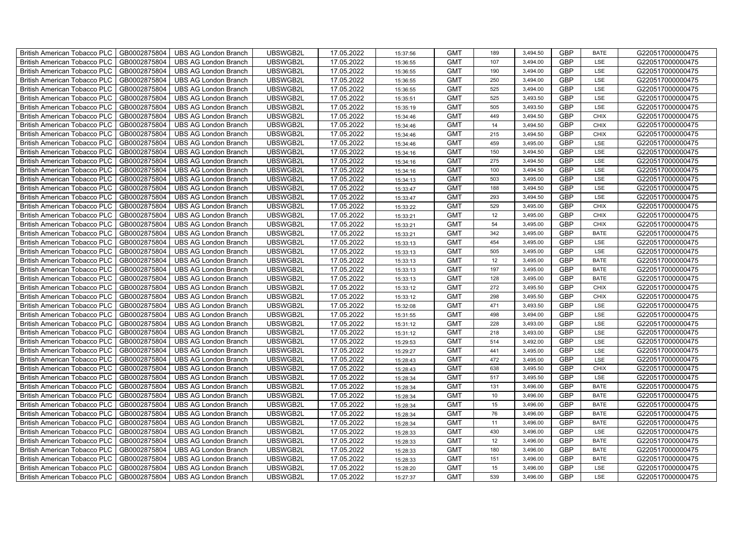| British American Tobacco PLC | GB0002875804 | UBS AG London Branch | UBSWGB2L | 17.05.2022 | 15:37:56 | GMT | 189 | 3,494.50 | GBP | BATE | G220517000000475 |
|---|---|---|---|---|---|---|---|---|---|---|---|
| British American Tobacco PLC | GB0002875804 | UBS AG London Branch | UBSWGB2L | 17.05.2022 | 15:36:55 | GMT | 107 | 3,494.00 | GBP | LSE | G220517000000475 |
| British American Tobacco PLC | GB0002875804 | UBS AG London Branch | UBSWGB2L | 17.05.2022 | 15:36:55 | GMT | 190 | 3,494.00 | GBP | LSE | G220517000000475 |
| British American Tobacco PLC | GB0002875804 | UBS AG London Branch | UBSWGB2L | 17.05.2022 | 15:36:55 | GMT | 250 | 3,494.00 | GBP | LSE | G220517000000475 |
| British American Tobacco PLC | GB0002875804 | UBS AG London Branch | UBSWGB2L | 17.05.2022 | 15:36:55 | GMT | 525 | 3,494.00 | GBP | LSE | G220517000000475 |
| British American Tobacco PLC | GB0002875804 | UBS AG London Branch | UBSWGB2L | 17.05.2022 | 15:35:51 | GMT | 525 | 3,493.50 | GBP | LSE | G220517000000475 |
| British American Tobacco PLC | GB0002875804 | UBS AG London Branch | UBSWGB2L | 17.05.2022 | 15:35:19 | GMT | 505 | 3,493.50 | GBP | LSE | G220517000000475 |
| British American Tobacco PLC | GB0002875804 | UBS AG London Branch | UBSWGB2L | 17.05.2022 | 15:34:46 | GMT | 449 | 3,494.50 | GBP | CHIX | G220517000000475 |
| British American Tobacco PLC | GB0002875804 | UBS AG London Branch | UBSWGB2L | 17.05.2022 | 15:34:46 | GMT | 14 | 3,494.50 | GBP | CHIX | G220517000000475 |
| British American Tobacco PLC | GB0002875804 | UBS AG London Branch | UBSWGB2L | 17.05.2022 | 15:34:46 | GMT | 215 | 3,494.50 | GBP | CHIX | G220517000000475 |
| British American Tobacco PLC | GB0002875804 | UBS AG London Branch | UBSWGB2L | 17.05.2022 | 15:34:46 | GMT | 459 | 3,495.00 | GBP | LSE | G220517000000475 |
| British American Tobacco PLC | GB0002875804 | UBS AG London Branch | UBSWGB2L | 17.05.2022 | 15:34:16 | GMT | 150 | 3,494.50 | GBP | LSE | G220517000000475 |
| British American Tobacco PLC | GB0002875804 | UBS AG London Branch | UBSWGB2L | 17.05.2022 | 15:34:16 | GMT | 275 | 3,494.50 | GBP | LSE | G220517000000475 |
| British American Tobacco PLC | GB0002875804 | UBS AG London Branch | UBSWGB2L | 17.05.2022 | 15:34:16 | GMT | 100 | 3,494.50 | GBP | LSE | G220517000000475 |
| British American Tobacco PLC | GB0002875804 | UBS AG London Branch | UBSWGB2L | 17.05.2022 | 15:34:13 | GMT | 503 | 3,495.00 | GBP | LSE | G220517000000475 |
| British American Tobacco PLC | GB0002875804 | UBS AG London Branch | UBSWGB2L | 17.05.2022 | 15:33:47 | GMT | 188 | 3,494.50 | GBP | LSE | G220517000000475 |
| British American Tobacco PLC | GB0002875804 | UBS AG London Branch | UBSWGB2L | 17.05.2022 | 15:33:47 | GMT | 293 | 3,494.50 | GBP | LSE | G220517000000475 |
| British American Tobacco PLC | GB0002875804 | UBS AG London Branch | UBSWGB2L | 17.05.2022 | 15:33:22 | GMT | 529 | 3,495.00 | GBP | CHIX | G220517000000475 |
| British American Tobacco PLC | GB0002875804 | UBS AG London Branch | UBSWGB2L | 17.05.2022 | 15:33:21 | GMT | 12 | 3,495.00 | GBP | CHIX | G220517000000475 |
| British American Tobacco PLC | GB0002875804 | UBS AG London Branch | UBSWGB2L | 17.05.2022 | 15:33:21 | GMT | 54 | 3,495.00 | GBP | CHIX | G220517000000475 |
| British American Tobacco PLC | GB0002875804 | UBS AG London Branch | UBSWGB2L | 17.05.2022 | 15:33:21 | GMT | 342 | 3,495.00 | GBP | BATE | G220517000000475 |
| British American Tobacco PLC | GB0002875804 | UBS AG London Branch | UBSWGB2L | 17.05.2022 | 15:33:13 | GMT | 454 | 3,495.00 | GBP | LSE | G220517000000475 |
| British American Tobacco PLC | GB0002875804 | UBS AG London Branch | UBSWGB2L | 17.05.2022 | 15:33:13 | GMT | 505 | 3,495.00 | GBP | LSE | G220517000000475 |
| British American Tobacco PLC | GB0002875804 | UBS AG London Branch | UBSWGB2L | 17.05.2022 | 15:33:13 | GMT | 12 | 3,495.00 | GBP | BATE | G220517000000475 |
| British American Tobacco PLC | GB0002875804 | UBS AG London Branch | UBSWGB2L | 17.05.2022 | 15:33:13 | GMT | 197 | 3,495.00 | GBP | BATE | G220517000000475 |
| British American Tobacco PLC | GB0002875804 | UBS AG London Branch | UBSWGB2L | 17.05.2022 | 15:33:13 | GMT | 128 | 3,495.00 | GBP | BATE | G220517000000475 |
| British American Tobacco PLC | GB0002875804 | UBS AG London Branch | UBSWGB2L | 17.05.2022 | 15:33:12 | GMT | 272 | 3,495.50 | GBP | CHIX | G220517000000475 |
| British American Tobacco PLC | GB0002875804 | UBS AG London Branch | UBSWGB2L | 17.05.2022 | 15:33:12 | GMT | 298 | 3,495.50 | GBP | CHIX | G220517000000475 |
| British American Tobacco PLC | GB0002875804 | UBS AG London Branch | UBSWGB2L | 17.05.2022 | 15:32:08 | GMT | 471 | 3,493.50 | GBP | LSE | G220517000000475 |
| British American Tobacco PLC | GB0002875804 | UBS AG London Branch | UBSWGB2L | 17.05.2022 | 15:31:55 | GMT | 498 | 3,494.00 | GBP | LSE | G220517000000475 |
| British American Tobacco PLC | GB0002875804 | UBS AG London Branch | UBSWGB2L | 17.05.2022 | 15:31:12 | GMT | 228 | 3,493.00 | GBP | LSE | G220517000000475 |
| British American Tobacco PLC | GB0002875804 | UBS AG London Branch | UBSWGB2L | 17.05.2022 | 15:31:12 | GMT | 218 | 3,493.00 | GBP | LSE | G220517000000475 |
| British American Tobacco PLC | GB0002875804 | UBS AG London Branch | UBSWGB2L | 17.05.2022 | 15:29:53 | GMT | 514 | 3,492.00 | GBP | LSE | G220517000000475 |
| British American Tobacco PLC | GB0002875804 | UBS AG London Branch | UBSWGB2L | 17.05.2022 | 15:29:27 | GMT | 441 | 3,495.00 | GBP | LSE | G220517000000475 |
| British American Tobacco PLC | GB0002875804 | UBS AG London Branch | UBSWGB2L | 17.05.2022 | 15:28:43 | GMT | 472 | 3,495.00 | GBP | LSE | G220517000000475 |
| British American Tobacco PLC | GB0002875804 | UBS AG London Branch | UBSWGB2L | 17.05.2022 | 15:28:43 | GMT | 638 | 3,495.50 | GBP | CHIX | G220517000000475 |
| British American Tobacco PLC | GB0002875804 | UBS AG London Branch | UBSWGB2L | 17.05.2022 | 15:28:34 | GMT | 517 | 3,495.50 | GBP | LSE | G220517000000475 |
| British American Tobacco PLC | GB0002875804 | UBS AG London Branch | UBSWGB2L | 17.05.2022 | 15:28:34 | GMT | 131 | 3,496.00 | GBP | BATE | G220517000000475 |
| British American Tobacco PLC | GB0002875804 | UBS AG London Branch | UBSWGB2L | 17.05.2022 | 15:28:34 | GMT | 10 | 3,496.00 | GBP | BATE | G220517000000475 |
| British American Tobacco PLC | GB0002875804 | UBS AG London Branch | UBSWGB2L | 17.05.2022 | 15:28:34 | GMT | 15 | 3,496.00 | GBP | BATE | G220517000000475 |
| British American Tobacco PLC | GB0002875804 | UBS AG London Branch | UBSWGB2L | 17.05.2022 | 15:28:34 | GMT | 76 | 3,496.00 | GBP | BATE | G220517000000475 |
| British American Tobacco PLC | GB0002875804 | UBS AG London Branch | UBSWGB2L | 17.05.2022 | 15:28:34 | GMT | 11 | 3,496.00 | GBP | BATE | G220517000000475 |
| British American Tobacco PLC | GB0002875804 | UBS AG London Branch | UBSWGB2L | 17.05.2022 | 15:28:33 | GMT | 430 | 3,496.00 | GBP | LSE | G220517000000475 |
| British American Tobacco PLC | GB0002875804 | UBS AG London Branch | UBSWGB2L | 17.05.2022 | 15:28:33 | GMT | 12 | 3,496.00 | GBP | BATE | G220517000000475 |
| British American Tobacco PLC | GB0002875804 | UBS AG London Branch | UBSWGB2L | 17.05.2022 | 15:28:33 | GMT | 180 | 3,496.00 | GBP | BATE | G220517000000475 |
| British American Tobacco PLC | GB0002875804 | UBS AG London Branch | UBSWGB2L | 17.05.2022 | 15:28:33 | GMT | 151 | 3,496.00 | GBP | BATE | G220517000000475 |
| British American Tobacco PLC | GB0002875804 | UBS AG London Branch | UBSWGB2L | 17.05.2022 | 15:28:20 | GMT | 15 | 3,496.00 | GBP | LSE | G220517000000475 |
| British American Tobacco PLC | GB0002875804 | UBS AG London Branch | UBSWGB2L | 17.05.2022 | 15:27:37 | GMT | 539 | 3,496.00 | GBP | LSE | G220517000000475 |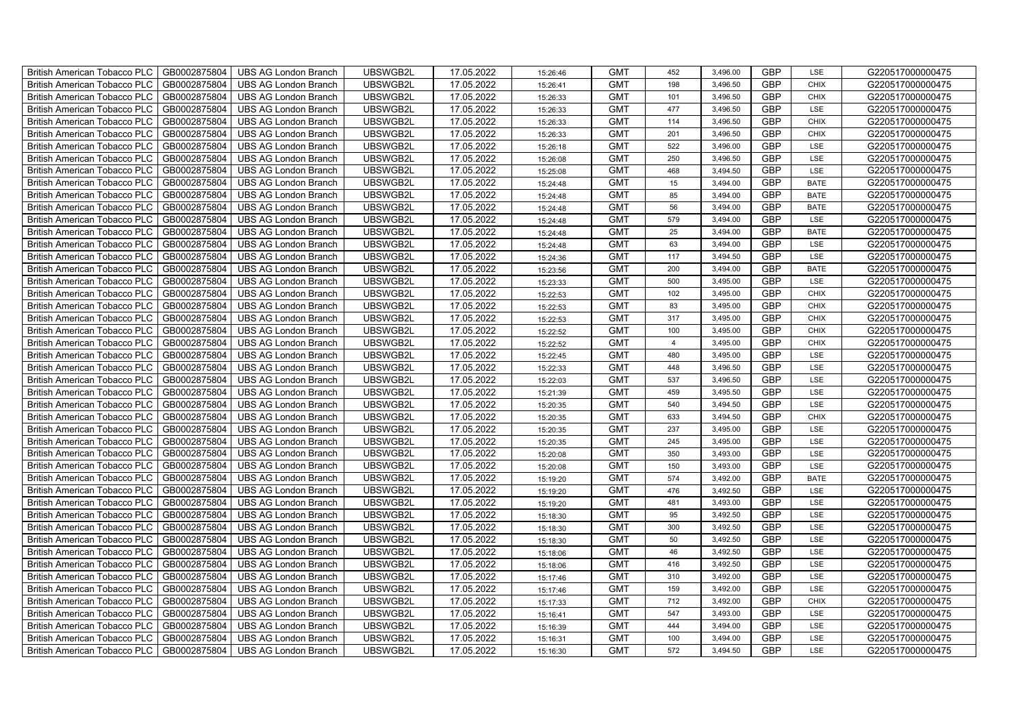| British American Tobacco PLC | GB0002875804 | UBS AG London Branch | UBSWGB2L | 17.05.2022 | 15:26:46 | GMT | 452 | 3,496.00 | GBP | LSE | G220517000000475 |
|---|---|---|---|---|---|---|---|---|---|---|---|
| British American Tobacco PLC | GB0002875804 | UBS AG London Branch | UBSWGB2L | 17.05.2022 | 15:26:41 | GMT | 198 | 3,496.50 | GBP | CHIX | G220517000000475 |
| British American Tobacco PLC | GB0002875804 | UBS AG London Branch | UBSWGB2L | 17.05.2022 | 15:26:33 | GMT | 101 | 3,496.50 | GBP | CHIX | G220517000000475 |
| British American Tobacco PLC | GB0002875804 | UBS AG London Branch | UBSWGB2L | 17.05.2022 | 15:26:33 | GMT | 477 | 3,496.50 | GBP | LSE | G220517000000475 |
| British American Tobacco PLC | GB0002875804 | UBS AG London Branch | UBSWGB2L | 17.05.2022 | 15:26:33 | GMT | 114 | 3,496.50 | GBP | CHIX | G220517000000475 |
| British American Tobacco PLC | GB0002875804 | UBS AG London Branch | UBSWGB2L | 17.05.2022 | 15:26:33 | GMT | 201 | 3,496.50 | GBP | CHIX | G220517000000475 |
| British American Tobacco PLC | GB0002875804 | UBS AG London Branch | UBSWGB2L | 17.05.2022 | 15:26:18 | GMT | 522 | 3,496.00 | GBP | LSE | G220517000000475 |
| British American Tobacco PLC | GB0002875804 | UBS AG London Branch | UBSWGB2L | 17.05.2022 | 15:26:08 | GMT | 250 | 3,496.50 | GBP | LSE | G220517000000475 |
| British American Tobacco PLC | GB0002875804 | UBS AG London Branch | UBSWGB2L | 17.05.2022 | 15:25:08 | GMT | 468 | 3,494.50 | GBP | LSE | G220517000000475 |
| British American Tobacco PLC | GB0002875804 | UBS AG London Branch | UBSWGB2L | 17.05.2022 | 15:24:48 | GMT | 15 | 3,494.00 | GBP | BATE | G220517000000475 |
| British American Tobacco PLC | GB0002875804 | UBS AG London Branch | UBSWGB2L | 17.05.2022 | 15:24:48 | GMT | 85 | 3,494.00 | GBP | BATE | G220517000000475 |
| British American Tobacco PLC | GB0002875804 | UBS AG London Branch | UBSWGB2L | 17.05.2022 | 15:24:48 | GMT | 56 | 3,494.00 | GBP | BATE | G220517000000475 |
| British American Tobacco PLC | GB0002875804 | UBS AG London Branch | UBSWGB2L | 17.05.2022 | 15:24:48 | GMT | 579 | 3,494.00 | GBP | LSE | G220517000000475 |
| British American Tobacco PLC | GB0002875804 | UBS AG London Branch | UBSWGB2L | 17.05.2022 | 15:24:48 | GMT | 25 | 3,494.00 | GBP | BATE | G220517000000475 |
| British American Tobacco PLC | GB0002875804 | UBS AG London Branch | UBSWGB2L | 17.05.2022 | 15:24:48 | GMT | 63 | 3,494.00 | GBP | LSE | G220517000000475 |
| British American Tobacco PLC | GB0002875804 | UBS AG London Branch | UBSWGB2L | 17.05.2022 | 15:24:36 | GMT | 117 | 3,494.50 | GBP | LSE | G220517000000475 |
| British American Tobacco PLC | GB0002875804 | UBS AG London Branch | UBSWGB2L | 17.05.2022 | 15:23:56 | GMT | 200 | 3,494.00 | GBP | BATE | G220517000000475 |
| British American Tobacco PLC | GB0002875804 | UBS AG London Branch | UBSWGB2L | 17.05.2022 | 15:23:33 | GMT | 500 | 3,495.00 | GBP | LSE | G220517000000475 |
| British American Tobacco PLC | GB0002875804 | UBS AG London Branch | UBSWGB2L | 17.05.2022 | 15:22:53 | GMT | 102 | 3,495.00 | GBP | CHIX | G220517000000475 |
| British American Tobacco PLC | GB0002875804 | UBS AG London Branch | UBSWGB2L | 17.05.2022 | 15:22:53 | GMT | 83 | 3,495.00 | GBP | CHIX | G220517000000475 |
| British American Tobacco PLC | GB0002875804 | UBS AG London Branch | UBSWGB2L | 17.05.2022 | 15:22:53 | GMT | 317 | 3,495.00 | GBP | CHIX | G220517000000475 |
| British American Tobacco PLC | GB0002875804 | UBS AG London Branch | UBSWGB2L | 17.05.2022 | 15:22:52 | GMT | 100 | 3,495.00 | GBP | CHIX | G220517000000475 |
| British American Tobacco PLC | GB0002875804 | UBS AG London Branch | UBSWGB2L | 17.05.2022 | 15:22:52 | GMT | 4 | 3,495.00 | GBP | CHIX | G220517000000475 |
| British American Tobacco PLC | GB0002875804 | UBS AG London Branch | UBSWGB2L | 17.05.2022 | 15:22:45 | GMT | 480 | 3,495.00 | GBP | LSE | G220517000000475 |
| British American Tobacco PLC | GB0002875804 | UBS AG London Branch | UBSWGB2L | 17.05.2022 | 15:22:33 | GMT | 448 | 3,496.50 | GBP | LSE | G220517000000475 |
| British American Tobacco PLC | GB0002875804 | UBS AG London Branch | UBSWGB2L | 17.05.2022 | 15:22:03 | GMT | 537 | 3,496.50 | GBP | LSE | G220517000000475 |
| British American Tobacco PLC | GB0002875804 | UBS AG London Branch | UBSWGB2L | 17.05.2022 | 15:21:39 | GMT | 459 | 3,495.50 | GBP | LSE | G220517000000475 |
| British American Tobacco PLC | GB0002875804 | UBS AG London Branch | UBSWGB2L | 17.05.2022 | 15:20:35 | GMT | 540 | 3,494.50 | GBP | LSE | G220517000000475 |
| British American Tobacco PLC | GB0002875804 | UBS AG London Branch | UBSWGB2L | 17.05.2022 | 15:20:35 | GMT | 633 | 3,494.50 | GBP | CHIX | G220517000000475 |
| British American Tobacco PLC | GB0002875804 | UBS AG London Branch | UBSWGB2L | 17.05.2022 | 15:20:35 | GMT | 237 | 3,495.00 | GBP | LSE | G220517000000475 |
| British American Tobacco PLC | GB0002875804 | UBS AG London Branch | UBSWGB2L | 17.05.2022 | 15:20:35 | GMT | 245 | 3,495.00 | GBP | LSE | G220517000000475 |
| British American Tobacco PLC | GB0002875804 | UBS AG London Branch | UBSWGB2L | 17.05.2022 | 15:20:08 | GMT | 350 | 3,493.00 | GBP | LSE | G220517000000475 |
| British American Tobacco PLC | GB0002875804 | UBS AG London Branch | UBSWGB2L | 17.05.2022 | 15:20:08 | GMT | 150 | 3,493.00 | GBP | LSE | G220517000000475 |
| British American Tobacco PLC | GB0002875804 | UBS AG London Branch | UBSWGB2L | 17.05.2022 | 15:19:20 | GMT | 574 | 3,492.00 | GBP | BATE | G220517000000475 |
| British American Tobacco PLC | GB0002875804 | UBS AG London Branch | UBSWGB2L | 17.05.2022 | 15:19:20 | GMT | 476 | 3,492.50 | GBP | LSE | G220517000000475 |
| British American Tobacco PLC | GB0002875804 | UBS AG London Branch | UBSWGB2L | 17.05.2022 | 15:19:20 | GMT | 481 | 3,493.00 | GBP | LSE | G220517000000475 |
| British American Tobacco PLC | GB0002875804 | UBS AG London Branch | UBSWGB2L | 17.05.2022 | 15:18:30 | GMT | 95 | 3,492.50 | GBP | LSE | G220517000000475 |
| British American Tobacco PLC | GB0002875804 | UBS AG London Branch | UBSWGB2L | 17.05.2022 | 15:18:30 | GMT | 300 | 3,492.50 | GBP | LSE | G220517000000475 |
| British American Tobacco PLC | GB0002875804 | UBS AG London Branch | UBSWGB2L | 17.05.2022 | 15:18:30 | GMT | 50 | 3,492.50 | GBP | LSE | G220517000000475 |
| British American Tobacco PLC | GB0002875804 | UBS AG London Branch | UBSWGB2L | 17.05.2022 | 15:18:06 | GMT | 46 | 3,492.50 | GBP | LSE | G220517000000475 |
| British American Tobacco PLC | GB0002875804 | UBS AG London Branch | UBSWGB2L | 17.05.2022 | 15:18:06 | GMT | 416 | 3,492.50 | GBP | LSE | G220517000000475 |
| British American Tobacco PLC | GB0002875804 | UBS AG London Branch | UBSWGB2L | 17.05.2022 | 15:17:46 | GMT | 310 | 3,492.00 | GBP | LSE | G220517000000475 |
| British American Tobacco PLC | GB0002875804 | UBS AG London Branch | UBSWGB2L | 17.05.2022 | 15:17:46 | GMT | 159 | 3,492.00 | GBP | LSE | G220517000000475 |
| British American Tobacco PLC | GB0002875804 | UBS AG London Branch | UBSWGB2L | 17.05.2022 | 15:17:33 | GMT | 712 | 3,492.00 | GBP | CHIX | G220517000000475 |
| British American Tobacco PLC | GB0002875804 | UBS AG London Branch | UBSWGB2L | 17.05.2022 | 15:16:41 | GMT | 547 | 3,493.00 | GBP | LSE | G220517000000475 |
| British American Tobacco PLC | GB0002875804 | UBS AG London Branch | UBSWGB2L | 17.05.2022 | 15:16:39 | GMT | 444 | 3,494.00 | GBP | LSE | G220517000000475 |
| British American Tobacco PLC | GB0002875804 | UBS AG London Branch | UBSWGB2L | 17.05.2022 | 15:16:31 | GMT | 100 | 3,494.00 | GBP | LSE | G220517000000475 |
| British American Tobacco PLC | GB0002875804 | UBS AG London Branch | UBSWGB2L | 17.05.2022 | 15:16:30 | GMT | 572 | 3,494.50 | GBP | LSE | G220517000000475 |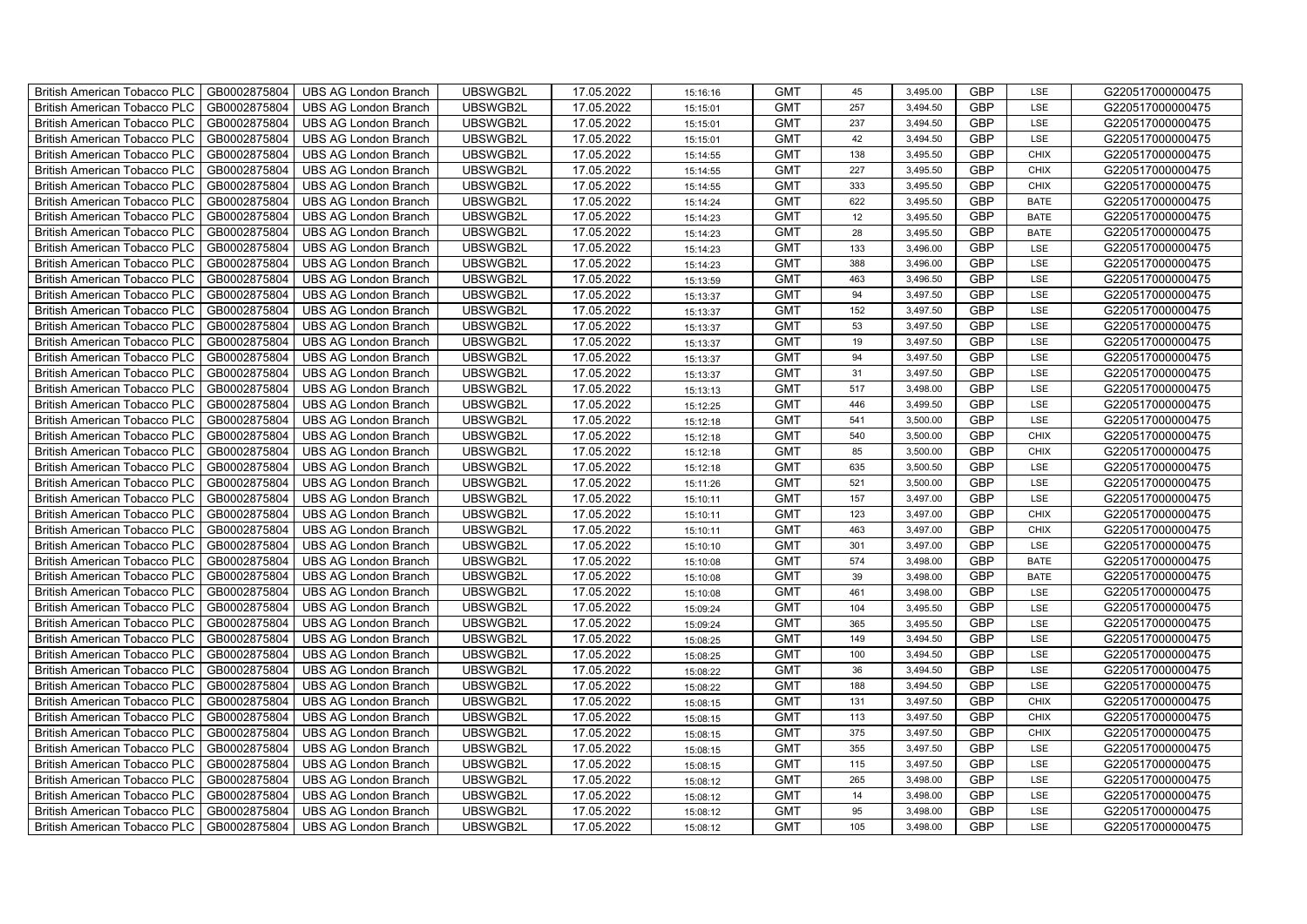| British American Tobacco PLC | GB0002875804 | UBS AG London Branch | UBSWGB2L | 17.05.2022 | 15:16:16 | GMT | 45 | 3,495.00 | GBP | LSE | G220517000000475 |
|---|---|---|---|---|---|---|---|---|---|---|---|
| British American Tobacco PLC | GB0002875804 | UBS AG London Branch | UBSWGB2L | 17.05.2022 | 15:15:01 | GMT | 257 | 3,494.50 | GBP | LSE | G220517000000475 |
| British American Tobacco PLC | GB0002875804 | UBS AG London Branch | UBSWGB2L | 17.05.2022 | 15:15:01 | GMT | 237 | 3,494.50 | GBP | LSE | G220517000000475 |
| British American Tobacco PLC | GB0002875804 | UBS AG London Branch | UBSWGB2L | 17.05.2022 | 15:15:01 | GMT | 42 | 3,494.50 | GBP | LSE | G220517000000475 |
| British American Tobacco PLC | GB0002875804 | UBS AG London Branch | UBSWGB2L | 17.05.2022 | 15:14:55 | GMT | 138 | 3,495.50 | GBP | CHIX | G220517000000475 |
| British American Tobacco PLC | GB0002875804 | UBS AG London Branch | UBSWGB2L | 17.05.2022 | 15:14:55 | GMT | 227 | 3,495.50 | GBP | CHIX | G220517000000475 |
| British American Tobacco PLC | GB0002875804 | UBS AG London Branch | UBSWGB2L | 17.05.2022 | 15:14:55 | GMT | 333 | 3,495.50 | GBP | CHIX | G220517000000475 |
| British American Tobacco PLC | GB0002875804 | UBS AG London Branch | UBSWGB2L | 17.05.2022 | 15:14:24 | GMT | 622 | 3,495.50 | GBP | BATE | G220517000000475 |
| British American Tobacco PLC | GB0002875804 | UBS AG London Branch | UBSWGB2L | 17.05.2022 | 15:14:23 | GMT | 12 | 3,495.50 | GBP | BATE | G220517000000475 |
| British American Tobacco PLC | GB0002875804 | UBS AG London Branch | UBSWGB2L | 17.05.2022 | 15:14:23 | GMT | 28 | 3,495.50 | GBP | BATE | G220517000000475 |
| British American Tobacco PLC | GB0002875804 | UBS AG London Branch | UBSWGB2L | 17.05.2022 | 15:14:23 | GMT | 133 | 3,496.00 | GBP | LSE | G220517000000475 |
| British American Tobacco PLC | GB0002875804 | UBS AG London Branch | UBSWGB2L | 17.05.2022 | 15:14:23 | GMT | 388 | 3,496.00 | GBP | LSE | G220517000000475 |
| British American Tobacco PLC | GB0002875804 | UBS AG London Branch | UBSWGB2L | 17.05.2022 | 15:13:59 | GMT | 463 | 3,496.50 | GBP | LSE | G220517000000475 |
| British American Tobacco PLC | GB0002875804 | UBS AG London Branch | UBSWGB2L | 17.05.2022 | 15:13:37 | GMT | 94 | 3,497.50 | GBP | LSE | G220517000000475 |
| British American Tobacco PLC | GB0002875804 | UBS AG London Branch | UBSWGB2L | 17.05.2022 | 15:13:37 | GMT | 152 | 3,497.50 | GBP | LSE | G220517000000475 |
| British American Tobacco PLC | GB0002875804 | UBS AG London Branch | UBSWGB2L | 17.05.2022 | 15:13:37 | GMT | 53 | 3,497.50 | GBP | LSE | G220517000000475 |
| British American Tobacco PLC | GB0002875804 | UBS AG London Branch | UBSWGB2L | 17.05.2022 | 15:13:37 | GMT | 19 | 3,497.50 | GBP | LSE | G220517000000475 |
| British American Tobacco PLC | GB0002875804 | UBS AG London Branch | UBSWGB2L | 17.05.2022 | 15:13:37 | GMT | 94 | 3,497.50 | GBP | LSE | G220517000000475 |
| British American Tobacco PLC | GB0002875804 | UBS AG London Branch | UBSWGB2L | 17.05.2022 | 15:13:37 | GMT | 31 | 3,497.50 | GBP | LSE | G220517000000475 |
| British American Tobacco PLC | GB0002875804 | UBS AG London Branch | UBSWGB2L | 17.05.2022 | 15:13:13 | GMT | 517 | 3,498.00 | GBP | LSE | G220517000000475 |
| British American Tobacco PLC | GB0002875804 | UBS AG London Branch | UBSWGB2L | 17.05.2022 | 15:12:25 | GMT | 446 | 3,499.50 | GBP | LSE | G220517000000475 |
| British American Tobacco PLC | GB0002875804 | UBS AG London Branch | UBSWGB2L | 17.05.2022 | 15:12:18 | GMT | 541 | 3,500.00 | GBP | LSE | G220517000000475 |
| British American Tobacco PLC | GB0002875804 | UBS AG London Branch | UBSWGB2L | 17.05.2022 | 15:12:18 | GMT | 540 | 3,500.00 | GBP | CHIX | G220517000000475 |
| British American Tobacco PLC | GB0002875804 | UBS AG London Branch | UBSWGB2L | 17.05.2022 | 15:12:18 | GMT | 85 | 3,500.00 | GBP | CHIX | G220517000000475 |
| British American Tobacco PLC | GB0002875804 | UBS AG London Branch | UBSWGB2L | 17.05.2022 | 15:12:18 | GMT | 635 | 3,500.50 | GBP | LSE | G220517000000475 |
| British American Tobacco PLC | GB0002875804 | UBS AG London Branch | UBSWGB2L | 17.05.2022 | 15:11:26 | GMT | 521 | 3,500.00 | GBP | LSE | G220517000000475 |
| British American Tobacco PLC | GB0002875804 | UBS AG London Branch | UBSWGB2L | 17.05.2022 | 15:10:11 | GMT | 157 | 3,497.00 | GBP | LSE | G220517000000475 |
| British American Tobacco PLC | GB0002875804 | UBS AG London Branch | UBSWGB2L | 17.05.2022 | 15:10:11 | GMT | 123 | 3,497.00 | GBP | CHIX | G220517000000475 |
| British American Tobacco PLC | GB0002875804 | UBS AG London Branch | UBSWGB2L | 17.05.2022 | 15:10:11 | GMT | 463 | 3,497.00 | GBP | CHIX | G220517000000475 |
| British American Tobacco PLC | GB0002875804 | UBS AG London Branch | UBSWGB2L | 17.05.2022 | 15:10:10 | GMT | 301 | 3,497.00 | GBP | LSE | G220517000000475 |
| British American Tobacco PLC | GB0002875804 | UBS AG London Branch | UBSWGB2L | 17.05.2022 | 15:10:08 | GMT | 574 | 3,498.00 | GBP | BATE | G220517000000475 |
| British American Tobacco PLC | GB0002875804 | UBS AG London Branch | UBSWGB2L | 17.05.2022 | 15:10:08 | GMT | 39 | 3,498.00 | GBP | BATE | G220517000000475 |
| British American Tobacco PLC | GB0002875804 | UBS AG London Branch | UBSWGB2L | 17.05.2022 | 15:10:08 | GMT | 461 | 3,498.00 | GBP | LSE | G220517000000475 |
| British American Tobacco PLC | GB0002875804 | UBS AG London Branch | UBSWGB2L | 17.05.2022 | 15:09:24 | GMT | 104 | 3,495.50 | GBP | LSE | G220517000000475 |
| British American Tobacco PLC | GB0002875804 | UBS AG London Branch | UBSWGB2L | 17.05.2022 | 15:09:24 | GMT | 365 | 3,495.50 | GBP | LSE | G220517000000475 |
| British American Tobacco PLC | GB0002875804 | UBS AG London Branch | UBSWGB2L | 17.05.2022 | 15:08:25 | GMT | 149 | 3,494.50 | GBP | LSE | G220517000000475 |
| British American Tobacco PLC | GB0002875804 | UBS AG London Branch | UBSWGB2L | 17.05.2022 | 15:08:25 | GMT | 100 | 3,494.50 | GBP | LSE | G220517000000475 |
| British American Tobacco PLC | GB0002875804 | UBS AG London Branch | UBSWGB2L | 17.05.2022 | 15:08:22 | GMT | 36 | 3,494.50 | GBP | LSE | G220517000000475 |
| British American Tobacco PLC | GB0002875804 | UBS AG London Branch | UBSWGB2L | 17.05.2022 | 15:08:22 | GMT | 188 | 3,494.50 | GBP | LSE | G220517000000475 |
| British American Tobacco PLC | GB0002875804 | UBS AG London Branch | UBSWGB2L | 17.05.2022 | 15:08:15 | GMT | 131 | 3,497.50 | GBP | CHIX | G220517000000475 |
| British American Tobacco PLC | GB0002875804 | UBS AG London Branch | UBSWGB2L | 17.05.2022 | 15:08:15 | GMT | 113 | 3,497.50 | GBP | CHIX | G220517000000475 |
| British American Tobacco PLC | GB0002875804 | UBS AG London Branch | UBSWGB2L | 17.05.2022 | 15:08:15 | GMT | 375 | 3,497.50 | GBP | CHIX | G220517000000475 |
| British American Tobacco PLC | GB0002875804 | UBS AG London Branch | UBSWGB2L | 17.05.2022 | 15:08:15 | GMT | 355 | 3,497.50 | GBP | LSE | G220517000000475 |
| British American Tobacco PLC | GB0002875804 | UBS AG London Branch | UBSWGB2L | 17.05.2022 | 15:08:15 | GMT | 115 | 3,497.50 | GBP | LSE | G220517000000475 |
| British American Tobacco PLC | GB0002875804 | UBS AG London Branch | UBSWGB2L | 17.05.2022 | 15:08:12 | GMT | 265 | 3,498.00 | GBP | LSE | G220517000000475 |
| British American Tobacco PLC | GB0002875804 | UBS AG London Branch | UBSWGB2L | 17.05.2022 | 15:08:12 | GMT | 14 | 3,498.00 | GBP | LSE | G220517000000475 |
| British American Tobacco PLC | GB0002875804 | UBS AG London Branch | UBSWGB2L | 17.05.2022 | 15:08:12 | GMT | 95 | 3,498.00 | GBP | LSE | G220517000000475 |
| British American Tobacco PLC | GB0002875804 | UBS AG London Branch | UBSWGB2L | 17.05.2022 | 15:08:12 | GMT | 105 | 3,498.00 | GBP | LSE | G220517000000475 |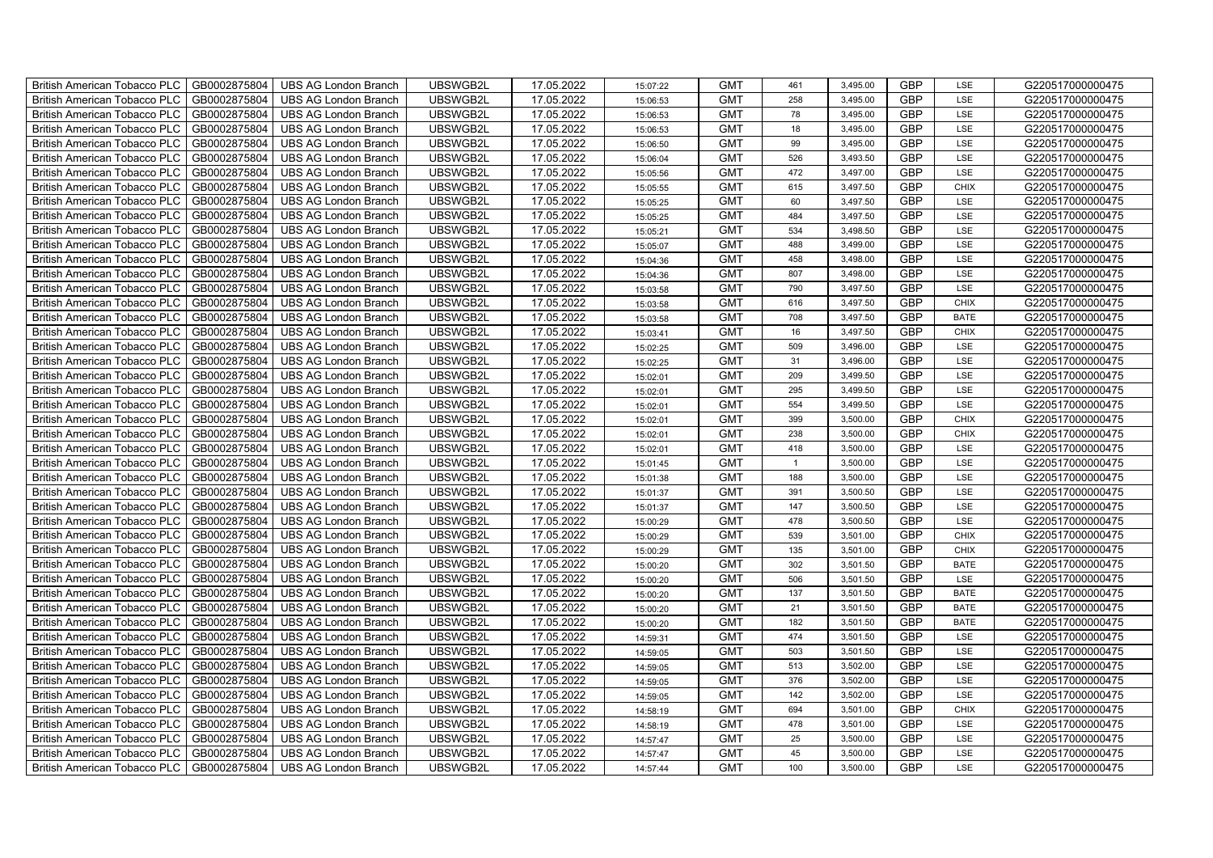| British American Tobacco PLC | GB0002875804 | UBS AG London Branch | UBSWGB2L | 17.05.2022 | 15:07:22 | GMT | 461 | 3,495.00 | GBP | LSE | G220517000000475 |
|---|---|---|---|---|---|---|---|---|---|---|---|
| British American Tobacco PLC | GB0002875804 | UBS AG London Branch | UBSWGB2L | 17.05.2022 | 15:06:53 | GMT | 258 | 3,495.00 | GBP | LSE | G220517000000475 |
| British American Tobacco PLC | GB0002875804 | UBS AG London Branch | UBSWGB2L | 17.05.2022 | 15:06:53 | GMT | 78 | 3,495.00 | GBP | LSE | G220517000000475 |
| British American Tobacco PLC | GB0002875804 | UBS AG London Branch | UBSWGB2L | 17.05.2022 | 15:06:53 | GMT | 18 | 3,495.00 | GBP | LSE | G220517000000475 |
| British American Tobacco PLC | GB0002875804 | UBS AG London Branch | UBSWGB2L | 17.05.2022 | 15:06:50 | GMT | 99 | 3,495.00 | GBP | LSE | G220517000000475 |
| British American Tobacco PLC | GB0002875804 | UBS AG London Branch | UBSWGB2L | 17.05.2022 | 15:06:04 | GMT | 526 | 3,493.50 | GBP | LSE | G220517000000475 |
| British American Tobacco PLC | GB0002875804 | UBS AG London Branch | UBSWGB2L | 17.05.2022 | 15:05:56 | GMT | 472 | 3,497.00 | GBP | LSE | G220517000000475 |
| British American Tobacco PLC | GB0002875804 | UBS AG London Branch | UBSWGB2L | 17.05.2022 | 15:05:55 | GMT | 615 | 3,497.50 | GBP | CHIX | G220517000000475 |
| British American Tobacco PLC | GB0002875804 | UBS AG London Branch | UBSWGB2L | 17.05.2022 | 15:05:25 | GMT | 60 | 3,497.50 | GBP | LSE | G220517000000475 |
| British American Tobacco PLC | GB0002875804 | UBS AG London Branch | UBSWGB2L | 17.05.2022 | 15:05:25 | GMT | 484 | 3,497.50 | GBP | LSE | G220517000000475 |
| British American Tobacco PLC | GB0002875804 | UBS AG London Branch | UBSWGB2L | 17.05.2022 | 15:05:21 | GMT | 534 | 3,498.50 | GBP | LSE | G220517000000475 |
| British American Tobacco PLC | GB0002875804 | UBS AG London Branch | UBSWGB2L | 17.05.2022 | 15:05:07 | GMT | 488 | 3,499.00 | GBP | LSE | G220517000000475 |
| British American Tobacco PLC | GB0002875804 | UBS AG London Branch | UBSWGB2L | 17.05.2022 | 15:04:36 | GMT | 458 | 3,498.00 | GBP | LSE | G220517000000475 |
| British American Tobacco PLC | GB0002875804 | UBS AG London Branch | UBSWGB2L | 17.05.2022 | 15:04:36 | GMT | 807 | 3,498.00 | GBP | LSE | G220517000000475 |
| British American Tobacco PLC | GB0002875804 | UBS AG London Branch | UBSWGB2L | 17.05.2022 | 15:03:58 | GMT | 790 | 3,497.50 | GBP | LSE | G220517000000475 |
| British American Tobacco PLC | GB0002875804 | UBS AG London Branch | UBSWGB2L | 17.05.2022 | 15:03:58 | GMT | 616 | 3,497.50 | GBP | CHIX | G220517000000475 |
| British American Tobacco PLC | GB0002875804 | UBS AG London Branch | UBSWGB2L | 17.05.2022 | 15:03:58 | GMT | 708 | 3,497.50 | GBP | BATE | G220517000000475 |
| British American Tobacco PLC | GB0002875804 | UBS AG London Branch | UBSWGB2L | 17.05.2022 | 15:03:41 | GMT | 16 | 3,497.50 | GBP | CHIX | G220517000000475 |
| British American Tobacco PLC | GB0002875804 | UBS AG London Branch | UBSWGB2L | 17.05.2022 | 15:02:25 | GMT | 509 | 3,496.00 | GBP | LSE | G220517000000475 |
| British American Tobacco PLC | GB0002875804 | UBS AG London Branch | UBSWGB2L | 17.05.2022 | 15:02:25 | GMT | 31 | 3,496.00 | GBP | LSE | G220517000000475 |
| British American Tobacco PLC | GB0002875804 | UBS AG London Branch | UBSWGB2L | 17.05.2022 | 15:02:01 | GMT | 209 | 3,499.50 | GBP | LSE | G220517000000475 |
| British American Tobacco PLC | GB0002875804 | UBS AG London Branch | UBSWGB2L | 17.05.2022 | 15:02:01 | GMT | 295 | 3,499.50 | GBP | LSE | G220517000000475 |
| British American Tobacco PLC | GB0002875804 | UBS AG London Branch | UBSWGB2L | 17.05.2022 | 15:02:01 | GMT | 554 | 3,499.50 | GBP | LSE | G220517000000475 |
| British American Tobacco PLC | GB0002875804 | UBS AG London Branch | UBSWGB2L | 17.05.2022 | 15:02:01 | GMT | 399 | 3,500.00 | GBP | CHIX | G220517000000475 |
| British American Tobacco PLC | GB0002875804 | UBS AG London Branch | UBSWGB2L | 17.05.2022 | 15:02:01 | GMT | 238 | 3,500.00 | GBP | CHIX | G220517000000475 |
| British American Tobacco PLC | GB0002875804 | UBS AG London Branch | UBSWGB2L | 17.05.2022 | 15:02:01 | GMT | 418 | 3,500.00 | GBP | LSE | G220517000000475 |
| British American Tobacco PLC | GB0002875804 | UBS AG London Branch | UBSWGB2L | 17.05.2022 | 15:01:45 | GMT | 1 | 3,500.00 | GBP | LSE | G220517000000475 |
| British American Tobacco PLC | GB0002875804 | UBS AG London Branch | UBSWGB2L | 17.05.2022 | 15:01:38 | GMT | 188 | 3,500.00 | GBP | LSE | G220517000000475 |
| British American Tobacco PLC | GB0002875804 | UBS AG London Branch | UBSWGB2L | 17.05.2022 | 15:01:37 | GMT | 391 | 3,500.50 | GBP | LSE | G220517000000475 |
| British American Tobacco PLC | GB0002875804 | UBS AG London Branch | UBSWGB2L | 17.05.2022 | 15:01:37 | GMT | 147 | 3,500.50 | GBP | LSE | G220517000000475 |
| British American Tobacco PLC | GB0002875804 | UBS AG London Branch | UBSWGB2L | 17.05.2022 | 15:00:29 | GMT | 478 | 3,500.50 | GBP | LSE | G220517000000475 |
| British American Tobacco PLC | GB0002875804 | UBS AG London Branch | UBSWGB2L | 17.05.2022 | 15:00:29 | GMT | 539 | 3,501.00 | GBP | CHIX | G220517000000475 |
| British American Tobacco PLC | GB0002875804 | UBS AG London Branch | UBSWGB2L | 17.05.2022 | 15:00:29 | GMT | 135 | 3,501.00 | GBP | CHIX | G220517000000475 |
| British American Tobacco PLC | GB0002875804 | UBS AG London Branch | UBSWGB2L | 17.05.2022 | 15:00:20 | GMT | 302 | 3,501.50 | GBP | BATE | G220517000000475 |
| British American Tobacco PLC | GB0002875804 | UBS AG London Branch | UBSWGB2L | 17.05.2022 | 15:00:20 | GMT | 506 | 3,501.50 | GBP | LSE | G220517000000475 |
| British American Tobacco PLC | GB0002875804 | UBS AG London Branch | UBSWGB2L | 17.05.2022 | 15:00:20 | GMT | 137 | 3,501.50 | GBP | BATE | G220517000000475 |
| British American Tobacco PLC | GB0002875804 | UBS AG London Branch | UBSWGB2L | 17.05.2022 | 15:00:20 | GMT | 21 | 3,501.50 | GBP | BATE | G220517000000475 |
| British American Tobacco PLC | GB0002875804 | UBS AG London Branch | UBSWGB2L | 17.05.2022 | 15:00:20 | GMT | 182 | 3,501.50 | GBP | BATE | G220517000000475 |
| British American Tobacco PLC | GB0002875804 | UBS AG London Branch | UBSWGB2L | 17.05.2022 | 14:59:31 | GMT | 474 | 3,501.50 | GBP | LSE | G220517000000475 |
| British American Tobacco PLC | GB0002875804 | UBS AG London Branch | UBSWGB2L | 17.05.2022 | 14:59:05 | GMT | 503 | 3,501.50 | GBP | LSE | G220517000000475 |
| British American Tobacco PLC | GB0002875804 | UBS AG London Branch | UBSWGB2L | 17.05.2022 | 14:59:05 | GMT | 513 | 3,502.00 | GBP | LSE | G220517000000475 |
| British American Tobacco PLC | GB0002875804 | UBS AG London Branch | UBSWGB2L | 17.05.2022 | 14:59:05 | GMT | 376 | 3,502.00 | GBP | LSE | G220517000000475 |
| British American Tobacco PLC | GB0002875804 | UBS AG London Branch | UBSWGB2L | 17.05.2022 | 14:59:05 | GMT | 142 | 3,502.00 | GBP | LSE | G220517000000475 |
| British American Tobacco PLC | GB0002875804 | UBS AG London Branch | UBSWGB2L | 17.05.2022 | 14:58:19 | GMT | 694 | 3,501.00 | GBP | CHIX | G220517000000475 |
| British American Tobacco PLC | GB0002875804 | UBS AG London Branch | UBSWGB2L | 17.05.2022 | 14:58:19 | GMT | 478 | 3,501.00 | GBP | LSE | G220517000000475 |
| British American Tobacco PLC | GB0002875804 | UBS AG London Branch | UBSWGB2L | 17.05.2022 | 14:57:47 | GMT | 25 | 3,500.00 | GBP | LSE | G220517000000475 |
| British American Tobacco PLC | GB0002875804 | UBS AG London Branch | UBSWGB2L | 17.05.2022 | 14:57:47 | GMT | 45 | 3,500.00 | GBP | LSE | G220517000000475 |
| British American Tobacco PLC | GB0002875804 | UBS AG London Branch | UBSWGB2L | 17.05.2022 | 14:57:44 | GMT | 100 | 3,500.00 | GBP | LSE | G220517000000475 |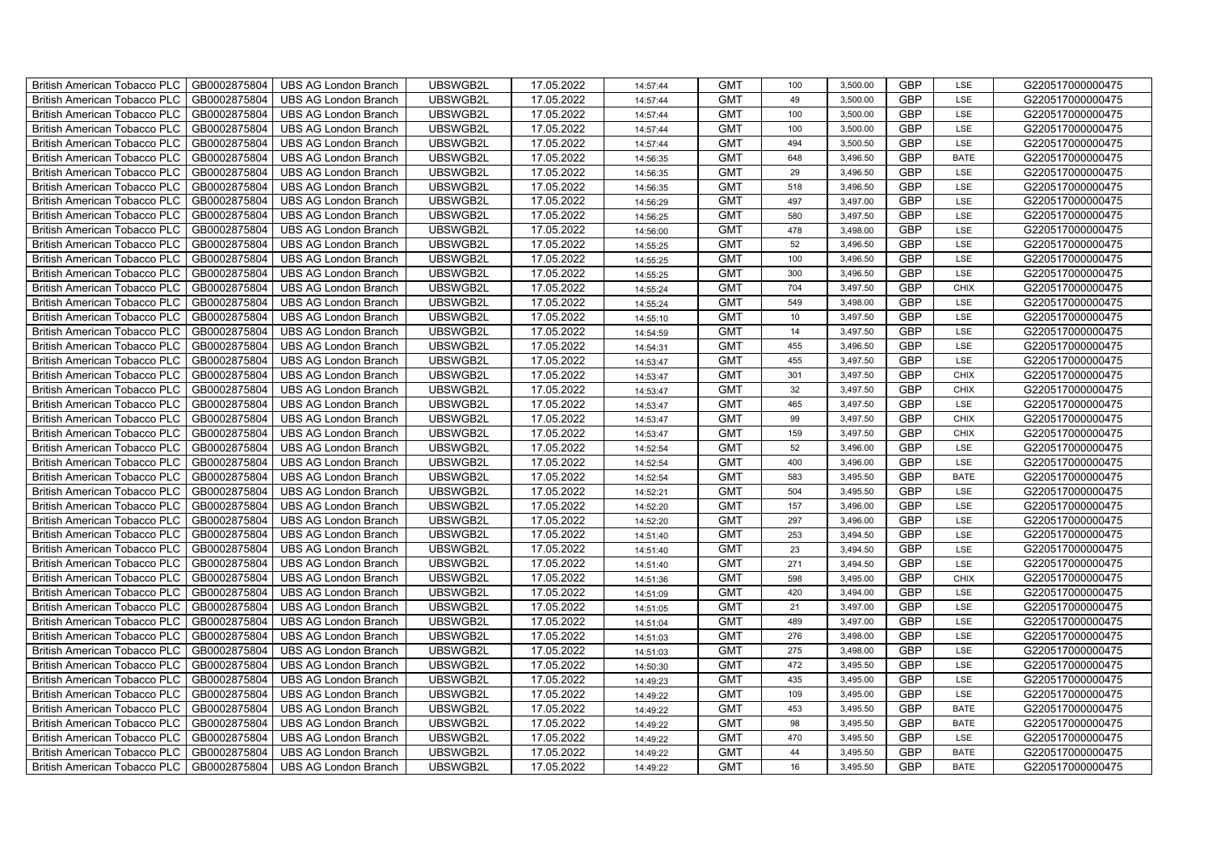| British American Tobacco PLC | GB0002875804 | UBS AG London Branch | UBSWGB2L | 17.05.2022 | 14:57:44 | GMT | 100 | 3,500.00 | GBP | LSE | G220517000000475 |
|---|---|---|---|---|---|---|---|---|---|---|---|
| British American Tobacco PLC | GB0002875804 | UBS AG London Branch | UBSWGB2L | 17.05.2022 | 14:57:44 | GMT | 49 | 3,500.00 | GBP | LSE | G220517000000475 |
| British American Tobacco PLC | GB0002875804 | UBS AG London Branch | UBSWGB2L | 17.05.2022 | 14:57:44 | GMT | 100 | 3,500.00 | GBP | LSE | G220517000000475 |
| British American Tobacco PLC | GB0002875804 | UBS AG London Branch | UBSWGB2L | 17.05.2022 | 14:57:44 | GMT | 100 | 3,500.00 | GBP | LSE | G220517000000475 |
| British American Tobacco PLC | GB0002875804 | UBS AG London Branch | UBSWGB2L | 17.05.2022 | 14:57:44 | GMT | 494 | 3,500.50 | GBP | LSE | G220517000000475 |
| British American Tobacco PLC | GB0002875804 | UBS AG London Branch | UBSWGB2L | 17.05.2022 | 14:56:35 | GMT | 648 | 3,496.50 | GBP | BATE | G220517000000475 |
| British American Tobacco PLC | GB0002875804 | UBS AG London Branch | UBSWGB2L | 17.05.2022 | 14:56:35 | GMT | 29 | 3,496.50 | GBP | LSE | G220517000000475 |
| British American Tobacco PLC | GB0002875804 | UBS AG London Branch | UBSWGB2L | 17.05.2022 | 14:56:35 | GMT | 518 | 3,496.50 | GBP | LSE | G220517000000475 |
| British American Tobacco PLC | GB0002875804 | UBS AG London Branch | UBSWGB2L | 17.05.2022 | 14:56:29 | GMT | 497 | 3,497.00 | GBP | LSE | G220517000000475 |
| British American Tobacco PLC | GB0002875804 | UBS AG London Branch | UBSWGB2L | 17.05.2022 | 14:56:25 | GMT | 580 | 3,497.50 | GBP | LSE | G220517000000475 |
| British American Tobacco PLC | GB0002875804 | UBS AG London Branch | UBSWGB2L | 17.05.2022 | 14:56:00 | GMT | 478 | 3,498.00 | GBP | LSE | G220517000000475 |
| British American Tobacco PLC | GB0002875804 | UBS AG London Branch | UBSWGB2L | 17.05.2022 | 14:55:25 | GMT | 52 | 3,496.50 | GBP | LSE | G220517000000475 |
| British American Tobacco PLC | GB0002875804 | UBS AG London Branch | UBSWGB2L | 17.05.2022 | 14:55:25 | GMT | 100 | 3,496.50 | GBP | LSE | G220517000000475 |
| British American Tobacco PLC | GB0002875804 | UBS AG London Branch | UBSWGB2L | 17.05.2022 | 14:55:25 | GMT | 300 | 3,496.50 | GBP | LSE | G220517000000475 |
| British American Tobacco PLC | GB0002875804 | UBS AG London Branch | UBSWGB2L | 17.05.2022 | 14:55:24 | GMT | 704 | 3,497.50 | GBP | CHIX | G220517000000475 |
| British American Tobacco PLC | GB0002875804 | UBS AG London Branch | UBSWGB2L | 17.05.2022 | 14:55:24 | GMT | 549 | 3,498.00 | GBP | LSE | G220517000000475 |
| British American Tobacco PLC | GB0002875804 | UBS AG London Branch | UBSWGB2L | 17.05.2022 | 14:55:10 | GMT | 10 | 3,497.50 | GBP | LSE | G220517000000475 |
| British American Tobacco PLC | GB0002875804 | UBS AG London Branch | UBSWGB2L | 17.05.2022 | 14:54:59 | GMT | 14 | 3,497.50 | GBP | LSE | G220517000000475 |
| British American Tobacco PLC | GB0002875804 | UBS AG London Branch | UBSWGB2L | 17.05.2022 | 14:54:31 | GMT | 455 | 3,496.50 | GBP | LSE | G220517000000475 |
| British American Tobacco PLC | GB0002875804 | UBS AG London Branch | UBSWGB2L | 17.05.2022 | 14:53:47 | GMT | 455 | 3,497.50 | GBP | LSE | G220517000000475 |
| British American Tobacco PLC | GB0002875804 | UBS AG London Branch | UBSWGB2L | 17.05.2022 | 14:53:47 | GMT | 301 | 3,497.50 | GBP | CHIX | G220517000000475 |
| British American Tobacco PLC | GB0002875804 | UBS AG London Branch | UBSWGB2L | 17.05.2022 | 14:53:47 | GMT | 32 | 3,497.50 | GBP | CHIX | G220517000000475 |
| British American Tobacco PLC | GB0002875804 | UBS AG London Branch | UBSWGB2L | 17.05.2022 | 14:53:47 | GMT | 465 | 3,497.50 | GBP | LSE | G220517000000475 |
| British American Tobacco PLC | GB0002875804 | UBS AG London Branch | UBSWGB2L | 17.05.2022 | 14:53:47 | GMT | 99 | 3,497.50 | GBP | CHIX | G220517000000475 |
| British American Tobacco PLC | GB0002875804 | UBS AG London Branch | UBSWGB2L | 17.05.2022 | 14:53:47 | GMT | 159 | 3,497.50 | GBP | CHIX | G220517000000475 |
| British American Tobacco PLC | GB0002875804 | UBS AG London Branch | UBSWGB2L | 17.05.2022 | 14:52:54 | GMT | 52 | 3,496.00 | GBP | LSE | G220517000000475 |
| British American Tobacco PLC | GB0002875804 | UBS AG London Branch | UBSWGB2L | 17.05.2022 | 14:52:54 | GMT | 400 | 3,496.00 | GBP | LSE | G220517000000475 |
| British American Tobacco PLC | GB0002875804 | UBS AG London Branch | UBSWGB2L | 17.05.2022 | 14:52:54 | GMT | 583 | 3,495.50 | GBP | BATE | G220517000000475 |
| British American Tobacco PLC | GB0002875804 | UBS AG London Branch | UBSWGB2L | 17.05.2022 | 14:52:21 | GMT | 504 | 3,495.50 | GBP | LSE | G220517000000475 |
| British American Tobacco PLC | GB0002875804 | UBS AG London Branch | UBSWGB2L | 17.05.2022 | 14:52:20 | GMT | 157 | 3,496.00 | GBP | LSE | G220517000000475 |
| British American Tobacco PLC | GB0002875804 | UBS AG London Branch | UBSWGB2L | 17.05.2022 | 14:52:20 | GMT | 297 | 3,496.00 | GBP | LSE | G220517000000475 |
| British American Tobacco PLC | GB0002875804 | UBS AG London Branch | UBSWGB2L | 17.05.2022 | 14:51:40 | GMT | 253 | 3,494.50 | GBP | LSE | G220517000000475 |
| British American Tobacco PLC | GB0002875804 | UBS AG London Branch | UBSWGB2L | 17.05.2022 | 14:51:40 | GMT | 23 | 3,494.50 | GBP | LSE | G220517000000475 |
| British American Tobacco PLC | GB0002875804 | UBS AG London Branch | UBSWGB2L | 17.05.2022 | 14:51:40 | GMT | 271 | 3,494.50 | GBP | LSE | G220517000000475 |
| British American Tobacco PLC | GB0002875804 | UBS AG London Branch | UBSWGB2L | 17.05.2022 | 14:51:36 | GMT | 598 | 3,495.00 | GBP | CHIX | G220517000000475 |
| British American Tobacco PLC | GB0002875804 | UBS AG London Branch | UBSWGB2L | 17.05.2022 | 14:51:09 | GMT | 420 | 3,494.00 | GBP | LSE | G220517000000475 |
| British American Tobacco PLC | GB0002875804 | UBS AG London Branch | UBSWGB2L | 17.05.2022 | 14:51:05 | GMT | 21 | 3,497.00 | GBP | LSE | G220517000000475 |
| British American Tobacco PLC | GB0002875804 | UBS AG London Branch | UBSWGB2L | 17.05.2022 | 14:51:04 | GMT | 489 | 3,497.00 | GBP | LSE | G220517000000475 |
| British American Tobacco PLC | GB0002875804 | UBS AG London Branch | UBSWGB2L | 17.05.2022 | 14:51:03 | GMT | 276 | 3,498.00 | GBP | LSE | G220517000000475 |
| British American Tobacco PLC | GB0002875804 | UBS AG London Branch | UBSWGB2L | 17.05.2022 | 14:51:03 | GMT | 275 | 3,498.00 | GBP | LSE | G220517000000475 |
| British American Tobacco PLC | GB0002875804 | UBS AG London Branch | UBSWGB2L | 17.05.2022 | 14:50:30 | GMT | 472 | 3,495.50 | GBP | LSE | G220517000000475 |
| British American Tobacco PLC | GB0002875804 | UBS AG London Branch | UBSWGB2L | 17.05.2022 | 14:49:23 | GMT | 435 | 3,495.00 | GBP | LSE | G220517000000475 |
| British American Tobacco PLC | GB0002875804 | UBS AG London Branch | UBSWGB2L | 17.05.2022 | 14:49:22 | GMT | 109 | 3,495.00 | GBP | LSE | G220517000000475 |
| British American Tobacco PLC | GB0002875804 | UBS AG London Branch | UBSWGB2L | 17.05.2022 | 14:49:22 | GMT | 453 | 3,495.50 | GBP | BATE | G220517000000475 |
| British American Tobacco PLC | GB0002875804 | UBS AG London Branch | UBSWGB2L | 17.05.2022 | 14:49:22 | GMT | 98 | 3,495.50 | GBP | BATE | G220517000000475 |
| British American Tobacco PLC | GB0002875804 | UBS AG London Branch | UBSWGB2L | 17.05.2022 | 14:49:22 | GMT | 470 | 3,495.50 | GBP | LSE | G220517000000475 |
| British American Tobacco PLC | GB0002875804 | UBS AG London Branch | UBSWGB2L | 17.05.2022 | 14:49:22 | GMT | 44 | 3,495.50 | GBP | BATE | G220517000000475 |
| British American Tobacco PLC | GB0002875804 | UBS AG London Branch | UBSWGB2L | 17.05.2022 | 14:49:22 | GMT | 16 | 3,495.50 | GBP | BATE | G220517000000475 |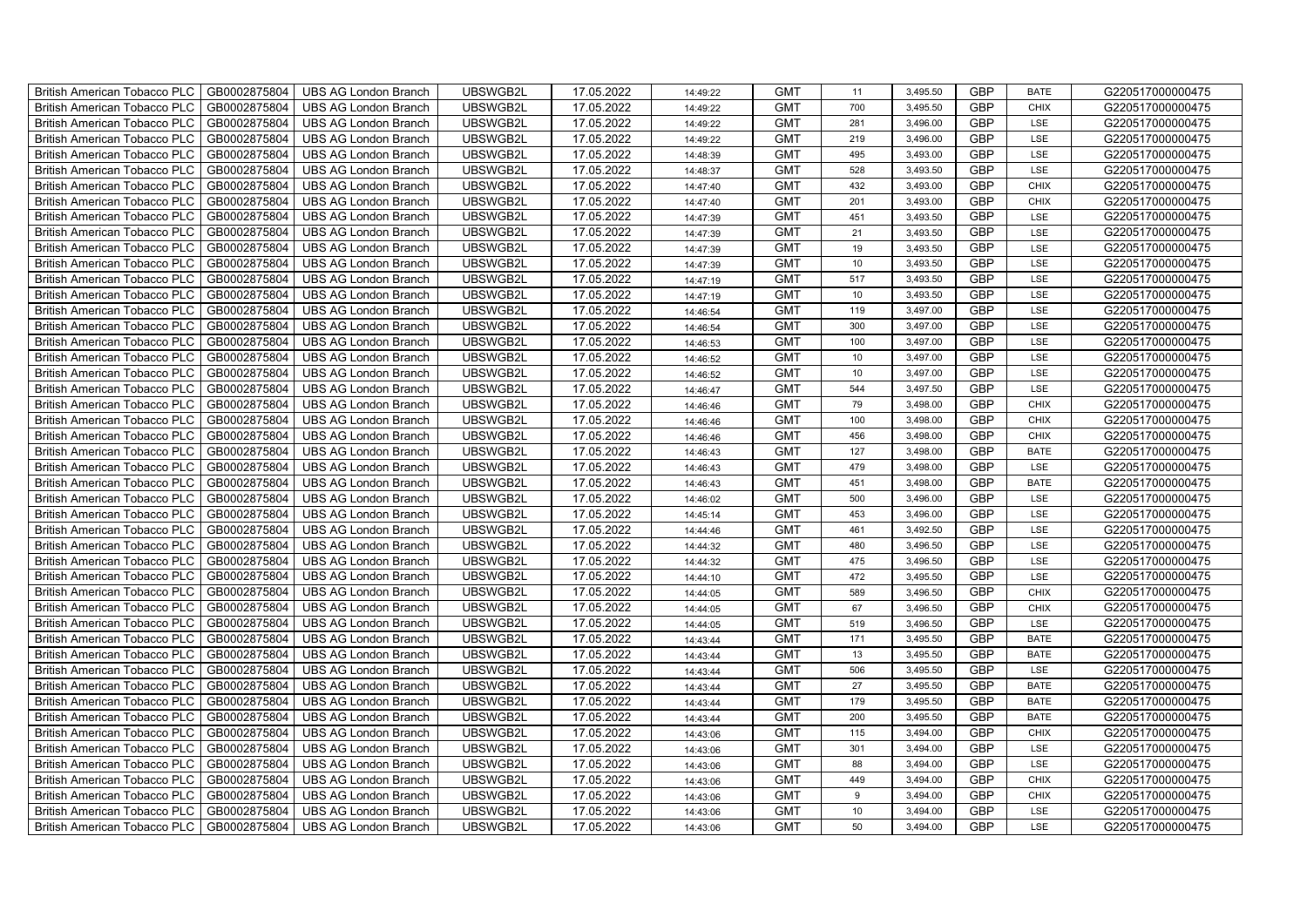| British American Tobacco PLC | GB0002875804 | UBS AG London Branch | UBSWGB2L | 17.05.2022 | 14:49:22 | GMT | 11 | 3,495.50 | GBP | BATE | G220517000000475 |
|---|---|---|---|---|---|---|---|---|---|---|---|
| British American Tobacco PLC | GB0002875804 | UBS AG London Branch | UBSWGB2L | 17.05.2022 | 14:49:22 | GMT | 700 | 3,495.50 | GBP | CHIX | G220517000000475 |
| British American Tobacco PLC | GB0002875804 | UBS AG London Branch | UBSWGB2L | 17.05.2022 | 14:49:22 | GMT | 281 | 3,496.00 | GBP | LSE | G220517000000475 |
| British American Tobacco PLC | GB0002875804 | UBS AG London Branch | UBSWGB2L | 17.05.2022 | 14:49:22 | GMT | 219 | 3,496.00 | GBP | LSE | G220517000000475 |
| British American Tobacco PLC | GB0002875804 | UBS AG London Branch | UBSWGB2L | 17.05.2022 | 14:48:39 | GMT | 495 | 3,493.00 | GBP | LSE | G220517000000475 |
| British American Tobacco PLC | GB0002875804 | UBS AG London Branch | UBSWGB2L | 17.05.2022 | 14:48:37 | GMT | 528 | 3,493.50 | GBP | LSE | G220517000000475 |
| British American Tobacco PLC | GB0002875804 | UBS AG London Branch | UBSWGB2L | 17.05.2022 | 14:47:40 | GMT | 432 | 3,493.00 | GBP | CHIX | G220517000000475 |
| British American Tobacco PLC | GB0002875804 | UBS AG London Branch | UBSWGB2L | 17.05.2022 | 14:47:40 | GMT | 201 | 3,493.00 | GBP | CHIX | G220517000000475 |
| British American Tobacco PLC | GB0002875804 | UBS AG London Branch | UBSWGB2L | 17.05.2022 | 14:47:39 | GMT | 451 | 3,493.50 | GBP | LSE | G220517000000475 |
| British American Tobacco PLC | GB0002875804 | UBS AG London Branch | UBSWGB2L | 17.05.2022 | 14:47:39 | GMT | 21 | 3,493.50 | GBP | LSE | G220517000000475 |
| British American Tobacco PLC | GB0002875804 | UBS AG London Branch | UBSWGB2L | 17.05.2022 | 14:47:39 | GMT | 19 | 3,493.50 | GBP | LSE | G220517000000475 |
| British American Tobacco PLC | GB0002875804 | UBS AG London Branch | UBSWGB2L | 17.05.2022 | 14:47:39 | GMT | 10 | 3,493.50 | GBP | LSE | G220517000000475 |
| British American Tobacco PLC | GB0002875804 | UBS AG London Branch | UBSWGB2L | 17.05.2022 | 14:47:19 | GMT | 517 | 3,493.50 | GBP | LSE | G220517000000475 |
| British American Tobacco PLC | GB0002875804 | UBS AG London Branch | UBSWGB2L | 17.05.2022 | 14:47:19 | GMT | 10 | 3,493.50 | GBP | LSE | G220517000000475 |
| British American Tobacco PLC | GB0002875804 | UBS AG London Branch | UBSWGB2L | 17.05.2022 | 14:46:54 | GMT | 119 | 3,497.00 | GBP | LSE | G220517000000475 |
| British American Tobacco PLC | GB0002875804 | UBS AG London Branch | UBSWGB2L | 17.05.2022 | 14:46:54 | GMT | 300 | 3,497.00 | GBP | LSE | G220517000000475 |
| British American Tobacco PLC | GB0002875804 | UBS AG London Branch | UBSWGB2L | 17.05.2022 | 14:46:53 | GMT | 100 | 3,497.00 | GBP | LSE | G220517000000475 |
| British American Tobacco PLC | GB0002875804 | UBS AG London Branch | UBSWGB2L | 17.05.2022 | 14:46:52 | GMT | 10 | 3,497.00 | GBP | LSE | G220517000000475 |
| British American Tobacco PLC | GB0002875804 | UBS AG London Branch | UBSWGB2L | 17.05.2022 | 14:46:52 | GMT | 10 | 3,497.00 | GBP | LSE | G220517000000475 |
| British American Tobacco PLC | GB0002875804 | UBS AG London Branch | UBSWGB2L | 17.05.2022 | 14:46:47 | GMT | 544 | 3,497.50 | GBP | LSE | G220517000000475 |
| British American Tobacco PLC | GB0002875804 | UBS AG London Branch | UBSWGB2L | 17.05.2022 | 14:46:46 | GMT | 79 | 3,498.00 | GBP | CHIX | G220517000000475 |
| British American Tobacco PLC | GB0002875804 | UBS AG London Branch | UBSWGB2L | 17.05.2022 | 14:46:46 | GMT | 100 | 3,498.00 | GBP | CHIX | G220517000000475 |
| British American Tobacco PLC | GB0002875804 | UBS AG London Branch | UBSWGB2L | 17.05.2022 | 14:46:46 | GMT | 456 | 3,498.00 | GBP | CHIX | G220517000000475 |
| British American Tobacco PLC | GB0002875804 | UBS AG London Branch | UBSWGB2L | 17.05.2022 | 14:46:43 | GMT | 127 | 3,498.00 | GBP | BATE | G220517000000475 |
| British American Tobacco PLC | GB0002875804 | UBS AG London Branch | UBSWGB2L | 17.05.2022 | 14:46:43 | GMT | 479 | 3,498.00 | GBP | LSE | G220517000000475 |
| British American Tobacco PLC | GB0002875804 | UBS AG London Branch | UBSWGB2L | 17.05.2022 | 14:46:43 | GMT | 451 | 3,498.00 | GBP | BATE | G220517000000475 |
| British American Tobacco PLC | GB0002875804 | UBS AG London Branch | UBSWGB2L | 17.05.2022 | 14:46:02 | GMT | 500 | 3,496.00 | GBP | LSE | G220517000000475 |
| British American Tobacco PLC | GB0002875804 | UBS AG London Branch | UBSWGB2L | 17.05.2022 | 14:45:14 | GMT | 453 | 3,496.00 | GBP | LSE | G220517000000475 |
| British American Tobacco PLC | GB0002875804 | UBS AG London Branch | UBSWGB2L | 17.05.2022 | 14:44:46 | GMT | 461 | 3,492.50 | GBP | LSE | G220517000000475 |
| British American Tobacco PLC | GB0002875804 | UBS AG London Branch | UBSWGB2L | 17.05.2022 | 14:44:32 | GMT | 480 | 3,496.50 | GBP | LSE | G220517000000475 |
| British American Tobacco PLC | GB0002875804 | UBS AG London Branch | UBSWGB2L | 17.05.2022 | 14:44:32 | GMT | 475 | 3,496.50 | GBP | LSE | G220517000000475 |
| British American Tobacco PLC | GB0002875804 | UBS AG London Branch | UBSWGB2L | 17.05.2022 | 14:44:10 | GMT | 472 | 3,495.50 | GBP | LSE | G220517000000475 |
| British American Tobacco PLC | GB0002875804 | UBS AG London Branch | UBSWGB2L | 17.05.2022 | 14:44:05 | GMT | 589 | 3,496.50 | GBP | CHIX | G220517000000475 |
| British American Tobacco PLC | GB0002875804 | UBS AG London Branch | UBSWGB2L | 17.05.2022 | 14:44:05 | GMT | 67 | 3,496.50 | GBP | CHIX | G220517000000475 |
| British American Tobacco PLC | GB0002875804 | UBS AG London Branch | UBSWGB2L | 17.05.2022 | 14:44:05 | GMT | 519 | 3,496.50 | GBP | LSE | G220517000000475 |
| British American Tobacco PLC | GB0002875804 | UBS AG London Branch | UBSWGB2L | 17.05.2022 | 14:43:44 | GMT | 171 | 3,495.50 | GBP | BATE | G220517000000475 |
| British American Tobacco PLC | GB0002875804 | UBS AG London Branch | UBSWGB2L | 17.05.2022 | 14:43:44 | GMT | 13 | 3,495.50 | GBP | BATE | G220517000000475 |
| British American Tobacco PLC | GB0002875804 | UBS AG London Branch | UBSWGB2L | 17.05.2022 | 14:43:44 | GMT | 506 | 3,495.50 | GBP | LSE | G220517000000475 |
| British American Tobacco PLC | GB0002875804 | UBS AG London Branch | UBSWGB2L | 17.05.2022 | 14:43:44 | GMT | 27 | 3,495.50 | GBP | BATE | G220517000000475 |
| British American Tobacco PLC | GB0002875804 | UBS AG London Branch | UBSWGB2L | 17.05.2022 | 14:43:44 | GMT | 179 | 3,495.50 | GBP | BATE | G220517000000475 |
| British American Tobacco PLC | GB0002875804 | UBS AG London Branch | UBSWGB2L | 17.05.2022 | 14:43:44 | GMT | 200 | 3,495.50 | GBP | BATE | G220517000000475 |
| British American Tobacco PLC | GB0002875804 | UBS AG London Branch | UBSWGB2L | 17.05.2022 | 14:43:06 | GMT | 115 | 3,494.00 | GBP | CHIX | G220517000000475 |
| British American Tobacco PLC | GB0002875804 | UBS AG London Branch | UBSWGB2L | 17.05.2022 | 14:43:06 | GMT | 301 | 3,494.00 | GBP | LSE | G220517000000475 |
| British American Tobacco PLC | GB0002875804 | UBS AG London Branch | UBSWGB2L | 17.05.2022 | 14:43:06 | GMT | 88 | 3,494.00 | GBP | LSE | G220517000000475 |
| British American Tobacco PLC | GB0002875804 | UBS AG London Branch | UBSWGB2L | 17.05.2022 | 14:43:06 | GMT | 449 | 3,494.00 | GBP | CHIX | G220517000000475 |
| British American Tobacco PLC | GB0002875804 | UBS AG London Branch | UBSWGB2L | 17.05.2022 | 14:43:06 | GMT | 9 | 3,494.00 | GBP | CHIX | G220517000000475 |
| British American Tobacco PLC | GB0002875804 | UBS AG London Branch | UBSWGB2L | 17.05.2022 | 14:43:06 | GMT | 10 | 3,494.00 | GBP | LSE | G220517000000475 |
| British American Tobacco PLC | GB0002875804 | UBS AG London Branch | UBSWGB2L | 17.05.2022 | 14:43:06 | GMT | 50 | 3,494.00 | GBP | LSE | G220517000000475 |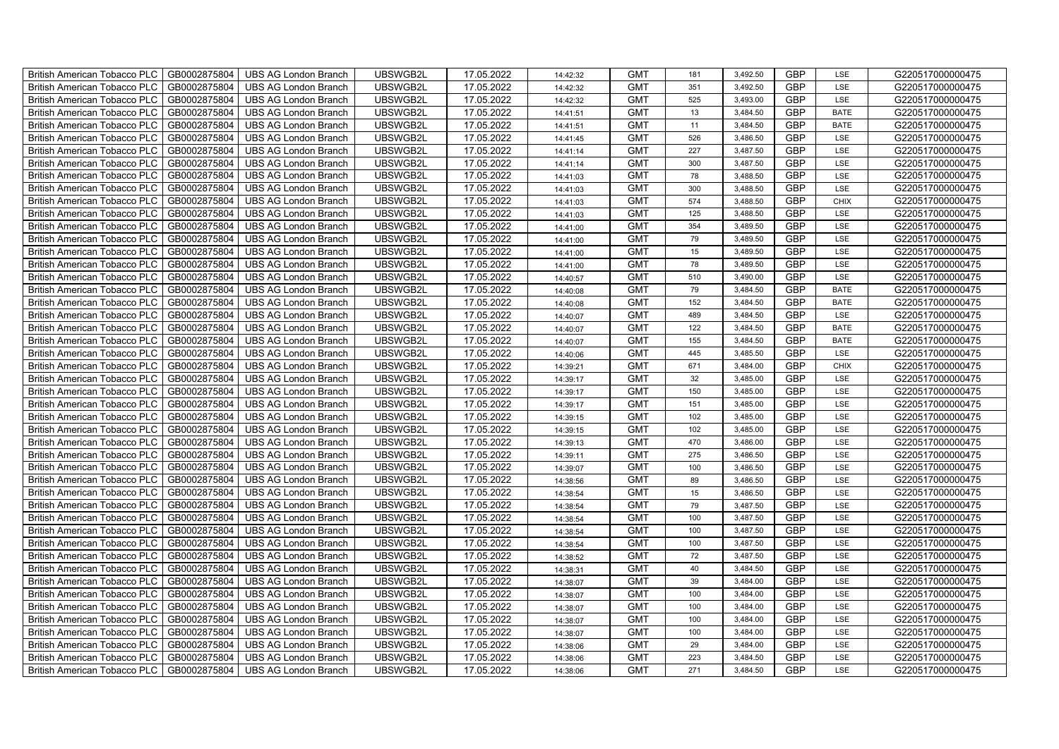| British American Tobacco PLC | GB0002875804 | UBS AG London Branch | UBSWGB2L | 17.05.2022 | 14:42:32 | GMT | 181 | 3,492.50 | GBP | LSE | G220517000000475 |
|---|---|---|---|---|---|---|---|---|---|---|---|
| British American Tobacco PLC | GB0002875804 | UBS AG London Branch | UBSWGB2L | 17.05.2022 | 14:42:32 | GMT | 351 | 3,492.50 | GBP | LSE | G220517000000475 |
| British American Tobacco PLC | GB0002875804 | UBS AG London Branch | UBSWGB2L | 17.05.2022 | 14:42:32 | GMT | 525 | 3,493.00 | GBP | LSE | G220517000000475 |
| British American Tobacco PLC | GB0002875804 | UBS AG London Branch | UBSWGB2L | 17.05.2022 | 14:41:51 | GMT | 13 | 3,484.50 | GBP | BATE | G220517000000475 |
| British American Tobacco PLC | GB0002875804 | UBS AG London Branch | UBSWGB2L | 17.05.2022 | 14:41:51 | GMT | 11 | 3,484.50 | GBP | BATE | G220517000000475 |
| British American Tobacco PLC | GB0002875804 | UBS AG London Branch | UBSWGB2L | 17.05.2022 | 14:41:45 | GMT | 526 | 3,486.50 | GBP | LSE | G220517000000475 |
| British American Tobacco PLC | GB0002875804 | UBS AG London Branch | UBSWGB2L | 17.05.2022 | 14:41:14 | GMT | 227 | 3,487.50 | GBP | LSE | G220517000000475 |
| British American Tobacco PLC | GB0002875804 | UBS AG London Branch | UBSWGB2L | 17.05.2022 | 14:41:14 | GMT | 300 | 3,487.50 | GBP | LSE | G220517000000475 |
| British American Tobacco PLC | GB0002875804 | UBS AG London Branch | UBSWGB2L | 17.05.2022 | 14:41:03 | GMT | 78 | 3,488.50 | GBP | LSE | G220517000000475 |
| British American Tobacco PLC | GB0002875804 | UBS AG London Branch | UBSWGB2L | 17.05.2022 | 14:41:03 | GMT | 300 | 3,488.50 | GBP | LSE | G220517000000475 |
| British American Tobacco PLC | GB0002875804 | UBS AG London Branch | UBSWGB2L | 17.05.2022 | 14:41:03 | GMT | 574 | 3,488.50 | GBP | CHIX | G220517000000475 |
| British American Tobacco PLC | GB0002875804 | UBS AG London Branch | UBSWGB2L | 17.05.2022 | 14:41:03 | GMT | 125 | 3,488.50 | GBP | LSE | G220517000000475 |
| British American Tobacco PLC | GB0002875804 | UBS AG London Branch | UBSWGB2L | 17.05.2022 | 14:41:00 | GMT | 354 | 3,489.50 | GBP | LSE | G220517000000475 |
| British American Tobacco PLC | GB0002875804 | UBS AG London Branch | UBSWGB2L | 17.05.2022 | 14:41:00 | GMT | 79 | 3,489.50 | GBP | LSE | G220517000000475 |
| British American Tobacco PLC | GB0002875804 | UBS AG London Branch | UBSWGB2L | 17.05.2022 | 14:41:00 | GMT | 15 | 3,489.50 | GBP | LSE | G220517000000475 |
| British American Tobacco PLC | GB0002875804 | UBS AG London Branch | UBSWGB2L | 17.05.2022 | 14:41:00 | GMT | 78 | 3,489.50 | GBP | LSE | G220517000000475 |
| British American Tobacco PLC | GB0002875804 | UBS AG London Branch | UBSWGB2L | 17.05.2022 | 14:40:57 | GMT | 510 | 3,490.00 | GBP | LSE | G220517000000475 |
| British American Tobacco PLC | GB0002875804 | UBS AG London Branch | UBSWGB2L | 17.05.2022 | 14:40:08 | GMT | 79 | 3,484.50 | GBP | BATE | G220517000000475 |
| British American Tobacco PLC | GB0002875804 | UBS AG London Branch | UBSWGB2L | 17.05.2022 | 14:40:08 | GMT | 152 | 3,484.50 | GBP | BATE | G220517000000475 |
| British American Tobacco PLC | GB0002875804 | UBS AG London Branch | UBSWGB2L | 17.05.2022 | 14:40:07 | GMT | 489 | 3,484.50 | GBP | LSE | G220517000000475 |
| British American Tobacco PLC | GB0002875804 | UBS AG London Branch | UBSWGB2L | 17.05.2022 | 14:40:07 | GMT | 122 | 3,484.50 | GBP | BATE | G220517000000475 |
| British American Tobacco PLC | GB0002875804 | UBS AG London Branch | UBSWGB2L | 17.05.2022 | 14:40:07 | GMT | 155 | 3,484.50 | GBP | BATE | G220517000000475 |
| British American Tobacco PLC | GB0002875804 | UBS AG London Branch | UBSWGB2L | 17.05.2022 | 14:40:06 | GMT | 445 | 3,485.50 | GBP | LSE | G220517000000475 |
| British American Tobacco PLC | GB0002875804 | UBS AG London Branch | UBSWGB2L | 17.05.2022 | 14:39:21 | GMT | 671 | 3,484.00 | GBP | CHIX | G220517000000475 |
| British American Tobacco PLC | GB0002875804 | UBS AG London Branch | UBSWGB2L | 17.05.2022 | 14:39:17 | GMT | 32 | 3,485.00 | GBP | LSE | G220517000000475 |
| British American Tobacco PLC | GB0002875804 | UBS AG London Branch | UBSWGB2L | 17.05.2022 | 14:39:17 | GMT | 150 | 3,485.00 | GBP | LSE | G220517000000475 |
| British American Tobacco PLC | GB0002875804 | UBS AG London Branch | UBSWGB2L | 17.05.2022 | 14:39:17 | GMT | 151 | 3,485.00 | GBP | LSE | G220517000000475 |
| British American Tobacco PLC | GB0002875804 | UBS AG London Branch | UBSWGB2L | 17.05.2022 | 14:39:15 | GMT | 102 | 3,485.00 | GBP | LSE | G220517000000475 |
| British American Tobacco PLC | GB0002875804 | UBS AG London Branch | UBSWGB2L | 17.05.2022 | 14:39:15 | GMT | 102 | 3,485.00 | GBP | LSE | G220517000000475 |
| British American Tobacco PLC | GB0002875804 | UBS AG London Branch | UBSWGB2L | 17.05.2022 | 14:39:13 | GMT | 470 | 3,486.00 | GBP | LSE | G220517000000475 |
| British American Tobacco PLC | GB0002875804 | UBS AG London Branch | UBSWGB2L | 17.05.2022 | 14:39:11 | GMT | 275 | 3,486.50 | GBP | LSE | G220517000000475 |
| British American Tobacco PLC | GB0002875804 | UBS AG London Branch | UBSWGB2L | 17.05.2022 | 14:39:07 | GMT | 100 | 3,486.50 | GBP | LSE | G220517000000475 |
| British American Tobacco PLC | GB0002875804 | UBS AG London Branch | UBSWGB2L | 17.05.2022 | 14:38:56 | GMT | 89 | 3,486.50 | GBP | LSE | G220517000000475 |
| British American Tobacco PLC | GB0002875804 | UBS AG London Branch | UBSWGB2L | 17.05.2022 | 14:38:54 | GMT | 15 | 3,486.50 | GBP | LSE | G220517000000475 |
| British American Tobacco PLC | GB0002875804 | UBS AG London Branch | UBSWGB2L | 17.05.2022 | 14:38:54 | GMT | 79 | 3,487.50 | GBP | LSE | G220517000000475 |
| British American Tobacco PLC | GB0002875804 | UBS AG London Branch | UBSWGB2L | 17.05.2022 | 14:38:54 | GMT | 100 | 3,487.50 | GBP | LSE | G220517000000475 |
| British American Tobacco PLC | GB0002875804 | UBS AG London Branch | UBSWGB2L | 17.05.2022 | 14:38:54 | GMT | 100 | 3,487.50 | GBP | LSE | G220517000000475 |
| British American Tobacco PLC | GB0002875804 | UBS AG London Branch | UBSWGB2L | 17.05.2022 | 14:38:54 | GMT | 100 | 3,487.50 | GBP | LSE | G220517000000475 |
| British American Tobacco PLC | GB0002875804 | UBS AG London Branch | UBSWGB2L | 17.05.2022 | 14:38:52 | GMT | 72 | 3,487.50 | GBP | LSE | G220517000000475 |
| British American Tobacco PLC | GB0002875804 | UBS AG London Branch | UBSWGB2L | 17.05.2022 | 14:38:31 | GMT | 40 | 3,484.50 | GBP | LSE | G220517000000475 |
| British American Tobacco PLC | GB0002875804 | UBS AG London Branch | UBSWGB2L | 17.05.2022 | 14:38:07 | GMT | 39 | 3,484.00 | GBP | LSE | G220517000000475 |
| British American Tobacco PLC | GB0002875804 | UBS AG London Branch | UBSWGB2L | 17.05.2022 | 14:38:07 | GMT | 100 | 3,484.00 | GBP | LSE | G220517000000475 |
| British American Tobacco PLC | GB0002875804 | UBS AG London Branch | UBSWGB2L | 17.05.2022 | 14:38:07 | GMT | 100 | 3,484.00 | GBP | LSE | G220517000000475 |
| British American Tobacco PLC | GB0002875804 | UBS AG London Branch | UBSWGB2L | 17.05.2022 | 14:38:07 | GMT | 100 | 3,484.00 | GBP | LSE | G220517000000475 |
| British American Tobacco PLC | GB0002875804 | UBS AG London Branch | UBSWGB2L | 17.05.2022 | 14:38:07 | GMT | 100 | 3,484.00 | GBP | LSE | G220517000000475 |
| British American Tobacco PLC | GB0002875804 | UBS AG London Branch | UBSWGB2L | 17.05.2022 | 14:38:06 | GMT | 29 | 3,484.00 | GBP | LSE | G220517000000475 |
| British American Tobacco PLC | GB0002875804 | UBS AG London Branch | UBSWGB2L | 17.05.2022 | 14:38:06 | GMT | 223 | 3,484.50 | GBP | LSE | G220517000000475 |
| British American Tobacco PLC | GB0002875804 | UBS AG London Branch | UBSWGB2L | 17.05.2022 | 14:38:06 | GMT | 271 | 3,484.50 | GBP | LSE | G220517000000475 |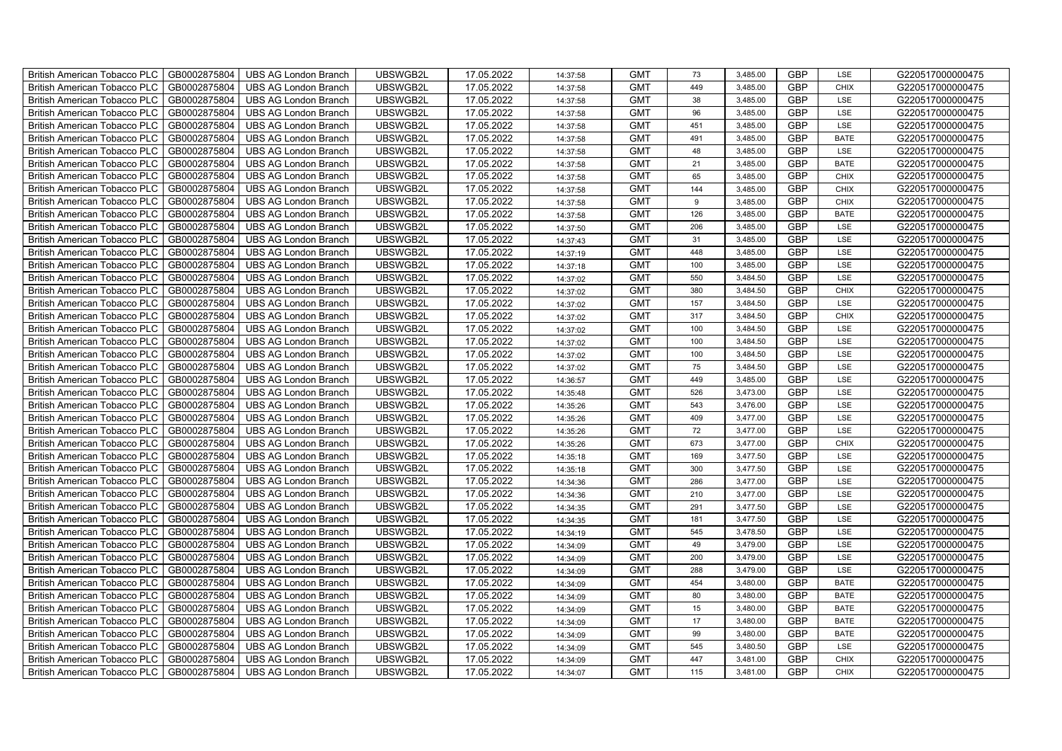| British American Tobacco PLC | GB0002875804 | UBS AG London Branch | UBSWGB2L | 17.05.2022 | 14:37:58 | GMT | 73 | 3,485.00 | GBP | LSE | G220517000000475 |
|---|---|---|---|---|---|---|---|---|---|---|---|
| British American Tobacco PLC | GB0002875804 | UBS AG London Branch | UBSWGB2L | 17.05.2022 | 14:37:58 | GMT | 449 | 3,485.00 | GBP | CHIX | G220517000000475 |
| British American Tobacco PLC | GB0002875804 | UBS AG London Branch | UBSWGB2L | 17.05.2022 | 14:37:58 | GMT | 38 | 3,485.00 | GBP | LSE | G220517000000475 |
| British American Tobacco PLC | GB0002875804 | UBS AG London Branch | UBSWGB2L | 17.05.2022 | 14:37:58 | GMT | 96 | 3,485.00 | GBP | LSE | G220517000000475 |
| British American Tobacco PLC | GB0002875804 | UBS AG London Branch | UBSWGB2L | 17.05.2022 | 14:37:58 | GMT | 451 | 3,485.00 | GBP | LSE | G220517000000475 |
| British American Tobacco PLC | GB0002875804 | UBS AG London Branch | UBSWGB2L | 17.05.2022 | 14:37:58 | GMT | 491 | 3,485.00 | GBP | BATE | G220517000000475 |
| British American Tobacco PLC | GB0002875804 | UBS AG London Branch | UBSWGB2L | 17.05.2022 | 14:37:58 | GMT | 48 | 3,485.00 | GBP | LSE | G220517000000475 |
| British American Tobacco PLC | GB0002875804 | UBS AG London Branch | UBSWGB2L | 17.05.2022 | 14:37:58 | GMT | 21 | 3,485.00 | GBP | BATE | G220517000000475 |
| British American Tobacco PLC | GB0002875804 | UBS AG London Branch | UBSWGB2L | 17.05.2022 | 14:37:58 | GMT | 65 | 3,485.00 | GBP | CHIX | G220517000000475 |
| British American Tobacco PLC | GB0002875804 | UBS AG London Branch | UBSWGB2L | 17.05.2022 | 14:37:58 | GMT | 144 | 3,485.00 | GBP | CHIX | G220517000000475 |
| British American Tobacco PLC | GB0002875804 | UBS AG London Branch | UBSWGB2L | 17.05.2022 | 14:37:58 | GMT | 9 | 3,485.00 | GBP | CHIX | G220517000000475 |
| British American Tobacco PLC | GB0002875804 | UBS AG London Branch | UBSWGB2L | 17.05.2022 | 14:37:58 | GMT | 126 | 3,485.00 | GBP | BATE | G220517000000475 |
| British American Tobacco PLC | GB0002875804 | UBS AG London Branch | UBSWGB2L | 17.05.2022 | 14:37:50 | GMT | 206 | 3,485.00 | GBP | LSE | G220517000000475 |
| British American Tobacco PLC | GB0002875804 | UBS AG London Branch | UBSWGB2L | 17.05.2022 | 14:37:43 | GMT | 31 | 3,485.00 | GBP | LSE | G220517000000475 |
| British American Tobacco PLC | GB0002875804 | UBS AG London Branch | UBSWGB2L | 17.05.2022 | 14:37:19 | GMT | 448 | 3,485.00 | GBP | LSE | G220517000000475 |
| British American Tobacco PLC | GB0002875804 | UBS AG London Branch | UBSWGB2L | 17.05.2022 | 14:37:18 | GMT | 100 | 3,485.00 | GBP | LSE | G220517000000475 |
| British American Tobacco PLC | GB0002875804 | UBS AG London Branch | UBSWGB2L | 17.05.2022 | 14:37:02 | GMT | 550 | 3,484.50 | GBP | LSE | G220517000000475 |
| British American Tobacco PLC | GB0002875804 | UBS AG London Branch | UBSWGB2L | 17.05.2022 | 14:37:02 | GMT | 380 | 3,484.50 | GBP | CHIX | G220517000000475 |
| British American Tobacco PLC | GB0002875804 | UBS AG London Branch | UBSWGB2L | 17.05.2022 | 14:37:02 | GMT | 157 | 3,484.50 | GBP | LSE | G220517000000475 |
| British American Tobacco PLC | GB0002875804 | UBS AG London Branch | UBSWGB2L | 17.05.2022 | 14:37:02 | GMT | 317 | 3,484.50 | GBP | CHIX | G220517000000475 |
| British American Tobacco PLC | GB0002875804 | UBS AG London Branch | UBSWGB2L | 17.05.2022 | 14:37:02 | GMT | 100 | 3,484.50 | GBP | LSE | G220517000000475 |
| British American Tobacco PLC | GB0002875804 | UBS AG London Branch | UBSWGB2L | 17.05.2022 | 14:37:02 | GMT | 100 | 3,484.50 | GBP | LSE | G220517000000475 |
| British American Tobacco PLC | GB0002875804 | UBS AG London Branch | UBSWGB2L | 17.05.2022 | 14:37:02 | GMT | 100 | 3,484.50 | GBP | LSE | G220517000000475 |
| British American Tobacco PLC | GB0002875804 | UBS AG London Branch | UBSWGB2L | 17.05.2022 | 14:37:02 | GMT | 75 | 3,484.50 | GBP | LSE | G220517000000475 |
| British American Tobacco PLC | GB0002875804 | UBS AG London Branch | UBSWGB2L | 17.05.2022 | 14:36:57 | GMT | 449 | 3,485.00 | GBP | LSE | G220517000000475 |
| British American Tobacco PLC | GB0002875804 | UBS AG London Branch | UBSWGB2L | 17.05.2022 | 14:35:48 | GMT | 526 | 3,473.00 | GBP | LSE | G220517000000475 |
| British American Tobacco PLC | GB0002875804 | UBS AG London Branch | UBSWGB2L | 17.05.2022 | 14:35:26 | GMT | 543 | 3,476.00 | GBP | LSE | G220517000000475 |
| British American Tobacco PLC | GB0002875804 | UBS AG London Branch | UBSWGB2L | 17.05.2022 | 14:35:26 | GMT | 409 | 3,477.00 | GBP | LSE | G220517000000475 |
| British American Tobacco PLC | GB0002875804 | UBS AG London Branch | UBSWGB2L | 17.05.2022 | 14:35:26 | GMT | 72 | 3,477.00 | GBP | LSE | G220517000000475 |
| British American Tobacco PLC | GB0002875804 | UBS AG London Branch | UBSWGB2L | 17.05.2022 | 14:35:26 | GMT | 673 | 3,477.00 | GBP | CHIX | G220517000000475 |
| British American Tobacco PLC | GB0002875804 | UBS AG London Branch | UBSWGB2L | 17.05.2022 | 14:35:18 | GMT | 169 | 3,477.50 | GBP | LSE | G220517000000475 |
| British American Tobacco PLC | GB0002875804 | UBS AG London Branch | UBSWGB2L | 17.05.2022 | 14:35:18 | GMT | 300 | 3,477.50 | GBP | LSE | G220517000000475 |
| British American Tobacco PLC | GB0002875804 | UBS AG London Branch | UBSWGB2L | 17.05.2022 | 14:34:36 | GMT | 286 | 3,477.00 | GBP | LSE | G220517000000475 |
| British American Tobacco PLC | GB0002875804 | UBS AG London Branch | UBSWGB2L | 17.05.2022 | 14:34:36 | GMT | 210 | 3,477.00 | GBP | LSE | G220517000000475 |
| British American Tobacco PLC | GB0002875804 | UBS AG London Branch | UBSWGB2L | 17.05.2022 | 14:34:35 | GMT | 291 | 3,477.50 | GBP | LSE | G220517000000475 |
| British American Tobacco PLC | GB0002875804 | UBS AG London Branch | UBSWGB2L | 17.05.2022 | 14:34:35 | GMT | 181 | 3,477.50 | GBP | LSE | G220517000000475 |
| British American Tobacco PLC | GB0002875804 | UBS AG London Branch | UBSWGB2L | 17.05.2022 | 14:34:19 | GMT | 545 | 3,478.50 | GBP | LSE | G220517000000475 |
| British American Tobacco PLC | GB0002875804 | UBS AG London Branch | UBSWGB2L | 17.05.2022 | 14:34:09 | GMT | 49 | 3,479.00 | GBP | LSE | G220517000000475 |
| British American Tobacco PLC | GB0002875804 | UBS AG London Branch | UBSWGB2L | 17.05.2022 | 14:34:09 | GMT | 200 | 3,479.00 | GBP | LSE | G220517000000475 |
| British American Tobacco PLC | GB0002875804 | UBS AG London Branch | UBSWGB2L | 17.05.2022 | 14:34:09 | GMT | 288 | 3,479.00 | GBP | LSE | G220517000000475 |
| British American Tobacco PLC | GB0002875804 | UBS AG London Branch | UBSWGB2L | 17.05.2022 | 14:34:09 | GMT | 454 | 3,480.00 | GBP | BATE | G220517000000475 |
| British American Tobacco PLC | GB0002875804 | UBS AG London Branch | UBSWGB2L | 17.05.2022 | 14:34:09 | GMT | 80 | 3,480.00 | GBP | BATE | G220517000000475 |
| British American Tobacco PLC | GB0002875804 | UBS AG London Branch | UBSWGB2L | 17.05.2022 | 14:34:09 | GMT | 15 | 3,480.00 | GBP | BATE | G220517000000475 |
| British American Tobacco PLC | GB0002875804 | UBS AG London Branch | UBSWGB2L | 17.05.2022 | 14:34:09 | GMT | 17 | 3,480.00 | GBP | BATE | G220517000000475 |
| British American Tobacco PLC | GB0002875804 | UBS AG London Branch | UBSWGB2L | 17.05.2022 | 14:34:09 | GMT | 99 | 3,480.00 | GBP | BATE | G220517000000475 |
| British American Tobacco PLC | GB0002875804 | UBS AG London Branch | UBSWGB2L | 17.05.2022 | 14:34:09 | GMT | 545 | 3,480.50 | GBP | LSE | G220517000000475 |
| British American Tobacco PLC | GB0002875804 | UBS AG London Branch | UBSWGB2L | 17.05.2022 | 14:34:09 | GMT | 447 | 3,481.00 | GBP | CHIX | G220517000000475 |
| British American Tobacco PLC | GB0002875804 | UBS AG London Branch | UBSWGB2L | 17.05.2022 | 14:34:07 | GMT | 115 | 3,481.00 | GBP | CHIX | G220517000000475 |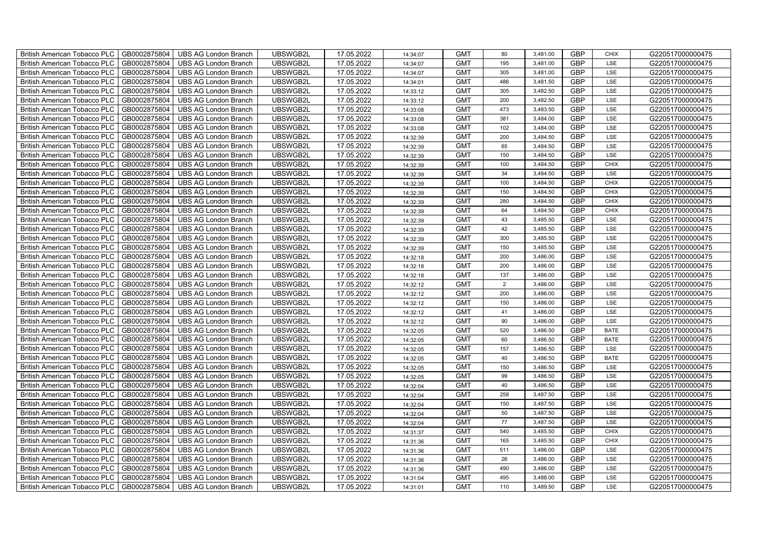| British American Tobacco PLC | GB0002875804 | UBS AG London Branch | UBSWGB2L | 17.05.2022 | 14:34:07 | GMT | 80 | 3,481.00 | GBP | CHIX | G220517000000475 |
|---|---|---|---|---|---|---|---|---|---|---|---|
| British American Tobacco PLC | GB0002875804 | UBS AG London Branch | UBSWGB2L | 17.05.2022 | 14:34:07 | GMT | 195 | 3,481.00 | GBP | LSE | G220517000000475 |
| British American Tobacco PLC | GB0002875804 | UBS AG London Branch | UBSWGB2L | 17.05.2022 | 14:34:07 | GMT | 305 | 3,481.00 | GBP | LSE | G220517000000475 |
| British American Tobacco PLC | GB0002875804 | UBS AG London Branch | UBSWGB2L | 17.05.2022 | 14:34:01 | GMT | 486 | 3,481.50 | GBP | LSE | G220517000000475 |
| British American Tobacco PLC | GB0002875804 | UBS AG London Branch | UBSWGB2L | 17.05.2022 | 14:33:12 | GMT | 305 | 3,482.50 | GBP | LSE | G220517000000475 |
| British American Tobacco PLC | GB0002875804 | UBS AG London Branch | UBSWGB2L | 17.05.2022 | 14:33:12 | GMT | 200 | 3,482.50 | GBP | LSE | G220517000000475 |
| British American Tobacco PLC | GB0002875804 | UBS AG London Branch | UBSWGB2L | 17.05.2022 | 14:33:08 | GMT | 473 | 3,483.50 | GBP | LSE | G220517000000475 |
| British American Tobacco PLC | GB0002875804 | UBS AG London Branch | UBSWGB2L | 17.05.2022 | 14:33:08 | GMT | 381 | 3,484.00 | GBP | LSE | G220517000000475 |
| British American Tobacco PLC | GB0002875804 | UBS AG London Branch | UBSWGB2L | 17.05.2022 | 14:33:08 | GMT | 102 | 3,484.00 | GBP | LSE | G220517000000475 |
| British American Tobacco PLC | GB0002875804 | UBS AG London Branch | UBSWGB2L | 17.05.2022 | 14:32:39 | GMT | 200 | 3,484.50 | GBP | LSE | G220517000000475 |
| British American Tobacco PLC | GB0002875804 | UBS AG London Branch | UBSWGB2L | 17.05.2022 | 14:32:39 | GMT | 65 | 3,484.50 | GBP | LSE | G220517000000475 |
| British American Tobacco PLC | GB0002875804 | UBS AG London Branch | UBSWGB2L | 17.05.2022 | 14:32:39 | GMT | 150 | 3,484.50 | GBP | LSE | G220517000000475 |
| British American Tobacco PLC | GB0002875804 | UBS AG London Branch | UBSWGB2L | 17.05.2022 | 14:32:39 | GMT | 100 | 3,484.50 | GBP | CHIX | G220517000000475 |
| British American Tobacco PLC | GB0002875804 | UBS AG London Branch | UBSWGB2L | 17.05.2022 | 14:32:39 | GMT | 34 | 3,484.50 | GBP | LSE | G220517000000475 |
| British American Tobacco PLC | GB0002875804 | UBS AG London Branch | UBSWGB2L | 17.05.2022 | 14:32:39 | GMT | 100 | 3,484.50 | GBP | CHIX | G220517000000475 |
| British American Tobacco PLC | GB0002875804 | UBS AG London Branch | UBSWGB2L | 17.05.2022 | 14:32:39 | GMT | 150 | 3,484.50 | GBP | CHIX | G220517000000475 |
| British American Tobacco PLC | GB0002875804 | UBS AG London Branch | UBSWGB2L | 17.05.2022 | 14:32:39 | GMT | 280 | 3,484.50 | GBP | CHIX | G220517000000475 |
| British American Tobacco PLC | GB0002875804 | UBS AG London Branch | UBSWGB2L | 17.05.2022 | 14:32:39 | GMT | 64 | 3,484.50 | GBP | CHIX | G220517000000475 |
| British American Tobacco PLC | GB0002875804 | UBS AG London Branch | UBSWGB2L | 17.05.2022 | 14:32:39 | GMT | 43 | 3,485.50 | GBP | LSE | G220517000000475 |
| British American Tobacco PLC | GB0002875804 | UBS AG London Branch | UBSWGB2L | 17.05.2022 | 14:32:39 | GMT | 42 | 3,485.50 | GBP | LSE | G220517000000475 |
| British American Tobacco PLC | GB0002875804 | UBS AG London Branch | UBSWGB2L | 17.05.2022 | 14:32:39 | GMT | 300 | 3,485.50 | GBP | LSE | G220517000000475 |
| British American Tobacco PLC | GB0002875804 | UBS AG London Branch | UBSWGB2L | 17.05.2022 | 14:32:39 | GMT | 150 | 3,485.50 | GBP | LSE | G220517000000475 |
| British American Tobacco PLC | GB0002875804 | UBS AG London Branch | UBSWGB2L | 17.05.2022 | 14:32:18 | GMT | 200 | 3,486.00 | GBP | LSE | G220517000000475 |
| British American Tobacco PLC | GB0002875804 | UBS AG London Branch | UBSWGB2L | 17.05.2022 | 14:32:18 | GMT | 200 | 3,486.00 | GBP | LSE | G220517000000475 |
| British American Tobacco PLC | GB0002875804 | UBS AG London Branch | UBSWGB2L | 17.05.2022 | 14:32:18 | GMT | 137 | 3,486.00 | GBP | LSE | G220517000000475 |
| British American Tobacco PLC | GB0002875804 | UBS AG London Branch | UBSWGB2L | 17.05.2022 | 14:32:12 | GMT | 2 | 3,486.00 | GBP | LSE | G220517000000475 |
| British American Tobacco PLC | GB0002875804 | UBS AG London Branch | UBSWGB2L | 17.05.2022 | 14:32:12 | GMT | 200 | 3,486.00 | GBP | LSE | G220517000000475 |
| British American Tobacco PLC | GB0002875804 | UBS AG London Branch | UBSWGB2L | 17.05.2022 | 14:32:12 | GMT | 150 | 3,486.00 | GBP | LSE | G220517000000475 |
| British American Tobacco PLC | GB0002875804 | UBS AG London Branch | UBSWGB2L | 17.05.2022 | 14:32:12 | GMT | 41 | 3,486.00 | GBP | LSE | G220517000000475 |
| British American Tobacco PLC | GB0002875804 | UBS AG London Branch | UBSWGB2L | 17.05.2022 | 14:32:12 | GMT | 90 | 3,486.00 | GBP | LSE | G220517000000475 |
| British American Tobacco PLC | GB0002875804 | UBS AG London Branch | UBSWGB2L | 17.05.2022 | 14:32:05 | GMT | 520 | 3,486.50 | GBP | BATE | G220517000000475 |
| British American Tobacco PLC | GB0002875804 | UBS AG London Branch | UBSWGB2L | 17.05.2022 | 14:32:05 | GMT | 60 | 3,486.50 | GBP | BATE | G220517000000475 |
| British American Tobacco PLC | GB0002875804 | UBS AG London Branch | UBSWGB2L | 17.05.2022 | 14:32:05 | GMT | 157 | 3,486.50 | GBP | LSE | G220517000000475 |
| British American Tobacco PLC | GB0002875804 | UBS AG London Branch | UBSWGB2L | 17.05.2022 | 14:32:05 | GMT | 40 | 3,486.50 | GBP | BATE | G220517000000475 |
| British American Tobacco PLC | GB0002875804 | UBS AG London Branch | UBSWGB2L | 17.05.2022 | 14:32:05 | GMT | 150 | 3,486.50 | GBP | LSE | G220517000000475 |
| British American Tobacco PLC | GB0002875804 | UBS AG London Branch | UBSWGB2L | 17.05.2022 | 14:32:05 | GMT | 99 | 3,486.50 | GBP | LSE | G220517000000475 |
| British American Tobacco PLC | GB0002875804 | UBS AG London Branch | UBSWGB2L | 17.05.2022 | 14:32:04 | GMT | 40 | 3,486.50 | GBP | LSE | G220517000000475 |
| British American Tobacco PLC | GB0002875804 | UBS AG London Branch | UBSWGB2L | 17.05.2022 | 14:32:04 | GMT | 258 | 3,487.50 | GBP | LSE | G220517000000475 |
| British American Tobacco PLC | GB0002875804 | UBS AG London Branch | UBSWGB2L | 17.05.2022 | 14:32:04 | GMT | 150 | 3,487.50 | GBP | LSE | G220517000000475 |
| British American Tobacco PLC | GB0002875804 | UBS AG London Branch | UBSWGB2L | 17.05.2022 | 14:32:04 | GMT | 50 | 3,487.50 | GBP | LSE | G220517000000475 |
| British American Tobacco PLC | GB0002875804 | UBS AG London Branch | UBSWGB2L | 17.05.2022 | 14:32:04 | GMT | 77 | 3,487.50 | GBP | LSE | G220517000000475 |
| British American Tobacco PLC | GB0002875804 | UBS AG London Branch | UBSWGB2L | 17.05.2022 | 14:31:37 | GMT | 540 | 3,485.50 | GBP | CHIX | G220517000000475 |
| British American Tobacco PLC | GB0002875804 | UBS AG London Branch | UBSWGB2L | 17.05.2022 | 14:31:36 | GMT | 165 | 3,485.50 | GBP | CHIX | G220517000000475 |
| British American Tobacco PLC | GB0002875804 | UBS AG London Branch | UBSWGB2L | 17.05.2022 | 14:31:36 | GMT | 511 | 3,486.00 | GBP | LSE | G220517000000475 |
| British American Tobacco PLC | GB0002875804 | UBS AG London Branch | UBSWGB2L | 17.05.2022 | 14:31:36 | GMT | 26 | 3,486.00 | GBP | LSE | G220517000000475 |
| British American Tobacco PLC | GB0002875804 | UBS AG London Branch | UBSWGB2L | 17.05.2022 | 14:31:36 | GMT | 490 | 3,486.00 | GBP | LSE | G220517000000475 |
| British American Tobacco PLC | GB0002875804 | UBS AG London Branch | UBSWGB2L | 17.05.2022 | 14:31:04 | GMT | 495 | 3,488.00 | GBP | LSE | G220517000000475 |
| British American Tobacco PLC | GB0002875804 | UBS AG London Branch | UBSWGB2L | 17.05.2022 | 14:31:01 | GMT | 110 | 3,489.50 | GBP | LSE | G220517000000475 |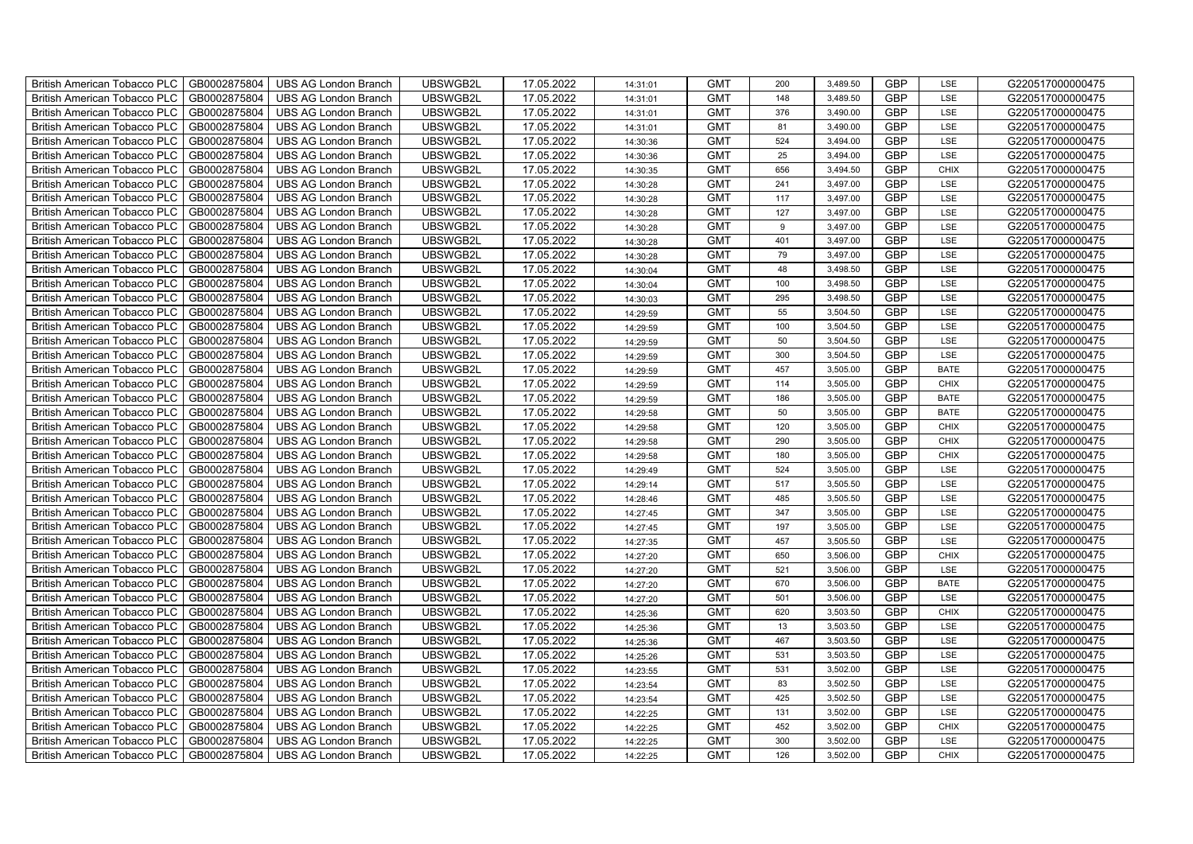| British American Tobacco PLC | GB0002875804 | UBS AG London Branch | UBSWGB2L | 17.05.2022 | 14:31:01 | GMT | 200 | 3,489.50 | GBP | LSE | G220517000000475 |
|---|---|---|---|---|---|---|---|---|---|---|---|
| British American Tobacco PLC | GB0002875804 | UBS AG London Branch | UBSWGB2L | 17.05.2022 | 14:31:01 | GMT | 148 | 3,489.50 | GBP | LSE | G220517000000475 |
| British American Tobacco PLC | GB0002875804 | UBS AG London Branch | UBSWGB2L | 17.05.2022 | 14:31:01 | GMT | 376 | 3,490.00 | GBP | LSE | G220517000000475 |
| British American Tobacco PLC | GB0002875804 | UBS AG London Branch | UBSWGB2L | 17.05.2022 | 14:31:01 | GMT | 81 | 3,490.00 | GBP | LSE | G220517000000475 |
| British American Tobacco PLC | GB0002875804 | UBS AG London Branch | UBSWGB2L | 17.05.2022 | 14:30:36 | GMT | 524 | 3,494.00 | GBP | LSE | G220517000000475 |
| British American Tobacco PLC | GB0002875804 | UBS AG London Branch | UBSWGB2L | 17.05.2022 | 14:30:36 | GMT | 25 | 3,494.00 | GBP | LSE | G220517000000475 |
| British American Tobacco PLC | GB0002875804 | UBS AG London Branch | UBSWGB2L | 17.05.2022 | 14:30:35 | GMT | 656 | 3,494.50 | GBP | CHIX | G220517000000475 |
| British American Tobacco PLC | GB0002875804 | UBS AG London Branch | UBSWGB2L | 17.05.2022 | 14:30:28 | GMT | 241 | 3,497.00 | GBP | LSE | G220517000000475 |
| British American Tobacco PLC | GB0002875804 | UBS AG London Branch | UBSWGB2L | 17.05.2022 | 14:30:28 | GMT | 117 | 3,497.00 | GBP | LSE | G220517000000475 |
| British American Tobacco PLC | GB0002875804 | UBS AG London Branch | UBSWGB2L | 17.05.2022 | 14:30:28 | GMT | 127 | 3,497.00 | GBP | LSE | G220517000000475 |
| British American Tobacco PLC | GB0002875804 | UBS AG London Branch | UBSWGB2L | 17.05.2022 | 14:30:28 | GMT | 9 | 3,497.00 | GBP | LSE | G220517000000475 |
| British American Tobacco PLC | GB0002875804 | UBS AG London Branch | UBSWGB2L | 17.05.2022 | 14:30:28 | GMT | 401 | 3,497.00 | GBP | LSE | G220517000000475 |
| British American Tobacco PLC | GB0002875804 | UBS AG London Branch | UBSWGB2L | 17.05.2022 | 14:30:28 | GMT | 79 | 3,497.00 | GBP | LSE | G220517000000475 |
| British American Tobacco PLC | GB0002875804 | UBS AG London Branch | UBSWGB2L | 17.05.2022 | 14:30:04 | GMT | 48 | 3,498.50 | GBP | LSE | G220517000000475 |
| British American Tobacco PLC | GB0002875804 | UBS AG London Branch | UBSWGB2L | 17.05.2022 | 14:30:04 | GMT | 100 | 3,498.50 | GBP | LSE | G220517000000475 |
| British American Tobacco PLC | GB0002875804 | UBS AG London Branch | UBSWGB2L | 17.05.2022 | 14:30:03 | GMT | 295 | 3,498.50 | GBP | LSE | G220517000000475 |
| British American Tobacco PLC | GB0002875804 | UBS AG London Branch | UBSWGB2L | 17.05.2022 | 14:29:59 | GMT | 55 | 3,504.50 | GBP | LSE | G220517000000475 |
| British American Tobacco PLC | GB0002875804 | UBS AG London Branch | UBSWGB2L | 17.05.2022 | 14:29:59 | GMT | 100 | 3,504.50 | GBP | LSE | G220517000000475 |
| British American Tobacco PLC | GB0002875804 | UBS AG London Branch | UBSWGB2L | 17.05.2022 | 14:29:59 | GMT | 50 | 3,504.50 | GBP | LSE | G220517000000475 |
| British American Tobacco PLC | GB0002875804 | UBS AG London Branch | UBSWGB2L | 17.05.2022 | 14:29:59 | GMT | 300 | 3,504.50 | GBP | LSE | G220517000000475 |
| British American Tobacco PLC | GB0002875804 | UBS AG London Branch | UBSWGB2L | 17.05.2022 | 14:29:59 | GMT | 457 | 3,505.00 | GBP | BATE | G220517000000475 |
| British American Tobacco PLC | GB0002875804 | UBS AG London Branch | UBSWGB2L | 17.05.2022 | 14:29:59 | GMT | 114 | 3,505.00 | GBP | CHIX | G220517000000475 |
| British American Tobacco PLC | GB0002875804 | UBS AG London Branch | UBSWGB2L | 17.05.2022 | 14:29:59 | GMT | 186 | 3,505.00 | GBP | BATE | G220517000000475 |
| British American Tobacco PLC | GB0002875804 | UBS AG London Branch | UBSWGB2L | 17.05.2022 | 14:29:58 | GMT | 50 | 3,505.00 | GBP | BATE | G220517000000475 |
| British American Tobacco PLC | GB0002875804 | UBS AG London Branch | UBSWGB2L | 17.05.2022 | 14:29:58 | GMT | 120 | 3,505.00 | GBP | CHIX | G220517000000475 |
| British American Tobacco PLC | GB0002875804 | UBS AG London Branch | UBSWGB2L | 17.05.2022 | 14:29:58 | GMT | 290 | 3,505.00 | GBP | CHIX | G220517000000475 |
| British American Tobacco PLC | GB0002875804 | UBS AG London Branch | UBSWGB2L | 17.05.2022 | 14:29:58 | GMT | 180 | 3,505.00 | GBP | CHIX | G220517000000475 |
| British American Tobacco PLC | GB0002875804 | UBS AG London Branch | UBSWGB2L | 17.05.2022 | 14:29:49 | GMT | 524 | 3,505.00 | GBP | LSE | G220517000000475 |
| British American Tobacco PLC | GB0002875804 | UBS AG London Branch | UBSWGB2L | 17.05.2022 | 14:29:14 | GMT | 517 | 3,505.50 | GBP | LSE | G220517000000475 |
| British American Tobacco PLC | GB0002875804 | UBS AG London Branch | UBSWGB2L | 17.05.2022 | 14:28:46 | GMT | 485 | 3,505.50 | GBP | LSE | G220517000000475 |
| British American Tobacco PLC | GB0002875804 | UBS AG London Branch | UBSWGB2L | 17.05.2022 | 14:27:45 | GMT | 347 | 3,505.00 | GBP | LSE | G220517000000475 |
| British American Tobacco PLC | GB0002875804 | UBS AG London Branch | UBSWGB2L | 17.05.2022 | 14:27:45 | GMT | 197 | 3,505.00 | GBP | LSE | G220517000000475 |
| British American Tobacco PLC | GB0002875804 | UBS AG London Branch | UBSWGB2L | 17.05.2022 | 14:27:35 | GMT | 457 | 3,505.50 | GBP | LSE | G220517000000475 |
| British American Tobacco PLC | GB0002875804 | UBS AG London Branch | UBSWGB2L | 17.05.2022 | 14:27:20 | GMT | 650 | 3,506.00 | GBP | CHIX | G220517000000475 |
| British American Tobacco PLC | GB0002875804 | UBS AG London Branch | UBSWGB2L | 17.05.2022 | 14:27:20 | GMT | 521 | 3,506.00 | GBP | LSE | G220517000000475 |
| British American Tobacco PLC | GB0002875804 | UBS AG London Branch | UBSWGB2L | 17.05.2022 | 14:27:20 | GMT | 670 | 3,506.00 | GBP | BATE | G220517000000475 |
| British American Tobacco PLC | GB0002875804 | UBS AG London Branch | UBSWGB2L | 17.05.2022 | 14:27:20 | GMT | 501 | 3,506.00 | GBP | LSE | G220517000000475 |
| British American Tobacco PLC | GB0002875804 | UBS AG London Branch | UBSWGB2L | 17.05.2022 | 14:25:36 | GMT | 620 | 3,503.50 | GBP | CHIX | G220517000000475 |
| British American Tobacco PLC | GB0002875804 | UBS AG London Branch | UBSWGB2L | 17.05.2022 | 14:25:36 | GMT | 13 | 3,503.50 | GBP | LSE | G220517000000475 |
| British American Tobacco PLC | GB0002875804 | UBS AG London Branch | UBSWGB2L | 17.05.2022 | 14:25:36 | GMT | 467 | 3,503.50 | GBP | LSE | G220517000000475 |
| British American Tobacco PLC | GB0002875804 | UBS AG London Branch | UBSWGB2L | 17.05.2022 | 14:25:26 | GMT | 531 | 3,503.50 | GBP | LSE | G220517000000475 |
| British American Tobacco PLC | GB0002875804 | UBS AG London Branch | UBSWGB2L | 17.05.2022 | 14:23:55 | GMT | 531 | 3,502.00 | GBP | LSE | G220517000000475 |
| British American Tobacco PLC | GB0002875804 | UBS AG London Branch | UBSWGB2L | 17.05.2022 | 14:23:54 | GMT | 83 | 3,502.50 | GBP | LSE | G220517000000475 |
| British American Tobacco PLC | GB0002875804 | UBS AG London Branch | UBSWGB2L | 17.05.2022 | 14:23:54 | GMT | 425 | 3,502.50 | GBP | LSE | G220517000000475 |
| British American Tobacco PLC | GB0002875804 | UBS AG London Branch | UBSWGB2L | 17.05.2022 | 14:22:25 | GMT | 131 | 3,502.00 | GBP | LSE | G220517000000475 |
| British American Tobacco PLC | GB0002875804 | UBS AG London Branch | UBSWGB2L | 17.05.2022 | 14:22:25 | GMT | 452 | 3,502.00 | GBP | CHIX | G220517000000475 |
| British American Tobacco PLC | GB0002875804 | UBS AG London Branch | UBSWGB2L | 17.05.2022 | 14:22:25 | GMT | 300 | 3,502.00 | GBP | LSE | G220517000000475 |
| British American Tobacco PLC | GB0002875804 | UBS AG London Branch | UBSWGB2L | 17.05.2022 | 14:22:25 | GMT | 126 | 3,502.00 | GBP | CHIX | G220517000000475 |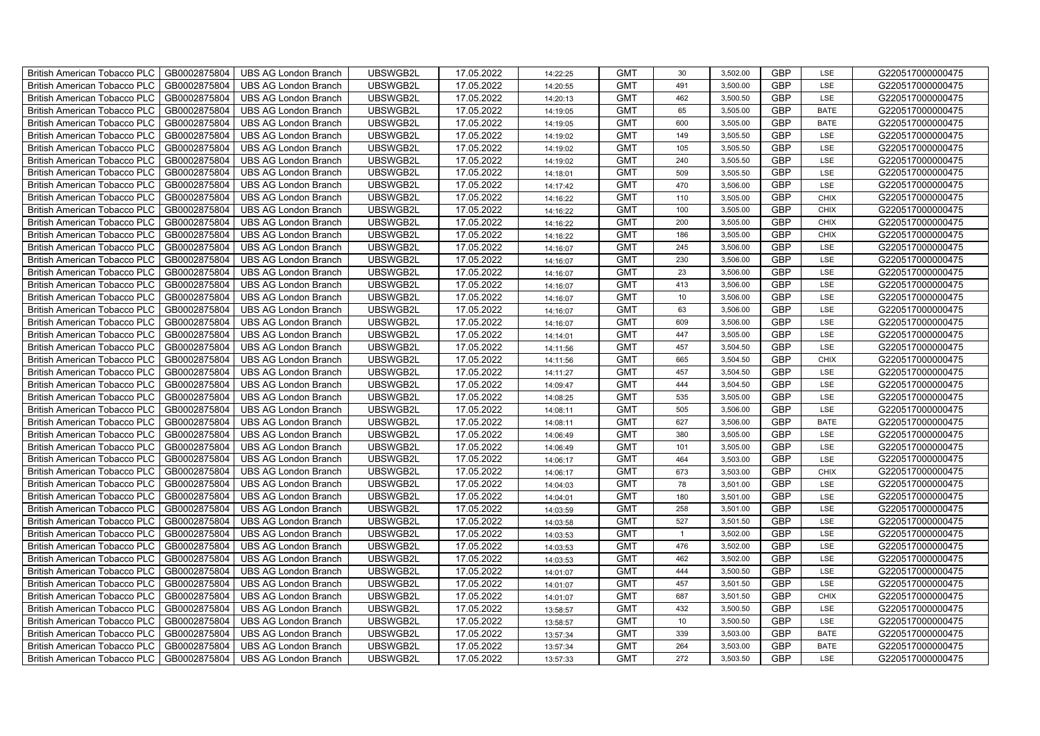| British American Tobacco PLC | GB0002875804 | UBS AG London Branch | UBSWGB2L | 17.05.2022 | 14:22:25 | GMT | 30 | 3,502.00 | GBP | LSE | G220517000000475 |
|---|---|---|---|---|---|---|---|---|---|---|---|
| British American Tobacco PLC | GB0002875804 | UBS AG London Branch | UBSWGB2L | 17.05.2022 | 14:20:55 | GMT | 491 | 3,500.00 | GBP | LSE | G220517000000475 |
| British American Tobacco PLC | GB0002875804 | UBS AG London Branch | UBSWGB2L | 17.05.2022 | 14:20:13 | GMT | 462 | 3,500.50 | GBP | LSE | G220517000000475 |
| British American Tobacco PLC | GB0002875804 | UBS AG London Branch | UBSWGB2L | 17.05.2022 | 14:19:05 | GMT | 65 | 3,505.00 | GBP | BATE | G220517000000475 |
| British American Tobacco PLC | GB0002875804 | UBS AG London Branch | UBSWGB2L | 17.05.2022 | 14:19:05 | GMT | 600 | 3,505.00 | GBP | BATE | G220517000000475 |
| British American Tobacco PLC | GB0002875804 | UBS AG London Branch | UBSWGB2L | 17.05.2022 | 14:19:02 | GMT | 149 | 3,505.50 | GBP | LSE | G220517000000475 |
| British American Tobacco PLC | GB0002875804 | UBS AG London Branch | UBSWGB2L | 17.05.2022 | 14:19:02 | GMT | 105 | 3,505.50 | GBP | LSE | G220517000000475 |
| British American Tobacco PLC | GB0002875804 | UBS AG London Branch | UBSWGB2L | 17.05.2022 | 14:19:02 | GMT | 240 | 3,505.50 | GBP | LSE | G220517000000475 |
| British American Tobacco PLC | GB0002875804 | UBS AG London Branch | UBSWGB2L | 17.05.2022 | 14:18:01 | GMT | 509 | 3,505.50 | GBP | LSE | G220517000000475 |
| British American Tobacco PLC | GB0002875804 | UBS AG London Branch | UBSWGB2L | 17.05.2022 | 14:17:42 | GMT | 470 | 3,506.00 | GBP | LSE | G220517000000475 |
| British American Tobacco PLC | GB0002875804 | UBS AG London Branch | UBSWGB2L | 17.05.2022 | 14:16:22 | GMT | 110 | 3,505.00 | GBP | CHIX | G220517000000475 |
| British American Tobacco PLC | GB0002875804 | UBS AG London Branch | UBSWGB2L | 17.05.2022 | 14:16:22 | GMT | 100 | 3,505.00 | GBP | CHIX | G220517000000475 |
| British American Tobacco PLC | GB0002875804 | UBS AG London Branch | UBSWGB2L | 17.05.2022 | 14:16:22 | GMT | 200 | 3,505.00 | GBP | CHIX | G220517000000475 |
| British American Tobacco PLC | GB0002875804 | UBS AG London Branch | UBSWGB2L | 17.05.2022 | 14:16:22 | GMT | 186 | 3,505.00 | GBP | CHIX | G220517000000475 |
| British American Tobacco PLC | GB0002875804 | UBS AG London Branch | UBSWGB2L | 17.05.2022 | 14:16:07 | GMT | 245 | 3,506.00 | GBP | LSE | G220517000000475 |
| British American Tobacco PLC | GB0002875804 | UBS AG London Branch | UBSWGB2L | 17.05.2022 | 14:16:07 | GMT | 230 | 3,506.00 | GBP | LSE | G220517000000475 |
| British American Tobacco PLC | GB0002875804 | UBS AG London Branch | UBSWGB2L | 17.05.2022 | 14:16:07 | GMT | 23 | 3,506.00 | GBP | LSE | G220517000000475 |
| British American Tobacco PLC | GB0002875804 | UBS AG London Branch | UBSWGB2L | 17.05.2022 | 14:16:07 | GMT | 413 | 3,506.00 | GBP | LSE | G220517000000475 |
| British American Tobacco PLC | GB0002875804 | UBS AG London Branch | UBSWGB2L | 17.05.2022 | 14:16:07 | GMT | 10 | 3,506.00 | GBP | LSE | G220517000000475 |
| British American Tobacco PLC | GB0002875804 | UBS AG London Branch | UBSWGB2L | 17.05.2022 | 14:16:07 | GMT | 63 | 3,506.00 | GBP | LSE | G220517000000475 |
| British American Tobacco PLC | GB0002875804 | UBS AG London Branch | UBSWGB2L | 17.05.2022 | 14:16:07 | GMT | 609 | 3,506.00 | GBP | LSE | G220517000000475 |
| British American Tobacco PLC | GB0002875804 | UBS AG London Branch | UBSWGB2L | 17.05.2022 | 14:14:01 | GMT | 447 | 3,505.00 | GBP | LSE | G220517000000475 |
| British American Tobacco PLC | GB0002875804 | UBS AG London Branch | UBSWGB2L | 17.05.2022 | 14:11:56 | GMT | 457 | 3,504.50 | GBP | LSE | G220517000000475 |
| British American Tobacco PLC | GB0002875804 | UBS AG London Branch | UBSWGB2L | 17.05.2022 | 14:11:56 | GMT | 665 | 3,504.50 | GBP | CHIX | G220517000000475 |
| British American Tobacco PLC | GB0002875804 | UBS AG London Branch | UBSWGB2L | 17.05.2022 | 14:11:27 | GMT | 457 | 3,504.50 | GBP | LSE | G220517000000475 |
| British American Tobacco PLC | GB0002875804 | UBS AG London Branch | UBSWGB2L | 17.05.2022 | 14:09:47 | GMT | 444 | 3,504.50 | GBP | LSE | G220517000000475 |
| British American Tobacco PLC | GB0002875804 | UBS AG London Branch | UBSWGB2L | 17.05.2022 | 14:08:25 | GMT | 535 | 3,505.00 | GBP | LSE | G220517000000475 |
| British American Tobacco PLC | GB0002875804 | UBS AG London Branch | UBSWGB2L | 17.05.2022 | 14:08:11 | GMT | 505 | 3,506.00 | GBP | LSE | G220517000000475 |
| British American Tobacco PLC | GB0002875804 | UBS AG London Branch | UBSWGB2L | 17.05.2022 | 14:08:11 | GMT | 627 | 3,506.00 | GBP | BATE | G220517000000475 |
| British American Tobacco PLC | GB0002875804 | UBS AG London Branch | UBSWGB2L | 17.05.2022 | 14:06:49 | GMT | 380 | 3,505.00 | GBP | LSE | G220517000000475 |
| British American Tobacco PLC | GB0002875804 | UBS AG London Branch | UBSWGB2L | 17.05.2022 | 14:06:49 | GMT | 101 | 3,505.00 | GBP | LSE | G220517000000475 |
| British American Tobacco PLC | GB0002875804 | UBS AG London Branch | UBSWGB2L | 17.05.2022 | 14:06:17 | GMT | 464 | 3,503.00 | GBP | LSE | G220517000000475 |
| British American Tobacco PLC | GB0002875804 | UBS AG London Branch | UBSWGB2L | 17.05.2022 | 14:06:17 | GMT | 673 | 3,503.00 | GBP | CHIX | G220517000000475 |
| British American Tobacco PLC | GB0002875804 | UBS AG London Branch | UBSWGB2L | 17.05.2022 | 14:04:03 | GMT | 78 | 3,501.00 | GBP | LSE | G220517000000475 |
| British American Tobacco PLC | GB0002875804 | UBS AG London Branch | UBSWGB2L | 17.05.2022 | 14:04:01 | GMT | 180 | 3,501.00 | GBP | LSE | G220517000000475 |
| British American Tobacco PLC | GB0002875804 | UBS AG London Branch | UBSWGB2L | 17.05.2022 | 14:03:59 | GMT | 258 | 3,501.00 | GBP | LSE | G220517000000475 |
| British American Tobacco PLC | GB0002875804 | UBS AG London Branch | UBSWGB2L | 17.05.2022 | 14:03:58 | GMT | 527 | 3,501.50 | GBP | LSE | G220517000000475 |
| British American Tobacco PLC | GB0002875804 | UBS AG London Branch | UBSWGB2L | 17.05.2022 | 14:03:53 | GMT | 1 | 3,502.00 | GBP | LSE | G220517000000475 |
| British American Tobacco PLC | GB0002875804 | UBS AG London Branch | UBSWGB2L | 17.05.2022 | 14:03:53 | GMT | 476 | 3,502.00 | GBP | LSE | G220517000000475 |
| British American Tobacco PLC | GB0002875804 | UBS AG London Branch | UBSWGB2L | 17.05.2022 | 14:03:53 | GMT | 462 | 3,502.00 | GBP | LSE | G220517000000475 |
| British American Tobacco PLC | GB0002875804 | UBS AG London Branch | UBSWGB2L | 17.05.2022 | 14:01:07 | GMT | 444 | 3,500.50 | GBP | LSE | G220517000000475 |
| British American Tobacco PLC | GB0002875804 | UBS AG London Branch | UBSWGB2L | 17.05.2022 | 14:01:07 | GMT | 457 | 3,501.50 | GBP | LSE | G220517000000475 |
| British American Tobacco PLC | GB0002875804 | UBS AG London Branch | UBSWGB2L | 17.05.2022 | 14:01:07 | GMT | 687 | 3,501.50 | GBP | CHIX | G220517000000475 |
| British American Tobacco PLC | GB0002875804 | UBS AG London Branch | UBSWGB2L | 17.05.2022 | 13:58:57 | GMT | 432 | 3,500.50 | GBP | LSE | G220517000000475 |
| British American Tobacco PLC | GB0002875804 | UBS AG London Branch | UBSWGB2L | 17.05.2022 | 13:58:57 | GMT | 10 | 3,500.50 | GBP | LSE | G220517000000475 |
| British American Tobacco PLC | GB0002875804 | UBS AG London Branch | UBSWGB2L | 17.05.2022 | 13:57:34 | GMT | 339 | 3,503.00 | GBP | BATE | G220517000000475 |
| British American Tobacco PLC | GB0002875804 | UBS AG London Branch | UBSWGB2L | 17.05.2022 | 13:57:34 | GMT | 264 | 3,503.00 | GBP | BATE | G220517000000475 |
| British American Tobacco PLC | GB0002875804 | UBS AG London Branch | UBSWGB2L | 17.05.2022 | 13:57:33 | GMT | 272 | 3,503.50 | GBP | LSE | G220517000000475 |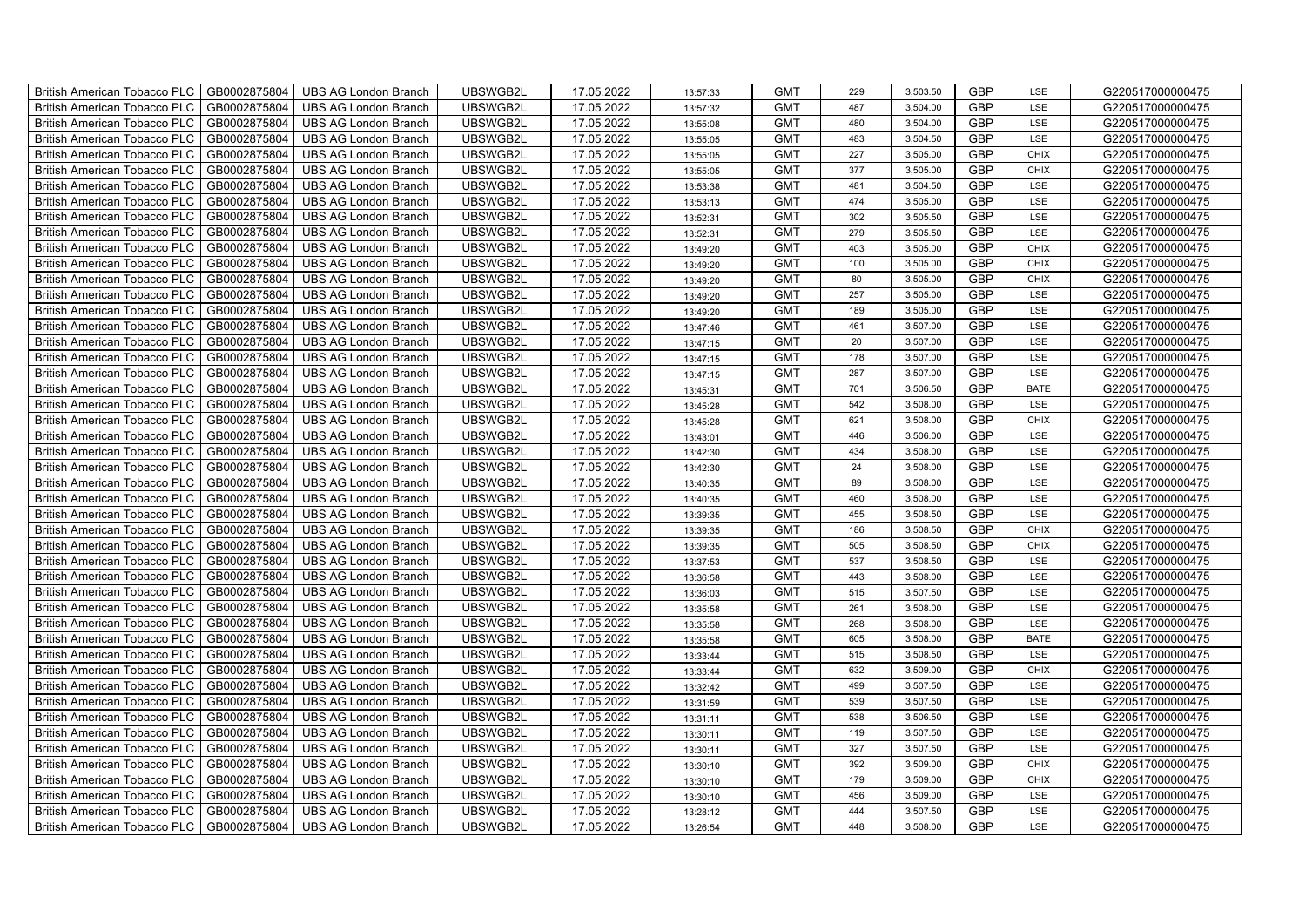| British American Tobacco PLC | GB0002875804 | UBS AG London Branch | UBSWGB2L | 17.05.2022 | 13:57:33 | GMT | 229 | 3,503.50 | GBP | LSE | G220517000000475 |
|---|---|---|---|---|---|---|---|---|---|---|---|
| British American Tobacco PLC | GB0002875804 | UBS AG London Branch | UBSWGB2L | 17.05.2022 | 13:57:32 | GMT | 487 | 3,504.00 | GBP | LSE | G220517000000475 |
| British American Tobacco PLC | GB0002875804 | UBS AG London Branch | UBSWGB2L | 17.05.2022 | 13:55:08 | GMT | 480 | 3,504.00 | GBP | LSE | G220517000000475 |
| British American Tobacco PLC | GB0002875804 | UBS AG London Branch | UBSWGB2L | 17.05.2022 | 13:55:05 | GMT | 483 | 3,504.50 | GBP | LSE | G220517000000475 |
| British American Tobacco PLC | GB0002875804 | UBS AG London Branch | UBSWGB2L | 17.05.2022 | 13:55:05 | GMT | 227 | 3,505.00 | GBP | CHIX | G220517000000475 |
| British American Tobacco PLC | GB0002875804 | UBS AG London Branch | UBSWGB2L | 17.05.2022 | 13:55:05 | GMT | 377 | 3,505.00 | GBP | CHIX | G220517000000475 |
| British American Tobacco PLC | GB0002875804 | UBS AG London Branch | UBSWGB2L | 17.05.2022 | 13:53:38 | GMT | 481 | 3,504.50 | GBP | LSE | G220517000000475 |
| British American Tobacco PLC | GB0002875804 | UBS AG London Branch | UBSWGB2L | 17.05.2022 | 13:53:13 | GMT | 474 | 3,505.00 | GBP | LSE | G220517000000475 |
| British American Tobacco PLC | GB0002875804 | UBS AG London Branch | UBSWGB2L | 17.05.2022 | 13:52:31 | GMT | 302 | 3,505.50 | GBP | LSE | G220517000000475 |
| British American Tobacco PLC | GB0002875804 | UBS AG London Branch | UBSWGB2L | 17.05.2022 | 13:52:31 | GMT | 279 | 3,505.50 | GBP | LSE | G220517000000475 |
| British American Tobacco PLC | GB0002875804 | UBS AG London Branch | UBSWGB2L | 17.05.2022 | 13:49:20 | GMT | 403 | 3,505.00 | GBP | CHIX | G220517000000475 |
| British American Tobacco PLC | GB0002875804 | UBS AG London Branch | UBSWGB2L | 17.05.2022 | 13:49:20 | GMT | 100 | 3,505.00 | GBP | CHIX | G220517000000475 |
| British American Tobacco PLC | GB0002875804 | UBS AG London Branch | UBSWGB2L | 17.05.2022 | 13:49:20 | GMT | 80 | 3,505.00 | GBP | CHIX | G220517000000475 |
| British American Tobacco PLC | GB0002875804 | UBS AG London Branch | UBSWGB2L | 17.05.2022 | 13:49:20 | GMT | 257 | 3,505.00 | GBP | LSE | G220517000000475 |
| British American Tobacco PLC | GB0002875804 | UBS AG London Branch | UBSWGB2L | 17.05.2022 | 13:49:20 | GMT | 189 | 3,505.00 | GBP | LSE | G220517000000475 |
| British American Tobacco PLC | GB0002875804 | UBS AG London Branch | UBSWGB2L | 17.05.2022 | 13:47:46 | GMT | 461 | 3,507.00 | GBP | LSE | G220517000000475 |
| British American Tobacco PLC | GB0002875804 | UBS AG London Branch | UBSWGB2L | 17.05.2022 | 13:47:15 | GMT | 20 | 3,507.00 | GBP | LSE | G220517000000475 |
| British American Tobacco PLC | GB0002875804 | UBS AG London Branch | UBSWGB2L | 17.05.2022 | 13:47:15 | GMT | 178 | 3,507.00 | GBP | LSE | G220517000000475 |
| British American Tobacco PLC | GB0002875804 | UBS AG London Branch | UBSWGB2L | 17.05.2022 | 13:47:15 | GMT | 287 | 3,507.00 | GBP | LSE | G220517000000475 |
| British American Tobacco PLC | GB0002875804 | UBS AG London Branch | UBSWGB2L | 17.05.2022 | 13:45:31 | GMT | 701 | 3,506.50 | GBP | BATE | G220517000000475 |
| British American Tobacco PLC | GB0002875804 | UBS AG London Branch | UBSWGB2L | 17.05.2022 | 13:45:28 | GMT | 542 | 3,508.00 | GBP | LSE | G220517000000475 |
| British American Tobacco PLC | GB0002875804 | UBS AG London Branch | UBSWGB2L | 17.05.2022 | 13:45:28 | GMT | 621 | 3,508.00 | GBP | CHIX | G220517000000475 |
| British American Tobacco PLC | GB0002875804 | UBS AG London Branch | UBSWGB2L | 17.05.2022 | 13:43:01 | GMT | 446 | 3,506.00 | GBP | LSE | G220517000000475 |
| British American Tobacco PLC | GB0002875804 | UBS AG London Branch | UBSWGB2L | 17.05.2022 | 13:42:30 | GMT | 434 | 3,508.00 | GBP | LSE | G220517000000475 |
| British American Tobacco PLC | GB0002875804 | UBS AG London Branch | UBSWGB2L | 17.05.2022 | 13:42:30 | GMT | 24 | 3,508.00 | GBP | LSE | G220517000000475 |
| British American Tobacco PLC | GB0002875804 | UBS AG London Branch | UBSWGB2L | 17.05.2022 | 13:40:35 | GMT | 89 | 3,508.00 | GBP | LSE | G220517000000475 |
| British American Tobacco PLC | GB0002875804 | UBS AG London Branch | UBSWGB2L | 17.05.2022 | 13:40:35 | GMT | 460 | 3,508.00 | GBP | LSE | G220517000000475 |
| British American Tobacco PLC | GB0002875804 | UBS AG London Branch | UBSWGB2L | 17.05.2022 | 13:39:35 | GMT | 455 | 3,508.50 | GBP | LSE | G220517000000475 |
| British American Tobacco PLC | GB0002875804 | UBS AG London Branch | UBSWGB2L | 17.05.2022 | 13:39:35 | GMT | 186 | 3,508.50 | GBP | CHIX | G220517000000475 |
| British American Tobacco PLC | GB0002875804 | UBS AG London Branch | UBSWGB2L | 17.05.2022 | 13:39:35 | GMT | 505 | 3,508.50 | GBP | CHIX | G220517000000475 |
| British American Tobacco PLC | GB0002875804 | UBS AG London Branch | UBSWGB2L | 17.05.2022 | 13:37:53 | GMT | 537 | 3,508.50 | GBP | LSE | G220517000000475 |
| British American Tobacco PLC | GB0002875804 | UBS AG London Branch | UBSWGB2L | 17.05.2022 | 13:36:58 | GMT | 443 | 3,508.00 | GBP | LSE | G220517000000475 |
| British American Tobacco PLC | GB0002875804 | UBS AG London Branch | UBSWGB2L | 17.05.2022 | 13:36:03 | GMT | 515 | 3,507.50 | GBP | LSE | G220517000000475 |
| British American Tobacco PLC | GB0002875804 | UBS AG London Branch | UBSWGB2L | 17.05.2022 | 13:35:58 | GMT | 261 | 3,508.00 | GBP | LSE | G220517000000475 |
| British American Tobacco PLC | GB0002875804 | UBS AG London Branch | UBSWGB2L | 17.05.2022 | 13:35:58 | GMT | 268 | 3,508.00 | GBP | LSE | G220517000000475 |
| British American Tobacco PLC | GB0002875804 | UBS AG London Branch | UBSWGB2L | 17.05.2022 | 13:35:58 | GMT | 605 | 3,508.00 | GBP | BATE | G220517000000475 |
| British American Tobacco PLC | GB0002875804 | UBS AG London Branch | UBSWGB2L | 17.05.2022 | 13:33:44 | GMT | 515 | 3,508.50 | GBP | LSE | G220517000000475 |
| British American Tobacco PLC | GB0002875804 | UBS AG London Branch | UBSWGB2L | 17.05.2022 | 13:33:44 | GMT | 632 | 3,509.00 | GBP | CHIX | G220517000000475 |
| British American Tobacco PLC | GB0002875804 | UBS AG London Branch | UBSWGB2L | 17.05.2022 | 13:32:42 | GMT | 499 | 3,507.50 | GBP | LSE | G220517000000475 |
| British American Tobacco PLC | GB0002875804 | UBS AG London Branch | UBSWGB2L | 17.05.2022 | 13:31:59 | GMT | 539 | 3,507.50 | GBP | LSE | G220517000000475 |
| British American Tobacco PLC | GB0002875804 | UBS AG London Branch | UBSWGB2L | 17.05.2022 | 13:31:11 | GMT | 538 | 3,506.50 | GBP | LSE | G220517000000475 |
| British American Tobacco PLC | GB0002875804 | UBS AG London Branch | UBSWGB2L | 17.05.2022 | 13:30:11 | GMT | 119 | 3,507.50 | GBP | LSE | G220517000000475 |
| British American Tobacco PLC | GB0002875804 | UBS AG London Branch | UBSWGB2L | 17.05.2022 | 13:30:11 | GMT | 327 | 3,507.50 | GBP | LSE | G220517000000475 |
| British American Tobacco PLC | GB0002875804 | UBS AG London Branch | UBSWGB2L | 17.05.2022 | 13:30:10 | GMT | 392 | 3,509.00 | GBP | CHIX | G220517000000475 |
| British American Tobacco PLC | GB0002875804 | UBS AG London Branch | UBSWGB2L | 17.05.2022 | 13:30:10 | GMT | 179 | 3,509.00 | GBP | CHIX | G220517000000475 |
| British American Tobacco PLC | GB0002875804 | UBS AG London Branch | UBSWGB2L | 17.05.2022 | 13:30:10 | GMT | 456 | 3,509.00 | GBP | LSE | G220517000000475 |
| British American Tobacco PLC | GB0002875804 | UBS AG London Branch | UBSWGB2L | 17.05.2022 | 13:28:12 | GMT | 444 | 3,507.50 | GBP | LSE | G220517000000475 |
| British American Tobacco PLC | GB0002875804 | UBS AG London Branch | UBSWGB2L | 17.05.2022 | 13:26:54 | GMT | 448 | 3,508.00 | GBP | LSE | G220517000000475 |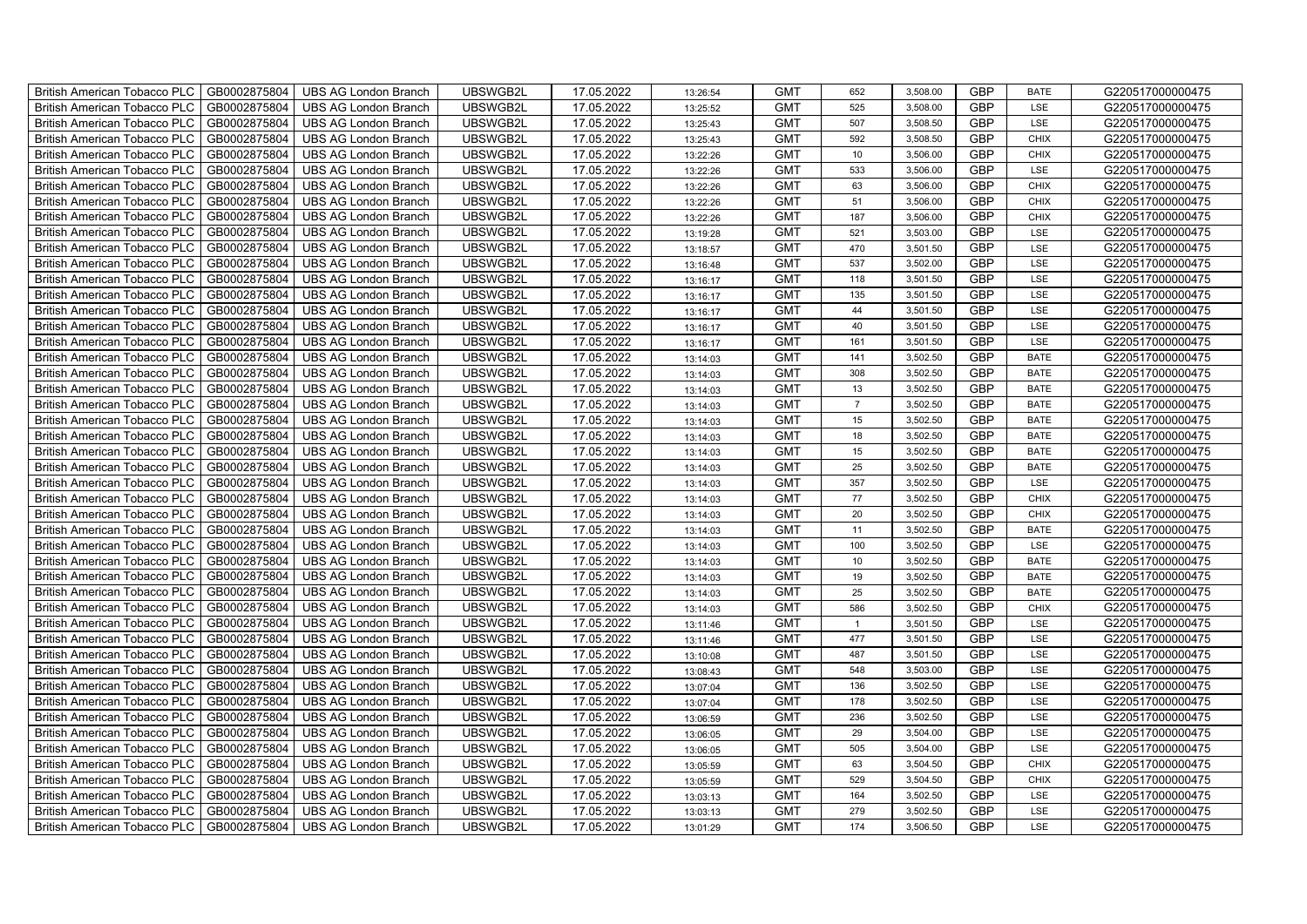| British American Tobacco PLC | GB0002875804 | UBS AG London Branch | UBSWGB2L | 17.05.2022 | 13:26:54 | GMT | 652 | 3,508.00 | GBP | BATE | G220517000000475 |
|---|---|---|---|---|---|---|---|---|---|---|---|
| British American Tobacco PLC | GB0002875804 | UBS AG London Branch | UBSWGB2L | 17.05.2022 | 13:25:52 | GMT | 525 | 3,508.00 | GBP | LSE | G220517000000475 |
| British American Tobacco PLC | GB0002875804 | UBS AG London Branch | UBSWGB2L | 17.05.2022 | 13:25:43 | GMT | 507 | 3,508.50 | GBP | LSE | G220517000000475 |
| British American Tobacco PLC | GB0002875804 | UBS AG London Branch | UBSWGB2L | 17.05.2022 | 13:25:43 | GMT | 592 | 3,508.50 | GBP | CHIX | G220517000000475 |
| British American Tobacco PLC | GB0002875804 | UBS AG London Branch | UBSWGB2L | 17.05.2022 | 13:22:26 | GMT | 10 | 3,506.00 | GBP | CHIX | G220517000000475 |
| British American Tobacco PLC | GB0002875804 | UBS AG London Branch | UBSWGB2L | 17.05.2022 | 13:22:26 | GMT | 533 | 3,506.00 | GBP | LSE | G220517000000475 |
| British American Tobacco PLC | GB0002875804 | UBS AG London Branch | UBSWGB2L | 17.05.2022 | 13:22:26 | GMT | 63 | 3,506.00 | GBP | CHIX | G220517000000475 |
| British American Tobacco PLC | GB0002875804 | UBS AG London Branch | UBSWGB2L | 17.05.2022 | 13:22:26 | GMT | 51 | 3,506.00 | GBP | CHIX | G220517000000475 |
| British American Tobacco PLC | GB0002875804 | UBS AG London Branch | UBSWGB2L | 17.05.2022 | 13:22:26 | GMT | 187 | 3,506.00 | GBP | CHIX | G220517000000475 |
| British American Tobacco PLC | GB0002875804 | UBS AG London Branch | UBSWGB2L | 17.05.2022 | 13:19:28 | GMT | 521 | 3,503.00 | GBP | LSE | G220517000000475 |
| British American Tobacco PLC | GB0002875804 | UBS AG London Branch | UBSWGB2L | 17.05.2022 | 13:18:57 | GMT | 470 | 3,501.50 | GBP | LSE | G220517000000475 |
| British American Tobacco PLC | GB0002875804 | UBS AG London Branch | UBSWGB2L | 17.05.2022 | 13:16:48 | GMT | 537 | 3,502.00 | GBP | LSE | G220517000000475 |
| British American Tobacco PLC | GB0002875804 | UBS AG London Branch | UBSWGB2L | 17.05.2022 | 13:16:17 | GMT | 118 | 3,501.50 | GBP | LSE | G220517000000475 |
| British American Tobacco PLC | GB0002875804 | UBS AG London Branch | UBSWGB2L | 17.05.2022 | 13:16:17 | GMT | 135 | 3,501.50 | GBP | LSE | G220517000000475 |
| British American Tobacco PLC | GB0002875804 | UBS AG London Branch | UBSWGB2L | 17.05.2022 | 13:16:17 | GMT | 44 | 3,501.50 | GBP | LSE | G220517000000475 |
| British American Tobacco PLC | GB0002875804 | UBS AG London Branch | UBSWGB2L | 17.05.2022 | 13:16:17 | GMT | 40 | 3,501.50 | GBP | LSE | G220517000000475 |
| British American Tobacco PLC | GB0002875804 | UBS AG London Branch | UBSWGB2L | 17.05.2022 | 13:16:17 | GMT | 161 | 3,501.50 | GBP | LSE | G220517000000475 |
| British American Tobacco PLC | GB0002875804 | UBS AG London Branch | UBSWGB2L | 17.05.2022 | 13:14:03 | GMT | 141 | 3,502.50 | GBP | BATE | G220517000000475 |
| British American Tobacco PLC | GB0002875804 | UBS AG London Branch | UBSWGB2L | 17.05.2022 | 13:14:03 | GMT | 308 | 3,502.50 | GBP | BATE | G220517000000475 |
| British American Tobacco PLC | GB0002875804 | UBS AG London Branch | UBSWGB2L | 17.05.2022 | 13:14:03 | GMT | 13 | 3,502.50 | GBP | BATE | G220517000000475 |
| British American Tobacco PLC | GB0002875804 | UBS AG London Branch | UBSWGB2L | 17.05.2022 | 13:14:03 | GMT | 7 | 3,502.50 | GBP | BATE | G220517000000475 |
| British American Tobacco PLC | GB0002875804 | UBS AG London Branch | UBSWGB2L | 17.05.2022 | 13:14:03 | GMT | 15 | 3,502.50 | GBP | BATE | G220517000000475 |
| British American Tobacco PLC | GB0002875804 | UBS AG London Branch | UBSWGB2L | 17.05.2022 | 13:14:03 | GMT | 18 | 3,502.50 | GBP | BATE | G220517000000475 |
| British American Tobacco PLC | GB0002875804 | UBS AG London Branch | UBSWGB2L | 17.05.2022 | 13:14:03 | GMT | 15 | 3,502.50 | GBP | BATE | G220517000000475 |
| British American Tobacco PLC | GB0002875804 | UBS AG London Branch | UBSWGB2L | 17.05.2022 | 13:14:03 | GMT | 25 | 3,502.50 | GBP | BATE | G220517000000475 |
| British American Tobacco PLC | GB0002875804 | UBS AG London Branch | UBSWGB2L | 17.05.2022 | 13:14:03 | GMT | 357 | 3,502.50 | GBP | LSE | G220517000000475 |
| British American Tobacco PLC | GB0002875804 | UBS AG London Branch | UBSWGB2L | 17.05.2022 | 13:14:03 | GMT | 77 | 3,502.50 | GBP | CHIX | G220517000000475 |
| British American Tobacco PLC | GB0002875804 | UBS AG London Branch | UBSWGB2L | 17.05.2022 | 13:14:03 | GMT | 20 | 3,502.50 | GBP | CHIX | G220517000000475 |
| British American Tobacco PLC | GB0002875804 | UBS AG London Branch | UBSWGB2L | 17.05.2022 | 13:14:03 | GMT | 11 | 3,502.50 | GBP | BATE | G220517000000475 |
| British American Tobacco PLC | GB0002875804 | UBS AG London Branch | UBSWGB2L | 17.05.2022 | 13:14:03 | GMT | 100 | 3,502.50 | GBP | LSE | G220517000000475 |
| British American Tobacco PLC | GB0002875804 | UBS AG London Branch | UBSWGB2L | 17.05.2022 | 13:14:03 | GMT | 10 | 3,502.50 | GBP | BATE | G220517000000475 |
| British American Tobacco PLC | GB0002875804 | UBS AG London Branch | UBSWGB2L | 17.05.2022 | 13:14:03 | GMT | 19 | 3,502.50 | GBP | BATE | G220517000000475 |
| British American Tobacco PLC | GB0002875804 | UBS AG London Branch | UBSWGB2L | 17.05.2022 | 13:14:03 | GMT | 25 | 3,502.50 | GBP | BATE | G220517000000475 |
| British American Tobacco PLC | GB0002875804 | UBS AG London Branch | UBSWGB2L | 17.05.2022 | 13:14:03 | GMT | 586 | 3,502.50 | GBP | CHIX | G220517000000475 |
| British American Tobacco PLC | GB0002875804 | UBS AG London Branch | UBSWGB2L | 17.05.2022 | 13:11:46 | GMT | 1 | 3,501.50 | GBP | LSE | G220517000000475 |
| British American Tobacco PLC | GB0002875804 | UBS AG London Branch | UBSWGB2L | 17.05.2022 | 13:11:46 | GMT | 477 | 3,501.50 | GBP | LSE | G220517000000475 |
| British American Tobacco PLC | GB0002875804 | UBS AG London Branch | UBSWGB2L | 17.05.2022 | 13:10:08 | GMT | 487 | 3,501.50 | GBP | LSE | G220517000000475 |
| British American Tobacco PLC | GB0002875804 | UBS AG London Branch | UBSWGB2L | 17.05.2022 | 13:08:43 | GMT | 548 | 3,503.00 | GBP | LSE | G220517000000475 |
| British American Tobacco PLC | GB0002875804 | UBS AG London Branch | UBSWGB2L | 17.05.2022 | 13:07:04 | GMT | 136 | 3,502.50 | GBP | LSE | G220517000000475 |
| British American Tobacco PLC | GB0002875804 | UBS AG London Branch | UBSWGB2L | 17.05.2022 | 13:07:04 | GMT | 178 | 3,502.50 | GBP | LSE | G220517000000475 |
| British American Tobacco PLC | GB0002875804 | UBS AG London Branch | UBSWGB2L | 17.05.2022 | 13:06:59 | GMT | 236 | 3,502.50 | GBP | LSE | G220517000000475 |
| British American Tobacco PLC | GB0002875804 | UBS AG London Branch | UBSWGB2L | 17.05.2022 | 13:06:05 | GMT | 29 | 3,504.00 | GBP | LSE | G220517000000475 |
| British American Tobacco PLC | GB0002875804 | UBS AG London Branch | UBSWGB2L | 17.05.2022 | 13:06:05 | GMT | 505 | 3,504.00 | GBP | LSE | G220517000000475 |
| British American Tobacco PLC | GB0002875804 | UBS AG London Branch | UBSWGB2L | 17.05.2022 | 13:05:59 | GMT | 63 | 3,504.50 | GBP | CHIX | G220517000000475 |
| British American Tobacco PLC | GB0002875804 | UBS AG London Branch | UBSWGB2L | 17.05.2022 | 13:05:59 | GMT | 529 | 3,504.50 | GBP | CHIX | G220517000000475 |
| British American Tobacco PLC | GB0002875804 | UBS AG London Branch | UBSWGB2L | 17.05.2022 | 13:03:13 | GMT | 164 | 3,502.50 | GBP | LSE | G220517000000475 |
| British American Tobacco PLC | GB0002875804 | UBS AG London Branch | UBSWGB2L | 17.05.2022 | 13:03:13 | GMT | 279 | 3,502.50 | GBP | LSE | G220517000000475 |
| British American Tobacco PLC | GB0002875804 | UBS AG London Branch | UBSWGB2L | 17.05.2022 | 13:01:29 | GMT | 174 | 3,506.50 | GBP | LSE | G220517000000475 |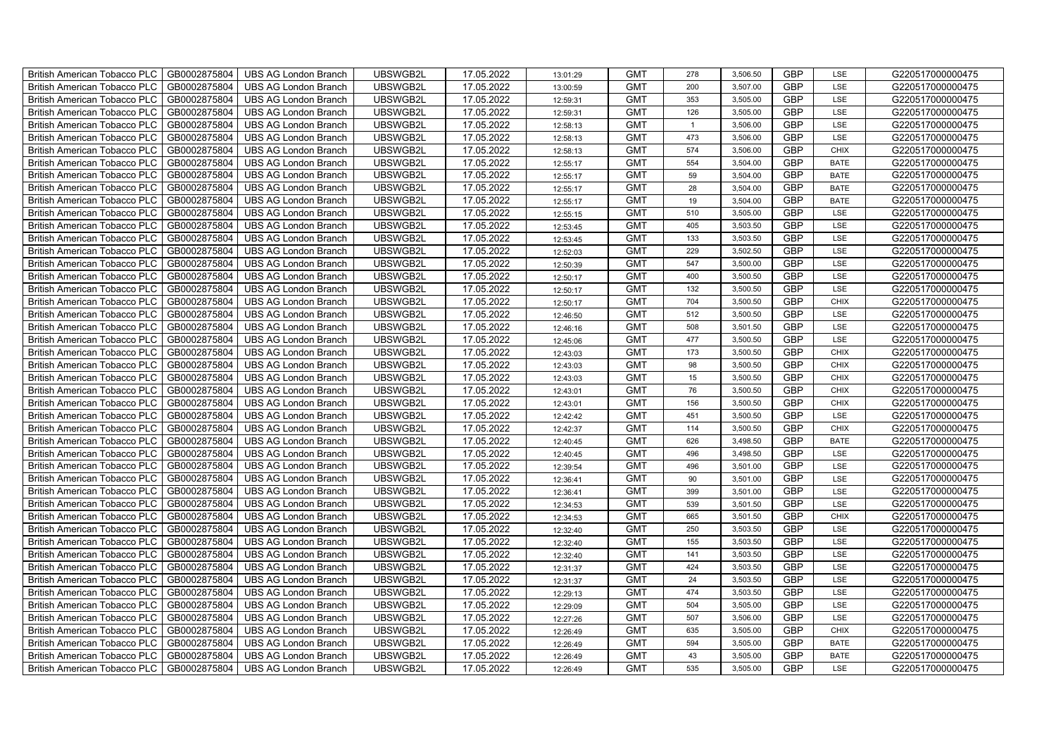| British American Tobacco PLC | GB0002875804 | UBS AG London Branch | UBSWGB2L | 17.05.2022 | 13:01:29 | GMT | 278 | 3,506.50 | GBP | LSE | G220517000000475 |
|---|---|---|---|---|---|---|---|---|---|---|---|
| British American Tobacco PLC | GB0002875804 | UBS AG London Branch | UBSWGB2L | 17.05.2022 | 13:00:59 | GMT | 200 | 3,507.00 | GBP | LSE | G220517000000475 |
| British American Tobacco PLC | GB0002875804 | UBS AG London Branch | UBSWGB2L | 17.05.2022 | 12:59:31 | GMT | 353 | 3,505.00 | GBP | LSE | G220517000000475 |
| British American Tobacco PLC | GB0002875804 | UBS AG London Branch | UBSWGB2L | 17.05.2022 | 12:59:31 | GMT | 126 | 3,505.00 | GBP | LSE | G220517000000475 |
| British American Tobacco PLC | GB0002875804 | UBS AG London Branch | UBSWGB2L | 17.05.2022 | 12:58:13 | GMT | 1 | 3,506.00 | GBP | LSE | G220517000000475 |
| British American Tobacco PLC | GB0002875804 | UBS AG London Branch | UBSWGB2L | 17.05.2022 | 12:58:13 | GMT | 473 | 3,506.00 | GBP | LSE | G220517000000475 |
| British American Tobacco PLC | GB0002875804 | UBS AG London Branch | UBSWGB2L | 17.05.2022 | 12:58:13 | GMT | 574 | 3,506.00 | GBP | CHIX | G220517000000475 |
| British American Tobacco PLC | GB0002875804 | UBS AG London Branch | UBSWGB2L | 17.05.2022 | 12:55:17 | GMT | 554 | 3,504.00 | GBP | BATE | G220517000000475 |
| British American Tobacco PLC | GB0002875804 | UBS AG London Branch | UBSWGB2L | 17.05.2022 | 12:55:17 | GMT | 59 | 3,504.00 | GBP | BATE | G220517000000475 |
| British American Tobacco PLC | GB0002875804 | UBS AG London Branch | UBSWGB2L | 17.05.2022 | 12:55:17 | GMT | 28 | 3,504.00 | GBP | BATE | G220517000000475 |
| British American Tobacco PLC | GB0002875804 | UBS AG London Branch | UBSWGB2L | 17.05.2022 | 12:55:17 | GMT | 19 | 3,504.00 | GBP | BATE | G220517000000475 |
| British American Tobacco PLC | GB0002875804 | UBS AG London Branch | UBSWGB2L | 17.05.2022 | 12:55:15 | GMT | 510 | 3,505.00 | GBP | LSE | G220517000000475 |
| British American Tobacco PLC | GB0002875804 | UBS AG London Branch | UBSWGB2L | 17.05.2022 | 12:53:45 | GMT | 405 | 3,503.50 | GBP | LSE | G220517000000475 |
| British American Tobacco PLC | GB0002875804 | UBS AG London Branch | UBSWGB2L | 17.05.2022 | 12:53:45 | GMT | 133 | 3,503.50 | GBP | LSE | G220517000000475 |
| British American Tobacco PLC | GB0002875804 | UBS AG London Branch | UBSWGB2L | 17.05.2022 | 12:52:03 | GMT | 229 | 3,502.50 | GBP | LSE | G220517000000475 |
| British American Tobacco PLC | GB0002875804 | UBS AG London Branch | UBSWGB2L | 17.05.2022 | 12:50:39 | GMT | 547 | 3,500.00 | GBP | LSE | G220517000000475 |
| British American Tobacco PLC | GB0002875804 | UBS AG London Branch | UBSWGB2L | 17.05.2022 | 12:50:17 | GMT | 400 | 3,500.50 | GBP | LSE | G220517000000475 |
| British American Tobacco PLC | GB0002875804 | UBS AG London Branch | UBSWGB2L | 17.05.2022 | 12:50:17 | GMT | 132 | 3,500.50 | GBP | LSE | G220517000000475 |
| British American Tobacco PLC | GB0002875804 | UBS AG London Branch | UBSWGB2L | 17.05.2022 | 12:50:17 | GMT | 704 | 3,500.50 | GBP | CHIX | G220517000000475 |
| British American Tobacco PLC | GB0002875804 | UBS AG London Branch | UBSWGB2L | 17.05.2022 | 12:46:50 | GMT | 512 | 3,500.50 | GBP | LSE | G220517000000475 |
| British American Tobacco PLC | GB0002875804 | UBS AG London Branch | UBSWGB2L | 17.05.2022 | 12:46:16 | GMT | 508 | 3,501.50 | GBP | LSE | G220517000000475 |
| British American Tobacco PLC | GB0002875804 | UBS AG London Branch | UBSWGB2L | 17.05.2022 | 12:45:06 | GMT | 477 | 3,500.50 | GBP | LSE | G220517000000475 |
| British American Tobacco PLC | GB0002875804 | UBS AG London Branch | UBSWGB2L | 17.05.2022 | 12:43:03 | GMT | 173 | 3,500.50 | GBP | CHIX | G220517000000475 |
| British American Tobacco PLC | GB0002875804 | UBS AG London Branch | UBSWGB2L | 17.05.2022 | 12:43:03 | GMT | 98 | 3,500.50 | GBP | CHIX | G220517000000475 |
| British American Tobacco PLC | GB0002875804 | UBS AG London Branch | UBSWGB2L | 17.05.2022 | 12:43:03 | GMT | 15 | 3,500.50 | GBP | CHIX | G220517000000475 |
| British American Tobacco PLC | GB0002875804 | UBS AG London Branch | UBSWGB2L | 17.05.2022 | 12:43:01 | GMT | 76 | 3,500.50 | GBP | CHIX | G220517000000475 |
| British American Tobacco PLC | GB0002875804 | UBS AG London Branch | UBSWGB2L | 17.05.2022 | 12:43:01 | GMT | 156 | 3,500.50 | GBP | CHIX | G220517000000475 |
| British American Tobacco PLC | GB0002875804 | UBS AG London Branch | UBSWGB2L | 17.05.2022 | 12:42:42 | GMT | 451 | 3,500.50 | GBP | LSE | G220517000000475 |
| British American Tobacco PLC | GB0002875804 | UBS AG London Branch | UBSWGB2L | 17.05.2022 | 12:42:37 | GMT | 114 | 3,500.50 | GBP | CHIX | G220517000000475 |
| British American Tobacco PLC | GB0002875804 | UBS AG London Branch | UBSWGB2L | 17.05.2022 | 12:40:45 | GMT | 626 | 3,498.50 | GBP | BATE | G220517000000475 |
| British American Tobacco PLC | GB0002875804 | UBS AG London Branch | UBSWGB2L | 17.05.2022 | 12:40:45 | GMT | 496 | 3,498.50 | GBP | LSE | G220517000000475 |
| British American Tobacco PLC | GB0002875804 | UBS AG London Branch | UBSWGB2L | 17.05.2022 | 12:39:54 | GMT | 496 | 3,501.00 | GBP | LSE | G220517000000475 |
| British American Tobacco PLC | GB0002875804 | UBS AG London Branch | UBSWGB2L | 17.05.2022 | 12:36:41 | GMT | 90 | 3,501.00 | GBP | LSE | G220517000000475 |
| British American Tobacco PLC | GB0002875804 | UBS AG London Branch | UBSWGB2L | 17.05.2022 | 12:36:41 | GMT | 399 | 3,501.00 | GBP | LSE | G220517000000475 |
| British American Tobacco PLC | GB0002875804 | UBS AG London Branch | UBSWGB2L | 17.05.2022 | 12:34:53 | GMT | 539 | 3,501.50 | GBP | LSE | G220517000000475 |
| British American Tobacco PLC | GB0002875804 | UBS AG London Branch | UBSWGB2L | 17.05.2022 | 12:34:53 | GMT | 665 | 3,501.50 | GBP | CHIX | G220517000000475 |
| British American Tobacco PLC | GB0002875804 | UBS AG London Branch | UBSWGB2L | 17.05.2022 | 12:32:40 | GMT | 250 | 3,503.50 | GBP | LSE | G220517000000475 |
| British American Tobacco PLC | GB0002875804 | UBS AG London Branch | UBSWGB2L | 17.05.2022 | 12:32:40 | GMT | 155 | 3,503.50 | GBP | LSE | G220517000000475 |
| British American Tobacco PLC | GB0002875804 | UBS AG London Branch | UBSWGB2L | 17.05.2022 | 12:32:40 | GMT | 141 | 3,503.50 | GBP | LSE | G220517000000475 |
| British American Tobacco PLC | GB0002875804 | UBS AG London Branch | UBSWGB2L | 17.05.2022 | 12:31:37 | GMT | 424 | 3,503.50 | GBP | LSE | G220517000000475 |
| British American Tobacco PLC | GB0002875804 | UBS AG London Branch | UBSWGB2L | 17.05.2022 | 12:31:37 | GMT | 24 | 3,503.50 | GBP | LSE | G220517000000475 |
| British American Tobacco PLC | GB0002875804 | UBS AG London Branch | UBSWGB2L | 17.05.2022 | 12:29:13 | GMT | 474 | 3,503.50 | GBP | LSE | G220517000000475 |
| British American Tobacco PLC | GB0002875804 | UBS AG London Branch | UBSWGB2L | 17.05.2022 | 12:29:09 | GMT | 504 | 3,505.00 | GBP | LSE | G220517000000475 |
| British American Tobacco PLC | GB0002875804 | UBS AG London Branch | UBSWGB2L | 17.05.2022 | 12:27:26 | GMT | 507 | 3,506.00 | GBP | LSE | G220517000000475 |
| British American Tobacco PLC | GB0002875804 | UBS AG London Branch | UBSWGB2L | 17.05.2022 | 12:26:49 | GMT | 635 | 3,505.00 | GBP | CHIX | G220517000000475 |
| British American Tobacco PLC | GB0002875804 | UBS AG London Branch | UBSWGB2L | 17.05.2022 | 12:26:49 | GMT | 594 | 3,505.00 | GBP | BATE | G220517000000475 |
| British American Tobacco PLC | GB0002875804 | UBS AG London Branch | UBSWGB2L | 17.05.2022 | 12:26:49 | GMT | 43 | 3,505.00 | GBP | BATE | G220517000000475 |
| British American Tobacco PLC | GB0002875804 | UBS AG London Branch | UBSWGB2L | 17.05.2022 | 12:26:49 | GMT | 535 | 3,505.00 | GBP | LSE | G220517000000475 |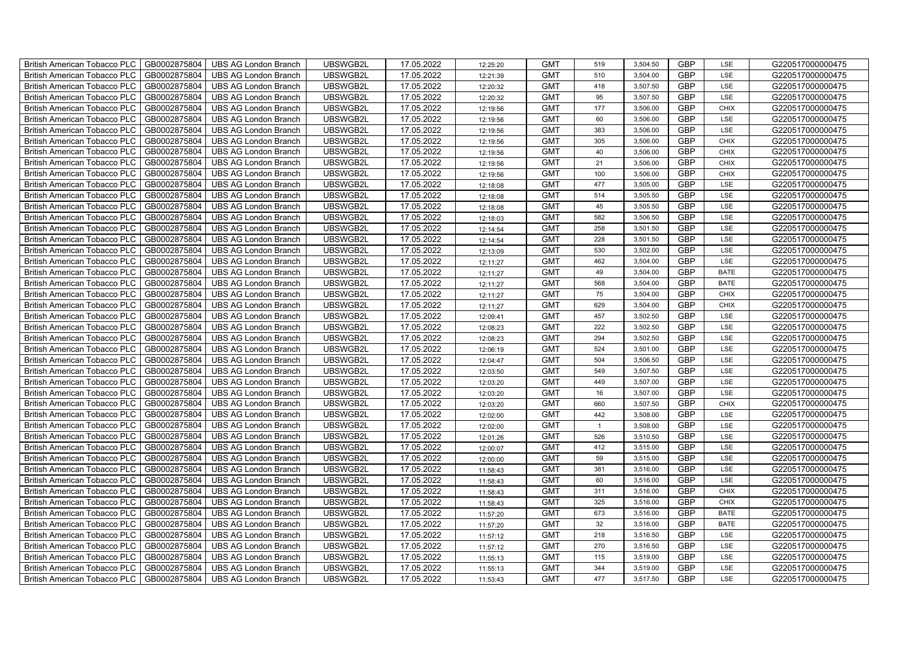| | | | | | | | | | | | |
|---|---|---|---|---|---|---|---|---|---|---|---|
| British American Tobacco PLC | GB0002875804 | UBS AG London Branch | UBSWGB2L | 17.05.2022 | 12:25:20 | GMT | 519 | 3,504.50 | GBP | LSE | G220517000000475 |
| British American Tobacco PLC | GB0002875804 | UBS AG London Branch | UBSWGB2L | 17.05.2022 | 12:21:39 | GMT | 510 | 3,504.00 | GBP | LSE | G220517000000475 |
| British American Tobacco PLC | GB0002875804 | UBS AG London Branch | UBSWGB2L | 17.05.2022 | 12:20:32 | GMT | 418 | 3,507.50 | GBP | LSE | G220517000000475 |
| British American Tobacco PLC | GB0002875804 | UBS AG London Branch | UBSWGB2L | 17.05.2022 | 12:20:32 | GMT | 95 | 3,507.50 | GBP | LSE | G220517000000475 |
| British American Tobacco PLC | GB0002875804 | UBS AG London Branch | UBSWGB2L | 17.05.2022 | 12:19:56 | GMT | 177 | 3,506.00 | GBP | CHIX | G220517000000475 |
| British American Tobacco PLC | GB0002875804 | UBS AG London Branch | UBSWGB2L | 17.05.2022 | 12:19:56 | GMT | 60 | 3,506.00 | GBP | LSE | G220517000000475 |
| British American Tobacco PLC | GB0002875804 | UBS AG London Branch | UBSWGB2L | 17.05.2022 | 12:19:56 | GMT | 383 | 3,506.00 | GBP | LSE | G220517000000475 |
| British American Tobacco PLC | GB0002875804 | UBS AG London Branch | UBSWGB2L | 17.05.2022 | 12:19:56 | GMT | 305 | 3,506.00 | GBP | CHIX | G220517000000475 |
| British American Tobacco PLC | GB0002875804 | UBS AG London Branch | UBSWGB2L | 17.05.2022 | 12:19:56 | GMT | 40 | 3,506.00 | GBP | CHIX | G220517000000475 |
| British American Tobacco PLC | GB0002875804 | UBS AG London Branch | UBSWGB2L | 17.05.2022 | 12:19:56 | GMT | 21 | 3,506.00 | GBP | CHIX | G220517000000475 |
| British American Tobacco PLC | GB0002875804 | UBS AG London Branch | UBSWGB2L | 17.05.2022 | 12:19:56 | GMT | 100 | 3,506.00 | GBP | CHIX | G220517000000475 |
| British American Tobacco PLC | GB0002875804 | UBS AG London Branch | UBSWGB2L | 17.05.2022 | 12:18:08 | GMT | 477 | 3,505.00 | GBP | LSE | G220517000000475 |
| British American Tobacco PLC | GB0002875804 | UBS AG London Branch | UBSWGB2L | 17.05.2022 | 12:18:08 | GMT | 514 | 3,505.50 | GBP | LSE | G220517000000475 |
| British American Tobacco PLC | GB0002875804 | UBS AG London Branch | UBSWGB2L | 17.05.2022 | 12:18:08 | GMT | 45 | 3,505.50 | GBP | LSE | G220517000000475 |
| British American Tobacco PLC | GB0002875804 | UBS AG London Branch | UBSWGB2L | 17.05.2022 | 12:18:03 | GMT | 582 | 3,506.50 | GBP | LSE | G220517000000475 |
| British American Tobacco PLC | GB0002875804 | UBS AG London Branch | UBSWGB2L | 17.05.2022 | 12:14:54 | GMT | 258 | 3,501.50 | GBP | LSE | G220517000000475 |
| British American Tobacco PLC | GB0002875804 | UBS AG London Branch | UBSWGB2L | 17.05.2022 | 12:14:54 | GMT | 228 | 3,501.50 | GBP | LSE | G220517000000475 |
| British American Tobacco PLC | GB0002875804 | UBS AG London Branch | UBSWGB2L | 17.05.2022 | 12:13:09 | GMT | 530 | 3,502.00 | GBP | LSE | G220517000000475 |
| British American Tobacco PLC | GB0002875804 | UBS AG London Branch | UBSWGB2L | 17.05.2022 | 12:11:27 | GMT | 462 | 3,504.00 | GBP | LSE | G220517000000475 |
| British American Tobacco PLC | GB0002875804 | UBS AG London Branch | UBSWGB2L | 17.05.2022 | 12:11:27 | GMT | 49 | 3,504.00 | GBP | BATE | G220517000000475 |
| British American Tobacco PLC | GB0002875804 | UBS AG London Branch | UBSWGB2L | 17.05.2022 | 12:11:27 | GMT | 568 | 3,504.00 | GBP | BATE | G220517000000475 |
| British American Tobacco PLC | GB0002875804 | UBS AG London Branch | UBSWGB2L | 17.05.2022 | 12:11:27 | GMT | 75 | 3,504.00 | GBP | CHIX | G220517000000475 |
| British American Tobacco PLC | GB0002875804 | UBS AG London Branch | UBSWGB2L | 17.05.2022 | 12:11:27 | GMT | 629 | 3,504.00 | GBP | CHIX | G220517000000475 |
| British American Tobacco PLC | GB0002875804 | UBS AG London Branch | UBSWGB2L | 17.05.2022 | 12:09:41 | GMT | 457 | 3,502.50 | GBP | LSE | G220517000000475 |
| British American Tobacco PLC | GB0002875804 | UBS AG London Branch | UBSWGB2L | 17.05.2022 | 12:08:23 | GMT | 222 | 3,502.50 | GBP | LSE | G220517000000475 |
| British American Tobacco PLC | GB0002875804 | UBS AG London Branch | UBSWGB2L | 17.05.2022 | 12:08:23 | GMT | 294 | 3,502.50 | GBP | LSE | G220517000000475 |
| British American Tobacco PLC | GB0002875804 | UBS AG London Branch | UBSWGB2L | 17.05.2022 | 12:06:19 | GMT | 524 | 3,501.00 | GBP | LSE | G220517000000475 |
| British American Tobacco PLC | GB0002875804 | UBS AG London Branch | UBSWGB2L | 17.05.2022 | 12:04:47 | GMT | 504 | 3,506.50 | GBP | LSE | G220517000000475 |
| British American Tobacco PLC | GB0002875804 | UBS AG London Branch | UBSWGB2L | 17.05.2022 | 12:03:50 | GMT | 549 | 3,507.50 | GBP | LSE | G220517000000475 |
| British American Tobacco PLC | GB0002875804 | UBS AG London Branch | UBSWGB2L | 17.05.2022 | 12:03:20 | GMT | 449 | 3,507.00 | GBP | LSE | G220517000000475 |
| British American Tobacco PLC | GB0002875804 | UBS AG London Branch | UBSWGB2L | 17.05.2022 | 12:03:20 | GMT | 16 | 3,507.00 | GBP | LSE | G220517000000475 |
| British American Tobacco PLC | GB0002875804 | UBS AG London Branch | UBSWGB2L | 17.05.2022 | 12:03:20 | GMT | 660 | 3,507.50 | GBP | CHIX | G220517000000475 |
| British American Tobacco PLC | GB0002875804 | UBS AG London Branch | UBSWGB2L | 17.05.2022 | 12:02:00 | GMT | 442 | 3,508.00 | GBP | LSE | G220517000000475 |
| British American Tobacco PLC | GB0002875804 | UBS AG London Branch | UBSWGB2L | 17.05.2022 | 12:02:00 | GMT | 1 | 3,508.00 | GBP | LSE | G220517000000475 |
| British American Tobacco PLC | GB0002875804 | UBS AG London Branch | UBSWGB2L | 17.05.2022 | 12:01:26 | GMT | 526 | 3,510.50 | GBP | LSE | G220517000000475 |
| British American Tobacco PLC | GB0002875804 | UBS AG London Branch | UBSWGB2L | 17.05.2022 | 12:00:07 | GMT | 412 | 3,515.00 | GBP | LSE | G220517000000475 |
| British American Tobacco PLC | GB0002875804 | UBS AG London Branch | UBSWGB2L | 17.05.2022 | 12:00:00 | GMT | 59 | 3,515.00 | GBP | LSE | G220517000000475 |
| British American Tobacco PLC | GB0002875804 | UBS AG London Branch | UBSWGB2L | 17.05.2022 | 11:58:43 | GMT | 381 | 3,516.00 | GBP | LSE | G220517000000475 |
| British American Tobacco PLC | GB0002875804 | UBS AG London Branch | UBSWGB2L | 17.05.2022 | 11:58:43 | GMT | 60 | 3,516.00 | GBP | LSE | G220517000000475 |
| British American Tobacco PLC | GB0002875804 | UBS AG London Branch | UBSWGB2L | 17.05.2022 | 11:58:43 | GMT | 311 | 3,516.00 | GBP | CHIX | G220517000000475 |
| British American Tobacco PLC | GB0002875804 | UBS AG London Branch | UBSWGB2L | 17.05.2022 | 11:58:43 | GMT | 325 | 3,516.00 | GBP | CHIX | G220517000000475 |
| British American Tobacco PLC | GB0002875804 | UBS AG London Branch | UBSWGB2L | 17.05.2022 | 11:57:20 | GMT | 673 | 3,516.00 | GBP | BATE | G220517000000475 |
| British American Tobacco PLC | GB0002875804 | UBS AG London Branch | UBSWGB2L | 17.05.2022 | 11:57:20 | GMT | 32 | 3,516.00 | GBP | BATE | G220517000000475 |
| British American Tobacco PLC | GB0002875804 | UBS AG London Branch | UBSWGB2L | 17.05.2022 | 11:57:12 | GMT | 218 | 3,516.50 | GBP | LSE | G220517000000475 |
| British American Tobacco PLC | GB0002875804 | UBS AG London Branch | UBSWGB2L | 17.05.2022 | 11:57:12 | GMT | 270 | 3,516.50 | GBP | LSE | G220517000000475 |
| British American Tobacco PLC | GB0002875804 | UBS AG London Branch | UBSWGB2L | 17.05.2022 | 11:55:13 | GMT | 115 | 3,519.00 | GBP | LSE | G220517000000475 |
| British American Tobacco PLC | GB0002875804 | UBS AG London Branch | UBSWGB2L | 17.05.2022 | 11:55:13 | GMT | 344 | 3,519.00 | GBP | LSE | G220517000000475 |
| British American Tobacco PLC | GB0002875804 | UBS AG London Branch | UBSWGB2L | 17.05.2022 | 11:53:43 | GMT | 477 | 3,517.50 | GBP | LSE | G220517000000475 |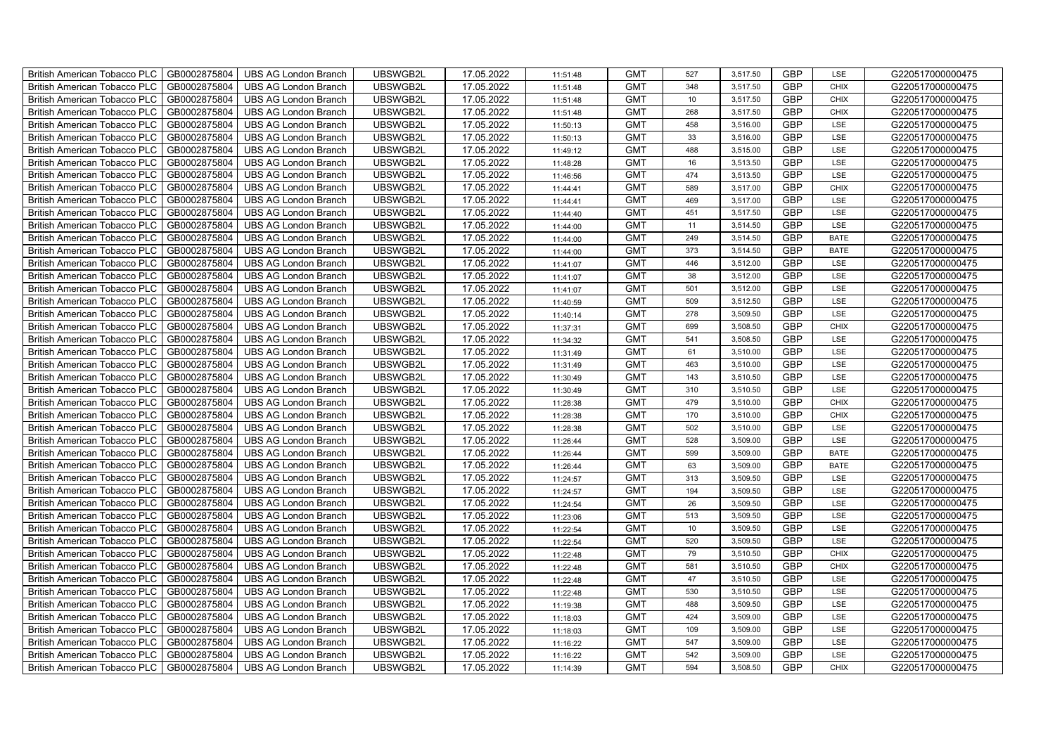| British American Tobacco PLC | GB0002875804 | UBS AG London Branch | UBSWGB2L | 17.05.2022 | 11:51:48 | GMT | 527 | 3,517.50 | GBP | LSE | G220517000000475 |
|---|---|---|---|---|---|---|---|---|---|---|---|
| British American Tobacco PLC | GB0002875804 | UBS AG London Branch | UBSWGB2L | 17.05.2022 | 11:51:48 | GMT | 348 | 3,517.50 | GBP | CHIX | G220517000000475 |
| British American Tobacco PLC | GB0002875804 | UBS AG London Branch | UBSWGB2L | 17.05.2022 | 11:51:48 | GMT | 10 | 3,517.50 | GBP | CHIX | G220517000000475 |
| British American Tobacco PLC | GB0002875804 | UBS AG London Branch | UBSWGB2L | 17.05.2022 | 11:51:48 | GMT | 268 | 3,517.50 | GBP | CHIX | G220517000000475 |
| British American Tobacco PLC | GB0002875804 | UBS AG London Branch | UBSWGB2L | 17.05.2022 | 11:50:13 | GMT | 458 | 3,516.00 | GBP | LSE | G220517000000475 |
| British American Tobacco PLC | GB0002875804 | UBS AG London Branch | UBSWGB2L | 17.05.2022 | 11:50:13 | GMT | 33 | 3,516.00 | GBP | LSE | G220517000000475 |
| British American Tobacco PLC | GB0002875804 | UBS AG London Branch | UBSWGB2L | 17.05.2022 | 11:49:12 | GMT | 488 | 3,515.00 | GBP | LSE | G220517000000475 |
| British American Tobacco PLC | GB0002875804 | UBS AG London Branch | UBSWGB2L | 17.05.2022 | 11:48:28 | GMT | 16 | 3,513.50 | GBP | LSE | G220517000000475 |
| British American Tobacco PLC | GB0002875804 | UBS AG London Branch | UBSWGB2L | 17.05.2022 | 11:46:56 | GMT | 474 | 3,513.50 | GBP | LSE | G220517000000475 |
| British American Tobacco PLC | GB0002875804 | UBS AG London Branch | UBSWGB2L | 17.05.2022 | 11:44:41 | GMT | 589 | 3,517.00 | GBP | CHIX | G220517000000475 |
| British American Tobacco PLC | GB0002875804 | UBS AG London Branch | UBSWGB2L | 17.05.2022 | 11:44:41 | GMT | 469 | 3,517.00 | GBP | LSE | G220517000000475 |
| British American Tobacco PLC | GB0002875804 | UBS AG London Branch | UBSWGB2L | 17.05.2022 | 11:44:40 | GMT | 451 | 3,517.50 | GBP | LSE | G220517000000475 |
| British American Tobacco PLC | GB0002875804 | UBS AG London Branch | UBSWGB2L | 17.05.2022 | 11:44:00 | GMT | 11 | 3,514.50 | GBP | LSE | G220517000000475 |
| British American Tobacco PLC | GB0002875804 | UBS AG London Branch | UBSWGB2L | 17.05.2022 | 11:44:00 | GMT | 249 | 3,514.50 | GBP | BATE | G220517000000475 |
| British American Tobacco PLC | GB0002875804 | UBS AG London Branch | UBSWGB2L | 17.05.2022 | 11:44:00 | GMT | 373 | 3,514.50 | GBP | BATE | G220517000000475 |
| British American Tobacco PLC | GB0002875804 | UBS AG London Branch | UBSWGB2L | 17.05.2022 | 11:41:07 | GMT | 446 | 3,512.00 | GBP | LSE | G220517000000475 |
| British American Tobacco PLC | GB0002875804 | UBS AG London Branch | UBSWGB2L | 17.05.2022 | 11:41:07 | GMT | 38 | 3,512.00 | GBP | LSE | G220517000000475 |
| British American Tobacco PLC | GB0002875804 | UBS AG London Branch | UBSWGB2L | 17.05.2022 | 11:41:07 | GMT | 501 | 3,512.00 | GBP | LSE | G220517000000475 |
| British American Tobacco PLC | GB0002875804 | UBS AG London Branch | UBSWGB2L | 17.05.2022 | 11:40:59 | GMT | 509 | 3,512.50 | GBP | LSE | G220517000000475 |
| British American Tobacco PLC | GB0002875804 | UBS AG London Branch | UBSWGB2L | 17.05.2022 | 11:40:14 | GMT | 278 | 3,509.50 | GBP | LSE | G220517000000475 |
| British American Tobacco PLC | GB0002875804 | UBS AG London Branch | UBSWGB2L | 17.05.2022 | 11:37:31 | GMT | 699 | 3,508.50 | GBP | CHIX | G220517000000475 |
| British American Tobacco PLC | GB0002875804 | UBS AG London Branch | UBSWGB2L | 17.05.2022 | 11:34:32 | GMT | 541 | 3,508.50 | GBP | LSE | G220517000000475 |
| British American Tobacco PLC | GB0002875804 | UBS AG London Branch | UBSWGB2L | 17.05.2022 | 11:31:49 | GMT | 61 | 3,510.00 | GBP | LSE | G220517000000475 |
| British American Tobacco PLC | GB0002875804 | UBS AG London Branch | UBSWGB2L | 17.05.2022 | 11:31:49 | GMT | 463 | 3,510.00 | GBP | LSE | G220517000000475 |
| British American Tobacco PLC | GB0002875804 | UBS AG London Branch | UBSWGB2L | 17.05.2022 | 11:30:49 | GMT | 143 | 3,510.50 | GBP | LSE | G220517000000475 |
| British American Tobacco PLC | GB0002875804 | UBS AG London Branch | UBSWGB2L | 17.05.2022 | 11:30:49 | GMT | 310 | 3,510.50 | GBP | LSE | G220517000000475 |
| British American Tobacco PLC | GB0002875804 | UBS AG London Branch | UBSWGB2L | 17.05.2022 | 11:28:38 | GMT | 479 | 3,510.00 | GBP | CHIX | G220517000000475 |
| British American Tobacco PLC | GB0002875804 | UBS AG London Branch | UBSWGB2L | 17.05.2022 | 11:28:38 | GMT | 170 | 3,510.00 | GBP | CHIX | G220517000000475 |
| British American Tobacco PLC | GB0002875804 | UBS AG London Branch | UBSWGB2L | 17.05.2022 | 11:28:38 | GMT | 502 | 3,510.00 | GBP | LSE | G220517000000475 |
| British American Tobacco PLC | GB0002875804 | UBS AG London Branch | UBSWGB2L | 17.05.2022 | 11:26:44 | GMT | 528 | 3,509.00 | GBP | LSE | G220517000000475 |
| British American Tobacco PLC | GB0002875804 | UBS AG London Branch | UBSWGB2L | 17.05.2022 | 11:26:44 | GMT | 599 | 3,509.00 | GBP | BATE | G220517000000475 |
| British American Tobacco PLC | GB0002875804 | UBS AG London Branch | UBSWGB2L | 17.05.2022 | 11:26:44 | GMT | 63 | 3,509.00 | GBP | BATE | G220517000000475 |
| British American Tobacco PLC | GB0002875804 | UBS AG London Branch | UBSWGB2L | 17.05.2022 | 11:24:57 | GMT | 313 | 3,509.50 | GBP | LSE | G220517000000475 |
| British American Tobacco PLC | GB0002875804 | UBS AG London Branch | UBSWGB2L | 17.05.2022 | 11:24:57 | GMT | 194 | 3,509.50 | GBP | LSE | G220517000000475 |
| British American Tobacco PLC | GB0002875804 | UBS AG London Branch | UBSWGB2L | 17.05.2022 | 11:24:54 | GMT | 26 | 3,509.50 | GBP | LSE | G220517000000475 |
| British American Tobacco PLC | GB0002875804 | UBS AG London Branch | UBSWGB2L | 17.05.2022 | 11:23:06 | GMT | 513 | 3,509.50 | GBP | LSE | G220517000000475 |
| British American Tobacco PLC | GB0002875804 | UBS AG London Branch | UBSWGB2L | 17.05.2022 | 11:22:54 | GMT | 10 | 3,509.50 | GBP | LSE | G220517000000475 |
| British American Tobacco PLC | GB0002875804 | UBS AG London Branch | UBSWGB2L | 17.05.2022 | 11:22:54 | GMT | 520 | 3,509.50 | GBP | LSE | G220517000000475 |
| British American Tobacco PLC | GB0002875804 | UBS AG London Branch | UBSWGB2L | 17.05.2022 | 11:22:48 | GMT | 79 | 3,510.50 | GBP | CHIX | G220517000000475 |
| British American Tobacco PLC | GB0002875804 | UBS AG London Branch | UBSWGB2L | 17.05.2022 | 11:22:48 | GMT | 581 | 3,510.50 | GBP | CHIX | G220517000000475 |
| British American Tobacco PLC | GB0002875804 | UBS AG London Branch | UBSWGB2L | 17.05.2022 | 11:22:48 | GMT | 47 | 3,510.50 | GBP | LSE | G220517000000475 |
| British American Tobacco PLC | GB0002875804 | UBS AG London Branch | UBSWGB2L | 17.05.2022 | 11:22:48 | GMT | 530 | 3,510.50 | GBP | LSE | G220517000000475 |
| British American Tobacco PLC | GB0002875804 | UBS AG London Branch | UBSWGB2L | 17.05.2022 | 11:19:38 | GMT | 488 | 3,509.50 | GBP | LSE | G220517000000475 |
| British American Tobacco PLC | GB0002875804 | UBS AG London Branch | UBSWGB2L | 17.05.2022 | 11:18:03 | GMT | 424 | 3,509.00 | GBP | LSE | G220517000000475 |
| British American Tobacco PLC | GB0002875804 | UBS AG London Branch | UBSWGB2L | 17.05.2022 | 11:18:03 | GMT | 109 | 3,509.00 | GBP | LSE | G220517000000475 |
| British American Tobacco PLC | GB0002875804 | UBS AG London Branch | UBSWGB2L | 17.05.2022 | 11:16:22 | GMT | 547 | 3,509.00 | GBP | LSE | G220517000000475 |
| British American Tobacco PLC | GB0002875804 | UBS AG London Branch | UBSWGB2L | 17.05.2022 | 11:16:22 | GMT | 542 | 3,509.00 | GBP | LSE | G220517000000475 |
| British American Tobacco PLC | GB0002875804 | UBS AG London Branch | UBSWGB2L | 17.05.2022 | 11:14:39 | GMT | 594 | 3,508.50 | GBP | CHIX | G220517000000475 |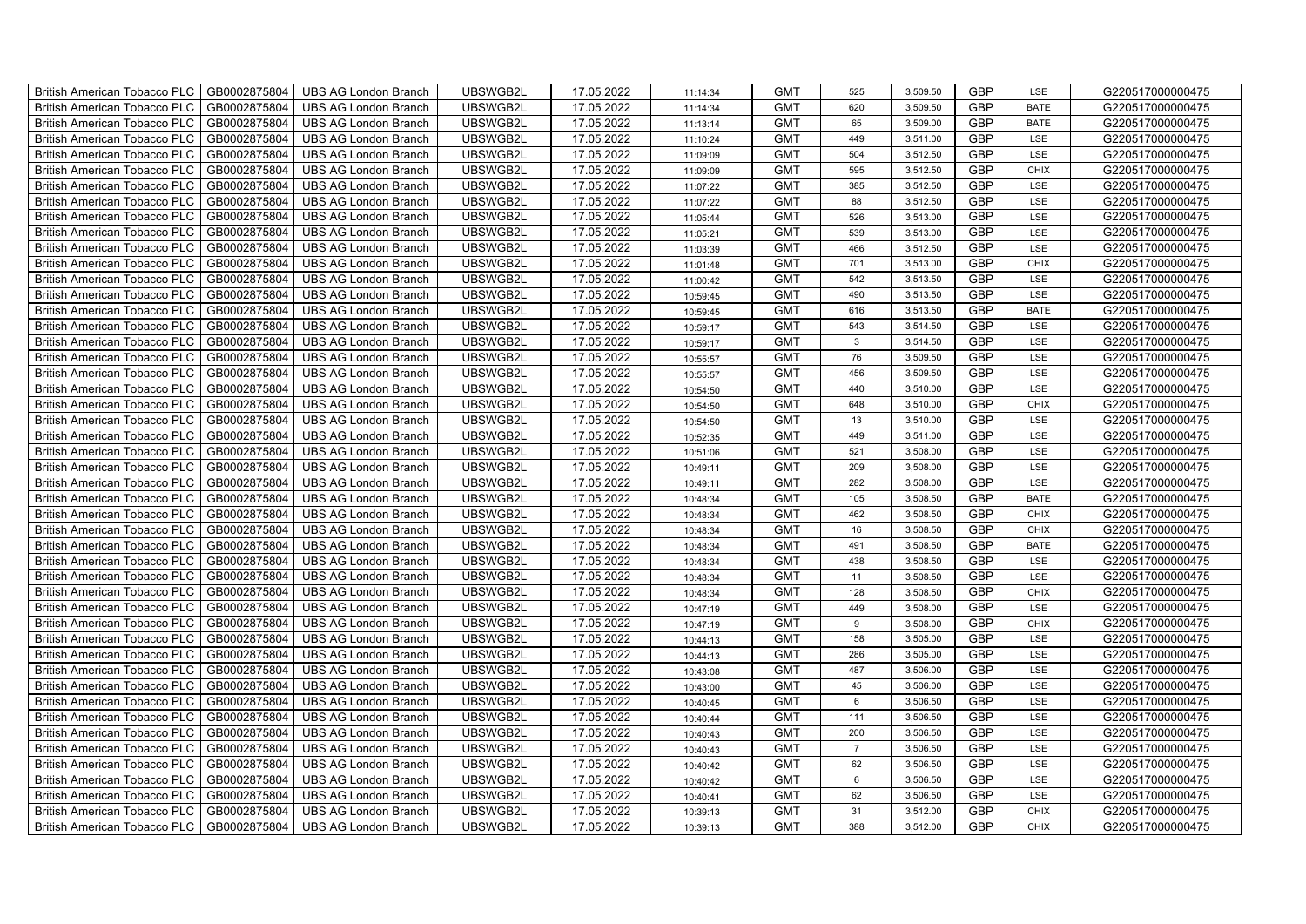| British American Tobacco PLC | GB0002875804 | UBS AG London Branch | UBSWGB2L | 17.05.2022 | 11:14:34 | GMT | 525 | 3,509.50 | GBP | LSE | G220517000000475 |
|---|---|---|---|---|---|---|---|---|---|---|---|
| British American Tobacco PLC | GB0002875804 | UBS AG London Branch | UBSWGB2L | 17.05.2022 | 11:14:34 | GMT | 620 | 3,509.50 | GBP | BATE | G220517000000475 |
| British American Tobacco PLC | GB0002875804 | UBS AG London Branch | UBSWGB2L | 17.05.2022 | 11:13:14 | GMT | 65 | 3,509.00 | GBP | BATE | G220517000000475 |
| British American Tobacco PLC | GB0002875804 | UBS AG London Branch | UBSWGB2L | 17.05.2022 | 11:10:24 | GMT | 449 | 3,511.00 | GBP | LSE | G220517000000475 |
| British American Tobacco PLC | GB0002875804 | UBS AG London Branch | UBSWGB2L | 17.05.2022 | 11:09:09 | GMT | 504 | 3,512.50 | GBP | LSE | G220517000000475 |
| British American Tobacco PLC | GB0002875804 | UBS AG London Branch | UBSWGB2L | 17.05.2022 | 11:09:09 | GMT | 595 | 3,512.50 | GBP | CHIX | G220517000000475 |
| British American Tobacco PLC | GB0002875804 | UBS AG London Branch | UBSWGB2L | 17.05.2022 | 11:07:22 | GMT | 385 | 3,512.50 | GBP | LSE | G220517000000475 |
| British American Tobacco PLC | GB0002875804 | UBS AG London Branch | UBSWGB2L | 17.05.2022 | 11:07:22 | GMT | 88 | 3,512.50 | GBP | LSE | G220517000000475 |
| British American Tobacco PLC | GB0002875804 | UBS AG London Branch | UBSWGB2L | 17.05.2022 | 11:05:44 | GMT | 526 | 3,513.00 | GBP | LSE | G220517000000475 |
| British American Tobacco PLC | GB0002875804 | UBS AG London Branch | UBSWGB2L | 17.05.2022 | 11:05:21 | GMT | 539 | 3,513.00 | GBP | LSE | G220517000000475 |
| British American Tobacco PLC | GB0002875804 | UBS AG London Branch | UBSWGB2L | 17.05.2022 | 11:03:39 | GMT | 466 | 3,512.50 | GBP | LSE | G220517000000475 |
| British American Tobacco PLC | GB0002875804 | UBS AG London Branch | UBSWGB2L | 17.05.2022 | 11:01:48 | GMT | 701 | 3,513.00 | GBP | CHIX | G220517000000475 |
| British American Tobacco PLC | GB0002875804 | UBS AG London Branch | UBSWGB2L | 17.05.2022 | 11:00:42 | GMT | 542 | 3,513.50 | GBP | LSE | G220517000000475 |
| British American Tobacco PLC | GB0002875804 | UBS AG London Branch | UBSWGB2L | 17.05.2022 | 10:59:45 | GMT | 490 | 3,513.50 | GBP | LSE | G220517000000475 |
| British American Tobacco PLC | GB0002875804 | UBS AG London Branch | UBSWGB2L | 17.05.2022 | 10:59:45 | GMT | 616 | 3,513.50 | GBP | BATE | G220517000000475 |
| British American Tobacco PLC | GB0002875804 | UBS AG London Branch | UBSWGB2L | 17.05.2022 | 10:59:17 | GMT | 543 | 3,514.50 | GBP | LSE | G220517000000475 |
| British American Tobacco PLC | GB0002875804 | UBS AG London Branch | UBSWGB2L | 17.05.2022 | 10:59:17 | GMT | 3 | 3,514.50 | GBP | LSE | G220517000000475 |
| British American Tobacco PLC | GB0002875804 | UBS AG London Branch | UBSWGB2L | 17.05.2022 | 10:55:57 | GMT | 76 | 3,509.50 | GBP | LSE | G220517000000475 |
| British American Tobacco PLC | GB0002875804 | UBS AG London Branch | UBSWGB2L | 17.05.2022 | 10:55:57 | GMT | 456 | 3,509.50 | GBP | LSE | G220517000000475 |
| British American Tobacco PLC | GB0002875804 | UBS AG London Branch | UBSWGB2L | 17.05.2022 | 10:54:50 | GMT | 440 | 3,510.00 | GBP | LSE | G220517000000475 |
| British American Tobacco PLC | GB0002875804 | UBS AG London Branch | UBSWGB2L | 17.05.2022 | 10:54:50 | GMT | 648 | 3,510.00 | GBP | CHIX | G220517000000475 |
| British American Tobacco PLC | GB0002875804 | UBS AG London Branch | UBSWGB2L | 17.05.2022 | 10:54:50 | GMT | 13 | 3,510.00 | GBP | LSE | G220517000000475 |
| British American Tobacco PLC | GB0002875804 | UBS AG London Branch | UBSWGB2L | 17.05.2022 | 10:52:35 | GMT | 449 | 3,511.00 | GBP | LSE | G220517000000475 |
| British American Tobacco PLC | GB0002875804 | UBS AG London Branch | UBSWGB2L | 17.05.2022 | 10:51:06 | GMT | 521 | 3,508.00 | GBP | LSE | G220517000000475 |
| British American Tobacco PLC | GB0002875804 | UBS AG London Branch | UBSWGB2L | 17.05.2022 | 10:49:11 | GMT | 209 | 3,508.00 | GBP | LSE | G220517000000475 |
| British American Tobacco PLC | GB0002875804 | UBS AG London Branch | UBSWGB2L | 17.05.2022 | 10:49:11 | GMT | 282 | 3,508.00 | GBP | LSE | G220517000000475 |
| British American Tobacco PLC | GB0002875804 | UBS AG London Branch | UBSWGB2L | 17.05.2022 | 10:48:34 | GMT | 105 | 3,508.50 | GBP | BATE | G220517000000475 |
| British American Tobacco PLC | GB0002875804 | UBS AG London Branch | UBSWGB2L | 17.05.2022 | 10:48:34 | GMT | 462 | 3,508.50 | GBP | CHIX | G220517000000475 |
| British American Tobacco PLC | GB0002875804 | UBS AG London Branch | UBSWGB2L | 17.05.2022 | 10:48:34 | GMT | 16 | 3,508.50 | GBP | CHIX | G220517000000475 |
| British American Tobacco PLC | GB0002875804 | UBS AG London Branch | UBSWGB2L | 17.05.2022 | 10:48:34 | GMT | 491 | 3,508.50 | GBP | BATE | G220517000000475 |
| British American Tobacco PLC | GB0002875804 | UBS AG London Branch | UBSWGB2L | 17.05.2022 | 10:48:34 | GMT | 438 | 3,508.50 | GBP | LSE | G220517000000475 |
| British American Tobacco PLC | GB0002875804 | UBS AG London Branch | UBSWGB2L | 17.05.2022 | 10:48:34 | GMT | 11 | 3,508.50 | GBP | LSE | G220517000000475 |
| British American Tobacco PLC | GB0002875804 | UBS AG London Branch | UBSWGB2L | 17.05.2022 | 10:48:34 | GMT | 128 | 3,508.50 | GBP | CHIX | G220517000000475 |
| British American Tobacco PLC | GB0002875804 | UBS AG London Branch | UBSWGB2L | 17.05.2022 | 10:47:19 | GMT | 449 | 3,508.00 | GBP | LSE | G220517000000475 |
| British American Tobacco PLC | GB0002875804 | UBS AG London Branch | UBSWGB2L | 17.05.2022 | 10:47:19 | GMT | 9 | 3,508.00 | GBP | CHIX | G220517000000475 |
| British American Tobacco PLC | GB0002875804 | UBS AG London Branch | UBSWGB2L | 17.05.2022 | 10:44:13 | GMT | 158 | 3,505.00 | GBP | LSE | G220517000000475 |
| British American Tobacco PLC | GB0002875804 | UBS AG London Branch | UBSWGB2L | 17.05.2022 | 10:44:13 | GMT | 286 | 3,505.00 | GBP | LSE | G220517000000475 |
| British American Tobacco PLC | GB0002875804 | UBS AG London Branch | UBSWGB2L | 17.05.2022 | 10:43:08 | GMT | 487 | 3,506.00 | GBP | LSE | G220517000000475 |
| British American Tobacco PLC | GB0002875804 | UBS AG London Branch | UBSWGB2L | 17.05.2022 | 10:43:00 | GMT | 45 | 3,506.00 | GBP | LSE | G220517000000475 |
| British American Tobacco PLC | GB0002875804 | UBS AG London Branch | UBSWGB2L | 17.05.2022 | 10:40:45 | GMT | 6 | 3,506.50 | GBP | LSE | G220517000000475 |
| British American Tobacco PLC | GB0002875804 | UBS AG London Branch | UBSWGB2L | 17.05.2022 | 10:40:44 | GMT | 111 | 3,506.50 | GBP | LSE | G220517000000475 |
| British American Tobacco PLC | GB0002875804 | UBS AG London Branch | UBSWGB2L | 17.05.2022 | 10:40:43 | GMT | 200 | 3,506.50 | GBP | LSE | G220517000000475 |
| British American Tobacco PLC | GB0002875804 | UBS AG London Branch | UBSWGB2L | 17.05.2022 | 10:40:43 | GMT | 7 | 3,506.50 | GBP | LSE | G220517000000475 |
| British American Tobacco PLC | GB0002875804 | UBS AG London Branch | UBSWGB2L | 17.05.2022 | 10:40:42 | GMT | 62 | 3,506.50 | GBP | LSE | G220517000000475 |
| British American Tobacco PLC | GB0002875804 | UBS AG London Branch | UBSWGB2L | 17.05.2022 | 10:40:42 | GMT | 6 | 3,506.50 | GBP | LSE | G220517000000475 |
| British American Tobacco PLC | GB0002875804 | UBS AG London Branch | UBSWGB2L | 17.05.2022 | 10:40:41 | GMT | 62 | 3,506.50 | GBP | LSE | G220517000000475 |
| British American Tobacco PLC | GB0002875804 | UBS AG London Branch | UBSWGB2L | 17.05.2022 | 10:39:13 | GMT | 31 | 3,512.00 | GBP | CHIX | G220517000000475 |
| British American Tobacco PLC | GB0002875804 | UBS AG London Branch | UBSWGB2L | 17.05.2022 | 10:39:13 | GMT | 388 | 3,512.00 | GBP | CHIX | G220517000000475 |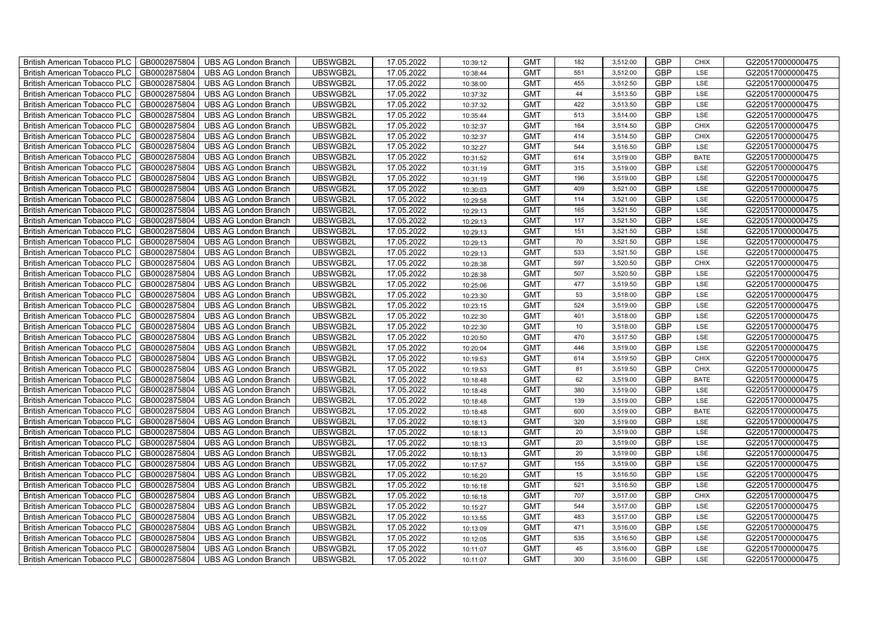| British American Tobacco PLC | GB0002875804 | UBS AG London Branch | UBSWGB2L | 17.05.2022 | 10:39:12 | GMT | 182 | 3,512.00 | GBP | CHIX | G220517000000475 |
|---|---|---|---|---|---|---|---|---|---|---|---|
| British American Tobacco PLC | GB0002875804 | UBS AG London Branch | UBSWGB2L | 17.05.2022 | 10:38:44 | GMT | 551 | 3,512.00 | GBP | LSE | G220517000000475 |
| British American Tobacco PLC | GB0002875804 | UBS AG London Branch | UBSWGB2L | 17.05.2022 | 10:38:00 | GMT | 455 | 3,512.50 | GBP | LSE | G220517000000475 |
| British American Tobacco PLC | GB0002875804 | UBS AG London Branch | UBSWGB2L | 17.05.2022 | 10:37:32 | GMT | 44 | 3,513.50 | GBP | LSE | G220517000000475 |
| British American Tobacco PLC | GB0002875804 | UBS AG London Branch | UBSWGB2L | 17.05.2022 | 10:37:32 | GMT | 422 | 3,513.50 | GBP | LSE | G220517000000475 |
| British American Tobacco PLC | GB0002875804 | UBS AG London Branch | UBSWGB2L | 17.05.2022 | 10:35:44 | GMT | 513 | 3,514.00 | GBP | LSE | G220517000000475 |
| British American Tobacco PLC | GB0002875804 | UBS AG London Branch | UBSWGB2L | 17.05.2022 | 10:32:37 | GMT | 164 | 3,514.50 | GBP | CHIX | G220517000000475 |
| British American Tobacco PLC | GB0002875804 | UBS AG London Branch | UBSWGB2L | 17.05.2022 | 10:32:37 | GMT | 414 | 3,514.50 | GBP | CHIX | G220517000000475 |
| British American Tobacco PLC | GB0002875804 | UBS AG London Branch | UBSWGB2L | 17.05.2022 | 10:32:27 | GMT | 544 | 3,516.50 | GBP | LSE | G220517000000475 |
| British American Tobacco PLC | GB0002875804 | UBS AG London Branch | UBSWGB2L | 17.05.2022 | 10:31:52 | GMT | 614 | 3,519.00 | GBP | BATE | G220517000000475 |
| British American Tobacco PLC | GB0002875804 | UBS AG London Branch | UBSWGB2L | 17.05.2022 | 10:31:19 | GMT | 315 | 3,519.00 | GBP | LSE | G220517000000475 |
| British American Tobacco PLC | GB0002875804 | UBS AG London Branch | UBSWGB2L | 17.05.2022 | 10:31:19 | GMT | 196 | 3,519.00 | GBP | LSE | G220517000000475 |
| British American Tobacco PLC | GB0002875804 | UBS AG London Branch | UBSWGB2L | 17.05.2022 | 10:30:03 | GMT | 409 | 3,521.00 | GBP | LSE | G220517000000475 |
| British American Tobacco PLC | GB0002875804 | UBS AG London Branch | UBSWGB2L | 17.05.2022 | 10:29:58 | GMT | 114 | 3,521.00 | GBP | LSE | G220517000000475 |
| British American Tobacco PLC | GB0002875804 | UBS AG London Branch | UBSWGB2L | 17.05.2022 | 10:29:13 | GMT | 165 | 3,521.50 | GBP | LSE | G220517000000475 |
| British American Tobacco PLC | GB0002875804 | UBS AG London Branch | UBSWGB2L | 17.05.2022 | 10:29:13 | GMT | 117 | 3,521.50 | GBP | LSE | G220517000000475 |
| British American Tobacco PLC | GB0002875804 | UBS AG London Branch | UBSWGB2L | 17.05.2022 | 10:29:13 | GMT | 151 | 3,521.50 | GBP | LSE | G220517000000475 |
| British American Tobacco PLC | GB0002875804 | UBS AG London Branch | UBSWGB2L | 17.05.2022 | 10:29:13 | GMT | 70 | 3,521.50 | GBP | LSE | G220517000000475 |
| British American Tobacco PLC | GB0002875804 | UBS AG London Branch | UBSWGB2L | 17.05.2022 | 10:29:13 | GMT | 533 | 3,521.50 | GBP | LSE | G220517000000475 |
| British American Tobacco PLC | GB0002875804 | UBS AG London Branch | UBSWGB2L | 17.05.2022 | 10:28:38 | GMT | 597 | 3,520.50 | GBP | CHIX | G220517000000475 |
| British American Tobacco PLC | GB0002875804 | UBS AG London Branch | UBSWGB2L | 17.05.2022 | 10:28:38 | GMT | 507 | 3,520.50 | GBP | LSE | G220517000000475 |
| British American Tobacco PLC | GB0002875804 | UBS AG London Branch | UBSWGB2L | 17.05.2022 | 10:25:06 | GMT | 477 | 3,519.50 | GBP | LSE | G220517000000475 |
| British American Tobacco PLC | GB0002875804 | UBS AG London Branch | UBSWGB2L | 17.05.2022 | 10:23:30 | GMT | 53 | 3,518.00 | GBP | LSE | G220517000000475 |
| British American Tobacco PLC | GB0002875804 | UBS AG London Branch | UBSWGB2L | 17.05.2022 | 10:23:15 | GMT | 524 | 3,519.00 | GBP | LSE | G220517000000475 |
| British American Tobacco PLC | GB0002875804 | UBS AG London Branch | UBSWGB2L | 17.05.2022 | 10:22:30 | GMT | 401 | 3,518.00 | GBP | LSE | G220517000000475 |
| British American Tobacco PLC | GB0002875804 | UBS AG London Branch | UBSWGB2L | 17.05.2022 | 10:22:30 | GMT | 10 | 3,518.00 | GBP | LSE | G220517000000475 |
| British American Tobacco PLC | GB0002875804 | UBS AG London Branch | UBSWGB2L | 17.05.2022 | 10:20:50 | GMT | 470 | 3,517.50 | GBP | LSE | G220517000000475 |
| British American Tobacco PLC | GB0002875804 | UBS AG London Branch | UBSWGB2L | 17.05.2022 | 10:20:04 | GMT | 446 | 3,519.00 | GBP | LSE | G220517000000475 |
| British American Tobacco PLC | GB0002875804 | UBS AG London Branch | UBSWGB2L | 17.05.2022 | 10:19:53 | GMT | 614 | 3,519.50 | GBP | CHIX | G220517000000475 |
| British American Tobacco PLC | GB0002875804 | UBS AG London Branch | UBSWGB2L | 17.05.2022 | 10:19:53 | GMT | 81 | 3,519.50 | GBP | CHIX | G220517000000475 |
| British American Tobacco PLC | GB0002875804 | UBS AG London Branch | UBSWGB2L | 17.05.2022 | 10:18:48 | GMT | 62 | 3,519.00 | GBP | BATE | G220517000000475 |
| British American Tobacco PLC | GB0002875804 | UBS AG London Branch | UBSWGB2L | 17.05.2022 | 10:18:48 | GMT | 380 | 3,519.00 | GBP | LSE | G220517000000475 |
| British American Tobacco PLC | GB0002875804 | UBS AG London Branch | UBSWGB2L | 17.05.2022 | 10:18:48 | GMT | 139 | 3,519.00 | GBP | LSE | G220517000000475 |
| British American Tobacco PLC | GB0002875804 | UBS AG London Branch | UBSWGB2L | 17.05.2022 | 10:18:48 | GMT | 600 | 3,519.00 | GBP | BATE | G220517000000475 |
| British American Tobacco PLC | GB0002875804 | UBS AG London Branch | UBSWGB2L | 17.05.2022 | 10:18:13 | GMT | 320 | 3,519.00 | GBP | LSE | G220517000000475 |
| British American Tobacco PLC | GB0002875804 | UBS AG London Branch | UBSWGB2L | 17.05.2022 | 10:18:13 | GMT | 20 | 3,519.00 | GBP | LSE | G220517000000475 |
| British American Tobacco PLC | GB0002875804 | UBS AG London Branch | UBSWGB2L | 17.05.2022 | 10:18:13 | GMT | 20 | 3,519.00 | GBP | LSE | G220517000000475 |
| British American Tobacco PLC | GB0002875804 | UBS AG London Branch | UBSWGB2L | 17.05.2022 | 10:18:13 | GMT | 20 | 3,519.00 | GBP | LSE | G220517000000475 |
| British American Tobacco PLC | GB0002875804 | UBS AG London Branch | UBSWGB2L | 17.05.2022 | 10:17:57 | GMT | 155 | 3,519.00 | GBP | LSE | G220517000000475 |
| British American Tobacco PLC | GB0002875804 | UBS AG London Branch | UBSWGB2L | 17.05.2022 | 10:16:20 | GMT | 15 | 3,516.50 | GBP | LSE | G220517000000475 |
| British American Tobacco PLC | GB0002875804 | UBS AG London Branch | UBSWGB2L | 17.05.2022 | 10:16:18 | GMT | 521 | 3,516.50 | GBP | LSE | G220517000000475 |
| British American Tobacco PLC | GB0002875804 | UBS AG London Branch | UBSWGB2L | 17.05.2022 | 10:16:18 | GMT | 707 | 3,517.00 | GBP | CHIX | G220517000000475 |
| British American Tobacco PLC | GB0002875804 | UBS AG London Branch | UBSWGB2L | 17.05.2022 | 10:15:27 | GMT | 544 | 3,517.00 | GBP | LSE | G220517000000475 |
| British American Tobacco PLC | GB0002875804 | UBS AG London Branch | UBSWGB2L | 17.05.2022 | 10:13:55 | GMT | 483 | 3,517.00 | GBP | LSE | G220517000000475 |
| British American Tobacco PLC | GB0002875804 | UBS AG London Branch | UBSWGB2L | 17.05.2022 | 10:13:09 | GMT | 471 | 3,516.00 | GBP | LSE | G220517000000475 |
| British American Tobacco PLC | GB0002875804 | UBS AG London Branch | UBSWGB2L | 17.05.2022 | 10:12:05 | GMT | 535 | 3,516.50 | GBP | LSE | G220517000000475 |
| British American Tobacco PLC | GB0002875804 | UBS AG London Branch | UBSWGB2L | 17.05.2022 | 10:11:07 | GMT | 45 | 3,516.00 | GBP | LSE | G220517000000475 |
| British American Tobacco PLC | GB0002875804 | UBS AG London Branch | UBSWGB2L | 17.05.2022 | 10:11:07 | GMT | 300 | 3,516.00 | GBP | LSE | G220517000000475 |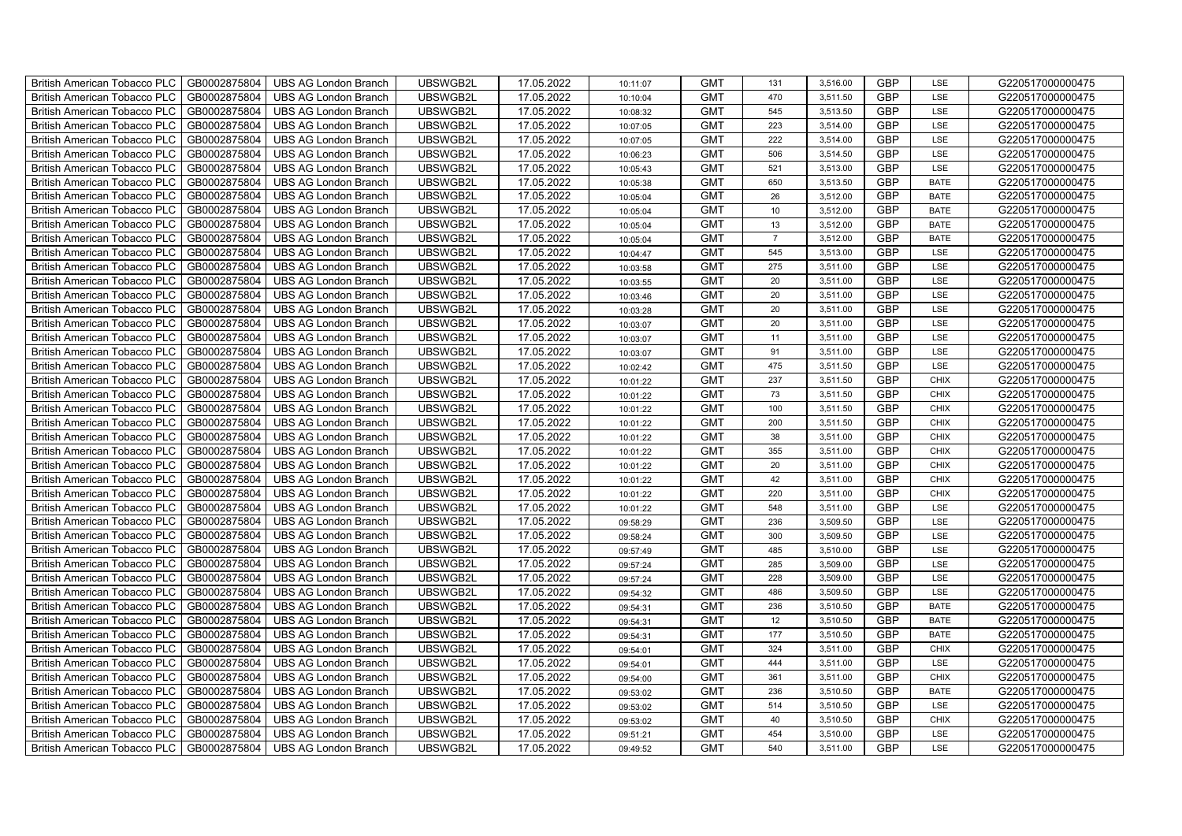| British American Tobacco PLC | GB0002875804 | UBS AG London Branch | UBSWGB2L | 17.05.2022 | 10:11:07 | GMT | 131 | 3,516.00 | GBP | LSE | G220517000000475 |
|---|---|---|---|---|---|---|---|---|---|---|---|
| British American Tobacco PLC | GB0002875804 | UBS AG London Branch | UBSWGB2L | 17.05.2022 | 10:10:04 | GMT | 470 | 3,511.50 | GBP | LSE | G220517000000475 |
| British American Tobacco PLC | GB0002875804 | UBS AG London Branch | UBSWGB2L | 17.05.2022 | 10:08:32 | GMT | 545 | 3,513.50 | GBP | LSE | G220517000000475 |
| British American Tobacco PLC | GB0002875804 | UBS AG London Branch | UBSWGB2L | 17.05.2022 | 10:07:05 | GMT | 223 | 3,514.00 | GBP | LSE | G220517000000475 |
| British American Tobacco PLC | GB0002875804 | UBS AG London Branch | UBSWGB2L | 17.05.2022 | 10:07:05 | GMT | 222 | 3,514.00 | GBP | LSE | G220517000000475 |
| British American Tobacco PLC | GB0002875804 | UBS AG London Branch | UBSWGB2L | 17.05.2022 | 10:06:23 | GMT | 506 | 3,514.50 | GBP | LSE | G220517000000475 |
| British American Tobacco PLC | GB0002875804 | UBS AG London Branch | UBSWGB2L | 17.05.2022 | 10:05:43 | GMT | 521 | 3,513.00 | GBP | LSE | G220517000000475 |
| British American Tobacco PLC | GB0002875804 | UBS AG London Branch | UBSWGB2L | 17.05.2022 | 10:05:38 | GMT | 650 | 3,513.50 | GBP | BATE | G220517000000475 |
| British American Tobacco PLC | GB0002875804 | UBS AG London Branch | UBSWGB2L | 17.05.2022 | 10:05:04 | GMT | 26 | 3,512.00 | GBP | BATE | G220517000000475 |
| British American Tobacco PLC | GB0002875804 | UBS AG London Branch | UBSWGB2L | 17.05.2022 | 10:05:04 | GMT | 10 | 3,512.00 | GBP | BATE | G220517000000475 |
| British American Tobacco PLC | GB0002875804 | UBS AG London Branch | UBSWGB2L | 17.05.2022 | 10:05:04 | GMT | 13 | 3,512.00 | GBP | BATE | G220517000000475 |
| British American Tobacco PLC | GB0002875804 | UBS AG London Branch | UBSWGB2L | 17.05.2022 | 10:05:04 | GMT | 7 | 3,512.00 | GBP | BATE | G220517000000475 |
| British American Tobacco PLC | GB0002875804 | UBS AG London Branch | UBSWGB2L | 17.05.2022 | 10:04:47 | GMT | 545 | 3,513.00 | GBP | LSE | G220517000000475 |
| British American Tobacco PLC | GB0002875804 | UBS AG London Branch | UBSWGB2L | 17.05.2022 | 10:03:58 | GMT | 275 | 3,511.00 | GBP | LSE | G220517000000475 |
| British American Tobacco PLC | GB0002875804 | UBS AG London Branch | UBSWGB2L | 17.05.2022 | 10:03:55 | GMT | 20 | 3,511.00 | GBP | LSE | G220517000000475 |
| British American Tobacco PLC | GB0002875804 | UBS AG London Branch | UBSWGB2L | 17.05.2022 | 10:03:46 | GMT | 20 | 3,511.00 | GBP | LSE | G220517000000475 |
| British American Tobacco PLC | GB0002875804 | UBS AG London Branch | UBSWGB2L | 17.05.2022 | 10:03:28 | GMT | 20 | 3,511.00 | GBP | LSE | G220517000000475 |
| British American Tobacco PLC | GB0002875804 | UBS AG London Branch | UBSWGB2L | 17.05.2022 | 10:03:07 | GMT | 20 | 3,511.00 | GBP | LSE | G220517000000475 |
| British American Tobacco PLC | GB0002875804 | UBS AG London Branch | UBSWGB2L | 17.05.2022 | 10:03:07 | GMT | 11 | 3,511.00 | GBP | LSE | G220517000000475 |
| British American Tobacco PLC | GB0002875804 | UBS AG London Branch | UBSWGB2L | 17.05.2022 | 10:03:07 | GMT | 91 | 3,511.00 | GBP | LSE | G220517000000475 |
| British American Tobacco PLC | GB0002875804 | UBS AG London Branch | UBSWGB2L | 17.05.2022 | 10:02:42 | GMT | 475 | 3,511.50 | GBP | LSE | G220517000000475 |
| British American Tobacco PLC | GB0002875804 | UBS AG London Branch | UBSWGB2L | 17.05.2022 | 10:01:22 | GMT | 237 | 3,511.50 | GBP | CHIX | G220517000000475 |
| British American Tobacco PLC | GB0002875804 | UBS AG London Branch | UBSWGB2L | 17.05.2022 | 10:01:22 | GMT | 73 | 3,511.50 | GBP | CHIX | G220517000000475 |
| British American Tobacco PLC | GB0002875804 | UBS AG London Branch | UBSWGB2L | 17.05.2022 | 10:01:22 | GMT | 100 | 3,511.50 | GBP | CHIX | G220517000000475 |
| British American Tobacco PLC | GB0002875804 | UBS AG London Branch | UBSWGB2L | 17.05.2022 | 10:01:22 | GMT | 200 | 3,511.50 | GBP | CHIX | G220517000000475 |
| British American Tobacco PLC | GB0002875804 | UBS AG London Branch | UBSWGB2L | 17.05.2022 | 10:01:22 | GMT | 38 | 3,511.00 | GBP | CHIX | G220517000000475 |
| British American Tobacco PLC | GB0002875804 | UBS AG London Branch | UBSWGB2L | 17.05.2022 | 10:01:22 | GMT | 355 | 3,511.00 | GBP | CHIX | G220517000000475 |
| British American Tobacco PLC | GB0002875804 | UBS AG London Branch | UBSWGB2L | 17.05.2022 | 10:01:22 | GMT | 20 | 3,511.00 | GBP | CHIX | G220517000000475 |
| British American Tobacco PLC | GB0002875804 | UBS AG London Branch | UBSWGB2L | 17.05.2022 | 10:01:22 | GMT | 42 | 3,511.00 | GBP | CHIX | G220517000000475 |
| British American Tobacco PLC | GB0002875804 | UBS AG London Branch | UBSWGB2L | 17.05.2022 | 10:01:22 | GMT | 220 | 3,511.00 | GBP | CHIX | G220517000000475 |
| British American Tobacco PLC | GB0002875804 | UBS AG London Branch | UBSWGB2L | 17.05.2022 | 10:01:22 | GMT | 548 | 3,511.00 | GBP | LSE | G220517000000475 |
| British American Tobacco PLC | GB0002875804 | UBS AG London Branch | UBSWGB2L | 17.05.2022 | 09:58:29 | GMT | 236 | 3,509.50 | GBP | LSE | G220517000000475 |
| British American Tobacco PLC | GB0002875804 | UBS AG London Branch | UBSWGB2L | 17.05.2022 | 09:58:24 | GMT | 300 | 3,509.50 | GBP | LSE | G220517000000475 |
| British American Tobacco PLC | GB0002875804 | UBS AG London Branch | UBSWGB2L | 17.05.2022 | 09:57:49 | GMT | 485 | 3,510.00 | GBP | LSE | G220517000000475 |
| British American Tobacco PLC | GB0002875804 | UBS AG London Branch | UBSWGB2L | 17.05.2022 | 09:57:24 | GMT | 285 | 3,509.00 | GBP | LSE | G220517000000475 |
| British American Tobacco PLC | GB0002875804 | UBS AG London Branch | UBSWGB2L | 17.05.2022 | 09:57:24 | GMT | 228 | 3,509.00 | GBP | LSE | G220517000000475 |
| British American Tobacco PLC | GB0002875804 | UBS AG London Branch | UBSWGB2L | 17.05.2022 | 09:54:32 | GMT | 486 | 3,509.50 | GBP | LSE | G220517000000475 |
| British American Tobacco PLC | GB0002875804 | UBS AG London Branch | UBSWGB2L | 17.05.2022 | 09:54:31 | GMT | 236 | 3,510.50 | GBP | BATE | G220517000000475 |
| British American Tobacco PLC | GB0002875804 | UBS AG London Branch | UBSWGB2L | 17.05.2022 | 09:54:31 | GMT | 12 | 3,510.50 | GBP | BATE | G220517000000475 |
| British American Tobacco PLC | GB0002875804 | UBS AG London Branch | UBSWGB2L | 17.05.2022 | 09:54:31 | GMT | 177 | 3,510.50 | GBP | BATE | G220517000000475 |
| British American Tobacco PLC | GB0002875804 | UBS AG London Branch | UBSWGB2L | 17.05.2022 | 09:54:01 | GMT | 324 | 3,511.00 | GBP | CHIX | G220517000000475 |
| British American Tobacco PLC | GB0002875804 | UBS AG London Branch | UBSWGB2L | 17.05.2022 | 09:54:01 | GMT | 444 | 3,511.00 | GBP | LSE | G220517000000475 |
| British American Tobacco PLC | GB0002875804 | UBS AG London Branch | UBSWGB2L | 17.05.2022 | 09:54:00 | GMT | 361 | 3,511.00 | GBP | CHIX | G220517000000475 |
| British American Tobacco PLC | GB0002875804 | UBS AG London Branch | UBSWGB2L | 17.05.2022 | 09:53:02 | GMT | 236 | 3,510.50 | GBP | BATE | G220517000000475 |
| British American Tobacco PLC | GB0002875804 | UBS AG London Branch | UBSWGB2L | 17.05.2022 | 09:53:02 | GMT | 514 | 3,510.50 | GBP | LSE | G220517000000475 |
| British American Tobacco PLC | GB0002875804 | UBS AG London Branch | UBSWGB2L | 17.05.2022 | 09:53:02 | GMT | 40 | 3,510.50 | GBP | CHIX | G220517000000475 |
| British American Tobacco PLC | GB0002875804 | UBS AG London Branch | UBSWGB2L | 17.05.2022 | 09:51:21 | GMT | 454 | 3,510.00 | GBP | LSE | G220517000000475 |
| British American Tobacco PLC | GB0002875804 | UBS AG London Branch | UBSWGB2L | 17.05.2022 | 09:49:52 | GMT | 540 | 3,511.00 | GBP | LSE | G220517000000475 |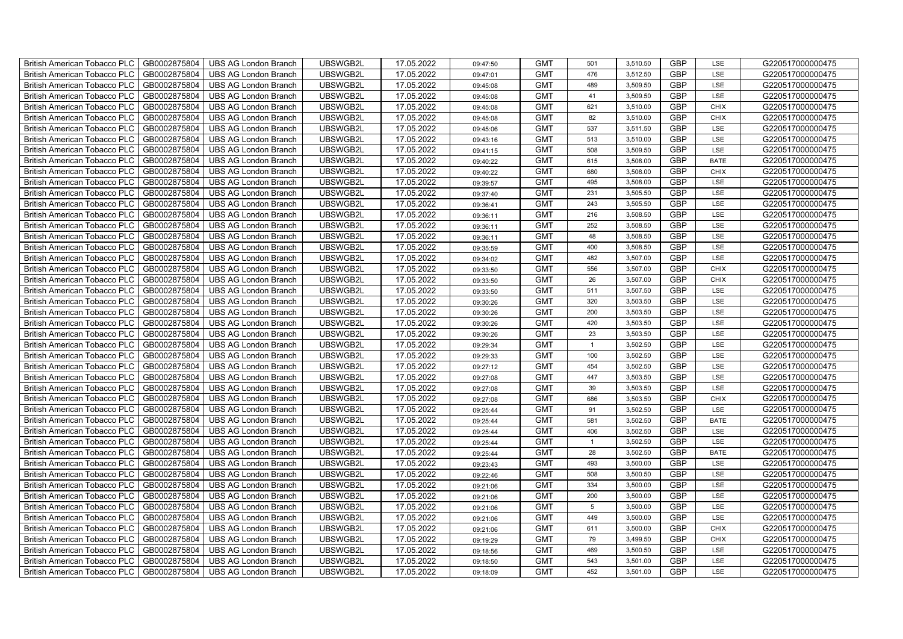| British American Tobacco PLC | GB0002875804 | UBS AG London Branch | UBSWGB2L | 17.05.2022 | 09:47:50 | GMT | 501 | 3,510.50 | GBP | LSE | G220517000000475 |
|---|---|---|---|---|---|---|---|---|---|---|---|
| British American Tobacco PLC | GB0002875804 | UBS AG London Branch | UBSWGB2L | 17.05.2022 | 09:47:01 | GMT | 476 | 3,512.50 | GBP | LSE | G220517000000475 |
| British American Tobacco PLC | GB0002875804 | UBS AG London Branch | UBSWGB2L | 17.05.2022 | 09:45:08 | GMT | 489 | 3,509.50 | GBP | LSE | G220517000000475 |
| British American Tobacco PLC | GB0002875804 | UBS AG London Branch | UBSWGB2L | 17.05.2022 | 09:45:08 | GMT | 41 | 3,509.50 | GBP | LSE | G220517000000475 |
| British American Tobacco PLC | GB0002875804 | UBS AG London Branch | UBSWGB2L | 17.05.2022 | 09:45:08 | GMT | 621 | 3,510.00 | GBP | CHIX | G220517000000475 |
| British American Tobacco PLC | GB0002875804 | UBS AG London Branch | UBSWGB2L | 17.05.2022 | 09:45:08 | GMT | 82 | 3,510.00 | GBP | CHIX | G220517000000475 |
| British American Tobacco PLC | GB0002875804 | UBS AG London Branch | UBSWGB2L | 17.05.2022 | 09:45:06 | GMT | 537 | 3,511.50 | GBP | LSE | G220517000000475 |
| British American Tobacco PLC | GB0002875804 | UBS AG London Branch | UBSWGB2L | 17.05.2022 | 09:43:16 | GMT | 513 | 3,510.00 | GBP | LSE | G220517000000475 |
| British American Tobacco PLC | GB0002875804 | UBS AG London Branch | UBSWGB2L | 17.05.2022 | 09:41:15 | GMT | 508 | 3,509.50 | GBP | LSE | G220517000000475 |
| British American Tobacco PLC | GB0002875804 | UBS AG London Branch | UBSWGB2L | 17.05.2022 | 09:40:22 | GMT | 615 | 3,508.00 | GBP | BATE | G220517000000475 |
| British American Tobacco PLC | GB0002875804 | UBS AG London Branch | UBSWGB2L | 17.05.2022 | 09:40:22 | GMT | 680 | 3,508.00 | GBP | CHIX | G220517000000475 |
| British American Tobacco PLC | GB0002875804 | UBS AG London Branch | UBSWGB2L | 17.05.2022 | 09:39:57 | GMT | 495 | 3,508.00 | GBP | LSE | G220517000000475 |
| British American Tobacco PLC | GB0002875804 | UBS AG London Branch | UBSWGB2L | 17.05.2022 | 09:37:40 | GMT | 231 | 3,505.50 | GBP | LSE | G220517000000475 |
| British American Tobacco PLC | GB0002875804 | UBS AG London Branch | UBSWGB2L | 17.05.2022 | 09:36:41 | GMT | 243 | 3,505.50 | GBP | LSE | G220517000000475 |
| British American Tobacco PLC | GB0002875804 | UBS AG London Branch | UBSWGB2L | 17.05.2022 | 09:36:11 | GMT | 216 | 3,508.50 | GBP | LSE | G220517000000475 |
| British American Tobacco PLC | GB0002875804 | UBS AG London Branch | UBSWGB2L | 17.05.2022 | 09:36:11 | GMT | 252 | 3,508.50 | GBP | LSE | G220517000000475 |
| British American Tobacco PLC | GB0002875804 | UBS AG London Branch | UBSWGB2L | 17.05.2022 | 09:36:11 | GMT | 48 | 3,508.50 | GBP | LSE | G220517000000475 |
| British American Tobacco PLC | GB0002875804 | UBS AG London Branch | UBSWGB2L | 17.05.2022 | 09:35:59 | GMT | 400 | 3,508.50 | GBP | LSE | G220517000000475 |
| British American Tobacco PLC | GB0002875804 | UBS AG London Branch | UBSWGB2L | 17.05.2022 | 09:34:02 | GMT | 482 | 3,507.00 | GBP | LSE | G220517000000475 |
| British American Tobacco PLC | GB0002875804 | UBS AG London Branch | UBSWGB2L | 17.05.2022 | 09:33:50 | GMT | 556 | 3,507.00 | GBP | CHIX | G220517000000475 |
| British American Tobacco PLC | GB0002875804 | UBS AG London Branch | UBSWGB2L | 17.05.2022 | 09:33:50 | GMT | 26 | 3,507.00 | GBP | CHIX | G220517000000475 |
| British American Tobacco PLC | GB0002875804 | UBS AG London Branch | UBSWGB2L | 17.05.2022 | 09:33:50 | GMT | 511 | 3,507.50 | GBP | LSE | G220517000000475 |
| British American Tobacco PLC | GB0002875804 | UBS AG London Branch | UBSWGB2L | 17.05.2022 | 09:30:26 | GMT | 320 | 3,503.50 | GBP | LSE | G220517000000475 |
| British American Tobacco PLC | GB0002875804 | UBS AG London Branch | UBSWGB2L | 17.05.2022 | 09:30:26 | GMT | 200 | 3,503.50 | GBP | LSE | G220517000000475 |
| British American Tobacco PLC | GB0002875804 | UBS AG London Branch | UBSWGB2L | 17.05.2022 | 09:30:26 | GMT | 420 | 3,503.50 | GBP | LSE | G220517000000475 |
| British American Tobacco PLC | GB0002875804 | UBS AG London Branch | UBSWGB2L | 17.05.2022 | 09:30:26 | GMT | 23 | 3,503.50 | GBP | LSE | G220517000000475 |
| British American Tobacco PLC | GB0002875804 | UBS AG London Branch | UBSWGB2L | 17.05.2022 | 09:29:34 | GMT | 1 | 3,502.50 | GBP | LSE | G220517000000475 |
| British American Tobacco PLC | GB0002875804 | UBS AG London Branch | UBSWGB2L | 17.05.2022 | 09:29:33 | GMT | 100 | 3,502.50 | GBP | LSE | G220517000000475 |
| British American Tobacco PLC | GB0002875804 | UBS AG London Branch | UBSWGB2L | 17.05.2022 | 09:27:12 | GMT | 454 | 3,502.50 | GBP | LSE | G220517000000475 |
| British American Tobacco PLC | GB0002875804 | UBS AG London Branch | UBSWGB2L | 17.05.2022 | 09:27:08 | GMT | 447 | 3,503.50 | GBP | LSE | G220517000000475 |
| British American Tobacco PLC | GB0002875804 | UBS AG London Branch | UBSWGB2L | 17.05.2022 | 09:27:08 | GMT | 39 | 3,503.50 | GBP | LSE | G220517000000475 |
| British American Tobacco PLC | GB0002875804 | UBS AG London Branch | UBSWGB2L | 17.05.2022 | 09:27:08 | GMT | 686 | 3,503.50 | GBP | CHIX | G220517000000475 |
| British American Tobacco PLC | GB0002875804 | UBS AG London Branch | UBSWGB2L | 17.05.2022 | 09:25:44 | GMT | 91 | 3,502.50 | GBP | LSE | G220517000000475 |
| British American Tobacco PLC | GB0002875804 | UBS AG London Branch | UBSWGB2L | 17.05.2022 | 09:25:44 | GMT | 581 | 3,502.50 | GBP | BATE | G220517000000475 |
| British American Tobacco PLC | GB0002875804 | UBS AG London Branch | UBSWGB2L | 17.05.2022 | 09:25:44 | GMT | 406 | 3,502.50 | GBP | LSE | G220517000000475 |
| British American Tobacco PLC | GB0002875804 | UBS AG London Branch | UBSWGB2L | 17.05.2022 | 09:25:44 | GMT | 1 | 3,502.50 | GBP | LSE | G220517000000475 |
| British American Tobacco PLC | GB0002875804 | UBS AG London Branch | UBSWGB2L | 17.05.2022 | 09:25:44 | GMT | 28 | 3,502.50 | GBP | BATE | G220517000000475 |
| British American Tobacco PLC | GB0002875804 | UBS AG London Branch | UBSWGB2L | 17.05.2022 | 09:23:43 | GMT | 493 | 3,500.00 | GBP | LSE | G220517000000475 |
| British American Tobacco PLC | GB0002875804 | UBS AG London Branch | UBSWGB2L | 17.05.2022 | 09:22:46 | GMT | 508 | 3,500.50 | GBP | LSE | G220517000000475 |
| British American Tobacco PLC | GB0002875804 | UBS AG London Branch | UBSWGB2L | 17.05.2022 | 09:21:06 | GMT | 334 | 3,500.00 | GBP | LSE | G220517000000475 |
| British American Tobacco PLC | GB0002875804 | UBS AG London Branch | UBSWGB2L | 17.05.2022 | 09:21:06 | GMT | 200 | 3,500.00 | GBP | LSE | G220517000000475 |
| British American Tobacco PLC | GB0002875804 | UBS AG London Branch | UBSWGB2L | 17.05.2022 | 09:21:06 | GMT | 5 | 3,500.00 | GBP | LSE | G220517000000475 |
| British American Tobacco PLC | GB0002875804 | UBS AG London Branch | UBSWGB2L | 17.05.2022 | 09:21:06 | GMT | 449 | 3,500.00 | GBP | LSE | G220517000000475 |
| British American Tobacco PLC | GB0002875804 | UBS AG London Branch | UBSWGB2L | 17.05.2022 | 09:21:06 | GMT | 611 | 3,500.00 | GBP | CHIX | G220517000000475 |
| British American Tobacco PLC | GB0002875804 | UBS AG London Branch | UBSWGB2L | 17.05.2022 | 09:19:29 | GMT | 79 | 3,499.50 | GBP | CHIX | G220517000000475 |
| British American Tobacco PLC | GB0002875804 | UBS AG London Branch | UBSWGB2L | 17.05.2022 | 09:18:56 | GMT | 469 | 3,500.50 | GBP | LSE | G220517000000475 |
| British American Tobacco PLC | GB0002875804 | UBS AG London Branch | UBSWGB2L | 17.05.2022 | 09:18:50 | GMT | 543 | 3,501.00 | GBP | LSE | G220517000000475 |
| British American Tobacco PLC | GB0002875804 | UBS AG London Branch | UBSWGB2L | 17.05.2022 | 09:18:09 | GMT | 452 | 3,501.00 | GBP | LSE | G220517000000475 |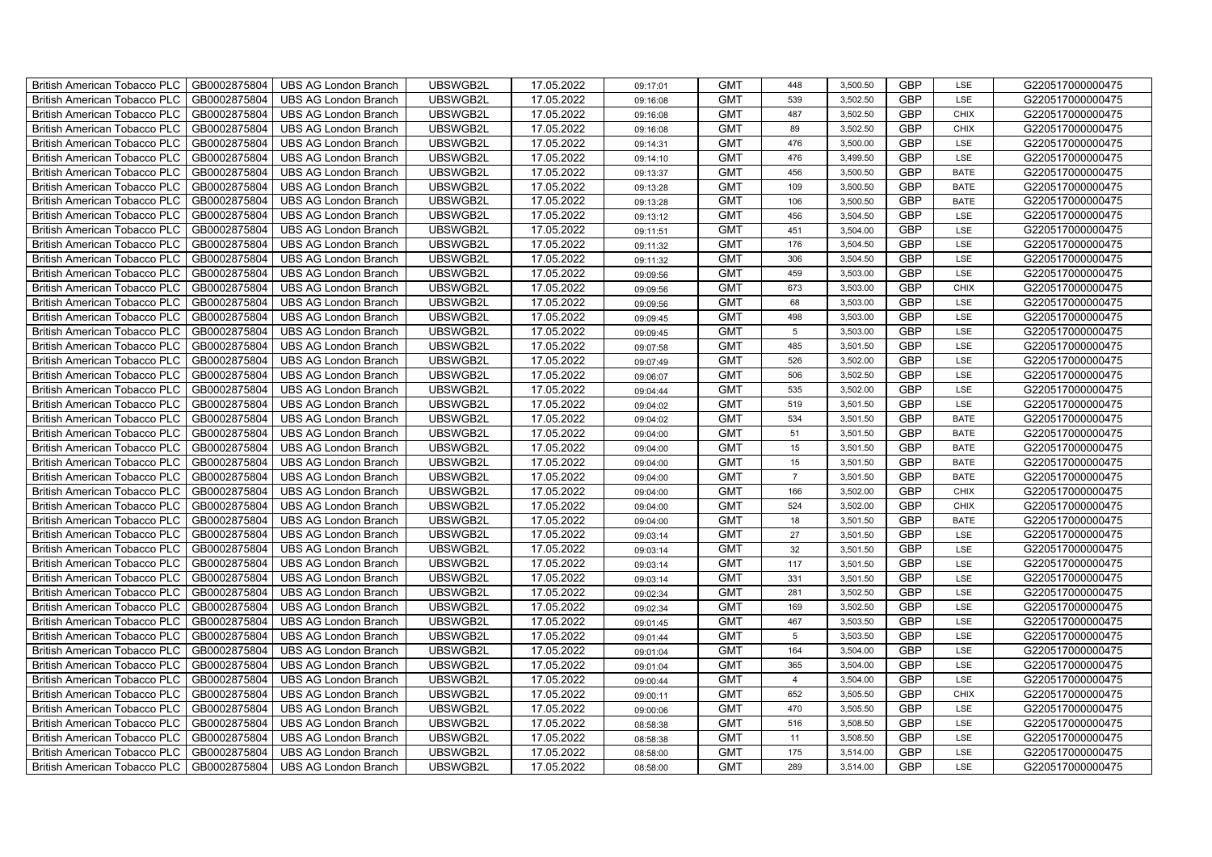| British American Tobacco PLC | GB0002875804 | UBS AG London Branch | UBSWGB2L | 17.05.2022 | 09:17:01 | GMT | 448 | 3,500.50 | GBP | LSE | G220517000000475 |
|---|---|---|---|---|---|---|---|---|---|---|---|
| British American Tobacco PLC | GB0002875804 | UBS AG London Branch | UBSWGB2L | 17.05.2022 | 09:16:08 | GMT | 539 | 3,502.50 | GBP | LSE | G220517000000475 |
| British American Tobacco PLC | GB0002875804 | UBS AG London Branch | UBSWGB2L | 17.05.2022 | 09:16:08 | GMT | 487 | 3,502.50 | GBP | CHIX | G220517000000475 |
| British American Tobacco PLC | GB0002875804 | UBS AG London Branch | UBSWGB2L | 17.05.2022 | 09:16:08 | GMT | 89 | 3,502.50 | GBP | CHIX | G220517000000475 |
| British American Tobacco PLC | GB0002875804 | UBS AG London Branch | UBSWGB2L | 17.05.2022 | 09:14:31 | GMT | 476 | 3,500.00 | GBP | LSE | G220517000000475 |
| British American Tobacco PLC | GB0002875804 | UBS AG London Branch | UBSWGB2L | 17.05.2022 | 09:14:10 | GMT | 476 | 3,499.50 | GBP | LSE | G220517000000475 |
| British American Tobacco PLC | GB0002875804 | UBS AG London Branch | UBSWGB2L | 17.05.2022 | 09:13:37 | GMT | 456 | 3,500.50 | GBP | BATE | G220517000000475 |
| British American Tobacco PLC | GB0002875804 | UBS AG London Branch | UBSWGB2L | 17.05.2022 | 09:13:28 | GMT | 109 | 3,500.50 | GBP | BATE | G220517000000475 |
| British American Tobacco PLC | GB0002875804 | UBS AG London Branch | UBSWGB2L | 17.05.2022 | 09:13:28 | GMT | 106 | 3,500.50 | GBP | BATE | G220517000000475 |
| British American Tobacco PLC | GB0002875804 | UBS AG London Branch | UBSWGB2L | 17.05.2022 | 09:13:12 | GMT | 456 | 3,504.50 | GBP | LSE | G220517000000475 |
| British American Tobacco PLC | GB0002875804 | UBS AG London Branch | UBSWGB2L | 17.05.2022 | 09:11:51 | GMT | 451 | 3,504.00 | GBP | LSE | G220517000000475 |
| British American Tobacco PLC | GB0002875804 | UBS AG London Branch | UBSWGB2L | 17.05.2022 | 09:11:32 | GMT | 176 | 3,504.50 | GBP | LSE | G220517000000475 |
| British American Tobacco PLC | GB0002875804 | UBS AG London Branch | UBSWGB2L | 17.05.2022 | 09:11:32 | GMT | 306 | 3,504.50 | GBP | LSE | G220517000000475 |
| British American Tobacco PLC | GB0002875804 | UBS AG London Branch | UBSWGB2L | 17.05.2022 | 09:09:56 | GMT | 459 | 3,503.00 | GBP | LSE | G220517000000475 |
| British American Tobacco PLC | GB0002875804 | UBS AG London Branch | UBSWGB2L | 17.05.2022 | 09:09:56 | GMT | 673 | 3,503.00 | GBP | CHIX | G220517000000475 |
| British American Tobacco PLC | GB0002875804 | UBS AG London Branch | UBSWGB2L | 17.05.2022 | 09:09:56 | GMT | 68 | 3,503.00 | GBP | LSE | G220517000000475 |
| British American Tobacco PLC | GB0002875804 | UBS AG London Branch | UBSWGB2L | 17.05.2022 | 09:09:45 | GMT | 498 | 3,503.00 | GBP | LSE | G220517000000475 |
| British American Tobacco PLC | GB0002875804 | UBS AG London Branch | UBSWGB2L | 17.05.2022 | 09:09:45 | GMT | 5 | 3,503.00 | GBP | LSE | G220517000000475 |
| British American Tobacco PLC | GB0002875804 | UBS AG London Branch | UBSWGB2L | 17.05.2022 | 09:07:58 | GMT | 485 | 3,501.50 | GBP | LSE | G220517000000475 |
| British American Tobacco PLC | GB0002875804 | UBS AG London Branch | UBSWGB2L | 17.05.2022 | 09:07:49 | GMT | 526 | 3,502.00 | GBP | LSE | G220517000000475 |
| British American Tobacco PLC | GB0002875804 | UBS AG London Branch | UBSWGB2L | 17.05.2022 | 09:06:07 | GMT | 506 | 3,502.50 | GBP | LSE | G220517000000475 |
| British American Tobacco PLC | GB0002875804 | UBS AG London Branch | UBSWGB2L | 17.05.2022 | 09:04:44 | GMT | 535 | 3,502.00 | GBP | LSE | G220517000000475 |
| British American Tobacco PLC | GB0002875804 | UBS AG London Branch | UBSWGB2L | 17.05.2022 | 09:04:02 | GMT | 519 | 3,501.50 | GBP | LSE | G220517000000475 |
| British American Tobacco PLC | GB0002875804 | UBS AG London Branch | UBSWGB2L | 17.05.2022 | 09:04:02 | GMT | 534 | 3,501.50 | GBP | BATE | G220517000000475 |
| British American Tobacco PLC | GB0002875804 | UBS AG London Branch | UBSWGB2L | 17.05.2022 | 09:04:00 | GMT | 51 | 3,501.50 | GBP | BATE | G220517000000475 |
| British American Tobacco PLC | GB0002875804 | UBS AG London Branch | UBSWGB2L | 17.05.2022 | 09:04:00 | GMT | 15 | 3,501.50 | GBP | BATE | G220517000000475 |
| British American Tobacco PLC | GB0002875804 | UBS AG London Branch | UBSWGB2L | 17.05.2022 | 09:04:00 | GMT | 15 | 3,501.50 | GBP | BATE | G220517000000475 |
| British American Tobacco PLC | GB0002875804 | UBS AG London Branch | UBSWGB2L | 17.05.2022 | 09:04:00 | GMT | 7 | 3,501.50 | GBP | BATE | G220517000000475 |
| British American Tobacco PLC | GB0002875804 | UBS AG London Branch | UBSWGB2L | 17.05.2022 | 09:04:00 | GMT | 166 | 3,502.00 | GBP | CHIX | G220517000000475 |
| British American Tobacco PLC | GB0002875804 | UBS AG London Branch | UBSWGB2L | 17.05.2022 | 09:04:00 | GMT | 524 | 3,502.00 | GBP | CHIX | G220517000000475 |
| British American Tobacco PLC | GB0002875804 | UBS AG London Branch | UBSWGB2L | 17.05.2022 | 09:04:00 | GMT | 18 | 3,501.50 | GBP | BATE | G220517000000475 |
| British American Tobacco PLC | GB0002875804 | UBS AG London Branch | UBSWGB2L | 17.05.2022 | 09:03:14 | GMT | 27 | 3,501.50 | GBP | LSE | G220517000000475 |
| British American Tobacco PLC | GB0002875804 | UBS AG London Branch | UBSWGB2L | 17.05.2022 | 09:03:14 | GMT | 32 | 3,501.50 | GBP | LSE | G220517000000475 |
| British American Tobacco PLC | GB0002875804 | UBS AG London Branch | UBSWGB2L | 17.05.2022 | 09:03:14 | GMT | 117 | 3,501.50 | GBP | LSE | G220517000000475 |
| British American Tobacco PLC | GB0002875804 | UBS AG London Branch | UBSWGB2L | 17.05.2022 | 09:03:14 | GMT | 331 | 3,501.50 | GBP | LSE | G220517000000475 |
| British American Tobacco PLC | GB0002875804 | UBS AG London Branch | UBSWGB2L | 17.05.2022 | 09:02:34 | GMT | 281 | 3,502.50 | GBP | LSE | G220517000000475 |
| British American Tobacco PLC | GB0002875804 | UBS AG London Branch | UBSWGB2L | 17.05.2022 | 09:02:34 | GMT | 169 | 3,502.50 | GBP | LSE | G220517000000475 |
| British American Tobacco PLC | GB0002875804 | UBS AG London Branch | UBSWGB2L | 17.05.2022 | 09:01:45 | GMT | 467 | 3,503.50 | GBP | LSE | G220517000000475 |
| British American Tobacco PLC | GB0002875804 | UBS AG London Branch | UBSWGB2L | 17.05.2022 | 09:01:44 | GMT | 5 | 3,503.50 | GBP | LSE | G220517000000475 |
| British American Tobacco PLC | GB0002875804 | UBS AG London Branch | UBSWGB2L | 17.05.2022 | 09:01:04 | GMT | 164 | 3,504.00 | GBP | LSE | G220517000000475 |
| British American Tobacco PLC | GB0002875804 | UBS AG London Branch | UBSWGB2L | 17.05.2022 | 09:01:04 | GMT | 365 | 3,504.00 | GBP | LSE | G220517000000475 |
| British American Tobacco PLC | GB0002875804 | UBS AG London Branch | UBSWGB2L | 17.05.2022 | 09:00:44 | GMT | 4 | 3,504.00 | GBP | LSE | G220517000000475 |
| British American Tobacco PLC | GB0002875804 | UBS AG London Branch | UBSWGB2L | 17.05.2022 | 09:00:11 | GMT | 652 | 3,505.50 | GBP | CHIX | G220517000000475 |
| British American Tobacco PLC | GB0002875804 | UBS AG London Branch | UBSWGB2L | 17.05.2022 | 09:00:06 | GMT | 470 | 3,505.50 | GBP | LSE | G220517000000475 |
| British American Tobacco PLC | GB0002875804 | UBS AG London Branch | UBSWGB2L | 17.05.2022 | 08:58:38 | GMT | 516 | 3,508.50 | GBP | LSE | G220517000000475 |
| British American Tobacco PLC | GB0002875804 | UBS AG London Branch | UBSWGB2L | 17.05.2022 | 08:58:38 | GMT | 11 | 3,508.50 | GBP | LSE | G220517000000475 |
| British American Tobacco PLC | GB0002875804 | UBS AG London Branch | UBSWGB2L | 17.05.2022 | 08:58:00 | GMT | 175 | 3,514.00 | GBP | LSE | G220517000000475 |
| British American Tobacco PLC | GB0002875804 | UBS AG London Branch | UBSWGB2L | 17.05.2022 | 08:58:00 | GMT | 289 | 3,514.00 | GBP | LSE | G220517000000475 |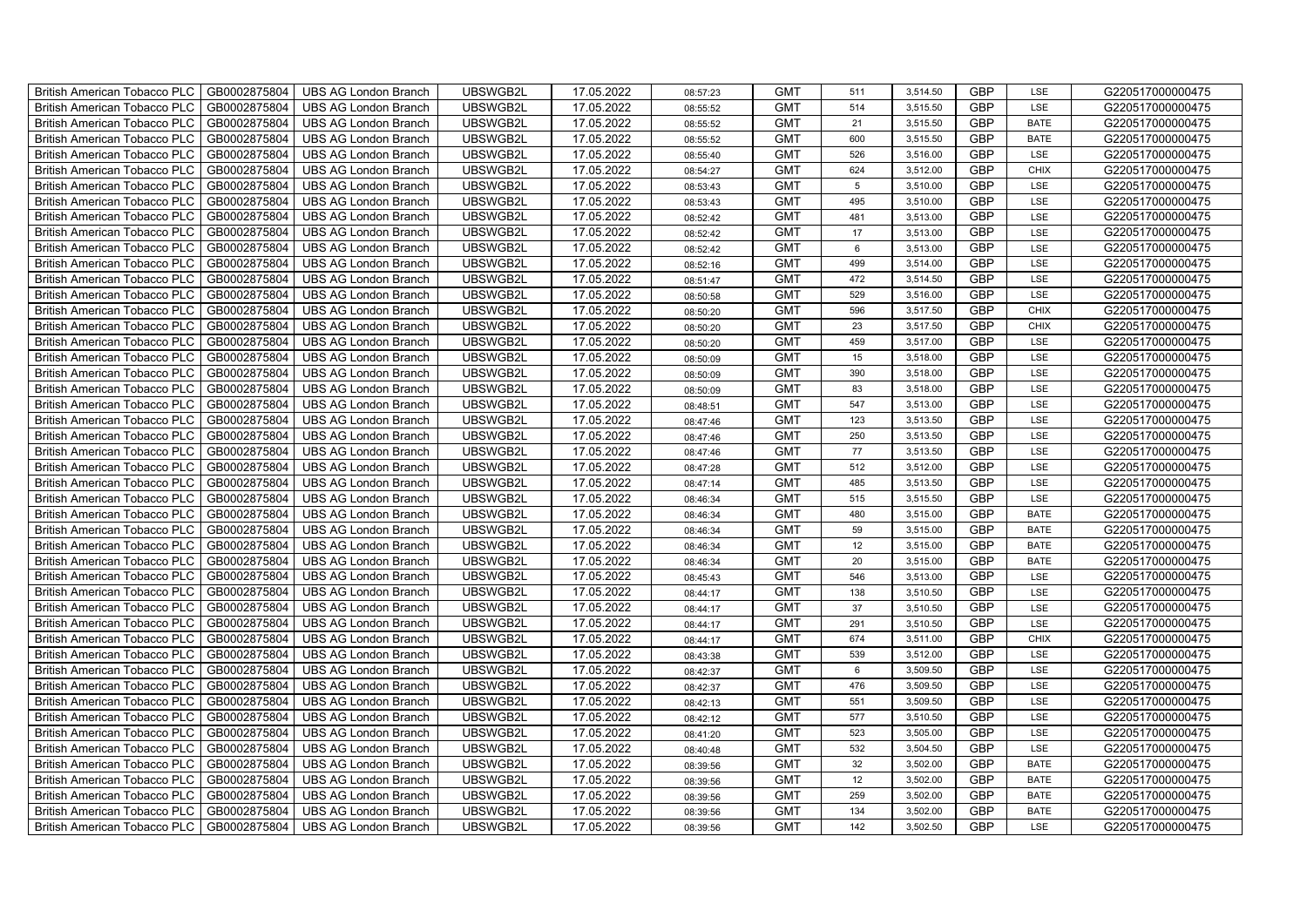| British American Tobacco PLC | GB0002875804 | UBS AG London Branch | UBSWGB2L | 17.05.2022 | 08:57:23 | GMT | 511 | 3,514.50 | GBP | LSE | G220517000000475 |
|---|---|---|---|---|---|---|---|---|---|---|---|
| British American Tobacco PLC | GB0002875804 | UBS AG London Branch | UBSWGB2L | 17.05.2022 | 08:55:52 | GMT | 514 | 3,515.50 | GBP | LSE | G220517000000475 |
| British American Tobacco PLC | GB0002875804 | UBS AG London Branch | UBSWGB2L | 17.05.2022 | 08:55:52 | GMT | 21 | 3,515.50 | GBP | BATE | G220517000000475 |
| British American Tobacco PLC | GB0002875804 | UBS AG London Branch | UBSWGB2L | 17.05.2022 | 08:55:52 | GMT | 600 | 3,515.50 | GBP | BATE | G220517000000475 |
| British American Tobacco PLC | GB0002875804 | UBS AG London Branch | UBSWGB2L | 17.05.2022 | 08:55:40 | GMT | 526 | 3,516.00 | GBP | LSE | G220517000000475 |
| British American Tobacco PLC | GB0002875804 | UBS AG London Branch | UBSWGB2L | 17.05.2022 | 08:54:27 | GMT | 624 | 3,512.00 | GBP | CHIX | G220517000000475 |
| British American Tobacco PLC | GB0002875804 | UBS AG London Branch | UBSWGB2L | 17.05.2022 | 08:53:43 | GMT | 5 | 3,510.00 | GBP | LSE | G220517000000475 |
| British American Tobacco PLC | GB0002875804 | UBS AG London Branch | UBSWGB2L | 17.05.2022 | 08:53:43 | GMT | 495 | 3,510.00 | GBP | LSE | G220517000000475 |
| British American Tobacco PLC | GB0002875804 | UBS AG London Branch | UBSWGB2L | 17.05.2022 | 08:52:42 | GMT | 481 | 3,513.00 | GBP | LSE | G220517000000475 |
| British American Tobacco PLC | GB0002875804 | UBS AG London Branch | UBSWGB2L | 17.05.2022 | 08:52:42 | GMT | 17 | 3,513.00 | GBP | LSE | G220517000000475 |
| British American Tobacco PLC | GB0002875804 | UBS AG London Branch | UBSWGB2L | 17.05.2022 | 08:52:42 | GMT | 6 | 3,513.00 | GBP | LSE | G220517000000475 |
| British American Tobacco PLC | GB0002875804 | UBS AG London Branch | UBSWGB2L | 17.05.2022 | 08:52:16 | GMT | 499 | 3,514.00 | GBP | LSE | G220517000000475 |
| British American Tobacco PLC | GB0002875804 | UBS AG London Branch | UBSWGB2L | 17.05.2022 | 08:51:47 | GMT | 472 | 3,514.50 | GBP | LSE | G220517000000475 |
| British American Tobacco PLC | GB0002875804 | UBS AG London Branch | UBSWGB2L | 17.05.2022 | 08:50:58 | GMT | 529 | 3,516.00 | GBP | LSE | G220517000000475 |
| British American Tobacco PLC | GB0002875804 | UBS AG London Branch | UBSWGB2L | 17.05.2022 | 08:50:20 | GMT | 596 | 3,517.50 | GBP | CHIX | G220517000000475 |
| British American Tobacco PLC | GB0002875804 | UBS AG London Branch | UBSWGB2L | 17.05.2022 | 08:50:20 | GMT | 23 | 3,517.50 | GBP | CHIX | G220517000000475 |
| British American Tobacco PLC | GB0002875804 | UBS AG London Branch | UBSWGB2L | 17.05.2022 | 08:50:20 | GMT | 459 | 3,517.00 | GBP | LSE | G220517000000475 |
| British American Tobacco PLC | GB0002875804 | UBS AG London Branch | UBSWGB2L | 17.05.2022 | 08:50:09 | GMT | 15 | 3,518.00 | GBP | LSE | G220517000000475 |
| British American Tobacco PLC | GB0002875804 | UBS AG London Branch | UBSWGB2L | 17.05.2022 | 08:50:09 | GMT | 390 | 3,518.00 | GBP | LSE | G220517000000475 |
| British American Tobacco PLC | GB0002875804 | UBS AG London Branch | UBSWGB2L | 17.05.2022 | 08:50:09 | GMT | 83 | 3,518.00 | GBP | LSE | G220517000000475 |
| British American Tobacco PLC | GB0002875804 | UBS AG London Branch | UBSWGB2L | 17.05.2022 | 08:48:51 | GMT | 547 | 3,513.00 | GBP | LSE | G220517000000475 |
| British American Tobacco PLC | GB0002875804 | UBS AG London Branch | UBSWGB2L | 17.05.2022 | 08:47:46 | GMT | 123 | 3,513.50 | GBP | LSE | G220517000000475 |
| British American Tobacco PLC | GB0002875804 | UBS AG London Branch | UBSWGB2L | 17.05.2022 | 08:47:46 | GMT | 250 | 3,513.50 | GBP | LSE | G220517000000475 |
| British American Tobacco PLC | GB0002875804 | UBS AG London Branch | UBSWGB2L | 17.05.2022 | 08:47:46 | GMT | 77 | 3,513.50 | GBP | LSE | G220517000000475 |
| British American Tobacco PLC | GB0002875804 | UBS AG London Branch | UBSWGB2L | 17.05.2022 | 08:47:28 | GMT | 512 | 3,512.00 | GBP | LSE | G220517000000475 |
| British American Tobacco PLC | GB0002875804 | UBS AG London Branch | UBSWGB2L | 17.05.2022 | 08:47:14 | GMT | 485 | 3,513.50 | GBP | LSE | G220517000000475 |
| British American Tobacco PLC | GB0002875804 | UBS AG London Branch | UBSWGB2L | 17.05.2022 | 08:46:34 | GMT | 515 | 3,515.50 | GBP | LSE | G220517000000475 |
| British American Tobacco PLC | GB0002875804 | UBS AG London Branch | UBSWGB2L | 17.05.2022 | 08:46:34 | GMT | 480 | 3,515.00 | GBP | BATE | G220517000000475 |
| British American Tobacco PLC | GB0002875804 | UBS AG London Branch | UBSWGB2L | 17.05.2022 | 08:46:34 | GMT | 59 | 3,515.00 | GBP | BATE | G220517000000475 |
| British American Tobacco PLC | GB0002875804 | UBS AG London Branch | UBSWGB2L | 17.05.2022 | 08:46:34 | GMT | 12 | 3,515.00 | GBP | BATE | G220517000000475 |
| British American Tobacco PLC | GB0002875804 | UBS AG London Branch | UBSWGB2L | 17.05.2022 | 08:46:34 | GMT | 20 | 3,515.00 | GBP | BATE | G220517000000475 |
| British American Tobacco PLC | GB0002875804 | UBS AG London Branch | UBSWGB2L | 17.05.2022 | 08:45:43 | GMT | 546 | 3,513.00 | GBP | LSE | G220517000000475 |
| British American Tobacco PLC | GB0002875804 | UBS AG London Branch | UBSWGB2L | 17.05.2022 | 08:44:17 | GMT | 138 | 3,510.50 | GBP | LSE | G220517000000475 |
| British American Tobacco PLC | GB0002875804 | UBS AG London Branch | UBSWGB2L | 17.05.2022 | 08:44:17 | GMT | 37 | 3,510.50 | GBP | LSE | G220517000000475 |
| British American Tobacco PLC | GB0002875804 | UBS AG London Branch | UBSWGB2L | 17.05.2022 | 08:44:17 | GMT | 291 | 3,510.50 | GBP | LSE | G220517000000475 |
| British American Tobacco PLC | GB0002875804 | UBS AG London Branch | UBSWGB2L | 17.05.2022 | 08:44:17 | GMT | 674 | 3,511.00 | GBP | CHIX | G220517000000475 |
| British American Tobacco PLC | GB0002875804 | UBS AG London Branch | UBSWGB2L | 17.05.2022 | 08:43:38 | GMT | 539 | 3,512.00 | GBP | LSE | G220517000000475 |
| British American Tobacco PLC | GB0002875804 | UBS AG London Branch | UBSWGB2L | 17.05.2022 | 08:42:37 | GMT | 6 | 3,509.50 | GBP | LSE | G220517000000475 |
| British American Tobacco PLC | GB0002875804 | UBS AG London Branch | UBSWGB2L | 17.05.2022 | 08:42:37 | GMT | 476 | 3,509.50 | GBP | LSE | G220517000000475 |
| British American Tobacco PLC | GB0002875804 | UBS AG London Branch | UBSWGB2L | 17.05.2022 | 08:42:13 | GMT | 551 | 3,509.50 | GBP | LSE | G220517000000475 |
| British American Tobacco PLC | GB0002875804 | UBS AG London Branch | UBSWGB2L | 17.05.2022 | 08:42:12 | GMT | 577 | 3,510.50 | GBP | LSE | G220517000000475 |
| British American Tobacco PLC | GB0002875804 | UBS AG London Branch | UBSWGB2L | 17.05.2022 | 08:41:20 | GMT | 523 | 3,505.00 | GBP | LSE | G220517000000475 |
| British American Tobacco PLC | GB0002875804 | UBS AG London Branch | UBSWGB2L | 17.05.2022 | 08:40:48 | GMT | 532 | 3,504.50 | GBP | LSE | G220517000000475 |
| British American Tobacco PLC | GB0002875804 | UBS AG London Branch | UBSWGB2L | 17.05.2022 | 08:39:56 | GMT | 32 | 3,502.00 | GBP | BATE | G220517000000475 |
| British American Tobacco PLC | GB0002875804 | UBS AG London Branch | UBSWGB2L | 17.05.2022 | 08:39:56 | GMT | 12 | 3,502.00 | GBP | BATE | G220517000000475 |
| British American Tobacco PLC | GB0002875804 | UBS AG London Branch | UBSWGB2L | 17.05.2022 | 08:39:56 | GMT | 259 | 3,502.00 | GBP | BATE | G220517000000475 |
| British American Tobacco PLC | GB0002875804 | UBS AG London Branch | UBSWGB2L | 17.05.2022 | 08:39:56 | GMT | 134 | 3,502.00 | GBP | BATE | G220517000000475 |
| British American Tobacco PLC | GB0002875804 | UBS AG London Branch | UBSWGB2L | 17.05.2022 | 08:39:56 | GMT | 142 | 3,502.50 | GBP | LSE | G220517000000475 |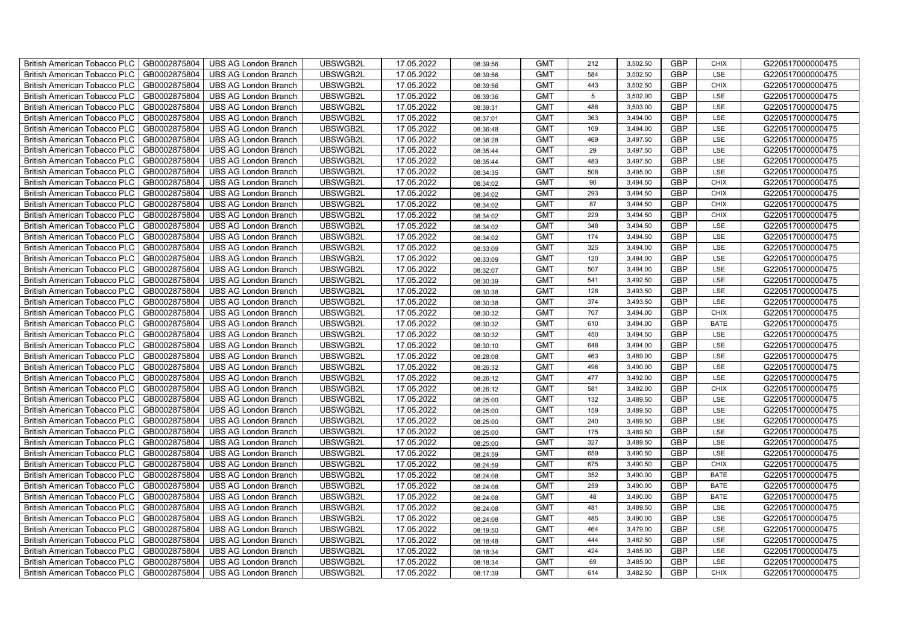| British American Tobacco PLC | GB0002875804 | UBS AG London Branch | UBSWGB2L | 17.05.2022 | 08:39:56 | GMT | 212 | 3,502.50 | GBP | CHIX | G220517000000475 |
|---|---|---|---|---|---|---|---|---|---|---|---|
| British American Tobacco PLC | GB0002875804 | UBS AG London Branch | UBSWGB2L | 17.05.2022 | 08:39:56 | GMT | 584 | 3,502.50 | GBP | LSE | G220517000000475 |
| British American Tobacco PLC | GB0002875804 | UBS AG London Branch | UBSWGB2L | 17.05.2022 | 08:39:56 | GMT | 443 | 3,502.50 | GBP | CHIX | G220517000000475 |
| British American Tobacco PLC | GB0002875804 | UBS AG London Branch | UBSWGB2L | 17.05.2022 | 08:39:36 | GMT | 5 | 3,502.00 | GBP | LSE | G220517000000475 |
| British American Tobacco PLC | GB0002875804 | UBS AG London Branch | UBSWGB2L | 17.05.2022 | 08:39:31 | GMT | 488 | 3,503.00 | GBP | LSE | G220517000000475 |
| British American Tobacco PLC | GB0002875804 | UBS AG London Branch | UBSWGB2L | 17.05.2022 | 08:37:01 | GMT | 363 | 3,494.00 | GBP | LSE | G220517000000475 |
| British American Tobacco PLC | GB0002875804 | UBS AG London Branch | UBSWGB2L | 17.05.2022 | 08:36:48 | GMT | 109 | 3,494.00 | GBP | LSE | G220517000000475 |
| British American Tobacco PLC | GB0002875804 | UBS AG London Branch | UBSWGB2L | 17.05.2022 | 08:36:28 | GMT | 469 | 3,497.50 | GBP | LSE | G220517000000475 |
| British American Tobacco PLC | GB0002875804 | UBS AG London Branch | UBSWGB2L | 17.05.2022 | 08:35:44 | GMT | 29 | 3,497.50 | GBP | LSE | G220517000000475 |
| British American Tobacco PLC | GB0002875804 | UBS AG London Branch | UBSWGB2L | 17.05.2022 | 08:35:44 | GMT | 483 | 3,497.50 | GBP | LSE | G220517000000475 |
| British American Tobacco PLC | GB0002875804 | UBS AG London Branch | UBSWGB2L | 17.05.2022 | 08:34:35 | GMT | 508 | 3,495.00 | GBP | LSE | G220517000000475 |
| British American Tobacco PLC | GB0002875804 | UBS AG London Branch | UBSWGB2L | 17.05.2022 | 08:34:02 | GMT | 90 | 3,494.50 | GBP | CHIX | G220517000000475 |
| British American Tobacco PLC | GB0002875804 | UBS AG London Branch | UBSWGB2L | 17.05.2022 | 08:34:02 | GMT | 293 | 3,494.50 | GBP | CHIX | G220517000000475 |
| British American Tobacco PLC | GB0002875804 | UBS AG London Branch | UBSWGB2L | 17.05.2022 | 08:34:02 | GMT | 87 | 3,494.50 | GBP | CHIX | G220517000000475 |
| British American Tobacco PLC | GB0002875804 | UBS AG London Branch | UBSWGB2L | 17.05.2022 | 08:34:02 | GMT | 229 | 3,494.50 | GBP | CHIX | G220517000000475 |
| British American Tobacco PLC | GB0002875804 | UBS AG London Branch | UBSWGB2L | 17.05.2022 | 08:34:02 | GMT | 348 | 3,494.50 | GBP | LSE | G220517000000475 |
| British American Tobacco PLC | GB0002875804 | UBS AG London Branch | UBSWGB2L | 17.05.2022 | 08:34:02 | GMT | 174 | 3,494.50 | GBP | LSE | G220517000000475 |
| British American Tobacco PLC | GB0002875804 | UBS AG London Branch | UBSWGB2L | 17.05.2022 | 08:33:09 | GMT | 325 | 3,494.00 | GBP | LSE | G220517000000475 |
| British American Tobacco PLC | GB0002875804 | UBS AG London Branch | UBSWGB2L | 17.05.2022 | 08:33:09 | GMT | 120 | 3,494.00 | GBP | LSE | G220517000000475 |
| British American Tobacco PLC | GB0002875804 | UBS AG London Branch | UBSWGB2L | 17.05.2022 | 08:32:07 | GMT | 507 | 3,494.00 | GBP | LSE | G220517000000475 |
| British American Tobacco PLC | GB0002875804 | UBS AG London Branch | UBSWGB2L | 17.05.2022 | 08:30:39 | GMT | 541 | 3,492.50 | GBP | LSE | G220517000000475 |
| British American Tobacco PLC | GB0002875804 | UBS AG London Branch | UBSWGB2L | 17.05.2022 | 08:30:38 | GMT | 128 | 3,493.50 | GBP | LSE | G220517000000475 |
| British American Tobacco PLC | GB0002875804 | UBS AG London Branch | UBSWGB2L | 17.05.2022 | 08:30:38 | GMT | 374 | 3,493.50 | GBP | LSE | G220517000000475 |
| British American Tobacco PLC | GB0002875804 | UBS AG London Branch | UBSWGB2L | 17.05.2022 | 08:30:32 | GMT | 707 | 3,494.00 | GBP | CHIX | G220517000000475 |
| British American Tobacco PLC | GB0002875804 | UBS AG London Branch | UBSWGB2L | 17.05.2022 | 08:30:32 | GMT | 610 | 3,494.00 | GBP | BATE | G220517000000475 |
| British American Tobacco PLC | GB0002875804 | UBS AG London Branch | UBSWGB2L | 17.05.2022 | 08:30:32 | GMT | 450 | 3,494.50 | GBP | LSE | G220517000000475 |
| British American Tobacco PLC | GB0002875804 | UBS AG London Branch | UBSWGB2L | 17.05.2022 | 08:30:10 | GMT | 648 | 3,494.00 | GBP | LSE | G220517000000475 |
| British American Tobacco PLC | GB0002875804 | UBS AG London Branch | UBSWGB2L | 17.05.2022 | 08:28:08 | GMT | 463 | 3,489.00 | GBP | LSE | G220517000000475 |
| British American Tobacco PLC | GB0002875804 | UBS AG London Branch | UBSWGB2L | 17.05.2022 | 08:26:32 | GMT | 496 | 3,490.00 | GBP | LSE | G220517000000475 |
| British American Tobacco PLC | GB0002875804 | UBS AG London Branch | UBSWGB2L | 17.05.2022 | 08:26:12 | GMT | 477 | 3,492.00 | GBP | LSE | G220517000000475 |
| British American Tobacco PLC | GB0002875804 | UBS AG London Branch | UBSWGB2L | 17.05.2022 | 08:26:12 | GMT | 581 | 3,492.00 | GBP | CHIX | G220517000000475 |
| British American Tobacco PLC | GB0002875804 | UBS AG London Branch | UBSWGB2L | 17.05.2022 | 08:25:00 | GMT | 132 | 3,489.50 | GBP | LSE | G220517000000475 |
| British American Tobacco PLC | GB0002875804 | UBS AG London Branch | UBSWGB2L | 17.05.2022 | 08:25:00 | GMT | 159 | 3,489.50 | GBP | LSE | G220517000000475 |
| British American Tobacco PLC | GB0002875804 | UBS AG London Branch | UBSWGB2L | 17.05.2022 | 08:25:00 | GMT | 240 | 3,489.50 | GBP | LSE | G220517000000475 |
| British American Tobacco PLC | GB0002875804 | UBS AG London Branch | UBSWGB2L | 17.05.2022 | 08:25:00 | GMT | 175 | 3,489.50 | GBP | LSE | G220517000000475 |
| British American Tobacco PLC | GB0002875804 | UBS AG London Branch | UBSWGB2L | 17.05.2022 | 08:25:00 | GMT | 327 | 3,489.50 | GBP | LSE | G220517000000475 |
| British American Tobacco PLC | GB0002875804 | UBS AG London Branch | UBSWGB2L | 17.05.2022 | 08:24:59 | GMT | 659 | 3,490.50 | GBP | LSE | G220517000000475 |
| British American Tobacco PLC | GB0002875804 | UBS AG London Branch | UBSWGB2L | 17.05.2022 | 08:24:59 | GMT | 675 | 3,490.50 | GBP | CHIX | G220517000000475 |
| British American Tobacco PLC | GB0002875804 | UBS AG London Branch | UBSWGB2L | 17.05.2022 | 08:24:08 | GMT | 352 | 3,490.00 | GBP | BATE | G220517000000475 |
| British American Tobacco PLC | GB0002875804 | UBS AG London Branch | UBSWGB2L | 17.05.2022 | 08:24:08 | GMT | 259 | 3,490.00 | GBP | BATE | G220517000000475 |
| British American Tobacco PLC | GB0002875804 | UBS AG London Branch | UBSWGB2L | 17.05.2022 | 08:24:08 | GMT | 48 | 3,490.00 | GBP | BATE | G220517000000475 |
| British American Tobacco PLC | GB0002875804 | UBS AG London Branch | UBSWGB2L | 17.05.2022 | 08:24:08 | GMT | 481 | 3,489.50 | GBP | LSE | G220517000000475 |
| British American Tobacco PLC | GB0002875804 | UBS AG London Branch | UBSWGB2L | 17.05.2022 | 08:24:08 | GMT | 485 | 3,490.00 | GBP | LSE | G220517000000475 |
| British American Tobacco PLC | GB0002875804 | UBS AG London Branch | UBSWGB2L | 17.05.2022 | 08:19:50 | GMT | 464 | 3,479.00 | GBP | LSE | G220517000000475 |
| British American Tobacco PLC | GB0002875804 | UBS AG London Branch | UBSWGB2L | 17.05.2022 | 08:18:48 | GMT | 444 | 3,482.50 | GBP | LSE | G220517000000475 |
| British American Tobacco PLC | GB0002875804 | UBS AG London Branch | UBSWGB2L | 17.05.2022 | 08:18:34 | GMT | 424 | 3,485.00 | GBP | LSE | G220517000000475 |
| British American Tobacco PLC | GB0002875804 | UBS AG London Branch | UBSWGB2L | 17.05.2022 | 08:18:34 | GMT | 69 | 3,485.00 | GBP | LSE | G220517000000475 |
| British American Tobacco PLC | GB0002875804 | UBS AG London Branch | UBSWGB2L | 17.05.2022 | 08:17:39 | GMT | 614 | 3,482.50 | GBP | CHIX | G220517000000475 |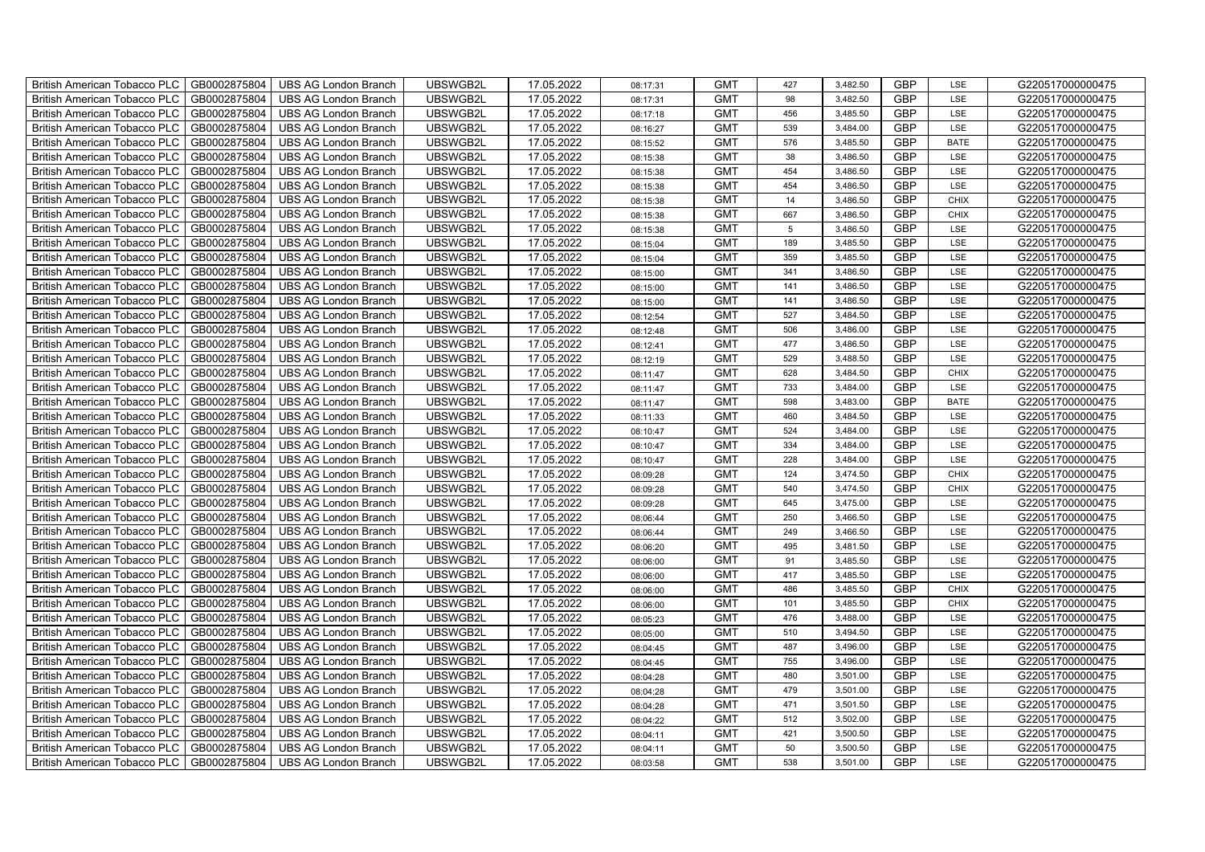| British American Tobacco PLC | GB0002875804 | UBS AG London Branch | UBSWGB2L | 17.05.2022 | 08:17:31 | GMT | 427 | 3,482.50 | GBP | LSE | G220517000000475 |
|---|---|---|---|---|---|---|---|---|---|---|---|
| British American Tobacco PLC | GB0002875804 | UBS AG London Branch | UBSWGB2L | 17.05.2022 | 08:17:31 | GMT | 98 | 3,482.50 | GBP | LSE | G220517000000475 |
| British American Tobacco PLC | GB0002875804 | UBS AG London Branch | UBSWGB2L | 17.05.2022 | 08:17:18 | GMT | 456 | 3,485.50 | GBP | LSE | G220517000000475 |
| British American Tobacco PLC | GB0002875804 | UBS AG London Branch | UBSWGB2L | 17.05.2022 | 08:16:27 | GMT | 539 | 3,484.00 | GBP | LSE | G220517000000475 |
| British American Tobacco PLC | GB0002875804 | UBS AG London Branch | UBSWGB2L | 17.05.2022 | 08:15:52 | GMT | 576 | 3,485.50 | GBP | BATE | G220517000000475 |
| British American Tobacco PLC | GB0002875804 | UBS AG London Branch | UBSWGB2L | 17.05.2022 | 08:15:38 | GMT | 38 | 3,486.50 | GBP | LSE | G220517000000475 |
| British American Tobacco PLC | GB0002875804 | UBS AG London Branch | UBSWGB2L | 17.05.2022 | 08:15:38 | GMT | 454 | 3,486.50 | GBP | LSE | G220517000000475 |
| British American Tobacco PLC | GB0002875804 | UBS AG London Branch | UBSWGB2L | 17.05.2022 | 08:15:38 | GMT | 454 | 3,486.50 | GBP | LSE | G220517000000475 |
| British American Tobacco PLC | GB0002875804 | UBS AG London Branch | UBSWGB2L | 17.05.2022 | 08:15:38 | GMT | 14 | 3,486.50 | GBP | CHIX | G220517000000475 |
| British American Tobacco PLC | GB0002875804 | UBS AG London Branch | UBSWGB2L | 17.05.2022 | 08:15:38 | GMT | 667 | 3,486.50 | GBP | CHIX | G220517000000475 |
| British American Tobacco PLC | GB0002875804 | UBS AG London Branch | UBSWGB2L | 17.05.2022 | 08:15:38 | GMT | 5 | 3,486.50 | GBP | LSE | G220517000000475 |
| British American Tobacco PLC | GB0002875804 | UBS AG London Branch | UBSWGB2L | 17.05.2022 | 08:15:04 | GMT | 189 | 3,485.50 | GBP | LSE | G220517000000475 |
| British American Tobacco PLC | GB0002875804 | UBS AG London Branch | UBSWGB2L | 17.05.2022 | 08:15:04 | GMT | 359 | 3,485.50 | GBP | LSE | G220517000000475 |
| British American Tobacco PLC | GB0002875804 | UBS AG London Branch | UBSWGB2L | 17.05.2022 | 08:15:00 | GMT | 341 | 3,486.50 | GBP | LSE | G220517000000475 |
| British American Tobacco PLC | GB0002875804 | UBS AG London Branch | UBSWGB2L | 17.05.2022 | 08:15:00 | GMT | 141 | 3,486.50 | GBP | LSE | G220517000000475 |
| British American Tobacco PLC | GB0002875804 | UBS AG London Branch | UBSWGB2L | 17.05.2022 | 08:15:00 | GMT | 141 | 3,486.50 | GBP | LSE | G220517000000475 |
| British American Tobacco PLC | GB0002875804 | UBS AG London Branch | UBSWGB2L | 17.05.2022 | 08:12:54 | GMT | 527 | 3,484.50 | GBP | LSE | G220517000000475 |
| British American Tobacco PLC | GB0002875804 | UBS AG London Branch | UBSWGB2L | 17.05.2022 | 08:12:48 | GMT | 506 | 3,486.00 | GBP | LSE | G220517000000475 |
| British American Tobacco PLC | GB0002875804 | UBS AG London Branch | UBSWGB2L | 17.05.2022 | 08:12:41 | GMT | 477 | 3,486.50 | GBP | LSE | G220517000000475 |
| British American Tobacco PLC | GB0002875804 | UBS AG London Branch | UBSWGB2L | 17.05.2022 | 08:12:19 | GMT | 529 | 3,488.50 | GBP | LSE | G220517000000475 |
| British American Tobacco PLC | GB0002875804 | UBS AG London Branch | UBSWGB2L | 17.05.2022 | 08:11:47 | GMT | 628 | 3,484.50 | GBP | CHIX | G220517000000475 |
| British American Tobacco PLC | GB0002875804 | UBS AG London Branch | UBSWGB2L | 17.05.2022 | 08:11:47 | GMT | 733 | 3,484.00 | GBP | LSE | G220517000000475 |
| British American Tobacco PLC | GB0002875804 | UBS AG London Branch | UBSWGB2L | 17.05.2022 | 08:11:47 | GMT | 598 | 3,483.00 | GBP | BATE | G220517000000475 |
| British American Tobacco PLC | GB0002875804 | UBS AG London Branch | UBSWGB2L | 17.05.2022 | 08:11:33 | GMT | 460 | 3,484.50 | GBP | LSE | G220517000000475 |
| British American Tobacco PLC | GB0002875804 | UBS AG London Branch | UBSWGB2L | 17.05.2022 | 08:10:47 | GMT | 524 | 3,484.00 | GBP | LSE | G220517000000475 |
| British American Tobacco PLC | GB0002875804 | UBS AG London Branch | UBSWGB2L | 17.05.2022 | 08:10:47 | GMT | 334 | 3,484.00 | GBP | LSE | G220517000000475 |
| British American Tobacco PLC | GB0002875804 | UBS AG London Branch | UBSWGB2L | 17.05.2022 | 08:10:47 | GMT | 228 | 3,484.00 | GBP | LSE | G220517000000475 |
| British American Tobacco PLC | GB0002875804 | UBS AG London Branch | UBSWGB2L | 17.05.2022 | 08:09:28 | GMT | 124 | 3,474.50 | GBP | CHIX | G220517000000475 |
| British American Tobacco PLC | GB0002875804 | UBS AG London Branch | UBSWGB2L | 17.05.2022 | 08:09:28 | GMT | 540 | 3,474.50 | GBP | CHIX | G220517000000475 |
| British American Tobacco PLC | GB0002875804 | UBS AG London Branch | UBSWGB2L | 17.05.2022 | 08:09:28 | GMT | 645 | 3,475.00 | GBP | LSE | G220517000000475 |
| British American Tobacco PLC | GB0002875804 | UBS AG London Branch | UBSWGB2L | 17.05.2022 | 08:06:44 | GMT | 250 | 3,466.50 | GBP | LSE | G220517000000475 |
| British American Tobacco PLC | GB0002875804 | UBS AG London Branch | UBSWGB2L | 17.05.2022 | 08:06:44 | GMT | 249 | 3,466.50 | GBP | LSE | G220517000000475 |
| British American Tobacco PLC | GB0002875804 | UBS AG London Branch | UBSWGB2L | 17.05.2022 | 08:06:20 | GMT | 495 | 3,481.50 | GBP | LSE | G220517000000475 |
| British American Tobacco PLC | GB0002875804 | UBS AG London Branch | UBSWGB2L | 17.05.2022 | 08:06:00 | GMT | 91 | 3,485.50 | GBP | LSE | G220517000000475 |
| British American Tobacco PLC | GB0002875804 | UBS AG London Branch | UBSWGB2L | 17.05.2022 | 08:06:00 | GMT | 417 | 3,485.50 | GBP | LSE | G220517000000475 |
| British American Tobacco PLC | GB0002875804 | UBS AG London Branch | UBSWGB2L | 17.05.2022 | 08:06:00 | GMT | 486 | 3,485.50 | GBP | CHIX | G220517000000475 |
| British American Tobacco PLC | GB0002875804 | UBS AG London Branch | UBSWGB2L | 17.05.2022 | 08:06:00 | GMT | 101 | 3,485.50 | GBP | CHIX | G220517000000475 |
| British American Tobacco PLC | GB0002875804 | UBS AG London Branch | UBSWGB2L | 17.05.2022 | 08:05:23 | GMT | 476 | 3,488.00 | GBP | LSE | G220517000000475 |
| British American Tobacco PLC | GB0002875804 | UBS AG London Branch | UBSWGB2L | 17.05.2022 | 08:05:00 | GMT | 510 | 3,494.50 | GBP | LSE | G220517000000475 |
| British American Tobacco PLC | GB0002875804 | UBS AG London Branch | UBSWGB2L | 17.05.2022 | 08:04:45 | GMT | 487 | 3,496.00 | GBP | LSE | G220517000000475 |
| British American Tobacco PLC | GB0002875804 | UBS AG London Branch | UBSWGB2L | 17.05.2022 | 08:04:45 | GMT | 755 | 3,496.00 | GBP | LSE | G220517000000475 |
| British American Tobacco PLC | GB0002875804 | UBS AG London Branch | UBSWGB2L | 17.05.2022 | 08:04:28 | GMT | 480 | 3,501.00 | GBP | LSE | G220517000000475 |
| British American Tobacco PLC | GB0002875804 | UBS AG London Branch | UBSWGB2L | 17.05.2022 | 08:04:28 | GMT | 479 | 3,501.00 | GBP | LSE | G220517000000475 |
| British American Tobacco PLC | GB0002875804 | UBS AG London Branch | UBSWGB2L | 17.05.2022 | 08:04:28 | GMT | 471 | 3,501.50 | GBP | LSE | G220517000000475 |
| British American Tobacco PLC | GB0002875804 | UBS AG London Branch | UBSWGB2L | 17.05.2022 | 08:04:22 | GMT | 512 | 3,502.00 | GBP | LSE | G220517000000475 |
| British American Tobacco PLC | GB0002875804 | UBS AG London Branch | UBSWGB2L | 17.05.2022 | 08:04:11 | GMT | 421 | 3,500.50 | GBP | LSE | G220517000000475 |
| British American Tobacco PLC | GB0002875804 | UBS AG London Branch | UBSWGB2L | 17.05.2022 | 08:04:11 | GMT | 50 | 3,500.50 | GBP | LSE | G220517000000475 |
| British American Tobacco PLC | GB0002875804 | UBS AG London Branch | UBSWGB2L | 17.05.2022 | 08:03:58 | GMT | 538 | 3,501.00 | GBP | LSE | G220517000000475 |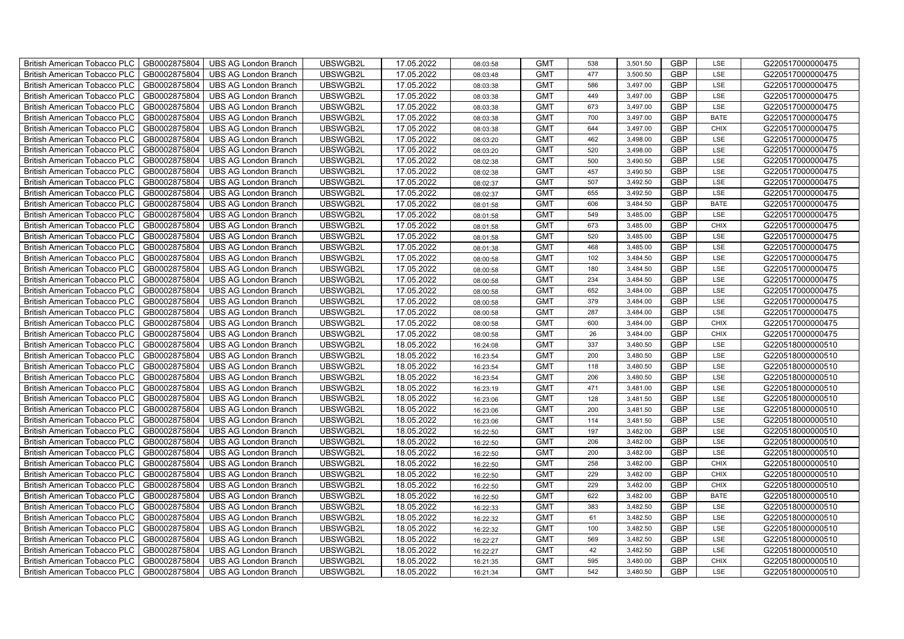| | | | | | | | | | | | |
|---|---|---|---|---|---|---|---|---|---|---|---|
| British American Tobacco PLC | GB0002875804 | UBS AG London Branch | UBSWGB2L | 17.05.2022 | 08:03:58 | GMT | 538 | 3,501.50 | GBP | LSE | G220517000000475 |
| British American Tobacco PLC | GB0002875804 | UBS AG London Branch | UBSWGB2L | 17.05.2022 | 08:03:48 | GMT | 477 | 3,500.50 | GBP | LSE | G220517000000475 |
| British American Tobacco PLC | GB0002875804 | UBS AG London Branch | UBSWGB2L | 17.05.2022 | 08:03:38 | GMT | 586 | 3,497.00 | GBP | LSE | G220517000000475 |
| British American Tobacco PLC | GB0002875804 | UBS AG London Branch | UBSWGB2L | 17.05.2022 | 08:03:38 | GMT | 449 | 3,497.00 | GBP | LSE | G220517000000475 |
| British American Tobacco PLC | GB0002875804 | UBS AG London Branch | UBSWGB2L | 17.05.2022 | 08:03:38 | GMT | 673 | 3,497.00 | GBP | LSE | G220517000000475 |
| British American Tobacco PLC | GB0002875804 | UBS AG London Branch | UBSWGB2L | 17.05.2022 | 08:03:38 | GMT | 700 | 3,497.00 | GBP | BATE | G220517000000475 |
| British American Tobacco PLC | GB0002875804 | UBS AG London Branch | UBSWGB2L | 17.05.2022 | 08:03:38 | GMT | 644 | 3,497.00 | GBP | CHIX | G220517000000475 |
| British American Tobacco PLC | GB0002875804 | UBS AG London Branch | UBSWGB2L | 17.05.2022 | 08:03:20 | GMT | 462 | 3,498.00 | GBP | LSE | G220517000000475 |
| British American Tobacco PLC | GB0002875804 | UBS AG London Branch | UBSWGB2L | 17.05.2022 | 08:03:20 | GMT | 520 | 3,498.00 | GBP | LSE | G220517000000475 |
| British American Tobacco PLC | GB0002875804 | UBS AG London Branch | UBSWGB2L | 17.05.2022 | 08:02:38 | GMT | 500 | 3,490.50 | GBP | LSE | G220517000000475 |
| British American Tobacco PLC | GB0002875804 | UBS AG London Branch | UBSWGB2L | 17.05.2022 | 08:02:38 | GMT | 457 | 3,490.50 | GBP | LSE | G220517000000475 |
| British American Tobacco PLC | GB0002875804 | UBS AG London Branch | UBSWGB2L | 17.05.2022 | 08:02:37 | GMT | 507 | 3,492.50 | GBP | LSE | G220517000000475 |
| British American Tobacco PLC | GB0002875804 | UBS AG London Branch | UBSWGB2L | 17.05.2022 | 08:02:37 | GMT | 655 | 3,492.50 | GBP | LSE | G220517000000475 |
| British American Tobacco PLC | GB0002875804 | UBS AG London Branch | UBSWGB2L | 17.05.2022 | 08:01:58 | GMT | 606 | 3,484.50 | GBP | BATE | G220517000000475 |
| British American Tobacco PLC | GB0002875804 | UBS AG London Branch | UBSWGB2L | 17.05.2022 | 08:01:58 | GMT | 549 | 3,485.00 | GBP | LSE | G220517000000475 |
| British American Tobacco PLC | GB0002875804 | UBS AG London Branch | UBSWGB2L | 17.05.2022 | 08:01:58 | GMT | 673 | 3,485.00 | GBP | CHIX | G220517000000475 |
| British American Tobacco PLC | GB0002875804 | UBS AG London Branch | UBSWGB2L | 17.05.2022 | 08:01:58 | GMT | 520 | 3,485.00 | GBP | LSE | G220517000000475 |
| British American Tobacco PLC | GB0002875804 | UBS AG London Branch | UBSWGB2L | 17.05.2022 | 08:01:38 | GMT | 468 | 3,485.00 | GBP | LSE | G220517000000475 |
| British American Tobacco PLC | GB0002875804 | UBS AG London Branch | UBSWGB2L | 17.05.2022 | 08:00:58 | GMT | 102 | 3,484.50 | GBP | LSE | G220517000000475 |
| British American Tobacco PLC | GB0002875804 | UBS AG London Branch | UBSWGB2L | 17.05.2022 | 08:00:58 | GMT | 180 | 3,484.50 | GBP | LSE | G220517000000475 |
| British American Tobacco PLC | GB0002875804 | UBS AG London Branch | UBSWGB2L | 17.05.2022 | 08:00:58 | GMT | 234 | 3,484.50 | GBP | LSE | G220517000000475 |
| British American Tobacco PLC | GB0002875804 | UBS AG London Branch | UBSWGB2L | 17.05.2022 | 08:00:58 | GMT | 652 | 3,484.00 | GBP | LSE | G220517000000475 |
| British American Tobacco PLC | GB0002875804 | UBS AG London Branch | UBSWGB2L | 17.05.2022 | 08:00:58 | GMT | 379 | 3,484.00 | GBP | LSE | G220517000000475 |
| British American Tobacco PLC | GB0002875804 | UBS AG London Branch | UBSWGB2L | 17.05.2022 | 08:00:58 | GMT | 287 | 3,484.00 | GBP | LSE | G220517000000475 |
| British American Tobacco PLC | GB0002875804 | UBS AG London Branch | UBSWGB2L | 17.05.2022 | 08:00:58 | GMT | 600 | 3,484.00 | GBP | CHIX | G220517000000475 |
| British American Tobacco PLC | GB0002875804 | UBS AG London Branch | UBSWGB2L | 17.05.2022 | 08:00:58 | GMT | 26 | 3,484.00 | GBP | CHIX | G220517000000475 |
| British American Tobacco PLC | GB0002875804 | UBS AG London Branch | UBSWGB2L | 18.05.2022 | 16:24:08 | GMT | 337 | 3,480.50 | GBP | LSE | G220518000000510 |
| British American Tobacco PLC | GB0002875804 | UBS AG London Branch | UBSWGB2L | 18.05.2022 | 16:23:54 | GMT | 200 | 3,480.50 | GBP | LSE | G220518000000510 |
| British American Tobacco PLC | GB0002875804 | UBS AG London Branch | UBSWGB2L | 18.05.2022 | 16:23:54 | GMT | 118 | 3,480.50 | GBP | LSE | G220518000000510 |
| British American Tobacco PLC | GB0002875804 | UBS AG London Branch | UBSWGB2L | 18.05.2022 | 16:23:54 | GMT | 206 | 3,480.50 | GBP | LSE | G220518000000510 |
| British American Tobacco PLC | GB0002875804 | UBS AG London Branch | UBSWGB2L | 18.05.2022 | 16:23:19 | GMT | 471 | 3,481.00 | GBP | LSE | G220518000000510 |
| British American Tobacco PLC | GB0002875804 | UBS AG London Branch | UBSWGB2L | 18.05.2022 | 16:23:06 | GMT | 128 | 3,481.50 | GBP | LSE | G220518000000510 |
| British American Tobacco PLC | GB0002875804 | UBS AG London Branch | UBSWGB2L | 18.05.2022 | 16:23:06 | GMT | 200 | 3,481.50 | GBP | LSE | G220518000000510 |
| British American Tobacco PLC | GB0002875804 | UBS AG London Branch | UBSWGB2L | 18.05.2022 | 16:23:06 | GMT | 114 | 3,481.50 | GBP | LSE | G220518000000510 |
| British American Tobacco PLC | GB0002875804 | UBS AG London Branch | UBSWGB2L | 18.05.2022 | 16:22:50 | GMT | 197 | 3,482.00 | GBP | LSE | G220518000000510 |
| British American Tobacco PLC | GB0002875804 | UBS AG London Branch | UBSWGB2L | 18.05.2022 | 16:22:50 | GMT | 206 | 3,482.00 | GBP | LSE | G220518000000510 |
| British American Tobacco PLC | GB0002875804 | UBS AG London Branch | UBSWGB2L | 18.05.2022 | 16:22:50 | GMT | 200 | 3,482.00 | GBP | LSE | G220518000000510 |
| British American Tobacco PLC | GB0002875804 | UBS AG London Branch | UBSWGB2L | 18.05.2022 | 16:22:50 | GMT | 258 | 3,482.00 | GBP | CHIX | G220518000000510 |
| British American Tobacco PLC | GB0002875804 | UBS AG London Branch | UBSWGB2L | 18.05.2022 | 16:22:50 | GMT | 229 | 3,482.00 | GBP | CHIX | G220518000000510 |
| British American Tobacco PLC | GB0002875804 | UBS AG London Branch | UBSWGB2L | 18.05.2022 | 16:22:50 | GMT | 229 | 3,482.00 | GBP | CHIX | G220518000000510 |
| British American Tobacco PLC | GB0002875804 | UBS AG London Branch | UBSWGB2L | 18.05.2022 | 16:22:50 | GMT | 622 | 3,482.00 | GBP | BATE | G220518000000510 |
| British American Tobacco PLC | GB0002875804 | UBS AG London Branch | UBSWGB2L | 18.05.2022 | 16:22:33 | GMT | 383 | 3,482.50 | GBP | LSE | G220518000000510 |
| British American Tobacco PLC | GB0002875804 | UBS AG London Branch | UBSWGB2L | 18.05.2022 | 16:22:32 | GMT | 61 | 3,482.50 | GBP | LSE | G220518000000510 |
| British American Tobacco PLC | GB0002875804 | UBS AG London Branch | UBSWGB2L | 18.05.2022 | 16:22:32 | GMT | 100 | 3,482.50 | GBP | LSE | G220518000000510 |
| British American Tobacco PLC | GB0002875804 | UBS AG London Branch | UBSWGB2L | 18.05.2022 | 16:22:27 | GMT | 569 | 3,482.50 | GBP | LSE | G220518000000510 |
| British American Tobacco PLC | GB0002875804 | UBS AG London Branch | UBSWGB2L | 18.05.2022 | 16:22:27 | GMT | 42 | 3,482.50 | GBP | LSE | G220518000000510 |
| British American Tobacco PLC | GB0002875804 | UBS AG London Branch | UBSWGB2L | 18.05.2022 | 16:21:35 | GMT | 595 | 3,480.00 | GBP | CHIX | G220518000000510 |
| British American Tobacco PLC | GB0002875804 | UBS AG London Branch | UBSWGB2L | 18.05.2022 | 16:21:34 | GMT | 542 | 3,480.50 | GBP | LSE | G220518000000510 |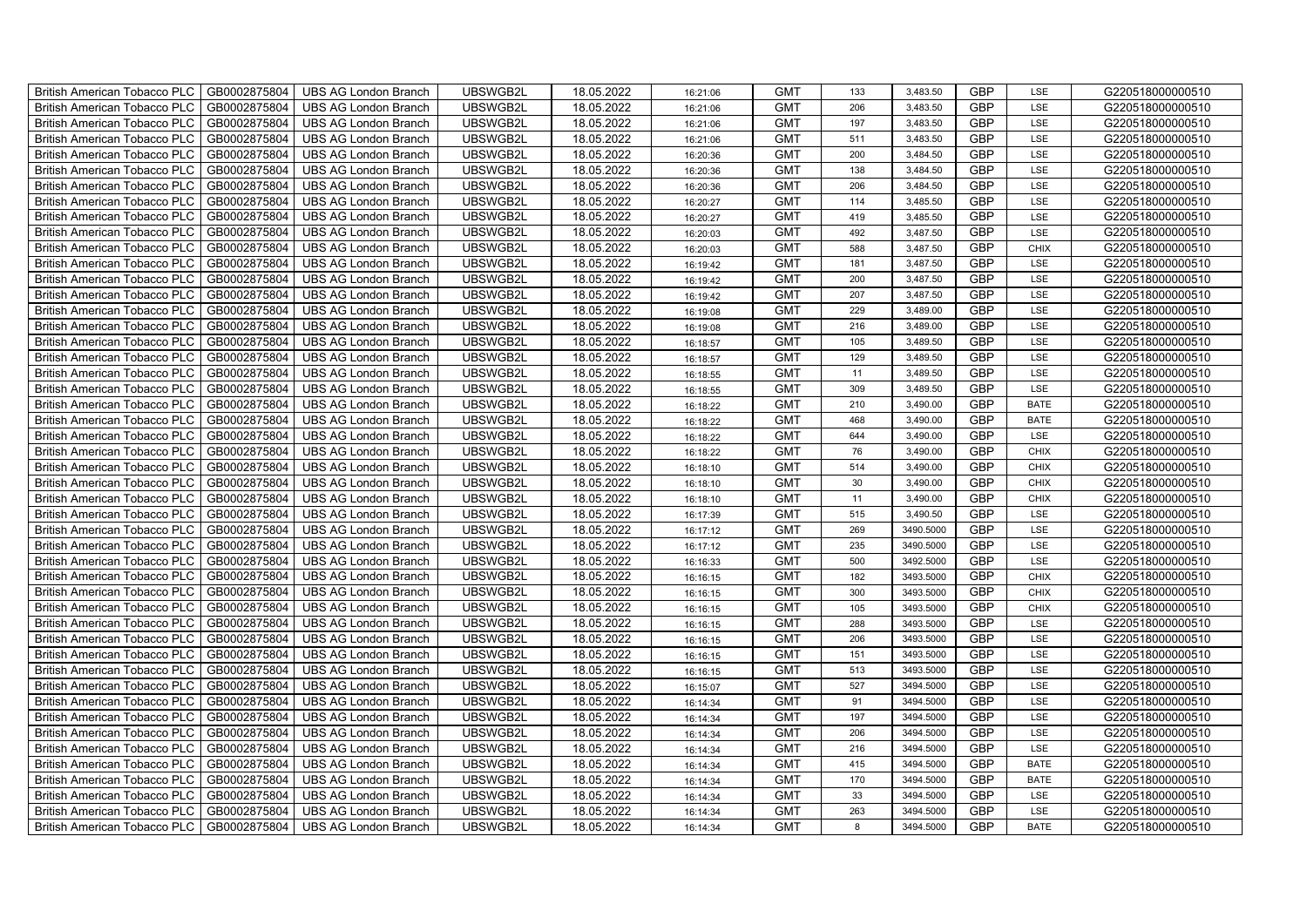| British American Tobacco PLC | GB0002875804 | UBS AG London Branch | UBSWGB2L | 18.05.2022 | 16:21:06 | GMT | 133 | 3,483.50 | GBP | LSE | G220518000000510 |
|---|---|---|---|---|---|---|---|---|---|---|---|
| British American Tobacco PLC | GB0002875804 | UBS AG London Branch | UBSWGB2L | 18.05.2022 | 16:21:06 | GMT | 206 | 3,483.50 | GBP | LSE | G220518000000510 |
| British American Tobacco PLC | GB0002875804 | UBS AG London Branch | UBSWGB2L | 18.05.2022 | 16:21:06 | GMT | 197 | 3,483.50 | GBP | LSE | G220518000000510 |
| British American Tobacco PLC | GB0002875804 | UBS AG London Branch | UBSWGB2L | 18.05.2022 | 16:21:06 | GMT | 511 | 3,483.50 | GBP | LSE | G220518000000510 |
| British American Tobacco PLC | GB0002875804 | UBS AG London Branch | UBSWGB2L | 18.05.2022 | 16:20:36 | GMT | 200 | 3,484.50 | GBP | LSE | G220518000000510 |
| British American Tobacco PLC | GB0002875804 | UBS AG London Branch | UBSWGB2L | 18.05.2022 | 16:20:36 | GMT | 138 | 3,484.50 | GBP | LSE | G220518000000510 |
| British American Tobacco PLC | GB0002875804 | UBS AG London Branch | UBSWGB2L | 18.05.2022 | 16:20:36 | GMT | 206 | 3,484.50 | GBP | LSE | G220518000000510 |
| British American Tobacco PLC | GB0002875804 | UBS AG London Branch | UBSWGB2L | 18.05.2022 | 16:20:27 | GMT | 114 | 3,485.50 | GBP | LSE | G220518000000510 |
| British American Tobacco PLC | GB0002875804 | UBS AG London Branch | UBSWGB2L | 18.05.2022 | 16:20:27 | GMT | 419 | 3,485.50 | GBP | LSE | G220518000000510 |
| British American Tobacco PLC | GB0002875804 | UBS AG London Branch | UBSWGB2L | 18.05.2022 | 16:20:03 | GMT | 492 | 3,487.50 | GBP | LSE | G220518000000510 |
| British American Tobacco PLC | GB0002875804 | UBS AG London Branch | UBSWGB2L | 18.05.2022 | 16:20:03 | GMT | 588 | 3,487.50 | GBP | CHIX | G220518000000510 |
| British American Tobacco PLC | GB0002875804 | UBS AG London Branch | UBSWGB2L | 18.05.2022 | 16:19:42 | GMT | 181 | 3,487.50 | GBP | LSE | G220518000000510 |
| British American Tobacco PLC | GB0002875804 | UBS AG London Branch | UBSWGB2L | 18.05.2022 | 16:19:42 | GMT | 200 | 3,487.50 | GBP | LSE | G220518000000510 |
| British American Tobacco PLC | GB0002875804 | UBS AG London Branch | UBSWGB2L | 18.05.2022 | 16:19:42 | GMT | 207 | 3,487.50 | GBP | LSE | G220518000000510 |
| British American Tobacco PLC | GB0002875804 | UBS AG London Branch | UBSWGB2L | 18.05.2022 | 16:19:08 | GMT | 229 | 3,489.00 | GBP | LSE | G220518000000510 |
| British American Tobacco PLC | GB0002875804 | UBS AG London Branch | UBSWGB2L | 18.05.2022 | 16:19:08 | GMT | 216 | 3,489.00 | GBP | LSE | G220518000000510 |
| British American Tobacco PLC | GB0002875804 | UBS AG London Branch | UBSWGB2L | 18.05.2022 | 16:18:57 | GMT | 105 | 3,489.50 | GBP | LSE | G220518000000510 |
| British American Tobacco PLC | GB0002875804 | UBS AG London Branch | UBSWGB2L | 18.05.2022 | 16:18:57 | GMT | 129 | 3,489.50 | GBP | LSE | G220518000000510 |
| British American Tobacco PLC | GB0002875804 | UBS AG London Branch | UBSWGB2L | 18.05.2022 | 16:18:55 | GMT | 11 | 3,489.50 | GBP | LSE | G220518000000510 |
| British American Tobacco PLC | GB0002875804 | UBS AG London Branch | UBSWGB2L | 18.05.2022 | 16:18:55 | GMT | 309 | 3,489.50 | GBP | LSE | G220518000000510 |
| British American Tobacco PLC | GB0002875804 | UBS AG London Branch | UBSWGB2L | 18.05.2022 | 16:18:22 | GMT | 210 | 3,490.00 | GBP | BATE | G220518000000510 |
| British American Tobacco PLC | GB0002875804 | UBS AG London Branch | UBSWGB2L | 18.05.2022 | 16:18:22 | GMT | 468 | 3,490.00 | GBP | BATE | G220518000000510 |
| British American Tobacco PLC | GB0002875804 | UBS AG London Branch | UBSWGB2L | 18.05.2022 | 16:18:22 | GMT | 644 | 3,490.00 | GBP | LSE | G220518000000510 |
| British American Tobacco PLC | GB0002875804 | UBS AG London Branch | UBSWGB2L | 18.05.2022 | 16:18:22 | GMT | 76 | 3,490.00 | GBP | CHIX | G220518000000510 |
| British American Tobacco PLC | GB0002875804 | UBS AG London Branch | UBSWGB2L | 18.05.2022 | 16:18:10 | GMT | 514 | 3,490.00 | GBP | CHIX | G220518000000510 |
| British American Tobacco PLC | GB0002875804 | UBS AG London Branch | UBSWGB2L | 18.05.2022 | 16:18:10 | GMT | 30 | 3,490.00 | GBP | CHIX | G220518000000510 |
| British American Tobacco PLC | GB0002875804 | UBS AG London Branch | UBSWGB2L | 18.05.2022 | 16:18:10 | GMT | 11 | 3,490.00 | GBP | CHIX | G220518000000510 |
| British American Tobacco PLC | GB0002875804 | UBS AG London Branch | UBSWGB2L | 18.05.2022 | 16:17:39 | GMT | 515 | 3,490.50 | GBP | LSE | G220518000000510 |
| British American Tobacco PLC | GB0002875804 | UBS AG London Branch | UBSWGB2L | 18.05.2022 | 16:17:12 | GMT | 269 | 3490.5000 | GBP | LSE | G220518000000510 |
| British American Tobacco PLC | GB0002875804 | UBS AG London Branch | UBSWGB2L | 18.05.2022 | 16:17:12 | GMT | 235 | 3490.5000 | GBP | LSE | G220518000000510 |
| British American Tobacco PLC | GB0002875804 | UBS AG London Branch | UBSWGB2L | 18.05.2022 | 16:16:33 | GMT | 500 | 3492.5000 | GBP | LSE | G220518000000510 |
| British American Tobacco PLC | GB0002875804 | UBS AG London Branch | UBSWGB2L | 18.05.2022 | 16:16:15 | GMT | 182 | 3493.5000 | GBP | CHIX | G220518000000510 |
| British American Tobacco PLC | GB0002875804 | UBS AG London Branch | UBSWGB2L | 18.05.2022 | 16:16:15 | GMT | 300 | 3493.5000 | GBP | CHIX | G220518000000510 |
| British American Tobacco PLC | GB0002875804 | UBS AG London Branch | UBSWGB2L | 18.05.2022 | 16:16:15 | GMT | 105 | 3493.5000 | GBP | CHIX | G220518000000510 |
| British American Tobacco PLC | GB0002875804 | UBS AG London Branch | UBSWGB2L | 18.05.2022 | 16:16:15 | GMT | 288 | 3493.5000 | GBP | LSE | G220518000000510 |
| British American Tobacco PLC | GB0002875804 | UBS AG London Branch | UBSWGB2L | 18.05.2022 | 16:16:15 | GMT | 206 | 3493.5000 | GBP | LSE | G220518000000510 |
| British American Tobacco PLC | GB0002875804 | UBS AG London Branch | UBSWGB2L | 18.05.2022 | 16:16:15 | GMT | 151 | 3493.5000 | GBP | LSE | G220518000000510 |
| British American Tobacco PLC | GB0002875804 | UBS AG London Branch | UBSWGB2L | 18.05.2022 | 16:16:15 | GMT | 513 | 3493.5000 | GBP | LSE | G220518000000510 |
| British American Tobacco PLC | GB0002875804 | UBS AG London Branch | UBSWGB2L | 18.05.2022 | 16:15:07 | GMT | 527 | 3494.5000 | GBP | LSE | G220518000000510 |
| British American Tobacco PLC | GB0002875804 | UBS AG London Branch | UBSWGB2L | 18.05.2022 | 16:14:34 | GMT | 91 | 3494.5000 | GBP | LSE | G220518000000510 |
| British American Tobacco PLC | GB0002875804 | UBS AG London Branch | UBSWGB2L | 18.05.2022 | 16:14:34 | GMT | 197 | 3494.5000 | GBP | LSE | G220518000000510 |
| British American Tobacco PLC | GB0002875804 | UBS AG London Branch | UBSWGB2L | 18.05.2022 | 16:14:34 | GMT | 206 | 3494.5000 | GBP | LSE | G220518000000510 |
| British American Tobacco PLC | GB0002875804 | UBS AG London Branch | UBSWGB2L | 18.05.2022 | 16:14:34 | GMT | 216 | 3494.5000 | GBP | LSE | G220518000000510 |
| British American Tobacco PLC | GB0002875804 | UBS AG London Branch | UBSWGB2L | 18.05.2022 | 16:14:34 | GMT | 415 | 3494.5000 | GBP | BATE | G220518000000510 |
| British American Tobacco PLC | GB0002875804 | UBS AG London Branch | UBSWGB2L | 18.05.2022 | 16:14:34 | GMT | 170 | 3494.5000 | GBP | BATE | G220518000000510 |
| British American Tobacco PLC | GB0002875804 | UBS AG London Branch | UBSWGB2L | 18.05.2022 | 16:14:34 | GMT | 33 | 3494.5000 | GBP | LSE | G220518000000510 |
| British American Tobacco PLC | GB0002875804 | UBS AG London Branch | UBSWGB2L | 18.05.2022 | 16:14:34 | GMT | 263 | 3494.5000 | GBP | LSE | G220518000000510 |
| British American Tobacco PLC | GB0002875804 | UBS AG London Branch | UBSWGB2L | 18.05.2022 | 16:14:34 | GMT | 8 | 3494.5000 | GBP | BATE | G220518000000510 |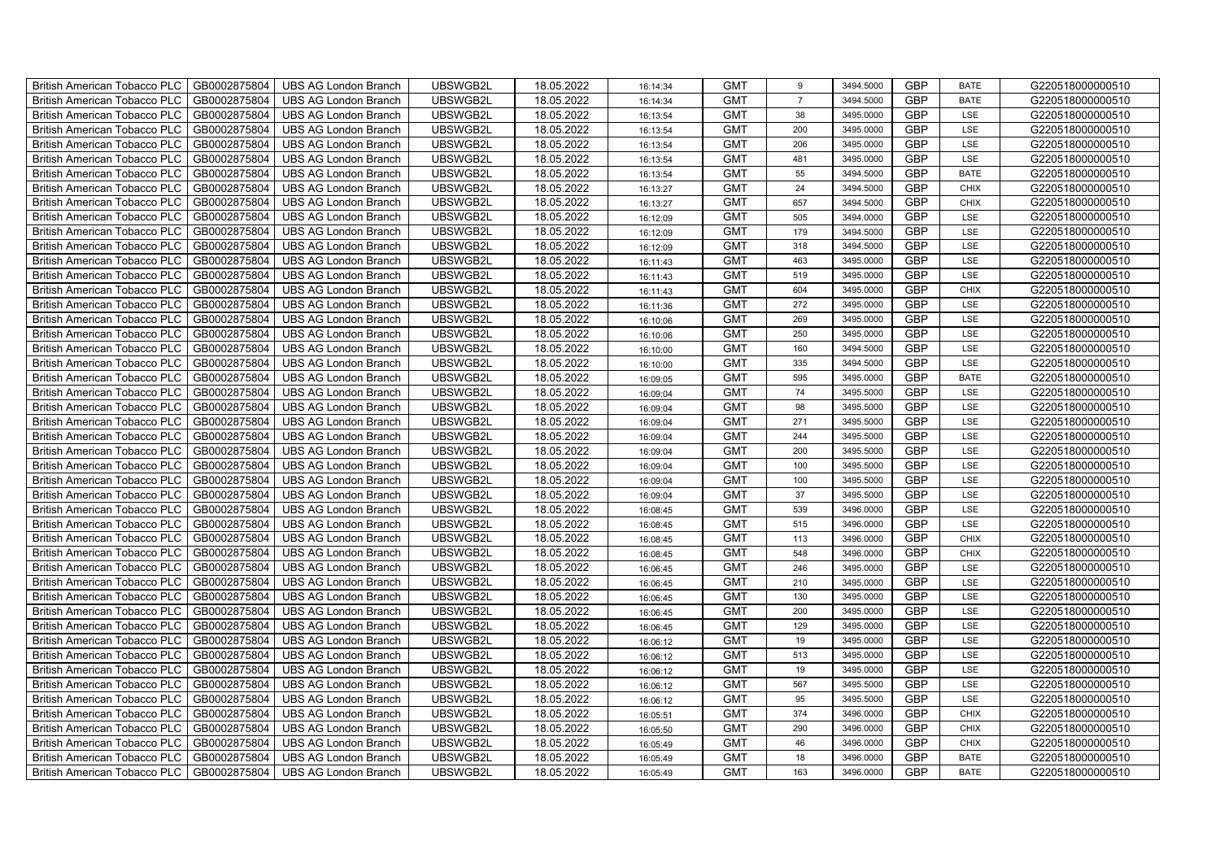| British American Tobacco PLC | GB0002875804 | UBS AG London Branch | UBSWGB2L | 18.05.2022 | 16:14:34 | GMT | 9 | 3494.5000 | GBP | BATE | G220518000000510 |
|---|---|---|---|---|---|---|---|---|---|---|---|
| British American Tobacco PLC | GB0002875804 | UBS AG London Branch | UBSWGB2L | 18.05.2022 | 16:14:34 | GMT | 7 | 3494.5000 | GBP | BATE | G220518000000510 |
| British American Tobacco PLC | GB0002875804 | UBS AG London Branch | UBSWGB2L | 18.05.2022 | 16:13:54 | GMT | 38 | 3495.0000 | GBP | LSE | G220518000000510 |
| British American Tobacco PLC | GB0002875804 | UBS AG London Branch | UBSWGB2L | 18.05.2022 | 16:13:54 | GMT | 200 | 3495.0000 | GBP | LSE | G220518000000510 |
| British American Tobacco PLC | GB0002875804 | UBS AG London Branch | UBSWGB2L | 18.05.2022 | 16:13:54 | GMT | 206 | 3495.0000 | GBP | LSE | G220518000000510 |
| British American Tobacco PLC | GB0002875804 | UBS AG London Branch | UBSWGB2L | 18.05.2022 | 16:13:54 | GMT | 481 | 3495.0000 | GBP | LSE | G220518000000510 |
| British American Tobacco PLC | GB0002875804 | UBS AG London Branch | UBSWGB2L | 18.05.2022 | 16:13:54 | GMT | 55 | 3494.5000 | GBP | BATE | G220518000000510 |
| British American Tobacco PLC | GB0002875804 | UBS AG London Branch | UBSWGB2L | 18.05.2022 | 16:13:27 | GMT | 24 | 3494.5000 | GBP | CHIX | G220518000000510 |
| British American Tobacco PLC | GB0002875804 | UBS AG London Branch | UBSWGB2L | 18.05.2022 | 16:13:27 | GMT | 657 | 3494.5000 | GBP | CHIX | G220518000000510 |
| British American Tobacco PLC | GB0002875804 | UBS AG London Branch | UBSWGB2L | 18.05.2022 | 16:12:09 | GMT | 505 | 3494.0000 | GBP | LSE | G220518000000510 |
| British American Tobacco PLC | GB0002875804 | UBS AG London Branch | UBSWGB2L | 18.05.2022 | 16:12:09 | GMT | 179 | 3494.5000 | GBP | LSE | G220518000000510 |
| British American Tobacco PLC | GB0002875804 | UBS AG London Branch | UBSWGB2L | 18.05.2022 | 16:12:09 | GMT | 318 | 3494.5000 | GBP | LSE | G220518000000510 |
| British American Tobacco PLC | GB0002875804 | UBS AG London Branch | UBSWGB2L | 18.05.2022 | 16:11:43 | GMT | 463 | 3495.0000 | GBP | LSE | G220518000000510 |
| British American Tobacco PLC | GB0002875804 | UBS AG London Branch | UBSWGB2L | 18.05.2022 | 16:11:43 | GMT | 519 | 3495.0000 | GBP | LSE | G220518000000510 |
| British American Tobacco PLC | GB0002875804 | UBS AG London Branch | UBSWGB2L | 18.05.2022 | 16:11:43 | GMT | 604 | 3495.0000 | GBP | CHIX | G220518000000510 |
| British American Tobacco PLC | GB0002875804 | UBS AG London Branch | UBSWGB2L | 18.05.2022 | 16:11:36 | GMT | 272 | 3495.0000 | GBP | LSE | G220518000000510 |
| British American Tobacco PLC | GB0002875804 | UBS AG London Branch | UBSWGB2L | 18.05.2022 | 16:10:06 | GMT | 269 | 3495.0000 | GBP | LSE | G220518000000510 |
| British American Tobacco PLC | GB0002875804 | UBS AG London Branch | UBSWGB2L | 18.05.2022 | 16:10:06 | GMT | 250 | 3495.0000 | GBP | LSE | G220518000000510 |
| British American Tobacco PLC | GB0002875804 | UBS AG London Branch | UBSWGB2L | 18.05.2022 | 16:10:00 | GMT | 160 | 3494.5000 | GBP | LSE | G220518000000510 |
| British American Tobacco PLC | GB0002875804 | UBS AG London Branch | UBSWGB2L | 18.05.2022 | 16:10:00 | GMT | 335 | 3494.5000 | GBP | LSE | G220518000000510 |
| British American Tobacco PLC | GB0002875804 | UBS AG London Branch | UBSWGB2L | 18.05.2022 | 16:09:05 | GMT | 595 | 3495.0000 | GBP | BATE | G220518000000510 |
| British American Tobacco PLC | GB0002875804 | UBS AG London Branch | UBSWGB2L | 18.05.2022 | 16:09:04 | GMT | 74 | 3495.5000 | GBP | LSE | G220518000000510 |
| British American Tobacco PLC | GB0002875804 | UBS AG London Branch | UBSWGB2L | 18.05.2022 | 16:09:04 | GMT | 98 | 3495.5000 | GBP | LSE | G220518000000510 |
| British American Tobacco PLC | GB0002875804 | UBS AG London Branch | UBSWGB2L | 18.05.2022 | 16:09:04 | GMT | 271 | 3495.5000 | GBP | LSE | G220518000000510 |
| British American Tobacco PLC | GB0002875804 | UBS AG London Branch | UBSWGB2L | 18.05.2022 | 16:09:04 | GMT | 244 | 3495.5000 | GBP | LSE | G220518000000510 |
| British American Tobacco PLC | GB0002875804 | UBS AG London Branch | UBSWGB2L | 18.05.2022 | 16:09:04 | GMT | 200 | 3495.5000 | GBP | LSE | G220518000000510 |
| British American Tobacco PLC | GB0002875804 | UBS AG London Branch | UBSWGB2L | 18.05.2022 | 16:09:04 | GMT | 100 | 3495.5000 | GBP | LSE | G220518000000510 |
| British American Tobacco PLC | GB0002875804 | UBS AG London Branch | UBSWGB2L | 18.05.2022 | 16:09:04 | GMT | 100 | 3495.5000 | GBP | LSE | G220518000000510 |
| British American Tobacco PLC | GB0002875804 | UBS AG London Branch | UBSWGB2L | 18.05.2022 | 16:09:04 | GMT | 37 | 3495.5000 | GBP | LSE | G220518000000510 |
| British American Tobacco PLC | GB0002875804 | UBS AG London Branch | UBSWGB2L | 18.05.2022 | 16:08:45 | GMT | 539 | 3496.0000 | GBP | LSE | G220518000000510 |
| British American Tobacco PLC | GB0002875804 | UBS AG London Branch | UBSWGB2L | 18.05.2022 | 16:08:45 | GMT | 515 | 3496.0000 | GBP | LSE | G220518000000510 |
| British American Tobacco PLC | GB0002875804 | UBS AG London Branch | UBSWGB2L | 18.05.2022 | 16:08:45 | GMT | 113 | 3496.0000 | GBP | CHIX | G220518000000510 |
| British American Tobacco PLC | GB0002875804 | UBS AG London Branch | UBSWGB2L | 18.05.2022 | 16:08:45 | GMT | 548 | 3496.0000 | GBP | CHIX | G220518000000510 |
| British American Tobacco PLC | GB0002875804 | UBS AG London Branch | UBSWGB2L | 18.05.2022 | 16:06:45 | GMT | 246 | 3495.0000 | GBP | LSE | G220518000000510 |
| British American Tobacco PLC | GB0002875804 | UBS AG London Branch | UBSWGB2L | 18.05.2022 | 16:06:45 | GMT | 210 | 3495.0000 | GBP | LSE | G220518000000510 |
| British American Tobacco PLC | GB0002875804 | UBS AG London Branch | UBSWGB2L | 18.05.2022 | 16:06:45 | GMT | 130 | 3495.0000 | GBP | LSE | G220518000000510 |
| British American Tobacco PLC | GB0002875804 | UBS AG London Branch | UBSWGB2L | 18.05.2022 | 16:06:45 | GMT | 200 | 3495.0000 | GBP | LSE | G220518000000510 |
| British American Tobacco PLC | GB0002875804 | UBS AG London Branch | UBSWGB2L | 18.05.2022 | 16:06:45 | GMT | 129 | 3495.0000 | GBP | LSE | G220518000000510 |
| British American Tobacco PLC | GB0002875804 | UBS AG London Branch | UBSWGB2L | 18.05.2022 | 16:06:12 | GMT | 19 | 3495.0000 | GBP | LSE | G220518000000510 |
| British American Tobacco PLC | GB0002875804 | UBS AG London Branch | UBSWGB2L | 18.05.2022 | 16:06:12 | GMT | 513 | 3495.0000 | GBP | LSE | G220518000000510 |
| British American Tobacco PLC | GB0002875804 | UBS AG London Branch | UBSWGB2L | 18.05.2022 | 16:06:12 | GMT | 19 | 3495.0000 | GBP | LSE | G220518000000510 |
| British American Tobacco PLC | GB0002875804 | UBS AG London Branch | UBSWGB2L | 18.05.2022 | 16:06:12 | GMT | 567 | 3495.5000 | GBP | LSE | G220518000000510 |
| British American Tobacco PLC | GB0002875804 | UBS AG London Branch | UBSWGB2L | 18.05.2022 | 16:06:12 | GMT | 95 | 3495.5000 | GBP | LSE | G220518000000510 |
| British American Tobacco PLC | GB0002875804 | UBS AG London Branch | UBSWGB2L | 18.05.2022 | 16:05:51 | GMT | 374 | 3496.0000 | GBP | CHIX | G220518000000510 |
| British American Tobacco PLC | GB0002875804 | UBS AG London Branch | UBSWGB2L | 18.05.2022 | 16:05:50 | GMT | 290 | 3496.0000 | GBP | CHIX | G220518000000510 |
| British American Tobacco PLC | GB0002875804 | UBS AG London Branch | UBSWGB2L | 18.05.2022 | 16:05:49 | GMT | 46 | 3496.0000 | GBP | CHIX | G220518000000510 |
| British American Tobacco PLC | GB0002875804 | UBS AG London Branch | UBSWGB2L | 18.05.2022 | 16:05:49 | GMT | 18 | 3496.0000 | GBP | BATE | G220518000000510 |
| British American Tobacco PLC | GB0002875804 | UBS AG London Branch | UBSWGB2L | 18.05.2022 | 16:05:49 | GMT | 163 | 3496.0000 | GBP | BATE | G220518000000510 |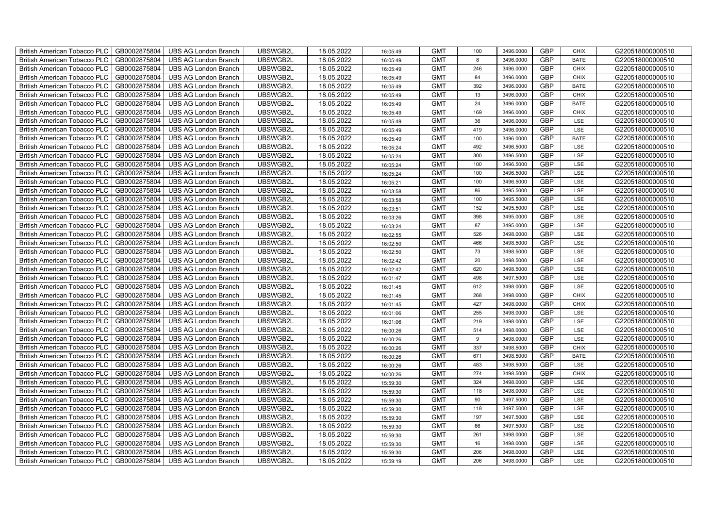| British American Tobacco PLC | GB0002875804 | UBS AG London Branch | UBSWGB2L | 18.05.2022 | 16:05:49 | GMT | 100 | 3496.0000 | GBP | CHIX | G220518000000510 |
|---|---|---|---|---|---|---|---|---|---|---|---|
| British American Tobacco PLC | GB0002875804 | UBS AG London Branch | UBSWGB2L | 18.05.2022 | 16:05:49 | GMT | 8 | 3496.0000 | GBP | BATE | G220518000000510 |
| British American Tobacco PLC | GB0002875804 | UBS AG London Branch | UBSWGB2L | 18.05.2022 | 16:05:49 | GMT | 246 | 3496.0000 | GBP | CHIX | G220518000000510 |
| British American Tobacco PLC | GB0002875804 | UBS AG London Branch | UBSWGB2L | 18.05.2022 | 16:05:49 | GMT | 84 | 3496.0000 | GBP | CHIX | G220518000000510 |
| British American Tobacco PLC | GB0002875804 | UBS AG London Branch | UBSWGB2L | 18.05.2022 | 16:05:49 | GMT | 392 | 3496.0000 | GBP | BATE | G220518000000510 |
| British American Tobacco PLC | GB0002875804 | UBS AG London Branch | UBSWGB2L | 18.05.2022 | 16:05:49 | GMT | 13 | 3496.0000 | GBP | CHIX | G220518000000510 |
| British American Tobacco PLC | GB0002875804 | UBS AG London Branch | UBSWGB2L | 18.05.2022 | 16:05:49 | GMT | 24 | 3496.0000 | GBP | BATE | G220518000000510 |
| British American Tobacco PLC | GB0002875804 | UBS AG London Branch | UBSWGB2L | 18.05.2022 | 16:05:49 | GMT | 169 | 3496.0000 | GBP | CHIX | G220518000000510 |
| British American Tobacco PLC | GB0002875804 | UBS AG London Branch | UBSWGB2L | 18.05.2022 | 16:05:49 | GMT | 36 | 3496.0000 | GBP | LSE | G220518000000510 |
| British American Tobacco PLC | GB0002875804 | UBS AG London Branch | UBSWGB2L | 18.05.2022 | 16:05:49 | GMT | 419 | 3496.0000 | GBP | LSE | G220518000000510 |
| British American Tobacco PLC | GB0002875804 | UBS AG London Branch | UBSWGB2L | 18.05.2022 | 16:05:49 | GMT | 100 | 3496.0000 | GBP | BATE | G220518000000510 |
| British American Tobacco PLC | GB0002875804 | UBS AG London Branch | UBSWGB2L | 18.05.2022 | 16:05:24 | GMT | 492 | 3496.5000 | GBP | LSE | G220518000000510 |
| British American Tobacco PLC | GB0002875804 | UBS AG London Branch | UBSWGB2L | 18.05.2022 | 16:05:24 | GMT | 300 | 3496.5000 | GBP | LSE | G220518000000510 |
| British American Tobacco PLC | GB0002875804 | UBS AG London Branch | UBSWGB2L | 18.05.2022 | 16:05:24 | GMT | 100 | 3496.5000 | GBP | LSE | G220518000000510 |
| British American Tobacco PLC | GB0002875804 | UBS AG London Branch | UBSWGB2L | 18.05.2022 | 16:05:24 | GMT | 100 | 3496.5000 | GBP | LSE | G220518000000510 |
| British American Tobacco PLC | GB0002875804 | UBS AG London Branch | UBSWGB2L | 18.05.2022 | 16:05:21 | GMT | 100 | 3496.5000 | GBP | LSE | G220518000000510 |
| British American Tobacco PLC | GB0002875804 | UBS AG London Branch | UBSWGB2L | 18.05.2022 | 16:03:58 | GMT | 86 | 3495.5000 | GBP | LSE | G220518000000510 |
| British American Tobacco PLC | GB0002875804 | UBS AG London Branch | UBSWGB2L | 18.05.2022 | 16:03:58 | GMT | 100 | 3495.5000 | GBP | LSE | G220518000000510 |
| British American Tobacco PLC | GB0002875804 | UBS AG London Branch | UBSWGB2L | 18.05.2022 | 16:03:51 | GMT | 152 | 3495.5000 | GBP | LSE | G220518000000510 |
| British American Tobacco PLC | GB0002875804 | UBS AG London Branch | UBSWGB2L | 18.05.2022 | 16:03:26 | GMT | 398 | 3495.0000 | GBP | LSE | G220518000000510 |
| British American Tobacco PLC | GB0002875804 | UBS AG London Branch | UBSWGB2L | 18.05.2022 | 16:03:24 | GMT | 87 | 3495.0000 | GBP | LSE | G220518000000510 |
| British American Tobacco PLC | GB0002875804 | UBS AG London Branch | UBSWGB2L | 18.05.2022 | 16:02:55 | GMT | 526 | 3498.0000 | GBP | LSE | G220518000000510 |
| British American Tobacco PLC | GB0002875804 | UBS AG London Branch | UBSWGB2L | 18.05.2022 | 16:02:50 | GMT | 466 | 3498.5000 | GBP | LSE | G220518000000510 |
| British American Tobacco PLC | GB0002875804 | UBS AG London Branch | UBSWGB2L | 18.05.2022 | 16:02:50 | GMT | 73 | 3498.5000 | GBP | LSE | G220518000000510 |
| British American Tobacco PLC | GB0002875804 | UBS AG London Branch | UBSWGB2L | 18.05.2022 | 16:02:42 | GMT | 20 | 3498.5000 | GBP | LSE | G220518000000510 |
| British American Tobacco PLC | GB0002875804 | UBS AG London Branch | UBSWGB2L | 18.05.2022 | 16:02:42 | GMT | 620 | 3498.5000 | GBP | LSE | G220518000000510 |
| British American Tobacco PLC | GB0002875804 | UBS AG London Branch | UBSWGB2L | 18.05.2022 | 16:01:47 | GMT | 498 | 3497.5000 | GBP | LSE | G220518000000510 |
| British American Tobacco PLC | GB0002875804 | UBS AG London Branch | UBSWGB2L | 18.05.2022 | 16:01:45 | GMT | 612 | 3498.0000 | GBP | LSE | G220518000000510 |
| British American Tobacco PLC | GB0002875804 | UBS AG London Branch | UBSWGB2L | 18.05.2022 | 16:01:45 | GMT | 268 | 3498.0000 | GBP | CHIX | G220518000000510 |
| British American Tobacco PLC | GB0002875804 | UBS AG London Branch | UBSWGB2L | 18.05.2022 | 16:01:45 | GMT | 427 | 3498.0000 | GBP | CHIX | G220518000000510 |
| British American Tobacco PLC | GB0002875804 | UBS AG London Branch | UBSWGB2L | 18.05.2022 | 16:01:06 | GMT | 255 | 3498.0000 | GBP | LSE | G220518000000510 |
| British American Tobacco PLC | GB0002875804 | UBS AG London Branch | UBSWGB2L | 18.05.2022 | 16:01:06 | GMT | 219 | 3498.0000 | GBP | LSE | G220518000000510 |
| British American Tobacco PLC | GB0002875804 | UBS AG London Branch | UBSWGB2L | 18.05.2022 | 16:00:26 | GMT | 514 | 3498.0000 | GBP | LSE | G220518000000510 |
| British American Tobacco PLC | GB0002875804 | UBS AG London Branch | UBSWGB2L | 18.05.2022 | 16:00:26 | GMT | 9 | 3498.0000 | GBP | LSE | G220518000000510 |
| British American Tobacco PLC | GB0002875804 | UBS AG London Branch | UBSWGB2L | 18.05.2022 | 16:00:26 | GMT | 337 | 3498.5000 | GBP | CHIX | G220518000000510 |
| British American Tobacco PLC | GB0002875804 | UBS AG London Branch | UBSWGB2L | 18.05.2022 | 16:00:26 | GMT | 671 | 3498.5000 | GBP | BATE | G220518000000510 |
| British American Tobacco PLC | GB0002875804 | UBS AG London Branch | UBSWGB2L | 18.05.2022 | 16:00:26 | GMT | 483 | 3498.5000 | GBP | LSE | G220518000000510 |
| British American Tobacco PLC | GB0002875804 | UBS AG London Branch | UBSWGB2L | 18.05.2022 | 16:00:26 | GMT | 274 | 3498.5000 | GBP | CHIX | G220518000000510 |
| British American Tobacco PLC | GB0002875804 | UBS AG London Branch | UBSWGB2L | 18.05.2022 | 15:59:30 | GMT | 324 | 3498.0000 | GBP | LSE | G220518000000510 |
| British American Tobacco PLC | GB0002875804 | UBS AG London Branch | UBSWGB2L | 18.05.2022 | 15:59:30 | GMT | 118 | 3498.0000 | GBP | LSE | G220518000000510 |
| British American Tobacco PLC | GB0002875804 | UBS AG London Branch | UBSWGB2L | 18.05.2022 | 15:59:30 | GMT | 90 | 3497.5000 | GBP | LSE | G220518000000510 |
| British American Tobacco PLC | GB0002875804 | UBS AG London Branch | UBSWGB2L | 18.05.2022 | 15:59:30 | GMT | 118 | 3497.5000 | GBP | LSE | G220518000000510 |
| British American Tobacco PLC | GB0002875804 | UBS AG London Branch | UBSWGB2L | 18.05.2022 | 15:59:30 | GMT | 197 | 3497.5000 | GBP | LSE | G220518000000510 |
| British American Tobacco PLC | GB0002875804 | UBS AG London Branch | UBSWGB2L | 18.05.2022 | 15:59:30 | GMT | 66 | 3497.5000 | GBP | LSE | G220518000000510 |
| British American Tobacco PLC | GB0002875804 | UBS AG London Branch | UBSWGB2L | 18.05.2022 | 15:59:30 | GMT | 261 | 3498.0000 | GBP | LSE | G220518000000510 |
| British American Tobacco PLC | GB0002875804 | UBS AG London Branch | UBSWGB2L | 18.05.2022 | 15:59:30 | GMT | 16 | 3498.0000 | GBP | LSE | G220518000000510 |
| British American Tobacco PLC | GB0002875804 | UBS AG London Branch | UBSWGB2L | 18.05.2022 | 15:59:30 | GMT | 206 | 3498.0000 | GBP | LSE | G220518000000510 |
| British American Tobacco PLC | GB0002875804 | UBS AG London Branch | UBSWGB2L | 18.05.2022 | 15:59:19 | GMT | 206 | 3498.0000 | GBP | LSE | G220518000000510 |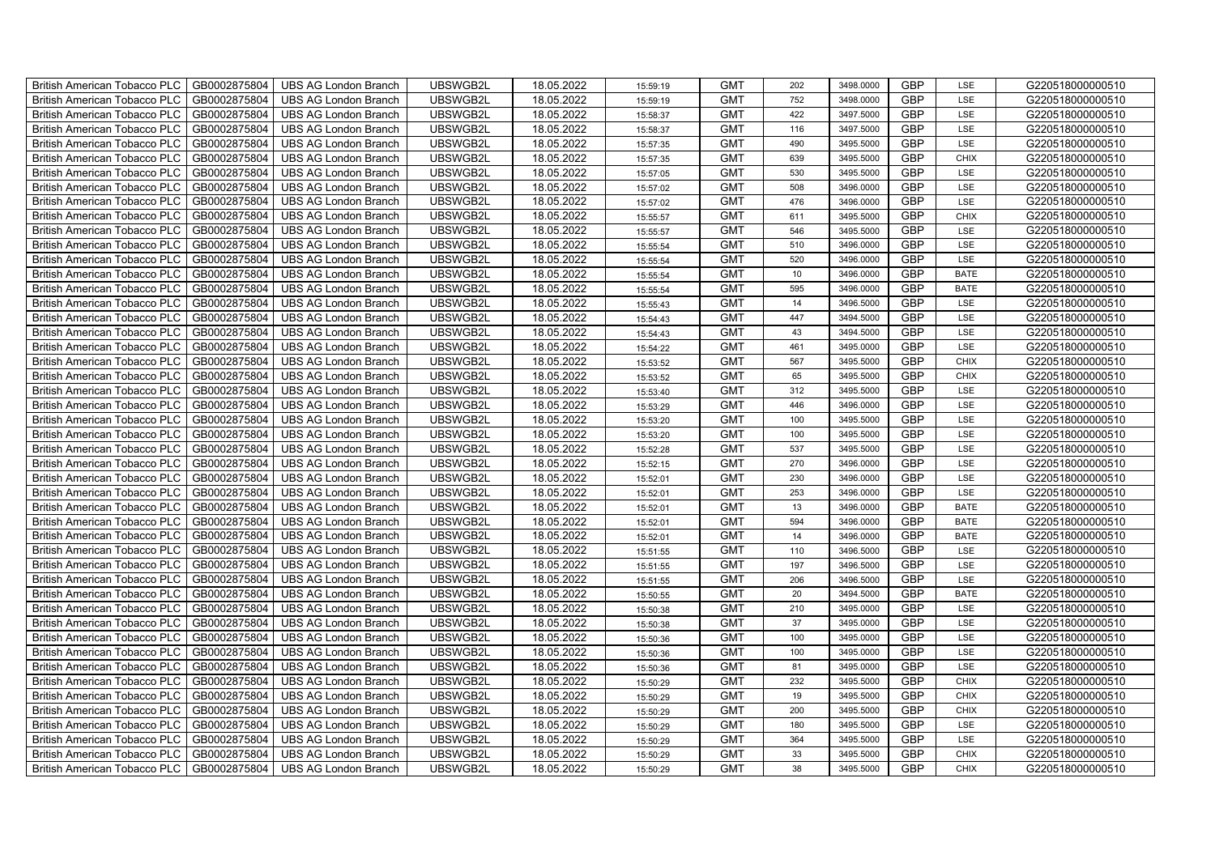| British American Tobacco PLC | GB0002875804 | UBS AG London Branch | UBSWGB2L | 18.05.2022 | 15:59:19 | GMT | 202 | 3498.0000 | GBP | LSE | G220518000000510 |
|---|---|---|---|---|---|---|---|---|---|---|---|
| British American Tobacco PLC | GB0002875804 | UBS AG London Branch | UBSWGB2L | 18.05.2022 | 15:59:19 | GMT | 752 | 3498.0000 | GBP | LSE | G220518000000510 |
| British American Tobacco PLC | GB0002875804 | UBS AG London Branch | UBSWGB2L | 18.05.2022 | 15:58:37 | GMT | 422 | 3497.5000 | GBP | LSE | G220518000000510 |
| British American Tobacco PLC | GB0002875804 | UBS AG London Branch | UBSWGB2L | 18.05.2022 | 15:58:37 | GMT | 116 | 3497.5000 | GBP | LSE | G220518000000510 |
| British American Tobacco PLC | GB0002875804 | UBS AG London Branch | UBSWGB2L | 18.05.2022 | 15:57:35 | GMT | 490 | 3495.5000 | GBP | LSE | G220518000000510 |
| British American Tobacco PLC | GB0002875804 | UBS AG London Branch | UBSWGB2L | 18.05.2022 | 15:57:35 | GMT | 639 | 3495.5000 | GBP | CHIX | G220518000000510 |
| British American Tobacco PLC | GB0002875804 | UBS AG London Branch | UBSWGB2L | 18.05.2022 | 15:57:05 | GMT | 530 | 3495.5000 | GBP | LSE | G220518000000510 |
| British American Tobacco PLC | GB0002875804 | UBS AG London Branch | UBSWGB2L | 18.05.2022 | 15:57:02 | GMT | 508 | 3496.0000 | GBP | LSE | G220518000000510 |
| British American Tobacco PLC | GB0002875804 | UBS AG London Branch | UBSWGB2L | 18.05.2022 | 15:57:02 | GMT | 476 | 3496.0000 | GBP | LSE | G220518000000510 |
| British American Tobacco PLC | GB0002875804 | UBS AG London Branch | UBSWGB2L | 18.05.2022 | 15:55:57 | GMT | 611 | 3495.5000 | GBP | CHIX | G220518000000510 |
| British American Tobacco PLC | GB0002875804 | UBS AG London Branch | UBSWGB2L | 18.05.2022 | 15:55:57 | GMT | 546 | 3495.5000 | GBP | LSE | G220518000000510 |
| British American Tobacco PLC | GB0002875804 | UBS AG London Branch | UBSWGB2L | 18.05.2022 | 15:55:54 | GMT | 510 | 3496.0000 | GBP | LSE | G220518000000510 |
| British American Tobacco PLC | GB0002875804 | UBS AG London Branch | UBSWGB2L | 18.05.2022 | 15:55:54 | GMT | 520 | 3496.0000 | GBP | LSE | G220518000000510 |
| British American Tobacco PLC | GB0002875804 | UBS AG London Branch | UBSWGB2L | 18.05.2022 | 15:55:54 | GMT | 10 | 3496.0000 | GBP | BATE | G220518000000510 |
| British American Tobacco PLC | GB0002875804 | UBS AG London Branch | UBSWGB2L | 18.05.2022 | 15:55:54 | GMT | 595 | 3496.0000 | GBP | BATE | G220518000000510 |
| British American Tobacco PLC | GB0002875804 | UBS AG London Branch | UBSWGB2L | 18.05.2022 | 15:55:43 | GMT | 14 | 3496.5000 | GBP | LSE | G220518000000510 |
| British American Tobacco PLC | GB0002875804 | UBS AG London Branch | UBSWGB2L | 18.05.2022 | 15:54:43 | GMT | 447 | 3494.5000 | GBP | LSE | G220518000000510 |
| British American Tobacco PLC | GB0002875804 | UBS AG London Branch | UBSWGB2L | 18.05.2022 | 15:54:43 | GMT | 43 | 3494.5000 | GBP | LSE | G220518000000510 |
| British American Tobacco PLC | GB0002875804 | UBS AG London Branch | UBSWGB2L | 18.05.2022 | 15:54:22 | GMT | 461 | 3495.0000 | GBP | LSE | G220518000000510 |
| British American Tobacco PLC | GB0002875804 | UBS AG London Branch | UBSWGB2L | 18.05.2022 | 15:53:52 | GMT | 567 | 3495.5000 | GBP | CHIX | G220518000000510 |
| British American Tobacco PLC | GB0002875804 | UBS AG London Branch | UBSWGB2L | 18.05.2022 | 15:53:52 | GMT | 65 | 3495.5000 | GBP | CHIX | G220518000000510 |
| British American Tobacco PLC | GB0002875804 | UBS AG London Branch | UBSWGB2L | 18.05.2022 | 15:53:40 | GMT | 312 | 3495.5000 | GBP | LSE | G220518000000510 |
| British American Tobacco PLC | GB0002875804 | UBS AG London Branch | UBSWGB2L | 18.05.2022 | 15:53:29 | GMT | 446 | 3496.0000 | GBP | LSE | G220518000000510 |
| British American Tobacco PLC | GB0002875804 | UBS AG London Branch | UBSWGB2L | 18.05.2022 | 15:53:20 | GMT | 100 | 3495.5000 | GBP | LSE | G220518000000510 |
| British American Tobacco PLC | GB0002875804 | UBS AG London Branch | UBSWGB2L | 18.05.2022 | 15:53:20 | GMT | 100 | 3495.5000 | GBP | LSE | G220518000000510 |
| British American Tobacco PLC | GB0002875804 | UBS AG London Branch | UBSWGB2L | 18.05.2022 | 15:52:28 | GMT | 537 | 3495.5000 | GBP | LSE | G220518000000510 |
| British American Tobacco PLC | GB0002875804 | UBS AG London Branch | UBSWGB2L | 18.05.2022 | 15:52:15 | GMT | 270 | 3496.0000 | GBP | LSE | G220518000000510 |
| British American Tobacco PLC | GB0002875804 | UBS AG London Branch | UBSWGB2L | 18.05.2022 | 15:52:01 | GMT | 230 | 3496.0000 | GBP | LSE | G220518000000510 |
| British American Tobacco PLC | GB0002875804 | UBS AG London Branch | UBSWGB2L | 18.05.2022 | 15:52:01 | GMT | 253 | 3496.0000 | GBP | LSE | G220518000000510 |
| British American Tobacco PLC | GB0002875804 | UBS AG London Branch | UBSWGB2L | 18.05.2022 | 15:52:01 | GMT | 13 | 3496.0000 | GBP | BATE | G220518000000510 |
| British American Tobacco PLC | GB0002875804 | UBS AG London Branch | UBSWGB2L | 18.05.2022 | 15:52:01 | GMT | 594 | 3496.0000 | GBP | BATE | G220518000000510 |
| British American Tobacco PLC | GB0002875804 | UBS AG London Branch | UBSWGB2L | 18.05.2022 | 15:52:01 | GMT | 14 | 3496.0000 | GBP | BATE | G220518000000510 |
| British American Tobacco PLC | GB0002875804 | UBS AG London Branch | UBSWGB2L | 18.05.2022 | 15:51:55 | GMT | 110 | 3496.5000 | GBP | LSE | G220518000000510 |
| British American Tobacco PLC | GB0002875804 | UBS AG London Branch | UBSWGB2L | 18.05.2022 | 15:51:55 | GMT | 197 | 3496.5000 | GBP | LSE | G220518000000510 |
| British American Tobacco PLC | GB0002875804 | UBS AG London Branch | UBSWGB2L | 18.05.2022 | 15:51:55 | GMT | 206 | 3496.5000 | GBP | LSE | G220518000000510 |
| British American Tobacco PLC | GB0002875804 | UBS AG London Branch | UBSWGB2L | 18.05.2022 | 15:50:55 | GMT | 20 | 3494.5000 | GBP | BATE | G220518000000510 |
| British American Tobacco PLC | GB0002875804 | UBS AG London Branch | UBSWGB2L | 18.05.2022 | 15:50:38 | GMT | 210 | 3495.0000 | GBP | LSE | G220518000000510 |
| British American Tobacco PLC | GB0002875804 | UBS AG London Branch | UBSWGB2L | 18.05.2022 | 15:50:38 | GMT | 37 | 3495.0000 | GBP | LSE | G220518000000510 |
| British American Tobacco PLC | GB0002875804 | UBS AG London Branch | UBSWGB2L | 18.05.2022 | 15:50:36 | GMT | 100 | 3495.0000 | GBP | LSE | G220518000000510 |
| British American Tobacco PLC | GB0002875804 | UBS AG London Branch | UBSWGB2L | 18.05.2022 | 15:50:36 | GMT | 100 | 3495.0000 | GBP | LSE | G220518000000510 |
| British American Tobacco PLC | GB0002875804 | UBS AG London Branch | UBSWGB2L | 18.05.2022 | 15:50:36 | GMT | 81 | 3495.0000 | GBP | LSE | G220518000000510 |
| British American Tobacco PLC | GB0002875804 | UBS AG London Branch | UBSWGB2L | 18.05.2022 | 15:50:29 | GMT | 232 | 3495.5000 | GBP | CHIX | G220518000000510 |
| British American Tobacco PLC | GB0002875804 | UBS AG London Branch | UBSWGB2L | 18.05.2022 | 15:50:29 | GMT | 19 | 3495.5000 | GBP | CHIX | G220518000000510 |
| British American Tobacco PLC | GB0002875804 | UBS AG London Branch | UBSWGB2L | 18.05.2022 | 15:50:29 | GMT | 200 | 3495.5000 | GBP | CHIX | G220518000000510 |
| British American Tobacco PLC | GB0002875804 | UBS AG London Branch | UBSWGB2L | 18.05.2022 | 15:50:29 | GMT | 180 | 3495.5000 | GBP | LSE | G220518000000510 |
| British American Tobacco PLC | GB0002875804 | UBS AG London Branch | UBSWGB2L | 18.05.2022 | 15:50:29 | GMT | 364 | 3495.5000 | GBP | LSE | G220518000000510 |
| British American Tobacco PLC | GB0002875804 | UBS AG London Branch | UBSWGB2L | 18.05.2022 | 15:50:29 | GMT | 33 | 3495.5000 | GBP | CHIX | G220518000000510 |
| British American Tobacco PLC | GB0002875804 | UBS AG London Branch | UBSWGB2L | 18.05.2022 | 15:50:29 | GMT | 38 | 3495.5000 | GBP | CHIX | G220518000000510 |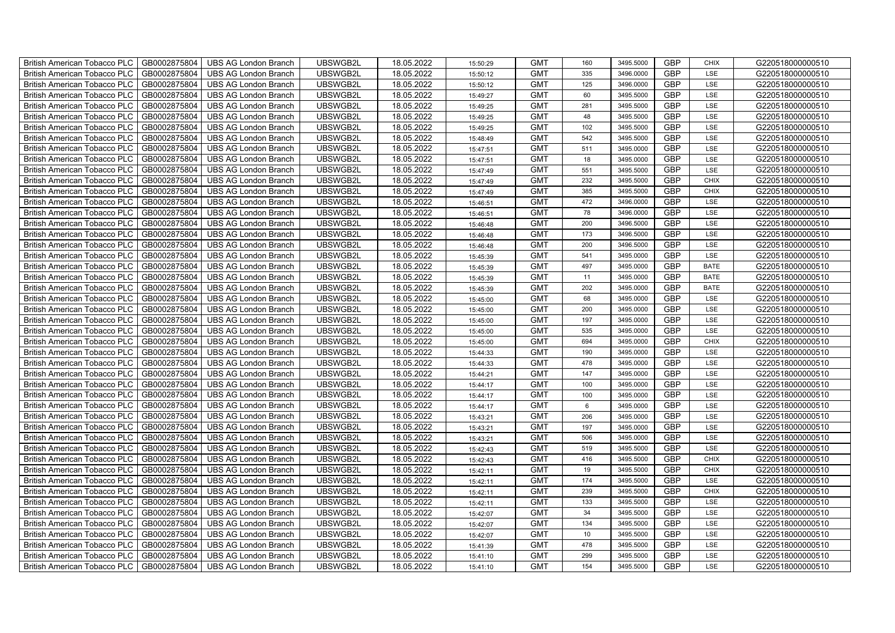| | | | | | | | | | | | |
|---|---|---|---|---|---|---|---|---|---|---|---|
| British American Tobacco PLC | GB0002875804 | UBS AG London Branch | UBSWGB2L | 18.05.2022 | 15:50:29 | GMT | 160 | 3495.5000 | GBP | CHIX | G220518000000510 |
| British American Tobacco PLC | GB0002875804 | UBS AG London Branch | UBSWGB2L | 18.05.2022 | 15:50:12 | GMT | 335 | 3496.0000 | GBP | LSE | G220518000000510 |
| British American Tobacco PLC | GB0002875804 | UBS AG London Branch | UBSWGB2L | 18.05.2022 | 15:50:12 | GMT | 125 | 3496.0000 | GBP | LSE | G220518000000510 |
| British American Tobacco PLC | GB0002875804 | UBS AG London Branch | UBSWGB2L | 18.05.2022 | 15:49:27 | GMT | 60 | 3495.5000 | GBP | LSE | G220518000000510 |
| British American Tobacco PLC | GB0002875804 | UBS AG London Branch | UBSWGB2L | 18.05.2022 | 15:49:25 | GMT | 281 | 3495.5000 | GBP | LSE | G220518000000510 |
| British American Tobacco PLC | GB0002875804 | UBS AG London Branch | UBSWGB2L | 18.05.2022 | 15:49:25 | GMT | 48 | 3495.5000 | GBP | LSE | G220518000000510 |
| British American Tobacco PLC | GB0002875804 | UBS AG London Branch | UBSWGB2L | 18.05.2022 | 15:49:25 | GMT | 102 | 3495.5000 | GBP | LSE | G220518000000510 |
| British American Tobacco PLC | GB0002875804 | UBS AG London Branch | UBSWGB2L | 18.05.2022 | 15:48:49 | GMT | 542 | 3495.5000 | GBP | LSE | G220518000000510 |
| British American Tobacco PLC | GB0002875804 | UBS AG London Branch | UBSWGB2L | 18.05.2022 | 15:47:51 | GMT | 511 | 3495.0000 | GBP | LSE | G220518000000510 |
| British American Tobacco PLC | GB0002875804 | UBS AG London Branch | UBSWGB2L | 18.05.2022 | 15:47:51 | GMT | 18 | 3495.0000 | GBP | LSE | G220518000000510 |
| British American Tobacco PLC | GB0002875804 | UBS AG London Branch | UBSWGB2L | 18.05.2022 | 15:47:49 | GMT | 551 | 3495.5000 | GBP | LSE | G220518000000510 |
| British American Tobacco PLC | GB0002875804 | UBS AG London Branch | UBSWGB2L | 18.05.2022 | 15:47:49 | GMT | 232 | 3495.5000 | GBP | CHIX | G220518000000510 |
| British American Tobacco PLC | GB0002875804 | UBS AG London Branch | UBSWGB2L | 18.05.2022 | 15:47:49 | GMT | 385 | 3495.5000 | GBP | CHIX | G220518000000510 |
| British American Tobacco PLC | GB0002875804 | UBS AG London Branch | UBSWGB2L | 18.05.2022 | 15:46:51 | GMT | 472 | 3496.0000 | GBP | LSE | G220518000000510 |
| British American Tobacco PLC | GB0002875804 | UBS AG London Branch | UBSWGB2L | 18.05.2022 | 15:46:51 | GMT | 78 | 3496.0000 | GBP | LSE | G220518000000510 |
| British American Tobacco PLC | GB0002875804 | UBS AG London Branch | UBSWGB2L | 18.05.2022 | 15:46:48 | GMT | 200 | 3496.5000 | GBP | LSE | G220518000000510 |
| British American Tobacco PLC | GB0002875804 | UBS AG London Branch | UBSWGB2L | 18.05.2022 | 15:46:48 | GMT | 173 | 3496.5000 | GBP | LSE | G220518000000510 |
| British American Tobacco PLC | GB0002875804 | UBS AG London Branch | UBSWGB2L | 18.05.2022 | 15:46:48 | GMT | 200 | 3496.5000 | GBP | LSE | G220518000000510 |
| British American Tobacco PLC | GB0002875804 | UBS AG London Branch | UBSWGB2L | 18.05.2022 | 15:45:39 | GMT | 541 | 3495.0000 | GBP | LSE | G220518000000510 |
| British American Tobacco PLC | GB0002875804 | UBS AG London Branch | UBSWGB2L | 18.05.2022 | 15:45:39 | GMT | 497 | 3495.0000 | GBP | BATE | G220518000000510 |
| British American Tobacco PLC | GB0002875804 | UBS AG London Branch | UBSWGB2L | 18.05.2022 | 15:45:39 | GMT | 11 | 3495.0000 | GBP | BATE | G220518000000510 |
| British American Tobacco PLC | GB0002875804 | UBS AG London Branch | UBSWGB2L | 18.05.2022 | 15:45:39 | GMT | 202 | 3495.0000 | GBP | BATE | G220518000000510 |
| British American Tobacco PLC | GB0002875804 | UBS AG London Branch | UBSWGB2L | 18.05.2022 | 15:45:00 | GMT | 68 | 3495.0000 | GBP | LSE | G220518000000510 |
| British American Tobacco PLC | GB0002875804 | UBS AG London Branch | UBSWGB2L | 18.05.2022 | 15:45:00 | GMT | 200 | 3495.0000 | GBP | LSE | G220518000000510 |
| British American Tobacco PLC | GB0002875804 | UBS AG London Branch | UBSWGB2L | 18.05.2022 | 15:45:00 | GMT | 197 | 3495.0000 | GBP | LSE | G220518000000510 |
| British American Tobacco PLC | GB0002875804 | UBS AG London Branch | UBSWGB2L | 18.05.2022 | 15:45:00 | GMT | 535 | 3495.0000 | GBP | LSE | G220518000000510 |
| British American Tobacco PLC | GB0002875804 | UBS AG London Branch | UBSWGB2L | 18.05.2022 | 15:45:00 | GMT | 694 | 3495.0000 | GBP | CHIX | G220518000000510 |
| British American Tobacco PLC | GB0002875804 | UBS AG London Branch | UBSWGB2L | 18.05.2022 | 15:44:33 | GMT | 190 | 3495.0000 | GBP | LSE | G220518000000510 |
| British American Tobacco PLC | GB0002875804 | UBS AG London Branch | UBSWGB2L | 18.05.2022 | 15:44:33 | GMT | 478 | 3495.0000 | GBP | LSE | G220518000000510 |
| British American Tobacco PLC | GB0002875804 | UBS AG London Branch | UBSWGB2L | 18.05.2022 | 15:44:21 | GMT | 147 | 3495.0000 | GBP | LSE | G220518000000510 |
| British American Tobacco PLC | GB0002875804 | UBS AG London Branch | UBSWGB2L | 18.05.2022 | 15:44:17 | GMT | 100 | 3495.0000 | GBP | LSE | G220518000000510 |
| British American Tobacco PLC | GB0002875804 | UBS AG London Branch | UBSWGB2L | 18.05.2022 | 15:44:17 | GMT | 100 | 3495.0000 | GBP | LSE | G220518000000510 |
| British American Tobacco PLC | GB0002875804 | UBS AG London Branch | UBSWGB2L | 18.05.2022 | 15:44:17 | GMT | 6 | 3495.0000 | GBP | LSE | G220518000000510 |
| British American Tobacco PLC | GB0002875804 | UBS AG London Branch | UBSWGB2L | 18.05.2022 | 15:43:21 | GMT | 206 | 3495.0000 | GBP | LSE | G220518000000510 |
| British American Tobacco PLC | GB0002875804 | UBS AG London Branch | UBSWGB2L | 18.05.2022 | 15:43:21 | GMT | 197 | 3495.0000 | GBP | LSE | G220518000000510 |
| British American Tobacco PLC | GB0002875804 | UBS AG London Branch | UBSWGB2L | 18.05.2022 | 15:43:21 | GMT | 506 | 3495.0000 | GBP | LSE | G220518000000510 |
| British American Tobacco PLC | GB0002875804 | UBS AG London Branch | UBSWGB2L | 18.05.2022 | 15:42:43 | GMT | 519 | 3495.5000 | GBP | LSE | G220518000000510 |
| British American Tobacco PLC | GB0002875804 | UBS AG London Branch | UBSWGB2L | 18.05.2022 | 15:42:43 | GMT | 416 | 3495.5000 | GBP | CHIX | G220518000000510 |
| British American Tobacco PLC | GB0002875804 | UBS AG London Branch | UBSWGB2L | 18.05.2022 | 15:42:11 | GMT | 19 | 3495.5000 | GBP | CHIX | G220518000000510 |
| British American Tobacco PLC | GB0002875804 | UBS AG London Branch | UBSWGB2L | 18.05.2022 | 15:42:11 | GMT | 174 | 3495.5000 | GBP | LSE | G220518000000510 |
| British American Tobacco PLC | GB0002875804 | UBS AG London Branch | UBSWGB2L | 18.05.2022 | 15:42:11 | GMT | 239 | 3495.5000 | GBP | CHIX | G220518000000510 |
| British American Tobacco PLC | GB0002875804 | UBS AG London Branch | UBSWGB2L | 18.05.2022 | 15:42:11 | GMT | 133 | 3495.5000 | GBP | LSE | G220518000000510 |
| British American Tobacco PLC | GB0002875804 | UBS AG London Branch | UBSWGB2L | 18.05.2022 | 15:42:07 | GMT | 34 | 3495.5000 | GBP | LSE | G220518000000510 |
| British American Tobacco PLC | GB0002875804 | UBS AG London Branch | UBSWGB2L | 18.05.2022 | 15:42:07 | GMT | 134 | 3495.5000 | GBP | LSE | G220518000000510 |
| British American Tobacco PLC | GB0002875804 | UBS AG London Branch | UBSWGB2L | 18.05.2022 | 15:42:07 | GMT | 10 | 3495.5000 | GBP | LSE | G220518000000510 |
| British American Tobacco PLC | GB0002875804 | UBS AG London Branch | UBSWGB2L | 18.05.2022 | 15:41:39 | GMT | 478 | 3495.5000 | GBP | LSE | G220518000000510 |
| British American Tobacco PLC | GB0002875804 | UBS AG London Branch | UBSWGB2L | 18.05.2022 | 15:41:10 | GMT | 299 | 3495.5000 | GBP | LSE | G220518000000510 |
| British American Tobacco PLC | GB0002875804 | UBS AG London Branch | UBSWGB2L | 18.05.2022 | 15:41:10 | GMT | 154 | 3495.5000 | GBP | LSE | G220518000000510 |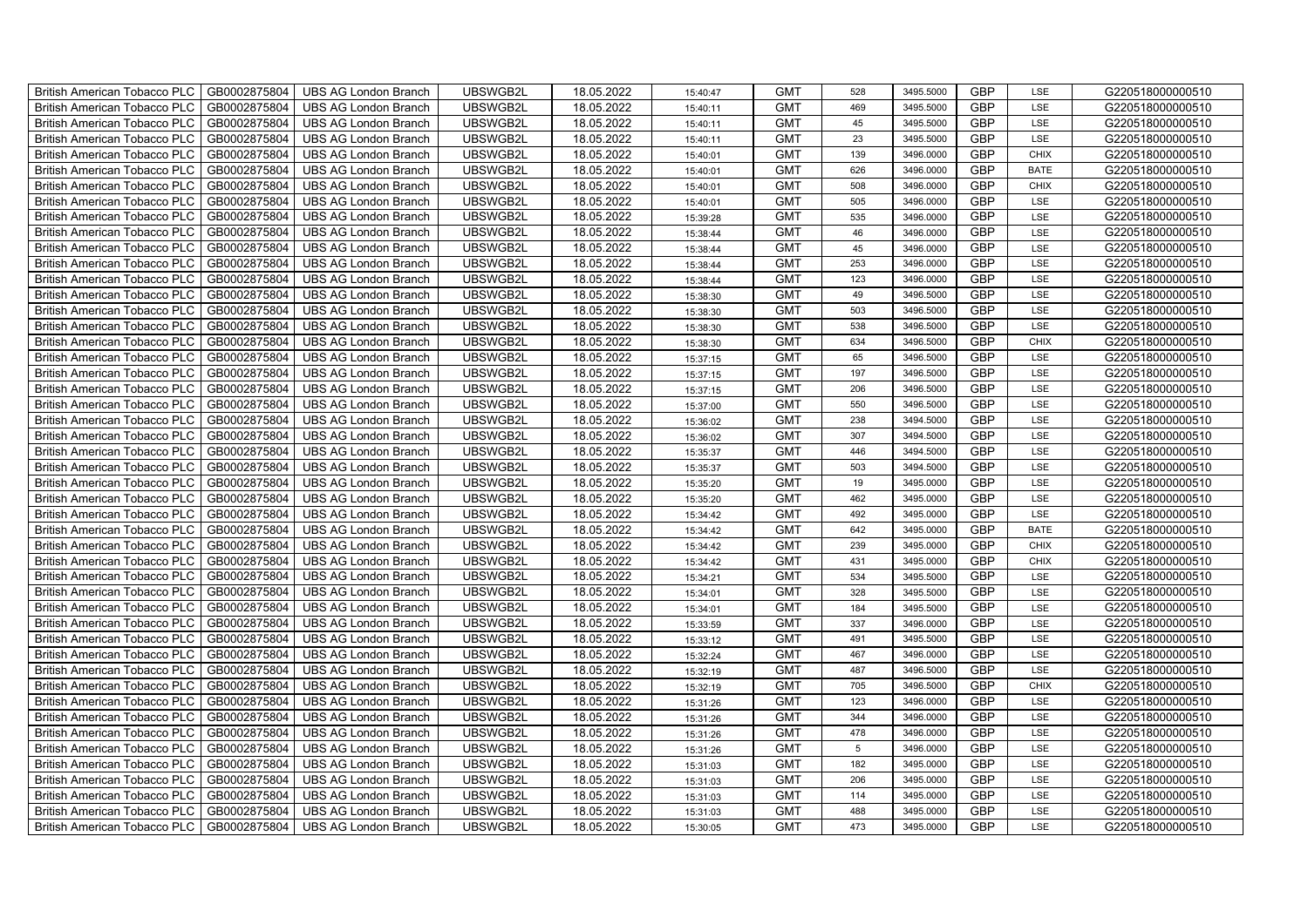| British American Tobacco PLC | GB0002875804 | UBS AG London Branch | UBSWGB2L | 18.05.2022 | 15:40:47 | GMT | 528 | 3495.5000 | GBP | LSE | G220518000000510 |
|---|---|---|---|---|---|---|---|---|---|---|---|
| British American Tobacco PLC | GB0002875804 | UBS AG London Branch | UBSWGB2L | 18.05.2022 | 15:40:11 | GMT | 469 | 3495.5000 | GBP | LSE | G220518000000510 |
| British American Tobacco PLC | GB0002875804 | UBS AG London Branch | UBSWGB2L | 18.05.2022 | 15:40:11 | GMT | 45 | 3495.5000 | GBP | LSE | G220518000000510 |
| British American Tobacco PLC | GB0002875804 | UBS AG London Branch | UBSWGB2L | 18.05.2022 | 15:40:11 | GMT | 23 | 3495.5000 | GBP | LSE | G220518000000510 |
| British American Tobacco PLC | GB0002875804 | UBS AG London Branch | UBSWGB2L | 18.05.2022 | 15:40:01 | GMT | 139 | 3496.0000 | GBP | CHIX | G220518000000510 |
| British American Tobacco PLC | GB0002875804 | UBS AG London Branch | UBSWGB2L | 18.05.2022 | 15:40:01 | GMT | 626 | 3496.0000 | GBP | BATE | G220518000000510 |
| British American Tobacco PLC | GB0002875804 | UBS AG London Branch | UBSWGB2L | 18.05.2022 | 15:40:01 | GMT | 508 | 3496.0000 | GBP | CHIX | G220518000000510 |
| British American Tobacco PLC | GB0002875804 | UBS AG London Branch | UBSWGB2L | 18.05.2022 | 15:40:01 | GMT | 505 | 3496.0000 | GBP | LSE | G220518000000510 |
| British American Tobacco PLC | GB0002875804 | UBS AG London Branch | UBSWGB2L | 18.05.2022 | 15:39:28 | GMT | 535 | 3496.0000 | GBP | LSE | G220518000000510 |
| British American Tobacco PLC | GB0002875804 | UBS AG London Branch | UBSWGB2L | 18.05.2022 | 15:38:44 | GMT | 46 | 3496.0000 | GBP | LSE | G220518000000510 |
| British American Tobacco PLC | GB0002875804 | UBS AG London Branch | UBSWGB2L | 18.05.2022 | 15:38:44 | GMT | 45 | 3496.0000 | GBP | LSE | G220518000000510 |
| British American Tobacco PLC | GB0002875804 | UBS AG London Branch | UBSWGB2L | 18.05.2022 | 15:38:44 | GMT | 253 | 3496.0000 | GBP | LSE | G220518000000510 |
| British American Tobacco PLC | GB0002875804 | UBS AG London Branch | UBSWGB2L | 18.05.2022 | 15:38:44 | GMT | 123 | 3496.0000 | GBP | LSE | G220518000000510 |
| British American Tobacco PLC | GB0002875804 | UBS AG London Branch | UBSWGB2L | 18.05.2022 | 15:38:30 | GMT | 49 | 3496.5000 | GBP | LSE | G220518000000510 |
| British American Tobacco PLC | GB0002875804 | UBS AG London Branch | UBSWGB2L | 18.05.2022 | 15:38:30 | GMT | 503 | 3496.5000 | GBP | LSE | G220518000000510 |
| British American Tobacco PLC | GB0002875804 | UBS AG London Branch | UBSWGB2L | 18.05.2022 | 15:38:30 | GMT | 538 | 3496.5000 | GBP | LSE | G220518000000510 |
| British American Tobacco PLC | GB0002875804 | UBS AG London Branch | UBSWGB2L | 18.05.2022 | 15:38:30 | GMT | 634 | 3496.5000 | GBP | CHIX | G220518000000510 |
| British American Tobacco PLC | GB0002875804 | UBS AG London Branch | UBSWGB2L | 18.05.2022 | 15:37:15 | GMT | 65 | 3496.5000 | GBP | LSE | G220518000000510 |
| British American Tobacco PLC | GB0002875804 | UBS AG London Branch | UBSWGB2L | 18.05.2022 | 15:37:15 | GMT | 197 | 3496.5000 | GBP | LSE | G220518000000510 |
| British American Tobacco PLC | GB0002875804 | UBS AG London Branch | UBSWGB2L | 18.05.2022 | 15:37:15 | GMT | 206 | 3496.5000 | GBP | LSE | G220518000000510 |
| British American Tobacco PLC | GB0002875804 | UBS AG London Branch | UBSWGB2L | 18.05.2022 | 15:37:00 | GMT | 550 | 3496.5000 | GBP | LSE | G220518000000510 |
| British American Tobacco PLC | GB0002875804 | UBS AG London Branch | UBSWGB2L | 18.05.2022 | 15:36:02 | GMT | 238 | 3494.5000 | GBP | LSE | G220518000000510 |
| British American Tobacco PLC | GB0002875804 | UBS AG London Branch | UBSWGB2L | 18.05.2022 | 15:36:02 | GMT | 307 | 3494.5000 | GBP | LSE | G220518000000510 |
| British American Tobacco PLC | GB0002875804 | UBS AG London Branch | UBSWGB2L | 18.05.2022 | 15:35:37 | GMT | 446 | 3494.5000 | GBP | LSE | G220518000000510 |
| British American Tobacco PLC | GB0002875804 | UBS AG London Branch | UBSWGB2L | 18.05.2022 | 15:35:37 | GMT | 503 | 3494.5000 | GBP | LSE | G220518000000510 |
| British American Tobacco PLC | GB0002875804 | UBS AG London Branch | UBSWGB2L | 18.05.2022 | 15:35:20 | GMT | 19 | 3495.0000 | GBP | LSE | G220518000000510 |
| British American Tobacco PLC | GB0002875804 | UBS AG London Branch | UBSWGB2L | 18.05.2022 | 15:35:20 | GMT | 462 | 3495.0000 | GBP | LSE | G220518000000510 |
| British American Tobacco PLC | GB0002875804 | UBS AG London Branch | UBSWGB2L | 18.05.2022 | 15:34:42 | GMT | 492 | 3495.0000 | GBP | LSE | G220518000000510 |
| British American Tobacco PLC | GB0002875804 | UBS AG London Branch | UBSWGB2L | 18.05.2022 | 15:34:42 | GMT | 642 | 3495.0000 | GBP | BATE | G220518000000510 |
| British American Tobacco PLC | GB0002875804 | UBS AG London Branch | UBSWGB2L | 18.05.2022 | 15:34:42 | GMT | 239 | 3495.0000 | GBP | CHIX | G220518000000510 |
| British American Tobacco PLC | GB0002875804 | UBS AG London Branch | UBSWGB2L | 18.05.2022 | 15:34:42 | GMT | 431 | 3495.0000 | GBP | CHIX | G220518000000510 |
| British American Tobacco PLC | GB0002875804 | UBS AG London Branch | UBSWGB2L | 18.05.2022 | 15:34:21 | GMT | 534 | 3495.5000 | GBP | LSE | G220518000000510 |
| British American Tobacco PLC | GB0002875804 | UBS AG London Branch | UBSWGB2L | 18.05.2022 | 15:34:01 | GMT | 328 | 3495.5000 | GBP | LSE | G220518000000510 |
| British American Tobacco PLC | GB0002875804 | UBS AG London Branch | UBSWGB2L | 18.05.2022 | 15:34:01 | GMT | 184 | 3495.5000 | GBP | LSE | G220518000000510 |
| British American Tobacco PLC | GB0002875804 | UBS AG London Branch | UBSWGB2L | 18.05.2022 | 15:33:59 | GMT | 337 | 3496.0000 | GBP | LSE | G220518000000510 |
| British American Tobacco PLC | GB0002875804 | UBS AG London Branch | UBSWGB2L | 18.05.2022 | 15:33:12 | GMT | 491 | 3495.5000 | GBP | LSE | G220518000000510 |
| British American Tobacco PLC | GB0002875804 | UBS AG London Branch | UBSWGB2L | 18.05.2022 | 15:32:24 | GMT | 467 | 3496.0000 | GBP | LSE | G220518000000510 |
| British American Tobacco PLC | GB0002875804 | UBS AG London Branch | UBSWGB2L | 18.05.2022 | 15:32:19 | GMT | 487 | 3496.5000 | GBP | LSE | G220518000000510 |
| British American Tobacco PLC | GB0002875804 | UBS AG London Branch | UBSWGB2L | 18.05.2022 | 15:32:19 | GMT | 705 | 3496.5000 | GBP | CHIX | G220518000000510 |
| British American Tobacco PLC | GB0002875804 | UBS AG London Branch | UBSWGB2L | 18.05.2022 | 15:31:26 | GMT | 123 | 3496.0000 | GBP | LSE | G220518000000510 |
| British American Tobacco PLC | GB0002875804 | UBS AG London Branch | UBSWGB2L | 18.05.2022 | 15:31:26 | GMT | 344 | 3496.0000 | GBP | LSE | G220518000000510 |
| British American Tobacco PLC | GB0002875804 | UBS AG London Branch | UBSWGB2L | 18.05.2022 | 15:31:26 | GMT | 478 | 3496.0000 | GBP | LSE | G220518000000510 |
| British American Tobacco PLC | GB0002875804 | UBS AG London Branch | UBSWGB2L | 18.05.2022 | 15:31:26 | GMT | 5 | 3496.0000 | GBP | LSE | G220518000000510 |
| British American Tobacco PLC | GB0002875804 | UBS AG London Branch | UBSWGB2L | 18.05.2022 | 15:31:03 | GMT | 182 | 3495.0000 | GBP | LSE | G220518000000510 |
| British American Tobacco PLC | GB0002875804 | UBS AG London Branch | UBSWGB2L | 18.05.2022 | 15:31:03 | GMT | 206 | 3495.0000 | GBP | LSE | G220518000000510 |
| British American Tobacco PLC | GB0002875804 | UBS AG London Branch | UBSWGB2L | 18.05.2022 | 15:31:03 | GMT | 114 | 3495.0000 | GBP | LSE | G220518000000510 |
| British American Tobacco PLC | GB0002875804 | UBS AG London Branch | UBSWGB2L | 18.05.2022 | 15:31:03 | GMT | 488 | 3495.0000 | GBP | LSE | G220518000000510 |
| British American Tobacco PLC | GB0002875804 | UBS AG London Branch | UBSWGB2L | 18.05.2022 | 15:30:05 | GMT | 473 | 3495.0000 | GBP | LSE | G220518000000510 |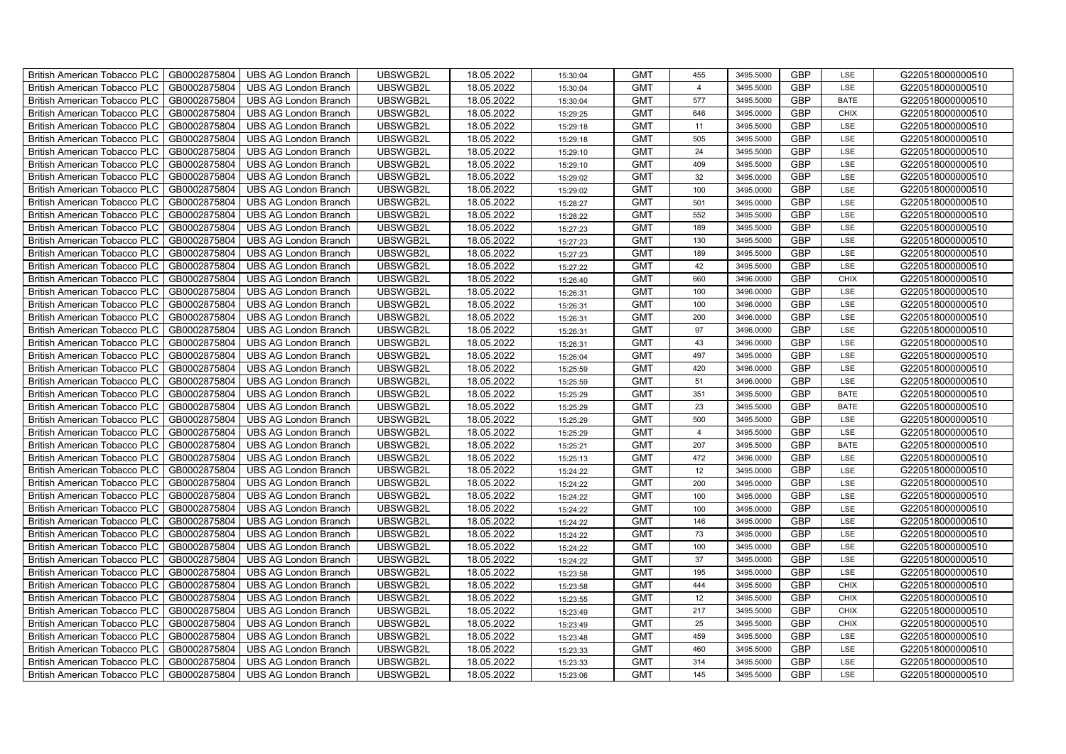| British American Tobacco PLC | GB0002875804 | UBS AG London Branch | UBSWGB2L | 18.05.2022 | 15:30:04 | GMT | 455 | 3495.5000 | GBP | LSE | G220518000000510 |
|---|---|---|---|---|---|---|---|---|---|---|---|
| British American Tobacco PLC | GB0002875804 | UBS AG London Branch | UBSWGB2L | 18.05.2022 | 15:30:04 | GMT | 4 | 3495.5000 | GBP | LSE | G220518000000510 |
| British American Tobacco PLC | GB0002875804 | UBS AG London Branch | UBSWGB2L | 18.05.2022 | 15:30:04 | GMT | 577 | 3495.5000 | GBP | BATE | G220518000000510 |
| British American Tobacco PLC | GB0002875804 | UBS AG London Branch | UBSWGB2L | 18.05.2022 | 15:29:25 | GMT | 646 | 3495.0000 | GBP | CHIX | G220518000000510 |
| British American Tobacco PLC | GB0002875804 | UBS AG London Branch | UBSWGB2L | 18.05.2022 | 15:29:18 | GMT | 11 | 3495.5000 | GBP | LSE | G220518000000510 |
| British American Tobacco PLC | GB0002875804 | UBS AG London Branch | UBSWGB2L | 18.05.2022 | 15:29:18 | GMT | 505 | 3495.5000 | GBP | LSE | G220518000000510 |
| British American Tobacco PLC | GB0002875804 | UBS AG London Branch | UBSWGB2L | 18.05.2022 | 15:29:10 | GMT | 24 | 3495.5000 | GBP | LSE | G220518000000510 |
| British American Tobacco PLC | GB0002875804 | UBS AG London Branch | UBSWGB2L | 18.05.2022 | 15:29:10 | GMT | 409 | 3495.5000 | GBP | LSE | G220518000000510 |
| British American Tobacco PLC | GB0002875804 | UBS AG London Branch | UBSWGB2L | 18.05.2022 | 15:29:02 | GMT | 32 | 3495.0000 | GBP | LSE | G220518000000510 |
| British American Tobacco PLC | GB0002875804 | UBS AG London Branch | UBSWGB2L | 18.05.2022 | 15:29:02 | GMT | 100 | 3495.0000 | GBP | LSE | G220518000000510 |
| British American Tobacco PLC | GB0002875804 | UBS AG London Branch | UBSWGB2L | 18.05.2022 | 15:28:27 | GMT | 501 | 3495.0000 | GBP | LSE | G220518000000510 |
| British American Tobacco PLC | GB0002875804 | UBS AG London Branch | UBSWGB2L | 18.05.2022 | 15:28:22 | GMT | 552 | 3495.5000 | GBP | LSE | G220518000000510 |
| British American Tobacco PLC | GB0002875804 | UBS AG London Branch | UBSWGB2L | 18.05.2022 | 15:27:23 | GMT | 189 | 3495.5000 | GBP | LSE | G220518000000510 |
| British American Tobacco PLC | GB0002875804 | UBS AG London Branch | UBSWGB2L | 18.05.2022 | 15:27:23 | GMT | 130 | 3495.5000 | GBP | LSE | G220518000000510 |
| British American Tobacco PLC | GB0002875804 | UBS AG London Branch | UBSWGB2L | 18.05.2022 | 15:27:23 | GMT | 189 | 3495.5000 | GBP | LSE | G220518000000510 |
| British American Tobacco PLC | GB0002875804 | UBS AG London Branch | UBSWGB2L | 18.05.2022 | 15:27:22 | GMT | 42 | 3495.5000 | GBP | LSE | G220518000000510 |
| British American Tobacco PLC | GB0002875804 | UBS AG London Branch | UBSWGB2L | 18.05.2022 | 15:26:40 | GMT | 660 | 3496.0000 | GBP | CHIX | G220518000000510 |
| British American Tobacco PLC | GB0002875804 | UBS AG London Branch | UBSWGB2L | 18.05.2022 | 15:26:31 | GMT | 100 | 3496.0000 | GBP | LSE | G220518000000510 |
| British American Tobacco PLC | GB0002875804 | UBS AG London Branch | UBSWGB2L | 18.05.2022 | 15:26:31 | GMT | 100 | 3496.0000 | GBP | LSE | G220518000000510 |
| British American Tobacco PLC | GB0002875804 | UBS AG London Branch | UBSWGB2L | 18.05.2022 | 15:26:31 | GMT | 200 | 3496.0000 | GBP | LSE | G220518000000510 |
| British American Tobacco PLC | GB0002875804 | UBS AG London Branch | UBSWGB2L | 18.05.2022 | 15:26:31 | GMT | 97 | 3496.0000 | GBP | LSE | G220518000000510 |
| British American Tobacco PLC | GB0002875804 | UBS AG London Branch | UBSWGB2L | 18.05.2022 | 15:26:31 | GMT | 43 | 3496.0000 | GBP | LSE | G220518000000510 |
| British American Tobacco PLC | GB0002875804 | UBS AG London Branch | UBSWGB2L | 18.05.2022 | 15:26:04 | GMT | 497 | 3495.0000 | GBP | LSE | G220518000000510 |
| British American Tobacco PLC | GB0002875804 | UBS AG London Branch | UBSWGB2L | 18.05.2022 | 15:25:59 | GMT | 420 | 3496.0000 | GBP | LSE | G220518000000510 |
| British American Tobacco PLC | GB0002875804 | UBS AG London Branch | UBSWGB2L | 18.05.2022 | 15:25:59 | GMT | 51 | 3496.0000 | GBP | LSE | G220518000000510 |
| British American Tobacco PLC | GB0002875804 | UBS AG London Branch | UBSWGB2L | 18.05.2022 | 15:25:29 | GMT | 351 | 3495.5000 | GBP | BATE | G220518000000510 |
| British American Tobacco PLC | GB0002875804 | UBS AG London Branch | UBSWGB2L | 18.05.2022 | 15:25:29 | GMT | 23 | 3495.5000 | GBP | BATE | G220518000000510 |
| British American Tobacco PLC | GB0002875804 | UBS AG London Branch | UBSWGB2L | 18.05.2022 | 15:25:29 | GMT | 500 | 3495.5000 | GBP | LSE | G220518000000510 |
| British American Tobacco PLC | GB0002875804 | UBS AG London Branch | UBSWGB2L | 18.05.2022 | 15:25:29 | GMT | 4 | 3495.5000 | GBP | LSE | G220518000000510 |
| British American Tobacco PLC | GB0002875804 | UBS AG London Branch | UBSWGB2L | 18.05.2022 | 15:25:21 | GMT | 207 | 3495.5000 | GBP | BATE | G220518000000510 |
| British American Tobacco PLC | GB0002875804 | UBS AG London Branch | UBSWGB2L | 18.05.2022 | 15:25:13 | GMT | 472 | 3496.0000 | GBP | LSE | G220518000000510 |
| British American Tobacco PLC | GB0002875804 | UBS AG London Branch | UBSWGB2L | 18.05.2022 | 15:24:22 | GMT | 12 | 3495.0000 | GBP | LSE | G220518000000510 |
| British American Tobacco PLC | GB0002875804 | UBS AG London Branch | UBSWGB2L | 18.05.2022 | 15:24:22 | GMT | 200 | 3495.0000 | GBP | LSE | G220518000000510 |
| British American Tobacco PLC | GB0002875804 | UBS AG London Branch | UBSWGB2L | 18.05.2022 | 15:24:22 | GMT | 100 | 3495.0000 | GBP | LSE | G220518000000510 |
| British American Tobacco PLC | GB0002875804 | UBS AG London Branch | UBSWGB2L | 18.05.2022 | 15:24:22 | GMT | 100 | 3495.0000 | GBP | LSE | G220518000000510 |
| British American Tobacco PLC | GB0002875804 | UBS AG London Branch | UBSWGB2L | 18.05.2022 | 15:24:22 | GMT | 146 | 3495.0000 | GBP | LSE | G220518000000510 |
| British American Tobacco PLC | GB0002875804 | UBS AG London Branch | UBSWGB2L | 18.05.2022 | 15:24:22 | GMT | 73 | 3495.0000 | GBP | LSE | G220518000000510 |
| British American Tobacco PLC | GB0002875804 | UBS AG London Branch | UBSWGB2L | 18.05.2022 | 15:24:22 | GMT | 100 | 3495.0000 | GBP | LSE | G220518000000510 |
| British American Tobacco PLC | GB0002875804 | UBS AG London Branch | UBSWGB2L | 18.05.2022 | 15:24:22 | GMT | 37 | 3495.0000 | GBP | LSE | G220518000000510 |
| British American Tobacco PLC | GB0002875804 | UBS AG London Branch | UBSWGB2L | 18.05.2022 | 15:23:58 | GMT | 195 | 3495.0000 | GBP | LSE | G220518000000510 |
| British American Tobacco PLC | GB0002875804 | UBS AG London Branch | UBSWGB2L | 18.05.2022 | 15:23:58 | GMT | 444 | 3495.5000 | GBP | CHIX | G220518000000510 |
| British American Tobacco PLC | GB0002875804 | UBS AG London Branch | UBSWGB2L | 18.05.2022 | 15:23:55 | GMT | 12 | 3495.5000 | GBP | CHIX | G220518000000510 |
| British American Tobacco PLC | GB0002875804 | UBS AG London Branch | UBSWGB2L | 18.05.2022 | 15:23:49 | GMT | 217 | 3495.5000 | GBP | CHIX | G220518000000510 |
| British American Tobacco PLC | GB0002875804 | UBS AG London Branch | UBSWGB2L | 18.05.2022 | 15:23:49 | GMT | 25 | 3495.5000 | GBP | CHIX | G220518000000510 |
| British American Tobacco PLC | GB0002875804 | UBS AG London Branch | UBSWGB2L | 18.05.2022 | 15:23:48 | GMT | 459 | 3495.5000 | GBP | LSE | G220518000000510 |
| British American Tobacco PLC | GB0002875804 | UBS AG London Branch | UBSWGB2L | 18.05.2022 | 15:23:33 | GMT | 460 | 3495.5000 | GBP | LSE | G220518000000510 |
| British American Tobacco PLC | GB0002875804 | UBS AG London Branch | UBSWGB2L | 18.05.2022 | 15:23:33 | GMT | 314 | 3495.5000 | GBP | LSE | G220518000000510 |
| British American Tobacco PLC | GB0002875804 | UBS AG London Branch | UBSWGB2L | 18.05.2022 | 15:23:06 | GMT | 145 | 3495.5000 | GBP | LSE | G220518000000510 |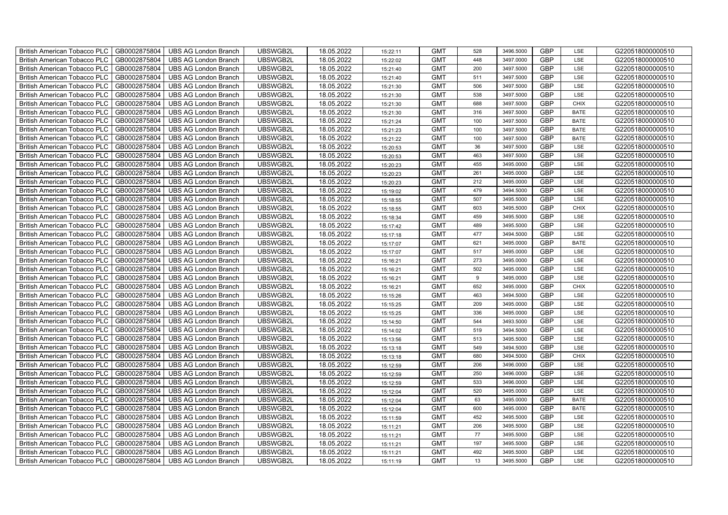| British American Tobacco PLC | GB0002875804 | UBS AG London Branch | UBSWGB2L | 18.05.2022 | 15:22:11 | GMT | 528 | 3496.5000 | GBP | LSE | G220518000000510 |
|---|---|---|---|---|---|---|---|---|---|---|---|
| British American Tobacco PLC | GB0002875804 | UBS AG London Branch | UBSWGB2L | 18.05.2022 | 15:22:02 | GMT | 448 | 3497.0000 | GBP | LSE | G220518000000510 |
| British American Tobacco PLC | GB0002875804 | UBS AG London Branch | UBSWGB2L | 18.05.2022 | 15:21:40 | GMT | 200 | 3497.5000 | GBP | LSE | G220518000000510 |
| British American Tobacco PLC | GB0002875804 | UBS AG London Branch | UBSWGB2L | 18.05.2022 | 15:21:40 | GMT | 511 | 3497.5000 | GBP | LSE | G220518000000510 |
| British American Tobacco PLC | GB0002875804 | UBS AG London Branch | UBSWGB2L | 18.05.2022 | 15:21:30 | GMT | 506 | 3497.5000 | GBP | LSE | G220518000000510 |
| British American Tobacco PLC | GB0002875804 | UBS AG London Branch | UBSWGB2L | 18.05.2022 | 15:21:30 | GMT | 538 | 3497.5000 | GBP | LSE | G220518000000510 |
| British American Tobacco PLC | GB0002875804 | UBS AG London Branch | UBSWGB2L | 18.05.2022 | 15:21:30 | GMT | 688 | 3497.5000 | GBP | CHIX | G220518000000510 |
| British American Tobacco PLC | GB0002875804 | UBS AG London Branch | UBSWGB2L | 18.05.2022 | 15:21:30 | GMT | 316 | 3497.5000 | GBP | BATE | G220518000000510 |
| British American Tobacco PLC | GB0002875804 | UBS AG London Branch | UBSWGB2L | 18.05.2022 | 15:21:24 | GMT | 100 | 3497.5000 | GBP | BATE | G220518000000510 |
| British American Tobacco PLC | GB0002875804 | UBS AG London Branch | UBSWGB2L | 18.05.2022 | 15:21:23 | GMT | 100 | 3497.5000 | GBP | BATE | G220518000000510 |
| British American Tobacco PLC | GB0002875804 | UBS AG London Branch | UBSWGB2L | 18.05.2022 | 15:21:22 | GMT | 100 | 3497.5000 | GBP | BATE | G220518000000510 |
| British American Tobacco PLC | GB0002875804 | UBS AG London Branch | UBSWGB2L | 18.05.2022 | 15:20:53 | GMT | 36 | 3497.5000 | GBP | LSE | G220518000000510 |
| British American Tobacco PLC | GB0002875804 | UBS AG London Branch | UBSWGB2L | 18.05.2022 | 15:20:53 | GMT | 463 | 3497.5000 | GBP | LSE | G220518000000510 |
| British American Tobacco PLC | GB0002875804 | UBS AG London Branch | UBSWGB2L | 18.05.2022 | 15:20:23 | GMT | 455 | 3495.0000 | GBP | LSE | G220518000000510 |
| British American Tobacco PLC | GB0002875804 | UBS AG London Branch | UBSWGB2L | 18.05.2022 | 15:20:23 | GMT | 261 | 3495.0000 | GBP | LSE | G220518000000510 |
| British American Tobacco PLC | GB0002875804 | UBS AG London Branch | UBSWGB2L | 18.05.2022 | 15:20:23 | GMT | 212 | 3495.0000 | GBP | LSE | G220518000000510 |
| British American Tobacco PLC | GB0002875804 | UBS AG London Branch | UBSWGB2L | 18.05.2022 | 15:19:02 | GMT | 479 | 3494.5000 | GBP | LSE | G220518000000510 |
| British American Tobacco PLC | GB0002875804 | UBS AG London Branch | UBSWGB2L | 18.05.2022 | 15:18:55 | GMT | 507 | 3495.5000 | GBP | LSE | G220518000000510 |
| British American Tobacco PLC | GB0002875804 | UBS AG London Branch | UBSWGB2L | 18.05.2022 | 15:18:55 | GMT | 603 | 3495.5000 | GBP | CHIX | G220518000000510 |
| British American Tobacco PLC | GB0002875804 | UBS AG London Branch | UBSWGB2L | 18.05.2022 | 15:18:34 | GMT | 459 | 3495.5000 | GBP | LSE | G220518000000510 |
| British American Tobacco PLC | GB0002875804 | UBS AG London Branch | UBSWGB2L | 18.05.2022 | 15:17:42 | GMT | 489 | 3495.5000 | GBP | LSE | G220518000000510 |
| British American Tobacco PLC | GB0002875804 | UBS AG London Branch | UBSWGB2L | 18.05.2022 | 15:17:18 | GMT | 477 | 3494.5000 | GBP | LSE | G220518000000510 |
| British American Tobacco PLC | GB0002875804 | UBS AG London Branch | UBSWGB2L | 18.05.2022 | 15:17:07 | GMT | 621 | 3495.0000 | GBP | BATE | G220518000000510 |
| British American Tobacco PLC | GB0002875804 | UBS AG London Branch | UBSWGB2L | 18.05.2022 | 15:17:07 | GMT | 517 | 3495.0000 | GBP | LSE | G220518000000510 |
| British American Tobacco PLC | GB0002875804 | UBS AG London Branch | UBSWGB2L | 18.05.2022 | 15:16:21 | GMT | 273 | 3495.0000 | GBP | LSE | G220518000000510 |
| British American Tobacco PLC | GB0002875804 | UBS AG London Branch | UBSWGB2L | 18.05.2022 | 15:16:21 | GMT | 502 | 3495.0000 | GBP | LSE | G220518000000510 |
| British American Tobacco PLC | GB0002875804 | UBS AG London Branch | UBSWGB2L | 18.05.2022 | 15:16:21 | GMT | 9 | 3495.0000 | GBP | LSE | G220518000000510 |
| British American Tobacco PLC | GB0002875804 | UBS AG London Branch | UBSWGB2L | 18.05.2022 | 15:16:21 | GMT | 652 | 3495.0000 | GBP | CHIX | G220518000000510 |
| British American Tobacco PLC | GB0002875804 | UBS AG London Branch | UBSWGB2L | 18.05.2022 | 15:15:26 | GMT | 463 | 3494.5000 | GBP | LSE | G220518000000510 |
| British American Tobacco PLC | GB0002875804 | UBS AG London Branch | UBSWGB2L | 18.05.2022 | 15:15:25 | GMT | 209 | 3495.0000 | GBP | LSE | G220518000000510 |
| British American Tobacco PLC | GB0002875804 | UBS AG London Branch | UBSWGB2L | 18.05.2022 | 15:15:25 | GMT | 336 | 3495.0000 | GBP | LSE | G220518000000510 |
| British American Tobacco PLC | GB0002875804 | UBS AG London Branch | UBSWGB2L | 18.05.2022 | 15:14:50 | GMT | 544 | 3493.5000 | GBP | LSE | G220518000000510 |
| British American Tobacco PLC | GB0002875804 | UBS AG London Branch | UBSWGB2L | 18.05.2022 | 15:14:02 | GMT | 519 | 3494.5000 | GBP | LSE | G220518000000510 |
| British American Tobacco PLC | GB0002875804 | UBS AG London Branch | UBSWGB2L | 18.05.2022 | 15:13:56 | GMT | 513 | 3495.5000 | GBP | LSE | G220518000000510 |
| British American Tobacco PLC | GB0002875804 | UBS AG London Branch | UBSWGB2L | 18.05.2022 | 15:13:18 | GMT | 549 | 3494.5000 | GBP | LSE | G220518000000510 |
| British American Tobacco PLC | GB0002875804 | UBS AG London Branch | UBSWGB2L | 18.05.2022 | 15:13:18 | GMT | 680 | 3494.5000 | GBP | CHIX | G220518000000510 |
| British American Tobacco PLC | GB0002875804 | UBS AG London Branch | UBSWGB2L | 18.05.2022 | 15:12:59 | GMT | 206 | 3496.0000 | GBP | LSE | G220518000000510 |
| British American Tobacco PLC | GB0002875804 | UBS AG London Branch | UBSWGB2L | 18.05.2022 | 15:12:59 | GMT | 250 | 3496.0000 | GBP | LSE | G220518000000510 |
| British American Tobacco PLC | GB0002875804 | UBS AG London Branch | UBSWGB2L | 18.05.2022 | 15:12:59 | GMT | 533 | 3496.0000 | GBP | LSE | G220518000000510 |
| British American Tobacco PLC | GB0002875804 | UBS AG London Branch | UBSWGB2L | 18.05.2022 | 15:12:04 | GMT | 520 | 3495.0000 | GBP | LSE | G220518000000510 |
| British American Tobacco PLC | GB0002875804 | UBS AG London Branch | UBSWGB2L | 18.05.2022 | 15:12:04 | GMT | 63 | 3495.0000 | GBP | BATE | G220518000000510 |
| British American Tobacco PLC | GB0002875804 | UBS AG London Branch | UBSWGB2L | 18.05.2022 | 15:12:04 | GMT | 600 | 3495.0000 | GBP | BATE | G220518000000510 |
| British American Tobacco PLC | GB0002875804 | UBS AG London Branch | UBSWGB2L | 18.05.2022 | 15:11:59 | GMT | 452 | 3495.5000 | GBP | LSE | G220518000000510 |
| British American Tobacco PLC | GB0002875804 | UBS AG London Branch | UBSWGB2L | 18.05.2022 | 15:11:21 | GMT | 206 | 3495.5000 | GBP | LSE | G220518000000510 |
| British American Tobacco PLC | GB0002875804 | UBS AG London Branch | UBSWGB2L | 18.05.2022 | 15:11:21 | GMT | 77 | 3495.5000 | GBP | LSE | G220518000000510 |
| British American Tobacco PLC | GB0002875804 | UBS AG London Branch | UBSWGB2L | 18.05.2022 | 15:11:21 | GMT | 197 | 3495.5000 | GBP | LSE | G220518000000510 |
| British American Tobacco PLC | GB0002875804 | UBS AG London Branch | UBSWGB2L | 18.05.2022 | 15:11:21 | GMT | 492 | 3495.5000 | GBP | LSE | G220518000000510 |
| British American Tobacco PLC | GB0002875804 | UBS AG London Branch | UBSWGB2L | 18.05.2022 | 15:11:19 | GMT | 13 | 3495.5000 | GBP | LSE | G220518000000510 |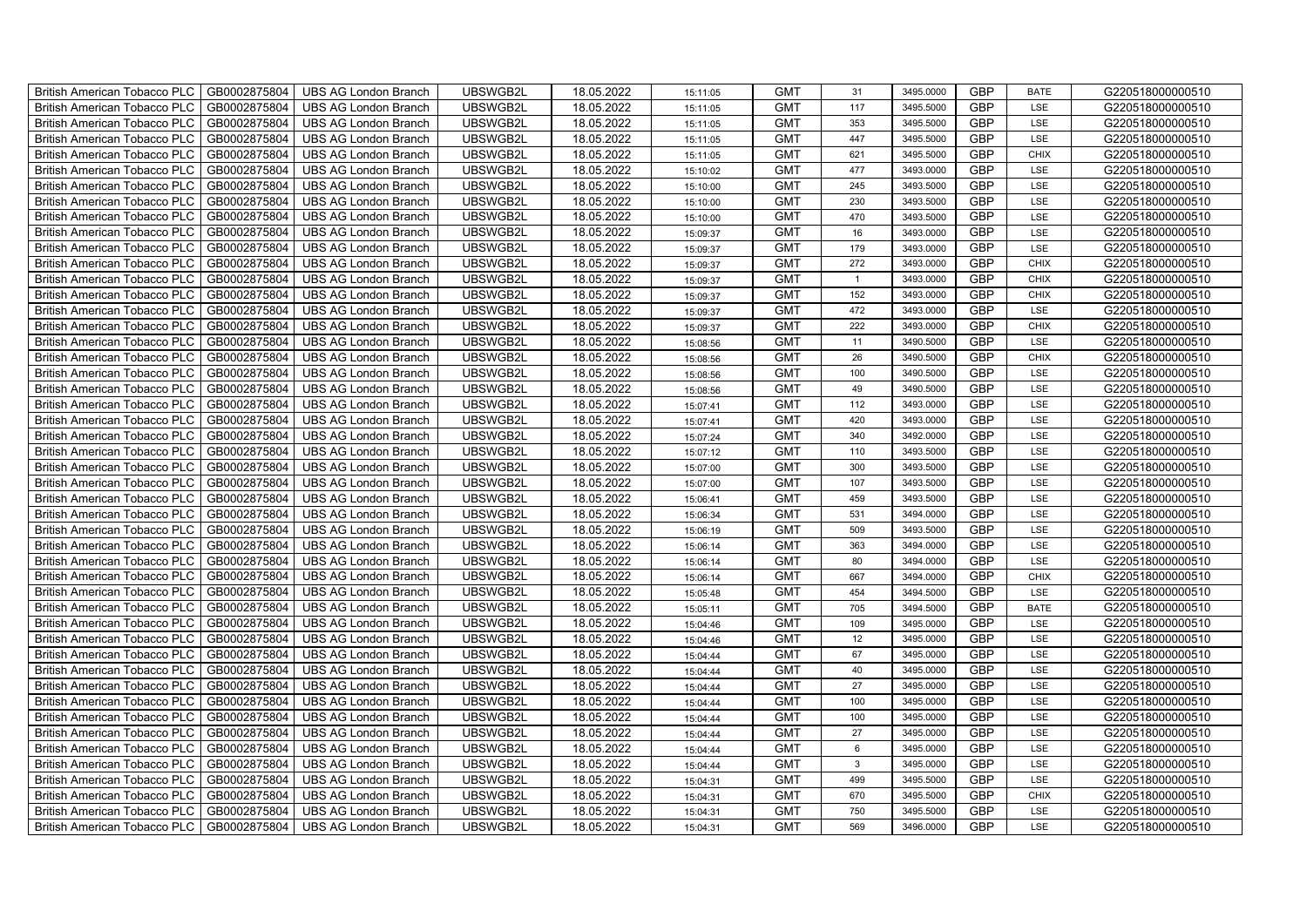| British American Tobacco PLC | GB0002875804 | UBS AG London Branch | UBSWGB2L | 18.05.2022 | 15:11:05 | GMT | 31 | 3495.0000 | GBP | BATE | G220518000000510 |
|---|---|---|---|---|---|---|---|---|---|---|---|
| British American Tobacco PLC | GB0002875804 | UBS AG London Branch | UBSWGB2L | 18.05.2022 | 15:11:05 | GMT | 117 | 3495.5000 | GBP | LSE | G220518000000510 |
| British American Tobacco PLC | GB0002875804 | UBS AG London Branch | UBSWGB2L | 18.05.2022 | 15:11:05 | GMT | 353 | 3495.5000 | GBP | LSE | G220518000000510 |
| British American Tobacco PLC | GB0002875804 | UBS AG London Branch | UBSWGB2L | 18.05.2022 | 15:11:05 | GMT | 447 | 3495.5000 | GBP | LSE | G220518000000510 |
| British American Tobacco PLC | GB0002875804 | UBS AG London Branch | UBSWGB2L | 18.05.2022 | 15:11:05 | GMT | 621 | 3495.5000 | GBP | CHIX | G220518000000510 |
| British American Tobacco PLC | GB0002875804 | UBS AG London Branch | UBSWGB2L | 18.05.2022 | 15:10:02 | GMT | 477 | 3493.0000 | GBP | LSE | G220518000000510 |
| British American Tobacco PLC | GB0002875804 | UBS AG London Branch | UBSWGB2L | 18.05.2022 | 15:10:00 | GMT | 245 | 3493.5000 | GBP | LSE | G220518000000510 |
| British American Tobacco PLC | GB0002875804 | UBS AG London Branch | UBSWGB2L | 18.05.2022 | 15:10:00 | GMT | 230 | 3493.5000 | GBP | LSE | G220518000000510 |
| British American Tobacco PLC | GB0002875804 | UBS AG London Branch | UBSWGB2L | 18.05.2022 | 15:10:00 | GMT | 470 | 3493.5000 | GBP | LSE | G220518000000510 |
| British American Tobacco PLC | GB0002875804 | UBS AG London Branch | UBSWGB2L | 18.05.2022 | 15:09:37 | GMT | 16 | 3493.0000 | GBP | LSE | G220518000000510 |
| British American Tobacco PLC | GB0002875804 | UBS AG London Branch | UBSWGB2L | 18.05.2022 | 15:09:37 | GMT | 179 | 3493.0000 | GBP | LSE | G220518000000510 |
| British American Tobacco PLC | GB0002875804 | UBS AG London Branch | UBSWGB2L | 18.05.2022 | 15:09:37 | GMT | 272 | 3493.0000 | GBP | CHIX | G220518000000510 |
| British American Tobacco PLC | GB0002875804 | UBS AG London Branch | UBSWGB2L | 18.05.2022 | 15:09:37 | GMT | 1 | 3493.0000 | GBP | CHIX | G220518000000510 |
| British American Tobacco PLC | GB0002875804 | UBS AG London Branch | UBSWGB2L | 18.05.2022 | 15:09:37 | GMT | 152 | 3493.0000 | GBP | CHIX | G220518000000510 |
| British American Tobacco PLC | GB0002875804 | UBS AG London Branch | UBSWGB2L | 18.05.2022 | 15:09:37 | GMT | 472 | 3493.0000 | GBP | LSE | G220518000000510 |
| British American Tobacco PLC | GB0002875804 | UBS AG London Branch | UBSWGB2L | 18.05.2022 | 15:09:37 | GMT | 222 | 3493.0000 | GBP | CHIX | G220518000000510 |
| British American Tobacco PLC | GB0002875804 | UBS AG London Branch | UBSWGB2L | 18.05.2022 | 15:08:56 | GMT | 11 | 3490.5000 | GBP | LSE | G220518000000510 |
| British American Tobacco PLC | GB0002875804 | UBS AG London Branch | UBSWGB2L | 18.05.2022 | 15:08:56 | GMT | 26 | 3490.5000 | GBP | CHIX | G220518000000510 |
| British American Tobacco PLC | GB0002875804 | UBS AG London Branch | UBSWGB2L | 18.05.2022 | 15:08:56 | GMT | 100 | 3490.5000 | GBP | LSE | G220518000000510 |
| British American Tobacco PLC | GB0002875804 | UBS AG London Branch | UBSWGB2L | 18.05.2022 | 15:08:56 | GMT | 49 | 3490.5000 | GBP | LSE | G220518000000510 |
| British American Tobacco PLC | GB0002875804 | UBS AG London Branch | UBSWGB2L | 18.05.2022 | 15:07:41 | GMT | 112 | 3493.0000 | GBP | LSE | G220518000000510 |
| British American Tobacco PLC | GB0002875804 | UBS AG London Branch | UBSWGB2L | 18.05.2022 | 15:07:41 | GMT | 420 | 3493.0000 | GBP | LSE | G220518000000510 |
| British American Tobacco PLC | GB0002875804 | UBS AG London Branch | UBSWGB2L | 18.05.2022 | 15:07:24 | GMT | 340 | 3492.0000 | GBP | LSE | G220518000000510 |
| British American Tobacco PLC | GB0002875804 | UBS AG London Branch | UBSWGB2L | 18.05.2022 | 15:07:12 | GMT | 110 | 3493.5000 | GBP | LSE | G220518000000510 |
| British American Tobacco PLC | GB0002875804 | UBS AG London Branch | UBSWGB2L | 18.05.2022 | 15:07:00 | GMT | 300 | 3493.5000 | GBP | LSE | G220518000000510 |
| British American Tobacco PLC | GB0002875804 | UBS AG London Branch | UBSWGB2L | 18.05.2022 | 15:07:00 | GMT | 107 | 3493.5000 | GBP | LSE | G220518000000510 |
| British American Tobacco PLC | GB0002875804 | UBS AG London Branch | UBSWGB2L | 18.05.2022 | 15:06:41 | GMT | 459 | 3493.5000 | GBP | LSE | G220518000000510 |
| British American Tobacco PLC | GB0002875804 | UBS AG London Branch | UBSWGB2L | 18.05.2022 | 15:06:34 | GMT | 531 | 3494.0000 | GBP | LSE | G220518000000510 |
| British American Tobacco PLC | GB0002875804 | UBS AG London Branch | UBSWGB2L | 18.05.2022 | 15:06:19 | GMT | 509 | 3493.5000 | GBP | LSE | G220518000000510 |
| British American Tobacco PLC | GB0002875804 | UBS AG London Branch | UBSWGB2L | 18.05.2022 | 15:06:14 | GMT | 363 | 3494.0000 | GBP | LSE | G220518000000510 |
| British American Tobacco PLC | GB0002875804 | UBS AG London Branch | UBSWGB2L | 18.05.2022 | 15:06:14 | GMT | 80 | 3494.0000 | GBP | LSE | G220518000000510 |
| British American Tobacco PLC | GB0002875804 | UBS AG London Branch | UBSWGB2L | 18.05.2022 | 15:06:14 | GMT | 667 | 3494.0000 | GBP | CHIX | G220518000000510 |
| British American Tobacco PLC | GB0002875804 | UBS AG London Branch | UBSWGB2L | 18.05.2022 | 15:05:48 | GMT | 454 | 3494.5000 | GBP | LSE | G220518000000510 |
| British American Tobacco PLC | GB0002875804 | UBS AG London Branch | UBSWGB2L | 18.05.2022 | 15:05:11 | GMT | 705 | 3494.5000 | GBP | BATE | G220518000000510 |
| British American Tobacco PLC | GB0002875804 | UBS AG London Branch | UBSWGB2L | 18.05.2022 | 15:04:46 | GMT | 109 | 3495.0000 | GBP | LSE | G220518000000510 |
| British American Tobacco PLC | GB0002875804 | UBS AG London Branch | UBSWGB2L | 18.05.2022 | 15:04:46 | GMT | 12 | 3495.0000 | GBP | LSE | G220518000000510 |
| British American Tobacco PLC | GB0002875804 | UBS AG London Branch | UBSWGB2L | 18.05.2022 | 15:04:44 | GMT | 67 | 3495.0000 | GBP | LSE | G220518000000510 |
| British American Tobacco PLC | GB0002875804 | UBS AG London Branch | UBSWGB2L | 18.05.2022 | 15:04:44 | GMT | 40 | 3495.0000 | GBP | LSE | G220518000000510 |
| British American Tobacco PLC | GB0002875804 | UBS AG London Branch | UBSWGB2L | 18.05.2022 | 15:04:44 | GMT | 27 | 3495.0000 | GBP | LSE | G220518000000510 |
| British American Tobacco PLC | GB0002875804 | UBS AG London Branch | UBSWGB2L | 18.05.2022 | 15:04:44 | GMT | 100 | 3495.0000 | GBP | LSE | G220518000000510 |
| British American Tobacco PLC | GB0002875804 | UBS AG London Branch | UBSWGB2L | 18.05.2022 | 15:04:44 | GMT | 100 | 3495.0000 | GBP | LSE | G220518000000510 |
| British American Tobacco PLC | GB0002875804 | UBS AG London Branch | UBSWGB2L | 18.05.2022 | 15:04:44 | GMT | 27 | 3495.0000 | GBP | LSE | G220518000000510 |
| British American Tobacco PLC | GB0002875804 | UBS AG London Branch | UBSWGB2L | 18.05.2022 | 15:04:44 | GMT | 6 | 3495.0000 | GBP | LSE | G220518000000510 |
| British American Tobacco PLC | GB0002875804 | UBS AG London Branch | UBSWGB2L | 18.05.2022 | 15:04:44 | GMT | 3 | 3495.0000 | GBP | LSE | G220518000000510 |
| British American Tobacco PLC | GB0002875804 | UBS AG London Branch | UBSWGB2L | 18.05.2022 | 15:04:31 | GMT | 499 | 3495.5000 | GBP | LSE | G220518000000510 |
| British American Tobacco PLC | GB0002875804 | UBS AG London Branch | UBSWGB2L | 18.05.2022 | 15:04:31 | GMT | 670 | 3495.5000 | GBP | CHIX | G220518000000510 |
| British American Tobacco PLC | GB0002875804 | UBS AG London Branch | UBSWGB2L | 18.05.2022 | 15:04:31 | GMT | 750 | 3495.5000 | GBP | LSE | G220518000000510 |
| British American Tobacco PLC | GB0002875804 | UBS AG London Branch | UBSWGB2L | 18.05.2022 | 15:04:31 | GMT | 569 | 3496.0000 | GBP | LSE | G220518000000510 |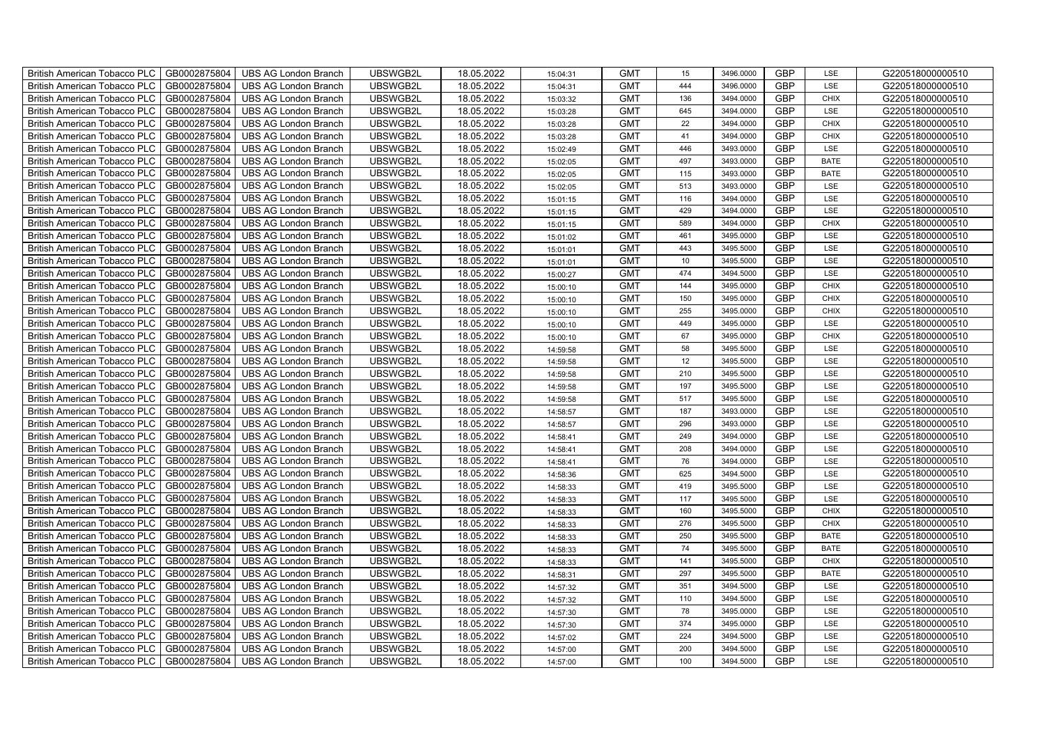| British American Tobacco PLC | GB0002875804 | UBS AG London Branch | UBSWGB2L | 18.05.2022 | 15:04:31 | GMT | 15 | 3496.0000 | GBP | LSE | G220518000000510 |
|---|---|---|---|---|---|---|---|---|---|---|---|
| British American Tobacco PLC | GB0002875804 | UBS AG London Branch | UBSWGB2L | 18.05.2022 | 15:04:31 | GMT | 444 | 3496.0000 | GBP | LSE | G220518000000510 |
| British American Tobacco PLC | GB0002875804 | UBS AG London Branch | UBSWGB2L | 18.05.2022 | 15:03:32 | GMT | 136 | 3494.0000 | GBP | CHIX | G220518000000510 |
| British American Tobacco PLC | GB0002875804 | UBS AG London Branch | UBSWGB2L | 18.05.2022 | 15:03:28 | GMT | 645 | 3494.0000 | GBP | LSE | G220518000000510 |
| British American Tobacco PLC | GB0002875804 | UBS AG London Branch | UBSWGB2L | 18.05.2022 | 15:03:28 | GMT | 22 | 3494.0000 | GBP | CHIX | G220518000000510 |
| British American Tobacco PLC | GB0002875804 | UBS AG London Branch | UBSWGB2L | 18.05.2022 | 15:03:28 | GMT | 41 | 3494.0000 | GBP | CHIX | G220518000000510 |
| British American Tobacco PLC | GB0002875804 | UBS AG London Branch | UBSWGB2L | 18.05.2022 | 15:02:49 | GMT | 446 | 3493.0000 | GBP | LSE | G220518000000510 |
| British American Tobacco PLC | GB0002875804 | UBS AG London Branch | UBSWGB2L | 18.05.2022 | 15:02:05 | GMT | 497 | 3493.0000 | GBP | BATE | G220518000000510 |
| British American Tobacco PLC | GB0002875804 | UBS AG London Branch | UBSWGB2L | 18.05.2022 | 15:02:05 | GMT | 115 | 3493.0000 | GBP | BATE | G220518000000510 |
| British American Tobacco PLC | GB0002875804 | UBS AG London Branch | UBSWGB2L | 18.05.2022 | 15:02:05 | GMT | 513 | 3493.0000 | GBP | LSE | G220518000000510 |
| British American Tobacco PLC | GB0002875804 | UBS AG London Branch | UBSWGB2L | 18.05.2022 | 15:01:15 | GMT | 116 | 3494.0000 | GBP | LSE | G220518000000510 |
| British American Tobacco PLC | GB0002875804 | UBS AG London Branch | UBSWGB2L | 18.05.2022 | 15:01:15 | GMT | 429 | 3494.0000 | GBP | LSE | G220518000000510 |
| British American Tobacco PLC | GB0002875804 | UBS AG London Branch | UBSWGB2L | 18.05.2022 | 15:01:15 | GMT | 589 | 3494.0000 | GBP | CHIX | G220518000000510 |
| British American Tobacco PLC | GB0002875804 | UBS AG London Branch | UBSWGB2L | 18.05.2022 | 15:01:02 | GMT | 461 | 3495.0000 | GBP | LSE | G220518000000510 |
| British American Tobacco PLC | GB0002875804 | UBS AG London Branch | UBSWGB2L | 18.05.2022 | 15:01:01 | GMT | 443 | 3495.5000 | GBP | LSE | G220518000000510 |
| British American Tobacco PLC | GB0002875804 | UBS AG London Branch | UBSWGB2L | 18.05.2022 | 15:01:01 | GMT | 10 | 3495.5000 | GBP | LSE | G220518000000510 |
| British American Tobacco PLC | GB0002875804 | UBS AG London Branch | UBSWGB2L | 18.05.2022 | 15:00:27 | GMT | 474 | 3494.5000 | GBP | LSE | G220518000000510 |
| British American Tobacco PLC | GB0002875804 | UBS AG London Branch | UBSWGB2L | 18.05.2022 | 15:00:10 | GMT | 144 | 3495.0000 | GBP | CHIX | G220518000000510 |
| British American Tobacco PLC | GB0002875804 | UBS AG London Branch | UBSWGB2L | 18.05.2022 | 15:00:10 | GMT | 150 | 3495.0000 | GBP | CHIX | G220518000000510 |
| British American Tobacco PLC | GB0002875804 | UBS AG London Branch | UBSWGB2L | 18.05.2022 | 15:00:10 | GMT | 255 | 3495.0000 | GBP | CHIX | G220518000000510 |
| British American Tobacco PLC | GB0002875804 | UBS AG London Branch | UBSWGB2L | 18.05.2022 | 15:00:10 | GMT | 449 | 3495.0000 | GBP | LSE | G220518000000510 |
| British American Tobacco PLC | GB0002875804 | UBS AG London Branch | UBSWGB2L | 18.05.2022 | 15:00:10 | GMT | 67 | 3495.0000 | GBP | CHIX | G220518000000510 |
| British American Tobacco PLC | GB0002875804 | UBS AG London Branch | UBSWGB2L | 18.05.2022 | 14:59:58 | GMT | 58 | 3495.5000 | GBP | LSE | G220518000000510 |
| British American Tobacco PLC | GB0002875804 | UBS AG London Branch | UBSWGB2L | 18.05.2022 | 14:59:58 | GMT | 12 | 3495.5000 | GBP | LSE | G220518000000510 |
| British American Tobacco PLC | GB0002875804 | UBS AG London Branch | UBSWGB2L | 18.05.2022 | 14:59:58 | GMT | 210 | 3495.5000 | GBP | LSE | G220518000000510 |
| British American Tobacco PLC | GB0002875804 | UBS AG London Branch | UBSWGB2L | 18.05.2022 | 14:59:58 | GMT | 197 | 3495.5000 | GBP | LSE | G220518000000510 |
| British American Tobacco PLC | GB0002875804 | UBS AG London Branch | UBSWGB2L | 18.05.2022 | 14:59:58 | GMT | 517 | 3495.5000 | GBP | LSE | G220518000000510 |
| British American Tobacco PLC | GB0002875804 | UBS AG London Branch | UBSWGB2L | 18.05.2022 | 14:58:57 | GMT | 187 | 3493.0000 | GBP | LSE | G220518000000510 |
| British American Tobacco PLC | GB0002875804 | UBS AG London Branch | UBSWGB2L | 18.05.2022 | 14:58:57 | GMT | 296 | 3493.0000 | GBP | LSE | G220518000000510 |
| British American Tobacco PLC | GB0002875804 | UBS AG London Branch | UBSWGB2L | 18.05.2022 | 14:58:41 | GMT | 249 | 3494.0000 | GBP | LSE | G220518000000510 |
| British American Tobacco PLC | GB0002875804 | UBS AG London Branch | UBSWGB2L | 18.05.2022 | 14:58:41 | GMT | 208 | 3494.0000 | GBP | LSE | G220518000000510 |
| British American Tobacco PLC | GB0002875804 | UBS AG London Branch | UBSWGB2L | 18.05.2022 | 14:58:41 | GMT | 76 | 3494.0000 | GBP | LSE | G220518000000510 |
| British American Tobacco PLC | GB0002875804 | UBS AG London Branch | UBSWGB2L | 18.05.2022 | 14:58:36 | GMT | 625 | 3494.5000 | GBP | LSE | G220518000000510 |
| British American Tobacco PLC | GB0002875804 | UBS AG London Branch | UBSWGB2L | 18.05.2022 | 14:58:33 | GMT | 419 | 3495.5000 | GBP | LSE | G220518000000510 |
| British American Tobacco PLC | GB0002875804 | UBS AG London Branch | UBSWGB2L | 18.05.2022 | 14:58:33 | GMT | 117 | 3495.5000 | GBP | LSE | G220518000000510 |
| British American Tobacco PLC | GB0002875804 | UBS AG London Branch | UBSWGB2L | 18.05.2022 | 14:58:33 | GMT | 160 | 3495.5000 | GBP | CHIX | G220518000000510 |
| British American Tobacco PLC | GB0002875804 | UBS AG London Branch | UBSWGB2L | 18.05.2022 | 14:58:33 | GMT | 276 | 3495.5000 | GBP | CHIX | G220518000000510 |
| British American Tobacco PLC | GB0002875804 | UBS AG London Branch | UBSWGB2L | 18.05.2022 | 14:58:33 | GMT | 250 | 3495.5000 | GBP | BATE | G220518000000510 |
| British American Tobacco PLC | GB0002875804 | UBS AG London Branch | UBSWGB2L | 18.05.2022 | 14:58:33 | GMT | 74 | 3495.5000 | GBP | BATE | G220518000000510 |
| British American Tobacco PLC | GB0002875804 | UBS AG London Branch | UBSWGB2L | 18.05.2022 | 14:58:33 | GMT | 141 | 3495.5000 | GBP | CHIX | G220518000000510 |
| British American Tobacco PLC | GB0002875804 | UBS AG London Branch | UBSWGB2L | 18.05.2022 | 14:58:31 | GMT | 297 | 3495.5000 | GBP | BATE | G220518000000510 |
| British American Tobacco PLC | GB0002875804 | UBS AG London Branch | UBSWGB2L | 18.05.2022 | 14:57:32 | GMT | 351 | 3494.5000 | GBP | LSE | G220518000000510 |
| British American Tobacco PLC | GB0002875804 | UBS AG London Branch | UBSWGB2L | 18.05.2022 | 14:57:32 | GMT | 110 | 3494.5000 | GBP | LSE | G220518000000510 |
| British American Tobacco PLC | GB0002875804 | UBS AG London Branch | UBSWGB2L | 18.05.2022 | 14:57:30 | GMT | 78 | 3495.0000 | GBP | LSE | G220518000000510 |
| British American Tobacco PLC | GB0002875804 | UBS AG London Branch | UBSWGB2L | 18.05.2022 | 14:57:30 | GMT | 374 | 3495.0000 | GBP | LSE | G220518000000510 |
| British American Tobacco PLC | GB0002875804 | UBS AG London Branch | UBSWGB2L | 18.05.2022 | 14:57:02 | GMT | 224 | 3494.5000 | GBP | LSE | G220518000000510 |
| British American Tobacco PLC | GB0002875804 | UBS AG London Branch | UBSWGB2L | 18.05.2022 | 14:57:00 | GMT | 200 | 3494.5000 | GBP | LSE | G220518000000510 |
| British American Tobacco PLC | GB0002875804 | UBS AG London Branch | UBSWGB2L | 18.05.2022 | 14:57:00 | GMT | 100 | 3494.5000 | GBP | LSE | G220518000000510 |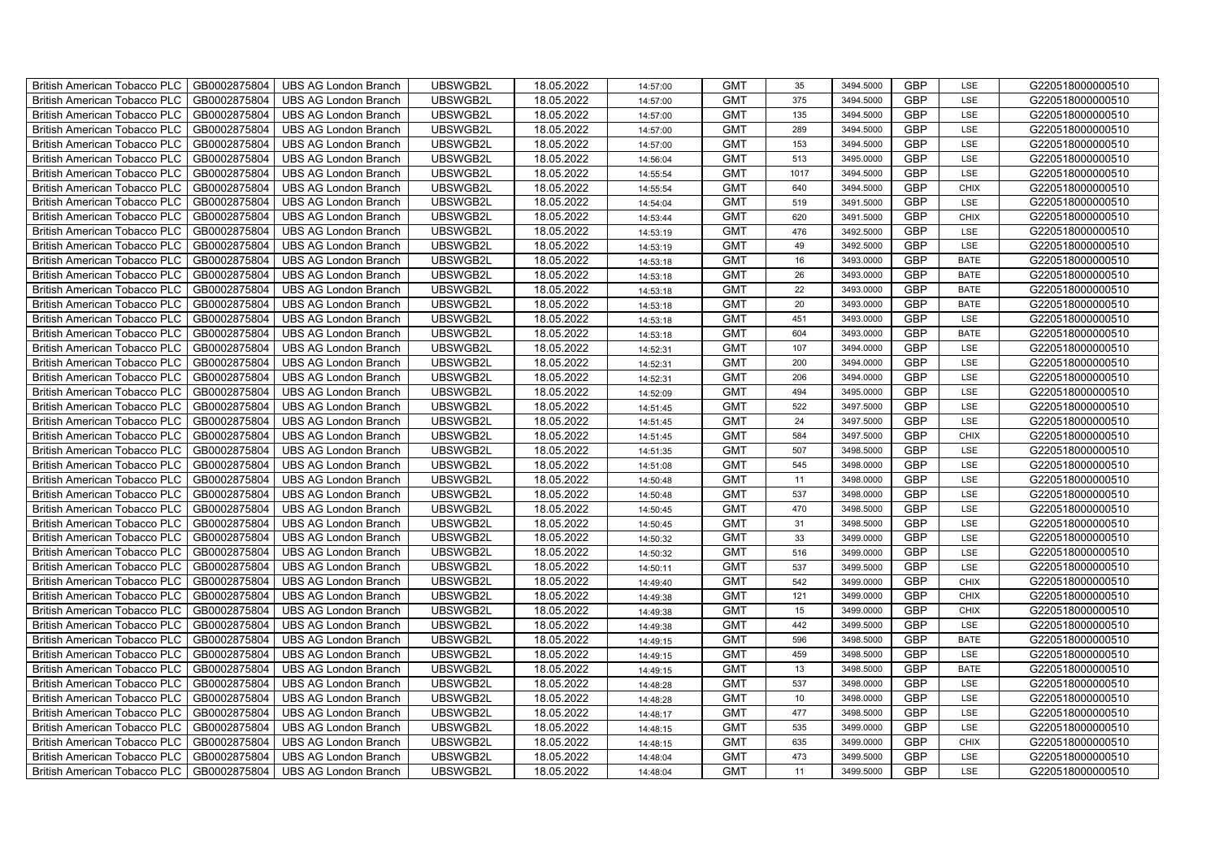| British American Tobacco PLC | GB0002875804 | UBS AG London Branch | UBSWGB2L | 18.05.2022 | 14:57:00 | GMT | 35 | 3494.5000 | GBP | LSE | G220518000000510 |
|---|---|---|---|---|---|---|---|---|---|---|---|
| British American Tobacco PLC | GB0002875804 | UBS AG London Branch | UBSWGB2L | 18.05.2022 | 14:57:00 | GMT | 375 | 3494.5000 | GBP | LSE | G220518000000510 |
| British American Tobacco PLC | GB0002875804 | UBS AG London Branch | UBSWGB2L | 18.05.2022 | 14:57:00 | GMT | 135 | 3494.5000 | GBP | LSE | G220518000000510 |
| British American Tobacco PLC | GB0002875804 | UBS AG London Branch | UBSWGB2L | 18.05.2022 | 14:57:00 | GMT | 289 | 3494.5000 | GBP | LSE | G220518000000510 |
| British American Tobacco PLC | GB0002875804 | UBS AG London Branch | UBSWGB2L | 18.05.2022 | 14:57:00 | GMT | 153 | 3494.5000 | GBP | LSE | G220518000000510 |
| British American Tobacco PLC | GB0002875804 | UBS AG London Branch | UBSWGB2L | 18.05.2022 | 14:56:04 | GMT | 513 | 3495.0000 | GBP | LSE | G220518000000510 |
| British American Tobacco PLC | GB0002875804 | UBS AG London Branch | UBSWGB2L | 18.05.2022 | 14:55:54 | GMT | 1017 | 3494.5000 | GBP | LSE | G220518000000510 |
| British American Tobacco PLC | GB0002875804 | UBS AG London Branch | UBSWGB2L | 18.05.2022 | 14:55:54 | GMT | 640 | 3494.5000 | GBP | CHIX | G220518000000510 |
| British American Tobacco PLC | GB0002875804 | UBS AG London Branch | UBSWGB2L | 18.05.2022 | 14:54:04 | GMT | 519 | 3491.5000 | GBP | LSE | G220518000000510 |
| British American Tobacco PLC | GB0002875804 | UBS AG London Branch | UBSWGB2L | 18.05.2022 | 14:53:44 | GMT | 620 | 3491.5000 | GBP | CHIX | G220518000000510 |
| British American Tobacco PLC | GB0002875804 | UBS AG London Branch | UBSWGB2L | 18.05.2022 | 14:53:19 | GMT | 476 | 3492.5000 | GBP | LSE | G220518000000510 |
| British American Tobacco PLC | GB0002875804 | UBS AG London Branch | UBSWGB2L | 18.05.2022 | 14:53:19 | GMT | 49 | 3492.5000 | GBP | LSE | G220518000000510 |
| British American Tobacco PLC | GB0002875804 | UBS AG London Branch | UBSWGB2L | 18.05.2022 | 14:53:18 | GMT | 16 | 3493.0000 | GBP | BATE | G220518000000510 |
| British American Tobacco PLC | GB0002875804 | UBS AG London Branch | UBSWGB2L | 18.05.2022 | 14:53:18 | GMT | 26 | 3493.0000 | GBP | BATE | G220518000000510 |
| British American Tobacco PLC | GB0002875804 | UBS AG London Branch | UBSWGB2L | 18.05.2022 | 14:53:18 | GMT | 22 | 3493.0000 | GBP | BATE | G220518000000510 |
| British American Tobacco PLC | GB0002875804 | UBS AG London Branch | UBSWGB2L | 18.05.2022 | 14:53:18 | GMT | 20 | 3493.0000 | GBP | BATE | G220518000000510 |
| British American Tobacco PLC | GB0002875804 | UBS AG London Branch | UBSWGB2L | 18.05.2022 | 14:53:18 | GMT | 451 | 3493.0000 | GBP | LSE | G220518000000510 |
| British American Tobacco PLC | GB0002875804 | UBS AG London Branch | UBSWGB2L | 18.05.2022 | 14:53:18 | GMT | 604 | 3493.0000 | GBP | BATE | G220518000000510 |
| British American Tobacco PLC | GB0002875804 | UBS AG London Branch | UBSWGB2L | 18.05.2022 | 14:52:31 | GMT | 107 | 3494.0000 | GBP | LSE | G220518000000510 |
| British American Tobacco PLC | GB0002875804 | UBS AG London Branch | UBSWGB2L | 18.05.2022 | 14:52:31 | GMT | 200 | 3494.0000 | GBP | LSE | G220518000000510 |
| British American Tobacco PLC | GB0002875804 | UBS AG London Branch | UBSWGB2L | 18.05.2022 | 14:52:31 | GMT | 206 | 3494.0000 | GBP | LSE | G220518000000510 |
| British American Tobacco PLC | GB0002875804 | UBS AG London Branch | UBSWGB2L | 18.05.2022 | 14:52:09 | GMT | 494 | 3495.0000 | GBP | LSE | G220518000000510 |
| British American Tobacco PLC | GB0002875804 | UBS AG London Branch | UBSWGB2L | 18.05.2022 | 14:51:45 | GMT | 522 | 3497.5000 | GBP | LSE | G220518000000510 |
| British American Tobacco PLC | GB0002875804 | UBS AG London Branch | UBSWGB2L | 18.05.2022 | 14:51:45 | GMT | 24 | 3497.5000 | GBP | LSE | G220518000000510 |
| British American Tobacco PLC | GB0002875804 | UBS AG London Branch | UBSWGB2L | 18.05.2022 | 14:51:45 | GMT | 584 | 3497.5000 | GBP | CHIX | G220518000000510 |
| British American Tobacco PLC | GB0002875804 | UBS AG London Branch | UBSWGB2L | 18.05.2022 | 14:51:35 | GMT | 507 | 3498.5000 | GBP | LSE | G220518000000510 |
| British American Tobacco PLC | GB0002875804 | UBS AG London Branch | UBSWGB2L | 18.05.2022 | 14:51:08 | GMT | 545 | 3498.0000 | GBP | LSE | G220518000000510 |
| British American Tobacco PLC | GB0002875804 | UBS AG London Branch | UBSWGB2L | 18.05.2022 | 14:50:48 | GMT | 11 | 3498.0000 | GBP | LSE | G220518000000510 |
| British American Tobacco PLC | GB0002875804 | UBS AG London Branch | UBSWGB2L | 18.05.2022 | 14:50:48 | GMT | 537 | 3498.0000 | GBP | LSE | G220518000000510 |
| British American Tobacco PLC | GB0002875804 | UBS AG London Branch | UBSWGB2L | 18.05.2022 | 14:50:45 | GMT | 470 | 3498.5000 | GBP | LSE | G220518000000510 |
| British American Tobacco PLC | GB0002875804 | UBS AG London Branch | UBSWGB2L | 18.05.2022 | 14:50:45 | GMT | 31 | 3498.5000 | GBP | LSE | G220518000000510 |
| British American Tobacco PLC | GB0002875804 | UBS AG London Branch | UBSWGB2L | 18.05.2022 | 14:50:32 | GMT | 33 | 3499.0000 | GBP | LSE | G220518000000510 |
| British American Tobacco PLC | GB0002875804 | UBS AG London Branch | UBSWGB2L | 18.05.2022 | 14:50:32 | GMT | 516 | 3499.0000 | GBP | LSE | G220518000000510 |
| British American Tobacco PLC | GB0002875804 | UBS AG London Branch | UBSWGB2L | 18.05.2022 | 14:50:11 | GMT | 537 | 3499.5000 | GBP | LSE | G220518000000510 |
| British American Tobacco PLC | GB0002875804 | UBS AG London Branch | UBSWGB2L | 18.05.2022 | 14:49:40 | GMT | 542 | 3499.0000 | GBP | CHIX | G220518000000510 |
| British American Tobacco PLC | GB0002875804 | UBS AG London Branch | UBSWGB2L | 18.05.2022 | 14:49:38 | GMT | 121 | 3499.0000 | GBP | CHIX | G220518000000510 |
| British American Tobacco PLC | GB0002875804 | UBS AG London Branch | UBSWGB2L | 18.05.2022 | 14:49:38 | GMT | 15 | 3499.0000 | GBP | CHIX | G220518000000510 |
| British American Tobacco PLC | GB0002875804 | UBS AG London Branch | UBSWGB2L | 18.05.2022 | 14:49:38 | GMT | 442 | 3499.5000 | GBP | LSE | G220518000000510 |
| British American Tobacco PLC | GB0002875804 | UBS AG London Branch | UBSWGB2L | 18.05.2022 | 14:49:15 | GMT | 596 | 3498.5000 | GBP | BATE | G220518000000510 |
| British American Tobacco PLC | GB0002875804 | UBS AG London Branch | UBSWGB2L | 18.05.2022 | 14:49:15 | GMT | 459 | 3498.5000 | GBP | LSE | G220518000000510 |
| British American Tobacco PLC | GB0002875804 | UBS AG London Branch | UBSWGB2L | 18.05.2022 | 14:49:15 | GMT | 13 | 3498.5000 | GBP | BATE | G220518000000510 |
| British American Tobacco PLC | GB0002875804 | UBS AG London Branch | UBSWGB2L | 18.05.2022 | 14:48:28 | GMT | 537 | 3498.0000 | GBP | LSE | G220518000000510 |
| British American Tobacco PLC | GB0002875804 | UBS AG London Branch | UBSWGB2L | 18.05.2022 | 14:48:28 | GMT | 10 | 3498.0000 | GBP | LSE | G220518000000510 |
| British American Tobacco PLC | GB0002875804 | UBS AG London Branch | UBSWGB2L | 18.05.2022 | 14:48:17 | GMT | 477 | 3498.5000 | GBP | LSE | G220518000000510 |
| British American Tobacco PLC | GB0002875804 | UBS AG London Branch | UBSWGB2L | 18.05.2022 | 14:48:15 | GMT | 535 | 3499.0000 | GBP | LSE | G220518000000510 |
| British American Tobacco PLC | GB0002875804 | UBS AG London Branch | UBSWGB2L | 18.05.2022 | 14:48:15 | GMT | 635 | 3499.0000 | GBP | CHIX | G220518000000510 |
| British American Tobacco PLC | GB0002875804 | UBS AG London Branch | UBSWGB2L | 18.05.2022 | 14:48:04 | GMT | 473 | 3499.5000 | GBP | LSE | G220518000000510 |
| British American Tobacco PLC | GB0002875804 | UBS AG London Branch | UBSWGB2L | 18.05.2022 | 14:48:04 | GMT | 11 | 3499.5000 | GBP | LSE | G220518000000510 |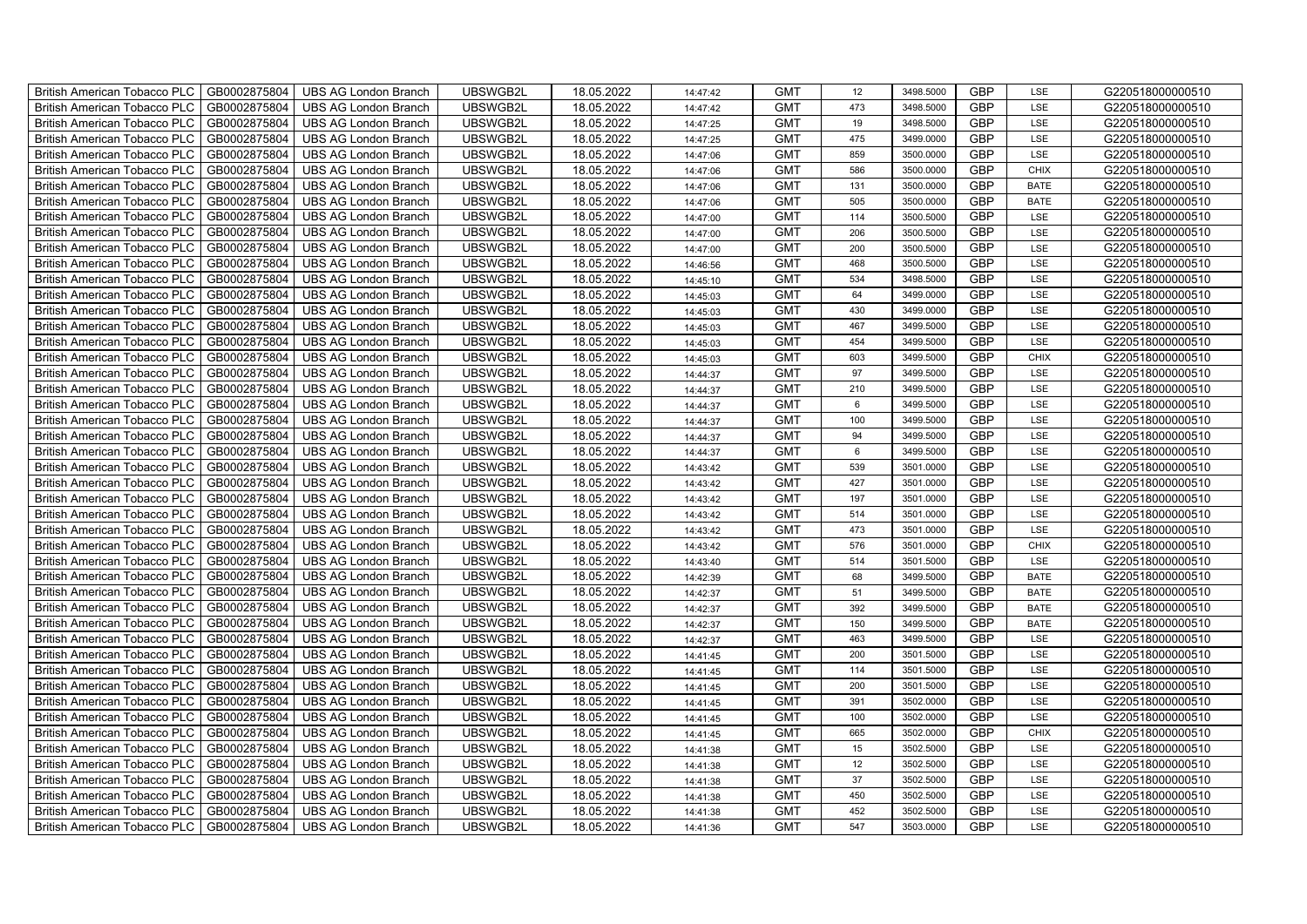| British American Tobacco PLC | GB0002875804 | UBS AG London Branch | UBSWGB2L | 18.05.2022 | 14:47:42 | GMT | 12 | 3498.5000 | GBP | LSE | G220518000000510 |
|---|---|---|---|---|---|---|---|---|---|---|---|
| British American Tobacco PLC | GB0002875804 | UBS AG London Branch | UBSWGB2L | 18.05.2022 | 14:47:42 | GMT | 473 | 3498.5000 | GBP | LSE | G220518000000510 |
| British American Tobacco PLC | GB0002875804 | UBS AG London Branch | UBSWGB2L | 18.05.2022 | 14:47:25 | GMT | 19 | 3498.5000 | GBP | LSE | G220518000000510 |
| British American Tobacco PLC | GB0002875804 | UBS AG London Branch | UBSWGB2L | 18.05.2022 | 14:47:25 | GMT | 475 | 3499.0000 | GBP | LSE | G220518000000510 |
| British American Tobacco PLC | GB0002875804 | UBS AG London Branch | UBSWGB2L | 18.05.2022 | 14:47:06 | GMT | 859 | 3500.0000 | GBP | LSE | G220518000000510 |
| British American Tobacco PLC | GB0002875804 | UBS AG London Branch | UBSWGB2L | 18.05.2022 | 14:47:06 | GMT | 586 | 3500.0000 | GBP | CHIX | G220518000000510 |
| British American Tobacco PLC | GB0002875804 | UBS AG London Branch | UBSWGB2L | 18.05.2022 | 14:47:06 | GMT | 131 | 3500.0000 | GBP | BATE | G220518000000510 |
| British American Tobacco PLC | GB0002875804 | UBS AG London Branch | UBSWGB2L | 18.05.2022 | 14:47:06 | GMT | 505 | 3500.0000 | GBP | BATE | G220518000000510 |
| British American Tobacco PLC | GB0002875804 | UBS AG London Branch | UBSWGB2L | 18.05.2022 | 14:47:00 | GMT | 114 | 3500.5000 | GBP | LSE | G220518000000510 |
| British American Tobacco PLC | GB0002875804 | UBS AG London Branch | UBSWGB2L | 18.05.2022 | 14:47:00 | GMT | 206 | 3500.5000 | GBP | LSE | G220518000000510 |
| British American Tobacco PLC | GB0002875804 | UBS AG London Branch | UBSWGB2L | 18.05.2022 | 14:47:00 | GMT | 200 | 3500.5000 | GBP | LSE | G220518000000510 |
| British American Tobacco PLC | GB0002875804 | UBS AG London Branch | UBSWGB2L | 18.05.2022 | 14:46:56 | GMT | 468 | 3500.5000 | GBP | LSE | G220518000000510 |
| British American Tobacco PLC | GB0002875804 | UBS AG London Branch | UBSWGB2L | 18.05.2022 | 14:45:10 | GMT | 534 | 3498.5000 | GBP | LSE | G220518000000510 |
| British American Tobacco PLC | GB0002875804 | UBS AG London Branch | UBSWGB2L | 18.05.2022 | 14:45:03 | GMT | 64 | 3499.0000 | GBP | LSE | G220518000000510 |
| British American Tobacco PLC | GB0002875804 | UBS AG London Branch | UBSWGB2L | 18.05.2022 | 14:45:03 | GMT | 430 | 3499.0000 | GBP | LSE | G220518000000510 |
| British American Tobacco PLC | GB0002875804 | UBS AG London Branch | UBSWGB2L | 18.05.2022 | 14:45:03 | GMT | 467 | 3499.5000 | GBP | LSE | G220518000000510 |
| British American Tobacco PLC | GB0002875804 | UBS AG London Branch | UBSWGB2L | 18.05.2022 | 14:45:03 | GMT | 454 | 3499.5000 | GBP | LSE | G220518000000510 |
| British American Tobacco PLC | GB0002875804 | UBS AG London Branch | UBSWGB2L | 18.05.2022 | 14:45:03 | GMT | 603 | 3499.5000 | GBP | CHIX | G220518000000510 |
| British American Tobacco PLC | GB0002875804 | UBS AG London Branch | UBSWGB2L | 18.05.2022 | 14:44:37 | GMT | 97 | 3499.5000 | GBP | LSE | G220518000000510 |
| British American Tobacco PLC | GB0002875804 | UBS AG London Branch | UBSWGB2L | 18.05.2022 | 14:44:37 | GMT | 210 | 3499.5000 | GBP | LSE | G220518000000510 |
| British American Tobacco PLC | GB0002875804 | UBS AG London Branch | UBSWGB2L | 18.05.2022 | 14:44:37 | GMT | 6 | 3499.5000 | GBP | LSE | G220518000000510 |
| British American Tobacco PLC | GB0002875804 | UBS AG London Branch | UBSWGB2L | 18.05.2022 | 14:44:37 | GMT | 100 | 3499.5000 | GBP | LSE | G220518000000510 |
| British American Tobacco PLC | GB0002875804 | UBS AG London Branch | UBSWGB2L | 18.05.2022 | 14:44:37 | GMT | 94 | 3499.5000 | GBP | LSE | G220518000000510 |
| British American Tobacco PLC | GB0002875804 | UBS AG London Branch | UBSWGB2L | 18.05.2022 | 14:44:37 | GMT | 6 | 3499.5000 | GBP | LSE | G220518000000510 |
| British American Tobacco PLC | GB0002875804 | UBS AG London Branch | UBSWGB2L | 18.05.2022 | 14:43:42 | GMT | 539 | 3501.0000 | GBP | LSE | G220518000000510 |
| British American Tobacco PLC | GB0002875804 | UBS AG London Branch | UBSWGB2L | 18.05.2022 | 14:43:42 | GMT | 427 | 3501.0000 | GBP | LSE | G220518000000510 |
| British American Tobacco PLC | GB0002875804 | UBS AG London Branch | UBSWGB2L | 18.05.2022 | 14:43:42 | GMT | 197 | 3501.0000 | GBP | LSE | G220518000000510 |
| British American Tobacco PLC | GB0002875804 | UBS AG London Branch | UBSWGB2L | 18.05.2022 | 14:43:42 | GMT | 514 | 3501.0000 | GBP | LSE | G220518000000510 |
| British American Tobacco PLC | GB0002875804 | UBS AG London Branch | UBSWGB2L | 18.05.2022 | 14:43:42 | GMT | 473 | 3501.0000 | GBP | LSE | G220518000000510 |
| British American Tobacco PLC | GB0002875804 | UBS AG London Branch | UBSWGB2L | 18.05.2022 | 14:43:42 | GMT | 576 | 3501.0000 | GBP | CHIX | G220518000000510 |
| British American Tobacco PLC | GB0002875804 | UBS AG London Branch | UBSWGB2L | 18.05.2022 | 14:43:40 | GMT | 514 | 3501.5000 | GBP | LSE | G220518000000510 |
| British American Tobacco PLC | GB0002875804 | UBS AG London Branch | UBSWGB2L | 18.05.2022 | 14:42:39 | GMT | 68 | 3499.5000 | GBP | BATE | G220518000000510 |
| British American Tobacco PLC | GB0002875804 | UBS AG London Branch | UBSWGB2L | 18.05.2022 | 14:42:37 | GMT | 51 | 3499.5000 | GBP | BATE | G220518000000510 |
| British American Tobacco PLC | GB0002875804 | UBS AG London Branch | UBSWGB2L | 18.05.2022 | 14:42:37 | GMT | 392 | 3499.5000 | GBP | BATE | G220518000000510 |
| British American Tobacco PLC | GB0002875804 | UBS AG London Branch | UBSWGB2L | 18.05.2022 | 14:42:37 | GMT | 150 | 3499.5000 | GBP | BATE | G220518000000510 |
| British American Tobacco PLC | GB0002875804 | UBS AG London Branch | UBSWGB2L | 18.05.2022 | 14:42:37 | GMT | 463 | 3499.5000 | GBP | LSE | G220518000000510 |
| British American Tobacco PLC | GB0002875804 | UBS AG London Branch | UBSWGB2L | 18.05.2022 | 14:41:45 | GMT | 200 | 3501.5000 | GBP | LSE | G220518000000510 |
| British American Tobacco PLC | GB0002875804 | UBS AG London Branch | UBSWGB2L | 18.05.2022 | 14:41:45 | GMT | 114 | 3501.5000 | GBP | LSE | G220518000000510 |
| British American Tobacco PLC | GB0002875804 | UBS AG London Branch | UBSWGB2L | 18.05.2022 | 14:41:45 | GMT | 200 | 3501.5000 | GBP | LSE | G220518000000510 |
| British American Tobacco PLC | GB0002875804 | UBS AG London Branch | UBSWGB2L | 18.05.2022 | 14:41:45 | GMT | 391 | 3502.0000 | GBP | LSE | G220518000000510 |
| British American Tobacco PLC | GB0002875804 | UBS AG London Branch | UBSWGB2L | 18.05.2022 | 14:41:45 | GMT | 100 | 3502.0000 | GBP | LSE | G220518000000510 |
| British American Tobacco PLC | GB0002875804 | UBS AG London Branch | UBSWGB2L | 18.05.2022 | 14:41:45 | GMT | 665 | 3502.0000 | GBP | CHIX | G220518000000510 |
| British American Tobacco PLC | GB0002875804 | UBS AG London Branch | UBSWGB2L | 18.05.2022 | 14:41:38 | GMT | 15 | 3502.5000 | GBP | LSE | G220518000000510 |
| British American Tobacco PLC | GB0002875804 | UBS AG London Branch | UBSWGB2L | 18.05.2022 | 14:41:38 | GMT | 12 | 3502.5000 | GBP | LSE | G220518000000510 |
| British American Tobacco PLC | GB0002875804 | UBS AG London Branch | UBSWGB2L | 18.05.2022 | 14:41:38 | GMT | 37 | 3502.5000 | GBP | LSE | G220518000000510 |
| British American Tobacco PLC | GB0002875804 | UBS AG London Branch | UBSWGB2L | 18.05.2022 | 14:41:38 | GMT | 450 | 3502.5000 | GBP | LSE | G220518000000510 |
| British American Tobacco PLC | GB0002875804 | UBS AG London Branch | UBSWGB2L | 18.05.2022 | 14:41:38 | GMT | 452 | 3502.5000 | GBP | LSE | G220518000000510 |
| British American Tobacco PLC | GB0002875804 | UBS AG London Branch | UBSWGB2L | 18.05.2022 | 14:41:36 | GMT | 547 | 3503.0000 | GBP | LSE | G220518000000510 |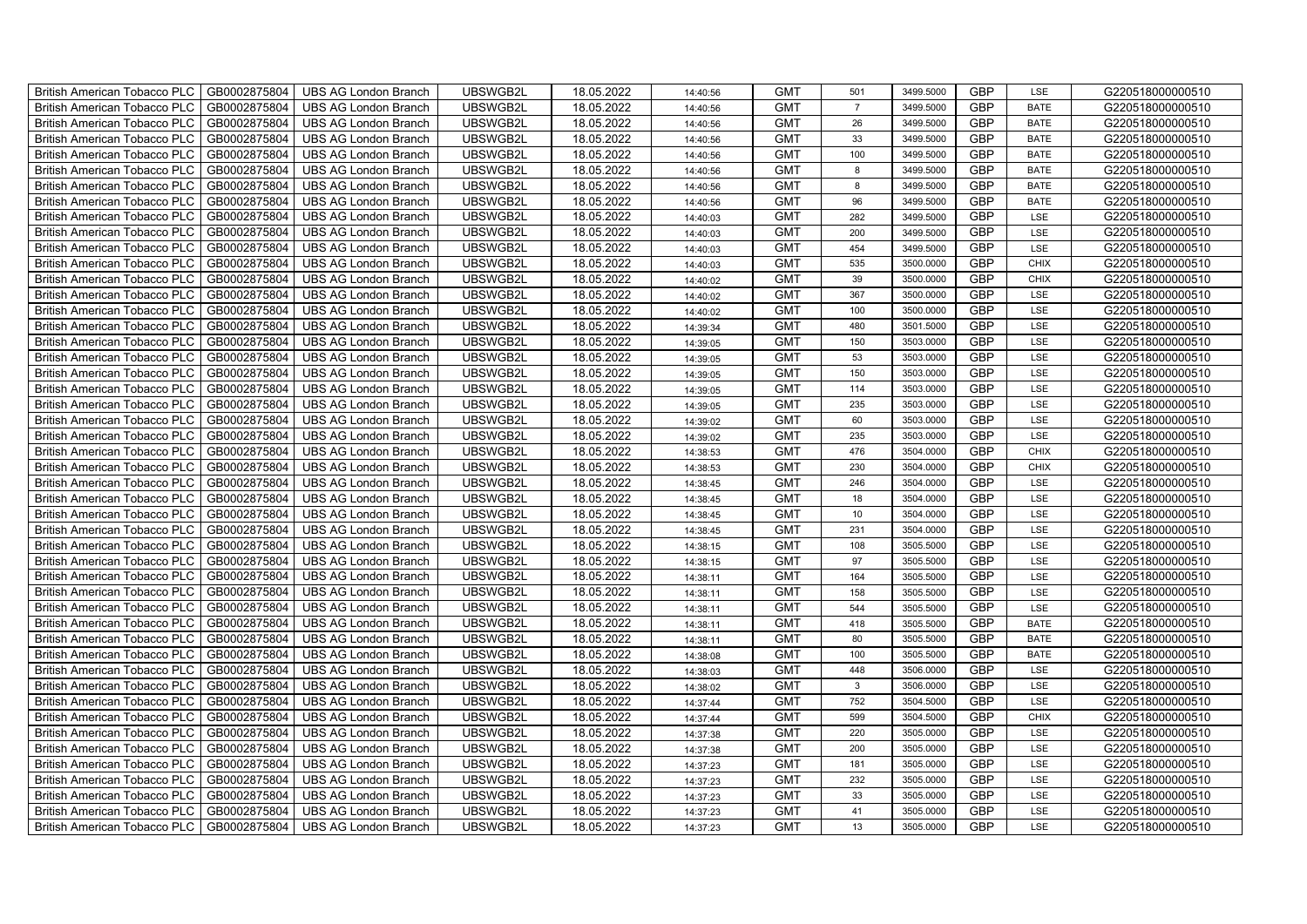| British American Tobacco PLC | GB0002875804 | UBS AG London Branch | UBSWGB2L | 18.05.2022 | 14:40:56 | GMT | 501 | 3499.5000 | GBP | LSE | G220518000000510 |
|---|---|---|---|---|---|---|---|---|---|---|---|
| British American Tobacco PLC | GB0002875804 | UBS AG London Branch | UBSWGB2L | 18.05.2022 | 14:40:56 | GMT | 7 | 3499.5000 | GBP | BATE | G220518000000510 |
| British American Tobacco PLC | GB0002875804 | UBS AG London Branch | UBSWGB2L | 18.05.2022 | 14:40:56 | GMT | 26 | 3499.5000 | GBP | BATE | G220518000000510 |
| British American Tobacco PLC | GB0002875804 | UBS AG London Branch | UBSWGB2L | 18.05.2022 | 14:40:56 | GMT | 33 | 3499.5000 | GBP | BATE | G220518000000510 |
| British American Tobacco PLC | GB0002875804 | UBS AG London Branch | UBSWGB2L | 18.05.2022 | 14:40:56 | GMT | 100 | 3499.5000 | GBP | BATE | G220518000000510 |
| British American Tobacco PLC | GB0002875804 | UBS AG London Branch | UBSWGB2L | 18.05.2022 | 14:40:56 | GMT | 8 | 3499.5000 | GBP | BATE | G220518000000510 |
| British American Tobacco PLC | GB0002875804 | UBS AG London Branch | UBSWGB2L | 18.05.2022 | 14:40:56 | GMT | 8 | 3499.5000 | GBP | BATE | G220518000000510 |
| British American Tobacco PLC | GB0002875804 | UBS AG London Branch | UBSWGB2L | 18.05.2022 | 14:40:56 | GMT | 96 | 3499.5000 | GBP | BATE | G220518000000510 |
| British American Tobacco PLC | GB0002875804 | UBS AG London Branch | UBSWGB2L | 18.05.2022 | 14:40:03 | GMT | 282 | 3499.5000 | GBP | LSE | G220518000000510 |
| British American Tobacco PLC | GB0002875804 | UBS AG London Branch | UBSWGB2L | 18.05.2022 | 14:40:03 | GMT | 200 | 3499.5000 | GBP | LSE | G220518000000510 |
| British American Tobacco PLC | GB0002875804 | UBS AG London Branch | UBSWGB2L | 18.05.2022 | 14:40:03 | GMT | 454 | 3499.5000 | GBP | LSE | G220518000000510 |
| British American Tobacco PLC | GB0002875804 | UBS AG London Branch | UBSWGB2L | 18.05.2022 | 14:40:03 | GMT | 535 | 3500.0000 | GBP | CHIX | G220518000000510 |
| British American Tobacco PLC | GB0002875804 | UBS AG London Branch | UBSWGB2L | 18.05.2022 | 14:40:02 | GMT | 39 | 3500.0000 | GBP | CHIX | G220518000000510 |
| British American Tobacco PLC | GB0002875804 | UBS AG London Branch | UBSWGB2L | 18.05.2022 | 14:40:02 | GMT | 367 | 3500.0000 | GBP | LSE | G220518000000510 |
| British American Tobacco PLC | GB0002875804 | UBS AG London Branch | UBSWGB2L | 18.05.2022 | 14:40:02 | GMT | 100 | 3500.0000 | GBP | LSE | G220518000000510 |
| British American Tobacco PLC | GB0002875804 | UBS AG London Branch | UBSWGB2L | 18.05.2022 | 14:39:34 | GMT | 480 | 3501.5000 | GBP | LSE | G220518000000510 |
| British American Tobacco PLC | GB0002875804 | UBS AG London Branch | UBSWGB2L | 18.05.2022 | 14:39:05 | GMT | 150 | 3503.0000 | GBP | LSE | G220518000000510 |
| British American Tobacco PLC | GB0002875804 | UBS AG London Branch | UBSWGB2L | 18.05.2022 | 14:39:05 | GMT | 53 | 3503.0000 | GBP | LSE | G220518000000510 |
| British American Tobacco PLC | GB0002875804 | UBS AG London Branch | UBSWGB2L | 18.05.2022 | 14:39:05 | GMT | 150 | 3503.0000 | GBP | LSE | G220518000000510 |
| British American Tobacco PLC | GB0002875804 | UBS AG London Branch | UBSWGB2L | 18.05.2022 | 14:39:05 | GMT | 114 | 3503.0000 | GBP | LSE | G220518000000510 |
| British American Tobacco PLC | GB0002875804 | UBS AG London Branch | UBSWGB2L | 18.05.2022 | 14:39:05 | GMT | 235 | 3503.0000 | GBP | LSE | G220518000000510 |
| British American Tobacco PLC | GB0002875804 | UBS AG London Branch | UBSWGB2L | 18.05.2022 | 14:39:02 | GMT | 60 | 3503.0000 | GBP | LSE | G220518000000510 |
| British American Tobacco PLC | GB0002875804 | UBS AG London Branch | UBSWGB2L | 18.05.2022 | 14:39:02 | GMT | 235 | 3503.0000 | GBP | LSE | G220518000000510 |
| British American Tobacco PLC | GB0002875804 | UBS AG London Branch | UBSWGB2L | 18.05.2022 | 14:38:53 | GMT | 476 | 3504.0000 | GBP | CHIX | G220518000000510 |
| British American Tobacco PLC | GB0002875804 | UBS AG London Branch | UBSWGB2L | 18.05.2022 | 14:38:53 | GMT | 230 | 3504.0000 | GBP | CHIX | G220518000000510 |
| British American Tobacco PLC | GB0002875804 | UBS AG London Branch | UBSWGB2L | 18.05.2022 | 14:38:45 | GMT | 246 | 3504.0000 | GBP | LSE | G220518000000510 |
| British American Tobacco PLC | GB0002875804 | UBS AG London Branch | UBSWGB2L | 18.05.2022 | 14:38:45 | GMT | 18 | 3504.0000 | GBP | LSE | G220518000000510 |
| British American Tobacco PLC | GB0002875804 | UBS AG London Branch | UBSWGB2L | 18.05.2022 | 14:38:45 | GMT | 10 | 3504.0000 | GBP | LSE | G220518000000510 |
| British American Tobacco PLC | GB0002875804 | UBS AG London Branch | UBSWGB2L | 18.05.2022 | 14:38:45 | GMT | 231 | 3504.0000 | GBP | LSE | G220518000000510 |
| British American Tobacco PLC | GB0002875804 | UBS AG London Branch | UBSWGB2L | 18.05.2022 | 14:38:15 | GMT | 108 | 3505.5000 | GBP | LSE | G220518000000510 |
| British American Tobacco PLC | GB0002875804 | UBS AG London Branch | UBSWGB2L | 18.05.2022 | 14:38:15 | GMT | 97 | 3505.5000 | GBP | LSE | G220518000000510 |
| British American Tobacco PLC | GB0002875804 | UBS AG London Branch | UBSWGB2L | 18.05.2022 | 14:38:11 | GMT | 164 | 3505.5000 | GBP | LSE | G220518000000510 |
| British American Tobacco PLC | GB0002875804 | UBS AG London Branch | UBSWGB2L | 18.05.2022 | 14:38:11 | GMT | 158 | 3505.5000 | GBP | LSE | G220518000000510 |
| British American Tobacco PLC | GB0002875804 | UBS AG London Branch | UBSWGB2L | 18.05.2022 | 14:38:11 | GMT | 544 | 3505.5000 | GBP | LSE | G220518000000510 |
| British American Tobacco PLC | GB0002875804 | UBS AG London Branch | UBSWGB2L | 18.05.2022 | 14:38:11 | GMT | 418 | 3505.5000 | GBP | BATE | G220518000000510 |
| British American Tobacco PLC | GB0002875804 | UBS AG London Branch | UBSWGB2L | 18.05.2022 | 14:38:11 | GMT | 80 | 3505.5000 | GBP | BATE | G220518000000510 |
| British American Tobacco PLC | GB0002875804 | UBS AG London Branch | UBSWGB2L | 18.05.2022 | 14:38:08 | GMT | 100 | 3505.5000 | GBP | BATE | G220518000000510 |
| British American Tobacco PLC | GB0002875804 | UBS AG London Branch | UBSWGB2L | 18.05.2022 | 14:38:03 | GMT | 448 | 3506.0000 | GBP | LSE | G220518000000510 |
| British American Tobacco PLC | GB0002875804 | UBS AG London Branch | UBSWGB2L | 18.05.2022 | 14:38:02 | GMT | 3 | 3506.0000 | GBP | LSE | G220518000000510 |
| British American Tobacco PLC | GB0002875804 | UBS AG London Branch | UBSWGB2L | 18.05.2022 | 14:37:44 | GMT | 752 | 3504.5000 | GBP | LSE | G220518000000510 |
| British American Tobacco PLC | GB0002875804 | UBS AG London Branch | UBSWGB2L | 18.05.2022 | 14:37:44 | GMT | 599 | 3504.5000 | GBP | CHIX | G220518000000510 |
| British American Tobacco PLC | GB0002875804 | UBS AG London Branch | UBSWGB2L | 18.05.2022 | 14:37:38 | GMT | 220 | 3505.0000 | GBP | LSE | G220518000000510 |
| British American Tobacco PLC | GB0002875804 | UBS AG London Branch | UBSWGB2L | 18.05.2022 | 14:37:38 | GMT | 200 | 3505.0000 | GBP | LSE | G220518000000510 |
| British American Tobacco PLC | GB0002875804 | UBS AG London Branch | UBSWGB2L | 18.05.2022 | 14:37:23 | GMT | 181 | 3505.0000 | GBP | LSE | G220518000000510 |
| British American Tobacco PLC | GB0002875804 | UBS AG London Branch | UBSWGB2L | 18.05.2022 | 14:37:23 | GMT | 232 | 3505.0000 | GBP | LSE | G220518000000510 |
| British American Tobacco PLC | GB0002875804 | UBS AG London Branch | UBSWGB2L | 18.05.2022 | 14:37:23 | GMT | 33 | 3505.0000 | GBP | LSE | G220518000000510 |
| British American Tobacco PLC | GB0002875804 | UBS AG London Branch | UBSWGB2L | 18.05.2022 | 14:37:23 | GMT | 41 | 3505.0000 | GBP | LSE | G220518000000510 |
| British American Tobacco PLC | GB0002875804 | UBS AG London Branch | UBSWGB2L | 18.05.2022 | 14:37:23 | GMT | 13 | 3505.0000 | GBP | LSE | G220518000000510 |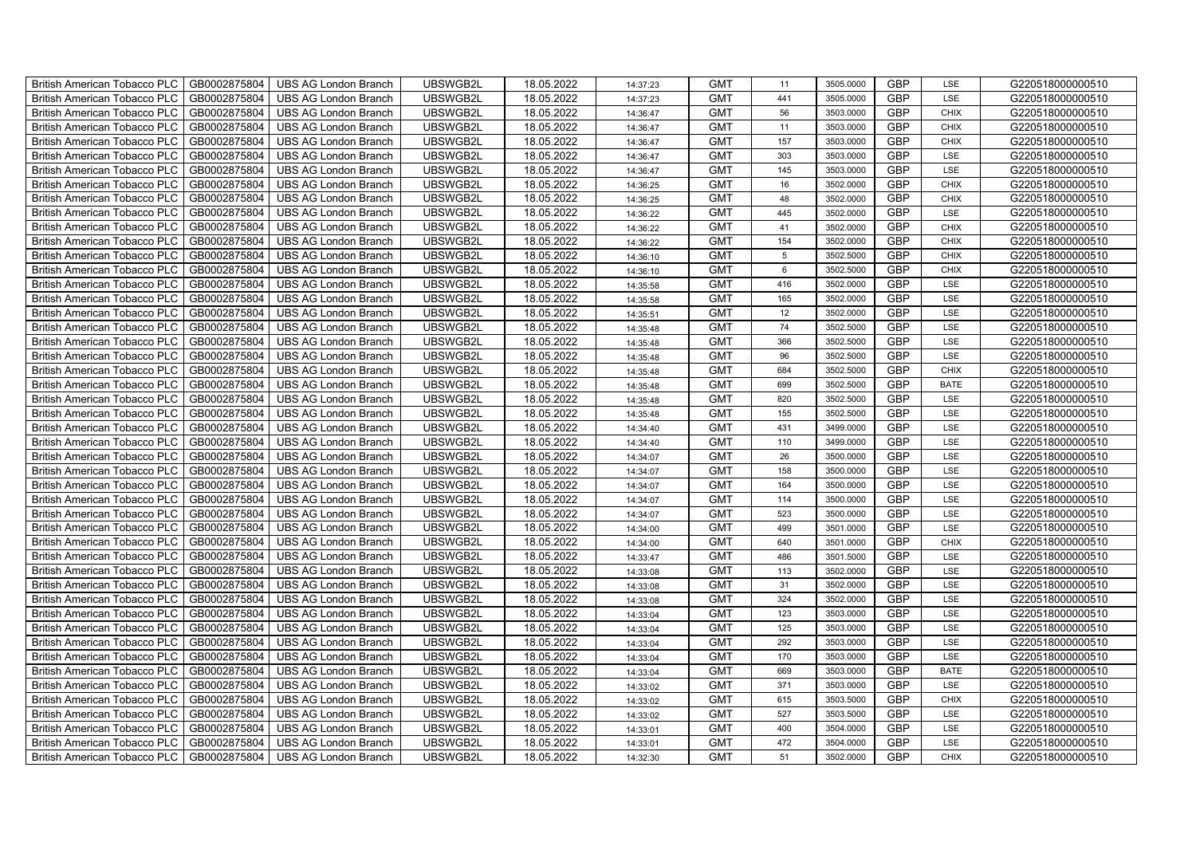| British American Tobacco PLC | GB0002875804 | UBS AG London Branch | UBSWGB2L | 18.05.2022 | 14:37:23 | GMT | 11 | 3505.0000 | GBP | LSE | G220518000000510 |
|---|---|---|---|---|---|---|---|---|---|---|---|
| British American Tobacco PLC | GB0002875804 | UBS AG London Branch | UBSWGB2L | 18.05.2022 | 14:37:23 | GMT | 441 | 3505.0000 | GBP | LSE | G220518000000510 |
| British American Tobacco PLC | GB0002875804 | UBS AG London Branch | UBSWGB2L | 18.05.2022 | 14:36:47 | GMT | 56 | 3503.0000 | GBP | CHIX | G220518000000510 |
| British American Tobacco PLC | GB0002875804 | UBS AG London Branch | UBSWGB2L | 18.05.2022 | 14:36:47 | GMT | 11 | 3503.0000 | GBP | CHIX | G220518000000510 |
| British American Tobacco PLC | GB0002875804 | UBS AG London Branch | UBSWGB2L | 18.05.2022 | 14:36:47 | GMT | 157 | 3503.0000 | GBP | CHIX | G220518000000510 |
| British American Tobacco PLC | GB0002875804 | UBS AG London Branch | UBSWGB2L | 18.05.2022 | 14:36:47 | GMT | 303 | 3503.0000 | GBP | LSE | G220518000000510 |
| British American Tobacco PLC | GB0002875804 | UBS AG London Branch | UBSWGB2L | 18.05.2022 | 14:36:47 | GMT | 145 | 3503.0000 | GBP | LSE | G220518000000510 |
| British American Tobacco PLC | GB0002875804 | UBS AG London Branch | UBSWGB2L | 18.05.2022 | 14:36:25 | GMT | 16 | 3502.0000 | GBP | CHIX | G220518000000510 |
| British American Tobacco PLC | GB0002875804 | UBS AG London Branch | UBSWGB2L | 18.05.2022 | 14:36:25 | GMT | 48 | 3502.0000 | GBP | CHIX | G220518000000510 |
| British American Tobacco PLC | GB0002875804 | UBS AG London Branch | UBSWGB2L | 18.05.2022 | 14:36:22 | GMT | 445 | 3502.0000 | GBP | LSE | G220518000000510 |
| British American Tobacco PLC | GB0002875804 | UBS AG London Branch | UBSWGB2L | 18.05.2022 | 14:36:22 | GMT | 41 | 3502.0000 | GBP | CHIX | G220518000000510 |
| British American Tobacco PLC | GB0002875804 | UBS AG London Branch | UBSWGB2L | 18.05.2022 | 14:36:22 | GMT | 154 | 3502.0000 | GBP | CHIX | G220518000000510 |
| British American Tobacco PLC | GB0002875804 | UBS AG London Branch | UBSWGB2L | 18.05.2022 | 14:36:10 | GMT | 5 | 3502.5000 | GBP | CHIX | G220518000000510 |
| British American Tobacco PLC | GB0002875804 | UBS AG London Branch | UBSWGB2L | 18.05.2022 | 14:36:10 | GMT | 6 | 3502.5000 | GBP | CHIX | G220518000000510 |
| British American Tobacco PLC | GB0002875804 | UBS AG London Branch | UBSWGB2L | 18.05.2022 | 14:35:58 | GMT | 416 | 3502.0000 | GBP | LSE | G220518000000510 |
| British American Tobacco PLC | GB0002875804 | UBS AG London Branch | UBSWGB2L | 18.05.2022 | 14:35:58 | GMT | 165 | 3502.0000 | GBP | LSE | G220518000000510 |
| British American Tobacco PLC | GB0002875804 | UBS AG London Branch | UBSWGB2L | 18.05.2022 | 14:35:51 | GMT | 12 | 3502.0000 | GBP | LSE | G220518000000510 |
| British American Tobacco PLC | GB0002875804 | UBS AG London Branch | UBSWGB2L | 18.05.2022 | 14:35:48 | GMT | 74 | 3502.5000 | GBP | LSE | G220518000000510 |
| British American Tobacco PLC | GB0002875804 | UBS AG London Branch | UBSWGB2L | 18.05.2022 | 14:35:48 | GMT | 366 | 3502.5000 | GBP | LSE | G220518000000510 |
| British American Tobacco PLC | GB0002875804 | UBS AG London Branch | UBSWGB2L | 18.05.2022 | 14:35:48 | GMT | 96 | 3502.5000 | GBP | LSE | G220518000000510 |
| British American Tobacco PLC | GB0002875804 | UBS AG London Branch | UBSWGB2L | 18.05.2022 | 14:35:48 | GMT | 684 | 3502.5000 | GBP | CHIX | G220518000000510 |
| British American Tobacco PLC | GB0002875804 | UBS AG London Branch | UBSWGB2L | 18.05.2022 | 14:35:48 | GMT | 699 | 3502.5000 | GBP | BATE | G220518000000510 |
| British American Tobacco PLC | GB0002875804 | UBS AG London Branch | UBSWGB2L | 18.05.2022 | 14:35:48 | GMT | 820 | 3502.5000 | GBP | LSE | G220518000000510 |
| British American Tobacco PLC | GB0002875804 | UBS AG London Branch | UBSWGB2L | 18.05.2022 | 14:35:48 | GMT | 155 | 3502.5000 | GBP | LSE | G220518000000510 |
| British American Tobacco PLC | GB0002875804 | UBS AG London Branch | UBSWGB2L | 18.05.2022 | 14:34:40 | GMT | 431 | 3499.0000 | GBP | LSE | G220518000000510 |
| British American Tobacco PLC | GB0002875804 | UBS AG London Branch | UBSWGB2L | 18.05.2022 | 14:34:40 | GMT | 110 | 3499.0000 | GBP | LSE | G220518000000510 |
| British American Tobacco PLC | GB0002875804 | UBS AG London Branch | UBSWGB2L | 18.05.2022 | 14:34:07 | GMT | 26 | 3500.0000 | GBP | LSE | G220518000000510 |
| British American Tobacco PLC | GB0002875804 | UBS AG London Branch | UBSWGB2L | 18.05.2022 | 14:34:07 | GMT | 158 | 3500.0000 | GBP | LSE | G220518000000510 |
| British American Tobacco PLC | GB0002875804 | UBS AG London Branch | UBSWGB2L | 18.05.2022 | 14:34:07 | GMT | 164 | 3500.0000 | GBP | LSE | G220518000000510 |
| British American Tobacco PLC | GB0002875804 | UBS AG London Branch | UBSWGB2L | 18.05.2022 | 14:34:07 | GMT | 114 | 3500.0000 | GBP | LSE | G220518000000510 |
| British American Tobacco PLC | GB0002875804 | UBS AG London Branch | UBSWGB2L | 18.05.2022 | 14:34:07 | GMT | 523 | 3500.0000 | GBP | LSE | G220518000000510 |
| British American Tobacco PLC | GB0002875804 | UBS AG London Branch | UBSWGB2L | 18.05.2022 | 14:34:00 | GMT | 499 | 3501.0000 | GBP | LSE | G220518000000510 |
| British American Tobacco PLC | GB0002875804 | UBS AG London Branch | UBSWGB2L | 18.05.2022 | 14:34:00 | GMT | 640 | 3501.0000 | GBP | CHIX | G220518000000510 |
| British American Tobacco PLC | GB0002875804 | UBS AG London Branch | UBSWGB2L | 18.05.2022 | 14:33:47 | GMT | 486 | 3501.5000 | GBP | LSE | G220518000000510 |
| British American Tobacco PLC | GB0002875804 | UBS AG London Branch | UBSWGB2L | 18.05.2022 | 14:33:08 | GMT | 113 | 3502.0000 | GBP | LSE | G220518000000510 |
| British American Tobacco PLC | GB0002875804 | UBS AG London Branch | UBSWGB2L | 18.05.2022 | 14:33:08 | GMT | 31 | 3502.0000 | GBP | LSE | G220518000000510 |
| British American Tobacco PLC | GB0002875804 | UBS AG London Branch | UBSWGB2L | 18.05.2022 | 14:33:08 | GMT | 324 | 3502.0000 | GBP | LSE | G220518000000510 |
| British American Tobacco PLC | GB0002875804 | UBS AG London Branch | UBSWGB2L | 18.05.2022 | 14:33:04 | GMT | 123 | 3503.0000 | GBP | LSE | G220518000000510 |
| British American Tobacco PLC | GB0002875804 | UBS AG London Branch | UBSWGB2L | 18.05.2022 | 14:33:04 | GMT | 125 | 3503.0000 | GBP | LSE | G220518000000510 |
| British American Tobacco PLC | GB0002875804 | UBS AG London Branch | UBSWGB2L | 18.05.2022 | 14:33:04 | GMT | 292 | 3503.0000 | GBP | LSE | G220518000000510 |
| British American Tobacco PLC | GB0002875804 | UBS AG London Branch | UBSWGB2L | 18.05.2022 | 14:33:04 | GMT | 170 | 3503.0000 | GBP | LSE | G220518000000510 |
| British American Tobacco PLC | GB0002875804 | UBS AG London Branch | UBSWGB2L | 18.05.2022 | 14:33:04 | GMT | 669 | 3503.0000 | GBP | BATE | G220518000000510 |
| British American Tobacco PLC | GB0002875804 | UBS AG London Branch | UBSWGB2L | 18.05.2022 | 14:33:02 | GMT | 371 | 3503.0000 | GBP | LSE | G220518000000510 |
| British American Tobacco PLC | GB0002875804 | UBS AG London Branch | UBSWGB2L | 18.05.2022 | 14:33:02 | GMT | 615 | 3503.5000 | GBP | CHIX | G220518000000510 |
| British American Tobacco PLC | GB0002875804 | UBS AG London Branch | UBSWGB2L | 18.05.2022 | 14:33:02 | GMT | 527 | 3503.5000 | GBP | LSE | G220518000000510 |
| British American Tobacco PLC | GB0002875804 | UBS AG London Branch | UBSWGB2L | 18.05.2022 | 14:33:01 | GMT | 400 | 3504.0000 | GBP | LSE | G220518000000510 |
| British American Tobacco PLC | GB0002875804 | UBS AG London Branch | UBSWGB2L | 18.05.2022 | 14:33:01 | GMT | 472 | 3504.0000 | GBP | LSE | G220518000000510 |
| British American Tobacco PLC | GB0002875804 | UBS AG London Branch | UBSWGB2L | 18.05.2022 | 14:32:30 | GMT | 51 | 3502.0000 | GBP | CHIX | G220518000000510 |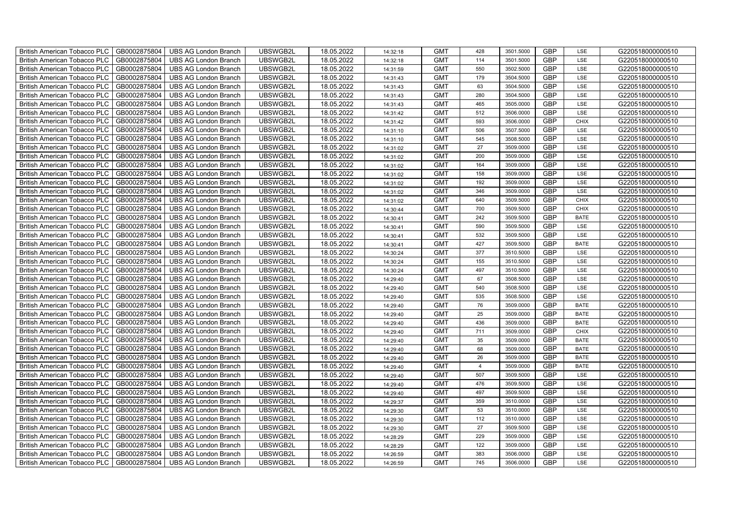| British American Tobacco PLC | GB0002875804 | UBS AG London Branch | UBSWGB2L | 18.05.2022 | 14:32:18 | GMT | 428 | 3501.5000 | GBP | LSE | G220518000000510 |
|---|---|---|---|---|---|---|---|---|---|---|---|
| British American Tobacco PLC | GB0002875804 | UBS AG London Branch | UBSWGB2L | 18.05.2022 | 14:32:18 | GMT | 114 | 3501.5000 | GBP | LSE | G220518000000510 |
| British American Tobacco PLC | GB0002875804 | UBS AG London Branch | UBSWGB2L | 18.05.2022 | 14:31:59 | GMT | 550 | 3502.5000 | GBP | LSE | G220518000000510 |
| British American Tobacco PLC | GB0002875804 | UBS AG London Branch | UBSWGB2L | 18.05.2022 | 14:31:43 | GMT | 179 | 3504.5000 | GBP | LSE | G220518000000510 |
| British American Tobacco PLC | GB0002875804 | UBS AG London Branch | UBSWGB2L | 18.05.2022 | 14:31:43 | GMT | 63 | 3504.5000 | GBP | LSE | G220518000000510 |
| British American Tobacco PLC | GB0002875804 | UBS AG London Branch | UBSWGB2L | 18.05.2022 | 14:31:43 | GMT | 280 | 3504.5000 | GBP | LSE | G220518000000510 |
| British American Tobacco PLC | GB0002875804 | UBS AG London Branch | UBSWGB2L | 18.05.2022 | 14:31:43 | GMT | 465 | 3505.0000 | GBP | LSE | G220518000000510 |
| British American Tobacco PLC | GB0002875804 | UBS AG London Branch | UBSWGB2L | 18.05.2022 | 14:31:42 | GMT | 512 | 3506.0000 | GBP | LSE | G220518000000510 |
| British American Tobacco PLC | GB0002875804 | UBS AG London Branch | UBSWGB2L | 18.05.2022 | 14:31:42 | GMT | 593 | 3506.0000 | GBP | CHIX | G220518000000510 |
| British American Tobacco PLC | GB0002875804 | UBS AG London Branch | UBSWGB2L | 18.05.2022 | 14:31:10 | GMT | 506 | 3507.5000 | GBP | LSE | G220518000000510 |
| British American Tobacco PLC | GB0002875804 | UBS AG London Branch | UBSWGB2L | 18.05.2022 | 14:31:10 | GMT | 545 | 3508.5000 | GBP | LSE | G220518000000510 |
| British American Tobacco PLC | GB0002875804 | UBS AG London Branch | UBSWGB2L | 18.05.2022 | 14:31:02 | GMT | 27 | 3509.0000 | GBP | LSE | G220518000000510 |
| British American Tobacco PLC | GB0002875804 | UBS AG London Branch | UBSWGB2L | 18.05.2022 | 14:31:02 | GMT | 200 | 3509.0000 | GBP | LSE | G220518000000510 |
| British American Tobacco PLC | GB0002875804 | UBS AG London Branch | UBSWGB2L | 18.05.2022 | 14:31:02 | GMT | 164 | 3509.0000 | GBP | LSE | G220518000000510 |
| British American Tobacco PLC | GB0002875804 | UBS AG London Branch | UBSWGB2L | 18.05.2022 | 14:31:02 | GMT | 158 | 3509.0000 | GBP | LSE | G220518000000510 |
| British American Tobacco PLC | GB0002875804 | UBS AG London Branch | UBSWGB2L | 18.05.2022 | 14:31:02 | GMT | 192 | 3509.0000 | GBP | LSE | G220518000000510 |
| British American Tobacco PLC | GB0002875804 | UBS AG London Branch | UBSWGB2L | 18.05.2022 | 14:31:02 | GMT | 346 | 3509.0000 | GBP | LSE | G220518000000510 |
| British American Tobacco PLC | GB0002875804 | UBS AG London Branch | UBSWGB2L | 18.05.2022 | 14:31:02 | GMT | 640 | 3509.5000 | GBP | CHIX | G220518000000510 |
| British American Tobacco PLC | GB0002875804 | UBS AG London Branch | UBSWGB2L | 18.05.2022 | 14:30:44 | GMT | 700 | 3509.5000 | GBP | CHIX | G220518000000510 |
| British American Tobacco PLC | GB0002875804 | UBS AG London Branch | UBSWGB2L | 18.05.2022 | 14:30:41 | GMT | 242 | 3509.5000 | GBP | BATE | G220518000000510 |
| British American Tobacco PLC | GB0002875804 | UBS AG London Branch | UBSWGB2L | 18.05.2022 | 14:30:41 | GMT | 590 | 3509.5000 | GBP | LSE | G220518000000510 |
| British American Tobacco PLC | GB0002875804 | UBS AG London Branch | UBSWGB2L | 18.05.2022 | 14:30:41 | GMT | 532 | 3509.5000 | GBP | LSE | G220518000000510 |
| British American Tobacco PLC | GB0002875804 | UBS AG London Branch | UBSWGB2L | 18.05.2022 | 14:30:41 | GMT | 427 | 3509.5000 | GBP | BATE | G220518000000510 |
| British American Tobacco PLC | GB0002875804 | UBS AG London Branch | UBSWGB2L | 18.05.2022 | 14:30:24 | GMT | 377 | 3510.5000 | GBP | LSE | G220518000000510 |
| British American Tobacco PLC | GB0002875804 | UBS AG London Branch | UBSWGB2L | 18.05.2022 | 14:30:24 | GMT | 155 | 3510.5000 | GBP | LSE | G220518000000510 |
| British American Tobacco PLC | GB0002875804 | UBS AG London Branch | UBSWGB2L | 18.05.2022 | 14:30:24 | GMT | 497 | 3510.5000 | GBP | LSE | G220518000000510 |
| British American Tobacco PLC | GB0002875804 | UBS AG London Branch | UBSWGB2L | 18.05.2022 | 14:29:40 | GMT | 67 | 3508.5000 | GBP | LSE | G220518000000510 |
| British American Tobacco PLC | GB0002875804 | UBS AG London Branch | UBSWGB2L | 18.05.2022 | 14:29:40 | GMT | 540 | 3508.5000 | GBP | LSE | G220518000000510 |
| British American Tobacco PLC | GB0002875804 | UBS AG London Branch | UBSWGB2L | 18.05.2022 | 14:29:40 | GMT | 535 | 3508.5000 | GBP | LSE | G220518000000510 |
| British American Tobacco PLC | GB0002875804 | UBS AG London Branch | UBSWGB2L | 18.05.2022 | 14:29:40 | GMT | 76 | 3509.0000 | GBP | BATE | G220518000000510 |
| British American Tobacco PLC | GB0002875804 | UBS AG London Branch | UBSWGB2L | 18.05.2022 | 14:29:40 | GMT | 25 | 3509.0000 | GBP | BATE | G220518000000510 |
| British American Tobacco PLC | GB0002875804 | UBS AG London Branch | UBSWGB2L | 18.05.2022 | 14:29:40 | GMT | 436 | 3509.0000 | GBP | BATE | G220518000000510 |
| British American Tobacco PLC | GB0002875804 | UBS AG London Branch | UBSWGB2L | 18.05.2022 | 14:29:40 | GMT | 711 | 3509.0000 | GBP | CHIX | G220518000000510 |
| British American Tobacco PLC | GB0002875804 | UBS AG London Branch | UBSWGB2L | 18.05.2022 | 14:29:40 | GMT | 35 | 3509.0000 | GBP | BATE | G220518000000510 |
| British American Tobacco PLC | GB0002875804 | UBS AG London Branch | UBSWGB2L | 18.05.2022 | 14:29:40 | GMT | 68 | 3509.0000 | GBP | BATE | G220518000000510 |
| British American Tobacco PLC | GB0002875804 | UBS AG London Branch | UBSWGB2L | 18.05.2022 | 14:29:40 | GMT | 26 | 3509.0000 | GBP | BATE | G220518000000510 |
| British American Tobacco PLC | GB0002875804 | UBS AG London Branch | UBSWGB2L | 18.05.2022 | 14:29:40 | GMT | 4 | 3509.0000 | GBP | BATE | G220518000000510 |
| British American Tobacco PLC | GB0002875804 | UBS AG London Branch | UBSWGB2L | 18.05.2022 | 14:29:40 | GMT | 507 | 3509.5000 | GBP | LSE | G220518000000510 |
| British American Tobacco PLC | GB0002875804 | UBS AG London Branch | UBSWGB2L | 18.05.2022 | 14:29:40 | GMT | 476 | 3509.5000 | GBP | LSE | G220518000000510 |
| British American Tobacco PLC | GB0002875804 | UBS AG London Branch | UBSWGB2L | 18.05.2022 | 14:29:40 | GMT | 497 | 3509.5000 | GBP | LSE | G220518000000510 |
| British American Tobacco PLC | GB0002875804 | UBS AG London Branch | UBSWGB2L | 18.05.2022 | 14:29:37 | GMT | 359 | 3510.0000 | GBP | LSE | G220518000000510 |
| British American Tobacco PLC | GB0002875804 | UBS AG London Branch | UBSWGB2L | 18.05.2022 | 14:29:30 | GMT | 53 | 3510.0000 | GBP | LSE | G220518000000510 |
| British American Tobacco PLC | GB0002875804 | UBS AG London Branch | UBSWGB2L | 18.05.2022 | 14:29:30 | GMT | 112 | 3510.0000 | GBP | LSE | G220518000000510 |
| British American Tobacco PLC | GB0002875804 | UBS AG London Branch | UBSWGB2L | 18.05.2022 | 14:29:30 | GMT | 27 | 3509.5000 | GBP | LSE | G220518000000510 |
| British American Tobacco PLC | GB0002875804 | UBS AG London Branch | UBSWGB2L | 18.05.2022 | 14:28:29 | GMT | 229 | 3509.0000 | GBP | LSE | G220518000000510 |
| British American Tobacco PLC | GB0002875804 | UBS AG London Branch | UBSWGB2L | 18.05.2022 | 14:28:29 | GMT | 122 | 3509.0000 | GBP | LSE | G220518000000510 |
| British American Tobacco PLC | GB0002875804 | UBS AG London Branch | UBSWGB2L | 18.05.2022 | 14:26:59 | GMT | 383 | 3506.0000 | GBP | LSE | G220518000000510 |
| British American Tobacco PLC | GB0002875804 | UBS AG London Branch | UBSWGB2L | 18.05.2022 | 14:26:59 | GMT | 745 | 3506.0000 | GBP | LSE | G220518000000510 |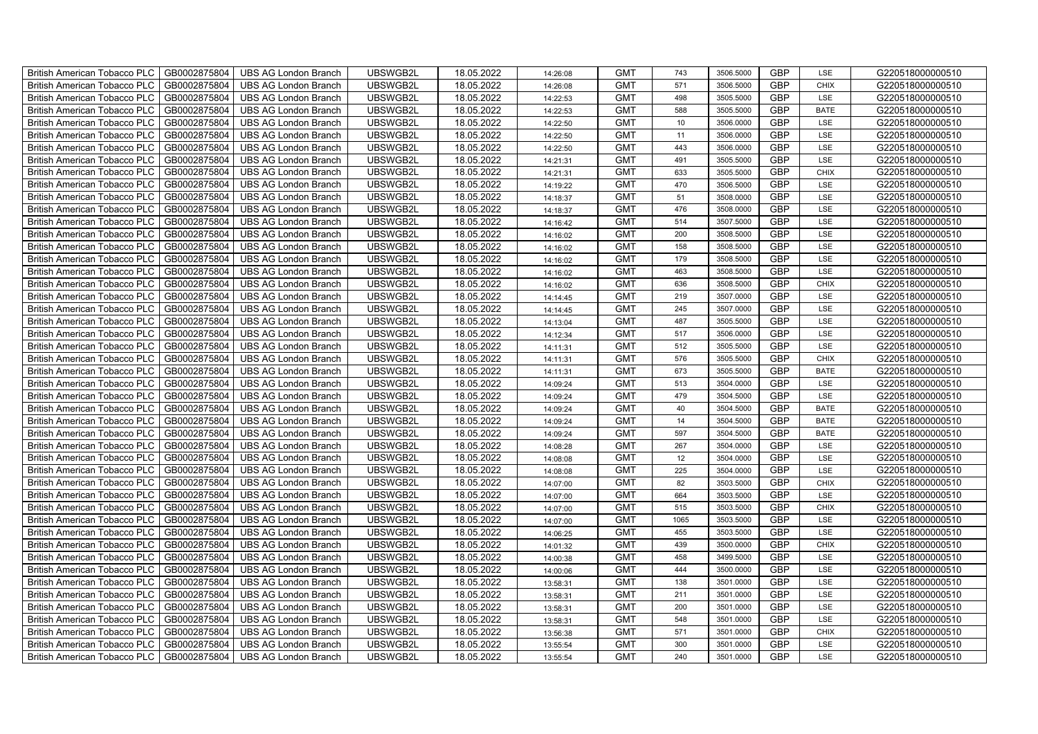| | | | | | | | | | | | |
|---|---|---|---|---|---|---|---|---|---|---|---|
| British American Tobacco PLC | GB0002875804 | UBS AG London Branch | UBSWGB2L | 18.05.2022 | 14:26:08 | GMT | 743 | 3506.5000 | GBP | LSE | G220518000000510 |
| British American Tobacco PLC | GB0002875804 | UBS AG London Branch | UBSWGB2L | 18.05.2022 | 14:26:08 | GMT | 571 | 3506.5000 | GBP | CHIX | G220518000000510 |
| British American Tobacco PLC | GB0002875804 | UBS AG London Branch | UBSWGB2L | 18.05.2022 | 14:22:53 | GMT | 498 | 3505.5000 | GBP | LSE | G220518000000510 |
| British American Tobacco PLC | GB0002875804 | UBS AG London Branch | UBSWGB2L | 18.05.2022 | 14:22:53 | GMT | 588 | 3505.5000 | GBP | BATE | G220518000000510 |
| British American Tobacco PLC | GB0002875804 | UBS AG London Branch | UBSWGB2L | 18.05.2022 | 14:22:50 | GMT | 10 | 3506.0000 | GBP | LSE | G220518000000510 |
| British American Tobacco PLC | GB0002875804 | UBS AG London Branch | UBSWGB2L | 18.05.2022 | 14:22:50 | GMT | 11 | 3506.0000 | GBP | LSE | G220518000000510 |
| British American Tobacco PLC | GB0002875804 | UBS AG London Branch | UBSWGB2L | 18.05.2022 | 14:22:50 | GMT | 443 | 3506.0000 | GBP | LSE | G220518000000510 |
| British American Tobacco PLC | GB0002875804 | UBS AG London Branch | UBSWGB2L | 18.05.2022 | 14:21:31 | GMT | 491 | 3505.5000 | GBP | LSE | G220518000000510 |
| British American Tobacco PLC | GB0002875804 | UBS AG London Branch | UBSWGB2L | 18.05.2022 | 14:21:31 | GMT | 633 | 3505.5000 | GBP | CHIX | G220518000000510 |
| British American Tobacco PLC | GB0002875804 | UBS AG London Branch | UBSWGB2L | 18.05.2022 | 14:19:22 | GMT | 470 | 3506.5000 | GBP | LSE | G220518000000510 |
| British American Tobacco PLC | GB0002875804 | UBS AG London Branch | UBSWGB2L | 18.05.2022 | 14:18:37 | GMT | 51 | 3508.0000 | GBP | LSE | G220518000000510 |
| British American Tobacco PLC | GB0002875804 | UBS AG London Branch | UBSWGB2L | 18.05.2022 | 14:18:37 | GMT | 476 | 3508.0000 | GBP | LSE | G220518000000510 |
| British American Tobacco PLC | GB0002875804 | UBS AG London Branch | UBSWGB2L | 18.05.2022 | 14:16:42 | GMT | 514 | 3507.5000 | GBP | LSE | G220518000000510 |
| British American Tobacco PLC | GB0002875804 | UBS AG London Branch | UBSWGB2L | 18.05.2022 | 14:16:02 | GMT | 200 | 3508.5000 | GBP | LSE | G220518000000510 |
| British American Tobacco PLC | GB0002875804 | UBS AG London Branch | UBSWGB2L | 18.05.2022 | 14:16:02 | GMT | 158 | 3508.5000 | GBP | LSE | G220518000000510 |
| British American Tobacco PLC | GB0002875804 | UBS AG London Branch | UBSWGB2L | 18.05.2022 | 14:16:02 | GMT | 179 | 3508.5000 | GBP | LSE | G220518000000510 |
| British American Tobacco PLC | GB0002875804 | UBS AG London Branch | UBSWGB2L | 18.05.2022 | 14:16:02 | GMT | 463 | 3508.5000 | GBP | LSE | G220518000000510 |
| British American Tobacco PLC | GB0002875804 | UBS AG London Branch | UBSWGB2L | 18.05.2022 | 14:16:02 | GMT | 636 | 3508.5000 | GBP | CHIX | G220518000000510 |
| British American Tobacco PLC | GB0002875804 | UBS AG London Branch | UBSWGB2L | 18.05.2022 | 14:14:45 | GMT | 219 | 3507.0000 | GBP | LSE | G220518000000510 |
| British American Tobacco PLC | GB0002875804 | UBS AG London Branch | UBSWGB2L | 18.05.2022 | 14:14:45 | GMT | 245 | 3507.0000 | GBP | LSE | G220518000000510 |
| British American Tobacco PLC | GB0002875804 | UBS AG London Branch | UBSWGB2L | 18.05.2022 | 14:13:04 | GMT | 487 | 3505.5000 | GBP | LSE | G220518000000510 |
| British American Tobacco PLC | GB0002875804 | UBS AG London Branch | UBSWGB2L | 18.05.2022 | 14:12:34 | GMT | 517 | 3506.0000 | GBP | LSE | G220518000000510 |
| British American Tobacco PLC | GB0002875804 | UBS AG London Branch | UBSWGB2L | 18.05.2022 | 14:11:31 | GMT | 512 | 3505.5000 | GBP | LSE | G220518000000510 |
| British American Tobacco PLC | GB0002875804 | UBS AG London Branch | UBSWGB2L | 18.05.2022 | 14:11:31 | GMT | 576 | 3505.5000 | GBP | CHIX | G220518000000510 |
| British American Tobacco PLC | GB0002875804 | UBS AG London Branch | UBSWGB2L | 18.05.2022 | 14:11:31 | GMT | 673 | 3505.5000 | GBP | BATE | G220518000000510 |
| British American Tobacco PLC | GB0002875804 | UBS AG London Branch | UBSWGB2L | 18.05.2022 | 14:09:24 | GMT | 513 | 3504.0000 | GBP | LSE | G220518000000510 |
| British American Tobacco PLC | GB0002875804 | UBS AG London Branch | UBSWGB2L | 18.05.2022 | 14:09:24 | GMT | 479 | 3504.5000 | GBP | LSE | G220518000000510 |
| British American Tobacco PLC | GB0002875804 | UBS AG London Branch | UBSWGB2L | 18.05.2022 | 14:09:24 | GMT | 40 | 3504.5000 | GBP | BATE | G220518000000510 |
| British American Tobacco PLC | GB0002875804 | UBS AG London Branch | UBSWGB2L | 18.05.2022 | 14:09:24 | GMT | 14 | 3504.5000 | GBP | BATE | G220518000000510 |
| British American Tobacco PLC | GB0002875804 | UBS AG London Branch | UBSWGB2L | 18.05.2022 | 14:09:24 | GMT | 597 | 3504.5000 | GBP | BATE | G220518000000510 |
| British American Tobacco PLC | GB0002875804 | UBS AG London Branch | UBSWGB2L | 18.05.2022 | 14:08:28 | GMT | 267 | 3504.0000 | GBP | LSE | G220518000000510 |
| British American Tobacco PLC | GB0002875804 | UBS AG London Branch | UBSWGB2L | 18.05.2022 | 14:08:08 | GMT | 12 | 3504.0000 | GBP | LSE | G220518000000510 |
| British American Tobacco PLC | GB0002875804 | UBS AG London Branch | UBSWGB2L | 18.05.2022 | 14:08:08 | GMT | 225 | 3504.0000 | GBP | LSE | G220518000000510 |
| British American Tobacco PLC | GB0002875804 | UBS AG London Branch | UBSWGB2L | 18.05.2022 | 14:07:00 | GMT | 82 | 3503.5000 | GBP | CHIX | G220518000000510 |
| British American Tobacco PLC | GB0002875804 | UBS AG London Branch | UBSWGB2L | 18.05.2022 | 14:07:00 | GMT | 664 | 3503.5000 | GBP | LSE | G220518000000510 |
| British American Tobacco PLC | GB0002875804 | UBS AG London Branch | UBSWGB2L | 18.05.2022 | 14:07:00 | GMT | 515 | 3503.5000 | GBP | CHIX | G220518000000510 |
| British American Tobacco PLC | GB0002875804 | UBS AG London Branch | UBSWGB2L | 18.05.2022 | 14:07:00 | GMT | 1065 | 3503.5000 | GBP | LSE | G220518000000510 |
| British American Tobacco PLC | GB0002875804 | UBS AG London Branch | UBSWGB2L | 18.05.2022 | 14:06:25 | GMT | 455 | 3503.5000 | GBP | LSE | G220518000000510 |
| British American Tobacco PLC | GB0002875804 | UBS AG London Branch | UBSWGB2L | 18.05.2022 | 14:01:32 | GMT | 439 | 3500.0000 | GBP | CHIX | G220518000000510 |
| British American Tobacco PLC | GB0002875804 | UBS AG London Branch | UBSWGB2L | 18.05.2022 | 14:00:38 | GMT | 458 | 3499.5000 | GBP | LSE | G220518000000510 |
| British American Tobacco PLC | GB0002875804 | UBS AG London Branch | UBSWGB2L | 18.05.2022 | 14:00:06 | GMT | 444 | 3500.0000 | GBP | LSE | G220518000000510 |
| British American Tobacco PLC | GB0002875804 | UBS AG London Branch | UBSWGB2L | 18.05.2022 | 13:58:31 | GMT | 138 | 3501.0000 | GBP | LSE | G220518000000510 |
| British American Tobacco PLC | GB0002875804 | UBS AG London Branch | UBSWGB2L | 18.05.2022 | 13:58:31 | GMT | 211 | 3501.0000 | GBP | LSE | G220518000000510 |
| British American Tobacco PLC | GB0002875804 | UBS AG London Branch | UBSWGB2L | 18.05.2022 | 13:58:31 | GMT | 200 | 3501.0000 | GBP | LSE | G220518000000510 |
| British American Tobacco PLC | GB0002875804 | UBS AG London Branch | UBSWGB2L | 18.05.2022 | 13:58:31 | GMT | 548 | 3501.0000 | GBP | LSE | G220518000000510 |
| British American Tobacco PLC | GB0002875804 | UBS AG London Branch | UBSWGB2L | 18.05.2022 | 13:56:38 | GMT | 571 | 3501.0000 | GBP | CHIX | G220518000000510 |
| British American Tobacco PLC | GB0002875804 | UBS AG London Branch | UBSWGB2L | 18.05.2022 | 13:55:54 | GMT | 300 | 3501.0000 | GBP | LSE | G220518000000510 |
| British American Tobacco PLC | GB0002875804 | UBS AG London Branch | UBSWGB2L | 18.05.2022 | 13:55:54 | GMT | 240 | 3501.0000 | GBP | LSE | G220518000000510 |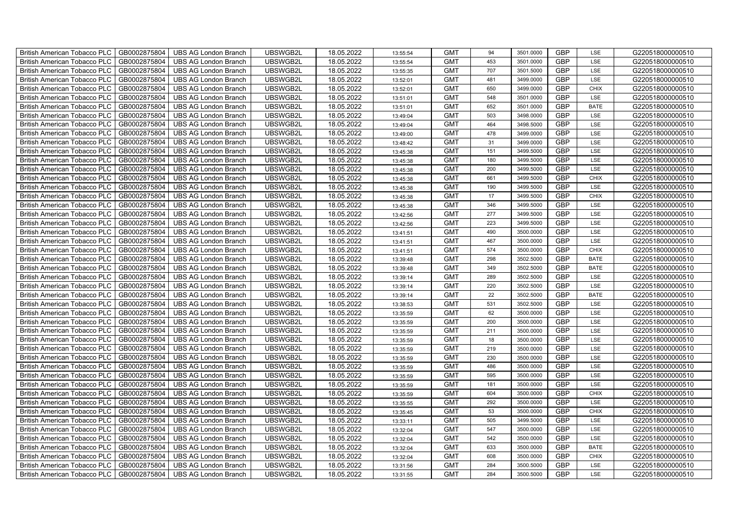| British American Tobacco PLC | GB0002875804 | UBS AG London Branch | UBSWGB2L | 18.05.2022 | 13:55:54 | GMT | 94 | 3501.0000 | GBP | LSE | G220518000000510 |
|---|---|---|---|---|---|---|---|---|---|---|---|
| British American Tobacco PLC | GB0002875804 | UBS AG London Branch | UBSWGB2L | 18.05.2022 | 13:55:54 | GMT | 453 | 3501.0000 | GBP | LSE | G220518000000510 |
| British American Tobacco PLC | GB0002875804 | UBS AG London Branch | UBSWGB2L | 18.05.2022 | 13:55:35 | GMT | 707 | 3501.5000 | GBP | LSE | G220518000000510 |
| British American Tobacco PLC | GB0002875804 | UBS AG London Branch | UBSWGB2L | 18.05.2022 | 13:52:01 | GMT | 481 | 3499.0000 | GBP | LSE | G220518000000510 |
| British American Tobacco PLC | GB0002875804 | UBS AG London Branch | UBSWGB2L | 18.05.2022 | 13:52:01 | GMT | 650 | 3499.0000 | GBP | CHIX | G220518000000510 |
| British American Tobacco PLC | GB0002875804 | UBS AG London Branch | UBSWGB2L | 18.05.2022 | 13:51:01 | GMT | 548 | 3501.0000 | GBP | LSE | G220518000000510 |
| British American Tobacco PLC | GB0002875804 | UBS AG London Branch | UBSWGB2L | 18.05.2022 | 13:51:01 | GMT | 652 | 3501.0000 | GBP | BATE | G220518000000510 |
| British American Tobacco PLC | GB0002875804 | UBS AG London Branch | UBSWGB2L | 18.05.2022 | 13:49:04 | GMT | 503 | 3498.0000 | GBP | LSE | G220518000000510 |
| British American Tobacco PLC | GB0002875804 | UBS AG London Branch | UBSWGB2L | 18.05.2022 | 13:49:04 | GMT | 464 | 3498.5000 | GBP | LSE | G220518000000510 |
| British American Tobacco PLC | GB0002875804 | UBS AG London Branch | UBSWGB2L | 18.05.2022 | 13:49:00 | GMT | 478 | 3499.0000 | GBP | LSE | G220518000000510 |
| British American Tobacco PLC | GB0002875804 | UBS AG London Branch | UBSWGB2L | 18.05.2022 | 13:48:42 | GMT | 31 | 3499.0000 | GBP | LSE | G220518000000510 |
| British American Tobacco PLC | GB0002875804 | UBS AG London Branch | UBSWGB2L | 18.05.2022 | 13:45:38 | GMT | 151 | 3499.5000 | GBP | LSE | G220518000000510 |
| British American Tobacco PLC | GB0002875804 | UBS AG London Branch | UBSWGB2L | 18.05.2022 | 13:45:38 | GMT | 180 | 3499.5000 | GBP | LSE | G220518000000510 |
| British American Tobacco PLC | GB0002875804 | UBS AG London Branch | UBSWGB2L | 18.05.2022 | 13:45:38 | GMT | 200 | 3499.5000 | GBP | LSE | G220518000000510 |
| British American Tobacco PLC | GB0002875804 | UBS AG London Branch | UBSWGB2L | 18.05.2022 | 13:45:38 | GMT | 661 | 3499.5000 | GBP | CHIX | G220518000000510 |
| British American Tobacco PLC | GB0002875804 | UBS AG London Branch | UBSWGB2L | 18.05.2022 | 13:45:38 | GMT | 190 | 3499.5000 | GBP | LSE | G220518000000510 |
| British American Tobacco PLC | GB0002875804 | UBS AG London Branch | UBSWGB2L | 18.05.2022 | 13:45:38 | GMT | 17 | 3499.5000 | GBP | CHIX | G220518000000510 |
| British American Tobacco PLC | GB0002875804 | UBS AG London Branch | UBSWGB2L | 18.05.2022 | 13:45:38 | GMT | 346 | 3499.5000 | GBP | LSE | G220518000000510 |
| British American Tobacco PLC | GB0002875804 | UBS AG London Branch | UBSWGB2L | 18.05.2022 | 13:42:56 | GMT | 277 | 3499.5000 | GBP | LSE | G220518000000510 |
| British American Tobacco PLC | GB0002875804 | UBS AG London Branch | UBSWGB2L | 18.05.2022 | 13:42:56 | GMT | 223 | 3499.5000 | GBP | LSE | G220518000000510 |
| British American Tobacco PLC | GB0002875804 | UBS AG London Branch | UBSWGB2L | 18.05.2022 | 13:41:51 | GMT | 490 | 3500.0000 | GBP | LSE | G220518000000510 |
| British American Tobacco PLC | GB0002875804 | UBS AG London Branch | UBSWGB2L | 18.05.2022 | 13:41:51 | GMT | 467 | 3500.0000 | GBP | LSE | G220518000000510 |
| British American Tobacco PLC | GB0002875804 | UBS AG London Branch | UBSWGB2L | 18.05.2022 | 13:41:51 | GMT | 574 | 3500.0000 | GBP | CHIX | G220518000000510 |
| British American Tobacco PLC | GB0002875804 | UBS AG London Branch | UBSWGB2L | 18.05.2022 | 13:39:48 | GMT | 298 | 3502.5000 | GBP | BATE | G220518000000510 |
| British American Tobacco PLC | GB0002875804 | UBS AG London Branch | UBSWGB2L | 18.05.2022 | 13:39:48 | GMT | 349 | 3502.5000 | GBP | BATE | G220518000000510 |
| British American Tobacco PLC | GB0002875804 | UBS AG London Branch | UBSWGB2L | 18.05.2022 | 13:39:14 | GMT | 289 | 3502.5000 | GBP | LSE | G220518000000510 |
| British American Tobacco PLC | GB0002875804 | UBS AG London Branch | UBSWGB2L | 18.05.2022 | 13:39:14 | GMT | 220 | 3502.5000 | GBP | LSE | G220518000000510 |
| British American Tobacco PLC | GB0002875804 | UBS AG London Branch | UBSWGB2L | 18.05.2022 | 13:39:14 | GMT | 22 | 3502.5000 | GBP | BATE | G220518000000510 |
| British American Tobacco PLC | GB0002875804 | UBS AG London Branch | UBSWGB2L | 18.05.2022 | 13:38:53 | GMT | 531 | 3502.5000 | GBP | LSE | G220518000000510 |
| British American Tobacco PLC | GB0002875804 | UBS AG London Branch | UBSWGB2L | 18.05.2022 | 13:35:59 | GMT | 62 | 3500.0000 | GBP | LSE | G220518000000510 |
| British American Tobacco PLC | GB0002875804 | UBS AG London Branch | UBSWGB2L | 18.05.2022 | 13:35:59 | GMT | 200 | 3500.0000 | GBP | LSE | G220518000000510 |
| British American Tobacco PLC | GB0002875804 | UBS AG London Branch | UBSWGB2L | 18.05.2022 | 13:35:59 | GMT | 211 | 3500.0000 | GBP | LSE | G220518000000510 |
| British American Tobacco PLC | GB0002875804 | UBS AG London Branch | UBSWGB2L | 18.05.2022 | 13:35:59 | GMT | 18 | 3500.0000 | GBP | LSE | G220518000000510 |
| British American Tobacco PLC | GB0002875804 | UBS AG London Branch | UBSWGB2L | 18.05.2022 | 13:35:59 | GMT | 219 | 3500.0000 | GBP | LSE | G220518000000510 |
| British American Tobacco PLC | GB0002875804 | UBS AG London Branch | UBSWGB2L | 18.05.2022 | 13:35:59 | GMT | 230 | 3500.0000 | GBP | LSE | G220518000000510 |
| British American Tobacco PLC | GB0002875804 | UBS AG London Branch | UBSWGB2L | 18.05.2022 | 13:35:59 | GMT | 486 | 3500.0000 | GBP | LSE | G220518000000510 |
| British American Tobacco PLC | GB0002875804 | UBS AG London Branch | UBSWGB2L | 18.05.2022 | 13:35:59 | GMT | 595 | 3500.0000 | GBP | LSE | G220518000000510 |
| British American Tobacco PLC | GB0002875804 | UBS AG London Branch | UBSWGB2L | 18.05.2022 | 13:35:59 | GMT | 181 | 3500.0000 | GBP | LSE | G220518000000510 |
| British American Tobacco PLC | GB0002875804 | UBS AG London Branch | UBSWGB2L | 18.05.2022 | 13:35:59 | GMT | 604 | 3500.0000 | GBP | CHIX | G220518000000510 |
| British American Tobacco PLC | GB0002875804 | UBS AG London Branch | UBSWGB2L | 18.05.2022 | 13:35:55 | GMT | 292 | 3500.0000 | GBP | LSE | G220518000000510 |
| British American Tobacco PLC | GB0002875804 | UBS AG London Branch | UBSWGB2L | 18.05.2022 | 13:35:45 | GMT | 53 | 3500.0000 | GBP | CHIX | G220518000000510 |
| British American Tobacco PLC | GB0002875804 | UBS AG London Branch | UBSWGB2L | 18.05.2022 | 13:33:11 | GMT | 505 | 3499.5000 | GBP | LSE | G220518000000510 |
| British American Tobacco PLC | GB0002875804 | UBS AG London Branch | UBSWGB2L | 18.05.2022 | 13:32:04 | GMT | 547 | 3500.0000 | GBP | LSE | G220518000000510 |
| British American Tobacco PLC | GB0002875804 | UBS AG London Branch | UBSWGB2L | 18.05.2022 | 13:32:04 | GMT | 542 | 3500.0000 | GBP | LSE | G220518000000510 |
| British American Tobacco PLC | GB0002875804 | UBS AG London Branch | UBSWGB2L | 18.05.2022 | 13:32:04 | GMT | 633 | 3500.0000 | GBP | BATE | G220518000000510 |
| British American Tobacco PLC | GB0002875804 | UBS AG London Branch | UBSWGB2L | 18.05.2022 | 13:32:04 | GMT | 608 | 3500.0000 | GBP | CHIX | G220518000000510 |
| British American Tobacco PLC | GB0002875804 | UBS AG London Branch | UBSWGB2L | 18.05.2022 | 13:31:56 | GMT | 284 | 3500.5000 | GBP | LSE | G220518000000510 |
| British American Tobacco PLC | GB0002875804 | UBS AG London Branch | UBSWGB2L | 18.05.2022 | 13:31:55 | GMT | 284 | 3500.5000 | GBP | LSE | G220518000000510 |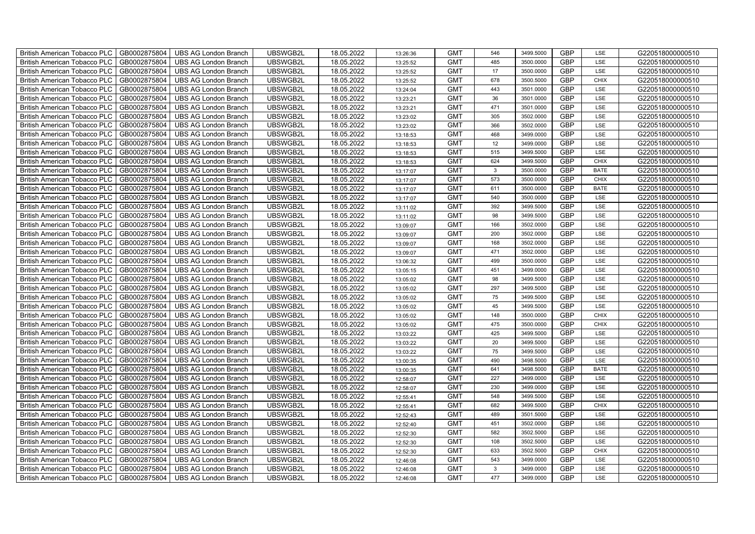| British American Tobacco PLC | GB0002875804 | UBS AG London Branch | UBSWGB2L | 18.05.2022 | 13:26:36 | GMT | 546 | 3499.5000 | GBP | LSE | G220518000000510 |
|---|---|---|---|---|---|---|---|---|---|---|---|
| British American Tobacco PLC | GB0002875804 | UBS AG London Branch | UBSWGB2L | 18.05.2022 | 13:25:52 | GMT | 485 | 3500.0000 | GBP | LSE | G220518000000510 |
| British American Tobacco PLC | GB0002875804 | UBS AG London Branch | UBSWGB2L | 18.05.2022 | 13:25:52 | GMT | 17 | 3500.0000 | GBP | LSE | G220518000000510 |
| British American Tobacco PLC | GB0002875804 | UBS AG London Branch | UBSWGB2L | 18.05.2022 | 13:25:52 | GMT | 678 | 3500.5000 | GBP | CHIX | G220518000000510 |
| British American Tobacco PLC | GB0002875804 | UBS AG London Branch | UBSWGB2L | 18.05.2022 | 13:24:04 | GMT | 443 | 3501.0000 | GBP | LSE | G220518000000510 |
| British American Tobacco PLC | GB0002875804 | UBS AG London Branch | UBSWGB2L | 18.05.2022 | 13:23:21 | GMT | 36 | 3501.0000 | GBP | LSE | G220518000000510 |
| British American Tobacco PLC | GB0002875804 | UBS AG London Branch | UBSWGB2L | 18.05.2022 | 13:23:21 | GMT | 471 | 3501.0000 | GBP | LSE | G220518000000510 |
| British American Tobacco PLC | GB0002875804 | UBS AG London Branch | UBSWGB2L | 18.05.2022 | 13:23:02 | GMT | 305 | 3502.0000 | GBP | LSE | G220518000000510 |
| British American Tobacco PLC | GB0002875804 | UBS AG London Branch | UBSWGB2L | 18.05.2022 | 13:23:02 | GMT | 366 | 3502.0000 | GBP | LSE | G220518000000510 |
| British American Tobacco PLC | GB0002875804 | UBS AG London Branch | UBSWGB2L | 18.05.2022 | 13:18:53 | GMT | 468 | 3499.0000 | GBP | LSE | G220518000000510 |
| British American Tobacco PLC | GB0002875804 | UBS AG London Branch | UBSWGB2L | 18.05.2022 | 13:18:53 | GMT | 12 | 3499.0000 | GBP | LSE | G220518000000510 |
| British American Tobacco PLC | GB0002875804 | UBS AG London Branch | UBSWGB2L | 18.05.2022 | 13:18:53 | GMT | 515 | 3499.5000 | GBP | LSE | G220518000000510 |
| British American Tobacco PLC | GB0002875804 | UBS AG London Branch | UBSWGB2L | 18.05.2022 | 13:18:53 | GMT | 624 | 3499.5000 | GBP | CHIX | G220518000000510 |
| British American Tobacco PLC | GB0002875804 | UBS AG London Branch | UBSWGB2L | 18.05.2022 | 13:17:07 | GMT | 3 | 3500.0000 | GBP | BATE | G220518000000510 |
| British American Tobacco PLC | GB0002875804 | UBS AG London Branch | UBSWGB2L | 18.05.2022 | 13:17:07 | GMT | 573 | 3500.0000 | GBP | CHIX | G220518000000510 |
| British American Tobacco PLC | GB0002875804 | UBS AG London Branch | UBSWGB2L | 18.05.2022 | 13:17:07 | GMT | 611 | 3500.0000 | GBP | BATE | G220518000000510 |
| British American Tobacco PLC | GB0002875804 | UBS AG London Branch | UBSWGB2L | 18.05.2022 | 13:17:07 | GMT | 540 | 3500.0000 | GBP | LSE | G220518000000510 |
| British American Tobacco PLC | GB0002875804 | UBS AG London Branch | UBSWGB2L | 18.05.2022 | 13:11:02 | GMT | 392 | 3499.5000 | GBP | LSE | G220518000000510 |
| British American Tobacco PLC | GB0002875804 | UBS AG London Branch | UBSWGB2L | 18.05.2022 | 13:11:02 | GMT | 98 | 3499.5000 | GBP | LSE | G220518000000510 |
| British American Tobacco PLC | GB0002875804 | UBS AG London Branch | UBSWGB2L | 18.05.2022 | 13:09:07 | GMT | 166 | 3502.0000 | GBP | LSE | G220518000000510 |
| British American Tobacco PLC | GB0002875804 | UBS AG London Branch | UBSWGB2L | 18.05.2022 | 13:09:07 | GMT | 200 | 3502.0000 | GBP | LSE | G220518000000510 |
| British American Tobacco PLC | GB0002875804 | UBS AG London Branch | UBSWGB2L | 18.05.2022 | 13:09:07 | GMT | 168 | 3502.0000 | GBP | LSE | G220518000000510 |
| British American Tobacco PLC | GB0002875804 | UBS AG London Branch | UBSWGB2L | 18.05.2022 | 13:09:07 | GMT | 471 | 3502.0000 | GBP | LSE | G220518000000510 |
| British American Tobacco PLC | GB0002875804 | UBS AG London Branch | UBSWGB2L | 18.05.2022 | 13:06:32 | GMT | 499 | 3500.0000 | GBP | LSE | G220518000000510 |
| British American Tobacco PLC | GB0002875804 | UBS AG London Branch | UBSWGB2L | 18.05.2022 | 13:05:15 | GMT | 451 | 3499.0000 | GBP | LSE | G220518000000510 |
| British American Tobacco PLC | GB0002875804 | UBS AG London Branch | UBSWGB2L | 18.05.2022 | 13:05:02 | GMT | 98 | 3499.5000 | GBP | LSE | G220518000000510 |
| British American Tobacco PLC | GB0002875804 | UBS AG London Branch | UBSWGB2L | 18.05.2022 | 13:05:02 | GMT | 297 | 3499.5000 | GBP | LSE | G220518000000510 |
| British American Tobacco PLC | GB0002875804 | UBS AG London Branch | UBSWGB2L | 18.05.2022 | 13:05:02 | GMT | 75 | 3499.5000 | GBP | LSE | G220518000000510 |
| British American Tobacco PLC | GB0002875804 | UBS AG London Branch | UBSWGB2L | 18.05.2022 | 13:05:02 | GMT | 45 | 3499.5000 | GBP | LSE | G220518000000510 |
| British American Tobacco PLC | GB0002875804 | UBS AG London Branch | UBSWGB2L | 18.05.2022 | 13:05:02 | GMT | 148 | 3500.0000 | GBP | CHIX | G220518000000510 |
| British American Tobacco PLC | GB0002875804 | UBS AG London Branch | UBSWGB2L | 18.05.2022 | 13:05:02 | GMT | 475 | 3500.0000 | GBP | CHIX | G220518000000510 |
| British American Tobacco PLC | GB0002875804 | UBS AG London Branch | UBSWGB2L | 18.05.2022 | 13:03:22 | GMT | 425 | 3499.5000 | GBP | LSE | G220518000000510 |
| British American Tobacco PLC | GB0002875804 | UBS AG London Branch | UBSWGB2L | 18.05.2022 | 13:03:22 | GMT | 20 | 3499.5000 | GBP | LSE | G220518000000510 |
| British American Tobacco PLC | GB0002875804 | UBS AG London Branch | UBSWGB2L | 18.05.2022 | 13:03:22 | GMT | 75 | 3499.5000 | GBP | LSE | G220518000000510 |
| British American Tobacco PLC | GB0002875804 | UBS AG London Branch | UBSWGB2L | 18.05.2022 | 13:00:35 | GMT | 490 | 3498.5000 | GBP | LSE | G220518000000510 |
| British American Tobacco PLC | GB0002875804 | UBS AG London Branch | UBSWGB2L | 18.05.2022 | 13:00:35 | GMT | 641 | 3498.5000 | GBP | BATE | G220518000000510 |
| British American Tobacco PLC | GB0002875804 | UBS AG London Branch | UBSWGB2L | 18.05.2022 | 12:58:07 | GMT | 227 | 3499.0000 | GBP | LSE | G220518000000510 |
| British American Tobacco PLC | GB0002875804 | UBS AG London Branch | UBSWGB2L | 18.05.2022 | 12:58:07 | GMT | 230 | 3499.0000 | GBP | LSE | G220518000000510 |
| British American Tobacco PLC | GB0002875804 | UBS AG London Branch | UBSWGB2L | 18.05.2022 | 12:55:41 | GMT | 548 | 3499.5000 | GBP | LSE | G220518000000510 |
| British American Tobacco PLC | GB0002875804 | UBS AG London Branch | UBSWGB2L | 18.05.2022 | 12:55:41 | GMT | 682 | 3499.5000 | GBP | CHIX | G220518000000510 |
| British American Tobacco PLC | GB0002875804 | UBS AG London Branch | UBSWGB2L | 18.05.2022 | 12:52:43 | GMT | 489 | 3501.5000 | GBP | LSE | G220518000000510 |
| British American Tobacco PLC | GB0002875804 | UBS AG London Branch | UBSWGB2L | 18.05.2022 | 12:52:40 | GMT | 451 | 3502.0000 | GBP | LSE | G220518000000510 |
| British American Tobacco PLC | GB0002875804 | UBS AG London Branch | UBSWGB2L | 18.05.2022 | 12:52:30 | GMT | 582 | 3502.5000 | GBP | LSE | G220518000000510 |
| British American Tobacco PLC | GB0002875804 | UBS AG London Branch | UBSWGB2L | 18.05.2022 | 12:52:30 | GMT | 108 | 3502.5000 | GBP | LSE | G220518000000510 |
| British American Tobacco PLC | GB0002875804 | UBS AG London Branch | UBSWGB2L | 18.05.2022 | 12:52:30 | GMT | 633 | 3502.5000 | GBP | CHIX | G220518000000510 |
| British American Tobacco PLC | GB0002875804 | UBS AG London Branch | UBSWGB2L | 18.05.2022 | 12:46:08 | GMT | 543 | 3499.0000 | GBP | LSE | G220518000000510 |
| British American Tobacco PLC | GB0002875804 | UBS AG London Branch | UBSWGB2L | 18.05.2022 | 12:46:08 | GMT | 3 | 3499.0000 | GBP | LSE | G220518000000510 |
| British American Tobacco PLC | GB0002875804 | UBS AG London Branch | UBSWGB2L | 18.05.2022 | 12:46:08 | GMT | 477 | 3499.0000 | GBP | LSE | G220518000000510 |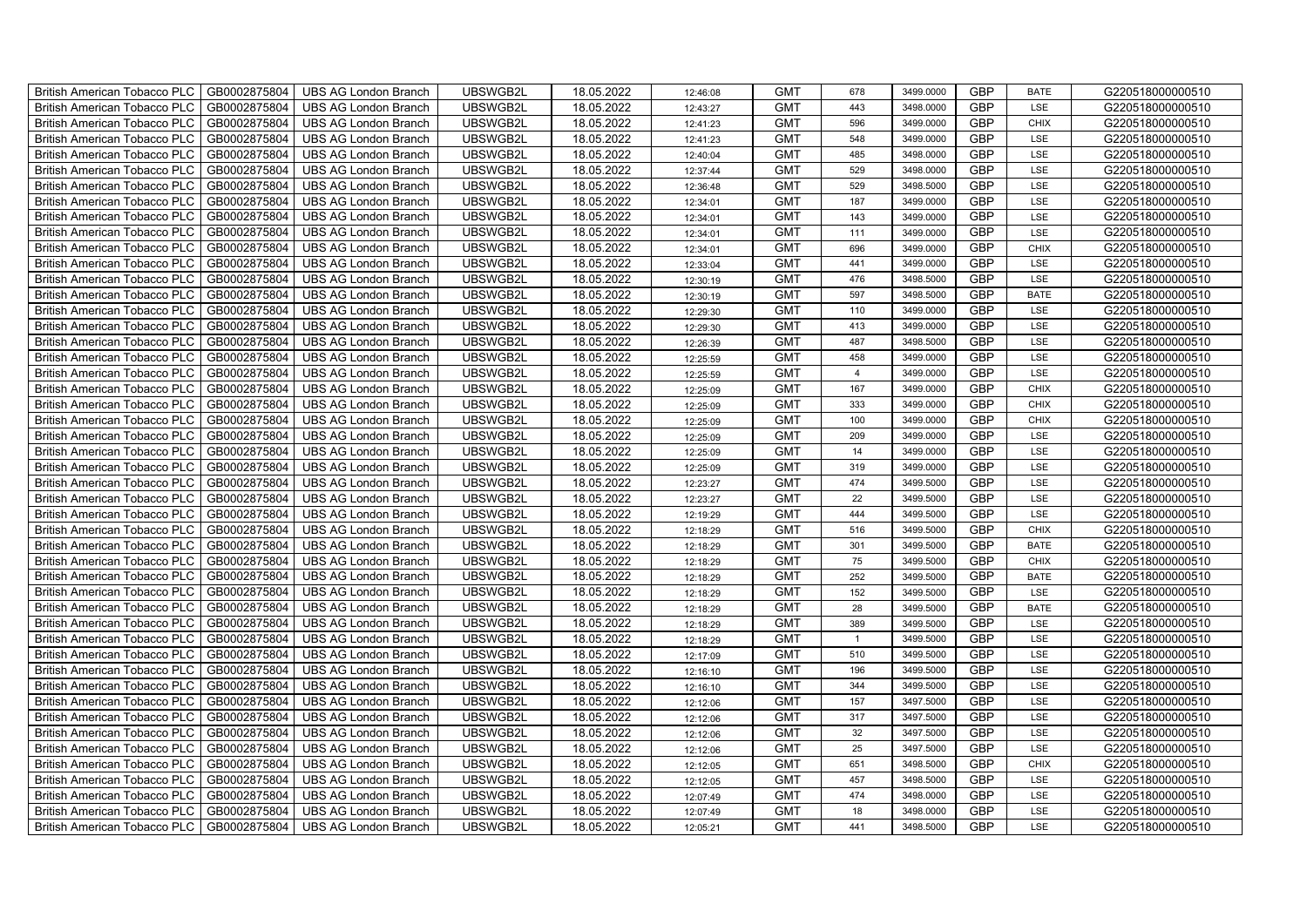| British American Tobacco PLC | GB0002875804 | UBS AG London Branch | UBSWGB2L | 18.05.2022 | 12:46:08 | GMT | 678 | 3499.0000 | GBP | BATE | G220518000000510 |
|---|---|---|---|---|---|---|---|---|---|---|---|
| British American Tobacco PLC | GB0002875804 | UBS AG London Branch | UBSWGB2L | 18.05.2022 | 12:43:27 | GMT | 443 | 3498.0000 | GBP | LSE | G220518000000510 |
| British American Tobacco PLC | GB0002875804 | UBS AG London Branch | UBSWGB2L | 18.05.2022 | 12:41:23 | GMT | 596 | 3499.0000 | GBP | CHIX | G220518000000510 |
| British American Tobacco PLC | GB0002875804 | UBS AG London Branch | UBSWGB2L | 18.05.2022 | 12:41:23 | GMT | 548 | 3499.0000 | GBP | LSE | G220518000000510 |
| British American Tobacco PLC | GB0002875804 | UBS AG London Branch | UBSWGB2L | 18.05.2022 | 12:40:04 | GMT | 485 | 3498.0000 | GBP | LSE | G220518000000510 |
| British American Tobacco PLC | GB0002875804 | UBS AG London Branch | UBSWGB2L | 18.05.2022 | 12:37:44 | GMT | 529 | 3498.0000 | GBP | LSE | G220518000000510 |
| British American Tobacco PLC | GB0002875804 | UBS AG London Branch | UBSWGB2L | 18.05.2022 | 12:36:48 | GMT | 529 | 3498.5000 | GBP | LSE | G220518000000510 |
| British American Tobacco PLC | GB0002875804 | UBS AG London Branch | UBSWGB2L | 18.05.2022 | 12:34:01 | GMT | 187 | 3499.0000 | GBP | LSE | G220518000000510 |
| British American Tobacco PLC | GB0002875804 | UBS AG London Branch | UBSWGB2L | 18.05.2022 | 12:34:01 | GMT | 143 | 3499.0000 | GBP | LSE | G220518000000510 |
| British American Tobacco PLC | GB0002875804 | UBS AG London Branch | UBSWGB2L | 18.05.2022 | 12:34:01 | GMT | 111 | 3499.0000 | GBP | LSE | G220518000000510 |
| British American Tobacco PLC | GB0002875804 | UBS AG London Branch | UBSWGB2L | 18.05.2022 | 12:34:01 | GMT | 696 | 3499.0000 | GBP | CHIX | G220518000000510 |
| British American Tobacco PLC | GB0002875804 | UBS AG London Branch | UBSWGB2L | 18.05.2022 | 12:33:04 | GMT | 441 | 3499.0000 | GBP | LSE | G220518000000510 |
| British American Tobacco PLC | GB0002875804 | UBS AG London Branch | UBSWGB2L | 18.05.2022 | 12:30:19 | GMT | 476 | 3498.5000 | GBP | LSE | G220518000000510 |
| British American Tobacco PLC | GB0002875804 | UBS AG London Branch | UBSWGB2L | 18.05.2022 | 12:30:19 | GMT | 597 | 3498.5000 | GBP | BATE | G220518000000510 |
| British American Tobacco PLC | GB0002875804 | UBS AG London Branch | UBSWGB2L | 18.05.2022 | 12:29:30 | GMT | 110 | 3499.0000 | GBP | LSE | G220518000000510 |
| British American Tobacco PLC | GB0002875804 | UBS AG London Branch | UBSWGB2L | 18.05.2022 | 12:29:30 | GMT | 413 | 3499.0000 | GBP | LSE | G220518000000510 |
| British American Tobacco PLC | GB0002875804 | UBS AG London Branch | UBSWGB2L | 18.05.2022 | 12:26:39 | GMT | 487 | 3498.5000 | GBP | LSE | G220518000000510 |
| British American Tobacco PLC | GB0002875804 | UBS AG London Branch | UBSWGB2L | 18.05.2022 | 12:25:59 | GMT | 458 | 3499.0000 | GBP | LSE | G220518000000510 |
| British American Tobacco PLC | GB0002875804 | UBS AG London Branch | UBSWGB2L | 18.05.2022 | 12:25:59 | GMT | 4 | 3499.0000 | GBP | LSE | G220518000000510 |
| British American Tobacco PLC | GB0002875804 | UBS AG London Branch | UBSWGB2L | 18.05.2022 | 12:25:09 | GMT | 167 | 3499.0000 | GBP | CHIX | G220518000000510 |
| British American Tobacco PLC | GB0002875804 | UBS AG London Branch | UBSWGB2L | 18.05.2022 | 12:25:09 | GMT | 333 | 3499.0000 | GBP | CHIX | G220518000000510 |
| British American Tobacco PLC | GB0002875804 | UBS AG London Branch | UBSWGB2L | 18.05.2022 | 12:25:09 | GMT | 100 | 3499.0000 | GBP | CHIX | G220518000000510 |
| British American Tobacco PLC | GB0002875804 | UBS AG London Branch | UBSWGB2L | 18.05.2022 | 12:25:09 | GMT | 209 | 3499.0000 | GBP | LSE | G220518000000510 |
| British American Tobacco PLC | GB0002875804 | UBS AG London Branch | UBSWGB2L | 18.05.2022 | 12:25:09 | GMT | 14 | 3499.0000 | GBP | LSE | G220518000000510 |
| British American Tobacco PLC | GB0002875804 | UBS AG London Branch | UBSWGB2L | 18.05.2022 | 12:25:09 | GMT | 319 | 3499.0000 | GBP | LSE | G220518000000510 |
| British American Tobacco PLC | GB0002875804 | UBS AG London Branch | UBSWGB2L | 18.05.2022 | 12:23:27 | GMT | 474 | 3499.5000 | GBP | LSE | G220518000000510 |
| British American Tobacco PLC | GB0002875804 | UBS AG London Branch | UBSWGB2L | 18.05.2022 | 12:23:27 | GMT | 22 | 3499.5000 | GBP | LSE | G220518000000510 |
| British American Tobacco PLC | GB0002875804 | UBS AG London Branch | UBSWGB2L | 18.05.2022 | 12:19:29 | GMT | 444 | 3499.5000 | GBP | LSE | G220518000000510 |
| British American Tobacco PLC | GB0002875804 | UBS AG London Branch | UBSWGB2L | 18.05.2022 | 12:18:29 | GMT | 516 | 3499.5000 | GBP | CHIX | G220518000000510 |
| British American Tobacco PLC | GB0002875804 | UBS AG London Branch | UBSWGB2L | 18.05.2022 | 12:18:29 | GMT | 301 | 3499.5000 | GBP | BATE | G220518000000510 |
| British American Tobacco PLC | GB0002875804 | UBS AG London Branch | UBSWGB2L | 18.05.2022 | 12:18:29 | GMT | 75 | 3499.5000 | GBP | CHIX | G220518000000510 |
| British American Tobacco PLC | GB0002875804 | UBS AG London Branch | UBSWGB2L | 18.05.2022 | 12:18:29 | GMT | 252 | 3499.5000 | GBP | BATE | G220518000000510 |
| British American Tobacco PLC | GB0002875804 | UBS AG London Branch | UBSWGB2L | 18.05.2022 | 12:18:29 | GMT | 152 | 3499.5000 | GBP | LSE | G220518000000510 |
| British American Tobacco PLC | GB0002875804 | UBS AG London Branch | UBSWGB2L | 18.05.2022 | 12:18:29 | GMT | 28 | 3499.5000 | GBP | BATE | G220518000000510 |
| British American Tobacco PLC | GB0002875804 | UBS AG London Branch | UBSWGB2L | 18.05.2022 | 12:18:29 | GMT | 389 | 3499.5000 | GBP | LSE | G220518000000510 |
| British American Tobacco PLC | GB0002875804 | UBS AG London Branch | UBSWGB2L | 18.05.2022 | 12:18:29 | GMT | 1 | 3499.5000 | GBP | LSE | G220518000000510 |
| British American Tobacco PLC | GB0002875804 | UBS AG London Branch | UBSWGB2L | 18.05.2022 | 12:17:09 | GMT | 510 | 3499.5000 | GBP | LSE | G220518000000510 |
| British American Tobacco PLC | GB0002875804 | UBS AG London Branch | UBSWGB2L | 18.05.2022 | 12:16:10 | GMT | 196 | 3499.5000 | GBP | LSE | G220518000000510 |
| British American Tobacco PLC | GB0002875804 | UBS AG London Branch | UBSWGB2L | 18.05.2022 | 12:16:10 | GMT | 344 | 3499.5000 | GBP | LSE | G220518000000510 |
| British American Tobacco PLC | GB0002875804 | UBS AG London Branch | UBSWGB2L | 18.05.2022 | 12:12:06 | GMT | 157 | 3497.5000 | GBP | LSE | G220518000000510 |
| British American Tobacco PLC | GB0002875804 | UBS AG London Branch | UBSWGB2L | 18.05.2022 | 12:12:06 | GMT | 317 | 3497.5000 | GBP | LSE | G220518000000510 |
| British American Tobacco PLC | GB0002875804 | UBS AG London Branch | UBSWGB2L | 18.05.2022 | 12:12:06 | GMT | 32 | 3497.5000 | GBP | LSE | G220518000000510 |
| British American Tobacco PLC | GB0002875804 | UBS AG London Branch | UBSWGB2L | 18.05.2022 | 12:12:06 | GMT | 25 | 3497.5000 | GBP | LSE | G220518000000510 |
| British American Tobacco PLC | GB0002875804 | UBS AG London Branch | UBSWGB2L | 18.05.2022 | 12:12:05 | GMT | 651 | 3498.5000 | GBP | CHIX | G220518000000510 |
| British American Tobacco PLC | GB0002875804 | UBS AG London Branch | UBSWGB2L | 18.05.2022 | 12:12:05 | GMT | 457 | 3498.5000 | GBP | LSE | G220518000000510 |
| British American Tobacco PLC | GB0002875804 | UBS AG London Branch | UBSWGB2L | 18.05.2022 | 12:07:49 | GMT | 474 | 3498.0000 | GBP | LSE | G220518000000510 |
| British American Tobacco PLC | GB0002875804 | UBS AG London Branch | UBSWGB2L | 18.05.2022 | 12:07:49 | GMT | 18 | 3498.0000 | GBP | LSE | G220518000000510 |
| British American Tobacco PLC | GB0002875804 | UBS AG London Branch | UBSWGB2L | 18.05.2022 | 12:05:21 | GMT | 441 | 3498.5000 | GBP | LSE | G220518000000510 |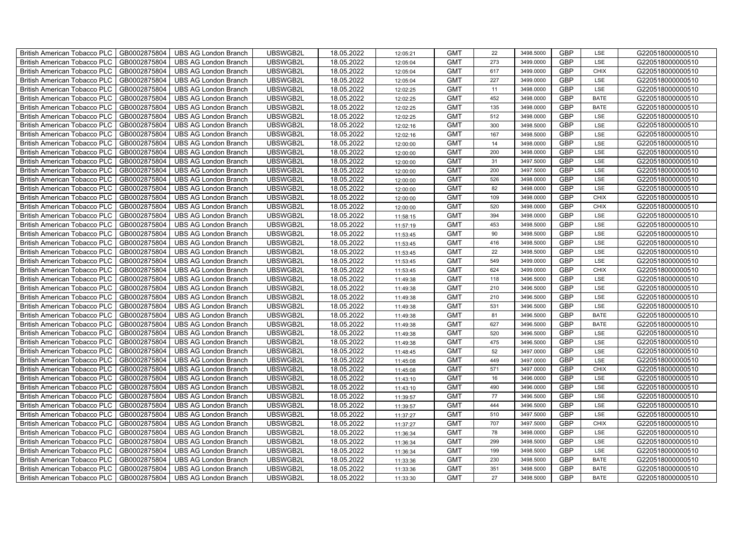| British American Tobacco PLC | GB0002875804 | UBS AG London Branch | UBSWGB2L | 18.05.2022 | 12:05:21 | GMT | 22 | 3498.5000 | GBP | LSE | G220518000000510 |
|---|---|---|---|---|---|---|---|---|---|---|---|
| British American Tobacco PLC | GB0002875804 | UBS AG London Branch | UBSWGB2L | 18.05.2022 | 12:05:04 | GMT | 273 | 3499.0000 | GBP | LSE | G220518000000510 |
| British American Tobacco PLC | GB0002875804 | UBS AG London Branch | UBSWGB2L | 18.05.2022 | 12:05:04 | GMT | 617 | 3499.0000 | GBP | CHIX | G220518000000510 |
| British American Tobacco PLC | GB0002875804 | UBS AG London Branch | UBSWGB2L | 18.05.2022 | 12:05:04 | GMT | 227 | 3499.0000 | GBP | LSE | G220518000000510 |
| British American Tobacco PLC | GB0002875804 | UBS AG London Branch | UBSWGB2L | 18.05.2022 | 12:02:25 | GMT | 11 | 3498.0000 | GBP | LSE | G220518000000510 |
| British American Tobacco PLC | GB0002875804 | UBS AG London Branch | UBSWGB2L | 18.05.2022 | 12:02:25 | GMT | 452 | 3498.0000 | GBP | BATE | G220518000000510 |
| British American Tobacco PLC | GB0002875804 | UBS AG London Branch | UBSWGB2L | 18.05.2022 | 12:02:25 | GMT | 135 | 3498.0000 | GBP | BATE | G220518000000510 |
| British American Tobacco PLC | GB0002875804 | UBS AG London Branch | UBSWGB2L | 18.05.2022 | 12:02:25 | GMT | 512 | 3498.0000 | GBP | LSE | G220518000000510 |
| British American Tobacco PLC | GB0002875804 | UBS AG London Branch | UBSWGB2L | 18.05.2022 | 12:02:16 | GMT | 300 | 3498.5000 | GBP | LSE | G220518000000510 |
| British American Tobacco PLC | GB0002875804 | UBS AG London Branch | UBSWGB2L | 18.05.2022 | 12:02:16 | GMT | 167 | 3498.5000 | GBP | LSE | G220518000000510 |
| British American Tobacco PLC | GB0002875804 | UBS AG London Branch | UBSWGB2L | 18.05.2022 | 12:00:00 | GMT | 14 | 3498.0000 | GBP | LSE | G220518000000510 |
| British American Tobacco PLC | GB0002875804 | UBS AG London Branch | UBSWGB2L | 18.05.2022 | 12:00:00 | GMT | 200 | 3498.0000 | GBP | LSE | G220518000000510 |
| British American Tobacco PLC | GB0002875804 | UBS AG London Branch | UBSWGB2L | 18.05.2022 | 12:00:00 | GMT | 31 | 3497.5000 | GBP | LSE | G220518000000510 |
| British American Tobacco PLC | GB0002875804 | UBS AG London Branch | UBSWGB2L | 18.05.2022 | 12:00:00 | GMT | 200 | 3497.5000 | GBP | LSE | G220518000000510 |
| British American Tobacco PLC | GB0002875804 | UBS AG London Branch | UBSWGB2L | 18.05.2022 | 12:00:00 | GMT | 526 | 3498.0000 | GBP | LSE | G220518000000510 |
| British American Tobacco PLC | GB0002875804 | UBS AG London Branch | UBSWGB2L | 18.05.2022 | 12:00:00 | GMT | 82 | 3498.0000 | GBP | LSE | G220518000000510 |
| British American Tobacco PLC | GB0002875804 | UBS AG London Branch | UBSWGB2L | 18.05.2022 | 12:00:00 | GMT | 109 | 3498.0000 | GBP | CHIX | G220518000000510 |
| British American Tobacco PLC | GB0002875804 | UBS AG London Branch | UBSWGB2L | 18.05.2022 | 12:00:00 | GMT | 520 | 3498.0000 | GBP | CHIX | G220518000000510 |
| British American Tobacco PLC | GB0002875804 | UBS AG London Branch | UBSWGB2L | 18.05.2022 | 11:58:15 | GMT | 394 | 3498.0000 | GBP | LSE | G220518000000510 |
| British American Tobacco PLC | GB0002875804 | UBS AG London Branch | UBSWGB2L | 18.05.2022 | 11:57:19 | GMT | 453 | 3498.5000 | GBP | LSE | G220518000000510 |
| British American Tobacco PLC | GB0002875804 | UBS AG London Branch | UBSWGB2L | 18.05.2022 | 11:53:45 | GMT | 90 | 3498.5000 | GBP | LSE | G220518000000510 |
| British American Tobacco PLC | GB0002875804 | UBS AG London Branch | UBSWGB2L | 18.05.2022 | 11:53:45 | GMT | 416 | 3498.5000 | GBP | LSE | G220518000000510 |
| British American Tobacco PLC | GB0002875804 | UBS AG London Branch | UBSWGB2L | 18.05.2022 | 11:53:45 | GMT | 22 | 3498.5000 | GBP | LSE | G220518000000510 |
| British American Tobacco PLC | GB0002875804 | UBS AG London Branch | UBSWGB2L | 18.05.2022 | 11:53:45 | GMT | 549 | 3499.0000 | GBP | LSE | G220518000000510 |
| British American Tobacco PLC | GB0002875804 | UBS AG London Branch | UBSWGB2L | 18.05.2022 | 11:53:45 | GMT | 624 | 3499.0000 | GBP | CHIX | G220518000000510 |
| British American Tobacco PLC | GB0002875804 | UBS AG London Branch | UBSWGB2L | 18.05.2022 | 11:49:38 | GMT | 118 | 3496.5000 | GBP | LSE | G220518000000510 |
| British American Tobacco PLC | GB0002875804 | UBS AG London Branch | UBSWGB2L | 18.05.2022 | 11:49:38 | GMT | 210 | 3496.5000 | GBP | LSE | G220518000000510 |
| British American Tobacco PLC | GB0002875804 | UBS AG London Branch | UBSWGB2L | 18.05.2022 | 11:49:38 | GMT | 210 | 3496.5000 | GBP | LSE | G220518000000510 |
| British American Tobacco PLC | GB0002875804 | UBS AG London Branch | UBSWGB2L | 18.05.2022 | 11:49:38 | GMT | 531 | 3496.5000 | GBP | LSE | G220518000000510 |
| British American Tobacco PLC | GB0002875804 | UBS AG London Branch | UBSWGB2L | 18.05.2022 | 11:49:38 | GMT | 81 | 3496.5000 | GBP | BATE | G220518000000510 |
| British American Tobacco PLC | GB0002875804 | UBS AG London Branch | UBSWGB2L | 18.05.2022 | 11:49:38 | GMT | 627 | 3496.5000 | GBP | BATE | G220518000000510 |
| British American Tobacco PLC | GB0002875804 | UBS AG London Branch | UBSWGB2L | 18.05.2022 | 11:49:38 | GMT | 520 | 3496.5000 | GBP | LSE | G220518000000510 |
| British American Tobacco PLC | GB0002875804 | UBS AG London Branch | UBSWGB2L | 18.05.2022 | 11:49:38 | GMT | 475 | 3496.5000 | GBP | LSE | G220518000000510 |
| British American Tobacco PLC | GB0002875804 | UBS AG London Branch | UBSWGB2L | 18.05.2022 | 11:48:45 | GMT | 52 | 3497.0000 | GBP | LSE | G220518000000510 |
| British American Tobacco PLC | GB0002875804 | UBS AG London Branch | UBSWGB2L | 18.05.2022 | 11:45:08 | GMT | 449 | 3497.0000 | GBP | LSE | G220518000000510 |
| British American Tobacco PLC | GB0002875804 | UBS AG London Branch | UBSWGB2L | 18.05.2022 | 11:45:08 | GMT | 571 | 3497.0000 | GBP | CHIX | G220518000000510 |
| British American Tobacco PLC | GB0002875804 | UBS AG London Branch | UBSWGB2L | 18.05.2022 | 11:43:10 | GMT | 16 | 3496.0000 | GBP | LSE | G220518000000510 |
| British American Tobacco PLC | GB0002875804 | UBS AG London Branch | UBSWGB2L | 18.05.2022 | 11:43:10 | GMT | 490 | 3496.0000 | GBP | LSE | G220518000000510 |
| British American Tobacco PLC | GB0002875804 | UBS AG London Branch | UBSWGB2L | 18.05.2022 | 11:39:57 | GMT | 77 | 3496.5000 | GBP | LSE | G220518000000510 |
| British American Tobacco PLC | GB0002875804 | UBS AG London Branch | UBSWGB2L | 18.05.2022 | 11:39:57 | GMT | 444 | 3496.5000 | GBP | LSE | G220518000000510 |
| British American Tobacco PLC | GB0002875804 | UBS AG London Branch | UBSWGB2L | 18.05.2022 | 11:37:27 | GMT | 510 | 3497.5000 | GBP | LSE | G220518000000510 |
| British American Tobacco PLC | GB0002875804 | UBS AG London Branch | UBSWGB2L | 18.05.2022 | 11:37:27 | GMT | 707 | 3497.5000 | GBP | CHIX | G220518000000510 |
| British American Tobacco PLC | GB0002875804 | UBS AG London Branch | UBSWGB2L | 18.05.2022 | 11:36:34 | GMT | 78 | 3498.0000 | GBP | LSE | G220518000000510 |
| British American Tobacco PLC | GB0002875804 | UBS AG London Branch | UBSWGB2L | 18.05.2022 | 11:36:34 | GMT | 299 | 3498.5000 | GBP | LSE | G220518000000510 |
| British American Tobacco PLC | GB0002875804 | UBS AG London Branch | UBSWGB2L | 18.05.2022 | 11:36:34 | GMT | 199 | 3498.5000 | GBP | LSE | G220518000000510 |
| British American Tobacco PLC | GB0002875804 | UBS AG London Branch | UBSWGB2L | 18.05.2022 | 11:33:36 | GMT | 230 | 3498.5000 | GBP | BATE | G220518000000510 |
| British American Tobacco PLC | GB0002875804 | UBS AG London Branch | UBSWGB2L | 18.05.2022 | 11:33:36 | GMT | 351 | 3498.5000 | GBP | BATE | G220518000000510 |
| British American Tobacco PLC | GB0002875804 | UBS AG London Branch | UBSWGB2L | 18.05.2022 | 11:33:30 | GMT | 27 | 3498.5000 | GBP | BATE | G220518000000510 |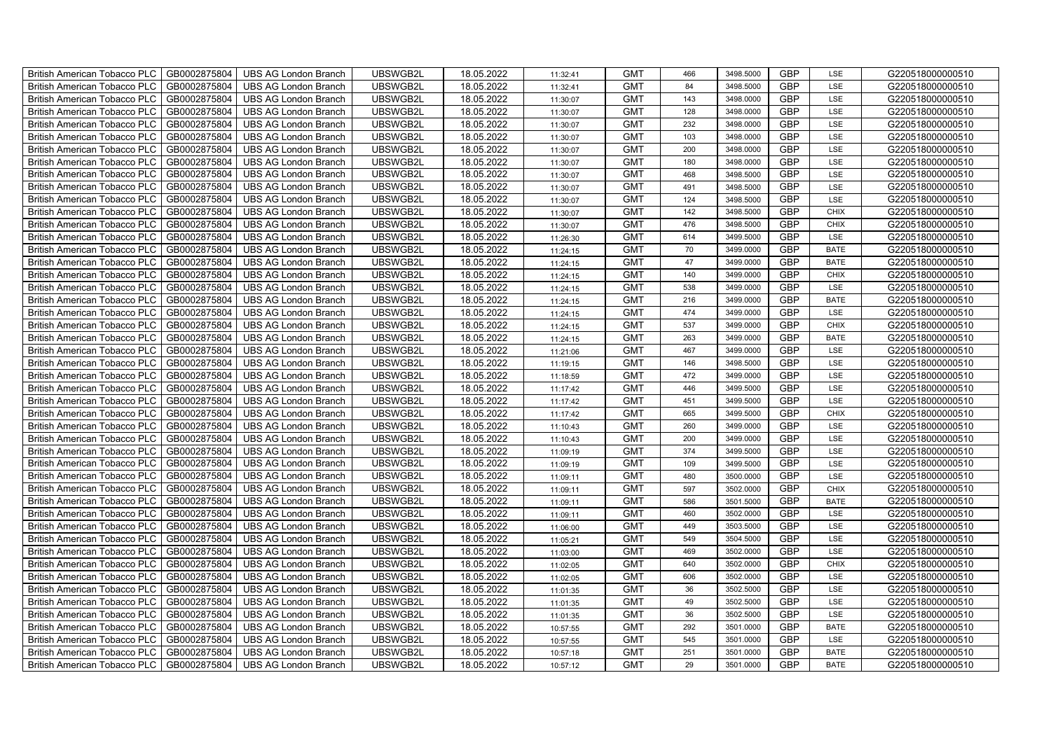| British American Tobacco PLC | GB0002875804 | UBS AG London Branch | UBSWGB2L | 18.05.2022 | 11:32:41 | GMT | 466 | 3498.5000 | GBP | LSE | G220518000000510 |
|---|---|---|---|---|---|---|---|---|---|---|---|
| British American Tobacco PLC | GB0002875804 | UBS AG London Branch | UBSWGB2L | 18.05.2022 | 11:32:41 | GMT | 84 | 3498.5000 | GBP | LSE | G220518000000510 |
| British American Tobacco PLC | GB0002875804 | UBS AG London Branch | UBSWGB2L | 18.05.2022 | 11:30:07 | GMT | 143 | 3498.0000 | GBP | LSE | G220518000000510 |
| British American Tobacco PLC | GB0002875804 | UBS AG London Branch | UBSWGB2L | 18.05.2022 | 11:30:07 | GMT | 128 | 3498.0000 | GBP | LSE | G220518000000510 |
| British American Tobacco PLC | GB0002875804 | UBS AG London Branch | UBSWGB2L | 18.05.2022 | 11:30:07 | GMT | 232 | 3498.0000 | GBP | LSE | G220518000000510 |
| British American Tobacco PLC | GB0002875804 | UBS AG London Branch | UBSWGB2L | 18.05.2022 | 11:30:07 | GMT | 103 | 3498.0000 | GBP | LSE | G220518000000510 |
| British American Tobacco PLC | GB0002875804 | UBS AG London Branch | UBSWGB2L | 18.05.2022 | 11:30:07 | GMT | 200 | 3498.0000 | GBP | LSE | G220518000000510 |
| British American Tobacco PLC | GB0002875804 | UBS AG London Branch | UBSWGB2L | 18.05.2022 | 11:30:07 | GMT | 180 | 3498.0000 | GBP | LSE | G220518000000510 |
| British American Tobacco PLC | GB0002875804 | UBS AG London Branch | UBSWGB2L | 18.05.2022 | 11:30:07 | GMT | 468 | 3498.5000 | GBP | LSE | G220518000000510 |
| British American Tobacco PLC | GB0002875804 | UBS AG London Branch | UBSWGB2L | 18.05.2022 | 11:30:07 | GMT | 491 | 3498.5000 | GBP | LSE | G220518000000510 |
| British American Tobacco PLC | GB0002875804 | UBS AG London Branch | UBSWGB2L | 18.05.2022 | 11:30:07 | GMT | 124 | 3498.5000 | GBP | LSE | G220518000000510 |
| British American Tobacco PLC | GB0002875804 | UBS AG London Branch | UBSWGB2L | 18.05.2022 | 11:30:07 | GMT | 142 | 3498.5000 | GBP | CHIX | G220518000000510 |
| British American Tobacco PLC | GB0002875804 | UBS AG London Branch | UBSWGB2L | 18.05.2022 | 11:30:07 | GMT | 476 | 3498.5000 | GBP | CHIX | G220518000000510 |
| British American Tobacco PLC | GB0002875804 | UBS AG London Branch | UBSWGB2L | 18.05.2022 | 11:26:30 | GMT | 614 | 3499.5000 | GBP | LSE | G220518000000510 |
| British American Tobacco PLC | GB0002875804 | UBS AG London Branch | UBSWGB2L | 18.05.2022 | 11:24:15 | GMT | 70 | 3499.0000 | GBP | BATE | G220518000000510 |
| British American Tobacco PLC | GB0002875804 | UBS AG London Branch | UBSWGB2L | 18.05.2022 | 11:24:15 | GMT | 47 | 3499.0000 | GBP | BATE | G220518000000510 |
| British American Tobacco PLC | GB0002875804 | UBS AG London Branch | UBSWGB2L | 18.05.2022 | 11:24:15 | GMT | 140 | 3499.0000 | GBP | CHIX | G220518000000510 |
| British American Tobacco PLC | GB0002875804 | UBS AG London Branch | UBSWGB2L | 18.05.2022 | 11:24:15 | GMT | 538 | 3499.0000 | GBP | LSE | G220518000000510 |
| British American Tobacco PLC | GB0002875804 | UBS AG London Branch | UBSWGB2L | 18.05.2022 | 11:24:15 | GMT | 216 | 3499.0000 | GBP | BATE | G220518000000510 |
| British American Tobacco PLC | GB0002875804 | UBS AG London Branch | UBSWGB2L | 18.05.2022 | 11:24:15 | GMT | 474 | 3499.0000 | GBP | LSE | G220518000000510 |
| British American Tobacco PLC | GB0002875804 | UBS AG London Branch | UBSWGB2L | 18.05.2022 | 11:24:15 | GMT | 537 | 3499.0000 | GBP | CHIX | G220518000000510 |
| British American Tobacco PLC | GB0002875804 | UBS AG London Branch | UBSWGB2L | 18.05.2022 | 11:24:15 | GMT | 263 | 3499.0000 | GBP | BATE | G220518000000510 |
| British American Tobacco PLC | GB0002875804 | UBS AG London Branch | UBSWGB2L | 18.05.2022 | 11:21:06 | GMT | 467 | 3499.0000 | GBP | LSE | G220518000000510 |
| British American Tobacco PLC | GB0002875804 | UBS AG London Branch | UBSWGB2L | 18.05.2022 | 11:19:15 | GMT | 146 | 3498.5000 | GBP | LSE | G220518000000510 |
| British American Tobacco PLC | GB0002875804 | UBS AG London Branch | UBSWGB2L | 18.05.2022 | 11:18:59 | GMT | 472 | 3499.0000 | GBP | LSE | G220518000000510 |
| British American Tobacco PLC | GB0002875804 | UBS AG London Branch | UBSWGB2L | 18.05.2022 | 11:17:42 | GMT | 446 | 3499.5000 | GBP | LSE | G220518000000510 |
| British American Tobacco PLC | GB0002875804 | UBS AG London Branch | UBSWGB2L | 18.05.2022 | 11:17:42 | GMT | 451 | 3499.5000 | GBP | LSE | G220518000000510 |
| British American Tobacco PLC | GB0002875804 | UBS AG London Branch | UBSWGB2L | 18.05.2022 | 11:17:42 | GMT | 665 | 3499.5000 | GBP | CHIX | G220518000000510 |
| British American Tobacco PLC | GB0002875804 | UBS AG London Branch | UBSWGB2L | 18.05.2022 | 11:10:43 | GMT | 260 | 3499.0000 | GBP | LSE | G220518000000510 |
| British American Tobacco PLC | GB0002875804 | UBS AG London Branch | UBSWGB2L | 18.05.2022 | 11:10:43 | GMT | 200 | 3499.0000 | GBP | LSE | G220518000000510 |
| British American Tobacco PLC | GB0002875804 | UBS AG London Branch | UBSWGB2L | 18.05.2022 | 11:09:19 | GMT | 374 | 3499.5000 | GBP | LSE | G220518000000510 |
| British American Tobacco PLC | GB0002875804 | UBS AG London Branch | UBSWGB2L | 18.05.2022 | 11:09:19 | GMT | 109 | 3499.5000 | GBP | LSE | G220518000000510 |
| British American Tobacco PLC | GB0002875804 | UBS AG London Branch | UBSWGB2L | 18.05.2022 | 11:09:11 | GMT | 480 | 3500.0000 | GBP | LSE | G220518000000510 |
| British American Tobacco PLC | GB0002875804 | UBS AG London Branch | UBSWGB2L | 18.05.2022 | 11:09:11 | GMT | 597 | 3502.0000 | GBP | CHIX | G220518000000510 |
| British American Tobacco PLC | GB0002875804 | UBS AG London Branch | UBSWGB2L | 18.05.2022 | 11:09:11 | GMT | 586 | 3501.5000 | GBP | BATE | G220518000000510 |
| British American Tobacco PLC | GB0002875804 | UBS AG London Branch | UBSWGB2L | 18.05.2022 | 11:09:11 | GMT | 460 | 3502.0000 | GBP | LSE | G220518000000510 |
| British American Tobacco PLC | GB0002875804 | UBS AG London Branch | UBSWGB2L | 18.05.2022 | 11:06:00 | GMT | 449 | 3503.5000 | GBP | LSE | G220518000000510 |
| British American Tobacco PLC | GB0002875804 | UBS AG London Branch | UBSWGB2L | 18.05.2022 | 11:05:21 | GMT | 549 | 3504.5000 | GBP | LSE | G220518000000510 |
| British American Tobacco PLC | GB0002875804 | UBS AG London Branch | UBSWGB2L | 18.05.2022 | 11:03:00 | GMT | 469 | 3502.0000 | GBP | LSE | G220518000000510 |
| British American Tobacco PLC | GB0002875804 | UBS AG London Branch | UBSWGB2L | 18.05.2022 | 11:02:05 | GMT | 640 | 3502.0000 | GBP | CHIX | G220518000000510 |
| British American Tobacco PLC | GB0002875804 | UBS AG London Branch | UBSWGB2L | 18.05.2022 | 11:02:05 | GMT | 606 | 3502.0000 | GBP | LSE | G220518000000510 |
| British American Tobacco PLC | GB0002875804 | UBS AG London Branch | UBSWGB2L | 18.05.2022 | 11:01:35 | GMT | 36 | 3502.5000 | GBP | LSE | G220518000000510 |
| British American Tobacco PLC | GB0002875804 | UBS AG London Branch | UBSWGB2L | 18.05.2022 | 11:01:35 | GMT | 49 | 3502.5000 | GBP | LSE | G220518000000510 |
| British American Tobacco PLC | GB0002875804 | UBS AG London Branch | UBSWGB2L | 18.05.2022 | 11:01:35 | GMT | 36 | 3502.5000 | GBP | LSE | G220518000000510 |
| British American Tobacco PLC | GB0002875804 | UBS AG London Branch | UBSWGB2L | 18.05.2022 | 10:57:55 | GMT | 292 | 3501.0000 | GBP | BATE | G220518000000510 |
| British American Tobacco PLC | GB0002875804 | UBS AG London Branch | UBSWGB2L | 18.05.2022 | 10:57:55 | GMT | 545 | 3501.0000 | GBP | LSE | G220518000000510 |
| British American Tobacco PLC | GB0002875804 | UBS AG London Branch | UBSWGB2L | 18.05.2022 | 10:57:18 | GMT | 251 | 3501.0000 | GBP | BATE | G220518000000510 |
| British American Tobacco PLC | GB0002875804 | UBS AG London Branch | UBSWGB2L | 18.05.2022 | 10:57:12 | GMT | 29 | 3501.0000 | GBP | BATE | G220518000000510 |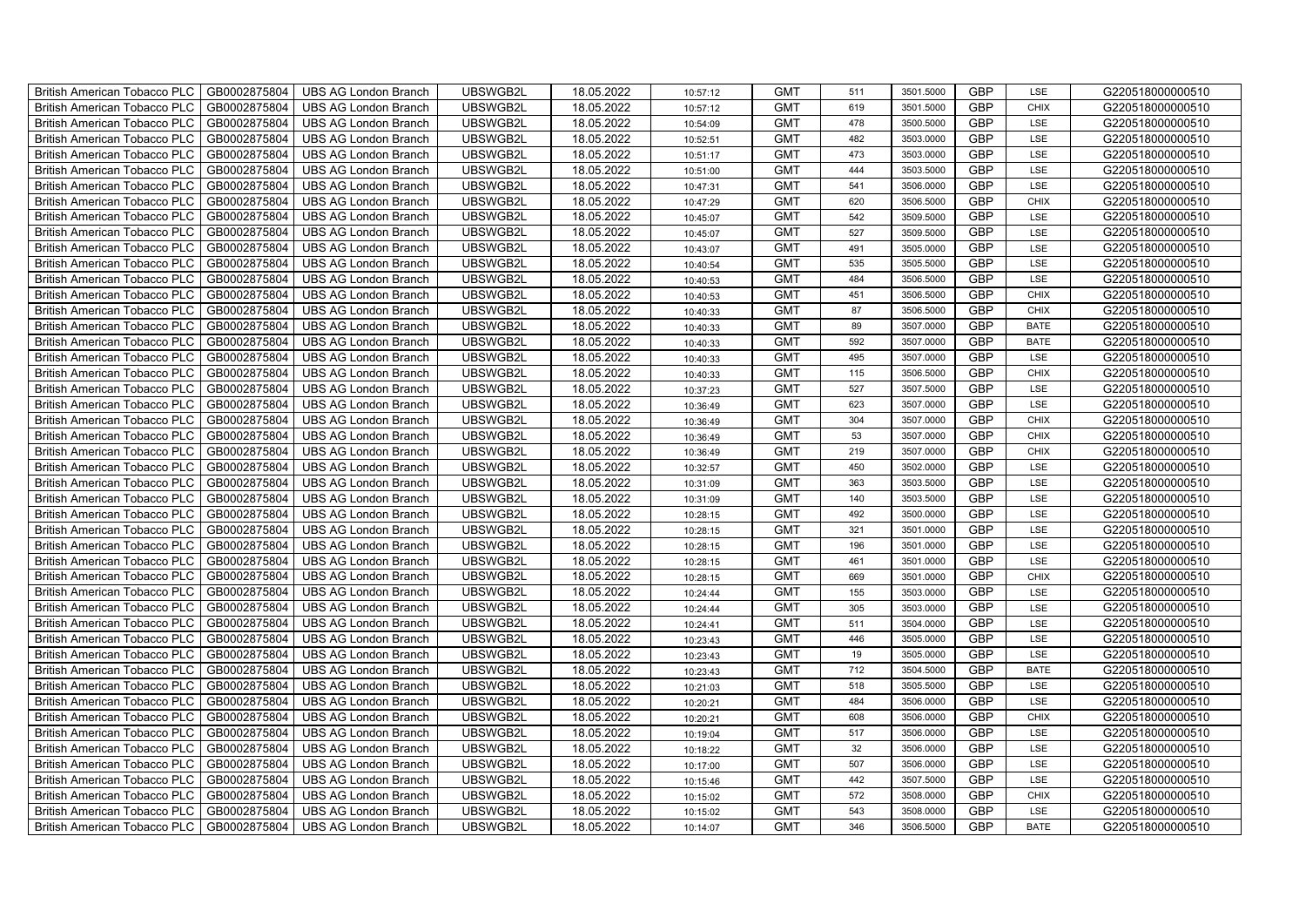| British American Tobacco PLC | GB0002875804 | UBS AG London Branch | UBSWGB2L | 18.05.2022 | 10:57:12 | GMT | 511 | 3501.5000 | GBP | LSE | G220518000000510 |
|---|---|---|---|---|---|---|---|---|---|---|---|
| British American Tobacco PLC | GB0002875804 | UBS AG London Branch | UBSWGB2L | 18.05.2022 | 10:57:12 | GMT | 619 | 3501.5000 | GBP | CHIX | G220518000000510 |
| British American Tobacco PLC | GB0002875804 | UBS AG London Branch | UBSWGB2L | 18.05.2022 | 10:54:09 | GMT | 478 | 3500.5000 | GBP | LSE | G220518000000510 |
| British American Tobacco PLC | GB0002875804 | UBS AG London Branch | UBSWGB2L | 18.05.2022 | 10:52:51 | GMT | 482 | 3503.0000 | GBP | LSE | G220518000000510 |
| British American Tobacco PLC | GB0002875804 | UBS AG London Branch | UBSWGB2L | 18.05.2022 | 10:51:17 | GMT | 473 | 3503.0000 | GBP | LSE | G220518000000510 |
| British American Tobacco PLC | GB0002875804 | UBS AG London Branch | UBSWGB2L | 18.05.2022 | 10:51:00 | GMT | 444 | 3503.5000 | GBP | LSE | G220518000000510 |
| British American Tobacco PLC | GB0002875804 | UBS AG London Branch | UBSWGB2L | 18.05.2022 | 10:47:31 | GMT | 541 | 3506.0000 | GBP | LSE | G220518000000510 |
| British American Tobacco PLC | GB0002875804 | UBS AG London Branch | UBSWGB2L | 18.05.2022 | 10:47:29 | GMT | 620 | 3506.5000 | GBP | CHIX | G220518000000510 |
| British American Tobacco PLC | GB0002875804 | UBS AG London Branch | UBSWGB2L | 18.05.2022 | 10:45:07 | GMT | 542 | 3509.5000 | GBP | LSE | G220518000000510 |
| British American Tobacco PLC | GB0002875804 | UBS AG London Branch | UBSWGB2L | 18.05.2022 | 10:45:07 | GMT | 527 | 3509.5000 | GBP | LSE | G220518000000510 |
| British American Tobacco PLC | GB0002875804 | UBS AG London Branch | UBSWGB2L | 18.05.2022 | 10:43:07 | GMT | 491 | 3505.0000 | GBP | LSE | G220518000000510 |
| British American Tobacco PLC | GB0002875804 | UBS AG London Branch | UBSWGB2L | 18.05.2022 | 10:40:54 | GMT | 535 | 3505.5000 | GBP | LSE | G220518000000510 |
| British American Tobacco PLC | GB0002875804 | UBS AG London Branch | UBSWGB2L | 18.05.2022 | 10:40:53 | GMT | 484 | 3506.5000 | GBP | LSE | G220518000000510 |
| British American Tobacco PLC | GB0002875804 | UBS AG London Branch | UBSWGB2L | 18.05.2022 | 10:40:53 | GMT | 451 | 3506.5000 | GBP | CHIX | G220518000000510 |
| British American Tobacco PLC | GB0002875804 | UBS AG London Branch | UBSWGB2L | 18.05.2022 | 10:40:33 | GMT | 87 | 3506.5000 | GBP | CHIX | G220518000000510 |
| British American Tobacco PLC | GB0002875804 | UBS AG London Branch | UBSWGB2L | 18.05.2022 | 10:40:33 | GMT | 89 | 3507.0000 | GBP | BATE | G220518000000510 |
| British American Tobacco PLC | GB0002875804 | UBS AG London Branch | UBSWGB2L | 18.05.2022 | 10:40:33 | GMT | 592 | 3507.0000 | GBP | BATE | G220518000000510 |
| British American Tobacco PLC | GB0002875804 | UBS AG London Branch | UBSWGB2L | 18.05.2022 | 10:40:33 | GMT | 495 | 3507.0000 | GBP | LSE | G220518000000510 |
| British American Tobacco PLC | GB0002875804 | UBS AG London Branch | UBSWGB2L | 18.05.2022 | 10:40:33 | GMT | 115 | 3506.5000 | GBP | CHIX | G220518000000510 |
| British American Tobacco PLC | GB0002875804 | UBS AG London Branch | UBSWGB2L | 18.05.2022 | 10:37:23 | GMT | 527 | 3507.5000 | GBP | LSE | G220518000000510 |
| British American Tobacco PLC | GB0002875804 | UBS AG London Branch | UBSWGB2L | 18.05.2022 | 10:36:49 | GMT | 623 | 3507.0000 | GBP | LSE | G220518000000510 |
| British American Tobacco PLC | GB0002875804 | UBS AG London Branch | UBSWGB2L | 18.05.2022 | 10:36:49 | GMT | 304 | 3507.0000 | GBP | CHIX | G220518000000510 |
| British American Tobacco PLC | GB0002875804 | UBS AG London Branch | UBSWGB2L | 18.05.2022 | 10:36:49 | GMT | 53 | 3507.0000 | GBP | CHIX | G220518000000510 |
| British American Tobacco PLC | GB0002875804 | UBS AG London Branch | UBSWGB2L | 18.05.2022 | 10:36:49 | GMT | 219 | 3507.0000 | GBP | CHIX | G220518000000510 |
| British American Tobacco PLC | GB0002875804 | UBS AG London Branch | UBSWGB2L | 18.05.2022 | 10:32:57 | GMT | 450 | 3502.0000 | GBP | LSE | G220518000000510 |
| British American Tobacco PLC | GB0002875804 | UBS AG London Branch | UBSWGB2L | 18.05.2022 | 10:31:09 | GMT | 363 | 3503.5000 | GBP | LSE | G220518000000510 |
| British American Tobacco PLC | GB0002875804 | UBS AG London Branch | UBSWGB2L | 18.05.2022 | 10:31:09 | GMT | 140 | 3503.5000 | GBP | LSE | G220518000000510 |
| British American Tobacco PLC | GB0002875804 | UBS AG London Branch | UBSWGB2L | 18.05.2022 | 10:28:15 | GMT | 492 | 3500.0000 | GBP | LSE | G220518000000510 |
| British American Tobacco PLC | GB0002875804 | UBS AG London Branch | UBSWGB2L | 18.05.2022 | 10:28:15 | GMT | 321 | 3501.0000 | GBP | LSE | G220518000000510 |
| British American Tobacco PLC | GB0002875804 | UBS AG London Branch | UBSWGB2L | 18.05.2022 | 10:28:15 | GMT | 196 | 3501.0000 | GBP | LSE | G220518000000510 |
| British American Tobacco PLC | GB0002875804 | UBS AG London Branch | UBSWGB2L | 18.05.2022 | 10:28:15 | GMT | 461 | 3501.0000 | GBP | LSE | G220518000000510 |
| British American Tobacco PLC | GB0002875804 | UBS AG London Branch | UBSWGB2L | 18.05.2022 | 10:28:15 | GMT | 669 | 3501.0000 | GBP | CHIX | G220518000000510 |
| British American Tobacco PLC | GB0002875804 | UBS AG London Branch | UBSWGB2L | 18.05.2022 | 10:24:44 | GMT | 155 | 3503.0000 | GBP | LSE | G220518000000510 |
| British American Tobacco PLC | GB0002875804 | UBS AG London Branch | UBSWGB2L | 18.05.2022 | 10:24:44 | GMT | 305 | 3503.0000 | GBP | LSE | G220518000000510 |
| British American Tobacco PLC | GB0002875804 | UBS AG London Branch | UBSWGB2L | 18.05.2022 | 10:24:41 | GMT | 511 | 3504.0000 | GBP | LSE | G220518000000510 |
| British American Tobacco PLC | GB0002875804 | UBS AG London Branch | UBSWGB2L | 18.05.2022 | 10:23:43 | GMT | 446 | 3505.0000 | GBP | LSE | G220518000000510 |
| British American Tobacco PLC | GB0002875804 | UBS AG London Branch | UBSWGB2L | 18.05.2022 | 10:23:43 | GMT | 19 | 3505.0000 | GBP | LSE | G220518000000510 |
| British American Tobacco PLC | GB0002875804 | UBS AG London Branch | UBSWGB2L | 18.05.2022 | 10:23:43 | GMT | 712 | 3504.5000 | GBP | BATE | G220518000000510 |
| British American Tobacco PLC | GB0002875804 | UBS AG London Branch | UBSWGB2L | 18.05.2022 | 10:21:03 | GMT | 518 | 3505.5000 | GBP | LSE | G220518000000510 |
| British American Tobacco PLC | GB0002875804 | UBS AG London Branch | UBSWGB2L | 18.05.2022 | 10:20:21 | GMT | 484 | 3506.0000 | GBP | LSE | G220518000000510 |
| British American Tobacco PLC | GB0002875804 | UBS AG London Branch | UBSWGB2L | 18.05.2022 | 10:20:21 | GMT | 608 | 3506.0000 | GBP | CHIX | G220518000000510 |
| British American Tobacco PLC | GB0002875804 | UBS AG London Branch | UBSWGB2L | 18.05.2022 | 10:19:04 | GMT | 517 | 3506.0000 | GBP | LSE | G220518000000510 |
| British American Tobacco PLC | GB0002875804 | UBS AG London Branch | UBSWGB2L | 18.05.2022 | 10:18:22 | GMT | 32 | 3506.0000 | GBP | LSE | G220518000000510 |
| British American Tobacco PLC | GB0002875804 | UBS AG London Branch | UBSWGB2L | 18.05.2022 | 10:17:00 | GMT | 507 | 3506.0000 | GBP | LSE | G220518000000510 |
| British American Tobacco PLC | GB0002875804 | UBS AG London Branch | UBSWGB2L | 18.05.2022 | 10:15:46 | GMT | 442 | 3507.5000 | GBP | LSE | G220518000000510 |
| British American Tobacco PLC | GB0002875804 | UBS AG London Branch | UBSWGB2L | 18.05.2022 | 10:15:02 | GMT | 572 | 3508.0000 | GBP | CHIX | G220518000000510 |
| British American Tobacco PLC | GB0002875804 | UBS AG London Branch | UBSWGB2L | 18.05.2022 | 10:15:02 | GMT | 543 | 3508.0000 | GBP | LSE | G220518000000510 |
| British American Tobacco PLC | GB0002875804 | UBS AG London Branch | UBSWGB2L | 18.05.2022 | 10:14:07 | GMT | 346 | 3506.5000 | GBP | BATE | G220518000000510 |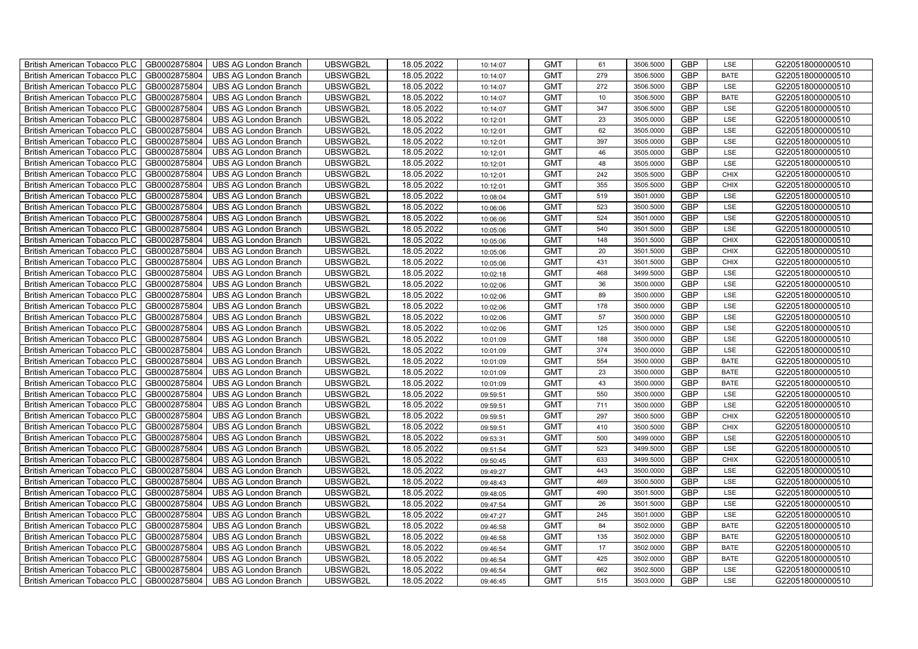| British American Tobacco PLC | GB0002875804 | UBS AG London Branch | UBSWGB2L | 18.05.2022 | 10:14:07 | GMT | 61 | 3506.5000 | GBP | LSE | G220518000000510 |
|---|---|---|---|---|---|---|---|---|---|---|---|
| British American Tobacco PLC | GB0002875804 | UBS AG London Branch | UBSWGB2L | 18.05.2022 | 10:14:07 | GMT | 279 | 3506.5000 | GBP | BATE | G220518000000510 |
| British American Tobacco PLC | GB0002875804 | UBS AG London Branch | UBSWGB2L | 18.05.2022 | 10:14:07 | GMT | 272 | 3506.5000 | GBP | LSE | G220518000000510 |
| British American Tobacco PLC | GB0002875804 | UBS AG London Branch | UBSWGB2L | 18.05.2022 | 10:14:07 | GMT | 10 | 3506.5000 | GBP | BATE | G220518000000510 |
| British American Tobacco PLC | GB0002875804 | UBS AG London Branch | UBSWGB2L | 18.05.2022 | 10:14:07 | GMT | 347 | 3506.5000 | GBP | LSE | G220518000000510 |
| British American Tobacco PLC | GB0002875804 | UBS AG London Branch | UBSWGB2L | 18.05.2022 | 10:12:01 | GMT | 23 | 3505.0000 | GBP | LSE | G220518000000510 |
| British American Tobacco PLC | GB0002875804 | UBS AG London Branch | UBSWGB2L | 18.05.2022 | 10:12:01 | GMT | 62 | 3505.0000 | GBP | LSE | G220518000000510 |
| British American Tobacco PLC | GB0002875804 | UBS AG London Branch | UBSWGB2L | 18.05.2022 | 10:12:01 | GMT | 397 | 3505.0000 | GBP | LSE | G220518000000510 |
| British American Tobacco PLC | GB0002875804 | UBS AG London Branch | UBSWGB2L | 18.05.2022 | 10:12:01 | GMT | 46 | 3505.0000 | GBP | LSE | G220518000000510 |
| British American Tobacco PLC | GB0002875804 | UBS AG London Branch | UBSWGB2L | 18.05.2022 | 10:12:01 | GMT | 48 | 3505.0000 | GBP | LSE | G220518000000510 |
| British American Tobacco PLC | GB0002875804 | UBS AG London Branch | UBSWGB2L | 18.05.2022 | 10:12:01 | GMT | 242 | 3505.5000 | GBP | CHIX | G220518000000510 |
| British American Tobacco PLC | GB0002875804 | UBS AG London Branch | UBSWGB2L | 18.05.2022 | 10:12:01 | GMT | 355 | 3505.5000 | GBP | CHIX | G220518000000510 |
| British American Tobacco PLC | GB0002875804 | UBS AG London Branch | UBSWGB2L | 18.05.2022 | 10:08:04 | GMT | 519 | 3501.0000 | GBP | LSE | G220518000000510 |
| British American Tobacco PLC | GB0002875804 | UBS AG London Branch | UBSWGB2L | 18.05.2022 | 10:06:06 | GMT | 523 | 3500.5000 | GBP | LSE | G220518000000510 |
| British American Tobacco PLC | GB0002875804 | UBS AG London Branch | UBSWGB2L | 18.05.2022 | 10:06:06 | GMT | 524 | 3501.0000 | GBP | LSE | G220518000000510 |
| British American Tobacco PLC | GB0002875804 | UBS AG London Branch | UBSWGB2L | 18.05.2022 | 10:05:06 | GMT | 540 | 3501.5000 | GBP | LSE | G220518000000510 |
| British American Tobacco PLC | GB0002875804 | UBS AG London Branch | UBSWGB2L | 18.05.2022 | 10:05:06 | GMT | 148 | 3501.5000 | GBP | CHIX | G220518000000510 |
| British American Tobacco PLC | GB0002875804 | UBS AG London Branch | UBSWGB2L | 18.05.2022 | 10:05:06 | GMT | 20 | 3501.5000 | GBP | CHIX | G220518000000510 |
| British American Tobacco PLC | GB0002875804 | UBS AG London Branch | UBSWGB2L | 18.05.2022 | 10:05:06 | GMT | 431 | 3501.5000 | GBP | CHIX | G220518000000510 |
| British American Tobacco PLC | GB0002875804 | UBS AG London Branch | UBSWGB2L | 18.05.2022 | 10:02:18 | GMT | 468 | 3499.5000 | GBP | LSE | G220518000000510 |
| British American Tobacco PLC | GB0002875804 | UBS AG London Branch | UBSWGB2L | 18.05.2022 | 10:02:06 | GMT | 36 | 3500.0000 | GBP | LSE | G220518000000510 |
| British American Tobacco PLC | GB0002875804 | UBS AG London Branch | UBSWGB2L | 18.05.2022 | 10:02:06 | GMT | 89 | 3500.0000 | GBP | LSE | G220518000000510 |
| British American Tobacco PLC | GB0002875804 | UBS AG London Branch | UBSWGB2L | 18.05.2022 | 10:02:06 | GMT | 178 | 3500.0000 | GBP | LSE | G220518000000510 |
| British American Tobacco PLC | GB0002875804 | UBS AG London Branch | UBSWGB2L | 18.05.2022 | 10:02:06 | GMT | 57 | 3500.0000 | GBP | LSE | G220518000000510 |
| British American Tobacco PLC | GB0002875804 | UBS AG London Branch | UBSWGB2L | 18.05.2022 | 10:02:06 | GMT | 125 | 3500.0000 | GBP | LSE | G220518000000510 |
| British American Tobacco PLC | GB0002875804 | UBS AG London Branch | UBSWGB2L | 18.05.2022 | 10:01:09 | GMT | 188 | 3500.0000 | GBP | LSE | G220518000000510 |
| British American Tobacco PLC | GB0002875804 | UBS AG London Branch | UBSWGB2L | 18.05.2022 | 10:01:09 | GMT | 374 | 3500.0000 | GBP | LSE | G220518000000510 |
| British American Tobacco PLC | GB0002875804 | UBS AG London Branch | UBSWGB2L | 18.05.2022 | 10:01:09 | GMT | 554 | 3500.0000 | GBP | BATE | G220518000000510 |
| British American Tobacco PLC | GB0002875804 | UBS AG London Branch | UBSWGB2L | 18.05.2022 | 10:01:09 | GMT | 23 | 3500.0000 | GBP | BATE | G220518000000510 |
| British American Tobacco PLC | GB0002875804 | UBS AG London Branch | UBSWGB2L | 18.05.2022 | 10:01:09 | GMT | 43 | 3500.0000 | GBP | BATE | G220518000000510 |
| British American Tobacco PLC | GB0002875804 | UBS AG London Branch | UBSWGB2L | 18.05.2022 | 09:59:51 | GMT | 550 | 3500.0000 | GBP | LSE | G220518000000510 |
| British American Tobacco PLC | GB0002875804 | UBS AG London Branch | UBSWGB2L | 18.05.2022 | 09:59:51 | GMT | 711 | 3500.0000 | GBP | LSE | G220518000000510 |
| British American Tobacco PLC | GB0002875804 | UBS AG London Branch | UBSWGB2L | 18.05.2022 | 09:59:51 | GMT | 297 | 3500.5000 | GBP | CHIX | G220518000000510 |
| British American Tobacco PLC | GB0002875804 | UBS AG London Branch | UBSWGB2L | 18.05.2022 | 09:59:51 | GMT | 410 | 3500.5000 | GBP | CHIX | G220518000000510 |
| British American Tobacco PLC | GB0002875804 | UBS AG London Branch | UBSWGB2L | 18.05.2022 | 09:53:31 | GMT | 500 | 3499.0000 | GBP | LSE | G220518000000510 |
| British American Tobacco PLC | GB0002875804 | UBS AG London Branch | UBSWGB2L | 18.05.2022 | 09:51:54 | GMT | 523 | 3499.5000 | GBP | LSE | G220518000000510 |
| British American Tobacco PLC | GB0002875804 | UBS AG London Branch | UBSWGB2L | 18.05.2022 | 09:50:45 | GMT | 633 | 3499.5000 | GBP | CHIX | G220518000000510 |
| British American Tobacco PLC | GB0002875804 | UBS AG London Branch | UBSWGB2L | 18.05.2022 | 09:49:27 | GMT | 443 | 3500.0000 | GBP | LSE | G220518000000510 |
| British American Tobacco PLC | GB0002875804 | UBS AG London Branch | UBSWGB2L | 18.05.2022 | 09:48:43 | GMT | 469 | 3500.5000 | GBP | LSE | G220518000000510 |
| British American Tobacco PLC | GB0002875804 | UBS AG London Branch | UBSWGB2L | 18.05.2022 | 09:48:05 | GMT | 490 | 3501.5000 | GBP | LSE | G220518000000510 |
| British American Tobacco PLC | GB0002875804 | UBS AG London Branch | UBSWGB2L | 18.05.2022 | 09:47:54 | GMT | 26 | 3501.5000 | GBP | LSE | G220518000000510 |
| British American Tobacco PLC | GB0002875804 | UBS AG London Branch | UBSWGB2L | 18.05.2022 | 09:47:27 | GMT | 245 | 3501.0000 | GBP | LSE | G220518000000510 |
| British American Tobacco PLC | GB0002875804 | UBS AG London Branch | UBSWGB2L | 18.05.2022 | 09:46:58 | GMT | 84 | 3502.0000 | GBP | BATE | G220518000000510 |
| British American Tobacco PLC | GB0002875804 | UBS AG London Branch | UBSWGB2L | 18.05.2022 | 09:46:58 | GMT | 135 | 3502.0000 | GBP | BATE | G220518000000510 |
| British American Tobacco PLC | GB0002875804 | UBS AG London Branch | UBSWGB2L | 18.05.2022 | 09:46:54 | GMT | 17 | 3502.0000 | GBP | BATE | G220518000000510 |
| British American Tobacco PLC | GB0002875804 | UBS AG London Branch | UBSWGB2L | 18.05.2022 | 09:46:54 | GMT | 425 | 3502.0000 | GBP | BATE | G220518000000510 |
| British American Tobacco PLC | GB0002875804 | UBS AG London Branch | UBSWGB2L | 18.05.2022 | 09:46:54 | GMT | 662 | 3502.5000 | GBP | LSE | G220518000000510 |
| British American Tobacco PLC | GB0002875804 | UBS AG London Branch | UBSWGB2L | 18.05.2022 | 09:46:45 | GMT | 515 | 3503.0000 | GBP | LSE | G220518000000510 |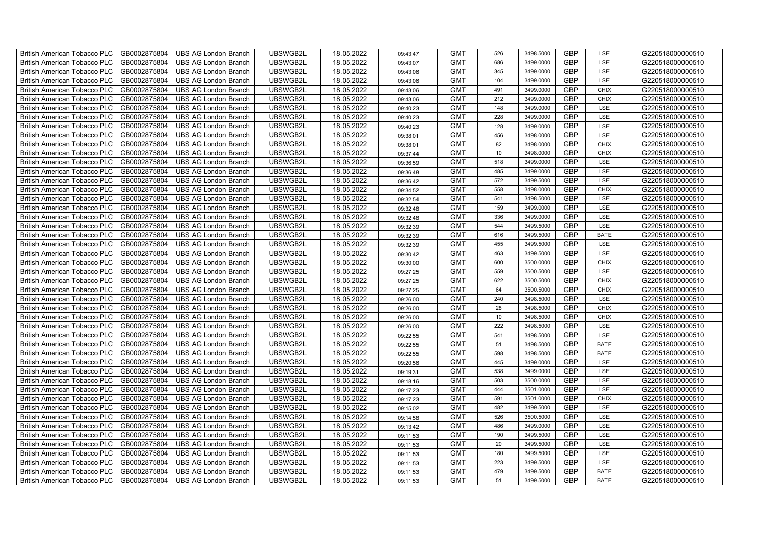| British American Tobacco PLC | GB0002875804 | UBS AG London Branch | UBSWGB2L | 18.05.2022 | 09:43:47 | GMT | 526 | 3498.5000 | GBP | LSE | G220518000000510 |
|---|---|---|---|---|---|---|---|---|---|---|---|
| British American Tobacco PLC | GB0002875804 | UBS AG London Branch | UBSWGB2L | 18.05.2022 | 09:43:07 | GMT | 686 | 3499.0000 | GBP | LSE | G220518000000510 |
| British American Tobacco PLC | GB0002875804 | UBS AG London Branch | UBSWGB2L | 18.05.2022 | 09:43:06 | GMT | 345 | 3499.0000 | GBP | LSE | G220518000000510 |
| British American Tobacco PLC | GB0002875804 | UBS AG London Branch | UBSWGB2L | 18.05.2022 | 09:43:06 | GMT | 104 | 3499.0000 | GBP | LSE | G220518000000510 |
| British American Tobacco PLC | GB0002875804 | UBS AG London Branch | UBSWGB2L | 18.05.2022 | 09:43:06 | GMT | 491 | 3499.0000 | GBP | CHIX | G220518000000510 |
| British American Tobacco PLC | GB0002875804 | UBS AG London Branch | UBSWGB2L | 18.05.2022 | 09:43:06 | GMT | 212 | 3499.0000 | GBP | CHIX | G220518000000510 |
| British American Tobacco PLC | GB0002875804 | UBS AG London Branch | UBSWGB2L | 18.05.2022 | 09:40:23 | GMT | 148 | 3499.0000 | GBP | LSE | G220518000000510 |
| British American Tobacco PLC | GB0002875804 | UBS AG London Branch | UBSWGB2L | 18.05.2022 | 09:40:23 | GMT | 228 | 3499.0000 | GBP | LSE | G220518000000510 |
| British American Tobacco PLC | GB0002875804 | UBS AG London Branch | UBSWGB2L | 18.05.2022 | 09:40:23 | GMT | 128 | 3499.0000 | GBP | LSE | G220518000000510 |
| British American Tobacco PLC | GB0002875804 | UBS AG London Branch | UBSWGB2L | 18.05.2022 | 09:38:01 | GMT | 456 | 3498.0000 | GBP | LSE | G220518000000510 |
| British American Tobacco PLC | GB0002875804 | UBS AG London Branch | UBSWGB2L | 18.05.2022 | 09:38:01 | GMT | 82 | 3498.0000 | GBP | CHIX | G220518000000510 |
| British American Tobacco PLC | GB0002875804 | UBS AG London Branch | UBSWGB2L | 18.05.2022 | 09:37:44 | GMT | 10 | 3498.0000 | GBP | CHIX | G220518000000510 |
| British American Tobacco PLC | GB0002875804 | UBS AG London Branch | UBSWGB2L | 18.05.2022 | 09:36:59 | GMT | 518 | 3499.0000 | GBP | LSE | G220518000000510 |
| British American Tobacco PLC | GB0002875804 | UBS AG London Branch | UBSWGB2L | 18.05.2022 | 09:36:48 | GMT | 485 | 3499.0000 | GBP | LSE | G220518000000510 |
| British American Tobacco PLC | GB0002875804 | UBS AG London Branch | UBSWGB2L | 18.05.2022 | 09:36:42 | GMT | 572 | 3499.5000 | GBP | LSE | G220518000000510 |
| British American Tobacco PLC | GB0002875804 | UBS AG London Branch | UBSWGB2L | 18.05.2022 | 09:34:52 | GMT | 558 | 3498.0000 | GBP | CHIX | G220518000000510 |
| British American Tobacco PLC | GB0002875804 | UBS AG London Branch | UBSWGB2L | 18.05.2022 | 09:32:54 | GMT | 541 | 3498.5000 | GBP | LSE | G220518000000510 |
| British American Tobacco PLC | GB0002875804 | UBS AG London Branch | UBSWGB2L | 18.05.2022 | 09:32:48 | GMT | 159 | 3499.0000 | GBP | LSE | G220518000000510 |
| British American Tobacco PLC | GB0002875804 | UBS AG London Branch | UBSWGB2L | 18.05.2022 | 09:32:48 | GMT | 336 | 3499.0000 | GBP | LSE | G220518000000510 |
| British American Tobacco PLC | GB0002875804 | UBS AG London Branch | UBSWGB2L | 18.05.2022 | 09:32:39 | GMT | 544 | 3499.5000 | GBP | LSE | G220518000000510 |
| British American Tobacco PLC | GB0002875804 | UBS AG London Branch | UBSWGB2L | 18.05.2022 | 09:32:39 | GMT | 616 | 3499.5000 | GBP | BATE | G220518000000510 |
| British American Tobacco PLC | GB0002875804 | UBS AG London Branch | UBSWGB2L | 18.05.2022 | 09:32:39 | GMT | 455 | 3499.5000 | GBP | LSE | G220518000000510 |
| British American Tobacco PLC | GB0002875804 | UBS AG London Branch | UBSWGB2L | 18.05.2022 | 09:30:42 | GMT | 463 | 3499.5000 | GBP | LSE | G220518000000510 |
| British American Tobacco PLC | GB0002875804 | UBS AG London Branch | UBSWGB2L | 18.05.2022 | 09:30:00 | GMT | 600 | 3500.0000 | GBP | CHIX | G220518000000510 |
| British American Tobacco PLC | GB0002875804 | UBS AG London Branch | UBSWGB2L | 18.05.2022 | 09:27:25 | GMT | 559 | 3500.5000 | GBP | LSE | G220518000000510 |
| British American Tobacco PLC | GB0002875804 | UBS AG London Branch | UBSWGB2L | 18.05.2022 | 09:27:25 | GMT | 622 | 3500.5000 | GBP | CHIX | G220518000000510 |
| British American Tobacco PLC | GB0002875804 | UBS AG London Branch | UBSWGB2L | 18.05.2022 | 09:27:25 | GMT | 64 | 3500.5000 | GBP | CHIX | G220518000000510 |
| British American Tobacco PLC | GB0002875804 | UBS AG London Branch | UBSWGB2L | 18.05.2022 | 09:26:00 | GMT | 240 | 3498.5000 | GBP | LSE | G220518000000510 |
| British American Tobacco PLC | GB0002875804 | UBS AG London Branch | UBSWGB2L | 18.05.2022 | 09:26:00 | GMT | 28 | 3498.5000 | GBP | CHIX | G220518000000510 |
| British American Tobacco PLC | GB0002875804 | UBS AG London Branch | UBSWGB2L | 18.05.2022 | 09:26:00 | GMT | 10 | 3498.5000 | GBP | CHIX | G220518000000510 |
| British American Tobacco PLC | GB0002875804 | UBS AG London Branch | UBSWGB2L | 18.05.2022 | 09:26:00 | GMT | 222 | 3498.5000 | GBP | LSE | G220518000000510 |
| British American Tobacco PLC | GB0002875804 | UBS AG London Branch | UBSWGB2L | 18.05.2022 | 09:22:55 | GMT | 541 | 3498.5000 | GBP | LSE | G220518000000510 |
| British American Tobacco PLC | GB0002875804 | UBS AG London Branch | UBSWGB2L | 18.05.2022 | 09:22:55 | GMT | 51 | 3498.5000 | GBP | BATE | G220518000000510 |
| British American Tobacco PLC | GB0002875804 | UBS AG London Branch | UBSWGB2L | 18.05.2022 | 09:22:55 | GMT | 598 | 3498.5000 | GBP | BATE | G220518000000510 |
| British American Tobacco PLC | GB0002875804 | UBS AG London Branch | UBSWGB2L | 18.05.2022 | 09:20:56 | GMT | 445 | 3499.0000 | GBP | LSE | G220518000000510 |
| British American Tobacco PLC | GB0002875804 | UBS AG London Branch | UBSWGB2L | 18.05.2022 | 09:19:31 | GMT | 538 | 3499.0000 | GBP | LSE | G220518000000510 |
| British American Tobacco PLC | GB0002875804 | UBS AG London Branch | UBSWGB2L | 18.05.2022 | 09:18:16 | GMT | 503 | 3500.0000 | GBP | LSE | G220518000000510 |
| British American Tobacco PLC | GB0002875804 | UBS AG London Branch | UBSWGB2L | 18.05.2022 | 09:17:23 | GMT | 444 | 3501.0000 | GBP | LSE | G220518000000510 |
| British American Tobacco PLC | GB0002875804 | UBS AG London Branch | UBSWGB2L | 18.05.2022 | 09:17:23 | GMT | 591 | 3501.0000 | GBP | CHIX | G220518000000510 |
| British American Tobacco PLC | GB0002875804 | UBS AG London Branch | UBSWGB2L | 18.05.2022 | 09:15:02 | GMT | 482 | 3499.5000 | GBP | LSE | G220518000000510 |
| British American Tobacco PLC | GB0002875804 | UBS AG London Branch | UBSWGB2L | 18.05.2022 | 09:14:58 | GMT | 526 | 3500.5000 | GBP | LSE | G220518000000510 |
| British American Tobacco PLC | GB0002875804 | UBS AG London Branch | UBSWGB2L | 18.05.2022 | 09:13:42 | GMT | 486 | 3499.0000 | GBP | LSE | G220518000000510 |
| British American Tobacco PLC | GB0002875804 | UBS AG London Branch | UBSWGB2L | 18.05.2022 | 09:11:53 | GMT | 190 | 3499.5000 | GBP | LSE | G220518000000510 |
| British American Tobacco PLC | GB0002875804 | UBS AG London Branch | UBSWGB2L | 18.05.2022 | 09:11:53 | GMT | 20 | 3499.5000 | GBP | LSE | G220518000000510 |
| British American Tobacco PLC | GB0002875804 | UBS AG London Branch | UBSWGB2L | 18.05.2022 | 09:11:53 | GMT | 180 | 3499.5000 | GBP | LSE | G220518000000510 |
| British American Tobacco PLC | GB0002875804 | UBS AG London Branch | UBSWGB2L | 18.05.2022 | 09:11:53 | GMT | 223 | 3499.5000 | GBP | LSE | G220518000000510 |
| British American Tobacco PLC | GB0002875804 | UBS AG London Branch | UBSWGB2L | 18.05.2022 | 09:11:53 | GMT | 479 | 3499.5000 | GBP | BATE | G220518000000510 |
| British American Tobacco PLC | GB0002875804 | UBS AG London Branch | UBSWGB2L | 18.05.2022 | 09:11:53 | GMT | 51 | 3499.5000 | GBP | BATE | G220518000000510 |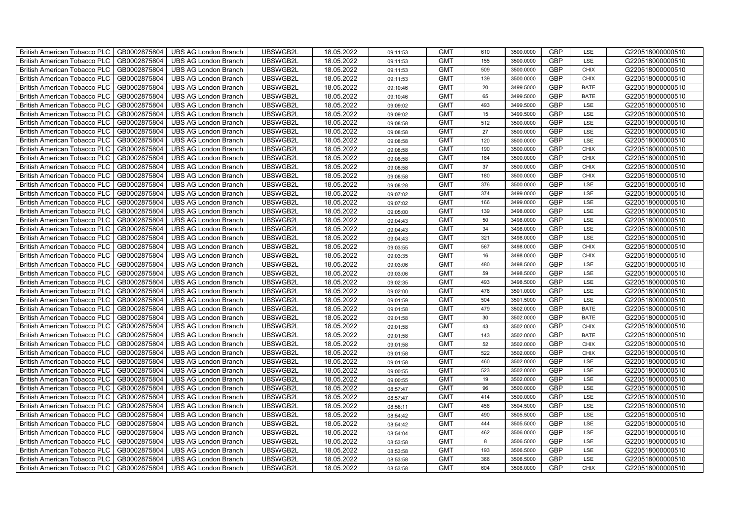| British American Tobacco PLC | GB0002875804 | UBS AG London Branch | UBSWGB2L | 18.05.2022 | 09:11:53 | GMT | 610 | 3500.0000 | GBP | LSE | G220518000000510 |
|---|---|---|---|---|---|---|---|---|---|---|---|
| British American Tobacco PLC | GB0002875804 | UBS AG London Branch | UBSWGB2L | 18.05.2022 | 09:11:53 | GMT | 155 | 3500.0000 | GBP | LSE | G220518000000510 |
| British American Tobacco PLC | GB0002875804 | UBS AG London Branch | UBSWGB2L | 18.05.2022 | 09:11:53 | GMT | 509 | 3500.0000 | GBP | CHIX | G220518000000510 |
| British American Tobacco PLC | GB0002875804 | UBS AG London Branch | UBSWGB2L | 18.05.2022 | 09:11:53 | GMT | 139 | 3500.0000 | GBP | CHIX | G220518000000510 |
| British American Tobacco PLC | GB0002875804 | UBS AG London Branch | UBSWGB2L | 18.05.2022 | 09:10:46 | GMT | 20 | 3499.5000 | GBP | BATE | G220518000000510 |
| British American Tobacco PLC | GB0002875804 | UBS AG London Branch | UBSWGB2L | 18.05.2022 | 09:10:46 | GMT | 65 | 3499.5000 | GBP | BATE | G220518000000510 |
| British American Tobacco PLC | GB0002875804 | UBS AG London Branch | UBSWGB2L | 18.05.2022 | 09:09:02 | GMT | 493 | 3499.5000 | GBP | LSE | G220518000000510 |
| British American Tobacco PLC | GB0002875804 | UBS AG London Branch | UBSWGB2L | 18.05.2022 | 09:09:02 | GMT | 15 | 3499.5000 | GBP | LSE | G220518000000510 |
| British American Tobacco PLC | GB0002875804 | UBS AG London Branch | UBSWGB2L | 18.05.2022 | 09:08:58 | GMT | 512 | 3500.0000 | GBP | LSE | G220518000000510 |
| British American Tobacco PLC | GB0002875804 | UBS AG London Branch | UBSWGB2L | 18.05.2022 | 09:08:58 | GMT | 27 | 3500.0000 | GBP | LSE | G220518000000510 |
| British American Tobacco PLC | GB0002875804 | UBS AG London Branch | UBSWGB2L | 18.05.2022 | 09:08:58 | GMT | 120 | 3500.0000 | GBP | LSE | G220518000000510 |
| British American Tobacco PLC | GB0002875804 | UBS AG London Branch | UBSWGB2L | 18.05.2022 | 09:08:58 | GMT | 190 | 3500.0000 | GBP | CHIX | G220518000000510 |
| British American Tobacco PLC | GB0002875804 | UBS AG London Branch | UBSWGB2L | 18.05.2022 | 09:08:58 | GMT | 184 | 3500.0000 | GBP | CHIX | G220518000000510 |
| British American Tobacco PLC | GB0002875804 | UBS AG London Branch | UBSWGB2L | 18.05.2022 | 09:08:58 | GMT | 37 | 3500.0000 | GBP | CHIX | G220518000000510 |
| British American Tobacco PLC | GB0002875804 | UBS AG London Branch | UBSWGB2L | 18.05.2022 | 09:08:58 | GMT | 180 | 3500.0000 | GBP | CHIX | G220518000000510 |
| British American Tobacco PLC | GB0002875804 | UBS AG London Branch | UBSWGB2L | 18.05.2022 | 09:08:28 | GMT | 376 | 3500.0000 | GBP | LSE | G220518000000510 |
| British American Tobacco PLC | GB0002875804 | UBS AG London Branch | UBSWGB2L | 18.05.2022 | 09:07:02 | GMT | 374 | 3499.0000 | GBP | LSE | G220518000000510 |
| British American Tobacco PLC | GB0002875804 | UBS AG London Branch | UBSWGB2L | 18.05.2022 | 09:07:02 | GMT | 166 | 3499.0000 | GBP | LSE | G220518000000510 |
| British American Tobacco PLC | GB0002875804 | UBS AG London Branch | UBSWGB2L | 18.05.2022 | 09:05:00 | GMT | 139 | 3498.0000 | GBP | LSE | G220518000000510 |
| British American Tobacco PLC | GB0002875804 | UBS AG London Branch | UBSWGB2L | 18.05.2022 | 09:04:43 | GMT | 50 | 3498.0000 | GBP | LSE | G220518000000510 |
| British American Tobacco PLC | GB0002875804 | UBS AG London Branch | UBSWGB2L | 18.05.2022 | 09:04:43 | GMT | 34 | 3498.0000 | GBP | LSE | G220518000000510 |
| British American Tobacco PLC | GB0002875804 | UBS AG London Branch | UBSWGB2L | 18.05.2022 | 09:04:43 | GMT | 321 | 3498.0000 | GBP | LSE | G220518000000510 |
| British American Tobacco PLC | GB0002875804 | UBS AG London Branch | UBSWGB2L | 18.05.2022 | 09:03:55 | GMT | 567 | 3498.0000 | GBP | CHIX | G220518000000510 |
| British American Tobacco PLC | GB0002875804 | UBS AG London Branch | UBSWGB2L | 18.05.2022 | 09:03:35 | GMT | 16 | 3498.0000 | GBP | CHIX | G220518000000510 |
| British American Tobacco PLC | GB0002875804 | UBS AG London Branch | UBSWGB2L | 18.05.2022 | 09:03:06 | GMT | 480 | 3498.5000 | GBP | LSE | G220518000000510 |
| British American Tobacco PLC | GB0002875804 | UBS AG London Branch | UBSWGB2L | 18.05.2022 | 09:03:06 | GMT | 59 | 3498.5000 | GBP | LSE | G220518000000510 |
| British American Tobacco PLC | GB0002875804 | UBS AG London Branch | UBSWGB2L | 18.05.2022 | 09:02:35 | GMT | 493 | 3498.5000 | GBP | LSE | G220518000000510 |
| British American Tobacco PLC | GB0002875804 | UBS AG London Branch | UBSWGB2L | 18.05.2022 | 09:02:00 | GMT | 476 | 3501.0000 | GBP | LSE | G220518000000510 |
| British American Tobacco PLC | GB0002875804 | UBS AG London Branch | UBSWGB2L | 18.05.2022 | 09:01:59 | GMT | 504 | 3501.5000 | GBP | LSE | G220518000000510 |
| British American Tobacco PLC | GB0002875804 | UBS AG London Branch | UBSWGB2L | 18.05.2022 | 09:01:58 | GMT | 479 | 3502.0000 | GBP | BATE | G220518000000510 |
| British American Tobacco PLC | GB0002875804 | UBS AG London Branch | UBSWGB2L | 18.05.2022 | 09:01:58 | GMT | 30 | 3502.0000 | GBP | BATE | G220518000000510 |
| British American Tobacco PLC | GB0002875804 | UBS AG London Branch | UBSWGB2L | 18.05.2022 | 09:01:58 | GMT | 43 | 3502.0000 | GBP | CHIX | G220518000000510 |
| British American Tobacco PLC | GB0002875804 | UBS AG London Branch | UBSWGB2L | 18.05.2022 | 09:01:58 | GMT | 143 | 3502.0000 | GBP | BATE | G220518000000510 |
| British American Tobacco PLC | GB0002875804 | UBS AG London Branch | UBSWGB2L | 18.05.2022 | 09:01:58 | GMT | 52 | 3502.0000 | GBP | CHIX | G220518000000510 |
| British American Tobacco PLC | GB0002875804 | UBS AG London Branch | UBSWGB2L | 18.05.2022 | 09:01:58 | GMT | 522 | 3502.0000 | GBP | CHIX | G220518000000510 |
| British American Tobacco PLC | GB0002875804 | UBS AG London Branch | UBSWGB2L | 18.05.2022 | 09:01:58 | GMT | 460 | 3502.0000 | GBP | LSE | G220518000000510 |
| British American Tobacco PLC | GB0002875804 | UBS AG London Branch | UBSWGB2L | 18.05.2022 | 09:00:55 | GMT | 523 | 3502.0000 | GBP | LSE | G220518000000510 |
| British American Tobacco PLC | GB0002875804 | UBS AG London Branch | UBSWGB2L | 18.05.2022 | 09:00:55 | GMT | 19 | 3502.0000 | GBP | LSE | G220518000000510 |
| British American Tobacco PLC | GB0002875804 | UBS AG London Branch | UBSWGB2L | 18.05.2022 | 08:57:47 | GMT | 96 | 3500.0000 | GBP | LSE | G220518000000510 |
| British American Tobacco PLC | GB0002875804 | UBS AG London Branch | UBSWGB2L | 18.05.2022 | 08:57:47 | GMT | 414 | 3500.0000 | GBP | LSE | G220518000000510 |
| British American Tobacco PLC | GB0002875804 | UBS AG London Branch | UBSWGB2L | 18.05.2022 | 08:56:11 | GMT | 458 | 3504.5000 | GBP | LSE | G220518000000510 |
| British American Tobacco PLC | GB0002875804 | UBS AG London Branch | UBSWGB2L | 18.05.2022 | 08:54:42 | GMT | 490 | 3505.5000 | GBP | LSE | G220518000000510 |
| British American Tobacco PLC | GB0002875804 | UBS AG London Branch | UBSWGB2L | 18.05.2022 | 08:54:42 | GMT | 444 | 3505.5000 | GBP | LSE | G220518000000510 |
| British American Tobacco PLC | GB0002875804 | UBS AG London Branch | UBSWGB2L | 18.05.2022 | 08:54:04 | GMT | 462 | 3506.0000 | GBP | LSE | G220518000000510 |
| British American Tobacco PLC | GB0002875804 | UBS AG London Branch | UBSWGB2L | 18.05.2022 | 08:53:58 | GMT | 8 | 3506.5000 | GBP | LSE | G220518000000510 |
| British American Tobacco PLC | GB0002875804 | UBS AG London Branch | UBSWGB2L | 18.05.2022 | 08:53:58 | GMT | 193 | 3506.5000 | GBP | LSE | G220518000000510 |
| British American Tobacco PLC | GB0002875804 | UBS AG London Branch | UBSWGB2L | 18.05.2022 | 08:53:58 | GMT | 366 | 3506.5000 | GBP | LSE | G220518000000510 |
| British American Tobacco PLC | GB0002875804 | UBS AG London Branch | UBSWGB2L | 18.05.2022 | 08:53:58 | GMT | 604 | 3508.0000 | GBP | CHIX | G220518000000510 |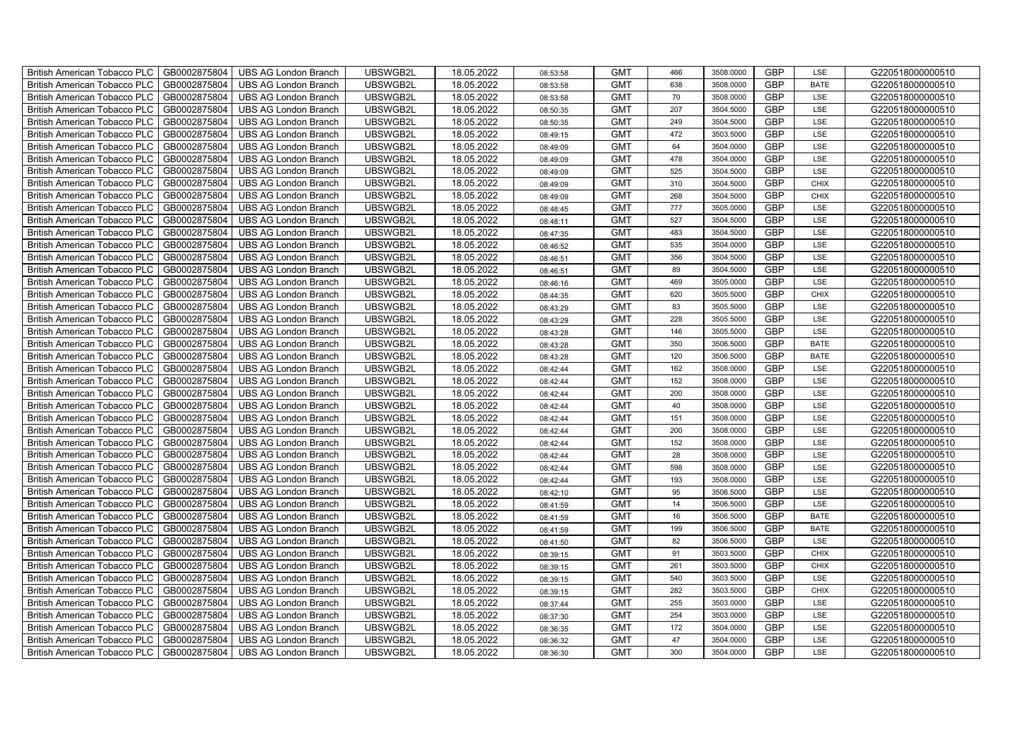| British American Tobacco PLC | GB0002875804 | UBS AG London Branch | UBSWGB2L | 18.05.2022 | 08:53:58 | GMT | 466 | 3508.0000 | GBP | LSE | G220518000000510 |
|---|---|---|---|---|---|---|---|---|---|---|---|
| British American Tobacco PLC | GB0002875804 | UBS AG London Branch | UBSWGB2L | 18.05.2022 | 08:53:58 | GMT | 638 | 3508.0000 | GBP | BATE | G220518000000510 |
| British American Tobacco PLC | GB0002875804 | UBS AG London Branch | UBSWGB2L | 18.05.2022 | 08:53:58 | GMT | 70 | 3508.0000 | GBP | LSE | G220518000000510 |
| British American Tobacco PLC | GB0002875804 | UBS AG London Branch | UBSWGB2L | 18.05.2022 | 08:50:35 | GMT | 207 | 3504.5000 | GBP | LSE | G220518000000510 |
| British American Tobacco PLC | GB0002875804 | UBS AG London Branch | UBSWGB2L | 18.05.2022 | 08:50:35 | GMT | 249 | 3504.5000 | GBP | LSE | G220518000000510 |
| British American Tobacco PLC | GB0002875804 | UBS AG London Branch | UBSWGB2L | 18.05.2022 | 08:49:15 | GMT | 472 | 3503.5000 | GBP | LSE | G220518000000510 |
| British American Tobacco PLC | GB0002875804 | UBS AG London Branch | UBSWGB2L | 18.05.2022 | 08:49:09 | GMT | 64 | 3504.0000 | GBP | LSE | G220518000000510 |
| British American Tobacco PLC | GB0002875804 | UBS AG London Branch | UBSWGB2L | 18.05.2022 | 08:49:09 | GMT | 478 | 3504.0000 | GBP | LSE | G220518000000510 |
| British American Tobacco PLC | GB0002875804 | UBS AG London Branch | UBSWGB2L | 18.05.2022 | 08:49:09 | GMT | 525 | 3504.5000 | GBP | LSE | G220518000000510 |
| British American Tobacco PLC | GB0002875804 | UBS AG London Branch | UBSWGB2L | 18.05.2022 | 08:49:09 | GMT | 310 | 3504.5000 | GBP | CHIX | G220518000000510 |
| British American Tobacco PLC | GB0002875804 | UBS AG London Branch | UBSWGB2L | 18.05.2022 | 08:49:09 | GMT | 268 | 3504.5000 | GBP | CHIX | G220518000000510 |
| British American Tobacco PLC | GB0002875804 | UBS AG London Branch | UBSWGB2L | 18.05.2022 | 08:48:45 | GMT | 777 | 3505.0000 | GBP | LSE | G220518000000510 |
| British American Tobacco PLC | GB0002875804 | UBS AG London Branch | UBSWGB2L | 18.05.2022 | 08:48:11 | GMT | 527 | 3504.5000 | GBP | LSE | G220518000000510 |
| British American Tobacco PLC | GB0002875804 | UBS AG London Branch | UBSWGB2L | 18.05.2022 | 08:47:35 | GMT | 483 | 3504.5000 | GBP | LSE | G220518000000510 |
| British American Tobacco PLC | GB0002875804 | UBS AG London Branch | UBSWGB2L | 18.05.2022 | 08:46:52 | GMT | 535 | 3504.0000 | GBP | LSE | G220518000000510 |
| British American Tobacco PLC | GB0002875804 | UBS AG London Branch | UBSWGB2L | 18.05.2022 | 08:46:51 | GMT | 356 | 3504.5000 | GBP | LSE | G220518000000510 |
| British American Tobacco PLC | GB0002875804 | UBS AG London Branch | UBSWGB2L | 18.05.2022 | 08:46:51 | GMT | 89 | 3504.5000 | GBP | LSE | G220518000000510 |
| British American Tobacco PLC | GB0002875804 | UBS AG London Branch | UBSWGB2L | 18.05.2022 | 08:46:16 | GMT | 469 | 3505.0000 | GBP | LSE | G220518000000510 |
| British American Tobacco PLC | GB0002875804 | UBS AG London Branch | UBSWGB2L | 18.05.2022 | 08:44:35 | GMT | 620 | 3505.5000 | GBP | CHIX | G220518000000510 |
| British American Tobacco PLC | GB0002875804 | UBS AG London Branch | UBSWGB2L | 18.05.2022 | 08:43:29 | GMT | 83 | 3505.5000 | GBP | LSE | G220518000000510 |
| British American Tobacco PLC | GB0002875804 | UBS AG London Branch | UBSWGB2L | 18.05.2022 | 08:43:29 | GMT | 228 | 3505.5000 | GBP | LSE | G220518000000510 |
| British American Tobacco PLC | GB0002875804 | UBS AG London Branch | UBSWGB2L | 18.05.2022 | 08:43:28 | GMT | 146 | 3505.5000 | GBP | LSE | G220518000000510 |
| British American Tobacco PLC | GB0002875804 | UBS AG London Branch | UBSWGB2L | 18.05.2022 | 08:43:28 | GMT | 350 | 3506.5000 | GBP | BATE | G220518000000510 |
| British American Tobacco PLC | GB0002875804 | UBS AG London Branch | UBSWGB2L | 18.05.2022 | 08:43:28 | GMT | 120 | 3506.5000 | GBP | BATE | G220518000000510 |
| British American Tobacco PLC | GB0002875804 | UBS AG London Branch | UBSWGB2L | 18.05.2022 | 08:42:44 | GMT | 162 | 3508.0000 | GBP | LSE | G220518000000510 |
| British American Tobacco PLC | GB0002875804 | UBS AG London Branch | UBSWGB2L | 18.05.2022 | 08:42:44 | GMT | 152 | 3508.0000 | GBP | LSE | G220518000000510 |
| British American Tobacco PLC | GB0002875804 | UBS AG London Branch | UBSWGB2L | 18.05.2022 | 08:42:44 | GMT | 200 | 3508.0000 | GBP | LSE | G220518000000510 |
| British American Tobacco PLC | GB0002875804 | UBS AG London Branch | UBSWGB2L | 18.05.2022 | 08:42:44 | GMT | 40 | 3508.0000 | GBP | LSE | G220518000000510 |
| British American Tobacco PLC | GB0002875804 | UBS AG London Branch | UBSWGB2L | 18.05.2022 | 08:42:44 | GMT | 151 | 3508.0000 | GBP | LSE | G220518000000510 |
| British American Tobacco PLC | GB0002875804 | UBS AG London Branch | UBSWGB2L | 18.05.2022 | 08:42:44 | GMT | 200 | 3508.0000 | GBP | LSE | G220518000000510 |
| British American Tobacco PLC | GB0002875804 | UBS AG London Branch | UBSWGB2L | 18.05.2022 | 08:42:44 | GMT | 152 | 3508.0000 | GBP | LSE | G220518000000510 |
| British American Tobacco PLC | GB0002875804 | UBS AG London Branch | UBSWGB2L | 18.05.2022 | 08:42:44 | GMT | 28 | 3508.0000 | GBP | LSE | G220518000000510 |
| British American Tobacco PLC | GB0002875804 | UBS AG London Branch | UBSWGB2L | 18.05.2022 | 08:42:44 | GMT | 598 | 3508.0000 | GBP | LSE | G220518000000510 |
| British American Tobacco PLC | GB0002875804 | UBS AG London Branch | UBSWGB2L | 18.05.2022 | 08:42:44 | GMT | 193 | 3508.0000 | GBP | LSE | G220518000000510 |
| British American Tobacco PLC | GB0002875804 | UBS AG London Branch | UBSWGB2L | 18.05.2022 | 08:42:10 | GMT | 95 | 3506.5000 | GBP | LSE | G220518000000510 |
| British American Tobacco PLC | GB0002875804 | UBS AG London Branch | UBSWGB2L | 18.05.2022 | 08:41:59 | GMT | 14 | 3506.5000 | GBP | LSE | G220518000000510 |
| British American Tobacco PLC | GB0002875804 | UBS AG London Branch | UBSWGB2L | 18.05.2022 | 08:41:59 | GMT | 16 | 3506.5000 | GBP | BATE | G220518000000510 |
| British American Tobacco PLC | GB0002875804 | UBS AG London Branch | UBSWGB2L | 18.05.2022 | 08:41:59 | GMT | 199 | 3506.5000 | GBP | BATE | G220518000000510 |
| British American Tobacco PLC | GB0002875804 | UBS AG London Branch | UBSWGB2L | 18.05.2022 | 08:41:50 | GMT | 82 | 3506.5000 | GBP | LSE | G220518000000510 |
| British American Tobacco PLC | GB0002875804 | UBS AG London Branch | UBSWGB2L | 18.05.2022 | 08:39:15 | GMT | 91 | 3503.5000 | GBP | CHIX | G220518000000510 |
| British American Tobacco PLC | GB0002875804 | UBS AG London Branch | UBSWGB2L | 18.05.2022 | 08:39:15 | GMT | 261 | 3503.5000 | GBP | CHIX | G220518000000510 |
| British American Tobacco PLC | GB0002875804 | UBS AG London Branch | UBSWGB2L | 18.05.2022 | 08:39:15 | GMT | 540 | 3503.5000 | GBP | LSE | G220518000000510 |
| British American Tobacco PLC | GB0002875804 | UBS AG London Branch | UBSWGB2L | 18.05.2022 | 08:39:15 | GMT | 282 | 3503.5000 | GBP | CHIX | G220518000000510 |
| British American Tobacco PLC | GB0002875804 | UBS AG London Branch | UBSWGB2L | 18.05.2022 | 08:37:44 | GMT | 255 | 3503.0000 | GBP | LSE | G220518000000510 |
| British American Tobacco PLC | GB0002875804 | UBS AG London Branch | UBSWGB2L | 18.05.2022 | 08:37:30 | GMT | 254 | 3503.0000 | GBP | LSE | G220518000000510 |
| British American Tobacco PLC | GB0002875804 | UBS AG London Branch | UBSWGB2L | 18.05.2022 | 08:36:35 | GMT | 172 | 3504.0000 | GBP | LSE | G220518000000510 |
| British American Tobacco PLC | GB0002875804 | UBS AG London Branch | UBSWGB2L | 18.05.2022 | 08:36:32 | GMT | 47 | 3504.0000 | GBP | LSE | G220518000000510 |
| British American Tobacco PLC | GB0002875804 | UBS AG London Branch | UBSWGB2L | 18.05.2022 | 08:36:30 | GMT | 300 | 3504.0000 | GBP | LSE | G220518000000510 |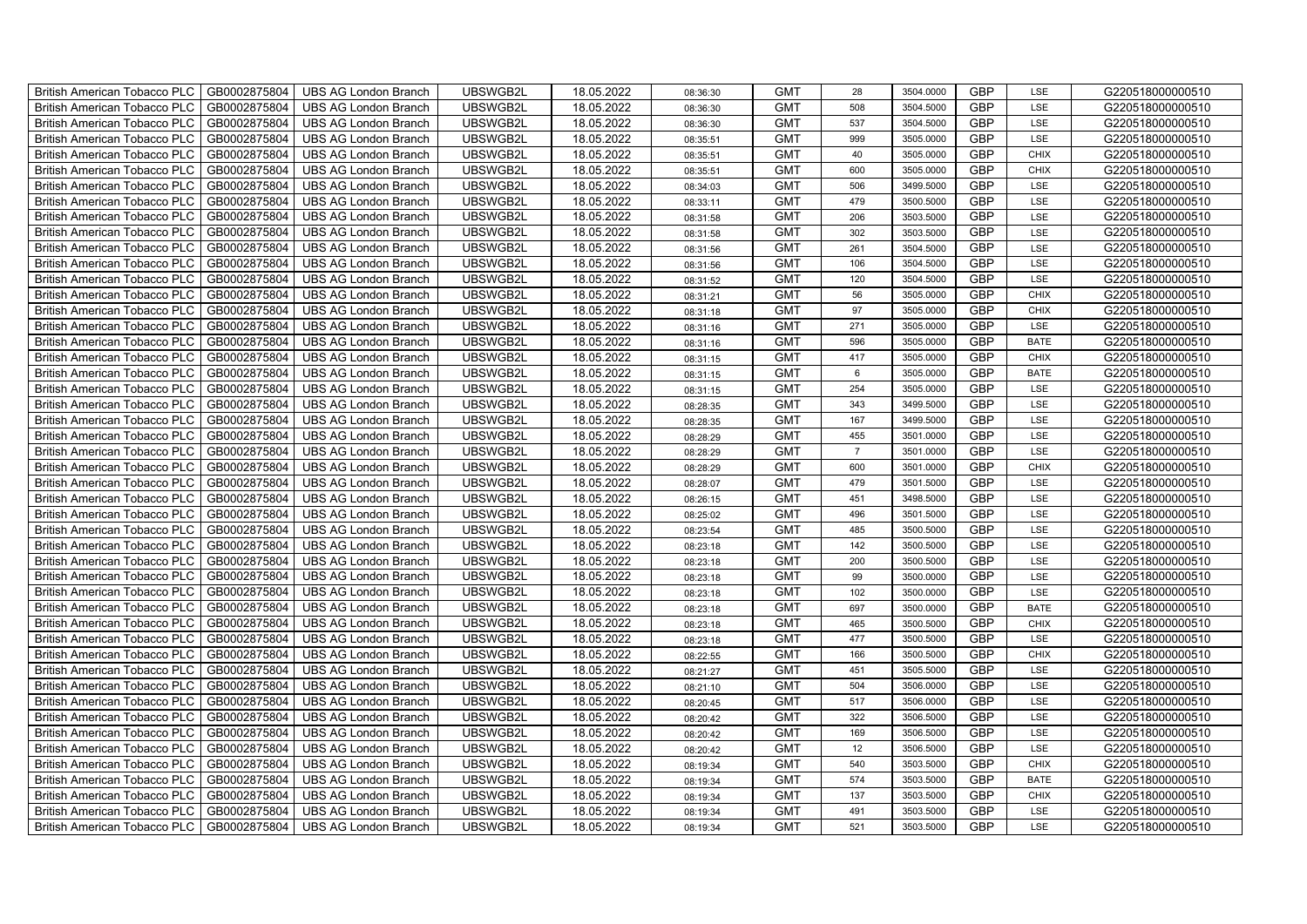| British American Tobacco PLC | GB0002875804 | UBS AG London Branch | UBSWGB2L | 18.05.2022 | 08:36:30 | GMT | 28 | 3504.0000 | GBP | LSE | G220518000000510 |
|---|---|---|---|---|---|---|---|---|---|---|---|
| British American Tobacco PLC | GB0002875804 | UBS AG London Branch | UBSWGB2L | 18.05.2022 | 08:36:30 | GMT | 508 | 3504.5000 | GBP | LSE | G220518000000510 |
| British American Tobacco PLC | GB0002875804 | UBS AG London Branch | UBSWGB2L | 18.05.2022 | 08:36:30 | GMT | 537 | 3504.5000 | GBP | LSE | G220518000000510 |
| British American Tobacco PLC | GB0002875804 | UBS AG London Branch | UBSWGB2L | 18.05.2022 | 08:35:51 | GMT | 999 | 3505.0000 | GBP | LSE | G220518000000510 |
| British American Tobacco PLC | GB0002875804 | UBS AG London Branch | UBSWGB2L | 18.05.2022 | 08:35:51 | GMT | 40 | 3505.0000 | GBP | CHIX | G220518000000510 |
| British American Tobacco PLC | GB0002875804 | UBS AG London Branch | UBSWGB2L | 18.05.2022 | 08:35:51 | GMT | 600 | 3505.0000 | GBP | CHIX | G220518000000510 |
| British American Tobacco PLC | GB0002875804 | UBS AG London Branch | UBSWGB2L | 18.05.2022 | 08:34:03 | GMT | 506 | 3499.5000 | GBP | LSE | G220518000000510 |
| British American Tobacco PLC | GB0002875804 | UBS AG London Branch | UBSWGB2L | 18.05.2022 | 08:33:11 | GMT | 479 | 3500.5000 | GBP | LSE | G220518000000510 |
| British American Tobacco PLC | GB0002875804 | UBS AG London Branch | UBSWGB2L | 18.05.2022 | 08:31:58 | GMT | 206 | 3503.5000 | GBP | LSE | G220518000000510 |
| British American Tobacco PLC | GB0002875804 | UBS AG London Branch | UBSWGB2L | 18.05.2022 | 08:31:58 | GMT | 302 | 3503.5000 | GBP | LSE | G220518000000510 |
| British American Tobacco PLC | GB0002875804 | UBS AG London Branch | UBSWGB2L | 18.05.2022 | 08:31:56 | GMT | 261 | 3504.5000 | GBP | LSE | G220518000000510 |
| British American Tobacco PLC | GB0002875804 | UBS AG London Branch | UBSWGB2L | 18.05.2022 | 08:31:56 | GMT | 106 | 3504.5000 | GBP | LSE | G220518000000510 |
| British American Tobacco PLC | GB0002875804 | UBS AG London Branch | UBSWGB2L | 18.05.2022 | 08:31:52 | GMT | 120 | 3504.5000 | GBP | LSE | G220518000000510 |
| British American Tobacco PLC | GB0002875804 | UBS AG London Branch | UBSWGB2L | 18.05.2022 | 08:31:21 | GMT | 56 | 3505.0000 | GBP | CHIX | G220518000000510 |
| British American Tobacco PLC | GB0002875804 | UBS AG London Branch | UBSWGB2L | 18.05.2022 | 08:31:18 | GMT | 97 | 3505.0000 | GBP | CHIX | G220518000000510 |
| British American Tobacco PLC | GB0002875804 | UBS AG London Branch | UBSWGB2L | 18.05.2022 | 08:31:16 | GMT | 271 | 3505.0000 | GBP | LSE | G220518000000510 |
| British American Tobacco PLC | GB0002875804 | UBS AG London Branch | UBSWGB2L | 18.05.2022 | 08:31:16 | GMT | 596 | 3505.0000 | GBP | BATE | G220518000000510 |
| British American Tobacco PLC | GB0002875804 | UBS AG London Branch | UBSWGB2L | 18.05.2022 | 08:31:15 | GMT | 417 | 3505.0000 | GBP | CHIX | G220518000000510 |
| British American Tobacco PLC | GB0002875804 | UBS AG London Branch | UBSWGB2L | 18.05.2022 | 08:31:15 | GMT | 6 | 3505.0000 | GBP | BATE | G220518000000510 |
| British American Tobacco PLC | GB0002875804 | UBS AG London Branch | UBSWGB2L | 18.05.2022 | 08:31:15 | GMT | 254 | 3505.0000 | GBP | LSE | G220518000000510 |
| British American Tobacco PLC | GB0002875804 | UBS AG London Branch | UBSWGB2L | 18.05.2022 | 08:28:35 | GMT | 343 | 3499.5000 | GBP | LSE | G220518000000510 |
| British American Tobacco PLC | GB0002875804 | UBS AG London Branch | UBSWGB2L | 18.05.2022 | 08:28:35 | GMT | 167 | 3499.5000 | GBP | LSE | G220518000000510 |
| British American Tobacco PLC | GB0002875804 | UBS AG London Branch | UBSWGB2L | 18.05.2022 | 08:28:29 | GMT | 455 | 3501.0000 | GBP | LSE | G220518000000510 |
| British American Tobacco PLC | GB0002875804 | UBS AG London Branch | UBSWGB2L | 18.05.2022 | 08:28:29 | GMT | 7 | 3501.0000 | GBP | LSE | G220518000000510 |
| British American Tobacco PLC | GB0002875804 | UBS AG London Branch | UBSWGB2L | 18.05.2022 | 08:28:29 | GMT | 600 | 3501.0000 | GBP | CHIX | G220518000000510 |
| British American Tobacco PLC | GB0002875804 | UBS AG London Branch | UBSWGB2L | 18.05.2022 | 08:28:07 | GMT | 479 | 3501.5000 | GBP | LSE | G220518000000510 |
| British American Tobacco PLC | GB0002875804 | UBS AG London Branch | UBSWGB2L | 18.05.2022 | 08:26:15 | GMT | 451 | 3498.5000 | GBP | LSE | G220518000000510 |
| British American Tobacco PLC | GB0002875804 | UBS AG London Branch | UBSWGB2L | 18.05.2022 | 08:25:02 | GMT | 496 | 3501.5000 | GBP | LSE | G220518000000510 |
| British American Tobacco PLC | GB0002875804 | UBS AG London Branch | UBSWGB2L | 18.05.2022 | 08:23:54 | GMT | 485 | 3500.5000 | GBP | LSE | G220518000000510 |
| British American Tobacco PLC | GB0002875804 | UBS AG London Branch | UBSWGB2L | 18.05.2022 | 08:23:18 | GMT | 142 | 3500.5000 | GBP | LSE | G220518000000510 |
| British American Tobacco PLC | GB0002875804 | UBS AG London Branch | UBSWGB2L | 18.05.2022 | 08:23:18 | GMT | 200 | 3500.5000 | GBP | LSE | G220518000000510 |
| British American Tobacco PLC | GB0002875804 | UBS AG London Branch | UBSWGB2L | 18.05.2022 | 08:23:18 | GMT | 99 | 3500.0000 | GBP | LSE | G220518000000510 |
| British American Tobacco PLC | GB0002875804 | UBS AG London Branch | UBSWGB2L | 18.05.2022 | 08:23:18 | GMT | 102 | 3500.0000 | GBP | LSE | G220518000000510 |
| British American Tobacco PLC | GB0002875804 | UBS AG London Branch | UBSWGB2L | 18.05.2022 | 08:23:18 | GMT | 697 | 3500.0000 | GBP | BATE | G220518000000510 |
| British American Tobacco PLC | GB0002875804 | UBS AG London Branch | UBSWGB2L | 18.05.2022 | 08:23:18 | GMT | 465 | 3500.5000 | GBP | CHIX | G220518000000510 |
| British American Tobacco PLC | GB0002875804 | UBS AG London Branch | UBSWGB2L | 18.05.2022 | 08:23:18 | GMT | 477 | 3500.5000 | GBP | LSE | G220518000000510 |
| British American Tobacco PLC | GB0002875804 | UBS AG London Branch | UBSWGB2L | 18.05.2022 | 08:22:55 | GMT | 166 | 3500.5000 | GBP | CHIX | G220518000000510 |
| British American Tobacco PLC | GB0002875804 | UBS AG London Branch | UBSWGB2L | 18.05.2022 | 08:21:27 | GMT | 451 | 3505.5000 | GBP | LSE | G220518000000510 |
| British American Tobacco PLC | GB0002875804 | UBS AG London Branch | UBSWGB2L | 18.05.2022 | 08:21:10 | GMT | 504 | 3506.0000 | GBP | LSE | G220518000000510 |
| British American Tobacco PLC | GB0002875804 | UBS AG London Branch | UBSWGB2L | 18.05.2022 | 08:20:45 | GMT | 517 | 3506.0000 | GBP | LSE | G220518000000510 |
| British American Tobacco PLC | GB0002875804 | UBS AG London Branch | UBSWGB2L | 18.05.2022 | 08:20:42 | GMT | 322 | 3506.5000 | GBP | LSE | G220518000000510 |
| British American Tobacco PLC | GB0002875804 | UBS AG London Branch | UBSWGB2L | 18.05.2022 | 08:20:42 | GMT | 169 | 3506.5000 | GBP | LSE | G220518000000510 |
| British American Tobacco PLC | GB0002875804 | UBS AG London Branch | UBSWGB2L | 18.05.2022 | 08:20:42 | GMT | 12 | 3506.5000 | GBP | LSE | G220518000000510 |
| British American Tobacco PLC | GB0002875804 | UBS AG London Branch | UBSWGB2L | 18.05.2022 | 08:19:34 | GMT | 540 | 3503.5000 | GBP | CHIX | G220518000000510 |
| British American Tobacco PLC | GB0002875804 | UBS AG London Branch | UBSWGB2L | 18.05.2022 | 08:19:34 | GMT | 574 | 3503.5000 | GBP | BATE | G220518000000510 |
| British American Tobacco PLC | GB0002875804 | UBS AG London Branch | UBSWGB2L | 18.05.2022 | 08:19:34 | GMT | 137 | 3503.5000 | GBP | CHIX | G220518000000510 |
| British American Tobacco PLC | GB0002875804 | UBS AG London Branch | UBSWGB2L | 18.05.2022 | 08:19:34 | GMT | 491 | 3503.5000 | GBP | LSE | G220518000000510 |
| British American Tobacco PLC | GB0002875804 | UBS AG London Branch | UBSWGB2L | 18.05.2022 | 08:19:34 | GMT | 521 | 3503.5000 | GBP | LSE | G220518000000510 |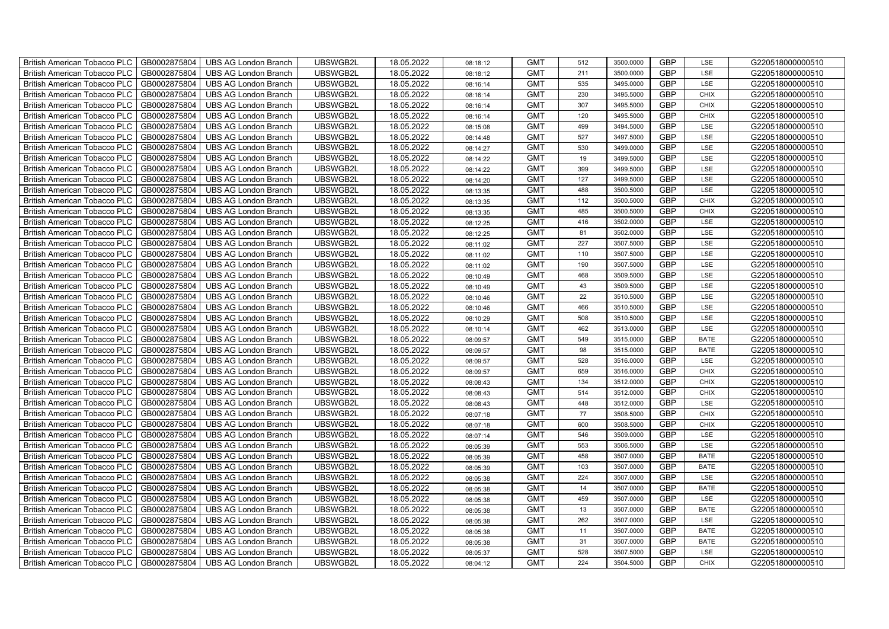| British American Tobacco PLC | GB0002875804 | UBS AG London Branch | UBSWGB2L | 18.05.2022 | 08:18:12 | GMT | 512 | 3500.0000 | GBP | LSE | G220518000000510 |
|---|---|---|---|---|---|---|---|---|---|---|---|
| British American Tobacco PLC | GB0002875804 | UBS AG London Branch | UBSWGB2L | 18.05.2022 | 08:18:12 | GMT | 211 | 3500.0000 | GBP | LSE | G220518000000510 |
| British American Tobacco PLC | GB0002875804 | UBS AG London Branch | UBSWGB2L | 18.05.2022 | 08:16:14 | GMT | 535 | 3495.0000 | GBP | LSE | G220518000000510 |
| British American Tobacco PLC | GB0002875804 | UBS AG London Branch | UBSWGB2L | 18.05.2022 | 08:16:14 | GMT | 230 | 3495.5000 | GBP | CHIX | G220518000000510 |
| British American Tobacco PLC | GB0002875804 | UBS AG London Branch | UBSWGB2L | 18.05.2022 | 08:16:14 | GMT | 307 | 3495.5000 | GBP | CHIX | G220518000000510 |
| British American Tobacco PLC | GB0002875804 | UBS AG London Branch | UBSWGB2L | 18.05.2022 | 08:16:14 | GMT | 120 | 3495.5000 | GBP | CHIX | G220518000000510 |
| British American Tobacco PLC | GB0002875804 | UBS AG London Branch | UBSWGB2L | 18.05.2022 | 08:15:08 | GMT | 499 | 3494.5000 | GBP | LSE | G220518000000510 |
| British American Tobacco PLC | GB0002875804 | UBS AG London Branch | UBSWGB2L | 18.05.2022 | 08:14:48 | GMT | 527 | 3497.5000 | GBP | LSE | G220518000000510 |
| British American Tobacco PLC | GB0002875804 | UBS AG London Branch | UBSWGB2L | 18.05.2022 | 08:14:27 | GMT | 530 | 3499.0000 | GBP | LSE | G220518000000510 |
| British American Tobacco PLC | GB0002875804 | UBS AG London Branch | UBSWGB2L | 18.05.2022 | 08:14:22 | GMT | 19 | 3499.5000 | GBP | LSE | G220518000000510 |
| British American Tobacco PLC | GB0002875804 | UBS AG London Branch | UBSWGB2L | 18.05.2022 | 08:14:22 | GMT | 399 | 3499.5000 | GBP | LSE | G220518000000510 |
| British American Tobacco PLC | GB0002875804 | UBS AG London Branch | UBSWGB2L | 18.05.2022 | 08:14:20 | GMT | 127 | 3499.5000 | GBP | LSE | G220518000000510 |
| British American Tobacco PLC | GB0002875804 | UBS AG London Branch | UBSWGB2L | 18.05.2022 | 08:13:35 | GMT | 488 | 3500.5000 | GBP | LSE | G220518000000510 |
| British American Tobacco PLC | GB0002875804 | UBS AG London Branch | UBSWGB2L | 18.05.2022 | 08:13:35 | GMT | 112 | 3500.5000 | GBP | CHIX | G220518000000510 |
| British American Tobacco PLC | GB0002875804 | UBS AG London Branch | UBSWGB2L | 18.05.2022 | 08:13:35 | GMT | 485 | 3500.5000 | GBP | CHIX | G220518000000510 |
| British American Tobacco PLC | GB0002875804 | UBS AG London Branch | UBSWGB2L | 18.05.2022 | 08:12:25 | GMT | 416 | 3502.0000 | GBP | LSE | G220518000000510 |
| British American Tobacco PLC | GB0002875804 | UBS AG London Branch | UBSWGB2L | 18.05.2022 | 08:12:25 | GMT | 81 | 3502.0000 | GBP | LSE | G220518000000510 |
| British American Tobacco PLC | GB0002875804 | UBS AG London Branch | UBSWGB2L | 18.05.2022 | 08:11:02 | GMT | 227 | 3507.5000 | GBP | LSE | G220518000000510 |
| British American Tobacco PLC | GB0002875804 | UBS AG London Branch | UBSWGB2L | 18.05.2022 | 08:11:02 | GMT | 110 | 3507.5000 | GBP | LSE | G220518000000510 |
| British American Tobacco PLC | GB0002875804 | UBS AG London Branch | UBSWGB2L | 18.05.2022 | 08:11:02 | GMT | 190 | 3507.5000 | GBP | LSE | G220518000000510 |
| British American Tobacco PLC | GB0002875804 | UBS AG London Branch | UBSWGB2L | 18.05.2022 | 08:10:49 | GMT | 468 | 3509.5000 | GBP | LSE | G220518000000510 |
| British American Tobacco PLC | GB0002875804 | UBS AG London Branch | UBSWGB2L | 18.05.2022 | 08:10:49 | GMT | 43 | 3509.5000 | GBP | LSE | G220518000000510 |
| British American Tobacco PLC | GB0002875804 | UBS AG London Branch | UBSWGB2L | 18.05.2022 | 08:10:46 | GMT | 22 | 3510.5000 | GBP | LSE | G220518000000510 |
| British American Tobacco PLC | GB0002875804 | UBS AG London Branch | UBSWGB2L | 18.05.2022 | 08:10:46 | GMT | 466 | 3510.5000 | GBP | LSE | G220518000000510 |
| British American Tobacco PLC | GB0002875804 | UBS AG London Branch | UBSWGB2L | 18.05.2022 | 08:10:29 | GMT | 508 | 3510.5000 | GBP | LSE | G220518000000510 |
| British American Tobacco PLC | GB0002875804 | UBS AG London Branch | UBSWGB2L | 18.05.2022 | 08:10:14 | GMT | 462 | 3513.0000 | GBP | LSE | G220518000000510 |
| British American Tobacco PLC | GB0002875804 | UBS AG London Branch | UBSWGB2L | 18.05.2022 | 08:09:57 | GMT | 549 | 3515.0000 | GBP | BATE | G220518000000510 |
| British American Tobacco PLC | GB0002875804 | UBS AG London Branch | UBSWGB2L | 18.05.2022 | 08:09:57 | GMT | 98 | 3515.0000 | GBP | BATE | G220518000000510 |
| British American Tobacco PLC | GB0002875804 | UBS AG London Branch | UBSWGB2L | 18.05.2022 | 08:09:57 | GMT | 528 | 3516.0000 | GBP | LSE | G220518000000510 |
| British American Tobacco PLC | GB0002875804 | UBS AG London Branch | UBSWGB2L | 18.05.2022 | 08:09:57 | GMT | 659 | 3516.0000 | GBP | CHIX | G220518000000510 |
| British American Tobacco PLC | GB0002875804 | UBS AG London Branch | UBSWGB2L | 18.05.2022 | 08:08:43 | GMT | 134 | 3512.0000 | GBP | CHIX | G220518000000510 |
| British American Tobacco PLC | GB0002875804 | UBS AG London Branch | UBSWGB2L | 18.05.2022 | 08:08:43 | GMT | 514 | 3512.0000 | GBP | CHIX | G220518000000510 |
| British American Tobacco PLC | GB0002875804 | UBS AG London Branch | UBSWGB2L | 18.05.2022 | 08:08:43 | GMT | 448 | 3512.0000 | GBP | LSE | G220518000000510 |
| British American Tobacco PLC | GB0002875804 | UBS AG London Branch | UBSWGB2L | 18.05.2022 | 08:07:18 | GMT | 77 | 3508.5000 | GBP | CHIX | G220518000000510 |
| British American Tobacco PLC | GB0002875804 | UBS AG London Branch | UBSWGB2L | 18.05.2022 | 08:07:18 | GMT | 600 | 3508.5000 | GBP | CHIX | G220518000000510 |
| British American Tobacco PLC | GB0002875804 | UBS AG London Branch | UBSWGB2L | 18.05.2022 | 08:07:14 | GMT | 546 | 3509.0000 | GBP | LSE | G220518000000510 |
| British American Tobacco PLC | GB0002875804 | UBS AG London Branch | UBSWGB2L | 18.05.2022 | 08:05:39 | GMT | 553 | 3506.5000 | GBP | LSE | G220518000000510 |
| British American Tobacco PLC | GB0002875804 | UBS AG London Branch | UBSWGB2L | 18.05.2022 | 08:05:39 | GMT | 458 | 3507.0000 | GBP | BATE | G220518000000510 |
| British American Tobacco PLC | GB0002875804 | UBS AG London Branch | UBSWGB2L | 18.05.2022 | 08:05:39 | GMT | 103 | 3507.0000 | GBP | BATE | G220518000000510 |
| British American Tobacco PLC | GB0002875804 | UBS AG London Branch | UBSWGB2L | 18.05.2022 | 08:05:38 | GMT | 224 | 3507.0000 | GBP | LSE | G220518000000510 |
| British American Tobacco PLC | GB0002875804 | UBS AG London Branch | UBSWGB2L | 18.05.2022 | 08:05:38 | GMT | 14 | 3507.0000 | GBP | BATE | G220518000000510 |
| British American Tobacco PLC | GB0002875804 | UBS AG London Branch | UBSWGB2L | 18.05.2022 | 08:05:38 | GMT | 459 | 3507.0000 | GBP | LSE | G220518000000510 |
| British American Tobacco PLC | GB0002875804 | UBS AG London Branch | UBSWGB2L | 18.05.2022 | 08:05:38 | GMT | 13 | 3507.0000 | GBP | BATE | G220518000000510 |
| British American Tobacco PLC | GB0002875804 | UBS AG London Branch | UBSWGB2L | 18.05.2022 | 08:05:38 | GMT | 262 | 3507.0000 | GBP | LSE | G220518000000510 |
| British American Tobacco PLC | GB0002875804 | UBS AG London Branch | UBSWGB2L | 18.05.2022 | 08:05:38 | GMT | 11 | 3507.0000 | GBP | BATE | G220518000000510 |
| British American Tobacco PLC | GB0002875804 | UBS AG London Branch | UBSWGB2L | 18.05.2022 | 08:05:38 | GMT | 31 | 3507.0000 | GBP | BATE | G220518000000510 |
| British American Tobacco PLC | GB0002875804 | UBS AG London Branch | UBSWGB2L | 18.05.2022 | 08:05:37 | GMT | 528 | 3507.5000 | GBP | LSE | G220518000000510 |
| British American Tobacco PLC | GB0002875804 | UBS AG London Branch | UBSWGB2L | 18.05.2022 | 08:04:12 | GMT | 224 | 3504.5000 | GBP | CHIX | G220518000000510 |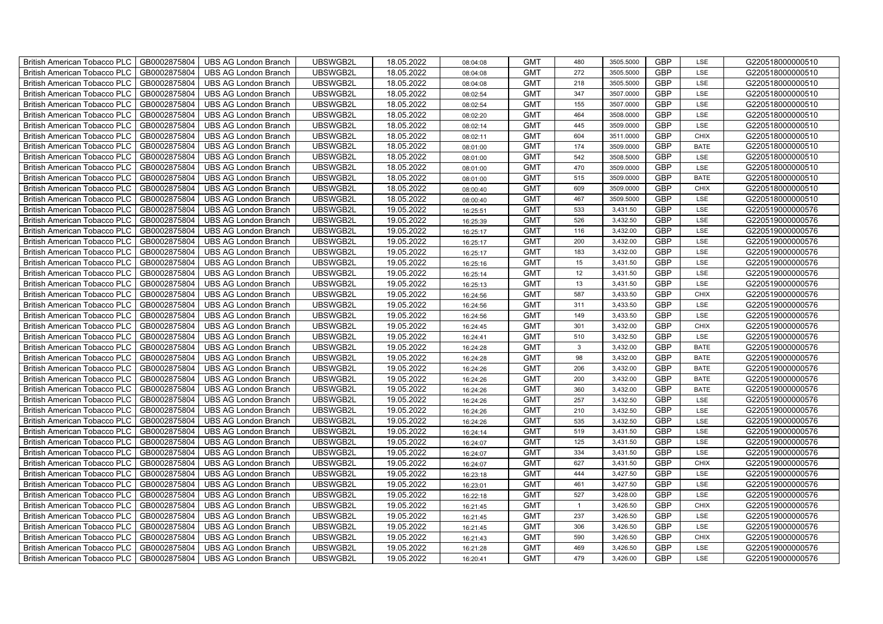| British American Tobacco PLC | GB0002875804 | UBS AG London Branch | UBSWGB2L | 18.05.2022 | 08:04:08 | GMT | 480 | 3505.5000 | GBP | LSE | G220518000000510 |
|---|---|---|---|---|---|---|---|---|---|---|---|
| British American Tobacco PLC | GB0002875804 | UBS AG London Branch | UBSWGB2L | 18.05.2022 | 08:04:08 | GMT | 272 | 3505.5000 | GBP | LSE | G220518000000510 |
| British American Tobacco PLC | GB0002875804 | UBS AG London Branch | UBSWGB2L | 18.05.2022 | 08:04:08 | GMT | 218 | 3505.5000 | GBP | LSE | G220518000000510 |
| British American Tobacco PLC | GB0002875804 | UBS AG London Branch | UBSWGB2L | 18.05.2022 | 08:02:54 | GMT | 347 | 3507.0000 | GBP | LSE | G220518000000510 |
| British American Tobacco PLC | GB0002875804 | UBS AG London Branch | UBSWGB2L | 18.05.2022 | 08:02:54 | GMT | 155 | 3507.0000 | GBP | LSE | G220518000000510 |
| British American Tobacco PLC | GB0002875804 | UBS AG London Branch | UBSWGB2L | 18.05.2022 | 08:02:20 | GMT | 464 | 3508.0000 | GBP | LSE | G220518000000510 |
| British American Tobacco PLC | GB0002875804 | UBS AG London Branch | UBSWGB2L | 18.05.2022 | 08:02:14 | GMT | 445 | 3509.0000 | GBP | LSE | G220518000000510 |
| British American Tobacco PLC | GB0002875804 | UBS AG London Branch | UBSWGB2L | 18.05.2022 | 08:02:11 | GMT | 604 | 3511.0000 | GBP | CHIX | G220518000000510 |
| British American Tobacco PLC | GB0002875804 | UBS AG London Branch | UBSWGB2L | 18.05.2022 | 08:01:00 | GMT | 174 | 3509.0000 | GBP | BATE | G220518000000510 |
| British American Tobacco PLC | GB0002875804 | UBS AG London Branch | UBSWGB2L | 18.05.2022 | 08:01:00 | GMT | 542 | 3508.5000 | GBP | LSE | G220518000000510 |
| British American Tobacco PLC | GB0002875804 | UBS AG London Branch | UBSWGB2L | 18.05.2022 | 08:01:00 | GMT | 470 | 3509.0000 | GBP | LSE | G220518000000510 |
| British American Tobacco PLC | GB0002875804 | UBS AG London Branch | UBSWGB2L | 18.05.2022 | 08:01:00 | GMT | 515 | 3509.0000 | GBP | BATE | G220518000000510 |
| British American Tobacco PLC | GB0002875804 | UBS AG London Branch | UBSWGB2L | 18.05.2022 | 08:00:40 | GMT | 609 | 3509.0000 | GBP | CHIX | G220518000000510 |
| British American Tobacco PLC | GB0002875804 | UBS AG London Branch | UBSWGB2L | 18.05.2022 | 08:00:40 | GMT | 467 | 3509.5000 | GBP | LSE | G220518000000510 |
| British American Tobacco PLC | GB0002875804 | UBS AG London Branch | UBSWGB2L | 19.05.2022 | 16:25:51 | GMT | 533 | 3,431.50 | GBP | LSE | G220519000000576 |
| British American Tobacco PLC | GB0002875804 | UBS AG London Branch | UBSWGB2L | 19.05.2022 | 16:25:39 | GMT | 526 | 3,432.50 | GBP | LSE | G220519000000576 |
| British American Tobacco PLC | GB0002875804 | UBS AG London Branch | UBSWGB2L | 19.05.2022 | 16:25:17 | GMT | 116 | 3,432.00 | GBP | LSE | G220519000000576 |
| British American Tobacco PLC | GB0002875804 | UBS AG London Branch | UBSWGB2L | 19.05.2022 | 16:25:17 | GMT | 200 | 3,432.00 | GBP | LSE | G220519000000576 |
| British American Tobacco PLC | GB0002875804 | UBS AG London Branch | UBSWGB2L | 19.05.2022 | 16:25:17 | GMT | 183 | 3,432.00 | GBP | LSE | G220519000000576 |
| British American Tobacco PLC | GB0002875804 | UBS AG London Branch | UBSWGB2L | 19.05.2022 | 16:25:16 | GMT | 15 | 3,431.50 | GBP | LSE | G220519000000576 |
| British American Tobacco PLC | GB0002875804 | UBS AG London Branch | UBSWGB2L | 19.05.2022 | 16:25:14 | GMT | 12 | 3,431.50 | GBP | LSE | G220519000000576 |
| British American Tobacco PLC | GB0002875804 | UBS AG London Branch | UBSWGB2L | 19.05.2022 | 16:25:13 | GMT | 13 | 3,431.50 | GBP | LSE | G220519000000576 |
| British American Tobacco PLC | GB0002875804 | UBS AG London Branch | UBSWGB2L | 19.05.2022 | 16:24:56 | GMT | 587 | 3,433.50 | GBP | CHIX | G220519000000576 |
| British American Tobacco PLC | GB0002875804 | UBS AG London Branch | UBSWGB2L | 19.05.2022 | 16:24:56 | GMT | 311 | 3,433.50 | GBP | LSE | G220519000000576 |
| British American Tobacco PLC | GB0002875804 | UBS AG London Branch | UBSWGB2L | 19.05.2022 | 16:24:56 | GMT | 149 | 3,433.50 | GBP | LSE | G220519000000576 |
| British American Tobacco PLC | GB0002875804 | UBS AG London Branch | UBSWGB2L | 19.05.2022 | 16:24:45 | GMT | 301 | 3,432.00 | GBP | CHIX | G220519000000576 |
| British American Tobacco PLC | GB0002875804 | UBS AG London Branch | UBSWGB2L | 19.05.2022 | 16:24:41 | GMT | 510 | 3,432.50 | GBP | LSE | G220519000000576 |
| British American Tobacco PLC | GB0002875804 | UBS AG London Branch | UBSWGB2L | 19.05.2022 | 16:24:28 | GMT | 3 | 3,432.00 | GBP | BATE | G220519000000576 |
| British American Tobacco PLC | GB0002875804 | UBS AG London Branch | UBSWGB2L | 19.05.2022 | 16:24:28 | GMT | 98 | 3,432.00 | GBP | BATE | G220519000000576 |
| British American Tobacco PLC | GB0002875804 | UBS AG London Branch | UBSWGB2L | 19.05.2022 | 16:24:26 | GMT | 206 | 3,432.00 | GBP | BATE | G220519000000576 |
| British American Tobacco PLC | GB0002875804 | UBS AG London Branch | UBSWGB2L | 19.05.2022 | 16:24:26 | GMT | 200 | 3,432.00 | GBP | BATE | G220519000000576 |
| British American Tobacco PLC | GB0002875804 | UBS AG London Branch | UBSWGB2L | 19.05.2022 | 16:24:26 | GMT | 360 | 3,432.00 | GBP | BATE | G220519000000576 |
| British American Tobacco PLC | GB0002875804 | UBS AG London Branch | UBSWGB2L | 19.05.2022 | 16:24:26 | GMT | 257 | 3,432.50 | GBP | LSE | G220519000000576 |
| British American Tobacco PLC | GB0002875804 | UBS AG London Branch | UBSWGB2L | 19.05.2022 | 16:24:26 | GMT | 210 | 3,432.50 | GBP | LSE | G220519000000576 |
| British American Tobacco PLC | GB0002875804 | UBS AG London Branch | UBSWGB2L | 19.05.2022 | 16:24:26 | GMT | 535 | 3,432.50 | GBP | LSE | G220519000000576 |
| British American Tobacco PLC | GB0002875804 | UBS AG London Branch | UBSWGB2L | 19.05.2022 | 16:24:14 | GMT | 519 | 3,431.50 | GBP | LSE | G220519000000576 |
| British American Tobacco PLC | GB0002875804 | UBS AG London Branch | UBSWGB2L | 19.05.2022 | 16:24:07 | GMT | 125 | 3,431.50 | GBP | LSE | G220519000000576 |
| British American Tobacco PLC | GB0002875804 | UBS AG London Branch | UBSWGB2L | 19.05.2022 | 16:24:07 | GMT | 334 | 3,431.50 | GBP | LSE | G220519000000576 |
| British American Tobacco PLC | GB0002875804 | UBS AG London Branch | UBSWGB2L | 19.05.2022 | 16:24:07 | GMT | 627 | 3,431.50 | GBP | CHIX | G220519000000576 |
| British American Tobacco PLC | GB0002875804 | UBS AG London Branch | UBSWGB2L | 19.05.2022 | 16:23:18 | GMT | 444 | 3,427.50 | GBP | LSE | G220519000000576 |
| British American Tobacco PLC | GB0002875804 | UBS AG London Branch | UBSWGB2L | 19.05.2022 | 16:23:01 | GMT | 461 | 3,427.50 | GBP | LSE | G220519000000576 |
| British American Tobacco PLC | GB0002875804 | UBS AG London Branch | UBSWGB2L | 19.05.2022 | 16:22:18 | GMT | 527 | 3,428.00 | GBP | LSE | G220519000000576 |
| British American Tobacco PLC | GB0002875804 | UBS AG London Branch | UBSWGB2L | 19.05.2022 | 16:21:45 | GMT | 1 | 3,426.50 | GBP | CHIX | G220519000000576 |
| British American Tobacco PLC | GB0002875804 | UBS AG London Branch | UBSWGB2L | 19.05.2022 | 16:21:45 | GMT | 237 | 3,426.50 | GBP | LSE | G220519000000576 |
| British American Tobacco PLC | GB0002875804 | UBS AG London Branch | UBSWGB2L | 19.05.2022 | 16:21:45 | GMT | 306 | 3,426.50 | GBP | LSE | G220519000000576 |
| British American Tobacco PLC | GB0002875804 | UBS AG London Branch | UBSWGB2L | 19.05.2022 | 16:21:43 | GMT | 590 | 3,426.50 | GBP | CHIX | G220519000000576 |
| British American Tobacco PLC | GB0002875804 | UBS AG London Branch | UBSWGB2L | 19.05.2022 | 16:21:28 | GMT | 469 | 3,426.50 | GBP | LSE | G220519000000576 |
| British American Tobacco PLC | GB0002875804 | UBS AG London Branch | UBSWGB2L | 19.05.2022 | 16:20:41 | GMT | 479 | 3,426.00 | GBP | LSE | G220519000000576 |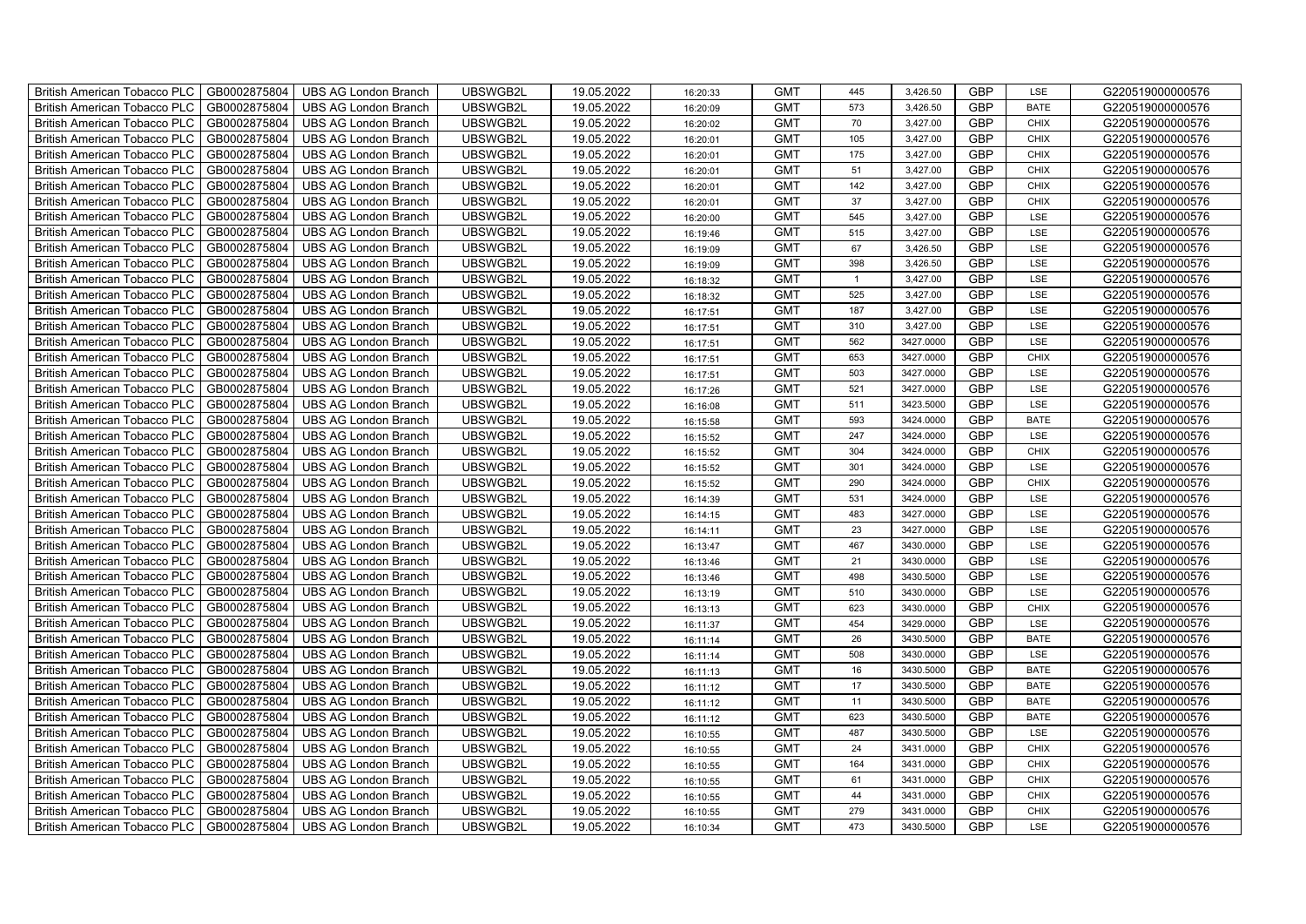| British American Tobacco PLC | GB0002875804 | UBS AG London Branch | UBSWGB2L | 19.05.2022 | 16:20:33 | GMT | 445 | 3,426.50 | GBP | LSE | G220519000000576 |
|---|---|---|---|---|---|---|---|---|---|---|---|
| British American Tobacco PLC | GB0002875804 | UBS AG London Branch | UBSWGB2L | 19.05.2022 | 16:20:09 | GMT | 573 | 3,426.50 | GBP | BATE | G220519000000576 |
| British American Tobacco PLC | GB0002875804 | UBS AG London Branch | UBSWGB2L | 19.05.2022 | 16:20:02 | GMT | 70 | 3,427.00 | GBP | CHIX | G220519000000576 |
| British American Tobacco PLC | GB0002875804 | UBS AG London Branch | UBSWGB2L | 19.05.2022 | 16:20:01 | GMT | 105 | 3,427.00 | GBP | CHIX | G220519000000576 |
| British American Tobacco PLC | GB0002875804 | UBS AG London Branch | UBSWGB2L | 19.05.2022 | 16:20:01 | GMT | 175 | 3,427.00 | GBP | CHIX | G220519000000576 |
| British American Tobacco PLC | GB0002875804 | UBS AG London Branch | UBSWGB2L | 19.05.2022 | 16:20:01 | GMT | 51 | 3,427.00 | GBP | CHIX | G220519000000576 |
| British American Tobacco PLC | GB0002875804 | UBS AG London Branch | UBSWGB2L | 19.05.2022 | 16:20:01 | GMT | 142 | 3,427.00 | GBP | CHIX | G220519000000576 |
| British American Tobacco PLC | GB0002875804 | UBS AG London Branch | UBSWGB2L | 19.05.2022 | 16:20:01 | GMT | 37 | 3,427.00 | GBP | CHIX | G220519000000576 |
| British American Tobacco PLC | GB0002875804 | UBS AG London Branch | UBSWGB2L | 19.05.2022 | 16:20:00 | GMT | 545 | 3,427.00 | GBP | LSE | G220519000000576 |
| British American Tobacco PLC | GB0002875804 | UBS AG London Branch | UBSWGB2L | 19.05.2022 | 16:19:46 | GMT | 515 | 3,427.00 | GBP | LSE | G220519000000576 |
| British American Tobacco PLC | GB0002875804 | UBS AG London Branch | UBSWGB2L | 19.05.2022 | 16:19:09 | GMT | 67 | 3,426.50 | GBP | LSE | G220519000000576 |
| British American Tobacco PLC | GB0002875804 | UBS AG London Branch | UBSWGB2L | 19.05.2022 | 16:19:09 | GMT | 398 | 3,426.50 | GBP | LSE | G220519000000576 |
| British American Tobacco PLC | GB0002875804 | UBS AG London Branch | UBSWGB2L | 19.05.2022 | 16:18:32 | GMT | 1 | 3,427.00 | GBP | LSE | G220519000000576 |
| British American Tobacco PLC | GB0002875804 | UBS AG London Branch | UBSWGB2L | 19.05.2022 | 16:18:32 | GMT | 525 | 3,427.00 | GBP | LSE | G220519000000576 |
| British American Tobacco PLC | GB0002875804 | UBS AG London Branch | UBSWGB2L | 19.05.2022 | 16:17:51 | GMT | 187 | 3,427.00 | GBP | LSE | G220519000000576 |
| British American Tobacco PLC | GB0002875804 | UBS AG London Branch | UBSWGB2L | 19.05.2022 | 16:17:51 | GMT | 310 | 3,427.00 | GBP | LSE | G220519000000576 |
| British American Tobacco PLC | GB0002875804 | UBS AG London Branch | UBSWGB2L | 19.05.2022 | 16:17:51 | GMT | 562 | 3427.0000 | GBP | LSE | G220519000000576 |
| British American Tobacco PLC | GB0002875804 | UBS AG London Branch | UBSWGB2L | 19.05.2022 | 16:17:51 | GMT | 653 | 3427.0000 | GBP | CHIX | G220519000000576 |
| British American Tobacco PLC | GB0002875804 | UBS AG London Branch | UBSWGB2L | 19.05.2022 | 16:17:51 | GMT | 503 | 3427.0000 | GBP | LSE | G220519000000576 |
| British American Tobacco PLC | GB0002875804 | UBS AG London Branch | UBSWGB2L | 19.05.2022 | 16:17:26 | GMT | 521 | 3427.0000 | GBP | LSE | G220519000000576 |
| British American Tobacco PLC | GB0002875804 | UBS AG London Branch | UBSWGB2L | 19.05.2022 | 16:16:08 | GMT | 511 | 3423.5000 | GBP | LSE | G220519000000576 |
| British American Tobacco PLC | GB0002875804 | UBS AG London Branch | UBSWGB2L | 19.05.2022 | 16:15:58 | GMT | 593 | 3424.0000 | GBP | BATE | G220519000000576 |
| British American Tobacco PLC | GB0002875804 | UBS AG London Branch | UBSWGB2L | 19.05.2022 | 16:15:52 | GMT | 247 | 3424.0000 | GBP | LSE | G220519000000576 |
| British American Tobacco PLC | GB0002875804 | UBS AG London Branch | UBSWGB2L | 19.05.2022 | 16:15:52 | GMT | 304 | 3424.0000 | GBP | CHIX | G220519000000576 |
| British American Tobacco PLC | GB0002875804 | UBS AG London Branch | UBSWGB2L | 19.05.2022 | 16:15:52 | GMT | 301 | 3424.0000 | GBP | LSE | G220519000000576 |
| British American Tobacco PLC | GB0002875804 | UBS AG London Branch | UBSWGB2L | 19.05.2022 | 16:15:52 | GMT | 290 | 3424.0000 | GBP | CHIX | G220519000000576 |
| British American Tobacco PLC | GB0002875804 | UBS AG London Branch | UBSWGB2L | 19.05.2022 | 16:14:39 | GMT | 531 | 3424.0000 | GBP | LSE | G220519000000576 |
| British American Tobacco PLC | GB0002875804 | UBS AG London Branch | UBSWGB2L | 19.05.2022 | 16:14:15 | GMT | 483 | 3427.0000 | GBP | LSE | G220519000000576 |
| British American Tobacco PLC | GB0002875804 | UBS AG London Branch | UBSWGB2L | 19.05.2022 | 16:14:11 | GMT | 23 | 3427.0000 | GBP | LSE | G220519000000576 |
| British American Tobacco PLC | GB0002875804 | UBS AG London Branch | UBSWGB2L | 19.05.2022 | 16:13:47 | GMT | 467 | 3430.0000 | GBP | LSE | G220519000000576 |
| British American Tobacco PLC | GB0002875804 | UBS AG London Branch | UBSWGB2L | 19.05.2022 | 16:13:46 | GMT | 21 | 3430.0000 | GBP | LSE | G220519000000576 |
| British American Tobacco PLC | GB0002875804 | UBS AG London Branch | UBSWGB2L | 19.05.2022 | 16:13:46 | GMT | 498 | 3430.5000 | GBP | LSE | G220519000000576 |
| British American Tobacco PLC | GB0002875804 | UBS AG London Branch | UBSWGB2L | 19.05.2022 | 16:13:19 | GMT | 510 | 3430.0000 | GBP | LSE | G220519000000576 |
| British American Tobacco PLC | GB0002875804 | UBS AG London Branch | UBSWGB2L | 19.05.2022 | 16:13:13 | GMT | 623 | 3430.0000 | GBP | CHIX | G220519000000576 |
| British American Tobacco PLC | GB0002875804 | UBS AG London Branch | UBSWGB2L | 19.05.2022 | 16:11:37 | GMT | 454 | 3429.0000 | GBP | LSE | G220519000000576 |
| British American Tobacco PLC | GB0002875804 | UBS AG London Branch | UBSWGB2L | 19.05.2022 | 16:11:14 | GMT | 26 | 3430.5000 | GBP | BATE | G220519000000576 |
| British American Tobacco PLC | GB0002875804 | UBS AG London Branch | UBSWGB2L | 19.05.2022 | 16:11:14 | GMT | 508 | 3430.0000 | GBP | LSE | G220519000000576 |
| British American Tobacco PLC | GB0002875804 | UBS AG London Branch | UBSWGB2L | 19.05.2022 | 16:11:13 | GMT | 16 | 3430.5000 | GBP | BATE | G220519000000576 |
| British American Tobacco PLC | GB0002875804 | UBS AG London Branch | UBSWGB2L | 19.05.2022 | 16:11:12 | GMT | 17 | 3430.5000 | GBP | BATE | G220519000000576 |
| British American Tobacco PLC | GB0002875804 | UBS AG London Branch | UBSWGB2L | 19.05.2022 | 16:11:12 | GMT | 11 | 3430.5000 | GBP | BATE | G220519000000576 |
| British American Tobacco PLC | GB0002875804 | UBS AG London Branch | UBSWGB2L | 19.05.2022 | 16:11:12 | GMT | 623 | 3430.5000 | GBP | BATE | G220519000000576 |
| British American Tobacco PLC | GB0002875804 | UBS AG London Branch | UBSWGB2L | 19.05.2022 | 16:10:55 | GMT | 487 | 3430.5000 | GBP | LSE | G220519000000576 |
| British American Tobacco PLC | GB0002875804 | UBS AG London Branch | UBSWGB2L | 19.05.2022 | 16:10:55 | GMT | 24 | 3431.0000 | GBP | CHIX | G220519000000576 |
| British American Tobacco PLC | GB0002875804 | UBS AG London Branch | UBSWGB2L | 19.05.2022 | 16:10:55 | GMT | 164 | 3431.0000 | GBP | CHIX | G220519000000576 |
| British American Tobacco PLC | GB0002875804 | UBS AG London Branch | UBSWGB2L | 19.05.2022 | 16:10:55 | GMT | 61 | 3431.0000 | GBP | CHIX | G220519000000576 |
| British American Tobacco PLC | GB0002875804 | UBS AG London Branch | UBSWGB2L | 19.05.2022 | 16:10:55 | GMT | 44 | 3431.0000 | GBP | CHIX | G220519000000576 |
| British American Tobacco PLC | GB0002875804 | UBS AG London Branch | UBSWGB2L | 19.05.2022 | 16:10:55 | GMT | 279 | 3431.0000 | GBP | CHIX | G220519000000576 |
| British American Tobacco PLC | GB0002875804 | UBS AG London Branch | UBSWGB2L | 19.05.2022 | 16:10:34 | GMT | 473 | 3430.5000 | GBP | LSE | G220519000000576 |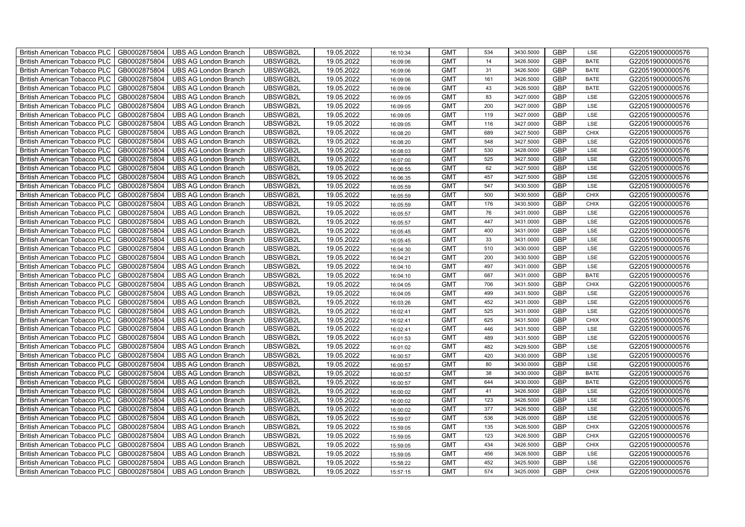| British American Tobacco PLC | GB0002875804 | UBS AG London Branch | UBSWGB2L | 19.05.2022 | 16:10:34 | GMT | 534 | 3430.5000 | GBP | LSE | G220519000000576 |
|---|---|---|---|---|---|---|---|---|---|---|---|
| British American Tobacco PLC | GB0002875804 | UBS AG London Branch | UBSWGB2L | 19.05.2022 | 16:09:06 | GMT | 14 | 3426.5000 | GBP | BATE | G220519000000576 |
| British American Tobacco PLC | GB0002875804 | UBS AG London Branch | UBSWGB2L | 19.05.2022 | 16:09:06 | GMT | 31 | 3426.5000 | GBP | BATE | G220519000000576 |
| British American Tobacco PLC | GB0002875804 | UBS AG London Branch | UBSWGB2L | 19.05.2022 | 16:09:06 | GMT | 161 | 3426.5000 | GBP | BATE | G220519000000576 |
| British American Tobacco PLC | GB0002875804 | UBS AG London Branch | UBSWGB2L | 19.05.2022 | 16:09:06 | GMT | 43 | 3426.5000 | GBP | BATE | G220519000000576 |
| British American Tobacco PLC | GB0002875804 | UBS AG London Branch | UBSWGB2L | 19.05.2022 | 16:09:05 | GMT | 83 | 3427.0000 | GBP | LSE | G220519000000576 |
| British American Tobacco PLC | GB0002875804 | UBS AG London Branch | UBSWGB2L | 19.05.2022 | 16:09:05 | GMT | 200 | 3427.0000 | GBP | LSE | G220519000000576 |
| British American Tobacco PLC | GB0002875804 | UBS AG London Branch | UBSWGB2L | 19.05.2022 | 16:09:05 | GMT | 119 | 3427.0000 | GBP | LSE | G220519000000576 |
| British American Tobacco PLC | GB0002875804 | UBS AG London Branch | UBSWGB2L | 19.05.2022 | 16:09:05 | GMT | 116 | 3427.0000 | GBP | LSE | G220519000000576 |
| British American Tobacco PLC | GB0002875804 | UBS AG London Branch | UBSWGB2L | 19.05.2022 | 16:08:20 | GMT | 689 | 3427.5000 | GBP | CHIX | G220519000000576 |
| British American Tobacco PLC | GB0002875804 | UBS AG London Branch | UBSWGB2L | 19.05.2022 | 16:08:20 | GMT | 548 | 3427.5000 | GBP | LSE | G220519000000576 |
| British American Tobacco PLC | GB0002875804 | UBS AG London Branch | UBSWGB2L | 19.05.2022 | 16:08:03 | GMT | 530 | 3428.0000 | GBP | LSE | G220519000000576 |
| British American Tobacco PLC | GB0002875804 | UBS AG London Branch | UBSWGB2L | 19.05.2022 | 16:07:00 | GMT | 525 | 3427.5000 | GBP | LSE | G220519000000576 |
| British American Tobacco PLC | GB0002875804 | UBS AG London Branch | UBSWGB2L | 19.05.2022 | 16:06:55 | GMT | 62 | 3427.5000 | GBP | LSE | G220519000000576 |
| British American Tobacco PLC | GB0002875804 | UBS AG London Branch | UBSWGB2L | 19.05.2022 | 16:06:35 | GMT | 457 | 3427.5000 | GBP | LSE | G220519000000576 |
| British American Tobacco PLC | GB0002875804 | UBS AG London Branch | UBSWGB2L | 19.05.2022 | 16:05:59 | GMT | 547 | 3430.5000 | GBP | LSE | G220519000000576 |
| British American Tobacco PLC | GB0002875804 | UBS AG London Branch | UBSWGB2L | 19.05.2022 | 16:05:59 | GMT | 500 | 3430.5000 | GBP | CHIX | G220519000000576 |
| British American Tobacco PLC | GB0002875804 | UBS AG London Branch | UBSWGB2L | 19.05.2022 | 16:05:59 | GMT | 176 | 3430.5000 | GBP | CHIX | G220519000000576 |
| British American Tobacco PLC | GB0002875804 | UBS AG London Branch | UBSWGB2L | 19.05.2022 | 16:05:57 | GMT | 76 | 3431.0000 | GBP | LSE | G220519000000576 |
| British American Tobacco PLC | GB0002875804 | UBS AG London Branch | UBSWGB2L | 19.05.2022 | 16:05:57 | GMT | 447 | 3431.0000 | GBP | LSE | G220519000000576 |
| British American Tobacco PLC | GB0002875804 | UBS AG London Branch | UBSWGB2L | 19.05.2022 | 16:05:45 | GMT | 400 | 3431.0000 | GBP | LSE | G220519000000576 |
| British American Tobacco PLC | GB0002875804 | UBS AG London Branch | UBSWGB2L | 19.05.2022 | 16:05:45 | GMT | 33 | 3431.0000 | GBP | LSE | G220519000000576 |
| British American Tobacco PLC | GB0002875804 | UBS AG London Branch | UBSWGB2L | 19.05.2022 | 16:04:30 | GMT | 510 | 3430.0000 | GBP | LSE | G220519000000576 |
| British American Tobacco PLC | GB0002875804 | UBS AG London Branch | UBSWGB2L | 19.05.2022 | 16:04:21 | GMT | 200 | 3430.5000 | GBP | LSE | G220519000000576 |
| British American Tobacco PLC | GB0002875804 | UBS AG London Branch | UBSWGB2L | 19.05.2022 | 16:04:10 | GMT | 497 | 3431.0000 | GBP | LSE | G220519000000576 |
| British American Tobacco PLC | GB0002875804 | UBS AG London Branch | UBSWGB2L | 19.05.2022 | 16:04:10 | GMT | 687 | 3431.0000 | GBP | BATE | G220519000000576 |
| British American Tobacco PLC | GB0002875804 | UBS AG London Branch | UBSWGB2L | 19.05.2022 | 16:04:05 | GMT | 706 | 3431.5000 | GBP | CHIX | G220519000000576 |
| British American Tobacco PLC | GB0002875804 | UBS AG London Branch | UBSWGB2L | 19.05.2022 | 16:04:05 | GMT | 499 | 3431.5000 | GBP | LSE | G220519000000576 |
| British American Tobacco PLC | GB0002875804 | UBS AG London Branch | UBSWGB2L | 19.05.2022 | 16:03:26 | GMT | 452 | 3431.0000 | GBP | LSE | G220519000000576 |
| British American Tobacco PLC | GB0002875804 | UBS AG London Branch | UBSWGB2L | 19.05.2022 | 16:02:41 | GMT | 525 | 3431.0000 | GBP | LSE | G220519000000576 |
| British American Tobacco PLC | GB0002875804 | UBS AG London Branch | UBSWGB2L | 19.05.2022 | 16:02:41 | GMT | 625 | 3431.5000 | GBP | CHIX | G220519000000576 |
| British American Tobacco PLC | GB0002875804 | UBS AG London Branch | UBSWGB2L | 19.05.2022 | 16:02:41 | GMT | 446 | 3431.5000 | GBP | LSE | G220519000000576 |
| British American Tobacco PLC | GB0002875804 | UBS AG London Branch | UBSWGB2L | 19.05.2022 | 16:01:53 | GMT | 489 | 3431.5000 | GBP | LSE | G220519000000576 |
| British American Tobacco PLC | GB0002875804 | UBS AG London Branch | UBSWGB2L | 19.05.2022 | 16:01:02 | GMT | 482 | 3429.5000 | GBP | LSE | G220519000000576 |
| British American Tobacco PLC | GB0002875804 | UBS AG London Branch | UBSWGB2L | 19.05.2022 | 16:00:57 | GMT | 420 | 3430.0000 | GBP | LSE | G220519000000576 |
| British American Tobacco PLC | GB0002875804 | UBS AG London Branch | UBSWGB2L | 19.05.2022 | 16:00:57 | GMT | 80 | 3430.0000 | GBP | LSE | G220519000000576 |
| British American Tobacco PLC | GB0002875804 | UBS AG London Branch | UBSWGB2L | 19.05.2022 | 16:00:57 | GMT | 38 | 3430.0000 | GBP | BATE | G220519000000576 |
| British American Tobacco PLC | GB0002875804 | UBS AG London Branch | UBSWGB2L | 19.05.2022 | 16:00:57 | GMT | 644 | 3430.0000 | GBP | BATE | G220519000000576 |
| British American Tobacco PLC | GB0002875804 | UBS AG London Branch | UBSWGB2L | 19.05.2022 | 16:00:02 | GMT | 41 | 3426.5000 | GBP | LSE | G220519000000576 |
| British American Tobacco PLC | GB0002875804 | UBS AG London Branch | UBSWGB2L | 19.05.2022 | 16:00:02 | GMT | 123 | 3426.5000 | GBP | LSE | G220519000000576 |
| British American Tobacco PLC | GB0002875804 | UBS AG London Branch | UBSWGB2L | 19.05.2022 | 16:00:02 | GMT | 377 | 3426.5000 | GBP | LSE | G220519000000576 |
| British American Tobacco PLC | GB0002875804 | UBS AG London Branch | UBSWGB2L | 19.05.2022 | 15:59:07 | GMT | 536 | 3426.0000 | GBP | LSE | G220519000000576 |
| British American Tobacco PLC | GB0002875804 | UBS AG London Branch | UBSWGB2L | 19.05.2022 | 15:59:05 | GMT | 135 | 3426.5000 | GBP | CHIX | G220519000000576 |
| British American Tobacco PLC | GB0002875804 | UBS AG London Branch | UBSWGB2L | 19.05.2022 | 15:59:05 | GMT | 123 | 3426.5000 | GBP | CHIX | G220519000000576 |
| British American Tobacco PLC | GB0002875804 | UBS AG London Branch | UBSWGB2L | 19.05.2022 | 15:59:05 | GMT | 434 | 3426.5000 | GBP | CHIX | G220519000000576 |
| British American Tobacco PLC | GB0002875804 | UBS AG London Branch | UBSWGB2L | 19.05.2022 | 15:59:05 | GMT | 456 | 3426.5000 | GBP | LSE | G220519000000576 |
| British American Tobacco PLC | GB0002875804 | UBS AG London Branch | UBSWGB2L | 19.05.2022 | 15:58:22 | GMT | 452 | 3425.5000 | GBP | LSE | G220519000000576 |
| British American Tobacco PLC | GB0002875804 | UBS AG London Branch | UBSWGB2L | 19.05.2022 | 15:57:15 | GMT | 574 | 3425.0000 | GBP | CHIX | G220519000000576 |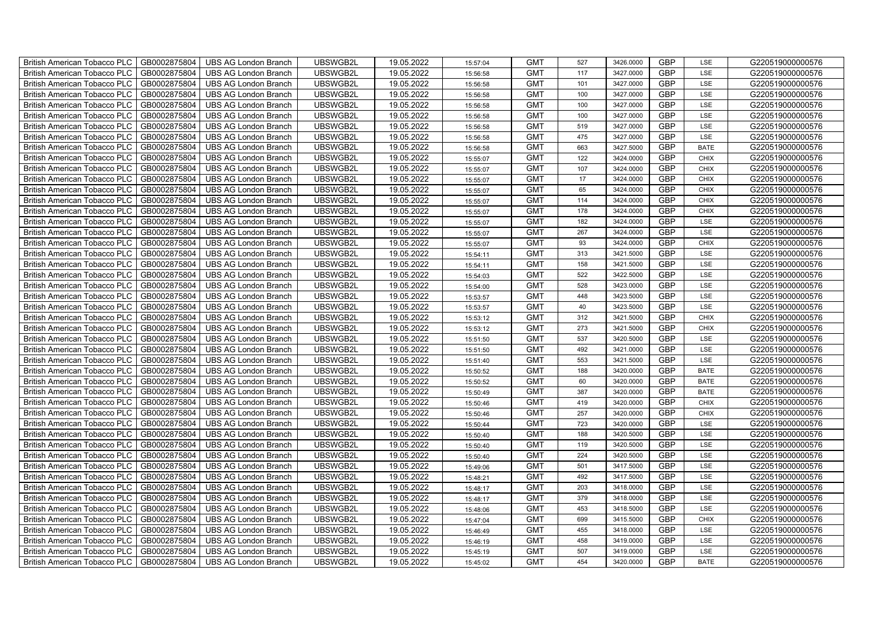| British American Tobacco PLC | GB0002875804 | UBS AG London Branch | UBSWGB2L | 19.05.2022 | 15:57:04 | GMT | 527 | 3426.0000 | GBP | LSE | G220519000000576 |
|---|---|---|---|---|---|---|---|---|---|---|---|
| British American Tobacco PLC | GB0002875804 | UBS AG London Branch | UBSWGB2L | 19.05.2022 | 15:56:58 | GMT | 117 | 3427.0000 | GBP | LSE | G220519000000576 |
| British American Tobacco PLC | GB0002875804 | UBS AG London Branch | UBSWGB2L | 19.05.2022 | 15:56:58 | GMT | 101 | 3427.0000 | GBP | LSE | G220519000000576 |
| British American Tobacco PLC | GB0002875804 | UBS AG London Branch | UBSWGB2L | 19.05.2022 | 15:56:58 | GMT | 100 | 3427.0000 | GBP | LSE | G220519000000576 |
| British American Tobacco PLC | GB0002875804 | UBS AG London Branch | UBSWGB2L | 19.05.2022 | 15:56:58 | GMT | 100 | 3427.0000 | GBP | LSE | G220519000000576 |
| British American Tobacco PLC | GB0002875804 | UBS AG London Branch | UBSWGB2L | 19.05.2022 | 15:56:58 | GMT | 100 | 3427.0000 | GBP | LSE | G220519000000576 |
| British American Tobacco PLC | GB0002875804 | UBS AG London Branch | UBSWGB2L | 19.05.2022 | 15:56:58 | GMT | 519 | 3427.0000 | GBP | LSE | G220519000000576 |
| British American Tobacco PLC | GB0002875804 | UBS AG London Branch | UBSWGB2L | 19.05.2022 | 15:56:58 | GMT | 475 | 3427.0000 | GBP | LSE | G220519000000576 |
| British American Tobacco PLC | GB0002875804 | UBS AG London Branch | UBSWGB2L | 19.05.2022 | 15:56:58 | GMT | 663 | 3427.5000 | GBP | BATE | G220519000000576 |
| British American Tobacco PLC | GB0002875804 | UBS AG London Branch | UBSWGB2L | 19.05.2022 | 15:55:07 | GMT | 122 | 3424.0000 | GBP | CHIX | G220519000000576 |
| British American Tobacco PLC | GB0002875804 | UBS AG London Branch | UBSWGB2L | 19.05.2022 | 15:55:07 | GMT | 107 | 3424.0000 | GBP | CHIX | G220519000000576 |
| British American Tobacco PLC | GB0002875804 | UBS AG London Branch | UBSWGB2L | 19.05.2022 | 15:55:07 | GMT | 17 | 3424.0000 | GBP | CHIX | G220519000000576 |
| British American Tobacco PLC | GB0002875804 | UBS AG London Branch | UBSWGB2L | 19.05.2022 | 15:55:07 | GMT | 65 | 3424.0000 | GBP | CHIX | G220519000000576 |
| British American Tobacco PLC | GB0002875804 | UBS AG London Branch | UBSWGB2L | 19.05.2022 | 15:55:07 | GMT | 114 | 3424.0000 | GBP | CHIX | G220519000000576 |
| British American Tobacco PLC | GB0002875804 | UBS AG London Branch | UBSWGB2L | 19.05.2022 | 15:55:07 | GMT | 178 | 3424.0000 | GBP | CHIX | G220519000000576 |
| British American Tobacco PLC | GB0002875804 | UBS AG London Branch | UBSWGB2L | 19.05.2022 | 15:55:07 | GMT | 182 | 3424.0000 | GBP | LSE | G220519000000576 |
| British American Tobacco PLC | GB0002875804 | UBS AG London Branch | UBSWGB2L | 19.05.2022 | 15:55:07 | GMT | 267 | 3424.0000 | GBP | LSE | G220519000000576 |
| British American Tobacco PLC | GB0002875804 | UBS AG London Branch | UBSWGB2L | 19.05.2022 | 15:55:07 | GMT | 93 | 3424.0000 | GBP | CHIX | G220519000000576 |
| British American Tobacco PLC | GB0002875804 | UBS AG London Branch | UBSWGB2L | 19.05.2022 | 15:54:11 | GMT | 313 | 3421.5000 | GBP | LSE | G220519000000576 |
| British American Tobacco PLC | GB0002875804 | UBS AG London Branch | UBSWGB2L | 19.05.2022 | 15:54:11 | GMT | 158 | 3421.5000 | GBP | LSE | G220519000000576 |
| British American Tobacco PLC | GB0002875804 | UBS AG London Branch | UBSWGB2L | 19.05.2022 | 15:54:03 | GMT | 522 | 3422.5000 | GBP | LSE | G220519000000576 |
| British American Tobacco PLC | GB0002875804 | UBS AG London Branch | UBSWGB2L | 19.05.2022 | 15:54:00 | GMT | 528 | 3423.0000 | GBP | LSE | G220519000000576 |
| British American Tobacco PLC | GB0002875804 | UBS AG London Branch | UBSWGB2L | 19.05.2022 | 15:53:57 | GMT | 448 | 3423.5000 | GBP | LSE | G220519000000576 |
| British American Tobacco PLC | GB0002875804 | UBS AG London Branch | UBSWGB2L | 19.05.2022 | 15:53:57 | GMT | 40 | 3423.5000 | GBP | LSE | G220519000000576 |
| British American Tobacco PLC | GB0002875804 | UBS AG London Branch | UBSWGB2L | 19.05.2022 | 15:53:12 | GMT | 312 | 3421.5000 | GBP | CHIX | G220519000000576 |
| British American Tobacco PLC | GB0002875804 | UBS AG London Branch | UBSWGB2L | 19.05.2022 | 15:53:12 | GMT | 273 | 3421.5000 | GBP | CHIX | G220519000000576 |
| British American Tobacco PLC | GB0002875804 | UBS AG London Branch | UBSWGB2L | 19.05.2022 | 15:51:50 | GMT | 537 | 3420.5000 | GBP | LSE | G220519000000576 |
| British American Tobacco PLC | GB0002875804 | UBS AG London Branch | UBSWGB2L | 19.05.2022 | 15:51:50 | GMT | 492 | 3421.0000 | GBP | LSE | G220519000000576 |
| British American Tobacco PLC | GB0002875804 | UBS AG London Branch | UBSWGB2L | 19.05.2022 | 15:51:40 | GMT | 553 | 3421.5000 | GBP | LSE | G220519000000576 |
| British American Tobacco PLC | GB0002875804 | UBS AG London Branch | UBSWGB2L | 19.05.2022 | 15:50:52 | GMT | 188 | 3420.0000 | GBP | BATE | G220519000000576 |
| British American Tobacco PLC | GB0002875804 | UBS AG London Branch | UBSWGB2L | 19.05.2022 | 15:50:52 | GMT | 60 | 3420.0000 | GBP | BATE | G220519000000576 |
| British American Tobacco PLC | GB0002875804 | UBS AG London Branch | UBSWGB2L | 19.05.2022 | 15:50:49 | GMT | 387 | 3420.0000 | GBP | BATE | G220519000000576 |
| British American Tobacco PLC | GB0002875804 | UBS AG London Branch | UBSWGB2L | 19.05.2022 | 15:50:46 | GMT | 419 | 3420.0000 | GBP | CHIX | G220519000000576 |
| British American Tobacco PLC | GB0002875804 | UBS AG London Branch | UBSWGB2L | 19.05.2022 | 15:50:46 | GMT | 257 | 3420.0000 | GBP | CHIX | G220519000000576 |
| British American Tobacco PLC | GB0002875804 | UBS AG London Branch | UBSWGB2L | 19.05.2022 | 15:50:44 | GMT | 723 | 3420.0000 | GBP | LSE | G220519000000576 |
| British American Tobacco PLC | GB0002875804 | UBS AG London Branch | UBSWGB2L | 19.05.2022 | 15:50:40 | GMT | 188 | 3420.5000 | GBP | LSE | G220519000000576 |
| British American Tobacco PLC | GB0002875804 | UBS AG London Branch | UBSWGB2L | 19.05.2022 | 15:50:40 | GMT | 119 | 3420.5000 | GBP | LSE | G220519000000576 |
| British American Tobacco PLC | GB0002875804 | UBS AG London Branch | UBSWGB2L | 19.05.2022 | 15:50:40 | GMT | 224 | 3420.5000 | GBP | LSE | G220519000000576 |
| British American Tobacco PLC | GB0002875804 | UBS AG London Branch | UBSWGB2L | 19.05.2022 | 15:49:06 | GMT | 501 | 3417.5000 | GBP | LSE | G220519000000576 |
| British American Tobacco PLC | GB0002875804 | UBS AG London Branch | UBSWGB2L | 19.05.2022 | 15:48:21 | GMT | 492 | 3417.5000 | GBP | LSE | G220519000000576 |
| British American Tobacco PLC | GB0002875804 | UBS AG London Branch | UBSWGB2L | 19.05.2022 | 15:48:17 | GMT | 203 | 3418.0000 | GBP | LSE | G220519000000576 |
| British American Tobacco PLC | GB0002875804 | UBS AG London Branch | UBSWGB2L | 19.05.2022 | 15:48:17 | GMT | 379 | 3418.0000 | GBP | LSE | G220519000000576 |
| British American Tobacco PLC | GB0002875804 | UBS AG London Branch | UBSWGB2L | 19.05.2022 | 15:48:06 | GMT | 453 | 3418.5000 | GBP | LSE | G220519000000576 |
| British American Tobacco PLC | GB0002875804 | UBS AG London Branch | UBSWGB2L | 19.05.2022 | 15:47:04 | GMT | 699 | 3415.5000 | GBP | CHIX | G220519000000576 |
| British American Tobacco PLC | GB0002875804 | UBS AG London Branch | UBSWGB2L | 19.05.2022 | 15:46:49 | GMT | 455 | 3418.0000 | GBP | LSE | G220519000000576 |
| British American Tobacco PLC | GB0002875804 | UBS AG London Branch | UBSWGB2L | 19.05.2022 | 15:46:19 | GMT | 458 | 3419.0000 | GBP | LSE | G220519000000576 |
| British American Tobacco PLC | GB0002875804 | UBS AG London Branch | UBSWGB2L | 19.05.2022 | 15:45:19 | GMT | 507 | 3419.0000 | GBP | LSE | G220519000000576 |
| British American Tobacco PLC | GB0002875804 | UBS AG London Branch | UBSWGB2L | 19.05.2022 | 15:45:02 | GMT | 454 | 3420.0000 | GBP | BATE | G220519000000576 |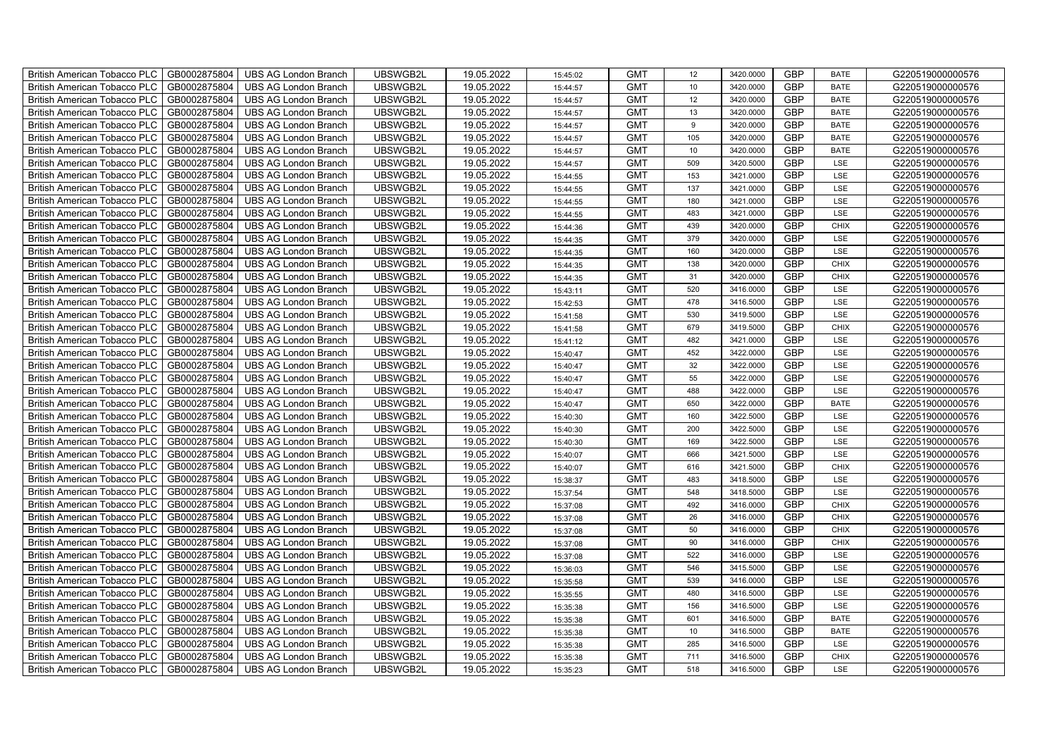| British American Tobacco PLC | GB0002875804 | UBS AG London Branch | UBSWGB2L | 19.05.2022 | 15:45:02 | GMT | 12 | 3420.0000 | GBP | BATE | G220519000000576 |
|---|---|---|---|---|---|---|---|---|---|---|---|
| British American Tobacco PLC | GB0002875804 | UBS AG London Branch | UBSWGB2L | 19.05.2022 | 15:44:57 | GMT | 10 | 3420.0000 | GBP | BATE | G220519000000576 |
| British American Tobacco PLC | GB0002875804 | UBS AG London Branch | UBSWGB2L | 19.05.2022 | 15:44:57 | GMT | 12 | 3420.0000 | GBP | BATE | G220519000000576 |
| British American Tobacco PLC | GB0002875804 | UBS AG London Branch | UBSWGB2L | 19.05.2022 | 15:44:57 | GMT | 13 | 3420.0000 | GBP | BATE | G220519000000576 |
| British American Tobacco PLC | GB0002875804 | UBS AG London Branch | UBSWGB2L | 19.05.2022 | 15:44:57 | GMT | 9 | 3420.0000 | GBP | BATE | G220519000000576 |
| British American Tobacco PLC | GB0002875804 | UBS AG London Branch | UBSWGB2L | 19.05.2022 | 15:44:57 | GMT | 105 | 3420.0000 | GBP | BATE | G220519000000576 |
| British American Tobacco PLC | GB0002875804 | UBS AG London Branch | UBSWGB2L | 19.05.2022 | 15:44:57 | GMT | 10 | 3420.0000 | GBP | BATE | G220519000000576 |
| British American Tobacco PLC | GB0002875804 | UBS AG London Branch | UBSWGB2L | 19.05.2022 | 15:44:57 | GMT | 509 | 3420.5000 | GBP | LSE | G220519000000576 |
| British American Tobacco PLC | GB0002875804 | UBS AG London Branch | UBSWGB2L | 19.05.2022 | 15:44:55 | GMT | 153 | 3421.0000 | GBP | LSE | G220519000000576 |
| British American Tobacco PLC | GB0002875804 | UBS AG London Branch | UBSWGB2L | 19.05.2022 | 15:44:55 | GMT | 137 | 3421.0000 | GBP | LSE | G220519000000576 |
| British American Tobacco PLC | GB0002875804 | UBS AG London Branch | UBSWGB2L | 19.05.2022 | 15:44:55 | GMT | 180 | 3421.0000 | GBP | LSE | G220519000000576 |
| British American Tobacco PLC | GB0002875804 | UBS AG London Branch | UBSWGB2L | 19.05.2022 | 15:44:55 | GMT | 483 | 3421.0000 | GBP | LSE | G220519000000576 |
| British American Tobacco PLC | GB0002875804 | UBS AG London Branch | UBSWGB2L | 19.05.2022 | 15:44:36 | GMT | 439 | 3420.0000 | GBP | CHIX | G220519000000576 |
| British American Tobacco PLC | GB0002875804 | UBS AG London Branch | UBSWGB2L | 19.05.2022 | 15:44:35 | GMT | 379 | 3420.0000 | GBP | LSE | G220519000000576 |
| British American Tobacco PLC | GB0002875804 | UBS AG London Branch | UBSWGB2L | 19.05.2022 | 15:44:35 | GMT | 160 | 3420.0000 | GBP | LSE | G220519000000576 |
| British American Tobacco PLC | GB0002875804 | UBS AG London Branch | UBSWGB2L | 19.05.2022 | 15:44:35 | GMT | 138 | 3420.0000 | GBP | CHIX | G220519000000576 |
| British American Tobacco PLC | GB0002875804 | UBS AG London Branch | UBSWGB2L | 19.05.2022 | 15:44:35 | GMT | 31 | 3420.0000 | GBP | CHIX | G220519000000576 |
| British American Tobacco PLC | GB0002875804 | UBS AG London Branch | UBSWGB2L | 19.05.2022 | 15:43:11 | GMT | 520 | 3416.0000 | GBP | LSE | G220519000000576 |
| British American Tobacco PLC | GB0002875804 | UBS AG London Branch | UBSWGB2L | 19.05.2022 | 15:42:53 | GMT | 478 | 3416.5000 | GBP | LSE | G220519000000576 |
| British American Tobacco PLC | GB0002875804 | UBS AG London Branch | UBSWGB2L | 19.05.2022 | 15:41:58 | GMT | 530 | 3419.5000 | GBP | LSE | G220519000000576 |
| British American Tobacco PLC | GB0002875804 | UBS AG London Branch | UBSWGB2L | 19.05.2022 | 15:41:58 | GMT | 679 | 3419.5000 | GBP | CHIX | G220519000000576 |
| British American Tobacco PLC | GB0002875804 | UBS AG London Branch | UBSWGB2L | 19.05.2022 | 15:41:12 | GMT | 482 | 3421.0000 | GBP | LSE | G220519000000576 |
| British American Tobacco PLC | GB0002875804 | UBS AG London Branch | UBSWGB2L | 19.05.2022 | 15:40:47 | GMT | 452 | 3422.0000 | GBP | LSE | G220519000000576 |
| British American Tobacco PLC | GB0002875804 | UBS AG London Branch | UBSWGB2L | 19.05.2022 | 15:40:47 | GMT | 32 | 3422.0000 | GBP | LSE | G220519000000576 |
| British American Tobacco PLC | GB0002875804 | UBS AG London Branch | UBSWGB2L | 19.05.2022 | 15:40:47 | GMT | 55 | 3422.0000 | GBP | LSE | G220519000000576 |
| British American Tobacco PLC | GB0002875804 | UBS AG London Branch | UBSWGB2L | 19.05.2022 | 15:40:47 | GMT | 488 | 3422.0000 | GBP | LSE | G220519000000576 |
| British American Tobacco PLC | GB0002875804 | UBS AG London Branch | UBSWGB2L | 19.05.2022 | 15:40:47 | GMT | 650 | 3422.0000 | GBP | BATE | G220519000000576 |
| British American Tobacco PLC | GB0002875804 | UBS AG London Branch | UBSWGB2L | 19.05.2022 | 15:40:30 | GMT | 160 | 3422.5000 | GBP | LSE | G220519000000576 |
| British American Tobacco PLC | GB0002875804 | UBS AG London Branch | UBSWGB2L | 19.05.2022 | 15:40:30 | GMT | 200 | 3422.5000 | GBP | LSE | G220519000000576 |
| British American Tobacco PLC | GB0002875804 | UBS AG London Branch | UBSWGB2L | 19.05.2022 | 15:40:30 | GMT | 169 | 3422.5000 | GBP | LSE | G220519000000576 |
| British American Tobacco PLC | GB0002875804 | UBS AG London Branch | UBSWGB2L | 19.05.2022 | 15:40:07 | GMT | 666 | 3421.5000 | GBP | LSE | G220519000000576 |
| British American Tobacco PLC | GB0002875804 | UBS AG London Branch | UBSWGB2L | 19.05.2022 | 15:40:07 | GMT | 616 | 3421.5000 | GBP | CHIX | G220519000000576 |
| British American Tobacco PLC | GB0002875804 | UBS AG London Branch | UBSWGB2L | 19.05.2022 | 15:38:37 | GMT | 483 | 3418.5000 | GBP | LSE | G220519000000576 |
| British American Tobacco PLC | GB0002875804 | UBS AG London Branch | UBSWGB2L | 19.05.2022 | 15:37:54 | GMT | 548 | 3418.5000 | GBP | LSE | G220519000000576 |
| British American Tobacco PLC | GB0002875804 | UBS AG London Branch | UBSWGB2L | 19.05.2022 | 15:37:08 | GMT | 492 | 3416.0000 | GBP | CHIX | G220519000000576 |
| British American Tobacco PLC | GB0002875804 | UBS AG London Branch | UBSWGB2L | 19.05.2022 | 15:37:08 | GMT | 26 | 3416.0000 | GBP | CHIX | G220519000000576 |
| British American Tobacco PLC | GB0002875804 | UBS AG London Branch | UBSWGB2L | 19.05.2022 | 15:37:08 | GMT | 50 | 3416.0000 | GBP | CHIX | G220519000000576 |
| British American Tobacco PLC | GB0002875804 | UBS AG London Branch | UBSWGB2L | 19.05.2022 | 15:37:08 | GMT | 90 | 3416.0000 | GBP | CHIX | G220519000000576 |
| British American Tobacco PLC | GB0002875804 | UBS AG London Branch | UBSWGB2L | 19.05.2022 | 15:37:08 | GMT | 522 | 3416.0000 | GBP | LSE | G220519000000576 |
| British American Tobacco PLC | GB0002875804 | UBS AG London Branch | UBSWGB2L | 19.05.2022 | 15:36:03 | GMT | 546 | 3415.5000 | GBP | LSE | G220519000000576 |
| British American Tobacco PLC | GB0002875804 | UBS AG London Branch | UBSWGB2L | 19.05.2022 | 15:35:58 | GMT | 539 | 3416.0000 | GBP | LSE | G220519000000576 |
| British American Tobacco PLC | GB0002875804 | UBS AG London Branch | UBSWGB2L | 19.05.2022 | 15:35:55 | GMT | 480 | 3416.5000 | GBP | LSE | G220519000000576 |
| British American Tobacco PLC | GB0002875804 | UBS AG London Branch | UBSWGB2L | 19.05.2022 | 15:35:38 | GMT | 156 | 3416.5000 | GBP | LSE | G220519000000576 |
| British American Tobacco PLC | GB0002875804 | UBS AG London Branch | UBSWGB2L | 19.05.2022 | 15:35:38 | GMT | 601 | 3416.5000 | GBP | BATE | G220519000000576 |
| British American Tobacco PLC | GB0002875804 | UBS AG London Branch | UBSWGB2L | 19.05.2022 | 15:35:38 | GMT | 10 | 3416.5000 | GBP | BATE | G220519000000576 |
| British American Tobacco PLC | GB0002875804 | UBS AG London Branch | UBSWGB2L | 19.05.2022 | 15:35:38 | GMT | 285 | 3416.5000 | GBP | LSE | G220519000000576 |
| British American Tobacco PLC | GB0002875804 | UBS AG London Branch | UBSWGB2L | 19.05.2022 | 15:35:38 | GMT | 711 | 3416.5000 | GBP | CHIX | G220519000000576 |
| British American Tobacco PLC | GB0002875804 | UBS AG London Branch | UBSWGB2L | 19.05.2022 | 15:35:23 | GMT | 518 | 3416.5000 | GBP | LSE | G220519000000576 |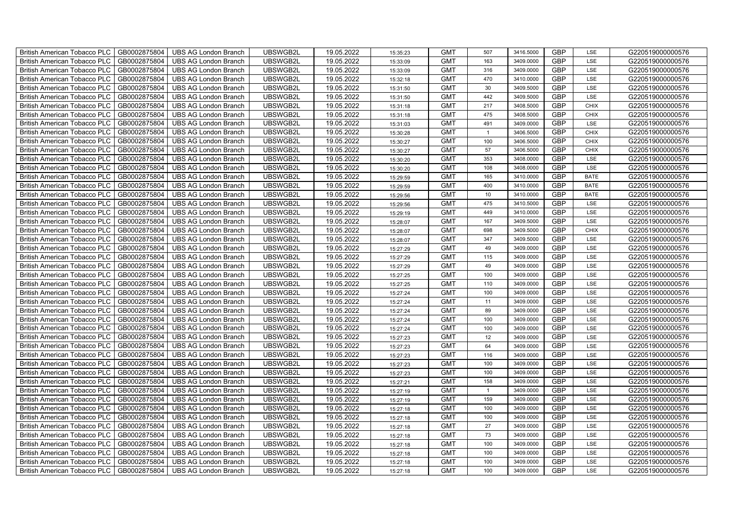| British American Tobacco PLC | GB0002875804 | UBS AG London Branch | UBSWGB2L | 19.05.2022 | 15:35:23 | GMT | 507 | 3416.5000 | GBP | LSE | G220519000000576 |
|---|---|---|---|---|---|---|---|---|---|---|---|
| British American Tobacco PLC | GB0002875804 | UBS AG London Branch | UBSWGB2L | 19.05.2022 | 15:33:09 | GMT | 163 | 3409.0000 | GBP | LSE | G220519000000576 |
| British American Tobacco PLC | GB0002875804 | UBS AG London Branch | UBSWGB2L | 19.05.2022 | 15:33:09 | GMT | 316 | 3409.0000 | GBP | LSE | G220519000000576 |
| British American Tobacco PLC | GB0002875804 | UBS AG London Branch | UBSWGB2L | 19.05.2022 | 15:32:18 | GMT | 470 | 3410.0000 | GBP | LSE | G220519000000576 |
| British American Tobacco PLC | GB0002875804 | UBS AG London Branch | UBSWGB2L | 19.05.2022 | 15:31:50 | GMT | 30 | 3409.5000 | GBP | LSE | G220519000000576 |
| British American Tobacco PLC | GB0002875804 | UBS AG London Branch | UBSWGB2L | 19.05.2022 | 15:31:50 | GMT | 442 | 3409.5000 | GBP | LSE | G220519000000576 |
| British American Tobacco PLC | GB0002875804 | UBS AG London Branch | UBSWGB2L | 19.05.2022 | 15:31:18 | GMT | 217 | 3408.5000 | GBP | CHIX | G220519000000576 |
| British American Tobacco PLC | GB0002875804 | UBS AG London Branch | UBSWGB2L | 19.05.2022 | 15:31:18 | GMT | 475 | 3408.5000 | GBP | CHIX | G220519000000576 |
| British American Tobacco PLC | GB0002875804 | UBS AG London Branch | UBSWGB2L | 19.05.2022 | 15:31:03 | GMT | 491 | 3409.0000 | GBP | LSE | G220519000000576 |
| British American Tobacco PLC | GB0002875804 | UBS AG London Branch | UBSWGB2L | 19.05.2022 | 15:30:28 | GMT | 1 | 3406.5000 | GBP | CHIX | G220519000000576 |
| British American Tobacco PLC | GB0002875804 | UBS AG London Branch | UBSWGB2L | 19.05.2022 | 15:30:27 | GMT | 100 | 3406.5000 | GBP | CHIX | G220519000000576 |
| British American Tobacco PLC | GB0002875804 | UBS AG London Branch | UBSWGB2L | 19.05.2022 | 15:30:27 | GMT | 57 | 3406.5000 | GBP | CHIX | G220519000000576 |
| British American Tobacco PLC | GB0002875804 | UBS AG London Branch | UBSWGB2L | 19.05.2022 | 15:30:20 | GMT | 353 | 3408.0000 | GBP | LSE | G220519000000576 |
| British American Tobacco PLC | GB0002875804 | UBS AG London Branch | UBSWGB2L | 19.05.2022 | 15:30:20 | GMT | 108 | 3408.0000 | GBP | LSE | G220519000000576 |
| British American Tobacco PLC | GB0002875804 | UBS AG London Branch | UBSWGB2L | 19.05.2022 | 15:29:59 | GMT | 165 | 3410.0000 | GBP | BATE | G220519000000576 |
| British American Tobacco PLC | GB0002875804 | UBS AG London Branch | UBSWGB2L | 19.05.2022 | 15:29:59 | GMT | 400 | 3410.0000 | GBP | BATE | G220519000000576 |
| British American Tobacco PLC | GB0002875804 | UBS AG London Branch | UBSWGB2L | 19.05.2022 | 15:29:56 | GMT | 10 | 3410.0000 | GBP | BATE | G220519000000576 |
| British American Tobacco PLC | GB0002875804 | UBS AG London Branch | UBSWGB2L | 19.05.2022 | 15:29:56 | GMT | 475 | 3410.5000 | GBP | LSE | G220519000000576 |
| British American Tobacco PLC | GB0002875804 | UBS AG London Branch | UBSWGB2L | 19.05.2022 | 15:29:19 | GMT | 449 | 3410.0000 | GBP | LSE | G220519000000576 |
| British American Tobacco PLC | GB0002875804 | UBS AG London Branch | UBSWGB2L | 19.05.2022 | 15:28:07 | GMT | 167 | 3409.5000 | GBP | LSE | G220519000000576 |
| British American Tobacco PLC | GB0002875804 | UBS AG London Branch | UBSWGB2L | 19.05.2022 | 15:28:07 | GMT | 698 | 3409.5000 | GBP | CHIX | G220519000000576 |
| British American Tobacco PLC | GB0002875804 | UBS AG London Branch | UBSWGB2L | 19.05.2022 | 15:28:07 | GMT | 347 | 3409.5000 | GBP | LSE | G220519000000576 |
| British American Tobacco PLC | GB0002875804 | UBS AG London Branch | UBSWGB2L | 19.05.2022 | 15:27:29 | GMT | 49 | 3409.0000 | GBP | LSE | G220519000000576 |
| British American Tobacco PLC | GB0002875804 | UBS AG London Branch | UBSWGB2L | 19.05.2022 | 15:27:29 | GMT | 115 | 3409.0000 | GBP | LSE | G220519000000576 |
| British American Tobacco PLC | GB0002875804 | UBS AG London Branch | UBSWGB2L | 19.05.2022 | 15:27:29 | GMT | 49 | 3409.0000 | GBP | LSE | G220519000000576 |
| British American Tobacco PLC | GB0002875804 | UBS AG London Branch | UBSWGB2L | 19.05.2022 | 15:27:25 | GMT | 100 | 3409.0000 | GBP | LSE | G220519000000576 |
| British American Tobacco PLC | GB0002875804 | UBS AG London Branch | UBSWGB2L | 19.05.2022 | 15:27:25 | GMT | 110 | 3409.0000 | GBP | LSE | G220519000000576 |
| British American Tobacco PLC | GB0002875804 | UBS AG London Branch | UBSWGB2L | 19.05.2022 | 15:27:24 | GMT | 100 | 3409.0000 | GBP | LSE | G220519000000576 |
| British American Tobacco PLC | GB0002875804 | UBS AG London Branch | UBSWGB2L | 19.05.2022 | 15:27:24 | GMT | 11 | 3409.0000 | GBP | LSE | G220519000000576 |
| British American Tobacco PLC | GB0002875804 | UBS AG London Branch | UBSWGB2L | 19.05.2022 | 15:27:24 | GMT | 89 | 3409.0000 | GBP | LSE | G220519000000576 |
| British American Tobacco PLC | GB0002875804 | UBS AG London Branch | UBSWGB2L | 19.05.2022 | 15:27:24 | GMT | 100 | 3409.0000 | GBP | LSE | G220519000000576 |
| British American Tobacco PLC | GB0002875804 | UBS AG London Branch | UBSWGB2L | 19.05.2022 | 15:27:24 | GMT | 100 | 3409.0000 | GBP | LSE | G220519000000576 |
| British American Tobacco PLC | GB0002875804 | UBS AG London Branch | UBSWGB2L | 19.05.2022 | 15:27:23 | GMT | 12 | 3409.0000 | GBP | LSE | G220519000000576 |
| British American Tobacco PLC | GB0002875804 | UBS AG London Branch | UBSWGB2L | 19.05.2022 | 15:27:23 | GMT | 64 | 3409.0000 | GBP | LSE | G220519000000576 |
| British American Tobacco PLC | GB0002875804 | UBS AG London Branch | UBSWGB2L | 19.05.2022 | 15:27:23 | GMT | 116 | 3409.0000 | GBP | LSE | G220519000000576 |
| British American Tobacco PLC | GB0002875804 | UBS AG London Branch | UBSWGB2L | 19.05.2022 | 15:27:23 | GMT | 100 | 3409.0000 | GBP | LSE | G220519000000576 |
| British American Tobacco PLC | GB0002875804 | UBS AG London Branch | UBSWGB2L | 19.05.2022 | 15:27:23 | GMT | 100 | 3409.0000 | GBP | LSE | G220519000000576 |
| British American Tobacco PLC | GB0002875804 | UBS AG London Branch | UBSWGB2L | 19.05.2022 | 15:27:21 | GMT | 158 | 3409.0000 | GBP | LSE | G220519000000576 |
| British American Tobacco PLC | GB0002875804 | UBS AG London Branch | UBSWGB2L | 19.05.2022 | 15:27:19 | GMT | 1 | 3409.0000 | GBP | LSE | G220519000000576 |
| British American Tobacco PLC | GB0002875804 | UBS AG London Branch | UBSWGB2L | 19.05.2022 | 15:27:19 | GMT | 159 | 3409.0000 | GBP | LSE | G220519000000576 |
| British American Tobacco PLC | GB0002875804 | UBS AG London Branch | UBSWGB2L | 19.05.2022 | 15:27:18 | GMT | 100 | 3409.0000 | GBP | LSE | G220519000000576 |
| British American Tobacco PLC | GB0002875804 | UBS AG London Branch | UBSWGB2L | 19.05.2022 | 15:27:18 | GMT | 100 | 3409.0000 | GBP | LSE | G220519000000576 |
| British American Tobacco PLC | GB0002875804 | UBS AG London Branch | UBSWGB2L | 19.05.2022 | 15:27:18 | GMT | 27 | 3409.0000 | GBP | LSE | G220519000000576 |
| British American Tobacco PLC | GB0002875804 | UBS AG London Branch | UBSWGB2L | 19.05.2022 | 15:27:18 | GMT | 73 | 3409.0000 | GBP | LSE | G220519000000576 |
| British American Tobacco PLC | GB0002875804 | UBS AG London Branch | UBSWGB2L | 19.05.2022 | 15:27:18 | GMT | 100 | 3409.0000 | GBP | LSE | G220519000000576 |
| British American Tobacco PLC | GB0002875804 | UBS AG London Branch | UBSWGB2L | 19.05.2022 | 15:27:18 | GMT | 100 | 3409.0000 | GBP | LSE | G220519000000576 |
| British American Tobacco PLC | GB0002875804 | UBS AG London Branch | UBSWGB2L | 19.05.2022 | 15:27:18 | GMT | 100 | 3409.0000 | GBP | LSE | G220519000000576 |
| British American Tobacco PLC | GB0002875804 | UBS AG London Branch | UBSWGB2L | 19.05.2022 | 15:27:18 | GMT | 100 | 3409.0000 | GBP | LSE | G220519000000576 |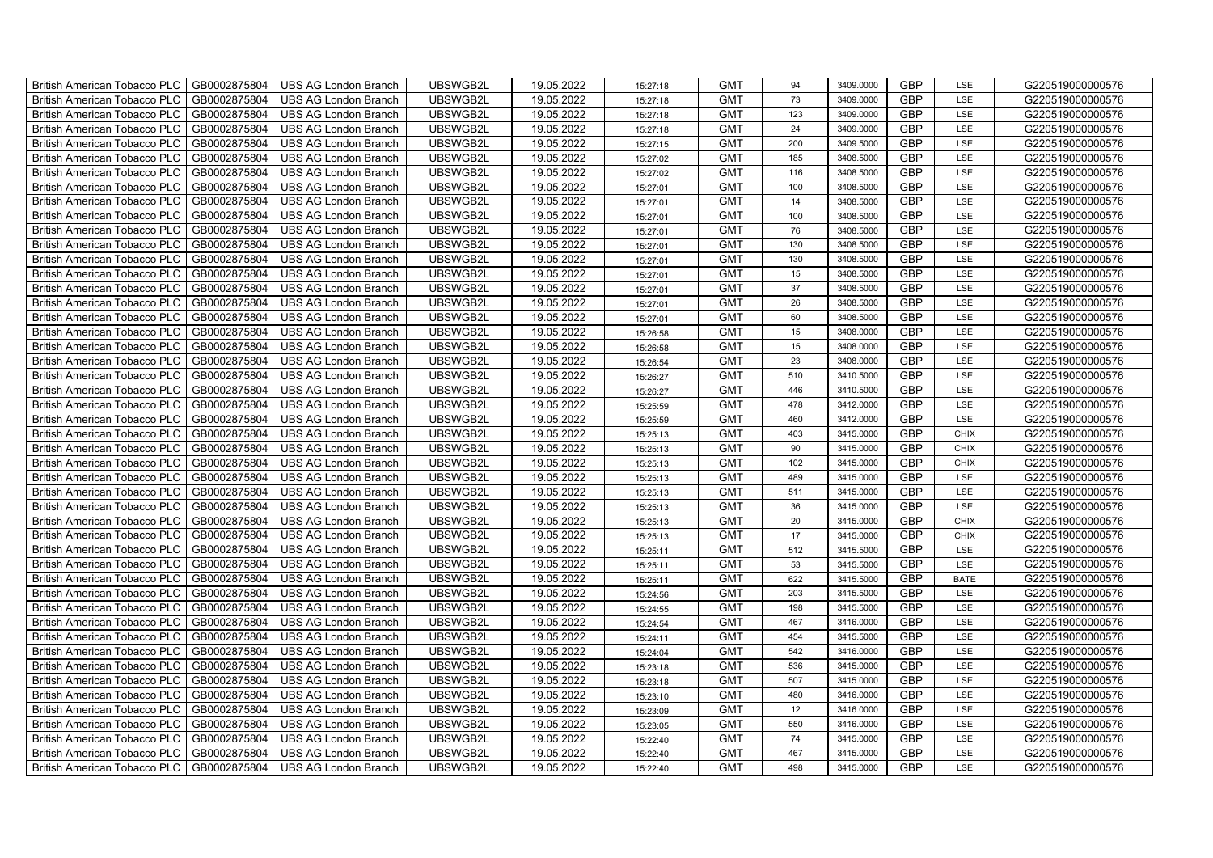| British American Tobacco PLC | GB0002875804 | UBS AG London Branch | UBSWGB2L | 19.05.2022 | 15:27:18 | GMT | 94 | 3409.0000 | GBP | LSE | G220519000000576 |
|---|---|---|---|---|---|---|---|---|---|---|---|
| British American Tobacco PLC | GB0002875804 | UBS AG London Branch | UBSWGB2L | 19.05.2022 | 15:27:18 | GMT | 73 | 3409.0000 | GBP | LSE | G220519000000576 |
| British American Tobacco PLC | GB0002875804 | UBS AG London Branch | UBSWGB2L | 19.05.2022 | 15:27:18 | GMT | 123 | 3409.0000 | GBP | LSE | G220519000000576 |
| British American Tobacco PLC | GB0002875804 | UBS AG London Branch | UBSWGB2L | 19.05.2022 | 15:27:18 | GMT | 24 | 3409.0000 | GBP | LSE | G220519000000576 |
| British American Tobacco PLC | GB0002875804 | UBS AG London Branch | UBSWGB2L | 19.05.2022 | 15:27:15 | GMT | 200 | 3409.5000 | GBP | LSE | G220519000000576 |
| British American Tobacco PLC | GB0002875804 | UBS AG London Branch | UBSWGB2L | 19.05.2022 | 15:27:02 | GMT | 185 | 3408.5000 | GBP | LSE | G220519000000576 |
| British American Tobacco PLC | GB0002875804 | UBS AG London Branch | UBSWGB2L | 19.05.2022 | 15:27:02 | GMT | 116 | 3408.5000 | GBP | LSE | G220519000000576 |
| British American Tobacco PLC | GB0002875804 | UBS AG London Branch | UBSWGB2L | 19.05.2022 | 15:27:01 | GMT | 100 | 3408.5000 | GBP | LSE | G220519000000576 |
| British American Tobacco PLC | GB0002875804 | UBS AG London Branch | UBSWGB2L | 19.05.2022 | 15:27:01 | GMT | 14 | 3408.5000 | GBP | LSE | G220519000000576 |
| British American Tobacco PLC | GB0002875804 | UBS AG London Branch | UBSWGB2L | 19.05.2022 | 15:27:01 | GMT | 100 | 3408.5000 | GBP | LSE | G220519000000576 |
| British American Tobacco PLC | GB0002875804 | UBS AG London Branch | UBSWGB2L | 19.05.2022 | 15:27:01 | GMT | 76 | 3408.5000 | GBP | LSE | G220519000000576 |
| British American Tobacco PLC | GB0002875804 | UBS AG London Branch | UBSWGB2L | 19.05.2022 | 15:27:01 | GMT | 130 | 3408.5000 | GBP | LSE | G220519000000576 |
| British American Tobacco PLC | GB0002875804 | UBS AG London Branch | UBSWGB2L | 19.05.2022 | 15:27:01 | GMT | 130 | 3408.5000 | GBP | LSE | G220519000000576 |
| British American Tobacco PLC | GB0002875804 | UBS AG London Branch | UBSWGB2L | 19.05.2022 | 15:27:01 | GMT | 15 | 3408.5000 | GBP | LSE | G220519000000576 |
| British American Tobacco PLC | GB0002875804 | UBS AG London Branch | UBSWGB2L | 19.05.2022 | 15:27:01 | GMT | 37 | 3408.5000 | GBP | LSE | G220519000000576 |
| British American Tobacco PLC | GB0002875804 | UBS AG London Branch | UBSWGB2L | 19.05.2022 | 15:27:01 | GMT | 26 | 3408.5000 | GBP | LSE | G220519000000576 |
| British American Tobacco PLC | GB0002875804 | UBS AG London Branch | UBSWGB2L | 19.05.2022 | 15:27:01 | GMT | 60 | 3408.5000 | GBP | LSE | G220519000000576 |
| British American Tobacco PLC | GB0002875804 | UBS AG London Branch | UBSWGB2L | 19.05.2022 | 15:26:58 | GMT | 15 | 3408.0000 | GBP | LSE | G220519000000576 |
| British American Tobacco PLC | GB0002875804 | UBS AG London Branch | UBSWGB2L | 19.05.2022 | 15:26:58 | GMT | 15 | 3408.0000 | GBP | LSE | G220519000000576 |
| British American Tobacco PLC | GB0002875804 | UBS AG London Branch | UBSWGB2L | 19.05.2022 | 15:26:54 | GMT | 23 | 3408.0000 | GBP | LSE | G220519000000576 |
| British American Tobacco PLC | GB0002875804 | UBS AG London Branch | UBSWGB2L | 19.05.2022 | 15:26:27 | GMT | 510 | 3410.5000 | GBP | LSE | G220519000000576 |
| British American Tobacco PLC | GB0002875804 | UBS AG London Branch | UBSWGB2L | 19.05.2022 | 15:26:27 | GMT | 446 | 3410.5000 | GBP | LSE | G220519000000576 |
| British American Tobacco PLC | GB0002875804 | UBS AG London Branch | UBSWGB2L | 19.05.2022 | 15:25:59 | GMT | 478 | 3412.0000 | GBP | LSE | G220519000000576 |
| British American Tobacco PLC | GB0002875804 | UBS AG London Branch | UBSWGB2L | 19.05.2022 | 15:25:59 | GMT | 460 | 3412.0000 | GBP | LSE | G220519000000576 |
| British American Tobacco PLC | GB0002875804 | UBS AG London Branch | UBSWGB2L | 19.05.2022 | 15:25:13 | GMT | 403 | 3415.0000 | GBP | CHIX | G220519000000576 |
| British American Tobacco PLC | GB0002875804 | UBS AG London Branch | UBSWGB2L | 19.05.2022 | 15:25:13 | GMT | 90 | 3415.0000 | GBP | CHIX | G220519000000576 |
| British American Tobacco PLC | GB0002875804 | UBS AG London Branch | UBSWGB2L | 19.05.2022 | 15:25:13 | GMT | 102 | 3415.0000 | GBP | CHIX | G220519000000576 |
| British American Tobacco PLC | GB0002875804 | UBS AG London Branch | UBSWGB2L | 19.05.2022 | 15:25:13 | GMT | 489 | 3415.0000 | GBP | LSE | G220519000000576 |
| British American Tobacco PLC | GB0002875804 | UBS AG London Branch | UBSWGB2L | 19.05.2022 | 15:25:13 | GMT | 511 | 3415.0000 | GBP | LSE | G220519000000576 |
| British American Tobacco PLC | GB0002875804 | UBS AG London Branch | UBSWGB2L | 19.05.2022 | 15:25:13 | GMT | 36 | 3415.0000 | GBP | LSE | G220519000000576 |
| British American Tobacco PLC | GB0002875804 | UBS AG London Branch | UBSWGB2L | 19.05.2022 | 15:25:13 | GMT | 20 | 3415.0000 | GBP | CHIX | G220519000000576 |
| British American Tobacco PLC | GB0002875804 | UBS AG London Branch | UBSWGB2L | 19.05.2022 | 15:25:13 | GMT | 17 | 3415.0000 | GBP | CHIX | G220519000000576 |
| British American Tobacco PLC | GB0002875804 | UBS AG London Branch | UBSWGB2L | 19.05.2022 | 15:25:11 | GMT | 512 | 3415.5000 | GBP | LSE | G220519000000576 |
| British American Tobacco PLC | GB0002875804 | UBS AG London Branch | UBSWGB2L | 19.05.2022 | 15:25:11 | GMT | 53 | 3415.5000 | GBP | LSE | G220519000000576 |
| British American Tobacco PLC | GB0002875804 | UBS AG London Branch | UBSWGB2L | 19.05.2022 | 15:25:11 | GMT | 622 | 3415.5000 | GBP | BATE | G220519000000576 |
| British American Tobacco PLC | GB0002875804 | UBS AG London Branch | UBSWGB2L | 19.05.2022 | 15:24:56 | GMT | 203 | 3415.5000 | GBP | LSE | G220519000000576 |
| British American Tobacco PLC | GB0002875804 | UBS AG London Branch | UBSWGB2L | 19.05.2022 | 15:24:55 | GMT | 198 | 3415.5000 | GBP | LSE | G220519000000576 |
| British American Tobacco PLC | GB0002875804 | UBS AG London Branch | UBSWGB2L | 19.05.2022 | 15:24:54 | GMT | 467 | 3416.0000 | GBP | LSE | G220519000000576 |
| British American Tobacco PLC | GB0002875804 | UBS AG London Branch | UBSWGB2L | 19.05.2022 | 15:24:11 | GMT | 454 | 3415.5000 | GBP | LSE | G220519000000576 |
| British American Tobacco PLC | GB0002875804 | UBS AG London Branch | UBSWGB2L | 19.05.2022 | 15:24:04 | GMT | 542 | 3416.0000 | GBP | LSE | G220519000000576 |
| British American Tobacco PLC | GB0002875804 | UBS AG London Branch | UBSWGB2L | 19.05.2022 | 15:23:18 | GMT | 536 | 3415.0000 | GBP | LSE | G220519000000576 |
| British American Tobacco PLC | GB0002875804 | UBS AG London Branch | UBSWGB2L | 19.05.2022 | 15:23:18 | GMT | 507 | 3415.0000 | GBP | LSE | G220519000000576 |
| British American Tobacco PLC | GB0002875804 | UBS AG London Branch | UBSWGB2L | 19.05.2022 | 15:23:10 | GMT | 480 | 3416.0000 | GBP | LSE | G220519000000576 |
| British American Tobacco PLC | GB0002875804 | UBS AG London Branch | UBSWGB2L | 19.05.2022 | 15:23:09 | GMT | 12 | 3416.0000 | GBP | LSE | G220519000000576 |
| British American Tobacco PLC | GB0002875804 | UBS AG London Branch | UBSWGB2L | 19.05.2022 | 15:23:05 | GMT | 550 | 3416.0000 | GBP | LSE | G220519000000576 |
| British American Tobacco PLC | GB0002875804 | UBS AG London Branch | UBSWGB2L | 19.05.2022 | 15:22:40 | GMT | 74 | 3415.0000 | GBP | LSE | G220519000000576 |
| British American Tobacco PLC | GB0002875804 | UBS AG London Branch | UBSWGB2L | 19.05.2022 | 15:22:40 | GMT | 467 | 3415.0000 | GBP | LSE | G220519000000576 |
| British American Tobacco PLC | GB0002875804 | UBS AG London Branch | UBSWGB2L | 19.05.2022 | 15:22:40 | GMT | 498 | 3415.0000 | GBP | LSE | G220519000000576 |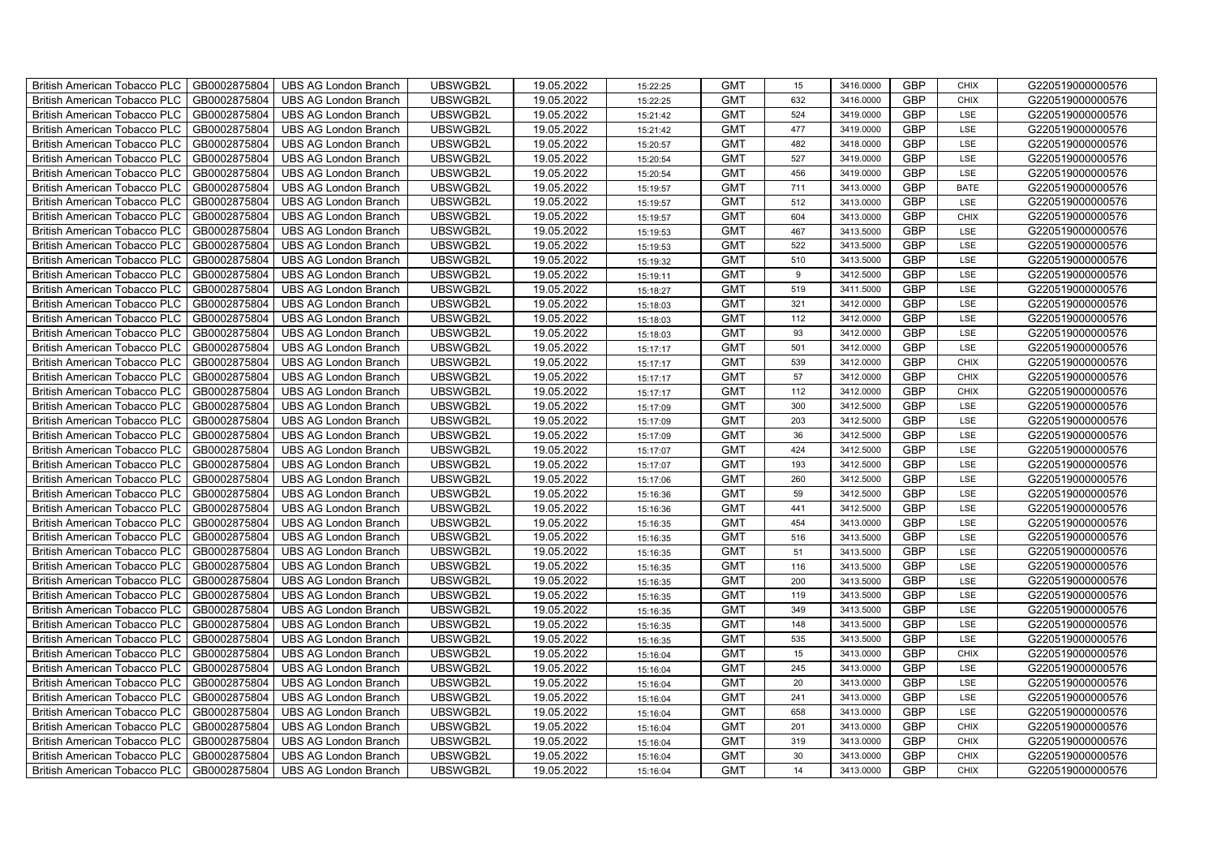| British American Tobacco PLC | GB0002875804 | UBS AG London Branch | UBSWGB2L | 19.05.2022 | 15:22:25 | GMT | 15 | 3416.0000 | GBP | CHIX | G220519000000576 |
|---|---|---|---|---|---|---|---|---|---|---|---|
| British American Tobacco PLC | GB0002875804 | UBS AG London Branch | UBSWGB2L | 19.05.2022 | 15:22:25 | GMT | 632 | 3416.0000 | GBP | CHIX | G220519000000576 |
| British American Tobacco PLC | GB0002875804 | UBS AG London Branch | UBSWGB2L | 19.05.2022 | 15:21:42 | GMT | 524 | 3419.0000 | GBP | LSE | G220519000000576 |
| British American Tobacco PLC | GB0002875804 | UBS AG London Branch | UBSWGB2L | 19.05.2022 | 15:21:42 | GMT | 477 | 3419.0000 | GBP | LSE | G220519000000576 |
| British American Tobacco PLC | GB0002875804 | UBS AG London Branch | UBSWGB2L | 19.05.2022 | 15:20:57 | GMT | 482 | 3418.0000 | GBP | LSE | G220519000000576 |
| British American Tobacco PLC | GB0002875804 | UBS AG London Branch | UBSWGB2L | 19.05.2022 | 15:20:54 | GMT | 527 | 3419.0000 | GBP | LSE | G220519000000576 |
| British American Tobacco PLC | GB0002875804 | UBS AG London Branch | UBSWGB2L | 19.05.2022 | 15:20:54 | GMT | 456 | 3419.0000 | GBP | LSE | G220519000000576 |
| British American Tobacco PLC | GB0002875804 | UBS AG London Branch | UBSWGB2L | 19.05.2022 | 15:19:57 | GMT | 711 | 3413.0000 | GBP | BATE | G220519000000576 |
| British American Tobacco PLC | GB0002875804 | UBS AG London Branch | UBSWGB2L | 19.05.2022 | 15:19:57 | GMT | 512 | 3413.0000 | GBP | LSE | G220519000000576 |
| British American Tobacco PLC | GB0002875804 | UBS AG London Branch | UBSWGB2L | 19.05.2022 | 15:19:57 | GMT | 604 | 3413.0000 | GBP | CHIX | G220519000000576 |
| British American Tobacco PLC | GB0002875804 | UBS AG London Branch | UBSWGB2L | 19.05.2022 | 15:19:53 | GMT | 467 | 3413.5000 | GBP | LSE | G220519000000576 |
| British American Tobacco PLC | GB0002875804 | UBS AG London Branch | UBSWGB2L | 19.05.2022 | 15:19:53 | GMT | 522 | 3413.5000 | GBP | LSE | G220519000000576 |
| British American Tobacco PLC | GB0002875804 | UBS AG London Branch | UBSWGB2L | 19.05.2022 | 15:19:32 | GMT | 510 | 3413.5000 | GBP | LSE | G220519000000576 |
| British American Tobacco PLC | GB0002875804 | UBS AG London Branch | UBSWGB2L | 19.05.2022 | 15:19:11 | GMT | 9 | 3412.5000 | GBP | LSE | G220519000000576 |
| British American Tobacco PLC | GB0002875804 | UBS AG London Branch | UBSWGB2L | 19.05.2022 | 15:18:27 | GMT | 519 | 3411.5000 | GBP | LSE | G220519000000576 |
| British American Tobacco PLC | GB0002875804 | UBS AG London Branch | UBSWGB2L | 19.05.2022 | 15:18:03 | GMT | 321 | 3412.0000 | GBP | LSE | G220519000000576 |
| British American Tobacco PLC | GB0002875804 | UBS AG London Branch | UBSWGB2L | 19.05.2022 | 15:18:03 | GMT | 112 | 3412.0000 | GBP | LSE | G220519000000576 |
| British American Tobacco PLC | GB0002875804 | UBS AG London Branch | UBSWGB2L | 19.05.2022 | 15:18:03 | GMT | 93 | 3412.0000 | GBP | LSE | G220519000000576 |
| British American Tobacco PLC | GB0002875804 | UBS AG London Branch | UBSWGB2L | 19.05.2022 | 15:17:17 | GMT | 501 | 3412.0000 | GBP | LSE | G220519000000576 |
| British American Tobacco PLC | GB0002875804 | UBS AG London Branch | UBSWGB2L | 19.05.2022 | 15:17:17 | GMT | 539 | 3412.0000 | GBP | CHIX | G220519000000576 |
| British American Tobacco PLC | GB0002875804 | UBS AG London Branch | UBSWGB2L | 19.05.2022 | 15:17:17 | GMT | 57 | 3412.0000 | GBP | CHIX | G220519000000576 |
| British American Tobacco PLC | GB0002875804 | UBS AG London Branch | UBSWGB2L | 19.05.2022 | 15:17:17 | GMT | 112 | 3412.0000 | GBP | CHIX | G220519000000576 |
| British American Tobacco PLC | GB0002875804 | UBS AG London Branch | UBSWGB2L | 19.05.2022 | 15:17:09 | GMT | 300 | 3412.5000 | GBP | LSE | G220519000000576 |
| British American Tobacco PLC | GB0002875804 | UBS AG London Branch | UBSWGB2L | 19.05.2022 | 15:17:09 | GMT | 203 | 3412.5000 | GBP | LSE | G220519000000576 |
| British American Tobacco PLC | GB0002875804 | UBS AG London Branch | UBSWGB2L | 19.05.2022 | 15:17:09 | GMT | 36 | 3412.5000 | GBP | LSE | G220519000000576 |
| British American Tobacco PLC | GB0002875804 | UBS AG London Branch | UBSWGB2L | 19.05.2022 | 15:17:07 | GMT | 424 | 3412.5000 | GBP | LSE | G220519000000576 |
| British American Tobacco PLC | GB0002875804 | UBS AG London Branch | UBSWGB2L | 19.05.2022 | 15:17:07 | GMT | 193 | 3412.5000 | GBP | LSE | G220519000000576 |
| British American Tobacco PLC | GB0002875804 | UBS AG London Branch | UBSWGB2L | 19.05.2022 | 15:17:06 | GMT | 260 | 3412.5000 | GBP | LSE | G220519000000576 |
| British American Tobacco PLC | GB0002875804 | UBS AG London Branch | UBSWGB2L | 19.05.2022 | 15:16:36 | GMT | 59 | 3412.5000 | GBP | LSE | G220519000000576 |
| British American Tobacco PLC | GB0002875804 | UBS AG London Branch | UBSWGB2L | 19.05.2022 | 15:16:36 | GMT | 441 | 3412.5000 | GBP | LSE | G220519000000576 |
| British American Tobacco PLC | GB0002875804 | UBS AG London Branch | UBSWGB2L | 19.05.2022 | 15:16:35 | GMT | 454 | 3413.0000 | GBP | LSE | G220519000000576 |
| British American Tobacco PLC | GB0002875804 | UBS AG London Branch | UBSWGB2L | 19.05.2022 | 15:16:35 | GMT | 516 | 3413.5000 | GBP | LSE | G220519000000576 |
| British American Tobacco PLC | GB0002875804 | UBS AG London Branch | UBSWGB2L | 19.05.2022 | 15:16:35 | GMT | 51 | 3413.5000 | GBP | LSE | G220519000000576 |
| British American Tobacco PLC | GB0002875804 | UBS AG London Branch | UBSWGB2L | 19.05.2022 | 15:16:35 | GMT | 116 | 3413.5000 | GBP | LSE | G220519000000576 |
| British American Tobacco PLC | GB0002875804 | UBS AG London Branch | UBSWGB2L | 19.05.2022 | 15:16:35 | GMT | 200 | 3413.5000 | GBP | LSE | G220519000000576 |
| British American Tobacco PLC | GB0002875804 | UBS AG London Branch | UBSWGB2L | 19.05.2022 | 15:16:35 | GMT | 119 | 3413.5000 | GBP | LSE | G220519000000576 |
| British American Tobacco PLC | GB0002875804 | UBS AG London Branch | UBSWGB2L | 19.05.2022 | 15:16:35 | GMT | 349 | 3413.5000 | GBP | LSE | G220519000000576 |
| British American Tobacco PLC | GB0002875804 | UBS AG London Branch | UBSWGB2L | 19.05.2022 | 15:16:35 | GMT | 148 | 3413.5000 | GBP | LSE | G220519000000576 |
| British American Tobacco PLC | GB0002875804 | UBS AG London Branch | UBSWGB2L | 19.05.2022 | 15:16:35 | GMT | 535 | 3413.5000 | GBP | LSE | G220519000000576 |
| British American Tobacco PLC | GB0002875804 | UBS AG London Branch | UBSWGB2L | 19.05.2022 | 15:16:04 | GMT | 15 | 3413.0000 | GBP | CHIX | G220519000000576 |
| British American Tobacco PLC | GB0002875804 | UBS AG London Branch | UBSWGB2L | 19.05.2022 | 15:16:04 | GMT | 245 | 3413.0000 | GBP | LSE | G220519000000576 |
| British American Tobacco PLC | GB0002875804 | UBS AG London Branch | UBSWGB2L | 19.05.2022 | 15:16:04 | GMT | 20 | 3413.0000 | GBP | LSE | G220519000000576 |
| British American Tobacco PLC | GB0002875804 | UBS AG London Branch | UBSWGB2L | 19.05.2022 | 15:16:04 | GMT | 241 | 3413.0000 | GBP | LSE | G220519000000576 |
| British American Tobacco PLC | GB0002875804 | UBS AG London Branch | UBSWGB2L | 19.05.2022 | 15:16:04 | GMT | 658 | 3413.0000 | GBP | LSE | G220519000000576 |
| British American Tobacco PLC | GB0002875804 | UBS AG London Branch | UBSWGB2L | 19.05.2022 | 15:16:04 | GMT | 201 | 3413.0000 | GBP | CHIX | G220519000000576 |
| British American Tobacco PLC | GB0002875804 | UBS AG London Branch | UBSWGB2L | 19.05.2022 | 15:16:04 | GMT | 319 | 3413.0000 | GBP | CHIX | G220519000000576 |
| British American Tobacco PLC | GB0002875804 | UBS AG London Branch | UBSWGB2L | 19.05.2022 | 15:16:04 | GMT | 30 | 3413.0000 | GBP | CHIX | G220519000000576 |
| British American Tobacco PLC | GB0002875804 | UBS AG London Branch | UBSWGB2L | 19.05.2022 | 15:16:04 | GMT | 14 | 3413.0000 | GBP | CHIX | G220519000000576 |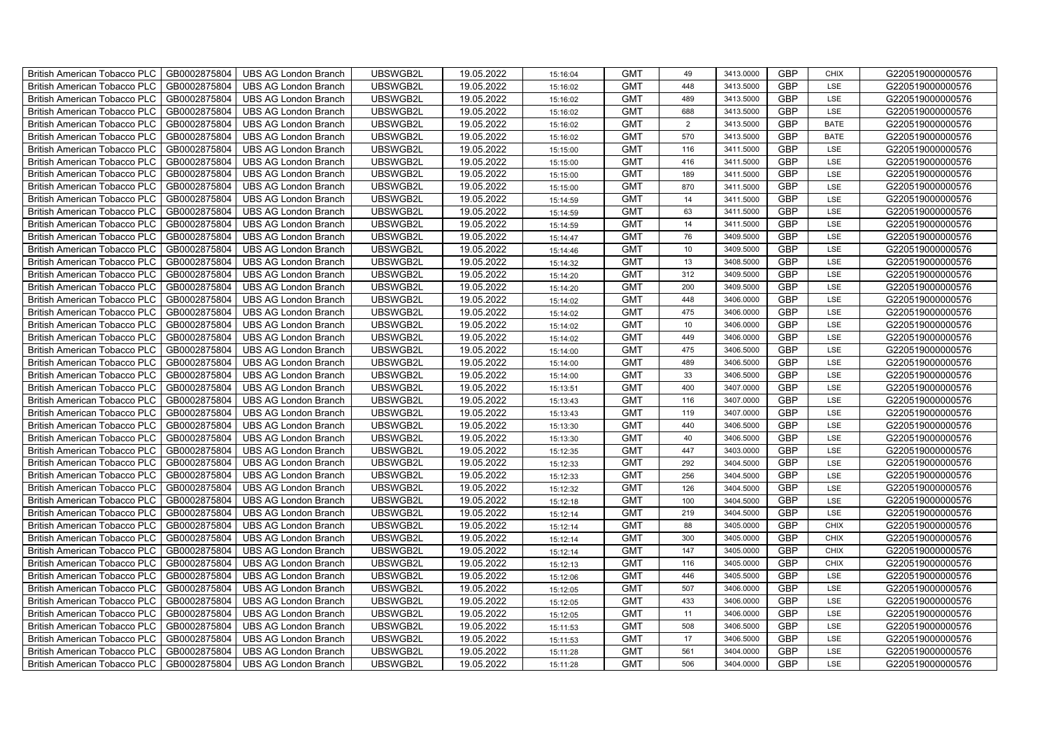| British American Tobacco PLC | GB0002875804 | UBS AG London Branch | UBSWGB2L | 19.05.2022 | 15:16:04 | GMT | 49 | 3413.0000 | GBP | CHIX | G220519000000576 |
|---|---|---|---|---|---|---|---|---|---|---|---|
| British American Tobacco PLC | GB0002875804 | UBS AG London Branch | UBSWGB2L | 19.05.2022 | 15:16:02 | GMT | 448 | 3413.5000 | GBP | LSE | G220519000000576 |
| British American Tobacco PLC | GB0002875804 | UBS AG London Branch | UBSWGB2L | 19.05.2022 | 15:16:02 | GMT | 489 | 3413.5000 | GBP | LSE | G220519000000576 |
| British American Tobacco PLC | GB0002875804 | UBS AG London Branch | UBSWGB2L | 19.05.2022 | 15:16:02 | GMT | 688 | 3413.5000 | GBP | LSE | G220519000000576 |
| British American Tobacco PLC | GB0002875804 | UBS AG London Branch | UBSWGB2L | 19.05.2022 | 15:16:02 | GMT | 2 | 3413.5000 | GBP | BATE | G220519000000576 |
| British American Tobacco PLC | GB0002875804 | UBS AG London Branch | UBSWGB2L | 19.05.2022 | 15:16:02 | GMT | 570 | 3413.5000 | GBP | BATE | G220519000000576 |
| British American Tobacco PLC | GB0002875804 | UBS AG London Branch | UBSWGB2L | 19.05.2022 | 15:15:00 | GMT | 116 | 3411.5000 | GBP | LSE | G220519000000576 |
| British American Tobacco PLC | GB0002875804 | UBS AG London Branch | UBSWGB2L | 19.05.2022 | 15:15:00 | GMT | 416 | 3411.5000 | GBP | LSE | G220519000000576 |
| British American Tobacco PLC | GB0002875804 | UBS AG London Branch | UBSWGB2L | 19.05.2022 | 15:15:00 | GMT | 189 | 3411.5000 | GBP | LSE | G220519000000576 |
| British American Tobacco PLC | GB0002875804 | UBS AG London Branch | UBSWGB2L | 19.05.2022 | 15:15:00 | GMT | 870 | 3411.5000 | GBP | LSE | G220519000000576 |
| British American Tobacco PLC | GB0002875804 | UBS AG London Branch | UBSWGB2L | 19.05.2022 | 15:14:59 | GMT | 14 | 3411.5000 | GBP | LSE | G220519000000576 |
| British American Tobacco PLC | GB0002875804 | UBS AG London Branch | UBSWGB2L | 19.05.2022 | 15:14:59 | GMT | 63 | 3411.5000 | GBP | LSE | G220519000000576 |
| British American Tobacco PLC | GB0002875804 | UBS AG London Branch | UBSWGB2L | 19.05.2022 | 15:14:59 | GMT | 14 | 3411.5000 | GBP | LSE | G220519000000576 |
| British American Tobacco PLC | GB0002875804 | UBS AG London Branch | UBSWGB2L | 19.05.2022 | 15:14:47 | GMT | 76 | 3409.5000 | GBP | LSE | G220519000000576 |
| British American Tobacco PLC | GB0002875804 | UBS AG London Branch | UBSWGB2L | 19.05.2022 | 15:14:46 | GMT | 10 | 3409.5000 | GBP | LSE | G220519000000576 |
| British American Tobacco PLC | GB0002875804 | UBS AG London Branch | UBSWGB2L | 19.05.2022 | 15:14:32 | GMT | 13 | 3408.5000 | GBP | LSE | G220519000000576 |
| British American Tobacco PLC | GB0002875804 | UBS AG London Branch | UBSWGB2L | 19.05.2022 | 15:14:20 | GMT | 312 | 3409.5000 | GBP | LSE | G220519000000576 |
| British American Tobacco PLC | GB0002875804 | UBS AG London Branch | UBSWGB2L | 19.05.2022 | 15:14:20 | GMT | 200 | 3409.5000 | GBP | LSE | G220519000000576 |
| British American Tobacco PLC | GB0002875804 | UBS AG London Branch | UBSWGB2L | 19.05.2022 | 15:14:02 | GMT | 448 | 3406.0000 | GBP | LSE | G220519000000576 |
| British American Tobacco PLC | GB0002875804 | UBS AG London Branch | UBSWGB2L | 19.05.2022 | 15:14:02 | GMT | 475 | 3406.0000 | GBP | LSE | G220519000000576 |
| British American Tobacco PLC | GB0002875804 | UBS AG London Branch | UBSWGB2L | 19.05.2022 | 15:14:02 | GMT | 10 | 3406.0000 | GBP | LSE | G220519000000576 |
| British American Tobacco PLC | GB0002875804 | UBS AG London Branch | UBSWGB2L | 19.05.2022 | 15:14:02 | GMT | 449 | 3406.0000 | GBP | LSE | G220519000000576 |
| British American Tobacco PLC | GB0002875804 | UBS AG London Branch | UBSWGB2L | 19.05.2022 | 15:14:00 | GMT | 475 | 3406.5000 | GBP | LSE | G220519000000576 |
| British American Tobacco PLC | GB0002875804 | UBS AG London Branch | UBSWGB2L | 19.05.2022 | 15:14:00 | GMT | 489 | 3406.5000 | GBP | LSE | G220519000000576 |
| British American Tobacco PLC | GB0002875804 | UBS AG London Branch | UBSWGB2L | 19.05.2022 | 15:14:00 | GMT | 33 | 3406.5000 | GBP | LSE | G220519000000576 |
| British American Tobacco PLC | GB0002875804 | UBS AG London Branch | UBSWGB2L | 19.05.2022 | 15:13:51 | GMT | 400 | 3407.0000 | GBP | LSE | G220519000000576 |
| British American Tobacco PLC | GB0002875804 | UBS AG London Branch | UBSWGB2L | 19.05.2022 | 15:13:43 | GMT | 116 | 3407.0000 | GBP | LSE | G220519000000576 |
| British American Tobacco PLC | GB0002875804 | UBS AG London Branch | UBSWGB2L | 19.05.2022 | 15:13:43 | GMT | 119 | 3407.0000 | GBP | LSE | G220519000000576 |
| British American Tobacco PLC | GB0002875804 | UBS AG London Branch | UBSWGB2L | 19.05.2022 | 15:13:30 | GMT | 440 | 3406.5000 | GBP | LSE | G220519000000576 |
| British American Tobacco PLC | GB0002875804 | UBS AG London Branch | UBSWGB2L | 19.05.2022 | 15:13:30 | GMT | 40 | 3406.5000 | GBP | LSE | G220519000000576 |
| British American Tobacco PLC | GB0002875804 | UBS AG London Branch | UBSWGB2L | 19.05.2022 | 15:12:35 | GMT | 447 | 3403.0000 | GBP | LSE | G220519000000576 |
| British American Tobacco PLC | GB0002875804 | UBS AG London Branch | UBSWGB2L | 19.05.2022 | 15:12:33 | GMT | 292 | 3404.5000 | GBP | LSE | G220519000000576 |
| British American Tobacco PLC | GB0002875804 | UBS AG London Branch | UBSWGB2L | 19.05.2022 | 15:12:33 | GMT | 256 | 3404.5000 | GBP | LSE | G220519000000576 |
| British American Tobacco PLC | GB0002875804 | UBS AG London Branch | UBSWGB2L | 19.05.2022 | 15:12:32 | GMT | 126 | 3404.5000 | GBP | LSE | G220519000000576 |
| British American Tobacco PLC | GB0002875804 | UBS AG London Branch | UBSWGB2L | 19.05.2022 | 15:12:18 | GMT | 100 | 3404.5000 | GBP | LSE | G220519000000576 |
| British American Tobacco PLC | GB0002875804 | UBS AG London Branch | UBSWGB2L | 19.05.2022 | 15:12:14 | GMT | 219 | 3404.5000 | GBP | LSE | G220519000000576 |
| British American Tobacco PLC | GB0002875804 | UBS AG London Branch | UBSWGB2L | 19.05.2022 | 15:12:14 | GMT | 88 | 3405.0000 | GBP | CHIX | G220519000000576 |
| British American Tobacco PLC | GB0002875804 | UBS AG London Branch | UBSWGB2L | 19.05.2022 | 15:12:14 | GMT | 300 | 3405.0000 | GBP | CHIX | G220519000000576 |
| British American Tobacco PLC | GB0002875804 | UBS AG London Branch | UBSWGB2L | 19.05.2022 | 15:12:14 | GMT | 147 | 3405.0000 | GBP | CHIX | G220519000000576 |
| British American Tobacco PLC | GB0002875804 | UBS AG London Branch | UBSWGB2L | 19.05.2022 | 15:12:13 | GMT | 116 | 3405.0000 | GBP | CHIX | G220519000000576 |
| British American Tobacco PLC | GB0002875804 | UBS AG London Branch | UBSWGB2L | 19.05.2022 | 15:12:06 | GMT | 446 | 3405.5000 | GBP | LSE | G220519000000576 |
| British American Tobacco PLC | GB0002875804 | UBS AG London Branch | UBSWGB2L | 19.05.2022 | 15:12:05 | GMT | 507 | 3406.0000 | GBP | LSE | G220519000000576 |
| British American Tobacco PLC | GB0002875804 | UBS AG London Branch | UBSWGB2L | 19.05.2022 | 15:12:05 | GMT | 433 | 3406.0000 | GBP | LSE | G220519000000576 |
| British American Tobacco PLC | GB0002875804 | UBS AG London Branch | UBSWGB2L | 19.05.2022 | 15:12:05 | GMT | 11 | 3406.0000 | GBP | LSE | G220519000000576 |
| British American Tobacco PLC | GB0002875804 | UBS AG London Branch | UBSWGB2L | 19.05.2022 | 15:11:53 | GMT | 508 | 3406.5000 | GBP | LSE | G220519000000576 |
| British American Tobacco PLC | GB0002875804 | UBS AG London Branch | UBSWGB2L | 19.05.2022 | 15:11:53 | GMT | 17 | 3406.5000 | GBP | LSE | G220519000000576 |
| British American Tobacco PLC | GB0002875804 | UBS AG London Branch | UBSWGB2L | 19.05.2022 | 15:11:28 | GMT | 561 | 3404.0000 | GBP | LSE | G220519000000576 |
| British American Tobacco PLC | GB0002875804 | UBS AG London Branch | UBSWGB2L | 19.05.2022 | 15:11:28 | GMT | 506 | 3404.0000 | GBP | LSE | G220519000000576 |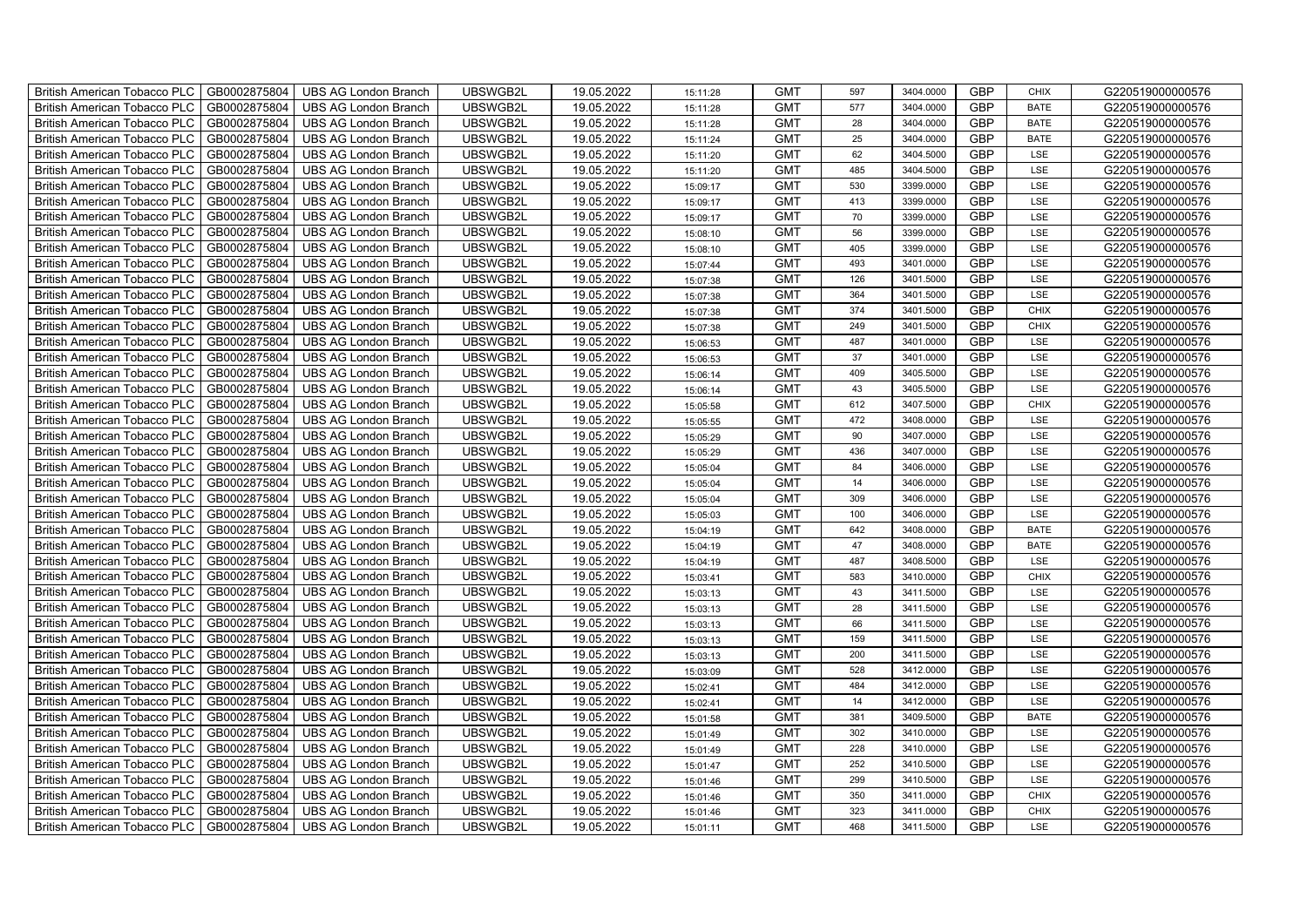| British American Tobacco PLC | GB0002875804 | UBS AG London Branch | UBSWGB2L | 19.05.2022 | 15:11:28 | GMT | 597 | 3404.0000 | GBP | CHIX | G220519000000576 |
|---|---|---|---|---|---|---|---|---|---|---|---|
| British American Tobacco PLC | GB0002875804 | UBS AG London Branch | UBSWGB2L | 19.05.2022 | 15:11:28 | GMT | 577 | 3404.0000 | GBP | BATE | G220519000000576 |
| British American Tobacco PLC | GB0002875804 | UBS AG London Branch | UBSWGB2L | 19.05.2022 | 15:11:28 | GMT | 28 | 3404.0000 | GBP | BATE | G220519000000576 |
| British American Tobacco PLC | GB0002875804 | UBS AG London Branch | UBSWGB2L | 19.05.2022 | 15:11:24 | GMT | 25 | 3404.0000 | GBP | BATE | G220519000000576 |
| British American Tobacco PLC | GB0002875804 | UBS AG London Branch | UBSWGB2L | 19.05.2022 | 15:11:20 | GMT | 62 | 3404.5000 | GBP | LSE | G220519000000576 |
| British American Tobacco PLC | GB0002875804 | UBS AG London Branch | UBSWGB2L | 19.05.2022 | 15:11:20 | GMT | 485 | 3404.5000 | GBP | LSE | G220519000000576 |
| British American Tobacco PLC | GB0002875804 | UBS AG London Branch | UBSWGB2L | 19.05.2022 | 15:09:17 | GMT | 530 | 3399.0000 | GBP | LSE | G220519000000576 |
| British American Tobacco PLC | GB0002875804 | UBS AG London Branch | UBSWGB2L | 19.05.2022 | 15:09:17 | GMT | 413 | 3399.0000 | GBP | LSE | G220519000000576 |
| British American Tobacco PLC | GB0002875804 | UBS AG London Branch | UBSWGB2L | 19.05.2022 | 15:09:17 | GMT | 70 | 3399.0000 | GBP | LSE | G220519000000576 |
| British American Tobacco PLC | GB0002875804 | UBS AG London Branch | UBSWGB2L | 19.05.2022 | 15:08:10 | GMT | 56 | 3399.0000 | GBP | LSE | G220519000000576 |
| British American Tobacco PLC | GB0002875804 | UBS AG London Branch | UBSWGB2L | 19.05.2022 | 15:08:10 | GMT | 405 | 3399.0000 | GBP | LSE | G220519000000576 |
| British American Tobacco PLC | GB0002875804 | UBS AG London Branch | UBSWGB2L | 19.05.2022 | 15:07:44 | GMT | 493 | 3401.0000 | GBP | LSE | G220519000000576 |
| British American Tobacco PLC | GB0002875804 | UBS AG London Branch | UBSWGB2L | 19.05.2022 | 15:07:38 | GMT | 126 | 3401.5000 | GBP | LSE | G220519000000576 |
| British American Tobacco PLC | GB0002875804 | UBS AG London Branch | UBSWGB2L | 19.05.2022 | 15:07:38 | GMT | 364 | 3401.5000 | GBP | LSE | G220519000000576 |
| British American Tobacco PLC | GB0002875804 | UBS AG London Branch | UBSWGB2L | 19.05.2022 | 15:07:38 | GMT | 374 | 3401.5000 | GBP | CHIX | G220519000000576 |
| British American Tobacco PLC | GB0002875804 | UBS AG London Branch | UBSWGB2L | 19.05.2022 | 15:07:38 | GMT | 249 | 3401.5000 | GBP | CHIX | G220519000000576 |
| British American Tobacco PLC | GB0002875804 | UBS AG London Branch | UBSWGB2L | 19.05.2022 | 15:06:53 | GMT | 487 | 3401.0000 | GBP | LSE | G220519000000576 |
| British American Tobacco PLC | GB0002875804 | UBS AG London Branch | UBSWGB2L | 19.05.2022 | 15:06:53 | GMT | 37 | 3401.0000 | GBP | LSE | G220519000000576 |
| British American Tobacco PLC | GB0002875804 | UBS AG London Branch | UBSWGB2L | 19.05.2022 | 15:06:14 | GMT | 409 | 3405.5000 | GBP | LSE | G220519000000576 |
| British American Tobacco PLC | GB0002875804 | UBS AG London Branch | UBSWGB2L | 19.05.2022 | 15:06:14 | GMT | 43 | 3405.5000 | GBP | LSE | G220519000000576 |
| British American Tobacco PLC | GB0002875804 | UBS AG London Branch | UBSWGB2L | 19.05.2022 | 15:05:58 | GMT | 612 | 3407.5000 | GBP | CHIX | G220519000000576 |
| British American Tobacco PLC | GB0002875804 | UBS AG London Branch | UBSWGB2L | 19.05.2022 | 15:05:55 | GMT | 472 | 3408.0000 | GBP | LSE | G220519000000576 |
| British American Tobacco PLC | GB0002875804 | UBS AG London Branch | UBSWGB2L | 19.05.2022 | 15:05:29 | GMT | 90 | 3407.0000 | GBP | LSE | G220519000000576 |
| British American Tobacco PLC | GB0002875804 | UBS AG London Branch | UBSWGB2L | 19.05.2022 | 15:05:29 | GMT | 436 | 3407.0000 | GBP | LSE | G220519000000576 |
| British American Tobacco PLC | GB0002875804 | UBS AG London Branch | UBSWGB2L | 19.05.2022 | 15:05:04 | GMT | 84 | 3406.0000 | GBP | LSE | G220519000000576 |
| British American Tobacco PLC | GB0002875804 | UBS AG London Branch | UBSWGB2L | 19.05.2022 | 15:05:04 | GMT | 14 | 3406.0000 | GBP | LSE | G220519000000576 |
| British American Tobacco PLC | GB0002875804 | UBS AG London Branch | UBSWGB2L | 19.05.2022 | 15:05:04 | GMT | 309 | 3406.0000 | GBP | LSE | G220519000000576 |
| British American Tobacco PLC | GB0002875804 | UBS AG London Branch | UBSWGB2L | 19.05.2022 | 15:05:03 | GMT | 100 | 3406.0000 | GBP | LSE | G220519000000576 |
| British American Tobacco PLC | GB0002875804 | UBS AG London Branch | UBSWGB2L | 19.05.2022 | 15:04:19 | GMT | 642 | 3408.0000 | GBP | BATE | G220519000000576 |
| British American Tobacco PLC | GB0002875804 | UBS AG London Branch | UBSWGB2L | 19.05.2022 | 15:04:19 | GMT | 47 | 3408.0000 | GBP | BATE | G220519000000576 |
| British American Tobacco PLC | GB0002875804 | UBS AG London Branch | UBSWGB2L | 19.05.2022 | 15:04:19 | GMT | 487 | 3408.5000 | GBP | LSE | G220519000000576 |
| British American Tobacco PLC | GB0002875804 | UBS AG London Branch | UBSWGB2L | 19.05.2022 | 15:03:41 | GMT | 583 | 3410.0000 | GBP | CHIX | G220519000000576 |
| British American Tobacco PLC | GB0002875804 | UBS AG London Branch | UBSWGB2L | 19.05.2022 | 15:03:13 | GMT | 43 | 3411.5000 | GBP | LSE | G220519000000576 |
| British American Tobacco PLC | GB0002875804 | UBS AG London Branch | UBSWGB2L | 19.05.2022 | 15:03:13 | GMT | 28 | 3411.5000 | GBP | LSE | G220519000000576 |
| British American Tobacco PLC | GB0002875804 | UBS AG London Branch | UBSWGB2L | 19.05.2022 | 15:03:13 | GMT | 66 | 3411.5000 | GBP | LSE | G220519000000576 |
| British American Tobacco PLC | GB0002875804 | UBS AG London Branch | UBSWGB2L | 19.05.2022 | 15:03:13 | GMT | 159 | 3411.5000 | GBP | LSE | G220519000000576 |
| British American Tobacco PLC | GB0002875804 | UBS AG London Branch | UBSWGB2L | 19.05.2022 | 15:03:13 | GMT | 200 | 3411.5000 | GBP | LSE | G220519000000576 |
| British American Tobacco PLC | GB0002875804 | UBS AG London Branch | UBSWGB2L | 19.05.2022 | 15:03:09 | GMT | 528 | 3412.0000 | GBP | LSE | G220519000000576 |
| British American Tobacco PLC | GB0002875804 | UBS AG London Branch | UBSWGB2L | 19.05.2022 | 15:02:41 | GMT | 484 | 3412.0000 | GBP | LSE | G220519000000576 |
| British American Tobacco PLC | GB0002875804 | UBS AG London Branch | UBSWGB2L | 19.05.2022 | 15:02:41 | GMT | 14 | 3412.0000 | GBP | LSE | G220519000000576 |
| British American Tobacco PLC | GB0002875804 | UBS AG London Branch | UBSWGB2L | 19.05.2022 | 15:01:58 | GMT | 381 | 3409.5000 | GBP | BATE | G220519000000576 |
| British American Tobacco PLC | GB0002875804 | UBS AG London Branch | UBSWGB2L | 19.05.2022 | 15:01:49 | GMT | 302 | 3410.0000 | GBP | LSE | G220519000000576 |
| British American Tobacco PLC | GB0002875804 | UBS AG London Branch | UBSWGB2L | 19.05.2022 | 15:01:49 | GMT | 228 | 3410.0000 | GBP | LSE | G220519000000576 |
| British American Tobacco PLC | GB0002875804 | UBS AG London Branch | UBSWGB2L | 19.05.2022 | 15:01:47 | GMT | 252 | 3410.5000 | GBP | LSE | G220519000000576 |
| British American Tobacco PLC | GB0002875804 | UBS AG London Branch | UBSWGB2L | 19.05.2022 | 15:01:46 | GMT | 299 | 3410.5000 | GBP | LSE | G220519000000576 |
| British American Tobacco PLC | GB0002875804 | UBS AG London Branch | UBSWGB2L | 19.05.2022 | 15:01:46 | GMT | 350 | 3411.0000 | GBP | CHIX | G220519000000576 |
| British American Tobacco PLC | GB0002875804 | UBS AG London Branch | UBSWGB2L | 19.05.2022 | 15:01:46 | GMT | 323 | 3411.0000 | GBP | CHIX | G220519000000576 |
| British American Tobacco PLC | GB0002875804 | UBS AG London Branch | UBSWGB2L | 19.05.2022 | 15:01:11 | GMT | 468 | 3411.5000 | GBP | LSE | G220519000000576 |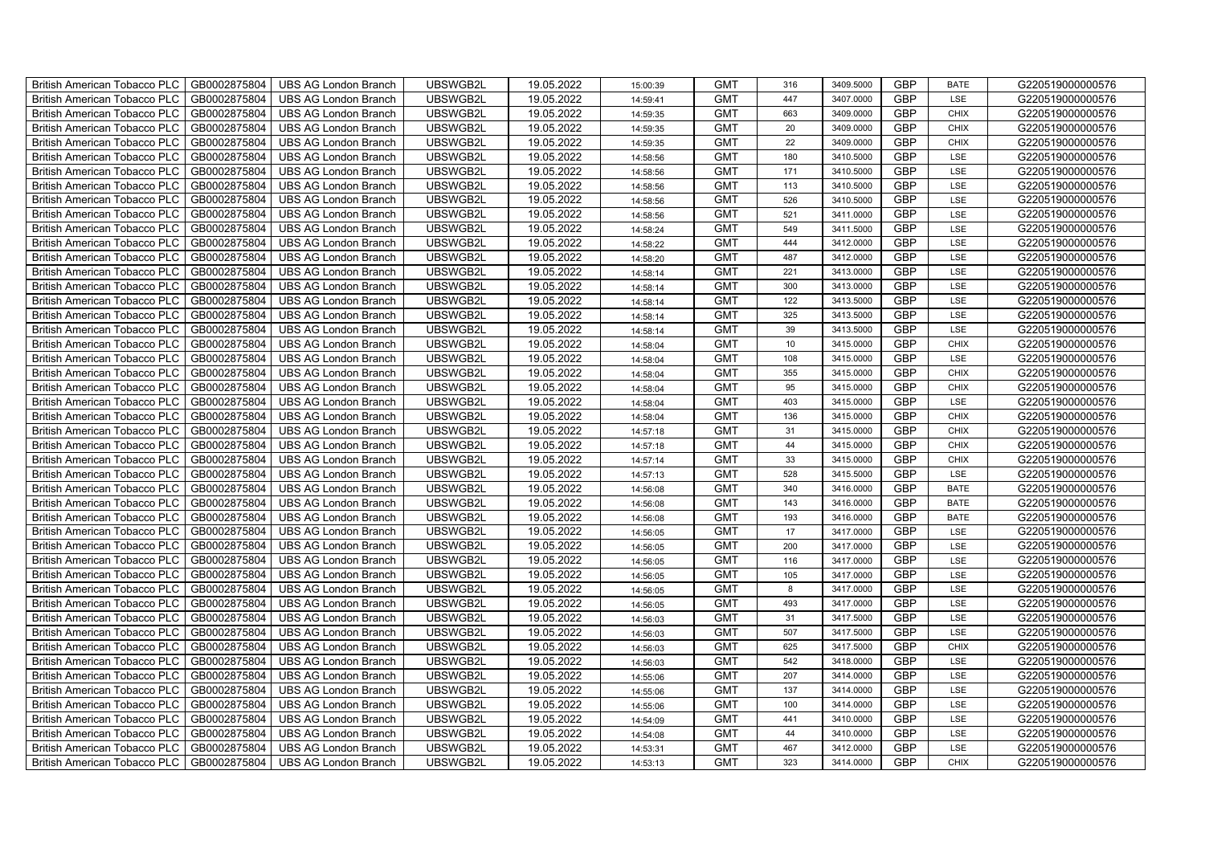| British American Tobacco PLC | GB0002875804 | UBS AG London Branch | UBSWGB2L | 19.05.2022 | 15:00:39 | GMT | 316 | 3409.5000 | GBP | BATE | G220519000000576 |
|---|---|---|---|---|---|---|---|---|---|---|---|
| British American Tobacco PLC | GB0002875804 | UBS AG London Branch | UBSWGB2L | 19.05.2022 | 14:59:41 | GMT | 447 | 3407.0000 | GBP | LSE | G220519000000576 |
| British American Tobacco PLC | GB0002875804 | UBS AG London Branch | UBSWGB2L | 19.05.2022 | 14:59:35 | GMT | 663 | 3409.0000 | GBP | CHIX | G220519000000576 |
| British American Tobacco PLC | GB0002875804 | UBS AG London Branch | UBSWGB2L | 19.05.2022 | 14:59:35 | GMT | 20 | 3409.0000 | GBP | CHIX | G220519000000576 |
| British American Tobacco PLC | GB0002875804 | UBS AG London Branch | UBSWGB2L | 19.05.2022 | 14:59:35 | GMT | 22 | 3409.0000 | GBP | CHIX | G220519000000576 |
| British American Tobacco PLC | GB0002875804 | UBS AG London Branch | UBSWGB2L | 19.05.2022 | 14:58:56 | GMT | 180 | 3410.5000 | GBP | LSE | G220519000000576 |
| British American Tobacco PLC | GB0002875804 | UBS AG London Branch | UBSWGB2L | 19.05.2022 | 14:58:56 | GMT | 171 | 3410.5000 | GBP | LSE | G220519000000576 |
| British American Tobacco PLC | GB0002875804 | UBS AG London Branch | UBSWGB2L | 19.05.2022 | 14:58:56 | GMT | 113 | 3410.5000 | GBP | LSE | G220519000000576 |
| British American Tobacco PLC | GB0002875804 | UBS AG London Branch | UBSWGB2L | 19.05.2022 | 14:58:56 | GMT | 526 | 3410.5000 | GBP | LSE | G220519000000576 |
| British American Tobacco PLC | GB0002875804 | UBS AG London Branch | UBSWGB2L | 19.05.2022 | 14:58:56 | GMT | 521 | 3411.0000 | GBP | LSE | G220519000000576 |
| British American Tobacco PLC | GB0002875804 | UBS AG London Branch | UBSWGB2L | 19.05.2022 | 14:58:24 | GMT | 549 | 3411.5000 | GBP | LSE | G220519000000576 |
| British American Tobacco PLC | GB0002875804 | UBS AG London Branch | UBSWGB2L | 19.05.2022 | 14:58:22 | GMT | 444 | 3412.0000 | GBP | LSE | G220519000000576 |
| British American Tobacco PLC | GB0002875804 | UBS AG London Branch | UBSWGB2L | 19.05.2022 | 14:58:20 | GMT | 487 | 3412.0000 | GBP | LSE | G220519000000576 |
| British American Tobacco PLC | GB0002875804 | UBS AG London Branch | UBSWGB2L | 19.05.2022 | 14:58:14 | GMT | 221 | 3413.0000 | GBP | LSE | G220519000000576 |
| British American Tobacco PLC | GB0002875804 | UBS AG London Branch | UBSWGB2L | 19.05.2022 | 14:58:14 | GMT | 300 | 3413.0000 | GBP | LSE | G220519000000576 |
| British American Tobacco PLC | GB0002875804 | UBS AG London Branch | UBSWGB2L | 19.05.2022 | 14:58:14 | GMT | 122 | 3413.5000 | GBP | LSE | G220519000000576 |
| British American Tobacco PLC | GB0002875804 | UBS AG London Branch | UBSWGB2L | 19.05.2022 | 14:58:14 | GMT | 325 | 3413.5000 | GBP | LSE | G220519000000576 |
| British American Tobacco PLC | GB0002875804 | UBS AG London Branch | UBSWGB2L | 19.05.2022 | 14:58:14 | GMT | 39 | 3413.5000 | GBP | LSE | G220519000000576 |
| British American Tobacco PLC | GB0002875804 | UBS AG London Branch | UBSWGB2L | 19.05.2022 | 14:58:04 | GMT | 10 | 3415.0000 | GBP | CHIX | G220519000000576 |
| British American Tobacco PLC | GB0002875804 | UBS AG London Branch | UBSWGB2L | 19.05.2022 | 14:58:04 | GMT | 108 | 3415.0000 | GBP | LSE | G220519000000576 |
| British American Tobacco PLC | GB0002875804 | UBS AG London Branch | UBSWGB2L | 19.05.2022 | 14:58:04 | GMT | 355 | 3415.0000 | GBP | CHIX | G220519000000576 |
| British American Tobacco PLC | GB0002875804 | UBS AG London Branch | UBSWGB2L | 19.05.2022 | 14:58:04 | GMT | 95 | 3415.0000 | GBP | CHIX | G220519000000576 |
| British American Tobacco PLC | GB0002875804 | UBS AG London Branch | UBSWGB2L | 19.05.2022 | 14:58:04 | GMT | 403 | 3415.0000 | GBP | LSE | G220519000000576 |
| British American Tobacco PLC | GB0002875804 | UBS AG London Branch | UBSWGB2L | 19.05.2022 | 14:58:04 | GMT | 136 | 3415.0000 | GBP | CHIX | G220519000000576 |
| British American Tobacco PLC | GB0002875804 | UBS AG London Branch | UBSWGB2L | 19.05.2022 | 14:57:18 | GMT | 31 | 3415.0000 | GBP | CHIX | G220519000000576 |
| British American Tobacco PLC | GB0002875804 | UBS AG London Branch | UBSWGB2L | 19.05.2022 | 14:57:18 | GMT | 44 | 3415.0000 | GBP | CHIX | G220519000000576 |
| British American Tobacco PLC | GB0002875804 | UBS AG London Branch | UBSWGB2L | 19.05.2022 | 14:57:14 | GMT | 33 | 3415.0000 | GBP | CHIX | G220519000000576 |
| British American Tobacco PLC | GB0002875804 | UBS AG London Branch | UBSWGB2L | 19.05.2022 | 14:57:13 | GMT | 528 | 3415.5000 | GBP | LSE | G220519000000576 |
| British American Tobacco PLC | GB0002875804 | UBS AG London Branch | UBSWGB2L | 19.05.2022 | 14:56:08 | GMT | 340 | 3416.0000 | GBP | BATE | G220519000000576 |
| British American Tobacco PLC | GB0002875804 | UBS AG London Branch | UBSWGB2L | 19.05.2022 | 14:56:08 | GMT | 143 | 3416.0000 | GBP | BATE | G220519000000576 |
| British American Tobacco PLC | GB0002875804 | UBS AG London Branch | UBSWGB2L | 19.05.2022 | 14:56:08 | GMT | 193 | 3416.0000 | GBP | BATE | G220519000000576 |
| British American Tobacco PLC | GB0002875804 | UBS AG London Branch | UBSWGB2L | 19.05.2022 | 14:56:05 | GMT | 17 | 3417.0000 | GBP | LSE | G220519000000576 |
| British American Tobacco PLC | GB0002875804 | UBS AG London Branch | UBSWGB2L | 19.05.2022 | 14:56:05 | GMT | 200 | 3417.0000 | GBP | LSE | G220519000000576 |
| British American Tobacco PLC | GB0002875804 | UBS AG London Branch | UBSWGB2L | 19.05.2022 | 14:56:05 | GMT | 116 | 3417.0000 | GBP | LSE | G220519000000576 |
| British American Tobacco PLC | GB0002875804 | UBS AG London Branch | UBSWGB2L | 19.05.2022 | 14:56:05 | GMT | 105 | 3417.0000 | GBP | LSE | G220519000000576 |
| British American Tobacco PLC | GB0002875804 | UBS AG London Branch | UBSWGB2L | 19.05.2022 | 14:56:05 | GMT | 8 | 3417.0000 | GBP | LSE | G220519000000576 |
| British American Tobacco PLC | GB0002875804 | UBS AG London Branch | UBSWGB2L | 19.05.2022 | 14:56:05 | GMT | 493 | 3417.0000 | GBP | LSE | G220519000000576 |
| British American Tobacco PLC | GB0002875804 | UBS AG London Branch | UBSWGB2L | 19.05.2022 | 14:56:03 | GMT | 31 | 3417.5000 | GBP | LSE | G220519000000576 |
| British American Tobacco PLC | GB0002875804 | UBS AG London Branch | UBSWGB2L | 19.05.2022 | 14:56:03 | GMT | 507 | 3417.5000 | GBP | LSE | G220519000000576 |
| British American Tobacco PLC | GB0002875804 | UBS AG London Branch | UBSWGB2L | 19.05.2022 | 14:56:03 | GMT | 625 | 3417.5000 | GBP | CHIX | G220519000000576 |
| British American Tobacco PLC | GB0002875804 | UBS AG London Branch | UBSWGB2L | 19.05.2022 | 14:56:03 | GMT | 542 | 3418.0000 | GBP | LSE | G220519000000576 |
| British American Tobacco PLC | GB0002875804 | UBS AG London Branch | UBSWGB2L | 19.05.2022 | 14:55:06 | GMT | 207 | 3414.0000 | GBP | LSE | G220519000000576 |
| British American Tobacco PLC | GB0002875804 | UBS AG London Branch | UBSWGB2L | 19.05.2022 | 14:55:06 | GMT | 137 | 3414.0000 | GBP | LSE | G220519000000576 |
| British American Tobacco PLC | GB0002875804 | UBS AG London Branch | UBSWGB2L | 19.05.2022 | 14:55:06 | GMT | 100 | 3414.0000 | GBP | LSE | G220519000000576 |
| British American Tobacco PLC | GB0002875804 | UBS AG London Branch | UBSWGB2L | 19.05.2022 | 14:54:09 | GMT | 441 | 3410.0000 | GBP | LSE | G220519000000576 |
| British American Tobacco PLC | GB0002875804 | UBS AG London Branch | UBSWGB2L | 19.05.2022 | 14:54:08 | GMT | 44 | 3410.0000 | GBP | LSE | G220519000000576 |
| British American Tobacco PLC | GB0002875804 | UBS AG London Branch | UBSWGB2L | 19.05.2022 | 14:53:31 | GMT | 467 | 3412.0000 | GBP | LSE | G220519000000576 |
| British American Tobacco PLC | GB0002875804 | UBS AG London Branch | UBSWGB2L | 19.05.2022 | 14:53:13 | GMT | 323 | 3414.0000 | GBP | CHIX | G220519000000576 |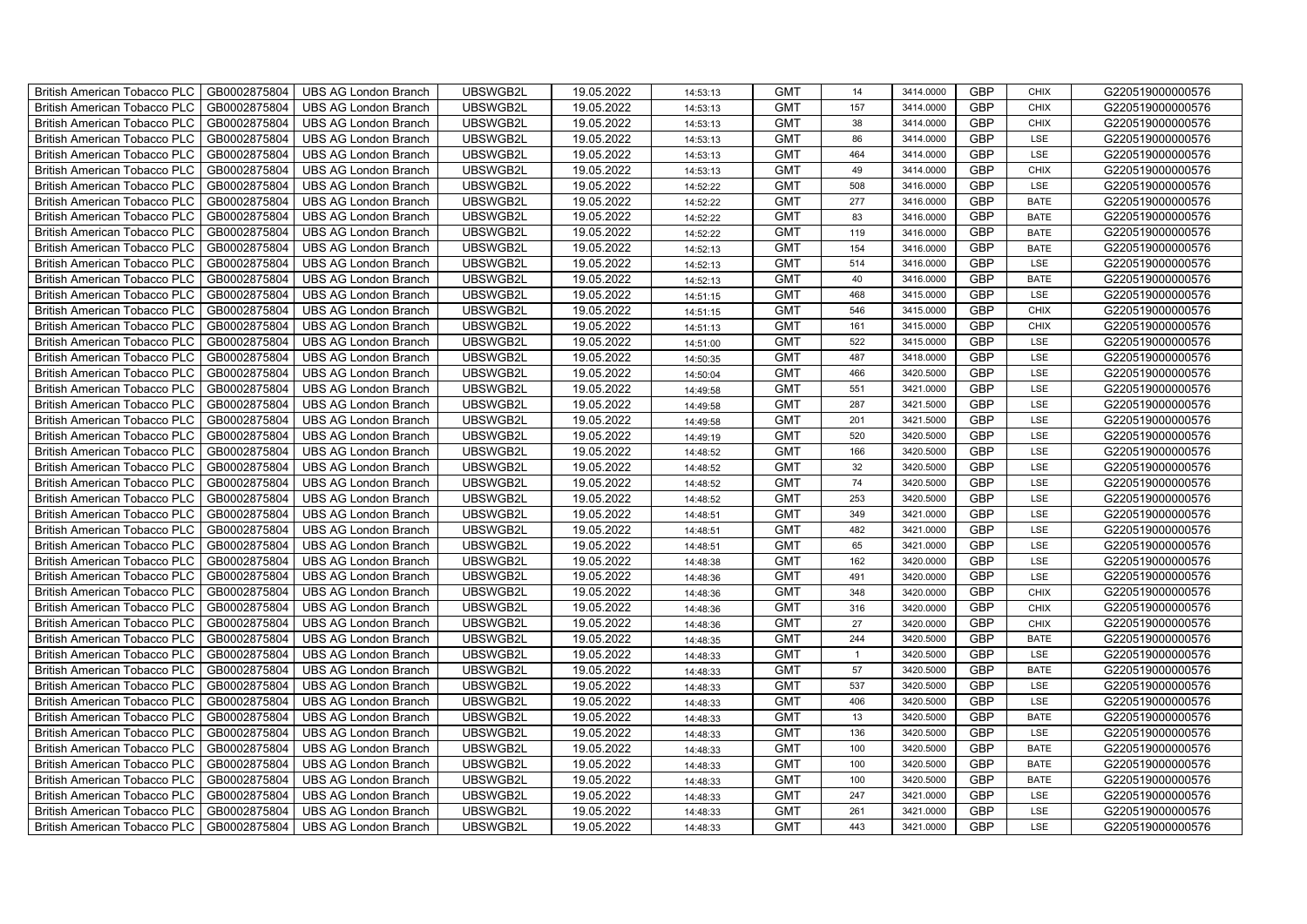| British American Tobacco PLC | GB0002875804 | UBS AG London Branch | UBSWGB2L | 19.05.2022 | 14:53:13 | GMT | 14 | 3414.0000 | GBP | CHIX | G220519000000576 |
|---|---|---|---|---|---|---|---|---|---|---|---|
| British American Tobacco PLC | GB0002875804 | UBS AG London Branch | UBSWGB2L | 19.05.2022 | 14:53:13 | GMT | 157 | 3414.0000 | GBP | CHIX | G220519000000576 |
| British American Tobacco PLC | GB0002875804 | UBS AG London Branch | UBSWGB2L | 19.05.2022 | 14:53:13 | GMT | 38 | 3414.0000 | GBP | CHIX | G220519000000576 |
| British American Tobacco PLC | GB0002875804 | UBS AG London Branch | UBSWGB2L | 19.05.2022 | 14:53:13 | GMT | 86 | 3414.0000 | GBP | LSE | G220519000000576 |
| British American Tobacco PLC | GB0002875804 | UBS AG London Branch | UBSWGB2L | 19.05.2022 | 14:53:13 | GMT | 464 | 3414.0000 | GBP | LSE | G220519000000576 |
| British American Tobacco PLC | GB0002875804 | UBS AG London Branch | UBSWGB2L | 19.05.2022 | 14:53:13 | GMT | 49 | 3414.0000 | GBP | CHIX | G220519000000576 |
| British American Tobacco PLC | GB0002875804 | UBS AG London Branch | UBSWGB2L | 19.05.2022 | 14:52:22 | GMT | 508 | 3416.0000 | GBP | LSE | G220519000000576 |
| British American Tobacco PLC | GB0002875804 | UBS AG London Branch | UBSWGB2L | 19.05.2022 | 14:52:22 | GMT | 277 | 3416.0000 | GBP | BATE | G220519000000576 |
| British American Tobacco PLC | GB0002875804 | UBS AG London Branch | UBSWGB2L | 19.05.2022 | 14:52:22 | GMT | 83 | 3416.0000 | GBP | BATE | G220519000000576 |
| British American Tobacco PLC | GB0002875804 | UBS AG London Branch | UBSWGB2L | 19.05.2022 | 14:52:22 | GMT | 119 | 3416.0000 | GBP | BATE | G220519000000576 |
| British American Tobacco PLC | GB0002875804 | UBS AG London Branch | UBSWGB2L | 19.05.2022 | 14:52:13 | GMT | 154 | 3416.0000 | GBP | BATE | G220519000000576 |
| British American Tobacco PLC | GB0002875804 | UBS AG London Branch | UBSWGB2L | 19.05.2022 | 14:52:13 | GMT | 514 | 3416.0000 | GBP | LSE | G220519000000576 |
| British American Tobacco PLC | GB0002875804 | UBS AG London Branch | UBSWGB2L | 19.05.2022 | 14:52:13 | GMT | 40 | 3416.0000 | GBP | BATE | G220519000000576 |
| British American Tobacco PLC | GB0002875804 | UBS AG London Branch | UBSWGB2L | 19.05.2022 | 14:51:15 | GMT | 468 | 3415.0000 | GBP | LSE | G220519000000576 |
| British American Tobacco PLC | GB0002875804 | UBS AG London Branch | UBSWGB2L | 19.05.2022 | 14:51:15 | GMT | 546 | 3415.0000 | GBP | CHIX | G220519000000576 |
| British American Tobacco PLC | GB0002875804 | UBS AG London Branch | UBSWGB2L | 19.05.2022 | 14:51:13 | GMT | 161 | 3415.0000 | GBP | CHIX | G220519000000576 |
| British American Tobacco PLC | GB0002875804 | UBS AG London Branch | UBSWGB2L | 19.05.2022 | 14:51:00 | GMT | 522 | 3415.0000 | GBP | LSE | G220519000000576 |
| British American Tobacco PLC | GB0002875804 | UBS AG London Branch | UBSWGB2L | 19.05.2022 | 14:50:35 | GMT | 487 | 3418.0000 | GBP | LSE | G220519000000576 |
| British American Tobacco PLC | GB0002875804 | UBS AG London Branch | UBSWGB2L | 19.05.2022 | 14:50:04 | GMT | 466 | 3420.5000 | GBP | LSE | G220519000000576 |
| British American Tobacco PLC | GB0002875804 | UBS AG London Branch | UBSWGB2L | 19.05.2022 | 14:49:58 | GMT | 551 | 3421.0000 | GBP | LSE | G220519000000576 |
| British American Tobacco PLC | GB0002875804 | UBS AG London Branch | UBSWGB2L | 19.05.2022 | 14:49:58 | GMT | 287 | 3421.5000 | GBP | LSE | G220519000000576 |
| British American Tobacco PLC | GB0002875804 | UBS AG London Branch | UBSWGB2L | 19.05.2022 | 14:49:58 | GMT | 201 | 3421.5000 | GBP | LSE | G220519000000576 |
| British American Tobacco PLC | GB0002875804 | UBS AG London Branch | UBSWGB2L | 19.05.2022 | 14:49:19 | GMT | 520 | 3420.5000 | GBP | LSE | G220519000000576 |
| British American Tobacco PLC | GB0002875804 | UBS AG London Branch | UBSWGB2L | 19.05.2022 | 14:48:52 | GMT | 166 | 3420.5000 | GBP | LSE | G220519000000576 |
| British American Tobacco PLC | GB0002875804 | UBS AG London Branch | UBSWGB2L | 19.05.2022 | 14:48:52 | GMT | 32 | 3420.5000 | GBP | LSE | G220519000000576 |
| British American Tobacco PLC | GB0002875804 | UBS AG London Branch | UBSWGB2L | 19.05.2022 | 14:48:52 | GMT | 74 | 3420.5000 | GBP | LSE | G220519000000576 |
| British American Tobacco PLC | GB0002875804 | UBS AG London Branch | UBSWGB2L | 19.05.2022 | 14:48:52 | GMT | 253 | 3420.5000 | GBP | LSE | G220519000000576 |
| British American Tobacco PLC | GB0002875804 | UBS AG London Branch | UBSWGB2L | 19.05.2022 | 14:48:51 | GMT | 349 | 3421.0000 | GBP | LSE | G220519000000576 |
| British American Tobacco PLC | GB0002875804 | UBS AG London Branch | UBSWGB2L | 19.05.2022 | 14:48:51 | GMT | 482 | 3421.0000 | GBP | LSE | G220519000000576 |
| British American Tobacco PLC | GB0002875804 | UBS AG London Branch | UBSWGB2L | 19.05.2022 | 14:48:51 | GMT | 65 | 3421.0000 | GBP | LSE | G220519000000576 |
| British American Tobacco PLC | GB0002875804 | UBS AG London Branch | UBSWGB2L | 19.05.2022 | 14:48:38 | GMT | 162 | 3420.0000 | GBP | LSE | G220519000000576 |
| British American Tobacco PLC | GB0002875804 | UBS AG London Branch | UBSWGB2L | 19.05.2022 | 14:48:36 | GMT | 491 | 3420.0000 | GBP | LSE | G220519000000576 |
| British American Tobacco PLC | GB0002875804 | UBS AG London Branch | UBSWGB2L | 19.05.2022 | 14:48:36 | GMT | 348 | 3420.0000 | GBP | CHIX | G220519000000576 |
| British American Tobacco PLC | GB0002875804 | UBS AG London Branch | UBSWGB2L | 19.05.2022 | 14:48:36 | GMT | 316 | 3420.0000 | GBP | CHIX | G220519000000576 |
| British American Tobacco PLC | GB0002875804 | UBS AG London Branch | UBSWGB2L | 19.05.2022 | 14:48:36 | GMT | 27 | 3420.0000 | GBP | CHIX | G220519000000576 |
| British American Tobacco PLC | GB0002875804 | UBS AG London Branch | UBSWGB2L | 19.05.2022 | 14:48:35 | GMT | 244 | 3420.5000 | GBP | BATE | G220519000000576 |
| British American Tobacco PLC | GB0002875804 | UBS AG London Branch | UBSWGB2L | 19.05.2022 | 14:48:33 | GMT | 1 | 3420.5000 | GBP | LSE | G220519000000576 |
| British American Tobacco PLC | GB0002875804 | UBS AG London Branch | UBSWGB2L | 19.05.2022 | 14:48:33 | GMT | 57 | 3420.5000 | GBP | BATE | G220519000000576 |
| British American Tobacco PLC | GB0002875804 | UBS AG London Branch | UBSWGB2L | 19.05.2022 | 14:48:33 | GMT | 537 | 3420.5000 | GBP | LSE | G220519000000576 |
| British American Tobacco PLC | GB0002875804 | UBS AG London Branch | UBSWGB2L | 19.05.2022 | 14:48:33 | GMT | 406 | 3420.5000 | GBP | LSE | G220519000000576 |
| British American Tobacco PLC | GB0002875804 | UBS AG London Branch | UBSWGB2L | 19.05.2022 | 14:48:33 | GMT | 13 | 3420.5000 | GBP | BATE | G220519000000576 |
| British American Tobacco PLC | GB0002875804 | UBS AG London Branch | UBSWGB2L | 19.05.2022 | 14:48:33 | GMT | 136 | 3420.5000 | GBP | LSE | G220519000000576 |
| British American Tobacco PLC | GB0002875804 | UBS AG London Branch | UBSWGB2L | 19.05.2022 | 14:48:33 | GMT | 100 | 3420.5000 | GBP | BATE | G220519000000576 |
| British American Tobacco PLC | GB0002875804 | UBS AG London Branch | UBSWGB2L | 19.05.2022 | 14:48:33 | GMT | 100 | 3420.5000 | GBP | BATE | G220519000000576 |
| British American Tobacco PLC | GB0002875804 | UBS AG London Branch | UBSWGB2L | 19.05.2022 | 14:48:33 | GMT | 100 | 3420.5000 | GBP | BATE | G220519000000576 |
| British American Tobacco PLC | GB0002875804 | UBS AG London Branch | UBSWGB2L | 19.05.2022 | 14:48:33 | GMT | 247 | 3421.0000 | GBP | LSE | G220519000000576 |
| British American Tobacco PLC | GB0002875804 | UBS AG London Branch | UBSWGB2L | 19.05.2022 | 14:48:33 | GMT | 261 | 3421.0000 | GBP | LSE | G220519000000576 |
| British American Tobacco PLC | GB0002875804 | UBS AG London Branch | UBSWGB2L | 19.05.2022 | 14:48:33 | GMT | 443 | 3421.0000 | GBP | LSE | G220519000000576 |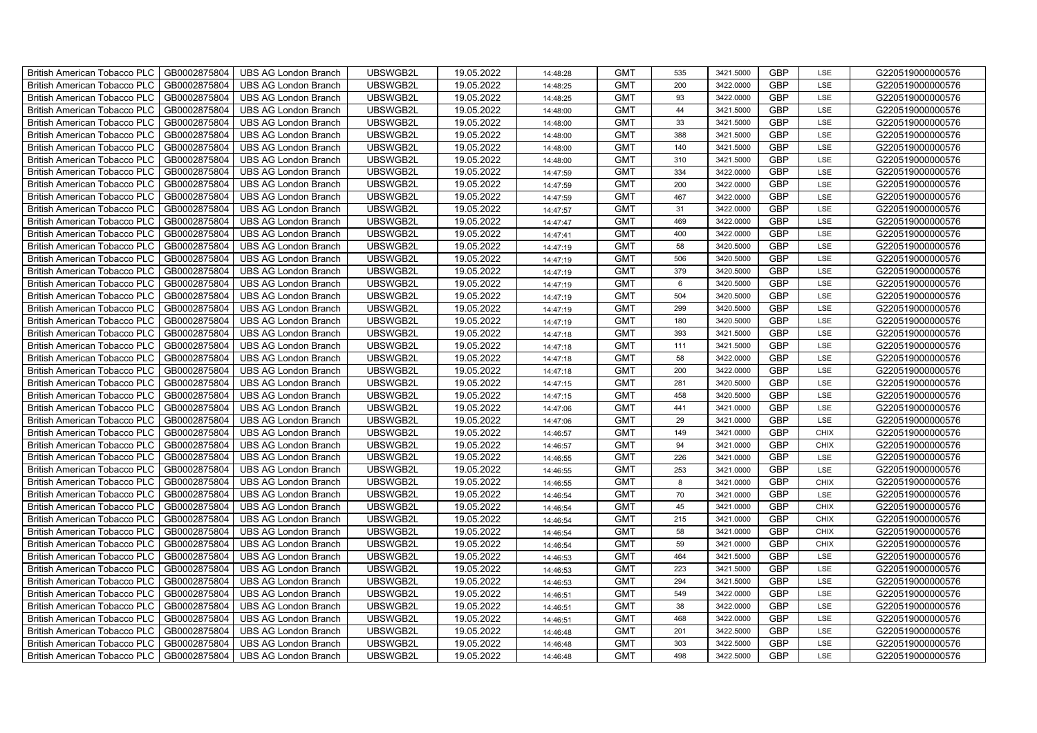| British American Tobacco PLC | GB0002875804 | UBS AG London Branch | UBSWGB2L | 19.05.2022 | 14:48:28 | GMT | 535 | 3421.5000 | GBP | LSE | G220519000000576 |
|---|---|---|---|---|---|---|---|---|---|---|---|
| British American Tobacco PLC | GB0002875804 | UBS AG London Branch | UBSWGB2L | 19.05.2022 | 14:48:25 | GMT | 200 | 3422.0000 | GBP | LSE | G220519000000576 |
| British American Tobacco PLC | GB0002875804 | UBS AG London Branch | UBSWGB2L | 19.05.2022 | 14:48:25 | GMT | 93 | 3422.0000 | GBP | LSE | G220519000000576 |
| British American Tobacco PLC | GB0002875804 | UBS AG London Branch | UBSWGB2L | 19.05.2022 | 14:48:00 | GMT | 44 | 3421.5000 | GBP | LSE | G220519000000576 |
| British American Tobacco PLC | GB0002875804 | UBS AG London Branch | UBSWGB2L | 19.05.2022 | 14:48:00 | GMT | 33 | 3421.5000 | GBP | LSE | G220519000000576 |
| British American Tobacco PLC | GB0002875804 | UBS AG London Branch | UBSWGB2L | 19.05.2022 | 14:48:00 | GMT | 388 | 3421.5000 | GBP | LSE | G220519000000576 |
| British American Tobacco PLC | GB0002875804 | UBS AG London Branch | UBSWGB2L | 19.05.2022 | 14:48:00 | GMT | 140 | 3421.5000 | GBP | LSE | G220519000000576 |
| British American Tobacco PLC | GB0002875804 | UBS AG London Branch | UBSWGB2L | 19.05.2022 | 14:48:00 | GMT | 310 | 3421.5000 | GBP | LSE | G220519000000576 |
| British American Tobacco PLC | GB0002875804 | UBS AG London Branch | UBSWGB2L | 19.05.2022 | 14:47:59 | GMT | 334 | 3422.0000 | GBP | LSE | G220519000000576 |
| British American Tobacco PLC | GB0002875804 | UBS AG London Branch | UBSWGB2L | 19.05.2022 | 14:47:59 | GMT | 200 | 3422.0000 | GBP | LSE | G220519000000576 |
| British American Tobacco PLC | GB0002875804 | UBS AG London Branch | UBSWGB2L | 19.05.2022 | 14:47:59 | GMT | 467 | 3422.0000 | GBP | LSE | G220519000000576 |
| British American Tobacco PLC | GB0002875804 | UBS AG London Branch | UBSWGB2L | 19.05.2022 | 14:47:57 | GMT | 31 | 3422.0000 | GBP | LSE | G220519000000576 |
| British American Tobacco PLC | GB0002875804 | UBS AG London Branch | UBSWGB2L | 19.05.2022 | 14:47:47 | GMT | 469 | 3422.0000 | GBP | LSE | G220519000000576 |
| British American Tobacco PLC | GB0002875804 | UBS AG London Branch | UBSWGB2L | 19.05.2022 | 14:47:41 | GMT | 400 | 3422.0000 | GBP | LSE | G220519000000576 |
| British American Tobacco PLC | GB0002875804 | UBS AG London Branch | UBSWGB2L | 19.05.2022 | 14:47:19 | GMT | 58 | 3420.5000 | GBP | LSE | G220519000000576 |
| British American Tobacco PLC | GB0002875804 | UBS AG London Branch | UBSWGB2L | 19.05.2022 | 14:47:19 | GMT | 506 | 3420.5000 | GBP | LSE | G220519000000576 |
| British American Tobacco PLC | GB0002875804 | UBS AG London Branch | UBSWGB2L | 19.05.2022 | 14:47:19 | GMT | 379 | 3420.5000 | GBP | LSE | G220519000000576 |
| British American Tobacco PLC | GB0002875804 | UBS AG London Branch | UBSWGB2L | 19.05.2022 | 14:47:19 | GMT | 6 | 3420.5000 | GBP | LSE | G220519000000576 |
| British American Tobacco PLC | GB0002875804 | UBS AG London Branch | UBSWGB2L | 19.05.2022 | 14:47:19 | GMT | 504 | 3420.5000 | GBP | LSE | G220519000000576 |
| British American Tobacco PLC | GB0002875804 | UBS AG London Branch | UBSWGB2L | 19.05.2022 | 14:47:19 | GMT | 299 | 3420.5000 | GBP | LSE | G220519000000576 |
| British American Tobacco PLC | GB0002875804 | UBS AG London Branch | UBSWGB2L | 19.05.2022 | 14:47:19 | GMT | 180 | 3420.5000 | GBP | LSE | G220519000000576 |
| British American Tobacco PLC | GB0002875804 | UBS AG London Branch | UBSWGB2L | 19.05.2022 | 14:47:18 | GMT | 393 | 3421.5000 | GBP | LSE | G220519000000576 |
| British American Tobacco PLC | GB0002875804 | UBS AG London Branch | UBSWGB2L | 19.05.2022 | 14:47:18 | GMT | 111 | 3421.5000 | GBP | LSE | G220519000000576 |
| British American Tobacco PLC | GB0002875804 | UBS AG London Branch | UBSWGB2L | 19.05.2022 | 14:47:18 | GMT | 58 | 3422.0000 | GBP | LSE | G220519000000576 |
| British American Tobacco PLC | GB0002875804 | UBS AG London Branch | UBSWGB2L | 19.05.2022 | 14:47:18 | GMT | 200 | 3422.0000 | GBP | LSE | G220519000000576 |
| British American Tobacco PLC | GB0002875804 | UBS AG London Branch | UBSWGB2L | 19.05.2022 | 14:47:15 | GMT | 281 | 3420.5000 | GBP | LSE | G220519000000576 |
| British American Tobacco PLC | GB0002875804 | UBS AG London Branch | UBSWGB2L | 19.05.2022 | 14:47:15 | GMT | 458 | 3420.5000 | GBP | LSE | G220519000000576 |
| British American Tobacco PLC | GB0002875804 | UBS AG London Branch | UBSWGB2L | 19.05.2022 | 14:47:06 | GMT | 441 | 3421.0000 | GBP | LSE | G220519000000576 |
| British American Tobacco PLC | GB0002875804 | UBS AG London Branch | UBSWGB2L | 19.05.2022 | 14:47:06 | GMT | 29 | 3421.0000 | GBP | LSE | G220519000000576 |
| British American Tobacco PLC | GB0002875804 | UBS AG London Branch | UBSWGB2L | 19.05.2022 | 14:46:57 | GMT | 149 | 3421.0000 | GBP | CHIX | G220519000000576 |
| British American Tobacco PLC | GB0002875804 | UBS AG London Branch | UBSWGB2L | 19.05.2022 | 14:46:57 | GMT | 94 | 3421.0000 | GBP | CHIX | G220519000000576 |
| British American Tobacco PLC | GB0002875804 | UBS AG London Branch | UBSWGB2L | 19.05.2022 | 14:46:55 | GMT | 226 | 3421.0000 | GBP | LSE | G220519000000576 |
| British American Tobacco PLC | GB0002875804 | UBS AG London Branch | UBSWGB2L | 19.05.2022 | 14:46:55 | GMT | 253 | 3421.0000 | GBP | LSE | G220519000000576 |
| British American Tobacco PLC | GB0002875804 | UBS AG London Branch | UBSWGB2L | 19.05.2022 | 14:46:55 | GMT | 8 | 3421.0000 | GBP | CHIX | G220519000000576 |
| British American Tobacco PLC | GB0002875804 | UBS AG London Branch | UBSWGB2L | 19.05.2022 | 14:46:54 | GMT | 70 | 3421.0000 | GBP | LSE | G220519000000576 |
| British American Tobacco PLC | GB0002875804 | UBS AG London Branch | UBSWGB2L | 19.05.2022 | 14:46:54 | GMT | 45 | 3421.0000 | GBP | CHIX | G220519000000576 |
| British American Tobacco PLC | GB0002875804 | UBS AG London Branch | UBSWGB2L | 19.05.2022 | 14:46:54 | GMT | 215 | 3421.0000 | GBP | CHIX | G220519000000576 |
| British American Tobacco PLC | GB0002875804 | UBS AG London Branch | UBSWGB2L | 19.05.2022 | 14:46:54 | GMT | 58 | 3421.0000 | GBP | CHIX | G220519000000576 |
| British American Tobacco PLC | GB0002875804 | UBS AG London Branch | UBSWGB2L | 19.05.2022 | 14:46:54 | GMT | 59 | 3421.0000 | GBP | CHIX | G220519000000576 |
| British American Tobacco PLC | GB0002875804 | UBS AG London Branch | UBSWGB2L | 19.05.2022 | 14:46:53 | GMT | 464 | 3421.5000 | GBP | LSE | G220519000000576 |
| British American Tobacco PLC | GB0002875804 | UBS AG London Branch | UBSWGB2L | 19.05.2022 | 14:46:53 | GMT | 223 | 3421.5000 | GBP | LSE | G220519000000576 |
| British American Tobacco PLC | GB0002875804 | UBS AG London Branch | UBSWGB2L | 19.05.2022 | 14:46:53 | GMT | 294 | 3421.5000 | GBP | LSE | G220519000000576 |
| British American Tobacco PLC | GB0002875804 | UBS AG London Branch | UBSWGB2L | 19.05.2022 | 14:46:51 | GMT | 549 | 3422.0000 | GBP | LSE | G220519000000576 |
| British American Tobacco PLC | GB0002875804 | UBS AG London Branch | UBSWGB2L | 19.05.2022 | 14:46:51 | GMT | 38 | 3422.0000 | GBP | LSE | G220519000000576 |
| British American Tobacco PLC | GB0002875804 | UBS AG London Branch | UBSWGB2L | 19.05.2022 | 14:46:51 | GMT | 468 | 3422.0000 | GBP | LSE | G220519000000576 |
| British American Tobacco PLC | GB0002875804 | UBS AG London Branch | UBSWGB2L | 19.05.2022 | 14:46:48 | GMT | 201 | 3422.5000 | GBP | LSE | G220519000000576 |
| British American Tobacco PLC | GB0002875804 | UBS AG London Branch | UBSWGB2L | 19.05.2022 | 14:46:48 | GMT | 303 | 3422.5000 | GBP | LSE | G220519000000576 |
| British American Tobacco PLC | GB0002875804 | UBS AG London Branch | UBSWGB2L | 19.05.2022 | 14:46:48 | GMT | 498 | 3422.5000 | GBP | LSE | G220519000000576 |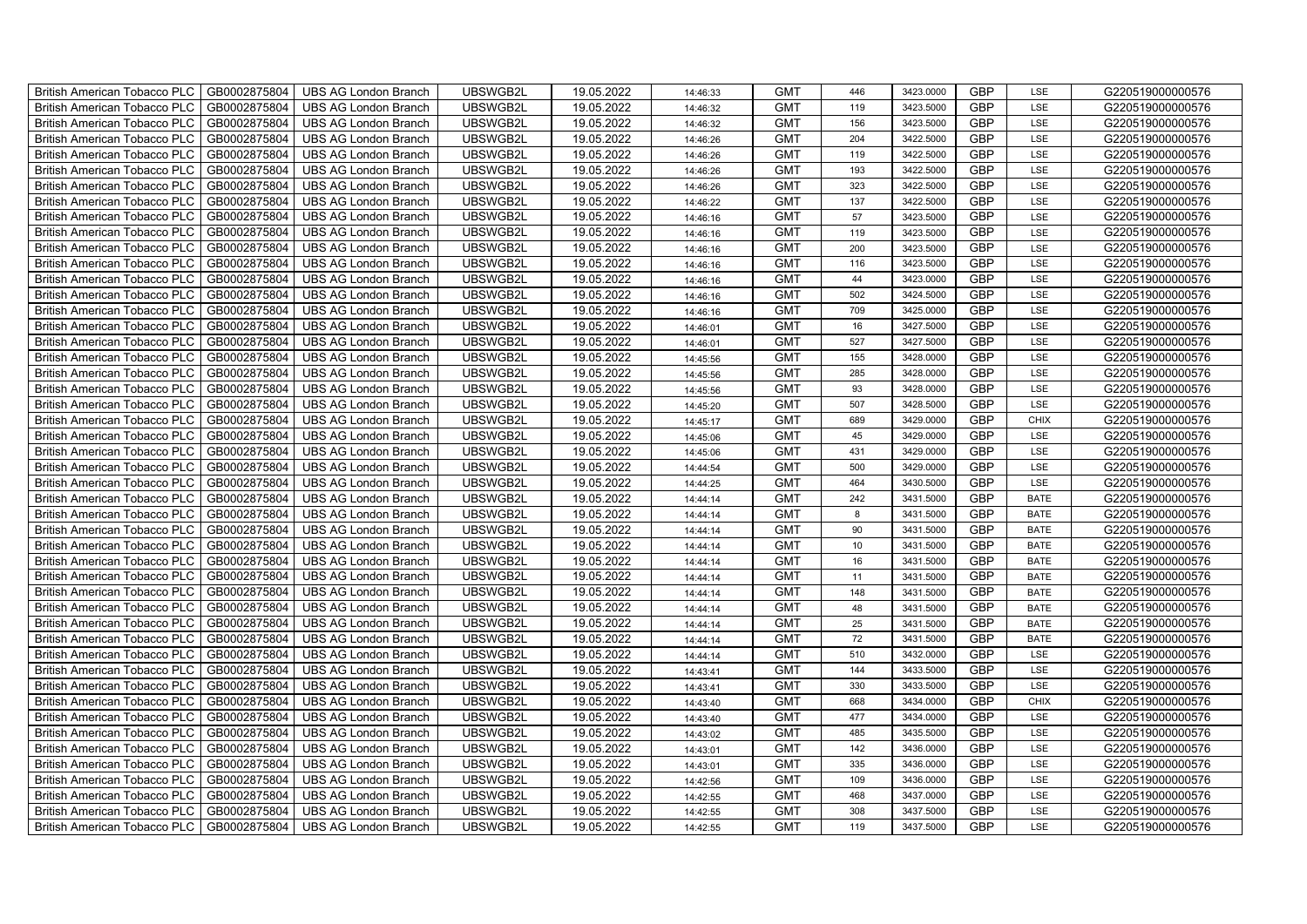| British American Tobacco PLC | GB0002875804 | UBS AG London Branch | UBSWGB2L | 19.05.2022 | 14:46:33 | GMT | 446 | 3423.0000 | GBP | LSE | G220519000000576 |
|---|---|---|---|---|---|---|---|---|---|---|---|
| British American Tobacco PLC | GB0002875804 | UBS AG London Branch | UBSWGB2L | 19.05.2022 | 14:46:32 | GMT | 119 | 3423.5000 | GBP | LSE | G220519000000576 |
| British American Tobacco PLC | GB0002875804 | UBS AG London Branch | UBSWGB2L | 19.05.2022 | 14:46:32 | GMT | 156 | 3423.5000 | GBP | LSE | G220519000000576 |
| British American Tobacco PLC | GB0002875804 | UBS AG London Branch | UBSWGB2L | 19.05.2022 | 14:46:26 | GMT | 204 | 3422.5000 | GBP | LSE | G220519000000576 |
| British American Tobacco PLC | GB0002875804 | UBS AG London Branch | UBSWGB2L | 19.05.2022 | 14:46:26 | GMT | 119 | 3422.5000 | GBP | LSE | G220519000000576 |
| British American Tobacco PLC | GB0002875804 | UBS AG London Branch | UBSWGB2L | 19.05.2022 | 14:46:26 | GMT | 193 | 3422.5000 | GBP | LSE | G220519000000576 |
| British American Tobacco PLC | GB0002875804 | UBS AG London Branch | UBSWGB2L | 19.05.2022 | 14:46:26 | GMT | 323 | 3422.5000 | GBP | LSE | G220519000000576 |
| British American Tobacco PLC | GB0002875804 | UBS AG London Branch | UBSWGB2L | 19.05.2022 | 14:46:22 | GMT | 137 | 3422.5000 | GBP | LSE | G220519000000576 |
| British American Tobacco PLC | GB0002875804 | UBS AG London Branch | UBSWGB2L | 19.05.2022 | 14:46:16 | GMT | 57 | 3423.5000 | GBP | LSE | G220519000000576 |
| British American Tobacco PLC | GB0002875804 | UBS AG London Branch | UBSWGB2L | 19.05.2022 | 14:46:16 | GMT | 119 | 3423.5000 | GBP | LSE | G220519000000576 |
| British American Tobacco PLC | GB0002875804 | UBS AG London Branch | UBSWGB2L | 19.05.2022 | 14:46:16 | GMT | 200 | 3423.5000 | GBP | LSE | G220519000000576 |
| British American Tobacco PLC | GB0002875804 | UBS AG London Branch | UBSWGB2L | 19.05.2022 | 14:46:16 | GMT | 116 | 3423.5000 | GBP | LSE | G220519000000576 |
| British American Tobacco PLC | GB0002875804 | UBS AG London Branch | UBSWGB2L | 19.05.2022 | 14:46:16 | GMT | 44 | 3423.0000 | GBP | LSE | G220519000000576 |
| British American Tobacco PLC | GB0002875804 | UBS AG London Branch | UBSWGB2L | 19.05.2022 | 14:46:16 | GMT | 502 | 3424.5000 | GBP | LSE | G220519000000576 |
| British American Tobacco PLC | GB0002875804 | UBS AG London Branch | UBSWGB2L | 19.05.2022 | 14:46:16 | GMT | 709 | 3425.0000 | GBP | LSE | G220519000000576 |
| British American Tobacco PLC | GB0002875804 | UBS AG London Branch | UBSWGB2L | 19.05.2022 | 14:46:01 | GMT | 16 | 3427.5000 | GBP | LSE | G220519000000576 |
| British American Tobacco PLC | GB0002875804 | UBS AG London Branch | UBSWGB2L | 19.05.2022 | 14:46:01 | GMT | 527 | 3427.5000 | GBP | LSE | G220519000000576 |
| British American Tobacco PLC | GB0002875804 | UBS AG London Branch | UBSWGB2L | 19.05.2022 | 14:45:56 | GMT | 155 | 3428.0000 | GBP | LSE | G220519000000576 |
| British American Tobacco PLC | GB0002875804 | UBS AG London Branch | UBSWGB2L | 19.05.2022 | 14:45:56 | GMT | 285 | 3428.0000 | GBP | LSE | G220519000000576 |
| British American Tobacco PLC | GB0002875804 | UBS AG London Branch | UBSWGB2L | 19.05.2022 | 14:45:56 | GMT | 93 | 3428.0000 | GBP | LSE | G220519000000576 |
| British American Tobacco PLC | GB0002875804 | UBS AG London Branch | UBSWGB2L | 19.05.2022 | 14:45:20 | GMT | 507 | 3428.5000 | GBP | LSE | G220519000000576 |
| British American Tobacco PLC | GB0002875804 | UBS AG London Branch | UBSWGB2L | 19.05.2022 | 14:45:17 | GMT | 689 | 3429.0000 | GBP | CHIX | G220519000000576 |
| British American Tobacco PLC | GB0002875804 | UBS AG London Branch | UBSWGB2L | 19.05.2022 | 14:45:06 | GMT | 45 | 3429.0000 | GBP | LSE | G220519000000576 |
| British American Tobacco PLC | GB0002875804 | UBS AG London Branch | UBSWGB2L | 19.05.2022 | 14:45:06 | GMT | 431 | 3429.0000 | GBP | LSE | G220519000000576 |
| British American Tobacco PLC | GB0002875804 | UBS AG London Branch | UBSWGB2L | 19.05.2022 | 14:44:54 | GMT | 500 | 3429.0000 | GBP | LSE | G220519000000576 |
| British American Tobacco PLC | GB0002875804 | UBS AG London Branch | UBSWGB2L | 19.05.2022 | 14:44:25 | GMT | 464 | 3430.5000 | GBP | LSE | G220519000000576 |
| British American Tobacco PLC | GB0002875804 | UBS AG London Branch | UBSWGB2L | 19.05.2022 | 14:44:14 | GMT | 242 | 3431.5000 | GBP | BATE | G220519000000576 |
| British American Tobacco PLC | GB0002875804 | UBS AG London Branch | UBSWGB2L | 19.05.2022 | 14:44:14 | GMT | 8 | 3431.5000 | GBP | BATE | G220519000000576 |
| British American Tobacco PLC | GB0002875804 | UBS AG London Branch | UBSWGB2L | 19.05.2022 | 14:44:14 | GMT | 90 | 3431.5000 | GBP | BATE | G220519000000576 |
| British American Tobacco PLC | GB0002875804 | UBS AG London Branch | UBSWGB2L | 19.05.2022 | 14:44:14 | GMT | 10 | 3431.5000 | GBP | BATE | G220519000000576 |
| British American Tobacco PLC | GB0002875804 | UBS AG London Branch | UBSWGB2L | 19.05.2022 | 14:44:14 | GMT | 16 | 3431.5000 | GBP | BATE | G220519000000576 |
| British American Tobacco PLC | GB0002875804 | UBS AG London Branch | UBSWGB2L | 19.05.2022 | 14:44:14 | GMT | 11 | 3431.5000 | GBP | BATE | G220519000000576 |
| British American Tobacco PLC | GB0002875804 | UBS AG London Branch | UBSWGB2L | 19.05.2022 | 14:44:14 | GMT | 148 | 3431.5000 | GBP | BATE | G220519000000576 |
| British American Tobacco PLC | GB0002875804 | UBS AG London Branch | UBSWGB2L | 19.05.2022 | 14:44:14 | GMT | 48 | 3431.5000 | GBP | BATE | G220519000000576 |
| British American Tobacco PLC | GB0002875804 | UBS AG London Branch | UBSWGB2L | 19.05.2022 | 14:44:14 | GMT | 25 | 3431.5000 | GBP | BATE | G220519000000576 |
| British American Tobacco PLC | GB0002875804 | UBS AG London Branch | UBSWGB2L | 19.05.2022 | 14:44:14 | GMT | 72 | 3431.5000 | GBP | BATE | G220519000000576 |
| British American Tobacco PLC | GB0002875804 | UBS AG London Branch | UBSWGB2L | 19.05.2022 | 14:44:14 | GMT | 510 | 3432.0000 | GBP | LSE | G220519000000576 |
| British American Tobacco PLC | GB0002875804 | UBS AG London Branch | UBSWGB2L | 19.05.2022 | 14:43:41 | GMT | 144 | 3433.5000 | GBP | LSE | G220519000000576 |
| British American Tobacco PLC | GB0002875804 | UBS AG London Branch | UBSWGB2L | 19.05.2022 | 14:43:41 | GMT | 330 | 3433.5000 | GBP | LSE | G220519000000576 |
| British American Tobacco PLC | GB0002875804 | UBS AG London Branch | UBSWGB2L | 19.05.2022 | 14:43:40 | GMT | 668 | 3434.0000 | GBP | CHIX | G220519000000576 |
| British American Tobacco PLC | GB0002875804 | UBS AG London Branch | UBSWGB2L | 19.05.2022 | 14:43:40 | GMT | 477 | 3434.0000 | GBP | LSE | G220519000000576 |
| British American Tobacco PLC | GB0002875804 | UBS AG London Branch | UBSWGB2L | 19.05.2022 | 14:43:02 | GMT | 485 | 3435.5000 | GBP | LSE | G220519000000576 |
| British American Tobacco PLC | GB0002875804 | UBS AG London Branch | UBSWGB2L | 19.05.2022 | 14:43:01 | GMT | 142 | 3436.0000 | GBP | LSE | G220519000000576 |
| British American Tobacco PLC | GB0002875804 | UBS AG London Branch | UBSWGB2L | 19.05.2022 | 14:43:01 | GMT | 335 | 3436.0000 | GBP | LSE | G220519000000576 |
| British American Tobacco PLC | GB0002875804 | UBS AG London Branch | UBSWGB2L | 19.05.2022 | 14:42:56 | GMT | 109 | 3436.0000 | GBP | LSE | G220519000000576 |
| British American Tobacco PLC | GB0002875804 | UBS AG London Branch | UBSWGB2L | 19.05.2022 | 14:42:55 | GMT | 468 | 3437.0000 | GBP | LSE | G220519000000576 |
| British American Tobacco PLC | GB0002875804 | UBS AG London Branch | UBSWGB2L | 19.05.2022 | 14:42:55 | GMT | 308 | 3437.5000 | GBP | LSE | G220519000000576 |
| British American Tobacco PLC | GB0002875804 | UBS AG London Branch | UBSWGB2L | 19.05.2022 | 14:42:55 | GMT | 119 | 3437.5000 | GBP | LSE | G220519000000576 |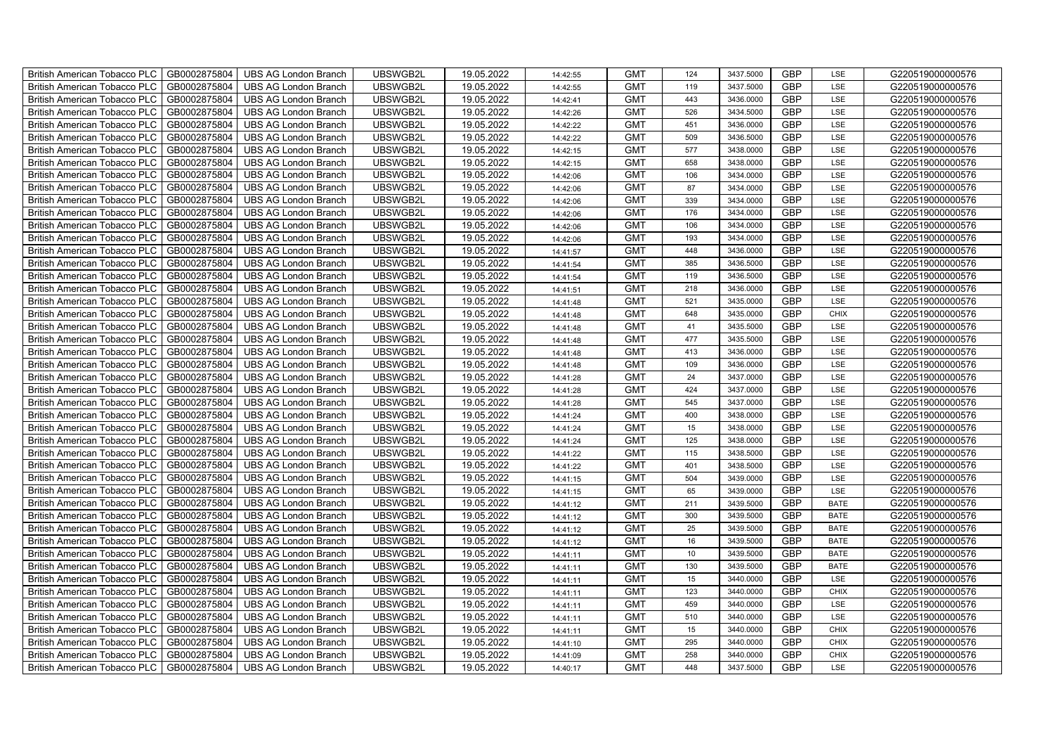| British American Tobacco PLC | GB0002875804 | UBS AG London Branch | UBSWGB2L | 19.05.2022 | 14:42:55 | GMT | 124 | 3437.5000 | GBP | LSE | G220519000000576 |
|---|---|---|---|---|---|---|---|---|---|---|---|
| British American Tobacco PLC | GB0002875804 | UBS AG London Branch | UBSWGB2L | 19.05.2022 | 14:42:55 | GMT | 119 | 3437.5000 | GBP | LSE | G220519000000576 |
| British American Tobacco PLC | GB0002875804 | UBS AG London Branch | UBSWGB2L | 19.05.2022 | 14:42:41 | GMT | 443 | 3436.0000 | GBP | LSE | G220519000000576 |
| British American Tobacco PLC | GB0002875804 | UBS AG London Branch | UBSWGB2L | 19.05.2022 | 14:42:26 | GMT | 526 | 3434.5000 | GBP | LSE | G220519000000576 |
| British American Tobacco PLC | GB0002875804 | UBS AG London Branch | UBSWGB2L | 19.05.2022 | 14:42:22 | GMT | 451 | 3436.0000 | GBP | LSE | G220519000000576 |
| British American Tobacco PLC | GB0002875804 | UBS AG London Branch | UBSWGB2L | 19.05.2022 | 14:42:22 | GMT | 509 | 3436.5000 | GBP | LSE | G220519000000576 |
| British American Tobacco PLC | GB0002875804 | UBS AG London Branch | UBSWGB2L | 19.05.2022 | 14:42:15 | GMT | 577 | 3438.0000 | GBP | LSE | G220519000000576 |
| British American Tobacco PLC | GB0002875804 | UBS AG London Branch | UBSWGB2L | 19.05.2022 | 14:42:15 | GMT | 658 | 3438.0000 | GBP | LSE | G220519000000576 |
| British American Tobacco PLC | GB0002875804 | UBS AG London Branch | UBSWGB2L | 19.05.2022 | 14:42:06 | GMT | 106 | 3434.0000 | GBP | LSE | G220519000000576 |
| British American Tobacco PLC | GB0002875804 | UBS AG London Branch | UBSWGB2L | 19.05.2022 | 14:42:06 | GMT | 87 | 3434.0000 | GBP | LSE | G220519000000576 |
| British American Tobacco PLC | GB0002875804 | UBS AG London Branch | UBSWGB2L | 19.05.2022 | 14:42:06 | GMT | 339 | 3434.0000 | GBP | LSE | G220519000000576 |
| British American Tobacco PLC | GB0002875804 | UBS AG London Branch | UBSWGB2L | 19.05.2022 | 14:42:06 | GMT | 176 | 3434.0000 | GBP | LSE | G220519000000576 |
| British American Tobacco PLC | GB0002875804 | UBS AG London Branch | UBSWGB2L | 19.05.2022 | 14:42:06 | GMT | 106 | 3434.0000 | GBP | LSE | G220519000000576 |
| British American Tobacco PLC | GB0002875804 | UBS AG London Branch | UBSWGB2L | 19.05.2022 | 14:42:06 | GMT | 193 | 3434.0000 | GBP | LSE | G220519000000576 |
| British American Tobacco PLC | GB0002875804 | UBS AG London Branch | UBSWGB2L | 19.05.2022 | 14:41:57 | GMT | 448 | 3436.0000 | GBP | LSE | G220519000000576 |
| British American Tobacco PLC | GB0002875804 | UBS AG London Branch | UBSWGB2L | 19.05.2022 | 14:41:54 | GMT | 385 | 3436.5000 | GBP | LSE | G220519000000576 |
| British American Tobacco PLC | GB0002875804 | UBS AG London Branch | UBSWGB2L | 19.05.2022 | 14:41:54 | GMT | 119 | 3436.5000 | GBP | LSE | G220519000000576 |
| British American Tobacco PLC | GB0002875804 | UBS AG London Branch | UBSWGB2L | 19.05.2022 | 14:41:51 | GMT | 218 | 3436.0000 | GBP | LSE | G220519000000576 |
| British American Tobacco PLC | GB0002875804 | UBS AG London Branch | UBSWGB2L | 19.05.2022 | 14:41:48 | GMT | 521 | 3435.0000 | GBP | LSE | G220519000000576 |
| British American Tobacco PLC | GB0002875804 | UBS AG London Branch | UBSWGB2L | 19.05.2022 | 14:41:48 | GMT | 648 | 3435.0000 | GBP | CHIX | G220519000000576 |
| British American Tobacco PLC | GB0002875804 | UBS AG London Branch | UBSWGB2L | 19.05.2022 | 14:41:48 | GMT | 41 | 3435.5000 | GBP | LSE | G220519000000576 |
| British American Tobacco PLC | GB0002875804 | UBS AG London Branch | UBSWGB2L | 19.05.2022 | 14:41:48 | GMT | 477 | 3435.5000 | GBP | LSE | G220519000000576 |
| British American Tobacco PLC | GB0002875804 | UBS AG London Branch | UBSWGB2L | 19.05.2022 | 14:41:48 | GMT | 413 | 3436.0000 | GBP | LSE | G220519000000576 |
| British American Tobacco PLC | GB0002875804 | UBS AG London Branch | UBSWGB2L | 19.05.2022 | 14:41:48 | GMT | 109 | 3436.0000 | GBP | LSE | G220519000000576 |
| British American Tobacco PLC | GB0002875804 | UBS AG London Branch | UBSWGB2L | 19.05.2022 | 14:41:28 | GMT | 24 | 3437.0000 | GBP | LSE | G220519000000576 |
| British American Tobacco PLC | GB0002875804 | UBS AG London Branch | UBSWGB2L | 19.05.2022 | 14:41:28 | GMT | 424 | 3437.0000 | GBP | LSE | G220519000000576 |
| British American Tobacco PLC | GB0002875804 | UBS AG London Branch | UBSWGB2L | 19.05.2022 | 14:41:28 | GMT | 545 | 3437.0000 | GBP | LSE | G220519000000576 |
| British American Tobacco PLC | GB0002875804 | UBS AG London Branch | UBSWGB2L | 19.05.2022 | 14:41:24 | GMT | 400 | 3438.0000 | GBP | LSE | G220519000000576 |
| British American Tobacco PLC | GB0002875804 | UBS AG London Branch | UBSWGB2L | 19.05.2022 | 14:41:24 | GMT | 15 | 3438.0000 | GBP | LSE | G220519000000576 |
| British American Tobacco PLC | GB0002875804 | UBS AG London Branch | UBSWGB2L | 19.05.2022 | 14:41:24 | GMT | 125 | 3438.0000 | GBP | LSE | G220519000000576 |
| British American Tobacco PLC | GB0002875804 | UBS AG London Branch | UBSWGB2L | 19.05.2022 | 14:41:22 | GMT | 115 | 3438.5000 | GBP | LSE | G220519000000576 |
| British American Tobacco PLC | GB0002875804 | UBS AG London Branch | UBSWGB2L | 19.05.2022 | 14:41:22 | GMT | 401 | 3438.5000 | GBP | LSE | G220519000000576 |
| British American Tobacco PLC | GB0002875804 | UBS AG London Branch | UBSWGB2L | 19.05.2022 | 14:41:15 | GMT | 504 | 3439.0000 | GBP | LSE | G220519000000576 |
| British American Tobacco PLC | GB0002875804 | UBS AG London Branch | UBSWGB2L | 19.05.2022 | 14:41:15 | GMT | 65 | 3439.0000 | GBP | LSE | G220519000000576 |
| British American Tobacco PLC | GB0002875804 | UBS AG London Branch | UBSWGB2L | 19.05.2022 | 14:41:12 | GMT | 211 | 3439.5000 | GBP | BATE | G220519000000576 |
| British American Tobacco PLC | GB0002875804 | UBS AG London Branch | UBSWGB2L | 19.05.2022 | 14:41:12 | GMT | 300 | 3439.5000 | GBP | BATE | G220519000000576 |
| British American Tobacco PLC | GB0002875804 | UBS AG London Branch | UBSWGB2L | 19.05.2022 | 14:41:12 | GMT | 25 | 3439.5000 | GBP | BATE | G220519000000576 |
| British American Tobacco PLC | GB0002875804 | UBS AG London Branch | UBSWGB2L | 19.05.2022 | 14:41:12 | GMT | 16 | 3439.5000 | GBP | BATE | G220519000000576 |
| British American Tobacco PLC | GB0002875804 | UBS AG London Branch | UBSWGB2L | 19.05.2022 | 14:41:11 | GMT | 10 | 3439.5000 | GBP | BATE | G220519000000576 |
| British American Tobacco PLC | GB0002875804 | UBS AG London Branch | UBSWGB2L | 19.05.2022 | 14:41:11 | GMT | 130 | 3439.5000 | GBP | BATE | G220519000000576 |
| British American Tobacco PLC | GB0002875804 | UBS AG London Branch | UBSWGB2L | 19.05.2022 | 14:41:11 | GMT | 15 | 3440.0000 | GBP | LSE | G220519000000576 |
| British American Tobacco PLC | GB0002875804 | UBS AG London Branch | UBSWGB2L | 19.05.2022 | 14:41:11 | GMT | 123 | 3440.0000 | GBP | CHIX | G220519000000576 |
| British American Tobacco PLC | GB0002875804 | UBS AG London Branch | UBSWGB2L | 19.05.2022 | 14:41:11 | GMT | 459 | 3440.0000 | GBP | LSE | G220519000000576 |
| British American Tobacco PLC | GB0002875804 | UBS AG London Branch | UBSWGB2L | 19.05.2022 | 14:41:11 | GMT | 510 | 3440.0000 | GBP | LSE | G220519000000576 |
| British American Tobacco PLC | GB0002875804 | UBS AG London Branch | UBSWGB2L | 19.05.2022 | 14:41:11 | GMT | 15 | 3440.0000 | GBP | CHIX | G220519000000576 |
| British American Tobacco PLC | GB0002875804 | UBS AG London Branch | UBSWGB2L | 19.05.2022 | 14:41:10 | GMT | 295 | 3440.0000 | GBP | CHIX | G220519000000576 |
| British American Tobacco PLC | GB0002875804 | UBS AG London Branch | UBSWGB2L | 19.05.2022 | 14:41:09 | GMT | 258 | 3440.0000 | GBP | CHIX | G220519000000576 |
| British American Tobacco PLC | GB0002875804 | UBS AG London Branch | UBSWGB2L | 19.05.2022 | 14:40:17 | GMT | 448 | 3437.5000 | GBP | LSE | G220519000000576 |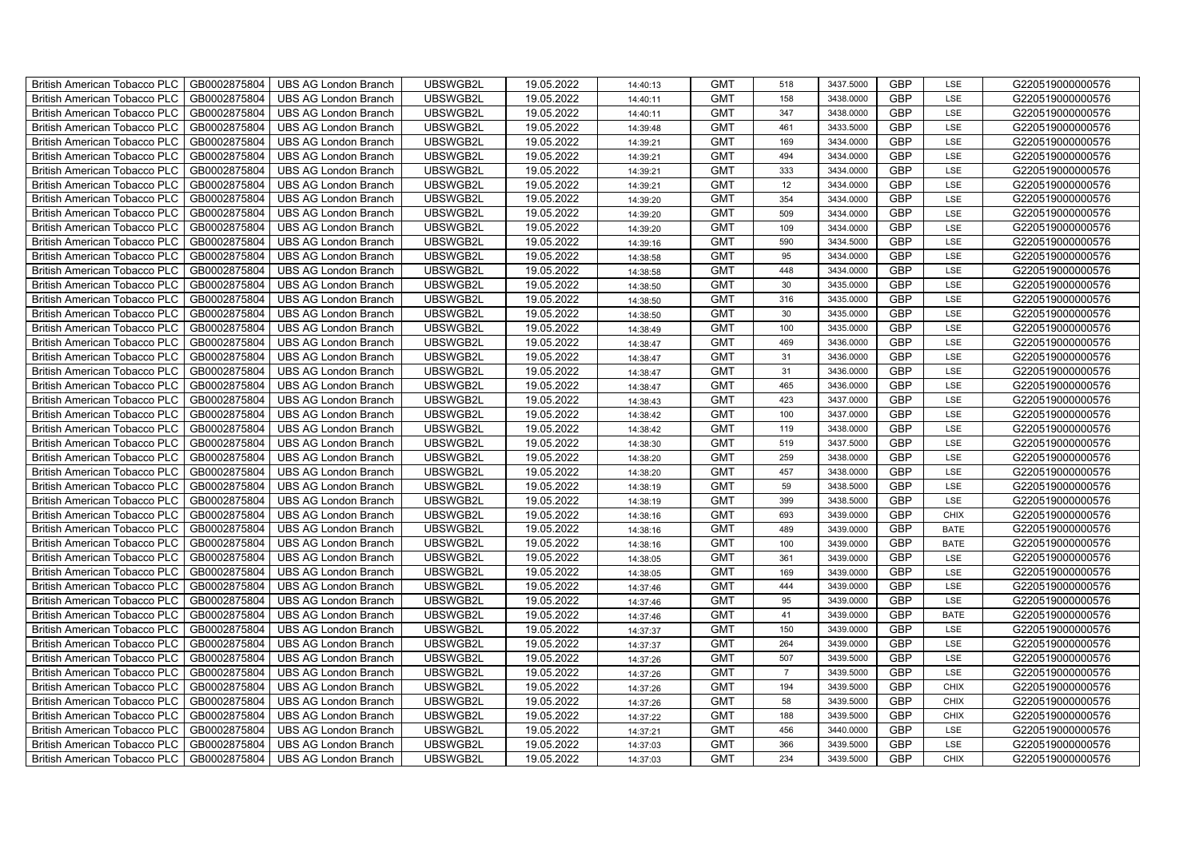| British American Tobacco PLC | GB0002875804 | UBS AG London Branch | UBSWGB2L | 19.05.2022 | 14:40:13 | GMT | 518 | 3437.5000 | GBP | LSE | G220519000000576 |
|---|---|---|---|---|---|---|---|---|---|---|---|
| British American Tobacco PLC | GB0002875804 | UBS AG London Branch | UBSWGB2L | 19.05.2022 | 14:40:11 | GMT | 158 | 3438.0000 | GBP | LSE | G220519000000576 |
| British American Tobacco PLC | GB0002875804 | UBS AG London Branch | UBSWGB2L | 19.05.2022 | 14:40:11 | GMT | 347 | 3438.0000 | GBP | LSE | G220519000000576 |
| British American Tobacco PLC | GB0002875804 | UBS AG London Branch | UBSWGB2L | 19.05.2022 | 14:39:48 | GMT | 461 | 3433.5000 | GBP | LSE | G220519000000576 |
| British American Tobacco PLC | GB0002875804 | UBS AG London Branch | UBSWGB2L | 19.05.2022 | 14:39:21 | GMT | 169 | 3434.0000 | GBP | LSE | G220519000000576 |
| British American Tobacco PLC | GB0002875804 | UBS AG London Branch | UBSWGB2L | 19.05.2022 | 14:39:21 | GMT | 494 | 3434.0000 | GBP | LSE | G220519000000576 |
| British American Tobacco PLC | GB0002875804 | UBS AG London Branch | UBSWGB2L | 19.05.2022 | 14:39:21 | GMT | 333 | 3434.0000 | GBP | LSE | G220519000000576 |
| British American Tobacco PLC | GB0002875804 | UBS AG London Branch | UBSWGB2L | 19.05.2022 | 14:39:21 | GMT | 12 | 3434.0000 | GBP | LSE | G220519000000576 |
| British American Tobacco PLC | GB0002875804 | UBS AG London Branch | UBSWGB2L | 19.05.2022 | 14:39:20 | GMT | 354 | 3434.0000 | GBP | LSE | G220519000000576 |
| British American Tobacco PLC | GB0002875804 | UBS AG London Branch | UBSWGB2L | 19.05.2022 | 14:39:20 | GMT | 509 | 3434.0000 | GBP | LSE | G220519000000576 |
| British American Tobacco PLC | GB0002875804 | UBS AG London Branch | UBSWGB2L | 19.05.2022 | 14:39:20 | GMT | 109 | 3434.0000 | GBP | LSE | G220519000000576 |
| British American Tobacco PLC | GB0002875804 | UBS AG London Branch | UBSWGB2L | 19.05.2022 | 14:39:16 | GMT | 590 | 3434.5000 | GBP | LSE | G220519000000576 |
| British American Tobacco PLC | GB0002875804 | UBS AG London Branch | UBSWGB2L | 19.05.2022 | 14:38:58 | GMT | 95 | 3434.0000 | GBP | LSE | G220519000000576 |
| British American Tobacco PLC | GB0002875804 | UBS AG London Branch | UBSWGB2L | 19.05.2022 | 14:38:58 | GMT | 448 | 3434.0000 | GBP | LSE | G220519000000576 |
| British American Tobacco PLC | GB0002875804 | UBS AG London Branch | UBSWGB2L | 19.05.2022 | 14:38:50 | GMT | 30 | 3435.0000 | GBP | LSE | G220519000000576 |
| British American Tobacco PLC | GB0002875804 | UBS AG London Branch | UBSWGB2L | 19.05.2022 | 14:38:50 | GMT | 316 | 3435.0000 | GBP | LSE | G220519000000576 |
| British American Tobacco PLC | GB0002875804 | UBS AG London Branch | UBSWGB2L | 19.05.2022 | 14:38:50 | GMT | 30 | 3435.0000 | GBP | LSE | G220519000000576 |
| British American Tobacco PLC | GB0002875804 | UBS AG London Branch | UBSWGB2L | 19.05.2022 | 14:38:49 | GMT | 100 | 3435.0000 | GBP | LSE | G220519000000576 |
| British American Tobacco PLC | GB0002875804 | UBS AG London Branch | UBSWGB2L | 19.05.2022 | 14:38:47 | GMT | 469 | 3436.0000 | GBP | LSE | G220519000000576 |
| British American Tobacco PLC | GB0002875804 | UBS AG London Branch | UBSWGB2L | 19.05.2022 | 14:38:47 | GMT | 31 | 3436.0000 | GBP | LSE | G220519000000576 |
| British American Tobacco PLC | GB0002875804 | UBS AG London Branch | UBSWGB2L | 19.05.2022 | 14:38:47 | GMT | 31 | 3436.0000 | GBP | LSE | G220519000000576 |
| British American Tobacco PLC | GB0002875804 | UBS AG London Branch | UBSWGB2L | 19.05.2022 | 14:38:47 | GMT | 465 | 3436.0000 | GBP | LSE | G220519000000576 |
| British American Tobacco PLC | GB0002875804 | UBS AG London Branch | UBSWGB2L | 19.05.2022 | 14:38:43 | GMT | 423 | 3437.0000 | GBP | LSE | G220519000000576 |
| British American Tobacco PLC | GB0002875804 | UBS AG London Branch | UBSWGB2L | 19.05.2022 | 14:38:42 | GMT | 100 | 3437.0000 | GBP | LSE | G220519000000576 |
| British American Tobacco PLC | GB0002875804 | UBS AG London Branch | UBSWGB2L | 19.05.2022 | 14:38:42 | GMT | 119 | 3438.0000 | GBP | LSE | G220519000000576 |
| British American Tobacco PLC | GB0002875804 | UBS AG London Branch | UBSWGB2L | 19.05.2022 | 14:38:30 | GMT | 519 | 3437.5000 | GBP | LSE | G220519000000576 |
| British American Tobacco PLC | GB0002875804 | UBS AG London Branch | UBSWGB2L | 19.05.2022 | 14:38:20 | GMT | 259 | 3438.0000 | GBP | LSE | G220519000000576 |
| British American Tobacco PLC | GB0002875804 | UBS AG London Branch | UBSWGB2L | 19.05.2022 | 14:38:20 | GMT | 457 | 3438.0000 | GBP | LSE | G220519000000576 |
| British American Tobacco PLC | GB0002875804 | UBS AG London Branch | UBSWGB2L | 19.05.2022 | 14:38:19 | GMT | 59 | 3438.5000 | GBP | LSE | G220519000000576 |
| British American Tobacco PLC | GB0002875804 | UBS AG London Branch | UBSWGB2L | 19.05.2022 | 14:38:19 | GMT | 399 | 3438.5000 | GBP | LSE | G220519000000576 |
| British American Tobacco PLC | GB0002875804 | UBS AG London Branch | UBSWGB2L | 19.05.2022 | 14:38:16 | GMT | 693 | 3439.0000 | GBP | CHIX | G220519000000576 |
| British American Tobacco PLC | GB0002875804 | UBS AG London Branch | UBSWGB2L | 19.05.2022 | 14:38:16 | GMT | 489 | 3439.0000 | GBP | BATE | G220519000000576 |
| British American Tobacco PLC | GB0002875804 | UBS AG London Branch | UBSWGB2L | 19.05.2022 | 14:38:16 | GMT | 100 | 3439.0000 | GBP | BATE | G220519000000576 |
| British American Tobacco PLC | GB0002875804 | UBS AG London Branch | UBSWGB2L | 19.05.2022 | 14:38:05 | GMT | 361 | 3439.0000 | GBP | LSE | G220519000000576 |
| British American Tobacco PLC | GB0002875804 | UBS AG London Branch | UBSWGB2L | 19.05.2022 | 14:38:05 | GMT | 169 | 3439.0000 | GBP | LSE | G220519000000576 |
| British American Tobacco PLC | GB0002875804 | UBS AG London Branch | UBSWGB2L | 19.05.2022 | 14:37:46 | GMT | 444 | 3439.0000 | GBP | LSE | G220519000000576 |
| British American Tobacco PLC | GB0002875804 | UBS AG London Branch | UBSWGB2L | 19.05.2022 | 14:37:46 | GMT | 95 | 3439.0000 | GBP | LSE | G220519000000576 |
| British American Tobacco PLC | GB0002875804 | UBS AG London Branch | UBSWGB2L | 19.05.2022 | 14:37:46 | GMT | 41 | 3439.0000 | GBP | BATE | G220519000000576 |
| British American Tobacco PLC | GB0002875804 | UBS AG London Branch | UBSWGB2L | 19.05.2022 | 14:37:37 | GMT | 150 | 3439.0000 | GBP | LSE | G220519000000576 |
| British American Tobacco PLC | GB0002875804 | UBS AG London Branch | UBSWGB2L | 19.05.2022 | 14:37:37 | GMT | 264 | 3439.0000 | GBP | LSE | G220519000000576 |
| British American Tobacco PLC | GB0002875804 | UBS AG London Branch | UBSWGB2L | 19.05.2022 | 14:37:26 | GMT | 507 | 3439.5000 | GBP | LSE | G220519000000576 |
| British American Tobacco PLC | GB0002875804 | UBS AG London Branch | UBSWGB2L | 19.05.2022 | 14:37:26 | GMT | 7 | 3439.5000 | GBP | LSE | G220519000000576 |
| British American Tobacco PLC | GB0002875804 | UBS AG London Branch | UBSWGB2L | 19.05.2022 | 14:37:26 | GMT | 194 | 3439.5000 | GBP | CHIX | G220519000000576 |
| British American Tobacco PLC | GB0002875804 | UBS AG London Branch | UBSWGB2L | 19.05.2022 | 14:37:26 | GMT | 58 | 3439.5000 | GBP | CHIX | G220519000000576 |
| British American Tobacco PLC | GB0002875804 | UBS AG London Branch | UBSWGB2L | 19.05.2022 | 14:37:22 | GMT | 188 | 3439.5000 | GBP | CHIX | G220519000000576 |
| British American Tobacco PLC | GB0002875804 | UBS AG London Branch | UBSWGB2L | 19.05.2022 | 14:37:21 | GMT | 456 | 3440.0000 | GBP | LSE | G220519000000576 |
| British American Tobacco PLC | GB0002875804 | UBS AG London Branch | UBSWGB2L | 19.05.2022 | 14:37:03 | GMT | 366 | 3439.5000 | GBP | LSE | G220519000000576 |
| British American Tobacco PLC | GB0002875804 | UBS AG London Branch | UBSWGB2L | 19.05.2022 | 14:37:03 | GMT | 234 | 3439.5000 | GBP | CHIX | G220519000000576 |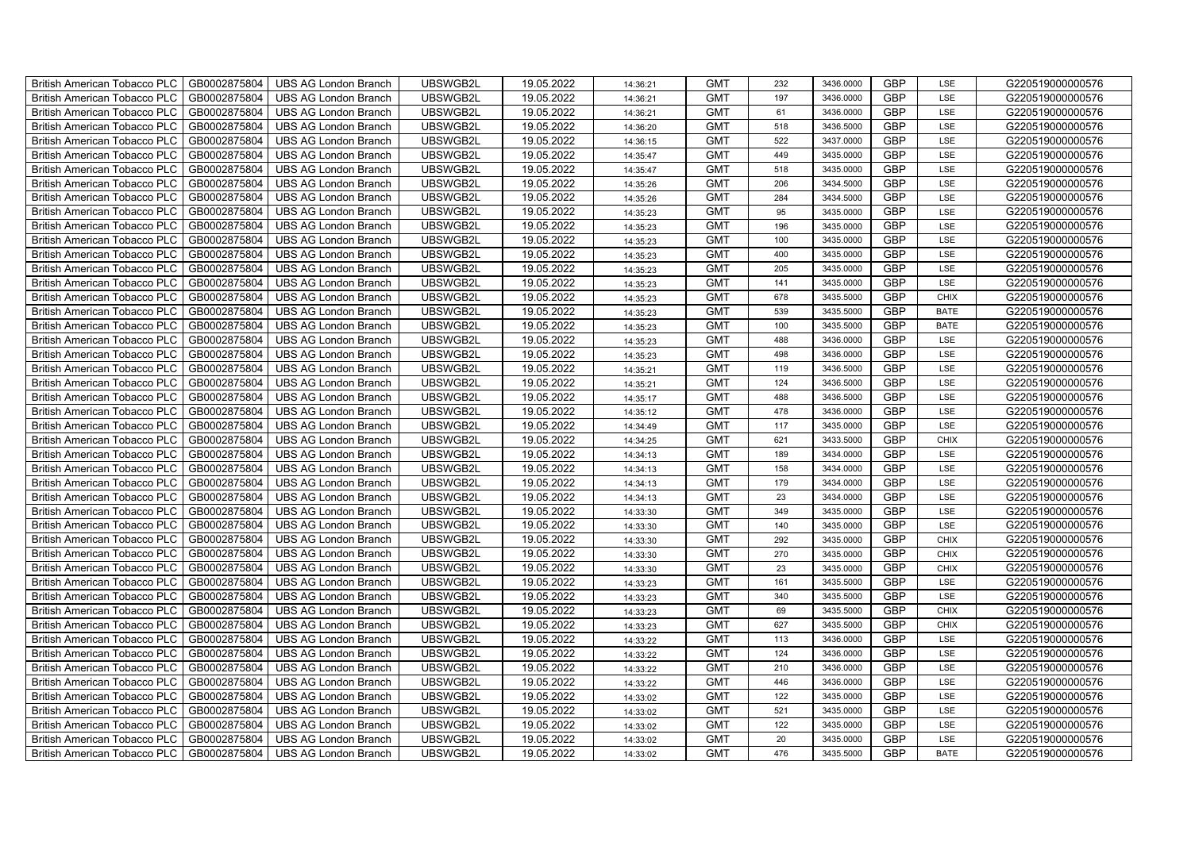| British American Tobacco PLC | GB0002875804 | UBS AG London Branch | UBSWGB2L | 19.05.2022 | 14:36:21 | GMT | 232 | 3436.0000 | GBP | LSE | G220519000000576 |
|---|---|---|---|---|---|---|---|---|---|---|---|
| British American Tobacco PLC | GB0002875804 | UBS AG London Branch | UBSWGB2L | 19.05.2022 | 14:36:21 | GMT | 197 | 3436.0000 | GBP | LSE | G220519000000576 |
| British American Tobacco PLC | GB0002875804 | UBS AG London Branch | UBSWGB2L | 19.05.2022 | 14:36:21 | GMT | 61 | 3436.0000 | GBP | LSE | G220519000000576 |
| British American Tobacco PLC | GB0002875804 | UBS AG London Branch | UBSWGB2L | 19.05.2022 | 14:36:20 | GMT | 518 | 3436.5000 | GBP | LSE | G220519000000576 |
| British American Tobacco PLC | GB0002875804 | UBS AG London Branch | UBSWGB2L | 19.05.2022 | 14:36:15 | GMT | 522 | 3437.0000 | GBP | LSE | G220519000000576 |
| British American Tobacco PLC | GB0002875804 | UBS AG London Branch | UBSWGB2L | 19.05.2022 | 14:35:47 | GMT | 449 | 3435.0000 | GBP | LSE | G220519000000576 |
| British American Tobacco PLC | GB0002875804 | UBS AG London Branch | UBSWGB2L | 19.05.2022 | 14:35:47 | GMT | 518 | 3435.0000 | GBP | LSE | G220519000000576 |
| British American Tobacco PLC | GB0002875804 | UBS AG London Branch | UBSWGB2L | 19.05.2022 | 14:35:26 | GMT | 206 | 3434.5000 | GBP | LSE | G220519000000576 |
| British American Tobacco PLC | GB0002875804 | UBS AG London Branch | UBSWGB2L | 19.05.2022 | 14:35:26 | GMT | 284 | 3434.5000 | GBP | LSE | G220519000000576 |
| British American Tobacco PLC | GB0002875804 | UBS AG London Branch | UBSWGB2L | 19.05.2022 | 14:35:23 | GMT | 95 | 3435.0000 | GBP | LSE | G220519000000576 |
| British American Tobacco PLC | GB0002875804 | UBS AG London Branch | UBSWGB2L | 19.05.2022 | 14:35:23 | GMT | 196 | 3435.0000 | GBP | LSE | G220519000000576 |
| British American Tobacco PLC | GB0002875804 | UBS AG London Branch | UBSWGB2L | 19.05.2022 | 14:35:23 | GMT | 100 | 3435.0000 | GBP | LSE | G220519000000576 |
| British American Tobacco PLC | GB0002875804 | UBS AG London Branch | UBSWGB2L | 19.05.2022 | 14:35:23 | GMT | 400 | 3435.0000 | GBP | LSE | G220519000000576 |
| British American Tobacco PLC | GB0002875804 | UBS AG London Branch | UBSWGB2L | 19.05.2022 | 14:35:23 | GMT | 205 | 3435.0000 | GBP | LSE | G220519000000576 |
| British American Tobacco PLC | GB0002875804 | UBS AG London Branch | UBSWGB2L | 19.05.2022 | 14:35:23 | GMT | 141 | 3435.0000 | GBP | LSE | G220519000000576 |
| British American Tobacco PLC | GB0002875804 | UBS AG London Branch | UBSWGB2L | 19.05.2022 | 14:35:23 | GMT | 678 | 3435.5000 | GBP | CHIX | G220519000000576 |
| British American Tobacco PLC | GB0002875804 | UBS AG London Branch | UBSWGB2L | 19.05.2022 | 14:35:23 | GMT | 539 | 3435.5000 | GBP | BATE | G220519000000576 |
| British American Tobacco PLC | GB0002875804 | UBS AG London Branch | UBSWGB2L | 19.05.2022 | 14:35:23 | GMT | 100 | 3435.5000 | GBP | BATE | G220519000000576 |
| British American Tobacco PLC | GB0002875804 | UBS AG London Branch | UBSWGB2L | 19.05.2022 | 14:35:23 | GMT | 488 | 3436.0000 | GBP | LSE | G220519000000576 |
| British American Tobacco PLC | GB0002875804 | UBS AG London Branch | UBSWGB2L | 19.05.2022 | 14:35:23 | GMT | 498 | 3436.0000 | GBP | LSE | G220519000000576 |
| British American Tobacco PLC | GB0002875804 | UBS AG London Branch | UBSWGB2L | 19.05.2022 | 14:35:21 | GMT | 119 | 3436.5000 | GBP | LSE | G220519000000576 |
| British American Tobacco PLC | GB0002875804 | UBS AG London Branch | UBSWGB2L | 19.05.2022 | 14:35:21 | GMT | 124 | 3436.5000 | GBP | LSE | G220519000000576 |
| British American Tobacco PLC | GB0002875804 | UBS AG London Branch | UBSWGB2L | 19.05.2022 | 14:35:17 | GMT | 488 | 3436.5000 | GBP | LSE | G220519000000576 |
| British American Tobacco PLC | GB0002875804 | UBS AG London Branch | UBSWGB2L | 19.05.2022 | 14:35:12 | GMT | 478 | 3436.0000 | GBP | LSE | G220519000000576 |
| British American Tobacco PLC | GB0002875804 | UBS AG London Branch | UBSWGB2L | 19.05.2022 | 14:34:49 | GMT | 117 | 3435.0000 | GBP | LSE | G220519000000576 |
| British American Tobacco PLC | GB0002875804 | UBS AG London Branch | UBSWGB2L | 19.05.2022 | 14:34:25 | GMT | 621 | 3433.5000 | GBP | CHIX | G220519000000576 |
| British American Tobacco PLC | GB0002875804 | UBS AG London Branch | UBSWGB2L | 19.05.2022 | 14:34:13 | GMT | 189 | 3434.0000 | GBP | LSE | G220519000000576 |
| British American Tobacco PLC | GB0002875804 | UBS AG London Branch | UBSWGB2L | 19.05.2022 | 14:34:13 | GMT | 158 | 3434.0000 | GBP | LSE | G220519000000576 |
| British American Tobacco PLC | GB0002875804 | UBS AG London Branch | UBSWGB2L | 19.05.2022 | 14:34:13 | GMT | 179 | 3434.0000 | GBP | LSE | G220519000000576 |
| British American Tobacco PLC | GB0002875804 | UBS AG London Branch | UBSWGB2L | 19.05.2022 | 14:34:13 | GMT | 23 | 3434.0000 | GBP | LSE | G220519000000576 |
| British American Tobacco PLC | GB0002875804 | UBS AG London Branch | UBSWGB2L | 19.05.2022 | 14:33:30 | GMT | 349 | 3435.0000 | GBP | LSE | G220519000000576 |
| British American Tobacco PLC | GB0002875804 | UBS AG London Branch | UBSWGB2L | 19.05.2022 | 14:33:30 | GMT | 140 | 3435.0000 | GBP | LSE | G220519000000576 |
| British American Tobacco PLC | GB0002875804 | UBS AG London Branch | UBSWGB2L | 19.05.2022 | 14:33:30 | GMT | 292 | 3435.0000 | GBP | CHIX | G220519000000576 |
| British American Tobacco PLC | GB0002875804 | UBS AG London Branch | UBSWGB2L | 19.05.2022 | 14:33:30 | GMT | 270 | 3435.0000 | GBP | CHIX | G220519000000576 |
| British American Tobacco PLC | GB0002875804 | UBS AG London Branch | UBSWGB2L | 19.05.2022 | 14:33:30 | GMT | 23 | 3435.0000 | GBP | CHIX | G220519000000576 |
| British American Tobacco PLC | GB0002875804 | UBS AG London Branch | UBSWGB2L | 19.05.2022 | 14:33:23 | GMT | 161 | 3435.5000 | GBP | LSE | G220519000000576 |
| British American Tobacco PLC | GB0002875804 | UBS AG London Branch | UBSWGB2L | 19.05.2022 | 14:33:23 | GMT | 340 | 3435.5000 | GBP | LSE | G220519000000576 |
| British American Tobacco PLC | GB0002875804 | UBS AG London Branch | UBSWGB2L | 19.05.2022 | 14:33:23 | GMT | 69 | 3435.5000 | GBP | CHIX | G220519000000576 |
| British American Tobacco PLC | GB0002875804 | UBS AG London Branch | UBSWGB2L | 19.05.2022 | 14:33:23 | GMT | 627 | 3435.5000 | GBP | CHIX | G220519000000576 |
| British American Tobacco PLC | GB0002875804 | UBS AG London Branch | UBSWGB2L | 19.05.2022 | 14:33:22 | GMT | 113 | 3436.0000 | GBP | LSE | G220519000000576 |
| British American Tobacco PLC | GB0002875804 | UBS AG London Branch | UBSWGB2L | 19.05.2022 | 14:33:22 | GMT | 124 | 3436.0000 | GBP | LSE | G220519000000576 |
| British American Tobacco PLC | GB0002875804 | UBS AG London Branch | UBSWGB2L | 19.05.2022 | 14:33:22 | GMT | 210 | 3436.0000 | GBP | LSE | G220519000000576 |
| British American Tobacco PLC | GB0002875804 | UBS AG London Branch | UBSWGB2L | 19.05.2022 | 14:33:22 | GMT | 446 | 3436.0000 | GBP | LSE | G220519000000576 |
| British American Tobacco PLC | GB0002875804 | UBS AG London Branch | UBSWGB2L | 19.05.2022 | 14:33:02 | GMT | 122 | 3435.0000 | GBP | LSE | G220519000000576 |
| British American Tobacco PLC | GB0002875804 | UBS AG London Branch | UBSWGB2L | 19.05.2022 | 14:33:02 | GMT | 521 | 3435.0000 | GBP | LSE | G220519000000576 |
| British American Tobacco PLC | GB0002875804 | UBS AG London Branch | UBSWGB2L | 19.05.2022 | 14:33:02 | GMT | 122 | 3435.0000 | GBP | LSE | G220519000000576 |
| British American Tobacco PLC | GB0002875804 | UBS AG London Branch | UBSWGB2L | 19.05.2022 | 14:33:02 | GMT | 20 | 3435.0000 | GBP | LSE | G220519000000576 |
| British American Tobacco PLC | GB0002875804 | UBS AG London Branch | UBSWGB2L | 19.05.2022 | 14:33:02 | GMT | 476 | 3435.5000 | GBP | BATE | G220519000000576 |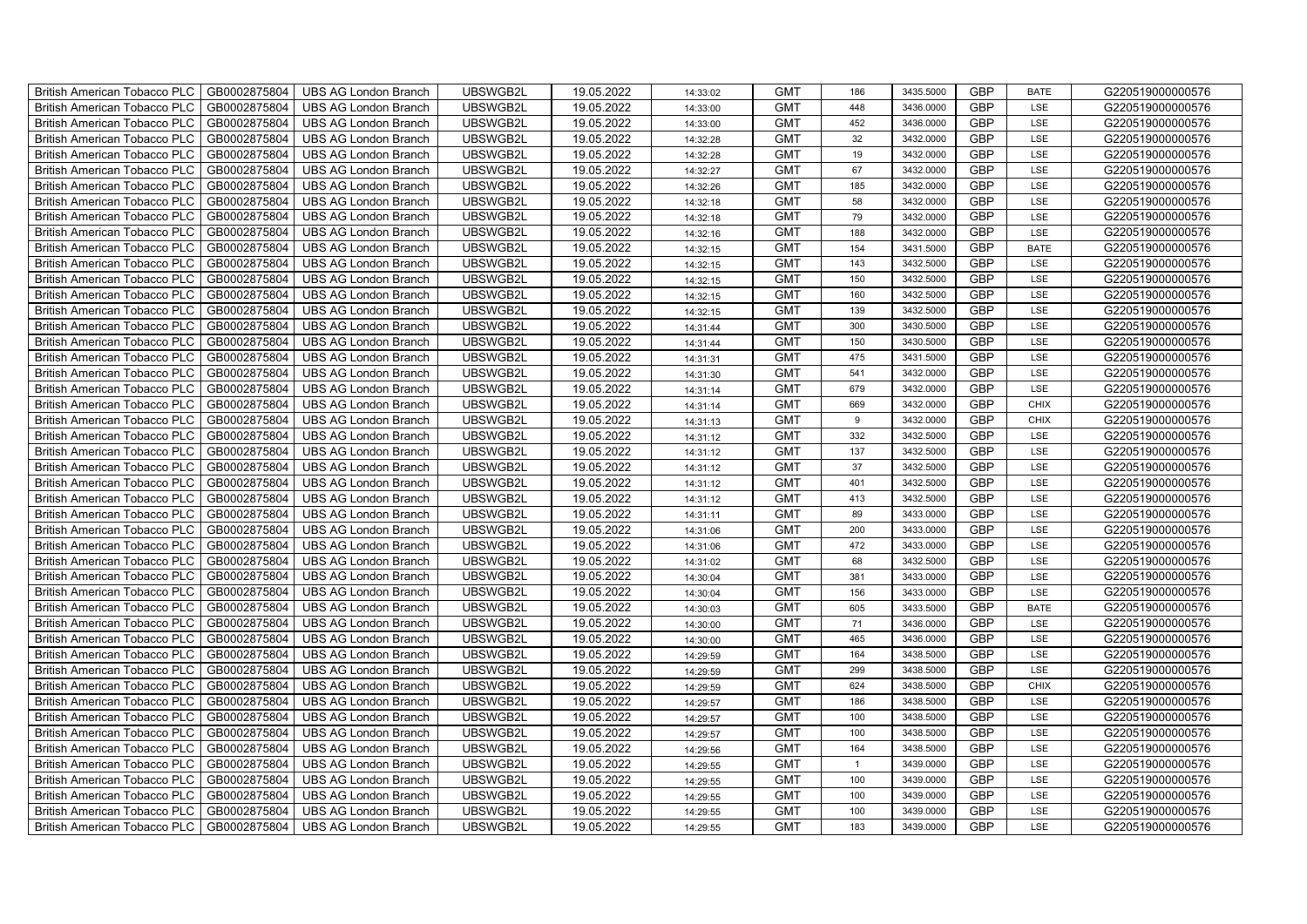| British American Tobacco PLC | GB0002875804 | UBS AG London Branch | UBSWGB2L | 19.05.2022 | 14:33:02 | GMT | 186 | 3435.5000 | GBP | BATE | G220519000000576 |
|---|---|---|---|---|---|---|---|---|---|---|---|
| British American Tobacco PLC | GB0002875804 | UBS AG London Branch | UBSWGB2L | 19.05.2022 | 14:33:00 | GMT | 448 | 3436.0000 | GBP | LSE | G220519000000576 |
| British American Tobacco PLC | GB0002875804 | UBS AG London Branch | UBSWGB2L | 19.05.2022 | 14:33:00 | GMT | 452 | 3436.0000 | GBP | LSE | G220519000000576 |
| British American Tobacco PLC | GB0002875804 | UBS AG London Branch | UBSWGB2L | 19.05.2022 | 14:32:28 | GMT | 32 | 3432.0000 | GBP | LSE | G220519000000576 |
| British American Tobacco PLC | GB0002875804 | UBS AG London Branch | UBSWGB2L | 19.05.2022 | 14:32:28 | GMT | 19 | 3432.0000 | GBP | LSE | G220519000000576 |
| British American Tobacco PLC | GB0002875804 | UBS AG London Branch | UBSWGB2L | 19.05.2022 | 14:32:27 | GMT | 67 | 3432.0000 | GBP | LSE | G220519000000576 |
| British American Tobacco PLC | GB0002875804 | UBS AG London Branch | UBSWGB2L | 19.05.2022 | 14:32:26 | GMT | 185 | 3432.0000 | GBP | LSE | G220519000000576 |
| British American Tobacco PLC | GB0002875804 | UBS AG London Branch | UBSWGB2L | 19.05.2022 | 14:32:18 | GMT | 58 | 3432.0000 | GBP | LSE | G220519000000576 |
| British American Tobacco PLC | GB0002875804 | UBS AG London Branch | UBSWGB2L | 19.05.2022 | 14:32:18 | GMT | 79 | 3432.0000 | GBP | LSE | G220519000000576 |
| British American Tobacco PLC | GB0002875804 | UBS AG London Branch | UBSWGB2L | 19.05.2022 | 14:32:16 | GMT | 188 | 3432.0000 | GBP | LSE | G220519000000576 |
| British American Tobacco PLC | GB0002875804 | UBS AG London Branch | UBSWGB2L | 19.05.2022 | 14:32:15 | GMT | 154 | 3431.5000 | GBP | BATE | G220519000000576 |
| British American Tobacco PLC | GB0002875804 | UBS AG London Branch | UBSWGB2L | 19.05.2022 | 14:32:15 | GMT | 143 | 3432.5000 | GBP | LSE | G220519000000576 |
| British American Tobacco PLC | GB0002875804 | UBS AG London Branch | UBSWGB2L | 19.05.2022 | 14:32:15 | GMT | 150 | 3432.5000 | GBP | LSE | G220519000000576 |
| British American Tobacco PLC | GB0002875804 | UBS AG London Branch | UBSWGB2L | 19.05.2022 | 14:32:15 | GMT | 160 | 3432.5000 | GBP | LSE | G220519000000576 |
| British American Tobacco PLC | GB0002875804 | UBS AG London Branch | UBSWGB2L | 19.05.2022 | 14:32:15 | GMT | 139 | 3432.5000 | GBP | LSE | G220519000000576 |
| British American Tobacco PLC | GB0002875804 | UBS AG London Branch | UBSWGB2L | 19.05.2022 | 14:31:44 | GMT | 300 | 3430.5000 | GBP | LSE | G220519000000576 |
| British American Tobacco PLC | GB0002875804 | UBS AG London Branch | UBSWGB2L | 19.05.2022 | 14:31:44 | GMT | 150 | 3430.5000 | GBP | LSE | G220519000000576 |
| British American Tobacco PLC | GB0002875804 | UBS AG London Branch | UBSWGB2L | 19.05.2022 | 14:31:31 | GMT | 475 | 3431.5000 | GBP | LSE | G220519000000576 |
| British American Tobacco PLC | GB0002875804 | UBS AG London Branch | UBSWGB2L | 19.05.2022 | 14:31:30 | GMT | 541 | 3432.0000 | GBP | LSE | G220519000000576 |
| British American Tobacco PLC | GB0002875804 | UBS AG London Branch | UBSWGB2L | 19.05.2022 | 14:31:14 | GMT | 679 | 3432.0000 | GBP | LSE | G220519000000576 |
| British American Tobacco PLC | GB0002875804 | UBS AG London Branch | UBSWGB2L | 19.05.2022 | 14:31:14 | GMT | 669 | 3432.0000 | GBP | CHIX | G220519000000576 |
| British American Tobacco PLC | GB0002875804 | UBS AG London Branch | UBSWGB2L | 19.05.2022 | 14:31:13 | GMT | 9 | 3432.0000 | GBP | CHIX | G220519000000576 |
| British American Tobacco PLC | GB0002875804 | UBS AG London Branch | UBSWGB2L | 19.05.2022 | 14:31:12 | GMT | 332 | 3432.5000 | GBP | LSE | G220519000000576 |
| British American Tobacco PLC | GB0002875804 | UBS AG London Branch | UBSWGB2L | 19.05.2022 | 14:31:12 | GMT | 137 | 3432.5000 | GBP | LSE | G220519000000576 |
| British American Tobacco PLC | GB0002875804 | UBS AG London Branch | UBSWGB2L | 19.05.2022 | 14:31:12 | GMT | 37 | 3432.5000 | GBP | LSE | G220519000000576 |
| British American Tobacco PLC | GB0002875804 | UBS AG London Branch | UBSWGB2L | 19.05.2022 | 14:31:12 | GMT | 401 | 3432.5000 | GBP | LSE | G220519000000576 |
| British American Tobacco PLC | GB0002875804 | UBS AG London Branch | UBSWGB2L | 19.05.2022 | 14:31:12 | GMT | 413 | 3432.5000 | GBP | LSE | G220519000000576 |
| British American Tobacco PLC | GB0002875804 | UBS AG London Branch | UBSWGB2L | 19.05.2022 | 14:31:11 | GMT | 89 | 3433.0000 | GBP | LSE | G220519000000576 |
| British American Tobacco PLC | GB0002875804 | UBS AG London Branch | UBSWGB2L | 19.05.2022 | 14:31:06 | GMT | 200 | 3433.0000 | GBP | LSE | G220519000000576 |
| British American Tobacco PLC | GB0002875804 | UBS AG London Branch | UBSWGB2L | 19.05.2022 | 14:31:06 | GMT | 472 | 3433.0000 | GBP | LSE | G220519000000576 |
| British American Tobacco PLC | GB0002875804 | UBS AG London Branch | UBSWGB2L | 19.05.2022 | 14:31:02 | GMT | 68 | 3432.5000 | GBP | LSE | G220519000000576 |
| British American Tobacco PLC | GB0002875804 | UBS AG London Branch | UBSWGB2L | 19.05.2022 | 14:30:04 | GMT | 381 | 3433.0000 | GBP | LSE | G220519000000576 |
| British American Tobacco PLC | GB0002875804 | UBS AG London Branch | UBSWGB2L | 19.05.2022 | 14:30:04 | GMT | 156 | 3433.0000 | GBP | LSE | G220519000000576 |
| British American Tobacco PLC | GB0002875804 | UBS AG London Branch | UBSWGB2L | 19.05.2022 | 14:30:03 | GMT | 605 | 3433.5000 | GBP | BATE | G220519000000576 |
| British American Tobacco PLC | GB0002875804 | UBS AG London Branch | UBSWGB2L | 19.05.2022 | 14:30:00 | GMT | 71 | 3436.0000 | GBP | LSE | G220519000000576 |
| British American Tobacco PLC | GB0002875804 | UBS AG London Branch | UBSWGB2L | 19.05.2022 | 14:30:00 | GMT | 465 | 3436.0000 | GBP | LSE | G220519000000576 |
| British American Tobacco PLC | GB0002875804 | UBS AG London Branch | UBSWGB2L | 19.05.2022 | 14:29:59 | GMT | 164 | 3438.5000 | GBP | LSE | G220519000000576 |
| British American Tobacco PLC | GB0002875804 | UBS AG London Branch | UBSWGB2L | 19.05.2022 | 14:29:59 | GMT | 299 | 3438.5000 | GBP | LSE | G220519000000576 |
| British American Tobacco PLC | GB0002875804 | UBS AG London Branch | UBSWGB2L | 19.05.2022 | 14:29:59 | GMT | 624 | 3438.5000 | GBP | CHIX | G220519000000576 |
| British American Tobacco PLC | GB0002875804 | UBS AG London Branch | UBSWGB2L | 19.05.2022 | 14:29:57 | GMT | 186 | 3438.5000 | GBP | LSE | G220519000000576 |
| British American Tobacco PLC | GB0002875804 | UBS AG London Branch | UBSWGB2L | 19.05.2022 | 14:29:57 | GMT | 100 | 3438.5000 | GBP | LSE | G220519000000576 |
| British American Tobacco PLC | GB0002875804 | UBS AG London Branch | UBSWGB2L | 19.05.2022 | 14:29:57 | GMT | 100 | 3438.5000 | GBP | LSE | G220519000000576 |
| British American Tobacco PLC | GB0002875804 | UBS AG London Branch | UBSWGB2L | 19.05.2022 | 14:29:56 | GMT | 164 | 3438.5000 | GBP | LSE | G220519000000576 |
| British American Tobacco PLC | GB0002875804 | UBS AG London Branch | UBSWGB2L | 19.05.2022 | 14:29:55 | GMT | 1 | 3439.0000 | GBP | LSE | G220519000000576 |
| British American Tobacco PLC | GB0002875804 | UBS AG London Branch | UBSWGB2L | 19.05.2022 | 14:29:55 | GMT | 100 | 3439.0000 | GBP | LSE | G220519000000576 |
| British American Tobacco PLC | GB0002875804 | UBS AG London Branch | UBSWGB2L | 19.05.2022 | 14:29:55 | GMT | 100 | 3439.0000 | GBP | LSE | G220519000000576 |
| British American Tobacco PLC | GB0002875804 | UBS AG London Branch | UBSWGB2L | 19.05.2022 | 14:29:55 | GMT | 100 | 3439.0000 | GBP | LSE | G220519000000576 |
| British American Tobacco PLC | GB0002875804 | UBS AG London Branch | UBSWGB2L | 19.05.2022 | 14:29:55 | GMT | 183 | 3439.0000 | GBP | LSE | G220519000000576 |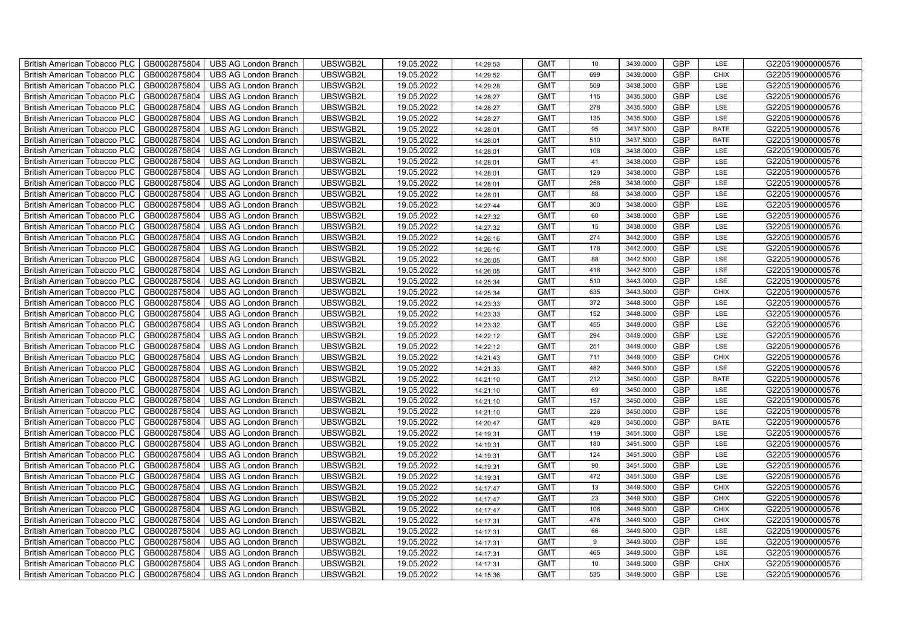| British American Tobacco PLC | GB0002875804 | UBS AG London Branch | UBSWGB2L | 19.05.2022 | 14:29:53 | GMT | 10 | 3439.0000 | GBP | LSE | G220519000000576 |
|---|---|---|---|---|---|---|---|---|---|---|---|
| British American Tobacco PLC | GB0002875804 | UBS AG London Branch | UBSWGB2L | 19.05.2022 | 14:29:52 | GMT | 699 | 3439.0000 | GBP | CHIX | G220519000000576 |
| British American Tobacco PLC | GB0002875804 | UBS AG London Branch | UBSWGB2L | 19.05.2022 | 14:29:28 | GMT | 509 | 3438.5000 | GBP | LSE | G220519000000576 |
| British American Tobacco PLC | GB0002875804 | UBS AG London Branch | UBSWGB2L | 19.05.2022 | 14:28:27 | GMT | 115 | 3435.5000 | GBP | LSE | G220519000000576 |
| British American Tobacco PLC | GB0002875804 | UBS AG London Branch | UBSWGB2L | 19.05.2022 | 14:28:27 | GMT | 278 | 3435.5000 | GBP | LSE | G220519000000576 |
| British American Tobacco PLC | GB0002875804 | UBS AG London Branch | UBSWGB2L | 19.05.2022 | 14:28:27 | GMT | 135 | 3435.5000 | GBP | LSE | G220519000000576 |
| British American Tobacco PLC | GB0002875804 | UBS AG London Branch | UBSWGB2L | 19.05.2022 | 14:28:01 | GMT | 95 | 3437.5000 | GBP | BATE | G220519000000576 |
| British American Tobacco PLC | GB0002875804 | UBS AG London Branch | UBSWGB2L | 19.05.2022 | 14:28:01 | GMT | 510 | 3437.5000 | GBP | BATE | G220519000000576 |
| British American Tobacco PLC | GB0002875804 | UBS AG London Branch | UBSWGB2L | 19.05.2022 | 14:28:01 | GMT | 108 | 3438.0000 | GBP | LSE | G220519000000576 |
| British American Tobacco PLC | GB0002875804 | UBS AG London Branch | UBSWGB2L | 19.05.2022 | 14:28:01 | GMT | 41 | 3438.0000 | GBP | LSE | G220519000000576 |
| British American Tobacco PLC | GB0002875804 | UBS AG London Branch | UBSWGB2L | 19.05.2022 | 14:28:01 | GMT | 129 | 3438.0000 | GBP | LSE | G220519000000576 |
| British American Tobacco PLC | GB0002875804 | UBS AG London Branch | UBSWGB2L | 19.05.2022 | 14:28:01 | GMT | 258 | 3438.0000 | GBP | LSE | G220519000000576 |
| British American Tobacco PLC | GB0002875804 | UBS AG London Branch | UBSWGB2L | 19.05.2022 | 14:28:01 | GMT | 88 | 3438.0000 | GBP | LSE | G220519000000576 |
| British American Tobacco PLC | GB0002875804 | UBS AG London Branch | UBSWGB2L | 19.05.2022 | 14:27:44 | GMT | 300 | 3438.0000 | GBP | LSE | G220519000000576 |
| British American Tobacco PLC | GB0002875804 | UBS AG London Branch | UBSWGB2L | 19.05.2022 | 14:27:32 | GMT | 60 | 3438.0000 | GBP | LSE | G220519000000576 |
| British American Tobacco PLC | GB0002875804 | UBS AG London Branch | UBSWGB2L | 19.05.2022 | 14:27:32 | GMT | 15 | 3438.0000 | GBP | LSE | G220519000000576 |
| British American Tobacco PLC | GB0002875804 | UBS AG London Branch | UBSWGB2L | 19.05.2022 | 14:26:16 | GMT | 274 | 3442.0000 | GBP | LSE | G220519000000576 |
| British American Tobacco PLC | GB0002875804 | UBS AG London Branch | UBSWGB2L | 19.05.2022 | 14:26:16 | GMT | 178 | 3442.0000 | GBP | LSE | G220519000000576 |
| British American Tobacco PLC | GB0002875804 | UBS AG London Branch | UBSWGB2L | 19.05.2022 | 14:26:05 | GMT | 88 | 3442.5000 | GBP | LSE | G220519000000576 |
| British American Tobacco PLC | GB0002875804 | UBS AG London Branch | UBSWGB2L | 19.05.2022 | 14:26:05 | GMT | 418 | 3442.5000 | GBP | LSE | G220519000000576 |
| British American Tobacco PLC | GB0002875804 | UBS AG London Branch | UBSWGB2L | 19.05.2022 | 14:25:34 | GMT | 510 | 3443.0000 | GBP | LSE | G220519000000576 |
| British American Tobacco PLC | GB0002875804 | UBS AG London Branch | UBSWGB2L | 19.05.2022 | 14:25:34 | GMT | 635 | 3443.5000 | GBP | CHIX | G220519000000576 |
| British American Tobacco PLC | GB0002875804 | UBS AG London Branch | UBSWGB2L | 19.05.2022 | 14:23:33 | GMT | 372 | 3448.5000 | GBP | LSE | G220519000000576 |
| British American Tobacco PLC | GB0002875804 | UBS AG London Branch | UBSWGB2L | 19.05.2022 | 14:23:33 | GMT | 152 | 3448.5000 | GBP | LSE | G220519000000576 |
| British American Tobacco PLC | GB0002875804 | UBS AG London Branch | UBSWGB2L | 19.05.2022 | 14:23:32 | GMT | 455 | 3449.0000 | GBP | LSE | G220519000000576 |
| British American Tobacco PLC | GB0002875804 | UBS AG London Branch | UBSWGB2L | 19.05.2022 | 14:22:12 | GMT | 294 | 3449.0000 | GBP | LSE | G220519000000576 |
| British American Tobacco PLC | GB0002875804 | UBS AG London Branch | UBSWGB2L | 19.05.2022 | 14:22:12 | GMT | 251 | 3449.0000 | GBP | LSE | G220519000000576 |
| British American Tobacco PLC | GB0002875804 | UBS AG London Branch | UBSWGB2L | 19.05.2022 | 14:21:43 | GMT | 711 | 3449.0000 | GBP | CHIX | G220519000000576 |
| British American Tobacco PLC | GB0002875804 | UBS AG London Branch | UBSWGB2L | 19.05.2022 | 14:21:33 | GMT | 482 | 3449.5000 | GBP | LSE | G220519000000576 |
| British American Tobacco PLC | GB0002875804 | UBS AG London Branch | UBSWGB2L | 19.05.2022 | 14:21:10 | GMT | 212 | 3450.0000 | GBP | BATE | G220519000000576 |
| British American Tobacco PLC | GB0002875804 | UBS AG London Branch | UBSWGB2L | 19.05.2022 | 14:21:10 | GMT | 69 | 3450.0000 | GBP | LSE | G220519000000576 |
| British American Tobacco PLC | GB0002875804 | UBS AG London Branch | UBSWGB2L | 19.05.2022 | 14:21:10 | GMT | 157 | 3450.0000 | GBP | LSE | G220519000000576 |
| British American Tobacco PLC | GB0002875804 | UBS AG London Branch | UBSWGB2L | 19.05.2022 | 14:21:10 | GMT | 226 | 3450.0000 | GBP | LSE | G220519000000576 |
| British American Tobacco PLC | GB0002875804 | UBS AG London Branch | UBSWGB2L | 19.05.2022 | 14:20:47 | GMT | 428 | 3450.0000 | GBP | BATE | G220519000000576 |
| British American Tobacco PLC | GB0002875804 | UBS AG London Branch | UBSWGB2L | 19.05.2022 | 14:19:31 | GMT | 119 | 3451.5000 | GBP | LSE | G220519000000576 |
| British American Tobacco PLC | GB0002875804 | UBS AG London Branch | UBSWGB2L | 19.05.2022 | 14:19:31 | GMT | 180 | 3451.5000 | GBP | LSE | G220519000000576 |
| British American Tobacco PLC | GB0002875804 | UBS AG London Branch | UBSWGB2L | 19.05.2022 | 14:19:31 | GMT | 124 | 3451.5000 | GBP | LSE | G220519000000576 |
| British American Tobacco PLC | GB0002875804 | UBS AG London Branch | UBSWGB2L | 19.05.2022 | 14:19:31 | GMT | 90 | 3451.5000 | GBP | LSE | G220519000000576 |
| British American Tobacco PLC | GB0002875804 | UBS AG London Branch | UBSWGB2L | 19.05.2022 | 14:19:31 | GMT | 472 | 3451.5000 | GBP | LSE | G220519000000576 |
| British American Tobacco PLC | GB0002875804 | UBS AG London Branch | UBSWGB2L | 19.05.2022 | 14:17:47 | GMT | 13 | 3449.5000 | GBP | CHIX | G220519000000576 |
| British American Tobacco PLC | GB0002875804 | UBS AG London Branch | UBSWGB2L | 19.05.2022 | 14:17:47 | GMT | 23 | 3449.5000 | GBP | CHIX | G220519000000576 |
| British American Tobacco PLC | GB0002875804 | UBS AG London Branch | UBSWGB2L | 19.05.2022 | 14:17:47 | GMT | 106 | 3449.5000 | GBP | CHIX | G220519000000576 |
| British American Tobacco PLC | GB0002875804 | UBS AG London Branch | UBSWGB2L | 19.05.2022 | 14:17:31 | GMT | 476 | 3449.5000 | GBP | CHIX | G220519000000576 |
| British American Tobacco PLC | GB0002875804 | UBS AG London Branch | UBSWGB2L | 19.05.2022 | 14:17:31 | GMT | 66 | 3449.5000 | GBP | LSE | G220519000000576 |
| British American Tobacco PLC | GB0002875804 | UBS AG London Branch | UBSWGB2L | 19.05.2022 | 14:17:31 | GMT | 9 | 3449.5000 | GBP | LSE | G220519000000576 |
| British American Tobacco PLC | GB0002875804 | UBS AG London Branch | UBSWGB2L | 19.05.2022 | 14:17:31 | GMT | 465 | 3449.5000 | GBP | LSE | G220519000000576 |
| British American Tobacco PLC | GB0002875804 | UBS AG London Branch | UBSWGB2L | 19.05.2022 | 14:17:31 | GMT | 10 | 3449.5000 | GBP | CHIX | G220519000000576 |
| British American Tobacco PLC | GB0002875804 | UBS AG London Branch | UBSWGB2L | 19.05.2022 | 14:15:36 | GMT | 535 | 3449.5000 | GBP | LSE | G220519000000576 |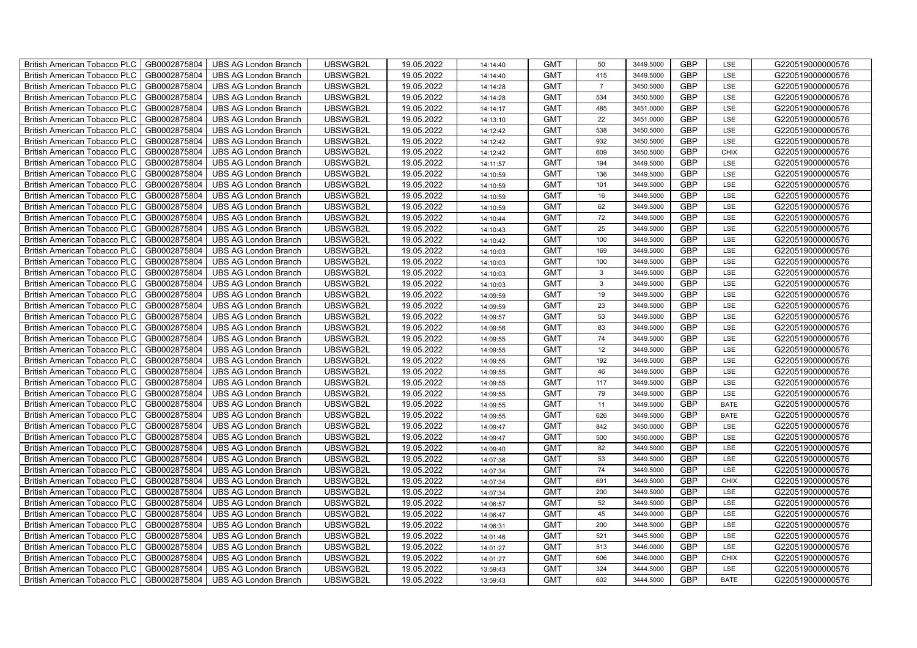| | | | | | | | | | | | |
|---|---|---|---|---|---|---|---|---|---|---|---|
| British American Tobacco PLC | GB0002875804 | UBS AG London Branch | UBSWGB2L | 19.05.2022 | 14:14:40 | GMT | 50 | 3449.5000 | GBP | LSE | G220519000000576 |
| British American Tobacco PLC | GB0002875804 | UBS AG London Branch | UBSWGB2L | 19.05.2022 | 14:14:40 | GMT | 415 | 3449.5000 | GBP | LSE | G220519000000576 |
| British American Tobacco PLC | GB0002875804 | UBS AG London Branch | UBSWGB2L | 19.05.2022 | 14:14:28 | GMT | 7 | 3450.5000 | GBP | LSE | G220519000000576 |
| British American Tobacco PLC | GB0002875804 | UBS AG London Branch | UBSWGB2L | 19.05.2022 | 14:14:28 | GMT | 534 | 3450.5000 | GBP | LSE | G220519000000576 |
| British American Tobacco PLC | GB0002875804 | UBS AG London Branch | UBSWGB2L | 19.05.2022 | 14:14:17 | GMT | 485 | 3451.0000 | GBP | LSE | G220519000000576 |
| British American Tobacco PLC | GB0002875804 | UBS AG London Branch | UBSWGB2L | 19.05.2022 | 14:13:10 | GMT | 22 | 3451.0000 | GBP | LSE | G220519000000576 |
| British American Tobacco PLC | GB0002875804 | UBS AG London Branch | UBSWGB2L | 19.05.2022 | 14:12:42 | GMT | 538 | 3450.5000 | GBP | LSE | G220519000000576 |
| British American Tobacco PLC | GB0002875804 | UBS AG London Branch | UBSWGB2L | 19.05.2022 | 14:12:42 | GMT | 932 | 3450.5000 | GBP | LSE | G220519000000576 |
| British American Tobacco PLC | GB0002875804 | UBS AG London Branch | UBSWGB2L | 19.05.2022 | 14:12:42 | GMT | 609 | 3450.5000 | GBP | CHIX | G220519000000576 |
| British American Tobacco PLC | GB0002875804 | UBS AG London Branch | UBSWGB2L | 19.05.2022 | 14:11:57 | GMT | 194 | 3449.5000 | GBP | LSE | G220519000000576 |
| British American Tobacco PLC | GB0002875804 | UBS AG London Branch | UBSWGB2L | 19.05.2022 | 14:10:59 | GMT | 136 | 3449.5000 | GBP | LSE | G220519000000576 |
| British American Tobacco PLC | GB0002875804 | UBS AG London Branch | UBSWGB2L | 19.05.2022 | 14:10:59 | GMT | 101 | 3449.5000 | GBP | LSE | G220519000000576 |
| British American Tobacco PLC | GB0002875804 | UBS AG London Branch | UBSWGB2L | 19.05.2022 | 14:10:59 | GMT | 16 | 3449.5000 | GBP | LSE | G220519000000576 |
| British American Tobacco PLC | GB0002875804 | UBS AG London Branch | UBSWGB2L | 19.05.2022 | 14:10:59 | GMT | 62 | 3449.5000 | GBP | LSE | G220519000000576 |
| British American Tobacco PLC | GB0002875804 | UBS AG London Branch | UBSWGB2L | 19.05.2022 | 14:10:44 | GMT | 72 | 3449.5000 | GBP | LSE | G220519000000576 |
| British American Tobacco PLC | GB0002875804 | UBS AG London Branch | UBSWGB2L | 19.05.2022 | 14:10:43 | GMT | 25 | 3449.5000 | GBP | LSE | G220519000000576 |
| British American Tobacco PLC | GB0002875804 | UBS AG London Branch | UBSWGB2L | 19.05.2022 | 14:10:42 | GMT | 100 | 3449.5000 | GBP | LSE | G220519000000576 |
| British American Tobacco PLC | GB0002875804 | UBS AG London Branch | UBSWGB2L | 19.05.2022 | 14:10:03 | GMT | 169 | 3449.5000 | GBP | LSE | G220519000000576 |
| British American Tobacco PLC | GB0002875804 | UBS AG London Branch | UBSWGB2L | 19.05.2022 | 14:10:03 | GMT | 100 | 3449.5000 | GBP | LSE | G220519000000576 |
| British American Tobacco PLC | GB0002875804 | UBS AG London Branch | UBSWGB2L | 19.05.2022 | 14:10:03 | GMT | 3 | 3449.5000 | GBP | LSE | G220519000000576 |
| British American Tobacco PLC | GB0002875804 | UBS AG London Branch | UBSWGB2L | 19.05.2022 | 14:10:03 | GMT | 3 | 3449.5000 | GBP | LSE | G220519000000576 |
| British American Tobacco PLC | GB0002875804 | UBS AG London Branch | UBSWGB2L | 19.05.2022 | 14:09:59 | GMT | 19 | 3449.5000 | GBP | LSE | G220519000000576 |
| British American Tobacco PLC | GB0002875804 | UBS AG London Branch | UBSWGB2L | 19.05.2022 | 14:09:59 | GMT | 23 | 3449.5000 | GBP | LSE | G220519000000576 |
| British American Tobacco PLC | GB0002875804 | UBS AG London Branch | UBSWGB2L | 19.05.2022 | 14:09:57 | GMT | 53 | 3449.5000 | GBP | LSE | G220519000000576 |
| British American Tobacco PLC | GB0002875804 | UBS AG London Branch | UBSWGB2L | 19.05.2022 | 14:09:56 | GMT | 83 | 3449.5000 | GBP | LSE | G220519000000576 |
| British American Tobacco PLC | GB0002875804 | UBS AG London Branch | UBSWGB2L | 19.05.2022 | 14:09:55 | GMT | 74 | 3449.5000 | GBP | LSE | G220519000000576 |
| British American Tobacco PLC | GB0002875804 | UBS AG London Branch | UBSWGB2L | 19.05.2022 | 14:09:55 | GMT | 12 | 3449.5000 | GBP | LSE | G220519000000576 |
| British American Tobacco PLC | GB0002875804 | UBS AG London Branch | UBSWGB2L | 19.05.2022 | 14:09:55 | GMT | 192 | 3449.5000 | GBP | LSE | G220519000000576 |
| British American Tobacco PLC | GB0002875804 | UBS AG London Branch | UBSWGB2L | 19.05.2022 | 14:09:55 | GMT | 46 | 3449.5000 | GBP | LSE | G220519000000576 |
| British American Tobacco PLC | GB0002875804 | UBS AG London Branch | UBSWGB2L | 19.05.2022 | 14:09:55 | GMT | 117 | 3449.5000 | GBP | LSE | G220519000000576 |
| British American Tobacco PLC | GB0002875804 | UBS AG London Branch | UBSWGB2L | 19.05.2022 | 14:09:55 | GMT | 79 | 3449.5000 | GBP | LSE | G220519000000576 |
| British American Tobacco PLC | GB0002875804 | UBS AG London Branch | UBSWGB2L | 19.05.2022 | 14:09:55 | GMT | 11 | 3449.5000 | GBP | BATE | G220519000000576 |
| British American Tobacco PLC | GB0002875804 | UBS AG London Branch | UBSWGB2L | 19.05.2022 | 14:09:55 | GMT | 626 | 3449.5000 | GBP | BATE | G220519000000576 |
| British American Tobacco PLC | GB0002875804 | UBS AG London Branch | UBSWGB2L | 19.05.2022 | 14:09:47 | GMT | 842 | 3450.0000 | GBP | LSE | G220519000000576 |
| British American Tobacco PLC | GB0002875804 | UBS AG London Branch | UBSWGB2L | 19.05.2022 | 14:09:47 | GMT | 500 | 3450.0000 | GBP | LSE | G220519000000576 |
| British American Tobacco PLC | GB0002875804 | UBS AG London Branch | UBSWGB2L | 19.05.2022 | 14:09:40 | GMT | 82 | 3449.5000 | GBP | LSE | G220519000000576 |
| British American Tobacco PLC | GB0002875804 | UBS AG London Branch | UBSWGB2L | 19.05.2022 | 14:07:36 | GMT | 53 | 3449.5000 | GBP | LSE | G220519000000576 |
| British American Tobacco PLC | GB0002875804 | UBS AG London Branch | UBSWGB2L | 19.05.2022 | 14:07:34 | GMT | 74 | 3449.5000 | GBP | LSE | G220519000000576 |
| British American Tobacco PLC | GB0002875804 | UBS AG London Branch | UBSWGB2L | 19.05.2022 | 14:07:34 | GMT | 691 | 3449.5000 | GBP | CHIX | G220519000000576 |
| British American Tobacco PLC | GB0002875804 | UBS AG London Branch | UBSWGB2L | 19.05.2022 | 14:07:34 | GMT | 200 | 3449.5000 | GBP | LSE | G220519000000576 |
| British American Tobacco PLC | GB0002875804 | UBS AG London Branch | UBSWGB2L | 19.05.2022 | 14:06:57 | GMT | 52 | 3449.5000 | GBP | LSE | G220519000000576 |
| British American Tobacco PLC | GB0002875804 | UBS AG London Branch | UBSWGB2L | 19.05.2022 | 14:06:47 | GMT | 45 | 3449.0000 | GBP | LSE | G220519000000576 |
| British American Tobacco PLC | GB0002875804 | UBS AG London Branch | UBSWGB2L | 19.05.2022 | 14:06:31 | GMT | 200 | 3448.5000 | GBP | LSE | G220519000000576 |
| British American Tobacco PLC | GB0002875804 | UBS AG London Branch | UBSWGB2L | 19.05.2022 | 14:01:46 | GMT | 521 | 3445.5000 | GBP | LSE | G220519000000576 |
| British American Tobacco PLC | GB0002875804 | UBS AG London Branch | UBSWGB2L | 19.05.2022 | 14:01:27 | GMT | 513 | 3446.0000 | GBP | LSE | G220519000000576 |
| British American Tobacco PLC | GB0002875804 | UBS AG London Branch | UBSWGB2L | 19.05.2022 | 14:01:27 | GMT | 606 | 3446.0000 | GBP | CHIX | G220519000000576 |
| British American Tobacco PLC | GB0002875804 | UBS AG London Branch | UBSWGB2L | 19.05.2022 | 13:59:43 | GMT | 324 | 3444.5000 | GBP | LSE | G220519000000576 |
| British American Tobacco PLC | GB0002875804 | UBS AG London Branch | UBSWGB2L | 19.05.2022 | 13:59:43 | GMT | 602 | 3444.5000 | GBP | BATE | G220519000000576 |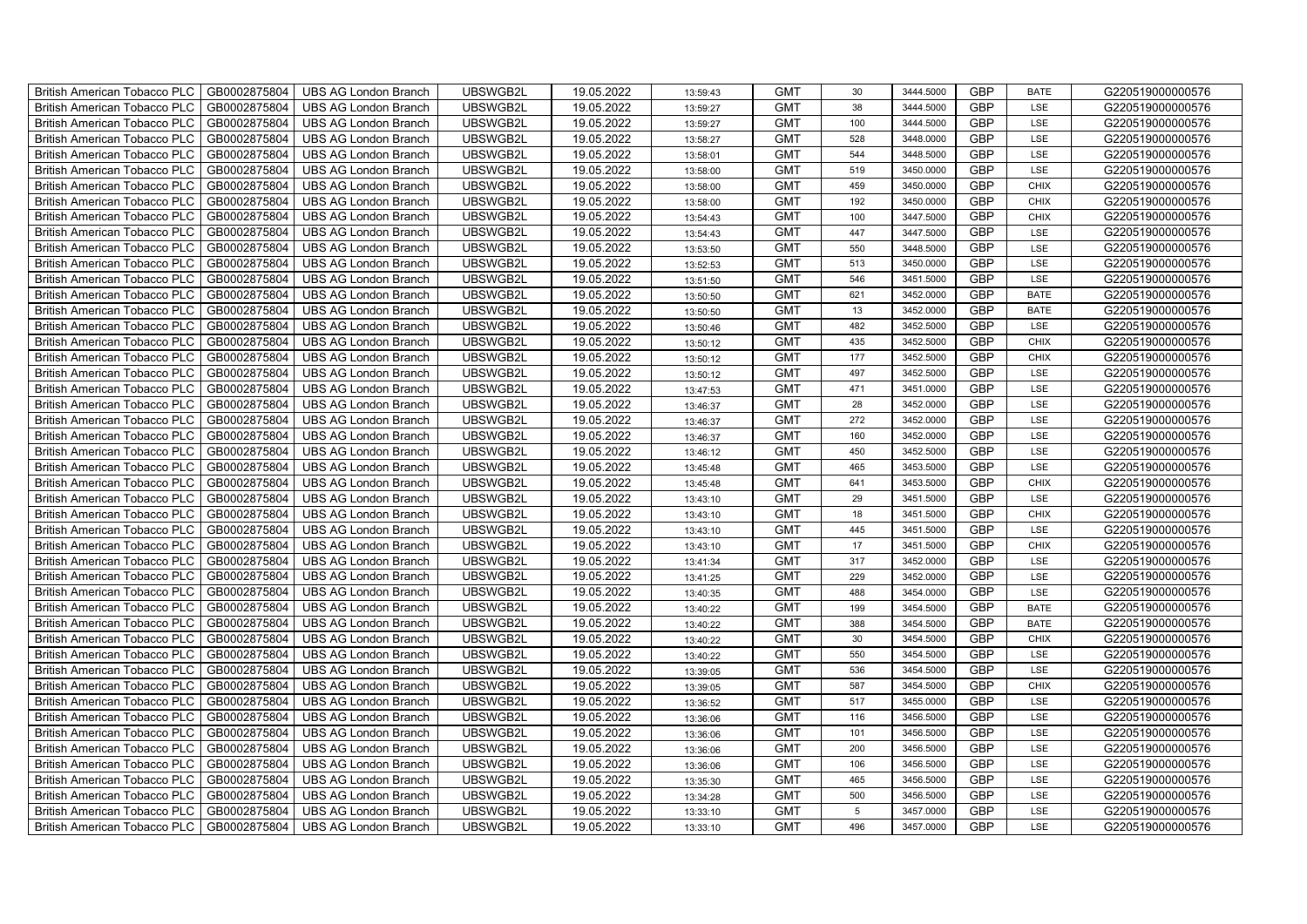| British American Tobacco PLC | GB0002875804 | UBS AG London Branch | UBSWGB2L | 19.05.2022 | 13:59:43 | GMT | 30 | 3444.5000 | GBP | BATE | G220519000000576 |
|---|---|---|---|---|---|---|---|---|---|---|---|
| British American Tobacco PLC | GB0002875804 | UBS AG London Branch | UBSWGB2L | 19.05.2022 | 13:59:27 | GMT | 38 | 3444.5000 | GBP | LSE | G220519000000576 |
| British American Tobacco PLC | GB0002875804 | UBS AG London Branch | UBSWGB2L | 19.05.2022 | 13:59:27 | GMT | 100 | 3444.5000 | GBP | LSE | G220519000000576 |
| British American Tobacco PLC | GB0002875804 | UBS AG London Branch | UBSWGB2L | 19.05.2022 | 13:58:27 | GMT | 528 | 3448.0000 | GBP | LSE | G220519000000576 |
| British American Tobacco PLC | GB0002875804 | UBS AG London Branch | UBSWGB2L | 19.05.2022 | 13:58:01 | GMT | 544 | 3448.5000 | GBP | LSE | G220519000000576 |
| British American Tobacco PLC | GB0002875804 | UBS AG London Branch | UBSWGB2L | 19.05.2022 | 13:58:00 | GMT | 519 | 3450.0000 | GBP | LSE | G220519000000576 |
| British American Tobacco PLC | GB0002875804 | UBS AG London Branch | UBSWGB2L | 19.05.2022 | 13:58:00 | GMT | 459 | 3450.0000 | GBP | CHIX | G220519000000576 |
| British American Tobacco PLC | GB0002875804 | UBS AG London Branch | UBSWGB2L | 19.05.2022 | 13:58:00 | GMT | 192 | 3450.0000 | GBP | CHIX | G220519000000576 |
| British American Tobacco PLC | GB0002875804 | UBS AG London Branch | UBSWGB2L | 19.05.2022 | 13:54:43 | GMT | 100 | 3447.5000 | GBP | CHIX | G220519000000576 |
| British American Tobacco PLC | GB0002875804 | UBS AG London Branch | UBSWGB2L | 19.05.2022 | 13:54:43 | GMT | 447 | 3447.5000 | GBP | LSE | G220519000000576 |
| British American Tobacco PLC | GB0002875804 | UBS AG London Branch | UBSWGB2L | 19.05.2022 | 13:53:50 | GMT | 550 | 3448.5000 | GBP | LSE | G220519000000576 |
| British American Tobacco PLC | GB0002875804 | UBS AG London Branch | UBSWGB2L | 19.05.2022 | 13:52:53 | GMT | 513 | 3450.0000 | GBP | LSE | G220519000000576 |
| British American Tobacco PLC | GB0002875804 | UBS AG London Branch | UBSWGB2L | 19.05.2022 | 13:51:50 | GMT | 546 | 3451.5000 | GBP | LSE | G220519000000576 |
| British American Tobacco PLC | GB0002875804 | UBS AG London Branch | UBSWGB2L | 19.05.2022 | 13:50:50 | GMT | 621 | 3452.0000 | GBP | BATE | G220519000000576 |
| British American Tobacco PLC | GB0002875804 | UBS AG London Branch | UBSWGB2L | 19.05.2022 | 13:50:50 | GMT | 13 | 3452.0000 | GBP | BATE | G220519000000576 |
| British American Tobacco PLC | GB0002875804 | UBS AG London Branch | UBSWGB2L | 19.05.2022 | 13:50:46 | GMT | 482 | 3452.5000 | GBP | LSE | G220519000000576 |
| British American Tobacco PLC | GB0002875804 | UBS AG London Branch | UBSWGB2L | 19.05.2022 | 13:50:12 | GMT | 435 | 3452.5000 | GBP | CHIX | G220519000000576 |
| British American Tobacco PLC | GB0002875804 | UBS AG London Branch | UBSWGB2L | 19.05.2022 | 13:50:12 | GMT | 177 | 3452.5000 | GBP | CHIX | G220519000000576 |
| British American Tobacco PLC | GB0002875804 | UBS AG London Branch | UBSWGB2L | 19.05.2022 | 13:50:12 | GMT | 497 | 3452.5000 | GBP | LSE | G220519000000576 |
| British American Tobacco PLC | GB0002875804 | UBS AG London Branch | UBSWGB2L | 19.05.2022 | 13:47:53 | GMT | 471 | 3451.0000 | GBP | LSE | G220519000000576 |
| British American Tobacco PLC | GB0002875804 | UBS AG London Branch | UBSWGB2L | 19.05.2022 | 13:46:37 | GMT | 28 | 3452.0000 | GBP | LSE | G220519000000576 |
| British American Tobacco PLC | GB0002875804 | UBS AG London Branch | UBSWGB2L | 19.05.2022 | 13:46:37 | GMT | 272 | 3452.0000 | GBP | LSE | G220519000000576 |
| British American Tobacco PLC | GB0002875804 | UBS AG London Branch | UBSWGB2L | 19.05.2022 | 13:46:37 | GMT | 160 | 3452.0000 | GBP | LSE | G220519000000576 |
| British American Tobacco PLC | GB0002875804 | UBS AG London Branch | UBSWGB2L | 19.05.2022 | 13:46:12 | GMT | 450 | 3452.5000 | GBP | LSE | G220519000000576 |
| British American Tobacco PLC | GB0002875804 | UBS AG London Branch | UBSWGB2L | 19.05.2022 | 13:45:48 | GMT | 465 | 3453.5000 | GBP | LSE | G220519000000576 |
| British American Tobacco PLC | GB0002875804 | UBS AG London Branch | UBSWGB2L | 19.05.2022 | 13:45:48 | GMT | 641 | 3453.5000 | GBP | CHIX | G220519000000576 |
| British American Tobacco PLC | GB0002875804 | UBS AG London Branch | UBSWGB2L | 19.05.2022 | 13:43:10 | GMT | 29 | 3451.5000 | GBP | LSE | G220519000000576 |
| British American Tobacco PLC | GB0002875804 | UBS AG London Branch | UBSWGB2L | 19.05.2022 | 13:43:10 | GMT | 18 | 3451.5000 | GBP | CHIX | G220519000000576 |
| British American Tobacco PLC | GB0002875804 | UBS AG London Branch | UBSWGB2L | 19.05.2022 | 13:43:10 | GMT | 445 | 3451.5000 | GBP | LSE | G220519000000576 |
| British American Tobacco PLC | GB0002875804 | UBS AG London Branch | UBSWGB2L | 19.05.2022 | 13:43:10 | GMT | 17 | 3451.5000 | GBP | CHIX | G220519000000576 |
| British American Tobacco PLC | GB0002875804 | UBS AG London Branch | UBSWGB2L | 19.05.2022 | 13:41:34 | GMT | 317 | 3452.0000 | GBP | LSE | G220519000000576 |
| British American Tobacco PLC | GB0002875804 | UBS AG London Branch | UBSWGB2L | 19.05.2022 | 13:41:25 | GMT | 229 | 3452.0000 | GBP | LSE | G220519000000576 |
| British American Tobacco PLC | GB0002875804 | UBS AG London Branch | UBSWGB2L | 19.05.2022 | 13:40:35 | GMT | 488 | 3454.0000 | GBP | LSE | G220519000000576 |
| British American Tobacco PLC | GB0002875804 | UBS AG London Branch | UBSWGB2L | 19.05.2022 | 13:40:22 | GMT | 199 | 3454.5000 | GBP | BATE | G220519000000576 |
| British American Tobacco PLC | GB0002875804 | UBS AG London Branch | UBSWGB2L | 19.05.2022 | 13:40:22 | GMT | 388 | 3454.5000 | GBP | BATE | G220519000000576 |
| British American Tobacco PLC | GB0002875804 | UBS AG London Branch | UBSWGB2L | 19.05.2022 | 13:40:22 | GMT | 30 | 3454.5000 | GBP | CHIX | G220519000000576 |
| British American Tobacco PLC | GB0002875804 | UBS AG London Branch | UBSWGB2L | 19.05.2022 | 13:40:22 | GMT | 550 | 3454.5000 | GBP | LSE | G220519000000576 |
| British American Tobacco PLC | GB0002875804 | UBS AG London Branch | UBSWGB2L | 19.05.2022 | 13:39:05 | GMT | 536 | 3454.5000 | GBP | LSE | G220519000000576 |
| British American Tobacco PLC | GB0002875804 | UBS AG London Branch | UBSWGB2L | 19.05.2022 | 13:39:05 | GMT | 587 | 3454.5000 | GBP | CHIX | G220519000000576 |
| British American Tobacco PLC | GB0002875804 | UBS AG London Branch | UBSWGB2L | 19.05.2022 | 13:36:52 | GMT | 517 | 3455.0000 | GBP | LSE | G220519000000576 |
| British American Tobacco PLC | GB0002875804 | UBS AG London Branch | UBSWGB2L | 19.05.2022 | 13:36:06 | GMT | 116 | 3456.5000 | GBP | LSE | G220519000000576 |
| British American Tobacco PLC | GB0002875804 | UBS AG London Branch | UBSWGB2L | 19.05.2022 | 13:36:06 | GMT | 101 | 3456.5000 | GBP | LSE | G220519000000576 |
| British American Tobacco PLC | GB0002875804 | UBS AG London Branch | UBSWGB2L | 19.05.2022 | 13:36:06 | GMT | 200 | 3456.5000 | GBP | LSE | G220519000000576 |
| British American Tobacco PLC | GB0002875804 | UBS AG London Branch | UBSWGB2L | 19.05.2022 | 13:36:06 | GMT | 106 | 3456.5000 | GBP | LSE | G220519000000576 |
| British American Tobacco PLC | GB0002875804 | UBS AG London Branch | UBSWGB2L | 19.05.2022 | 13:35:30 | GMT | 465 | 3456.5000 | GBP | LSE | G220519000000576 |
| British American Tobacco PLC | GB0002875804 | UBS AG London Branch | UBSWGB2L | 19.05.2022 | 13:34:28 | GMT | 500 | 3456.5000 | GBP | LSE | G220519000000576 |
| British American Tobacco PLC | GB0002875804 | UBS AG London Branch | UBSWGB2L | 19.05.2022 | 13:33:10 | GMT | 5 | 3457.0000 | GBP | LSE | G220519000000576 |
| British American Tobacco PLC | GB0002875804 | UBS AG London Branch | UBSWGB2L | 19.05.2022 | 13:33:10 | GMT | 496 | 3457.0000 | GBP | LSE | G220519000000576 |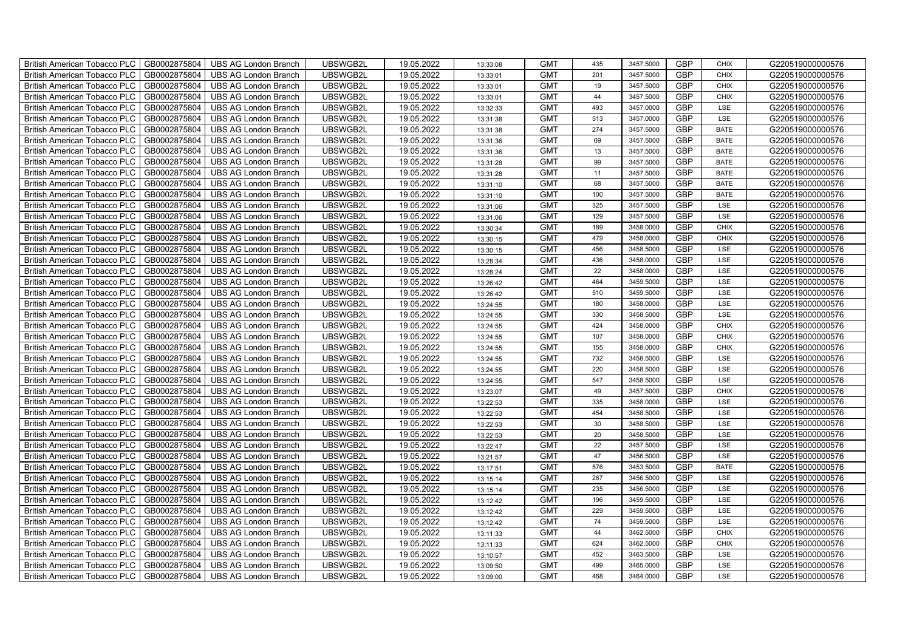| British American Tobacco PLC | GB0002875804 | UBS AG London Branch | UBSWGB2L | 19.05.2022 | 13:33:08 | GMT | 435 | 3457.5000 | GBP | CHIX | G220519000000576 |
|---|---|---|---|---|---|---|---|---|---|---|---|
| British American Tobacco PLC | GB0002875804 | UBS AG London Branch | UBSWGB2L | 19.05.2022 | 13:33:01 | GMT | 201 | 3457.5000 | GBP | CHIX | G220519000000576 |
| British American Tobacco PLC | GB0002875804 | UBS AG London Branch | UBSWGB2L | 19.05.2022 | 13:33:01 | GMT | 19 | 3457.5000 | GBP | CHIX | G220519000000576 |
| British American Tobacco PLC | GB0002875804 | UBS AG London Branch | UBSWGB2L | 19.05.2022 | 13:33:01 | GMT | 44 | 3457.5000 | GBP | CHIX | G220519000000576 |
| British American Tobacco PLC | GB0002875804 | UBS AG London Branch | UBSWGB2L | 19.05.2022 | 13:32:33 | GMT | 493 | 3457.0000 | GBP | LSE | G220519000000576 |
| British American Tobacco PLC | GB0002875804 | UBS AG London Branch | UBSWGB2L | 19.05.2022 | 13:31:38 | GMT | 513 | 3457.0000 | GBP | LSE | G220519000000576 |
| British American Tobacco PLC | GB0002875804 | UBS AG London Branch | UBSWGB2L | 19.05.2022 | 13:31:38 | GMT | 274 | 3457.5000 | GBP | BATE | G220519000000576 |
| British American Tobacco PLC | GB0002875804 | UBS AG London Branch | UBSWGB2L | 19.05.2022 | 13:31:36 | GMT | 69 | 3457.5000 | GBP | BATE | G220519000000576 |
| British American Tobacco PLC | GB0002875804 | UBS AG London Branch | UBSWGB2L | 19.05.2022 | 13:31:36 | GMT | 13 | 3457.5000 | GBP | BATE | G220519000000576 |
| British American Tobacco PLC | GB0002875804 | UBS AG London Branch | UBSWGB2L | 19.05.2022 | 13:31:28 | GMT | 99 | 3457.5000 | GBP | BATE | G220519000000576 |
| British American Tobacco PLC | GB0002875804 | UBS AG London Branch | UBSWGB2L | 19.05.2022 | 13:31:28 | GMT | 11 | 3457.5000 | GBP | BATE | G220519000000576 |
| British American Tobacco PLC | GB0002875804 | UBS AG London Branch | UBSWGB2L | 19.05.2022 | 13:31:10 | GMT | 68 | 3457.5000 | GBP | BATE | G220519000000576 |
| British American Tobacco PLC | GB0002875804 | UBS AG London Branch | UBSWGB2L | 19.05.2022 | 13:31:10 | GMT | 100 | 3457.5000 | GBP | BATE | G220519000000576 |
| British American Tobacco PLC | GB0002875804 | UBS AG London Branch | UBSWGB2L | 19.05.2022 | 13:31:06 | GMT | 325 | 3457.5000 | GBP | LSE | G220519000000576 |
| British American Tobacco PLC | GB0002875804 | UBS AG London Branch | UBSWGB2L | 19.05.2022 | 13:31:06 | GMT | 129 | 3457.5000 | GBP | LSE | G220519000000576 |
| British American Tobacco PLC | GB0002875804 | UBS AG London Branch | UBSWGB2L | 19.05.2022 | 13:30:34 | GMT | 189 | 3458.0000 | GBP | CHIX | G220519000000576 |
| British American Tobacco PLC | GB0002875804 | UBS AG London Branch | UBSWGB2L | 19.05.2022 | 13:30:15 | GMT | 479 | 3458.0000 | GBP | CHIX | G220519000000576 |
| British American Tobacco PLC | GB0002875804 | UBS AG London Branch | UBSWGB2L | 19.05.2022 | 13:30:15 | GMT | 456 | 3458.5000 | GBP | LSE | G220519000000576 |
| British American Tobacco PLC | GB0002875804 | UBS AG London Branch | UBSWGB2L | 19.05.2022 | 13:28:34 | GMT | 436 | 3458.0000 | GBP | LSE | G220519000000576 |
| British American Tobacco PLC | GB0002875804 | UBS AG London Branch | UBSWGB2L | 19.05.2022 | 13:28:24 | GMT | 22 | 3458.0000 | GBP | LSE | G220519000000576 |
| British American Tobacco PLC | GB0002875804 | UBS AG London Branch | UBSWGB2L | 19.05.2022 | 13:26:42 | GMT | 464 | 3459.5000 | GBP | LSE | G220519000000576 |
| British American Tobacco PLC | GB0002875804 | UBS AG London Branch | UBSWGB2L | 19.05.2022 | 13:26:42 | GMT | 510 | 3459.5000 | GBP | LSE | G220519000000576 |
| British American Tobacco PLC | GB0002875804 | UBS AG London Branch | UBSWGB2L | 19.05.2022 | 13:24:55 | GMT | 180 | 3458.0000 | GBP | LSE | G220519000000576 |
| British American Tobacco PLC | GB0002875804 | UBS AG London Branch | UBSWGB2L | 19.05.2022 | 13:24:55 | GMT | 330 | 3458.5000 | GBP | LSE | G220519000000576 |
| British American Tobacco PLC | GB0002875804 | UBS AG London Branch | UBSWGB2L | 19.05.2022 | 13:24:55 | GMT | 424 | 3458.0000 | GBP | CHIX | G220519000000576 |
| British American Tobacco PLC | GB0002875804 | UBS AG London Branch | UBSWGB2L | 19.05.2022 | 13:24:55 | GMT | 107 | 3458.0000 | GBP | CHIX | G220519000000576 |
| British American Tobacco PLC | GB0002875804 | UBS AG London Branch | UBSWGB2L | 19.05.2022 | 13:24:55 | GMT | 155 | 3458.0000 | GBP | CHIX | G220519000000576 |
| British American Tobacco PLC | GB0002875804 | UBS AG London Branch | UBSWGB2L | 19.05.2022 | 13:24:55 | GMT | 732 | 3458.5000 | GBP | LSE | G220519000000576 |
| British American Tobacco PLC | GB0002875804 | UBS AG London Branch | UBSWGB2L | 19.05.2022 | 13:24:55 | GMT | 220 | 3458.5000 | GBP | LSE | G220519000000576 |
| British American Tobacco PLC | GB0002875804 | UBS AG London Branch | UBSWGB2L | 19.05.2022 | 13:24:55 | GMT | 547 | 3458.5000 | GBP | LSE | G220519000000576 |
| British American Tobacco PLC | GB0002875804 | UBS AG London Branch | UBSWGB2L | 19.05.2022 | 13:23:07 | GMT | 49 | 3457.5000 | GBP | CHIX | G220519000000576 |
| British American Tobacco PLC | GB0002875804 | UBS AG London Branch | UBSWGB2L | 19.05.2022 | 13:22:53 | GMT | 335 | 3458.0000 | GBP | LSE | G220519000000576 |
| British American Tobacco PLC | GB0002875804 | UBS AG London Branch | UBSWGB2L | 19.05.2022 | 13:22:53 | GMT | 454 | 3458.5000 | GBP | LSE | G220519000000576 |
| British American Tobacco PLC | GB0002875804 | UBS AG London Branch | UBSWGB2L | 19.05.2022 | 13:22:53 | GMT | 30 | 3458.5000 | GBP | LSE | G220519000000576 |
| British American Tobacco PLC | GB0002875804 | UBS AG London Branch | UBSWGB2L | 19.05.2022 | 13:22:53 | GMT | 20 | 3458.5000 | GBP | LSE | G220519000000576 |
| British American Tobacco PLC | GB0002875804 | UBS AG London Branch | UBSWGB2L | 19.05.2022 | 13:22:47 | GMT | 22 | 3457.5000 | GBP | LSE | G220519000000576 |
| British American Tobacco PLC | GB0002875804 | UBS AG London Branch | UBSWGB2L | 19.05.2022 | 13:21:57 | GMT | 47 | 3456.5000 | GBP | LSE | G220519000000576 |
| British American Tobacco PLC | GB0002875804 | UBS AG London Branch | UBSWGB2L | 19.05.2022 | 13:17:51 | GMT | 576 | 3453.5000 | GBP | BATE | G220519000000576 |
| British American Tobacco PLC | GB0002875804 | UBS AG London Branch | UBSWGB2L | 19.05.2022 | 13:15:14 | GMT | 267 | 3456.5000 | GBP | LSE | G220519000000576 |
| British American Tobacco PLC | GB0002875804 | UBS AG London Branch | UBSWGB2L | 19.05.2022 | 13:15:14 | GMT | 235 | 3456.5000 | GBP | LSE | G220519000000576 |
| British American Tobacco PLC | GB0002875804 | UBS AG London Branch | UBSWGB2L | 19.05.2022 | 13:12:42 | GMT | 196 | 3459.5000 | GBP | LSE | G220519000000576 |
| British American Tobacco PLC | GB0002875804 | UBS AG London Branch | UBSWGB2L | 19.05.2022 | 13:12:42 | GMT | 229 | 3459.5000 | GBP | LSE | G220519000000576 |
| British American Tobacco PLC | GB0002875804 | UBS AG London Branch | UBSWGB2L | 19.05.2022 | 13:12:42 | GMT | 74 | 3459.5000 | GBP | LSE | G220519000000576 |
| British American Tobacco PLC | GB0002875804 | UBS AG London Branch | UBSWGB2L | 19.05.2022 | 13:11:33 | GMT | 44 | 3462.5000 | GBP | CHIX | G220519000000576 |
| British American Tobacco PLC | GB0002875804 | UBS AG London Branch | UBSWGB2L | 19.05.2022 | 13:11:33 | GMT | 624 | 3462.5000 | GBP | CHIX | G220519000000576 |
| British American Tobacco PLC | GB0002875804 | UBS AG London Branch | UBSWGB2L | 19.05.2022 | 13:10:57 | GMT | 452 | 3463.5000 | GBP | LSE | G220519000000576 |
| British American Tobacco PLC | GB0002875804 | UBS AG London Branch | UBSWGB2L | 19.05.2022 | 13:09:50 | GMT | 499 | 3465.0000 | GBP | LSE | G220519000000576 |
| British American Tobacco PLC | GB0002875804 | UBS AG London Branch | UBSWGB2L | 19.05.2022 | 13:09:00 | GMT | 468 | 3464.0000 | GBP | LSE | G220519000000576 |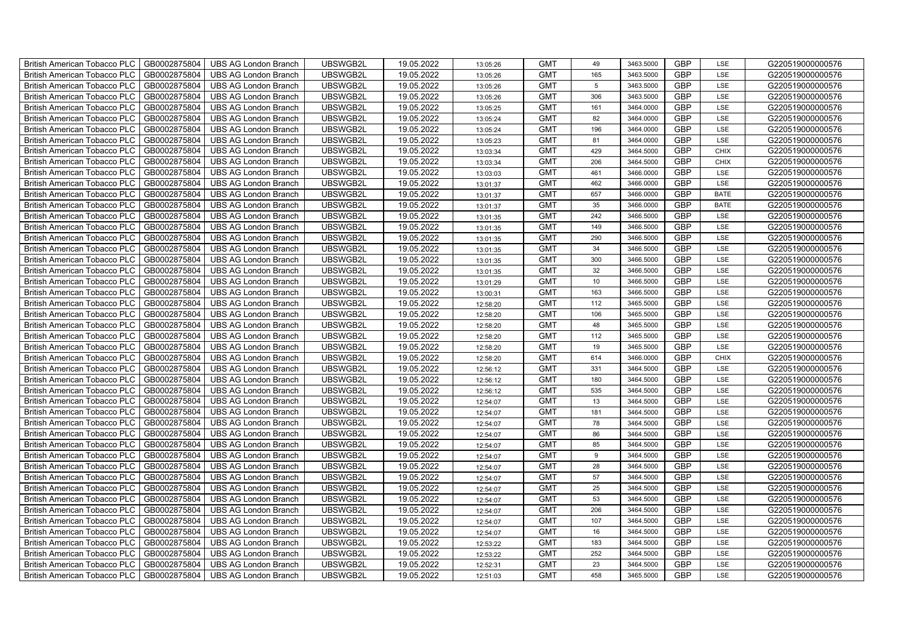| British American Tobacco PLC | GB0002875804 | UBS AG London Branch | UBSWGB2L | 19.05.2022 | 13:05:26 | GMT | 49 | 3463.5000 | GBP | LSE | G220519000000576 |
|---|---|---|---|---|---|---|---|---|---|---|---|
| British American Tobacco PLC | GB0002875804 | UBS AG London Branch | UBSWGB2L | 19.05.2022 | 13:05:26 | GMT | 165 | 3463.5000 | GBP | LSE | G220519000000576 |
| British American Tobacco PLC | GB0002875804 | UBS AG London Branch | UBSWGB2L | 19.05.2022 | 13:05:26 | GMT | 5 | 3463.5000 | GBP | LSE | G220519000000576 |
| British American Tobacco PLC | GB0002875804 | UBS AG London Branch | UBSWGB2L | 19.05.2022 | 13:05:26 | GMT | 306 | 3463.5000 | GBP | LSE | G220519000000576 |
| British American Tobacco PLC | GB0002875804 | UBS AG London Branch | UBSWGB2L | 19.05.2022 | 13:05:25 | GMT | 161 | 3464.0000 | GBP | LSE | G220519000000576 |
| British American Tobacco PLC | GB0002875804 | UBS AG London Branch | UBSWGB2L | 19.05.2022 | 13:05:24 | GMT | 82 | 3464.0000 | GBP | LSE | G220519000000576 |
| British American Tobacco PLC | GB0002875804 | UBS AG London Branch | UBSWGB2L | 19.05.2022 | 13:05:24 | GMT | 196 | 3464.0000 | GBP | LSE | G220519000000576 |
| British American Tobacco PLC | GB0002875804 | UBS AG London Branch | UBSWGB2L | 19.05.2022 | 13:05:23 | GMT | 81 | 3464.0000 | GBP | LSE | G220519000000576 |
| British American Tobacco PLC | GB0002875804 | UBS AG London Branch | UBSWGB2L | 19.05.2022 | 13:03:34 | GMT | 429 | 3464.5000 | GBP | CHIX | G220519000000576 |
| British American Tobacco PLC | GB0002875804 | UBS AG London Branch | UBSWGB2L | 19.05.2022 | 13:03:34 | GMT | 206 | 3464.5000 | GBP | CHIX | G220519000000576 |
| British American Tobacco PLC | GB0002875804 | UBS AG London Branch | UBSWGB2L | 19.05.2022 | 13:03:03 | GMT | 461 | 3466.0000 | GBP | LSE | G220519000000576 |
| British American Tobacco PLC | GB0002875804 | UBS AG London Branch | UBSWGB2L | 19.05.2022 | 13:01:37 | GMT | 462 | 3466.0000 | GBP | LSE | G220519000000576 |
| British American Tobacco PLC | GB0002875804 | UBS AG London Branch | UBSWGB2L | 19.05.2022 | 13:01:37 | GMT | 657 | 3466.0000 | GBP | BATE | G220519000000576 |
| British American Tobacco PLC | GB0002875804 | UBS AG London Branch | UBSWGB2L | 19.05.2022 | 13:01:37 | GMT | 35 | 3466.0000 | GBP | BATE | G220519000000576 |
| British American Tobacco PLC | GB0002875804 | UBS AG London Branch | UBSWGB2L | 19.05.2022 | 13:01:35 | GMT | 242 | 3466.5000 | GBP | LSE | G220519000000576 |
| British American Tobacco PLC | GB0002875804 | UBS AG London Branch | UBSWGB2L | 19.05.2022 | 13:01:35 | GMT | 149 | 3466.5000 | GBP | LSE | G220519000000576 |
| British American Tobacco PLC | GB0002875804 | UBS AG London Branch | UBSWGB2L | 19.05.2022 | 13:01:35 | GMT | 290 | 3466.5000 | GBP | LSE | G220519000000576 |
| British American Tobacco PLC | GB0002875804 | UBS AG London Branch | UBSWGB2L | 19.05.2022 | 13:01:35 | GMT | 34 | 3466.5000 | GBP | LSE | G220519000000576 |
| British American Tobacco PLC | GB0002875804 | UBS AG London Branch | UBSWGB2L | 19.05.2022 | 13:01:35 | GMT | 300 | 3466.5000 | GBP | LSE | G220519000000576 |
| British American Tobacco PLC | GB0002875804 | UBS AG London Branch | UBSWGB2L | 19.05.2022 | 13:01:35 | GMT | 32 | 3466.5000 | GBP | LSE | G220519000000576 |
| British American Tobacco PLC | GB0002875804 | UBS AG London Branch | UBSWGB2L | 19.05.2022 | 13:01:29 | GMT | 10 | 3466.5000 | GBP | LSE | G220519000000576 |
| British American Tobacco PLC | GB0002875804 | UBS AG London Branch | UBSWGB2L | 19.05.2022 | 13:00:31 | GMT | 163 | 3466.5000 | GBP | LSE | G220519000000576 |
| British American Tobacco PLC | GB0002875804 | UBS AG London Branch | UBSWGB2L | 19.05.2022 | 12:58:20 | GMT | 112 | 3465.5000 | GBP | LSE | G220519000000576 |
| British American Tobacco PLC | GB0002875804 | UBS AG London Branch | UBSWGB2L | 19.05.2022 | 12:58:20 | GMT | 106 | 3465.5000 | GBP | LSE | G220519000000576 |
| British American Tobacco PLC | GB0002875804 | UBS AG London Branch | UBSWGB2L | 19.05.2022 | 12:58:20 | GMT | 48 | 3465.5000 | GBP | LSE | G220519000000576 |
| British American Tobacco PLC | GB0002875804 | UBS AG London Branch | UBSWGB2L | 19.05.2022 | 12:58:20 | GMT | 112 | 3465.5000 | GBP | LSE | G220519000000576 |
| British American Tobacco PLC | GB0002875804 | UBS AG London Branch | UBSWGB2L | 19.05.2022 | 12:58:20 | GMT | 19 | 3465.5000 | GBP | LSE | G220519000000576 |
| British American Tobacco PLC | GB0002875804 | UBS AG London Branch | UBSWGB2L | 19.05.2022 | 12:58:20 | GMT | 614 | 3466.0000 | GBP | CHIX | G220519000000576 |
| British American Tobacco PLC | GB0002875804 | UBS AG London Branch | UBSWGB2L | 19.05.2022 | 12:56:12 | GMT | 331 | 3464.5000 | GBP | LSE | G220519000000576 |
| British American Tobacco PLC | GB0002875804 | UBS AG London Branch | UBSWGB2L | 19.05.2022 | 12:56:12 | GMT | 180 | 3464.5000 | GBP | LSE | G220519000000576 |
| British American Tobacco PLC | GB0002875804 | UBS AG London Branch | UBSWGB2L | 19.05.2022 | 12:56:12 | GMT | 535 | 3464.5000 | GBP | LSE | G220519000000576 |
| British American Tobacco PLC | GB0002875804 | UBS AG London Branch | UBSWGB2L | 19.05.2022 | 12:54:07 | GMT | 13 | 3464.5000 | GBP | LSE | G220519000000576 |
| British American Tobacco PLC | GB0002875804 | UBS AG London Branch | UBSWGB2L | 19.05.2022 | 12:54:07 | GMT | 181 | 3464.5000 | GBP | LSE | G220519000000576 |
| British American Tobacco PLC | GB0002875804 | UBS AG London Branch | UBSWGB2L | 19.05.2022 | 12:54:07 | GMT | 78 | 3464.5000 | GBP | LSE | G220519000000576 |
| British American Tobacco PLC | GB0002875804 | UBS AG London Branch | UBSWGB2L | 19.05.2022 | 12:54:07 | GMT | 86 | 3464.5000 | GBP | LSE | G220519000000576 |
| British American Tobacco PLC | GB0002875804 | UBS AG London Branch | UBSWGB2L | 19.05.2022 | 12:54:07 | GMT | 85 | 3464.5000 | GBP | LSE | G220519000000576 |
| British American Tobacco PLC | GB0002875804 | UBS AG London Branch | UBSWGB2L | 19.05.2022 | 12:54:07 | GMT | 9 | 3464.5000 | GBP | LSE | G220519000000576 |
| British American Tobacco PLC | GB0002875804 | UBS AG London Branch | UBSWGB2L | 19.05.2022 | 12:54:07 | GMT | 28 | 3464.5000 | GBP | LSE | G220519000000576 |
| British American Tobacco PLC | GB0002875804 | UBS AG London Branch | UBSWGB2L | 19.05.2022 | 12:54:07 | GMT | 57 | 3464.5000 | GBP | LSE | G220519000000576 |
| British American Tobacco PLC | GB0002875804 | UBS AG London Branch | UBSWGB2L | 19.05.2022 | 12:54:07 | GMT | 25 | 3464.5000 | GBP | LSE | G220519000000576 |
| British American Tobacco PLC | GB0002875804 | UBS AG London Branch | UBSWGB2L | 19.05.2022 | 12:54:07 | GMT | 53 | 3464.5000 | GBP | LSE | G220519000000576 |
| British American Tobacco PLC | GB0002875804 | UBS AG London Branch | UBSWGB2L | 19.05.2022 | 12:54:07 | GMT | 206 | 3464.5000 | GBP | LSE | G220519000000576 |
| British American Tobacco PLC | GB0002875804 | UBS AG London Branch | UBSWGB2L | 19.05.2022 | 12:54:07 | GMT | 107 | 3464.5000 | GBP | LSE | G220519000000576 |
| British American Tobacco PLC | GB0002875804 | UBS AG London Branch | UBSWGB2L | 19.05.2022 | 12:54:07 | GMT | 16 | 3464.5000 | GBP | LSE | G220519000000576 |
| British American Tobacco PLC | GB0002875804 | UBS AG London Branch | UBSWGB2L | 19.05.2022 | 12:53:22 | GMT | 183 | 3464.5000 | GBP | LSE | G220519000000576 |
| British American Tobacco PLC | GB0002875804 | UBS AG London Branch | UBSWGB2L | 19.05.2022 | 12:53:22 | GMT | 252 | 3464.5000 | GBP | LSE | G220519000000576 |
| British American Tobacco PLC | GB0002875804 | UBS AG London Branch | UBSWGB2L | 19.05.2022 | 12:52:31 | GMT | 23 | 3464.5000 | GBP | LSE | G220519000000576 |
| British American Tobacco PLC | GB0002875804 | UBS AG London Branch | UBSWGB2L | 19.05.2022 | 12:51:03 | GMT | 458 | 3465.5000 | GBP | LSE | G220519000000576 |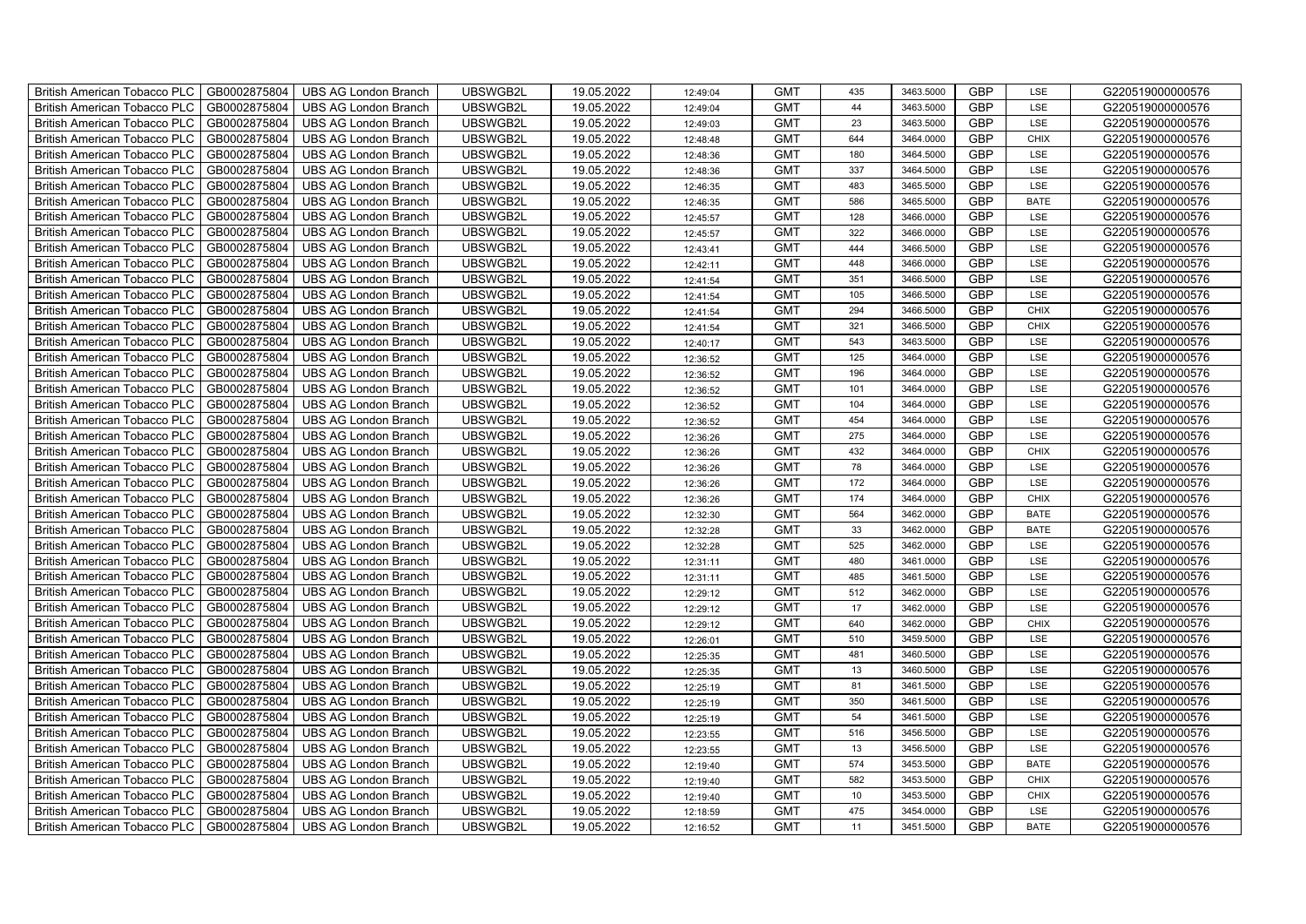| British American Tobacco PLC | GB0002875804 | UBS AG London Branch | UBSWGB2L | 19.05.2022 | 12:49:04 | GMT | 435 | 3463.5000 | GBP | LSE | G220519000000576 |
|---|---|---|---|---|---|---|---|---|---|---|---|
| British American Tobacco PLC | GB0002875804 | UBS AG London Branch | UBSWGB2L | 19.05.2022 | 12:49:04 | GMT | 44 | 3463.5000 | GBP | LSE | G220519000000576 |
| British American Tobacco PLC | GB0002875804 | UBS AG London Branch | UBSWGB2L | 19.05.2022 | 12:49:03 | GMT | 23 | 3463.5000 | GBP | LSE | G220519000000576 |
| British American Tobacco PLC | GB0002875804 | UBS AG London Branch | UBSWGB2L | 19.05.2022 | 12:48:48 | GMT | 644 | 3464.0000 | GBP | CHIX | G220519000000576 |
| British American Tobacco PLC | GB0002875804 | UBS AG London Branch | UBSWGB2L | 19.05.2022 | 12:48:36 | GMT | 180 | 3464.5000 | GBP | LSE | G220519000000576 |
| British American Tobacco PLC | GB0002875804 | UBS AG London Branch | UBSWGB2L | 19.05.2022 | 12:48:36 | GMT | 337 | 3464.5000 | GBP | LSE | G220519000000576 |
| British American Tobacco PLC | GB0002875804 | UBS AG London Branch | UBSWGB2L | 19.05.2022 | 12:46:35 | GMT | 483 | 3465.5000 | GBP | LSE | G220519000000576 |
| British American Tobacco PLC | GB0002875804 | UBS AG London Branch | UBSWGB2L | 19.05.2022 | 12:46:35 | GMT | 586 | 3465.5000 | GBP | BATE | G220519000000576 |
| British American Tobacco PLC | GB0002875804 | UBS AG London Branch | UBSWGB2L | 19.05.2022 | 12:45:57 | GMT | 128 | 3466.0000 | GBP | LSE | G220519000000576 |
| British American Tobacco PLC | GB0002875804 | UBS AG London Branch | UBSWGB2L | 19.05.2022 | 12:45:57 | GMT | 322 | 3466.0000 | GBP | LSE | G220519000000576 |
| British American Tobacco PLC | GB0002875804 | UBS AG London Branch | UBSWGB2L | 19.05.2022 | 12:43:41 | GMT | 444 | 3466.5000 | GBP | LSE | G220519000000576 |
| British American Tobacco PLC | GB0002875804 | UBS AG London Branch | UBSWGB2L | 19.05.2022 | 12:42:11 | GMT | 448 | 3466.0000 | GBP | LSE | G220519000000576 |
| British American Tobacco PLC | GB0002875804 | UBS AG London Branch | UBSWGB2L | 19.05.2022 | 12:41:54 | GMT | 351 | 3466.5000 | GBP | LSE | G220519000000576 |
| British American Tobacco PLC | GB0002875804 | UBS AG London Branch | UBSWGB2L | 19.05.2022 | 12:41:54 | GMT | 105 | 3466.5000 | GBP | LSE | G220519000000576 |
| British American Tobacco PLC | GB0002875804 | UBS AG London Branch | UBSWGB2L | 19.05.2022 | 12:41:54 | GMT | 294 | 3466.5000 | GBP | CHIX | G220519000000576 |
| British American Tobacco PLC | GB0002875804 | UBS AG London Branch | UBSWGB2L | 19.05.2022 | 12:41:54 | GMT | 321 | 3466.5000 | GBP | CHIX | G220519000000576 |
| British American Tobacco PLC | GB0002875804 | UBS AG London Branch | UBSWGB2L | 19.05.2022 | 12:40:17 | GMT | 543 | 3463.5000 | GBP | LSE | G220519000000576 |
| British American Tobacco PLC | GB0002875804 | UBS AG London Branch | UBSWGB2L | 19.05.2022 | 12:36:52 | GMT | 125 | 3464.0000 | GBP | LSE | G220519000000576 |
| British American Tobacco PLC | GB0002875804 | UBS AG London Branch | UBSWGB2L | 19.05.2022 | 12:36:52 | GMT | 196 | 3464.0000 | GBP | LSE | G220519000000576 |
| British American Tobacco PLC | GB0002875804 | UBS AG London Branch | UBSWGB2L | 19.05.2022 | 12:36:52 | GMT | 101 | 3464.0000 | GBP | LSE | G220519000000576 |
| British American Tobacco PLC | GB0002875804 | UBS AG London Branch | UBSWGB2L | 19.05.2022 | 12:36:52 | GMT | 104 | 3464.0000 | GBP | LSE | G220519000000576 |
| British American Tobacco PLC | GB0002875804 | UBS AG London Branch | UBSWGB2L | 19.05.2022 | 12:36:52 | GMT | 454 | 3464.0000 | GBP | LSE | G220519000000576 |
| British American Tobacco PLC | GB0002875804 | UBS AG London Branch | UBSWGB2L | 19.05.2022 | 12:36:26 | GMT | 275 | 3464.0000 | GBP | LSE | G220519000000576 |
| British American Tobacco PLC | GB0002875804 | UBS AG London Branch | UBSWGB2L | 19.05.2022 | 12:36:26 | GMT | 432 | 3464.0000 | GBP | CHIX | G220519000000576 |
| British American Tobacco PLC | GB0002875804 | UBS AG London Branch | UBSWGB2L | 19.05.2022 | 12:36:26 | GMT | 78 | 3464.0000 | GBP | LSE | G220519000000576 |
| British American Tobacco PLC | GB0002875804 | UBS AG London Branch | UBSWGB2L | 19.05.2022 | 12:36:26 | GMT | 172 | 3464.0000 | GBP | LSE | G220519000000576 |
| British American Tobacco PLC | GB0002875804 | UBS AG London Branch | UBSWGB2L | 19.05.2022 | 12:36:26 | GMT | 174 | 3464.0000 | GBP | CHIX | G220519000000576 |
| British American Tobacco PLC | GB0002875804 | UBS AG London Branch | UBSWGB2L | 19.05.2022 | 12:32:30 | GMT | 564 | 3462.0000 | GBP | BATE | G220519000000576 |
| British American Tobacco PLC | GB0002875804 | UBS AG London Branch | UBSWGB2L | 19.05.2022 | 12:32:28 | GMT | 33 | 3462.0000 | GBP | BATE | G220519000000576 |
| British American Tobacco PLC | GB0002875804 | UBS AG London Branch | UBSWGB2L | 19.05.2022 | 12:32:28 | GMT | 525 | 3462.0000 | GBP | LSE | G220519000000576 |
| British American Tobacco PLC | GB0002875804 | UBS AG London Branch | UBSWGB2L | 19.05.2022 | 12:31:11 | GMT | 480 | 3461.0000 | GBP | LSE | G220519000000576 |
| British American Tobacco PLC | GB0002875804 | UBS AG London Branch | UBSWGB2L | 19.05.2022 | 12:31:11 | GMT | 485 | 3461.5000 | GBP | LSE | G220519000000576 |
| British American Tobacco PLC | GB0002875804 | UBS AG London Branch | UBSWGB2L | 19.05.2022 | 12:29:12 | GMT | 512 | 3462.0000 | GBP | LSE | G220519000000576 |
| British American Tobacco PLC | GB0002875804 | UBS AG London Branch | UBSWGB2L | 19.05.2022 | 12:29:12 | GMT | 17 | 3462.0000 | GBP | LSE | G220519000000576 |
| British American Tobacco PLC | GB0002875804 | UBS AG London Branch | UBSWGB2L | 19.05.2022 | 12:29:12 | GMT | 640 | 3462.0000 | GBP | CHIX | G220519000000576 |
| British American Tobacco PLC | GB0002875804 | UBS AG London Branch | UBSWGB2L | 19.05.2022 | 12:26:01 | GMT | 510 | 3459.5000 | GBP | LSE | G220519000000576 |
| British American Tobacco PLC | GB0002875804 | UBS AG London Branch | UBSWGB2L | 19.05.2022 | 12:25:35 | GMT | 481 | 3460.5000 | GBP | LSE | G220519000000576 |
| British American Tobacco PLC | GB0002875804 | UBS AG London Branch | UBSWGB2L | 19.05.2022 | 12:25:35 | GMT | 13 | 3460.5000 | GBP | LSE | G220519000000576 |
| British American Tobacco PLC | GB0002875804 | UBS AG London Branch | UBSWGB2L | 19.05.2022 | 12:25:19 | GMT | 81 | 3461.5000 | GBP | LSE | G220519000000576 |
| British American Tobacco PLC | GB0002875804 | UBS AG London Branch | UBSWGB2L | 19.05.2022 | 12:25:19 | GMT | 350 | 3461.5000 | GBP | LSE | G220519000000576 |
| British American Tobacco PLC | GB0002875804 | UBS AG London Branch | UBSWGB2L | 19.05.2022 | 12:25:19 | GMT | 54 | 3461.5000 | GBP | LSE | G220519000000576 |
| British American Tobacco PLC | GB0002875804 | UBS AG London Branch | UBSWGB2L | 19.05.2022 | 12:23:55 | GMT | 516 | 3456.5000 | GBP | LSE | G220519000000576 |
| British American Tobacco PLC | GB0002875804 | UBS AG London Branch | UBSWGB2L | 19.05.2022 | 12:23:55 | GMT | 13 | 3456.5000 | GBP | LSE | G220519000000576 |
| British American Tobacco PLC | GB0002875804 | UBS AG London Branch | UBSWGB2L | 19.05.2022 | 12:19:40 | GMT | 574 | 3453.5000 | GBP | BATE | G220519000000576 |
| British American Tobacco PLC | GB0002875804 | UBS AG London Branch | UBSWGB2L | 19.05.2022 | 12:19:40 | GMT | 582 | 3453.5000 | GBP | CHIX | G220519000000576 |
| British American Tobacco PLC | GB0002875804 | UBS AG London Branch | UBSWGB2L | 19.05.2022 | 12:19:40 | GMT | 10 | 3453.5000 | GBP | CHIX | G220519000000576 |
| British American Tobacco PLC | GB0002875804 | UBS AG London Branch | UBSWGB2L | 19.05.2022 | 12:18:59 | GMT | 475 | 3454.0000 | GBP | LSE | G220519000000576 |
| British American Tobacco PLC | GB0002875804 | UBS AG London Branch | UBSWGB2L | 19.05.2022 | 12:16:52 | GMT | 11 | 3451.5000 | GBP | BATE | G220519000000576 |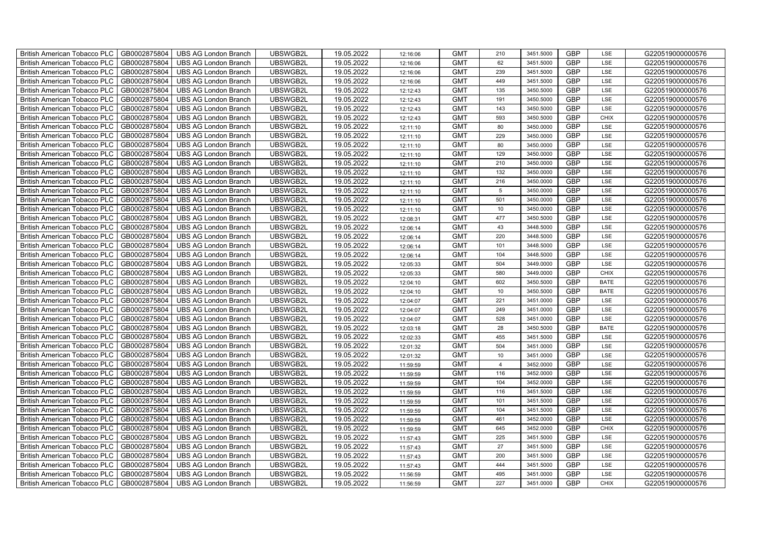| British American Tobacco PLC | GB0002875804 | UBS AG London Branch | UBSWGB2L | 19.05.2022 | 12:16:06 | GMT | 210 | 3451.5000 | GBP | LSE | G220519000000576 |
|---|---|---|---|---|---|---|---|---|---|---|---|
| British American Tobacco PLC | GB0002875804 | UBS AG London Branch | UBSWGB2L | 19.05.2022 | 12:16:06 | GMT | 62 | 3451.5000 | GBP | LSE | G220519000000576 |
| British American Tobacco PLC | GB0002875804 | UBS AG London Branch | UBSWGB2L | 19.05.2022 | 12:16:06 | GMT | 239 | 3451.5000 | GBP | LSE | G220519000000576 |
| British American Tobacco PLC | GB0002875804 | UBS AG London Branch | UBSWGB2L | 19.05.2022 | 12:16:06 | GMT | 449 | 3451.5000 | GBP | LSE | G220519000000576 |
| British American Tobacco PLC | GB0002875804 | UBS AG London Branch | UBSWGB2L | 19.05.2022 | 12:12:43 | GMT | 135 | 3450.5000 | GBP | LSE | G220519000000576 |
| British American Tobacco PLC | GB0002875804 | UBS AG London Branch | UBSWGB2L | 19.05.2022 | 12:12:43 | GMT | 191 | 3450.5000 | GBP | LSE | G220519000000576 |
| British American Tobacco PLC | GB0002875804 | UBS AG London Branch | UBSWGB2L | 19.05.2022 | 12:12:43 | GMT | 143 | 3450.5000 | GBP | LSE | G220519000000576 |
| British American Tobacco PLC | GB0002875804 | UBS AG London Branch | UBSWGB2L | 19.05.2022 | 12:12:43 | GMT | 593 | 3450.5000 | GBP | CHIX | G220519000000576 |
| British American Tobacco PLC | GB0002875804 | UBS AG London Branch | UBSWGB2L | 19.05.2022 | 12:11:10 | GMT | 80 | 3450.0000 | GBP | LSE | G220519000000576 |
| British American Tobacco PLC | GB0002875804 | UBS AG London Branch | UBSWGB2L | 19.05.2022 | 12:11:10 | GMT | 229 | 3450.0000 | GBP | LSE | G220519000000576 |
| British American Tobacco PLC | GB0002875804 | UBS AG London Branch | UBSWGB2L | 19.05.2022 | 12:11:10 | GMT | 80 | 3450.0000 | GBP | LSE | G220519000000576 |
| British American Tobacco PLC | GB0002875804 | UBS AG London Branch | UBSWGB2L | 19.05.2022 | 12:11:10 | GMT | 129 | 3450.0000 | GBP | LSE | G220519000000576 |
| British American Tobacco PLC | GB0002875804 | UBS AG London Branch | UBSWGB2L | 19.05.2022 | 12:11:10 | GMT | 210 | 3450.0000 | GBP | LSE | G220519000000576 |
| British American Tobacco PLC | GB0002875804 | UBS AG London Branch | UBSWGB2L | 19.05.2022 | 12:11:10 | GMT | 132 | 3450.0000 | GBP | LSE | G220519000000576 |
| British American Tobacco PLC | GB0002875804 | UBS AG London Branch | UBSWGB2L | 19.05.2022 | 12:11:10 | GMT | 216 | 3450.0000 | GBP | LSE | G220519000000576 |
| British American Tobacco PLC | GB0002875804 | UBS AG London Branch | UBSWGB2L | 19.05.2022 | 12:11:10 | GMT | 5 | 3450.0000 | GBP | LSE | G220519000000576 |
| British American Tobacco PLC | GB0002875804 | UBS AG London Branch | UBSWGB2L | 19.05.2022 | 12:11:10 | GMT | 501 | 3450.0000 | GBP | LSE | G220519000000576 |
| British American Tobacco PLC | GB0002875804 | UBS AG London Branch | UBSWGB2L | 19.05.2022 | 12:11:10 | GMT | 10 | 3450.0000 | GBP | LSE | G220519000000576 |
| British American Tobacco PLC | GB0002875804 | UBS AG London Branch | UBSWGB2L | 19.05.2022 | 12:08:31 | GMT | 477 | 3450.5000 | GBP | LSE | G220519000000576 |
| British American Tobacco PLC | GB0002875804 | UBS AG London Branch | UBSWGB2L | 19.05.2022 | 12:06:14 | GMT | 43 | 3448.5000 | GBP | LSE | G220519000000576 |
| British American Tobacco PLC | GB0002875804 | UBS AG London Branch | UBSWGB2L | 19.05.2022 | 12:06:14 | GMT | 220 | 3448.5000 | GBP | LSE | G220519000000576 |
| British American Tobacco PLC | GB0002875804 | UBS AG London Branch | UBSWGB2L | 19.05.2022 | 12:06:14 | GMT | 101 | 3448.5000 | GBP | LSE | G220519000000576 |
| British American Tobacco PLC | GB0002875804 | UBS AG London Branch | UBSWGB2L | 19.05.2022 | 12:06:14 | GMT | 104 | 3448.5000 | GBP | LSE | G220519000000576 |
| British American Tobacco PLC | GB0002875804 | UBS AG London Branch | UBSWGB2L | 19.05.2022 | 12:05:33 | GMT | 504 | 3449.0000 | GBP | LSE | G220519000000576 |
| British American Tobacco PLC | GB0002875804 | UBS AG London Branch | UBSWGB2L | 19.05.2022 | 12:05:33 | GMT | 580 | 3449.0000 | GBP | CHIX | G220519000000576 |
| British American Tobacco PLC | GB0002875804 | UBS AG London Branch | UBSWGB2L | 19.05.2022 | 12:04:10 | GMT | 602 | 3450.5000 | GBP | BATE | G220519000000576 |
| British American Tobacco PLC | GB0002875804 | UBS AG London Branch | UBSWGB2L | 19.05.2022 | 12:04:10 | GMT | 10 | 3450.5000 | GBP | BATE | G220519000000576 |
| British American Tobacco PLC | GB0002875804 | UBS AG London Branch | UBSWGB2L | 19.05.2022 | 12:04:07 | GMT | 221 | 3451.0000 | GBP | LSE | G220519000000576 |
| British American Tobacco PLC | GB0002875804 | UBS AG London Branch | UBSWGB2L | 19.05.2022 | 12:04:07 | GMT | 249 | 3451.0000 | GBP | LSE | G220519000000576 |
| British American Tobacco PLC | GB0002875804 | UBS AG London Branch | UBSWGB2L | 19.05.2022 | 12:04:07 | GMT | 528 | 3451.0000 | GBP | LSE | G220519000000576 |
| British American Tobacco PLC | GB0002875804 | UBS AG London Branch | UBSWGB2L | 19.05.2022 | 12:03:18 | GMT | 28 | 3450.5000 | GBP | BATE | G220519000000576 |
| British American Tobacco PLC | GB0002875804 | UBS AG London Branch | UBSWGB2L | 19.05.2022 | 12:02:33 | GMT | 455 | 3451.5000 | GBP | LSE | G220519000000576 |
| British American Tobacco PLC | GB0002875804 | UBS AG London Branch | UBSWGB2L | 19.05.2022 | 12:01:32 | GMT | 504 | 3451.0000 | GBP | LSE | G220519000000576 |
| British American Tobacco PLC | GB0002875804 | UBS AG London Branch | UBSWGB2L | 19.05.2022 | 12:01:32 | GMT | 10 | 3451.0000 | GBP | LSE | G220519000000576 |
| British American Tobacco PLC | GB0002875804 | UBS AG London Branch | UBSWGB2L | 19.05.2022 | 11:59:59 | GMT | 4 | 3452.0000 | GBP | LSE | G220519000000576 |
| British American Tobacco PLC | GB0002875804 | UBS AG London Branch | UBSWGB2L | 19.05.2022 | 11:59:59 | GMT | 116 | 3452.0000 | GBP | LSE | G220519000000576 |
| British American Tobacco PLC | GB0002875804 | UBS AG London Branch | UBSWGB2L | 19.05.2022 | 11:59:59 | GMT | 104 | 3452.0000 | GBP | LSE | G220519000000576 |
| British American Tobacco PLC | GB0002875804 | UBS AG London Branch | UBSWGB2L | 19.05.2022 | 11:59:59 | GMT | 116 | 3451.5000 | GBP | LSE | G220519000000576 |
| British American Tobacco PLC | GB0002875804 | UBS AG London Branch | UBSWGB2L | 19.05.2022 | 11:59:59 | GMT | 101 | 3451.5000 | GBP | LSE | G220519000000576 |
| British American Tobacco PLC | GB0002875804 | UBS AG London Branch | UBSWGB2L | 19.05.2022 | 11:59:59 | GMT | 104 | 3451.5000 | GBP | LSE | G220519000000576 |
| British American Tobacco PLC | GB0002875804 | UBS AG London Branch | UBSWGB2L | 19.05.2022 | 11:59:59 | GMT | 461 | 3452.0000 | GBP | LSE | G220519000000576 |
| British American Tobacco PLC | GB0002875804 | UBS AG London Branch | UBSWGB2L | 19.05.2022 | 11:59:59 | GMT | 645 | 3452.0000 | GBP | CHIX | G220519000000576 |
| British American Tobacco PLC | GB0002875804 | UBS AG London Branch | UBSWGB2L | 19.05.2022 | 11:57:43 | GMT | 225 | 3451.5000 | GBP | LSE | G220519000000576 |
| British American Tobacco PLC | GB0002875804 | UBS AG London Branch | UBSWGB2L | 19.05.2022 | 11:57:43 | GMT | 27 | 3451.5000 | GBP | LSE | G220519000000576 |
| British American Tobacco PLC | GB0002875804 | UBS AG London Branch | UBSWGB2L | 19.05.2022 | 11:57:43 | GMT | 200 | 3451.5000 | GBP | LSE | G220519000000576 |
| British American Tobacco PLC | GB0002875804 | UBS AG London Branch | UBSWGB2L | 19.05.2022 | 11:57:43 | GMT | 444 | 3451.5000 | GBP | LSE | G220519000000576 |
| British American Tobacco PLC | GB0002875804 | UBS AG London Branch | UBSWGB2L | 19.05.2022 | 11:56:59 | GMT | 495 | 3451.0000 | GBP | LSE | G220519000000576 |
| British American Tobacco PLC | GB0002875804 | UBS AG London Branch | UBSWGB2L | 19.05.2022 | 11:56:59 | GMT | 227 | 3451.0000 | GBP | CHIX | G220519000000576 |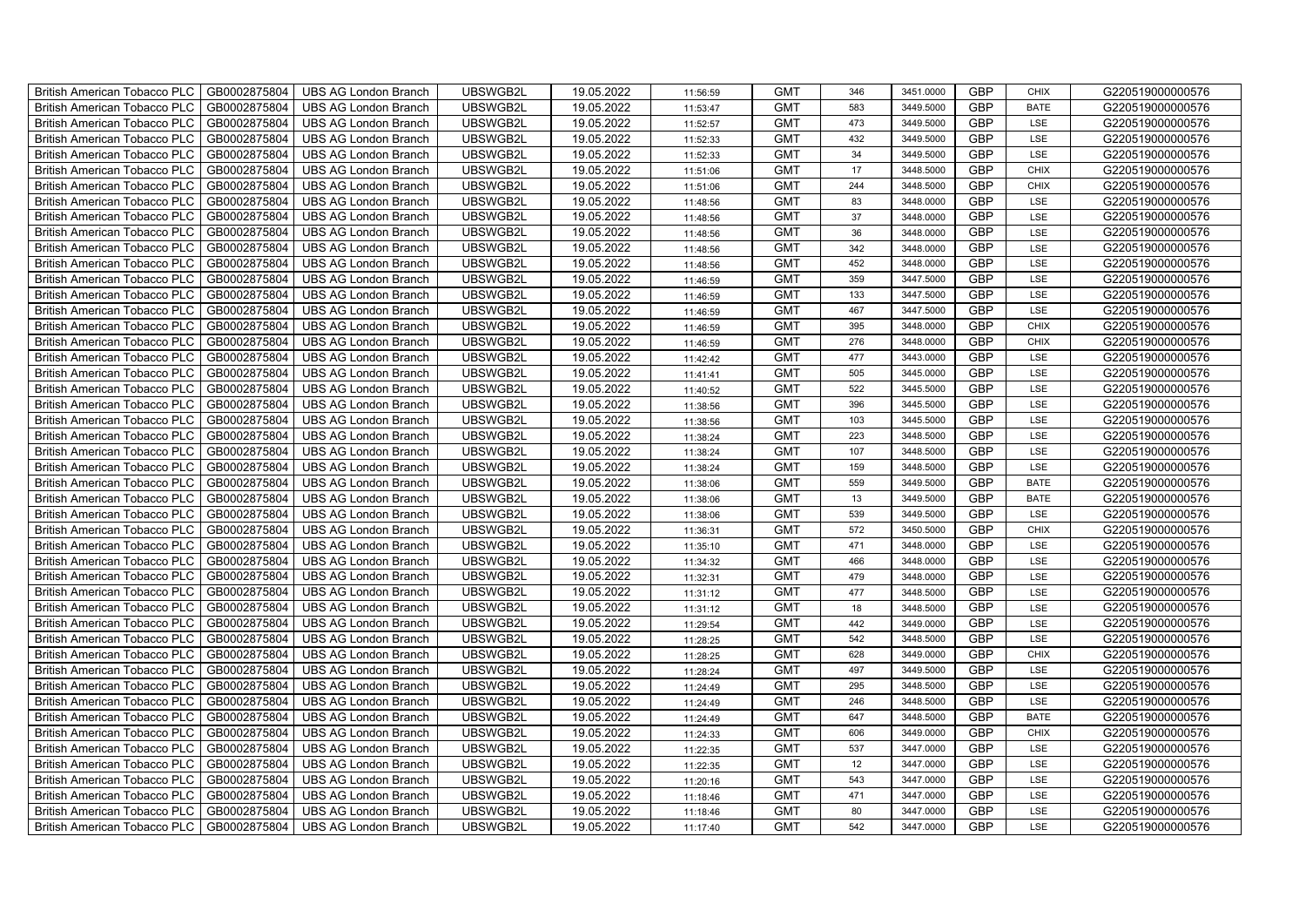| British American Tobacco PLC | GB0002875804 | UBS AG London Branch | UBSWGB2L | 19.05.2022 | 11:56:59 | GMT | 346 | 3451.0000 | GBP | CHIX | G220519000000576 |
|---|---|---|---|---|---|---|---|---|---|---|---|
| British American Tobacco PLC | GB0002875804 | UBS AG London Branch | UBSWGB2L | 19.05.2022 | 11:53:47 | GMT | 583 | 3449.5000 | GBP | BATE | G220519000000576 |
| British American Tobacco PLC | GB0002875804 | UBS AG London Branch | UBSWGB2L | 19.05.2022 | 11:52:57 | GMT | 473 | 3449.5000 | GBP | LSE | G220519000000576 |
| British American Tobacco PLC | GB0002875804 | UBS AG London Branch | UBSWGB2L | 19.05.2022 | 11:52:33 | GMT | 432 | 3449.5000 | GBP | LSE | G220519000000576 |
| British American Tobacco PLC | GB0002875804 | UBS AG London Branch | UBSWGB2L | 19.05.2022 | 11:52:33 | GMT | 34 | 3449.5000 | GBP | LSE | G220519000000576 |
| British American Tobacco PLC | GB0002875804 | UBS AG London Branch | UBSWGB2L | 19.05.2022 | 11:51:06 | GMT | 17 | 3448.5000 | GBP | CHIX | G220519000000576 |
| British American Tobacco PLC | GB0002875804 | UBS AG London Branch | UBSWGB2L | 19.05.2022 | 11:51:06 | GMT | 244 | 3448.5000 | GBP | CHIX | G220519000000576 |
| British American Tobacco PLC | GB0002875804 | UBS AG London Branch | UBSWGB2L | 19.05.2022 | 11:48:56 | GMT | 83 | 3448.0000 | GBP | LSE | G220519000000576 |
| British American Tobacco PLC | GB0002875804 | UBS AG London Branch | UBSWGB2L | 19.05.2022 | 11:48:56 | GMT | 37 | 3448.0000 | GBP | LSE | G220519000000576 |
| British American Tobacco PLC | GB0002875804 | UBS AG London Branch | UBSWGB2L | 19.05.2022 | 11:48:56 | GMT | 36 | 3448.0000 | GBP | LSE | G220519000000576 |
| British American Tobacco PLC | GB0002875804 | UBS AG London Branch | UBSWGB2L | 19.05.2022 | 11:48:56 | GMT | 342 | 3448.0000 | GBP | LSE | G220519000000576 |
| British American Tobacco PLC | GB0002875804 | UBS AG London Branch | UBSWGB2L | 19.05.2022 | 11:48:56 | GMT | 452 | 3448.0000 | GBP | LSE | G220519000000576 |
| British American Tobacco PLC | GB0002875804 | UBS AG London Branch | UBSWGB2L | 19.05.2022 | 11:46:59 | GMT | 359 | 3447.5000 | GBP | LSE | G220519000000576 |
| British American Tobacco PLC | GB0002875804 | UBS AG London Branch | UBSWGB2L | 19.05.2022 | 11:46:59 | GMT | 133 | 3447.5000 | GBP | LSE | G220519000000576 |
| British American Tobacco PLC | GB0002875804 | UBS AG London Branch | UBSWGB2L | 19.05.2022 | 11:46:59 | GMT | 467 | 3447.5000 | GBP | LSE | G220519000000576 |
| British American Tobacco PLC | GB0002875804 | UBS AG London Branch | UBSWGB2L | 19.05.2022 | 11:46:59 | GMT | 395 | 3448.0000 | GBP | CHIX | G220519000000576 |
| British American Tobacco PLC | GB0002875804 | UBS AG London Branch | UBSWGB2L | 19.05.2022 | 11:46:59 | GMT | 276 | 3448.0000 | GBP | CHIX | G220519000000576 |
| British American Tobacco PLC | GB0002875804 | UBS AG London Branch | UBSWGB2L | 19.05.2022 | 11:42:42 | GMT | 477 | 3443.0000 | GBP | LSE | G220519000000576 |
| British American Tobacco PLC | GB0002875804 | UBS AG London Branch | UBSWGB2L | 19.05.2022 | 11:41:41 | GMT | 505 | 3445.0000 | GBP | LSE | G220519000000576 |
| British American Tobacco PLC | GB0002875804 | UBS AG London Branch | UBSWGB2L | 19.05.2022 | 11:40:52 | GMT | 522 | 3445.5000 | GBP | LSE | G220519000000576 |
| British American Tobacco PLC | GB0002875804 | UBS AG London Branch | UBSWGB2L | 19.05.2022 | 11:38:56 | GMT | 396 | 3445.5000 | GBP | LSE | G220519000000576 |
| British American Tobacco PLC | GB0002875804 | UBS AG London Branch | UBSWGB2L | 19.05.2022 | 11:38:56 | GMT | 103 | 3445.5000 | GBP | LSE | G220519000000576 |
| British American Tobacco PLC | GB0002875804 | UBS AG London Branch | UBSWGB2L | 19.05.2022 | 11:38:24 | GMT | 223 | 3448.5000 | GBP | LSE | G220519000000576 |
| British American Tobacco PLC | GB0002875804 | UBS AG London Branch | UBSWGB2L | 19.05.2022 | 11:38:24 | GMT | 107 | 3448.5000 | GBP | LSE | G220519000000576 |
| British American Tobacco PLC | GB0002875804 | UBS AG London Branch | UBSWGB2L | 19.05.2022 | 11:38:24 | GMT | 159 | 3448.5000 | GBP | LSE | G220519000000576 |
| British American Tobacco PLC | GB0002875804 | UBS AG London Branch | UBSWGB2L | 19.05.2022 | 11:38:06 | GMT | 559 | 3449.5000 | GBP | BATE | G220519000000576 |
| British American Tobacco PLC | GB0002875804 | UBS AG London Branch | UBSWGB2L | 19.05.2022 | 11:38:06 | GMT | 13 | 3449.5000 | GBP | BATE | G220519000000576 |
| British American Tobacco PLC | GB0002875804 | UBS AG London Branch | UBSWGB2L | 19.05.2022 | 11:38:06 | GMT | 539 | 3449.5000 | GBP | LSE | G220519000000576 |
| British American Tobacco PLC | GB0002875804 | UBS AG London Branch | UBSWGB2L | 19.05.2022 | 11:36:31 | GMT | 572 | 3450.5000 | GBP | CHIX | G220519000000576 |
| British American Tobacco PLC | GB0002875804 | UBS AG London Branch | UBSWGB2L | 19.05.2022 | 11:35:10 | GMT | 471 | 3448.0000 | GBP | LSE | G220519000000576 |
| British American Tobacco PLC | GB0002875804 | UBS AG London Branch | UBSWGB2L | 19.05.2022 | 11:34:32 | GMT | 466 | 3448.0000 | GBP | LSE | G220519000000576 |
| British American Tobacco PLC | GB0002875804 | UBS AG London Branch | UBSWGB2L | 19.05.2022 | 11:32:31 | GMT | 479 | 3448.0000 | GBP | LSE | G220519000000576 |
| British American Tobacco PLC | GB0002875804 | UBS AG London Branch | UBSWGB2L | 19.05.2022 | 11:31:12 | GMT | 477 | 3448.5000 | GBP | LSE | G220519000000576 |
| British American Tobacco PLC | GB0002875804 | UBS AG London Branch | UBSWGB2L | 19.05.2022 | 11:31:12 | GMT | 18 | 3448.5000 | GBP | LSE | G220519000000576 |
| British American Tobacco PLC | GB0002875804 | UBS AG London Branch | UBSWGB2L | 19.05.2022 | 11:29:54 | GMT | 442 | 3449.0000 | GBP | LSE | G220519000000576 |
| British American Tobacco PLC | GB0002875804 | UBS AG London Branch | UBSWGB2L | 19.05.2022 | 11:28:25 | GMT | 542 | 3448.5000 | GBP | LSE | G220519000000576 |
| British American Tobacco PLC | GB0002875804 | UBS AG London Branch | UBSWGB2L | 19.05.2022 | 11:28:25 | GMT | 628 | 3449.0000 | GBP | CHIX | G220519000000576 |
| British American Tobacco PLC | GB0002875804 | UBS AG London Branch | UBSWGB2L | 19.05.2022 | 11:28:24 | GMT | 497 | 3449.5000 | GBP | LSE | G220519000000576 |
| British American Tobacco PLC | GB0002875804 | UBS AG London Branch | UBSWGB2L | 19.05.2022 | 11:24:49 | GMT | 295 | 3448.5000 | GBP | LSE | G220519000000576 |
| British American Tobacco PLC | GB0002875804 | UBS AG London Branch | UBSWGB2L | 19.05.2022 | 11:24:49 | GMT | 246 | 3448.5000 | GBP | LSE | G220519000000576 |
| British American Tobacco PLC | GB0002875804 | UBS AG London Branch | UBSWGB2L | 19.05.2022 | 11:24:49 | GMT | 647 | 3448.5000 | GBP | BATE | G220519000000576 |
| British American Tobacco PLC | GB0002875804 | UBS AG London Branch | UBSWGB2L | 19.05.2022 | 11:24:33 | GMT | 606 | 3449.0000 | GBP | CHIX | G220519000000576 |
| British American Tobacco PLC | GB0002875804 | UBS AG London Branch | UBSWGB2L | 19.05.2022 | 11:22:35 | GMT | 537 | 3447.0000 | GBP | LSE | G220519000000576 |
| British American Tobacco PLC | GB0002875804 | UBS AG London Branch | UBSWGB2L | 19.05.2022 | 11:22:35 | GMT | 12 | 3447.0000 | GBP | LSE | G220519000000576 |
| British American Tobacco PLC | GB0002875804 | UBS AG London Branch | UBSWGB2L | 19.05.2022 | 11:20:16 | GMT | 543 | 3447.0000 | GBP | LSE | G220519000000576 |
| British American Tobacco PLC | GB0002875804 | UBS AG London Branch | UBSWGB2L | 19.05.2022 | 11:18:46 | GMT | 471 | 3447.0000 | GBP | LSE | G220519000000576 |
| British American Tobacco PLC | GB0002875804 | UBS AG London Branch | UBSWGB2L | 19.05.2022 | 11:18:46 | GMT | 80 | 3447.0000 | GBP | LSE | G220519000000576 |
| British American Tobacco PLC | GB0002875804 | UBS AG London Branch | UBSWGB2L | 19.05.2022 | 11:17:40 | GMT | 542 | 3447.0000 | GBP | LSE | G220519000000576 |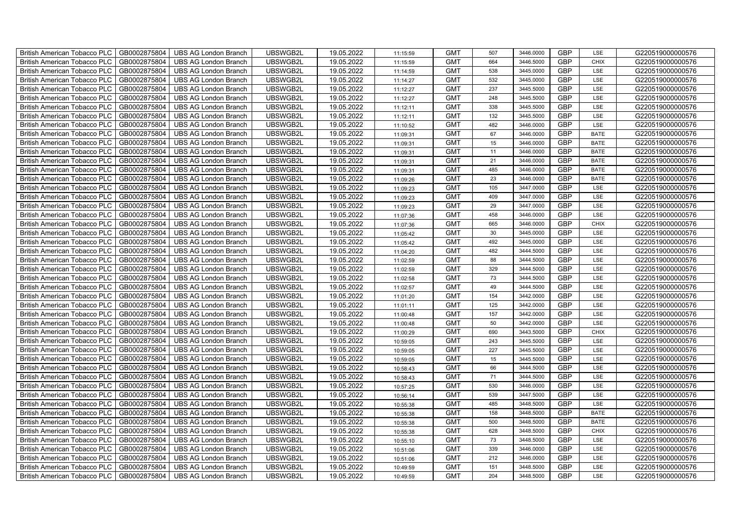| British American Tobacco PLC | GB0002875804 | UBS AG London Branch | UBSWGB2L | 19.05.2022 | 11:15:59 | GMT | 507 | 3446.0000 | GBP | LSE | G220519000000576 |
|---|---|---|---|---|---|---|---|---|---|---|---|
| British American Tobacco PLC | GB0002875804 | UBS AG London Branch | UBSWGB2L | 19.05.2022 | 11:15:59 | GMT | 664 | 3446.5000 | GBP | CHIX | G220519000000576 |
| British American Tobacco PLC | GB0002875804 | UBS AG London Branch | UBSWGB2L | 19.05.2022 | 11:14:59 | GMT | 538 | 3445.0000 | GBP | LSE | G220519000000576 |
| British American Tobacco PLC | GB0002875804 | UBS AG London Branch | UBSWGB2L | 19.05.2022 | 11:14:27 | GMT | 532 | 3445.0000 | GBP | LSE | G220519000000576 |
| British American Tobacco PLC | GB0002875804 | UBS AG London Branch | UBSWGB2L | 19.05.2022 | 11:12:27 | GMT | 237 | 3445.5000 | GBP | LSE | G220519000000576 |
| British American Tobacco PLC | GB0002875804 | UBS AG London Branch | UBSWGB2L | 19.05.2022 | 11:12:27 | GMT | 248 | 3445.5000 | GBP | LSE | G220519000000576 |
| British American Tobacco PLC | GB0002875804 | UBS AG London Branch | UBSWGB2L | 19.05.2022 | 11:12:11 | GMT | 338 | 3445.5000 | GBP | LSE | G220519000000576 |
| British American Tobacco PLC | GB0002875804 | UBS AG London Branch | UBSWGB2L | 19.05.2022 | 11:12:11 | GMT | 132 | 3445.5000 | GBP | LSE | G220519000000576 |
| British American Tobacco PLC | GB0002875804 | UBS AG London Branch | UBSWGB2L | 19.05.2022 | 11:10:52 | GMT | 482 | 3446.0000 | GBP | LSE | G220519000000576 |
| British American Tobacco PLC | GB0002875804 | UBS AG London Branch | UBSWGB2L | 19.05.2022 | 11:09:31 | GMT | 67 | 3446.0000 | GBP | BATE | G220519000000576 |
| British American Tobacco PLC | GB0002875804 | UBS AG London Branch | UBSWGB2L | 19.05.2022 | 11:09:31 | GMT | 15 | 3446.0000 | GBP | BATE | G220519000000576 |
| British American Tobacco PLC | GB0002875804 | UBS AG London Branch | UBSWGB2L | 19.05.2022 | 11:09:31 | GMT | 11 | 3446.0000 | GBP | BATE | G220519000000576 |
| British American Tobacco PLC | GB0002875804 | UBS AG London Branch | UBSWGB2L | 19.05.2022 | 11:09:31 | GMT | 21 | 3446.0000 | GBP | BATE | G220519000000576 |
| British American Tobacco PLC | GB0002875804 | UBS AG London Branch | UBSWGB2L | 19.05.2022 | 11:09:31 | GMT | 485 | 3446.0000 | GBP | BATE | G220519000000576 |
| British American Tobacco PLC | GB0002875804 | UBS AG London Branch | UBSWGB2L | 19.05.2022 | 11:09:26 | GMT | 23 | 3446.0000 | GBP | BATE | G220519000000576 |
| British American Tobacco PLC | GB0002875804 | UBS AG London Branch | UBSWGB2L | 19.05.2022 | 11:09:23 | GMT | 105 | 3447.0000 | GBP | LSE | G220519000000576 |
| British American Tobacco PLC | GB0002875804 | UBS AG London Branch | UBSWGB2L | 19.05.2022 | 11:09:23 | GMT | 409 | 3447.0000 | GBP | LSE | G220519000000576 |
| British American Tobacco PLC | GB0002875804 | UBS AG London Branch | UBSWGB2L | 19.05.2022 | 11:09:23 | GMT | 29 | 3447.0000 | GBP | LSE | G220519000000576 |
| British American Tobacco PLC | GB0002875804 | UBS AG London Branch | UBSWGB2L | 19.05.2022 | 11:07:36 | GMT | 458 | 3446.0000 | GBP | LSE | G220519000000576 |
| British American Tobacco PLC | GB0002875804 | UBS AG London Branch | UBSWGB2L | 19.05.2022 | 11:07:36 | GMT | 665 | 3446.0000 | GBP | CHIX | G220519000000576 |
| British American Tobacco PLC | GB0002875804 | UBS AG London Branch | UBSWGB2L | 19.05.2022 | 11:05:42 | GMT | 30 | 3445.0000 | GBP | LSE | G220519000000576 |
| British American Tobacco PLC | GB0002875804 | UBS AG London Branch | UBSWGB2L | 19.05.2022 | 11:05:42 | GMT | 492 | 3445.0000 | GBP | LSE | G220519000000576 |
| British American Tobacco PLC | GB0002875804 | UBS AG London Branch | UBSWGB2L | 19.05.2022 | 11:04:20 | GMT | 482 | 3444.5000 | GBP | LSE | G220519000000576 |
| British American Tobacco PLC | GB0002875804 | UBS AG London Branch | UBSWGB2L | 19.05.2022 | 11:02:59 | GMT | 88 | 3444.5000 | GBP | LSE | G220519000000576 |
| British American Tobacco PLC | GB0002875804 | UBS AG London Branch | UBSWGB2L | 19.05.2022 | 11:02:59 | GMT | 329 | 3444.5000 | GBP | LSE | G220519000000576 |
| British American Tobacco PLC | GB0002875804 | UBS AG London Branch | UBSWGB2L | 19.05.2022 | 11:02:58 | GMT | 73 | 3444.5000 | GBP | LSE | G220519000000576 |
| British American Tobacco PLC | GB0002875804 | UBS AG London Branch | UBSWGB2L | 19.05.2022 | 11:02:57 | GMT | 49 | 3444.5000 | GBP | LSE | G220519000000576 |
| British American Tobacco PLC | GB0002875804 | UBS AG London Branch | UBSWGB2L | 19.05.2022 | 11:01:20 | GMT | 154 | 3442.0000 | GBP | LSE | G220519000000576 |
| British American Tobacco PLC | GB0002875804 | UBS AG London Branch | UBSWGB2L | 19.05.2022 | 11:01:11 | GMT | 125 | 3442.0000 | GBP | LSE | G220519000000576 |
| British American Tobacco PLC | GB0002875804 | UBS AG London Branch | UBSWGB2L | 19.05.2022 | 11:00:48 | GMT | 157 | 3442.0000 | GBP | LSE | G220519000000576 |
| British American Tobacco PLC | GB0002875804 | UBS AG London Branch | UBSWGB2L | 19.05.2022 | 11:00:48 | GMT | 50 | 3442.0000 | GBP | LSE | G220519000000576 |
| British American Tobacco PLC | GB0002875804 | UBS AG London Branch | UBSWGB2L | 19.05.2022 | 11:00:29 | GMT | 690 | 3443.5000 | GBP | CHIX | G220519000000576 |
| British American Tobacco PLC | GB0002875804 | UBS AG London Branch | UBSWGB2L | 19.05.2022 | 10:59:05 | GMT | 243 | 3445.5000 | GBP | LSE | G220519000000576 |
| British American Tobacco PLC | GB0002875804 | UBS AG London Branch | UBSWGB2L | 19.05.2022 | 10:59:05 | GMT | 227 | 3445.5000 | GBP | LSE | G220519000000576 |
| British American Tobacco PLC | GB0002875804 | UBS AG London Branch | UBSWGB2L | 19.05.2022 | 10:59:05 | GMT | 15 | 3445.5000 | GBP | LSE | G220519000000576 |
| British American Tobacco PLC | GB0002875804 | UBS AG London Branch | UBSWGB2L | 19.05.2022 | 10:58:43 | GMT | 66 | 3444.5000 | GBP | LSE | G220519000000576 |
| British American Tobacco PLC | GB0002875804 | UBS AG London Branch | UBSWGB2L | 19.05.2022 | 10:58:43 | GMT | 71 | 3444.5000 | GBP | LSE | G220519000000576 |
| British American Tobacco PLC | GB0002875804 | UBS AG London Branch | UBSWGB2L | 19.05.2022 | 10:57:25 | GMT | 530 | 3446.0000 | GBP | LSE | G220519000000576 |
| British American Tobacco PLC | GB0002875804 | UBS AG London Branch | UBSWGB2L | 19.05.2022 | 10:56:14 | GMT | 539 | 3447.5000 | GBP | LSE | G220519000000576 |
| British American Tobacco PLC | GB0002875804 | UBS AG London Branch | UBSWGB2L | 19.05.2022 | 10:55:38 | GMT | 485 | 3448.5000 | GBP | LSE | G220519000000576 |
| British American Tobacco PLC | GB0002875804 | UBS AG London Branch | UBSWGB2L | 19.05.2022 | 10:55:38 | GMT | 158 | 3448.5000 | GBP | BATE | G220519000000576 |
| British American Tobacco PLC | GB0002875804 | UBS AG London Branch | UBSWGB2L | 19.05.2022 | 10:55:38 | GMT | 500 | 3448.5000 | GBP | BATE | G220519000000576 |
| British American Tobacco PLC | GB0002875804 | UBS AG London Branch | UBSWGB2L | 19.05.2022 | 10:55:38 | GMT | 628 | 3448.5000 | GBP | CHIX | G220519000000576 |
| British American Tobacco PLC | GB0002875804 | UBS AG London Branch | UBSWGB2L | 19.05.2022 | 10:55:10 | GMT | 73 | 3448.5000 | GBP | LSE | G220519000000576 |
| British American Tobacco PLC | GB0002875804 | UBS AG London Branch | UBSWGB2L | 19.05.2022 | 10:51:06 | GMT | 339 | 3446.0000 | GBP | LSE | G220519000000576 |
| British American Tobacco PLC | GB0002875804 | UBS AG London Branch | UBSWGB2L | 19.05.2022 | 10:51:06 | GMT | 212 | 3446.0000 | GBP | LSE | G220519000000576 |
| British American Tobacco PLC | GB0002875804 | UBS AG London Branch | UBSWGB2L | 19.05.2022 | 10:49:59 | GMT | 151 | 3448.5000 | GBP | LSE | G220519000000576 |
| British American Tobacco PLC | GB0002875804 | UBS AG London Branch | UBSWGB2L | 19.05.2022 | 10:49:59 | GMT | 204 | 3448.5000 | GBP | LSE | G220519000000576 |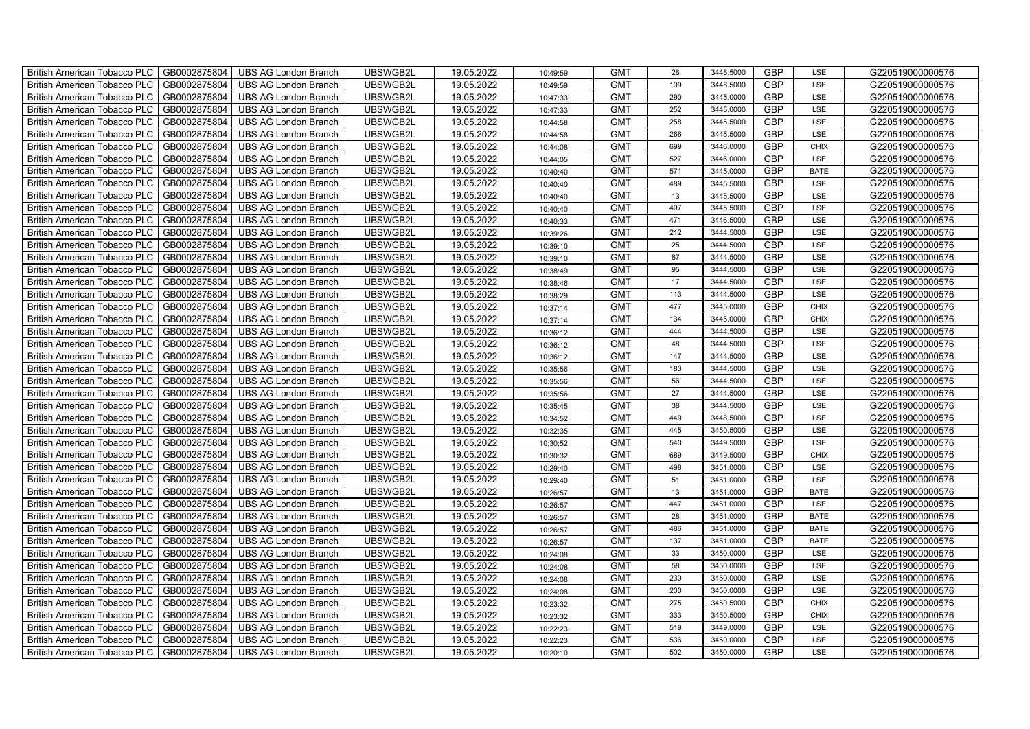| | | | | | | | | | | | |
|---|---|---|---|---|---|---|---|---|---|---|---|
| British American Tobacco PLC | GB0002875804 | UBS AG London Branch | UBSWGB2L | 19.05.2022 | 10:49:59 | GMT | 28 | 3448.5000 | GBP | LSE | G220519000000576 |
| British American Tobacco PLC | GB0002875804 | UBS AG London Branch | UBSWGB2L | 19.05.2022 | 10:49:59 | GMT | 109 | 3448.5000 | GBP | LSE | G220519000000576 |
| British American Tobacco PLC | GB0002875804 | UBS AG London Branch | UBSWGB2L | 19.05.2022 | 10:47:33 | GMT | 290 | 3445.0000 | GBP | LSE | G220519000000576 |
| British American Tobacco PLC | GB0002875804 | UBS AG London Branch | UBSWGB2L | 19.05.2022 | 10:47:33 | GMT | 252 | 3445.0000 | GBP | LSE | G220519000000576 |
| British American Tobacco PLC | GB0002875804 | UBS AG London Branch | UBSWGB2L | 19.05.2022 | 10:44:58 | GMT | 258 | 3445.5000 | GBP | LSE | G220519000000576 |
| British American Tobacco PLC | GB0002875804 | UBS AG London Branch | UBSWGB2L | 19.05.2022 | 10:44:58 | GMT | 266 | 3445.5000 | GBP | LSE | G220519000000576 |
| British American Tobacco PLC | GB0002875804 | UBS AG London Branch | UBSWGB2L | 19.05.2022 | 10:44:08 | GMT | 699 | 3446.0000 | GBP | CHIX | G220519000000576 |
| British American Tobacco PLC | GB0002875804 | UBS AG London Branch | UBSWGB2L | 19.05.2022 | 10:44:05 | GMT | 527 | 3446.0000 | GBP | LSE | G220519000000576 |
| British American Tobacco PLC | GB0002875804 | UBS AG London Branch | UBSWGB2L | 19.05.2022 | 10:40:40 | GMT | 571 | 3445.0000 | GBP | BATE | G220519000000576 |
| British American Tobacco PLC | GB0002875804 | UBS AG London Branch | UBSWGB2L | 19.05.2022 | 10:40:40 | GMT | 489 | 3445.5000 | GBP | LSE | G220519000000576 |
| British American Tobacco PLC | GB0002875804 | UBS AG London Branch | UBSWGB2L | 19.05.2022 | 10:40:40 | GMT | 13 | 3445.5000 | GBP | LSE | G220519000000576 |
| British American Tobacco PLC | GB0002875804 | UBS AG London Branch | UBSWGB2L | 19.05.2022 | 10:40:40 | GMT | 497 | 3445.5000 | GBP | LSE | G220519000000576 |
| British American Tobacco PLC | GB0002875804 | UBS AG London Branch | UBSWGB2L | 19.05.2022 | 10:40:33 | GMT | 471 | 3446.5000 | GBP | LSE | G220519000000576 |
| British American Tobacco PLC | GB0002875804 | UBS AG London Branch | UBSWGB2L | 19.05.2022 | 10:39:26 | GMT | 212 | 3444.5000 | GBP | LSE | G220519000000576 |
| British American Tobacco PLC | GB0002875804 | UBS AG London Branch | UBSWGB2L | 19.05.2022 | 10:39:10 | GMT | 25 | 3444.5000 | GBP | LSE | G220519000000576 |
| British American Tobacco PLC | GB0002875804 | UBS AG London Branch | UBSWGB2L | 19.05.2022 | 10:39:10 | GMT | 87 | 3444.5000 | GBP | LSE | G220519000000576 |
| British American Tobacco PLC | GB0002875804 | UBS AG London Branch | UBSWGB2L | 19.05.2022 | 10:38:49 | GMT | 95 | 3444.5000 | GBP | LSE | G220519000000576 |
| British American Tobacco PLC | GB0002875804 | UBS AG London Branch | UBSWGB2L | 19.05.2022 | 10:38:46 | GMT | 17 | 3444.5000 | GBP | LSE | G220519000000576 |
| British American Tobacco PLC | GB0002875804 | UBS AG London Branch | UBSWGB2L | 19.05.2022 | 10:38:29 | GMT | 113 | 3444.5000 | GBP | LSE | G220519000000576 |
| British American Tobacco PLC | GB0002875804 | UBS AG London Branch | UBSWGB2L | 19.05.2022 | 10:37:14 | GMT | 477 | 3445.0000 | GBP | CHIX | G220519000000576 |
| British American Tobacco PLC | GB0002875804 | UBS AG London Branch | UBSWGB2L | 19.05.2022 | 10:37:14 | GMT | 134 | 3445.0000 | GBP | CHIX | G220519000000576 |
| British American Tobacco PLC | GB0002875804 | UBS AG London Branch | UBSWGB2L | 19.05.2022 | 10:36:12 | GMT | 444 | 3444.5000 | GBP | LSE | G220519000000576 |
| British American Tobacco PLC | GB0002875804 | UBS AG London Branch | UBSWGB2L | 19.05.2022 | 10:36:12 | GMT | 48 | 3444.5000 | GBP | LSE | G220519000000576 |
| British American Tobacco PLC | GB0002875804 | UBS AG London Branch | UBSWGB2L | 19.05.2022 | 10:36:12 | GMT | 147 | 3444.5000 | GBP | LSE | G220519000000576 |
| British American Tobacco PLC | GB0002875804 | UBS AG London Branch | UBSWGB2L | 19.05.2022 | 10:35:56 | GMT | 183 | 3444.5000 | GBP | LSE | G220519000000576 |
| British American Tobacco PLC | GB0002875804 | UBS AG London Branch | UBSWGB2L | 19.05.2022 | 10:35:56 | GMT | 56 | 3444.5000 | GBP | LSE | G220519000000576 |
| British American Tobacco PLC | GB0002875804 | UBS AG London Branch | UBSWGB2L | 19.05.2022 | 10:35:56 | GMT | 27 | 3444.5000 | GBP | LSE | G220519000000576 |
| British American Tobacco PLC | GB0002875804 | UBS AG London Branch | UBSWGB2L | 19.05.2022 | 10:35:45 | GMT | 38 | 3444.5000 | GBP | LSE | G220519000000576 |
| British American Tobacco PLC | GB0002875804 | UBS AG London Branch | UBSWGB2L | 19.05.2022 | 10:34:52 | GMT | 449 | 3448.5000 | GBP | LSE | G220519000000576 |
| British American Tobacco PLC | GB0002875804 | UBS AG London Branch | UBSWGB2L | 19.05.2022 | 10:32:35 | GMT | 445 | 3450.5000 | GBP | LSE | G220519000000576 |
| British American Tobacco PLC | GB0002875804 | UBS AG London Branch | UBSWGB2L | 19.05.2022 | 10:30:52 | GMT | 540 | 3449.5000 | GBP | LSE | G220519000000576 |
| British American Tobacco PLC | GB0002875804 | UBS AG London Branch | UBSWGB2L | 19.05.2022 | 10:30:32 | GMT | 689 | 3449.5000 | GBP | CHIX | G220519000000576 |
| British American Tobacco PLC | GB0002875804 | UBS AG London Branch | UBSWGB2L | 19.05.2022 | 10:29:40 | GMT | 498 | 3451.0000 | GBP | LSE | G220519000000576 |
| British American Tobacco PLC | GB0002875804 | UBS AG London Branch | UBSWGB2L | 19.05.2022 | 10:29:40 | GMT | 51 | 3451.0000 | GBP | LSE | G220519000000576 |
| British American Tobacco PLC | GB0002875804 | UBS AG London Branch | UBSWGB2L | 19.05.2022 | 10:26:57 | GMT | 13 | 3451.0000 | GBP | BATE | G220519000000576 |
| British American Tobacco PLC | GB0002875804 | UBS AG London Branch | UBSWGB2L | 19.05.2022 | 10:26:57 | GMT | 447 | 3451.0000 | GBP | LSE | G220519000000576 |
| British American Tobacco PLC | GB0002875804 | UBS AG London Branch | UBSWGB2L | 19.05.2022 | 10:26:57 | GMT | 28 | 3451.0000 | GBP | BATE | G220519000000576 |
| British American Tobacco PLC | GB0002875804 | UBS AG London Branch | UBSWGB2L | 19.05.2022 | 10:26:57 | GMT | 486 | 3451.0000 | GBP | BATE | G220519000000576 |
| British American Tobacco PLC | GB0002875804 | UBS AG London Branch | UBSWGB2L | 19.05.2022 | 10:26:57 | GMT | 137 | 3451.0000 | GBP | BATE | G220519000000576 |
| British American Tobacco PLC | GB0002875804 | UBS AG London Branch | UBSWGB2L | 19.05.2022 | 10:24:08 | GMT | 33 | 3450.0000 | GBP | LSE | G220519000000576 |
| British American Tobacco PLC | GB0002875804 | UBS AG London Branch | UBSWGB2L | 19.05.2022 | 10:24:08 | GMT | 58 | 3450.0000 | GBP | LSE | G220519000000576 |
| British American Tobacco PLC | GB0002875804 | UBS AG London Branch | UBSWGB2L | 19.05.2022 | 10:24:08 | GMT | 230 | 3450.0000 | GBP | LSE | G220519000000576 |
| British American Tobacco PLC | GB0002875804 | UBS AG London Branch | UBSWGB2L | 19.05.2022 | 10:24:08 | GMT | 200 | 3450.0000 | GBP | LSE | G220519000000576 |
| British American Tobacco PLC | GB0002875804 | UBS AG London Branch | UBSWGB2L | 19.05.2022 | 10:23:32 | GMT | 275 | 3450.5000 | GBP | CHIX | G220519000000576 |
| British American Tobacco PLC | GB0002875804 | UBS AG London Branch | UBSWGB2L | 19.05.2022 | 10:23:32 | GMT | 333 | 3450.5000 | GBP | CHIX | G220519000000576 |
| British American Tobacco PLC | GB0002875804 | UBS AG London Branch | UBSWGB2L | 19.05.2022 | 10:22:23 | GMT | 519 | 3449.0000 | GBP | LSE | G220519000000576 |
| British American Tobacco PLC | GB0002875804 | UBS AG London Branch | UBSWGB2L | 19.05.2022 | 10:22:23 | GMT | 536 | 3450.0000 | GBP | LSE | G220519000000576 |
| British American Tobacco PLC | GB0002875804 | UBS AG London Branch | UBSWGB2L | 19.05.2022 | 10:20:10 | GMT | 502 | 3450.0000 | GBP | LSE | G220519000000576 |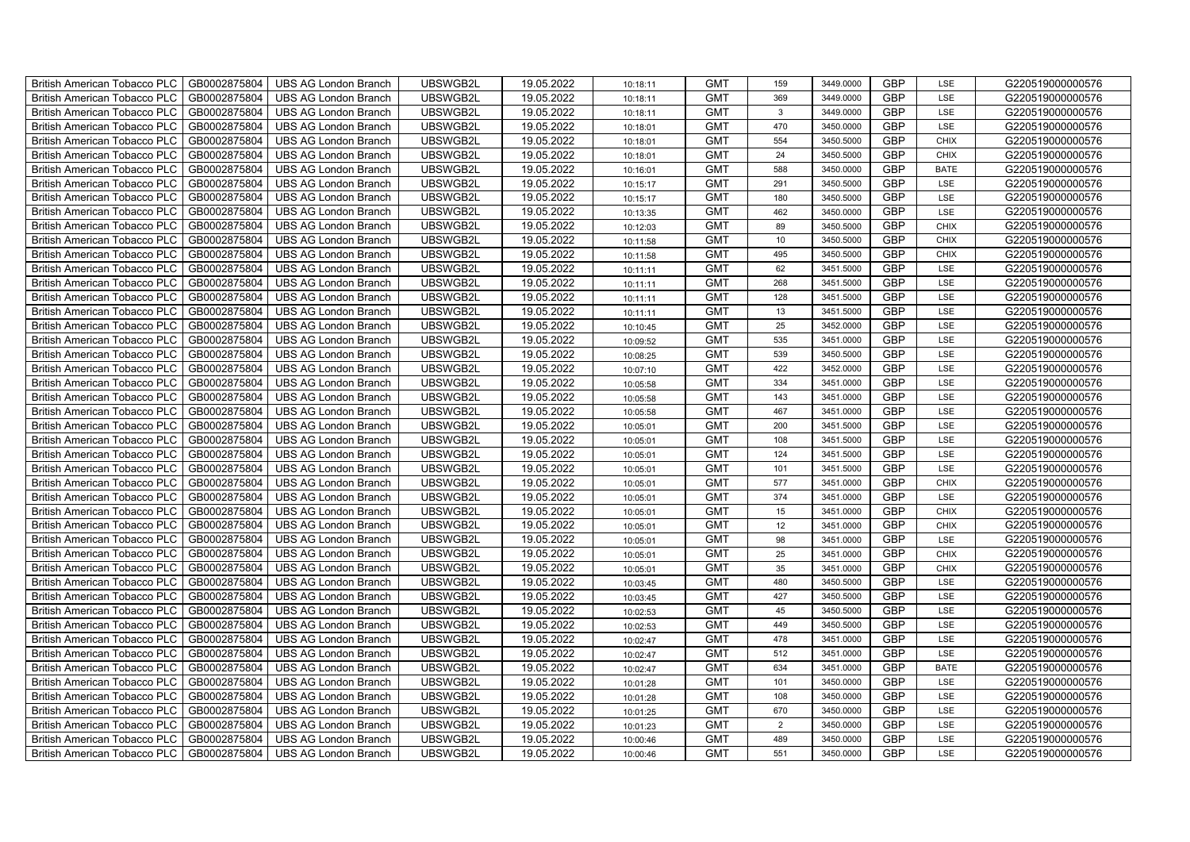| British American Tobacco PLC | GB0002875804 | UBS AG London Branch | UBSWGB2L | 19.05.2022 | 10:18:11 | GMT | 159 | 3449.0000 | GBP | LSE | G220519000000576 |
|---|---|---|---|---|---|---|---|---|---|---|---|
| British American Tobacco PLC | GB0002875804 | UBS AG London Branch | UBSWGB2L | 19.05.2022 | 10:18:11 | GMT | 369 | 3449.0000 | GBP | LSE | G220519000000576 |
| British American Tobacco PLC | GB0002875804 | UBS AG London Branch | UBSWGB2L | 19.05.2022 | 10:18:11 | GMT | 3 | 3449.0000 | GBP | LSE | G220519000000576 |
| British American Tobacco PLC | GB0002875804 | UBS AG London Branch | UBSWGB2L | 19.05.2022 | 10:18:01 | GMT | 470 | 3450.0000 | GBP | LSE | G220519000000576 |
| British American Tobacco PLC | GB0002875804 | UBS AG London Branch | UBSWGB2L | 19.05.2022 | 10:18:01 | GMT | 554 | 3450.5000 | GBP | CHIX | G220519000000576 |
| British American Tobacco PLC | GB0002875804 | UBS AG London Branch | UBSWGB2L | 19.05.2022 | 10:18:01 | GMT | 24 | 3450.5000 | GBP | CHIX | G220519000000576 |
| British American Tobacco PLC | GB0002875804 | UBS AG London Branch | UBSWGB2L | 19.05.2022 | 10:16:01 | GMT | 588 | 3450.0000 | GBP | BATE | G220519000000576 |
| British American Tobacco PLC | GB0002875804 | UBS AG London Branch | UBSWGB2L | 19.05.2022 | 10:15:17 | GMT | 291 | 3450.5000 | GBP | LSE | G220519000000576 |
| British American Tobacco PLC | GB0002875804 | UBS AG London Branch | UBSWGB2L | 19.05.2022 | 10:15:17 | GMT | 180 | 3450.5000 | GBP | LSE | G220519000000576 |
| British American Tobacco PLC | GB0002875804 | UBS AG London Branch | UBSWGB2L | 19.05.2022 | 10:13:35 | GMT | 462 | 3450.0000 | GBP | LSE | G220519000000576 |
| British American Tobacco PLC | GB0002875804 | UBS AG London Branch | UBSWGB2L | 19.05.2022 | 10:12:03 | GMT | 89 | 3450.5000 | GBP | CHIX | G220519000000576 |
| British American Tobacco PLC | GB0002875804 | UBS AG London Branch | UBSWGB2L | 19.05.2022 | 10:11:58 | GMT | 10 | 3450.5000 | GBP | CHIX | G220519000000576 |
| British American Tobacco PLC | GB0002875804 | UBS AG London Branch | UBSWGB2L | 19.05.2022 | 10:11:58 | GMT | 495 | 3450.5000 | GBP | CHIX | G220519000000576 |
| British American Tobacco PLC | GB0002875804 | UBS AG London Branch | UBSWGB2L | 19.05.2022 | 10:11:11 | GMT | 62 | 3451.5000 | GBP | LSE | G220519000000576 |
| British American Tobacco PLC | GB0002875804 | UBS AG London Branch | UBSWGB2L | 19.05.2022 | 10:11:11 | GMT | 268 | 3451.5000 | GBP | LSE | G220519000000576 |
| British American Tobacco PLC | GB0002875804 | UBS AG London Branch | UBSWGB2L | 19.05.2022 | 10:11:11 | GMT | 128 | 3451.5000 | GBP | LSE | G220519000000576 |
| British American Tobacco PLC | GB0002875804 | UBS AG London Branch | UBSWGB2L | 19.05.2022 | 10:11:11 | GMT | 13 | 3451.5000 | GBP | LSE | G220519000000576 |
| British American Tobacco PLC | GB0002875804 | UBS AG London Branch | UBSWGB2L | 19.05.2022 | 10:10:45 | GMT | 25 | 3452.0000 | GBP | LSE | G220519000000576 |
| British American Tobacco PLC | GB0002875804 | UBS AG London Branch | UBSWGB2L | 19.05.2022 | 10:09:52 | GMT | 535 | 3451.0000 | GBP | LSE | G220519000000576 |
| British American Tobacco PLC | GB0002875804 | UBS AG London Branch | UBSWGB2L | 19.05.2022 | 10:08:25 | GMT | 539 | 3450.5000 | GBP | LSE | G220519000000576 |
| British American Tobacco PLC | GB0002875804 | UBS AG London Branch | UBSWGB2L | 19.05.2022 | 10:07:10 | GMT | 422 | 3452.0000 | GBP | LSE | G220519000000576 |
| British American Tobacco PLC | GB0002875804 | UBS AG London Branch | UBSWGB2L | 19.05.2022 | 10:05:58 | GMT | 334 | 3451.0000 | GBP | LSE | G220519000000576 |
| British American Tobacco PLC | GB0002875804 | UBS AG London Branch | UBSWGB2L | 19.05.2022 | 10:05:58 | GMT | 143 | 3451.0000 | GBP | LSE | G220519000000576 |
| British American Tobacco PLC | GB0002875804 | UBS AG London Branch | UBSWGB2L | 19.05.2022 | 10:05:58 | GMT | 467 | 3451.0000 | GBP | LSE | G220519000000576 |
| British American Tobacco PLC | GB0002875804 | UBS AG London Branch | UBSWGB2L | 19.05.2022 | 10:05:01 | GMT | 200 | 3451.5000 | GBP | LSE | G220519000000576 |
| British American Tobacco PLC | GB0002875804 | UBS AG London Branch | UBSWGB2L | 19.05.2022 | 10:05:01 | GMT | 108 | 3451.5000 | GBP | LSE | G220519000000576 |
| British American Tobacco PLC | GB0002875804 | UBS AG London Branch | UBSWGB2L | 19.05.2022 | 10:05:01 | GMT | 124 | 3451.5000 | GBP | LSE | G220519000000576 |
| British American Tobacco PLC | GB0002875804 | UBS AG London Branch | UBSWGB2L | 19.05.2022 | 10:05:01 | GMT | 101 | 3451.5000 | GBP | LSE | G220519000000576 |
| British American Tobacco PLC | GB0002875804 | UBS AG London Branch | UBSWGB2L | 19.05.2022 | 10:05:01 | GMT | 577 | 3451.0000 | GBP | CHIX | G220519000000576 |
| British American Tobacco PLC | GB0002875804 | UBS AG London Branch | UBSWGB2L | 19.05.2022 | 10:05:01 | GMT | 374 | 3451.0000 | GBP | LSE | G220519000000576 |
| British American Tobacco PLC | GB0002875804 | UBS AG London Branch | UBSWGB2L | 19.05.2022 | 10:05:01 | GMT | 15 | 3451.0000 | GBP | CHIX | G220519000000576 |
| British American Tobacco PLC | GB0002875804 | UBS AG London Branch | UBSWGB2L | 19.05.2022 | 10:05:01 | GMT | 12 | 3451.0000 | GBP | CHIX | G220519000000576 |
| British American Tobacco PLC | GB0002875804 | UBS AG London Branch | UBSWGB2L | 19.05.2022 | 10:05:01 | GMT | 98 | 3451.0000 | GBP | LSE | G220519000000576 |
| British American Tobacco PLC | GB0002875804 | UBS AG London Branch | UBSWGB2L | 19.05.2022 | 10:05:01 | GMT | 25 | 3451.0000 | GBP | CHIX | G220519000000576 |
| British American Tobacco PLC | GB0002875804 | UBS AG London Branch | UBSWGB2L | 19.05.2022 | 10:05:01 | GMT | 35 | 3451.0000 | GBP | CHIX | G220519000000576 |
| British American Tobacco PLC | GB0002875804 | UBS AG London Branch | UBSWGB2L | 19.05.2022 | 10:03:45 | GMT | 480 | 3450.5000 | GBP | LSE | G220519000000576 |
| British American Tobacco PLC | GB0002875804 | UBS AG London Branch | UBSWGB2L | 19.05.2022 | 10:03:45 | GMT | 427 | 3450.5000 | GBP | LSE | G220519000000576 |
| British American Tobacco PLC | GB0002875804 | UBS AG London Branch | UBSWGB2L | 19.05.2022 | 10:02:53 | GMT | 45 | 3450.5000 | GBP | LSE | G220519000000576 |
| British American Tobacco PLC | GB0002875804 | UBS AG London Branch | UBSWGB2L | 19.05.2022 | 10:02:53 | GMT | 449 | 3450.5000 | GBP | LSE | G220519000000576 |
| British American Tobacco PLC | GB0002875804 | UBS AG London Branch | UBSWGB2L | 19.05.2022 | 10:02:47 | GMT | 478 | 3451.0000 | GBP | LSE | G220519000000576 |
| British American Tobacco PLC | GB0002875804 | UBS AG London Branch | UBSWGB2L | 19.05.2022 | 10:02:47 | GMT | 512 | 3451.0000 | GBP | LSE | G220519000000576 |
| British American Tobacco PLC | GB0002875804 | UBS AG London Branch | UBSWGB2L | 19.05.2022 | 10:02:47 | GMT | 634 | 3451.0000 | GBP | BATE | G220519000000576 |
| British American Tobacco PLC | GB0002875804 | UBS AG London Branch | UBSWGB2L | 19.05.2022 | 10:01:28 | GMT | 101 | 3450.0000 | GBP | LSE | G220519000000576 |
| British American Tobacco PLC | GB0002875804 | UBS AG London Branch | UBSWGB2L | 19.05.2022 | 10:01:28 | GMT | 108 | 3450.0000 | GBP | LSE | G220519000000576 |
| British American Tobacco PLC | GB0002875804 | UBS AG London Branch | UBSWGB2L | 19.05.2022 | 10:01:25 | GMT | 670 | 3450.0000 | GBP | LSE | G220519000000576 |
| British American Tobacco PLC | GB0002875804 | UBS AG London Branch | UBSWGB2L | 19.05.2022 | 10:01:23 | GMT | 2 | 3450.0000 | GBP | LSE | G220519000000576 |
| British American Tobacco PLC | GB0002875804 | UBS AG London Branch | UBSWGB2L | 19.05.2022 | 10:00:46 | GMT | 489 | 3450.0000 | GBP | LSE | G220519000000576 |
| British American Tobacco PLC | GB0002875804 | UBS AG London Branch | UBSWGB2L | 19.05.2022 | 10:00:46 | GMT | 551 | 3450.0000 | GBP | LSE | G220519000000576 |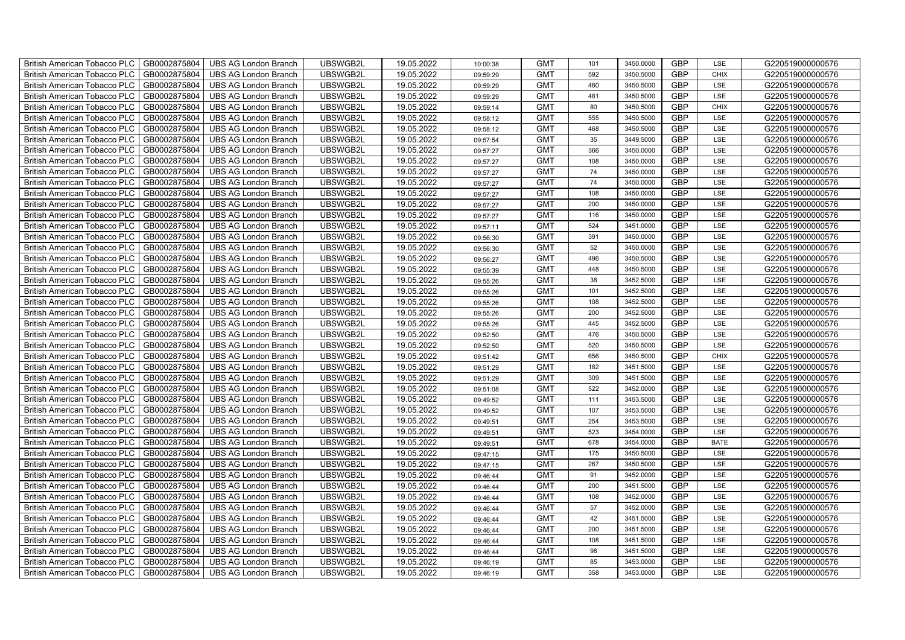| British American Tobacco PLC | GB0002875804 | UBS AG London Branch | UBSWGB2L | 19.05.2022 | 10:00:38 | GMT | 101 | 3450.0000 | GBP | LSE | G220519000000576 |
|---|---|---|---|---|---|---|---|---|---|---|---|
| British American Tobacco PLC | GB0002875804 | UBS AG London Branch | UBSWGB2L | 19.05.2022 | 09:59:29 | GMT | 592 | 3450.5000 | GBP | CHIX | G220519000000576 |
| British American Tobacco PLC | GB0002875804 | UBS AG London Branch | UBSWGB2L | 19.05.2022 | 09:59:29 | GMT | 480 | 3450.5000 | GBP | LSE | G220519000000576 |
| British American Tobacco PLC | GB0002875804 | UBS AG London Branch | UBSWGB2L | 19.05.2022 | 09:59:29 | GMT | 481 | 3450.5000 | GBP | LSE | G220519000000576 |
| British American Tobacco PLC | GB0002875804 | UBS AG London Branch | UBSWGB2L | 19.05.2022 | 09:59:14 | GMT | 80 | 3450.5000 | GBP | CHIX | G220519000000576 |
| British American Tobacco PLC | GB0002875804 | UBS AG London Branch | UBSWGB2L | 19.05.2022 | 09:58:12 | GMT | 555 | 3450.5000 | GBP | LSE | G220519000000576 |
| British American Tobacco PLC | GB0002875804 | UBS AG London Branch | UBSWGB2L | 19.05.2022 | 09:58:12 | GMT | 468 | 3450.5000 | GBP | LSE | G220519000000576 |
| British American Tobacco PLC | GB0002875804 | UBS AG London Branch | UBSWGB2L | 19.05.2022 | 09:57:54 | GMT | 35 | 3449.5000 | GBP | LSE | G220519000000576 |
| British American Tobacco PLC | GB0002875804 | UBS AG London Branch | UBSWGB2L | 19.05.2022 | 09:57:27 | GMT | 366 | 3450.0000 | GBP | LSE | G220519000000576 |
| British American Tobacco PLC | GB0002875804 | UBS AG London Branch | UBSWGB2L | 19.05.2022 | 09:57:27 | GMT | 108 | 3450.0000 | GBP | LSE | G220519000000576 |
| British American Tobacco PLC | GB0002875804 | UBS AG London Branch | UBSWGB2L | 19.05.2022 | 09:57:27 | GMT | 74 | 3450.0000 | GBP | LSE | G220519000000576 |
| British American Tobacco PLC | GB0002875804 | UBS AG London Branch | UBSWGB2L | 19.05.2022 | 09:57:27 | GMT | 74 | 3450.0000 | GBP | LSE | G220519000000576 |
| British American Tobacco PLC | GB0002875804 | UBS AG London Branch | UBSWGB2L | 19.05.2022 | 09:57:27 | GMT | 108 | 3450.0000 | GBP | LSE | G220519000000576 |
| British American Tobacco PLC | GB0002875804 | UBS AG London Branch | UBSWGB2L | 19.05.2022 | 09:57:27 | GMT | 200 | 3450.0000 | GBP | LSE | G220519000000576 |
| British American Tobacco PLC | GB0002875804 | UBS AG London Branch | UBSWGB2L | 19.05.2022 | 09:57:27 | GMT | 116 | 3450.0000 | GBP | LSE | G220519000000576 |
| British American Tobacco PLC | GB0002875804 | UBS AG London Branch | UBSWGB2L | 19.05.2022 | 09:57:11 | GMT | 524 | 3451.0000 | GBP | LSE | G220519000000576 |
| British American Tobacco PLC | GB0002875804 | UBS AG London Branch | UBSWGB2L | 19.05.2022 | 09:56:30 | GMT | 391 | 3450.0000 | GBP | LSE | G220519000000576 |
| British American Tobacco PLC | GB0002875804 | UBS AG London Branch | UBSWGB2L | 19.05.2022 | 09:56:30 | GMT | 52 | 3450.0000 | GBP | LSE | G220519000000576 |
| British American Tobacco PLC | GB0002875804 | UBS AG London Branch | UBSWGB2L | 19.05.2022 | 09:56:27 | GMT | 496 | 3450.5000 | GBP | LSE | G220519000000576 |
| British American Tobacco PLC | GB0002875804 | UBS AG London Branch | UBSWGB2L | 19.05.2022 | 09:55:39 | GMT | 448 | 3450.5000 | GBP | LSE | G220519000000576 |
| British American Tobacco PLC | GB0002875804 | UBS AG London Branch | UBSWGB2L | 19.05.2022 | 09:55:26 | GMT | 38 | 3452.5000 | GBP | LSE | G220519000000576 |
| British American Tobacco PLC | GB0002875804 | UBS AG London Branch | UBSWGB2L | 19.05.2022 | 09:55:26 | GMT | 101 | 3452.5000 | GBP | LSE | G220519000000576 |
| British American Tobacco PLC | GB0002875804 | UBS AG London Branch | UBSWGB2L | 19.05.2022 | 09:55:26 | GMT | 108 | 3452.5000 | GBP | LSE | G220519000000576 |
| British American Tobacco PLC | GB0002875804 | UBS AG London Branch | UBSWGB2L | 19.05.2022 | 09:55:26 | GMT | 200 | 3452.5000 | GBP | LSE | G220519000000576 |
| British American Tobacco PLC | GB0002875804 | UBS AG London Branch | UBSWGB2L | 19.05.2022 | 09:55:26 | GMT | 445 | 3452.5000 | GBP | LSE | G220519000000576 |
| British American Tobacco PLC | GB0002875804 | UBS AG London Branch | UBSWGB2L | 19.05.2022 | 09:52:50 | GMT | 476 | 3450.5000 | GBP | LSE | G220519000000576 |
| British American Tobacco PLC | GB0002875804 | UBS AG London Branch | UBSWGB2L | 19.05.2022 | 09:52:50 | GMT | 520 | 3450.5000 | GBP | LSE | G220519000000576 |
| British American Tobacco PLC | GB0002875804 | UBS AG London Branch | UBSWGB2L | 19.05.2022 | 09:51:42 | GMT | 656 | 3450.5000 | GBP | CHIX | G220519000000576 |
| British American Tobacco PLC | GB0002875804 | UBS AG London Branch | UBSWGB2L | 19.05.2022 | 09:51:29 | GMT | 182 | 3451.5000 | GBP | LSE | G220519000000576 |
| British American Tobacco PLC | GB0002875804 | UBS AG London Branch | UBSWGB2L | 19.05.2022 | 09:51:29 | GMT | 309 | 3451.5000 | GBP | LSE | G220519000000576 |
| British American Tobacco PLC | GB0002875804 | UBS AG London Branch | UBSWGB2L | 19.05.2022 | 09:51:08 | GMT | 522 | 3452.0000 | GBP | LSE | G220519000000576 |
| British American Tobacco PLC | GB0002875804 | UBS AG London Branch | UBSWGB2L | 19.05.2022 | 09:49:52 | GMT | 111 | 3453.5000 | GBP | LSE | G220519000000576 |
| British American Tobacco PLC | GB0002875804 | UBS AG London Branch | UBSWGB2L | 19.05.2022 | 09:49:52 | GMT | 107 | 3453.5000 | GBP | LSE | G220519000000576 |
| British American Tobacco PLC | GB0002875804 | UBS AG London Branch | UBSWGB2L | 19.05.2022 | 09:49:51 | GMT | 254 | 3453.5000 | GBP | LSE | G220519000000576 |
| British American Tobacco PLC | GB0002875804 | UBS AG London Branch | UBSWGB2L | 19.05.2022 | 09:49:51 | GMT | 523 | 3454.0000 | GBP | LSE | G220519000000576 |
| British American Tobacco PLC | GB0002875804 | UBS AG London Branch | UBSWGB2L | 19.05.2022 | 09:49:51 | GMT | 678 | 3454.0000 | GBP | BATE | G220519000000576 |
| British American Tobacco PLC | GB0002875804 | UBS AG London Branch | UBSWGB2L | 19.05.2022 | 09:47:15 | GMT | 175 | 3450.5000 | GBP | LSE | G220519000000576 |
| British American Tobacco PLC | GB0002875804 | UBS AG London Branch | UBSWGB2L | 19.05.2022 | 09:47:15 | GMT | 267 | 3450.5000 | GBP | LSE | G220519000000576 |
| British American Tobacco PLC | GB0002875804 | UBS AG London Branch | UBSWGB2L | 19.05.2022 | 09:46:44 | GMT | 91 | 3452.0000 | GBP | LSE | G220519000000576 |
| British American Tobacco PLC | GB0002875804 | UBS AG London Branch | UBSWGB2L | 19.05.2022 | 09:46:44 | GMT | 200 | 3451.5000 | GBP | LSE | G220519000000576 |
| British American Tobacco PLC | GB0002875804 | UBS AG London Branch | UBSWGB2L | 19.05.2022 | 09:46:44 | GMT | 108 | 3452.0000 | GBP | LSE | G220519000000576 |
| British American Tobacco PLC | GB0002875804 | UBS AG London Branch | UBSWGB2L | 19.05.2022 | 09:46:44 | GMT | 57 | 3452.0000 | GBP | LSE | G220519000000576 |
| British American Tobacco PLC | GB0002875804 | UBS AG London Branch | UBSWGB2L | 19.05.2022 | 09:46:44 | GMT | 42 | 3451.5000 | GBP | LSE | G220519000000576 |
| British American Tobacco PLC | GB0002875804 | UBS AG London Branch | UBSWGB2L | 19.05.2022 | 09:46:44 | GMT | 200 | 3451.5000 | GBP | LSE | G220519000000576 |
| British American Tobacco PLC | GB0002875804 | UBS AG London Branch | UBSWGB2L | 19.05.2022 | 09:46:44 | GMT | 108 | 3451.5000 | GBP | LSE | G220519000000576 |
| British American Tobacco PLC | GB0002875804 | UBS AG London Branch | UBSWGB2L | 19.05.2022 | 09:46:44 | GMT | 98 | 3451.5000 | GBP | LSE | G220519000000576 |
| British American Tobacco PLC | GB0002875804 | UBS AG London Branch | UBSWGB2L | 19.05.2022 | 09:46:19 | GMT | 85 | 3453.0000 | GBP | LSE | G220519000000576 |
| British American Tobacco PLC | GB0002875804 | UBS AG London Branch | UBSWGB2L | 19.05.2022 | 09:46:19 | GMT | 358 | 3453.0000 | GBP | LSE | G220519000000576 |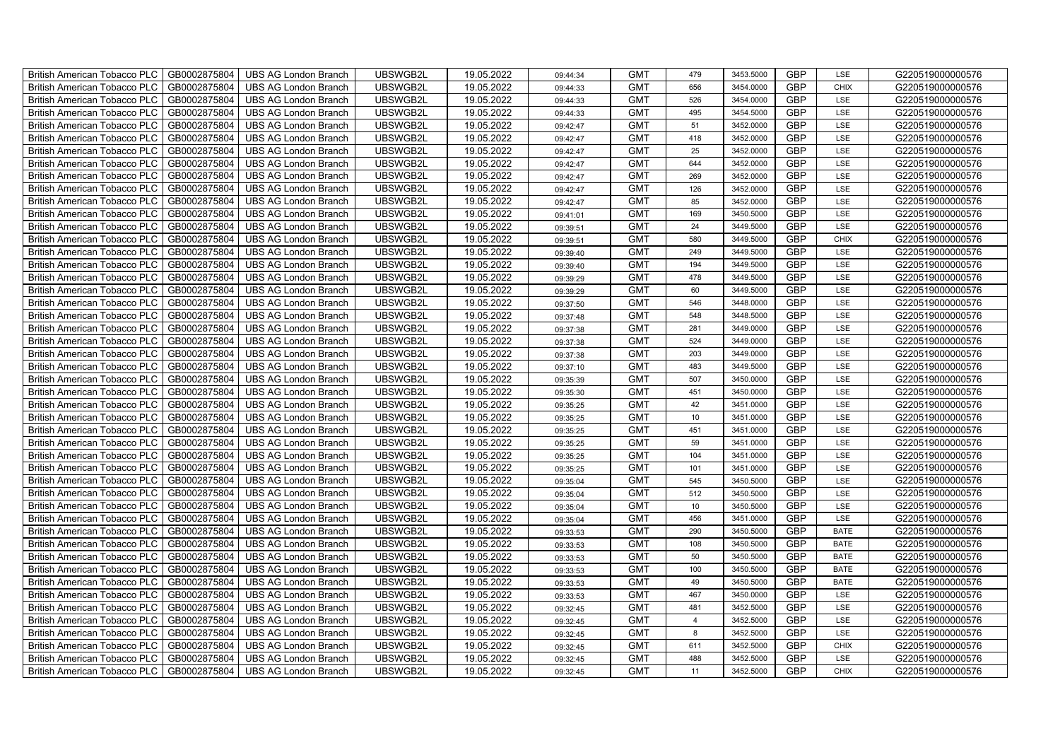| British American Tobacco PLC | GB0002875804 | UBS AG London Branch | UBSWGB2L | 19.05.2022 | 09:44:34 | GMT | 479 | 3453.5000 | GBP | LSE | G220519000000576 |
|---|---|---|---|---|---|---|---|---|---|---|---|
| British American Tobacco PLC | GB0002875804 | UBS AG London Branch | UBSWGB2L | 19.05.2022 | 09:44:33 | GMT | 656 | 3454.0000 | GBP | CHIX | G220519000000576 |
| British American Tobacco PLC | GB0002875804 | UBS AG London Branch | UBSWGB2L | 19.05.2022 | 09:44:33 | GMT | 526 | 3454.0000 | GBP | LSE | G220519000000576 |
| British American Tobacco PLC | GB0002875804 | UBS AG London Branch | UBSWGB2L | 19.05.2022 | 09:44:33 | GMT | 495 | 3454.5000 | GBP | LSE | G220519000000576 |
| British American Tobacco PLC | GB0002875804 | UBS AG London Branch | UBSWGB2L | 19.05.2022 | 09:42:47 | GMT | 51 | 3452.0000 | GBP | LSE | G220519000000576 |
| British American Tobacco PLC | GB0002875804 | UBS AG London Branch | UBSWGB2L | 19.05.2022 | 09:42:47 | GMT | 418 | 3452.0000 | GBP | LSE | G220519000000576 |
| British American Tobacco PLC | GB0002875804 | UBS AG London Branch | UBSWGB2L | 19.05.2022 | 09:42:47 | GMT | 25 | 3452.0000 | GBP | LSE | G220519000000576 |
| British American Tobacco PLC | GB0002875804 | UBS AG London Branch | UBSWGB2L | 19.05.2022 | 09:42:47 | GMT | 644 | 3452.0000 | GBP | LSE | G220519000000576 |
| British American Tobacco PLC | GB0002875804 | UBS AG London Branch | UBSWGB2L | 19.05.2022 | 09:42:47 | GMT | 269 | 3452.0000 | GBP | LSE | G220519000000576 |
| British American Tobacco PLC | GB0002875804 | UBS AG London Branch | UBSWGB2L | 19.05.2022 | 09:42:47 | GMT | 126 | 3452.0000 | GBP | LSE | G220519000000576 |
| British American Tobacco PLC | GB0002875804 | UBS AG London Branch | UBSWGB2L | 19.05.2022 | 09:42:47 | GMT | 85 | 3452.0000 | GBP | LSE | G220519000000576 |
| British American Tobacco PLC | GB0002875804 | UBS AG London Branch | UBSWGB2L | 19.05.2022 | 09:41:01 | GMT | 169 | 3450.5000 | GBP | LSE | G220519000000576 |
| British American Tobacco PLC | GB0002875804 | UBS AG London Branch | UBSWGB2L | 19.05.2022 | 09:39:51 | GMT | 24 | 3449.5000 | GBP | LSE | G220519000000576 |
| British American Tobacco PLC | GB0002875804 | UBS AG London Branch | UBSWGB2L | 19.05.2022 | 09:39:51 | GMT | 580 | 3449.5000 | GBP | CHIX | G220519000000576 |
| British American Tobacco PLC | GB0002875804 | UBS AG London Branch | UBSWGB2L | 19.05.2022 | 09:39:40 | GMT | 249 | 3449.5000 | GBP | LSE | G220519000000576 |
| British American Tobacco PLC | GB0002875804 | UBS AG London Branch | UBSWGB2L | 19.05.2022 | 09:39:40 | GMT | 194 | 3449.5000 | GBP | LSE | G220519000000576 |
| British American Tobacco PLC | GB0002875804 | UBS AG London Branch | UBSWGB2L | 19.05.2022 | 09:39:29 | GMT | 478 | 3449.5000 | GBP | LSE | G220519000000576 |
| British American Tobacco PLC | GB0002875804 | UBS AG London Branch | UBSWGB2L | 19.05.2022 | 09:39:29 | GMT | 60 | 3449.5000 | GBP | LSE | G220519000000576 |
| British American Tobacco PLC | GB0002875804 | UBS AG London Branch | UBSWGB2L | 19.05.2022 | 09:37:50 | GMT | 546 | 3448.0000 | GBP | LSE | G220519000000576 |
| British American Tobacco PLC | GB0002875804 | UBS AG London Branch | UBSWGB2L | 19.05.2022 | 09:37:48 | GMT | 548 | 3448.5000 | GBP | LSE | G220519000000576 |
| British American Tobacco PLC | GB0002875804 | UBS AG London Branch | UBSWGB2L | 19.05.2022 | 09:37:38 | GMT | 281 | 3449.0000 | GBP | LSE | G220519000000576 |
| British American Tobacco PLC | GB0002875804 | UBS AG London Branch | UBSWGB2L | 19.05.2022 | 09:37:38 | GMT | 524 | 3449.0000 | GBP | LSE | G220519000000576 |
| British American Tobacco PLC | GB0002875804 | UBS AG London Branch | UBSWGB2L | 19.05.2022 | 09:37:38 | GMT | 203 | 3449.0000 | GBP | LSE | G220519000000576 |
| British American Tobacco PLC | GB0002875804 | UBS AG London Branch | UBSWGB2L | 19.05.2022 | 09:37:10 | GMT | 483 | 3449.5000 | GBP | LSE | G220519000000576 |
| British American Tobacco PLC | GB0002875804 | UBS AG London Branch | UBSWGB2L | 19.05.2022 | 09:35:39 | GMT | 507 | 3450.0000 | GBP | LSE | G220519000000576 |
| British American Tobacco PLC | GB0002875804 | UBS AG London Branch | UBSWGB2L | 19.05.2022 | 09:35:30 | GMT | 451 | 3450.0000 | GBP | LSE | G220519000000576 |
| British American Tobacco PLC | GB0002875804 | UBS AG London Branch | UBSWGB2L | 19.05.2022 | 09:35:25 | GMT | 42 | 3451.0000 | GBP | LSE | G220519000000576 |
| British American Tobacco PLC | GB0002875804 | UBS AG London Branch | UBSWGB2L | 19.05.2022 | 09:35:25 | GMT | 10 | 3451.0000 | GBP | LSE | G220519000000576 |
| British American Tobacco PLC | GB0002875804 | UBS AG London Branch | UBSWGB2L | 19.05.2022 | 09:35:25 | GMT | 451 | 3451.0000 | GBP | LSE | G220519000000576 |
| British American Tobacco PLC | GB0002875804 | UBS AG London Branch | UBSWGB2L | 19.05.2022 | 09:35:25 | GMT | 59 | 3451.0000 | GBP | LSE | G220519000000576 |
| British American Tobacco PLC | GB0002875804 | UBS AG London Branch | UBSWGB2L | 19.05.2022 | 09:35:25 | GMT | 104 | 3451.0000 | GBP | LSE | G220519000000576 |
| British American Tobacco PLC | GB0002875804 | UBS AG London Branch | UBSWGB2L | 19.05.2022 | 09:35:25 | GMT | 101 | 3451.0000 | GBP | LSE | G220519000000576 |
| British American Tobacco PLC | GB0002875804 | UBS AG London Branch | UBSWGB2L | 19.05.2022 | 09:35:04 | GMT | 545 | 3450.5000 | GBP | LSE | G220519000000576 |
| British American Tobacco PLC | GB0002875804 | UBS AG London Branch | UBSWGB2L | 19.05.2022 | 09:35:04 | GMT | 512 | 3450.5000 | GBP | LSE | G220519000000576 |
| British American Tobacco PLC | GB0002875804 | UBS AG London Branch | UBSWGB2L | 19.05.2022 | 09:35:04 | GMT | 10 | 3450.5000 | GBP | LSE | G220519000000576 |
| British American Tobacco PLC | GB0002875804 | UBS AG London Branch | UBSWGB2L | 19.05.2022 | 09:35:04 | GMT | 456 | 3451.0000 | GBP | LSE | G220519000000576 |
| British American Tobacco PLC | GB0002875804 | UBS AG London Branch | UBSWGB2L | 19.05.2022 | 09:33:53 | GMT | 290 | 3450.5000 | GBP | BATE | G220519000000576 |
| British American Tobacco PLC | GB0002875804 | UBS AG London Branch | UBSWGB2L | 19.05.2022 | 09:33:53 | GMT | 108 | 3450.5000 | GBP | BATE | G220519000000576 |
| British American Tobacco PLC | GB0002875804 | UBS AG London Branch | UBSWGB2L | 19.05.2022 | 09:33:53 | GMT | 50 | 3450.5000 | GBP | BATE | G220519000000576 |
| British American Tobacco PLC | GB0002875804 | UBS AG London Branch | UBSWGB2L | 19.05.2022 | 09:33:53 | GMT | 100 | 3450.5000 | GBP | BATE | G220519000000576 |
| British American Tobacco PLC | GB0002875804 | UBS AG London Branch | UBSWGB2L | 19.05.2022 | 09:33:53 | GMT | 49 | 3450.5000 | GBP | BATE | G220519000000576 |
| British American Tobacco PLC | GB0002875804 | UBS AG London Branch | UBSWGB2L | 19.05.2022 | 09:33:53 | GMT | 467 | 3450.0000 | GBP | LSE | G220519000000576 |
| British American Tobacco PLC | GB0002875804 | UBS AG London Branch | UBSWGB2L | 19.05.2022 | 09:32:45 | GMT | 481 | 3452.5000 | GBP | LSE | G220519000000576 |
| British American Tobacco PLC | GB0002875804 | UBS AG London Branch | UBSWGB2L | 19.05.2022 | 09:32:45 | GMT | 4 | 3452.5000 | GBP | LSE | G220519000000576 |
| British American Tobacco PLC | GB0002875804 | UBS AG London Branch | UBSWGB2L | 19.05.2022 | 09:32:45 | GMT | 8 | 3452.5000 | GBP | LSE | G220519000000576 |
| British American Tobacco PLC | GB0002875804 | UBS AG London Branch | UBSWGB2L | 19.05.2022 | 09:32:45 | GMT | 611 | 3452.5000 | GBP | CHIX | G220519000000576 |
| British American Tobacco PLC | GB0002875804 | UBS AG London Branch | UBSWGB2L | 19.05.2022 | 09:32:45 | GMT | 488 | 3452.5000 | GBP | LSE | G220519000000576 |
| British American Tobacco PLC | GB0002875804 | UBS AG London Branch | UBSWGB2L | 19.05.2022 | 09:32:45 | GMT | 11 | 3452.5000 | GBP | CHIX | G220519000000576 |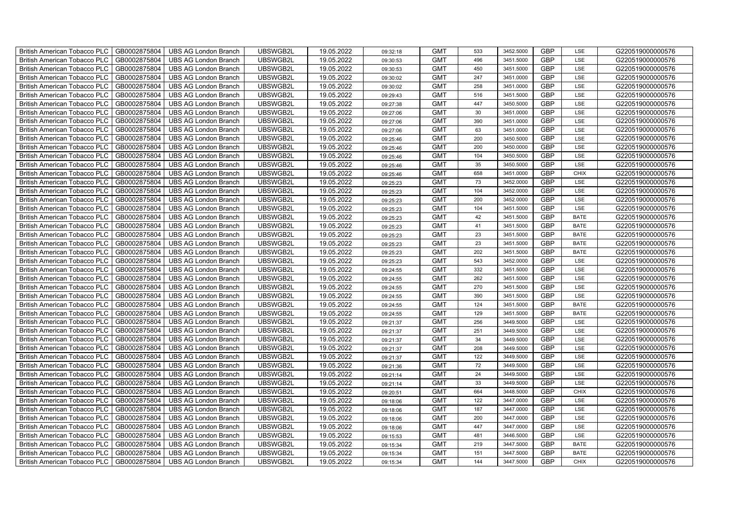| British American Tobacco PLC | GB0002875804 | UBS AG London Branch | UBSWGB2L | 19.05.2022 | 09:32:18 | GMT | 533 | 3452.5000 | GBP | LSE | G220519000000576 |
|---|---|---|---|---|---|---|---|---|---|---|---|
| British American Tobacco PLC | GB0002875804 | UBS AG London Branch | UBSWGB2L | 19.05.2022 | 09:30:53 | GMT | 496 | 3451.5000 | GBP | LSE | G220519000000576 |
| British American Tobacco PLC | GB0002875804 | UBS AG London Branch | UBSWGB2L | 19.05.2022 | 09:30:53 | GMT | 450 | 3451.5000 | GBP | LSE | G220519000000576 |
| British American Tobacco PLC | GB0002875804 | UBS AG London Branch | UBSWGB2L | 19.05.2022 | 09:30:02 | GMT | 247 | 3451.0000 | GBP | LSE | G220519000000576 |
| British American Tobacco PLC | GB0002875804 | UBS AG London Branch | UBSWGB2L | 19.05.2022 | 09:30:02 | GMT | 258 | 3451.0000 | GBP | LSE | G220519000000576 |
| British American Tobacco PLC | GB0002875804 | UBS AG London Branch | UBSWGB2L | 19.05.2022 | 09:29:43 | GMT | 516 | 3451.5000 | GBP | LSE | G220519000000576 |
| British American Tobacco PLC | GB0002875804 | UBS AG London Branch | UBSWGB2L | 19.05.2022 | 09:27:38 | GMT | 447 | 3450.5000 | GBP | LSE | G220519000000576 |
| British American Tobacco PLC | GB0002875804 | UBS AG London Branch | UBSWGB2L | 19.05.2022 | 09:27:06 | GMT | 30 | 3451.0000 | GBP | LSE | G220519000000576 |
| British American Tobacco PLC | GB0002875804 | UBS AG London Branch | UBSWGB2L | 19.05.2022 | 09:27:06 | GMT | 390 | 3451.0000 | GBP | LSE | G220519000000576 |
| British American Tobacco PLC | GB0002875804 | UBS AG London Branch | UBSWGB2L | 19.05.2022 | 09:27:06 | GMT | 63 | 3451.0000 | GBP | LSE | G220519000000576 |
| British American Tobacco PLC | GB0002875804 | UBS AG London Branch | UBSWGB2L | 19.05.2022 | 09:25:46 | GMT | 200 | 3450.5000 | GBP | LSE | G220519000000576 |
| British American Tobacco PLC | GB0002875804 | UBS AG London Branch | UBSWGB2L | 19.05.2022 | 09:25:46 | GMT | 200 | 3450.0000 | GBP | LSE | G220519000000576 |
| British American Tobacco PLC | GB0002875804 | UBS AG London Branch | UBSWGB2L | 19.05.2022 | 09:25:46 | GMT | 104 | 3450.5000 | GBP | LSE | G220519000000576 |
| British American Tobacco PLC | GB0002875804 | UBS AG London Branch | UBSWGB2L | 19.05.2022 | 09:25:46 | GMT | 35 | 3450.5000 | GBP | LSE | G220519000000576 |
| British American Tobacco PLC | GB0002875804 | UBS AG London Branch | UBSWGB2L | 19.05.2022 | 09:25:46 | GMT | 658 | 3451.0000 | GBP | CHIX | G220519000000576 |
| British American Tobacco PLC | GB0002875804 | UBS AG London Branch | UBSWGB2L | 19.05.2022 | 09:25:23 | GMT | 73 | 3452.0000 | GBP | LSE | G220519000000576 |
| British American Tobacco PLC | GB0002875804 | UBS AG London Branch | UBSWGB2L | 19.05.2022 | 09:25:23 | GMT | 104 | 3452.0000 | GBP | LSE | G220519000000576 |
| British American Tobacco PLC | GB0002875804 | UBS AG London Branch | UBSWGB2L | 19.05.2022 | 09:25:23 | GMT | 200 | 3452.0000 | GBP | LSE | G220519000000576 |
| British American Tobacco PLC | GB0002875804 | UBS AG London Branch | UBSWGB2L | 19.05.2022 | 09:25:23 | GMT | 104 | 3451.5000 | GBP | LSE | G220519000000576 |
| British American Tobacco PLC | GB0002875804 | UBS AG London Branch | UBSWGB2L | 19.05.2022 | 09:25:23 | GMT | 42 | 3451.5000 | GBP | BATE | G220519000000576 |
| British American Tobacco PLC | GB0002875804 | UBS AG London Branch | UBSWGB2L | 19.05.2022 | 09:25:23 | GMT | 41 | 3451.5000 | GBP | BATE | G220519000000576 |
| British American Tobacco PLC | GB0002875804 | UBS AG London Branch | UBSWGB2L | 19.05.2022 | 09:25:23 | GMT | 23 | 3451.5000 | GBP | BATE | G220519000000576 |
| British American Tobacco PLC | GB0002875804 | UBS AG London Branch | UBSWGB2L | 19.05.2022 | 09:25:23 | GMT | 23 | 3451.5000 | GBP | BATE | G220519000000576 |
| British American Tobacco PLC | GB0002875804 | UBS AG London Branch | UBSWGB2L | 19.05.2022 | 09:25:23 | GMT | 202 | 3451.5000 | GBP | BATE | G220519000000576 |
| British American Tobacco PLC | GB0002875804 | UBS AG London Branch | UBSWGB2L | 19.05.2022 | 09:25:23 | GMT | 543 | 3452.0000 | GBP | LSE | G220519000000576 |
| British American Tobacco PLC | GB0002875804 | UBS AG London Branch | UBSWGB2L | 19.05.2022 | 09:24:55 | GMT | 332 | 3451.5000 | GBP | LSE | G220519000000576 |
| British American Tobacco PLC | GB0002875804 | UBS AG London Branch | UBSWGB2L | 19.05.2022 | 09:24:55 | GMT | 262 | 3451.5000 | GBP | LSE | G220519000000576 |
| British American Tobacco PLC | GB0002875804 | UBS AG London Branch | UBSWGB2L | 19.05.2022 | 09:24:55 | GMT | 270 | 3451.5000 | GBP | LSE | G220519000000576 |
| British American Tobacco PLC | GB0002875804 | UBS AG London Branch | UBSWGB2L | 19.05.2022 | 09:24:55 | GMT | 390 | 3451.5000 | GBP | LSE | G220519000000576 |
| British American Tobacco PLC | GB0002875804 | UBS AG London Branch | UBSWGB2L | 19.05.2022 | 09:24:55 | GMT | 124 | 3451.5000 | GBP | BATE | G220519000000576 |
| British American Tobacco PLC | GB0002875804 | UBS AG London Branch | UBSWGB2L | 19.05.2022 | 09:24:55 | GMT | 129 | 3451.5000 | GBP | BATE | G220519000000576 |
| British American Tobacco PLC | GB0002875804 | UBS AG London Branch | UBSWGB2L | 19.05.2022 | 09:21:37 | GMT | 256 | 3449.5000 | GBP | LSE | G220519000000576 |
| British American Tobacco PLC | GB0002875804 | UBS AG London Branch | UBSWGB2L | 19.05.2022 | 09:21:37 | GMT | 251 | 3449.5000 | GBP | LSE | G220519000000576 |
| British American Tobacco PLC | GB0002875804 | UBS AG London Branch | UBSWGB2L | 19.05.2022 | 09:21:37 | GMT | 34 | 3449.5000 | GBP | LSE | G220519000000576 |
| British American Tobacco PLC | GB0002875804 | UBS AG London Branch | UBSWGB2L | 19.05.2022 | 09:21:37 | GMT | 208 | 3449.5000 | GBP | LSE | G220519000000576 |
| British American Tobacco PLC | GB0002875804 | UBS AG London Branch | UBSWGB2L | 19.05.2022 | 09:21:37 | GMT | 122 | 3449.5000 | GBP | LSE | G220519000000576 |
| British American Tobacco PLC | GB0002875804 | UBS AG London Branch | UBSWGB2L | 19.05.2022 | 09:21:36 | GMT | 72 | 3449.5000 | GBP | LSE | G220519000000576 |
| British American Tobacco PLC | GB0002875804 | UBS AG London Branch | UBSWGB2L | 19.05.2022 | 09:21:14 | GMT | 24 | 3449.5000 | GBP | LSE | G220519000000576 |
| British American Tobacco PLC | GB0002875804 | UBS AG London Branch | UBSWGB2L | 19.05.2022 | 09:21:14 | GMT | 33 | 3449.5000 | GBP | LSE | G220519000000576 |
| British American Tobacco PLC | GB0002875804 | UBS AG London Branch | UBSWGB2L | 19.05.2022 | 09:20:51 | GMT | 664 | 3448.5000 | GBP | CHIX | G220519000000576 |
| British American Tobacco PLC | GB0002875804 | UBS AG London Branch | UBSWGB2L | 19.05.2022 | 09:18:06 | GMT | 122 | 3447.0000 | GBP | LSE | G220519000000576 |
| British American Tobacco PLC | GB0002875804 | UBS AG London Branch | UBSWGB2L | 19.05.2022 | 09:18:06 | GMT | 187 | 3447.0000 | GBP | LSE | G220519000000576 |
| British American Tobacco PLC | GB0002875804 | UBS AG London Branch | UBSWGB2L | 19.05.2022 | 09:18:06 | GMT | 200 | 3447.0000 | GBP | LSE | G220519000000576 |
| British American Tobacco PLC | GB0002875804 | UBS AG London Branch | UBSWGB2L | 19.05.2022 | 09:18:06 | GMT | 447 | 3447.0000 | GBP | LSE | G220519000000576 |
| British American Tobacco PLC | GB0002875804 | UBS AG London Branch | UBSWGB2L | 19.05.2022 | 09:15:53 | GMT | 481 | 3446.5000 | GBP | LSE | G220519000000576 |
| British American Tobacco PLC | GB0002875804 | UBS AG London Branch | UBSWGB2L | 19.05.2022 | 09:15:34 | GMT | 219 | 3447.5000 | GBP | BATE | G220519000000576 |
| British American Tobacco PLC | GB0002875804 | UBS AG London Branch | UBSWGB2L | 19.05.2022 | 09:15:34 | GMT | 151 | 3447.5000 | GBP | BATE | G220519000000576 |
| British American Tobacco PLC | GB0002875804 | UBS AG London Branch | UBSWGB2L | 19.05.2022 | 09:15:34 | GMT | 144 | 3447.5000 | GBP | CHIX | G220519000000576 |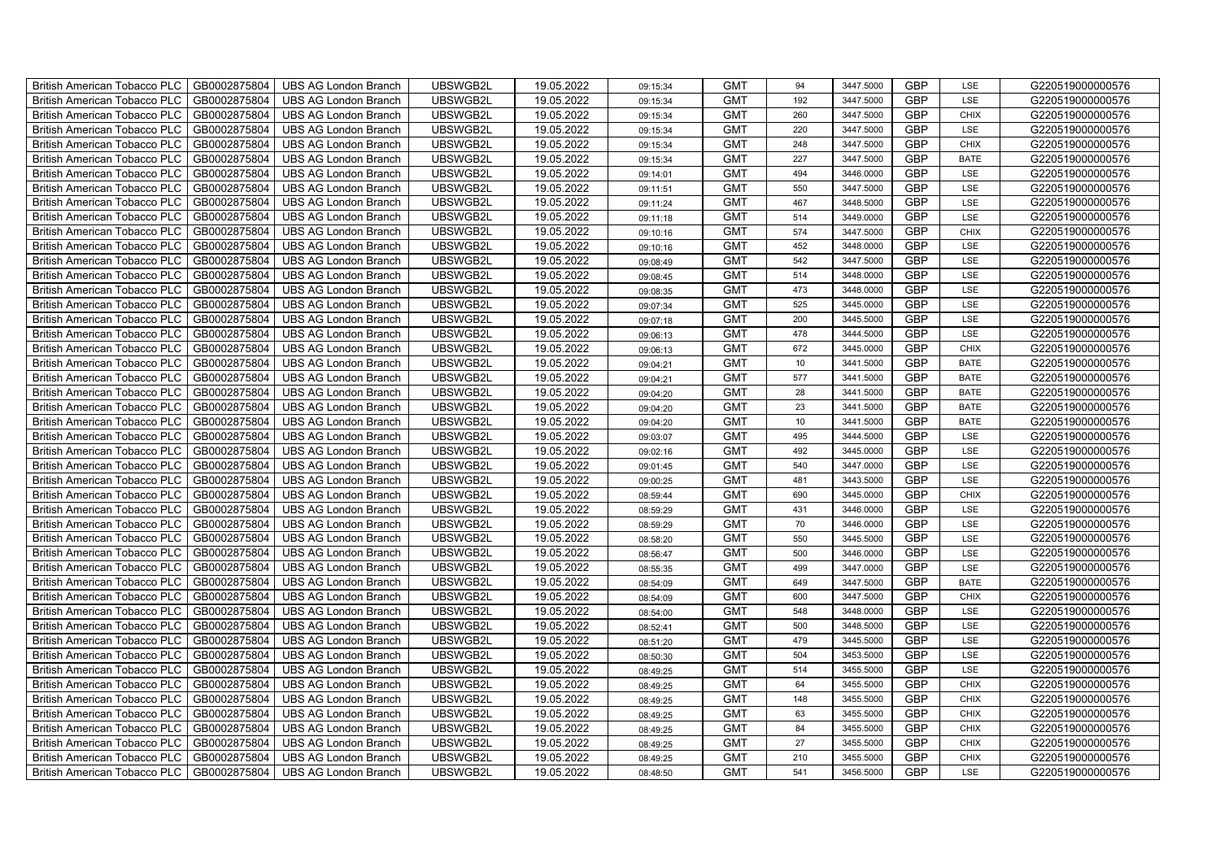| British American Tobacco PLC | GB0002875804 | UBS AG London Branch | UBSWGB2L | 19.05.2022 | 09:15:34 | GMT | 94 | 3447.5000 | GBP | LSE | G220519000000576 |
|---|---|---|---|---|---|---|---|---|---|---|---|
| British American Tobacco PLC | GB0002875804 | UBS AG London Branch | UBSWGB2L | 19.05.2022 | 09:15:34 | GMT | 192 | 3447.5000 | GBP | LSE | G220519000000576 |
| British American Tobacco PLC | GB0002875804 | UBS AG London Branch | UBSWGB2L | 19.05.2022 | 09:15:34 | GMT | 260 | 3447.5000 | GBP | CHIX | G220519000000576 |
| British American Tobacco PLC | GB0002875804 | UBS AG London Branch | UBSWGB2L | 19.05.2022 | 09:15:34 | GMT | 220 | 3447.5000 | GBP | LSE | G220519000000576 |
| British American Tobacco PLC | GB0002875804 | UBS AG London Branch | UBSWGB2L | 19.05.2022 | 09:15:34 | GMT | 248 | 3447.5000 | GBP | CHIX | G220519000000576 |
| British American Tobacco PLC | GB0002875804 | UBS AG London Branch | UBSWGB2L | 19.05.2022 | 09:15:34 | GMT | 227 | 3447.5000 | GBP | BATE | G220519000000576 |
| British American Tobacco PLC | GB0002875804 | UBS AG London Branch | UBSWGB2L | 19.05.2022 | 09:14:01 | GMT | 494 | 3446.0000 | GBP | LSE | G220519000000576 |
| British American Tobacco PLC | GB0002875804 | UBS AG London Branch | UBSWGB2L | 19.05.2022 | 09:11:51 | GMT | 550 | 3447.5000 | GBP | LSE | G220519000000576 |
| British American Tobacco PLC | GB0002875804 | UBS AG London Branch | UBSWGB2L | 19.05.2022 | 09:11:24 | GMT | 467 | 3448.5000 | GBP | LSE | G220519000000576 |
| British American Tobacco PLC | GB0002875804 | UBS AG London Branch | UBSWGB2L | 19.05.2022 | 09:11:18 | GMT | 514 | 3449.0000 | GBP | LSE | G220519000000576 |
| British American Tobacco PLC | GB0002875804 | UBS AG London Branch | UBSWGB2L | 19.05.2022 | 09:10:16 | GMT | 574 | 3447.5000 | GBP | CHIX | G220519000000576 |
| British American Tobacco PLC | GB0002875804 | UBS AG London Branch | UBSWGB2L | 19.05.2022 | 09:10:16 | GMT | 452 | 3448.0000 | GBP | LSE | G220519000000576 |
| British American Tobacco PLC | GB0002875804 | UBS AG London Branch | UBSWGB2L | 19.05.2022 | 09:08:49 | GMT | 542 | 3447.5000 | GBP | LSE | G220519000000576 |
| British American Tobacco PLC | GB0002875804 | UBS AG London Branch | UBSWGB2L | 19.05.2022 | 09:08:45 | GMT | 514 | 3448.0000 | GBP | LSE | G220519000000576 |
| British American Tobacco PLC | GB0002875804 | UBS AG London Branch | UBSWGB2L | 19.05.2022 | 09:08:35 | GMT | 473 | 3448.0000 | GBP | LSE | G220519000000576 |
| British American Tobacco PLC | GB0002875804 | UBS AG London Branch | UBSWGB2L | 19.05.2022 | 09:07:34 | GMT | 525 | 3445.0000 | GBP | LSE | G220519000000576 |
| British American Tobacco PLC | GB0002875804 | UBS AG London Branch | UBSWGB2L | 19.05.2022 | 09:07:18 | GMT | 200 | 3445.5000 | GBP | LSE | G220519000000576 |
| British American Tobacco PLC | GB0002875804 | UBS AG London Branch | UBSWGB2L | 19.05.2022 | 09:06:13 | GMT | 478 | 3444.5000 | GBP | LSE | G220519000000576 |
| British American Tobacco PLC | GB0002875804 | UBS AG London Branch | UBSWGB2L | 19.05.2022 | 09:06:13 | GMT | 672 | 3445.0000 | GBP | CHIX | G220519000000576 |
| British American Tobacco PLC | GB0002875804 | UBS AG London Branch | UBSWGB2L | 19.05.2022 | 09:04:21 | GMT | 10 | 3441.5000 | GBP | BATE | G220519000000576 |
| British American Tobacco PLC | GB0002875804 | UBS AG London Branch | UBSWGB2L | 19.05.2022 | 09:04:21 | GMT | 577 | 3441.5000 | GBP | BATE | G220519000000576 |
| British American Tobacco PLC | GB0002875804 | UBS AG London Branch | UBSWGB2L | 19.05.2022 | 09:04:20 | GMT | 28 | 3441.5000 | GBP | BATE | G220519000000576 |
| British American Tobacco PLC | GB0002875804 | UBS AG London Branch | UBSWGB2L | 19.05.2022 | 09:04:20 | GMT | 23 | 3441.5000 | GBP | BATE | G220519000000576 |
| British American Tobacco PLC | GB0002875804 | UBS AG London Branch | UBSWGB2L | 19.05.2022 | 09:04:20 | GMT | 10 | 3441.5000 | GBP | BATE | G220519000000576 |
| British American Tobacco PLC | GB0002875804 | UBS AG London Branch | UBSWGB2L | 19.05.2022 | 09:03:07 | GMT | 495 | 3444.5000 | GBP | LSE | G220519000000576 |
| British American Tobacco PLC | GB0002875804 | UBS AG London Branch | UBSWGB2L | 19.05.2022 | 09:02:16 | GMT | 492 | 3445.0000 | GBP | LSE | G220519000000576 |
| British American Tobacco PLC | GB0002875804 | UBS AG London Branch | UBSWGB2L | 19.05.2022 | 09:01:45 | GMT | 540 | 3447.0000 | GBP | LSE | G220519000000576 |
| British American Tobacco PLC | GB0002875804 | UBS AG London Branch | UBSWGB2L | 19.05.2022 | 09:00:25 | GMT | 481 | 3443.5000 | GBP | LSE | G220519000000576 |
| British American Tobacco PLC | GB0002875804 | UBS AG London Branch | UBSWGB2L | 19.05.2022 | 08:59:44 | GMT | 690 | 3445.0000 | GBP | CHIX | G220519000000576 |
| British American Tobacco PLC | GB0002875804 | UBS AG London Branch | UBSWGB2L | 19.05.2022 | 08:59:29 | GMT | 431 | 3446.0000 | GBP | LSE | G220519000000576 |
| British American Tobacco PLC | GB0002875804 | UBS AG London Branch | UBSWGB2L | 19.05.2022 | 08:59:29 | GMT | 70 | 3446.0000 | GBP | LSE | G220519000000576 |
| British American Tobacco PLC | GB0002875804 | UBS AG London Branch | UBSWGB2L | 19.05.2022 | 08:58:20 | GMT | 550 | 3445.5000 | GBP | LSE | G220519000000576 |
| British American Tobacco PLC | GB0002875804 | UBS AG London Branch | UBSWGB2L | 19.05.2022 | 08:56:47 | GMT | 500 | 3446.0000 | GBP | LSE | G220519000000576 |
| British American Tobacco PLC | GB0002875804 | UBS AG London Branch | UBSWGB2L | 19.05.2022 | 08:55:35 | GMT | 499 | 3447.0000 | GBP | LSE | G220519000000576 |
| British American Tobacco PLC | GB0002875804 | UBS AG London Branch | UBSWGB2L | 19.05.2022 | 08:54:09 | GMT | 649 | 3447.5000 | GBP | BATE | G220519000000576 |
| British American Tobacco PLC | GB0002875804 | UBS AG London Branch | UBSWGB2L | 19.05.2022 | 08:54:09 | GMT | 600 | 3447.5000 | GBP | CHIX | G220519000000576 |
| British American Tobacco PLC | GB0002875804 | UBS AG London Branch | UBSWGB2L | 19.05.2022 | 08:54:00 | GMT | 548 | 3448.0000 | GBP | LSE | G220519000000576 |
| British American Tobacco PLC | GB0002875804 | UBS AG London Branch | UBSWGB2L | 19.05.2022 | 08:52:41 | GMT | 500 | 3448.5000 | GBP | LSE | G220519000000576 |
| British American Tobacco PLC | GB0002875804 | UBS AG London Branch | UBSWGB2L | 19.05.2022 | 08:51:20 | GMT | 479 | 3445.5000 | GBP | LSE | G220519000000576 |
| British American Tobacco PLC | GB0002875804 | UBS AG London Branch | UBSWGB2L | 19.05.2022 | 08:50:30 | GMT | 504 | 3453.5000 | GBP | LSE | G220519000000576 |
| British American Tobacco PLC | GB0002875804 | UBS AG London Branch | UBSWGB2L | 19.05.2022 | 08:49:25 | GMT | 514 | 3455.5000 | GBP | LSE | G220519000000576 |
| British American Tobacco PLC | GB0002875804 | UBS AG London Branch | UBSWGB2L | 19.05.2022 | 08:49:25 | GMT | 64 | 3455.5000 | GBP | CHIX | G220519000000576 |
| British American Tobacco PLC | GB0002875804 | UBS AG London Branch | UBSWGB2L | 19.05.2022 | 08:49:25 | GMT | 148 | 3455.5000 | GBP | CHIX | G220519000000576 |
| British American Tobacco PLC | GB0002875804 | UBS AG London Branch | UBSWGB2L | 19.05.2022 | 08:49:25 | GMT | 63 | 3455.5000 | GBP | CHIX | G220519000000576 |
| British American Tobacco PLC | GB0002875804 | UBS AG London Branch | UBSWGB2L | 19.05.2022 | 08:49:25 | GMT | 84 | 3455.5000 | GBP | CHIX | G220519000000576 |
| British American Tobacco PLC | GB0002875804 | UBS AG London Branch | UBSWGB2L | 19.05.2022 | 08:49:25 | GMT | 27 | 3455.5000 | GBP | CHIX | G220519000000576 |
| British American Tobacco PLC | GB0002875804 | UBS AG London Branch | UBSWGB2L | 19.05.2022 | 08:49:25 | GMT | 210 | 3455.5000 | GBP | CHIX | G220519000000576 |
| British American Tobacco PLC | GB0002875804 | UBS AG London Branch | UBSWGB2L | 19.05.2022 | 08:48:50 | GMT | 541 | 3456.5000 | GBP | LSE | G220519000000576 |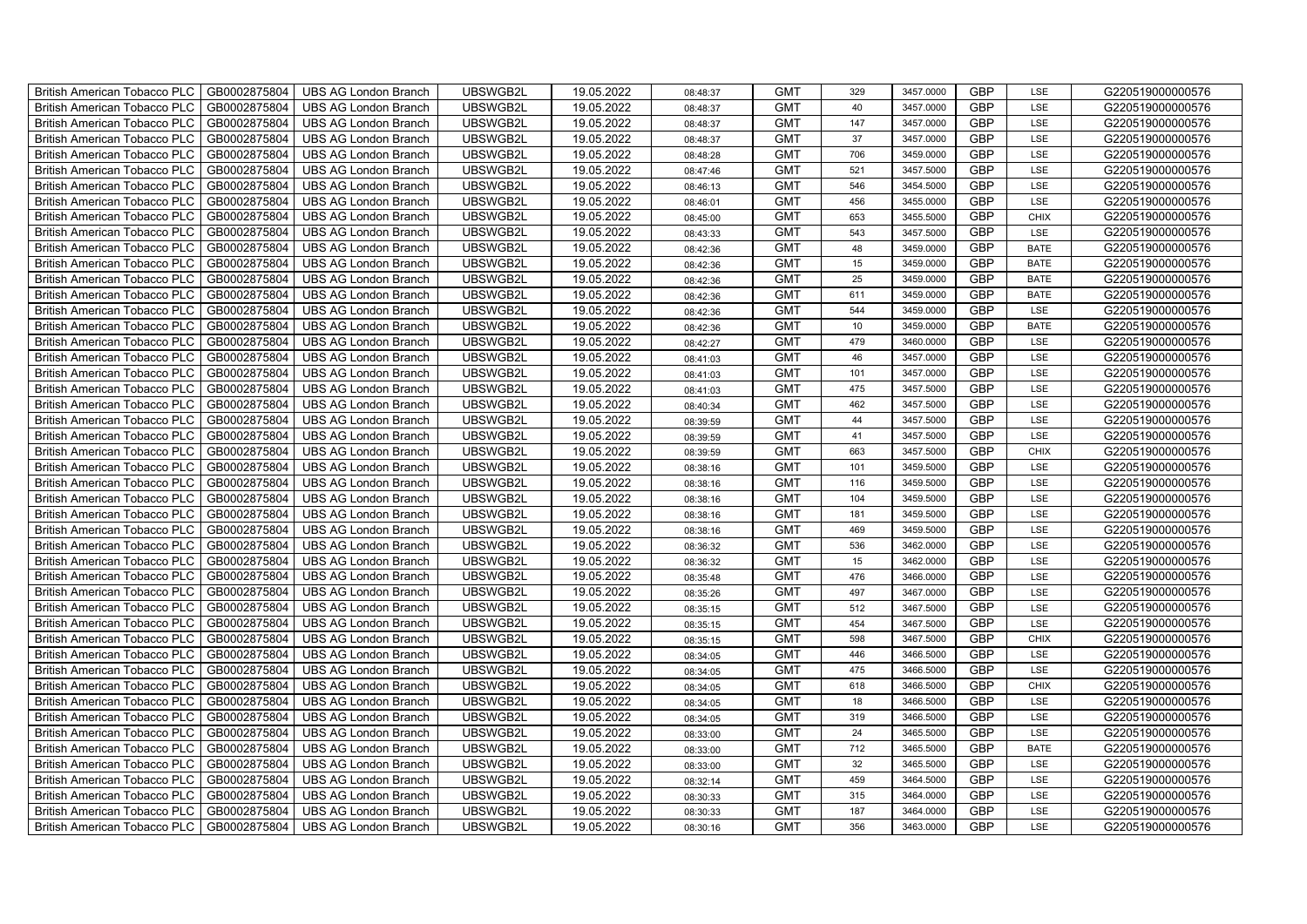| British American Tobacco PLC | GB0002875804 | UBS AG London Branch | UBSWGB2L | 19.05.2022 | 08:48:37 | GMT | 329 | 3457.0000 | GBP | LSE | G220519000000576 |
|---|---|---|---|---|---|---|---|---|---|---|---|
| British American Tobacco PLC | GB0002875804 | UBS AG London Branch | UBSWGB2L | 19.05.2022 | 08:48:37 | GMT | 40 | 3457.0000 | GBP | LSE | G220519000000576 |
| British American Tobacco PLC | GB0002875804 | UBS AG London Branch | UBSWGB2L | 19.05.2022 | 08:48:37 | GMT | 147 | 3457.0000 | GBP | LSE | G220519000000576 |
| British American Tobacco PLC | GB0002875804 | UBS AG London Branch | UBSWGB2L | 19.05.2022 | 08:48:37 | GMT | 37 | 3457.0000 | GBP | LSE | G220519000000576 |
| British American Tobacco PLC | GB0002875804 | UBS AG London Branch | UBSWGB2L | 19.05.2022 | 08:48:28 | GMT | 706 | 3459.0000 | GBP | LSE | G220519000000576 |
| British American Tobacco PLC | GB0002875804 | UBS AG London Branch | UBSWGB2L | 19.05.2022 | 08:47:46 | GMT | 521 | 3457.5000 | GBP | LSE | G220519000000576 |
| British American Tobacco PLC | GB0002875804 | UBS AG London Branch | UBSWGB2L | 19.05.2022 | 08:46:13 | GMT | 546 | 3454.5000 | GBP | LSE | G220519000000576 |
| British American Tobacco PLC | GB0002875804 | UBS AG London Branch | UBSWGB2L | 19.05.2022 | 08:46:01 | GMT | 456 | 3455.0000 | GBP | LSE | G220519000000576 |
| British American Tobacco PLC | GB0002875804 | UBS AG London Branch | UBSWGB2L | 19.05.2022 | 08:45:00 | GMT | 653 | 3455.5000 | GBP | CHIX | G220519000000576 |
| British American Tobacco PLC | GB0002875804 | UBS AG London Branch | UBSWGB2L | 19.05.2022 | 08:43:33 | GMT | 543 | 3457.5000 | GBP | LSE | G220519000000576 |
| British American Tobacco PLC | GB0002875804 | UBS AG London Branch | UBSWGB2L | 19.05.2022 | 08:42:36 | GMT | 48 | 3459.0000 | GBP | BATE | G220519000000576 |
| British American Tobacco PLC | GB0002875804 | UBS AG London Branch | UBSWGB2L | 19.05.2022 | 08:42:36 | GMT | 15 | 3459.0000 | GBP | BATE | G220519000000576 |
| British American Tobacco PLC | GB0002875804 | UBS AG London Branch | UBSWGB2L | 19.05.2022 | 08:42:36 | GMT | 25 | 3459.0000 | GBP | BATE | G220519000000576 |
| British American Tobacco PLC | GB0002875804 | UBS AG London Branch | UBSWGB2L | 19.05.2022 | 08:42:36 | GMT | 611 | 3459.0000 | GBP | BATE | G220519000000576 |
| British American Tobacco PLC | GB0002875804 | UBS AG London Branch | UBSWGB2L | 19.05.2022 | 08:42:36 | GMT | 544 | 3459.0000 | GBP | LSE | G220519000000576 |
| British American Tobacco PLC | GB0002875804 | UBS AG London Branch | UBSWGB2L | 19.05.2022 | 08:42:36 | GMT | 10 | 3459.0000 | GBP | BATE | G220519000000576 |
| British American Tobacco PLC | GB0002875804 | UBS AG London Branch | UBSWGB2L | 19.05.2022 | 08:42:27 | GMT | 479 | 3460.0000 | GBP | LSE | G220519000000576 |
| British American Tobacco PLC | GB0002875804 | UBS AG London Branch | UBSWGB2L | 19.05.2022 | 08:41:03 | GMT | 46 | 3457.0000 | GBP | LSE | G220519000000576 |
| British American Tobacco PLC | GB0002875804 | UBS AG London Branch | UBSWGB2L | 19.05.2022 | 08:41:03 | GMT | 101 | 3457.0000 | GBP | LSE | G220519000000576 |
| British American Tobacco PLC | GB0002875804 | UBS AG London Branch | UBSWGB2L | 19.05.2022 | 08:41:03 | GMT | 475 | 3457.5000 | GBP | LSE | G220519000000576 |
| British American Tobacco PLC | GB0002875804 | UBS AG London Branch | UBSWGB2L | 19.05.2022 | 08:40:34 | GMT | 462 | 3457.5000 | GBP | LSE | G220519000000576 |
| British American Tobacco PLC | GB0002875804 | UBS AG London Branch | UBSWGB2L | 19.05.2022 | 08:39:59 | GMT | 44 | 3457.5000 | GBP | LSE | G220519000000576 |
| British American Tobacco PLC | GB0002875804 | UBS AG London Branch | UBSWGB2L | 19.05.2022 | 08:39:59 | GMT | 41 | 3457.5000 | GBP | LSE | G220519000000576 |
| British American Tobacco PLC | GB0002875804 | UBS AG London Branch | UBSWGB2L | 19.05.2022 | 08:39:59 | GMT | 663 | 3457.5000 | GBP | CHIX | G220519000000576 |
| British American Tobacco PLC | GB0002875804 | UBS AG London Branch | UBSWGB2L | 19.05.2022 | 08:38:16 | GMT | 101 | 3459.5000 | GBP | LSE | G220519000000576 |
| British American Tobacco PLC | GB0002875804 | UBS AG London Branch | UBSWGB2L | 19.05.2022 | 08:38:16 | GMT | 116 | 3459.5000 | GBP | LSE | G220519000000576 |
| British American Tobacco PLC | GB0002875804 | UBS AG London Branch | UBSWGB2L | 19.05.2022 | 08:38:16 | GMT | 104 | 3459.5000 | GBP | LSE | G220519000000576 |
| British American Tobacco PLC | GB0002875804 | UBS AG London Branch | UBSWGB2L | 19.05.2022 | 08:38:16 | GMT | 181 | 3459.5000 | GBP | LSE | G220519000000576 |
| British American Tobacco PLC | GB0002875804 | UBS AG London Branch | UBSWGB2L | 19.05.2022 | 08:38:16 | GMT | 469 | 3459.5000 | GBP | LSE | G220519000000576 |
| British American Tobacco PLC | GB0002875804 | UBS AG London Branch | UBSWGB2L | 19.05.2022 | 08:36:32 | GMT | 536 | 3462.0000 | GBP | LSE | G220519000000576 |
| British American Tobacco PLC | GB0002875804 | UBS AG London Branch | UBSWGB2L | 19.05.2022 | 08:36:32 | GMT | 15 | 3462.0000 | GBP | LSE | G220519000000576 |
| British American Tobacco PLC | GB0002875804 | UBS AG London Branch | UBSWGB2L | 19.05.2022 | 08:35:48 | GMT | 476 | 3466.0000 | GBP | LSE | G220519000000576 |
| British American Tobacco PLC | GB0002875804 | UBS AG London Branch | UBSWGB2L | 19.05.2022 | 08:35:26 | GMT | 497 | 3467.0000 | GBP | LSE | G220519000000576 |
| British American Tobacco PLC | GB0002875804 | UBS AG London Branch | UBSWGB2L | 19.05.2022 | 08:35:15 | GMT | 512 | 3467.5000 | GBP | LSE | G220519000000576 |
| British American Tobacco PLC | GB0002875804 | UBS AG London Branch | UBSWGB2L | 19.05.2022 | 08:35:15 | GMT | 454 | 3467.5000 | GBP | LSE | G220519000000576 |
| British American Tobacco PLC | GB0002875804 | UBS AG London Branch | UBSWGB2L | 19.05.2022 | 08:35:15 | GMT | 598 | 3467.5000 | GBP | CHIX | G220519000000576 |
| British American Tobacco PLC | GB0002875804 | UBS AG London Branch | UBSWGB2L | 19.05.2022 | 08:34:05 | GMT | 446 | 3466.5000 | GBP | LSE | G220519000000576 |
| British American Tobacco PLC | GB0002875804 | UBS AG London Branch | UBSWGB2L | 19.05.2022 | 08:34:05 | GMT | 475 | 3466.5000 | GBP | LSE | G220519000000576 |
| British American Tobacco PLC | GB0002875804 | UBS AG London Branch | UBSWGB2L | 19.05.2022 | 08:34:05 | GMT | 618 | 3466.5000 | GBP | CHIX | G220519000000576 |
| British American Tobacco PLC | GB0002875804 | UBS AG London Branch | UBSWGB2L | 19.05.2022 | 08:34:05 | GMT | 18 | 3466.5000 | GBP | LSE | G220519000000576 |
| British American Tobacco PLC | GB0002875804 | UBS AG London Branch | UBSWGB2L | 19.05.2022 | 08:34:05 | GMT | 319 | 3466.5000 | GBP | LSE | G220519000000576 |
| British American Tobacco PLC | GB0002875804 | UBS AG London Branch | UBSWGB2L | 19.05.2022 | 08:33:00 | GMT | 24 | 3465.5000 | GBP | LSE | G220519000000576 |
| British American Tobacco PLC | GB0002875804 | UBS AG London Branch | UBSWGB2L | 19.05.2022 | 08:33:00 | GMT | 712 | 3465.5000 | GBP | BATE | G220519000000576 |
| British American Tobacco PLC | GB0002875804 | UBS AG London Branch | UBSWGB2L | 19.05.2022 | 08:33:00 | GMT | 32 | 3465.5000 | GBP | LSE | G220519000000576 |
| British American Tobacco PLC | GB0002875804 | UBS AG London Branch | UBSWGB2L | 19.05.2022 | 08:32:14 | GMT | 459 | 3464.5000 | GBP | LSE | G220519000000576 |
| British American Tobacco PLC | GB0002875804 | UBS AG London Branch | UBSWGB2L | 19.05.2022 | 08:30:33 | GMT | 315 | 3464.0000 | GBP | LSE | G220519000000576 |
| British American Tobacco PLC | GB0002875804 | UBS AG London Branch | UBSWGB2L | 19.05.2022 | 08:30:33 | GMT | 187 | 3464.0000 | GBP | LSE | G220519000000576 |
| British American Tobacco PLC | GB0002875804 | UBS AG London Branch | UBSWGB2L | 19.05.2022 | 08:30:16 | GMT | 356 | 3463.0000 | GBP | LSE | G220519000000576 |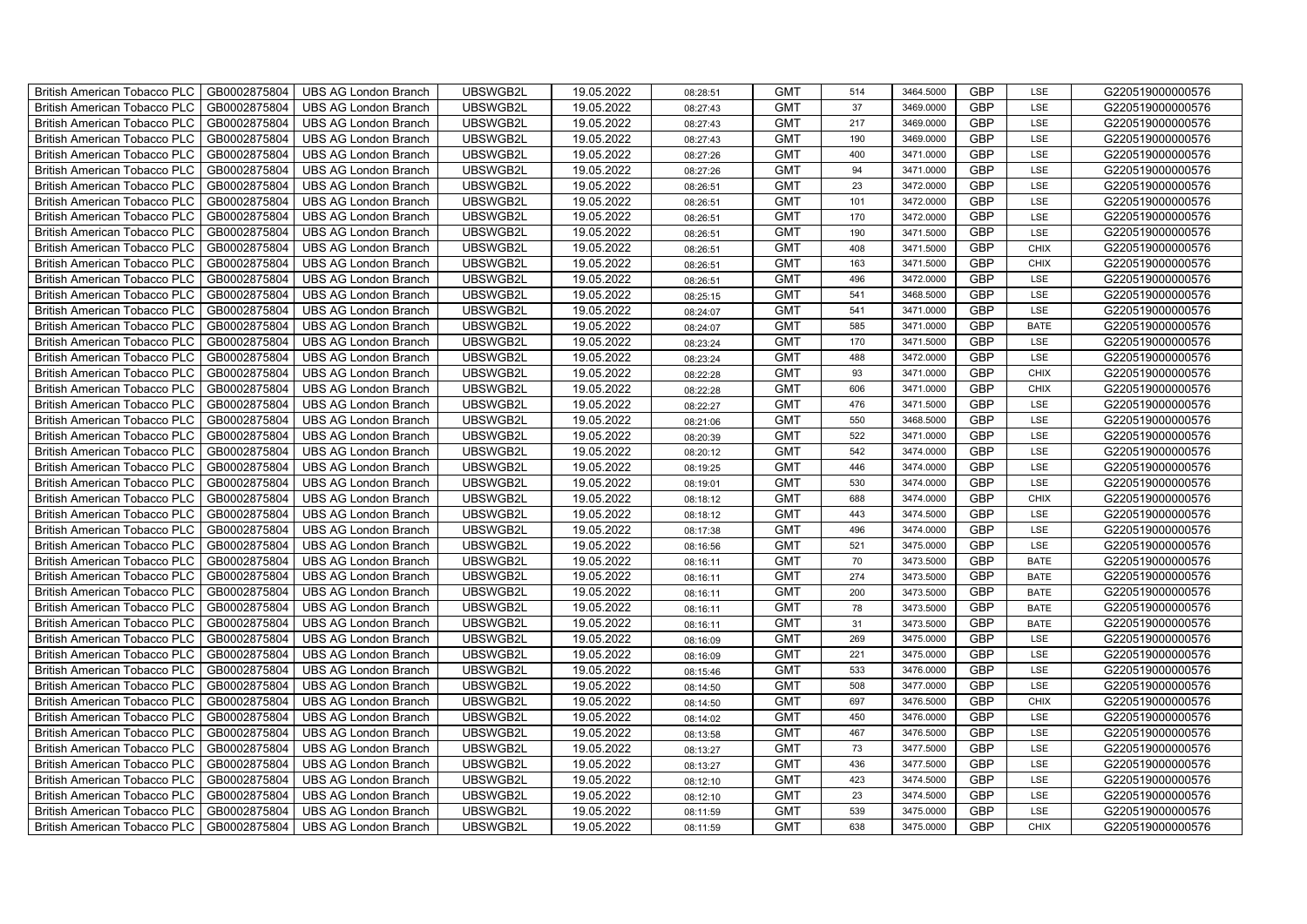| British American Tobacco PLC | GB0002875804 | UBS AG London Branch | UBSWGB2L | 19.05.2022 | 08:28:51 | GMT | 514 | 3464.5000 | GBP | LSE | G220519000000576 |
|---|---|---|---|---|---|---|---|---|---|---|---|
| British American Tobacco PLC | GB0002875804 | UBS AG London Branch | UBSWGB2L | 19.05.2022 | 08:27:43 | GMT | 37 | 3469.0000 | GBP | LSE | G220519000000576 |
| British American Tobacco PLC | GB0002875804 | UBS AG London Branch | UBSWGB2L | 19.05.2022 | 08:27:43 | GMT | 217 | 3469.0000 | GBP | LSE | G220519000000576 |
| British American Tobacco PLC | GB0002875804 | UBS AG London Branch | UBSWGB2L | 19.05.2022 | 08:27:43 | GMT | 190 | 3469.0000 | GBP | LSE | G220519000000576 |
| British American Tobacco PLC | GB0002875804 | UBS AG London Branch | UBSWGB2L | 19.05.2022 | 08:27:26 | GMT | 400 | 3471.0000 | GBP | LSE | G220519000000576 |
| British American Tobacco PLC | GB0002875804 | UBS AG London Branch | UBSWGB2L | 19.05.2022 | 08:27:26 | GMT | 94 | 3471.0000 | GBP | LSE | G220519000000576 |
| British American Tobacco PLC | GB0002875804 | UBS AG London Branch | UBSWGB2L | 19.05.2022 | 08:26:51 | GMT | 23 | 3472.0000 | GBP | LSE | G220519000000576 |
| British American Tobacco PLC | GB0002875804 | UBS AG London Branch | UBSWGB2L | 19.05.2022 | 08:26:51 | GMT | 101 | 3472.0000 | GBP | LSE | G220519000000576 |
| British American Tobacco PLC | GB0002875804 | UBS AG London Branch | UBSWGB2L | 19.05.2022 | 08:26:51 | GMT | 170 | 3472.0000 | GBP | LSE | G220519000000576 |
| British American Tobacco PLC | GB0002875804 | UBS AG London Branch | UBSWGB2L | 19.05.2022 | 08:26:51 | GMT | 190 | 3471.5000 | GBP | LSE | G220519000000576 |
| British American Tobacco PLC | GB0002875804 | UBS AG London Branch | UBSWGB2L | 19.05.2022 | 08:26:51 | GMT | 408 | 3471.5000 | GBP | CHIX | G220519000000576 |
| British American Tobacco PLC | GB0002875804 | UBS AG London Branch | UBSWGB2L | 19.05.2022 | 08:26:51 | GMT | 163 | 3471.5000 | GBP | CHIX | G220519000000576 |
| British American Tobacco PLC | GB0002875804 | UBS AG London Branch | UBSWGB2L | 19.05.2022 | 08:26:51 | GMT | 496 | 3472.0000 | GBP | LSE | G220519000000576 |
| British American Tobacco PLC | GB0002875804 | UBS AG London Branch | UBSWGB2L | 19.05.2022 | 08:25:15 | GMT | 541 | 3468.5000 | GBP | LSE | G220519000000576 |
| British American Tobacco PLC | GB0002875804 | UBS AG London Branch | UBSWGB2L | 19.05.2022 | 08:24:07 | GMT | 541 | 3471.0000 | GBP | LSE | G220519000000576 |
| British American Tobacco PLC | GB0002875804 | UBS AG London Branch | UBSWGB2L | 19.05.2022 | 08:24:07 | GMT | 585 | 3471.0000 | GBP | BATE | G220519000000576 |
| British American Tobacco PLC | GB0002875804 | UBS AG London Branch | UBSWGB2L | 19.05.2022 | 08:23:24 | GMT | 170 | 3471.5000 | GBP | LSE | G220519000000576 |
| British American Tobacco PLC | GB0002875804 | UBS AG London Branch | UBSWGB2L | 19.05.2022 | 08:23:24 | GMT | 488 | 3472.0000 | GBP | LSE | G220519000000576 |
| British American Tobacco PLC | GB0002875804 | UBS AG London Branch | UBSWGB2L | 19.05.2022 | 08:22:28 | GMT | 93 | 3471.0000 | GBP | CHIX | G220519000000576 |
| British American Tobacco PLC | GB0002875804 | UBS AG London Branch | UBSWGB2L | 19.05.2022 | 08:22:28 | GMT | 606 | 3471.0000 | GBP | CHIX | G220519000000576 |
| British American Tobacco PLC | GB0002875804 | UBS AG London Branch | UBSWGB2L | 19.05.2022 | 08:22:27 | GMT | 476 | 3471.5000 | GBP | LSE | G220519000000576 |
| British American Tobacco PLC | GB0002875804 | UBS AG London Branch | UBSWGB2L | 19.05.2022 | 08:21:06 | GMT | 550 | 3468.5000 | GBP | LSE | G220519000000576 |
| British American Tobacco PLC | GB0002875804 | UBS AG London Branch | UBSWGB2L | 19.05.2022 | 08:20:39 | GMT | 522 | 3471.0000 | GBP | LSE | G220519000000576 |
| British American Tobacco PLC | GB0002875804 | UBS AG London Branch | UBSWGB2L | 19.05.2022 | 08:20:12 | GMT | 542 | 3474.0000 | GBP | LSE | G220519000000576 |
| British American Tobacco PLC | GB0002875804 | UBS AG London Branch | UBSWGB2L | 19.05.2022 | 08:19:25 | GMT | 446 | 3474.0000 | GBP | LSE | G220519000000576 |
| British American Tobacco PLC | GB0002875804 | UBS AG London Branch | UBSWGB2L | 19.05.2022 | 08:19:01 | GMT | 530 | 3474.0000 | GBP | LSE | G220519000000576 |
| British American Tobacco PLC | GB0002875804 | UBS AG London Branch | UBSWGB2L | 19.05.2022 | 08:18:12 | GMT | 688 | 3474.0000 | GBP | CHIX | G220519000000576 |
| British American Tobacco PLC | GB0002875804 | UBS AG London Branch | UBSWGB2L | 19.05.2022 | 08:18:12 | GMT | 443 | 3474.5000 | GBP | LSE | G220519000000576 |
| British American Tobacco PLC | GB0002875804 | UBS AG London Branch | UBSWGB2L | 19.05.2022 | 08:17:38 | GMT | 496 | 3474.0000 | GBP | LSE | G220519000000576 |
| British American Tobacco PLC | GB0002875804 | UBS AG London Branch | UBSWGB2L | 19.05.2022 | 08:16:56 | GMT | 521 | 3475.0000 | GBP | LSE | G220519000000576 |
| British American Tobacco PLC | GB0002875804 | UBS AG London Branch | UBSWGB2L | 19.05.2022 | 08:16:11 | GMT | 70 | 3473.5000 | GBP | BATE | G220519000000576 |
| British American Tobacco PLC | GB0002875804 | UBS AG London Branch | UBSWGB2L | 19.05.2022 | 08:16:11 | GMT | 274 | 3473.5000 | GBP | BATE | G220519000000576 |
| British American Tobacco PLC | GB0002875804 | UBS AG London Branch | UBSWGB2L | 19.05.2022 | 08:16:11 | GMT | 200 | 3473.5000 | GBP | BATE | G220519000000576 |
| British American Tobacco PLC | GB0002875804 | UBS AG London Branch | UBSWGB2L | 19.05.2022 | 08:16:11 | GMT | 78 | 3473.5000 | GBP | BATE | G220519000000576 |
| British American Tobacco PLC | GB0002875804 | UBS AG London Branch | UBSWGB2L | 19.05.2022 | 08:16:11 | GMT | 31 | 3473.5000 | GBP | BATE | G220519000000576 |
| British American Tobacco PLC | GB0002875804 | UBS AG London Branch | UBSWGB2L | 19.05.2022 | 08:16:09 | GMT | 269 | 3475.0000 | GBP | LSE | G220519000000576 |
| British American Tobacco PLC | GB0002875804 | UBS AG London Branch | UBSWGB2L | 19.05.2022 | 08:16:09 | GMT | 221 | 3475.0000 | GBP | LSE | G220519000000576 |
| British American Tobacco PLC | GB0002875804 | UBS AG London Branch | UBSWGB2L | 19.05.2022 | 08:15:46 | GMT | 533 | 3476.0000 | GBP | LSE | G220519000000576 |
| British American Tobacco PLC | GB0002875804 | UBS AG London Branch | UBSWGB2L | 19.05.2022 | 08:14:50 | GMT | 508 | 3477.0000 | GBP | LSE | G220519000000576 |
| British American Tobacco PLC | GB0002875804 | UBS AG London Branch | UBSWGB2L | 19.05.2022 | 08:14:50 | GMT | 697 | 3476.5000 | GBP | CHIX | G220519000000576 |
| British American Tobacco PLC | GB0002875804 | UBS AG London Branch | UBSWGB2L | 19.05.2022 | 08:14:02 | GMT | 450 | 3476.0000 | GBP | LSE | G220519000000576 |
| British American Tobacco PLC | GB0002875804 | UBS AG London Branch | UBSWGB2L | 19.05.2022 | 08:13:58 | GMT | 467 | 3476.5000 | GBP | LSE | G220519000000576 |
| British American Tobacco PLC | GB0002875804 | UBS AG London Branch | UBSWGB2L | 19.05.2022 | 08:13:27 | GMT | 73 | 3477.5000 | GBP | LSE | G220519000000576 |
| British American Tobacco PLC | GB0002875804 | UBS AG London Branch | UBSWGB2L | 19.05.2022 | 08:13:27 | GMT | 436 | 3477.5000 | GBP | LSE | G220519000000576 |
| British American Tobacco PLC | GB0002875804 | UBS AG London Branch | UBSWGB2L | 19.05.2022 | 08:12:10 | GMT | 423 | 3474.5000 | GBP | LSE | G220519000000576 |
| British American Tobacco PLC | GB0002875804 | UBS AG London Branch | UBSWGB2L | 19.05.2022 | 08:12:10 | GMT | 23 | 3474.5000 | GBP | LSE | G220519000000576 |
| British American Tobacco PLC | GB0002875804 | UBS AG London Branch | UBSWGB2L | 19.05.2022 | 08:11:59 | GMT | 539 | 3475.0000 | GBP | LSE | G220519000000576 |
| British American Tobacco PLC | GB0002875804 | UBS AG London Branch | UBSWGB2L | 19.05.2022 | 08:11:59 | GMT | 638 | 3475.0000 | GBP | CHIX | G220519000000576 |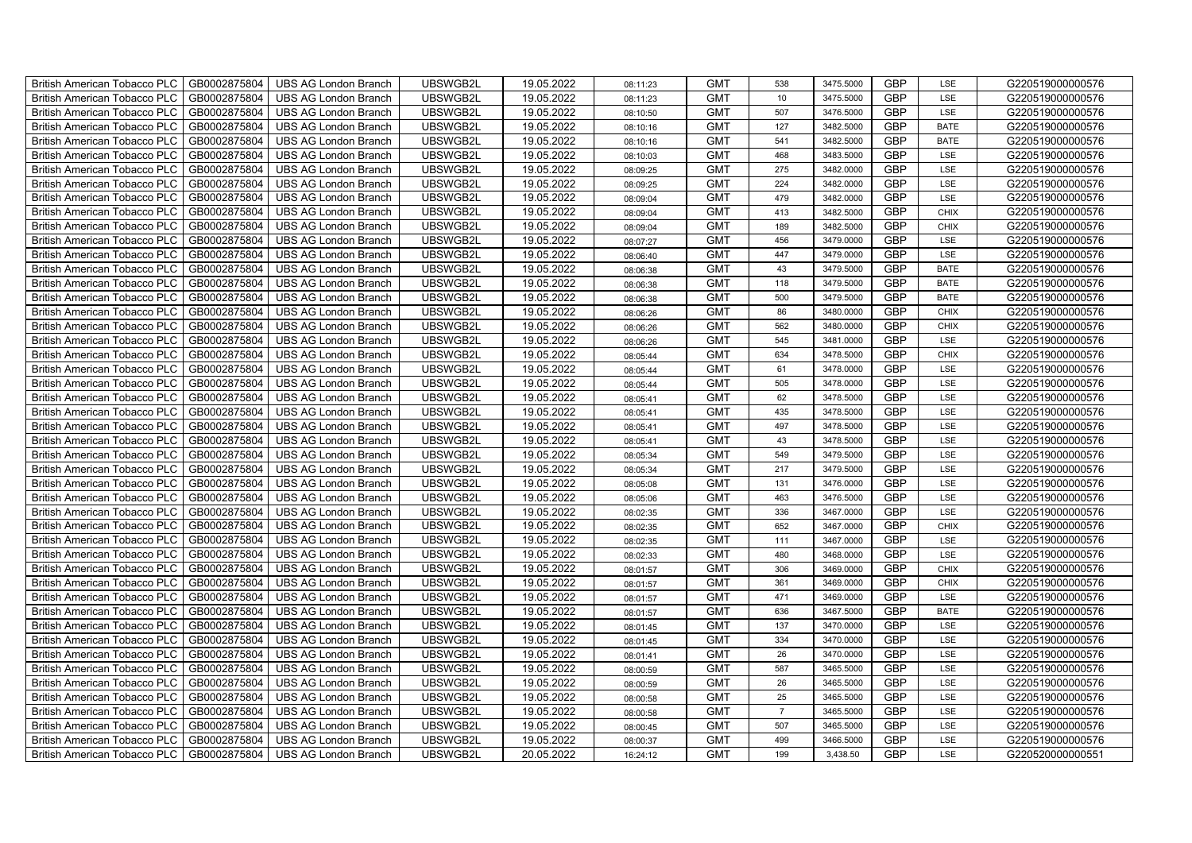| British American Tobacco PLC | GB0002875804 | UBS AG London Branch | UBSWGB2L | 19.05.2022 | 08:11:23 | GMT | 538 | 3475.5000 | GBP | LSE | G220519000000576 |
|---|---|---|---|---|---|---|---|---|---|---|---|
| British American Tobacco PLC | GB0002875804 | UBS AG London Branch | UBSWGB2L | 19.05.2022 | 08:11:23 | GMT | 10 | 3475.5000 | GBP | LSE | G220519000000576 |
| British American Tobacco PLC | GB0002875804 | UBS AG London Branch | UBSWGB2L | 19.05.2022 | 08:10:50 | GMT | 507 | 3476.5000 | GBP | LSE | G220519000000576 |
| British American Tobacco PLC | GB0002875804 | UBS AG London Branch | UBSWGB2L | 19.05.2022 | 08:10:16 | GMT | 127 | 3482.5000 | GBP | BATE | G220519000000576 |
| British American Tobacco PLC | GB0002875804 | UBS AG London Branch | UBSWGB2L | 19.05.2022 | 08:10:16 | GMT | 541 | 3482.5000 | GBP | BATE | G220519000000576 |
| British American Tobacco PLC | GB0002875804 | UBS AG London Branch | UBSWGB2L | 19.05.2022 | 08:10:03 | GMT | 468 | 3483.5000 | GBP | LSE | G220519000000576 |
| British American Tobacco PLC | GB0002875804 | UBS AG London Branch | UBSWGB2L | 19.05.2022 | 08:09:25 | GMT | 275 | 3482.0000 | GBP | LSE | G220519000000576 |
| British American Tobacco PLC | GB0002875804 | UBS AG London Branch | UBSWGB2L | 19.05.2022 | 08:09:25 | GMT | 224 | 3482.0000 | GBP | LSE | G220519000000576 |
| British American Tobacco PLC | GB0002875804 | UBS AG London Branch | UBSWGB2L | 19.05.2022 | 08:09:04 | GMT | 479 | 3482.0000 | GBP | LSE | G220519000000576 |
| British American Tobacco PLC | GB0002875804 | UBS AG London Branch | UBSWGB2L | 19.05.2022 | 08:09:04 | GMT | 413 | 3482.5000 | GBP | CHIX | G220519000000576 |
| British American Tobacco PLC | GB0002875804 | UBS AG London Branch | UBSWGB2L | 19.05.2022 | 08:09:04 | GMT | 189 | 3482.5000 | GBP | CHIX | G220519000000576 |
| British American Tobacco PLC | GB0002875804 | UBS AG London Branch | UBSWGB2L | 19.05.2022 | 08:07:27 | GMT | 456 | 3479.0000 | GBP | LSE | G220519000000576 |
| British American Tobacco PLC | GB0002875804 | UBS AG London Branch | UBSWGB2L | 19.05.2022 | 08:06:40 | GMT | 447 | 3479.0000 | GBP | LSE | G220519000000576 |
| British American Tobacco PLC | GB0002875804 | UBS AG London Branch | UBSWGB2L | 19.05.2022 | 08:06:38 | GMT | 43 | 3479.5000 | GBP | BATE | G220519000000576 |
| British American Tobacco PLC | GB0002875804 | UBS AG London Branch | UBSWGB2L | 19.05.2022 | 08:06:38 | GMT | 118 | 3479.5000 | GBP | BATE | G220519000000576 |
| British American Tobacco PLC | GB0002875804 | UBS AG London Branch | UBSWGB2L | 19.05.2022 | 08:06:38 | GMT | 500 | 3479.5000 | GBP | BATE | G220519000000576 |
| British American Tobacco PLC | GB0002875804 | UBS AG London Branch | UBSWGB2L | 19.05.2022 | 08:06:26 | GMT | 86 | 3480.0000 | GBP | CHIX | G220519000000576 |
| British American Tobacco PLC | GB0002875804 | UBS AG London Branch | UBSWGB2L | 19.05.2022 | 08:06:26 | GMT | 562 | 3480.0000 | GBP | CHIX | G220519000000576 |
| British American Tobacco PLC | GB0002875804 | UBS AG London Branch | UBSWGB2L | 19.05.2022 | 08:06:26 | GMT | 545 | 3481.0000 | GBP | LSE | G220519000000576 |
| British American Tobacco PLC | GB0002875804 | UBS AG London Branch | UBSWGB2L | 19.05.2022 | 08:05:44 | GMT | 634 | 3478.5000 | GBP | CHIX | G220519000000576 |
| British American Tobacco PLC | GB0002875804 | UBS AG London Branch | UBSWGB2L | 19.05.2022 | 08:05:44 | GMT | 61 | 3478.0000 | GBP | LSE | G220519000000576 |
| British American Tobacco PLC | GB0002875804 | UBS AG London Branch | UBSWGB2L | 19.05.2022 | 08:05:44 | GMT | 505 | 3478.0000 | GBP | LSE | G220519000000576 |
| British American Tobacco PLC | GB0002875804 | UBS AG London Branch | UBSWGB2L | 19.05.2022 | 08:05:41 | GMT | 62 | 3478.5000 | GBP | LSE | G220519000000576 |
| British American Tobacco PLC | GB0002875804 | UBS AG London Branch | UBSWGB2L | 19.05.2022 | 08:05:41 | GMT | 435 | 3478.5000 | GBP | LSE | G220519000000576 |
| British American Tobacco PLC | GB0002875804 | UBS AG London Branch | UBSWGB2L | 19.05.2022 | 08:05:41 | GMT | 497 | 3478.5000 | GBP | LSE | G220519000000576 |
| British American Tobacco PLC | GB0002875804 | UBS AG London Branch | UBSWGB2L | 19.05.2022 | 08:05:41 | GMT | 43 | 3478.5000 | GBP | LSE | G220519000000576 |
| British American Tobacco PLC | GB0002875804 | UBS AG London Branch | UBSWGB2L | 19.05.2022 | 08:05:34 | GMT | 549 | 3479.5000 | GBP | LSE | G220519000000576 |
| British American Tobacco PLC | GB0002875804 | UBS AG London Branch | UBSWGB2L | 19.05.2022 | 08:05:34 | GMT | 217 | 3479.5000 | GBP | LSE | G220519000000576 |
| British American Tobacco PLC | GB0002875804 | UBS AG London Branch | UBSWGB2L | 19.05.2022 | 08:05:08 | GMT | 131 | 3476.0000 | GBP | LSE | G220519000000576 |
| British American Tobacco PLC | GB0002875804 | UBS AG London Branch | UBSWGB2L | 19.05.2022 | 08:05:06 | GMT | 463 | 3476.5000 | GBP | LSE | G220519000000576 |
| British American Tobacco PLC | GB0002875804 | UBS AG London Branch | UBSWGB2L | 19.05.2022 | 08:02:35 | GMT | 336 | 3467.0000 | GBP | LSE | G220519000000576 |
| British American Tobacco PLC | GB0002875804 | UBS AG London Branch | UBSWGB2L | 19.05.2022 | 08:02:35 | GMT | 652 | 3467.0000 | GBP | CHIX | G220519000000576 |
| British American Tobacco PLC | GB0002875804 | UBS AG London Branch | UBSWGB2L | 19.05.2022 | 08:02:35 | GMT | 111 | 3467.0000 | GBP | LSE | G220519000000576 |
| British American Tobacco PLC | GB0002875804 | UBS AG London Branch | UBSWGB2L | 19.05.2022 | 08:02:33 | GMT | 480 | 3468.0000 | GBP | LSE | G220519000000576 |
| British American Tobacco PLC | GB0002875804 | UBS AG London Branch | UBSWGB2L | 19.05.2022 | 08:01:57 | GMT | 306 | 3469.0000 | GBP | CHIX | G220519000000576 |
| British American Tobacco PLC | GB0002875804 | UBS AG London Branch | UBSWGB2L | 19.05.2022 | 08:01:57 | GMT | 361 | 3469.0000 | GBP | CHIX | G220519000000576 |
| British American Tobacco PLC | GB0002875804 | UBS AG London Branch | UBSWGB2L | 19.05.2022 | 08:01:57 | GMT | 471 | 3469.0000 | GBP | LSE | G220519000000576 |
| British American Tobacco PLC | GB0002875804 | UBS AG London Branch | UBSWGB2L | 19.05.2022 | 08:01:57 | GMT | 636 | 3467.5000 | GBP | BATE | G220519000000576 |
| British American Tobacco PLC | GB0002875804 | UBS AG London Branch | UBSWGB2L | 19.05.2022 | 08:01:45 | GMT | 137 | 3470.0000 | GBP | LSE | G220519000000576 |
| British American Tobacco PLC | GB0002875804 | UBS AG London Branch | UBSWGB2L | 19.05.2022 | 08:01:45 | GMT | 334 | 3470.0000 | GBP | LSE | G220519000000576 |
| British American Tobacco PLC | GB0002875804 | UBS AG London Branch | UBSWGB2L | 19.05.2022 | 08:01:41 | GMT | 26 | 3470.0000 | GBP | LSE | G220519000000576 |
| British American Tobacco PLC | GB0002875804 | UBS AG London Branch | UBSWGB2L | 19.05.2022 | 08:00:59 | GMT | 587 | 3465.5000 | GBP | LSE | G220519000000576 |
| British American Tobacco PLC | GB0002875804 | UBS AG London Branch | UBSWGB2L | 19.05.2022 | 08:00:59 | GMT | 26 | 3465.5000 | GBP | LSE | G220519000000576 |
| British American Tobacco PLC | GB0002875804 | UBS AG London Branch | UBSWGB2L | 19.05.2022 | 08:00:58 | GMT | 25 | 3465.5000 | GBP | LSE | G220519000000576 |
| British American Tobacco PLC | GB0002875804 | UBS AG London Branch | UBSWGB2L | 19.05.2022 | 08:00:58 | GMT | 7 | 3465.5000 | GBP | LSE | G220519000000576 |
| British American Tobacco PLC | GB0002875804 | UBS AG London Branch | UBSWGB2L | 19.05.2022 | 08:00:45 | GMT | 507 | 3465.5000 | GBP | LSE | G220519000000576 |
| British American Tobacco PLC | GB0002875804 | UBS AG London Branch | UBSWGB2L | 19.05.2022 | 08:00:37 | GMT | 499 | 3466.5000 | GBP | LSE | G220519000000576 |
| British American Tobacco PLC | GB0002875804 | UBS AG London Branch | UBSWGB2L | 20.05.2022 | 16:24:12 | GMT | 199 | 3,438.50 | GBP | LSE | G220520000000551 |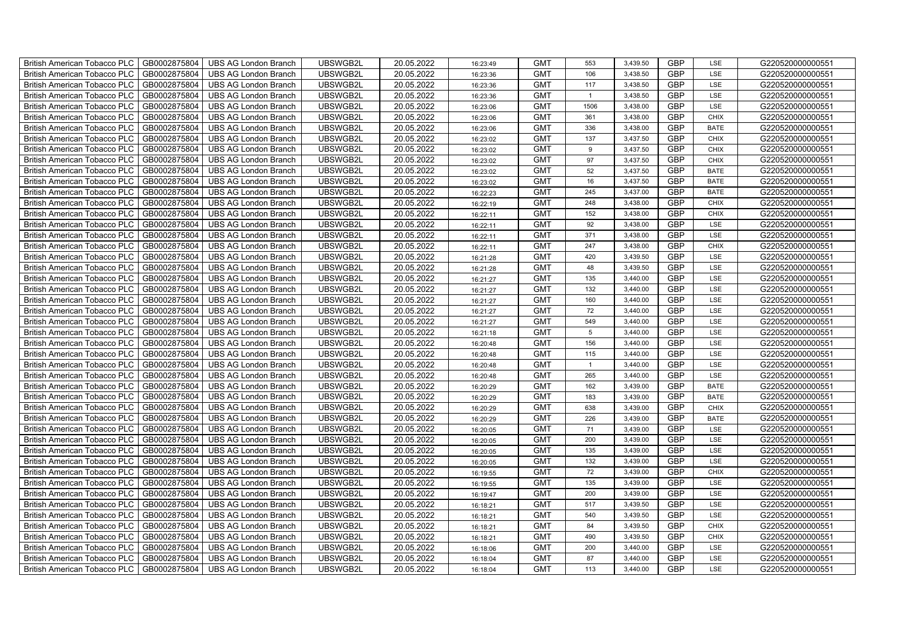| British American Tobacco PLC | GB0002875804 | UBS AG London Branch | UBSWGB2L | 20.05.2022 | 16:23:49 | GMT | 553 | 3,439.50 | GBP | LSE | G220520000000551 |
|---|---|---|---|---|---|---|---|---|---|---|---|
| British American Tobacco PLC | GB0002875804 | UBS AG London Branch | UBSWGB2L | 20.05.2022 | 16:23:36 | GMT | 106 | 3,438.50 | GBP | LSE | G220520000000551 |
| British American Tobacco PLC | GB0002875804 | UBS AG London Branch | UBSWGB2L | 20.05.2022 | 16:23:36 | GMT | 117 | 3,438.50 | GBP | LSE | G220520000000551 |
| British American Tobacco PLC | GB0002875804 | UBS AG London Branch | UBSWGB2L | 20.05.2022 | 16:23:36 | GMT | 1 | 3,438.50 | GBP | LSE | G220520000000551 |
| British American Tobacco PLC | GB0002875804 | UBS AG London Branch | UBSWGB2L | 20.05.2022 | 16:23:06 | GMT | 1506 | 3,438.00 | GBP | LSE | G220520000000551 |
| British American Tobacco PLC | GB0002875804 | UBS AG London Branch | UBSWGB2L | 20.05.2022 | 16:23:06 | GMT | 361 | 3,438.00 | GBP | CHIX | G220520000000551 |
| British American Tobacco PLC | GB0002875804 | UBS AG London Branch | UBSWGB2L | 20.05.2022 | 16:23:06 | GMT | 336 | 3,438.00 | GBP | BATE | G220520000000551 |
| British American Tobacco PLC | GB0002875804 | UBS AG London Branch | UBSWGB2L | 20.05.2022 | 16:23:02 | GMT | 137 | 3,437.50 | GBP | CHIX | G220520000000551 |
| British American Tobacco PLC | GB0002875804 | UBS AG London Branch | UBSWGB2L | 20.05.2022 | 16:23:02 | GMT | 9 | 3,437.50 | GBP | CHIX | G220520000000551 |
| British American Tobacco PLC | GB0002875804 | UBS AG London Branch | UBSWGB2L | 20.05.2022 | 16:23:02 | GMT | 97 | 3,437.50 | GBP | CHIX | G220520000000551 |
| British American Tobacco PLC | GB0002875804 | UBS AG London Branch | UBSWGB2L | 20.05.2022 | 16:23:02 | GMT | 52 | 3,437.50 | GBP | BATE | G220520000000551 |
| British American Tobacco PLC | GB0002875804 | UBS AG London Branch | UBSWGB2L | 20.05.2022 | 16:23:02 | GMT | 16 | 3,437.50 | GBP | BATE | G220520000000551 |
| British American Tobacco PLC | GB0002875804 | UBS AG London Branch | UBSWGB2L | 20.05.2022 | 16:22:23 | GMT | 245 | 3,437.00 | GBP | BATE | G220520000000551 |
| British American Tobacco PLC | GB0002875804 | UBS AG London Branch | UBSWGB2L | 20.05.2022 | 16:22:19 | GMT | 248 | 3,438.00 | GBP | CHIX | G220520000000551 |
| British American Tobacco PLC | GB0002875804 | UBS AG London Branch | UBSWGB2L | 20.05.2022 | 16:22:11 | GMT | 152 | 3,438.00 | GBP | CHIX | G220520000000551 |
| British American Tobacco PLC | GB0002875804 | UBS AG London Branch | UBSWGB2L | 20.05.2022 | 16:22:11 | GMT | 92 | 3,438.00 | GBP | LSE | G220520000000551 |
| British American Tobacco PLC | GB0002875804 | UBS AG London Branch | UBSWGB2L | 20.05.2022 | 16:22:11 | GMT | 371 | 3,438.00 | GBP | LSE | G220520000000551 |
| British American Tobacco PLC | GB0002875804 | UBS AG London Branch | UBSWGB2L | 20.05.2022 | 16:22:11 | GMT | 247 | 3,438.00 | GBP | CHIX | G220520000000551 |
| British American Tobacco PLC | GB0002875804 | UBS AG London Branch | UBSWGB2L | 20.05.2022 | 16:21:28 | GMT | 420 | 3,439.50 | GBP | LSE | G220520000000551 |
| British American Tobacco PLC | GB0002875804 | UBS AG London Branch | UBSWGB2L | 20.05.2022 | 16:21:28 | GMT | 48 | 3,439.50 | GBP | LSE | G220520000000551 |
| British American Tobacco PLC | GB0002875804 | UBS AG London Branch | UBSWGB2L | 20.05.2022 | 16:21:27 | GMT | 135 | 3,440.00 | GBP | LSE | G220520000000551 |
| British American Tobacco PLC | GB0002875804 | UBS AG London Branch | UBSWGB2L | 20.05.2022 | 16:21:27 | GMT | 132 | 3,440.00 | GBP | LSE | G220520000000551 |
| British American Tobacco PLC | GB0002875804 | UBS AG London Branch | UBSWGB2L | 20.05.2022 | 16:21:27 | GMT | 160 | 3,440.00 | GBP | LSE | G220520000000551 |
| British American Tobacco PLC | GB0002875804 | UBS AG London Branch | UBSWGB2L | 20.05.2022 | 16:21:27 | GMT | 72 | 3,440.00 | GBP | LSE | G220520000000551 |
| British American Tobacco PLC | GB0002875804 | UBS AG London Branch | UBSWGB2L | 20.05.2022 | 16:21:27 | GMT | 549 | 3,440.00 | GBP | LSE | G220520000000551 |
| British American Tobacco PLC | GB0002875804 | UBS AG London Branch | UBSWGB2L | 20.05.2022 | 16:21:18 | GMT | 5 | 3,440.00 | GBP | LSE | G220520000000551 |
| British American Tobacco PLC | GB0002875804 | UBS AG London Branch | UBSWGB2L | 20.05.2022 | 16:20:48 | GMT | 156 | 3,440.00 | GBP | LSE | G220520000000551 |
| British American Tobacco PLC | GB0002875804 | UBS AG London Branch | UBSWGB2L | 20.05.2022 | 16:20:48 | GMT | 115 | 3,440.00 | GBP | LSE | G220520000000551 |
| British American Tobacco PLC | GB0002875804 | UBS AG London Branch | UBSWGB2L | 20.05.2022 | 16:20:48 | GMT | 1 | 3,440.00 | GBP | LSE | G220520000000551 |
| British American Tobacco PLC | GB0002875804 | UBS AG London Branch | UBSWGB2L | 20.05.2022 | 16:20:48 | GMT | 265 | 3,440.00 | GBP | LSE | G220520000000551 |
| British American Tobacco PLC | GB0002875804 | UBS AG London Branch | UBSWGB2L | 20.05.2022 | 16:20:29 | GMT | 162 | 3,439.00 | GBP | BATE | G220520000000551 |
| British American Tobacco PLC | GB0002875804 | UBS AG London Branch | UBSWGB2L | 20.05.2022 | 16:20:29 | GMT | 183 | 3,439.00 | GBP | BATE | G220520000000551 |
| British American Tobacco PLC | GB0002875804 | UBS AG London Branch | UBSWGB2L | 20.05.2022 | 16:20:29 | GMT | 638 | 3,439.00 | GBP | CHIX | G220520000000551 |
| British American Tobacco PLC | GB0002875804 | UBS AG London Branch | UBSWGB2L | 20.05.2022 | 16:20:29 | GMT | 226 | 3,439.00 | GBP | BATE | G220520000000551 |
| British American Tobacco PLC | GB0002875804 | UBS AG London Branch | UBSWGB2L | 20.05.2022 | 16:20:05 | GMT | 71 | 3,439.00 | GBP | LSE | G220520000000551 |
| British American Tobacco PLC | GB0002875804 | UBS AG London Branch | UBSWGB2L | 20.05.2022 | 16:20:05 | GMT | 200 | 3,439.00 | GBP | LSE | G220520000000551 |
| British American Tobacco PLC | GB0002875804 | UBS AG London Branch | UBSWGB2L | 20.05.2022 | 16:20:05 | GMT | 135 | 3,439.00 | GBP | LSE | G220520000000551 |
| British American Tobacco PLC | GB0002875804 | UBS AG London Branch | UBSWGB2L | 20.05.2022 | 16:20:05 | GMT | 132 | 3,439.00 | GBP | LSE | G220520000000551 |
| British American Tobacco PLC | GB0002875804 | UBS AG London Branch | UBSWGB2L | 20.05.2022 | 16:19:55 | GMT | 72 | 3,439.00 | GBP | CHIX | G220520000000551 |
| British American Tobacco PLC | GB0002875804 | UBS AG London Branch | UBSWGB2L | 20.05.2022 | 16:19:55 | GMT | 135 | 3,439.00 | GBP | LSE | G220520000000551 |
| British American Tobacco PLC | GB0002875804 | UBS AG London Branch | UBSWGB2L | 20.05.2022 | 16:19:47 | GMT | 200 | 3,439.00 | GBP | LSE | G220520000000551 |
| British American Tobacco PLC | GB0002875804 | UBS AG London Branch | UBSWGB2L | 20.05.2022 | 16:18:21 | GMT | 517 | 3,439.50 | GBP | LSE | G220520000000551 |
| British American Tobacco PLC | GB0002875804 | UBS AG London Branch | UBSWGB2L | 20.05.2022 | 16:18:21 | GMT | 540 | 3,439.50 | GBP | LSE | G220520000000551 |
| British American Tobacco PLC | GB0002875804 | UBS AG London Branch | UBSWGB2L | 20.05.2022 | 16:18:21 | GMT | 84 | 3,439.50 | GBP | CHIX | G220520000000551 |
| British American Tobacco PLC | GB0002875804 | UBS AG London Branch | UBSWGB2L | 20.05.2022 | 16:18:21 | GMT | 490 | 3,439.50 | GBP | CHIX | G220520000000551 |
| British American Tobacco PLC | GB0002875804 | UBS AG London Branch | UBSWGB2L | 20.05.2022 | 16:18:06 | GMT | 200 | 3,440.00 | GBP | LSE | G220520000000551 |
| British American Tobacco PLC | GB0002875804 | UBS AG London Branch | UBSWGB2L | 20.05.2022 | 16:18:04 | GMT | 87 | 3,440.00 | GBP | LSE | G220520000000551 |
| British American Tobacco PLC | GB0002875804 | UBS AG London Branch | UBSWGB2L | 20.05.2022 | 16:18:04 | GMT | 113 | 3,440.00 | GBP | LSE | G220520000000551 |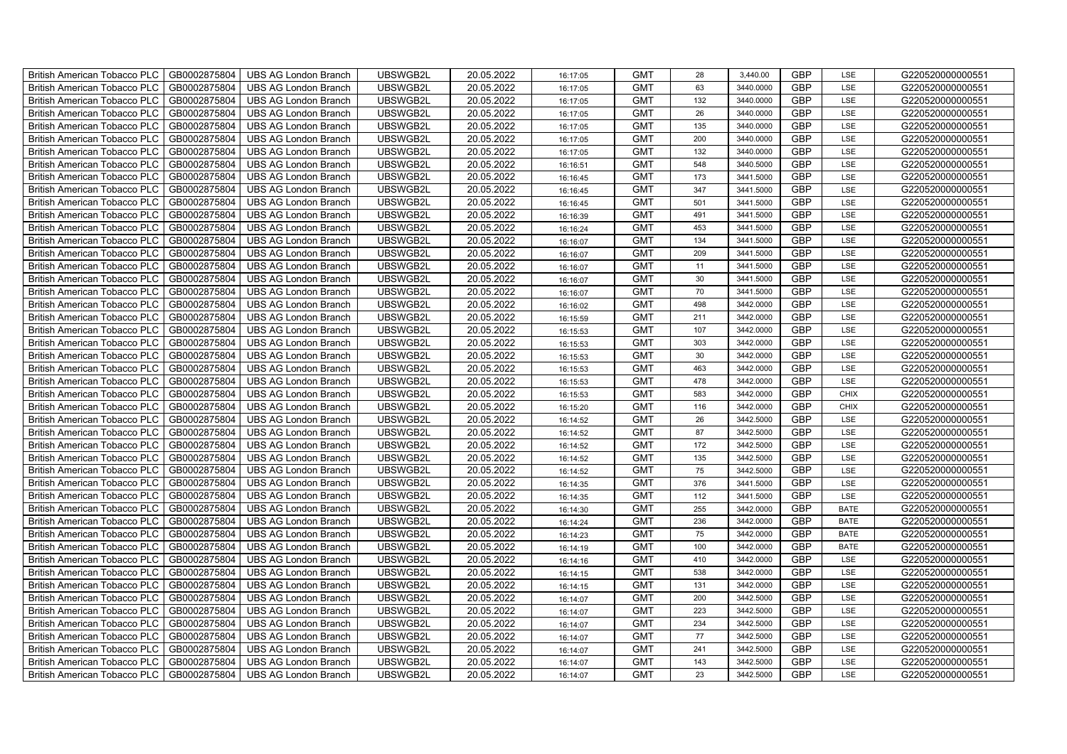| British American Tobacco PLC | GB0002875804 | UBS AG London Branch | UBSWGB2L | 20.05.2022 | 16:17:05 | GMT | 28 | 3,440.00 | GBP | LSE | G220520000000551 |
|---|---|---|---|---|---|---|---|---|---|---|---|
| British American Tobacco PLC | GB0002875804 | UBS AG London Branch | UBSWGB2L | 20.05.2022 | 16:17:05 | GMT | 63 | 3440.0000 | GBP | LSE | G220520000000551 |
| British American Tobacco PLC | GB0002875804 | UBS AG London Branch | UBSWGB2L | 20.05.2022 | 16:17:05 | GMT | 132 | 3440.0000 | GBP | LSE | G220520000000551 |
| British American Tobacco PLC | GB0002875804 | UBS AG London Branch | UBSWGB2L | 20.05.2022 | 16:17:05 | GMT | 26 | 3440.0000 | GBP | LSE | G220520000000551 |
| British American Tobacco PLC | GB0002875804 | UBS AG London Branch | UBSWGB2L | 20.05.2022 | 16:17:05 | GMT | 135 | 3440.0000 | GBP | LSE | G220520000000551 |
| British American Tobacco PLC | GB0002875804 | UBS AG London Branch | UBSWGB2L | 20.05.2022 | 16:17:05 | GMT | 200 | 3440.0000 | GBP | LSE | G220520000000551 |
| British American Tobacco PLC | GB0002875804 | UBS AG London Branch | UBSWGB2L | 20.05.2022 | 16:17:05 | GMT | 132 | 3440.0000 | GBP | LSE | G220520000000551 |
| British American Tobacco PLC | GB0002875804 | UBS AG London Branch | UBSWGB2L | 20.05.2022 | 16:16:51 | GMT | 548 | 3440.5000 | GBP | LSE | G220520000000551 |
| British American Tobacco PLC | GB0002875804 | UBS AG London Branch | UBSWGB2L | 20.05.2022 | 16:16:45 | GMT | 173 | 3441.5000 | GBP | LSE | G220520000000551 |
| British American Tobacco PLC | GB0002875804 | UBS AG London Branch | UBSWGB2L | 20.05.2022 | 16:16:45 | GMT | 347 | 3441.5000 | GBP | LSE | G220520000000551 |
| British American Tobacco PLC | GB0002875804 | UBS AG London Branch | UBSWGB2L | 20.05.2022 | 16:16:45 | GMT | 501 | 3441.5000 | GBP | LSE | G220520000000551 |
| British American Tobacco PLC | GB0002875804 | UBS AG London Branch | UBSWGB2L | 20.05.2022 | 16:16:39 | GMT | 491 | 3441.5000 | GBP | LSE | G220520000000551 |
| British American Tobacco PLC | GB0002875804 | UBS AG London Branch | UBSWGB2L | 20.05.2022 | 16:16:24 | GMT | 453 | 3441.5000 | GBP | LSE | G220520000000551 |
| British American Tobacco PLC | GB0002875804 | UBS AG London Branch | UBSWGB2L | 20.05.2022 | 16:16:07 | GMT | 134 | 3441.5000 | GBP | LSE | G220520000000551 |
| British American Tobacco PLC | GB0002875804 | UBS AG London Branch | UBSWGB2L | 20.05.2022 | 16:16:07 | GMT | 209 | 3441.5000 | GBP | LSE | G220520000000551 |
| British American Tobacco PLC | GB0002875804 | UBS AG London Branch | UBSWGB2L | 20.05.2022 | 16:16:07 | GMT | 11 | 3441.5000 | GBP | LSE | G220520000000551 |
| British American Tobacco PLC | GB0002875804 | UBS AG London Branch | UBSWGB2L | 20.05.2022 | 16:16:07 | GMT | 30 | 3441.5000 | GBP | LSE | G220520000000551 |
| British American Tobacco PLC | GB0002875804 | UBS AG London Branch | UBSWGB2L | 20.05.2022 | 16:16:07 | GMT | 70 | 3441.5000 | GBP | LSE | G220520000000551 |
| British American Tobacco PLC | GB0002875804 | UBS AG London Branch | UBSWGB2L | 20.05.2022 | 16:16:02 | GMT | 498 | 3442.0000 | GBP | LSE | G220520000000551 |
| British American Tobacco PLC | GB0002875804 | UBS AG London Branch | UBSWGB2L | 20.05.2022 | 16:15:59 | GMT | 211 | 3442.0000 | GBP | LSE | G220520000000551 |
| British American Tobacco PLC | GB0002875804 | UBS AG London Branch | UBSWGB2L | 20.05.2022 | 16:15:53 | GMT | 107 | 3442.0000 | GBP | LSE | G220520000000551 |
| British American Tobacco PLC | GB0002875804 | UBS AG London Branch | UBSWGB2L | 20.05.2022 | 16:15:53 | GMT | 303 | 3442.0000 | GBP | LSE | G220520000000551 |
| British American Tobacco PLC | GB0002875804 | UBS AG London Branch | UBSWGB2L | 20.05.2022 | 16:15:53 | GMT | 30 | 3442.0000 | GBP | LSE | G220520000000551 |
| British American Tobacco PLC | GB0002875804 | UBS AG London Branch | UBSWGB2L | 20.05.2022 | 16:15:53 | GMT | 463 | 3442.0000 | GBP | LSE | G220520000000551 |
| British American Tobacco PLC | GB0002875804 | UBS AG London Branch | UBSWGB2L | 20.05.2022 | 16:15:53 | GMT | 478 | 3442.0000 | GBP | LSE | G220520000000551 |
| British American Tobacco PLC | GB0002875804 | UBS AG London Branch | UBSWGB2L | 20.05.2022 | 16:15:53 | GMT | 583 | 3442.0000 | GBP | CHIX | G220520000000551 |
| British American Tobacco PLC | GB0002875804 | UBS AG London Branch | UBSWGB2L | 20.05.2022 | 16:15:20 | GMT | 116 | 3442.0000 | GBP | CHIX | G220520000000551 |
| British American Tobacco PLC | GB0002875804 | UBS AG London Branch | UBSWGB2L | 20.05.2022 | 16:14:52 | GMT | 26 | 3442.5000 | GBP | LSE | G220520000000551 |
| British American Tobacco PLC | GB0002875804 | UBS AG London Branch | UBSWGB2L | 20.05.2022 | 16:14:52 | GMT | 87 | 3442.5000 | GBP | LSE | G220520000000551 |
| British American Tobacco PLC | GB0002875804 | UBS AG London Branch | UBSWGB2L | 20.05.2022 | 16:14:52 | GMT | 172 | 3442.5000 | GBP | LSE | G220520000000551 |
| British American Tobacco PLC | GB0002875804 | UBS AG London Branch | UBSWGB2L | 20.05.2022 | 16:14:52 | GMT | 135 | 3442.5000 | GBP | LSE | G220520000000551 |
| British American Tobacco PLC | GB0002875804 | UBS AG London Branch | UBSWGB2L | 20.05.2022 | 16:14:52 | GMT | 75 | 3442.5000 | GBP | LSE | G220520000000551 |
| British American Tobacco PLC | GB0002875804 | UBS AG London Branch | UBSWGB2L | 20.05.2022 | 16:14:35 | GMT | 376 | 3441.5000 | GBP | LSE | G220520000000551 |
| British American Tobacco PLC | GB0002875804 | UBS AG London Branch | UBSWGB2L | 20.05.2022 | 16:14:35 | GMT | 112 | 3441.5000 | GBP | LSE | G220520000000551 |
| British American Tobacco PLC | GB0002875804 | UBS AG London Branch | UBSWGB2L | 20.05.2022 | 16:14:30 | GMT | 255 | 3442.0000 | GBP | BATE | G220520000000551 |
| British American Tobacco PLC | GB0002875804 | UBS AG London Branch | UBSWGB2L | 20.05.2022 | 16:14:24 | GMT | 236 | 3442.0000 | GBP | BATE | G220520000000551 |
| British American Tobacco PLC | GB0002875804 | UBS AG London Branch | UBSWGB2L | 20.05.2022 | 16:14:23 | GMT | 75 | 3442.0000 | GBP | BATE | G220520000000551 |
| British American Tobacco PLC | GB0002875804 | UBS AG London Branch | UBSWGB2L | 20.05.2022 | 16:14:19 | GMT | 100 | 3442.0000 | GBP | BATE | G220520000000551 |
| British American Tobacco PLC | GB0002875804 | UBS AG London Branch | UBSWGB2L | 20.05.2022 | 16:14:16 | GMT | 410 | 3442.0000 | GBP | LSE | G220520000000551 |
| British American Tobacco PLC | GB0002875804 | UBS AG London Branch | UBSWGB2L | 20.05.2022 | 16:14:15 | GMT | 538 | 3442.0000 | GBP | LSE | G220520000000551 |
| British American Tobacco PLC | GB0002875804 | UBS AG London Branch | UBSWGB2L | 20.05.2022 | 16:14:15 | GMT | 131 | 3442.0000 | GBP | LSE | G220520000000551 |
| British American Tobacco PLC | GB0002875804 | UBS AG London Branch | UBSWGB2L | 20.05.2022 | 16:14:07 | GMT | 200 | 3442.5000 | GBP | LSE | G220520000000551 |
| British American Tobacco PLC | GB0002875804 | UBS AG London Branch | UBSWGB2L | 20.05.2022 | 16:14:07 | GMT | 223 | 3442.5000 | GBP | LSE | G220520000000551 |
| British American Tobacco PLC | GB0002875804 | UBS AG London Branch | UBSWGB2L | 20.05.2022 | 16:14:07 | GMT | 234 | 3442.5000 | GBP | LSE | G220520000000551 |
| British American Tobacco PLC | GB0002875804 | UBS AG London Branch | UBSWGB2L | 20.05.2022 | 16:14:07 | GMT | 77 | 3442.5000 | GBP | LSE | G220520000000551 |
| British American Tobacco PLC | GB0002875804 | UBS AG London Branch | UBSWGB2L | 20.05.2022 | 16:14:07 | GMT | 241 | 3442.5000 | GBP | LSE | G220520000000551 |
| British American Tobacco PLC | GB0002875804 | UBS AG London Branch | UBSWGB2L | 20.05.2022 | 16:14:07 | GMT | 143 | 3442.5000 | GBP | LSE | G220520000000551 |
| British American Tobacco PLC | GB0002875804 | UBS AG London Branch | UBSWGB2L | 20.05.2022 | 16:14:07 | GMT | 23 | 3442.5000 | GBP | LSE | G220520000000551 |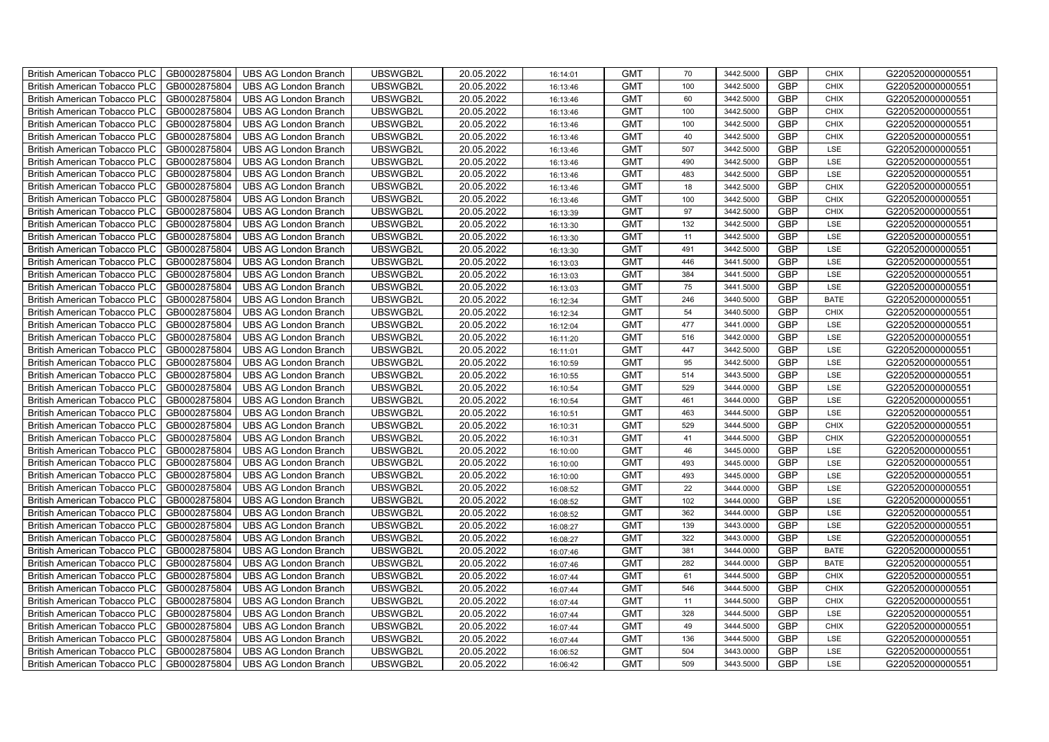| British American Tobacco PLC | GB0002875804 | UBS AG London Branch | UBSWGB2L | 20.05.2022 | 16:14:01 | GMT | 70 | 3442.5000 | GBP | CHIX | G220520000000551 |
|---|---|---|---|---|---|---|---|---|---|---|---|
| British American Tobacco PLC | GB0002875804 | UBS AG London Branch | UBSWGB2L | 20.05.2022 | 16:13:46 | GMT | 100 | 3442.5000 | GBP | CHIX | G220520000000551 |
| British American Tobacco PLC | GB0002875804 | UBS AG London Branch | UBSWGB2L | 20.05.2022 | 16:13:46 | GMT | 60 | 3442.5000 | GBP | CHIX | G220520000000551 |
| British American Tobacco PLC | GB0002875804 | UBS AG London Branch | UBSWGB2L | 20.05.2022 | 16:13:46 | GMT | 100 | 3442.5000 | GBP | CHIX | G220520000000551 |
| British American Tobacco PLC | GB0002875804 | UBS AG London Branch | UBSWGB2L | 20.05.2022 | 16:13:46 | GMT | 100 | 3442.5000 | GBP | CHIX | G220520000000551 |
| British American Tobacco PLC | GB0002875804 | UBS AG London Branch | UBSWGB2L | 20.05.2022 | 16:13:46 | GMT | 40 | 3442.5000 | GBP | CHIX | G220520000000551 |
| British American Tobacco PLC | GB0002875804 | UBS AG London Branch | UBSWGB2L | 20.05.2022 | 16:13:46 | GMT | 507 | 3442.5000 | GBP | LSE | G220520000000551 |
| British American Tobacco PLC | GB0002875804 | UBS AG London Branch | UBSWGB2L | 20.05.2022 | 16:13:46 | GMT | 490 | 3442.5000 | GBP | LSE | G220520000000551 |
| British American Tobacco PLC | GB0002875804 | UBS AG London Branch | UBSWGB2L | 20.05.2022 | 16:13:46 | GMT | 483 | 3442.5000 | GBP | LSE | G220520000000551 |
| British American Tobacco PLC | GB0002875804 | UBS AG London Branch | UBSWGB2L | 20.05.2022 | 16:13:46 | GMT | 18 | 3442.5000 | GBP | CHIX | G220520000000551 |
| British American Tobacco PLC | GB0002875804 | UBS AG London Branch | UBSWGB2L | 20.05.2022 | 16:13:46 | GMT | 100 | 3442.5000 | GBP | CHIX | G220520000000551 |
| British American Tobacco PLC | GB0002875804 | UBS AG London Branch | UBSWGB2L | 20.05.2022 | 16:13:39 | GMT | 97 | 3442.5000 | GBP | CHIX | G220520000000551 |
| British American Tobacco PLC | GB0002875804 | UBS AG London Branch | UBSWGB2L | 20.05.2022 | 16:13:30 | GMT | 132 | 3442.5000 | GBP | LSE | G220520000000551 |
| British American Tobacco PLC | GB0002875804 | UBS AG London Branch | UBSWGB2L | 20.05.2022 | 16:13:30 | GMT | 11 | 3442.5000 | GBP | LSE | G220520000000551 |
| British American Tobacco PLC | GB0002875804 | UBS AG London Branch | UBSWGB2L | 20.05.2022 | 16:13:30 | GMT | 491 | 3442.5000 | GBP | LSE | G220520000000551 |
| British American Tobacco PLC | GB0002875804 | UBS AG London Branch | UBSWGB2L | 20.05.2022 | 16:13:03 | GMT | 446 | 3441.5000 | GBP | LSE | G220520000000551 |
| British American Tobacco PLC | GB0002875804 | UBS AG London Branch | UBSWGB2L | 20.05.2022 | 16:13:03 | GMT | 384 | 3441.5000 | GBP | LSE | G220520000000551 |
| British American Tobacco PLC | GB0002875804 | UBS AG London Branch | UBSWGB2L | 20.05.2022 | 16:13:03 | GMT | 75 | 3441.5000 | GBP | LSE | G220520000000551 |
| British American Tobacco PLC | GB0002875804 | UBS AG London Branch | UBSWGB2L | 20.05.2022 | 16:12:34 | GMT | 246 | 3440.5000 | GBP | BATE | G220520000000551 |
| British American Tobacco PLC | GB0002875804 | UBS AG London Branch | UBSWGB2L | 20.05.2022 | 16:12:34 | GMT | 54 | 3440.5000 | GBP | CHIX | G220520000000551 |
| British American Tobacco PLC | GB0002875804 | UBS AG London Branch | UBSWGB2L | 20.05.2022 | 16:12:04 | GMT | 477 | 3441.0000 | GBP | LSE | G220520000000551 |
| British American Tobacco PLC | GB0002875804 | UBS AG London Branch | UBSWGB2L | 20.05.2022 | 16:11:20 | GMT | 516 | 3442.0000 | GBP | LSE | G220520000000551 |
| British American Tobacco PLC | GB0002875804 | UBS AG London Branch | UBSWGB2L | 20.05.2022 | 16:11:01 | GMT | 447 | 3442.5000 | GBP | LSE | G220520000000551 |
| British American Tobacco PLC | GB0002875804 | UBS AG London Branch | UBSWGB2L | 20.05.2022 | 16:10:59 | GMT | 95 | 3442.5000 | GBP | LSE | G220520000000551 |
| British American Tobacco PLC | GB0002875804 | UBS AG London Branch | UBSWGB2L | 20.05.2022 | 16:10:55 | GMT | 514 | 3443.5000 | GBP | LSE | G220520000000551 |
| British American Tobacco PLC | GB0002875804 | UBS AG London Branch | UBSWGB2L | 20.05.2022 | 16:10:54 | GMT | 529 | 3444.0000 | GBP | LSE | G220520000000551 |
| British American Tobacco PLC | GB0002875804 | UBS AG London Branch | UBSWGB2L | 20.05.2022 | 16:10:54 | GMT | 461 | 3444.0000 | GBP | LSE | G220520000000551 |
| British American Tobacco PLC | GB0002875804 | UBS AG London Branch | UBSWGB2L | 20.05.2022 | 16:10:51 | GMT | 463 | 3444.5000 | GBP | LSE | G220520000000551 |
| British American Tobacco PLC | GB0002875804 | UBS AG London Branch | UBSWGB2L | 20.05.2022 | 16:10:31 | GMT | 529 | 3444.5000 | GBP | CHIX | G220520000000551 |
| British American Tobacco PLC | GB0002875804 | UBS AG London Branch | UBSWGB2L | 20.05.2022 | 16:10:31 | GMT | 41 | 3444.5000 | GBP | CHIX | G220520000000551 |
| British American Tobacco PLC | GB0002875804 | UBS AG London Branch | UBSWGB2L | 20.05.2022 | 16:10:00 | GMT | 46 | 3445.0000 | GBP | LSE | G220520000000551 |
| British American Tobacco PLC | GB0002875804 | UBS AG London Branch | UBSWGB2L | 20.05.2022 | 16:10:00 | GMT | 493 | 3445.0000 | GBP | LSE | G220520000000551 |
| British American Tobacco PLC | GB0002875804 | UBS AG London Branch | UBSWGB2L | 20.05.2022 | 16:10:00 | GMT | 493 | 3445.0000 | GBP | LSE | G220520000000551 |
| British American Tobacco PLC | GB0002875804 | UBS AG London Branch | UBSWGB2L | 20.05.2022 | 16:08:52 | GMT | 22 | 3444.0000 | GBP | LSE | G220520000000551 |
| British American Tobacco PLC | GB0002875804 | UBS AG London Branch | UBSWGB2L | 20.05.2022 | 16:08:52 | GMT | 102 | 3444.0000 | GBP | LSE | G220520000000551 |
| British American Tobacco PLC | GB0002875804 | UBS AG London Branch | UBSWGB2L | 20.05.2022 | 16:08:52 | GMT | 362 | 3444.0000 | GBP | LSE | G220520000000551 |
| British American Tobacco PLC | GB0002875804 | UBS AG London Branch | UBSWGB2L | 20.05.2022 | 16:08:27 | GMT | 139 | 3443.0000 | GBP | LSE | G220520000000551 |
| British American Tobacco PLC | GB0002875804 | UBS AG London Branch | UBSWGB2L | 20.05.2022 | 16:08:27 | GMT | 322 | 3443.0000 | GBP | LSE | G220520000000551 |
| British American Tobacco PLC | GB0002875804 | UBS AG London Branch | UBSWGB2L | 20.05.2022 | 16:07:46 | GMT | 381 | 3444.0000 | GBP | BATE | G220520000000551 |
| British American Tobacco PLC | GB0002875804 | UBS AG London Branch | UBSWGB2L | 20.05.2022 | 16:07:46 | GMT | 282 | 3444.0000 | GBP | BATE | G220520000000551 |
| British American Tobacco PLC | GB0002875804 | UBS AG London Branch | UBSWGB2L | 20.05.2022 | 16:07:44 | GMT | 61 | 3444.5000 | GBP | CHIX | G220520000000551 |
| British American Tobacco PLC | GB0002875804 | UBS AG London Branch | UBSWGB2L | 20.05.2022 | 16:07:44 | GMT | 546 | 3444.5000 | GBP | CHIX | G220520000000551 |
| British American Tobacco PLC | GB0002875804 | UBS AG London Branch | UBSWGB2L | 20.05.2022 | 16:07:44 | GMT | 11 | 3444.5000 | GBP | CHIX | G220520000000551 |
| British American Tobacco PLC | GB0002875804 | UBS AG London Branch | UBSWGB2L | 20.05.2022 | 16:07:44 | GMT | 328 | 3444.5000 | GBP | LSE | G220520000000551 |
| British American Tobacco PLC | GB0002875804 | UBS AG London Branch | UBSWGB2L | 20.05.2022 | 16:07:44 | GMT | 49 | 3444.5000 | GBP | CHIX | G220520000000551 |
| British American Tobacco PLC | GB0002875804 | UBS AG London Branch | UBSWGB2L | 20.05.2022 | 16:07:44 | GMT | 136 | 3444.5000 | GBP | LSE | G220520000000551 |
| British American Tobacco PLC | GB0002875804 | UBS AG London Branch | UBSWGB2L | 20.05.2022 | 16:06:52 | GMT | 504 | 3443.0000 | GBP | LSE | G220520000000551 |
| British American Tobacco PLC | GB0002875804 | UBS AG London Branch | UBSWGB2L | 20.05.2022 | 16:06:42 | GMT | 509 | 3443.5000 | GBP | LSE | G220520000000551 |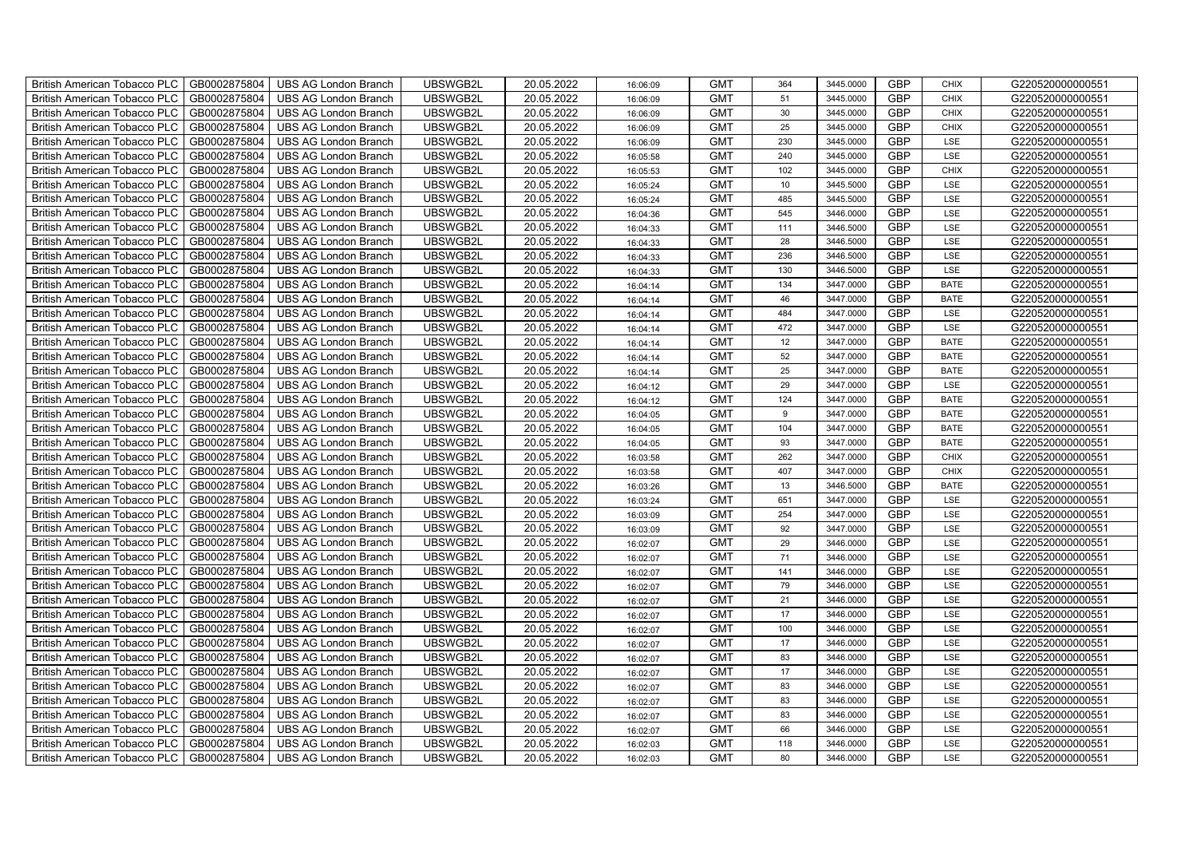| British American Tobacco PLC | GB0002875804 | UBS AG London Branch | UBSWGB2L | 20.05.2022 | 16:06:09 | GMT | 364 | 3445.0000 | GBP | CHIX | G220520000000551 |
|---|---|---|---|---|---|---|---|---|---|---|---|
| British American Tobacco PLC | GB0002875804 | UBS AG London Branch | UBSWGB2L | 20.05.2022 | 16:06:09 | GMT | 51 | 3445.0000 | GBP | CHIX | G220520000000551 |
| British American Tobacco PLC | GB0002875804 | UBS AG London Branch | UBSWGB2L | 20.05.2022 | 16:06:09 | GMT | 30 | 3445.0000 | GBP | CHIX | G220520000000551 |
| British American Tobacco PLC | GB0002875804 | UBS AG London Branch | UBSWGB2L | 20.05.2022 | 16:06:09 | GMT | 25 | 3445.0000 | GBP | CHIX | G220520000000551 |
| British American Tobacco PLC | GB0002875804 | UBS AG London Branch | UBSWGB2L | 20.05.2022 | 16:06:09 | GMT | 230 | 3445.0000 | GBP | LSE | G220520000000551 |
| British American Tobacco PLC | GB0002875804 | UBS AG London Branch | UBSWGB2L | 20.05.2022 | 16:05:58 | GMT | 240 | 3445.0000 | GBP | LSE | G220520000000551 |
| British American Tobacco PLC | GB0002875804 | UBS AG London Branch | UBSWGB2L | 20.05.2022 | 16:05:53 | GMT | 102 | 3445.0000 | GBP | CHIX | G220520000000551 |
| British American Tobacco PLC | GB0002875804 | UBS AG London Branch | UBSWGB2L | 20.05.2022 | 16:05:24 | GMT | 10 | 3445.5000 | GBP | LSE | G220520000000551 |
| British American Tobacco PLC | GB0002875804 | UBS AG London Branch | UBSWGB2L | 20.05.2022 | 16:05:24 | GMT | 485 | 3445.5000 | GBP | LSE | G220520000000551 |
| British American Tobacco PLC | GB0002875804 | UBS AG London Branch | UBSWGB2L | 20.05.2022 | 16:04:36 | GMT | 545 | 3446.0000 | GBP | LSE | G220520000000551 |
| British American Tobacco PLC | GB0002875804 | UBS AG London Branch | UBSWGB2L | 20.05.2022 | 16:04:33 | GMT | 111 | 3446.5000 | GBP | LSE | G220520000000551 |
| British American Tobacco PLC | GB0002875804 | UBS AG London Branch | UBSWGB2L | 20.05.2022 | 16:04:33 | GMT | 28 | 3446.5000 | GBP | LSE | G220520000000551 |
| British American Tobacco PLC | GB0002875804 | UBS AG London Branch | UBSWGB2L | 20.05.2022 | 16:04:33 | GMT | 236 | 3446.5000 | GBP | LSE | G220520000000551 |
| British American Tobacco PLC | GB0002875804 | UBS AG London Branch | UBSWGB2L | 20.05.2022 | 16:04:33 | GMT | 130 | 3446.5000 | GBP | LSE | G220520000000551 |
| British American Tobacco PLC | GB0002875804 | UBS AG London Branch | UBSWGB2L | 20.05.2022 | 16:04:14 | GMT | 134 | 3447.0000 | GBP | BATE | G220520000000551 |
| British American Tobacco PLC | GB0002875804 | UBS AG London Branch | UBSWGB2L | 20.05.2022 | 16:04:14 | GMT | 46 | 3447.0000 | GBP | BATE | G220520000000551 |
| British American Tobacco PLC | GB0002875804 | UBS AG London Branch | UBSWGB2L | 20.05.2022 | 16:04:14 | GMT | 484 | 3447.0000 | GBP | LSE | G220520000000551 |
| British American Tobacco PLC | GB0002875804 | UBS AG London Branch | UBSWGB2L | 20.05.2022 | 16:04:14 | GMT | 472 | 3447.0000 | GBP | LSE | G220520000000551 |
| British American Tobacco PLC | GB0002875804 | UBS AG London Branch | UBSWGB2L | 20.05.2022 | 16:04:14 | GMT | 12 | 3447.0000 | GBP | BATE | G220520000000551 |
| British American Tobacco PLC | GB0002875804 | UBS AG London Branch | UBSWGB2L | 20.05.2022 | 16:04:14 | GMT | 52 | 3447.0000 | GBP | BATE | G220520000000551 |
| British American Tobacco PLC | GB0002875804 | UBS AG London Branch | UBSWGB2L | 20.05.2022 | 16:04:14 | GMT | 25 | 3447.0000 | GBP | BATE | G220520000000551 |
| British American Tobacco PLC | GB0002875804 | UBS AG London Branch | UBSWGB2L | 20.05.2022 | 16:04:12 | GMT | 29 | 3447.0000 | GBP | LSE | G220520000000551 |
| British American Tobacco PLC | GB0002875804 | UBS AG London Branch | UBSWGB2L | 20.05.2022 | 16:04:12 | GMT | 124 | 3447.0000 | GBP | BATE | G220520000000551 |
| British American Tobacco PLC | GB0002875804 | UBS AG London Branch | UBSWGB2L | 20.05.2022 | 16:04:05 | GMT | 9 | 3447.0000 | GBP | BATE | G220520000000551 |
| British American Tobacco PLC | GB0002875804 | UBS AG London Branch | UBSWGB2L | 20.05.2022 | 16:04:05 | GMT | 104 | 3447.0000 | GBP | BATE | G220520000000551 |
| British American Tobacco PLC | GB0002875804 | UBS AG London Branch | UBSWGB2L | 20.05.2022 | 16:04:05 | GMT | 93 | 3447.0000 | GBP | BATE | G220520000000551 |
| British American Tobacco PLC | GB0002875804 | UBS AG London Branch | UBSWGB2L | 20.05.2022 | 16:03:58 | GMT | 262 | 3447.0000 | GBP | CHIX | G220520000000551 |
| British American Tobacco PLC | GB0002875804 | UBS AG London Branch | UBSWGB2L | 20.05.2022 | 16:03:58 | GMT | 407 | 3447.0000 | GBP | CHIX | G220520000000551 |
| British American Tobacco PLC | GB0002875804 | UBS AG London Branch | UBSWGB2L | 20.05.2022 | 16:03:26 | GMT | 13 | 3446.5000 | GBP | BATE | G220520000000551 |
| British American Tobacco PLC | GB0002875804 | UBS AG London Branch | UBSWGB2L | 20.05.2022 | 16:03:24 | GMT | 651 | 3447.0000 | GBP | LSE | G220520000000551 |
| British American Tobacco PLC | GB0002875804 | UBS AG London Branch | UBSWGB2L | 20.05.2022 | 16:03:09 | GMT | 254 | 3447.0000 | GBP | LSE | G220520000000551 |
| British American Tobacco PLC | GB0002875804 | UBS AG London Branch | UBSWGB2L | 20.05.2022 | 16:03:09 | GMT | 92 | 3447.0000 | GBP | LSE | G220520000000551 |
| British American Tobacco PLC | GB0002875804 | UBS AG London Branch | UBSWGB2L | 20.05.2022 | 16:02:07 | GMT | 29 | 3446.0000 | GBP | LSE | G220520000000551 |
| British American Tobacco PLC | GB0002875804 | UBS AG London Branch | UBSWGB2L | 20.05.2022 | 16:02:07 | GMT | 71 | 3446.0000 | GBP | LSE | G220520000000551 |
| British American Tobacco PLC | GB0002875804 | UBS AG London Branch | UBSWGB2L | 20.05.2022 | 16:02:07 | GMT | 141 | 3446.0000 | GBP | LSE | G220520000000551 |
| British American Tobacco PLC | GB0002875804 | UBS AG London Branch | UBSWGB2L | 20.05.2022 | 16:02:07 | GMT | 79 | 3446.0000 | GBP | LSE | G220520000000551 |
| British American Tobacco PLC | GB0002875804 | UBS AG London Branch | UBSWGB2L | 20.05.2022 | 16:02:07 | GMT | 21 | 3446.0000 | GBP | LSE | G220520000000551 |
| British American Tobacco PLC | GB0002875804 | UBS AG London Branch | UBSWGB2L | 20.05.2022 | 16:02:07 | GMT | 17 | 3446.0000 | GBP | LSE | G220520000000551 |
| British American Tobacco PLC | GB0002875804 | UBS AG London Branch | UBSWGB2L | 20.05.2022 | 16:02:07 | GMT | 100 | 3446.0000 | GBP | LSE | G220520000000551 |
| British American Tobacco PLC | GB0002875804 | UBS AG London Branch | UBSWGB2L | 20.05.2022 | 16:02:07 | GMT | 17 | 3446.0000 | GBP | LSE | G220520000000551 |
| British American Tobacco PLC | GB0002875804 | UBS AG London Branch | UBSWGB2L | 20.05.2022 | 16:02:07 | GMT | 83 | 3446.0000 | GBP | LSE | G220520000000551 |
| British American Tobacco PLC | GB0002875804 | UBS AG London Branch | UBSWGB2L | 20.05.2022 | 16:02:07 | GMT | 17 | 3446.0000 | GBP | LSE | G220520000000551 |
| British American Tobacco PLC | GB0002875804 | UBS AG London Branch | UBSWGB2L | 20.05.2022 | 16:02:07 | GMT | 83 | 3446.0000 | GBP | LSE | G220520000000551 |
| British American Tobacco PLC | GB0002875804 | UBS AG London Branch | UBSWGB2L | 20.05.2022 | 16:02:07 | GMT | 83 | 3446.0000 | GBP | LSE | G220520000000551 |
| British American Tobacco PLC | GB0002875804 | UBS AG London Branch | UBSWGB2L | 20.05.2022 | 16:02:07 | GMT | 83 | 3446.0000 | GBP | LSE | G220520000000551 |
| British American Tobacco PLC | GB0002875804 | UBS AG London Branch | UBSWGB2L | 20.05.2022 | 16:02:07 | GMT | 66 | 3446.0000 | GBP | LSE | G220520000000551 |
| British American Tobacco PLC | GB0002875804 | UBS AG London Branch | UBSWGB2L | 20.05.2022 | 16:02:03 | GMT | 118 | 3446.0000 | GBP | LSE | G220520000000551 |
| British American Tobacco PLC | GB0002875804 | UBS AG London Branch | UBSWGB2L | 20.05.2022 | 16:02:03 | GMT | 80 | 3446.0000 | GBP | LSE | G220520000000551 |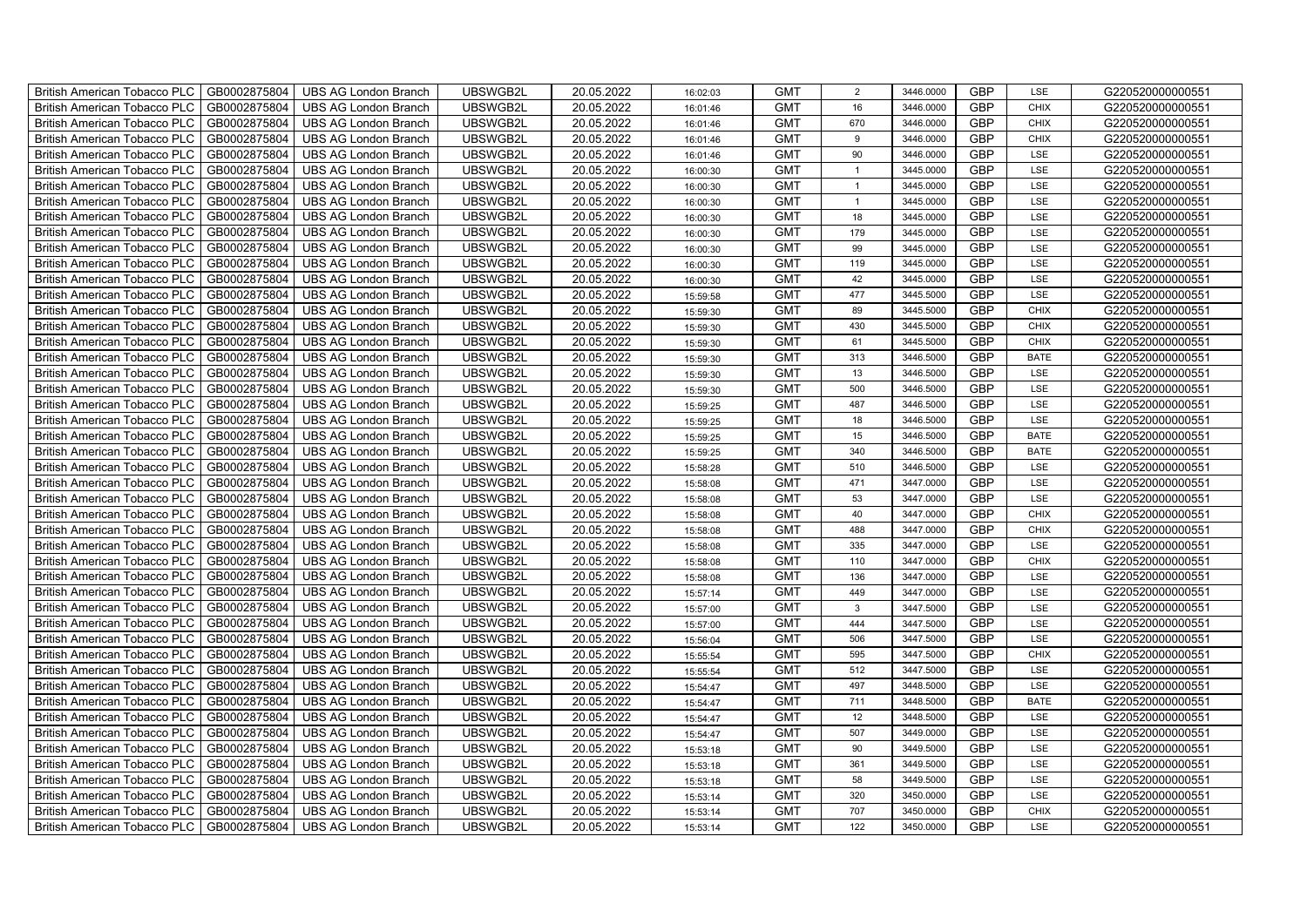| British American Tobacco PLC | GB0002875804 | UBS AG London Branch | UBSWGB2L | 20.05.2022 | 16:02:03 | GMT | 2 | 3446.0000 | GBP | LSE | G220520000000551 |
|---|---|---|---|---|---|---|---|---|---|---|---|
| British American Tobacco PLC | GB0002875804 | UBS AG London Branch | UBSWGB2L | 20.05.2022 | 16:01:46 | GMT | 16 | 3446.0000 | GBP | CHIX | G220520000000551 |
| British American Tobacco PLC | GB0002875804 | UBS AG London Branch | UBSWGB2L | 20.05.2022 | 16:01:46 | GMT | 670 | 3446.0000 | GBP | CHIX | G220520000000551 |
| British American Tobacco PLC | GB0002875804 | UBS AG London Branch | UBSWGB2L | 20.05.2022 | 16:01:46 | GMT | 9 | 3446.0000 | GBP | CHIX | G220520000000551 |
| British American Tobacco PLC | GB0002875804 | UBS AG London Branch | UBSWGB2L | 20.05.2022 | 16:01:46 | GMT | 90 | 3446.0000 | GBP | LSE | G220520000000551 |
| British American Tobacco PLC | GB0002875804 | UBS AG London Branch | UBSWGB2L | 20.05.2022 | 16:00:30 | GMT | 1 | 3445.0000 | GBP | LSE | G220520000000551 |
| British American Tobacco PLC | GB0002875804 | UBS AG London Branch | UBSWGB2L | 20.05.2022 | 16:00:30 | GMT | 1 | 3445.0000 | GBP | LSE | G220520000000551 |
| British American Tobacco PLC | GB0002875804 | UBS AG London Branch | UBSWGB2L | 20.05.2022 | 16:00:30 | GMT | 1 | 3445.0000 | GBP | LSE | G220520000000551 |
| British American Tobacco PLC | GB0002875804 | UBS AG London Branch | UBSWGB2L | 20.05.2022 | 16:00:30 | GMT | 18 | 3445.0000 | GBP | LSE | G220520000000551 |
| British American Tobacco PLC | GB0002875804 | UBS AG London Branch | UBSWGB2L | 20.05.2022 | 16:00:30 | GMT | 179 | 3445.0000 | GBP | LSE | G220520000000551 |
| British American Tobacco PLC | GB0002875804 | UBS AG London Branch | UBSWGB2L | 20.05.2022 | 16:00:30 | GMT | 99 | 3445.0000 | GBP | LSE | G220520000000551 |
| British American Tobacco PLC | GB0002875804 | UBS AG London Branch | UBSWGB2L | 20.05.2022 | 16:00:30 | GMT | 119 | 3445.0000 | GBP | LSE | G220520000000551 |
| British American Tobacco PLC | GB0002875804 | UBS AG London Branch | UBSWGB2L | 20.05.2022 | 16:00:30 | GMT | 42 | 3445.0000 | GBP | LSE | G220520000000551 |
| British American Tobacco PLC | GB0002875804 | UBS AG London Branch | UBSWGB2L | 20.05.2022 | 15:59:58 | GMT | 477 | 3445.5000 | GBP | LSE | G220520000000551 |
| British American Tobacco PLC | GB0002875804 | UBS AG London Branch | UBSWGB2L | 20.05.2022 | 15:59:30 | GMT | 89 | 3445.5000 | GBP | CHIX | G220520000000551 |
| British American Tobacco PLC | GB0002875804 | UBS AG London Branch | UBSWGB2L | 20.05.2022 | 15:59:30 | GMT | 430 | 3445.5000 | GBP | CHIX | G220520000000551 |
| British American Tobacco PLC | GB0002875804 | UBS AG London Branch | UBSWGB2L | 20.05.2022 | 15:59:30 | GMT | 61 | 3445.5000 | GBP | CHIX | G220520000000551 |
| British American Tobacco PLC | GB0002875804 | UBS AG London Branch | UBSWGB2L | 20.05.2022 | 15:59:30 | GMT | 313 | 3446.5000 | GBP | BATE | G220520000000551 |
| British American Tobacco PLC | GB0002875804 | UBS AG London Branch | UBSWGB2L | 20.05.2022 | 15:59:30 | GMT | 13 | 3446.5000 | GBP | LSE | G220520000000551 |
| British American Tobacco PLC | GB0002875804 | UBS AG London Branch | UBSWGB2L | 20.05.2022 | 15:59:30 | GMT | 500 | 3446.5000 | GBP | LSE | G220520000000551 |
| British American Tobacco PLC | GB0002875804 | UBS AG London Branch | UBSWGB2L | 20.05.2022 | 15:59:25 | GMT | 487 | 3446.5000 | GBP | LSE | G220520000000551 |
| British American Tobacco PLC | GB0002875804 | UBS AG London Branch | UBSWGB2L | 20.05.2022 | 15:59:25 | GMT | 18 | 3446.5000 | GBP | LSE | G220520000000551 |
| British American Tobacco PLC | GB0002875804 | UBS AG London Branch | UBSWGB2L | 20.05.2022 | 15:59:25 | GMT | 15 | 3446.5000 | GBP | BATE | G220520000000551 |
| British American Tobacco PLC | GB0002875804 | UBS AG London Branch | UBSWGB2L | 20.05.2022 | 15:59:25 | GMT | 340 | 3446.5000 | GBP | BATE | G220520000000551 |
| British American Tobacco PLC | GB0002875804 | UBS AG London Branch | UBSWGB2L | 20.05.2022 | 15:58:28 | GMT | 510 | 3446.5000 | GBP | LSE | G220520000000551 |
| British American Tobacco PLC | GB0002875804 | UBS AG London Branch | UBSWGB2L | 20.05.2022 | 15:58:08 | GMT | 471 | 3447.0000 | GBP | LSE | G220520000000551 |
| British American Tobacco PLC | GB0002875804 | UBS AG London Branch | UBSWGB2L | 20.05.2022 | 15:58:08 | GMT | 53 | 3447.0000 | GBP | LSE | G220520000000551 |
| British American Tobacco PLC | GB0002875804 | UBS AG London Branch | UBSWGB2L | 20.05.2022 | 15:58:08 | GMT | 40 | 3447.0000 | GBP | CHIX | G220520000000551 |
| British American Tobacco PLC | GB0002875804 | UBS AG London Branch | UBSWGB2L | 20.05.2022 | 15:58:08 | GMT | 488 | 3447.0000 | GBP | CHIX | G220520000000551 |
| British American Tobacco PLC | GB0002875804 | UBS AG London Branch | UBSWGB2L | 20.05.2022 | 15:58:08 | GMT | 335 | 3447.0000 | GBP | LSE | G220520000000551 |
| British American Tobacco PLC | GB0002875804 | UBS AG London Branch | UBSWGB2L | 20.05.2022 | 15:58:08 | GMT | 110 | 3447.0000 | GBP | CHIX | G220520000000551 |
| British American Tobacco PLC | GB0002875804 | UBS AG London Branch | UBSWGB2L | 20.05.2022 | 15:58:08 | GMT | 136 | 3447.0000 | GBP | LSE | G220520000000551 |
| British American Tobacco PLC | GB0002875804 | UBS AG London Branch | UBSWGB2L | 20.05.2022 | 15:57:14 | GMT | 449 | 3447.0000 | GBP | LSE | G220520000000551 |
| British American Tobacco PLC | GB0002875804 | UBS AG London Branch | UBSWGB2L | 20.05.2022 | 15:57:00 | GMT | 3 | 3447.5000 | GBP | LSE | G220520000000551 |
| British American Tobacco PLC | GB0002875804 | UBS AG London Branch | UBSWGB2L | 20.05.2022 | 15:57:00 | GMT | 444 | 3447.5000 | GBP | LSE | G220520000000551 |
| British American Tobacco PLC | GB0002875804 | UBS AG London Branch | UBSWGB2L | 20.05.2022 | 15:56:04 | GMT | 506 | 3447.5000 | GBP | LSE | G220520000000551 |
| British American Tobacco PLC | GB0002875804 | UBS AG London Branch | UBSWGB2L | 20.05.2022 | 15:55:54 | GMT | 595 | 3447.5000 | GBP | CHIX | G220520000000551 |
| British American Tobacco PLC | GB0002875804 | UBS AG London Branch | UBSWGB2L | 20.05.2022 | 15:55:54 | GMT | 512 | 3447.5000 | GBP | LSE | G220520000000551 |
| British American Tobacco PLC | GB0002875804 | UBS AG London Branch | UBSWGB2L | 20.05.2022 | 15:54:47 | GMT | 497 | 3448.5000 | GBP | LSE | G220520000000551 |
| British American Tobacco PLC | GB0002875804 | UBS AG London Branch | UBSWGB2L | 20.05.2022 | 15:54:47 | GMT | 711 | 3448.5000 | GBP | BATE | G220520000000551 |
| British American Tobacco PLC | GB0002875804 | UBS AG London Branch | UBSWGB2L | 20.05.2022 | 15:54:47 | GMT | 12 | 3448.5000 | GBP | LSE | G220520000000551 |
| British American Tobacco PLC | GB0002875804 | UBS AG London Branch | UBSWGB2L | 20.05.2022 | 15:54:47 | GMT | 507 | 3449.0000 | GBP | LSE | G220520000000551 |
| British American Tobacco PLC | GB0002875804 | UBS AG London Branch | UBSWGB2L | 20.05.2022 | 15:53:18 | GMT | 90 | 3449.5000 | GBP | LSE | G220520000000551 |
| British American Tobacco PLC | GB0002875804 | UBS AG London Branch | UBSWGB2L | 20.05.2022 | 15:53:18 | GMT | 361 | 3449.5000 | GBP | LSE | G220520000000551 |
| British American Tobacco PLC | GB0002875804 | UBS AG London Branch | UBSWGB2L | 20.05.2022 | 15:53:18 | GMT | 58 | 3449.5000 | GBP | LSE | G220520000000551 |
| British American Tobacco PLC | GB0002875804 | UBS AG London Branch | UBSWGB2L | 20.05.2022 | 15:53:14 | GMT | 320 | 3450.0000 | GBP | LSE | G220520000000551 |
| British American Tobacco PLC | GB0002875804 | UBS AG London Branch | UBSWGB2L | 20.05.2022 | 15:53:14 | GMT | 707 | 3450.0000 | GBP | CHIX | G220520000000551 |
| British American Tobacco PLC | GB0002875804 | UBS AG London Branch | UBSWGB2L | 20.05.2022 | 15:53:14 | GMT | 122 | 3450.0000 | GBP | LSE | G220520000000551 |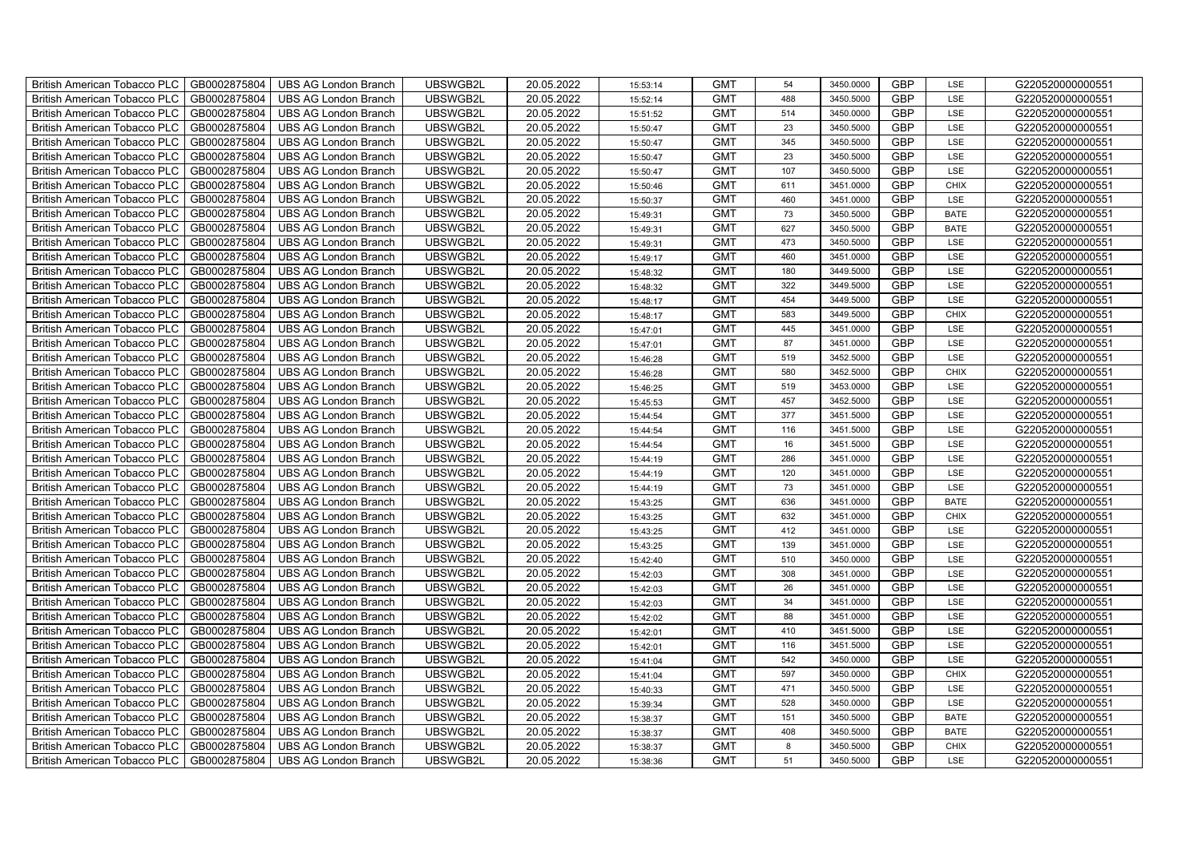| British American Tobacco PLC | GB0002875804 | UBS AG London Branch | UBSWGB2L | 20.05.2022 | 15:53:14 | GMT | 54 | 3450.0000 | GBP | LSE | G220520000000551 |
|---|---|---|---|---|---|---|---|---|---|---|---|
| British American Tobacco PLC | GB0002875804 | UBS AG London Branch | UBSWGB2L | 20.05.2022 | 15:52:14 | GMT | 488 | 3450.5000 | GBP | LSE | G220520000000551 |
| British American Tobacco PLC | GB0002875804 | UBS AG London Branch | UBSWGB2L | 20.05.2022 | 15:51:52 | GMT | 514 | 3450.0000 | GBP | LSE | G220520000000551 |
| British American Tobacco PLC | GB0002875804 | UBS AG London Branch | UBSWGB2L | 20.05.2022 | 15:50:47 | GMT | 23 | 3450.5000 | GBP | LSE | G220520000000551 |
| British American Tobacco PLC | GB0002875804 | UBS AG London Branch | UBSWGB2L | 20.05.2022 | 15:50:47 | GMT | 345 | 3450.5000 | GBP | LSE | G220520000000551 |
| British American Tobacco PLC | GB0002875804 | UBS AG London Branch | UBSWGB2L | 20.05.2022 | 15:50:47 | GMT | 23 | 3450.5000 | GBP | LSE | G220520000000551 |
| British American Tobacco PLC | GB0002875804 | UBS AG London Branch | UBSWGB2L | 20.05.2022 | 15:50:47 | GMT | 107 | 3450.5000 | GBP | LSE | G220520000000551 |
| British American Tobacco PLC | GB0002875804 | UBS AG London Branch | UBSWGB2L | 20.05.2022 | 15:50:46 | GMT | 611 | 3451.0000 | GBP | CHIX | G220520000000551 |
| British American Tobacco PLC | GB0002875804 | UBS AG London Branch | UBSWGB2L | 20.05.2022 | 15:50:37 | GMT | 460 | 3451.0000 | GBP | LSE | G220520000000551 |
| British American Tobacco PLC | GB0002875804 | UBS AG London Branch | UBSWGB2L | 20.05.2022 | 15:49:31 | GMT | 73 | 3450.5000 | GBP | BATE | G220520000000551 |
| British American Tobacco PLC | GB0002875804 | UBS AG London Branch | UBSWGB2L | 20.05.2022 | 15:49:31 | GMT | 627 | 3450.5000 | GBP | BATE | G220520000000551 |
| British American Tobacco PLC | GB0002875804 | UBS AG London Branch | UBSWGB2L | 20.05.2022 | 15:49:31 | GMT | 473 | 3450.5000 | GBP | LSE | G220520000000551 |
| British American Tobacco PLC | GB0002875804 | UBS AG London Branch | UBSWGB2L | 20.05.2022 | 15:49:17 | GMT | 460 | 3451.0000 | GBP | LSE | G220520000000551 |
| British American Tobacco PLC | GB0002875804 | UBS AG London Branch | UBSWGB2L | 20.05.2022 | 15:48:32 | GMT | 180 | 3449.5000 | GBP | LSE | G220520000000551 |
| British American Tobacco PLC | GB0002875804 | UBS AG London Branch | UBSWGB2L | 20.05.2022 | 15:48:32 | GMT | 322 | 3449.5000 | GBP | LSE | G220520000000551 |
| British American Tobacco PLC | GB0002875804 | UBS AG London Branch | UBSWGB2L | 20.05.2022 | 15:48:17 | GMT | 454 | 3449.5000 | GBP | LSE | G220520000000551 |
| British American Tobacco PLC | GB0002875804 | UBS AG London Branch | UBSWGB2L | 20.05.2022 | 15:48:17 | GMT | 583 | 3449.5000 | GBP | CHIX | G220520000000551 |
| British American Tobacco PLC | GB0002875804 | UBS AG London Branch | UBSWGB2L | 20.05.2022 | 15:47:01 | GMT | 445 | 3451.0000 | GBP | LSE | G220520000000551 |
| British American Tobacco PLC | GB0002875804 | UBS AG London Branch | UBSWGB2L | 20.05.2022 | 15:47:01 | GMT | 87 | 3451.0000 | GBP | LSE | G220520000000551 |
| British American Tobacco PLC | GB0002875804 | UBS AG London Branch | UBSWGB2L | 20.05.2022 | 15:46:28 | GMT | 519 | 3452.5000 | GBP | LSE | G220520000000551 |
| British American Tobacco PLC | GB0002875804 | UBS AG London Branch | UBSWGB2L | 20.05.2022 | 15:46:28 | GMT | 580 | 3452.5000 | GBP | CHIX | G220520000000551 |
| British American Tobacco PLC | GB0002875804 | UBS AG London Branch | UBSWGB2L | 20.05.2022 | 15:46:25 | GMT | 519 | 3453.0000 | GBP | LSE | G220520000000551 |
| British American Tobacco PLC | GB0002875804 | UBS AG London Branch | UBSWGB2L | 20.05.2022 | 15:45:53 | GMT | 457 | 3452.5000 | GBP | LSE | G220520000000551 |
| British American Tobacco PLC | GB0002875804 | UBS AG London Branch | UBSWGB2L | 20.05.2022 | 15:44:54 | GMT | 377 | 3451.5000 | GBP | LSE | G220520000000551 |
| British American Tobacco PLC | GB0002875804 | UBS AG London Branch | UBSWGB2L | 20.05.2022 | 15:44:54 | GMT | 116 | 3451.5000 | GBP | LSE | G220520000000551 |
| British American Tobacco PLC | GB0002875804 | UBS AG London Branch | UBSWGB2L | 20.05.2022 | 15:44:54 | GMT | 16 | 3451.5000 | GBP | LSE | G220520000000551 |
| British American Tobacco PLC | GB0002875804 | UBS AG London Branch | UBSWGB2L | 20.05.2022 | 15:44:19 | GMT | 286 | 3451.0000 | GBP | LSE | G220520000000551 |
| British American Tobacco PLC | GB0002875804 | UBS AG London Branch | UBSWGB2L | 20.05.2022 | 15:44:19 | GMT | 120 | 3451.0000 | GBP | LSE | G220520000000551 |
| British American Tobacco PLC | GB0002875804 | UBS AG London Branch | UBSWGB2L | 20.05.2022 | 15:44:19 | GMT | 73 | 3451.0000 | GBP | LSE | G220520000000551 |
| British American Tobacco PLC | GB0002875804 | UBS AG London Branch | UBSWGB2L | 20.05.2022 | 15:43:25 | GMT | 636 | 3451.0000 | GBP | BATE | G220520000000551 |
| British American Tobacco PLC | GB0002875804 | UBS AG London Branch | UBSWGB2L | 20.05.2022 | 15:43:25 | GMT | 632 | 3451.0000 | GBP | CHIX | G220520000000551 |
| British American Tobacco PLC | GB0002875804 | UBS AG London Branch | UBSWGB2L | 20.05.2022 | 15:43:25 | GMT | 412 | 3451.0000 | GBP | LSE | G220520000000551 |
| British American Tobacco PLC | GB0002875804 | UBS AG London Branch | UBSWGB2L | 20.05.2022 | 15:43:25 | GMT | 139 | 3451.0000 | GBP | LSE | G220520000000551 |
| British American Tobacco PLC | GB0002875804 | UBS AG London Branch | UBSWGB2L | 20.05.2022 | 15:42:40 | GMT | 510 | 3450.0000 | GBP | LSE | G220520000000551 |
| British American Tobacco PLC | GB0002875804 | UBS AG London Branch | UBSWGB2L | 20.05.2022 | 15:42:03 | GMT | 308 | 3451.0000 | GBP | LSE | G220520000000551 |
| British American Tobacco PLC | GB0002875804 | UBS AG London Branch | UBSWGB2L | 20.05.2022 | 15:42:03 | GMT | 26 | 3451.0000 | GBP | LSE | G220520000000551 |
| British American Tobacco PLC | GB0002875804 | UBS AG London Branch | UBSWGB2L | 20.05.2022 | 15:42:03 | GMT | 34 | 3451.0000 | GBP | LSE | G220520000000551 |
| British American Tobacco PLC | GB0002875804 | UBS AG London Branch | UBSWGB2L | 20.05.2022 | 15:42:02 | GMT | 88 | 3451.0000 | GBP | LSE | G220520000000551 |
| British American Tobacco PLC | GB0002875804 | UBS AG London Branch | UBSWGB2L | 20.05.2022 | 15:42:01 | GMT | 410 | 3451.5000 | GBP | LSE | G220520000000551 |
| British American Tobacco PLC | GB0002875804 | UBS AG London Branch | UBSWGB2L | 20.05.2022 | 15:42:01 | GMT | 116 | 3451.5000 | GBP | LSE | G220520000000551 |
| British American Tobacco PLC | GB0002875804 | UBS AG London Branch | UBSWGB2L | 20.05.2022 | 15:41:04 | GMT | 542 | 3450.0000 | GBP | LSE | G220520000000551 |
| British American Tobacco PLC | GB0002875804 | UBS AG London Branch | UBSWGB2L | 20.05.2022 | 15:41:04 | GMT | 597 | 3450.0000 | GBP | CHIX | G220520000000551 |
| British American Tobacco PLC | GB0002875804 | UBS AG London Branch | UBSWGB2L | 20.05.2022 | 15:40:33 | GMT | 471 | 3450.5000 | GBP | LSE | G220520000000551 |
| British American Tobacco PLC | GB0002875804 | UBS AG London Branch | UBSWGB2L | 20.05.2022 | 15:39:34 | GMT | 528 | 3450.0000 | GBP | LSE | G220520000000551 |
| British American Tobacco PLC | GB0002875804 | UBS AG London Branch | UBSWGB2L | 20.05.2022 | 15:38:37 | GMT | 151 | 3450.5000 | GBP | BATE | G220520000000551 |
| British American Tobacco PLC | GB0002875804 | UBS AG London Branch | UBSWGB2L | 20.05.2022 | 15:38:37 | GMT | 408 | 3450.5000 | GBP | BATE | G220520000000551 |
| British American Tobacco PLC | GB0002875804 | UBS AG London Branch | UBSWGB2L | 20.05.2022 | 15:38:37 | GMT | 8 | 3450.5000 | GBP | CHIX | G220520000000551 |
| British American Tobacco PLC | GB0002875804 | UBS AG London Branch | UBSWGB2L | 20.05.2022 | 15:38:36 | GMT | 51 | 3450.5000 | GBP | LSE | G220520000000551 |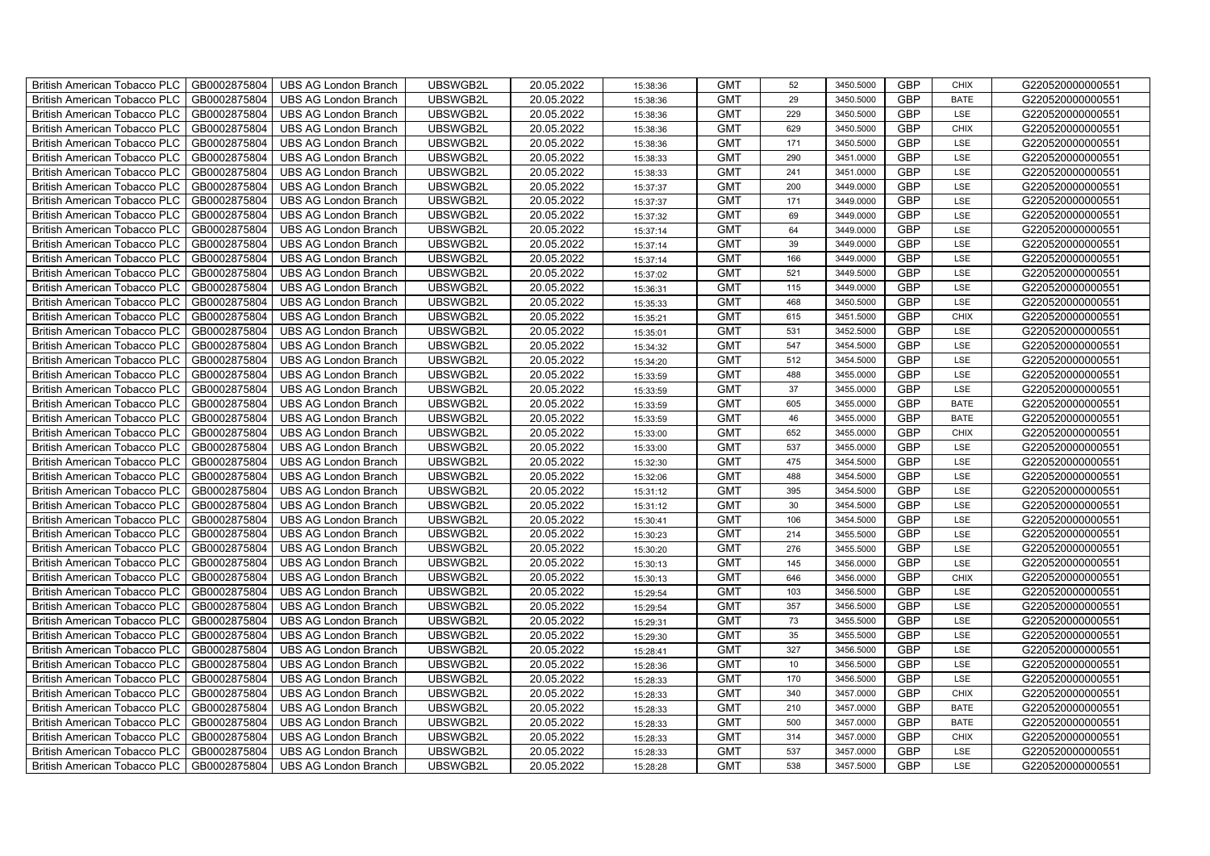| British American Tobacco PLC | GB0002875804 | UBS AG London Branch | UBSWGB2L | 20.05.2022 | 15:38:36 | GMT | 52 | 3450.5000 | GBP | CHIX | G220520000000551 |
|---|---|---|---|---|---|---|---|---|---|---|---|
| British American Tobacco PLC | GB0002875804 | UBS AG London Branch | UBSWGB2L | 20.05.2022 | 15:38:36 | GMT | 29 | 3450.5000 | GBP | BATE | G220520000000551 |
| British American Tobacco PLC | GB0002875804 | UBS AG London Branch | UBSWGB2L | 20.05.2022 | 15:38:36 | GMT | 229 | 3450.5000 | GBP | LSE | G220520000000551 |
| British American Tobacco PLC | GB0002875804 | UBS AG London Branch | UBSWGB2L | 20.05.2022 | 15:38:36 | GMT | 629 | 3450.5000 | GBP | CHIX | G220520000000551 |
| British American Tobacco PLC | GB0002875804 | UBS AG London Branch | UBSWGB2L | 20.05.2022 | 15:38:36 | GMT | 171 | 3450.5000 | GBP | LSE | G220520000000551 |
| British American Tobacco PLC | GB0002875804 | UBS AG London Branch | UBSWGB2L | 20.05.2022 | 15:38:33 | GMT | 290 | 3451.0000 | GBP | LSE | G220520000000551 |
| British American Tobacco PLC | GB0002875804 | UBS AG London Branch | UBSWGB2L | 20.05.2022 | 15:38:33 | GMT | 241 | 3451.0000 | GBP | LSE | G220520000000551 |
| British American Tobacco PLC | GB0002875804 | UBS AG London Branch | UBSWGB2L | 20.05.2022 | 15:37:37 | GMT | 200 | 3449.0000 | GBP | LSE | G220520000000551 |
| British American Tobacco PLC | GB0002875804 | UBS AG London Branch | UBSWGB2L | 20.05.2022 | 15:37:37 | GMT | 171 | 3449.0000 | GBP | LSE | G220520000000551 |
| British American Tobacco PLC | GB0002875804 | UBS AG London Branch | UBSWGB2L | 20.05.2022 | 15:37:32 | GMT | 69 | 3449.0000 | GBP | LSE | G220520000000551 |
| British American Tobacco PLC | GB0002875804 | UBS AG London Branch | UBSWGB2L | 20.05.2022 | 15:37:14 | GMT | 64 | 3449.0000 | GBP | LSE | G220520000000551 |
| British American Tobacco PLC | GB0002875804 | UBS AG London Branch | UBSWGB2L | 20.05.2022 | 15:37:14 | GMT | 39 | 3449.0000 | GBP | LSE | G220520000000551 |
| British American Tobacco PLC | GB0002875804 | UBS AG London Branch | UBSWGB2L | 20.05.2022 | 15:37:14 | GMT | 166 | 3449.0000 | GBP | LSE | G220520000000551 |
| British American Tobacco PLC | GB0002875804 | UBS AG London Branch | UBSWGB2L | 20.05.2022 | 15:37:02 | GMT | 521 | 3449.5000 | GBP | LSE | G220520000000551 |
| British American Tobacco PLC | GB0002875804 | UBS AG London Branch | UBSWGB2L | 20.05.2022 | 15:36:31 | GMT | 115 | 3449.0000 | GBP | LSE | G220520000000551 |
| British American Tobacco PLC | GB0002875804 | UBS AG London Branch | UBSWGB2L | 20.05.2022 | 15:35:33 | GMT | 468 | 3450.5000 | GBP | LSE | G220520000000551 |
| British American Tobacco PLC | GB0002875804 | UBS AG London Branch | UBSWGB2L | 20.05.2022 | 15:35:21 | GMT | 615 | 3451.5000 | GBP | CHIX | G220520000000551 |
| British American Tobacco PLC | GB0002875804 | UBS AG London Branch | UBSWGB2L | 20.05.2022 | 15:35:01 | GMT | 531 | 3452.5000 | GBP | LSE | G220520000000551 |
| British American Tobacco PLC | GB0002875804 | UBS AG London Branch | UBSWGB2L | 20.05.2022 | 15:34:32 | GMT | 547 | 3454.5000 | GBP | LSE | G220520000000551 |
| British American Tobacco PLC | GB0002875804 | UBS AG London Branch | UBSWGB2L | 20.05.2022 | 15:34:20 | GMT | 512 | 3454.5000 | GBP | LSE | G220520000000551 |
| British American Tobacco PLC | GB0002875804 | UBS AG London Branch | UBSWGB2L | 20.05.2022 | 15:33:59 | GMT | 488 | 3455.0000 | GBP | LSE | G220520000000551 |
| British American Tobacco PLC | GB0002875804 | UBS AG London Branch | UBSWGB2L | 20.05.2022 | 15:33:59 | GMT | 37 | 3455.0000 | GBP | LSE | G220520000000551 |
| British American Tobacco PLC | GB0002875804 | UBS AG London Branch | UBSWGB2L | 20.05.2022 | 15:33:59 | GMT | 605 | 3455.0000 | GBP | BATE | G220520000000551 |
| British American Tobacco PLC | GB0002875804 | UBS AG London Branch | UBSWGB2L | 20.05.2022 | 15:33:59 | GMT | 46 | 3455.0000 | GBP | BATE | G220520000000551 |
| British American Tobacco PLC | GB0002875804 | UBS AG London Branch | UBSWGB2L | 20.05.2022 | 15:33:00 | GMT | 652 | 3455.0000 | GBP | CHIX | G220520000000551 |
| British American Tobacco PLC | GB0002875804 | UBS AG London Branch | UBSWGB2L | 20.05.2022 | 15:33:00 | GMT | 537 | 3455.0000 | GBP | LSE | G220520000000551 |
| British American Tobacco PLC | GB0002875804 | UBS AG London Branch | UBSWGB2L | 20.05.2022 | 15:32:30 | GMT | 475 | 3454.5000 | GBP | LSE | G220520000000551 |
| British American Tobacco PLC | GB0002875804 | UBS AG London Branch | UBSWGB2L | 20.05.2022 | 15:32:06 | GMT | 488 | 3454.5000 | GBP | LSE | G220520000000551 |
| British American Tobacco PLC | GB0002875804 | UBS AG London Branch | UBSWGB2L | 20.05.2022 | 15:31:12 | GMT | 395 | 3454.5000 | GBP | LSE | G220520000000551 |
| British American Tobacco PLC | GB0002875804 | UBS AG London Branch | UBSWGB2L | 20.05.2022 | 15:31:12 | GMT | 30 | 3454.5000 | GBP | LSE | G220520000000551 |
| British American Tobacco PLC | GB0002875804 | UBS AG London Branch | UBSWGB2L | 20.05.2022 | 15:30:41 | GMT | 106 | 3454.5000 | GBP | LSE | G220520000000551 |
| British American Tobacco PLC | GB0002875804 | UBS AG London Branch | UBSWGB2L | 20.05.2022 | 15:30:23 | GMT | 214 | 3455.5000 | GBP | LSE | G220520000000551 |
| British American Tobacco PLC | GB0002875804 | UBS AG London Branch | UBSWGB2L | 20.05.2022 | 15:30:20 | GMT | 276 | 3455.5000 | GBP | LSE | G220520000000551 |
| British American Tobacco PLC | GB0002875804 | UBS AG London Branch | UBSWGB2L | 20.05.2022 | 15:30:13 | GMT | 145 | 3456.0000 | GBP | LSE | G220520000000551 |
| British American Tobacco PLC | GB0002875804 | UBS AG London Branch | UBSWGB2L | 20.05.2022 | 15:30:13 | GMT | 646 | 3456.0000 | GBP | CHIX | G220520000000551 |
| British American Tobacco PLC | GB0002875804 | UBS AG London Branch | UBSWGB2L | 20.05.2022 | 15:29:54 | GMT | 103 | 3456.5000 | GBP | LSE | G220520000000551 |
| British American Tobacco PLC | GB0002875804 | UBS AG London Branch | UBSWGB2L | 20.05.2022 | 15:29:54 | GMT | 357 | 3456.5000 | GBP | LSE | G220520000000551 |
| British American Tobacco PLC | GB0002875804 | UBS AG London Branch | UBSWGB2L | 20.05.2022 | 15:29:31 | GMT | 73 | 3455.5000 | GBP | LSE | G220520000000551 |
| British American Tobacco PLC | GB0002875804 | UBS AG London Branch | UBSWGB2L | 20.05.2022 | 15:29:30 | GMT | 35 | 3455.5000 | GBP | LSE | G220520000000551 |
| British American Tobacco PLC | GB0002875804 | UBS AG London Branch | UBSWGB2L | 20.05.2022 | 15:28:41 | GMT | 327 | 3456.5000 | GBP | LSE | G220520000000551 |
| British American Tobacco PLC | GB0002875804 | UBS AG London Branch | UBSWGB2L | 20.05.2022 | 15:28:36 | GMT | 10 | 3456.5000 | GBP | LSE | G220520000000551 |
| British American Tobacco PLC | GB0002875804 | UBS AG London Branch | UBSWGB2L | 20.05.2022 | 15:28:33 | GMT | 170 | 3456.5000 | GBP | LSE | G220520000000551 |
| British American Tobacco PLC | GB0002875804 | UBS AG London Branch | UBSWGB2L | 20.05.2022 | 15:28:33 | GMT | 340 | 3457.0000 | GBP | CHIX | G220520000000551 |
| British American Tobacco PLC | GB0002875804 | UBS AG London Branch | UBSWGB2L | 20.05.2022 | 15:28:33 | GMT | 210 | 3457.0000 | GBP | BATE | G220520000000551 |
| British American Tobacco PLC | GB0002875804 | UBS AG London Branch | UBSWGB2L | 20.05.2022 | 15:28:33 | GMT | 500 | 3457.0000 | GBP | BATE | G220520000000551 |
| British American Tobacco PLC | GB0002875804 | UBS AG London Branch | UBSWGB2L | 20.05.2022 | 15:28:33 | GMT | 314 | 3457.0000 | GBP | CHIX | G220520000000551 |
| British American Tobacco PLC | GB0002875804 | UBS AG London Branch | UBSWGB2L | 20.05.2022 | 15:28:33 | GMT | 537 | 3457.0000 | GBP | LSE | G220520000000551 |
| British American Tobacco PLC | GB0002875804 | UBS AG London Branch | UBSWGB2L | 20.05.2022 | 15:28:28 | GMT | 538 | 3457.5000 | GBP | LSE | G220520000000551 |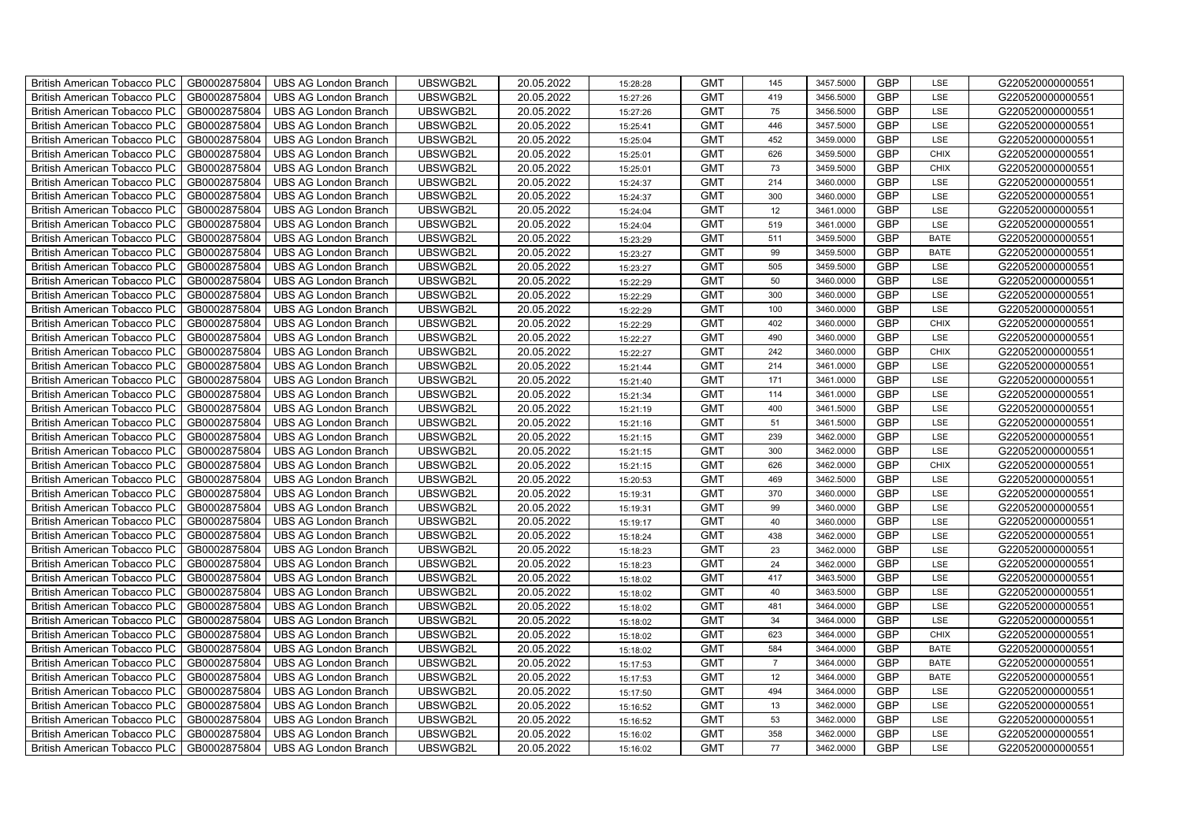| British American Tobacco PLC | GB0002875804 | UBS AG London Branch | UBSWGB2L | 20.05.2022 | 15:28:28 | GMT | 145 | 3457.5000 | GBP | LSE | G220520000000551 |
|---|---|---|---|---|---|---|---|---|---|---|---|
| British American Tobacco PLC | GB0002875804 | UBS AG London Branch | UBSWGB2L | 20.05.2022 | 15:27:26 | GMT | 419 | 3456.5000 | GBP | LSE | G220520000000551 |
| British American Tobacco PLC | GB0002875804 | UBS AG London Branch | UBSWGB2L | 20.05.2022 | 15:27:26 | GMT | 75 | 3456.5000 | GBP | LSE | G220520000000551 |
| British American Tobacco PLC | GB0002875804 | UBS AG London Branch | UBSWGB2L | 20.05.2022 | 15:25:41 | GMT | 446 | 3457.5000 | GBP | LSE | G220520000000551 |
| British American Tobacco PLC | GB0002875804 | UBS AG London Branch | UBSWGB2L | 20.05.2022 | 15:25:04 | GMT | 452 | 3459.0000 | GBP | LSE | G220520000000551 |
| British American Tobacco PLC | GB0002875804 | UBS AG London Branch | UBSWGB2L | 20.05.2022 | 15:25:01 | GMT | 626 | 3459.5000 | GBP | CHIX | G220520000000551 |
| British American Tobacco PLC | GB0002875804 | UBS AG London Branch | UBSWGB2L | 20.05.2022 | 15:25:01 | GMT | 73 | 3459.5000 | GBP | CHIX | G220520000000551 |
| British American Tobacco PLC | GB0002875804 | UBS AG London Branch | UBSWGB2L | 20.05.2022 | 15:24:37 | GMT | 214 | 3460.0000 | GBP | LSE | G220520000000551 |
| British American Tobacco PLC | GB0002875804 | UBS AG London Branch | UBSWGB2L | 20.05.2022 | 15:24:37 | GMT | 300 | 3460.0000 | GBP | LSE | G220520000000551 |
| British American Tobacco PLC | GB0002875804 | UBS AG London Branch | UBSWGB2L | 20.05.2022 | 15:24:04 | GMT | 12 | 3461.0000 | GBP | LSE | G220520000000551 |
| British American Tobacco PLC | GB0002875804 | UBS AG London Branch | UBSWGB2L | 20.05.2022 | 15:24:04 | GMT | 519 | 3461.0000 | GBP | LSE | G220520000000551 |
| British American Tobacco PLC | GB0002875804 | UBS AG London Branch | UBSWGB2L | 20.05.2022 | 15:23:29 | GMT | 511 | 3459.5000 | GBP | BATE | G220520000000551 |
| British American Tobacco PLC | GB0002875804 | UBS AG London Branch | UBSWGB2L | 20.05.2022 | 15:23:27 | GMT | 99 | 3459.5000 | GBP | BATE | G220520000000551 |
| British American Tobacco PLC | GB0002875804 | UBS AG London Branch | UBSWGB2L | 20.05.2022 | 15:23:27 | GMT | 505 | 3459.5000 | GBP | LSE | G220520000000551 |
| British American Tobacco PLC | GB0002875804 | UBS AG London Branch | UBSWGB2L | 20.05.2022 | 15:22:29 | GMT | 50 | 3460.0000 | GBP | LSE | G220520000000551 |
| British American Tobacco PLC | GB0002875804 | UBS AG London Branch | UBSWGB2L | 20.05.2022 | 15:22:29 | GMT | 300 | 3460.0000 | GBP | LSE | G220520000000551 |
| British American Tobacco PLC | GB0002875804 | UBS AG London Branch | UBSWGB2L | 20.05.2022 | 15:22:29 | GMT | 100 | 3460.0000 | GBP | LSE | G220520000000551 |
| British American Tobacco PLC | GB0002875804 | UBS AG London Branch | UBSWGB2L | 20.05.2022 | 15:22:29 | GMT | 402 | 3460.0000 | GBP | CHIX | G220520000000551 |
| British American Tobacco PLC | GB0002875804 | UBS AG London Branch | UBSWGB2L | 20.05.2022 | 15:22:27 | GMT | 490 | 3460.0000 | GBP | LSE | G220520000000551 |
| British American Tobacco PLC | GB0002875804 | UBS AG London Branch | UBSWGB2L | 20.05.2022 | 15:22:27 | GMT | 242 | 3460.0000 | GBP | CHIX | G220520000000551 |
| British American Tobacco PLC | GB0002875804 | UBS AG London Branch | UBSWGB2L | 20.05.2022 | 15:21:44 | GMT | 214 | 3461.0000 | GBP | LSE | G220520000000551 |
| British American Tobacco PLC | GB0002875804 | UBS AG London Branch | UBSWGB2L | 20.05.2022 | 15:21:40 | GMT | 171 | 3461.0000 | GBP | LSE | G220520000000551 |
| British American Tobacco PLC | GB0002875804 | UBS AG London Branch | UBSWGB2L | 20.05.2022 | 15:21:34 | GMT | 114 | 3461.0000 | GBP | LSE | G220520000000551 |
| British American Tobacco PLC | GB0002875804 | UBS AG London Branch | UBSWGB2L | 20.05.2022 | 15:21:19 | GMT | 400 | 3461.5000 | GBP | LSE | G220520000000551 |
| British American Tobacco PLC | GB0002875804 | UBS AG London Branch | UBSWGB2L | 20.05.2022 | 15:21:16 | GMT | 51 | 3461.5000 | GBP | LSE | G220520000000551 |
| British American Tobacco PLC | GB0002875804 | UBS AG London Branch | UBSWGB2L | 20.05.2022 | 15:21:15 | GMT | 239 | 3462.0000 | GBP | LSE | G220520000000551 |
| British American Tobacco PLC | GB0002875804 | UBS AG London Branch | UBSWGB2L | 20.05.2022 | 15:21:15 | GMT | 300 | 3462.0000 | GBP | LSE | G220520000000551 |
| British American Tobacco PLC | GB0002875804 | UBS AG London Branch | UBSWGB2L | 20.05.2022 | 15:21:15 | GMT | 626 | 3462.0000 | GBP | CHIX | G220520000000551 |
| British American Tobacco PLC | GB0002875804 | UBS AG London Branch | UBSWGB2L | 20.05.2022 | 15:20:53 | GMT | 469 | 3462.5000 | GBP | LSE | G220520000000551 |
| British American Tobacco PLC | GB0002875804 | UBS AG London Branch | UBSWGB2L | 20.05.2022 | 15:19:31 | GMT | 370 | 3460.0000 | GBP | LSE | G220520000000551 |
| British American Tobacco PLC | GB0002875804 | UBS AG London Branch | UBSWGB2L | 20.05.2022 | 15:19:31 | GMT | 99 | 3460.0000 | GBP | LSE | G220520000000551 |
| British American Tobacco PLC | GB0002875804 | UBS AG London Branch | UBSWGB2L | 20.05.2022 | 15:19:17 | GMT | 40 | 3460.0000 | GBP | LSE | G220520000000551 |
| British American Tobacco PLC | GB0002875804 | UBS AG London Branch | UBSWGB2L | 20.05.2022 | 15:18:24 | GMT | 438 | 3462.0000 | GBP | LSE | G220520000000551 |
| British American Tobacco PLC | GB0002875804 | UBS AG London Branch | UBSWGB2L | 20.05.2022 | 15:18:23 | GMT | 23 | 3462.0000 | GBP | LSE | G220520000000551 |
| British American Tobacco PLC | GB0002875804 | UBS AG London Branch | UBSWGB2L | 20.05.2022 | 15:18:23 | GMT | 24 | 3462.0000 | GBP | LSE | G220520000000551 |
| British American Tobacco PLC | GB0002875804 | UBS AG London Branch | UBSWGB2L | 20.05.2022 | 15:18:02 | GMT | 417 | 3463.5000 | GBP | LSE | G220520000000551 |
| British American Tobacco PLC | GB0002875804 | UBS AG London Branch | UBSWGB2L | 20.05.2022 | 15:18:02 | GMT | 40 | 3463.5000 | GBP | LSE | G220520000000551 |
| British American Tobacco PLC | GB0002875804 | UBS AG London Branch | UBSWGB2L | 20.05.2022 | 15:18:02 | GMT | 481 | 3464.0000 | GBP | LSE | G220520000000551 |
| British American Tobacco PLC | GB0002875804 | UBS AG London Branch | UBSWGB2L | 20.05.2022 | 15:18:02 | GMT | 34 | 3464.0000 | GBP | LSE | G220520000000551 |
| British American Tobacco PLC | GB0002875804 | UBS AG London Branch | UBSWGB2L | 20.05.2022 | 15:18:02 | GMT | 623 | 3464.0000 | GBP | CHIX | G220520000000551 |
| British American Tobacco PLC | GB0002875804 | UBS AG London Branch | UBSWGB2L | 20.05.2022 | 15:18:02 | GMT | 584 | 3464.0000 | GBP | BATE | G220520000000551 |
| British American Tobacco PLC | GB0002875804 | UBS AG London Branch | UBSWGB2L | 20.05.2022 | 15:17:53 | GMT | 7 | 3464.0000 | GBP | BATE | G220520000000551 |
| British American Tobacco PLC | GB0002875804 | UBS AG London Branch | UBSWGB2L | 20.05.2022 | 15:17:53 | GMT | 12 | 3464.0000 | GBP | BATE | G220520000000551 |
| British American Tobacco PLC | GB0002875804 | UBS AG London Branch | UBSWGB2L | 20.05.2022 | 15:17:50 | GMT | 494 | 3464.0000 | GBP | LSE | G220520000000551 |
| British American Tobacco PLC | GB0002875804 | UBS AG London Branch | UBSWGB2L | 20.05.2022 | 15:16:52 | GMT | 13 | 3462.0000 | GBP | LSE | G220520000000551 |
| British American Tobacco PLC | GB0002875804 | UBS AG London Branch | UBSWGB2L | 20.05.2022 | 15:16:52 | GMT | 53 | 3462.0000 | GBP | LSE | G220520000000551 |
| British American Tobacco PLC | GB0002875804 | UBS AG London Branch | UBSWGB2L | 20.05.2022 | 15:16:02 | GMT | 358 | 3462.0000 | GBP | LSE | G220520000000551 |
| British American Tobacco PLC | GB0002875804 | UBS AG London Branch | UBSWGB2L | 20.05.2022 | 15:16:02 | GMT | 77 | 3462.0000 | GBP | LSE | G220520000000551 |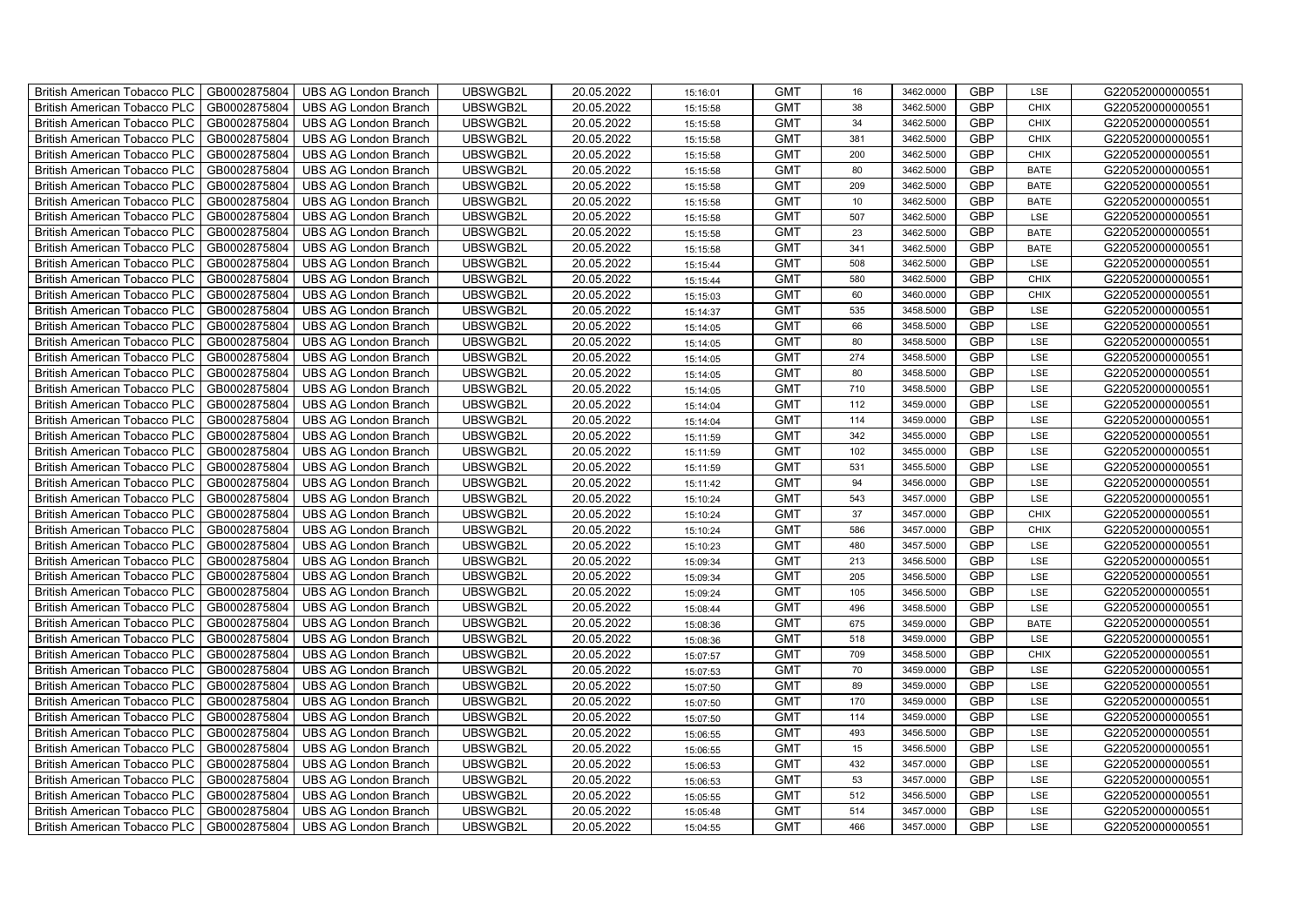| British American Tobacco PLC | GB0002875804 | UBS AG London Branch | UBSWGB2L | 20.05.2022 | 15:16:01 | GMT | 16 | 3462.0000 | GBP | LSE | G220520000000551 |
|---|---|---|---|---|---|---|---|---|---|---|---|
| British American Tobacco PLC | GB0002875804 | UBS AG London Branch | UBSWGB2L | 20.05.2022 | 15:15:58 | GMT | 38 | 3462.5000 | GBP | CHIX | G220520000000551 |
| British American Tobacco PLC | GB0002875804 | UBS AG London Branch | UBSWGB2L | 20.05.2022 | 15:15:58 | GMT | 34 | 3462.5000 | GBP | CHIX | G220520000000551 |
| British American Tobacco PLC | GB0002875804 | UBS AG London Branch | UBSWGB2L | 20.05.2022 | 15:15:58 | GMT | 381 | 3462.5000 | GBP | CHIX | G220520000000551 |
| British American Tobacco PLC | GB0002875804 | UBS AG London Branch | UBSWGB2L | 20.05.2022 | 15:15:58 | GMT | 200 | 3462.5000 | GBP | CHIX | G220520000000551 |
| British American Tobacco PLC | GB0002875804 | UBS AG London Branch | UBSWGB2L | 20.05.2022 | 15:15:58 | GMT | 80 | 3462.5000 | GBP | BATE | G220520000000551 |
| British American Tobacco PLC | GB0002875804 | UBS AG London Branch | UBSWGB2L | 20.05.2022 | 15:15:58 | GMT | 209 | 3462.5000 | GBP | BATE | G220520000000551 |
| British American Tobacco PLC | GB0002875804 | UBS AG London Branch | UBSWGB2L | 20.05.2022 | 15:15:58 | GMT | 10 | 3462.5000 | GBP | BATE | G220520000000551 |
| British American Tobacco PLC | GB0002875804 | UBS AG London Branch | UBSWGB2L | 20.05.2022 | 15:15:58 | GMT | 507 | 3462.5000 | GBP | LSE | G220520000000551 |
| British American Tobacco PLC | GB0002875804 | UBS AG London Branch | UBSWGB2L | 20.05.2022 | 15:15:58 | GMT | 23 | 3462.5000 | GBP | BATE | G220520000000551 |
| British American Tobacco PLC | GB0002875804 | UBS AG London Branch | UBSWGB2L | 20.05.2022 | 15:15:58 | GMT | 341 | 3462.5000 | GBP | BATE | G220520000000551 |
| British American Tobacco PLC | GB0002875804 | UBS AG London Branch | UBSWGB2L | 20.05.2022 | 15:15:44 | GMT | 508 | 3462.5000 | GBP | LSE | G220520000000551 |
| British American Tobacco PLC | GB0002875804 | UBS AG London Branch | UBSWGB2L | 20.05.2022 | 15:15:44 | GMT | 580 | 3462.5000 | GBP | CHIX | G220520000000551 |
| British American Tobacco PLC | GB0002875804 | UBS AG London Branch | UBSWGB2L | 20.05.2022 | 15:15:03 | GMT | 60 | 3460.0000 | GBP | CHIX | G220520000000551 |
| British American Tobacco PLC | GB0002875804 | UBS AG London Branch | UBSWGB2L | 20.05.2022 | 15:14:37 | GMT | 535 | 3458.5000 | GBP | LSE | G220520000000551 |
| British American Tobacco PLC | GB0002875804 | UBS AG London Branch | UBSWGB2L | 20.05.2022 | 15:14:05 | GMT | 66 | 3458.5000 | GBP | LSE | G220520000000551 |
| British American Tobacco PLC | GB0002875804 | UBS AG London Branch | UBSWGB2L | 20.05.2022 | 15:14:05 | GMT | 80 | 3458.5000 | GBP | LSE | G220520000000551 |
| British American Tobacco PLC | GB0002875804 | UBS AG London Branch | UBSWGB2L | 20.05.2022 | 15:14:05 | GMT | 274 | 3458.5000 | GBP | LSE | G220520000000551 |
| British American Tobacco PLC | GB0002875804 | UBS AG London Branch | UBSWGB2L | 20.05.2022 | 15:14:05 | GMT | 80 | 3458.5000 | GBP | LSE | G220520000000551 |
| British American Tobacco PLC | GB0002875804 | UBS AG London Branch | UBSWGB2L | 20.05.2022 | 15:14:05 | GMT | 710 | 3458.5000 | GBP | LSE | G220520000000551 |
| British American Tobacco PLC | GB0002875804 | UBS AG London Branch | UBSWGB2L | 20.05.2022 | 15:14:04 | GMT | 112 | 3459.0000 | GBP | LSE | G220520000000551 |
| British American Tobacco PLC | GB0002875804 | UBS AG London Branch | UBSWGB2L | 20.05.2022 | 15:14:04 | GMT | 114 | 3459.0000 | GBP | LSE | G220520000000551 |
| British American Tobacco PLC | GB0002875804 | UBS AG London Branch | UBSWGB2L | 20.05.2022 | 15:11:59 | GMT | 342 | 3455.0000 | GBP | LSE | G220520000000551 |
| British American Tobacco PLC | GB0002875804 | UBS AG London Branch | UBSWGB2L | 20.05.2022 | 15:11:59 | GMT | 102 | 3455.0000 | GBP | LSE | G220520000000551 |
| British American Tobacco PLC | GB0002875804 | UBS AG London Branch | UBSWGB2L | 20.05.2022 | 15:11:59 | GMT | 531 | 3455.5000 | GBP | LSE | G220520000000551 |
| British American Tobacco PLC | GB0002875804 | UBS AG London Branch | UBSWGB2L | 20.05.2022 | 15:11:42 | GMT | 94 | 3456.0000 | GBP | LSE | G220520000000551 |
| British American Tobacco PLC | GB0002875804 | UBS AG London Branch | UBSWGB2L | 20.05.2022 | 15:10:24 | GMT | 543 | 3457.0000 | GBP | LSE | G220520000000551 |
| British American Tobacco PLC | GB0002875804 | UBS AG London Branch | UBSWGB2L | 20.05.2022 | 15:10:24 | GMT | 37 | 3457.0000 | GBP | CHIX | G220520000000551 |
| British American Tobacco PLC | GB0002875804 | UBS AG London Branch | UBSWGB2L | 20.05.2022 | 15:10:24 | GMT | 586 | 3457.0000 | GBP | CHIX | G220520000000551 |
| British American Tobacco PLC | GB0002875804 | UBS AG London Branch | UBSWGB2L | 20.05.2022 | 15:10:23 | GMT | 480 | 3457.5000 | GBP | LSE | G220520000000551 |
| British American Tobacco PLC | GB0002875804 | UBS AG London Branch | UBSWGB2L | 20.05.2022 | 15:09:34 | GMT | 213 | 3456.5000 | GBP | LSE | G220520000000551 |
| British American Tobacco PLC | GB0002875804 | UBS AG London Branch | UBSWGB2L | 20.05.2022 | 15:09:34 | GMT | 205 | 3456.5000 | GBP | LSE | G220520000000551 |
| British American Tobacco PLC | GB0002875804 | UBS AG London Branch | UBSWGB2L | 20.05.2022 | 15:09:24 | GMT | 105 | 3456.5000 | GBP | LSE | G220520000000551 |
| British American Tobacco PLC | GB0002875804 | UBS AG London Branch | UBSWGB2L | 20.05.2022 | 15:08:44 | GMT | 496 | 3458.5000 | GBP | LSE | G220520000000551 |
| British American Tobacco PLC | GB0002875804 | UBS AG London Branch | UBSWGB2L | 20.05.2022 | 15:08:36 | GMT | 675 | 3459.0000 | GBP | BATE | G220520000000551 |
| British American Tobacco PLC | GB0002875804 | UBS AG London Branch | UBSWGB2L | 20.05.2022 | 15:08:36 | GMT | 518 | 3459.0000 | GBP | LSE | G220520000000551 |
| British American Tobacco PLC | GB0002875804 | UBS AG London Branch | UBSWGB2L | 20.05.2022 | 15:07:57 | GMT | 709 | 3458.5000 | GBP | CHIX | G220520000000551 |
| British American Tobacco PLC | GB0002875804 | UBS AG London Branch | UBSWGB2L | 20.05.2022 | 15:07:53 | GMT | 70 | 3459.0000 | GBP | LSE | G220520000000551 |
| British American Tobacco PLC | GB0002875804 | UBS AG London Branch | UBSWGB2L | 20.05.2022 | 15:07:50 | GMT | 89 | 3459.0000 | GBP | LSE | G220520000000551 |
| British American Tobacco PLC | GB0002875804 | UBS AG London Branch | UBSWGB2L | 20.05.2022 | 15:07:50 | GMT | 170 | 3459.0000 | GBP | LSE | G220520000000551 |
| British American Tobacco PLC | GB0002875804 | UBS AG London Branch | UBSWGB2L | 20.05.2022 | 15:07:50 | GMT | 114 | 3459.0000 | GBP | LSE | G220520000000551 |
| British American Tobacco PLC | GB0002875804 | UBS AG London Branch | UBSWGB2L | 20.05.2022 | 15:06:55 | GMT | 493 | 3456.5000 | GBP | LSE | G220520000000551 |
| British American Tobacco PLC | GB0002875804 | UBS AG London Branch | UBSWGB2L | 20.05.2022 | 15:06:55 | GMT | 15 | 3456.5000 | GBP | LSE | G220520000000551 |
| British American Tobacco PLC | GB0002875804 | UBS AG London Branch | UBSWGB2L | 20.05.2022 | 15:06:53 | GMT | 432 | 3457.0000 | GBP | LSE | G220520000000551 |
| British American Tobacco PLC | GB0002875804 | UBS AG London Branch | UBSWGB2L | 20.05.2022 | 15:06:53 | GMT | 53 | 3457.0000 | GBP | LSE | G220520000000551 |
| British American Tobacco PLC | GB0002875804 | UBS AG London Branch | UBSWGB2L | 20.05.2022 | 15:05:55 | GMT | 512 | 3456.5000 | GBP | LSE | G220520000000551 |
| British American Tobacco PLC | GB0002875804 | UBS AG London Branch | UBSWGB2L | 20.05.2022 | 15:05:48 | GMT | 514 | 3457.0000 | GBP | LSE | G220520000000551 |
| British American Tobacco PLC | GB0002875804 | UBS AG London Branch | UBSWGB2L | 20.05.2022 | 15:04:55 | GMT | 466 | 3457.0000 | GBP | LSE | G220520000000551 |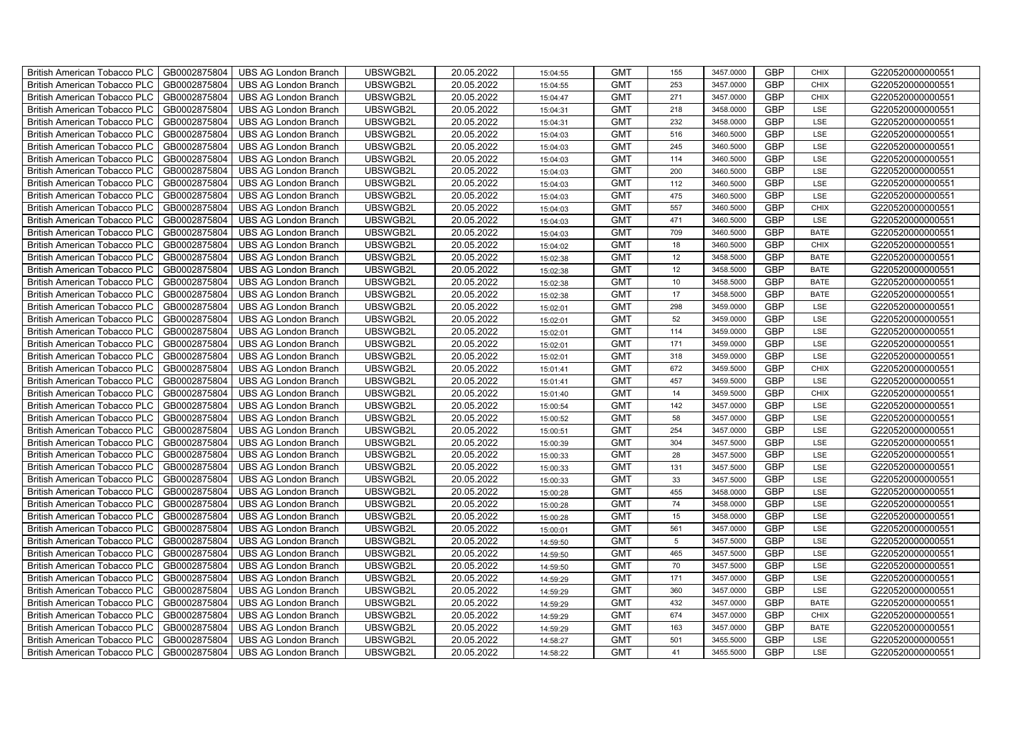| British American Tobacco PLC | GB0002875804 | UBS AG London Branch | UBSWGB2L | 20.05.2022 | 15:04:55 | GMT | 155 | 3457.0000 | GBP | CHIX | G220520000000551 |
|---|---|---|---|---|---|---|---|---|---|---|---|
| British American Tobacco PLC | GB0002875804 | UBS AG London Branch | UBSWGB2L | 20.05.2022 | 15:04:55 | GMT | 253 | 3457.0000 | GBP | CHIX | G220520000000551 |
| British American Tobacco PLC | GB0002875804 | UBS AG London Branch | UBSWGB2L | 20.05.2022 | 15:04:47 | GMT | 271 | 3457.0000 | GBP | CHIX | G220520000000551 |
| British American Tobacco PLC | GB0002875804 | UBS AG London Branch | UBSWGB2L | 20.05.2022 | 15:04:31 | GMT | 218 | 3458.0000 | GBP | LSE | G220520000000551 |
| British American Tobacco PLC | GB0002875804 | UBS AG London Branch | UBSWGB2L | 20.05.2022 | 15:04:31 | GMT | 232 | 3458.0000 | GBP | LSE | G220520000000551 |
| British American Tobacco PLC | GB0002875804 | UBS AG London Branch | UBSWGB2L | 20.05.2022 | 15:04:03 | GMT | 516 | 3460.5000 | GBP | LSE | G220520000000551 |
| British American Tobacco PLC | GB0002875804 | UBS AG London Branch | UBSWGB2L | 20.05.2022 | 15:04:03 | GMT | 245 | 3460.5000 | GBP | LSE | G220520000000551 |
| British American Tobacco PLC | GB0002875804 | UBS AG London Branch | UBSWGB2L | 20.05.2022 | 15:04:03 | GMT | 114 | 3460.5000 | GBP | LSE | G220520000000551 |
| British American Tobacco PLC | GB0002875804 | UBS AG London Branch | UBSWGB2L | 20.05.2022 | 15:04:03 | GMT | 200 | 3460.5000 | GBP | LSE | G220520000000551 |
| British American Tobacco PLC | GB0002875804 | UBS AG London Branch | UBSWGB2L | 20.05.2022 | 15:04:03 | GMT | 112 | 3460.5000 | GBP | LSE | G220520000000551 |
| British American Tobacco PLC | GB0002875804 | UBS AG London Branch | UBSWGB2L | 20.05.2022 | 15:04:03 | GMT | 475 | 3460.5000 | GBP | LSE | G220520000000551 |
| British American Tobacco PLC | GB0002875804 | UBS AG London Branch | UBSWGB2L | 20.05.2022 | 15:04:03 | GMT | 557 | 3460.5000 | GBP | CHIX | G220520000000551 |
| British American Tobacco PLC | GB0002875804 | UBS AG London Branch | UBSWGB2L | 20.05.2022 | 15:04:03 | GMT | 471 | 3460.5000 | GBP | LSE | G220520000000551 |
| British American Tobacco PLC | GB0002875804 | UBS AG London Branch | UBSWGB2L | 20.05.2022 | 15:04:03 | GMT | 709 | 3460.5000 | GBP | BATE | G220520000000551 |
| British American Tobacco PLC | GB0002875804 | UBS AG London Branch | UBSWGB2L | 20.05.2022 | 15:04:02 | GMT | 18 | 3460.5000 | GBP | CHIX | G220520000000551 |
| British American Tobacco PLC | GB0002875804 | UBS AG London Branch | UBSWGB2L | 20.05.2022 | 15:02:38 | GMT | 12 | 3458.5000 | GBP | BATE | G220520000000551 |
| British American Tobacco PLC | GB0002875804 | UBS AG London Branch | UBSWGB2L | 20.05.2022 | 15:02:38 | GMT | 12 | 3458.5000 | GBP | BATE | G220520000000551 |
| British American Tobacco PLC | GB0002875804 | UBS AG London Branch | UBSWGB2L | 20.05.2022 | 15:02:38 | GMT | 10 | 3458.5000 | GBP | BATE | G220520000000551 |
| British American Tobacco PLC | GB0002875804 | UBS AG London Branch | UBSWGB2L | 20.05.2022 | 15:02:38 | GMT | 17 | 3458.5000 | GBP | BATE | G220520000000551 |
| British American Tobacco PLC | GB0002875804 | UBS AG London Branch | UBSWGB2L | 20.05.2022 | 15:02:01 | GMT | 298 | 3459.0000 | GBP | LSE | G220520000000551 |
| British American Tobacco PLC | GB0002875804 | UBS AG London Branch | UBSWGB2L | 20.05.2022 | 15:02:01 | GMT | 52 | 3459.0000 | GBP | LSE | G220520000000551 |
| British American Tobacco PLC | GB0002875804 | UBS AG London Branch | UBSWGB2L | 20.05.2022 | 15:02:01 | GMT | 114 | 3459.0000 | GBP | LSE | G220520000000551 |
| British American Tobacco PLC | GB0002875804 | UBS AG London Branch | UBSWGB2L | 20.05.2022 | 15:02:01 | GMT | 171 | 3459.0000 | GBP | LSE | G220520000000551 |
| British American Tobacco PLC | GB0002875804 | UBS AG London Branch | UBSWGB2L | 20.05.2022 | 15:02:01 | GMT | 318 | 3459.0000 | GBP | LSE | G220520000000551 |
| British American Tobacco PLC | GB0002875804 | UBS AG London Branch | UBSWGB2L | 20.05.2022 | 15:01:41 | GMT | 672 | 3459.5000 | GBP | CHIX | G220520000000551 |
| British American Tobacco PLC | GB0002875804 | UBS AG London Branch | UBSWGB2L | 20.05.2022 | 15:01:41 | GMT | 457 | 3459.5000 | GBP | LSE | G220520000000551 |
| British American Tobacco PLC | GB0002875804 | UBS AG London Branch | UBSWGB2L | 20.05.2022 | 15:01:40 | GMT | 14 | 3459.5000 | GBP | CHIX | G220520000000551 |
| British American Tobacco PLC | GB0002875804 | UBS AG London Branch | UBSWGB2L | 20.05.2022 | 15:00:54 | GMT | 142 | 3457.0000 | GBP | LSE | G220520000000551 |
| British American Tobacco PLC | GB0002875804 | UBS AG London Branch | UBSWGB2L | 20.05.2022 | 15:00:52 | GMT | 58 | 3457.0000 | GBP | LSE | G220520000000551 |
| British American Tobacco PLC | GB0002875804 | UBS AG London Branch | UBSWGB2L | 20.05.2022 | 15:00:51 | GMT | 254 | 3457.0000 | GBP | LSE | G220520000000551 |
| British American Tobacco PLC | GB0002875804 | UBS AG London Branch | UBSWGB2L | 20.05.2022 | 15:00:39 | GMT | 304 | 3457.5000 | GBP | LSE | G220520000000551 |
| British American Tobacco PLC | GB0002875804 | UBS AG London Branch | UBSWGB2L | 20.05.2022 | 15:00:33 | GMT | 28 | 3457.5000 | GBP | LSE | G220520000000551 |
| British American Tobacco PLC | GB0002875804 | UBS AG London Branch | UBSWGB2L | 20.05.2022 | 15:00:33 | GMT | 131 | 3457.5000 | GBP | LSE | G220520000000551 |
| British American Tobacco PLC | GB0002875804 | UBS AG London Branch | UBSWGB2L | 20.05.2022 | 15:00:33 | GMT | 33 | 3457.5000 | GBP | LSE | G220520000000551 |
| British American Tobacco PLC | GB0002875804 | UBS AG London Branch | UBSWGB2L | 20.05.2022 | 15:00:28 | GMT | 455 | 3458.0000 | GBP | LSE | G220520000000551 |
| British American Tobacco PLC | GB0002875804 | UBS AG London Branch | UBSWGB2L | 20.05.2022 | 15:00:28 | GMT | 74 | 3458.0000 | GBP | LSE | G220520000000551 |
| British American Tobacco PLC | GB0002875804 | UBS AG London Branch | UBSWGB2L | 20.05.2022 | 15:00:28 | GMT | 15 | 3458.0000 | GBP | LSE | G220520000000551 |
| British American Tobacco PLC | GB0002875804 | UBS AG London Branch | UBSWGB2L | 20.05.2022 | 15:00:01 | GMT | 561 | 3457.0000 | GBP | LSE | G220520000000551 |
| British American Tobacco PLC | GB0002875804 | UBS AG London Branch | UBSWGB2L | 20.05.2022 | 14:59:50 | GMT | 5 | 3457.5000 | GBP | LSE | G220520000000551 |
| British American Tobacco PLC | GB0002875804 | UBS AG London Branch | UBSWGB2L | 20.05.2022 | 14:59:50 | GMT | 465 | 3457.5000 | GBP | LSE | G220520000000551 |
| British American Tobacco PLC | GB0002875804 | UBS AG London Branch | UBSWGB2L | 20.05.2022 | 14:59:50 | GMT | 70 | 3457.5000 | GBP | LSE | G220520000000551 |
| British American Tobacco PLC | GB0002875804 | UBS AG London Branch | UBSWGB2L | 20.05.2022 | 14:59:29 | GMT | 171 | 3457.0000 | GBP | LSE | G220520000000551 |
| British American Tobacco PLC | GB0002875804 | UBS AG London Branch | UBSWGB2L | 20.05.2022 | 14:59:29 | GMT | 360 | 3457.0000 | GBP | LSE | G220520000000551 |
| British American Tobacco PLC | GB0002875804 | UBS AG London Branch | UBSWGB2L | 20.05.2022 | 14:59:29 | GMT | 432 | 3457.0000 | GBP | BATE | G220520000000551 |
| British American Tobacco PLC | GB0002875804 | UBS AG London Branch | UBSWGB2L | 20.05.2022 | 14:59:29 | GMT | 674 | 3457.0000 | GBP | CHIX | G220520000000551 |
| British American Tobacco PLC | GB0002875804 | UBS AG London Branch | UBSWGB2L | 20.05.2022 | 14:59:29 | GMT | 163 | 3457.0000 | GBP | BATE | G220520000000551 |
| British American Tobacco PLC | GB0002875804 | UBS AG London Branch | UBSWGB2L | 20.05.2022 | 14:58:27 | GMT | 501 | 3455.5000 | GBP | LSE | G220520000000551 |
| British American Tobacco PLC | GB0002875804 | UBS AG London Branch | UBSWGB2L | 20.05.2022 | 14:58:22 | GMT | 41 | 3455.5000 | GBP | LSE | G220520000000551 |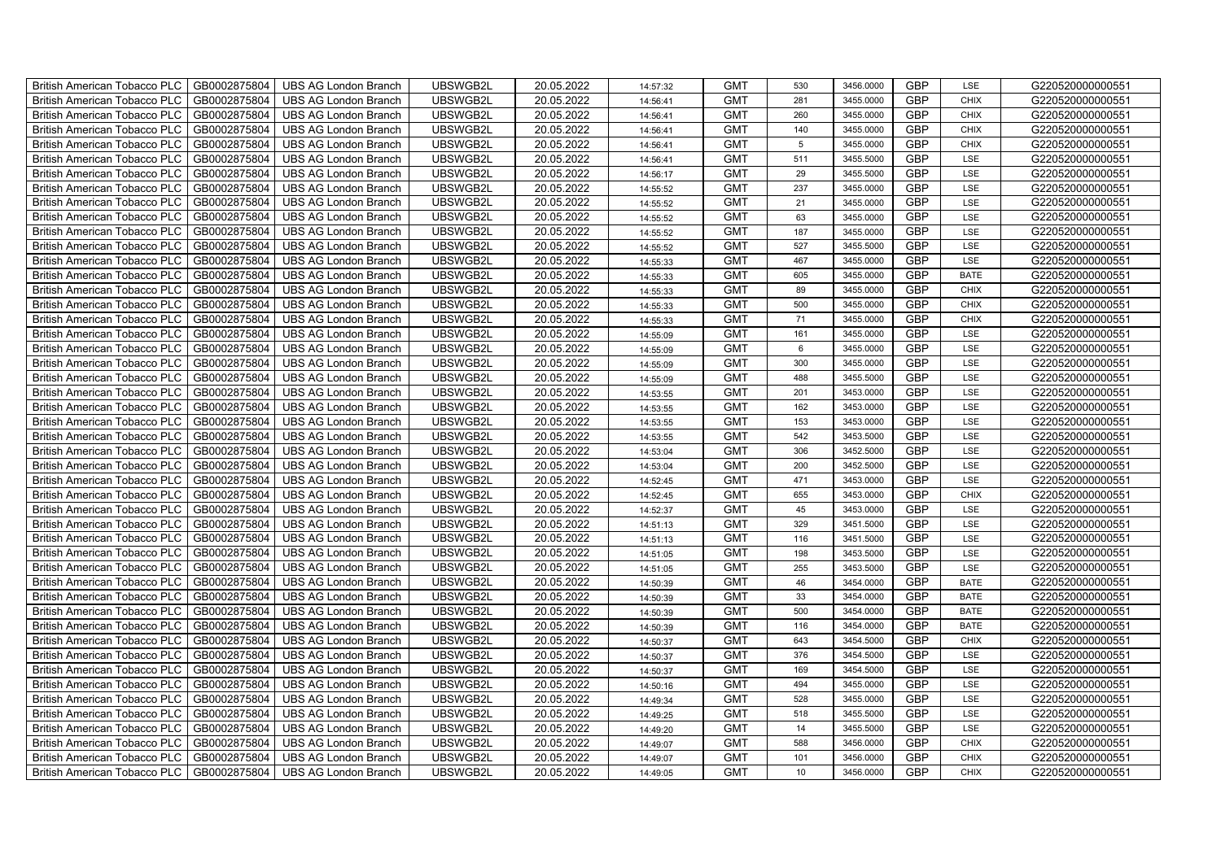| British American Tobacco PLC | GB0002875804 | UBS AG London Branch | UBSWGB2L | 20.05.2022 | 14:57:32 | GMT | 530 | 3456.0000 | GBP | LSE | G220520000000551 |
|---|---|---|---|---|---|---|---|---|---|---|---|
| British American Tobacco PLC | GB0002875804 | UBS AG London Branch | UBSWGB2L | 20.05.2022 | 14:56:41 | GMT | 281 | 3455.0000 | GBP | CHIX | G220520000000551 |
| British American Tobacco PLC | GB0002875804 | UBS AG London Branch | UBSWGB2L | 20.05.2022 | 14:56:41 | GMT | 260 | 3455.0000 | GBP | CHIX | G220520000000551 |
| British American Tobacco PLC | GB0002875804 | UBS AG London Branch | UBSWGB2L | 20.05.2022 | 14:56:41 | GMT | 140 | 3455.0000 | GBP | CHIX | G220520000000551 |
| British American Tobacco PLC | GB0002875804 | UBS AG London Branch | UBSWGB2L | 20.05.2022 | 14:56:41 | GMT | 5 | 3455.0000 | GBP | CHIX | G220520000000551 |
| British American Tobacco PLC | GB0002875804 | UBS AG London Branch | UBSWGB2L | 20.05.2022 | 14:56:41 | GMT | 511 | 3455.5000 | GBP | LSE | G220520000000551 |
| British American Tobacco PLC | GB0002875804 | UBS AG London Branch | UBSWGB2L | 20.05.2022 | 14:56:17 | GMT | 29 | 3455.5000 | GBP | LSE | G220520000000551 |
| British American Tobacco PLC | GB0002875804 | UBS AG London Branch | UBSWGB2L | 20.05.2022 | 14:55:52 | GMT | 237 | 3455.0000 | GBP | LSE | G220520000000551 |
| British American Tobacco PLC | GB0002875804 | UBS AG London Branch | UBSWGB2L | 20.05.2022 | 14:55:52 | GMT | 21 | 3455.0000 | GBP | LSE | G220520000000551 |
| British American Tobacco PLC | GB0002875804 | UBS AG London Branch | UBSWGB2L | 20.05.2022 | 14:55:52 | GMT | 63 | 3455.0000 | GBP | LSE | G220520000000551 |
| British American Tobacco PLC | GB0002875804 | UBS AG London Branch | UBSWGB2L | 20.05.2022 | 14:55:52 | GMT | 187 | 3455.0000 | GBP | LSE | G220520000000551 |
| British American Tobacco PLC | GB0002875804 | UBS AG London Branch | UBSWGB2L | 20.05.2022 | 14:55:52 | GMT | 527 | 3455.5000 | GBP | LSE | G220520000000551 |
| British American Tobacco PLC | GB0002875804 | UBS AG London Branch | UBSWGB2L | 20.05.2022 | 14:55:33 | GMT | 467 | 3455.0000 | GBP | LSE | G220520000000551 |
| British American Tobacco PLC | GB0002875804 | UBS AG London Branch | UBSWGB2L | 20.05.2022 | 14:55:33 | GMT | 605 | 3455.0000 | GBP | BATE | G220520000000551 |
| British American Tobacco PLC | GB0002875804 | UBS AG London Branch | UBSWGB2L | 20.05.2022 | 14:55:33 | GMT | 89 | 3455.0000 | GBP | CHIX | G220520000000551 |
| British American Tobacco PLC | GB0002875804 | UBS AG London Branch | UBSWGB2L | 20.05.2022 | 14:55:33 | GMT | 500 | 3455.0000 | GBP | CHIX | G220520000000551 |
| British American Tobacco PLC | GB0002875804 | UBS AG London Branch | UBSWGB2L | 20.05.2022 | 14:55:33 | GMT | 71 | 3455.0000 | GBP | CHIX | G220520000000551 |
| British American Tobacco PLC | GB0002875804 | UBS AG London Branch | UBSWGB2L | 20.05.2022 | 14:55:09 | GMT | 161 | 3455.0000 | GBP | LSE | G220520000000551 |
| British American Tobacco PLC | GB0002875804 | UBS AG London Branch | UBSWGB2L | 20.05.2022 | 14:55:09 | GMT | 6 | 3455.0000 | GBP | LSE | G220520000000551 |
| British American Tobacco PLC | GB0002875804 | UBS AG London Branch | UBSWGB2L | 20.05.2022 | 14:55:09 | GMT | 300 | 3455.0000 | GBP | LSE | G220520000000551 |
| British American Tobacco PLC | GB0002875804 | UBS AG London Branch | UBSWGB2L | 20.05.2022 | 14:55:09 | GMT | 488 | 3455.5000 | GBP | LSE | G220520000000551 |
| British American Tobacco PLC | GB0002875804 | UBS AG London Branch | UBSWGB2L | 20.05.2022 | 14:53:55 | GMT | 201 | 3453.0000 | GBP | LSE | G220520000000551 |
| British American Tobacco PLC | GB0002875804 | UBS AG London Branch | UBSWGB2L | 20.05.2022 | 14:53:55 | GMT | 162 | 3453.0000 | GBP | LSE | G220520000000551 |
| British American Tobacco PLC | GB0002875804 | UBS AG London Branch | UBSWGB2L | 20.05.2022 | 14:53:55 | GMT | 153 | 3453.0000 | GBP | LSE | G220520000000551 |
| British American Tobacco PLC | GB0002875804 | UBS AG London Branch | UBSWGB2L | 20.05.2022 | 14:53:55 | GMT | 542 | 3453.5000 | GBP | LSE | G220520000000551 |
| British American Tobacco PLC | GB0002875804 | UBS AG London Branch | UBSWGB2L | 20.05.2022 | 14:53:04 | GMT | 306 | 3452.5000 | GBP | LSE | G220520000000551 |
| British American Tobacco PLC | GB0002875804 | UBS AG London Branch | UBSWGB2L | 20.05.2022 | 14:53:04 | GMT | 200 | 3452.5000 | GBP | LSE | G220520000000551 |
| British American Tobacco PLC | GB0002875804 | UBS AG London Branch | UBSWGB2L | 20.05.2022 | 14:52:45 | GMT | 471 | 3453.0000 | GBP | LSE | G220520000000551 |
| British American Tobacco PLC | GB0002875804 | UBS AG London Branch | UBSWGB2L | 20.05.2022 | 14:52:45 | GMT | 655 | 3453.0000 | GBP | CHIX | G220520000000551 |
| British American Tobacco PLC | GB0002875804 | UBS AG London Branch | UBSWGB2L | 20.05.2022 | 14:52:37 | GMT | 45 | 3453.0000 | GBP | LSE | G220520000000551 |
| British American Tobacco PLC | GB0002875804 | UBS AG London Branch | UBSWGB2L | 20.05.2022 | 14:51:13 | GMT | 329 | 3451.5000 | GBP | LSE | G220520000000551 |
| British American Tobacco PLC | GB0002875804 | UBS AG London Branch | UBSWGB2L | 20.05.2022 | 14:51:13 | GMT | 116 | 3451.5000 | GBP | LSE | G220520000000551 |
| British American Tobacco PLC | GB0002875804 | UBS AG London Branch | UBSWGB2L | 20.05.2022 | 14:51:05 | GMT | 198 | 3453.5000 | GBP | LSE | G220520000000551 |
| British American Tobacco PLC | GB0002875804 | UBS AG London Branch | UBSWGB2L | 20.05.2022 | 14:51:05 | GMT | 255 | 3453.5000 | GBP | LSE | G220520000000551 |
| British American Tobacco PLC | GB0002875804 | UBS AG London Branch | UBSWGB2L | 20.05.2022 | 14:50:39 | GMT | 46 | 3454.0000 | GBP | BATE | G220520000000551 |
| British American Tobacco PLC | GB0002875804 | UBS AG London Branch | UBSWGB2L | 20.05.2022 | 14:50:39 | GMT | 33 | 3454.0000 | GBP | BATE | G220520000000551 |
| British American Tobacco PLC | GB0002875804 | UBS AG London Branch | UBSWGB2L | 20.05.2022 | 14:50:39 | GMT | 500 | 3454.0000 | GBP | BATE | G220520000000551 |
| British American Tobacco PLC | GB0002875804 | UBS AG London Branch | UBSWGB2L | 20.05.2022 | 14:50:39 | GMT | 116 | 3454.0000 | GBP | BATE | G220520000000551 |
| British American Tobacco PLC | GB0002875804 | UBS AG London Branch | UBSWGB2L | 20.05.2022 | 14:50:37 | GMT | 643 | 3454.5000 | GBP | CHIX | G220520000000551 |
| British American Tobacco PLC | GB0002875804 | UBS AG London Branch | UBSWGB2L | 20.05.2022 | 14:50:37 | GMT | 376 | 3454.5000 | GBP | LSE | G220520000000551 |
| British American Tobacco PLC | GB0002875804 | UBS AG London Branch | UBSWGB2L | 20.05.2022 | 14:50:37 | GMT | 169 | 3454.5000 | GBP | LSE | G220520000000551 |
| British American Tobacco PLC | GB0002875804 | UBS AG London Branch | UBSWGB2L | 20.05.2022 | 14:50:16 | GMT | 494 | 3455.0000 | GBP | LSE | G220520000000551 |
| British American Tobacco PLC | GB0002875804 | UBS AG London Branch | UBSWGB2L | 20.05.2022 | 14:49:34 | GMT | 528 | 3455.0000 | GBP | LSE | G220520000000551 |
| British American Tobacco PLC | GB0002875804 | UBS AG London Branch | UBSWGB2L | 20.05.2022 | 14:49:25 | GMT | 518 | 3455.5000 | GBP | LSE | G220520000000551 |
| British American Tobacco PLC | GB0002875804 | UBS AG London Branch | UBSWGB2L | 20.05.2022 | 14:49:20 | GMT | 14 | 3455.5000 | GBP | LSE | G220520000000551 |
| British American Tobacco PLC | GB0002875804 | UBS AG London Branch | UBSWGB2L | 20.05.2022 | 14:49:07 | GMT | 588 | 3456.0000 | GBP | CHIX | G220520000000551 |
| British American Tobacco PLC | GB0002875804 | UBS AG London Branch | UBSWGB2L | 20.05.2022 | 14:49:07 | GMT | 101 | 3456.0000 | GBP | CHIX | G220520000000551 |
| British American Tobacco PLC | GB0002875804 | UBS AG London Branch | UBSWGB2L | 20.05.2022 | 14:49:05 | GMT | 10 | 3456.0000 | GBP | CHIX | G220520000000551 |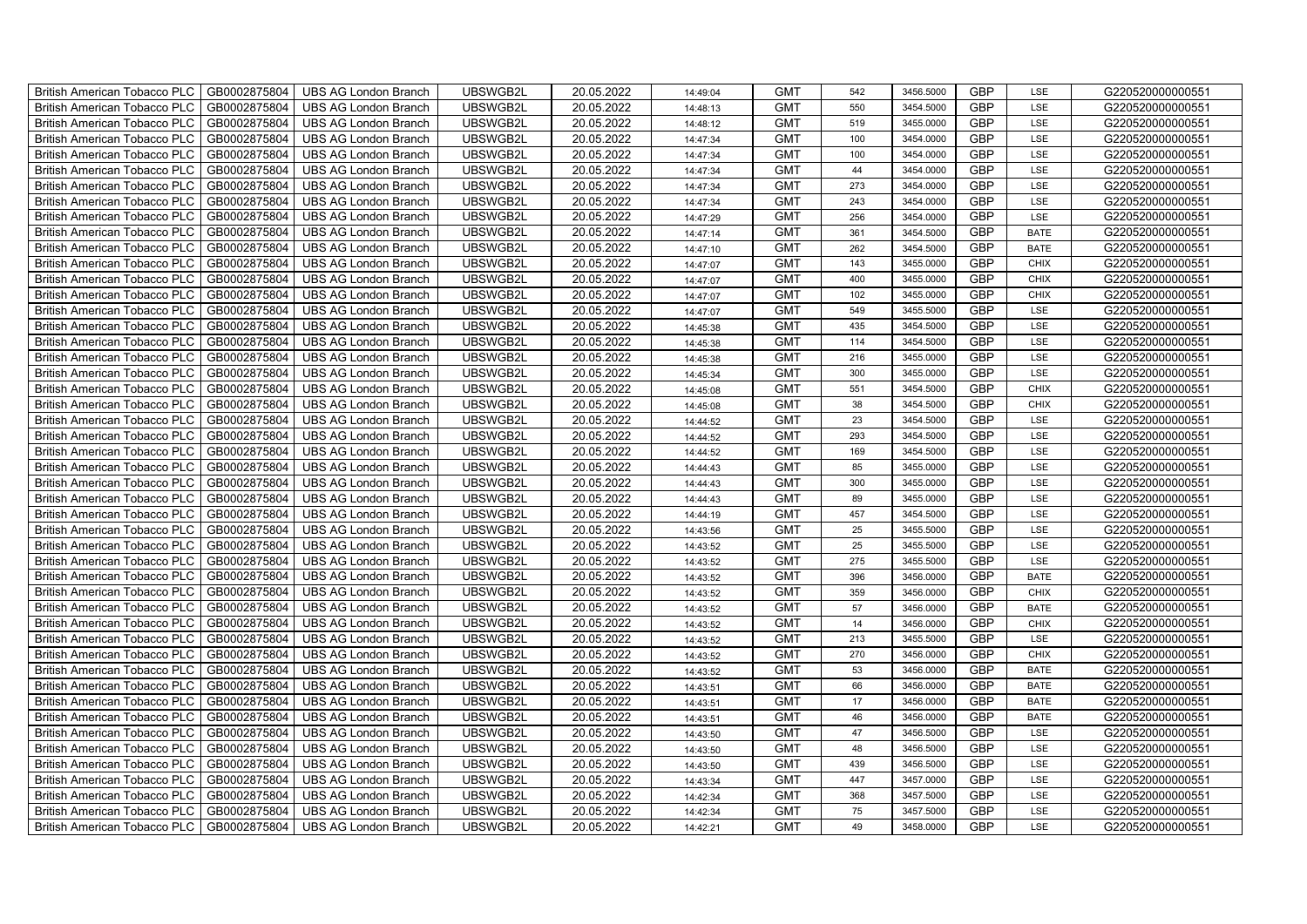| British American Tobacco PLC | GB0002875804 | UBS AG London Branch | UBSWGB2L | 20.05.2022 | 14:49:04 | GMT | 542 | 3456.5000 | GBP | LSE | G220520000000551 |
|---|---|---|---|---|---|---|---|---|---|---|---|
| British American Tobacco PLC | GB0002875804 | UBS AG London Branch | UBSWGB2L | 20.05.2022 | 14:48:13 | GMT | 550 | 3454.5000 | GBP | LSE | G220520000000551 |
| British American Tobacco PLC | GB0002875804 | UBS AG London Branch | UBSWGB2L | 20.05.2022 | 14:48:12 | GMT | 519 | 3455.0000 | GBP | LSE | G220520000000551 |
| British American Tobacco PLC | GB0002875804 | UBS AG London Branch | UBSWGB2L | 20.05.2022 | 14:47:34 | GMT | 100 | 3454.0000 | GBP | LSE | G220520000000551 |
| British American Tobacco PLC | GB0002875804 | UBS AG London Branch | UBSWGB2L | 20.05.2022 | 14:47:34 | GMT | 100 | 3454.0000 | GBP | LSE | G220520000000551 |
| British American Tobacco PLC | GB0002875804 | UBS AG London Branch | UBSWGB2L | 20.05.2022 | 14:47:34 | GMT | 44 | 3454.0000 | GBP | LSE | G220520000000551 |
| British American Tobacco PLC | GB0002875804 | UBS AG London Branch | UBSWGB2L | 20.05.2022 | 14:47:34 | GMT | 273 | 3454.0000 | GBP | LSE | G220520000000551 |
| British American Tobacco PLC | GB0002875804 | UBS AG London Branch | UBSWGB2L | 20.05.2022 | 14:47:34 | GMT | 243 | 3454.0000 | GBP | LSE | G220520000000551 |
| British American Tobacco PLC | GB0002875804 | UBS AG London Branch | UBSWGB2L | 20.05.2022 | 14:47:29 | GMT | 256 | 3454.0000 | GBP | LSE | G220520000000551 |
| British American Tobacco PLC | GB0002875804 | UBS AG London Branch | UBSWGB2L | 20.05.2022 | 14:47:14 | GMT | 361 | 3454.5000 | GBP | BATE | G220520000000551 |
| British American Tobacco PLC | GB0002875804 | UBS AG London Branch | UBSWGB2L | 20.05.2022 | 14:47:10 | GMT | 262 | 3454.5000 | GBP | BATE | G220520000000551 |
| British American Tobacco PLC | GB0002875804 | UBS AG London Branch | UBSWGB2L | 20.05.2022 | 14:47:07 | GMT | 143 | 3455.0000 | GBP | CHIX | G220520000000551 |
| British American Tobacco PLC | GB0002875804 | UBS AG London Branch | UBSWGB2L | 20.05.2022 | 14:47:07 | GMT | 400 | 3455.0000 | GBP | CHIX | G220520000000551 |
| British American Tobacco PLC | GB0002875804 | UBS AG London Branch | UBSWGB2L | 20.05.2022 | 14:47:07 | GMT | 102 | 3455.0000 | GBP | CHIX | G220520000000551 |
| British American Tobacco PLC | GB0002875804 | UBS AG London Branch | UBSWGB2L | 20.05.2022 | 14:47:07 | GMT | 549 | 3455.5000 | GBP | LSE | G220520000000551 |
| British American Tobacco PLC | GB0002875804 | UBS AG London Branch | UBSWGB2L | 20.05.2022 | 14:45:38 | GMT | 435 | 3454.5000 | GBP | LSE | G220520000000551 |
| British American Tobacco PLC | GB0002875804 | UBS AG London Branch | UBSWGB2L | 20.05.2022 | 14:45:38 | GMT | 114 | 3454.5000 | GBP | LSE | G220520000000551 |
| British American Tobacco PLC | GB0002875804 | UBS AG London Branch | UBSWGB2L | 20.05.2022 | 14:45:38 | GMT | 216 | 3455.0000 | GBP | LSE | G220520000000551 |
| British American Tobacco PLC | GB0002875804 | UBS AG London Branch | UBSWGB2L | 20.05.2022 | 14:45:34 | GMT | 300 | 3455.0000 | GBP | LSE | G220520000000551 |
| British American Tobacco PLC | GB0002875804 | UBS AG London Branch | UBSWGB2L | 20.05.2022 | 14:45:08 | GMT | 551 | 3454.5000 | GBP | CHIX | G220520000000551 |
| British American Tobacco PLC | GB0002875804 | UBS AG London Branch | UBSWGB2L | 20.05.2022 | 14:45:08 | GMT | 38 | 3454.5000 | GBP | CHIX | G220520000000551 |
| British American Tobacco PLC | GB0002875804 | UBS AG London Branch | UBSWGB2L | 20.05.2022 | 14:44:52 | GMT | 23 | 3454.5000 | GBP | LSE | G220520000000551 |
| British American Tobacco PLC | GB0002875804 | UBS AG London Branch | UBSWGB2L | 20.05.2022 | 14:44:52 | GMT | 293 | 3454.5000 | GBP | LSE | G220520000000551 |
| British American Tobacco PLC | GB0002875804 | UBS AG London Branch | UBSWGB2L | 20.05.2022 | 14:44:52 | GMT | 169 | 3454.5000 | GBP | LSE | G220520000000551 |
| British American Tobacco PLC | GB0002875804 | UBS AG London Branch | UBSWGB2L | 20.05.2022 | 14:44:43 | GMT | 85 | 3455.0000 | GBP | LSE | G220520000000551 |
| British American Tobacco PLC | GB0002875804 | UBS AG London Branch | UBSWGB2L | 20.05.2022 | 14:44:43 | GMT | 300 | 3455.0000 | GBP | LSE | G220520000000551 |
| British American Tobacco PLC | GB0002875804 | UBS AG London Branch | UBSWGB2L | 20.05.2022 | 14:44:43 | GMT | 89 | 3455.0000 | GBP | LSE | G220520000000551 |
| British American Tobacco PLC | GB0002875804 | UBS AG London Branch | UBSWGB2L | 20.05.2022 | 14:44:19 | GMT | 457 | 3454.5000 | GBP | LSE | G220520000000551 |
| British American Tobacco PLC | GB0002875804 | UBS AG London Branch | UBSWGB2L | 20.05.2022 | 14:43:56 | GMT | 25 | 3455.5000 | GBP | LSE | G220520000000551 |
| British American Tobacco PLC | GB0002875804 | UBS AG London Branch | UBSWGB2L | 20.05.2022 | 14:43:52 | GMT | 25 | 3455.5000 | GBP | LSE | G220520000000551 |
| British American Tobacco PLC | GB0002875804 | UBS AG London Branch | UBSWGB2L | 20.05.2022 | 14:43:52 | GMT | 275 | 3455.5000 | GBP | LSE | G220520000000551 |
| British American Tobacco PLC | GB0002875804 | UBS AG London Branch | UBSWGB2L | 20.05.2022 | 14:43:52 | GMT | 396 | 3456.0000 | GBP | BATE | G220520000000551 |
| British American Tobacco PLC | GB0002875804 | UBS AG London Branch | UBSWGB2L | 20.05.2022 | 14:43:52 | GMT | 359 | 3456.0000 | GBP | CHIX | G220520000000551 |
| British American Tobacco PLC | GB0002875804 | UBS AG London Branch | UBSWGB2L | 20.05.2022 | 14:43:52 | GMT | 57 | 3456.0000 | GBP | BATE | G220520000000551 |
| British American Tobacco PLC | GB0002875804 | UBS AG London Branch | UBSWGB2L | 20.05.2022 | 14:43:52 | GMT | 14 | 3456.0000 | GBP | CHIX | G220520000000551 |
| British American Tobacco PLC | GB0002875804 | UBS AG London Branch | UBSWGB2L | 20.05.2022 | 14:43:52 | GMT | 213 | 3455.5000 | GBP | LSE | G220520000000551 |
| British American Tobacco PLC | GB0002875804 | UBS AG London Branch | UBSWGB2L | 20.05.2022 | 14:43:52 | GMT | 270 | 3456.0000 | GBP | CHIX | G220520000000551 |
| British American Tobacco PLC | GB0002875804 | UBS AG London Branch | UBSWGB2L | 20.05.2022 | 14:43:52 | GMT | 53 | 3456.0000 | GBP | BATE | G220520000000551 |
| British American Tobacco PLC | GB0002875804 | UBS AG London Branch | UBSWGB2L | 20.05.2022 | 14:43:51 | GMT | 66 | 3456.0000 | GBP | BATE | G220520000000551 |
| British American Tobacco PLC | GB0002875804 | UBS AG London Branch | UBSWGB2L | 20.05.2022 | 14:43:51 | GMT | 17 | 3456.0000 | GBP | BATE | G220520000000551 |
| British American Tobacco PLC | GB0002875804 | UBS AG London Branch | UBSWGB2L | 20.05.2022 | 14:43:51 | GMT | 46 | 3456.0000 | GBP | BATE | G220520000000551 |
| British American Tobacco PLC | GB0002875804 | UBS AG London Branch | UBSWGB2L | 20.05.2022 | 14:43:50 | GMT | 47 | 3456.5000 | GBP | LSE | G220520000000551 |
| British American Tobacco PLC | GB0002875804 | UBS AG London Branch | UBSWGB2L | 20.05.2022 | 14:43:50 | GMT | 48 | 3456.5000 | GBP | LSE | G220520000000551 |
| British American Tobacco PLC | GB0002875804 | UBS AG London Branch | UBSWGB2L | 20.05.2022 | 14:43:50 | GMT | 439 | 3456.5000 | GBP | LSE | G220520000000551 |
| British American Tobacco PLC | GB0002875804 | UBS AG London Branch | UBSWGB2L | 20.05.2022 | 14:43:34 | GMT | 447 | 3457.0000 | GBP | LSE | G220520000000551 |
| British American Tobacco PLC | GB0002875804 | UBS AG London Branch | UBSWGB2L | 20.05.2022 | 14:42:34 | GMT | 368 | 3457.5000 | GBP | LSE | G220520000000551 |
| British American Tobacco PLC | GB0002875804 | UBS AG London Branch | UBSWGB2L | 20.05.2022 | 14:42:34 | GMT | 75 | 3457.5000 | GBP | LSE | G220520000000551 |
| British American Tobacco PLC | GB0002875804 | UBS AG London Branch | UBSWGB2L | 20.05.2022 | 14:42:21 | GMT | 49 | 3458.0000 | GBP | LSE | G220520000000551 |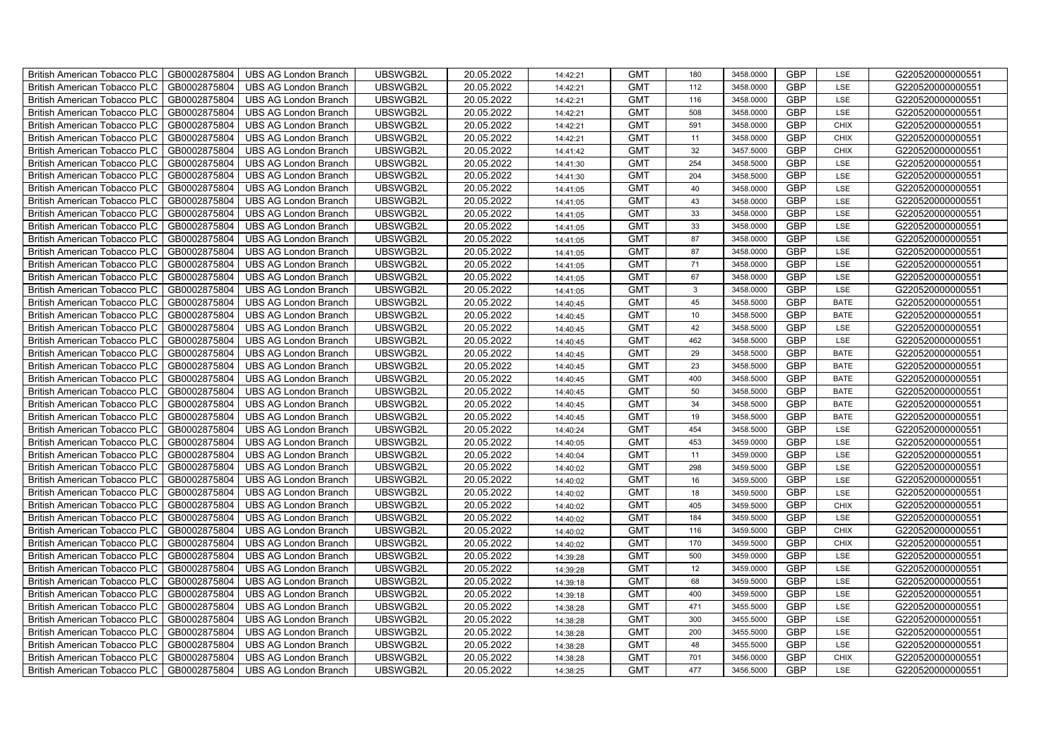| British American Tobacco PLC | GB0002875804 | UBS AG London Branch | UBSWGB2L | 20.05.2022 | 14:42:21 | GMT | 180 | 3458.0000 | GBP | LSE | G220520000000551 |
|---|---|---|---|---|---|---|---|---|---|---|---|
| British American Tobacco PLC | GB0002875804 | UBS AG London Branch | UBSWGB2L | 20.05.2022 | 14:42:21 | GMT | 112 | 3458.0000 | GBP | LSE | G220520000000551 |
| British American Tobacco PLC | GB0002875804 | UBS AG London Branch | UBSWGB2L | 20.05.2022 | 14:42:21 | GMT | 116 | 3458.0000 | GBP | LSE | G220520000000551 |
| British American Tobacco PLC | GB0002875804 | UBS AG London Branch | UBSWGB2L | 20.05.2022 | 14:42:21 | GMT | 508 | 3458.0000 | GBP | LSE | G220520000000551 |
| British American Tobacco PLC | GB0002875804 | UBS AG London Branch | UBSWGB2L | 20.05.2022 | 14:42:21 | GMT | 591 | 3458.0000 | GBP | CHIX | G220520000000551 |
| British American Tobacco PLC | GB0002875804 | UBS AG London Branch | UBSWGB2L | 20.05.2022 | 14:42:21 | GMT | 11 | 3458.0000 | GBP | CHIX | G220520000000551 |
| British American Tobacco PLC | GB0002875804 | UBS AG London Branch | UBSWGB2L | 20.05.2022 | 14:41:42 | GMT | 32 | 3457.5000 | GBP | CHIX | G220520000000551 |
| British American Tobacco PLC | GB0002875804 | UBS AG London Branch | UBSWGB2L | 20.05.2022 | 14:41:30 | GMT | 254 | 3458.5000 | GBP | LSE | G220520000000551 |
| British American Tobacco PLC | GB0002875804 | UBS AG London Branch | UBSWGB2L | 20.05.2022 | 14:41:30 | GMT | 204 | 3458.5000 | GBP | LSE | G220520000000551 |
| British American Tobacco PLC | GB0002875804 | UBS AG London Branch | UBSWGB2L | 20.05.2022 | 14:41:05 | GMT | 40 | 3458.0000 | GBP | LSE | G220520000000551 |
| British American Tobacco PLC | GB0002875804 | UBS AG London Branch | UBSWGB2L | 20.05.2022 | 14:41:05 | GMT | 43 | 3458.0000 | GBP | LSE | G220520000000551 |
| British American Tobacco PLC | GB0002875804 | UBS AG London Branch | UBSWGB2L | 20.05.2022 | 14:41:05 | GMT | 33 | 3458.0000 | GBP | LSE | G220520000000551 |
| British American Tobacco PLC | GB0002875804 | UBS AG London Branch | UBSWGB2L | 20.05.2022 | 14:41:05 | GMT | 33 | 3458.0000 | GBP | LSE | G220520000000551 |
| British American Tobacco PLC | GB0002875804 | UBS AG London Branch | UBSWGB2L | 20.05.2022 | 14:41:05 | GMT | 87 | 3458.0000 | GBP | LSE | G220520000000551 |
| British American Tobacco PLC | GB0002875804 | UBS AG London Branch | UBSWGB2L | 20.05.2022 | 14:41:05 | GMT | 87 | 3458.0000 | GBP | LSE | G220520000000551 |
| British American Tobacco PLC | GB0002875804 | UBS AG London Branch | UBSWGB2L | 20.05.2022 | 14:41:05 | GMT | 71 | 3458.0000 | GBP | LSE | G220520000000551 |
| British American Tobacco PLC | GB0002875804 | UBS AG London Branch | UBSWGB2L | 20.05.2022 | 14:41:05 | GMT | 67 | 3458.0000 | GBP | LSE | G220520000000551 |
| British American Tobacco PLC | GB0002875804 | UBS AG London Branch | UBSWGB2L | 20.05.2022 | 14:41:05 | GMT | 3 | 3458.0000 | GBP | LSE | G220520000000551 |
| British American Tobacco PLC | GB0002875804 | UBS AG London Branch | UBSWGB2L | 20.05.2022 | 14:40:45 | GMT | 45 | 3458.5000 | GBP | BATE | G220520000000551 |
| British American Tobacco PLC | GB0002875804 | UBS AG London Branch | UBSWGB2L | 20.05.2022 | 14:40:45 | GMT | 10 | 3458.5000 | GBP | BATE | G220520000000551 |
| British American Tobacco PLC | GB0002875804 | UBS AG London Branch | UBSWGB2L | 20.05.2022 | 14:40:45 | GMT | 42 | 3458.5000 | GBP | LSE | G220520000000551 |
| British American Tobacco PLC | GB0002875804 | UBS AG London Branch | UBSWGB2L | 20.05.2022 | 14:40:45 | GMT | 462 | 3458.5000 | GBP | LSE | G220520000000551 |
| British American Tobacco PLC | GB0002875804 | UBS AG London Branch | UBSWGB2L | 20.05.2022 | 14:40:45 | GMT | 29 | 3458.5000 | GBP | BATE | G220520000000551 |
| British American Tobacco PLC | GB0002875804 | UBS AG London Branch | UBSWGB2L | 20.05.2022 | 14:40:45 | GMT | 23 | 3458.5000 | GBP | BATE | G220520000000551 |
| British American Tobacco PLC | GB0002875804 | UBS AG London Branch | UBSWGB2L | 20.05.2022 | 14:40:45 | GMT | 400 | 3458.5000 | GBP | BATE | G220520000000551 |
| British American Tobacco PLC | GB0002875804 | UBS AG London Branch | UBSWGB2L | 20.05.2022 | 14:40:45 | GMT | 50 | 3458.5000 | GBP | BATE | G220520000000551 |
| British American Tobacco PLC | GB0002875804 | UBS AG London Branch | UBSWGB2L | 20.05.2022 | 14:40:45 | GMT | 34 | 3458.5000 | GBP | BATE | G220520000000551 |
| British American Tobacco PLC | GB0002875804 | UBS AG London Branch | UBSWGB2L | 20.05.2022 | 14:40:45 | GMT | 19 | 3458.5000 | GBP | BATE | G220520000000551 |
| British American Tobacco PLC | GB0002875804 | UBS AG London Branch | UBSWGB2L | 20.05.2022 | 14:40:24 | GMT | 454 | 3458.5000 | GBP | LSE | G220520000000551 |
| British American Tobacco PLC | GB0002875804 | UBS AG London Branch | UBSWGB2L | 20.05.2022 | 14:40:05 | GMT | 453 | 3459.0000 | GBP | LSE | G220520000000551 |
| British American Tobacco PLC | GB0002875804 | UBS AG London Branch | UBSWGB2L | 20.05.2022 | 14:40:04 | GMT | 11 | 3459.0000 | GBP | LSE | G220520000000551 |
| British American Tobacco PLC | GB0002875804 | UBS AG London Branch | UBSWGB2L | 20.05.2022 | 14:40:02 | GMT | 298 | 3459.5000 | GBP | LSE | G220520000000551 |
| British American Tobacco PLC | GB0002875804 | UBS AG London Branch | UBSWGB2L | 20.05.2022 | 14:40:02 | GMT | 16 | 3459.5000 | GBP | LSE | G220520000000551 |
| British American Tobacco PLC | GB0002875804 | UBS AG London Branch | UBSWGB2L | 20.05.2022 | 14:40:02 | GMT | 18 | 3459.5000 | GBP | LSE | G220520000000551 |
| British American Tobacco PLC | GB0002875804 | UBS AG London Branch | UBSWGB2L | 20.05.2022 | 14:40:02 | GMT | 405 | 3459.5000 | GBP | CHIX | G220520000000551 |
| British American Tobacco PLC | GB0002875804 | UBS AG London Branch | UBSWGB2L | 20.05.2022 | 14:40:02 | GMT | 184 | 3459.5000 | GBP | LSE | G220520000000551 |
| British American Tobacco PLC | GB0002875804 | UBS AG London Branch | UBSWGB2L | 20.05.2022 | 14:40:02 | GMT | 116 | 3459.5000 | GBP | CHIX | G220520000000551 |
| British American Tobacco PLC | GB0002875804 | UBS AG London Branch | UBSWGB2L | 20.05.2022 | 14:40:02 | GMT | 170 | 3459.5000 | GBP | CHIX | G220520000000551 |
| British American Tobacco PLC | GB0002875804 | UBS AG London Branch | UBSWGB2L | 20.05.2022 | 14:39:28 | GMT | 500 | 3459.0000 | GBP | LSE | G220520000000551 |
| British American Tobacco PLC | GB0002875804 | UBS AG London Branch | UBSWGB2L | 20.05.2022 | 14:39:28 | GMT | 12 | 3459.0000 | GBP | LSE | G220520000000551 |
| British American Tobacco PLC | GB0002875804 | UBS AG London Branch | UBSWGB2L | 20.05.2022 | 14:39:18 | GMT | 68 | 3459.5000 | GBP | LSE | G220520000000551 |
| British American Tobacco PLC | GB0002875804 | UBS AG London Branch | UBSWGB2L | 20.05.2022 | 14:39:18 | GMT | 400 | 3459.5000 | GBP | LSE | G220520000000551 |
| British American Tobacco PLC | GB0002875804 | UBS AG London Branch | UBSWGB2L | 20.05.2022 | 14:38:28 | GMT | 471 | 3455.5000 | GBP | LSE | G220520000000551 |
| British American Tobacco PLC | GB0002875804 | UBS AG London Branch | UBSWGB2L | 20.05.2022 | 14:38:28 | GMT | 300 | 3455.5000 | GBP | LSE | G220520000000551 |
| British American Tobacco PLC | GB0002875804 | UBS AG London Branch | UBSWGB2L | 20.05.2022 | 14:38:28 | GMT | 200 | 3455.5000 | GBP | LSE | G220520000000551 |
| British American Tobacco PLC | GB0002875804 | UBS AG London Branch | UBSWGB2L | 20.05.2022 | 14:38:28 | GMT | 48 | 3455.5000 | GBP | LSE | G220520000000551 |
| British American Tobacco PLC | GB0002875804 | UBS AG London Branch | UBSWGB2L | 20.05.2022 | 14:38:28 | GMT | 701 | 3456.0000 | GBP | CHIX | G220520000000551 |
| British American Tobacco PLC | GB0002875804 | UBS AG London Branch | UBSWGB2L | 20.05.2022 | 14:38:25 | GMT | 477 | 3456.5000 | GBP | LSE | G220520000000551 |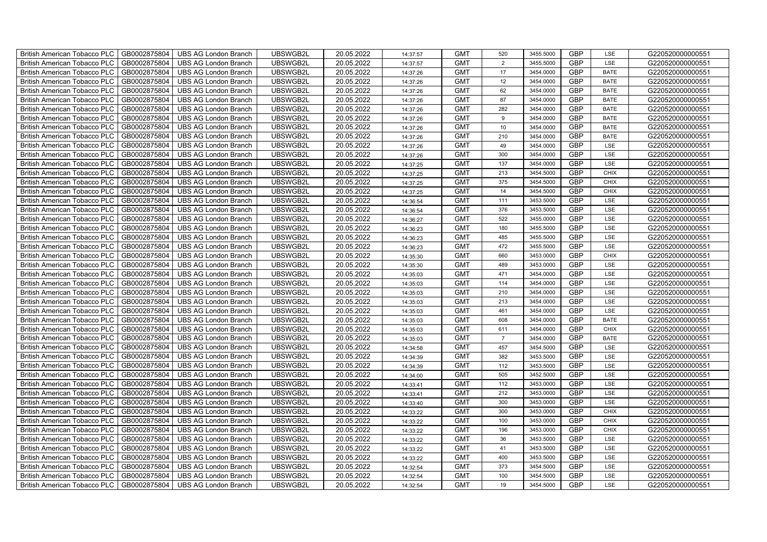| British American Tobacco PLC | GB0002875804 | UBS AG London Branch | UBSWGB2L | 20.05.2022 | 14:37:57 | GMT | 520 | 3455.5000 | GBP | LSE | G220520000000551 |
|---|---|---|---|---|---|---|---|---|---|---|---|
| British American Tobacco PLC | GB0002875804 | UBS AG London Branch | UBSWGB2L | 20.05.2022 | 14:37:57 | GMT | 2 | 3455.5000 | GBP | LSE | G220520000000551 |
| British American Tobacco PLC | GB0002875804 | UBS AG London Branch | UBSWGB2L | 20.05.2022 | 14:37:26 | GMT | 17 | 3454.0000 | GBP | BATE | G220520000000551 |
| British American Tobacco PLC | GB0002875804 | UBS AG London Branch | UBSWGB2L | 20.05.2022 | 14:37:26 | GMT | 12 | 3454.0000 | GBP | BATE | G220520000000551 |
| British American Tobacco PLC | GB0002875804 | UBS AG London Branch | UBSWGB2L | 20.05.2022 | 14:37:26 | GMT | 62 | 3454.0000 | GBP | BATE | G220520000000551 |
| British American Tobacco PLC | GB0002875804 | UBS AG London Branch | UBSWGB2L | 20.05.2022 | 14:37:26 | GMT | 87 | 3454.0000 | GBP | BATE | G220520000000551 |
| British American Tobacco PLC | GB0002875804 | UBS AG London Branch | UBSWGB2L | 20.05.2022 | 14:37:26 | GMT | 282 | 3454.0000 | GBP | BATE | G220520000000551 |
| British American Tobacco PLC | GB0002875804 | UBS AG London Branch | UBSWGB2L | 20.05.2022 | 14:37:26 | GMT | 9 | 3454.0000 | GBP | BATE | G220520000000551 |
| British American Tobacco PLC | GB0002875804 | UBS AG London Branch | UBSWGB2L | 20.05.2022 | 14:37:26 | GMT | 10 | 3454.0000 | GBP | BATE | G220520000000551 |
| British American Tobacco PLC | GB0002875804 | UBS AG London Branch | UBSWGB2L | 20.05.2022 | 14:37:26 | GMT | 210 | 3454.0000 | GBP | BATE | G220520000000551 |
| British American Tobacco PLC | GB0002875804 | UBS AG London Branch | UBSWGB2L | 20.05.2022 | 14:37:26 | GMT | 49 | 3454.0000 | GBP | LSE | G220520000000551 |
| British American Tobacco PLC | GB0002875804 | UBS AG London Branch | UBSWGB2L | 20.05.2022 | 14:37:26 | GMT | 300 | 3454.0000 | GBP | LSE | G220520000000551 |
| British American Tobacco PLC | GB0002875804 | UBS AG London Branch | UBSWGB2L | 20.05.2022 | 14:37:25 | GMT | 137 | 3454.0000 | GBP | LSE | G220520000000551 |
| British American Tobacco PLC | GB0002875804 | UBS AG London Branch | UBSWGB2L | 20.05.2022 | 14:37:25 | GMT | 213 | 3454.5000 | GBP | CHIX | G220520000000551 |
| British American Tobacco PLC | GB0002875804 | UBS AG London Branch | UBSWGB2L | 20.05.2022 | 14:37:25 | GMT | 375 | 3454.5000 | GBP | CHIX | G220520000000551 |
| British American Tobacco PLC | GB0002875804 | UBS AG London Branch | UBSWGB2L | 20.05.2022 | 14:37:25 | GMT | 14 | 3454.5000 | GBP | CHIX | G220520000000551 |
| British American Tobacco PLC | GB0002875804 | UBS AG London Branch | UBSWGB2L | 20.05.2022 | 14:36:54 | GMT | 111 | 3453.5000 | GBP | LSE | G220520000000551 |
| British American Tobacco PLC | GB0002875804 | UBS AG London Branch | UBSWGB2L | 20.05.2022 | 14:36:54 | GMT | 376 | 3453.5000 | GBP | LSE | G220520000000551 |
| British American Tobacco PLC | GB0002875804 | UBS AG London Branch | UBSWGB2L | 20.05.2022 | 14:36:27 | GMT | 522 | 3455.0000 | GBP | LSE | G220520000000551 |
| British American Tobacco PLC | GB0002875804 | UBS AG London Branch | UBSWGB2L | 20.05.2022 | 14:36:23 | GMT | 180 | 3455.5000 | GBP | LSE | G220520000000551 |
| British American Tobacco PLC | GB0002875804 | UBS AG London Branch | UBSWGB2L | 20.05.2022 | 14:36:23 | GMT | 485 | 3455.5000 | GBP | LSE | G220520000000551 |
| British American Tobacco PLC | GB0002875804 | UBS AG London Branch | UBSWGB2L | 20.05.2022 | 14:36:23 | GMT | 472 | 3455.5000 | GBP | LSE | G220520000000551 |
| British American Tobacco PLC | GB0002875804 | UBS AG London Branch | UBSWGB2L | 20.05.2022 | 14:35:30 | GMT | 660 | 3453.0000 | GBP | CHIX | G220520000000551 |
| British American Tobacco PLC | GB0002875804 | UBS AG London Branch | UBSWGB2L | 20.05.2022 | 14:35:30 | GMT | 489 | 3453.0000 | GBP | LSE | G220520000000551 |
| British American Tobacco PLC | GB0002875804 | UBS AG London Branch | UBSWGB2L | 20.05.2022 | 14:35:03 | GMT | 471 | 3454.0000 | GBP | LSE | G220520000000551 |
| British American Tobacco PLC | GB0002875804 | UBS AG London Branch | UBSWGB2L | 20.05.2022 | 14:35:03 | GMT | 114 | 3454.0000 | GBP | LSE | G220520000000551 |
| British American Tobacco PLC | GB0002875804 | UBS AG London Branch | UBSWGB2L | 20.05.2022 | 14:35:03 | GMT | 210 | 3454.0000 | GBP | LSE | G220520000000551 |
| British American Tobacco PLC | GB0002875804 | UBS AG London Branch | UBSWGB2L | 20.05.2022 | 14:35:03 | GMT | 213 | 3454.0000 | GBP | LSE | G220520000000551 |
| British American Tobacco PLC | GB0002875804 | UBS AG London Branch | UBSWGB2L | 20.05.2022 | 14:35:03 | GMT | 461 | 3454.0000 | GBP | LSE | G220520000000551 |
| British American Tobacco PLC | GB0002875804 | UBS AG London Branch | UBSWGB2L | 20.05.2022 | 14:35:03 | GMT | 608 | 3454.0000 | GBP | BATE | G220520000000551 |
| British American Tobacco PLC | GB0002875804 | UBS AG London Branch | UBSWGB2L | 20.05.2022 | 14:35:03 | GMT | 611 | 3454.0000 | GBP | CHIX | G220520000000551 |
| British American Tobacco PLC | GB0002875804 | UBS AG London Branch | UBSWGB2L | 20.05.2022 | 14:35:03 | GMT | 7 | 3454.0000 | GBP | BATE | G220520000000551 |
| British American Tobacco PLC | GB0002875804 | UBS AG London Branch | UBSWGB2L | 20.05.2022 | 14:34:58 | GMT | 457 | 3454.5000 | GBP | LSE | G220520000000551 |
| British American Tobacco PLC | GB0002875804 | UBS AG London Branch | UBSWGB2L | 20.05.2022 | 14:34:39 | GMT | 382 | 3453.5000 | GBP | LSE | G220520000000551 |
| British American Tobacco PLC | GB0002875804 | UBS AG London Branch | UBSWGB2L | 20.05.2022 | 14:34:39 | GMT | 112 | 3453.5000 | GBP | LSE | G220520000000551 |
| British American Tobacco PLC | GB0002875804 | UBS AG London Branch | UBSWGB2L | 20.05.2022 | 14:34:00 | GMT | 505 | 3452.5000 | GBP | LSE | G220520000000551 |
| British American Tobacco PLC | GB0002875804 | UBS AG London Branch | UBSWGB2L | 20.05.2022 | 14:33:41 | GMT | 112 | 3453.0000 | GBP | LSE | G220520000000551 |
| British American Tobacco PLC | GB0002875804 | UBS AG London Branch | UBSWGB2L | 20.05.2022 | 14:33:41 | GMT | 212 | 3453.0000 | GBP | LSE | G220520000000551 |
| British American Tobacco PLC | GB0002875804 | UBS AG London Branch | UBSWGB2L | 20.05.2022 | 14:33:40 | GMT | 300 | 3453.0000 | GBP | LSE | G220520000000551 |
| British American Tobacco PLC | GB0002875804 | UBS AG London Branch | UBSWGB2L | 20.05.2022 | 14:33:22 | GMT | 300 | 3453.0000 | GBP | CHIX | G220520000000551 |
| British American Tobacco PLC | GB0002875804 | UBS AG London Branch | UBSWGB2L | 20.05.2022 | 14:33:22 | GMT | 100 | 3453.0000 | GBP | CHIX | G220520000000551 |
| British American Tobacco PLC | GB0002875804 | UBS AG London Branch | UBSWGB2L | 20.05.2022 | 14:33:22 | GMT | 196 | 3453.0000 | GBP | CHIX | G220520000000551 |
| British American Tobacco PLC | GB0002875804 | UBS AG London Branch | UBSWGB2L | 20.05.2022 | 14:33:22 | GMT | 36 | 3453.5000 | GBP | LSE | G220520000000551 |
| British American Tobacco PLC | GB0002875804 | UBS AG London Branch | UBSWGB2L | 20.05.2022 | 14:33:22 | GMT | 41 | 3453.5000 | GBP | LSE | G220520000000551 |
| British American Tobacco PLC | GB0002875804 | UBS AG London Branch | UBSWGB2L | 20.05.2022 | 14:33:22 | GMT | 400 | 3453.5000 | GBP | LSE | G220520000000551 |
| British American Tobacco PLC | GB0002875804 | UBS AG London Branch | UBSWGB2L | 20.05.2022 | 14:32:54 | GMT | 373 | 3454.5000 | GBP | LSE | G220520000000551 |
| British American Tobacco PLC | GB0002875804 | UBS AG London Branch | UBSWGB2L | 20.05.2022 | 14:32:54 | GMT | 100 | 3454.5000 | GBP | LSE | G220520000000551 |
| British American Tobacco PLC | GB0002875804 | UBS AG London Branch | UBSWGB2L | 20.05.2022 | 14:32:54 | GMT | 19 | 3454.5000 | GBP | LSE | G220520000000551 |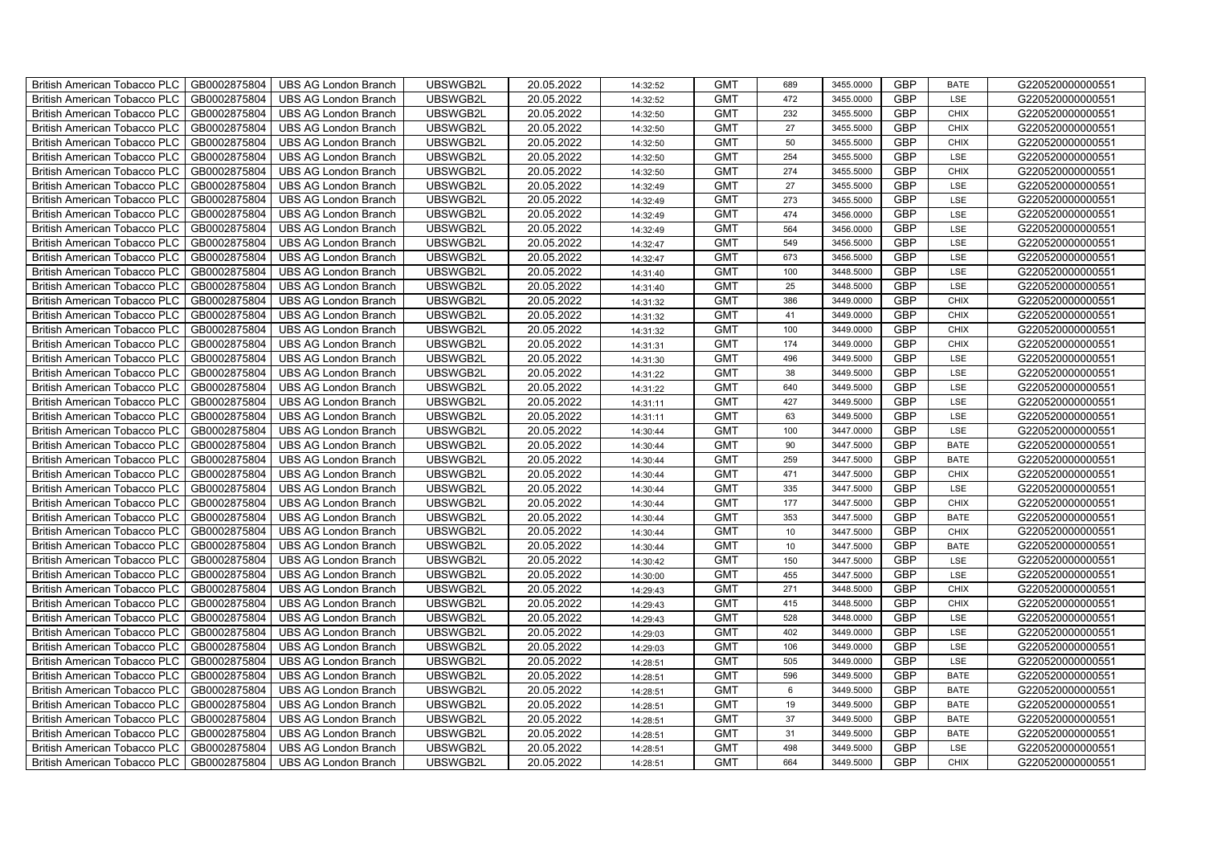| British American Tobacco PLC | GB0002875804 | UBS AG London Branch | UBSWGB2L | 20.05.2022 | 14:32:52 | GMT | 689 | 3455.0000 | GBP | BATE | G220520000000551 |
|---|---|---|---|---|---|---|---|---|---|---|---|
| British American Tobacco PLC | GB0002875804 | UBS AG London Branch | UBSWGB2L | 20.05.2022 | 14:32:52 | GMT | 472 | 3455.0000 | GBP | LSE | G220520000000551 |
| British American Tobacco PLC | GB0002875804 | UBS AG London Branch | UBSWGB2L | 20.05.2022 | 14:32:50 | GMT | 232 | 3455.5000 | GBP | CHIX | G220520000000551 |
| British American Tobacco PLC | GB0002875804 | UBS AG London Branch | UBSWGB2L | 20.05.2022 | 14:32:50 | GMT | 27 | 3455.5000 | GBP | CHIX | G220520000000551 |
| British American Tobacco PLC | GB0002875804 | UBS AG London Branch | UBSWGB2L | 20.05.2022 | 14:32:50 | GMT | 50 | 3455.5000 | GBP | CHIX | G220520000000551 |
| British American Tobacco PLC | GB0002875804 | UBS AG London Branch | UBSWGB2L | 20.05.2022 | 14:32:50 | GMT | 254 | 3455.5000 | GBP | LSE | G220520000000551 |
| British American Tobacco PLC | GB0002875804 | UBS AG London Branch | UBSWGB2L | 20.05.2022 | 14:32:50 | GMT | 274 | 3455.5000 | GBP | CHIX | G220520000000551 |
| British American Tobacco PLC | GB0002875804 | UBS AG London Branch | UBSWGB2L | 20.05.2022 | 14:32:49 | GMT | 27 | 3455.5000 | GBP | LSE | G220520000000551 |
| British American Tobacco PLC | GB0002875804 | UBS AG London Branch | UBSWGB2L | 20.05.2022 | 14:32:49 | GMT | 273 | 3455.5000 | GBP | LSE | G220520000000551 |
| British American Tobacco PLC | GB0002875804 | UBS AG London Branch | UBSWGB2L | 20.05.2022 | 14:32:49 | GMT | 474 | 3456.0000 | GBP | LSE | G220520000000551 |
| British American Tobacco PLC | GB0002875804 | UBS AG London Branch | UBSWGB2L | 20.05.2022 | 14:32:49 | GMT | 564 | 3456.0000 | GBP | LSE | G220520000000551 |
| British American Tobacco PLC | GB0002875804 | UBS AG London Branch | UBSWGB2L | 20.05.2022 | 14:32:47 | GMT | 549 | 3456.5000 | GBP | LSE | G220520000000551 |
| British American Tobacco PLC | GB0002875804 | UBS AG London Branch | UBSWGB2L | 20.05.2022 | 14:32:47 | GMT | 673 | 3456.5000 | GBP | LSE | G220520000000551 |
| British American Tobacco PLC | GB0002875804 | UBS AG London Branch | UBSWGB2L | 20.05.2022 | 14:31:40 | GMT | 100 | 3448.5000 | GBP | LSE | G220520000000551 |
| British American Tobacco PLC | GB0002875804 | UBS AG London Branch | UBSWGB2L | 20.05.2022 | 14:31:40 | GMT | 25 | 3448.5000 | GBP | LSE | G220520000000551 |
| British American Tobacco PLC | GB0002875804 | UBS AG London Branch | UBSWGB2L | 20.05.2022 | 14:31:32 | GMT | 386 | 3449.0000 | GBP | CHIX | G220520000000551 |
| British American Tobacco PLC | GB0002875804 | UBS AG London Branch | UBSWGB2L | 20.05.2022 | 14:31:32 | GMT | 41 | 3449.0000 | GBP | CHIX | G220520000000551 |
| British American Tobacco PLC | GB0002875804 | UBS AG London Branch | UBSWGB2L | 20.05.2022 | 14:31:32 | GMT | 100 | 3449.0000 | GBP | CHIX | G220520000000551 |
| British American Tobacco PLC | GB0002875804 | UBS AG London Branch | UBSWGB2L | 20.05.2022 | 14:31:31 | GMT | 174 | 3449.0000 | GBP | CHIX | G220520000000551 |
| British American Tobacco PLC | GB0002875804 | UBS AG London Branch | UBSWGB2L | 20.05.2022 | 14:31:30 | GMT | 496 | 3449.5000 | GBP | LSE | G220520000000551 |
| British American Tobacco PLC | GB0002875804 | UBS AG London Branch | UBSWGB2L | 20.05.2022 | 14:31:22 | GMT | 38 | 3449.5000 | GBP | LSE | G220520000000551 |
| British American Tobacco PLC | GB0002875804 | UBS AG London Branch | UBSWGB2L | 20.05.2022 | 14:31:22 | GMT | 640 | 3449.5000 | GBP | LSE | G220520000000551 |
| British American Tobacco PLC | GB0002875804 | UBS AG London Branch | UBSWGB2L | 20.05.2022 | 14:31:11 | GMT | 427 | 3449.5000 | GBP | LSE | G220520000000551 |
| British American Tobacco PLC | GB0002875804 | UBS AG London Branch | UBSWGB2L | 20.05.2022 | 14:31:11 | GMT | 63 | 3449.5000 | GBP | LSE | G220520000000551 |
| British American Tobacco PLC | GB0002875804 | UBS AG London Branch | UBSWGB2L | 20.05.2022 | 14:30:44 | GMT | 100 | 3447.0000 | GBP | LSE | G220520000000551 |
| British American Tobacco PLC | GB0002875804 | UBS AG London Branch | UBSWGB2L | 20.05.2022 | 14:30:44 | GMT | 90 | 3447.5000 | GBP | BATE | G220520000000551 |
| British American Tobacco PLC | GB0002875804 | UBS AG London Branch | UBSWGB2L | 20.05.2022 | 14:30:44 | GMT | 259 | 3447.5000 | GBP | BATE | G220520000000551 |
| British American Tobacco PLC | GB0002875804 | UBS AG London Branch | UBSWGB2L | 20.05.2022 | 14:30:44 | GMT | 471 | 3447.5000 | GBP | CHIX | G220520000000551 |
| British American Tobacco PLC | GB0002875804 | UBS AG London Branch | UBSWGB2L | 20.05.2022 | 14:30:44 | GMT | 335 | 3447.5000 | GBP | LSE | G220520000000551 |
| British American Tobacco PLC | GB0002875804 | UBS AG London Branch | UBSWGB2L | 20.05.2022 | 14:30:44 | GMT | 177 | 3447.5000 | GBP | CHIX | G220520000000551 |
| British American Tobacco PLC | GB0002875804 | UBS AG London Branch | UBSWGB2L | 20.05.2022 | 14:30:44 | GMT | 353 | 3447.5000 | GBP | BATE | G220520000000551 |
| British American Tobacco PLC | GB0002875804 | UBS AG London Branch | UBSWGB2L | 20.05.2022 | 14:30:44 | GMT | 10 | 3447.5000 | GBP | CHIX | G220520000000551 |
| British American Tobacco PLC | GB0002875804 | UBS AG London Branch | UBSWGB2L | 20.05.2022 | 14:30:44 | GMT | 10 | 3447.5000 | GBP | BATE | G220520000000551 |
| British American Tobacco PLC | GB0002875804 | UBS AG London Branch | UBSWGB2L | 20.05.2022 | 14:30:42 | GMT | 150 | 3447.5000 | GBP | LSE | G220520000000551 |
| British American Tobacco PLC | GB0002875804 | UBS AG London Branch | UBSWGB2L | 20.05.2022 | 14:30:00 | GMT | 455 | 3447.5000 | GBP | LSE | G220520000000551 |
| British American Tobacco PLC | GB0002875804 | UBS AG London Branch | UBSWGB2L | 20.05.2022 | 14:29:43 | GMT | 271 | 3448.5000 | GBP | CHIX | G220520000000551 |
| British American Tobacco PLC | GB0002875804 | UBS AG London Branch | UBSWGB2L | 20.05.2022 | 14:29:43 | GMT | 415 | 3448.5000 | GBP | CHIX | G220520000000551 |
| British American Tobacco PLC | GB0002875804 | UBS AG London Branch | UBSWGB2L | 20.05.2022 | 14:29:43 | GMT | 528 | 3448.0000 | GBP | LSE | G220520000000551 |
| British American Tobacco PLC | GB0002875804 | UBS AG London Branch | UBSWGB2L | 20.05.2022 | 14:29:03 | GMT | 402 | 3449.0000 | GBP | LSE | G220520000000551 |
| British American Tobacco PLC | GB0002875804 | UBS AG London Branch | UBSWGB2L | 20.05.2022 | 14:29:03 | GMT | 106 | 3449.0000 | GBP | LSE | G220520000000551 |
| British American Tobacco PLC | GB0002875804 | UBS AG London Branch | UBSWGB2L | 20.05.2022 | 14:28:51 | GMT | 505 | 3449.0000 | GBP | LSE | G220520000000551 |
| British American Tobacco PLC | GB0002875804 | UBS AG London Branch | UBSWGB2L | 20.05.2022 | 14:28:51 | GMT | 596 | 3449.5000 | GBP | BATE | G220520000000551 |
| British American Tobacco PLC | GB0002875804 | UBS AG London Branch | UBSWGB2L | 20.05.2022 | 14:28:51 | GMT | 6 | 3449.5000 | GBP | BATE | G220520000000551 |
| British American Tobacco PLC | GB0002875804 | UBS AG London Branch | UBSWGB2L | 20.05.2022 | 14:28:51 | GMT | 19 | 3449.5000 | GBP | BATE | G220520000000551 |
| British American Tobacco PLC | GB0002875804 | UBS AG London Branch | UBSWGB2L | 20.05.2022 | 14:28:51 | GMT | 37 | 3449.5000 | GBP | BATE | G220520000000551 |
| British American Tobacco PLC | GB0002875804 | UBS AG London Branch | UBSWGB2L | 20.05.2022 | 14:28:51 | GMT | 31 | 3449.5000 | GBP | BATE | G220520000000551 |
| British American Tobacco PLC | GB0002875804 | UBS AG London Branch | UBSWGB2L | 20.05.2022 | 14:28:51 | GMT | 498 | 3449.5000 | GBP | LSE | G220520000000551 |
| British American Tobacco PLC | GB0002875804 | UBS AG London Branch | UBSWGB2L | 20.05.2022 | 14:28:51 | GMT | 664 | 3449.5000 | GBP | CHIX | G220520000000551 |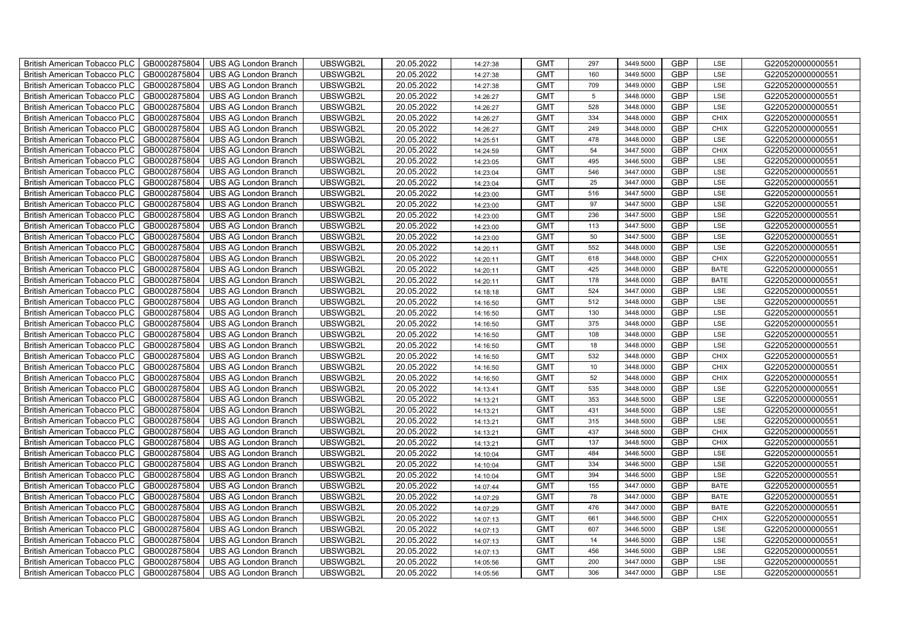| British American Tobacco PLC | GB0002875804 | UBS AG London Branch | UBSWGB2L | 20.05.2022 | 14:27:38 | GMT | 297 | 3449.5000 | GBP | LSE | G220520000000551 |
|---|---|---|---|---|---|---|---|---|---|---|---|
| British American Tobacco PLC | GB0002875804 | UBS AG London Branch | UBSWGB2L | 20.05.2022 | 14:27:38 | GMT | 160 | 3449.5000 | GBP | LSE | G220520000000551 |
| British American Tobacco PLC | GB0002875804 | UBS AG London Branch | UBSWGB2L | 20.05.2022 | 14:27:38 | GMT | 709 | 3449.0000 | GBP | LSE | G220520000000551 |
| British American Tobacco PLC | GB0002875804 | UBS AG London Branch | UBSWGB2L | 20.05.2022 | 14:26:27 | GMT | 5 | 3448.0000 | GBP | LSE | G220520000000551 |
| British American Tobacco PLC | GB0002875804 | UBS AG London Branch | UBSWGB2L | 20.05.2022 | 14:26:27 | GMT | 528 | 3448.0000 | GBP | LSE | G220520000000551 |
| British American Tobacco PLC | GB0002875804 | UBS AG London Branch | UBSWGB2L | 20.05.2022 | 14:26:27 | GMT | 334 | 3448.0000 | GBP | CHIX | G220520000000551 |
| British American Tobacco PLC | GB0002875804 | UBS AG London Branch | UBSWGB2L | 20.05.2022 | 14:26:27 | GMT | 249 | 3448.0000 | GBP | CHIX | G220520000000551 |
| British American Tobacco PLC | GB0002875804 | UBS AG London Branch | UBSWGB2L | 20.05.2022 | 14:25:51 | GMT | 478 | 3448.0000 | GBP | LSE | G220520000000551 |
| British American Tobacco PLC | GB0002875804 | UBS AG London Branch | UBSWGB2L | 20.05.2022 | 14:24:59 | GMT | 54 | 3447.5000 | GBP | CHIX | G220520000000551 |
| British American Tobacco PLC | GB0002875804 | UBS AG London Branch | UBSWGB2L | 20.05.2022 | 14:23:05 | GMT | 495 | 3446.5000 | GBP | LSE | G220520000000551 |
| British American Tobacco PLC | GB0002875804 | UBS AG London Branch | UBSWGB2L | 20.05.2022 | 14:23:04 | GMT | 546 | 3447.0000 | GBP | LSE | G220520000000551 |
| British American Tobacco PLC | GB0002875804 | UBS AG London Branch | UBSWGB2L | 20.05.2022 | 14:23:04 | GMT | 25 | 3447.0000 | GBP | LSE | G220520000000551 |
| British American Tobacco PLC | GB0002875804 | UBS AG London Branch | UBSWGB2L | 20.05.2022 | 14:23:00 | GMT | 516 | 3447.5000 | GBP | LSE | G220520000000551 |
| British American Tobacco PLC | GB0002875804 | UBS AG London Branch | UBSWGB2L | 20.05.2022 | 14:23:00 | GMT | 97 | 3447.5000 | GBP | LSE | G220520000000551 |
| British American Tobacco PLC | GB0002875804 | UBS AG London Branch | UBSWGB2L | 20.05.2022 | 14:23:00 | GMT | 236 | 3447.5000 | GBP | LSE | G220520000000551 |
| British American Tobacco PLC | GB0002875804 | UBS AG London Branch | UBSWGB2L | 20.05.2022 | 14:23:00 | GMT | 113 | 3447.5000 | GBP | LSE | G220520000000551 |
| British American Tobacco PLC | GB0002875804 | UBS AG London Branch | UBSWGB2L | 20.05.2022 | 14:23:00 | GMT | 50 | 3447.5000 | GBP | LSE | G220520000000551 |
| British American Tobacco PLC | GB0002875804 | UBS AG London Branch | UBSWGB2L | 20.05.2022 | 14:20:11 | GMT | 552 | 3448.0000 | GBP | LSE | G220520000000551 |
| British American Tobacco PLC | GB0002875804 | UBS AG London Branch | UBSWGB2L | 20.05.2022 | 14:20:11 | GMT | 618 | 3448.0000 | GBP | CHIX | G220520000000551 |
| British American Tobacco PLC | GB0002875804 | UBS AG London Branch | UBSWGB2L | 20.05.2022 | 14:20:11 | GMT | 425 | 3448.0000 | GBP | BATE | G220520000000551 |
| British American Tobacco PLC | GB0002875804 | UBS AG London Branch | UBSWGB2L | 20.05.2022 | 14:20:11 | GMT | 178 | 3448.0000 | GBP | BATE | G220520000000551 |
| British American Tobacco PLC | GB0002875804 | UBS AG London Branch | UBSWGB2L | 20.05.2022 | 14:18:18 | GMT | 524 | 3447.0000 | GBP | LSE | G220520000000551 |
| British American Tobacco PLC | GB0002875804 | UBS AG London Branch | UBSWGB2L | 20.05.2022 | 14:16:50 | GMT | 512 | 3448.0000 | GBP | LSE | G220520000000551 |
| British American Tobacco PLC | GB0002875804 | UBS AG London Branch | UBSWGB2L | 20.05.2022 | 14:16:50 | GMT | 130 | 3448.0000 | GBP | LSE | G220520000000551 |
| British American Tobacco PLC | GB0002875804 | UBS AG London Branch | UBSWGB2L | 20.05.2022 | 14:16:50 | GMT | 375 | 3448.0000 | GBP | LSE | G220520000000551 |
| British American Tobacco PLC | GB0002875804 | UBS AG London Branch | UBSWGB2L | 20.05.2022 | 14:16:50 | GMT | 108 | 3448.0000 | GBP | LSE | G220520000000551 |
| British American Tobacco PLC | GB0002875804 | UBS AG London Branch | UBSWGB2L | 20.05.2022 | 14:16:50 | GMT | 18 | 3448.0000 | GBP | LSE | G220520000000551 |
| British American Tobacco PLC | GB0002875804 | UBS AG London Branch | UBSWGB2L | 20.05.2022 | 14:16:50 | GMT | 532 | 3448.0000 | GBP | CHIX | G220520000000551 |
| British American Tobacco PLC | GB0002875804 | UBS AG London Branch | UBSWGB2L | 20.05.2022 | 14:16:50 | GMT | 10 | 3448.0000 | GBP | CHIX | G220520000000551 |
| British American Tobacco PLC | GB0002875804 | UBS AG London Branch | UBSWGB2L | 20.05.2022 | 14:16:50 | GMT | 52 | 3448.0000 | GBP | CHIX | G220520000000551 |
| British American Tobacco PLC | GB0002875804 | UBS AG London Branch | UBSWGB2L | 20.05.2022 | 14:13:41 | GMT | 535 | 3448.0000 | GBP | LSE | G220520000000551 |
| British American Tobacco PLC | GB0002875804 | UBS AG London Branch | UBSWGB2L | 20.05.2022 | 14:13:21 | GMT | 353 | 3448.5000 | GBP | LSE | G220520000000551 |
| British American Tobacco PLC | GB0002875804 | UBS AG London Branch | UBSWGB2L | 20.05.2022 | 14:13:21 | GMT | 431 | 3448.5000 | GBP | LSE | G220520000000551 |
| British American Tobacco PLC | GB0002875804 | UBS AG London Branch | UBSWGB2L | 20.05.2022 | 14:13:21 | GMT | 315 | 3448.5000 | GBP | LSE | G220520000000551 |
| British American Tobacco PLC | GB0002875804 | UBS AG London Branch | UBSWGB2L | 20.05.2022 | 14:13:21 | GMT | 437 | 3448.5000 | GBP | CHIX | G220520000000551 |
| British American Tobacco PLC | GB0002875804 | UBS AG London Branch | UBSWGB2L | 20.05.2022 | 14:13:21 | GMT | 137 | 3448.5000 | GBP | CHIX | G220520000000551 |
| British American Tobacco PLC | GB0002875804 | UBS AG London Branch | UBSWGB2L | 20.05.2022 | 14:10:04 | GMT | 484 | 3446.5000 | GBP | LSE | G220520000000551 |
| British American Tobacco PLC | GB0002875804 | UBS AG London Branch | UBSWGB2L | 20.05.2022 | 14:10:04 | GMT | 334 | 3446.5000 | GBP | LSE | G220520000000551 |
| British American Tobacco PLC | GB0002875804 | UBS AG London Branch | UBSWGB2L | 20.05.2022 | 14:10:04 | GMT | 394 | 3446.5000 | GBP | LSE | G220520000000551 |
| British American Tobacco PLC | GB0002875804 | UBS AG London Branch | UBSWGB2L | 20.05.2022 | 14:07:44 | GMT | 155 | 3447.0000 | GBP | BATE | G220520000000551 |
| British American Tobacco PLC | GB0002875804 | UBS AG London Branch | UBSWGB2L | 20.05.2022 | 14:07:29 | GMT | 78 | 3447.0000 | GBP | BATE | G220520000000551 |
| British American Tobacco PLC | GB0002875804 | UBS AG London Branch | UBSWGB2L | 20.05.2022 | 14:07:29 | GMT | 476 | 3447.0000 | GBP | BATE | G220520000000551 |
| British American Tobacco PLC | GB0002875804 | UBS AG London Branch | UBSWGB2L | 20.05.2022 | 14:07:13 | GMT | 661 | 3446.5000 | GBP | CHIX | G220520000000551 |
| British American Tobacco PLC | GB0002875804 | UBS AG London Branch | UBSWGB2L | 20.05.2022 | 14:07:13 | GMT | 607 | 3446.5000 | GBP | LSE | G220520000000551 |
| British American Tobacco PLC | GB0002875804 | UBS AG London Branch | UBSWGB2L | 20.05.2022 | 14:07:13 | GMT | 14 | 3446.5000 | GBP | LSE | G220520000000551 |
| British American Tobacco PLC | GB0002875804 | UBS AG London Branch | UBSWGB2L | 20.05.2022 | 14:07:13 | GMT | 456 | 3446.5000 | GBP | LSE | G220520000000551 |
| British American Tobacco PLC | GB0002875804 | UBS AG London Branch | UBSWGB2L | 20.05.2022 | 14:05:56 | GMT | 200 | 3447.0000 | GBP | LSE | G220520000000551 |
| British American Tobacco PLC | GB0002875804 | UBS AG London Branch | UBSWGB2L | 20.05.2022 | 14:05:56 | GMT | 306 | 3447.0000 | GBP | LSE | G220520000000551 |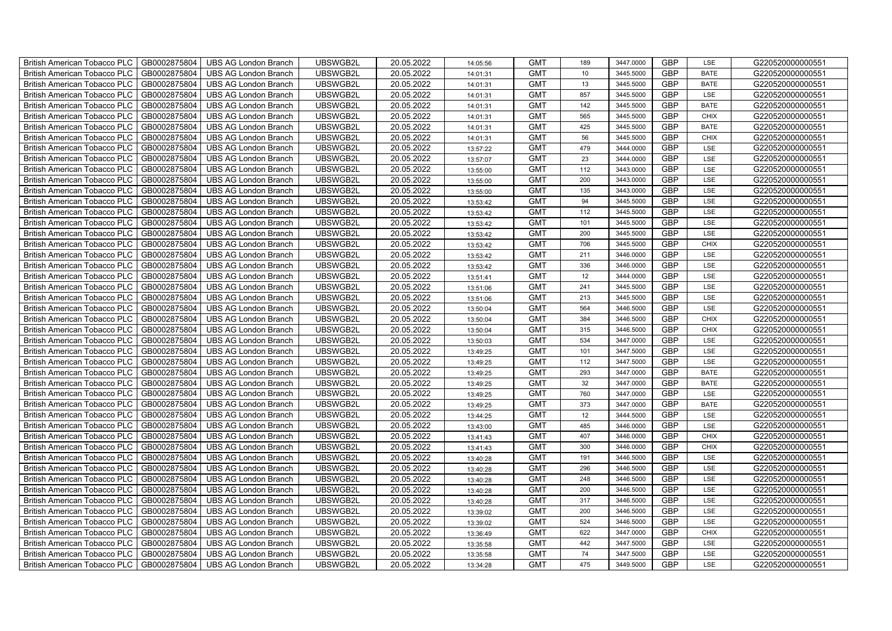| British American Tobacco PLC | GB0002875804 | UBS AG London Branch | UBSWGB2L | 20.05.2022 | 14:05:56 | GMT | 189 | 3447.0000 | GBP | LSE | G220520000000551 |
|---|---|---|---|---|---|---|---|---|---|---|---|
| British American Tobacco PLC | GB0002875804 | UBS AG London Branch | UBSWGB2L | 20.05.2022 | 14:01:31 | GMT | 10 | 3445.5000 | GBP | BATE | G220520000000551 |
| British American Tobacco PLC | GB0002875804 | UBS AG London Branch | UBSWGB2L | 20.05.2022 | 14:01:31 | GMT | 13 | 3445.5000 | GBP | BATE | G220520000000551 |
| British American Tobacco PLC | GB0002875804 | UBS AG London Branch | UBSWGB2L | 20.05.2022 | 14:01:31 | GMT | 857 | 3445.5000 | GBP | LSE | G220520000000551 |
| British American Tobacco PLC | GB0002875804 | UBS AG London Branch | UBSWGB2L | 20.05.2022 | 14:01:31 | GMT | 142 | 3445.5000 | GBP | BATE | G220520000000551 |
| British American Tobacco PLC | GB0002875804 | UBS AG London Branch | UBSWGB2L | 20.05.2022 | 14:01:31 | GMT | 565 | 3445.5000 | GBP | CHIX | G220520000000551 |
| British American Tobacco PLC | GB0002875804 | UBS AG London Branch | UBSWGB2L | 20.05.2022 | 14:01:31 | GMT | 425 | 3445.5000 | GBP | BATE | G220520000000551 |
| British American Tobacco PLC | GB0002875804 | UBS AG London Branch | UBSWGB2L | 20.05.2022 | 14:01:31 | GMT | 56 | 3445.5000 | GBP | CHIX | G220520000000551 |
| British American Tobacco PLC | GB0002875804 | UBS AG London Branch | UBSWGB2L | 20.05.2022 | 13:57:22 | GMT | 479 | 3444.0000 | GBP | LSE | G220520000000551 |
| British American Tobacco PLC | GB0002875804 | UBS AG London Branch | UBSWGB2L | 20.05.2022 | 13:57:07 | GMT | 23 | 3444.0000 | GBP | LSE | G220520000000551 |
| British American Tobacco PLC | GB0002875804 | UBS AG London Branch | UBSWGB2L | 20.05.2022 | 13:55:00 | GMT | 112 | 3443.0000 | GBP | LSE | G220520000000551 |
| British American Tobacco PLC | GB0002875804 | UBS AG London Branch | UBSWGB2L | 20.05.2022 | 13:55:00 | GMT | 200 | 3443.0000 | GBP | LSE | G220520000000551 |
| British American Tobacco PLC | GB0002875804 | UBS AG London Branch | UBSWGB2L | 20.05.2022 | 13:55:00 | GMT | 135 | 3443.0000 | GBP | LSE | G220520000000551 |
| British American Tobacco PLC | GB0002875804 | UBS AG London Branch | UBSWGB2L | 20.05.2022 | 13:53:42 | GMT | 94 | 3445.5000 | GBP | LSE | G220520000000551 |
| British American Tobacco PLC | GB0002875804 | UBS AG London Branch | UBSWGB2L | 20.05.2022 | 13:53:42 | GMT | 112 | 3445.5000 | GBP | LSE | G220520000000551 |
| British American Tobacco PLC | GB0002875804 | UBS AG London Branch | UBSWGB2L | 20.05.2022 | 13:53:42 | GMT | 101 | 3445.5000 | GBP | LSE | G220520000000551 |
| British American Tobacco PLC | GB0002875804 | UBS AG London Branch | UBSWGB2L | 20.05.2022 | 13:53:42 | GMT | 200 | 3445.5000 | GBP | LSE | G220520000000551 |
| British American Tobacco PLC | GB0002875804 | UBS AG London Branch | UBSWGB2L | 20.05.2022 | 13:53:42 | GMT | 706 | 3445.5000 | GBP | CHIX | G220520000000551 |
| British American Tobacco PLC | GB0002875804 | UBS AG London Branch | UBSWGB2L | 20.05.2022 | 13:53:42 | GMT | 211 | 3446.0000 | GBP | LSE | G220520000000551 |
| British American Tobacco PLC | GB0002875804 | UBS AG London Branch | UBSWGB2L | 20.05.2022 | 13:53:42 | GMT | 336 | 3446.0000 | GBP | LSE | G220520000000551 |
| British American Tobacco PLC | GB0002875804 | UBS AG London Branch | UBSWGB2L | 20.05.2022 | 13:51:41 | GMT | 12 | 3444.0000 | GBP | LSE | G220520000000551 |
| British American Tobacco PLC | GB0002875804 | UBS AG London Branch | UBSWGB2L | 20.05.2022 | 13:51:06 | GMT | 241 | 3445.5000 | GBP | LSE | G220520000000551 |
| British American Tobacco PLC | GB0002875804 | UBS AG London Branch | UBSWGB2L | 20.05.2022 | 13:51:06 | GMT | 213 | 3445.5000 | GBP | LSE | G220520000000551 |
| British American Tobacco PLC | GB0002875804 | UBS AG London Branch | UBSWGB2L | 20.05.2022 | 13:50:04 | GMT | 564 | 3446.5000 | GBP | LSE | G220520000000551 |
| British American Tobacco PLC | GB0002875804 | UBS AG London Branch | UBSWGB2L | 20.05.2022 | 13:50:04 | GMT | 384 | 3446.5000 | GBP | CHIX | G220520000000551 |
| British American Tobacco PLC | GB0002875804 | UBS AG London Branch | UBSWGB2L | 20.05.2022 | 13:50:04 | GMT | 315 | 3446.5000 | GBP | CHIX | G220520000000551 |
| British American Tobacco PLC | GB0002875804 | UBS AG London Branch | UBSWGB2L | 20.05.2022 | 13:50:03 | GMT | 534 | 3447.0000 | GBP | LSE | G220520000000551 |
| British American Tobacco PLC | GB0002875804 | UBS AG London Branch | UBSWGB2L | 20.05.2022 | 13:49:25 | GMT | 101 | 3447.5000 | GBP | LSE | G220520000000551 |
| British American Tobacco PLC | GB0002875804 | UBS AG London Branch | UBSWGB2L | 20.05.2022 | 13:49:25 | GMT | 112 | 3447.5000 | GBP | LSE | G220520000000551 |
| British American Tobacco PLC | GB0002875804 | UBS AG London Branch | UBSWGB2L | 20.05.2022 | 13:49:25 | GMT | 293 | 3447.0000 | GBP | BATE | G220520000000551 |
| British American Tobacco PLC | GB0002875804 | UBS AG London Branch | UBSWGB2L | 20.05.2022 | 13:49:25 | GMT | 32 | 3447.0000 | GBP | BATE | G220520000000551 |
| British American Tobacco PLC | GB0002875804 | UBS AG London Branch | UBSWGB2L | 20.05.2022 | 13:49:25 | GMT | 760 | 3447.0000 | GBP | LSE | G220520000000551 |
| British American Tobacco PLC | GB0002875804 | UBS AG London Branch | UBSWGB2L | 20.05.2022 | 13:49:25 | GMT | 373 | 3447.0000 | GBP | BATE | G220520000000551 |
| British American Tobacco PLC | GB0002875804 | UBS AG London Branch | UBSWGB2L | 20.05.2022 | 13:44:25 | GMT | 12 | 3444.5000 | GBP | LSE | G220520000000551 |
| British American Tobacco PLC | GB0002875804 | UBS AG London Branch | UBSWGB2L | 20.05.2022 | 13:43:00 | GMT | 485 | 3446.0000 | GBP | LSE | G220520000000551 |
| British American Tobacco PLC | GB0002875804 | UBS AG London Branch | UBSWGB2L | 20.05.2022 | 13:41:43 | GMT | 407 | 3446.0000 | GBP | CHIX | G220520000000551 |
| British American Tobacco PLC | GB0002875804 | UBS AG London Branch | UBSWGB2L | 20.05.2022 | 13:41:43 | GMT | 300 | 3446.0000 | GBP | CHIX | G220520000000551 |
| British American Tobacco PLC | GB0002875804 | UBS AG London Branch | UBSWGB2L | 20.05.2022 | 13:40:28 | GMT | 191 | 3446.5000 | GBP | LSE | G220520000000551 |
| British American Tobacco PLC | GB0002875804 | UBS AG London Branch | UBSWGB2L | 20.05.2022 | 13:40:28 | GMT | 296 | 3446.5000 | GBP | LSE | G220520000000551 |
| British American Tobacco PLC | GB0002875804 | UBS AG London Branch | UBSWGB2L | 20.05.2022 | 13:40:28 | GMT | 248 | 3446.5000 | GBP | LSE | G220520000000551 |
| British American Tobacco PLC | GB0002875804 | UBS AG London Branch | UBSWGB2L | 20.05.2022 | 13:40:28 | GMT | 200 | 3446.5000 | GBP | LSE | G220520000000551 |
| British American Tobacco PLC | GB0002875804 | UBS AG London Branch | UBSWGB2L | 20.05.2022 | 13:40:28 | GMT | 317 | 3446.5000 | GBP | LSE | G220520000000551 |
| British American Tobacco PLC | GB0002875804 | UBS AG London Branch | UBSWGB2L | 20.05.2022 | 13:39:02 | GMT | 200 | 3446.5000 | GBP | LSE | G220520000000551 |
| British American Tobacco PLC | GB0002875804 | UBS AG London Branch | UBSWGB2L | 20.05.2022 | 13:39:02 | GMT | 524 | 3446.5000 | GBP | LSE | G220520000000551 |
| British American Tobacco PLC | GB0002875804 | UBS AG London Branch | UBSWGB2L | 20.05.2022 | 13:36:49 | GMT | 622 | 3447.0000 | GBP | CHIX | G220520000000551 |
| British American Tobacco PLC | GB0002875804 | UBS AG London Branch | UBSWGB2L | 20.05.2022 | 13:35:58 | GMT | 442 | 3447.5000 | GBP | LSE | G220520000000551 |
| British American Tobacco PLC | GB0002875804 | UBS AG London Branch | UBSWGB2L | 20.05.2022 | 13:35:58 | GMT | 74 | 3447.5000 | GBP | LSE | G220520000000551 |
| British American Tobacco PLC | GB0002875804 | UBS AG London Branch | UBSWGB2L | 20.05.2022 | 13:34:28 | GMT | 475 | 3449.5000 | GBP | LSE | G220520000000551 |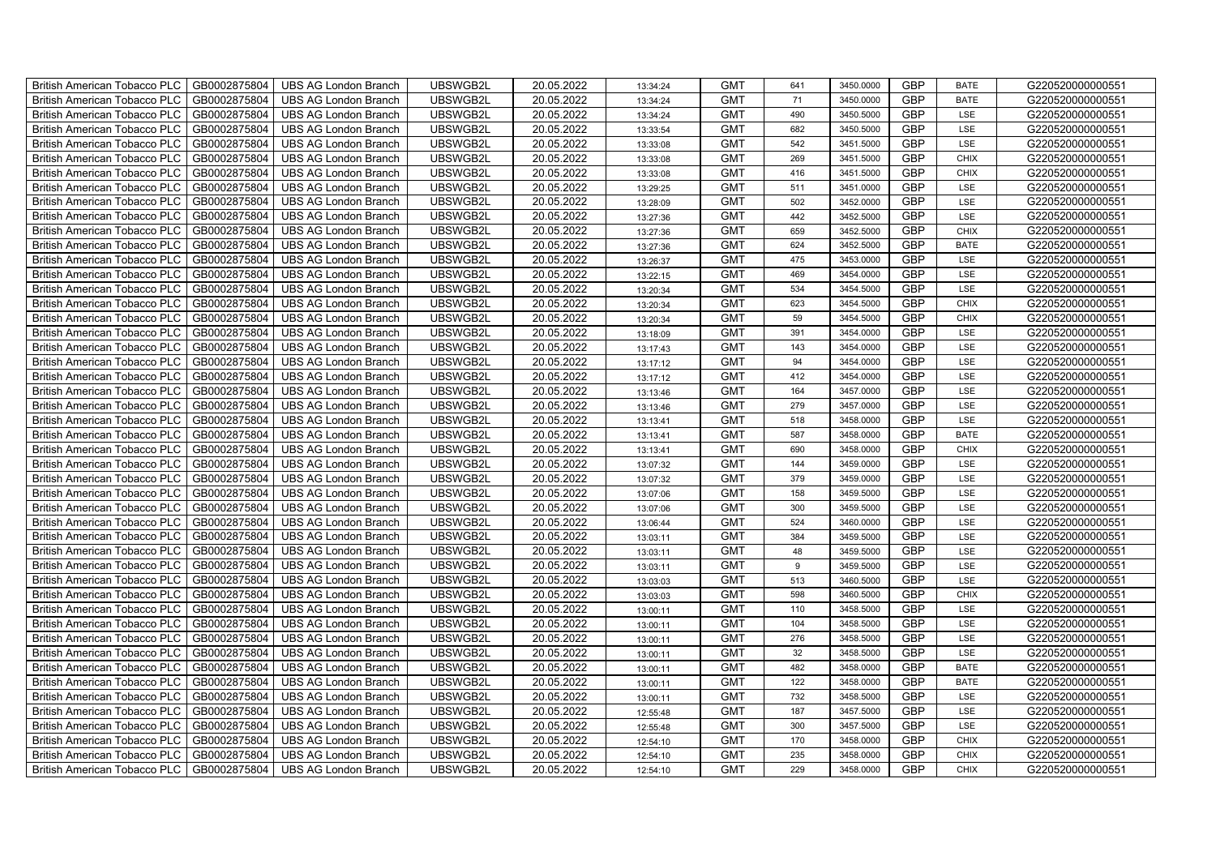| British American Tobacco PLC | GB0002875804 | UBS AG London Branch | UBSWGB2L | 20.05.2022 | 13:34:24 | GMT | 641 | 3450.0000 | GBP | BATE | G220520000000551 |
|---|---|---|---|---|---|---|---|---|---|---|---|
| British American Tobacco PLC | GB0002875804 | UBS AG London Branch | UBSWGB2L | 20.05.2022 | 13:34:24 | GMT | 71 | 3450.0000 | GBP | BATE | G220520000000551 |
| British American Tobacco PLC | GB0002875804 | UBS AG London Branch | UBSWGB2L | 20.05.2022 | 13:34:24 | GMT | 490 | 3450.5000 | GBP | LSE | G220520000000551 |
| British American Tobacco PLC | GB0002875804 | UBS AG London Branch | UBSWGB2L | 20.05.2022 | 13:33:54 | GMT | 682 | 3450.5000 | GBP | LSE | G220520000000551 |
| British American Tobacco PLC | GB0002875804 | UBS AG London Branch | UBSWGB2L | 20.05.2022 | 13:33:08 | GMT | 542 | 3451.5000 | GBP | LSE | G220520000000551 |
| British American Tobacco PLC | GB0002875804 | UBS AG London Branch | UBSWGB2L | 20.05.2022 | 13:33:08 | GMT | 269 | 3451.5000 | GBP | CHIX | G220520000000551 |
| British American Tobacco PLC | GB0002875804 | UBS AG London Branch | UBSWGB2L | 20.05.2022 | 13:33:08 | GMT | 416 | 3451.5000 | GBP | CHIX | G220520000000551 |
| British American Tobacco PLC | GB0002875804 | UBS AG London Branch | UBSWGB2L | 20.05.2022 | 13:29:25 | GMT | 511 | 3451.0000 | GBP | LSE | G220520000000551 |
| British American Tobacco PLC | GB0002875804 | UBS AG London Branch | UBSWGB2L | 20.05.2022 | 13:28:09 | GMT | 502 | 3452.0000 | GBP | LSE | G220520000000551 |
| British American Tobacco PLC | GB0002875804 | UBS AG London Branch | UBSWGB2L | 20.05.2022 | 13:27:36 | GMT | 442 | 3452.5000 | GBP | LSE | G220520000000551 |
| British American Tobacco PLC | GB0002875804 | UBS AG London Branch | UBSWGB2L | 20.05.2022 | 13:27:36 | GMT | 659 | 3452.5000 | GBP | CHIX | G220520000000551 |
| British American Tobacco PLC | GB0002875804 | UBS AG London Branch | UBSWGB2L | 20.05.2022 | 13:27:36 | GMT | 624 | 3452.5000 | GBP | BATE | G220520000000551 |
| British American Tobacco PLC | GB0002875804 | UBS AG London Branch | UBSWGB2L | 20.05.2022 | 13:26:37 | GMT | 475 | 3453.0000 | GBP | LSE | G220520000000551 |
| British American Tobacco PLC | GB0002875804 | UBS AG London Branch | UBSWGB2L | 20.05.2022 | 13:22:15 | GMT | 469 | 3454.0000 | GBP | LSE | G220520000000551 |
| British American Tobacco PLC | GB0002875804 | UBS AG London Branch | UBSWGB2L | 20.05.2022 | 13:20:34 | GMT | 534 | 3454.5000 | GBP | LSE | G220520000000551 |
| British American Tobacco PLC | GB0002875804 | UBS AG London Branch | UBSWGB2L | 20.05.2022 | 13:20:34 | GMT | 623 | 3454.5000 | GBP | CHIX | G220520000000551 |
| British American Tobacco PLC | GB0002875804 | UBS AG London Branch | UBSWGB2L | 20.05.2022 | 13:20:34 | GMT | 59 | 3454.5000 | GBP | CHIX | G220520000000551 |
| British American Tobacco PLC | GB0002875804 | UBS AG London Branch | UBSWGB2L | 20.05.2022 | 13:18:09 | GMT | 391 | 3454.0000 | GBP | LSE | G220520000000551 |
| British American Tobacco PLC | GB0002875804 | UBS AG London Branch | UBSWGB2L | 20.05.2022 | 13:17:43 | GMT | 143 | 3454.0000 | GBP | LSE | G220520000000551 |
| British American Tobacco PLC | GB0002875804 | UBS AG London Branch | UBSWGB2L | 20.05.2022 | 13:17:12 | GMT | 94 | 3454.0000 | GBP | LSE | G220520000000551 |
| British American Tobacco PLC | GB0002875804 | UBS AG London Branch | UBSWGB2L | 20.05.2022 | 13:17:12 | GMT | 412 | 3454.0000 | GBP | LSE | G220520000000551 |
| British American Tobacco PLC | GB0002875804 | UBS AG London Branch | UBSWGB2L | 20.05.2022 | 13:13:46 | GMT | 164 | 3457.0000 | GBP | LSE | G220520000000551 |
| British American Tobacco PLC | GB0002875804 | UBS AG London Branch | UBSWGB2L | 20.05.2022 | 13:13:46 | GMT | 279 | 3457.0000 | GBP | LSE | G220520000000551 |
| British American Tobacco PLC | GB0002875804 | UBS AG London Branch | UBSWGB2L | 20.05.2022 | 13:13:41 | GMT | 518 | 3458.0000 | GBP | LSE | G220520000000551 |
| British American Tobacco PLC | GB0002875804 | UBS AG London Branch | UBSWGB2L | 20.05.2022 | 13:13:41 | GMT | 587 | 3458.0000 | GBP | BATE | G220520000000551 |
| British American Tobacco PLC | GB0002875804 | UBS AG London Branch | UBSWGB2L | 20.05.2022 | 13:13:41 | GMT | 690 | 3458.0000 | GBP | CHIX | G220520000000551 |
| British American Tobacco PLC | GB0002875804 | UBS AG London Branch | UBSWGB2L | 20.05.2022 | 13:07:32 | GMT | 144 | 3459.0000 | GBP | LSE | G220520000000551 |
| British American Tobacco PLC | GB0002875804 | UBS AG London Branch | UBSWGB2L | 20.05.2022 | 13:07:32 | GMT | 379 | 3459.0000 | GBP | LSE | G220520000000551 |
| British American Tobacco PLC | GB0002875804 | UBS AG London Branch | UBSWGB2L | 20.05.2022 | 13:07:06 | GMT | 158 | 3459.5000 | GBP | LSE | G220520000000551 |
| British American Tobacco PLC | GB0002875804 | UBS AG London Branch | UBSWGB2L | 20.05.2022 | 13:07:06 | GMT | 300 | 3459.5000 | GBP | LSE | G220520000000551 |
| British American Tobacco PLC | GB0002875804 | UBS AG London Branch | UBSWGB2L | 20.05.2022 | 13:06:44 | GMT | 524 | 3460.0000 | GBP | LSE | G220520000000551 |
| British American Tobacco PLC | GB0002875804 | UBS AG London Branch | UBSWGB2L | 20.05.2022 | 13:03:11 | GMT | 384 | 3459.5000 | GBP | LSE | G220520000000551 |
| British American Tobacco PLC | GB0002875804 | UBS AG London Branch | UBSWGB2L | 20.05.2022 | 13:03:11 | GMT | 48 | 3459.5000 | GBP | LSE | G220520000000551 |
| British American Tobacco PLC | GB0002875804 | UBS AG London Branch | UBSWGB2L | 20.05.2022 | 13:03:11 | GMT | 9 | 3459.5000 | GBP | LSE | G220520000000551 |
| British American Tobacco PLC | GB0002875804 | UBS AG London Branch | UBSWGB2L | 20.05.2022 | 13:03:03 | GMT | 513 | 3460.5000 | GBP | LSE | G220520000000551 |
| British American Tobacco PLC | GB0002875804 | UBS AG London Branch | UBSWGB2L | 20.05.2022 | 13:03:03 | GMT | 598 | 3460.5000 | GBP | CHIX | G220520000000551 |
| British American Tobacco PLC | GB0002875804 | UBS AG London Branch | UBSWGB2L | 20.05.2022 | 13:00:11 | GMT | 110 | 3458.5000 | GBP | LSE | G220520000000551 |
| British American Tobacco PLC | GB0002875804 | UBS AG London Branch | UBSWGB2L | 20.05.2022 | 13:00:11 | GMT | 104 | 3458.5000 | GBP | LSE | G220520000000551 |
| British American Tobacco PLC | GB0002875804 | UBS AG London Branch | UBSWGB2L | 20.05.2022 | 13:00:11 | GMT | 276 | 3458.5000 | GBP | LSE | G220520000000551 |
| British American Tobacco PLC | GB0002875804 | UBS AG London Branch | UBSWGB2L | 20.05.2022 | 13:00:11 | GMT | 32 | 3458.5000 | GBP | LSE | G220520000000551 |
| British American Tobacco PLC | GB0002875804 | UBS AG London Branch | UBSWGB2L | 20.05.2022 | 13:00:11 | GMT | 482 | 3458.0000 | GBP | BATE | G220520000000551 |
| British American Tobacco PLC | GB0002875804 | UBS AG London Branch | UBSWGB2L | 20.05.2022 | 13:00:11 | GMT | 122 | 3458.0000 | GBP | BATE | G220520000000551 |
| British American Tobacco PLC | GB0002875804 | UBS AG London Branch | UBSWGB2L | 20.05.2022 | 13:00:11 | GMT | 732 | 3458.5000 | GBP | LSE | G220520000000551 |
| British American Tobacco PLC | GB0002875804 | UBS AG London Branch | UBSWGB2L | 20.05.2022 | 12:55:48 | GMT | 187 | 3457.5000 | GBP | LSE | G220520000000551 |
| British American Tobacco PLC | GB0002875804 | UBS AG London Branch | UBSWGB2L | 20.05.2022 | 12:55:48 | GMT | 300 | 3457.5000 | GBP | LSE | G220520000000551 |
| British American Tobacco PLC | GB0002875804 | UBS AG London Branch | UBSWGB2L | 20.05.2022 | 12:54:10 | GMT | 170 | 3458.0000 | GBP | CHIX | G220520000000551 |
| British American Tobacco PLC | GB0002875804 | UBS AG London Branch | UBSWGB2L | 20.05.2022 | 12:54:10 | GMT | 235 | 3458.0000 | GBP | CHIX | G220520000000551 |
| British American Tobacco PLC | GB0002875804 | UBS AG London Branch | UBSWGB2L | 20.05.2022 | 12:54:10 | GMT | 229 | 3458.0000 | GBP | CHIX | G220520000000551 |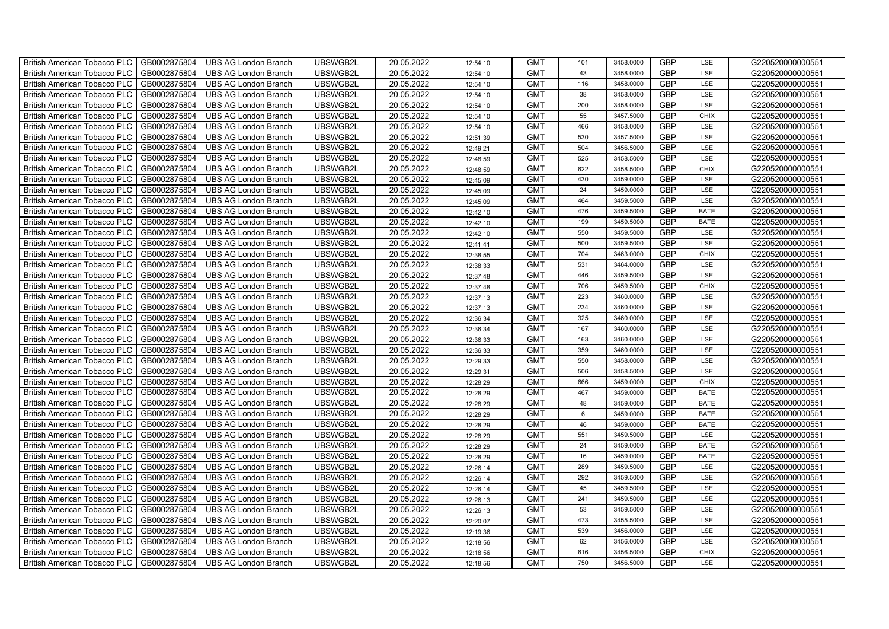| British American Tobacco PLC | GB0002875804 | UBS AG London Branch | UBSWGB2L | 20.05.2022 | 12:54:10 | GMT | 101 | 3458.0000 | GBP | LSE | G220520000000551 |
|---|---|---|---|---|---|---|---|---|---|---|---|
| British American Tobacco PLC | GB0002875804 | UBS AG London Branch | UBSWGB2L | 20.05.2022 | 12:54:10 | GMT | 43 | 3458.0000 | GBP | LSE | G220520000000551 |
| British American Tobacco PLC | GB0002875804 | UBS AG London Branch | UBSWGB2L | 20.05.2022 | 12:54:10 | GMT | 116 | 3458.0000 | GBP | LSE | G220520000000551 |
| British American Tobacco PLC | GB0002875804 | UBS AG London Branch | UBSWGB2L | 20.05.2022 | 12:54:10 | GMT | 38 | 3458.0000 | GBP | LSE | G220520000000551 |
| British American Tobacco PLC | GB0002875804 | UBS AG London Branch | UBSWGB2L | 20.05.2022 | 12:54:10 | GMT | 200 | 3458.0000 | GBP | LSE | G220520000000551 |
| British American Tobacco PLC | GB0002875804 | UBS AG London Branch | UBSWGB2L | 20.05.2022 | 12:54:10 | GMT | 55 | 3457.5000 | GBP | CHIX | G220520000000551 |
| British American Tobacco PLC | GB0002875804 | UBS AG London Branch | UBSWGB2L | 20.05.2022 | 12:54:10 | GMT | 466 | 3458.0000 | GBP | LSE | G220520000000551 |
| British American Tobacco PLC | GB0002875804 | UBS AG London Branch | UBSWGB2L | 20.05.2022 | 12:51:39 | GMT | 530 | 3457.5000 | GBP | LSE | G220520000000551 |
| British American Tobacco PLC | GB0002875804 | UBS AG London Branch | UBSWGB2L | 20.05.2022 | 12:49:21 | GMT | 504 | 3456.5000 | GBP | LSE | G220520000000551 |
| British American Tobacco PLC | GB0002875804 | UBS AG London Branch | UBSWGB2L | 20.05.2022 | 12:48:59 | GMT | 525 | 3458.5000 | GBP | LSE | G220520000000551 |
| British American Tobacco PLC | GB0002875804 | UBS AG London Branch | UBSWGB2L | 20.05.2022 | 12:48:59 | GMT | 622 | 3458.5000 | GBP | CHIX | G220520000000551 |
| British American Tobacco PLC | GB0002875804 | UBS AG London Branch | UBSWGB2L | 20.05.2022 | 12:45:09 | GMT | 430 | 3459.0000 | GBP | LSE | G220520000000551 |
| British American Tobacco PLC | GB0002875804 | UBS AG London Branch | UBSWGB2L | 20.05.2022 | 12:45:09 | GMT | 24 | 3459.0000 | GBP | LSE | G220520000000551 |
| British American Tobacco PLC | GB0002875804 | UBS AG London Branch | UBSWGB2L | 20.05.2022 | 12:45:09 | GMT | 464 | 3459.5000 | GBP | LSE | G220520000000551 |
| British American Tobacco PLC | GB0002875804 | UBS AG London Branch | UBSWGB2L | 20.05.2022 | 12:42:10 | GMT | 476 | 3459.5000 | GBP | BATE | G220520000000551 |
| British American Tobacco PLC | GB0002875804 | UBS AG London Branch | UBSWGB2L | 20.05.2022 | 12:42:10 | GMT | 199 | 3459.5000 | GBP | BATE | G220520000000551 |
| British American Tobacco PLC | GB0002875804 | UBS AG London Branch | UBSWGB2L | 20.05.2022 | 12:42:10 | GMT | 550 | 3459.5000 | GBP | LSE | G220520000000551 |
| British American Tobacco PLC | GB0002875804 | UBS AG London Branch | UBSWGB2L | 20.05.2022 | 12:41:41 | GMT | 500 | 3459.5000 | GBP | LSE | G220520000000551 |
| British American Tobacco PLC | GB0002875804 | UBS AG London Branch | UBSWGB2L | 20.05.2022 | 12:38:55 | GMT | 704 | 3463.0000 | GBP | CHIX | G220520000000551 |
| British American Tobacco PLC | GB0002875804 | UBS AG London Branch | UBSWGB2L | 20.05.2022 | 12:38:33 | GMT | 531 | 3464.0000 | GBP | LSE | G220520000000551 |
| British American Tobacco PLC | GB0002875804 | UBS AG London Branch | UBSWGB2L | 20.05.2022 | 12:37:48 | GMT | 446 | 3459.5000 | GBP | LSE | G220520000000551 |
| British American Tobacco PLC | GB0002875804 | UBS AG London Branch | UBSWGB2L | 20.05.2022 | 12:37:48 | GMT | 706 | 3459.5000 | GBP | CHIX | G220520000000551 |
| British American Tobacco PLC | GB0002875804 | UBS AG London Branch | UBSWGB2L | 20.05.2022 | 12:37:13 | GMT | 223 | 3460.0000 | GBP | LSE | G220520000000551 |
| British American Tobacco PLC | GB0002875804 | UBS AG London Branch | UBSWGB2L | 20.05.2022 | 12:37:13 | GMT | 234 | 3460.0000 | GBP | LSE | G220520000000551 |
| British American Tobacco PLC | GB0002875804 | UBS AG London Branch | UBSWGB2L | 20.05.2022 | 12:36:34 | GMT | 325 | 3460.0000 | GBP | LSE | G220520000000551 |
| British American Tobacco PLC | GB0002875804 | UBS AG London Branch | UBSWGB2L | 20.05.2022 | 12:36:34 | GMT | 167 | 3460.0000 | GBP | LSE | G220520000000551 |
| British American Tobacco PLC | GB0002875804 | UBS AG London Branch | UBSWGB2L | 20.05.2022 | 12:36:33 | GMT | 163 | 3460.0000 | GBP | LSE | G220520000000551 |
| British American Tobacco PLC | GB0002875804 | UBS AG London Branch | UBSWGB2L | 20.05.2022 | 12:36:33 | GMT | 359 | 3460.0000 | GBP | LSE | G220520000000551 |
| British American Tobacco PLC | GB0002875804 | UBS AG London Branch | UBSWGB2L | 20.05.2022 | 12:29:33 | GMT | 550 | 3458.0000 | GBP | LSE | G220520000000551 |
| British American Tobacco PLC | GB0002875804 | UBS AG London Branch | UBSWGB2L | 20.05.2022 | 12:29:31 | GMT | 506 | 3458.5000 | GBP | LSE | G220520000000551 |
| British American Tobacco PLC | GB0002875804 | UBS AG London Branch | UBSWGB2L | 20.05.2022 | 12:28:29 | GMT | 666 | 3459.0000 | GBP | CHIX | G220520000000551 |
| British American Tobacco PLC | GB0002875804 | UBS AG London Branch | UBSWGB2L | 20.05.2022 | 12:28:29 | GMT | 467 | 3459.0000 | GBP | BATE | G220520000000551 |
| British American Tobacco PLC | GB0002875804 | UBS AG London Branch | UBSWGB2L | 20.05.2022 | 12:28:29 | GMT | 48 | 3459.0000 | GBP | BATE | G220520000000551 |
| British American Tobacco PLC | GB0002875804 | UBS AG London Branch | UBSWGB2L | 20.05.2022 | 12:28:29 | GMT | 6 | 3459.0000 | GBP | BATE | G220520000000551 |
| British American Tobacco PLC | GB0002875804 | UBS AG London Branch | UBSWGB2L | 20.05.2022 | 12:28:29 | GMT | 46 | 3459.0000 | GBP | BATE | G220520000000551 |
| British American Tobacco PLC | GB0002875804 | UBS AG London Branch | UBSWGB2L | 20.05.2022 | 12:28:29 | GMT | 551 | 3459.5000 | GBP | LSE | G220520000000551 |
| British American Tobacco PLC | GB0002875804 | UBS AG London Branch | UBSWGB2L | 20.05.2022 | 12:28:29 | GMT | 24 | 3459.0000 | GBP | BATE | G220520000000551 |
| British American Tobacco PLC | GB0002875804 | UBS AG London Branch | UBSWGB2L | 20.05.2022 | 12:28:29 | GMT | 16 | 3459.0000 | GBP | BATE | G220520000000551 |
| British American Tobacco PLC | GB0002875804 | UBS AG London Branch | UBSWGB2L | 20.05.2022 | 12:26:14 | GMT | 289 | 3459.5000 | GBP | LSE | G220520000000551 |
| British American Tobacco PLC | GB0002875804 | UBS AG London Branch | UBSWGB2L | 20.05.2022 | 12:26:14 | GMT | 292 | 3459.5000 | GBP | LSE | G220520000000551 |
| British American Tobacco PLC | GB0002875804 | UBS AG London Branch | UBSWGB2L | 20.05.2022 | 12:26:14 | GMT | 45 | 3459.5000 | GBP | LSE | G220520000000551 |
| British American Tobacco PLC | GB0002875804 | UBS AG London Branch | UBSWGB2L | 20.05.2022 | 12:26:13 | GMT | 241 | 3459.5000 | GBP | LSE | G220520000000551 |
| British American Tobacco PLC | GB0002875804 | UBS AG London Branch | UBSWGB2L | 20.05.2022 | 12:26:13 | GMT | 53 | 3459.5000 | GBP | LSE | G220520000000551 |
| British American Tobacco PLC | GB0002875804 | UBS AG London Branch | UBSWGB2L | 20.05.2022 | 12:20:07 | GMT | 473 | 3455.5000 | GBP | LSE | G220520000000551 |
| British American Tobacco PLC | GB0002875804 | UBS AG London Branch | UBSWGB2L | 20.05.2022 | 12:19:36 | GMT | 539 | 3456.0000 | GBP | LSE | G220520000000551 |
| British American Tobacco PLC | GB0002875804 | UBS AG London Branch | UBSWGB2L | 20.05.2022 | 12:18:56 | GMT | 62 | 3456.0000 | GBP | LSE | G220520000000551 |
| British American Tobacco PLC | GB0002875804 | UBS AG London Branch | UBSWGB2L | 20.05.2022 | 12:18:56 | GMT | 616 | 3456.5000 | GBP | CHIX | G220520000000551 |
| British American Tobacco PLC | GB0002875804 | UBS AG London Branch | UBSWGB2L | 20.05.2022 | 12:18:56 | GMT | 750 | 3456.5000 | GBP | LSE | G220520000000551 |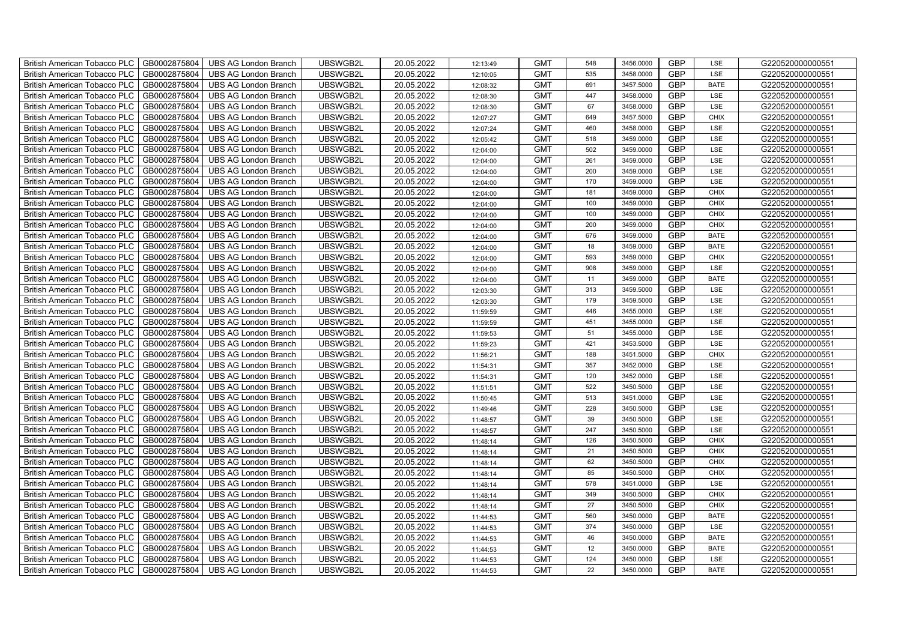| British American Tobacco PLC | GB0002875804 | UBS AG London Branch | UBSWGB2L | 20.05.2022 | 12:13:49 | GMT | 548 | 3456.0000 | GBP | LSE | G220520000000551 |
|---|---|---|---|---|---|---|---|---|---|---|---|
| British American Tobacco PLC | GB0002875804 | UBS AG London Branch | UBSWGB2L | 20.05.2022 | 12:10:05 | GMT | 535 | 3458.0000 | GBP | LSE | G220520000000551 |
| British American Tobacco PLC | GB0002875804 | UBS AG London Branch | UBSWGB2L | 20.05.2022 | 12:08:32 | GMT | 691 | 3457.5000 | GBP | BATE | G220520000000551 |
| British American Tobacco PLC | GB0002875804 | UBS AG London Branch | UBSWGB2L | 20.05.2022 | 12:08:30 | GMT | 447 | 3458.0000 | GBP | LSE | G220520000000551 |
| British American Tobacco PLC | GB0002875804 | UBS AG London Branch | UBSWGB2L | 20.05.2022 | 12:08:30 | GMT | 67 | 3458.0000 | GBP | LSE | G220520000000551 |
| British American Tobacco PLC | GB0002875804 | UBS AG London Branch | UBSWGB2L | 20.05.2022 | 12:07:27 | GMT | 649 | 3457.5000 | GBP | CHIX | G220520000000551 |
| British American Tobacco PLC | GB0002875804 | UBS AG London Branch | UBSWGB2L | 20.05.2022 | 12:07:24 | GMT | 460 | 3458.0000 | GBP | LSE | G220520000000551 |
| British American Tobacco PLC | GB0002875804 | UBS AG London Branch | UBSWGB2L | 20.05.2022 | 12:05:42 | GMT | 518 | 3459.0000 | GBP | LSE | G220520000000551 |
| British American Tobacco PLC | GB0002875804 | UBS AG London Branch | UBSWGB2L | 20.05.2022 | 12:04:00 | GMT | 502 | 3459.0000 | GBP | LSE | G220520000000551 |
| British American Tobacco PLC | GB0002875804 | UBS AG London Branch | UBSWGB2L | 20.05.2022 | 12:04:00 | GMT | 261 | 3459.0000 | GBP | LSE | G220520000000551 |
| British American Tobacco PLC | GB0002875804 | UBS AG London Branch | UBSWGB2L | 20.05.2022 | 12:04:00 | GMT | 200 | 3459.0000 | GBP | LSE | G220520000000551 |
| British American Tobacco PLC | GB0002875804 | UBS AG London Branch | UBSWGB2L | 20.05.2022 | 12:04:00 | GMT | 170 | 3459.0000 | GBP | LSE | G220520000000551 |
| British American Tobacco PLC | GB0002875804 | UBS AG London Branch | UBSWGB2L | 20.05.2022 | 12:04:00 | GMT | 181 | 3459.0000 | GBP | CHIX | G220520000000551 |
| British American Tobacco PLC | GB0002875804 | UBS AG London Branch | UBSWGB2L | 20.05.2022 | 12:04:00 | GMT | 100 | 3459.0000 | GBP | CHIX | G220520000000551 |
| British American Tobacco PLC | GB0002875804 | UBS AG London Branch | UBSWGB2L | 20.05.2022 | 12:04:00 | GMT | 100 | 3459.0000 | GBP | CHIX | G220520000000551 |
| British American Tobacco PLC | GB0002875804 | UBS AG London Branch | UBSWGB2L | 20.05.2022 | 12:04:00 | GMT | 200 | 3459.0000 | GBP | CHIX | G220520000000551 |
| British American Tobacco PLC | GB0002875804 | UBS AG London Branch | UBSWGB2L | 20.05.2022 | 12:04:00 | GMT | 676 | 3459.0000 | GBP | BATE | G220520000000551 |
| British American Tobacco PLC | GB0002875804 | UBS AG London Branch | UBSWGB2L | 20.05.2022 | 12:04:00 | GMT | 18 | 3459.0000 | GBP | BATE | G220520000000551 |
| British American Tobacco PLC | GB0002875804 | UBS AG London Branch | UBSWGB2L | 20.05.2022 | 12:04:00 | GMT | 593 | 3459.0000 | GBP | CHIX | G220520000000551 |
| British American Tobacco PLC | GB0002875804 | UBS AG London Branch | UBSWGB2L | 20.05.2022 | 12:04:00 | GMT | 908 | 3459.0000 | GBP | LSE | G220520000000551 |
| British American Tobacco PLC | GB0002875804 | UBS AG London Branch | UBSWGB2L | 20.05.2022 | 12:04:00 | GMT | 11 | 3459.0000 | GBP | BATE | G220520000000551 |
| British American Tobacco PLC | GB0002875804 | UBS AG London Branch | UBSWGB2L | 20.05.2022 | 12:03:30 | GMT | 313 | 3459.5000 | GBP | LSE | G220520000000551 |
| British American Tobacco PLC | GB0002875804 | UBS AG London Branch | UBSWGB2L | 20.05.2022 | 12:03:30 | GMT | 179 | 3459.5000 | GBP | LSE | G220520000000551 |
| British American Tobacco PLC | GB0002875804 | UBS AG London Branch | UBSWGB2L | 20.05.2022 | 11:59:59 | GMT | 446 | 3455.0000 | GBP | LSE | G220520000000551 |
| British American Tobacco PLC | GB0002875804 | UBS AG London Branch | UBSWGB2L | 20.05.2022 | 11:59:59 | GMT | 451 | 3455.0000 | GBP | LSE | G220520000000551 |
| British American Tobacco PLC | GB0002875804 | UBS AG London Branch | UBSWGB2L | 20.05.2022 | 11:59:53 | GMT | 51 | 3455.0000 | GBP | LSE | G220520000000551 |
| British American Tobacco PLC | GB0002875804 | UBS AG London Branch | UBSWGB2L | 20.05.2022 | 11:59:23 | GMT | 421 | 3453.5000 | GBP | LSE | G220520000000551 |
| British American Tobacco PLC | GB0002875804 | UBS AG London Branch | UBSWGB2L | 20.05.2022 | 11:56:21 | GMT | 188 | 3451.5000 | GBP | CHIX | G220520000000551 |
| British American Tobacco PLC | GB0002875804 | UBS AG London Branch | UBSWGB2L | 20.05.2022 | 11:54:31 | GMT | 357 | 3452.0000 | GBP | LSE | G220520000000551 |
| British American Tobacco PLC | GB0002875804 | UBS AG London Branch | UBSWGB2L | 20.05.2022 | 11:54:31 | GMT | 120 | 3452.0000 | GBP | LSE | G220520000000551 |
| British American Tobacco PLC | GB0002875804 | UBS AG London Branch | UBSWGB2L | 20.05.2022 | 11:51:51 | GMT | 522 | 3450.5000 | GBP | LSE | G220520000000551 |
| British American Tobacco PLC | GB0002875804 | UBS AG London Branch | UBSWGB2L | 20.05.2022 | 11:50:45 | GMT | 513 | 3451.0000 | GBP | LSE | G220520000000551 |
| British American Tobacco PLC | GB0002875804 | UBS AG London Branch | UBSWGB2L | 20.05.2022 | 11:49:46 | GMT | 228 | 3450.5000 | GBP | LSE | G220520000000551 |
| British American Tobacco PLC | GB0002875804 | UBS AG London Branch | UBSWGB2L | 20.05.2022 | 11:48:57 | GMT | 39 | 3450.5000 | GBP | LSE | G220520000000551 |
| British American Tobacco PLC | GB0002875804 | UBS AG London Branch | UBSWGB2L | 20.05.2022 | 11:48:57 | GMT | 247 | 3450.5000 | GBP | LSE | G220520000000551 |
| British American Tobacco PLC | GB0002875804 | UBS AG London Branch | UBSWGB2L | 20.05.2022 | 11:48:14 | GMT | 126 | 3450.5000 | GBP | CHIX | G220520000000551 |
| British American Tobacco PLC | GB0002875804 | UBS AG London Branch | UBSWGB2L | 20.05.2022 | 11:48:14 | GMT | 21 | 3450.5000 | GBP | CHIX | G220520000000551 |
| British American Tobacco PLC | GB0002875804 | UBS AG London Branch | UBSWGB2L | 20.05.2022 | 11:48:14 | GMT | 62 | 3450.5000 | GBP | CHIX | G220520000000551 |
| British American Tobacco PLC | GB0002875804 | UBS AG London Branch | UBSWGB2L | 20.05.2022 | 11:48:14 | GMT | 85 | 3450.5000 | GBP | CHIX | G220520000000551 |
| British American Tobacco PLC | GB0002875804 | UBS AG London Branch | UBSWGB2L | 20.05.2022 | 11:48:14 | GMT | 578 | 3451.0000 | GBP | LSE | G220520000000551 |
| British American Tobacco PLC | GB0002875804 | UBS AG London Branch | UBSWGB2L | 20.05.2022 | 11:48:14 | GMT | 349 | 3450.5000 | GBP | CHIX | G220520000000551 |
| British American Tobacco PLC | GB0002875804 | UBS AG London Branch | UBSWGB2L | 20.05.2022 | 11:48:14 | GMT | 27 | 3450.5000 | GBP | CHIX | G220520000000551 |
| British American Tobacco PLC | GB0002875804 | UBS AG London Branch | UBSWGB2L | 20.05.2022 | 11:44:53 | GMT | 560 | 3450.0000 | GBP | BATE | G220520000000551 |
| British American Tobacco PLC | GB0002875804 | UBS AG London Branch | UBSWGB2L | 20.05.2022 | 11:44:53 | GMT | 374 | 3450.0000 | GBP | LSE | G220520000000551 |
| British American Tobacco PLC | GB0002875804 | UBS AG London Branch | UBSWGB2L | 20.05.2022 | 11:44:53 | GMT | 46 | 3450.0000 | GBP | BATE | G220520000000551 |
| British American Tobacco PLC | GB0002875804 | UBS AG London Branch | UBSWGB2L | 20.05.2022 | 11:44:53 | GMT | 12 | 3450.0000 | GBP | BATE | G220520000000551 |
| British American Tobacco PLC | GB0002875804 | UBS AG London Branch | UBSWGB2L | 20.05.2022 | 11:44:53 | GMT | 124 | 3450.0000 | GBP | LSE | G220520000000551 |
| British American Tobacco PLC | GB0002875804 | UBS AG London Branch | UBSWGB2L | 20.05.2022 | 11:44:53 | GMT | 22 | 3450.0000 | GBP | BATE | G220520000000551 |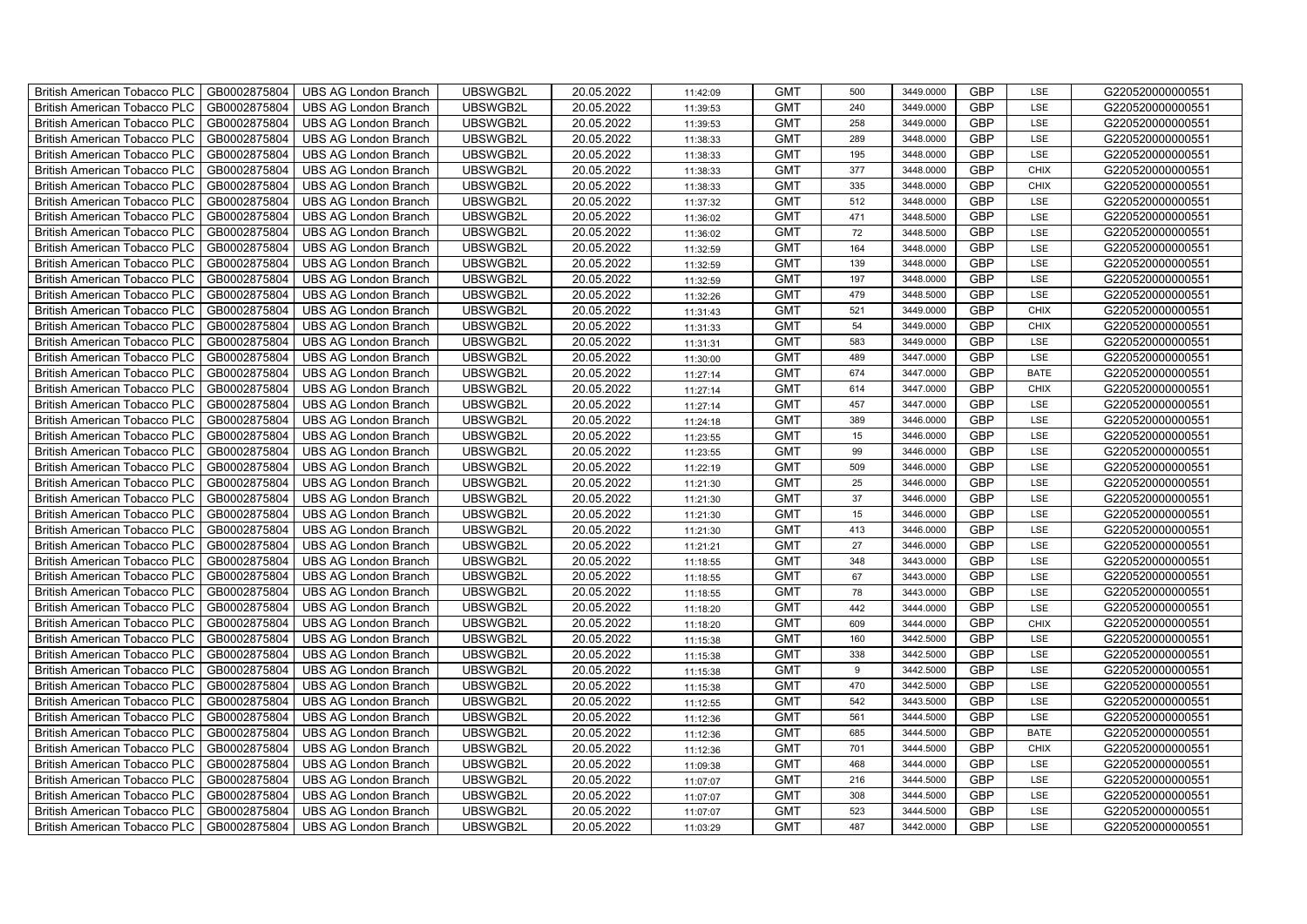| British American Tobacco PLC | GB0002875804 | UBS AG London Branch | UBSWGB2L | 20.05.2022 | 11:42:09 | GMT | 500 | 3449.0000 | GBP | LSE | G220520000000551 |
|---|---|---|---|---|---|---|---|---|---|---|---|
| British American Tobacco PLC | GB0002875804 | UBS AG London Branch | UBSWGB2L | 20.05.2022 | 11:39:53 | GMT | 240 | 3449.0000 | GBP | LSE | G220520000000551 |
| British American Tobacco PLC | GB0002875804 | UBS AG London Branch | UBSWGB2L | 20.05.2022 | 11:39:53 | GMT | 258 | 3449.0000 | GBP | LSE | G220520000000551 |
| British American Tobacco PLC | GB0002875804 | UBS AG London Branch | UBSWGB2L | 20.05.2022 | 11:38:33 | GMT | 289 | 3448.0000 | GBP | LSE | G220520000000551 |
| British American Tobacco PLC | GB0002875804 | UBS AG London Branch | UBSWGB2L | 20.05.2022 | 11:38:33 | GMT | 195 | 3448.0000 | GBP | LSE | G220520000000551 |
| British American Tobacco PLC | GB0002875804 | UBS AG London Branch | UBSWGB2L | 20.05.2022 | 11:38:33 | GMT | 377 | 3448.0000 | GBP | CHIX | G220520000000551 |
| British American Tobacco PLC | GB0002875804 | UBS AG London Branch | UBSWGB2L | 20.05.2022 | 11:38:33 | GMT | 335 | 3448.0000 | GBP | CHIX | G220520000000551 |
| British American Tobacco PLC | GB0002875804 | UBS AG London Branch | UBSWGB2L | 20.05.2022 | 11:37:32 | GMT | 512 | 3448.0000 | GBP | LSE | G220520000000551 |
| British American Tobacco PLC | GB0002875804 | UBS AG London Branch | UBSWGB2L | 20.05.2022 | 11:36:02 | GMT | 471 | 3448.5000 | GBP | LSE | G220520000000551 |
| British American Tobacco PLC | GB0002875804 | UBS AG London Branch | UBSWGB2L | 20.05.2022 | 11:36:02 | GMT | 72 | 3448.5000 | GBP | LSE | G220520000000551 |
| British American Tobacco PLC | GB0002875804 | UBS AG London Branch | UBSWGB2L | 20.05.2022 | 11:32:59 | GMT | 164 | 3448.0000 | GBP | LSE | G220520000000551 |
| British American Tobacco PLC | GB0002875804 | UBS AG London Branch | UBSWGB2L | 20.05.2022 | 11:32:59 | GMT | 139 | 3448.0000 | GBP | LSE | G220520000000551 |
| British American Tobacco PLC | GB0002875804 | UBS AG London Branch | UBSWGB2L | 20.05.2022 | 11:32:59 | GMT | 197 | 3448.0000 | GBP | LSE | G220520000000551 |
| British American Tobacco PLC | GB0002875804 | UBS AG London Branch | UBSWGB2L | 20.05.2022 | 11:32:26 | GMT | 479 | 3448.5000 | GBP | LSE | G220520000000551 |
| British American Tobacco PLC | GB0002875804 | UBS AG London Branch | UBSWGB2L | 20.05.2022 | 11:31:43 | GMT | 521 | 3449.0000 | GBP | CHIX | G220520000000551 |
| British American Tobacco PLC | GB0002875804 | UBS AG London Branch | UBSWGB2L | 20.05.2022 | 11:31:33 | GMT | 54 | 3449.0000 | GBP | CHIX | G220520000000551 |
| British American Tobacco PLC | GB0002875804 | UBS AG London Branch | UBSWGB2L | 20.05.2022 | 11:31:31 | GMT | 583 | 3449.0000 | GBP | LSE | G220520000000551 |
| British American Tobacco PLC | GB0002875804 | UBS AG London Branch | UBSWGB2L | 20.05.2022 | 11:30:00 | GMT | 489 | 3447.0000 | GBP | LSE | G220520000000551 |
| British American Tobacco PLC | GB0002875804 | UBS AG London Branch | UBSWGB2L | 20.05.2022 | 11:27:14 | GMT | 674 | 3447.0000 | GBP | BATE | G220520000000551 |
| British American Tobacco PLC | GB0002875804 | UBS AG London Branch | UBSWGB2L | 20.05.2022 | 11:27:14 | GMT | 614 | 3447.0000 | GBP | CHIX | G220520000000551 |
| British American Tobacco PLC | GB0002875804 | UBS AG London Branch | UBSWGB2L | 20.05.2022 | 11:27:14 | GMT | 457 | 3447.0000 | GBP | LSE | G220520000000551 |
| British American Tobacco PLC | GB0002875804 | UBS AG London Branch | UBSWGB2L | 20.05.2022 | 11:24:18 | GMT | 389 | 3446.0000 | GBP | LSE | G220520000000551 |
| British American Tobacco PLC | GB0002875804 | UBS AG London Branch | UBSWGB2L | 20.05.2022 | 11:23:55 | GMT | 15 | 3446.0000 | GBP | LSE | G220520000000551 |
| British American Tobacco PLC | GB0002875804 | UBS AG London Branch | UBSWGB2L | 20.05.2022 | 11:23:55 | GMT | 99 | 3446.0000 | GBP | LSE | G220520000000551 |
| British American Tobacco PLC | GB0002875804 | UBS AG London Branch | UBSWGB2L | 20.05.2022 | 11:22:19 | GMT | 509 | 3446.0000 | GBP | LSE | G220520000000551 |
| British American Tobacco PLC | GB0002875804 | UBS AG London Branch | UBSWGB2L | 20.05.2022 | 11:21:30 | GMT | 25 | 3446.0000 | GBP | LSE | G220520000000551 |
| British American Tobacco PLC | GB0002875804 | UBS AG London Branch | UBSWGB2L | 20.05.2022 | 11:21:30 | GMT | 37 | 3446.0000 | GBP | LSE | G220520000000551 |
| British American Tobacco PLC | GB0002875804 | UBS AG London Branch | UBSWGB2L | 20.05.2022 | 11:21:30 | GMT | 15 | 3446.0000 | GBP | LSE | G220520000000551 |
| British American Tobacco PLC | GB0002875804 | UBS AG London Branch | UBSWGB2L | 20.05.2022 | 11:21:30 | GMT | 413 | 3446.0000 | GBP | LSE | G220520000000551 |
| British American Tobacco PLC | GB0002875804 | UBS AG London Branch | UBSWGB2L | 20.05.2022 | 11:21:21 | GMT | 27 | 3446.0000 | GBP | LSE | G220520000000551 |
| British American Tobacco PLC | GB0002875804 | UBS AG London Branch | UBSWGB2L | 20.05.2022 | 11:18:55 | GMT | 348 | 3443.0000 | GBP | LSE | G220520000000551 |
| British American Tobacco PLC | GB0002875804 | UBS AG London Branch | UBSWGB2L | 20.05.2022 | 11:18:55 | GMT | 67 | 3443.0000 | GBP | LSE | G220520000000551 |
| British American Tobacco PLC | GB0002875804 | UBS AG London Branch | UBSWGB2L | 20.05.2022 | 11:18:55 | GMT | 78 | 3443.0000 | GBP | LSE | G220520000000551 |
| British American Tobacco PLC | GB0002875804 | UBS AG London Branch | UBSWGB2L | 20.05.2022 | 11:18:20 | GMT | 442 | 3444.0000 | GBP | LSE | G220520000000551 |
| British American Tobacco PLC | GB0002875804 | UBS AG London Branch | UBSWGB2L | 20.05.2022 | 11:18:20 | GMT | 609 | 3444.0000 | GBP | CHIX | G220520000000551 |
| British American Tobacco PLC | GB0002875804 | UBS AG London Branch | UBSWGB2L | 20.05.2022 | 11:15:38 | GMT | 160 | 3442.5000 | GBP | LSE | G220520000000551 |
| British American Tobacco PLC | GB0002875804 | UBS AG London Branch | UBSWGB2L | 20.05.2022 | 11:15:38 | GMT | 338 | 3442.5000 | GBP | LSE | G220520000000551 |
| British American Tobacco PLC | GB0002875804 | UBS AG London Branch | UBSWGB2L | 20.05.2022 | 11:15:38 | GMT | 9 | 3442.5000 | GBP | LSE | G220520000000551 |
| British American Tobacco PLC | GB0002875804 | UBS AG London Branch | UBSWGB2L | 20.05.2022 | 11:15:38 | GMT | 470 | 3442.5000 | GBP | LSE | G220520000000551 |
| British American Tobacco PLC | GB0002875804 | UBS AG London Branch | UBSWGB2L | 20.05.2022 | 11:12:55 | GMT | 542 | 3443.5000 | GBP | LSE | G220520000000551 |
| British American Tobacco PLC | GB0002875804 | UBS AG London Branch | UBSWGB2L | 20.05.2022 | 11:12:36 | GMT | 561 | 3444.5000 | GBP | LSE | G220520000000551 |
| British American Tobacco PLC | GB0002875804 | UBS AG London Branch | UBSWGB2L | 20.05.2022 | 11:12:36 | GMT | 685 | 3444.5000 | GBP | BATE | G220520000000551 |
| British American Tobacco PLC | GB0002875804 | UBS AG London Branch | UBSWGB2L | 20.05.2022 | 11:12:36 | GMT | 701 | 3444.5000 | GBP | CHIX | G220520000000551 |
| British American Tobacco PLC | GB0002875804 | UBS AG London Branch | UBSWGB2L | 20.05.2022 | 11:09:38 | GMT | 468 | 3444.0000 | GBP | LSE | G220520000000551 |
| British American Tobacco PLC | GB0002875804 | UBS AG London Branch | UBSWGB2L | 20.05.2022 | 11:07:07 | GMT | 216 | 3444.5000 | GBP | LSE | G220520000000551 |
| British American Tobacco PLC | GB0002875804 | UBS AG London Branch | UBSWGB2L | 20.05.2022 | 11:07:07 | GMT | 308 | 3444.5000 | GBP | LSE | G220520000000551 |
| British American Tobacco PLC | GB0002875804 | UBS AG London Branch | UBSWGB2L | 20.05.2022 | 11:07:07 | GMT | 523 | 3444.5000 | GBP | LSE | G220520000000551 |
| British American Tobacco PLC | GB0002875804 | UBS AG London Branch | UBSWGB2L | 20.05.2022 | 11:03:29 | GMT | 487 | 3442.0000 | GBP | LSE | G220520000000551 |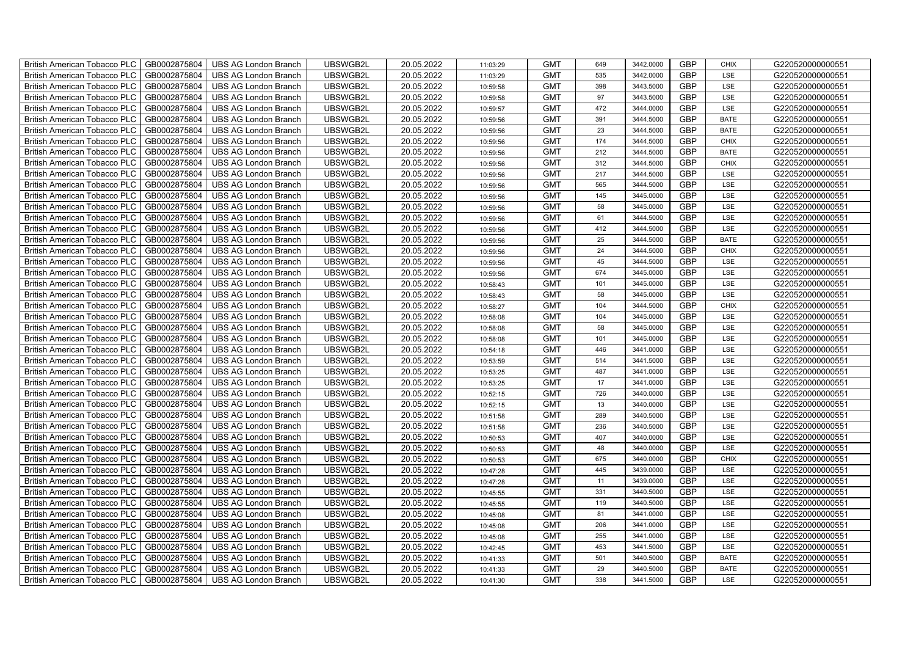| British American Tobacco PLC | GB0002875804 | UBS AG London Branch | UBSWGB2L | 20.05.2022 | 11:03:29 | GMT | 649 | 3442.0000 | GBP | CHIX | G220520000000551 |
|---|---|---|---|---|---|---|---|---|---|---|---|
| British American Tobacco PLC | GB0002875804 | UBS AG London Branch | UBSWGB2L | 20.05.2022 | 11:03:29 | GMT | 535 | 3442.0000 | GBP | LSE | G220520000000551 |
| British American Tobacco PLC | GB0002875804 | UBS AG London Branch | UBSWGB2L | 20.05.2022 | 10:59:58 | GMT | 398 | 3443.5000 | GBP | LSE | G220520000000551 |
| British American Tobacco PLC | GB0002875804 | UBS AG London Branch | UBSWGB2L | 20.05.2022 | 10:59:58 | GMT | 97 | 3443.5000 | GBP | LSE | G220520000000551 |
| British American Tobacco PLC | GB0002875804 | UBS AG London Branch | UBSWGB2L | 20.05.2022 | 10:59:57 | GMT | 472 | 3444.0000 | GBP | LSE | G220520000000551 |
| British American Tobacco PLC | GB0002875804 | UBS AG London Branch | UBSWGB2L | 20.05.2022 | 10:59:56 | GMT | 391 | 3444.5000 | GBP | BATE | G220520000000551 |
| British American Tobacco PLC | GB0002875804 | UBS AG London Branch | UBSWGB2L | 20.05.2022 | 10:59:56 | GMT | 23 | 3444.5000 | GBP | BATE | G220520000000551 |
| British American Tobacco PLC | GB0002875804 | UBS AG London Branch | UBSWGB2L | 20.05.2022 | 10:59:56 | GMT | 174 | 3444.5000 | GBP | CHIX | G220520000000551 |
| British American Tobacco PLC | GB0002875804 | UBS AG London Branch | UBSWGB2L | 20.05.2022 | 10:59:56 | GMT | 212 | 3444.5000 | GBP | BATE | G220520000000551 |
| British American Tobacco PLC | GB0002875804 | UBS AG London Branch | UBSWGB2L | 20.05.2022 | 10:59:56 | GMT | 312 | 3444.5000 | GBP | CHIX | G220520000000551 |
| British American Tobacco PLC | GB0002875804 | UBS AG London Branch | UBSWGB2L | 20.05.2022 | 10:59:56 | GMT | 217 | 3444.5000 | GBP | LSE | G220520000000551 |
| British American Tobacco PLC | GB0002875804 | UBS AG London Branch | UBSWGB2L | 20.05.2022 | 10:59:56 | GMT | 565 | 3444.5000 | GBP | LSE | G220520000000551 |
| British American Tobacco PLC | GB0002875804 | UBS AG London Branch | UBSWGB2L | 20.05.2022 | 10:59:56 | GMT | 145 | 3445.0000 | GBP | LSE | G220520000000551 |
| British American Tobacco PLC | GB0002875804 | UBS AG London Branch | UBSWGB2L | 20.05.2022 | 10:59:56 | GMT | 58 | 3445.0000 | GBP | LSE | G220520000000551 |
| British American Tobacco PLC | GB0002875804 | UBS AG London Branch | UBSWGB2L | 20.05.2022 | 10:59:56 | GMT | 61 | 3444.5000 | GBP | LSE | G220520000000551 |
| British American Tobacco PLC | GB0002875804 | UBS AG London Branch | UBSWGB2L | 20.05.2022 | 10:59:56 | GMT | 412 | 3444.5000 | GBP | LSE | G220520000000551 |
| British American Tobacco PLC | GB0002875804 | UBS AG London Branch | UBSWGB2L | 20.05.2022 | 10:59:56 | GMT | 25 | 3444.5000 | GBP | BATE | G220520000000551 |
| British American Tobacco PLC | GB0002875804 | UBS AG London Branch | UBSWGB2L | 20.05.2022 | 10:59:56 | GMT | 24 | 3444.5000 | GBP | CHIX | G220520000000551 |
| British American Tobacco PLC | GB0002875804 | UBS AG London Branch | UBSWGB2L | 20.05.2022 | 10:59:56 | GMT | 45 | 3444.5000 | GBP | LSE | G220520000000551 |
| British American Tobacco PLC | GB0002875804 | UBS AG London Branch | UBSWGB2L | 20.05.2022 | 10:59:56 | GMT | 674 | 3445.0000 | GBP | LSE | G220520000000551 |
| British American Tobacco PLC | GB0002875804 | UBS AG London Branch | UBSWGB2L | 20.05.2022 | 10:58:43 | GMT | 101 | 3445.0000 | GBP | LSE | G220520000000551 |
| British American Tobacco PLC | GB0002875804 | UBS AG London Branch | UBSWGB2L | 20.05.2022 | 10:58:43 | GMT | 58 | 3445.0000 | GBP | LSE | G220520000000551 |
| British American Tobacco PLC | GB0002875804 | UBS AG London Branch | UBSWGB2L | 20.05.2022 | 10:58:27 | GMT | 104 | 3444.5000 | GBP | CHIX | G220520000000551 |
| British American Tobacco PLC | GB0002875804 | UBS AG London Branch | UBSWGB2L | 20.05.2022 | 10:58:08 | GMT | 104 | 3445.0000 | GBP | LSE | G220520000000551 |
| British American Tobacco PLC | GB0002875804 | UBS AG London Branch | UBSWGB2L | 20.05.2022 | 10:58:08 | GMT | 58 | 3445.0000 | GBP | LSE | G220520000000551 |
| British American Tobacco PLC | GB0002875804 | UBS AG London Branch | UBSWGB2L | 20.05.2022 | 10:58:08 | GMT | 101 | 3445.0000 | GBP | LSE | G220520000000551 |
| British American Tobacco PLC | GB0002875804 | UBS AG London Branch | UBSWGB2L | 20.05.2022 | 10:54:18 | GMT | 446 | 3441.0000 | GBP | LSE | G220520000000551 |
| British American Tobacco PLC | GB0002875804 | UBS AG London Branch | UBSWGB2L | 20.05.2022 | 10:53:59 | GMT | 514 | 3441.5000 | GBP | LSE | G220520000000551 |
| British American Tobacco PLC | GB0002875804 | UBS AG London Branch | UBSWGB2L | 20.05.2022 | 10:53:25 | GMT | 487 | 3441.0000 | GBP | LSE | G220520000000551 |
| British American Tobacco PLC | GB0002875804 | UBS AG London Branch | UBSWGB2L | 20.05.2022 | 10:53:25 | GMT | 17 | 3441.0000 | GBP | LSE | G220520000000551 |
| British American Tobacco PLC | GB0002875804 | UBS AG London Branch | UBSWGB2L | 20.05.2022 | 10:52:15 | GMT | 726 | 3440.0000 | GBP | LSE | G220520000000551 |
| British American Tobacco PLC | GB0002875804 | UBS AG London Branch | UBSWGB2L | 20.05.2022 | 10:52:15 | GMT | 13 | 3440.0000 | GBP | LSE | G220520000000551 |
| British American Tobacco PLC | GB0002875804 | UBS AG London Branch | UBSWGB2L | 20.05.2022 | 10:51:58 | GMT | 289 | 3440.5000 | GBP | LSE | G220520000000551 |
| British American Tobacco PLC | GB0002875804 | UBS AG London Branch | UBSWGB2L | 20.05.2022 | 10:51:58 | GMT | 236 | 3440.5000 | GBP | LSE | G220520000000551 |
| British American Tobacco PLC | GB0002875804 | UBS AG London Branch | UBSWGB2L | 20.05.2022 | 10:50:53 | GMT | 407 | 3440.0000 | GBP | LSE | G220520000000551 |
| British American Tobacco PLC | GB0002875804 | UBS AG London Branch | UBSWGB2L | 20.05.2022 | 10:50:53 | GMT | 48 | 3440.0000 | GBP | LSE | G220520000000551 |
| British American Tobacco PLC | GB0002875804 | UBS AG London Branch | UBSWGB2L | 20.05.2022 | 10:50:53 | GMT | 675 | 3440.0000 | GBP | CHIX | G220520000000551 |
| British American Tobacco PLC | GB0002875804 | UBS AG London Branch | UBSWGB2L | 20.05.2022 | 10:47:28 | GMT | 445 | 3439.0000 | GBP | LSE | G220520000000551 |
| British American Tobacco PLC | GB0002875804 | UBS AG London Branch | UBSWGB2L | 20.05.2022 | 10:47:28 | GMT | 11 | 3439.0000 | GBP | LSE | G220520000000551 |
| British American Tobacco PLC | GB0002875804 | UBS AG London Branch | UBSWGB2L | 20.05.2022 | 10:45:55 | GMT | 331 | 3440.5000 | GBP | LSE | G220520000000551 |
| British American Tobacco PLC | GB0002875804 | UBS AG London Branch | UBSWGB2L | 20.05.2022 | 10:45:55 | GMT | 119 | 3440.5000 | GBP | LSE | G220520000000551 |
| British American Tobacco PLC | GB0002875804 | UBS AG London Branch | UBSWGB2L | 20.05.2022 | 10:45:08 | GMT | 81 | 3441.0000 | GBP | LSE | G220520000000551 |
| British American Tobacco PLC | GB0002875804 | UBS AG London Branch | UBSWGB2L | 20.05.2022 | 10:45:08 | GMT | 206 | 3441.0000 | GBP | LSE | G220520000000551 |
| British American Tobacco PLC | GB0002875804 | UBS AG London Branch | UBSWGB2L | 20.05.2022 | 10:45:08 | GMT | 255 | 3441.0000 | GBP | LSE | G220520000000551 |
| British American Tobacco PLC | GB0002875804 | UBS AG London Branch | UBSWGB2L | 20.05.2022 | 10:42:45 | GMT | 453 | 3441.5000 | GBP | LSE | G220520000000551 |
| British American Tobacco PLC | GB0002875804 | UBS AG London Branch | UBSWGB2L | 20.05.2022 | 10:41:33 | GMT | 501 | 3440.5000 | GBP | BATE | G220520000000551 |
| British American Tobacco PLC | GB0002875804 | UBS AG London Branch | UBSWGB2L | 20.05.2022 | 10:41:33 | GMT | 29 | 3440.5000 | GBP | BATE | G220520000000551 |
| British American Tobacco PLC | GB0002875804 | UBS AG London Branch | UBSWGB2L | 20.05.2022 | 10:41:30 | GMT | 338 | 3441.5000 | GBP | LSE | G220520000000551 |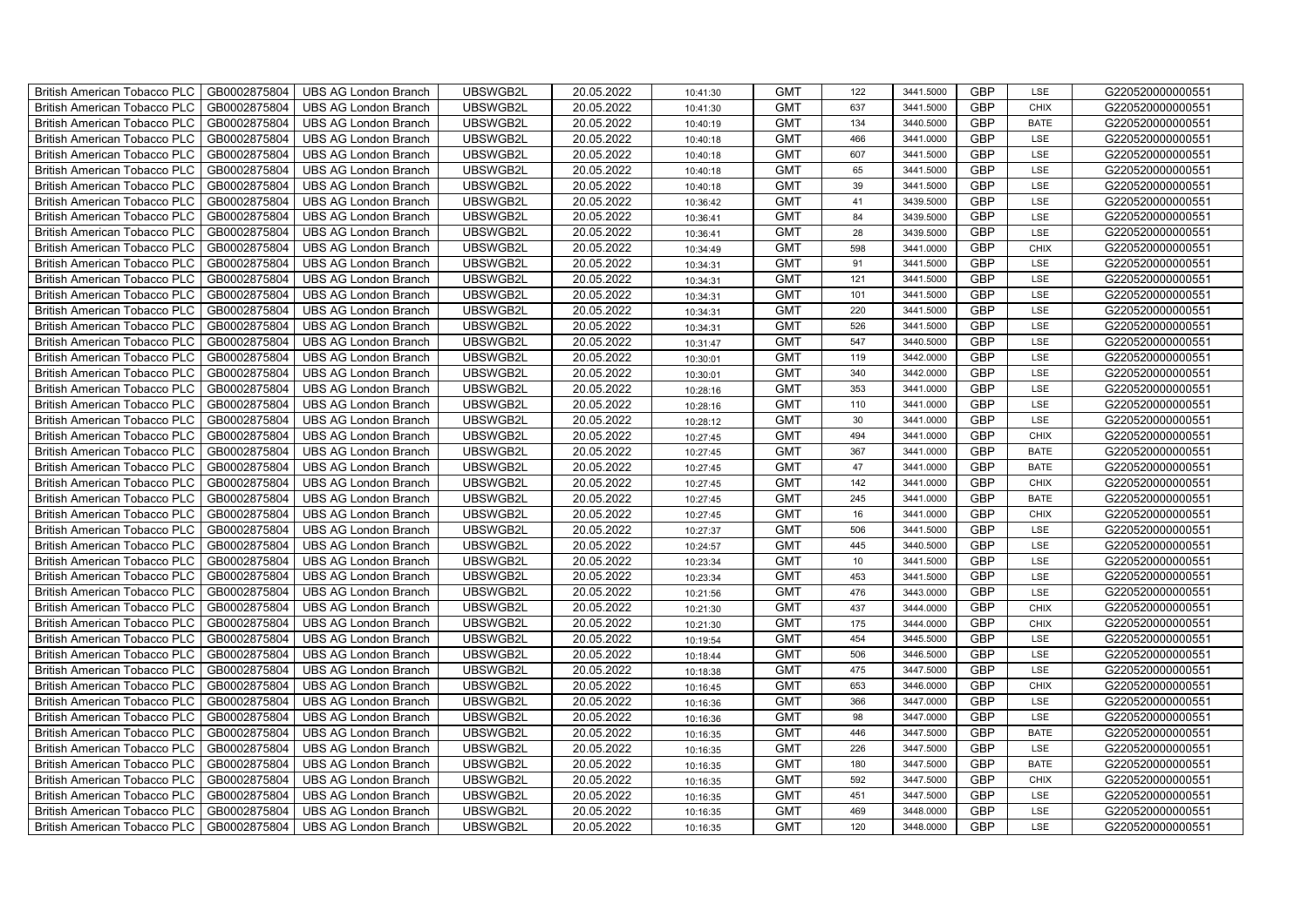| British American Tobacco PLC | GB0002875804 | UBS AG London Branch | UBSWGB2L | 20.05.2022 | 10:41:30 | GMT | 122 | 3441.5000 | GBP | LSE | G220520000000551 |
|---|---|---|---|---|---|---|---|---|---|---|---|
| British American Tobacco PLC | GB0002875804 | UBS AG London Branch | UBSWGB2L | 20.05.2022 | 10:41:30 | GMT | 637 | 3441.5000 | GBP | CHIX | G220520000000551 |
| British American Tobacco PLC | GB0002875804 | UBS AG London Branch | UBSWGB2L | 20.05.2022 | 10:40:19 | GMT | 134 | 3440.5000 | GBP | BATE | G220520000000551 |
| British American Tobacco PLC | GB0002875804 | UBS AG London Branch | UBSWGB2L | 20.05.2022 | 10:40:18 | GMT | 466 | 3441.0000 | GBP | LSE | G220520000000551 |
| British American Tobacco PLC | GB0002875804 | UBS AG London Branch | UBSWGB2L | 20.05.2022 | 10:40:18 | GMT | 607 | 3441.5000 | GBP | LSE | G220520000000551 |
| British American Tobacco PLC | GB0002875804 | UBS AG London Branch | UBSWGB2L | 20.05.2022 | 10:40:18 | GMT | 65 | 3441.5000 | GBP | LSE | G220520000000551 |
| British American Tobacco PLC | GB0002875804 | UBS AG London Branch | UBSWGB2L | 20.05.2022 | 10:40:18 | GMT | 39 | 3441.5000 | GBP | LSE | G220520000000551 |
| British American Tobacco PLC | GB0002875804 | UBS AG London Branch | UBSWGB2L | 20.05.2022 | 10:36:42 | GMT | 41 | 3439.5000 | GBP | LSE | G220520000000551 |
| British American Tobacco PLC | GB0002875804 | UBS AG London Branch | UBSWGB2L | 20.05.2022 | 10:36:41 | GMT | 84 | 3439.5000 | GBP | LSE | G220520000000551 |
| British American Tobacco PLC | GB0002875804 | UBS AG London Branch | UBSWGB2L | 20.05.2022 | 10:36:41 | GMT | 28 | 3439.5000 | GBP | LSE | G220520000000551 |
| British American Tobacco PLC | GB0002875804 | UBS AG London Branch | UBSWGB2L | 20.05.2022 | 10:34:49 | GMT | 598 | 3441.0000 | GBP | CHIX | G220520000000551 |
| British American Tobacco PLC | GB0002875804 | UBS AG London Branch | UBSWGB2L | 20.05.2022 | 10:34:31 | GMT | 91 | 3441.5000 | GBP | LSE | G220520000000551 |
| British American Tobacco PLC | GB0002875804 | UBS AG London Branch | UBSWGB2L | 20.05.2022 | 10:34:31 | GMT | 121 | 3441.5000 | GBP | LSE | G220520000000551 |
| British American Tobacco PLC | GB0002875804 | UBS AG London Branch | UBSWGB2L | 20.05.2022 | 10:34:31 | GMT | 101 | 3441.5000 | GBP | LSE | G220520000000551 |
| British American Tobacco PLC | GB0002875804 | UBS AG London Branch | UBSWGB2L | 20.05.2022 | 10:34:31 | GMT | 220 | 3441.5000 | GBP | LSE | G220520000000551 |
| British American Tobacco PLC | GB0002875804 | UBS AG London Branch | UBSWGB2L | 20.05.2022 | 10:34:31 | GMT | 526 | 3441.5000 | GBP | LSE | G220520000000551 |
| British American Tobacco PLC | GB0002875804 | UBS AG London Branch | UBSWGB2L | 20.05.2022 | 10:31:47 | GMT | 547 | 3440.5000 | GBP | LSE | G220520000000551 |
| British American Tobacco PLC | GB0002875804 | UBS AG London Branch | UBSWGB2L | 20.05.2022 | 10:30:01 | GMT | 119 | 3442.0000 | GBP | LSE | G220520000000551 |
| British American Tobacco PLC | GB0002875804 | UBS AG London Branch | UBSWGB2L | 20.05.2022 | 10:30:01 | GMT | 340 | 3442.0000 | GBP | LSE | G220520000000551 |
| British American Tobacco PLC | GB0002875804 | UBS AG London Branch | UBSWGB2L | 20.05.2022 | 10:28:16 | GMT | 353 | 3441.0000 | GBP | LSE | G220520000000551 |
| British American Tobacco PLC | GB0002875804 | UBS AG London Branch | UBSWGB2L | 20.05.2022 | 10:28:16 | GMT | 110 | 3441.0000 | GBP | LSE | G220520000000551 |
| British American Tobacco PLC | GB0002875804 | UBS AG London Branch | UBSWGB2L | 20.05.2022 | 10:28:12 | GMT | 30 | 3441.0000 | GBP | LSE | G220520000000551 |
| British American Tobacco PLC | GB0002875804 | UBS AG London Branch | UBSWGB2L | 20.05.2022 | 10:27:45 | GMT | 494 | 3441.0000 | GBP | CHIX | G220520000000551 |
| British American Tobacco PLC | GB0002875804 | UBS AG London Branch | UBSWGB2L | 20.05.2022 | 10:27:45 | GMT | 367 | 3441.0000 | GBP | BATE | G220520000000551 |
| British American Tobacco PLC | GB0002875804 | UBS AG London Branch | UBSWGB2L | 20.05.2022 | 10:27:45 | GMT | 47 | 3441.0000 | GBP | BATE | G220520000000551 |
| British American Tobacco PLC | GB0002875804 | UBS AG London Branch | UBSWGB2L | 20.05.2022 | 10:27:45 | GMT | 142 | 3441.0000 | GBP | CHIX | G220520000000551 |
| British American Tobacco PLC | GB0002875804 | UBS AG London Branch | UBSWGB2L | 20.05.2022 | 10:27:45 | GMT | 245 | 3441.0000 | GBP | BATE | G220520000000551 |
| British American Tobacco PLC | GB0002875804 | UBS AG London Branch | UBSWGB2L | 20.05.2022 | 10:27:45 | GMT | 16 | 3441.0000 | GBP | CHIX | G220520000000551 |
| British American Tobacco PLC | GB0002875804 | UBS AG London Branch | UBSWGB2L | 20.05.2022 | 10:27:37 | GMT | 506 | 3441.5000 | GBP | LSE | G220520000000551 |
| British American Tobacco PLC | GB0002875804 | UBS AG London Branch | UBSWGB2L | 20.05.2022 | 10:24:57 | GMT | 445 | 3440.5000 | GBP | LSE | G220520000000551 |
| British American Tobacco PLC | GB0002875804 | UBS AG London Branch | UBSWGB2L | 20.05.2022 | 10:23:34 | GMT | 10 | 3441.5000 | GBP | LSE | G220520000000551 |
| British American Tobacco PLC | GB0002875804 | UBS AG London Branch | UBSWGB2L | 20.05.2022 | 10:23:34 | GMT | 453 | 3441.5000 | GBP | LSE | G220520000000551 |
| British American Tobacco PLC | GB0002875804 | UBS AG London Branch | UBSWGB2L | 20.05.2022 | 10:21:56 | GMT | 476 | 3443.0000 | GBP | LSE | G220520000000551 |
| British American Tobacco PLC | GB0002875804 | UBS AG London Branch | UBSWGB2L | 20.05.2022 | 10:21:30 | GMT | 437 | 3444.0000 | GBP | CHIX | G220520000000551 |
| British American Tobacco PLC | GB0002875804 | UBS AG London Branch | UBSWGB2L | 20.05.2022 | 10:21:30 | GMT | 175 | 3444.0000 | GBP | CHIX | G220520000000551 |
| British American Tobacco PLC | GB0002875804 | UBS AG London Branch | UBSWGB2L | 20.05.2022 | 10:19:54 | GMT | 454 | 3445.5000 | GBP | LSE | G220520000000551 |
| British American Tobacco PLC | GB0002875804 | UBS AG London Branch | UBSWGB2L | 20.05.2022 | 10:18:44 | GMT | 506 | 3446.5000 | GBP | LSE | G220520000000551 |
| British American Tobacco PLC | GB0002875804 | UBS AG London Branch | UBSWGB2L | 20.05.2022 | 10:18:38 | GMT | 475 | 3447.5000 | GBP | LSE | G220520000000551 |
| British American Tobacco PLC | GB0002875804 | UBS AG London Branch | UBSWGB2L | 20.05.2022 | 10:16:45 | GMT | 653 | 3446.0000 | GBP | CHIX | G220520000000551 |
| British American Tobacco PLC | GB0002875804 | UBS AG London Branch | UBSWGB2L | 20.05.2022 | 10:16:36 | GMT | 366 | 3447.0000 | GBP | LSE | G220520000000551 |
| British American Tobacco PLC | GB0002875804 | UBS AG London Branch | UBSWGB2L | 20.05.2022 | 10:16:36 | GMT | 98 | 3447.0000 | GBP | LSE | G220520000000551 |
| British American Tobacco PLC | GB0002875804 | UBS AG London Branch | UBSWGB2L | 20.05.2022 | 10:16:35 | GMT | 446 | 3447.5000 | GBP | BATE | G220520000000551 |
| British American Tobacco PLC | GB0002875804 | UBS AG London Branch | UBSWGB2L | 20.05.2022 | 10:16:35 | GMT | 226 | 3447.5000 | GBP | LSE | G220520000000551 |
| British American Tobacco PLC | GB0002875804 | UBS AG London Branch | UBSWGB2L | 20.05.2022 | 10:16:35 | GMT | 180 | 3447.5000 | GBP | BATE | G220520000000551 |
| British American Tobacco PLC | GB0002875804 | UBS AG London Branch | UBSWGB2L | 20.05.2022 | 10:16:35 | GMT | 592 | 3447.5000 | GBP | CHIX | G220520000000551 |
| British American Tobacco PLC | GB0002875804 | UBS AG London Branch | UBSWGB2L | 20.05.2022 | 10:16:35 | GMT | 451 | 3447.5000 | GBP | LSE | G220520000000551 |
| British American Tobacco PLC | GB0002875804 | UBS AG London Branch | UBSWGB2L | 20.05.2022 | 10:16:35 | GMT | 469 | 3448.0000 | GBP | LSE | G220520000000551 |
| British American Tobacco PLC | GB0002875804 | UBS AG London Branch | UBSWGB2L | 20.05.2022 | 10:16:35 | GMT | 120 | 3448.0000 | GBP | LSE | G220520000000551 |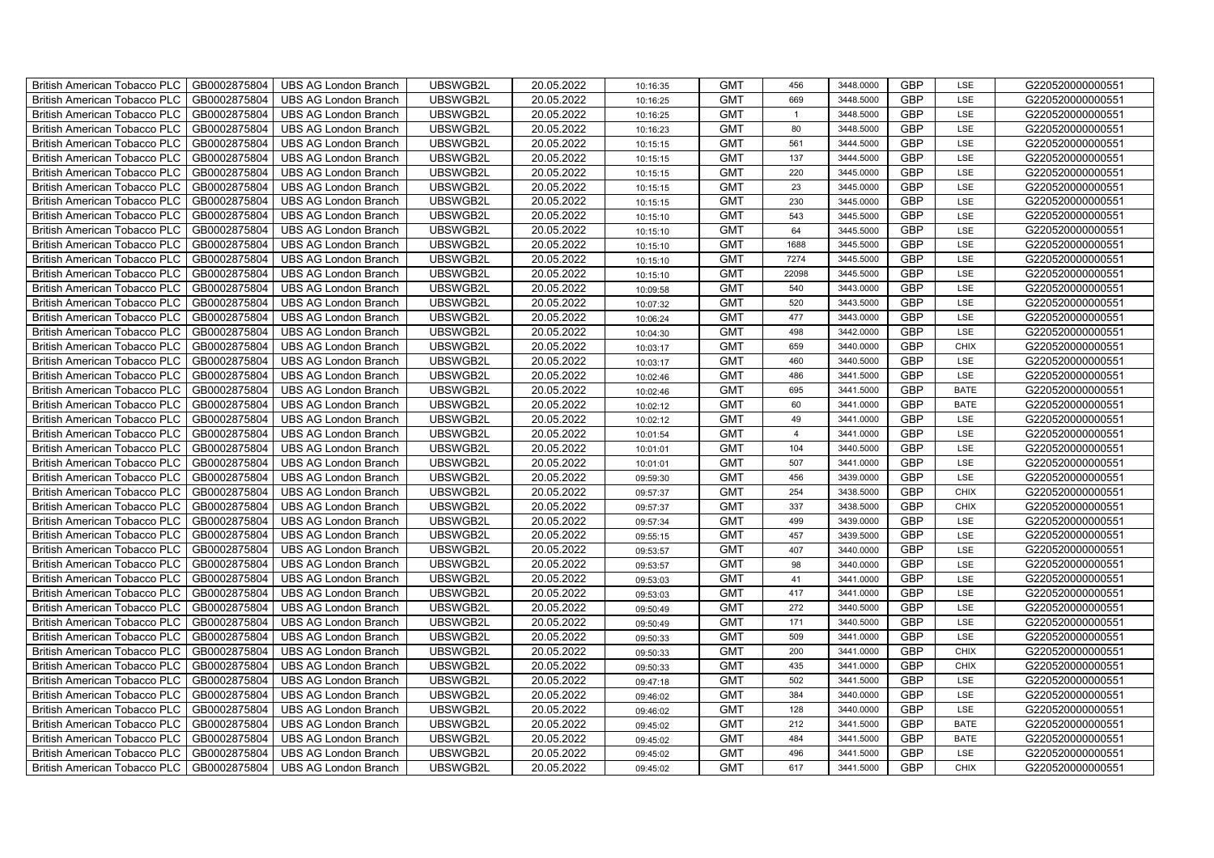| British American Tobacco PLC | GB0002875804 | UBS AG London Branch | UBSWGB2L | 20.05.2022 | 10:16:35 | GMT | 456 | 3448.0000 | GBP | LSE | G220520000000551 |
|---|---|---|---|---|---|---|---|---|---|---|---|
| British American Tobacco PLC | GB0002875804 | UBS AG London Branch | UBSWGB2L | 20.05.2022 | 10:16:25 | GMT | 669 | 3448.5000 | GBP | LSE | G220520000000551 |
| British American Tobacco PLC | GB0002875804 | UBS AG London Branch | UBSWGB2L | 20.05.2022 | 10:16:25 | GMT | 1 | 3448.5000 | GBP | LSE | G220520000000551 |
| British American Tobacco PLC | GB0002875804 | UBS AG London Branch | UBSWGB2L | 20.05.2022 | 10:16:23 | GMT | 80 | 3448.5000 | GBP | LSE | G220520000000551 |
| British American Tobacco PLC | GB0002875804 | UBS AG London Branch | UBSWGB2L | 20.05.2022 | 10:15:15 | GMT | 561 | 3444.5000 | GBP | LSE | G220520000000551 |
| British American Tobacco PLC | GB0002875804 | UBS AG London Branch | UBSWGB2L | 20.05.2022 | 10:15:15 | GMT | 137 | 3444.5000 | GBP | LSE | G220520000000551 |
| British American Tobacco PLC | GB0002875804 | UBS AG London Branch | UBSWGB2L | 20.05.2022 | 10:15:15 | GMT | 220 | 3445.0000 | GBP | LSE | G220520000000551 |
| British American Tobacco PLC | GB0002875804 | UBS AG London Branch | UBSWGB2L | 20.05.2022 | 10:15:15 | GMT | 23 | 3445.0000 | GBP | LSE | G220520000000551 |
| British American Tobacco PLC | GB0002875804 | UBS AG London Branch | UBSWGB2L | 20.05.2022 | 10:15:15 | GMT | 230 | 3445.0000 | GBP | LSE | G220520000000551 |
| British American Tobacco PLC | GB0002875804 | UBS AG London Branch | UBSWGB2L | 20.05.2022 | 10:15:10 | GMT | 543 | 3445.5000 | GBP | LSE | G220520000000551 |
| British American Tobacco PLC | GB0002875804 | UBS AG London Branch | UBSWGB2L | 20.05.2022 | 10:15:10 | GMT | 64 | 3445.5000 | GBP | LSE | G220520000000551 |
| British American Tobacco PLC | GB0002875804 | UBS AG London Branch | UBSWGB2L | 20.05.2022 | 10:15:10 | GMT | 1688 | 3445.5000 | GBP | LSE | G220520000000551 |
| British American Tobacco PLC | GB0002875804 | UBS AG London Branch | UBSWGB2L | 20.05.2022 | 10:15:10 | GMT | 7274 | 3445.5000 | GBP | LSE | G220520000000551 |
| British American Tobacco PLC | GB0002875804 | UBS AG London Branch | UBSWGB2L | 20.05.2022 | 10:15:10 | GMT | 22098 | 3445.5000 | GBP | LSE | G220520000000551 |
| British American Tobacco PLC | GB0002875804 | UBS AG London Branch | UBSWGB2L | 20.05.2022 | 10:09:58 | GMT | 540 | 3443.0000 | GBP | LSE | G220520000000551 |
| British American Tobacco PLC | GB0002875804 | UBS AG London Branch | UBSWGB2L | 20.05.2022 | 10:07:32 | GMT | 520 | 3443.5000 | GBP | LSE | G220520000000551 |
| British American Tobacco PLC | GB0002875804 | UBS AG London Branch | UBSWGB2L | 20.05.2022 | 10:06:24 | GMT | 477 | 3443.0000 | GBP | LSE | G220520000000551 |
| British American Tobacco PLC | GB0002875804 | UBS AG London Branch | UBSWGB2L | 20.05.2022 | 10:04:30 | GMT | 498 | 3442.0000 | GBP | LSE | G220520000000551 |
| British American Tobacco PLC | GB0002875804 | UBS AG London Branch | UBSWGB2L | 20.05.2022 | 10:03:17 | GMT | 659 | 3440.0000 | GBP | CHIX | G220520000000551 |
| British American Tobacco PLC | GB0002875804 | UBS AG London Branch | UBSWGB2L | 20.05.2022 | 10:03:17 | GMT | 460 | 3440.5000 | GBP | LSE | G220520000000551 |
| British American Tobacco PLC | GB0002875804 | UBS AG London Branch | UBSWGB2L | 20.05.2022 | 10:02:46 | GMT | 486 | 3441.5000 | GBP | LSE | G220520000000551 |
| British American Tobacco PLC | GB0002875804 | UBS AG London Branch | UBSWGB2L | 20.05.2022 | 10:02:46 | GMT | 695 | 3441.5000 | GBP | BATE | G220520000000551 |
| British American Tobacco PLC | GB0002875804 | UBS AG London Branch | UBSWGB2L | 20.05.2022 | 10:02:12 | GMT | 60 | 3441.0000 | GBP | BATE | G220520000000551 |
| British American Tobacco PLC | GB0002875804 | UBS AG London Branch | UBSWGB2L | 20.05.2022 | 10:02:12 | GMT | 49 | 3441.0000 | GBP | LSE | G220520000000551 |
| British American Tobacco PLC | GB0002875804 | UBS AG London Branch | UBSWGB2L | 20.05.2022 | 10:01:54 | GMT | 4 | 3441.0000 | GBP | LSE | G220520000000551 |
| British American Tobacco PLC | GB0002875804 | UBS AG London Branch | UBSWGB2L | 20.05.2022 | 10:01:01 | GMT | 104 | 3440.5000 | GBP | LSE | G220520000000551 |
| British American Tobacco PLC | GB0002875804 | UBS AG London Branch | UBSWGB2L | 20.05.2022 | 10:01:01 | GMT | 507 | 3441.0000 | GBP | LSE | G220520000000551 |
| British American Tobacco PLC | GB0002875804 | UBS AG London Branch | UBSWGB2L | 20.05.2022 | 09:59:30 | GMT | 456 | 3439.0000 | GBP | LSE | G220520000000551 |
| British American Tobacco PLC | GB0002875804 | UBS AG London Branch | UBSWGB2L | 20.05.2022 | 09:57:37 | GMT | 254 | 3438.5000 | GBP | CHIX | G220520000000551 |
| British American Tobacco PLC | GB0002875804 | UBS AG London Branch | UBSWGB2L | 20.05.2022 | 09:57:37 | GMT | 337 | 3438.5000 | GBP | CHIX | G220520000000551 |
| British American Tobacco PLC | GB0002875804 | UBS AG London Branch | UBSWGB2L | 20.05.2022 | 09:57:34 | GMT | 499 | 3439.0000 | GBP | LSE | G220520000000551 |
| British American Tobacco PLC | GB0002875804 | UBS AG London Branch | UBSWGB2L | 20.05.2022 | 09:55:15 | GMT | 457 | 3439.5000 | GBP | LSE | G220520000000551 |
| British American Tobacco PLC | GB0002875804 | UBS AG London Branch | UBSWGB2L | 20.05.2022 | 09:53:57 | GMT | 407 | 3440.0000 | GBP | LSE | G220520000000551 |
| British American Tobacco PLC | GB0002875804 | UBS AG London Branch | UBSWGB2L | 20.05.2022 | 09:53:57 | GMT | 98 | 3440.0000 | GBP | LSE | G220520000000551 |
| British American Tobacco PLC | GB0002875804 | UBS AG London Branch | UBSWGB2L | 20.05.2022 | 09:53:03 | GMT | 41 | 3441.0000 | GBP | LSE | G220520000000551 |
| British American Tobacco PLC | GB0002875804 | UBS AG London Branch | UBSWGB2L | 20.05.2022 | 09:53:03 | GMT | 417 | 3441.0000 | GBP | LSE | G220520000000551 |
| British American Tobacco PLC | GB0002875804 | UBS AG London Branch | UBSWGB2L | 20.05.2022 | 09:50:49 | GMT | 272 | 3440.5000 | GBP | LSE | G220520000000551 |
| British American Tobacco PLC | GB0002875804 | UBS AG London Branch | UBSWGB2L | 20.05.2022 | 09:50:49 | GMT | 171 | 3440.5000 | GBP | LSE | G220520000000551 |
| British American Tobacco PLC | GB0002875804 | UBS AG London Branch | UBSWGB2L | 20.05.2022 | 09:50:33 | GMT | 509 | 3441.0000 | GBP | LSE | G220520000000551 |
| British American Tobacco PLC | GB0002875804 | UBS AG London Branch | UBSWGB2L | 20.05.2022 | 09:50:33 | GMT | 200 | 3441.0000 | GBP | CHIX | G220520000000551 |
| British American Tobacco PLC | GB0002875804 | UBS AG London Branch | UBSWGB2L | 20.05.2022 | 09:50:33 | GMT | 435 | 3441.0000 | GBP | CHIX | G220520000000551 |
| British American Tobacco PLC | GB0002875804 | UBS AG London Branch | UBSWGB2L | 20.05.2022 | 09:47:18 | GMT | 502 | 3441.5000 | GBP | LSE | G220520000000551 |
| British American Tobacco PLC | GB0002875804 | UBS AG London Branch | UBSWGB2L | 20.05.2022 | 09:46:02 | GMT | 384 | 3440.0000 | GBP | LSE | G220520000000551 |
| British American Tobacco PLC | GB0002875804 | UBS AG London Branch | UBSWGB2L | 20.05.2022 | 09:46:02 | GMT | 128 | 3440.0000 | GBP | LSE | G220520000000551 |
| British American Tobacco PLC | GB0002875804 | UBS AG London Branch | UBSWGB2L | 20.05.2022 | 09:45:02 | GMT | 212 | 3441.5000 | GBP | BATE | G220520000000551 |
| British American Tobacco PLC | GB0002875804 | UBS AG London Branch | UBSWGB2L | 20.05.2022 | 09:45:02 | GMT | 484 | 3441.5000 | GBP | BATE | G220520000000551 |
| British American Tobacco PLC | GB0002875804 | UBS AG London Branch | UBSWGB2L | 20.05.2022 | 09:45:02 | GMT | 496 | 3441.5000 | GBP | LSE | G220520000000551 |
| British American Tobacco PLC | GB0002875804 | UBS AG London Branch | UBSWGB2L | 20.05.2022 | 09:45:02 | GMT | 617 | 3441.5000 | GBP | CHIX | G220520000000551 |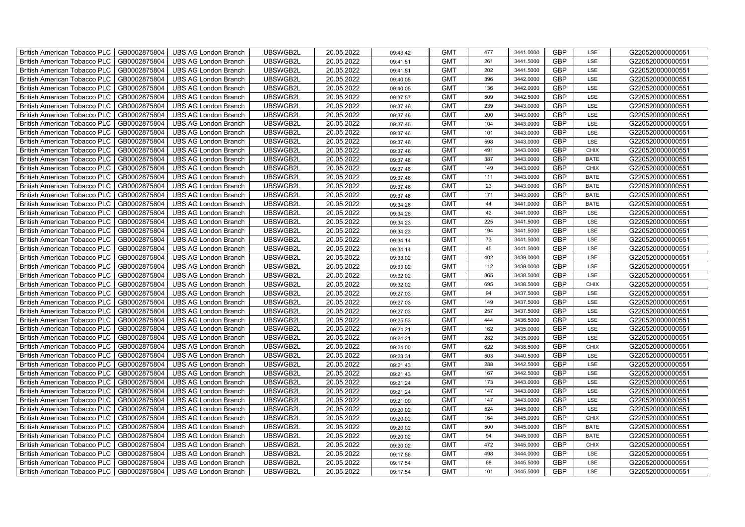| British American Tobacco PLC | GB0002875804 | UBS AG London Branch | UBSWGB2L | 20.05.2022 | 09:43:42 | GMT | 477 | 3441.0000 | GBP | LSE | G220520000000551 |
|---|---|---|---|---|---|---|---|---|---|---|---|
| British American Tobacco PLC | GB0002875804 | UBS AG London Branch | UBSWGB2L | 20.05.2022 | 09:41:51 | GMT | 261 | 3441.5000 | GBP | LSE | G220520000000551 |
| British American Tobacco PLC | GB0002875804 | UBS AG London Branch | UBSWGB2L | 20.05.2022 | 09:41:51 | GMT | 202 | 3441.5000 | GBP | LSE | G220520000000551 |
| British American Tobacco PLC | GB0002875804 | UBS AG London Branch | UBSWGB2L | 20.05.2022 | 09:40:05 | GMT | 396 | 3442.0000 | GBP | LSE | G220520000000551 |
| British American Tobacco PLC | GB0002875804 | UBS AG London Branch | UBSWGB2L | 20.05.2022 | 09:40:05 | GMT | 136 | 3442.0000 | GBP | LSE | G220520000000551 |
| British American Tobacco PLC | GB0002875804 | UBS AG London Branch | UBSWGB2L | 20.05.2022 | 09:37:57 | GMT | 509 | 3442.5000 | GBP | LSE | G220520000000551 |
| British American Tobacco PLC | GB0002875804 | UBS AG London Branch | UBSWGB2L | 20.05.2022 | 09:37:46 | GMT | 239 | 3443.0000 | GBP | LSE | G220520000000551 |
| British American Tobacco PLC | GB0002875804 | UBS AG London Branch | UBSWGB2L | 20.05.2022 | 09:37:46 | GMT | 200 | 3443.0000 | GBP | LSE | G220520000000551 |
| British American Tobacco PLC | GB0002875804 | UBS AG London Branch | UBSWGB2L | 20.05.2022 | 09:37:46 | GMT | 104 | 3443.0000 | GBP | LSE | G220520000000551 |
| British American Tobacco PLC | GB0002875804 | UBS AG London Branch | UBSWGB2L | 20.05.2022 | 09:37:46 | GMT | 101 | 3443.0000 | GBP | LSE | G220520000000551 |
| British American Tobacco PLC | GB0002875804 | UBS AG London Branch | UBSWGB2L | 20.05.2022 | 09:37:46 | GMT | 598 | 3443.0000 | GBP | LSE | G220520000000551 |
| British American Tobacco PLC | GB0002875804 | UBS AG London Branch | UBSWGB2L | 20.05.2022 | 09:37:46 | GMT | 491 | 3443.0000 | GBP | CHIX | G220520000000551 |
| British American Tobacco PLC | GB0002875804 | UBS AG London Branch | UBSWGB2L | 20.05.2022 | 09:37:46 | GMT | 387 | 3443.0000 | GBP | BATE | G220520000000551 |
| British American Tobacco PLC | GB0002875804 | UBS AG London Branch | UBSWGB2L | 20.05.2022 | 09:37:46 | GMT | 149 | 3443.0000 | GBP | CHIX | G220520000000551 |
| British American Tobacco PLC | GB0002875804 | UBS AG London Branch | UBSWGB2L | 20.05.2022 | 09:37:46 | GMT | 111 | 3443.0000 | GBP | BATE | G220520000000551 |
| British American Tobacco PLC | GB0002875804 | UBS AG London Branch | UBSWGB2L | 20.05.2022 | 09:37:46 | GMT | 23 | 3443.0000 | GBP | BATE | G220520000000551 |
| British American Tobacco PLC | GB0002875804 | UBS AG London Branch | UBSWGB2L | 20.05.2022 | 09:37:46 | GMT | 171 | 3443.0000 | GBP | BATE | G220520000000551 |
| British American Tobacco PLC | GB0002875804 | UBS AG London Branch | UBSWGB2L | 20.05.2022 | 09:34:26 | GMT | 44 | 3441.0000 | GBP | BATE | G220520000000551 |
| British American Tobacco PLC | GB0002875804 | UBS AG London Branch | UBSWGB2L | 20.05.2022 | 09:34:26 | GMT | 42 | 3441.0000 | GBP | LSE | G220520000000551 |
| British American Tobacco PLC | GB0002875804 | UBS AG London Branch | UBSWGB2L | 20.05.2022 | 09:34:23 | GMT | 225 | 3441.5000 | GBP | LSE | G220520000000551 |
| British American Tobacco PLC | GB0002875804 | UBS AG London Branch | UBSWGB2L | 20.05.2022 | 09:34:23 | GMT | 194 | 3441.5000 | GBP | LSE | G220520000000551 |
| British American Tobacco PLC | GB0002875804 | UBS AG London Branch | UBSWGB2L | 20.05.2022 | 09:34:14 | GMT | 73 | 3441.5000 | GBP | LSE | G220520000000551 |
| British American Tobacco PLC | GB0002875804 | UBS AG London Branch | UBSWGB2L | 20.05.2022 | 09:34:14 | GMT | 45 | 3441.5000 | GBP | LSE | G220520000000551 |
| British American Tobacco PLC | GB0002875804 | UBS AG London Branch | UBSWGB2L | 20.05.2022 | 09:33:02 | GMT | 402 | 3439.0000 | GBP | LSE | G220520000000551 |
| British American Tobacco PLC | GB0002875804 | UBS AG London Branch | UBSWGB2L | 20.05.2022 | 09:33:02 | GMT | 112 | 3439.0000 | GBP | LSE | G220520000000551 |
| British American Tobacco PLC | GB0002875804 | UBS AG London Branch | UBSWGB2L | 20.05.2022 | 09:32:02 | GMT | 865 | 3438.5000 | GBP | LSE | G220520000000551 |
| British American Tobacco PLC | GB0002875804 | UBS AG London Branch | UBSWGB2L | 20.05.2022 | 09:32:02 | GMT | 695 | 3438.5000 | GBP | CHIX | G220520000000551 |
| British American Tobacco PLC | GB0002875804 | UBS AG London Branch | UBSWGB2L | 20.05.2022 | 09:27:03 | GMT | 94 | 3437.5000 | GBP | LSE | G220520000000551 |
| British American Tobacco PLC | GB0002875804 | UBS AG London Branch | UBSWGB2L | 20.05.2022 | 09:27:03 | GMT | 149 | 3437.5000 | GBP | LSE | G220520000000551 |
| British American Tobacco PLC | GB0002875804 | UBS AG London Branch | UBSWGB2L | 20.05.2022 | 09:27:03 | GMT | 257 | 3437.5000 | GBP | LSE | G220520000000551 |
| British American Tobacco PLC | GB0002875804 | UBS AG London Branch | UBSWGB2L | 20.05.2022 | 09:25:53 | GMT | 444 | 3436.5000 | GBP | LSE | G220520000000551 |
| British American Tobacco PLC | GB0002875804 | UBS AG London Branch | UBSWGB2L | 20.05.2022 | 09:24:21 | GMT | 162 | 3435.0000 | GBP | LSE | G220520000000551 |
| British American Tobacco PLC | GB0002875804 | UBS AG London Branch | UBSWGB2L | 20.05.2022 | 09:24:21 | GMT | 282 | 3435.0000 | GBP | LSE | G220520000000551 |
| British American Tobacco PLC | GB0002875804 | UBS AG London Branch | UBSWGB2L | 20.05.2022 | 09:24:00 | GMT | 622 | 3438.5000 | GBP | CHIX | G220520000000551 |
| British American Tobacco PLC | GB0002875804 | UBS AG London Branch | UBSWGB2L | 20.05.2022 | 09:23:31 | GMT | 503 | 3440.5000 | GBP | LSE | G220520000000551 |
| British American Tobacco PLC | GB0002875804 | UBS AG London Branch | UBSWGB2L | 20.05.2022 | 09:21:43 | GMT | 288 | 3442.5000 | GBP | LSE | G220520000000551 |
| British American Tobacco PLC | GB0002875804 | UBS AG London Branch | UBSWGB2L | 20.05.2022 | 09:21:43 | GMT | 167 | 3442.5000 | GBP | LSE | G220520000000551 |
| British American Tobacco PLC | GB0002875804 | UBS AG London Branch | UBSWGB2L | 20.05.2022 | 09:21:24 | GMT | 173 | 3443.0000 | GBP | LSE | G220520000000551 |
| British American Tobacco PLC | GB0002875804 | UBS AG London Branch | UBSWGB2L | 20.05.2022 | 09:21:24 | GMT | 147 | 3443.0000 | GBP | LSE | G220520000000551 |
| British American Tobacco PLC | GB0002875804 | UBS AG London Branch | UBSWGB2L | 20.05.2022 | 09:21:09 | GMT | 147 | 3443.0000 | GBP | LSE | G220520000000551 |
| British American Tobacco PLC | GB0002875804 | UBS AG London Branch | UBSWGB2L | 20.05.2022 | 09:20:02 | GMT | 524 | 3445.0000 | GBP | LSE | G220520000000551 |
| British American Tobacco PLC | GB0002875804 | UBS AG London Branch | UBSWGB2L | 20.05.2022 | 09:20:02 | GMT | 164 | 3445.0000 | GBP | CHIX | G220520000000551 |
| British American Tobacco PLC | GB0002875804 | UBS AG London Branch | UBSWGB2L | 20.05.2022 | 09:20:02 | GMT | 500 | 3445.0000 | GBP | BATE | G220520000000551 |
| British American Tobacco PLC | GB0002875804 | UBS AG London Branch | UBSWGB2L | 20.05.2022 | 09:20:02 | GMT | 94 | 3445.0000 | GBP | BATE | G220520000000551 |
| British American Tobacco PLC | GB0002875804 | UBS AG London Branch | UBSWGB2L | 20.05.2022 | 09:20:02 | GMT | 472 | 3445.0000 | GBP | CHIX | G220520000000551 |
| British American Tobacco PLC | GB0002875804 | UBS AG London Branch | UBSWGB2L | 20.05.2022 | 09:17:56 | GMT | 498 | 3444.0000 | GBP | LSE | G220520000000551 |
| British American Tobacco PLC | GB0002875804 | UBS AG London Branch | UBSWGB2L | 20.05.2022 | 09:17:54 | GMT | 68 | 3445.5000 | GBP | LSE | G220520000000551 |
| British American Tobacco PLC | GB0002875804 | UBS AG London Branch | UBSWGB2L | 20.05.2022 | 09:17:54 | GMT | 101 | 3445.5000 | GBP | LSE | G220520000000551 |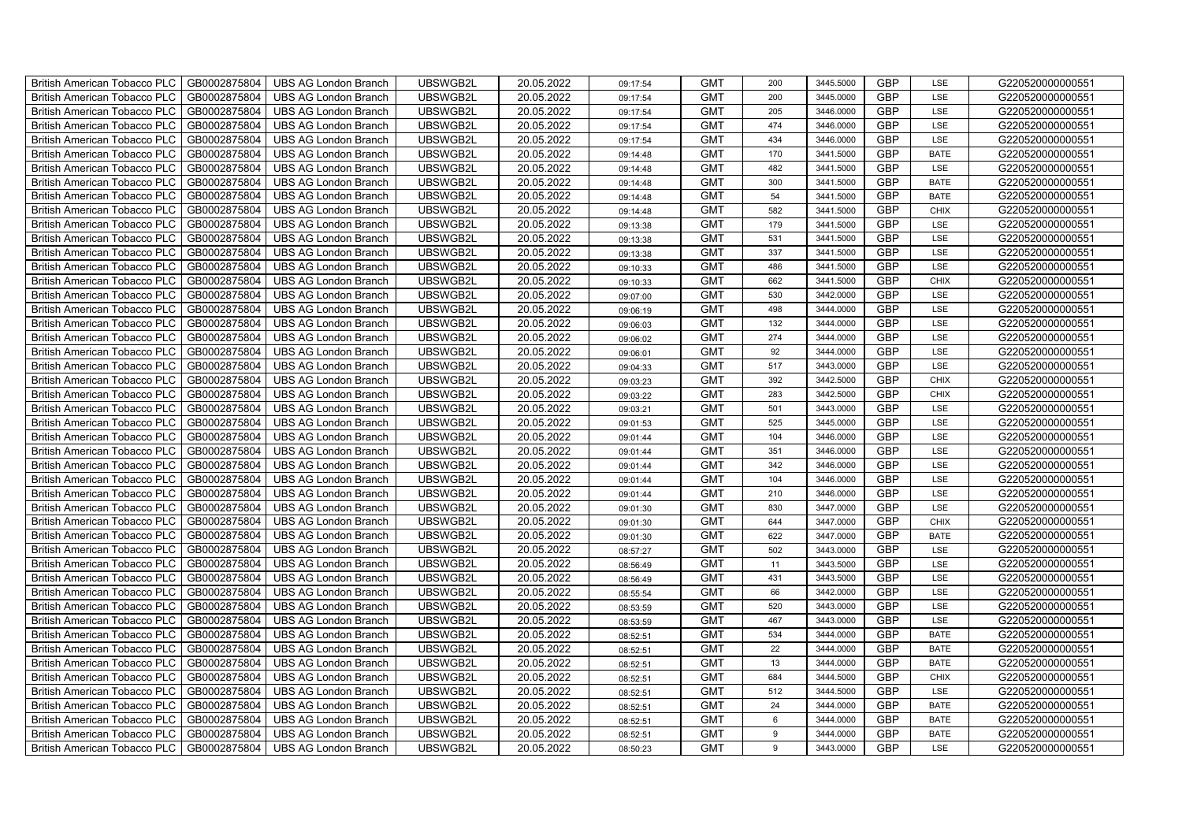| British American Tobacco PLC | GB0002875804 | UBS AG London Branch | UBSWGB2L | 20.05.2022 | 09:17:54 | GMT | 200 | 3445.5000 | GBP | LSE | G220520000000551 |
|---|---|---|---|---|---|---|---|---|---|---|---|
| British American Tobacco PLC | GB0002875804 | UBS AG London Branch | UBSWGB2L | 20.05.2022 | 09:17:54 | GMT | 200 | 3445.0000 | GBP | LSE | G220520000000551 |
| British American Tobacco PLC | GB0002875804 | UBS AG London Branch | UBSWGB2L | 20.05.2022 | 09:17:54 | GMT | 205 | 3446.0000 | GBP | LSE | G220520000000551 |
| British American Tobacco PLC | GB0002875804 | UBS AG London Branch | UBSWGB2L | 20.05.2022 | 09:17:54 | GMT | 474 | 3446.0000 | GBP | LSE | G220520000000551 |
| British American Tobacco PLC | GB0002875804 | UBS AG London Branch | UBSWGB2L | 20.05.2022 | 09:17:54 | GMT | 434 | 3446.0000 | GBP | LSE | G220520000000551 |
| British American Tobacco PLC | GB0002875804 | UBS AG London Branch | UBSWGB2L | 20.05.2022 | 09:14:48 | GMT | 170 | 3441.5000 | GBP | BATE | G220520000000551 |
| British American Tobacco PLC | GB0002875804 | UBS AG London Branch | UBSWGB2L | 20.05.2022 | 09:14:48 | GMT | 482 | 3441.5000 | GBP | LSE | G220520000000551 |
| British American Tobacco PLC | GB0002875804 | UBS AG London Branch | UBSWGB2L | 20.05.2022 | 09:14:48 | GMT | 300 | 3441.5000 | GBP | BATE | G220520000000551 |
| British American Tobacco PLC | GB0002875804 | UBS AG London Branch | UBSWGB2L | 20.05.2022 | 09:14:48 | GMT | 54 | 3441.5000 | GBP | BATE | G220520000000551 |
| British American Tobacco PLC | GB0002875804 | UBS AG London Branch | UBSWGB2L | 20.05.2022 | 09:14:48 | GMT | 582 | 3441.5000 | GBP | CHIX | G220520000000551 |
| British American Tobacco PLC | GB0002875804 | UBS AG London Branch | UBSWGB2L | 20.05.2022 | 09:13:38 | GMT | 179 | 3441.5000 | GBP | LSE | G220520000000551 |
| British American Tobacco PLC | GB0002875804 | UBS AG London Branch | UBSWGB2L | 20.05.2022 | 09:13:38 | GMT | 531 | 3441.5000 | GBP | LSE | G220520000000551 |
| British American Tobacco PLC | GB0002875804 | UBS AG London Branch | UBSWGB2L | 20.05.2022 | 09:13:38 | GMT | 337 | 3441.5000 | GBP | LSE | G220520000000551 |
| British American Tobacco PLC | GB0002875804 | UBS AG London Branch | UBSWGB2L | 20.05.2022 | 09:10:33 | GMT | 486 | 3441.5000 | GBP | LSE | G220520000000551 |
| British American Tobacco PLC | GB0002875804 | UBS AG London Branch | UBSWGB2L | 20.05.2022 | 09:10:33 | GMT | 662 | 3441.5000 | GBP | CHIX | G220520000000551 |
| British American Tobacco PLC | GB0002875804 | UBS AG London Branch | UBSWGB2L | 20.05.2022 | 09:07:00 | GMT | 530 | 3442.0000 | GBP | LSE | G220520000000551 |
| British American Tobacco PLC | GB0002875804 | UBS AG London Branch | UBSWGB2L | 20.05.2022 | 09:06:19 | GMT | 498 | 3444.0000 | GBP | LSE | G220520000000551 |
| British American Tobacco PLC | GB0002875804 | UBS AG London Branch | UBSWGB2L | 20.05.2022 | 09:06:03 | GMT | 132 | 3444.0000 | GBP | LSE | G220520000000551 |
| British American Tobacco PLC | GB0002875804 | UBS AG London Branch | UBSWGB2L | 20.05.2022 | 09:06:02 | GMT | 274 | 3444.0000 | GBP | LSE | G220520000000551 |
| British American Tobacco PLC | GB0002875804 | UBS AG London Branch | UBSWGB2L | 20.05.2022 | 09:06:01 | GMT | 92 | 3444.0000 | GBP | LSE | G220520000000551 |
| British American Tobacco PLC | GB0002875804 | UBS AG London Branch | UBSWGB2L | 20.05.2022 | 09:04:33 | GMT | 517 | 3443.0000 | GBP | LSE | G220520000000551 |
| British American Tobacco PLC | GB0002875804 | UBS AG London Branch | UBSWGB2L | 20.05.2022 | 09:03:23 | GMT | 392 | 3442.5000 | GBP | CHIX | G220520000000551 |
| British American Tobacco PLC | GB0002875804 | UBS AG London Branch | UBSWGB2L | 20.05.2022 | 09:03:22 | GMT | 283 | 3442.5000 | GBP | CHIX | G220520000000551 |
| British American Tobacco PLC | GB0002875804 | UBS AG London Branch | UBSWGB2L | 20.05.2022 | 09:03:21 | GMT | 501 | 3443.0000 | GBP | LSE | G220520000000551 |
| British American Tobacco PLC | GB0002875804 | UBS AG London Branch | UBSWGB2L | 20.05.2022 | 09:01:53 | GMT | 525 | 3445.0000 | GBP | LSE | G220520000000551 |
| British American Tobacco PLC | GB0002875804 | UBS AG London Branch | UBSWGB2L | 20.05.2022 | 09:01:44 | GMT | 104 | 3446.0000 | GBP | LSE | G220520000000551 |
| British American Tobacco PLC | GB0002875804 | UBS AG London Branch | UBSWGB2L | 20.05.2022 | 09:01:44 | GMT | 351 | 3446.0000 | GBP | LSE | G220520000000551 |
| British American Tobacco PLC | GB0002875804 | UBS AG London Branch | UBSWGB2L | 20.05.2022 | 09:01:44 | GMT | 342 | 3446.0000 | GBP | LSE | G220520000000551 |
| British American Tobacco PLC | GB0002875804 | UBS AG London Branch | UBSWGB2L | 20.05.2022 | 09:01:44 | GMT | 104 | 3446.0000 | GBP | LSE | G220520000000551 |
| British American Tobacco PLC | GB0002875804 | UBS AG London Branch | UBSWGB2L | 20.05.2022 | 09:01:44 | GMT | 210 | 3446.0000 | GBP | LSE | G220520000000551 |
| British American Tobacco PLC | GB0002875804 | UBS AG London Branch | UBSWGB2L | 20.05.2022 | 09:01:30 | GMT | 830 | 3447.0000 | GBP | LSE | G220520000000551 |
| British American Tobacco PLC | GB0002875804 | UBS AG London Branch | UBSWGB2L | 20.05.2022 | 09:01:30 | GMT | 644 | 3447.0000 | GBP | CHIX | G220520000000551 |
| British American Tobacco PLC | GB0002875804 | UBS AG London Branch | UBSWGB2L | 20.05.2022 | 09:01:30 | GMT | 622 | 3447.0000 | GBP | BATE | G220520000000551 |
| British American Tobacco PLC | GB0002875804 | UBS AG London Branch | UBSWGB2L | 20.05.2022 | 08:57:27 | GMT | 502 | 3443.0000 | GBP | LSE | G220520000000551 |
| British American Tobacco PLC | GB0002875804 | UBS AG London Branch | UBSWGB2L | 20.05.2022 | 08:56:49 | GMT | 11 | 3443.5000 | GBP | LSE | G220520000000551 |
| British American Tobacco PLC | GB0002875804 | UBS AG London Branch | UBSWGB2L | 20.05.2022 | 08:56:49 | GMT | 431 | 3443.5000 | GBP | LSE | G220520000000551 |
| British American Tobacco PLC | GB0002875804 | UBS AG London Branch | UBSWGB2L | 20.05.2022 | 08:55:54 | GMT | 66 | 3442.0000 | GBP | LSE | G220520000000551 |
| British American Tobacco PLC | GB0002875804 | UBS AG London Branch | UBSWGB2L | 20.05.2022 | 08:53:59 | GMT | 520 | 3443.0000 | GBP | LSE | G220520000000551 |
| British American Tobacco PLC | GB0002875804 | UBS AG London Branch | UBSWGB2L | 20.05.2022 | 08:53:59 | GMT | 467 | 3443.0000 | GBP | LSE | G220520000000551 |
| British American Tobacco PLC | GB0002875804 | UBS AG London Branch | UBSWGB2L | 20.05.2022 | 08:52:51 | GMT | 534 | 3444.0000 | GBP | BATE | G220520000000551 |
| British American Tobacco PLC | GB0002875804 | UBS AG London Branch | UBSWGB2L | 20.05.2022 | 08:52:51 | GMT | 22 | 3444.0000 | GBP | BATE | G220520000000551 |
| British American Tobacco PLC | GB0002875804 | UBS AG London Branch | UBSWGB2L | 20.05.2022 | 08:52:51 | GMT | 13 | 3444.0000 | GBP | BATE | G220520000000551 |
| British American Tobacco PLC | GB0002875804 | UBS AG London Branch | UBSWGB2L | 20.05.2022 | 08:52:51 | GMT | 684 | 3444.5000 | GBP | CHIX | G220520000000551 |
| British American Tobacco PLC | GB0002875804 | UBS AG London Branch | UBSWGB2L | 20.05.2022 | 08:52:51 | GMT | 512 | 3444.5000 | GBP | LSE | G220520000000551 |
| British American Tobacco PLC | GB0002875804 | UBS AG London Branch | UBSWGB2L | 20.05.2022 | 08:52:51 | GMT | 24 | 3444.0000 | GBP | BATE | G220520000000551 |
| British American Tobacco PLC | GB0002875804 | UBS AG London Branch | UBSWGB2L | 20.05.2022 | 08:52:51 | GMT | 6 | 3444.0000 | GBP | BATE | G220520000000551 |
| British American Tobacco PLC | GB0002875804 | UBS AG London Branch | UBSWGB2L | 20.05.2022 | 08:52:51 | GMT | 9 | 3444.0000 | GBP | BATE | G220520000000551 |
| British American Tobacco PLC | GB0002875804 | UBS AG London Branch | UBSWGB2L | 20.05.2022 | 08:50:23 | GMT | 9 | 3443.0000 | GBP | LSE | G220520000000551 |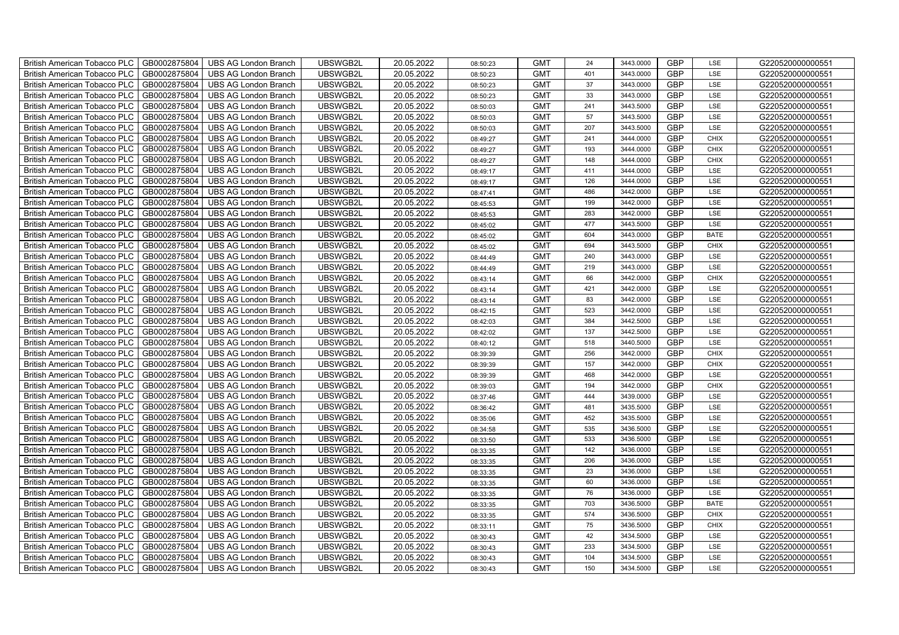| British American Tobacco PLC | GB0002875804 | UBS AG London Branch | UBSWGB2L | 20.05.2022 | 08:50:23 | GMT | 24 | 3443.0000 | GBP | LSE | G220520000000551 |
|---|---|---|---|---|---|---|---|---|---|---|---|
| British American Tobacco PLC | GB0002875804 | UBS AG London Branch | UBSWGB2L | 20.05.2022 | 08:50:23 | GMT | 401 | 3443.0000 | GBP | LSE | G220520000000551 |
| British American Tobacco PLC | GB0002875804 | UBS AG London Branch | UBSWGB2L | 20.05.2022 | 08:50:23 | GMT | 37 | 3443.0000 | GBP | LSE | G220520000000551 |
| British American Tobacco PLC | GB0002875804 | UBS AG London Branch | UBSWGB2L | 20.05.2022 | 08:50:23 | GMT | 33 | 3443.0000 | GBP | LSE | G220520000000551 |
| British American Tobacco PLC | GB0002875804 | UBS AG London Branch | UBSWGB2L | 20.05.2022 | 08:50:03 | GMT | 241 | 3443.5000 | GBP | LSE | G220520000000551 |
| British American Tobacco PLC | GB0002875804 | UBS AG London Branch | UBSWGB2L | 20.05.2022 | 08:50:03 | GMT | 57 | 3443.5000 | GBP | LSE | G220520000000551 |
| British American Tobacco PLC | GB0002875804 | UBS AG London Branch | UBSWGB2L | 20.05.2022 | 08:50:03 | GMT | 207 | 3443.5000 | GBP | LSE | G220520000000551 |
| British American Tobacco PLC | GB0002875804 | UBS AG London Branch | UBSWGB2L | 20.05.2022 | 08:49:27 | GMT | 241 | 3444.0000 | GBP | CHIX | G220520000000551 |
| British American Tobacco PLC | GB0002875804 | UBS AG London Branch | UBSWGB2L | 20.05.2022 | 08:49:27 | GMT | 193 | 3444.0000 | GBP | CHIX | G220520000000551 |
| British American Tobacco PLC | GB0002875804 | UBS AG London Branch | UBSWGB2L | 20.05.2022 | 08:49:27 | GMT | 148 | 3444.0000 | GBP | CHIX | G220520000000551 |
| British American Tobacco PLC | GB0002875804 | UBS AG London Branch | UBSWGB2L | 20.05.2022 | 08:49:17 | GMT | 411 | 3444.0000 | GBP | LSE | G220520000000551 |
| British American Tobacco PLC | GB0002875804 | UBS AG London Branch | UBSWGB2L | 20.05.2022 | 08:49:17 | GMT | 126 | 3444.0000 | GBP | LSE | G220520000000551 |
| British American Tobacco PLC | GB0002875804 | UBS AG London Branch | UBSWGB2L | 20.05.2022 | 08:47:41 | GMT | 486 | 3442.0000 | GBP | LSE | G220520000000551 |
| British American Tobacco PLC | GB0002875804 | UBS AG London Branch | UBSWGB2L | 20.05.2022 | 08:45:53 | GMT | 199 | 3442.0000 | GBP | LSE | G220520000000551 |
| British American Tobacco PLC | GB0002875804 | UBS AG London Branch | UBSWGB2L | 20.05.2022 | 08:45:53 | GMT | 283 | 3442.0000 | GBP | LSE | G220520000000551 |
| British American Tobacco PLC | GB0002875804 | UBS AG London Branch | UBSWGB2L | 20.05.2022 | 08:45:02 | GMT | 477 | 3443.5000 | GBP | LSE | G220520000000551 |
| British American Tobacco PLC | GB0002875804 | UBS AG London Branch | UBSWGB2L | 20.05.2022 | 08:45:02 | GMT | 604 | 3443.0000 | GBP | BATE | G220520000000551 |
| British American Tobacco PLC | GB0002875804 | UBS AG London Branch | UBSWGB2L | 20.05.2022 | 08:45:02 | GMT | 694 | 3443.5000 | GBP | CHIX | G220520000000551 |
| British American Tobacco PLC | GB0002875804 | UBS AG London Branch | UBSWGB2L | 20.05.2022 | 08:44:49 | GMT | 240 | 3443.0000 | GBP | LSE | G220520000000551 |
| British American Tobacco PLC | GB0002875804 | UBS AG London Branch | UBSWGB2L | 20.05.2022 | 08:44:49 | GMT | 219 | 3443.0000 | GBP | LSE | G220520000000551 |
| British American Tobacco PLC | GB0002875804 | UBS AG London Branch | UBSWGB2L | 20.05.2022 | 08:43:14 | GMT | 66 | 3442.0000 | GBP | CHIX | G220520000000551 |
| British American Tobacco PLC | GB0002875804 | UBS AG London Branch | UBSWGB2L | 20.05.2022 | 08:43:14 | GMT | 421 | 3442.0000 | GBP | LSE | G220520000000551 |
| British American Tobacco PLC | GB0002875804 | UBS AG London Branch | UBSWGB2L | 20.05.2022 | 08:43:14 | GMT | 83 | 3442.0000 | GBP | LSE | G220520000000551 |
| British American Tobacco PLC | GB0002875804 | UBS AG London Branch | UBSWGB2L | 20.05.2022 | 08:42:15 | GMT | 523 | 3442.0000 | GBP | LSE | G220520000000551 |
| British American Tobacco PLC | GB0002875804 | UBS AG London Branch | UBSWGB2L | 20.05.2022 | 08:42:03 | GMT | 384 | 3442.5000 | GBP | LSE | G220520000000551 |
| British American Tobacco PLC | GB0002875804 | UBS AG London Branch | UBSWGB2L | 20.05.2022 | 08:42:02 | GMT | 137 | 3442.5000 | GBP | LSE | G220520000000551 |
| British American Tobacco PLC | GB0002875804 | UBS AG London Branch | UBSWGB2L | 20.05.2022 | 08:40:12 | GMT | 518 | 3440.5000 | GBP | LSE | G220520000000551 |
| British American Tobacco PLC | GB0002875804 | UBS AG London Branch | UBSWGB2L | 20.05.2022 | 08:39:39 | GMT | 256 | 3442.0000 | GBP | CHIX | G220520000000551 |
| British American Tobacco PLC | GB0002875804 | UBS AG London Branch | UBSWGB2L | 20.05.2022 | 08:39:39 | GMT | 157 | 3442.0000 | GBP | CHIX | G220520000000551 |
| British American Tobacco PLC | GB0002875804 | UBS AG London Branch | UBSWGB2L | 20.05.2022 | 08:39:39 | GMT | 468 | 3442.0000 | GBP | LSE | G220520000000551 |
| British American Tobacco PLC | GB0002875804 | UBS AG London Branch | UBSWGB2L | 20.05.2022 | 08:39:03 | GMT | 194 | 3442.0000 | GBP | CHIX | G220520000000551 |
| British American Tobacco PLC | GB0002875804 | UBS AG London Branch | UBSWGB2L | 20.05.2022 | 08:37:46 | GMT | 444 | 3439.0000 | GBP | LSE | G220520000000551 |
| British American Tobacco PLC | GB0002875804 | UBS AG London Branch | UBSWGB2L | 20.05.2022 | 08:36:42 | GMT | 481 | 3435.5000 | GBP | LSE | G220520000000551 |
| British American Tobacco PLC | GB0002875804 | UBS AG London Branch | UBSWGB2L | 20.05.2022 | 08:35:06 | GMT | 452 | 3435.5000 | GBP | LSE | G220520000000551 |
| British American Tobacco PLC | GB0002875804 | UBS AG London Branch | UBSWGB2L | 20.05.2022 | 08:34:58 | GMT | 535 | 3436.5000 | GBP | LSE | G220520000000551 |
| British American Tobacco PLC | GB0002875804 | UBS AG London Branch | UBSWGB2L | 20.05.2022 | 08:33:50 | GMT | 533 | 3436.5000 | GBP | LSE | G220520000000551 |
| British American Tobacco PLC | GB0002875804 | UBS AG London Branch | UBSWGB2L | 20.05.2022 | 08:33:35 | GMT | 142 | 3436.0000 | GBP | LSE | G220520000000551 |
| British American Tobacco PLC | GB0002875804 | UBS AG London Branch | UBSWGB2L | 20.05.2022 | 08:33:35 | GMT | 206 | 3436.0000 | GBP | LSE | G220520000000551 |
| British American Tobacco PLC | GB0002875804 | UBS AG London Branch | UBSWGB2L | 20.05.2022 | 08:33:35 | GMT | 23 | 3436.0000 | GBP | LSE | G220520000000551 |
| British American Tobacco PLC | GB0002875804 | UBS AG London Branch | UBSWGB2L | 20.05.2022 | 08:33:35 | GMT | 60 | 3436.0000 | GBP | LSE | G220520000000551 |
| British American Tobacco PLC | GB0002875804 | UBS AG London Branch | UBSWGB2L | 20.05.2022 | 08:33:35 | GMT | 76 | 3436.0000 | GBP | LSE | G220520000000551 |
| British American Tobacco PLC | GB0002875804 | UBS AG London Branch | UBSWGB2L | 20.05.2022 | 08:33:35 | GMT | 703 | 3436.5000 | GBP | BATE | G220520000000551 |
| British American Tobacco PLC | GB0002875804 | UBS AG London Branch | UBSWGB2L | 20.05.2022 | 08:33:35 | GMT | 574 | 3436.5000 | GBP | CHIX | G220520000000551 |
| British American Tobacco PLC | GB0002875804 | UBS AG London Branch | UBSWGB2L | 20.05.2022 | 08:33:11 | GMT | 75 | 3436.5000 | GBP | CHIX | G220520000000551 |
| British American Tobacco PLC | GB0002875804 | UBS AG London Branch | UBSWGB2L | 20.05.2022 | 08:30:43 | GMT | 42 | 3434.5000 | GBP | LSE | G220520000000551 |
| British American Tobacco PLC | GB0002875804 | UBS AG London Branch | UBSWGB2L | 20.05.2022 | 08:30:43 | GMT | 233 | 3434.5000 | GBP | LSE | G220520000000551 |
| British American Tobacco PLC | GB0002875804 | UBS AG London Branch | UBSWGB2L | 20.05.2022 | 08:30:43 | GMT | 104 | 3434.5000 | GBP | LSE | G220520000000551 |
| British American Tobacco PLC | GB0002875804 | UBS AG London Branch | UBSWGB2L | 20.05.2022 | 08:30:43 | GMT | 150 | 3434.5000 | GBP | LSE | G220520000000551 |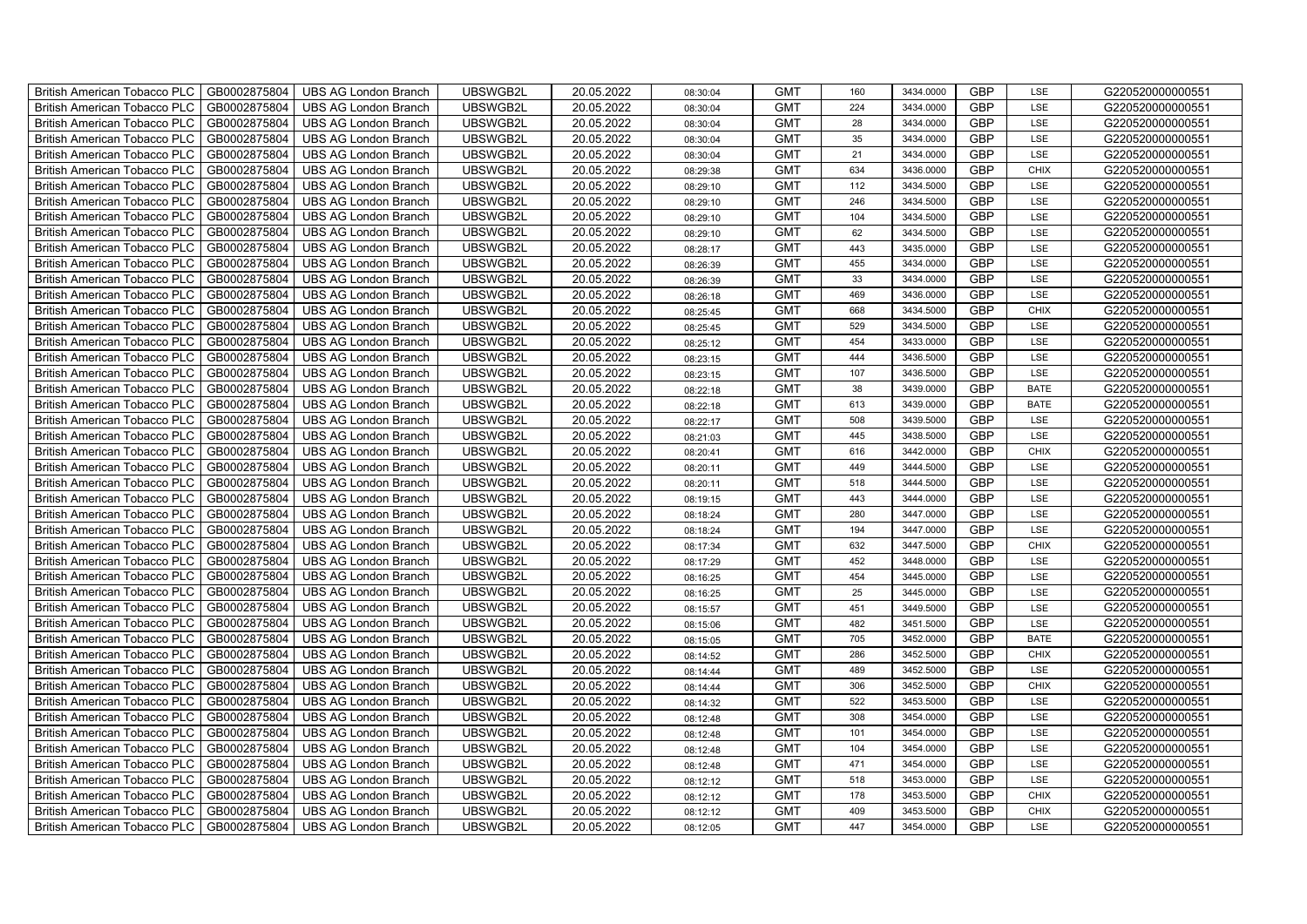| British American Tobacco PLC | GB0002875804 | UBS AG London Branch | UBSWGB2L | 20.05.2022 | 08:30:04 | GMT | 160 | 3434.0000 | GBP | LSE | G220520000000551 |
|---|---|---|---|---|---|---|---|---|---|---|---|
| British American Tobacco PLC | GB0002875804 | UBS AG London Branch | UBSWGB2L | 20.05.2022 | 08:30:04 | GMT | 224 | 3434.0000 | GBP | LSE | G220520000000551 |
| British American Tobacco PLC | GB0002875804 | UBS AG London Branch | UBSWGB2L | 20.05.2022 | 08:30:04 | GMT | 28 | 3434.0000 | GBP | LSE | G220520000000551 |
| British American Tobacco PLC | GB0002875804 | UBS AG London Branch | UBSWGB2L | 20.05.2022 | 08:30:04 | GMT | 35 | 3434.0000 | GBP | LSE | G220520000000551 |
| British American Tobacco PLC | GB0002875804 | UBS AG London Branch | UBSWGB2L | 20.05.2022 | 08:30:04 | GMT | 21 | 3434.0000 | GBP | LSE | G220520000000551 |
| British American Tobacco PLC | GB0002875804 | UBS AG London Branch | UBSWGB2L | 20.05.2022 | 08:29:38 | GMT | 634 | 3436.0000 | GBP | CHIX | G220520000000551 |
| British American Tobacco PLC | GB0002875804 | UBS AG London Branch | UBSWGB2L | 20.05.2022 | 08:29:10 | GMT | 112 | 3434.5000 | GBP | LSE | G220520000000551 |
| British American Tobacco PLC | GB0002875804 | UBS AG London Branch | UBSWGB2L | 20.05.2022 | 08:29:10 | GMT | 246 | 3434.5000 | GBP | LSE | G220520000000551 |
| British American Tobacco PLC | GB0002875804 | UBS AG London Branch | UBSWGB2L | 20.05.2022 | 08:29:10 | GMT | 104 | 3434.5000 | GBP | LSE | G220520000000551 |
| British American Tobacco PLC | GB0002875804 | UBS AG London Branch | UBSWGB2L | 20.05.2022 | 08:29:10 | GMT | 62 | 3434.5000 | GBP | LSE | G220520000000551 |
| British American Tobacco PLC | GB0002875804 | UBS AG London Branch | UBSWGB2L | 20.05.2022 | 08:28:17 | GMT | 443 | 3435.0000 | GBP | LSE | G220520000000551 |
| British American Tobacco PLC | GB0002875804 | UBS AG London Branch | UBSWGB2L | 20.05.2022 | 08:26:39 | GMT | 455 | 3434.0000 | GBP | LSE | G220520000000551 |
| British American Tobacco PLC | GB0002875804 | UBS AG London Branch | UBSWGB2L | 20.05.2022 | 08:26:39 | GMT | 33 | 3434.0000 | GBP | LSE | G220520000000551 |
| British American Tobacco PLC | GB0002875804 | UBS AG London Branch | UBSWGB2L | 20.05.2022 | 08:26:18 | GMT | 469 | 3436.0000 | GBP | LSE | G220520000000551 |
| British American Tobacco PLC | GB0002875804 | UBS AG London Branch | UBSWGB2L | 20.05.2022 | 08:25:45 | GMT | 668 | 3434.5000 | GBP | CHIX | G220520000000551 |
| British American Tobacco PLC | GB0002875804 | UBS AG London Branch | UBSWGB2L | 20.05.2022 | 08:25:45 | GMT | 529 | 3434.5000 | GBP | LSE | G220520000000551 |
| British American Tobacco PLC | GB0002875804 | UBS AG London Branch | UBSWGB2L | 20.05.2022 | 08:25:12 | GMT | 454 | 3433.0000 | GBP | LSE | G220520000000551 |
| British American Tobacco PLC | GB0002875804 | UBS AG London Branch | UBSWGB2L | 20.05.2022 | 08:23:15 | GMT | 444 | 3436.5000 | GBP | LSE | G220520000000551 |
| British American Tobacco PLC | GB0002875804 | UBS AG London Branch | UBSWGB2L | 20.05.2022 | 08:23:15 | GMT | 107 | 3436.5000 | GBP | LSE | G220520000000551 |
| British American Tobacco PLC | GB0002875804 | UBS AG London Branch | UBSWGB2L | 20.05.2022 | 08:22:18 | GMT | 38 | 3439.0000 | GBP | BATE | G220520000000551 |
| British American Tobacco PLC | GB0002875804 | UBS AG London Branch | UBSWGB2L | 20.05.2022 | 08:22:18 | GMT | 613 | 3439.0000 | GBP | BATE | G220520000000551 |
| British American Tobacco PLC | GB0002875804 | UBS AG London Branch | UBSWGB2L | 20.05.2022 | 08:22:17 | GMT | 508 | 3439.5000 | GBP | LSE | G220520000000551 |
| British American Tobacco PLC | GB0002875804 | UBS AG London Branch | UBSWGB2L | 20.05.2022 | 08:21:03 | GMT | 445 | 3438.5000 | GBP | LSE | G220520000000551 |
| British American Tobacco PLC | GB0002875804 | UBS AG London Branch | UBSWGB2L | 20.05.2022 | 08:20:41 | GMT | 616 | 3442.0000 | GBP | CHIX | G220520000000551 |
| British American Tobacco PLC | GB0002875804 | UBS AG London Branch | UBSWGB2L | 20.05.2022 | 08:20:11 | GMT | 449 | 3444.5000 | GBP | LSE | G220520000000551 |
| British American Tobacco PLC | GB0002875804 | UBS AG London Branch | UBSWGB2L | 20.05.2022 | 08:20:11 | GMT | 518 | 3444.5000 | GBP | LSE | G220520000000551 |
| British American Tobacco PLC | GB0002875804 | UBS AG London Branch | UBSWGB2L | 20.05.2022 | 08:19:15 | GMT | 443 | 3444.0000 | GBP | LSE | G220520000000551 |
| British American Tobacco PLC | GB0002875804 | UBS AG London Branch | UBSWGB2L | 20.05.2022 | 08:18:24 | GMT | 280 | 3447.0000 | GBP | LSE | G220520000000551 |
| British American Tobacco PLC | GB0002875804 | UBS AG London Branch | UBSWGB2L | 20.05.2022 | 08:18:24 | GMT | 194 | 3447.0000 | GBP | LSE | G220520000000551 |
| British American Tobacco PLC | GB0002875804 | UBS AG London Branch | UBSWGB2L | 20.05.2022 | 08:17:34 | GMT | 632 | 3447.5000 | GBP | CHIX | G220520000000551 |
| British American Tobacco PLC | GB0002875804 | UBS AG London Branch | UBSWGB2L | 20.05.2022 | 08:17:29 | GMT | 452 | 3448.0000 | GBP | LSE | G220520000000551 |
| British American Tobacco PLC | GB0002875804 | UBS AG London Branch | UBSWGB2L | 20.05.2022 | 08:16:25 | GMT | 454 | 3445.0000 | GBP | LSE | G220520000000551 |
| British American Tobacco PLC | GB0002875804 | UBS AG London Branch | UBSWGB2L | 20.05.2022 | 08:16:25 | GMT | 25 | 3445.0000 | GBP | LSE | G220520000000551 |
| British American Tobacco PLC | GB0002875804 | UBS AG London Branch | UBSWGB2L | 20.05.2022 | 08:15:57 | GMT | 451 | 3449.5000 | GBP | LSE | G220520000000551 |
| British American Tobacco PLC | GB0002875804 | UBS AG London Branch | UBSWGB2L | 20.05.2022 | 08:15:06 | GMT | 482 | 3451.5000 | GBP | LSE | G220520000000551 |
| British American Tobacco PLC | GB0002875804 | UBS AG London Branch | UBSWGB2L | 20.05.2022 | 08:15:05 | GMT | 705 | 3452.0000 | GBP | BATE | G220520000000551 |
| British American Tobacco PLC | GB0002875804 | UBS AG London Branch | UBSWGB2L | 20.05.2022 | 08:14:52 | GMT | 286 | 3452.5000 | GBP | CHIX | G220520000000551 |
| British American Tobacco PLC | GB0002875804 | UBS AG London Branch | UBSWGB2L | 20.05.2022 | 08:14:44 | GMT | 489 | 3452.5000 | GBP | LSE | G220520000000551 |
| British American Tobacco PLC | GB0002875804 | UBS AG London Branch | UBSWGB2L | 20.05.2022 | 08:14:44 | GMT | 306 | 3452.5000 | GBP | CHIX | G220520000000551 |
| British American Tobacco PLC | GB0002875804 | UBS AG London Branch | UBSWGB2L | 20.05.2022 | 08:14:32 | GMT | 522 | 3453.5000 | GBP | LSE | G220520000000551 |
| British American Tobacco PLC | GB0002875804 | UBS AG London Branch | UBSWGB2L | 20.05.2022 | 08:12:48 | GMT | 308 | 3454.0000 | GBP | LSE | G220520000000551 |
| British American Tobacco PLC | GB0002875804 | UBS AG London Branch | UBSWGB2L | 20.05.2022 | 08:12:48 | GMT | 101 | 3454.0000 | GBP | LSE | G220520000000551 |
| British American Tobacco PLC | GB0002875804 | UBS AG London Branch | UBSWGB2L | 20.05.2022 | 08:12:48 | GMT | 104 | 3454.0000 | GBP | LSE | G220520000000551 |
| British American Tobacco PLC | GB0002875804 | UBS AG London Branch | UBSWGB2L | 20.05.2022 | 08:12:48 | GMT | 471 | 3454.0000 | GBP | LSE | G220520000000551 |
| British American Tobacco PLC | GB0002875804 | UBS AG London Branch | UBSWGB2L | 20.05.2022 | 08:12:12 | GMT | 518 | 3453.0000 | GBP | LSE | G220520000000551 |
| British American Tobacco PLC | GB0002875804 | UBS AG London Branch | UBSWGB2L | 20.05.2022 | 08:12:12 | GMT | 178 | 3453.5000 | GBP | CHIX | G220520000000551 |
| British American Tobacco PLC | GB0002875804 | UBS AG London Branch | UBSWGB2L | 20.05.2022 | 08:12:12 | GMT | 409 | 3453.5000 | GBP | CHIX | G220520000000551 |
| British American Tobacco PLC | GB0002875804 | UBS AG London Branch | UBSWGB2L | 20.05.2022 | 08:12:05 | GMT | 447 | 3454.0000 | GBP | LSE | G220520000000551 |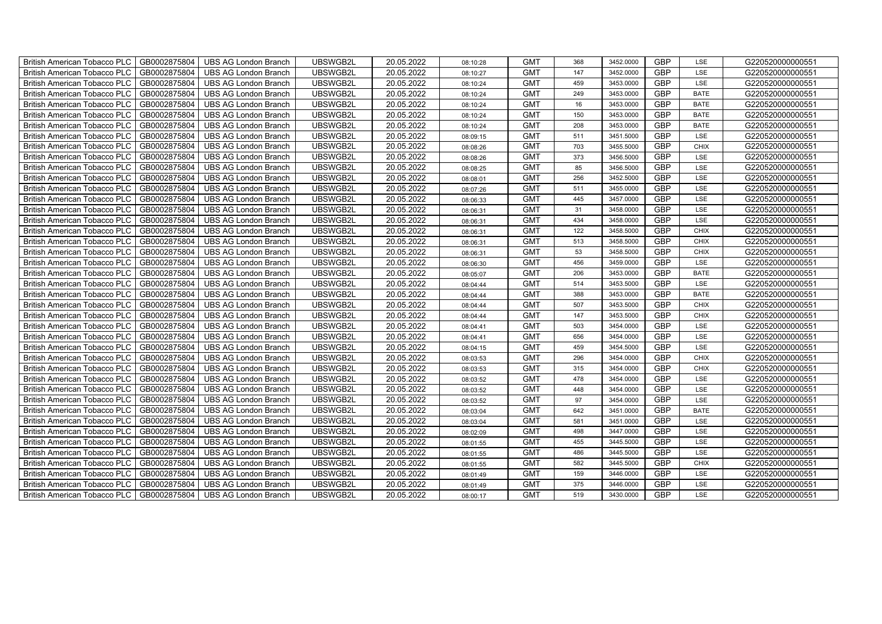| British American Tobacco PLC | GB0002875804 | UBS AG London Branch | UBSWGB2L | 20.05.2022 | 08:10:28 | GMT | 368 | 3452.0000 | GBP | LSE | G220520000000551 |
|---|---|---|---|---|---|---|---|---|---|---|---|
| British American Tobacco PLC | GB0002875804 | UBS AG London Branch | UBSWGB2L | 20.05.2022 | 08:10:27 | GMT | 147 | 3452.0000 | GBP | LSE | G220520000000551 |
| British American Tobacco PLC | GB0002875804 | UBS AG London Branch | UBSWGB2L | 20.05.2022 | 08:10:24 | GMT | 459 | 3453.0000 | GBP | LSE | G220520000000551 |
| British American Tobacco PLC | GB0002875804 | UBS AG London Branch | UBSWGB2L | 20.05.2022 | 08:10:24 | GMT | 249 | 3453.0000 | GBP | BATE | G220520000000551 |
| British American Tobacco PLC | GB0002875804 | UBS AG London Branch | UBSWGB2L | 20.05.2022 | 08:10:24 | GMT | 16 | 3453.0000 | GBP | BATE | G220520000000551 |
| British American Tobacco PLC | GB0002875804 | UBS AG London Branch | UBSWGB2L | 20.05.2022 | 08:10:24 | GMT | 150 | 3453.0000 | GBP | BATE | G220520000000551 |
| British American Tobacco PLC | GB0002875804 | UBS AG London Branch | UBSWGB2L | 20.05.2022 | 08:10:24 | GMT | 208 | 3453.0000 | GBP | BATE | G220520000000551 |
| British American Tobacco PLC | GB0002875804 | UBS AG London Branch | UBSWGB2L | 20.05.2022 | 08:09:15 | GMT | 511 | 3451.5000 | GBP | LSE | G220520000000551 |
| British American Tobacco PLC | GB0002875804 | UBS AG London Branch | UBSWGB2L | 20.05.2022 | 08:08:26 | GMT | 703 | 3455.5000 | GBP | CHIX | G220520000000551 |
| British American Tobacco PLC | GB0002875804 | UBS AG London Branch | UBSWGB2L | 20.05.2022 | 08:08:26 | GMT | 373 | 3456.5000 | GBP | LSE | G220520000000551 |
| British American Tobacco PLC | GB0002875804 | UBS AG London Branch | UBSWGB2L | 20.05.2022 | 08:08:25 | GMT | 85 | 3456.5000 | GBP | LSE | G220520000000551 |
| British American Tobacco PLC | GB0002875804 | UBS AG London Branch | UBSWGB2L | 20.05.2022 | 08:08:01 | GMT | 256 | 3452.5000 | GBP | LSE | G220520000000551 |
| British American Tobacco PLC | GB0002875804 | UBS AG London Branch | UBSWGB2L | 20.05.2022 | 08:07:26 | GMT | 511 | 3455.0000 | GBP | LSE | G220520000000551 |
| British American Tobacco PLC | GB0002875804 | UBS AG London Branch | UBSWGB2L | 20.05.2022 | 08:06:33 | GMT | 445 | 3457.0000 | GBP | LSE | G220520000000551 |
| British American Tobacco PLC | GB0002875804 | UBS AG London Branch | UBSWGB2L | 20.05.2022 | 08:06:31 | GMT | 31 | 3458.0000 | GBP | LSE | G220520000000551 |
| British American Tobacco PLC | GB0002875804 | UBS AG London Branch | UBSWGB2L | 20.05.2022 | 08:06:31 | GMT | 434 | 3458.0000 | GBP | LSE | G220520000000551 |
| British American Tobacco PLC | GB0002875804 | UBS AG London Branch | UBSWGB2L | 20.05.2022 | 08:06:31 | GMT | 122 | 3458.5000 | GBP | CHIX | G220520000000551 |
| British American Tobacco PLC | GB0002875804 | UBS AG London Branch | UBSWGB2L | 20.05.2022 | 08:06:31 | GMT | 513 | 3458.5000 | GBP | CHIX | G220520000000551 |
| British American Tobacco PLC | GB0002875804 | UBS AG London Branch | UBSWGB2L | 20.05.2022 | 08:06:31 | GMT | 53 | 3458.5000 | GBP | CHIX | G220520000000551 |
| British American Tobacco PLC | GB0002875804 | UBS AG London Branch | UBSWGB2L | 20.05.2022 | 08:06:30 | GMT | 456 | 3459.0000 | GBP | LSE | G220520000000551 |
| British American Tobacco PLC | GB0002875804 | UBS AG London Branch | UBSWGB2L | 20.05.2022 | 08:05:07 | GMT | 206 | 3453.0000 | GBP | BATE | G220520000000551 |
| British American Tobacco PLC | GB0002875804 | UBS AG London Branch | UBSWGB2L | 20.05.2022 | 08:04:44 | GMT | 514 | 3453.5000 | GBP | LSE | G220520000000551 |
| British American Tobacco PLC | GB0002875804 | UBS AG London Branch | UBSWGB2L | 20.05.2022 | 08:04:44 | GMT | 388 | 3453.0000 | GBP | BATE | G220520000000551 |
| British American Tobacco PLC | GB0002875804 | UBS AG London Branch | UBSWGB2L | 20.05.2022 | 08:04:44 | GMT | 507 | 3453.5000 | GBP | CHIX | G220520000000551 |
| British American Tobacco PLC | GB0002875804 | UBS AG London Branch | UBSWGB2L | 20.05.2022 | 08:04:44 | GMT | 147 | 3453.5000 | GBP | CHIX | G220520000000551 |
| British American Tobacco PLC | GB0002875804 | UBS AG London Branch | UBSWGB2L | 20.05.2022 | 08:04:41 | GMT | 503 | 3454.0000 | GBP | LSE | G220520000000551 |
| British American Tobacco PLC | GB0002875804 | UBS AG London Branch | UBSWGB2L | 20.05.2022 | 08:04:41 | GMT | 656 | 3454.0000 | GBP | LSE | G220520000000551 |
| British American Tobacco PLC | GB0002875804 | UBS AG London Branch | UBSWGB2L | 20.05.2022 | 08:04:15 | GMT | 459 | 3454.5000 | GBP | LSE | G220520000000551 |
| British American Tobacco PLC | GB0002875804 | UBS AG London Branch | UBSWGB2L | 20.05.2022 | 08:03:53 | GMT | 296 | 3454.0000 | GBP | CHIX | G220520000000551 |
| British American Tobacco PLC | GB0002875804 | UBS AG London Branch | UBSWGB2L | 20.05.2022 | 08:03:53 | GMT | 315 | 3454.0000 | GBP | CHIX | G220520000000551 |
| British American Tobacco PLC | GB0002875804 | UBS AG London Branch | UBSWGB2L | 20.05.2022 | 08:03:52 | GMT | 478 | 3454.0000 | GBP | LSE | G220520000000551 |
| British American Tobacco PLC | GB0002875804 | UBS AG London Branch | UBSWGB2L | 20.05.2022 | 08:03:52 | GMT | 448 | 3454.0000 | GBP | LSE | G220520000000551 |
| British American Tobacco PLC | GB0002875804 | UBS AG London Branch | UBSWGB2L | 20.05.2022 | 08:03:52 | GMT | 97 | 3454.0000 | GBP | LSE | G220520000000551 |
| British American Tobacco PLC | GB0002875804 | UBS AG London Branch | UBSWGB2L | 20.05.2022 | 08:03:04 | GMT | 642 | 3451.0000 | GBP | BATE | G220520000000551 |
| British American Tobacco PLC | GB0002875804 | UBS AG London Branch | UBSWGB2L | 20.05.2022 | 08:03:04 | GMT | 581 | 3451.0000 | GBP | LSE | G220520000000551 |
| British American Tobacco PLC | GB0002875804 | UBS AG London Branch | UBSWGB2L | 20.05.2022 | 08:02:09 | GMT | 498 | 3447.0000 | GBP | LSE | G220520000000551 |
| British American Tobacco PLC | GB0002875804 | UBS AG London Branch | UBSWGB2L | 20.05.2022 | 08:01:55 | GMT | 455 | 3445.5000 | GBP | LSE | G220520000000551 |
| British American Tobacco PLC | GB0002875804 | UBS AG London Branch | UBSWGB2L | 20.05.2022 | 08:01:55 | GMT | 486 | 3445.5000 | GBP | LSE | G220520000000551 |
| British American Tobacco PLC | GB0002875804 | UBS AG London Branch | UBSWGB2L | 20.05.2022 | 08:01:55 | GMT | 582 | 3445.5000 | GBP | CHIX | G220520000000551 |
| British American Tobacco PLC | GB0002875804 | UBS AG London Branch | UBSWGB2L | 20.05.2022 | 08:01:49 | GMT | 159 | 3446.0000 | GBP | LSE | G220520000000551 |
| British American Tobacco PLC | GB0002875804 | UBS AG London Branch | UBSWGB2L | 20.05.2022 | 08:01:49 | GMT | 375 | 3446.0000 | GBP | LSE | G220520000000551 |
| British American Tobacco PLC | GB0002875804 | UBS AG London Branch | UBSWGB2L | 20.05.2022 | 08:00:17 | GMT | 519 | 3430.0000 | GBP | LSE | G220520000000551 |